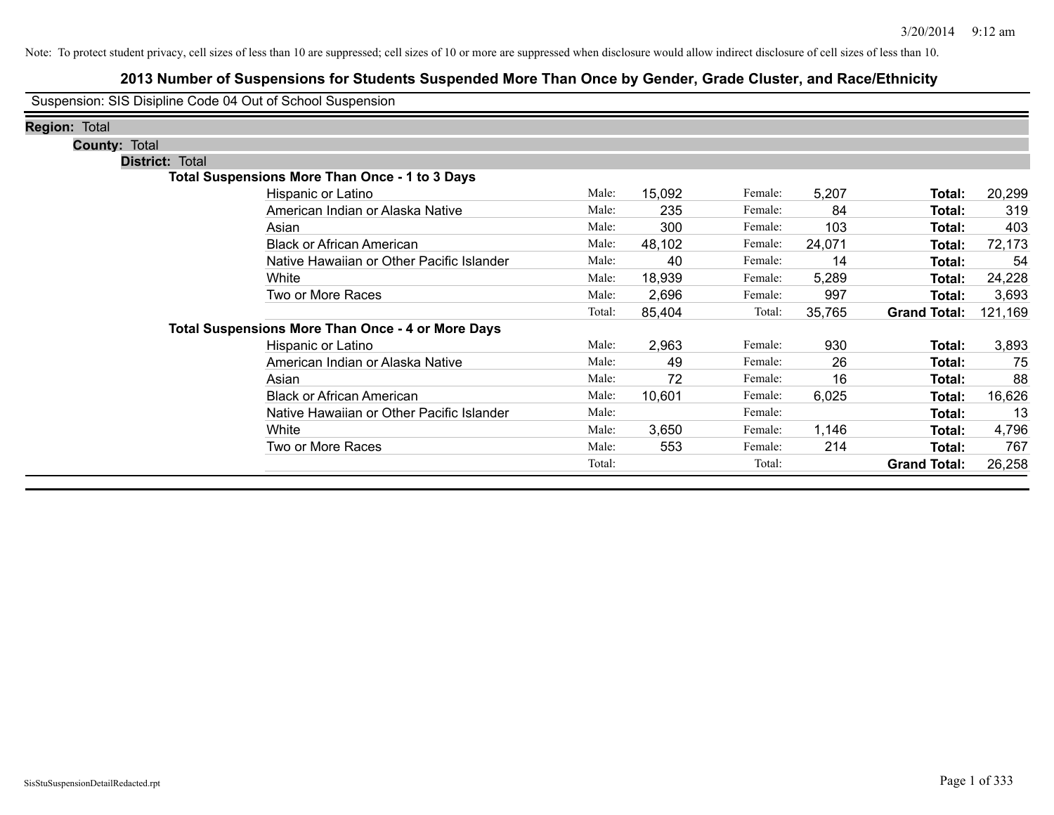Note: To protect student privacy, cell sizes of less than 10 are suppressed; cell sizes of 10 or more are suppressed when disclosure would allow indirect disclosure of cell sizes of less than 10.

# 2013 Number of Suspensions for Students Suspended More Than Once by Gender, Grade Cluster, and Race/Ethnicity

Suspension: SIS Disipline Code 04 Out of School Suspension

**Region:** Total

**County:** Total

**District:** Total

### Total Suspensions More Than Once - 1 to 3 Days

| Race/Ethnicity | | Male | | Female | | Total |
|---|---|---|---|---|---|---|
| Hispanic or Latino | Male: | 15,092 | Female: | 5,207 | **Total:** | 20,299 |
| American Indian or Alaska Native | Male: | 235 | Female: | 84 | **Total:** | 319 |
| Asian | Male: | 300 | Female: | 103 | **Total:** | 403 |
| Black or African American | Male: | 48,102 | Female: | 24,071 | **Total:** | 72,173 |
| Native Hawaiian or Other Pacific Islander | Male: | 40 | Female: | 14 | **Total:** | 54 |
| White | Male: | 18,939 | Female: | 5,289 | **Total:** | 24,228 |
| Two or More Races | Male: | 2,696 | Female: | 997 | **Total:** | 3,693 |
| | Total: | 85,404 | Total: | 35,765 | **Grand Total:** | 121,169 |

### Total Suspensions More Than Once - 4 or More Days

| Race/Ethnicity | | Male | | Female | | Total |
|---|---|---|---|---|---|---|
| Hispanic or Latino | Male: | 2,963 | Female: | 930 | **Total:** | 3,893 |
| American Indian or Alaska Native | Male: | 49 | Female: | 26 | **Total:** | 75 |
| Asian | Male: | 72 | Female: | 16 | **Total:** | 88 |
| Black or African American | Male: | 10,601 | Female: | 6,025 | **Total:** | 16,626 |
| Native Hawaiian or Other Pacific Islander | Male: | | Female: | | **Total:** | 13 |
| White | Male: | 3,650 | Female: | 1,146 | **Total:** | 4,796 |
| Two or More Races | Male: | 553 | Female: | 214 | **Total:** | 767 |
| | Total: | | Total: | | **Grand Total:** | 26,258 |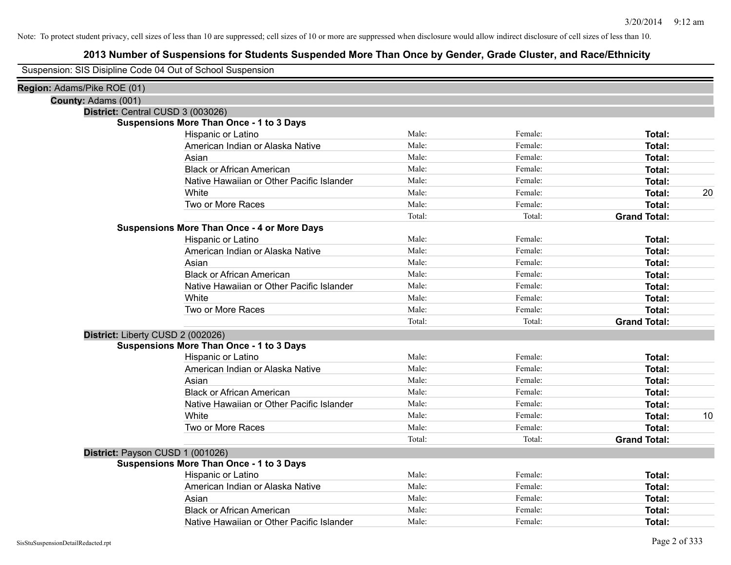Note: To protect student privacy, cell sizes of less than 10 are suppressed; cell sizes of 10 or more are suppressed when disclosure would allow indirect disclosure of cell sizes of less than 10.

## 2013 Number of Suspensions for Students Suspended More Than Once by Gender, Grade Cluster, and Race/Ethnicity

Suspension: SIS Disipline Code 04 Out of School Suspension

**Region:** Adams/Pike ROE (01)

**County:** Adams (001)

**District:** Central CUSD 3 (003026)

**Suspensions More Than Once - 1 to 3 Days**

| Race/Ethnicity | Male: | Female: | Total: | |
|---|---|---|---|---|
| Hispanic or Latino | Male: | Female: | **Total:** | |
| American Indian or Alaska Native | Male: | Female: | **Total:** | |
| Asian | Male: | Female: | **Total:** | |
| Black or African American | Male: | Female: | **Total:** | |
| Native Hawaiian or Other Pacific Islander | Male: | Female: | **Total:** | |
| White | Male: | Female: | **Total:** | 20 |
| Two or More Races | Male: | Female: | **Total:** | |
| | Total: | Total: | **Grand Total:** | |

**Suspensions More Than Once - 4 or More Days**

| Race/Ethnicity | Male: | Female: | Total: | |
|---|---|---|---|---|
| Hispanic or Latino | Male: | Female: | **Total:** | |
| American Indian or Alaska Native | Male: | Female: | **Total:** | |
| Asian | Male: | Female: | **Total:** | |
| Black or African American | Male: | Female: | **Total:** | |
| Native Hawaiian or Other Pacific Islander | Male: | Female: | **Total:** | |
| White | Male: | Female: | **Total:** | |
| Two or More Races | Male: | Female: | **Total:** | |
| | Total: | Total: | **Grand Total:** | |

**District:** Liberty CUSD 2 (002026)

**Suspensions More Than Once - 1 to 3 Days**

| Race/Ethnicity | Male: | Female: | Total: | |
|---|---|---|---|---|
| Hispanic or Latino | Male: | Female: | **Total:** | |
| American Indian or Alaska Native | Male: | Female: | **Total:** | |
| Asian | Male: | Female: | **Total:** | |
| Black or African American | Male: | Female: | **Total:** | |
| Native Hawaiian or Other Pacific Islander | Male: | Female: | **Total:** | |
| White | Male: | Female: | **Total:** | 10 |
| Two or More Races | Male: | Female: | **Total:** | |
| | Total: | Total: | **Grand Total:** | |

**District:** Payson CUSD 1 (001026)

**Suspensions More Than Once - 1 to 3 Days**

| Race/Ethnicity | Male: | Female: | Total: | |
|---|---|---|---|---|
| Hispanic or Latino | Male: | Female: | **Total:** | |
| American Indian or Alaska Native | Male: | Female: | **Total:** | |
| Asian | Male: | Female: | **Total:** | |
| Black or African American | Male: | Female: | **Total:** | |
| Native Hawaiian or Other Pacific Islander | Male: | Female: | **Total:** | |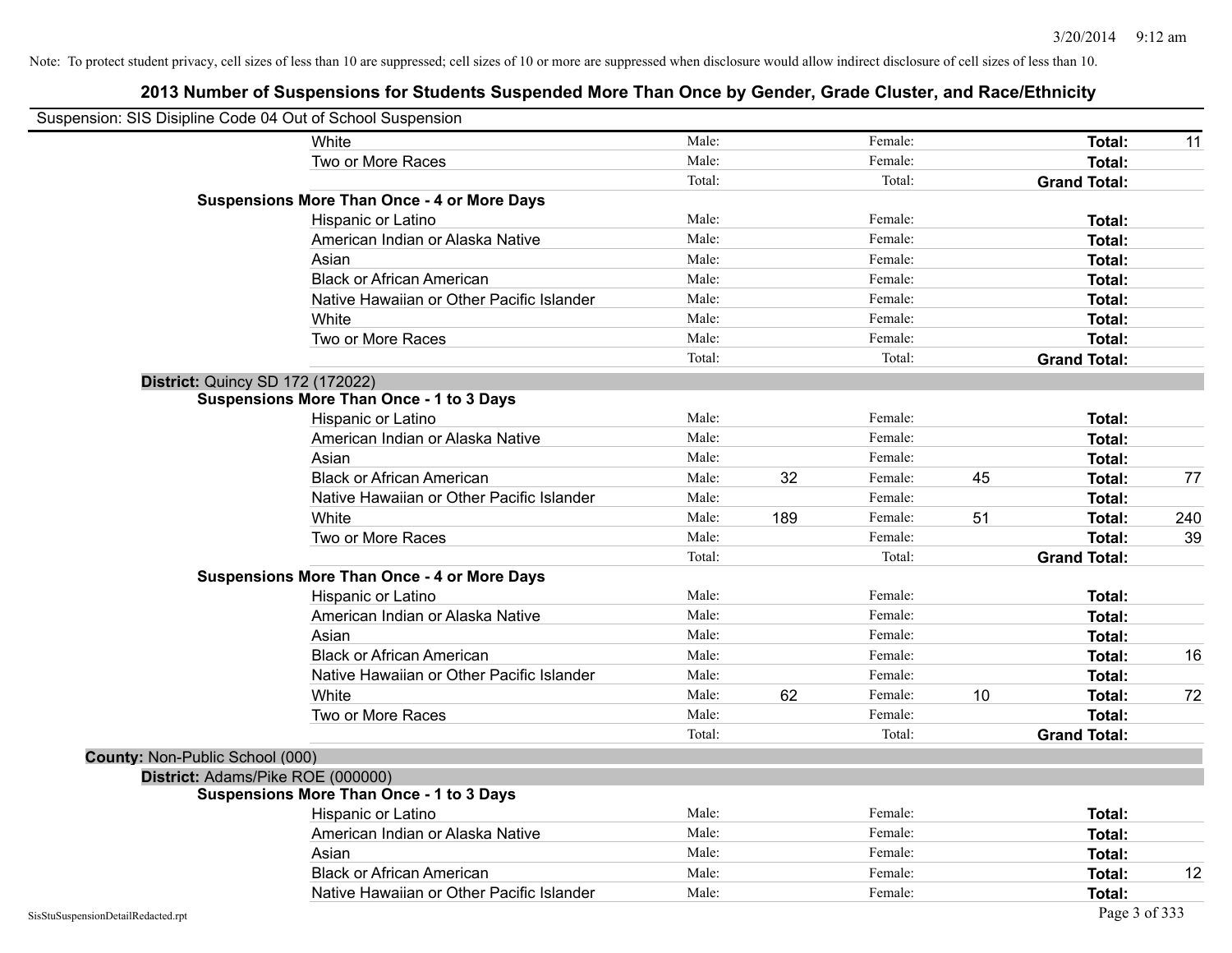Note: To protect student privacy, cell sizes of less than 10 are suppressed; cell sizes of 10 or more are suppressed when disclosure would allow indirect disclosure of cell sizes of less than 10.

## 2013 Number of Suspensions for Students Suspended More Than Once by Gender, Grade Cluster, and Race/Ethnicity

Suspension: SIS Disipline Code 04 Out of School Suspension

| | | | | | | |
|---|---|---|---|---|---|---|
| White | Male: | | Female: | | **Total:** | 11 |
| Two or More Races | Male: | | Female: | | **Total:** | |
| | Total: | | Total: | | **Grand Total:** | |

**Suspensions More Than Once - 4 or More Days**

| | | | | | | |
|---|---|---|---|---|---|---|
| Hispanic or Latino | Male: | | Female: | | **Total:** | |
| American Indian or Alaska Native | Male: | | Female: | | **Total:** | |
| Asian | Male: | | Female: | | **Total:** | |
| Black or African American | Male: | | Female: | | **Total:** | |
| Native Hawaiian or Other Pacific Islander | Male: | | Female: | | **Total:** | |
| White | Male: | | Female: | | **Total:** | |
| Two or More Races | Male: | | Female: | | **Total:** | |
| | Total: | | Total: | | **Grand Total:** | |

**District:** Quincy SD 172 (172022)

**Suspensions More Than Once - 1 to 3 Days**

| | | | | | | |
|---|---|---|---|---|---|---|
| Hispanic or Latino | Male: | | Female: | | **Total:** | |
| American Indian or Alaska Native | Male: | | Female: | | **Total:** | |
| Asian | Male: | | Female: | | **Total:** | |
| Black or African American | Male: | 32 | Female: | 45 | **Total:** | 77 |
| Native Hawaiian or Other Pacific Islander | Male: | | Female: | | **Total:** | |
| White | Male: | 189 | Female: | 51 | **Total:** | 240 |
| Two or More Races | Male: | | Female: | | **Total:** | 39 |
| | Total: | | Total: | | **Grand Total:** | |

**Suspensions More Than Once - 4 or More Days**

| | | | | | | |
|---|---|---|---|---|---|---|
| Hispanic or Latino | Male: | | Female: | | **Total:** | |
| American Indian or Alaska Native | Male: | | Female: | | **Total:** | |
| Asian | Male: | | Female: | | **Total:** | |
| Black or African American | Male: | | Female: | | **Total:** | 16 |
| Native Hawaiian or Other Pacific Islander | Male: | | Female: | | **Total:** | |
| White | Male: | 62 | Female: | 10 | **Total:** | 72 |
| Two or More Races | Male: | | Female: | | **Total:** | |
| | Total: | | Total: | | **Grand Total:** | |

**County:** Non-Public School (000)

**District:** Adams/Pike ROE (000000)

**Suspensions More Than Once - 1 to 3 Days**

| | | | | | | |
|---|---|---|---|---|---|---|
| Hispanic or Latino | Male: | | Female: | | **Total:** | |
| American Indian or Alaska Native | Male: | | Female: | | **Total:** | |
| Asian | Male: | | Female: | | **Total:** | |
| Black or African American | Male: | | Female: | | **Total:** | 12 |
| Native Hawaiian or Other Pacific Islander | Male: | | Female: | | **Total:** | |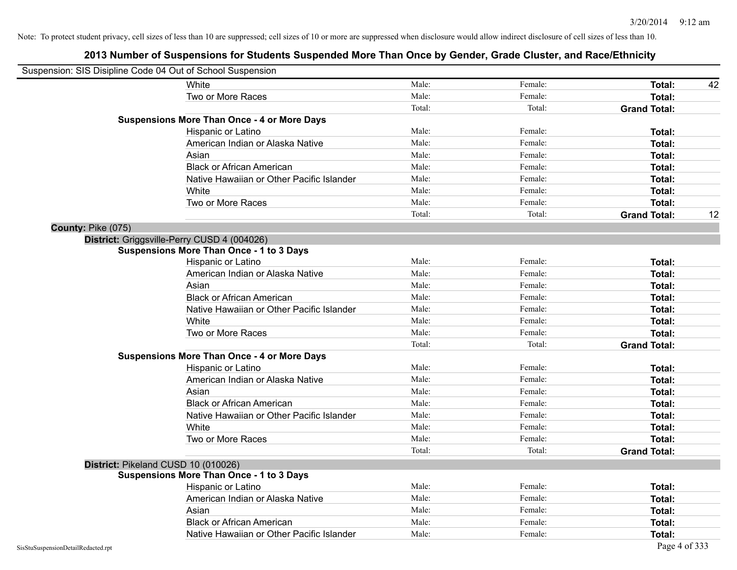Note: To protect student privacy, cell sizes of less than 10 are suppressed; cell sizes of 10 or more are suppressed when disclosure would allow indirect disclosure of cell sizes of less than 10.

# 2013 Number of Suspensions for Students Suspended More Than Once by Gender, Grade Cluster, and Race/Ethnicity

Suspension: SIS Disipline Code 04 Out of School Suspension

| | Male | Female | Total | |
|---|---|---|---|---|
| White | Male: | Female: | **Total:** | 42 |
| Two or More Races | Male: | Female: | **Total:** | |
| | Total: | Total: | **Grand Total:** | |
| **Suspensions More Than Once - 4 or More Days** | | | | |
| Hispanic or Latino | Male: | Female: | **Total:** | |
| American Indian or Alaska Native | Male: | Female: | **Total:** | |
| Asian | Male: | Female: | **Total:** | |
| Black or African American | Male: | Female: | **Total:** | |
| Native Hawaiian or Other Pacific Islander | Male: | Female: | **Total:** | |
| White | Male: | Female: | **Total:** | |
| Two or More Races | Male: | Female: | **Total:** | |
| | Total: | Total: | **Grand Total:** | 12 |

**County:** Pike (075)

**District:** Griggsville-Perry CUSD 4 (004026)

| | Male | Female | Total | |
|---|---|---|---|---|
| **Suspensions More Than Once - 1 to 3 Days** | | | | |
| Hispanic or Latino | Male: | Female: | **Total:** | |
| American Indian or Alaska Native | Male: | Female: | **Total:** | |
| Asian | Male: | Female: | **Total:** | |
| Black or African American | Male: | Female: | **Total:** | |
| Native Hawaiian or Other Pacific Islander | Male: | Female: | **Total:** | |
| White | Male: | Female: | **Total:** | |
| Two or More Races | Male: | Female: | **Total:** | |
| | Total: | Total: | **Grand Total:** | |
| **Suspensions More Than Once - 4 or More Days** | | | | |
| Hispanic or Latino | Male: | Female: | **Total:** | |
| American Indian or Alaska Native | Male: | Female: | **Total:** | |
| Asian | Male: | Female: | **Total:** | |
| Black or African American | Male: | Female: | **Total:** | |
| Native Hawaiian or Other Pacific Islander | Male: | Female: | **Total:** | |
| White | Male: | Female: | **Total:** | |
| Two or More Races | Male: | Female: | **Total:** | |
| | Total: | Total: | **Grand Total:** | |

**District:** Pikeland CUSD 10 (010026)

| | Male | Female | Total | |
|---|---|---|---|---|
| **Suspensions More Than Once - 1 to 3 Days** | | | | |
| Hispanic or Latino | Male: | Female: | **Total:** | |
| American Indian or Alaska Native | Male: | Female: | **Total:** | |
| Asian | Male: | Female: | **Total:** | |
| Black or African American | Male: | Female: | **Total:** | |
| Native Hawaiian or Other Pacific Islander | Male: | Female: | **Total:** | |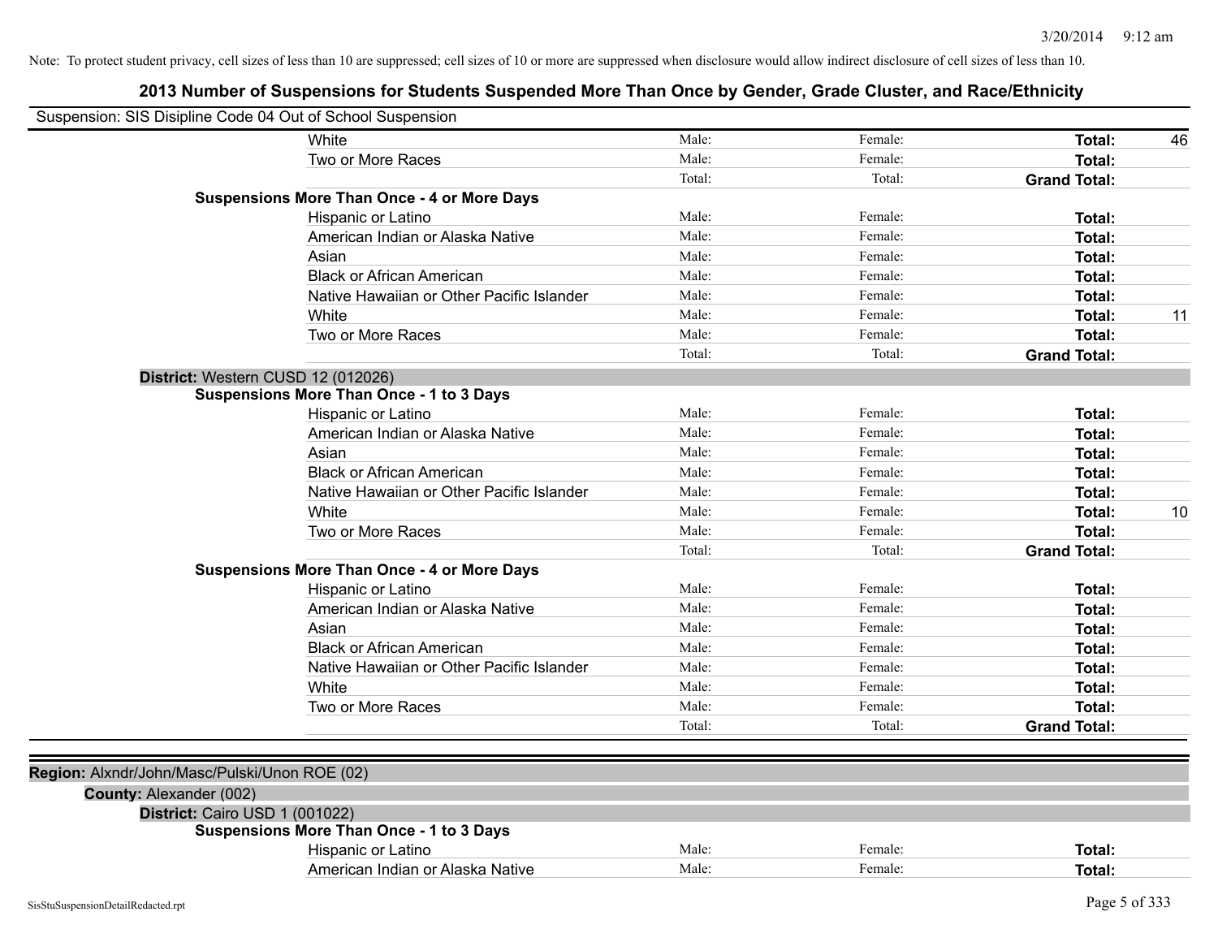Note: To protect student privacy, cell sizes of less than 10 are suppressed; cell sizes of 10 or more are suppressed when disclosure would allow indirect disclosure of cell sizes of less than 10.

## 2013 Number of Suspensions for Students Suspended More Than Once by Gender, Grade Cluster, and Race/Ethnicity

Suspension: SIS Disipline Code 04 Out of School Suspension

| | | | | |
|---|---|---|---|---|
| White | Male: | Female: | **Total:** | 46 |
| Two or More Races | Male: | Female: | **Total:** | |
| | Total: | Total: | **Grand Total:** | |
| **Suspensions More Than Once - 4 or More Days** | | | | |
| Hispanic or Latino | Male: | Female: | **Total:** | |
| American Indian or Alaska Native | Male: | Female: | **Total:** | |
| Asian | Male: | Female: | **Total:** | |
| Black or African American | Male: | Female: | **Total:** | |
| Native Hawaiian or Other Pacific Islander | Male: | Female: | **Total:** | |
| White | Male: | Female: | **Total:** | 11 |
| Two or More Races | Male: | Female: | **Total:** | |
| | Total: | Total: | **Grand Total:** | |

**District:** Western CUSD 12 (012026)

| | | | | |
|---|---|---|---|---|
| **Suspensions More Than Once - 1 to 3 Days** | | | | |
| Hispanic or Latino | Male: | Female: | **Total:** | |
| American Indian or Alaska Native | Male: | Female: | **Total:** | |
| Asian | Male: | Female: | **Total:** | |
| Black or African American | Male: | Female: | **Total:** | |
| Native Hawaiian or Other Pacific Islander | Male: | Female: | **Total:** | |
| White | Male: | Female: | **Total:** | 10 |
| Two or More Races | Male: | Female: | **Total:** | |
| | Total: | Total: | **Grand Total:** | |
| **Suspensions More Than Once - 4 or More Days** | | | | |
| Hispanic or Latino | Male: | Female: | **Total:** | |
| American Indian or Alaska Native | Male: | Female: | **Total:** | |
| Asian | Male: | Female: | **Total:** | |
| Black or African American | Male: | Female: | **Total:** | |
| Native Hawaiian or Other Pacific Islander | Male: | Female: | **Total:** | |
| White | Male: | Female: | **Total:** | |
| Two or More Races | Male: | Female: | **Total:** | |
| | Total: | Total: | **Grand Total:** | |

**Region:** Alxndr/John/Masc/Pulski/Unon ROE (02)

**County:** Alexander (002)

**District:** Cairo USD 1 (001022)

| | | | | |
|---|---|---|---|---|
| **Suspensions More Than Once - 1 to 3 Days** | | | | |
| Hispanic or Latino | Male: | Female: | **Total:** | |
| American Indian or Alaska Native | Male: | Female: | **Total:** | |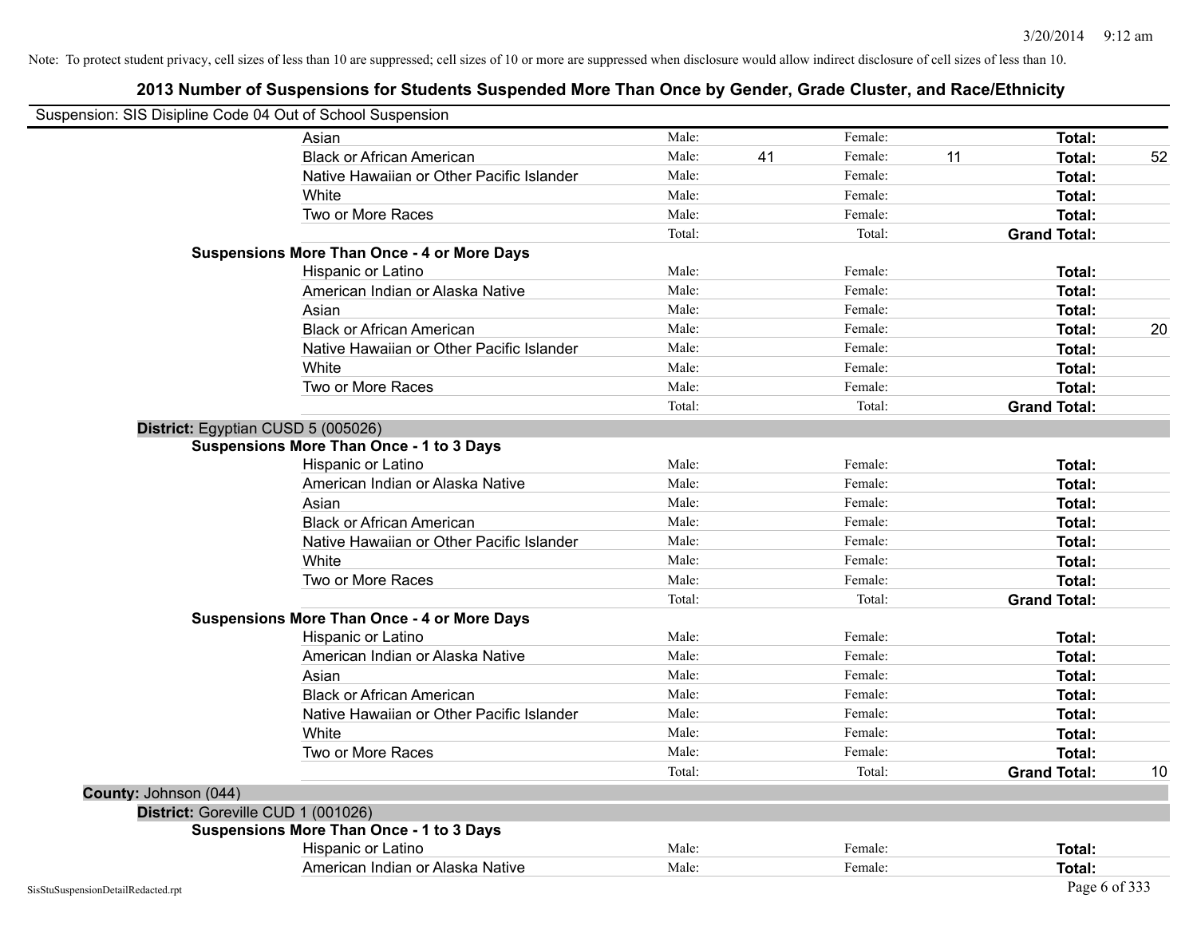Note: To protect student privacy, cell sizes of less than 10 are suppressed; cell sizes of 10 or more are suppressed when disclosure would allow indirect disclosure of cell sizes of less than 10.

# 2013 Number of Suspensions for Students Suspended More Than Once by Gender, Grade Cluster, and Race/Ethnicity

Suspension: SIS Disipline Code 04 Out of School Suspension

| | | | | | | |
|---|---|---|---|---|---|---|
| Asian | Male: | | Female: | | **Total:** | |
| Black or African American | Male: | 41 | Female: | 11 | **Total:** | 52 |
| Native Hawaiian or Other Pacific Islander | Male: | | Female: | | **Total:** | |
| White | Male: | | Female: | | **Total:** | |
| Two or More Races | Male: | | Female: | | **Total:** | |
| | Total: | | Total: | | **Grand Total:** | |

**Suspensions More Than Once - 4 or More Days**

| | | | | | | |
|---|---|---|---|---|---|---|
| Hispanic or Latino | Male: | | Female: | | **Total:** | |
| American Indian or Alaska Native | Male: | | Female: | | **Total:** | |
| Asian | Male: | | Female: | | **Total:** | |
| Black or African American | Male: | | Female: | | **Total:** | 20 |
| Native Hawaiian or Other Pacific Islander | Male: | | Female: | | **Total:** | |
| White | Male: | | Female: | | **Total:** | |
| Two or More Races | Male: | | Female: | | **Total:** | |
| | Total: | | Total: | | **Grand Total:** | |

**District:** Egyptian CUSD 5 (005026)

**Suspensions More Than Once - 1 to 3 Days**

| | | | | | | |
|---|---|---|---|---|---|---|
| Hispanic or Latino | Male: | | Female: | | **Total:** | |
| American Indian or Alaska Native | Male: | | Female: | | **Total:** | |
| Asian | Male: | | Female: | | **Total:** | |
| Black or African American | Male: | | Female: | | **Total:** | |
| Native Hawaiian or Other Pacific Islander | Male: | | Female: | | **Total:** | |
| White | Male: | | Female: | | **Total:** | |
| Two or More Races | Male: | | Female: | | **Total:** | |
| | Total: | | Total: | | **Grand Total:** | |

**Suspensions More Than Once - 4 or More Days**

| | | | | | | |
|---|---|---|---|---|---|---|
| Hispanic or Latino | Male: | | Female: | | **Total:** | |
| American Indian or Alaska Native | Male: | | Female: | | **Total:** | |
| Asian | Male: | | Female: | | **Total:** | |
| Black or African American | Male: | | Female: | | **Total:** | |
| Native Hawaiian or Other Pacific Islander | Male: | | Female: | | **Total:** | |
| White | Male: | | Female: | | **Total:** | |
| Two or More Races | Male: | | Female: | | **Total:** | |
| | Total: | | Total: | | **Grand Total:** | 10 |

**County:** Johnson (044)

**District:** Goreville CUD 1 (001026)

**Suspensions More Than Once - 1 to 3 Days**

| | | | | | | |
|---|---|---|---|---|---|---|
| Hispanic or Latino | Male: | | Female: | | **Total:** | |
| American Indian or Alaska Native | Male: | | Female: | | **Total:** | |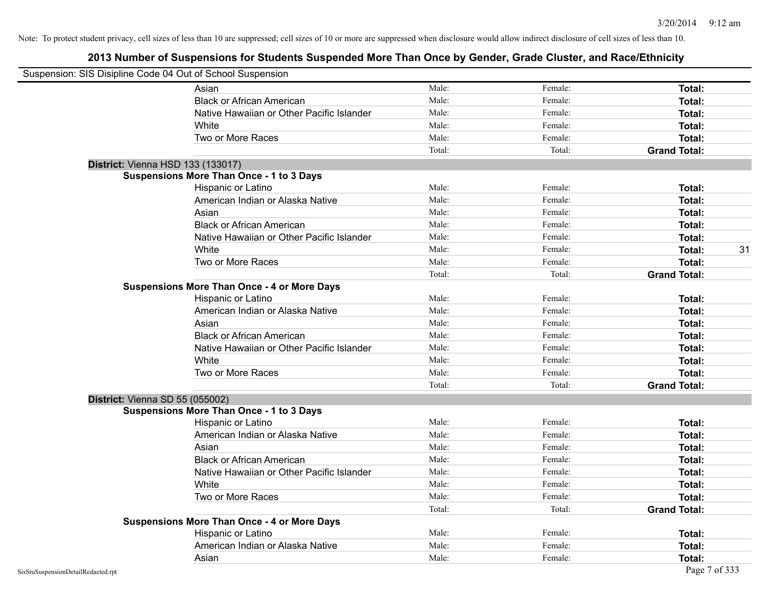Note: To protect student privacy, cell sizes of less than 10 are suppressed; cell sizes of 10 or more are suppressed when disclosure would allow indirect disclosure of cell sizes of less than 10.

# 2013 Number of Suspensions for Students Suspended More Than Once by Gender, Grade Cluster, and Race/Ethnicity

Suspension: SIS Disipline Code 04 Out of School Suspension

| | | | | |
|---|---|---|---|---|
| Asian | Male: | Female: | **Total:** | |
| Black or African American | Male: | Female: | **Total:** | |
| Native Hawaiian or Other Pacific Islander | Male: | Female: | **Total:** | |
| White | Male: | Female: | **Total:** | |
| Two or More Races | Male: | Female: | **Total:** | |
| | Total: | Total: | **Grand Total:** | |

**District:** Vienna HSD 133 (133017)

**Suspensions More Than Once - 1 to 3 Days**

| | | | | |
|---|---|---|---|---|
| Hispanic or Latino | Male: | Female: | **Total:** | |
| American Indian or Alaska Native | Male: | Female: | **Total:** | |
| Asian | Male: | Female: | **Total:** | |
| Black or African American | Male: | Female: | **Total:** | |
| Native Hawaiian or Other Pacific Islander | Male: | Female: | **Total:** | |
| White | Male: | Female: | **Total:** | 31 |
| Two or More Races | Male: | Female: | **Total:** | |
| | Total: | Total: | **Grand Total:** | |

**Suspensions More Than Once - 4 or More Days**

| | | | | |
|---|---|---|---|---|
| Hispanic or Latino | Male: | Female: | **Total:** | |
| American Indian or Alaska Native | Male: | Female: | **Total:** | |
| Asian | Male: | Female: | **Total:** | |
| Black or African American | Male: | Female: | **Total:** | |
| Native Hawaiian or Other Pacific Islander | Male: | Female: | **Total:** | |
| White | Male: | Female: | **Total:** | |
| Two or More Races | Male: | Female: | **Total:** | |
| | Total: | Total: | **Grand Total:** | |

**District:** Vienna SD 55 (055002)

**Suspensions More Than Once - 1 to 3 Days**

| | | | | |
|---|---|---|---|---|
| Hispanic or Latino | Male: | Female: | **Total:** | |
| American Indian or Alaska Native | Male: | Female: | **Total:** | |
| Asian | Male: | Female: | **Total:** | |
| Black or African American | Male: | Female: | **Total:** | |
| Native Hawaiian or Other Pacific Islander | Male: | Female: | **Total:** | |
| White | Male: | Female: | **Total:** | |
| Two or More Races | Male: | Female: | **Total:** | |
| | Total: | Total: | **Grand Total:** | |

**Suspensions More Than Once - 4 or More Days**

| | | | | |
|---|---|---|---|---|
| Hispanic or Latino | Male: | Female: | **Total:** | |
| American Indian or Alaska Native | Male: | Female: | **Total:** | |
| Asian | Male: | Female: | **Total:** | |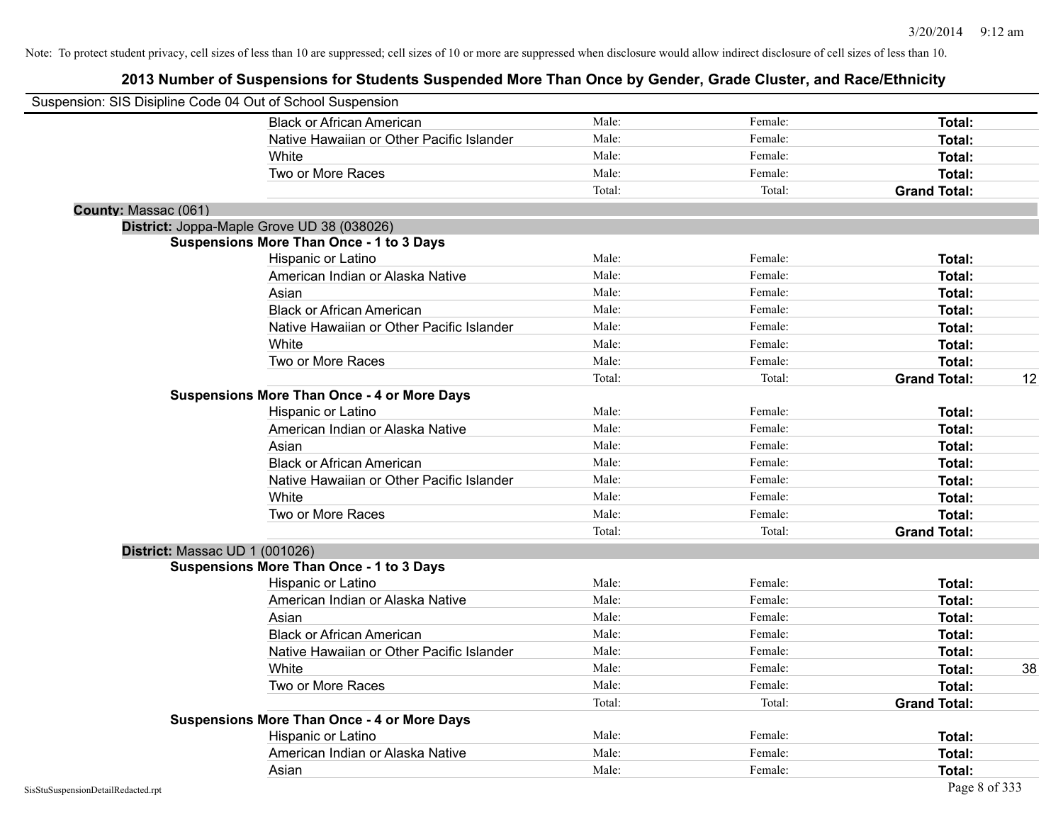Note: To protect student privacy, cell sizes of less than 10 are suppressed; cell sizes of 10 or more are suppressed when disclosure would allow indirect disclosure of cell sizes of less than 10.

# 2013 Number of Suspensions for Students Suspended More Than Once by Gender, Grade Cluster, and Race/Ethnicity

Suspension: SIS Disipline Code 04 Out of School Suspension

| | Male | Female | Total | |
|---|---|---|---|---|
| Black or African American | Male: | Female: | **Total:** | |
| Native Hawaiian or Other Pacific Islander | Male: | Female: | **Total:** | |
| White | Male: | Female: | **Total:** | |
| Two or More Races | Male: | Female: | **Total:** | |
| | Total: | Total: | **Grand Total:** | |

**County:** Massac (061)

**District:** Joppa-Maple Grove UD 38 (038026)

**Suspensions More Than Once - 1 to 3 Days**

| | Male | Female | Total | |
|---|---|---|---|---|
| Hispanic or Latino | Male: | Female: | **Total:** | |
| American Indian or Alaska Native | Male: | Female: | **Total:** | |
| Asian | Male: | Female: | **Total:** | |
| Black or African American | Male: | Female: | **Total:** | |
| Native Hawaiian or Other Pacific Islander | Male: | Female: | **Total:** | |
| White | Male: | Female: | **Total:** | |
| Two or More Races | Male: | Female: | **Total:** | |
| | Total: | Total: | **Grand Total:** | 12 |

**Suspensions More Than Once - 4 or More Days**

| | Male | Female | Total | |
|---|---|---|---|---|
| Hispanic or Latino | Male: | Female: | **Total:** | |
| American Indian or Alaska Native | Male: | Female: | **Total:** | |
| Asian | Male: | Female: | **Total:** | |
| Black or African American | Male: | Female: | **Total:** | |
| Native Hawaiian or Other Pacific Islander | Male: | Female: | **Total:** | |
| White | Male: | Female: | **Total:** | |
| Two or More Races | Male: | Female: | **Total:** | |
| | Total: | Total: | **Grand Total:** | |

**District:** Massac UD 1 (001026)

**Suspensions More Than Once - 1 to 3 Days**

| | Male | Female | Total | |
|---|---|---|---|---|
| Hispanic or Latino | Male: | Female: | **Total:** | |
| American Indian or Alaska Native | Male: | Female: | **Total:** | |
| Asian | Male: | Female: | **Total:** | |
| Black or African American | Male: | Female: | **Total:** | |
| Native Hawaiian or Other Pacific Islander | Male: | Female: | **Total:** | |
| White | Male: | Female: | **Total:** | 38 |
| Two or More Races | Male: | Female: | **Total:** | |
| | Total: | Total: | **Grand Total:** | |

**Suspensions More Than Once - 4 or More Days**

| | Male | Female | Total | |
|---|---|---|---|---|
| Hispanic or Latino | Male: | Female: | **Total:** | |
| American Indian or Alaska Native | Male: | Female: | **Total:** | |
| Asian | Male: | Female: | **Total:** | |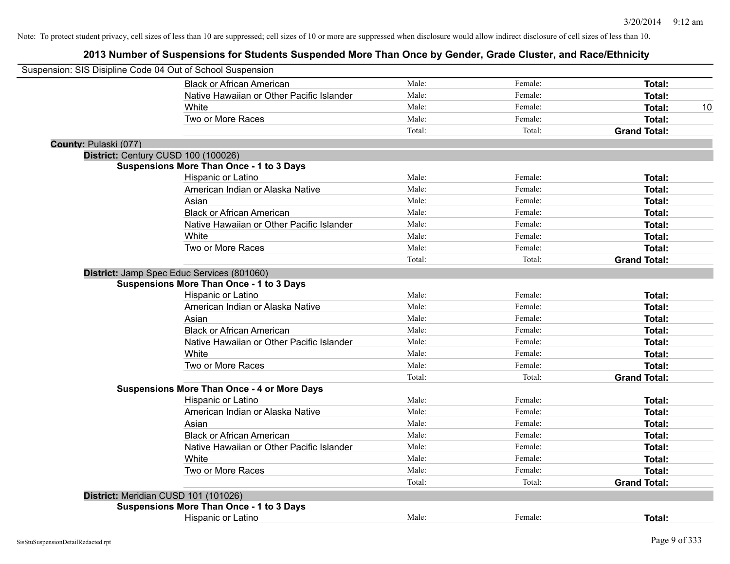Note: To protect student privacy, cell sizes of less than 10 are suppressed; cell sizes of 10 or more are suppressed when disclosure would allow indirect disclosure of cell sizes of less than 10.

## 2013 Number of Suspensions for Students Suspended More Than Once by Gender, Grade Cluster, and Race/Ethnicity

Suspension: SIS Disipline Code 04 Out of School Suspension

| | | | | |
|---|---|---|---|---|
| Black or African American | Male: | Female: | **Total:** | |
| Native Hawaiian or Other Pacific Islander | Male: | Female: | **Total:** | |
| White | Male: | Female: | **Total:** | 10 |
| Two or More Races | Male: | Female: | **Total:** | |
| | Total: | Total: | **Grand Total:** | |

**County:** Pulaski (077)

**District:** Century CUSD 100 (100026)

**Suspensions More Than Once - 1 to 3 Days**

| | | | | |
|---|---|---|---|---|
| Hispanic or Latino | Male: | Female: | **Total:** | |
| American Indian or Alaska Native | Male: | Female: | **Total:** | |
| Asian | Male: | Female: | **Total:** | |
| Black or African American | Male: | Female: | **Total:** | |
| Native Hawaiian or Other Pacific Islander | Male: | Female: | **Total:** | |
| White | Male: | Female: | **Total:** | |
| Two or More Races | Male: | Female: | **Total:** | |
| | Total: | Total: | **Grand Total:** | |

**District:** Jamp Spec Educ Services (801060)

**Suspensions More Than Once - 1 to 3 Days**

| | | | | |
|---|---|---|---|---|
| Hispanic or Latino | Male: | Female: | **Total:** | |
| American Indian or Alaska Native | Male: | Female: | **Total:** | |
| Asian | Male: | Female: | **Total:** | |
| Black or African American | Male: | Female: | **Total:** | |
| Native Hawaiian or Other Pacific Islander | Male: | Female: | **Total:** | |
| White | Male: | Female: | **Total:** | |
| Two or More Races | Male: | Female: | **Total:** | |
| | Total: | Total: | **Grand Total:** | |

**Suspensions More Than Once - 4 or More Days**

| | | | | |
|---|---|---|---|---|
| Hispanic or Latino | Male: | Female: | **Total:** | |
| American Indian or Alaska Native | Male: | Female: | **Total:** | |
| Asian | Male: | Female: | **Total:** | |
| Black or African American | Male: | Female: | **Total:** | |
| Native Hawaiian or Other Pacific Islander | Male: | Female: | **Total:** | |
| White | Male: | Female: | **Total:** | |
| Two or More Races | Male: | Female: | **Total:** | |
| | Total: | Total: | **Grand Total:** | |

**District:** Meridian CUSD 101 (101026)

**Suspensions More Than Once - 1 to 3 Days**

| | | | | |
|---|---|---|---|---|
| Hispanic or Latino | Male: | Female: | **Total:** | |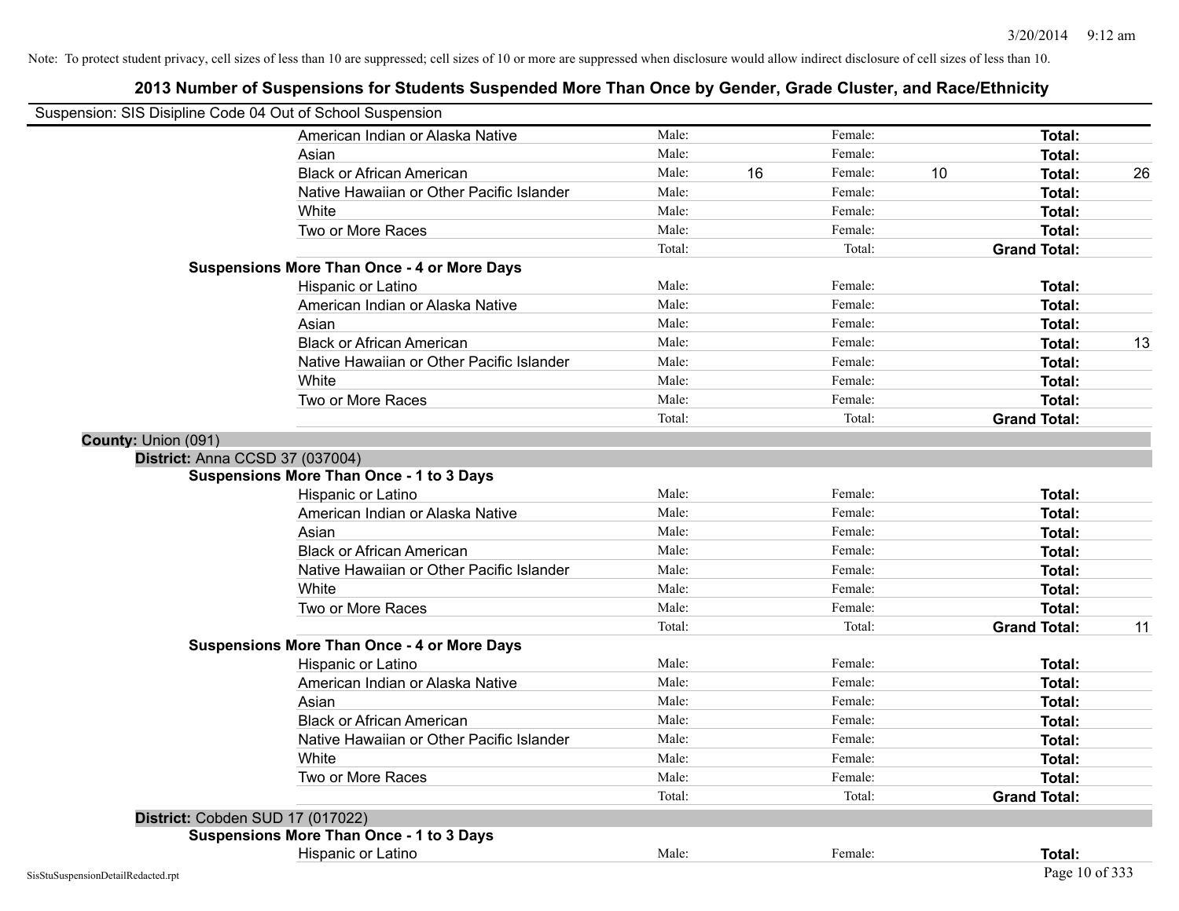Note: To protect student privacy, cell sizes of less than 10 are suppressed; cell sizes of 10 or more are suppressed when disclosure would allow indirect disclosure of cell sizes of less than 10.

# 2013 Number of Suspensions for Students Suspended More Than Once by Gender, Grade Cluster, and Race/Ethnicity

Suspension: SIS Disipline Code 04 Out of School Suspension

| | | | | | | |
|---|---|---|---|---|---|---|
| American Indian or Alaska Native | Male: | | Female: | | **Total:** | |
| Asian | Male: | | Female: | | **Total:** | |
| Black or African American | Male: | 16 | Female: | 10 | **Total:** | 26 |
| Native Hawaiian or Other Pacific Islander | Male: | | Female: | | **Total:** | |
| White | Male: | | Female: | | **Total:** | |
| Two or More Races | Male: | | Female: | | **Total:** | |
| | Total: | | Total: | | **Grand Total:** | |

**Suspensions More Than Once - 4 or More Days**

| | | | | | | |
|---|---|---|---|---|---|---|
| Hispanic or Latino | Male: | | Female: | | **Total:** | |
| American Indian or Alaska Native | Male: | | Female: | | **Total:** | |
| Asian | Male: | | Female: | | **Total:** | |
| Black or African American | Male: | | Female: | | **Total:** | 13 |
| Native Hawaiian or Other Pacific Islander | Male: | | Female: | | **Total:** | |
| White | Male: | | Female: | | **Total:** | |
| Two or More Races | Male: | | Female: | | **Total:** | |
| | Total: | | Total: | | **Grand Total:** | |

**County:** Union (091)

**District:** Anna CCSD 37 (037004)

**Suspensions More Than Once - 1 to 3 Days**

| | | | | | | |
|---|---|---|---|---|---|---|
| Hispanic or Latino | Male: | | Female: | | **Total:** | |
| American Indian or Alaska Native | Male: | | Female: | | **Total:** | |
| Asian | Male: | | Female: | | **Total:** | |
| Black or African American | Male: | | Female: | | **Total:** | |
| Native Hawaiian or Other Pacific Islander | Male: | | Female: | | **Total:** | |
| White | Male: | | Female: | | **Total:** | |
| Two or More Races | Male: | | Female: | | **Total:** | |
| | Total: | | Total: | | **Grand Total:** | 11 |

**Suspensions More Than Once - 4 or More Days**

| | | | | | | |
|---|---|---|---|---|---|---|
| Hispanic or Latino | Male: | | Female: | | **Total:** | |
| American Indian or Alaska Native | Male: | | Female: | | **Total:** | |
| Asian | Male: | | Female: | | **Total:** | |
| Black or African American | Male: | | Female: | | **Total:** | |
| Native Hawaiian or Other Pacific Islander | Male: | | Female: | | **Total:** | |
| White | Male: | | Female: | | **Total:** | |
| Two or More Races | Male: | | Female: | | **Total:** | |
| | Total: | | Total: | | **Grand Total:** | |

**District:** Cobden SUD 17 (017022)

**Suspensions More Than Once - 1 to 3 Days**

| | | | | | | |
|---|---|---|---|---|---|---|
| Hispanic or Latino | Male: | | Female: | | **Total:** | |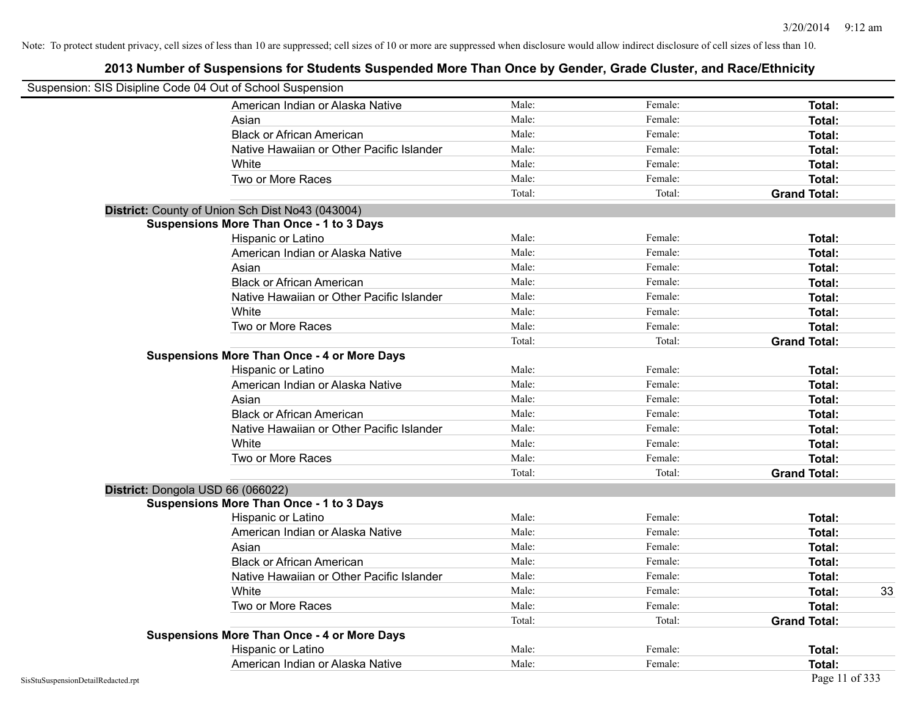Note: To protect student privacy, cell sizes of less than 10 are suppressed; cell sizes of 10 or more are suppressed when disclosure would allow indirect disclosure of cell sizes of less than 10.

## 2013 Number of Suspensions for Students Suspended More Than Once by Gender, Grade Cluster, and Race/Ethnicity

Suspension: SIS Disipline Code 04 Out of School Suspension

| | | | | |
|---|---|---|---|---|
| American Indian or Alaska Native | Male: | Female: | **Total:** | |
| Asian | Male: | Female: | **Total:** | |
| Black or African American | Male: | Female: | **Total:** | |
| Native Hawaiian or Other Pacific Islander | Male: | Female: | **Total:** | |
| White | Male: | Female: | **Total:** | |
| Two or More Races | Male: | Female: | **Total:** | |
| | Total: | Total: | **Grand Total:** | |

**District:** County of Union Sch Dist No43 (043004)

**Suspensions More Than Once - 1 to 3 Days**

| | | | | |
|---|---|---|---|---|
| Hispanic or Latino | Male: | Female: | **Total:** | |
| American Indian or Alaska Native | Male: | Female: | **Total:** | |
| Asian | Male: | Female: | **Total:** | |
| Black or African American | Male: | Female: | **Total:** | |
| Native Hawaiian or Other Pacific Islander | Male: | Female: | **Total:** | |
| White | Male: | Female: | **Total:** | |
| Two or More Races | Male: | Female: | **Total:** | |
| | Total: | Total: | **Grand Total:** | |

**Suspensions More Than Once - 4 or More Days**

| | | | | |
|---|---|---|---|---|
| Hispanic or Latino | Male: | Female: | **Total:** | |
| American Indian or Alaska Native | Male: | Female: | **Total:** | |
| Asian | Male: | Female: | **Total:** | |
| Black or African American | Male: | Female: | **Total:** | |
| Native Hawaiian or Other Pacific Islander | Male: | Female: | **Total:** | |
| White | Male: | Female: | **Total:** | |
| Two or More Races | Male: | Female: | **Total:** | |
| | Total: | Total: | **Grand Total:** | |

**District:** Dongola USD 66 (066022)

**Suspensions More Than Once - 1 to 3 Days**

| | | | | |
|---|---|---|---|---|
| Hispanic or Latino | Male: | Female: | **Total:** | |
| American Indian or Alaska Native | Male: | Female: | **Total:** | |
| Asian | Male: | Female: | **Total:** | |
| Black or African American | Male: | Female: | **Total:** | |
| Native Hawaiian or Other Pacific Islander | Male: | Female: | **Total:** | |
| White | Male: | Female: | **Total:** | 33 |
| Two or More Races | Male: | Female: | **Total:** | |
| | Total: | Total: | **Grand Total:** | |

**Suspensions More Than Once - 4 or More Days**

| | | | | |
|---|---|---|---|---|
| Hispanic or Latino | Male: | Female: | **Total:** | |
| American Indian or Alaska Native | Male: | Female: | **Total:** | |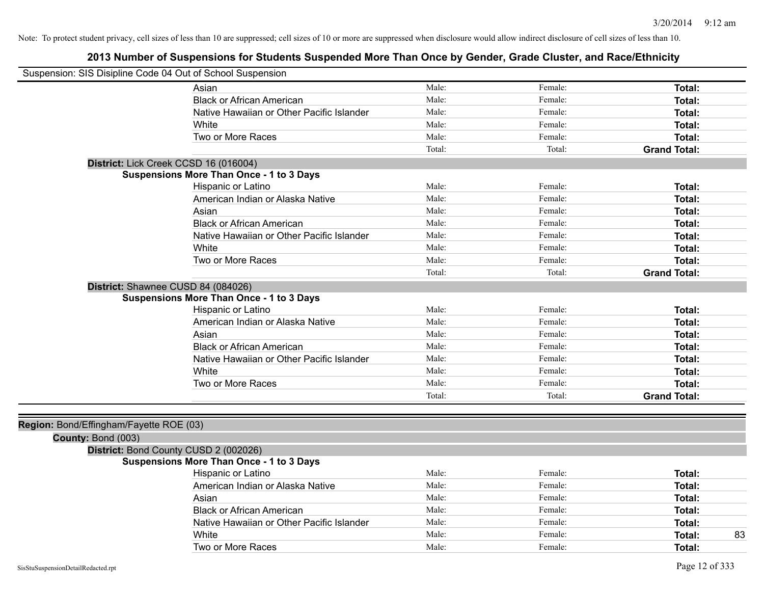Note: To protect student privacy, cell sizes of less than 10 are suppressed; cell sizes of 10 or more are suppressed when disclosure would allow indirect disclosure of cell sizes of less than 10.

# 2013 Number of Suspensions for Students Suspended More Than Once by Gender, Grade Cluster, and Race/Ethnicity

Suspension: SIS Disipline Code 04 Out of School Suspension

| | | | |
|---|---|---|---|
| Asian | Male: | Female: | **Total:** |
| Black or African American | Male: | Female: | **Total:** |
| Native Hawaiian or Other Pacific Islander | Male: | Female: | **Total:** |
| White | Male: | Female: | **Total:** |
| Two or More Races | Male: | Female: | **Total:** |
| | Total: | Total: | **Grand Total:** |

**District:** Lick Creek CCSD 16 (016004)

**Suspensions More Than Once - 1 to 3 Days**

| | | | |
|---|---|---|---|
| Hispanic or Latino | Male: | Female: | **Total:** |
| American Indian or Alaska Native | Male: | Female: | **Total:** |
| Asian | Male: | Female: | **Total:** |
| Black or African American | Male: | Female: | **Total:** |
| Native Hawaiian or Other Pacific Islander | Male: | Female: | **Total:** |
| White | Male: | Female: | **Total:** |
| Two or More Races | Male: | Female: | **Total:** |
| | Total: | Total: | **Grand Total:** |

**District:** Shawnee CUSD 84 (084026)

**Suspensions More Than Once - 1 to 3 Days**

| | | | |
|---|---|---|---|
| Hispanic or Latino | Male: | Female: | **Total:** |
| American Indian or Alaska Native | Male: | Female: | **Total:** |
| Asian | Male: | Female: | **Total:** |
| Black or African American | Male: | Female: | **Total:** |
| Native Hawaiian or Other Pacific Islander | Male: | Female: | **Total:** |
| White | Male: | Female: | **Total:** |
| Two or More Races | Male: | Female: | **Total:** |
| | Total: | Total: | **Grand Total:** |

**Region:** Bond/Effingham/Fayette ROE (03)

**County:** Bond (003)

**District:** Bond County CUSD 2 (002026)

**Suspensions More Than Once - 1 to 3 Days**

| | | | | |
|---|---|---|---|---|
| Hispanic or Latino | Male: | Female: | **Total:** | |
| American Indian or Alaska Native | Male: | Female: | **Total:** | |
| Asian | Male: | Female: | **Total:** | |
| Black or African American | Male: | Female: | **Total:** | |
| Native Hawaiian or Other Pacific Islander | Male: | Female: | **Total:** | |
| White | Male: | Female: | **Total:** | 83 |
| Two or More Races | Male: | Female: | **Total:** | |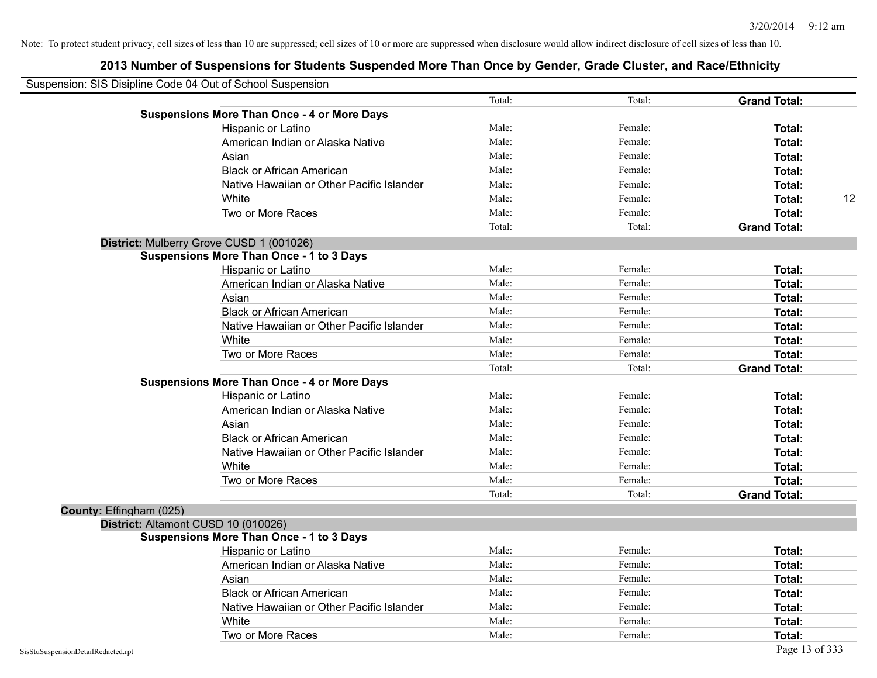Note: To protect student privacy, cell sizes of less than 10 are suppressed; cell sizes of 10 or more are suppressed when disclosure would allow indirect disclosure of cell sizes of less than 10.

## 2013 Number of Suspensions for Students Suspended More Than Once by Gender, Grade Cluster, and Race/Ethnicity

Suspension: SIS Disipline Code 04 Out of School Suspension

| | | | | |
|---|---|---|---|---|
| | Total: | Total: | **Grand Total:** | |
| **Suspensions More Than Once - 4 or More Days** | | | | |
| Hispanic or Latino | Male: | Female: | **Total:** | |
| American Indian or Alaska Native | Male: | Female: | **Total:** | |
| Asian | Male: | Female: | **Total:** | |
| Black or African American | Male: | Female: | **Total:** | |
| Native Hawaiian or Other Pacific Islander | Male: | Female: | **Total:** | |
| White | Male: | Female: | **Total:** | 12 |
| Two or More Races | Male: | Female: | **Total:** | |
| | Total: | Total: | **Grand Total:** | |

**District:** Mulberry Grove CUSD 1 (001026)

| | | | | |
|---|---|---|---|---|
| **Suspensions More Than Once - 1 to 3 Days** | | | | |
| Hispanic or Latino | Male: | Female: | **Total:** | |
| American Indian or Alaska Native | Male: | Female: | **Total:** | |
| Asian | Male: | Female: | **Total:** | |
| Black or African American | Male: | Female: | **Total:** | |
| Native Hawaiian or Other Pacific Islander | Male: | Female: | **Total:** | |
| White | Male: | Female: | **Total:** | |
| Two or More Races | Male: | Female: | **Total:** | |
| | Total: | Total: | **Grand Total:** | |
| **Suspensions More Than Once - 4 or More Days** | | | | |
| Hispanic or Latino | Male: | Female: | **Total:** | |
| American Indian or Alaska Native | Male: | Female: | **Total:** | |
| Asian | Male: | Female: | **Total:** | |
| Black or African American | Male: | Female: | **Total:** | |
| Native Hawaiian or Other Pacific Islander | Male: | Female: | **Total:** | |
| White | Male: | Female: | **Total:** | |
| Two or More Races | Male: | Female: | **Total:** | |
| | Total: | Total: | **Grand Total:** | |

**County:** Effingham (025)

**District:** Altamont CUSD 10 (010026)

| | | | | |
|---|---|---|---|---|
| **Suspensions More Than Once - 1 to 3 Days** | | | | |
| Hispanic or Latino | Male: | Female: | **Total:** | |
| American Indian or Alaska Native | Male: | Female: | **Total:** | |
| Asian | Male: | Female: | **Total:** | |
| Black or African American | Male: | Female: | **Total:** | |
| Native Hawaiian or Other Pacific Islander | Male: | Female: | **Total:** | |
| White | Male: | Female: | **Total:** | |
| Two or More Races | Male: | Female: | **Total:** | |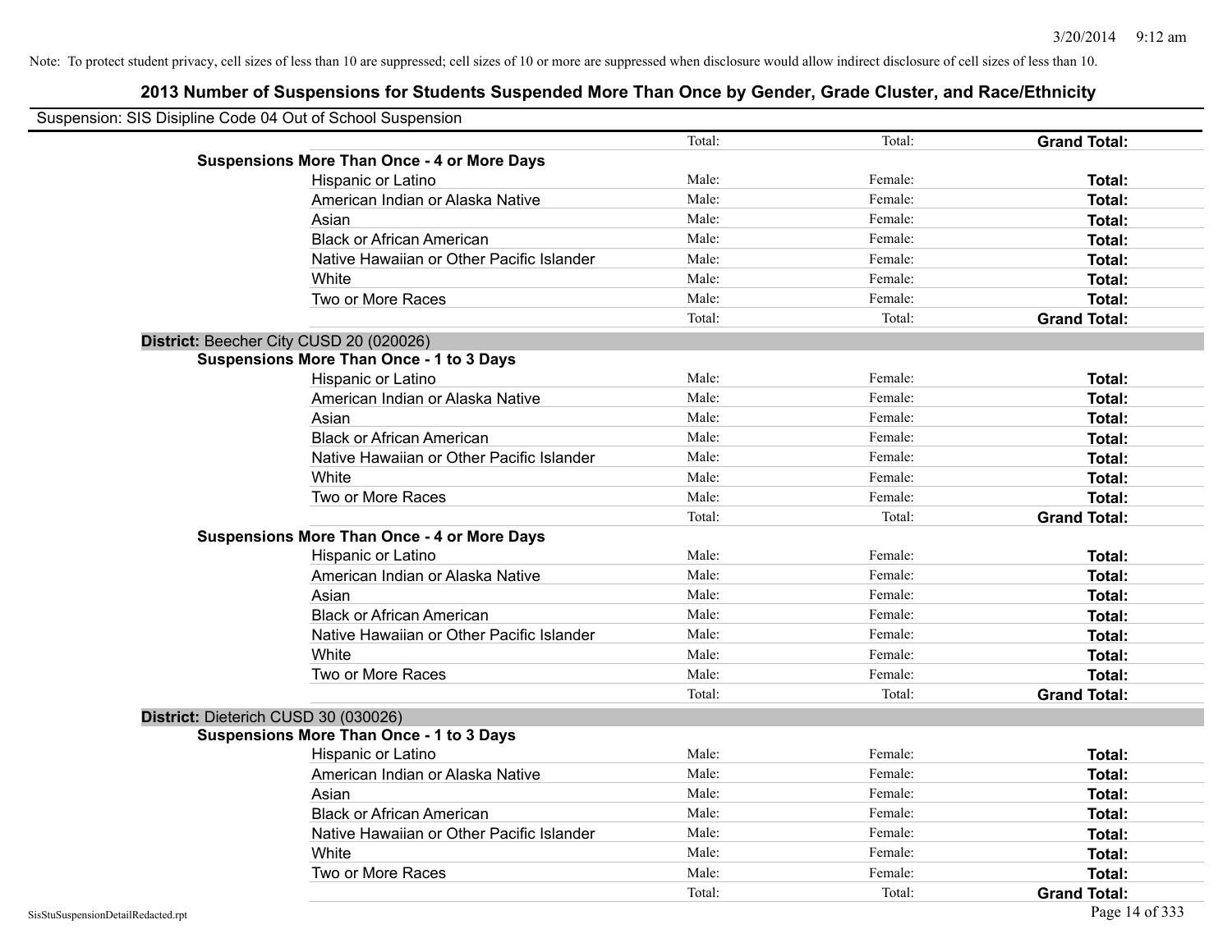Note: To protect student privacy, cell sizes of less than 10 are suppressed; cell sizes of 10 or more are suppressed when disclosure would allow indirect disclosure of cell sizes of less than 10.

# 2013 Number of Suspensions for Students Suspended More Than Once by Gender, Grade Cluster, and Race/Ethnicity

Suspension: SIS Disipline Code 04 Out of School Suspension

| | | | |
|---|---|---|---|
| | Total: | Total: | **Grand Total:** |
| **Suspensions More Than Once - 4 or More Days** | | | |
| Hispanic or Latino | Male: | Female: | **Total:** |
| American Indian or Alaska Native | Male: | Female: | **Total:** |
| Asian | Male: | Female: | **Total:** |
| Black or African American | Male: | Female: | **Total:** |
| Native Hawaiian or Other Pacific Islander | Male: | Female: | **Total:** |
| White | Male: | Female: | **Total:** |
| Two or More Races | Male: | Female: | **Total:** |
| | Total: | Total: | **Grand Total:** |

**District:** Beecher City CUSD 20 (020026)

| | | | |
|---|---|---|---|
| **Suspensions More Than Once - 1 to 3 Days** | | | |
| Hispanic or Latino | Male: | Female: | **Total:** |
| American Indian or Alaska Native | Male: | Female: | **Total:** |
| Asian | Male: | Female: | **Total:** |
| Black or African American | Male: | Female: | **Total:** |
| Native Hawaiian or Other Pacific Islander | Male: | Female: | **Total:** |
| White | Male: | Female: | **Total:** |
| Two or More Races | Male: | Female: | **Total:** |
| | Total: | Total: | **Grand Total:** |
| **Suspensions More Than Once - 4 or More Days** | | | |
| Hispanic or Latino | Male: | Female: | **Total:** |
| American Indian or Alaska Native | Male: | Female: | **Total:** |
| Asian | Male: | Female: | **Total:** |
| Black or African American | Male: | Female: | **Total:** |
| Native Hawaiian or Other Pacific Islander | Male: | Female: | **Total:** |
| White | Male: | Female: | **Total:** |
| Two or More Races | Male: | Female: | **Total:** |
| | Total: | Total: | **Grand Total:** |

**District:** Dieterich CUSD 30 (030026)

| | | | |
|---|---|---|---|
| **Suspensions More Than Once - 1 to 3 Days** | | | |
| Hispanic or Latino | Male: | Female: | **Total:** |
| American Indian or Alaska Native | Male: | Female: | **Total:** |
| Asian | Male: | Female: | **Total:** |
| Black or African American | Male: | Female: | **Total:** |
| Native Hawaiian or Other Pacific Islander | Male: | Female: | **Total:** |
| White | Male: | Female: | **Total:** |
| Two or More Races | Male: | Female: | **Total:** |
| | Total: | Total: | **Grand Total:** |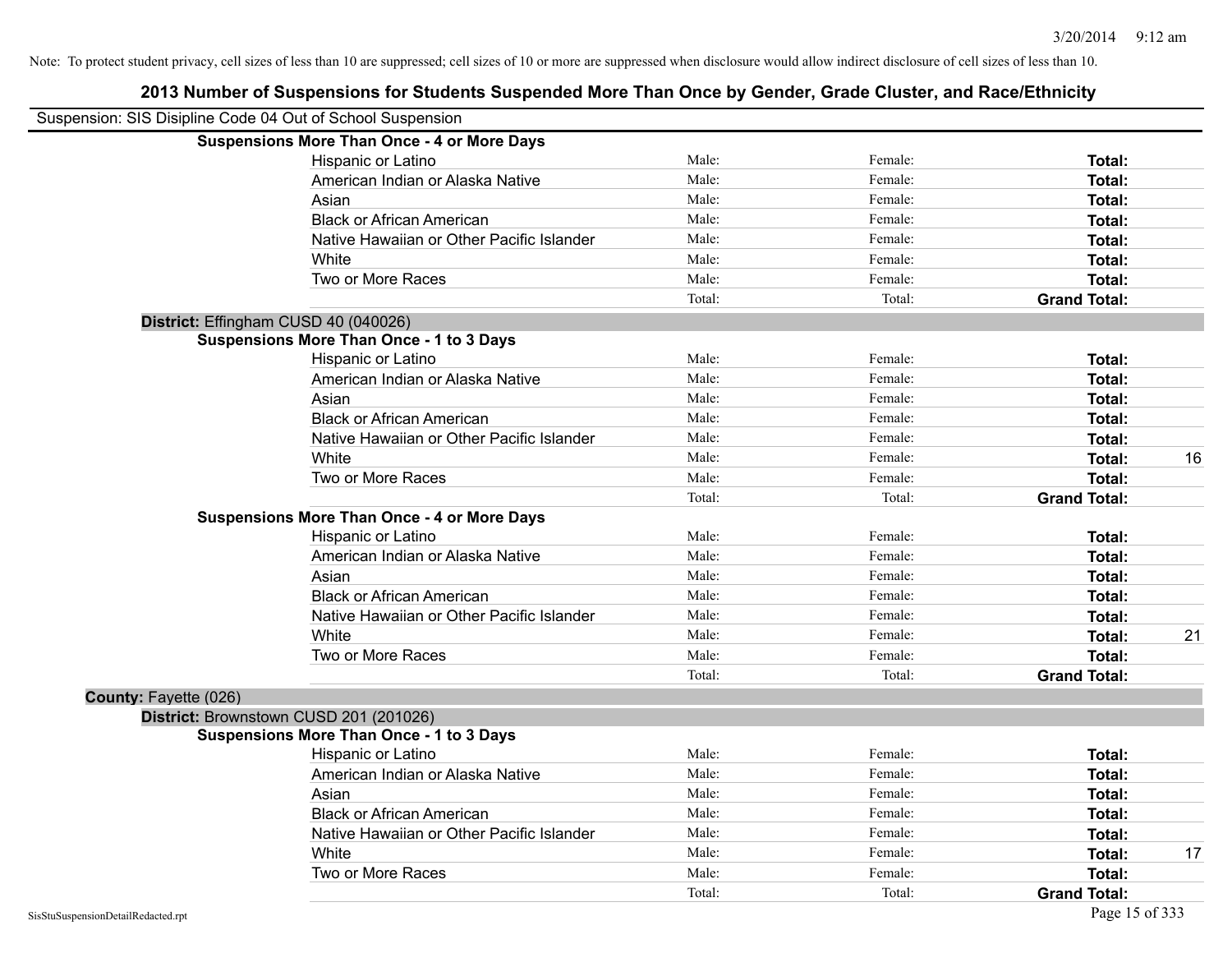Note: To protect student privacy, cell sizes of less than 10 are suppressed; cell sizes of 10 or more are suppressed when disclosure would allow indirect disclosure of cell sizes of less than 10.

# 2013 Number of Suspensions for Students Suspended More Than Once by Gender, Grade Cluster, and Race/Ethnicity

Suspension: SIS Disipline Code 04 Out of School Suspension

**Suspensions More Than Once - 4 or More Days**

| Race/Ethnicity | Male | Female | Total |
|---|---|---|---|
| Hispanic or Latino | Male: | Female: | **Total:** |
| American Indian or Alaska Native | Male: | Female: | **Total:** |
| Asian | Male: | Female: | **Total:** |
| Black or African American | Male: | Female: | **Total:** |
| Native Hawaiian or Other Pacific Islander | Male: | Female: | **Total:** |
| White | Male: | Female: | **Total:** |
| Two or More Races | Male: | Female: | **Total:** |
| | Total: | Total: | **Grand Total:** |

**District:** Effingham CUSD 40 (040026)

**Suspensions More Than Once - 1 to 3 Days**

| Race/Ethnicity | Male | Female | Total |
|---|---|---|---|
| Hispanic or Latino | Male: | Female: | **Total:** |
| American Indian or Alaska Native | Male: | Female: | **Total:** |
| Asian | Male: | Female: | **Total:** |
| Black or African American | Male: | Female: | **Total:** |
| Native Hawaiian or Other Pacific Islander | Male: | Female: | **Total:** |
| White | Male: | Female: | **Total:** 16 |
| Two or More Races | Male: | Female: | **Total:** |
| | Total: | Total: | **Grand Total:** |

**Suspensions More Than Once - 4 or More Days**

| Race/Ethnicity | Male | Female | Total |
|---|---|---|---|
| Hispanic or Latino | Male: | Female: | **Total:** |
| American Indian or Alaska Native | Male: | Female: | **Total:** |
| Asian | Male: | Female: | **Total:** |
| Black or African American | Male: | Female: | **Total:** |
| Native Hawaiian or Other Pacific Islander | Male: | Female: | **Total:** |
| White | Male: | Female: | **Total:** 21 |
| Two or More Races | Male: | Female: | **Total:** |
| | Total: | Total: | **Grand Total:** |

**County:** Fayette (026)

**District:** Brownstown CUSD 201 (201026)

**Suspensions More Than Once - 1 to 3 Days**

| Race/Ethnicity | Male | Female | Total |
|---|---|---|---|
| Hispanic or Latino | Male: | Female: | **Total:** |
| American Indian or Alaska Native | Male: | Female: | **Total:** |
| Asian | Male: | Female: | **Total:** |
| Black or African American | Male: | Female: | **Total:** |
| Native Hawaiian or Other Pacific Islander | Male: | Female: | **Total:** |
| White | Male: | Female: | **Total:** 17 |
| Two or More Races | Male: | Female: | **Total:** |
| | Total: | Total: | **Grand Total:** |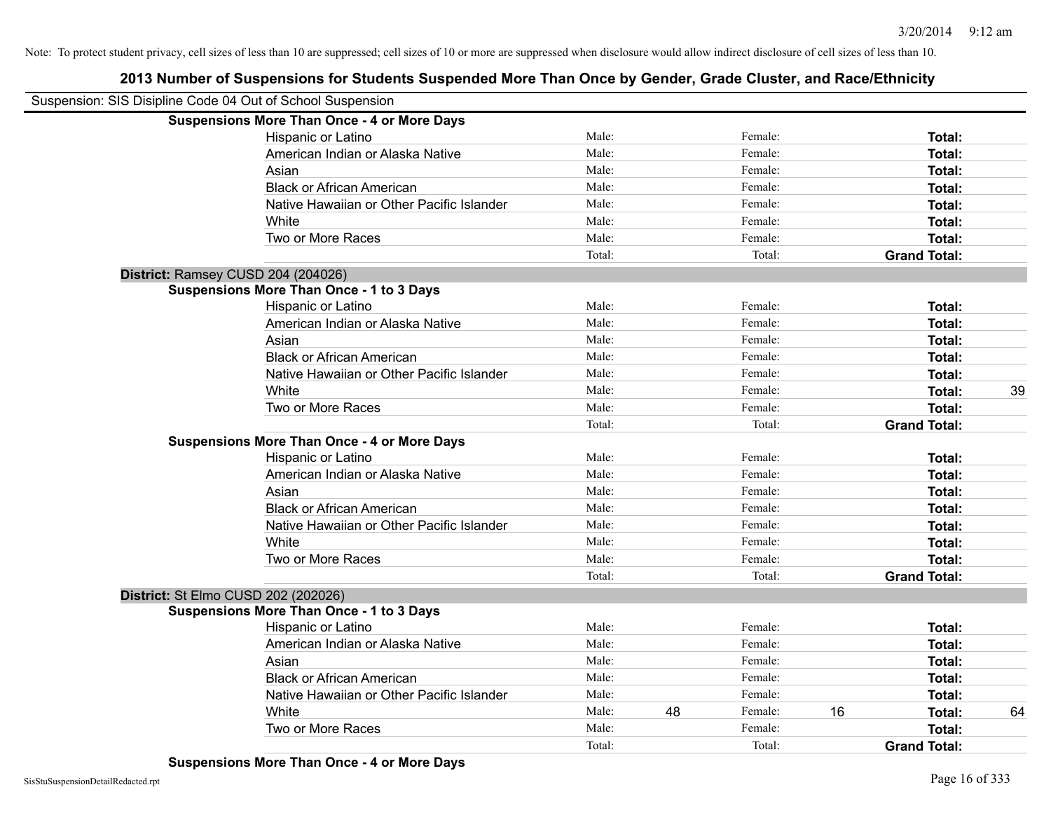Note: To protect student privacy, cell sizes of less than 10 are suppressed; cell sizes of 10 or more are suppressed when disclosure would allow indirect disclosure of cell sizes of less than 10.

## 2013 Number of Suspensions for Students Suspended More Than Once by Gender, Grade Cluster, and Race/Ethnicity

Suspension: SIS Disipline Code 04 Out of School Suspension

**Suspensions More Than Once - 4 or More Days**

| | | | | | | |
|---|---|---|---|---|---|---|
| Hispanic or Latino | Male: | | Female: | | **Total:** | |
| American Indian or Alaska Native | Male: | | Female: | | **Total:** | |
| Asian | Male: | | Female: | | **Total:** | |
| Black or African American | Male: | | Female: | | **Total:** | |
| Native Hawaiian or Other Pacific Islander | Male: | | Female: | | **Total:** | |
| White | Male: | | Female: | | **Total:** | |
| Two or More Races | Male: | | Female: | | **Total:** | |
| | Total: | | Total: | | **Grand Total:** | |

**District:** Ramsey CUSD 204 (204026)

**Suspensions More Than Once - 1 to 3 Days**

| | | | | | | |
|---|---|---|---|---|---|---|
| Hispanic or Latino | Male: | | Female: | | **Total:** | |
| American Indian or Alaska Native | Male: | | Female: | | **Total:** | |
| Asian | Male: | | Female: | | **Total:** | |
| Black or African American | Male: | | Female: | | **Total:** | |
| Native Hawaiian or Other Pacific Islander | Male: | | Female: | | **Total:** | |
| White | Male: | | Female: | | **Total:** | 39 |
| Two or More Races | Male: | | Female: | | **Total:** | |
| | Total: | | Total: | | **Grand Total:** | |

**Suspensions More Than Once - 4 or More Days**

| | | | | | | |
|---|---|---|---|---|---|---|
| Hispanic or Latino | Male: | | Female: | | **Total:** | |
| American Indian or Alaska Native | Male: | | Female: | | **Total:** | |
| Asian | Male: | | Female: | | **Total:** | |
| Black or African American | Male: | | Female: | | **Total:** | |
| Native Hawaiian or Other Pacific Islander | Male: | | Female: | | **Total:** | |
| White | Male: | | Female: | | **Total:** | |
| Two or More Races | Male: | | Female: | | **Total:** | |
| | Total: | | Total: | | **Grand Total:** | |

**District:** St Elmo CUSD 202 (202026)

**Suspensions More Than Once - 1 to 3 Days**

| | | | | | | |
|---|---|---|---|---|---|---|
| Hispanic or Latino | Male: | | Female: | | **Total:** | |
| American Indian or Alaska Native | Male: | | Female: | | **Total:** | |
| Asian | Male: | | Female: | | **Total:** | |
| Black or African American | Male: | | Female: | | **Total:** | |
| Native Hawaiian or Other Pacific Islander | Male: | | Female: | | **Total:** | |
| White | Male: | 48 | Female: | 16 | **Total:** | 64 |
| Two or More Races | Male: | | Female: | | **Total:** | |
| | Total: | | Total: | | **Grand Total:** | |

**Suspensions More Than Once - 4 or More Days**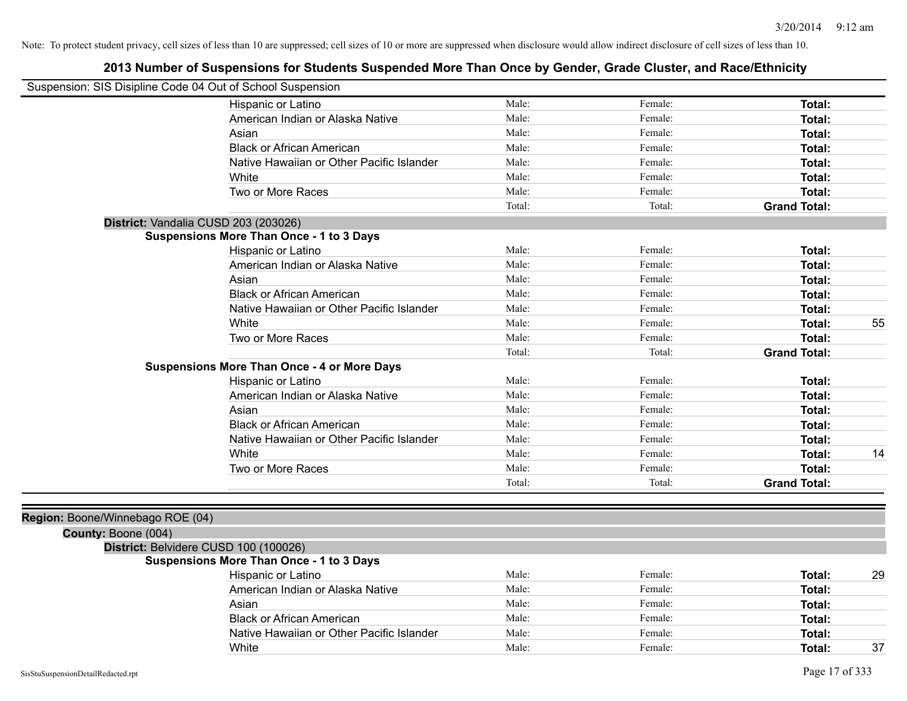Note: To protect student privacy, cell sizes of less than 10 are suppressed; cell sizes of 10 or more are suppressed when disclosure would allow indirect disclosure of cell sizes of less than 10.

# 2013 Number of Suspensions for Students Suspended More Than Once by Gender, Grade Cluster, and Race/Ethnicity

Suspension: SIS Disipline Code 04 Out of School Suspension

| | Male | Female | Total | |
|---|---|---|---|---|
| Hispanic or Latino | Male: | Female: | **Total:** | |
| American Indian or Alaska Native | Male: | Female: | **Total:** | |
| Asian | Male: | Female: | **Total:** | |
| Black or African American | Male: | Female: | **Total:** | |
| Native Hawaiian or Other Pacific Islander | Male: | Female: | **Total:** | |
| White | Male: | Female: | **Total:** | |
| Two or More Races | Male: | Female: | **Total:** | |
| | Total: | Total: | **Grand Total:** | |

**District:** Vandalia CUSD 203 (203026)

**Suspensions More Than Once - 1 to 3 Days**

| | Male | Female | Total | |
|---|---|---|---|---|
| Hispanic or Latino | Male: | Female: | **Total:** | |
| American Indian or Alaska Native | Male: | Female: | **Total:** | |
| Asian | Male: | Female: | **Total:** | |
| Black or African American | Male: | Female: | **Total:** | |
| Native Hawaiian or Other Pacific Islander | Male: | Female: | **Total:** | |
| White | Male: | Female: | **Total:** | 55 |
| Two or More Races | Male: | Female: | **Total:** | |
| | Total: | Total: | **Grand Total:** | |

**Suspensions More Than Once - 4 or More Days**

| | Male | Female | Total | |
|---|---|---|---|---|
| Hispanic or Latino | Male: | Female: | **Total:** | |
| American Indian or Alaska Native | Male: | Female: | **Total:** | |
| Asian | Male: | Female: | **Total:** | |
| Black or African American | Male: | Female: | **Total:** | |
| Native Hawaiian or Other Pacific Islander | Male: | Female: | **Total:** | |
| White | Male: | Female: | **Total:** | 14 |
| Two or More Races | Male: | Female: | **Total:** | |
| | Total: | Total: | **Grand Total:** | |

**Region:** Boone/Winnebago ROE (04)

**County:** Boone (004)

**District:** Belvidere CUSD 100 (100026)

**Suspensions More Than Once - 1 to 3 Days**

| | Male | Female | Total | |
|---|---|---|---|---|
| Hispanic or Latino | Male: | Female: | **Total:** | 29 |
| American Indian or Alaska Native | Male: | Female: | **Total:** | |
| Asian | Male: | Female: | **Total:** | |
| Black or African American | Male: | Female: | **Total:** | |
| Native Hawaiian or Other Pacific Islander | Male: | Female: | **Total:** | |
| White | Male: | Female: | **Total:** | 37 |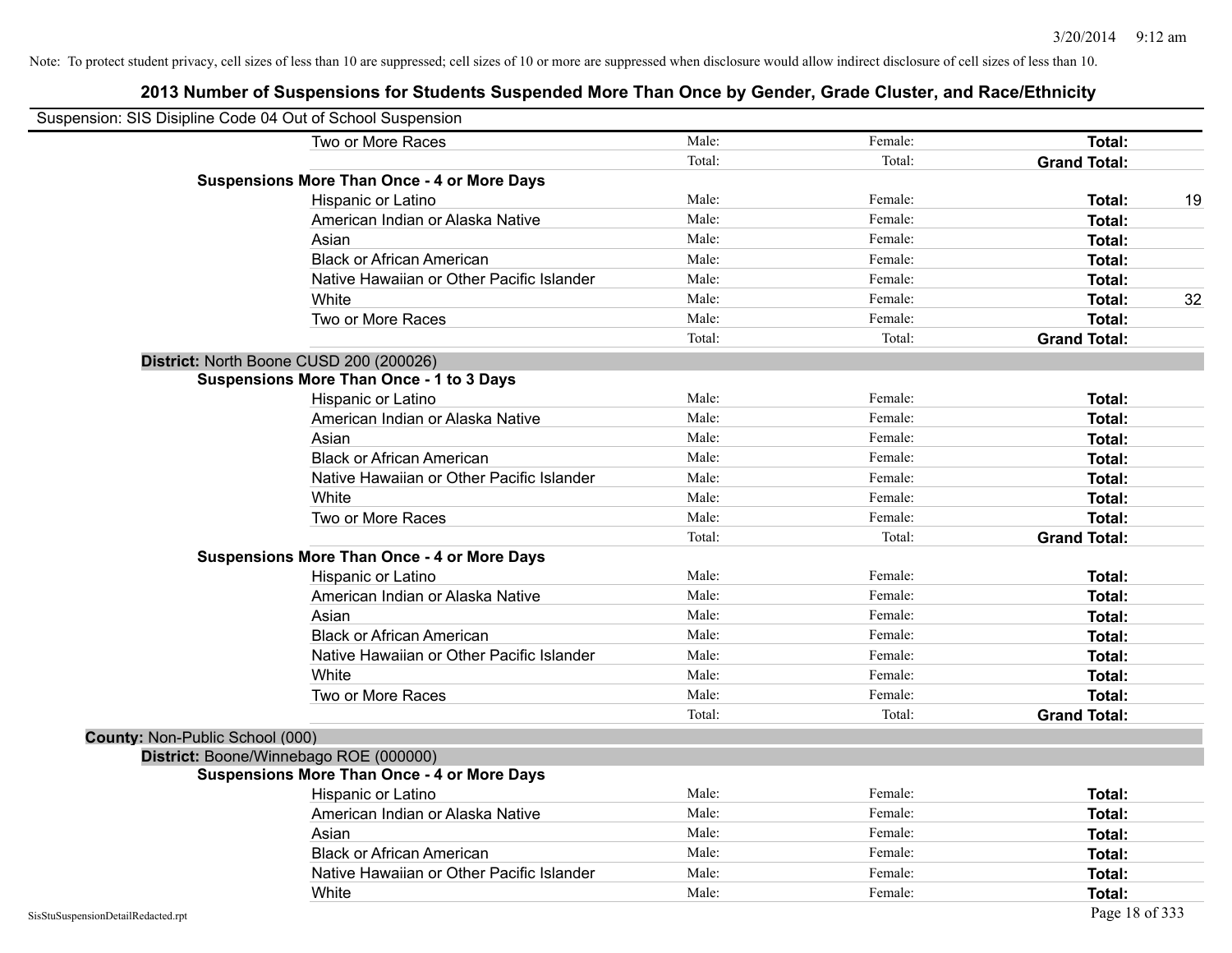Note: To protect student privacy, cell sizes of less than 10 are suppressed; cell sizes of 10 or more are suppressed when disclosure would allow indirect disclosure of cell sizes of less than 10.

# 2013 Number of Suspensions for Students Suspended More Than Once by Gender, Grade Cluster, and Race/Ethnicity

Suspension: SIS Disipline Code 04 Out of School Suspension

| | | | | |
|---|---|---|---|---|
| Two or More Races | Male: | Female: | **Total:** | |
| | Total: | Total: | **Grand Total:** | |
| **Suspensions More Than Once - 4 or More Days** | | | | |
| Hispanic or Latino | Male: | Female: | **Total:** | 19 |
| American Indian or Alaska Native | Male: | Female: | **Total:** | |
| Asian | Male: | Female: | **Total:** | |
| Black or African American | Male: | Female: | **Total:** | |
| Native Hawaiian or Other Pacific Islander | Male: | Female: | **Total:** | |
| White | Male: | Female: | **Total:** | 32 |
| Two or More Races | Male: | Female: | **Total:** | |
| | Total: | Total: | **Grand Total:** | |

**District:** North Boone CUSD 200 (200026)

| | | | | |
|---|---|---|---|---|
| **Suspensions More Than Once - 1 to 3 Days** | | | | |
| Hispanic or Latino | Male: | Female: | **Total:** | |
| American Indian or Alaska Native | Male: | Female: | **Total:** | |
| Asian | Male: | Female: | **Total:** | |
| Black or African American | Male: | Female: | **Total:** | |
| Native Hawaiian or Other Pacific Islander | Male: | Female: | **Total:** | |
| White | Male: | Female: | **Total:** | |
| Two or More Races | Male: | Female: | **Total:** | |
| | Total: | Total: | **Grand Total:** | |
| **Suspensions More Than Once - 4 or More Days** | | | | |
| Hispanic or Latino | Male: | Female: | **Total:** | |
| American Indian or Alaska Native | Male: | Female: | **Total:** | |
| Asian | Male: | Female: | **Total:** | |
| Black or African American | Male: | Female: | **Total:** | |
| Native Hawaiian or Other Pacific Islander | Male: | Female: | **Total:** | |
| White | Male: | Female: | **Total:** | |
| Two or More Races | Male: | Female: | **Total:** | |
| | Total: | Total: | **Grand Total:** | |

**County:** Non-Public School (000)

**District:** Boone/Winnebago ROE (000000)

| | | | | |
|---|---|---|---|---|
| **Suspensions More Than Once - 4 or More Days** | | | | |
| Hispanic or Latino | Male: | Female: | **Total:** | |
| American Indian or Alaska Native | Male: | Female: | **Total:** | |
| Asian | Male: | Female: | **Total:** | |
| Black or African American | Male: | Female: | **Total:** | |
| Native Hawaiian or Other Pacific Islander | Male: | Female: | **Total:** | |
| White | Male: | Female: | **Total:** | |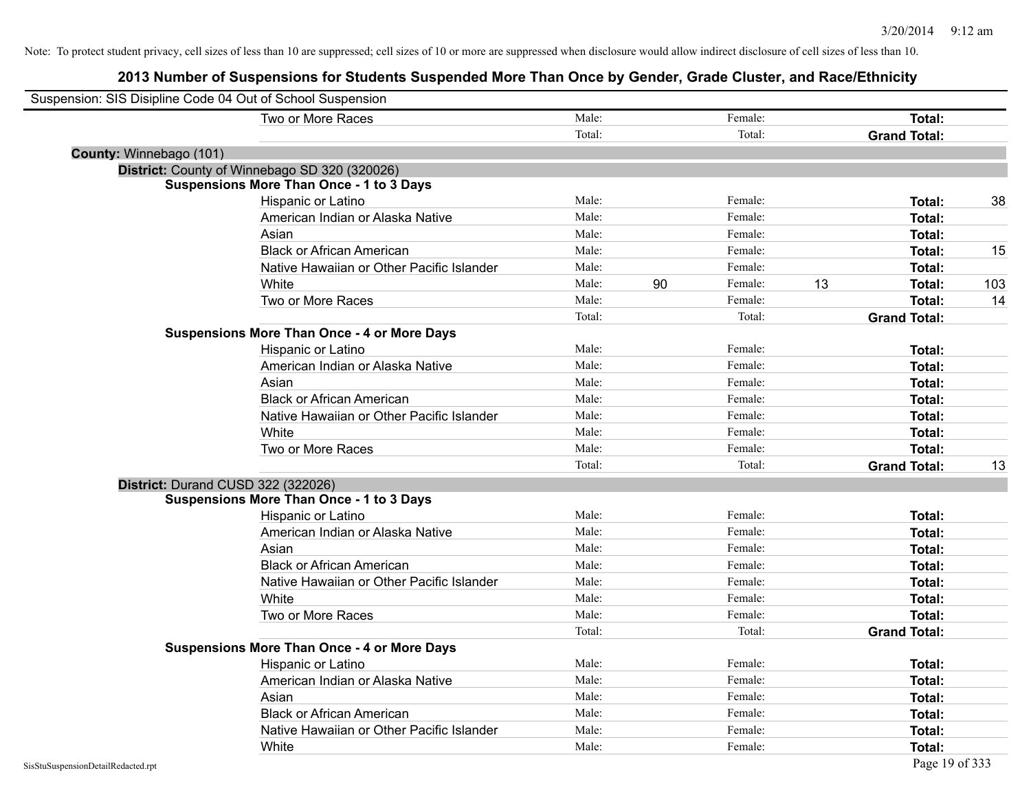Note: To protect student privacy, cell sizes of less than 10 are suppressed; cell sizes of 10 or more are suppressed when disclosure would allow indirect disclosure of cell sizes of less than 10.

# 2013 Number of Suspensions for Students Suspended More Than Once by Gender, Grade Cluster, and Race/Ethnicity

Suspension: SIS Disipline Code 04 Out of School Suspension

| | | | | | | | |
|---|---|---|---|---|---|---|---|
| | Two or More Races | Male: | | Female: | | **Total:** | |
| | | Total: | | Total: | | **Grand Total:** | |

**County:** Winnebago (101)

**District:** County of Winnebago SD 320 (320026)

**Suspensions More Than Once - 1 to 3 Days**

| | Male: | | Female: | | Total: | |
|---|---|---|---|---|---|---|
| Hispanic or Latino | Male: | | Female: | | **Total:** | 38 |
| American Indian or Alaska Native | Male: | | Female: | | **Total:** | |
| Asian | Male: | | Female: | | **Total:** | |
| Black or African American | Male: | | Female: | | **Total:** | 15 |
| Native Hawaiian or Other Pacific Islander | Male: | | Female: | | **Total:** | |
| White | Male: | 90 | Female: | 13 | **Total:** | 103 |
| Two or More Races | Male: | | Female: | | **Total:** | 14 |
| | Total: | | Total: | | **Grand Total:** | |

**Suspensions More Than Once - 4 or More Days**

| | Male: | | Female: | | Total: | |
|---|---|---|---|---|---|---|
| Hispanic or Latino | Male: | | Female: | | **Total:** | |
| American Indian or Alaska Native | Male: | | Female: | | **Total:** | |
| Asian | Male: | | Female: | | **Total:** | |
| Black or African American | Male: | | Female: | | **Total:** | |
| Native Hawaiian or Other Pacific Islander | Male: | | Female: | | **Total:** | |
| White | Male: | | Female: | | **Total:** | |
| Two or More Races | Male: | | Female: | | **Total:** | |
| | Total: | | Total: | | **Grand Total:** | 13 |

**District:** Durand CUSD 322 (322026)

**Suspensions More Than Once - 1 to 3 Days**

| | Male: | | Female: | | Total: | |
|---|---|---|---|---|---|---|
| Hispanic or Latino | Male: | | Female: | | **Total:** | |
| American Indian or Alaska Native | Male: | | Female: | | **Total:** | |
| Asian | Male: | | Female: | | **Total:** | |
| Black or African American | Male: | | Female: | | **Total:** | |
| Native Hawaiian or Other Pacific Islander | Male: | | Female: | | **Total:** | |
| White | Male: | | Female: | | **Total:** | |
| Two or More Races | Male: | | Female: | | **Total:** | |
| | Total: | | Total: | | **Grand Total:** | |

**Suspensions More Than Once - 4 or More Days**

| | Male: | | Female: | | Total: | |
|---|---|---|---|---|---|---|
| Hispanic or Latino | Male: | | Female: | | **Total:** | |
| American Indian or Alaska Native | Male: | | Female: | | **Total:** | |
| Asian | Male: | | Female: | | **Total:** | |
| Black or African American | Male: | | Female: | | **Total:** | |
| Native Hawaiian or Other Pacific Islander | Male: | | Female: | | **Total:** | |
| White | Male: | | Female: | | **Total:** | |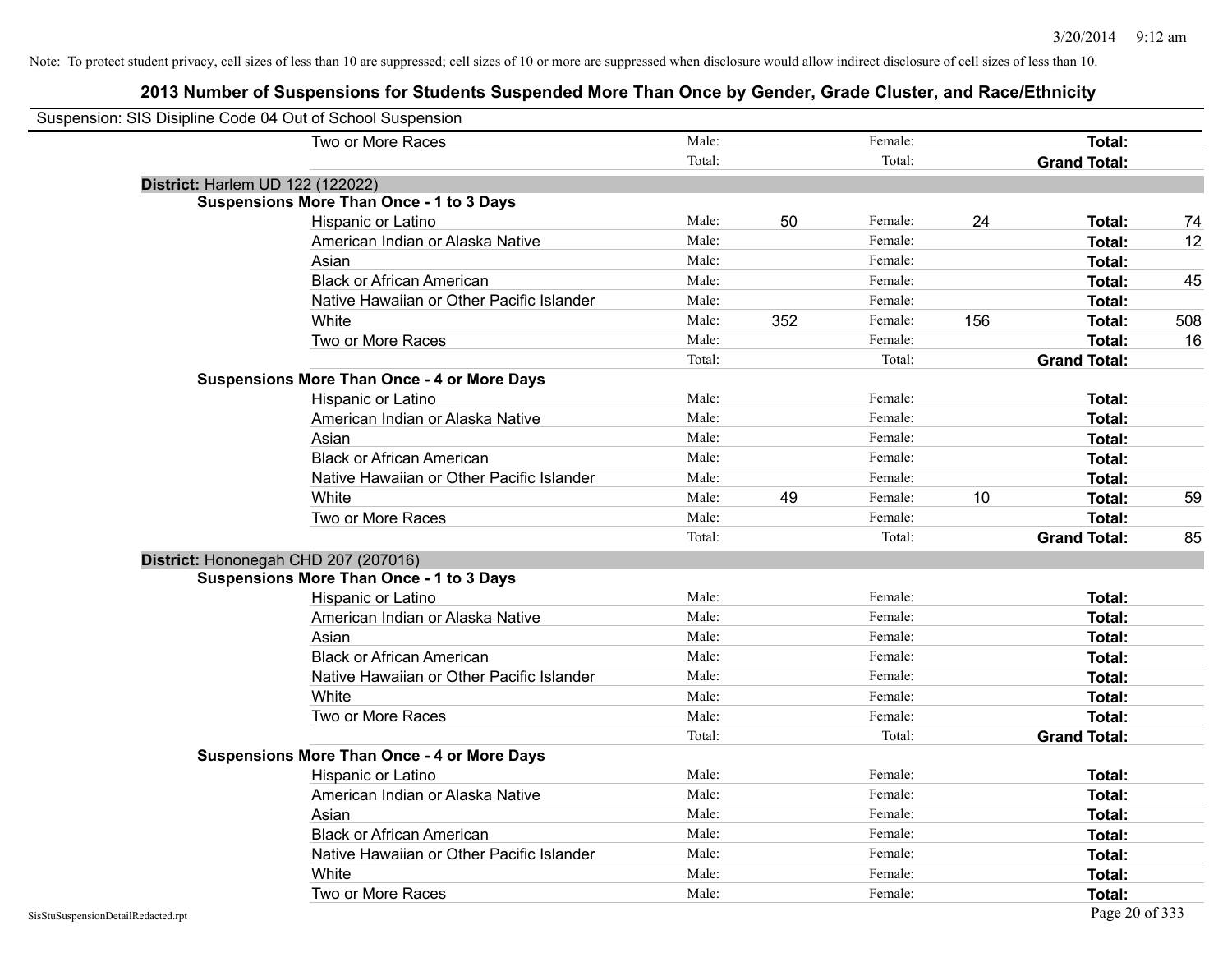Note: To protect student privacy, cell sizes of less than 10 are suppressed; cell sizes of 10 or more are suppressed when disclosure would allow indirect disclosure of cell sizes of less than 10.

# 2013 Number of Suspensions for Students Suspended More Than Once by Gender, Grade Cluster, and Race/Ethnicity

Suspension: SIS Disipline Code 04 Out of School Suspension

| | | | | | | |
|---|---|---|---|---|---|---|
| Two or More Races | Male: | | Female: | | **Total:** | |
| | Total: | | Total: | | **Grand Total:** | |

**District:** Harlem UD 122 (122022)

**Suspensions More Than Once - 1 to 3 Days**

| | | | | | | |
|---|---|---|---|---|---|---|
| Hispanic or Latino | Male: | 50 | Female: | 24 | **Total:** | 74 |
| American Indian or Alaska Native | Male: | | Female: | | **Total:** | 12 |
| Asian | Male: | | Female: | | **Total:** | |
| Black or African American | Male: | | Female: | | **Total:** | 45 |
| Native Hawaiian or Other Pacific Islander | Male: | | Female: | | **Total:** | |
| White | Male: | 352 | Female: | 156 | **Total:** | 508 |
| Two or More Races | Male: | | Female: | | **Total:** | 16 |
| | Total: | | Total: | | **Grand Total:** | |

**Suspensions More Than Once - 4 or More Days**

| | | | | | | |
|---|---|---|---|---|---|---|
| Hispanic or Latino | Male: | | Female: | | **Total:** | |
| American Indian or Alaska Native | Male: | | Female: | | **Total:** | |
| Asian | Male: | | Female: | | **Total:** | |
| Black or African American | Male: | | Female: | | **Total:** | |
| Native Hawaiian or Other Pacific Islander | Male: | | Female: | | **Total:** | |
| White | Male: | 49 | Female: | 10 | **Total:** | 59 |
| Two or More Races | Male: | | Female: | | **Total:** | |
| | Total: | | Total: | | **Grand Total:** | 85 |

**District:** Hononegah CHD 207 (207016)

**Suspensions More Than Once - 1 to 3 Days**

| | | | | | | |
|---|---|---|---|---|---|---|
| Hispanic or Latino | Male: | | Female: | | **Total:** | |
| American Indian or Alaska Native | Male: | | Female: | | **Total:** | |
| Asian | Male: | | Female: | | **Total:** | |
| Black or African American | Male: | | Female: | | **Total:** | |
| Native Hawaiian or Other Pacific Islander | Male: | | Female: | | **Total:** | |
| White | Male: | | Female: | | **Total:** | |
| Two or More Races | Male: | | Female: | | **Total:** | |
| | Total: | | Total: | | **Grand Total:** | |

**Suspensions More Than Once - 4 or More Days**

| | | | | | | |
|---|---|---|---|---|---|---|
| Hispanic or Latino | Male: | | Female: | | **Total:** | |
| American Indian or Alaska Native | Male: | | Female: | | **Total:** | |
| Asian | Male: | | Female: | | **Total:** | |
| Black or African American | Male: | | Female: | | **Total:** | |
| Native Hawaiian or Other Pacific Islander | Male: | | Female: | | **Total:** | |
| White | Male: | | Female: | | **Total:** | |
| Two or More Races | Male: | | Female: | | **Total:** | |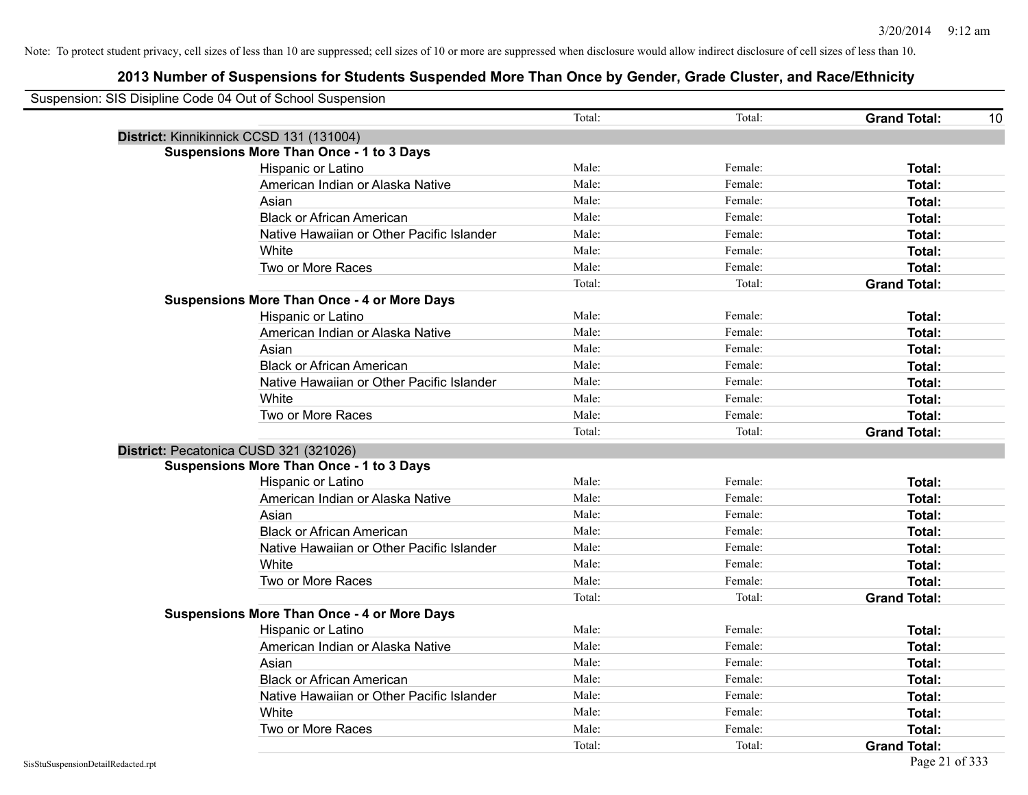Note: To protect student privacy, cell sizes of less than 10 are suppressed; cell sizes of 10 or more are suppressed when disclosure would allow indirect disclosure of cell sizes of less than 10.

## 2013 Number of Suspensions for Students Suspended More Than Once by Gender, Grade Cluster, and Race/Ethnicity

Suspension: SIS Disipline Code 04 Out of School Suspension

| | Total: | Total: | **Grand Total:** | 10 |
|---|---|---|---|---|

**District:** Kinnikinnick CCSD 131 (131004)

**Suspensions More Than Once - 1 to 3 Days**

| | | | | |
|---|---|---|---|---|
| Hispanic or Latino | Male: | Female: | **Total:** | |
| American Indian or Alaska Native | Male: | Female: | **Total:** | |
| Asian | Male: | Female: | **Total:** | |
| Black or African American | Male: | Female: | **Total:** | |
| Native Hawaiian or Other Pacific Islander | Male: | Female: | **Total:** | |
| White | Male: | Female: | **Total:** | |
| Two or More Races | Male: | Female: | **Total:** | |
| | Total: | Total: | **Grand Total:** | |

**Suspensions More Than Once - 4 or More Days**

| | | | | |
|---|---|---|---|---|
| Hispanic or Latino | Male: | Female: | **Total:** | |
| American Indian or Alaska Native | Male: | Female: | **Total:** | |
| Asian | Male: | Female: | **Total:** | |
| Black or African American | Male: | Female: | **Total:** | |
| Native Hawaiian or Other Pacific Islander | Male: | Female: | **Total:** | |
| White | Male: | Female: | **Total:** | |
| Two or More Races | Male: | Female: | **Total:** | |
| | Total: | Total: | **Grand Total:** | |

**District:** Pecatonica CUSD 321 (321026)

**Suspensions More Than Once - 1 to 3 Days**

| | | | | |
|---|---|---|---|---|
| Hispanic or Latino | Male: | Female: | **Total:** | |
| American Indian or Alaska Native | Male: | Female: | **Total:** | |
| Asian | Male: | Female: | **Total:** | |
| Black or African American | Male: | Female: | **Total:** | |
| Native Hawaiian or Other Pacific Islander | Male: | Female: | **Total:** | |
| White | Male: | Female: | **Total:** | |
| Two or More Races | Male: | Female: | **Total:** | |
| | Total: | Total: | **Grand Total:** | |

**Suspensions More Than Once - 4 or More Days**

| | | | | |
|---|---|---|---|---|
| Hispanic or Latino | Male: | Female: | **Total:** | |
| American Indian or Alaska Native | Male: | Female: | **Total:** | |
| Asian | Male: | Female: | **Total:** | |
| Black or African American | Male: | Female: | **Total:** | |
| Native Hawaiian or Other Pacific Islander | Male: | Female: | **Total:** | |
| White | Male: | Female: | **Total:** | |
| Two or More Races | Male: | Female: | **Total:** | |
| | Total: | Total: | **Grand Total:** | |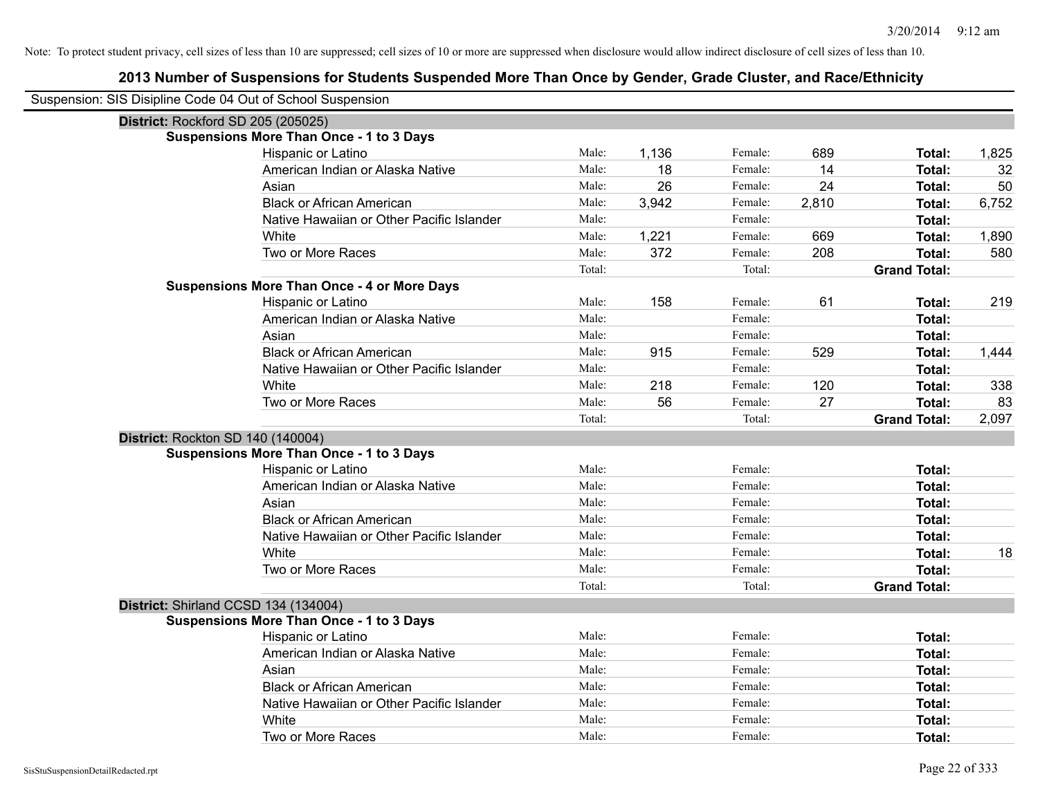Note: To protect student privacy, cell sizes of less than 10 are suppressed; cell sizes of 10 or more are suppressed when disclosure would allow indirect disclosure of cell sizes of less than 10.

## 2013 Number of Suspensions for Students Suspended More Than Once by Gender, Grade Cluster, and Race/Ethnicity

Suspension: SIS Disipline Code 04 Out of School Suspension

**District:** Rockford SD 205 (205025)

**Suspensions More Than Once - 1 to 3 Days**

| Race/Ethnicity | | Male | | Female | | Total |
|---|---|---|---|---|---|---|
| Hispanic or Latino | Male: | 1,136 | Female: | 689 | **Total:** | 1,825 |
| American Indian or Alaska Native | Male: | 18 | Female: | 14 | **Total:** | 32 |
| Asian | Male: | 26 | Female: | 24 | **Total:** | 50 |
| Black or African American | Male: | 3,942 | Female: | 2,810 | **Total:** | 6,752 |
| Native Hawaiian or Other Pacific Islander | Male: | | Female: | | **Total:** | |
| White | Male: | 1,221 | Female: | 669 | **Total:** | 1,890 |
| Two or More Races | Male: | 372 | Female: | 208 | **Total:** | 580 |
| | Total: | | Total: | | **Grand Total:** | |

**Suspensions More Than Once - 4 or More Days**

| Race/Ethnicity | | Male | | Female | | Total |
|---|---|---|---|---|---|---|
| Hispanic or Latino | Male: | 158 | Female: | 61 | **Total:** | 219 |
| American Indian or Alaska Native | Male: | | Female: | | **Total:** | |
| Asian | Male: | | Female: | | **Total:** | |
| Black or African American | Male: | 915 | Female: | 529 | **Total:** | 1,444 |
| Native Hawaiian or Other Pacific Islander | Male: | | Female: | | **Total:** | |
| White | Male: | 218 | Female: | 120 | **Total:** | 338 |
| Two or More Races | Male: | 56 | Female: | 27 | **Total:** | 83 |
| | Total: | | Total: | | **Grand Total:** | 2,097 |

**District:** Rockton SD 140 (140004)

**Suspensions More Than Once - 1 to 3 Days**

| Race/Ethnicity | | Male | | Female | | Total |
|---|---|---|---|---|---|---|
| Hispanic or Latino | Male: | | Female: | | **Total:** | |
| American Indian or Alaska Native | Male: | | Female: | | **Total:** | |
| Asian | Male: | | Female: | | **Total:** | |
| Black or African American | Male: | | Female: | | **Total:** | |
| Native Hawaiian or Other Pacific Islander | Male: | | Female: | | **Total:** | |
| White | Male: | | Female: | | **Total:** | 18 |
| Two or More Races | Male: | | Female: | | **Total:** | |
| | Total: | | Total: | | **Grand Total:** | |

**District:** Shirland CCSD 134 (134004)

**Suspensions More Than Once - 1 to 3 Days**

| Race/Ethnicity | | Male | | Female | | Total |
|---|---|---|---|---|---|---|
| Hispanic or Latino | Male: | | Female: | | **Total:** | |
| American Indian or Alaska Native | Male: | | Female: | | **Total:** | |
| Asian | Male: | | Female: | | **Total:** | |
| Black or African American | Male: | | Female: | | **Total:** | |
| Native Hawaiian or Other Pacific Islander | Male: | | Female: | | **Total:** | |
| White | Male: | | Female: | | **Total:** | |
| Two or More Races | Male: | | Female: | | **Total:** | |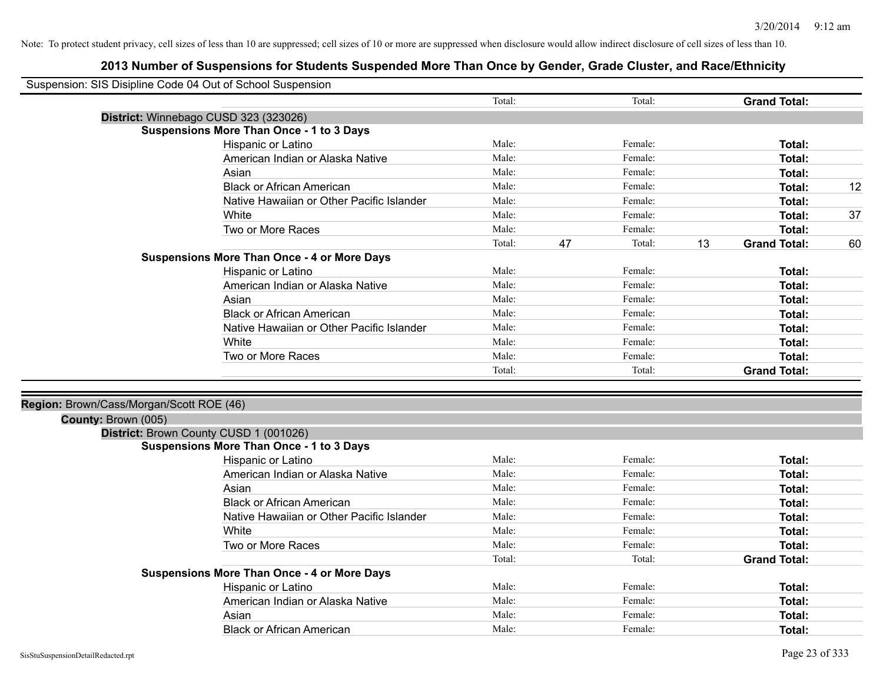Note: To protect student privacy, cell sizes of less than 10 are suppressed; cell sizes of 10 or more are suppressed when disclosure would allow indirect disclosure of cell sizes of less than 10.

## 2013 Number of Suspensions for Students Suspended More Than Once by Gender, Grade Cluster, and Race/Ethnicity

Suspension: SIS Disipline Code 04 Out of School Suspension

| | | | | | | |
|---|---|---|---|---|---|---|
| | Total: | | Total: | | **Grand Total:** | |
| **District:** Winnebago CUSD 323 (323026) | | | | | | |
| **Suspensions More Than Once - 1 to 3 Days** | | | | | | |
| Hispanic or Latino | Male: | | Female: | | **Total:** | |
| American Indian or Alaska Native | Male: | | Female: | | **Total:** | |
| Asian | Male: | | Female: | | **Total:** | |
| Black or African American | Male: | | Female: | | **Total:** | 12 |
| Native Hawaiian or Other Pacific Islander | Male: | | Female: | | **Total:** | |
| White | Male: | | Female: | | **Total:** | 37 |
| Two or More Races | Male: | | Female: | | **Total:** | |
| | Total: | 47 | Total: | 13 | **Grand Total:** | 60 |
| **Suspensions More Than Once - 4 or More Days** | | | | | | |
| Hispanic or Latino | Male: | | Female: | | **Total:** | |
| American Indian or Alaska Native | Male: | | Female: | | **Total:** | |
| Asian | Male: | | Female: | | **Total:** | |
| Black or African American | Male: | | Female: | | **Total:** | |
| Native Hawaiian or Other Pacific Islander | Male: | | Female: | | **Total:** | |
| White | Male: | | Female: | | **Total:** | |
| Two or More Races | Male: | | Female: | | **Total:** | |
| | Total: | | Total: | | **Grand Total:** | |

**Region:** Brown/Cass/Morgan/Scott ROE (46)

**County:** Brown (005)

| | | | | | | |
|---|---|---|---|---|---|---|
| **District:** Brown County CUSD 1 (001026) | | | | | | |
| **Suspensions More Than Once - 1 to 3 Days** | | | | | | |
| Hispanic or Latino | Male: | | Female: | | **Total:** | |
| American Indian or Alaska Native | Male: | | Female: | | **Total:** | |
| Asian | Male: | | Female: | | **Total:** | |
| Black or African American | Male: | | Female: | | **Total:** | |
| Native Hawaiian or Other Pacific Islander | Male: | | Female: | | **Total:** | |
| White | Male: | | Female: | | **Total:** | |
| Two or More Races | Male: | | Female: | | **Total:** | |
| | Total: | | Total: | | **Grand Total:** | |
| **Suspensions More Than Once - 4 or More Days** | | | | | | |
| Hispanic or Latino | Male: | | Female: | | **Total:** | |
| American Indian or Alaska Native | Male: | | Female: | | **Total:** | |
| Asian | Male: | | Female: | | **Total:** | |
| Black or African American | Male: | | Female: | | **Total:** | |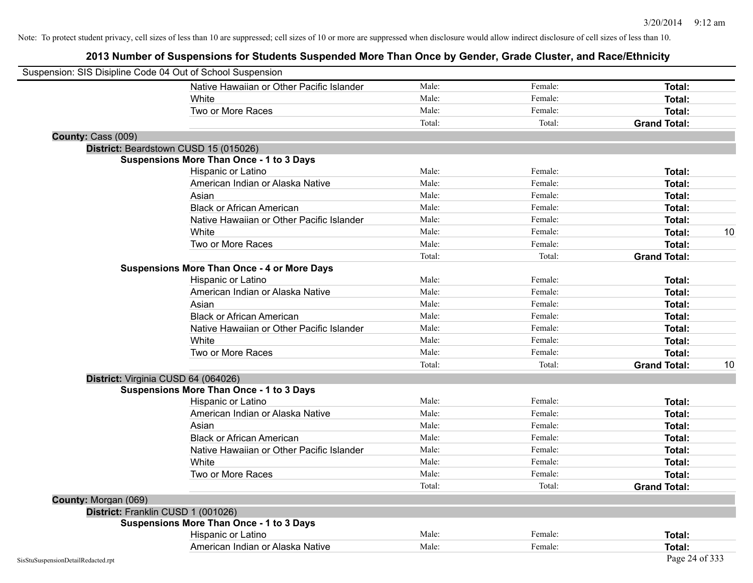Note: To protect student privacy, cell sizes of less than 10 are suppressed; cell sizes of 10 or more are suppressed when disclosure would allow indirect disclosure of cell sizes of less than 10.

# 2013 Number of Suspensions for Students Suspended More Than Once by Gender, Grade Cluster, and Race/Ethnicity

Suspension: SIS Disipline Code 04 Out of School Suspension

| | | | | |
|---|---|---|---|---|
| Native Hawaiian or Other Pacific Islander | Male: | Female: | **Total:** | |
| White | Male: | Female: | **Total:** | |
| Two or More Races | Male: | Female: | **Total:** | |
| | Total: | Total: | **Grand Total:** | |

**County:** Cass (009)

**District:** Beardstown CUSD 15 (015026)

**Suspensions More Than Once - 1 to 3 Days**

| | | | | |
|---|---|---|---|---|
| Hispanic or Latino | Male: | Female: | **Total:** | |
| American Indian or Alaska Native | Male: | Female: | **Total:** | |
| Asian | Male: | Female: | **Total:** | |
| Black or African American | Male: | Female: | **Total:** | |
| Native Hawaiian or Other Pacific Islander | Male: | Female: | **Total:** | |
| White | Male: | Female: | **Total:** | 10 |
| Two or More Races | Male: | Female: | **Total:** | |
| | Total: | Total: | **Grand Total:** | |

**Suspensions More Than Once - 4 or More Days**

| | | | | |
|---|---|---|---|---|
| Hispanic or Latino | Male: | Female: | **Total:** | |
| American Indian or Alaska Native | Male: | Female: | **Total:** | |
| Asian | Male: | Female: | **Total:** | |
| Black or African American | Male: | Female: | **Total:** | |
| Native Hawaiian or Other Pacific Islander | Male: | Female: | **Total:** | |
| White | Male: | Female: | **Total:** | |
| Two or More Races | Male: | Female: | **Total:** | |
| | Total: | Total: | **Grand Total:** | 10 |

**District:** Virginia CUSD 64 (064026)

**Suspensions More Than Once - 1 to 3 Days**

| | | | | |
|---|---|---|---|---|
| Hispanic or Latino | Male: | Female: | **Total:** | |
| American Indian or Alaska Native | Male: | Female: | **Total:** | |
| Asian | Male: | Female: | **Total:** | |
| Black or African American | Male: | Female: | **Total:** | |
| Native Hawaiian or Other Pacific Islander | Male: | Female: | **Total:** | |
| White | Male: | Female: | **Total:** | |
| Two or More Races | Male: | Female: | **Total:** | |
| | Total: | Total: | **Grand Total:** | |

**County:** Morgan (069)

**District:** Franklin CUSD 1 (001026)

**Suspensions More Than Once - 1 to 3 Days**

| | | | | |
|---|---|---|---|---|
| Hispanic or Latino | Male: | Female: | **Total:** | |
| American Indian or Alaska Native | Male: | Female: | **Total:** | |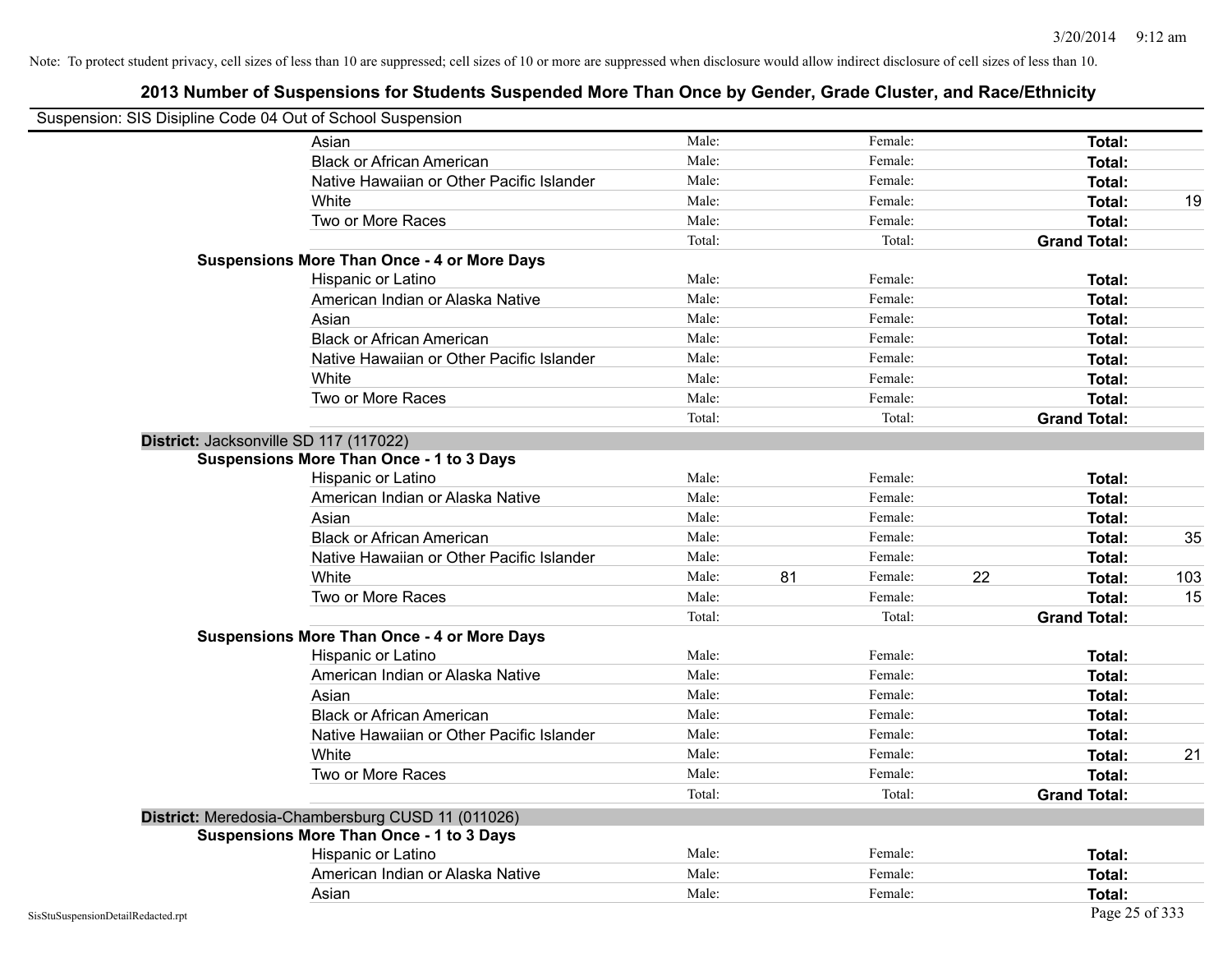Note: To protect student privacy, cell sizes of less than 10 are suppressed; cell sizes of 10 or more are suppressed when disclosure would allow indirect disclosure of cell sizes of less than 10.

## 2013 Number of Suspensions for Students Suspended More Than Once by Gender, Grade Cluster, and Race/Ethnicity

Suspension: SIS Disipline Code 04 Out of School Suspension

| | | | | | | | |
|---|---|---|---|---|---|---|---|
| Asian | Male: | | Female: | | **Total:** | |
| Black or African American | Male: | | Female: | | **Total:** | |
| Native Hawaiian or Other Pacific Islander | Male: | | Female: | | **Total:** | |
| White | Male: | | Female: | | **Total:** | 19 |
| Two or More Races | Male: | | Female: | | **Total:** | |
| | Total: | | Total: | | **Grand Total:** | |
| **Suspensions More Than Once - 4 or More Days** | | | | | | |
| Hispanic or Latino | Male: | | Female: | | **Total:** | |
| American Indian or Alaska Native | Male: | | Female: | | **Total:** | |
| Asian | Male: | | Female: | | **Total:** | |
| Black or African American | Male: | | Female: | | **Total:** | |
| Native Hawaiian or Other Pacific Islander | Male: | | Female: | | **Total:** | |
| White | Male: | | Female: | | **Total:** | |
| Two or More Races | Male: | | Female: | | **Total:** | |
| | Total: | | Total: | | **Grand Total:** | |

**District:** Jacksonville SD 117 (117022)

| | | | | | | |
|---|---|---|---|---|---|---|
| **Suspensions More Than Once - 1 to 3 Days** | | | | | | |
| Hispanic or Latino | Male: | | Female: | | **Total:** | |
| American Indian or Alaska Native | Male: | | Female: | | **Total:** | |
| Asian | Male: | | Female: | | **Total:** | |
| Black or African American | Male: | | Female: | | **Total:** | 35 |
| Native Hawaiian or Other Pacific Islander | Male: | | Female: | | **Total:** | |
| White | Male: | 81 | Female: | 22 | **Total:** | 103 |
| Two or More Races | Male: | | Female: | | **Total:** | 15 |
| | Total: | | Total: | | **Grand Total:** | |
| **Suspensions More Than Once - 4 or More Days** | | | | | | |
| Hispanic or Latino | Male: | | Female: | | **Total:** | |
| American Indian or Alaska Native | Male: | | Female: | | **Total:** | |
| Asian | Male: | | Female: | | **Total:** | |
| Black or African American | Male: | | Female: | | **Total:** | |
| Native Hawaiian or Other Pacific Islander | Male: | | Female: | | **Total:** | |
| White | Male: | | Female: | | **Total:** | 21 |
| Two or More Races | Male: | | Female: | | **Total:** | |
| | Total: | | Total: | | **Grand Total:** | |

**District:** Meredosia-Chambersburg CUSD 11 (011026)

| | | | | | | |
|---|---|---|---|---|---|---|
| **Suspensions More Than Once - 1 to 3 Days** | | | | | | |
| Hispanic or Latino | Male: | | Female: | | **Total:** | |
| American Indian or Alaska Native | Male: | | Female: | | **Total:** | |
| Asian | Male: | | Female: | | **Total:** | |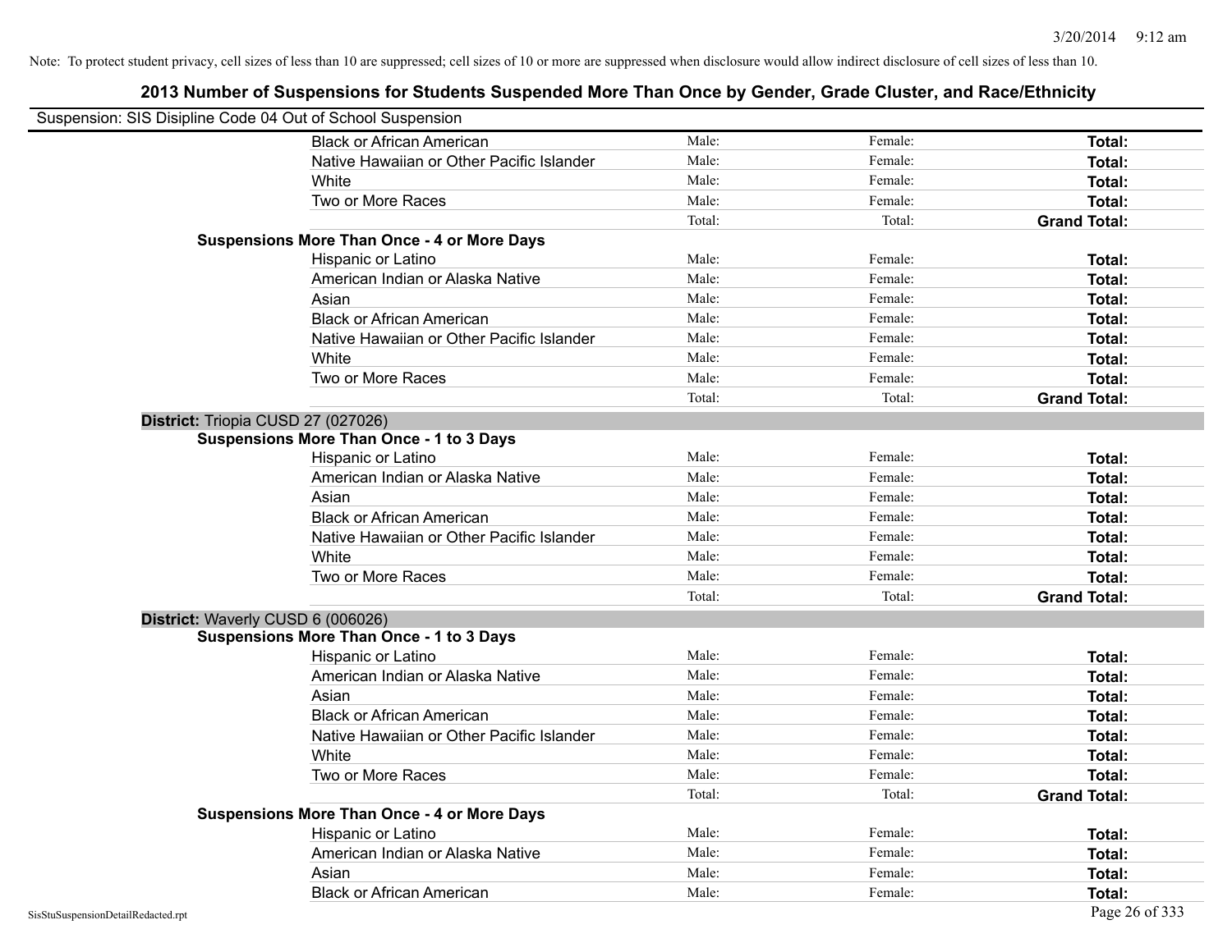Note: To protect student privacy, cell sizes of less than 10 are suppressed; cell sizes of 10 or more are suppressed when disclosure would allow indirect disclosure of cell sizes of less than 10.

# 2013 Number of Suspensions for Students Suspended More Than Once by Gender, Grade Cluster, and Race/Ethnicity

Suspension: SIS Disipline Code 04 Out of School Suspension

| | | | |
|---|---|---|---|
| Black or African American | Male: | Female: | **Total:** |
| Native Hawaiian or Other Pacific Islander | Male: | Female: | **Total:** |
| White | Male: | Female: | **Total:** |
| Two or More Races | Male: | Female: | **Total:** |
| | Total: | Total: | **Grand Total:** |

**Suspensions More Than Once - 4 or More Days**

| | | | |
|---|---|---|---|
| Hispanic or Latino | Male: | Female: | **Total:** |
| American Indian or Alaska Native | Male: | Female: | **Total:** |
| Asian | Male: | Female: | **Total:** |
| Black or African American | Male: | Female: | **Total:** |
| Native Hawaiian or Other Pacific Islander | Male: | Female: | **Total:** |
| White | Male: | Female: | **Total:** |
| Two or More Races | Male: | Female: | **Total:** |
| | Total: | Total: | **Grand Total:** |

**District:** Triopia CUSD 27 (027026)

**Suspensions More Than Once - 1 to 3 Days**

| | | | |
|---|---|---|---|
| Hispanic or Latino | Male: | Female: | **Total:** |
| American Indian or Alaska Native | Male: | Female: | **Total:** |
| Asian | Male: | Female: | **Total:** |
| Black or African American | Male: | Female: | **Total:** |
| Native Hawaiian or Other Pacific Islander | Male: | Female: | **Total:** |
| White | Male: | Female: | **Total:** |
| Two or More Races | Male: | Female: | **Total:** |
| | Total: | Total: | **Grand Total:** |

**District:** Waverly CUSD 6 (006026)

**Suspensions More Than Once - 1 to 3 Days**

| | | | |
|---|---|---|---|
| Hispanic or Latino | Male: | Female: | **Total:** |
| American Indian or Alaska Native | Male: | Female: | **Total:** |
| Asian | Male: | Female: | **Total:** |
| Black or African American | Male: | Female: | **Total:** |
| Native Hawaiian or Other Pacific Islander | Male: | Female: | **Total:** |
| White | Male: | Female: | **Total:** |
| Two or More Races | Male: | Female: | **Total:** |
| | Total: | Total: | **Grand Total:** |

**Suspensions More Than Once - 4 or More Days**

| | | | |
|---|---|---|---|
| Hispanic or Latino | Male: | Female: | **Total:** |
| American Indian or Alaska Native | Male: | Female: | **Total:** |
| Asian | Male: | Female: | **Total:** |
| Black or African American | Male: | Female: | **Total:** |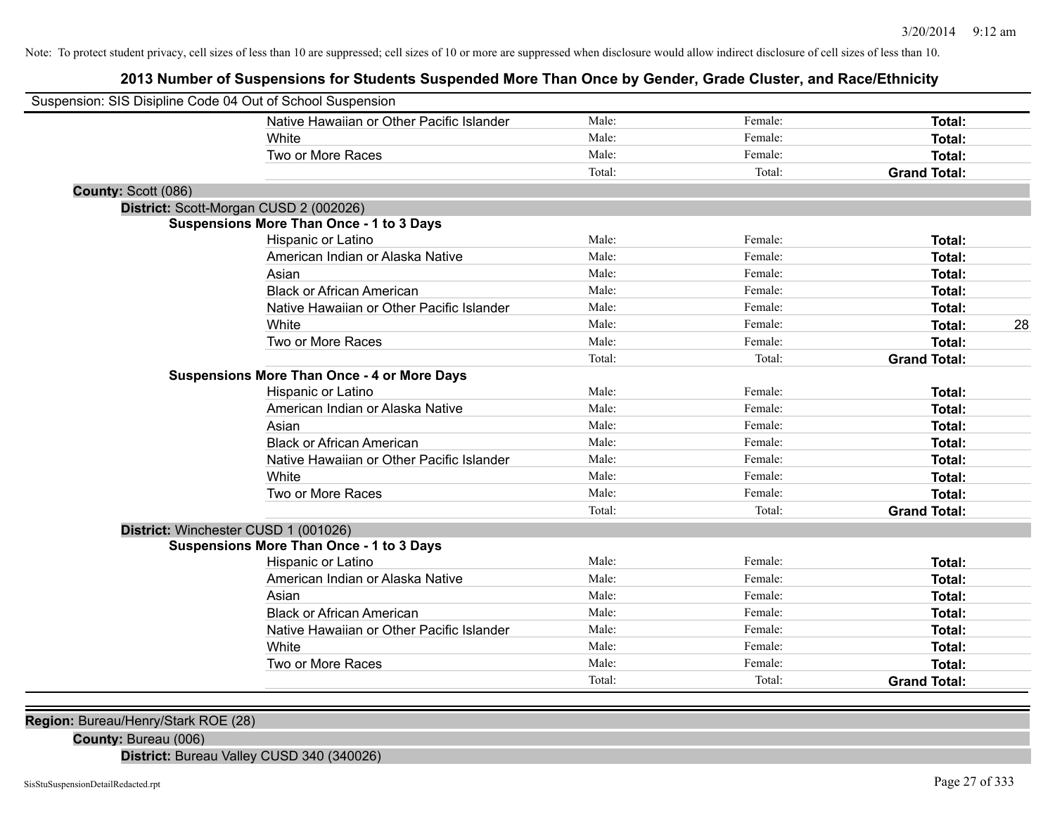Note: To protect student privacy, cell sizes of less than 10 are suppressed; cell sizes of 10 or more are suppressed when disclosure would allow indirect disclosure of cell sizes of less than 10.

# 2013 Number of Suspensions for Students Suspended More Than Once by Gender, Grade Cluster, and Race/Ethnicity

Suspension: SIS Disipline Code 04 Out of School Suspension

| | | | | |
|---|---|---|---|---|
| Native Hawaiian or Other Pacific Islander | Male: | Female: | **Total:** | |
| White | Male: | Female: | **Total:** | |
| Two or More Races | Male: | Female: | **Total:** | |
| | Total: | Total: | **Grand Total:** | |

**County:** Scott (086)

**District:** Scott-Morgan CUSD 2 (002026)

**Suspensions More Than Once - 1 to 3 Days**

| | | | | |
|---|---|---|---|---|
| Hispanic or Latino | Male: | Female: | **Total:** | |
| American Indian or Alaska Native | Male: | Female: | **Total:** | |
| Asian | Male: | Female: | **Total:** | |
| Black or African American | Male: | Female: | **Total:** | |
| Native Hawaiian or Other Pacific Islander | Male: | Female: | **Total:** | |
| White | Male: | Female: | **Total:** | 28 |
| Two or More Races | Male: | Female: | **Total:** | |
| | Total: | Total: | **Grand Total:** | |

**Suspensions More Than Once - 4 or More Days**

| | | | | |
|---|---|---|---|---|
| Hispanic or Latino | Male: | Female: | **Total:** | |
| American Indian or Alaska Native | Male: | Female: | **Total:** | |
| Asian | Male: | Female: | **Total:** | |
| Black or African American | Male: | Female: | **Total:** | |
| Native Hawaiian or Other Pacific Islander | Male: | Female: | **Total:** | |
| White | Male: | Female: | **Total:** | |
| Two or More Races | Male: | Female: | **Total:** | |
| | Total: | Total: | **Grand Total:** | |

**District:** Winchester CUSD 1 (001026)

**Suspensions More Than Once - 1 to 3 Days**

| | | | | |
|---|---|---|---|---|
| Hispanic or Latino | Male: | Female: | **Total:** | |
| American Indian or Alaska Native | Male: | Female: | **Total:** | |
| Asian | Male: | Female: | **Total:** | |
| Black or African American | Male: | Female: | **Total:** | |
| Native Hawaiian or Other Pacific Islander | Male: | Female: | **Total:** | |
| White | Male: | Female: | **Total:** | |
| Two or More Races | Male: | Female: | **Total:** | |
| | Total: | Total: | **Grand Total:** | |

**Region:** Bureau/Henry/Stark ROE (28)

**County:** Bureau (006)

**District:** Bureau Valley CUSD 340 (340026)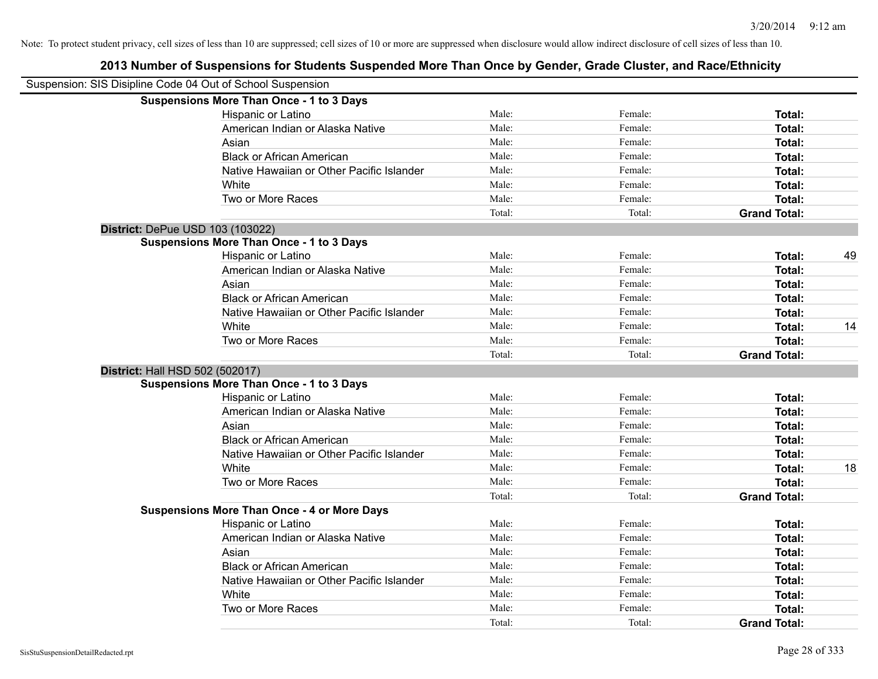Note: To protect student privacy, cell sizes of less than 10 are suppressed; cell sizes of 10 or more are suppressed when disclosure would allow indirect disclosure of cell sizes of less than 10.

# 2013 Number of Suspensions for Students Suspended More Than Once by Gender, Grade Cluster, and Race/Ethnicity

Suspension: SIS Disipline Code 04 Out of School Suspension

**Suspensions More Than Once - 1 to 3 Days**

| | | | | |
|---|---|---|---|---|
| Hispanic or Latino | Male: | Female: | **Total:** | |
| American Indian or Alaska Native | Male: | Female: | **Total:** | |
| Asian | Male: | Female: | **Total:** | |
| Black or African American | Male: | Female: | **Total:** | |
| Native Hawaiian or Other Pacific Islander | Male: | Female: | **Total:** | |
| White | Male: | Female: | **Total:** | |
| Two or More Races | Male: | Female: | **Total:** | |
| | Total: | Total: | **Grand Total:** | |

**District:** DePue USD 103 (103022)

**Suspensions More Than Once - 1 to 3 Days**

| | | | | |
|---|---|---|---|---|
| Hispanic or Latino | Male: | Female: | **Total:** | 49 |
| American Indian or Alaska Native | Male: | Female: | **Total:** | |
| Asian | Male: | Female: | **Total:** | |
| Black or African American | Male: | Female: | **Total:** | |
| Native Hawaiian or Other Pacific Islander | Male: | Female: | **Total:** | |
| White | Male: | Female: | **Total:** | 14 |
| Two or More Races | Male: | Female: | **Total:** | |
| | Total: | Total: | **Grand Total:** | |

**District:** Hall HSD 502 (502017)

**Suspensions More Than Once - 1 to 3 Days**

| | | | | |
|---|---|---|---|---|
| Hispanic or Latino | Male: | Female: | **Total:** | |
| American Indian or Alaska Native | Male: | Female: | **Total:** | |
| Asian | Male: | Female: | **Total:** | |
| Black or African American | Male: | Female: | **Total:** | |
| Native Hawaiian or Other Pacific Islander | Male: | Female: | **Total:** | |
| White | Male: | Female: | **Total:** | 18 |
| Two or More Races | Male: | Female: | **Total:** | |
| | Total: | Total: | **Grand Total:** | |

**Suspensions More Than Once - 4 or More Days**

| | | | | |
|---|---|---|---|---|
| Hispanic or Latino | Male: | Female: | **Total:** | |
| American Indian or Alaska Native | Male: | Female: | **Total:** | |
| Asian | Male: | Female: | **Total:** | |
| Black or African American | Male: | Female: | **Total:** | |
| Native Hawaiian or Other Pacific Islander | Male: | Female: | **Total:** | |
| White | Male: | Female: | **Total:** | |
| Two or More Races | Male: | Female: | **Total:** | |
| | Total: | Total: | **Grand Total:** | |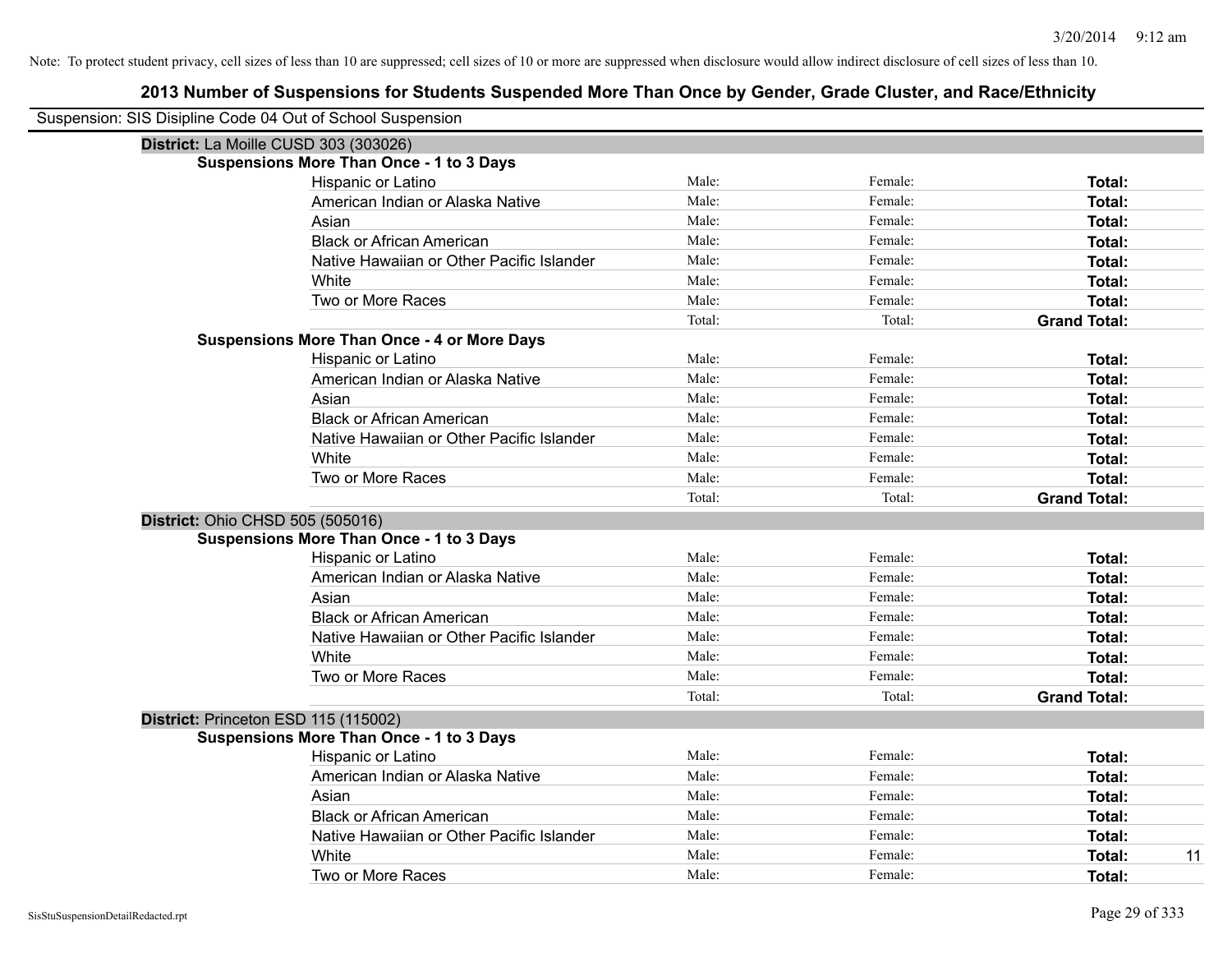Note: To protect student privacy, cell sizes of less than 10 are suppressed; cell sizes of 10 or more are suppressed when disclosure would allow indirect disclosure of cell sizes of less than 10.

# 2013 Number of Suspensions for Students Suspended More Than Once by Gender, Grade Cluster, and Race/Ethnicity

Suspension: SIS Disipline Code 04 Out of School Suspension

**District:** La Moille CUSD 303 (303026)

**Suspensions More Than Once - 1 to 3 Days**

| | | | | |
|---|---|---|---|---|
| Hispanic or Latino | Male: | Female: | **Total:** | |
| American Indian or Alaska Native | Male: | Female: | **Total:** | |
| Asian | Male: | Female: | **Total:** | |
| Black or African American | Male: | Female: | **Total:** | |
| Native Hawaiian or Other Pacific Islander | Male: | Female: | **Total:** | |
| White | Male: | Female: | **Total:** | |
| Two or More Races | Male: | Female: | **Total:** | |
| | Total: | Total: | **Grand Total:** | |

**Suspensions More Than Once - 4 or More Days**

| | | | | |
|---|---|---|---|---|
| Hispanic or Latino | Male: | Female: | **Total:** | |
| American Indian or Alaska Native | Male: | Female: | **Total:** | |
| Asian | Male: | Female: | **Total:** | |
| Black or African American | Male: | Female: | **Total:** | |
| Native Hawaiian or Other Pacific Islander | Male: | Female: | **Total:** | |
| White | Male: | Female: | **Total:** | |
| Two or More Races | Male: | Female: | **Total:** | |
| | Total: | Total: | **Grand Total:** | |

**District:** Ohio CHSD 505 (505016)

**Suspensions More Than Once - 1 to 3 Days**

| | | | | |
|---|---|---|---|---|
| Hispanic or Latino | Male: | Female: | **Total:** | |
| American Indian or Alaska Native | Male: | Female: | **Total:** | |
| Asian | Male: | Female: | **Total:** | |
| Black or African American | Male: | Female: | **Total:** | |
| Native Hawaiian or Other Pacific Islander | Male: | Female: | **Total:** | |
| White | Male: | Female: | **Total:** | |
| Two or More Races | Male: | Female: | **Total:** | |
| | Total: | Total: | **Grand Total:** | |

**District:** Princeton ESD 115 (115002)

**Suspensions More Than Once - 1 to 3 Days**

| | | | | |
|---|---|---|---|---|
| Hispanic or Latino | Male: | Female: | **Total:** | |
| American Indian or Alaska Native | Male: | Female: | **Total:** | |
| Asian | Male: | Female: | **Total:** | |
| Black or African American | Male: | Female: | **Total:** | |
| Native Hawaiian or Other Pacific Islander | Male: | Female: | **Total:** | |
| White | Male: | Female: | **Total:** | 11 |
| Two or More Races | Male: | Female: | **Total:** | |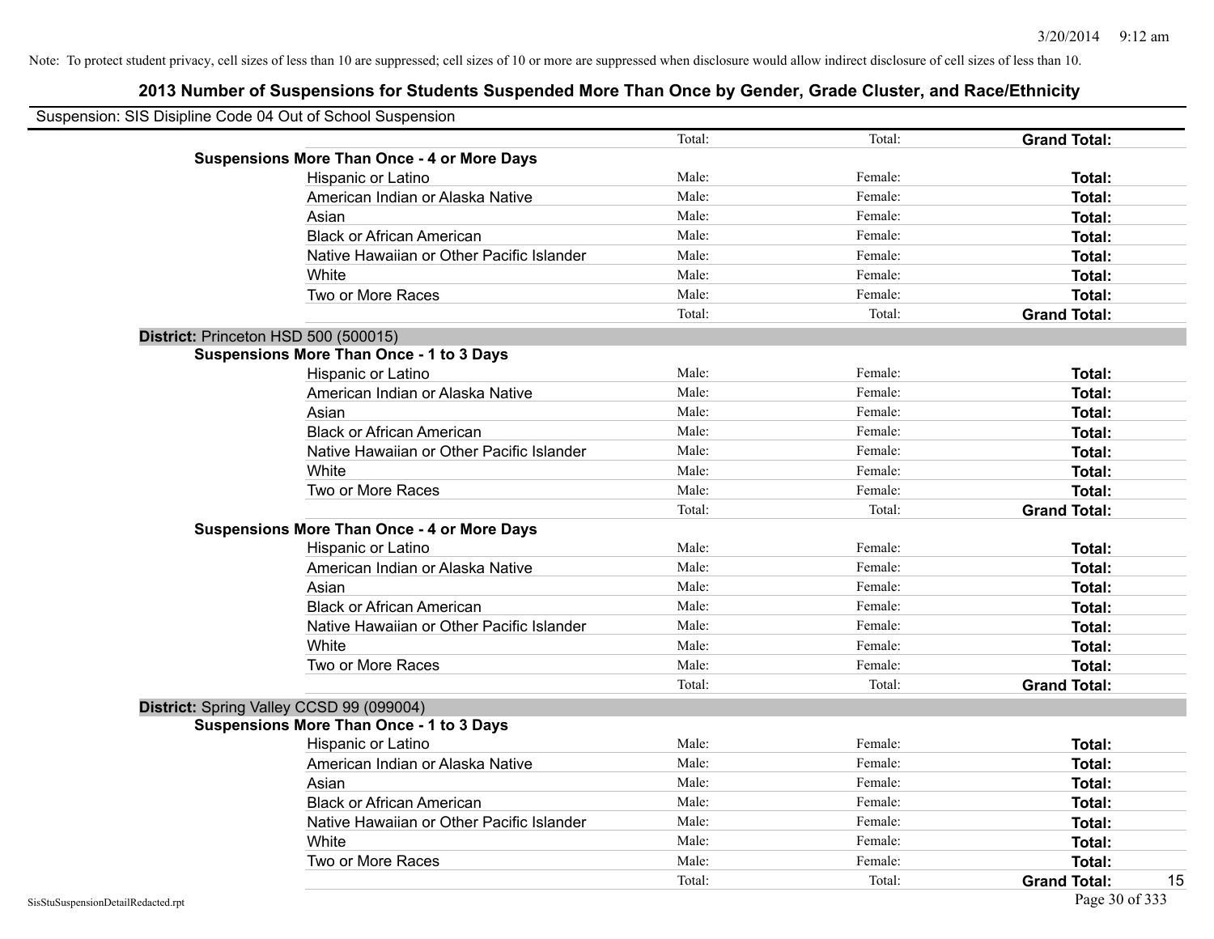Note: To protect student privacy, cell sizes of less than 10 are suppressed; cell sizes of 10 or more are suppressed when disclosure would allow indirect disclosure of cell sizes of less than 10.

## 2013 Number of Suspensions for Students Suspended More Than Once by Gender, Grade Cluster, and Race/Ethnicity

Suspension: SIS Disipline Code 04 Out of School Suspension

| | | | |
|---|---|---|---|
| | Total: | Total: | **Grand Total:** |
| **Suspensions More Than Once - 4 or More Days** | | | |
| Hispanic or Latino | Male: | Female: | **Total:** |
| American Indian or Alaska Native | Male: | Female: | **Total:** |
| Asian | Male: | Female: | **Total:** |
| Black or African American | Male: | Female: | **Total:** |
| Native Hawaiian or Other Pacific Islander | Male: | Female: | **Total:** |
| White | Male: | Female: | **Total:** |
| Two or More Races | Male: | Female: | **Total:** |
| | Total: | Total: | **Grand Total:** |
| **District:** Princeton HSD 500 (500015) | | | |
| **Suspensions More Than Once - 1 to 3 Days** | | | |
| Hispanic or Latino | Male: | Female: | **Total:** |
| American Indian or Alaska Native | Male: | Female: | **Total:** |
| Asian | Male: | Female: | **Total:** |
| Black or African American | Male: | Female: | **Total:** |
| Native Hawaiian or Other Pacific Islander | Male: | Female: | **Total:** |
| White | Male: | Female: | **Total:** |
| Two or More Races | Male: | Female: | **Total:** |
| | Total: | Total: | **Grand Total:** |
| **Suspensions More Than Once - 4 or More Days** | | | |
| Hispanic or Latino | Male: | Female: | **Total:** |
| American Indian or Alaska Native | Male: | Female: | **Total:** |
| Asian | Male: | Female: | **Total:** |
| Black or African American | Male: | Female: | **Total:** |
| Native Hawaiian or Other Pacific Islander | Male: | Female: | **Total:** |
| White | Male: | Female: | **Total:** |
| Two or More Races | Male: | Female: | **Total:** |
| | Total: | Total: | **Grand Total:** |
| **District:** Spring Valley CCSD 99 (099004) | | | |
| **Suspensions More Than Once - 1 to 3 Days** | | | |
| Hispanic or Latino | Male: | Female: | **Total:** |
| American Indian or Alaska Native | Male: | Female: | **Total:** |
| Asian | Male: | Female: | **Total:** |
| Black or African American | Male: | Female: | **Total:** |
| Native Hawaiian or Other Pacific Islander | Male: | Female: | **Total:** |
| White | Male: | Female: | **Total:** |
| Two or More Races | Male: | Female: | **Total:** |
| | Total: | Total: | **Grand Total:** 15 |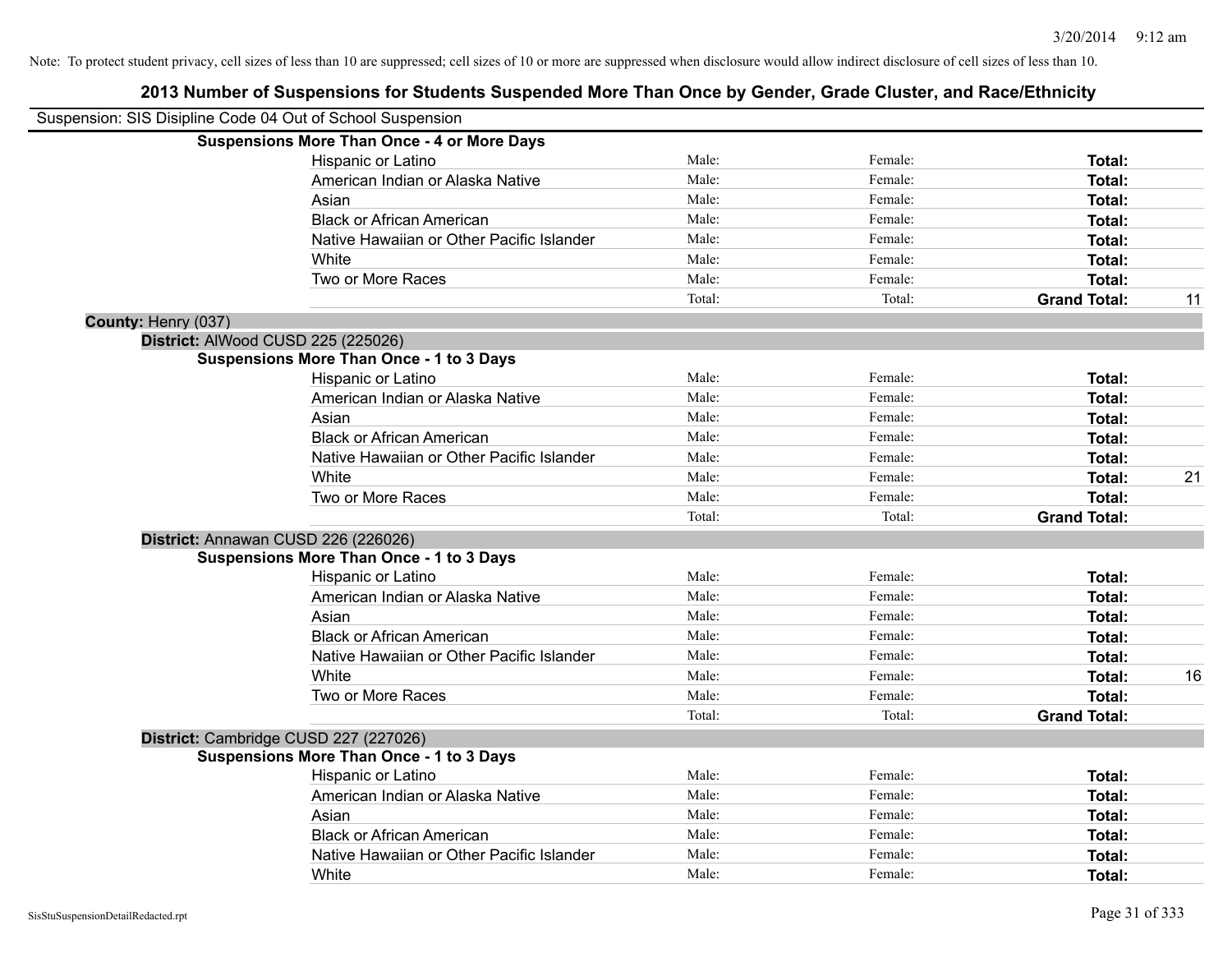Note: To protect student privacy, cell sizes of less than 10 are suppressed; cell sizes of 10 or more are suppressed when disclosure would allow indirect disclosure of cell sizes of less than 10.

## 2013 Number of Suspensions for Students Suspended More Than Once by Gender, Grade Cluster, and Race/Ethnicity

Suspension: SIS Disipline Code 04 Out of School Suspension

**Suspensions More Than Once - 4 or More Days**

| | | | | |
|---|---|---|---|---|
| Hispanic or Latino | Male: | Female: | **Total:** | |
| American Indian or Alaska Native | Male: | Female: | **Total:** | |
| Asian | Male: | Female: | **Total:** | |
| Black or African American | Male: | Female: | **Total:** | |
| Native Hawaiian or Other Pacific Islander | Male: | Female: | **Total:** | |
| White | Male: | Female: | **Total:** | |
| Two or More Races | Male: | Female: | **Total:** | |
| | Total: | Total: | **Grand Total:** | 11 |

**County:** Henry (037)

**District:** AlWood CUSD 225 (225026)

**Suspensions More Than Once - 1 to 3 Days**

| | | | | |
|---|---|---|---|---|
| Hispanic or Latino | Male: | Female: | **Total:** | |
| American Indian or Alaska Native | Male: | Female: | **Total:** | |
| Asian | Male: | Female: | **Total:** | |
| Black or African American | Male: | Female: | **Total:** | |
| Native Hawaiian or Other Pacific Islander | Male: | Female: | **Total:** | |
| White | Male: | Female: | **Total:** | 21 |
| Two or More Races | Male: | Female: | **Total:** | |
| | Total: | Total: | **Grand Total:** | |

**District:** Annawan CUSD 226 (226026)

**Suspensions More Than Once - 1 to 3 Days**

| | | | | |
|---|---|---|---|---|
| Hispanic or Latino | Male: | Female: | **Total:** | |
| American Indian or Alaska Native | Male: | Female: | **Total:** | |
| Asian | Male: | Female: | **Total:** | |
| Black or African American | Male: | Female: | **Total:** | |
| Native Hawaiian or Other Pacific Islander | Male: | Female: | **Total:** | |
| White | Male: | Female: | **Total:** | 16 |
| Two or More Races | Male: | Female: | **Total:** | |
| | Total: | Total: | **Grand Total:** | |

**District:** Cambridge CUSD 227 (227026)

**Suspensions More Than Once - 1 to 3 Days**

| | | | | |
|---|---|---|---|---|
| Hispanic or Latino | Male: | Female: | **Total:** | |
| American Indian or Alaska Native | Male: | Female: | **Total:** | |
| Asian | Male: | Female: | **Total:** | |
| Black or African American | Male: | Female: | **Total:** | |
| Native Hawaiian or Other Pacific Islander | Male: | Female: | **Total:** | |
| White | Male: | Female: | **Total:** | |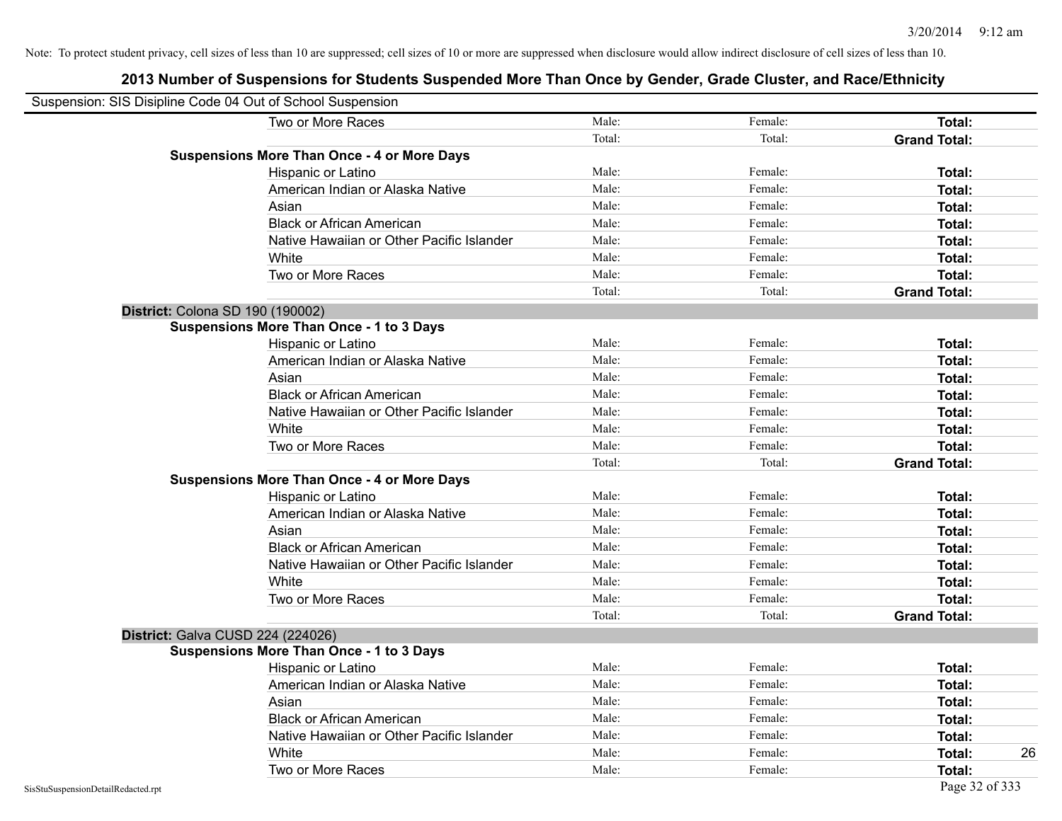Note: To protect student privacy, cell sizes of less than 10 are suppressed; cell sizes of 10 or more are suppressed when disclosure would allow indirect disclosure of cell sizes of less than 10.

# 2013 Number of Suspensions for Students Suspended More Than Once by Gender, Grade Cluster, and Race/Ethnicity

Suspension: SIS Disipline Code 04 Out of School Suspension

| | | | | | |
|---|---|---|---|---|---|
| | Two or More Races | Male: | Female: | **Total:** | |
| | | Total: | Total: | **Grand Total:** | |
| **Suspensions More Than Once - 4 or More Days** | | | | | |
| | Hispanic or Latino | Male: | Female: | **Total:** | |
| | American Indian or Alaska Native | Male: | Female: | **Total:** | |
| | Asian | Male: | Female: | **Total:** | |
| | Black or African American | Male: | Female: | **Total:** | |
| | Native Hawaiian or Other Pacific Islander | Male: | Female: | **Total:** | |
| | White | Male: | Female: | **Total:** | |
| | Two or More Races | Male: | Female: | **Total:** | |
| | | Total: | Total: | **Grand Total:** | |
| **District:** Colona SD 190 (190002) | | | | | |
| **Suspensions More Than Once - 1 to 3 Days** | | | | | |
| | Hispanic or Latino | Male: | Female: | **Total:** | |
| | American Indian or Alaska Native | Male: | Female: | **Total:** | |
| | Asian | Male: | Female: | **Total:** | |
| | Black or African American | Male: | Female: | **Total:** | |
| | Native Hawaiian or Other Pacific Islander | Male: | Female: | **Total:** | |
| | White | Male: | Female: | **Total:** | |
| | Two or More Races | Male: | Female: | **Total:** | |
| | | Total: | Total: | **Grand Total:** | |
| **Suspensions More Than Once - 4 or More Days** | | | | | |
| | Hispanic or Latino | Male: | Female: | **Total:** | |
| | American Indian or Alaska Native | Male: | Female: | **Total:** | |
| | Asian | Male: | Female: | **Total:** | |
| | Black or African American | Male: | Female: | **Total:** | |
| | Native Hawaiian or Other Pacific Islander | Male: | Female: | **Total:** | |
| | White | Male: | Female: | **Total:** | |
| | Two or More Races | Male: | Female: | **Total:** | |
| | | Total: | Total: | **Grand Total:** | |
| **District:** Galva CUSD 224 (224026) | | | | | |
| **Suspensions More Than Once - 1 to 3 Days** | | | | | |
| | Hispanic or Latino | Male: | Female: | **Total:** | |
| | American Indian or Alaska Native | Male: | Female: | **Total:** | |
| | Asian | Male: | Female: | **Total:** | |
| | Black or African American | Male: | Female: | **Total:** | |
| | Native Hawaiian or Other Pacific Islander | Male: | Female: | **Total:** | |
| | White | Male: | Female: | **Total:** | 26 |
| | Two or More Races | Male: | Female: | **Total:** | |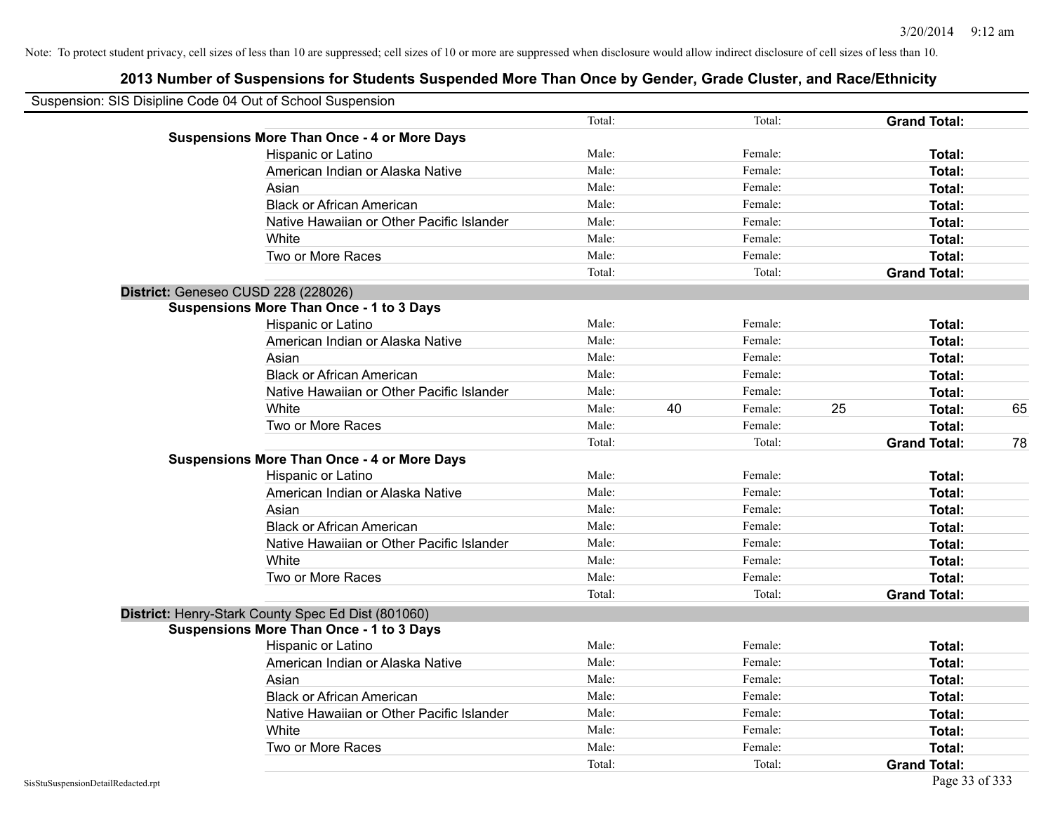Note: To protect student privacy, cell sizes of less than 10 are suppressed; cell sizes of 10 or more are suppressed when disclosure would allow indirect disclosure of cell sizes of less than 10.

## 2013 Number of Suspensions for Students Suspended More Than Once by Gender, Grade Cluster, and Race/Ethnicity

Suspension: SIS Disipline Code 04 Out of School Suspension

| | | | | | | |
|---|---|---|---|---|---|---|
| | Total: | | Total: | | **Grand Total:** | |
| **Suspensions More Than Once - 4 or More Days** | | | | | | |
| Hispanic or Latino | Male: | | Female: | | **Total:** | |
| American Indian or Alaska Native | Male: | | Female: | | **Total:** | |
| Asian | Male: | | Female: | | **Total:** | |
| Black or African American | Male: | | Female: | | **Total:** | |
| Native Hawaiian or Other Pacific Islander | Male: | | Female: | | **Total:** | |
| White | Male: | | Female: | | **Total:** | |
| Two or More Races | Male: | | Female: | | **Total:** | |
| | Total: | | Total: | | **Grand Total:** | |

**District:** Geneseo CUSD 228 (228026)

| | | | | | | |
|---|---|---|---|---|---|---|
| **Suspensions More Than Once - 1 to 3 Days** | | | | | | |
| Hispanic or Latino | Male: | | Female: | | **Total:** | |
| American Indian or Alaska Native | Male: | | Female: | | **Total:** | |
| Asian | Male: | | Female: | | **Total:** | |
| Black or African American | Male: | | Female: | | **Total:** | |
| Native Hawaiian or Other Pacific Islander | Male: | | Female: | | **Total:** | |
| White | Male: | 40 | Female: | 25 | **Total:** | 65 |
| Two or More Races | Male: | | Female: | | **Total:** | |
| | Total: | | Total: | | **Grand Total:** | 78 |
| **Suspensions More Than Once - 4 or More Days** | | | | | | |
| Hispanic or Latino | Male: | | Female: | | **Total:** | |
| American Indian or Alaska Native | Male: | | Female: | | **Total:** | |
| Asian | Male: | | Female: | | **Total:** | |
| Black or African American | Male: | | Female: | | **Total:** | |
| Native Hawaiian or Other Pacific Islander | Male: | | Female: | | **Total:** | |
| White | Male: | | Female: | | **Total:** | |
| Two or More Races | Male: | | Female: | | **Total:** | |
| | Total: | | Total: | | **Grand Total:** | |

**District:** Henry-Stark County Spec Ed Dist (801060)

| | | | | | | |
|---|---|---|---|---|---|---|
| **Suspensions More Than Once - 1 to 3 Days** | | | | | | |
| Hispanic or Latino | Male: | | Female: | | **Total:** | |
| American Indian or Alaska Native | Male: | | Female: | | **Total:** | |
| Asian | Male: | | Female: | | **Total:** | |
| Black or African American | Male: | | Female: | | **Total:** | |
| Native Hawaiian or Other Pacific Islander | Male: | | Female: | | **Total:** | |
| White | Male: | | Female: | | **Total:** | |
| Two or More Races | Male: | | Female: | | **Total:** | |
| | Total: | | Total: | | **Grand Total:** | |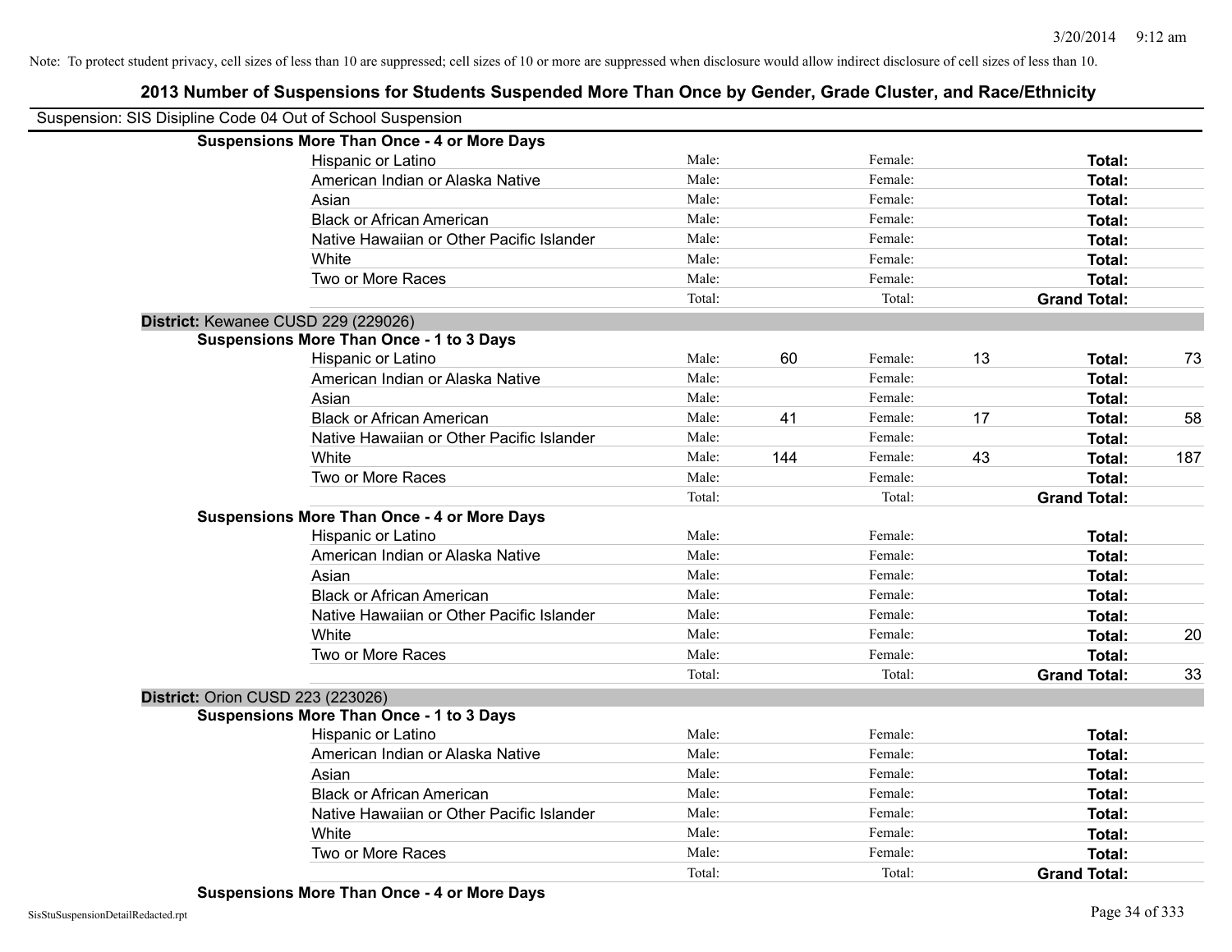Note: To protect student privacy, cell sizes of less than 10 are suppressed; cell sizes of 10 or more are suppressed when disclosure would allow indirect disclosure of cell sizes of less than 10.

## 2013 Number of Suspensions for Students Suspended More Than Once by Gender, Grade Cluster, and Race/Ethnicity

Suspension: SIS Disipline Code 04 Out of School Suspension

| | | | | | | |
|---|---|---|---|---|---|---|
| **Suspensions More Than Once - 4 or More Days** | | | | | | |
| Hispanic or Latino | Male: | | Female: | | **Total:** | |
| American Indian or Alaska Native | Male: | | Female: | | **Total:** | |
| Asian | Male: | | Female: | | **Total:** | |
| Black or African American | Male: | | Female: | | **Total:** | |
| Native Hawaiian or Other Pacific Islander | Male: | | Female: | | **Total:** | |
| White | Male: | | Female: | | **Total:** | |
| Two or More Races | Male: | | Female: | | **Total:** | |
| | Total: | | Total: | | **Grand Total:** | |
| **District:** Kewanee CUSD 229 (229026) | | | | | | |
| **Suspensions More Than Once - 1 to 3 Days** | | | | | | |
| Hispanic or Latino | Male: | 60 | Female: | 13 | **Total:** | 73 |
| American Indian or Alaska Native | Male: | | Female: | | **Total:** | |
| Asian | Male: | | Female: | | **Total:** | |
| Black or African American | Male: | 41 | Female: | 17 | **Total:** | 58 |
| Native Hawaiian or Other Pacific Islander | Male: | | Female: | | **Total:** | |
| White | Male: | 144 | Female: | 43 | **Total:** | 187 |
| Two or More Races | Male: | | Female: | | **Total:** | |
| | Total: | | Total: | | **Grand Total:** | |
| **Suspensions More Than Once - 4 or More Days** | | | | | | |
| Hispanic or Latino | Male: | | Female: | | **Total:** | |
| American Indian or Alaska Native | Male: | | Female: | | **Total:** | |
| Asian | Male: | | Female: | | **Total:** | |
| Black or African American | Male: | | Female: | | **Total:** | |
| Native Hawaiian or Other Pacific Islander | Male: | | Female: | | **Total:** | |
| White | Male: | | Female: | | **Total:** | 20 |
| Two or More Races | Male: | | Female: | | **Total:** | |
| | Total: | | Total: | | **Grand Total:** | 33 |
| **District:** Orion CUSD 223 (223026) | | | | | | |
| **Suspensions More Than Once - 1 to 3 Days** | | | | | | |
| Hispanic or Latino | Male: | | Female: | | **Total:** | |
| American Indian or Alaska Native | Male: | | Female: | | **Total:** | |
| Asian | Male: | | Female: | | **Total:** | |
| Black or African American | Male: | | Female: | | **Total:** | |
| Native Hawaiian or Other Pacific Islander | Male: | | Female: | | **Total:** | |
| White | Male: | | Female: | | **Total:** | |
| Two or More Races | Male: | | Female: | | **Total:** | |
| | Total: | | Total: | | **Grand Total:** | |
| **Suspensions More Than Once - 4 or More Days** | | | | | | |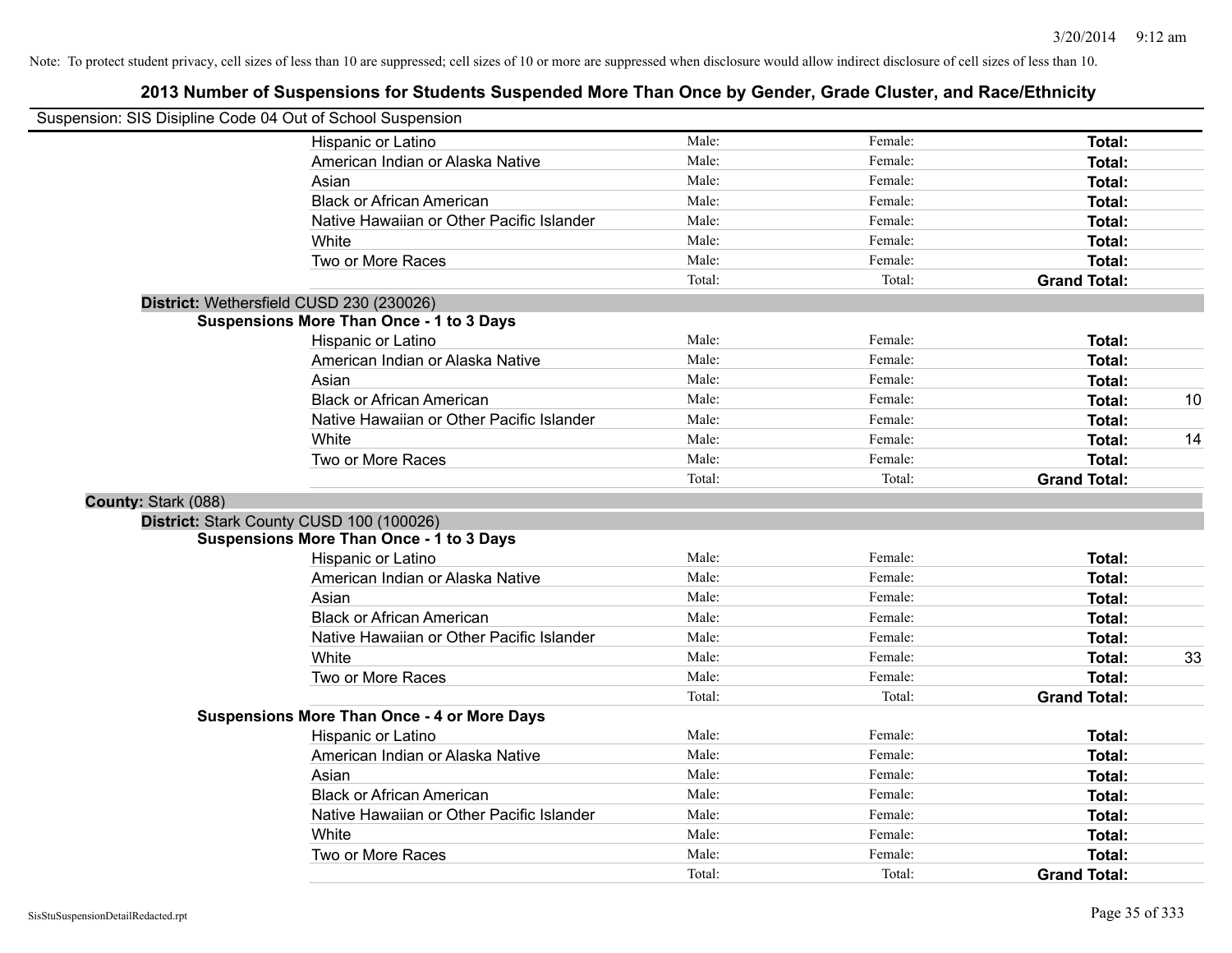Note: To protect student privacy, cell sizes of less than 10 are suppressed; cell sizes of 10 or more are suppressed when disclosure would allow indirect disclosure of cell sizes of less than 10.

## 2013 Number of Suspensions for Students Suspended More Than Once by Gender, Grade Cluster, and Race/Ethnicity

Suspension: SIS Disipline Code 04 Out of School Suspension

| | | | |
|---|---|---|---|
| Hispanic or Latino | Male: | Female: | **Total:** |
| American Indian or Alaska Native | Male: | Female: | **Total:** |
| Asian | Male: | Female: | **Total:** |
| Black or African American | Male: | Female: | **Total:** |
| Native Hawaiian or Other Pacific Islander | Male: | Female: | **Total:** |
| White | Male: | Female: | **Total:** |
| Two or More Races | Male: | Female: | **Total:** |
| | Total: | Total: | **Grand Total:** |

**District:** Wethersfield CUSD 230 (230026)

**Suspensions More Than Once - 1 to 3 Days**

| | | | | |
|---|---|---|---|---|
| Hispanic or Latino | Male: | Female: | **Total:** | |
| American Indian or Alaska Native | Male: | Female: | **Total:** | |
| Asian | Male: | Female: | **Total:** | |
| Black or African American | Male: | Female: | **Total:** | 10 |
| Native Hawaiian or Other Pacific Islander | Male: | Female: | **Total:** | |
| White | Male: | Female: | **Total:** | 14 |
| Two or More Races | Male: | Female: | **Total:** | |
| | Total: | Total: | **Grand Total:** | |

**County:** Stark (088)

**District:** Stark County CUSD 100 (100026)

**Suspensions More Than Once - 1 to 3 Days**

| | | | | |
|---|---|---|---|---|
| Hispanic or Latino | Male: | Female: | **Total:** | |
| American Indian or Alaska Native | Male: | Female: | **Total:** | |
| Asian | Male: | Female: | **Total:** | |
| Black or African American | Male: | Female: | **Total:** | |
| Native Hawaiian or Other Pacific Islander | Male: | Female: | **Total:** | |
| White | Male: | Female: | **Total:** | 33 |
| Two or More Races | Male: | Female: | **Total:** | |
| | Total: | Total: | **Grand Total:** | |

**Suspensions More Than Once - 4 or More Days**

| | | | |
|---|---|---|---|
| Hispanic or Latino | Male: | Female: | **Total:** |
| American Indian or Alaska Native | Male: | Female: | **Total:** |
| Asian | Male: | Female: | **Total:** |
| Black or African American | Male: | Female: | **Total:** |
| Native Hawaiian or Other Pacific Islander | Male: | Female: | **Total:** |
| White | Male: | Female: | **Total:** |
| Two or More Races | Male: | Female: | **Total:** |
| | Total: | Total: | **Grand Total:** |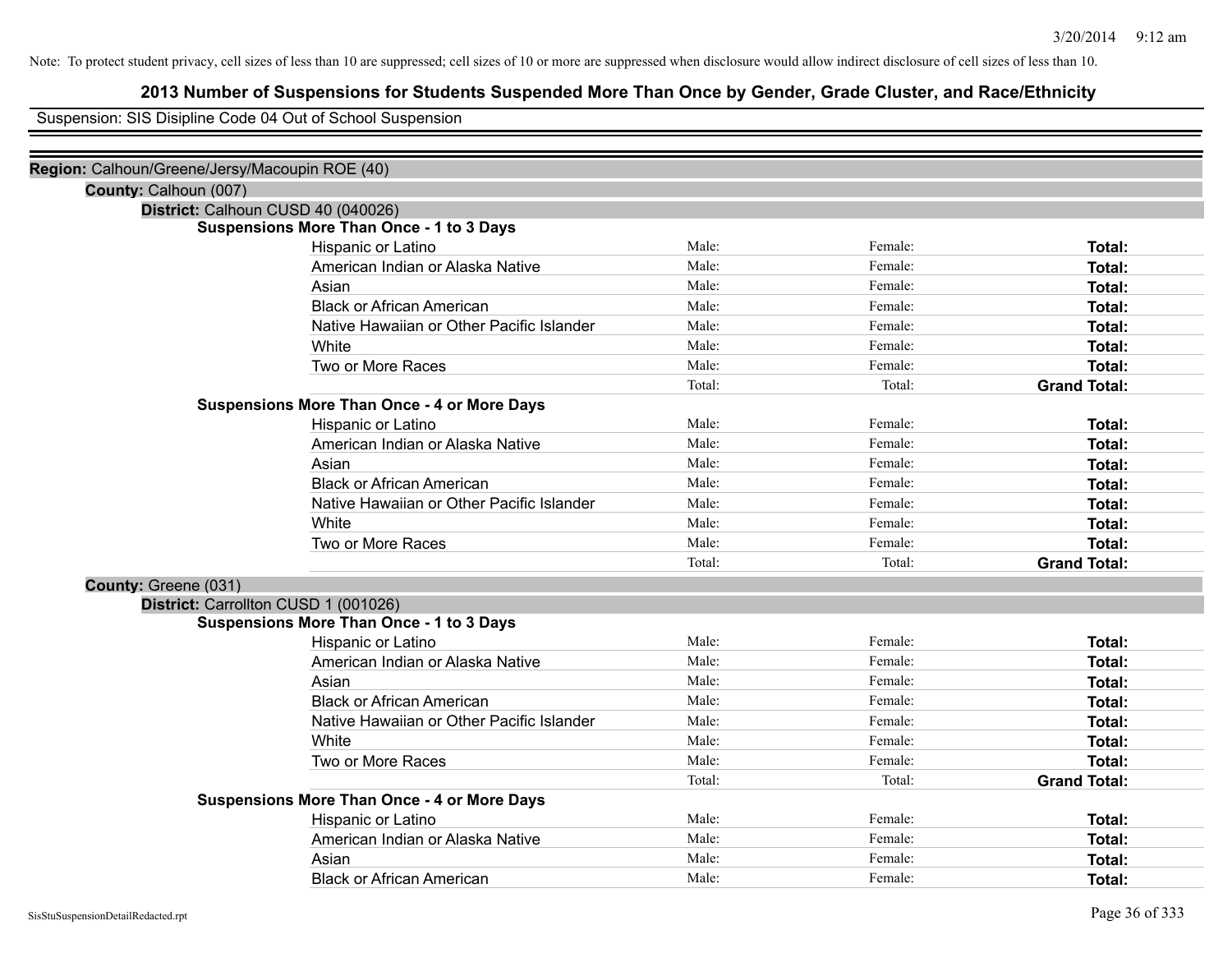Note: To protect student privacy, cell sizes of less than 10 are suppressed; cell sizes of 10 or more are suppressed when disclosure would allow indirect disclosure of cell sizes of less than 10.

# 2013 Number of Suspensions for Students Suspended More Than Once by Gender, Grade Cluster, and Race/Ethnicity

Suspension: SIS Disipline Code 04 Out of School Suspension

**Region:** Calhoun/Greene/Jersy/Macoupin ROE (40)

**County:** Calhoun (007)

**District:** Calhoun CUSD 40 (040026)

**Suspensions More Than Once - 1 to 3 Days**

| | | | |
|---|---|---|---|
| Hispanic or Latino | Male: | Female: | **Total:** |
| American Indian or Alaska Native | Male: | Female: | **Total:** |
| Asian | Male: | Female: | **Total:** |
| Black or African American | Male: | Female: | **Total:** |
| Native Hawaiian or Other Pacific Islander | Male: | Female: | **Total:** |
| White | Male: | Female: | **Total:** |
| Two or More Races | Male: | Female: | **Total:** |
| | Total: | Total: | **Grand Total:** |

**Suspensions More Than Once - 4 or More Days**

| | | | |
|---|---|---|---|
| Hispanic or Latino | Male: | Female: | **Total:** |
| American Indian or Alaska Native | Male: | Female: | **Total:** |
| Asian | Male: | Female: | **Total:** |
| Black or African American | Male: | Female: | **Total:** |
| Native Hawaiian or Other Pacific Islander | Male: | Female: | **Total:** |
| White | Male: | Female: | **Total:** |
| Two or More Races | Male: | Female: | **Total:** |
| | Total: | Total: | **Grand Total:** |

**County:** Greene (031)

**District:** Carrollton CUSD 1 (001026)

**Suspensions More Than Once - 1 to 3 Days**

| | | | |
|---|---|---|---|
| Hispanic or Latino | Male: | Female: | **Total:** |
| American Indian or Alaska Native | Male: | Female: | **Total:** |
| Asian | Male: | Female: | **Total:** |
| Black or African American | Male: | Female: | **Total:** |
| Native Hawaiian or Other Pacific Islander | Male: | Female: | **Total:** |
| White | Male: | Female: | **Total:** |
| Two or More Races | Male: | Female: | **Total:** |
| | Total: | Total: | **Grand Total:** |

**Suspensions More Than Once - 4 or More Days**

| | | | |
|---|---|---|---|
| Hispanic or Latino | Male: | Female: | **Total:** |
| American Indian or Alaska Native | Male: | Female: | **Total:** |
| Asian | Male: | Female: | **Total:** |
| Black or African American | Male: | Female: | **Total:** |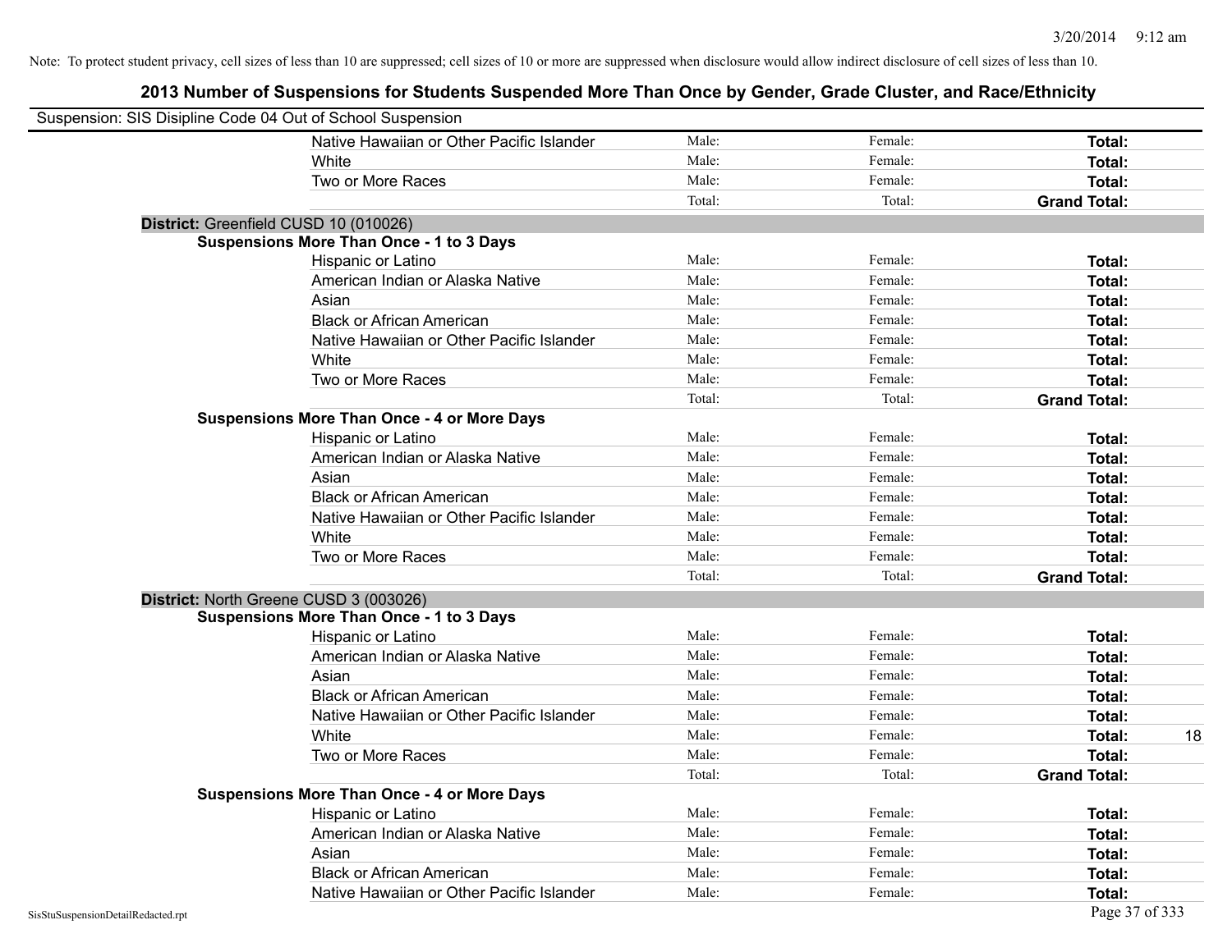Note: To protect student privacy, cell sizes of less than 10 are suppressed; cell sizes of 10 or more are suppressed when disclosure would allow indirect disclosure of cell sizes of less than 10.

## 2013 Number of Suspensions for Students Suspended More Than Once by Gender, Grade Cluster, and Race/Ethnicity

Suspension: SIS Disipline Code 04 Out of School Suspension

| | | | | |
|---|---|---|---|---|
| Native Hawaiian or Other Pacific Islander | Male: | Female: | **Total:** | |
| White | Male: | Female: | **Total:** | |
| Two or More Races | Male: | Female: | **Total:** | |
| | Total: | Total: | **Grand Total:** | |

**District:** Greenfield CUSD 10 (010026)

**Suspensions More Than Once - 1 to 3 Days**

| | | | | |
|---|---|---|---|---|
| Hispanic or Latino | Male: | Female: | **Total:** | |
| American Indian or Alaska Native | Male: | Female: | **Total:** | |
| Asian | Male: | Female: | **Total:** | |
| Black or African American | Male: | Female: | **Total:** | |
| Native Hawaiian or Other Pacific Islander | Male: | Female: | **Total:** | |
| White | Male: | Female: | **Total:** | |
| Two or More Races | Male: | Female: | **Total:** | |
| | Total: | Total: | **Grand Total:** | |

**Suspensions More Than Once - 4 or More Days**

| | | | | |
|---|---|---|---|---|
| Hispanic or Latino | Male: | Female: | **Total:** | |
| American Indian or Alaska Native | Male: | Female: | **Total:** | |
| Asian | Male: | Female: | **Total:** | |
| Black or African American | Male: | Female: | **Total:** | |
| Native Hawaiian or Other Pacific Islander | Male: | Female: | **Total:** | |
| White | Male: | Female: | **Total:** | |
| Two or More Races | Male: | Female: | **Total:** | |
| | Total: | Total: | **Grand Total:** | |

**District:** North Greene CUSD 3 (003026)

**Suspensions More Than Once - 1 to 3 Days**

| | | | | |
|---|---|---|---|---|
| Hispanic or Latino | Male: | Female: | **Total:** | |
| American Indian or Alaska Native | Male: | Female: | **Total:** | |
| Asian | Male: | Female: | **Total:** | |
| Black or African American | Male: | Female: | **Total:** | |
| Native Hawaiian or Other Pacific Islander | Male: | Female: | **Total:** | |
| White | Male: | Female: | **Total:** | 18 |
| Two or More Races | Male: | Female: | **Total:** | |
| | Total: | Total: | **Grand Total:** | |

**Suspensions More Than Once - 4 or More Days**

| | | | | |
|---|---|---|---|---|
| Hispanic or Latino | Male: | Female: | **Total:** | |
| American Indian or Alaska Native | Male: | Female: | **Total:** | |
| Asian | Male: | Female: | **Total:** | |
| Black or African American | Male: | Female: | **Total:** | |
| Native Hawaiian or Other Pacific Islander | Male: | Female: | **Total:** | |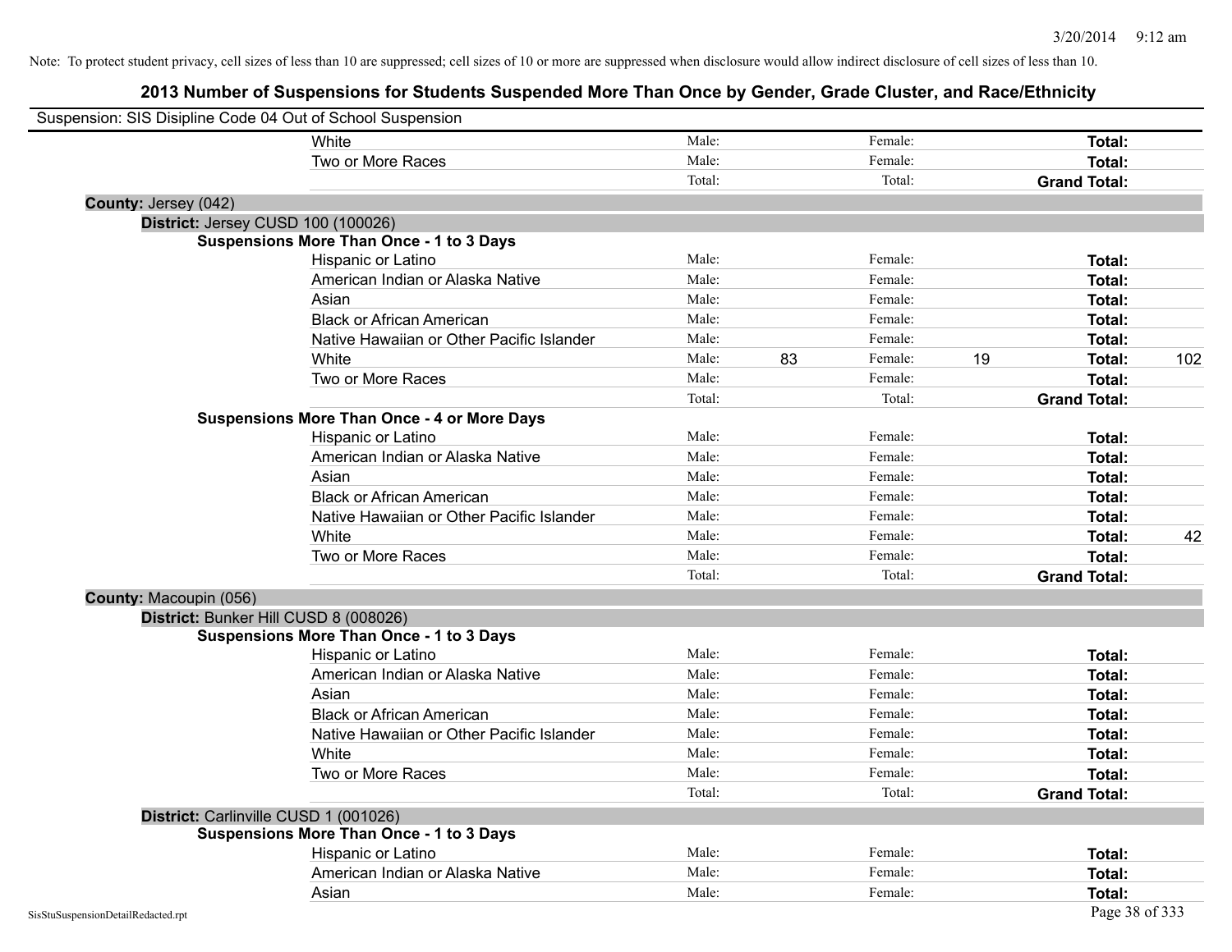Note: To protect student privacy, cell sizes of less than 10 are suppressed; cell sizes of 10 or more are suppressed when disclosure would allow indirect disclosure of cell sizes of less than 10.

## 2013 Number of Suspensions for Students Suspended More Than Once by Gender, Grade Cluster, and Race/Ethnicity

Suspension: SIS Disipline Code 04 Out of School Suspension

| | | | | | | |
|---|---|---|---|---|---|---|
| White | Male: | | Female: | | **Total:** | |
| Two or More Races | Male: | | Female: | | **Total:** | |
| | Total: | | Total: | | **Grand Total:** | |

**County:** Jersey (042)

**District:** Jersey CUSD 100 (100026)

**Suspensions More Than Once - 1 to 3 Days**

| | | | | | | |
|---|---|---|---|---|---|---|
| Hispanic or Latino | Male: | | Female: | | **Total:** | |
| American Indian or Alaska Native | Male: | | Female: | | **Total:** | |
| Asian | Male: | | Female: | | **Total:** | |
| Black or African American | Male: | | Female: | | **Total:** | |
| Native Hawaiian or Other Pacific Islander | Male: | | Female: | | **Total:** | |
| White | Male: | 83 | Female: | 19 | **Total:** | 102 |
| Two or More Races | Male: | | Female: | | **Total:** | |
| | Total: | | Total: | | **Grand Total:** | |

**Suspensions More Than Once - 4 or More Days**

| | | | | | | |
|---|---|---|---|---|---|---|
| Hispanic or Latino | Male: | | Female: | | **Total:** | |
| American Indian or Alaska Native | Male: | | Female: | | **Total:** | |
| Asian | Male: | | Female: | | **Total:** | |
| Black or African American | Male: | | Female: | | **Total:** | |
| Native Hawaiian or Other Pacific Islander | Male: | | Female: | | **Total:** | |
| White | Male: | | Female: | | **Total:** | 42 |
| Two or More Races | Male: | | Female: | | **Total:** | |
| | Total: | | Total: | | **Grand Total:** | |

**County:** Macoupin (056)

**District:** Bunker Hill CUSD 8 (008026)

**Suspensions More Than Once - 1 to 3 Days**

| | | | | | | |
|---|---|---|---|---|---|---|
| Hispanic or Latino | Male: | | Female: | | **Total:** | |
| American Indian or Alaska Native | Male: | | Female: | | **Total:** | |
| Asian | Male: | | Female: | | **Total:** | |
| Black or African American | Male: | | Female: | | **Total:** | |
| Native Hawaiian or Other Pacific Islander | Male: | | Female: | | **Total:** | |
| White | Male: | | Female: | | **Total:** | |
| Two or More Races | Male: | | Female: | | **Total:** | |
| | Total: | | Total: | | **Grand Total:** | |

**District:** Carlinville CUSD 1 (001026)

**Suspensions More Than Once - 1 to 3 Days**

| | | | | | | |
|---|---|---|---|---|---|---|
| Hispanic or Latino | Male: | | Female: | | **Total:** | |
| American Indian or Alaska Native | Male: | | Female: | | **Total:** | |
| Asian | Male: | | Female: | | **Total:** | |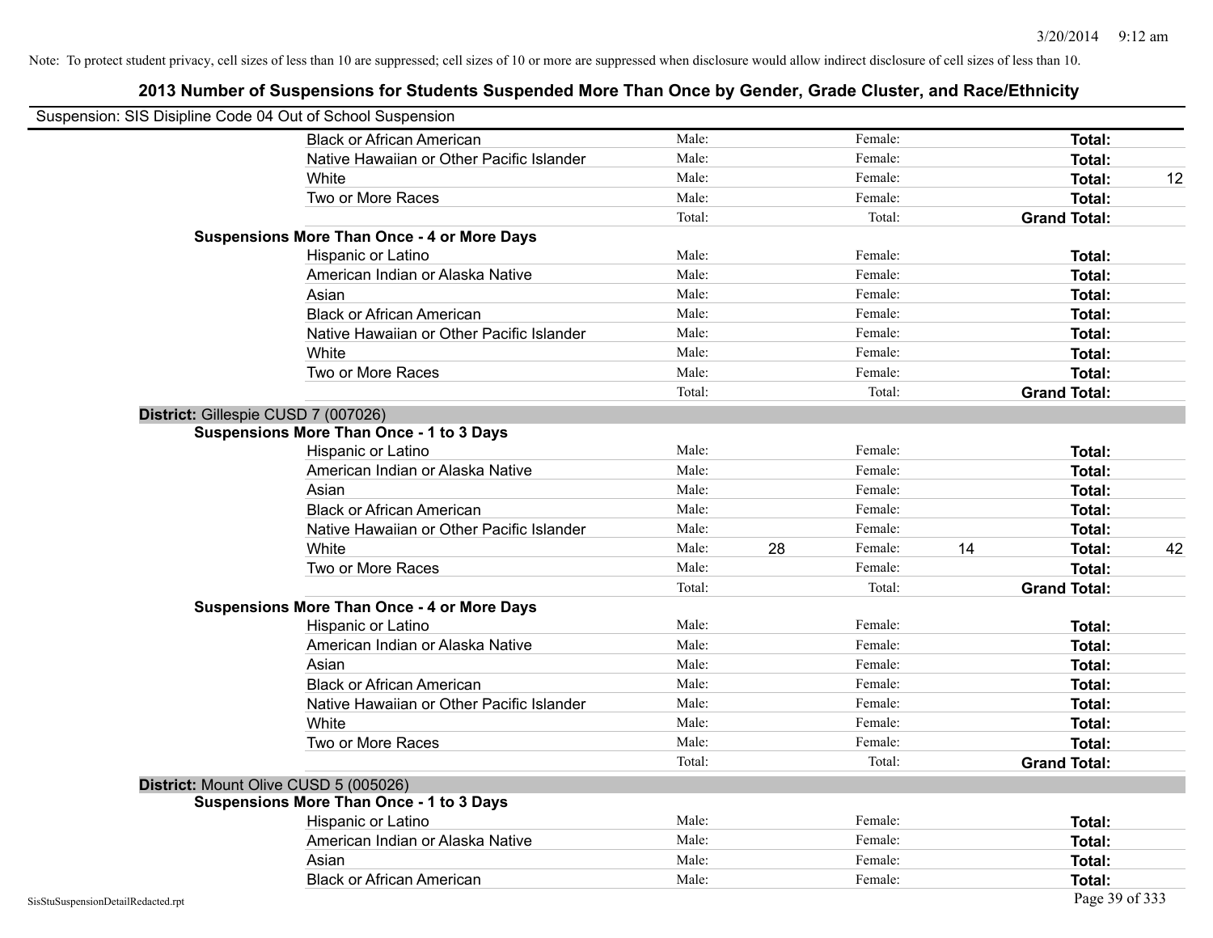Note: To protect student privacy, cell sizes of less than 10 are suppressed; cell sizes of 10 or more are suppressed when disclosure would allow indirect disclosure of cell sizes of less than 10.

## 2013 Number of Suspensions for Students Suspended More Than Once by Gender, Grade Cluster, and Race/Ethnicity

Suspension: SIS Disipline Code 04 Out of School Suspension

| | | | | | | |
|---|---|---|---|---|---|---|
| Black or African American | Male: | | Female: | | **Total:** | |
| Native Hawaiian or Other Pacific Islander | Male: | | Female: | | **Total:** | |
| White | Male: | | Female: | | **Total:** | 12 |
| Two or More Races | Male: | | Female: | | **Total:** | |
| | Total: | | Total: | | **Grand Total:** | |

**Suspensions More Than Once - 4 or More Days**

| | | | | | | |
|---|---|---|---|---|---|---|
| Hispanic or Latino | Male: | | Female: | | **Total:** | |
| American Indian or Alaska Native | Male: | | Female: | | **Total:** | |
| Asian | Male: | | Female: | | **Total:** | |
| Black or African American | Male: | | Female: | | **Total:** | |
| Native Hawaiian or Other Pacific Islander | Male: | | Female: | | **Total:** | |
| White | Male: | | Female: | | **Total:** | |
| Two or More Races | Male: | | Female: | | **Total:** | |
| | Total: | | Total: | | **Grand Total:** | |

**District:** Gillespie CUSD 7 (007026)

**Suspensions More Than Once - 1 to 3 Days**

| | | | | | | |
|---|---|---|---|---|---|---|
| Hispanic or Latino | Male: | | Female: | | **Total:** | |
| American Indian or Alaska Native | Male: | | Female: | | **Total:** | |
| Asian | Male: | | Female: | | **Total:** | |
| Black or African American | Male: | | Female: | | **Total:** | |
| Native Hawaiian or Other Pacific Islander | Male: | | Female: | | **Total:** | |
| White | Male: | 28 | Female: | 14 | **Total:** | 42 |
| Two or More Races | Male: | | Female: | | **Total:** | |
| | Total: | | Total: | | **Grand Total:** | |

**Suspensions More Than Once - 4 or More Days**

| | | | | | | |
|---|---|---|---|---|---|---|
| Hispanic or Latino | Male: | | Female: | | **Total:** | |
| American Indian or Alaska Native | Male: | | Female: | | **Total:** | |
| Asian | Male: | | Female: | | **Total:** | |
| Black or African American | Male: | | Female: | | **Total:** | |
| Native Hawaiian or Other Pacific Islander | Male: | | Female: | | **Total:** | |
| White | Male: | | Female: | | **Total:** | |
| Two or More Races | Male: | | Female: | | **Total:** | |
| | Total: | | Total: | | **Grand Total:** | |

**District:** Mount Olive CUSD 5 (005026)

**Suspensions More Than Once - 1 to 3 Days**

| | | | | | | |
|---|---|---|---|---|---|---|
| Hispanic or Latino | Male: | | Female: | | **Total:** | |
| American Indian or Alaska Native | Male: | | Female: | | **Total:** | |
| Asian | Male: | | Female: | | **Total:** | |
| Black or African American | Male: | | Female: | | **Total:** | |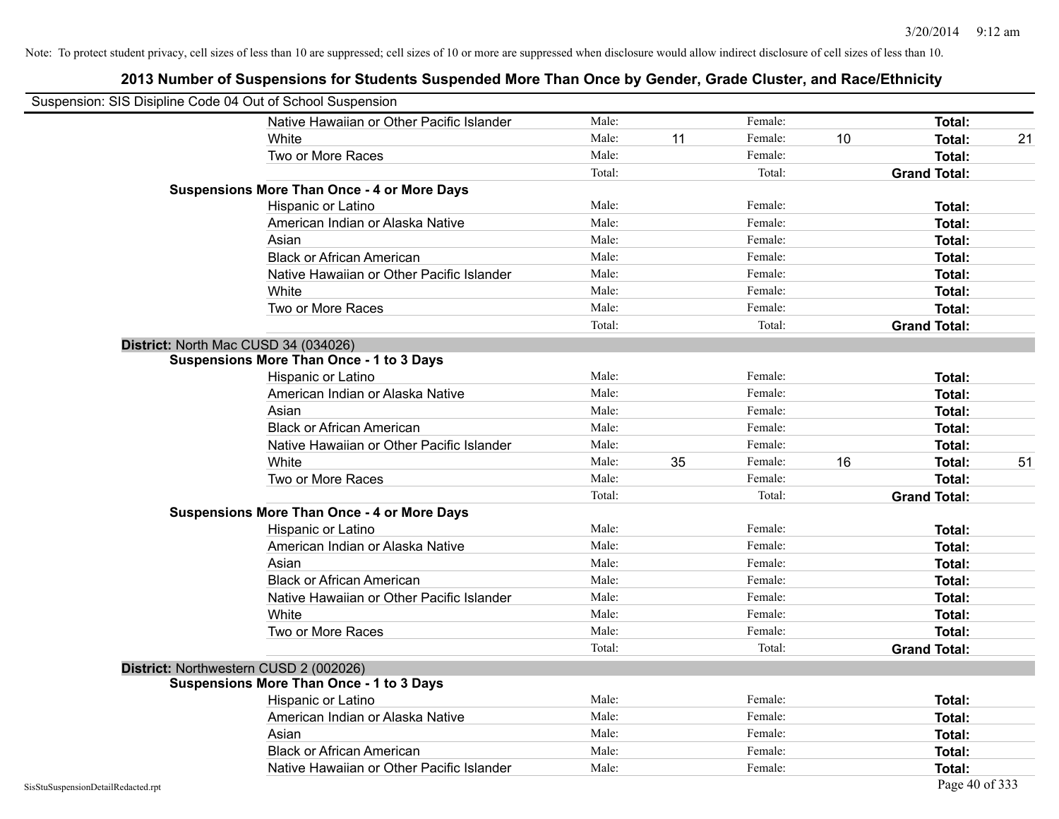Note: To protect student privacy, cell sizes of less than 10 are suppressed; cell sizes of 10 or more are suppressed when disclosure would allow indirect disclosure of cell sizes of less than 10.

# 2013 Number of Suspensions for Students Suspended More Than Once by Gender, Grade Cluster, and Race/Ethnicity

Suspension: SIS Disipline Code 04 Out of School Suspension

| | | | | | | |
|---|---|---|---|---|---|---|
| Native Hawaiian or Other Pacific Islander | Male: | | Female: | | **Total:** | |
| White | Male: | 11 | Female: | 10 | **Total:** | 21 |
| Two or More Races | Male: | | Female: | | **Total:** | |
| | Total: | | Total: | | **Grand Total:** | |

**Suspensions More Than Once - 4 or More Days**

| | | | | | | |
|---|---|---|---|---|---|---|
| Hispanic or Latino | Male: | | Female: | | **Total:** | |
| American Indian or Alaska Native | Male: | | Female: | | **Total:** | |
| Asian | Male: | | Female: | | **Total:** | |
| Black or African American | Male: | | Female: | | **Total:** | |
| Native Hawaiian or Other Pacific Islander | Male: | | Female: | | **Total:** | |
| White | Male: | | Female: | | **Total:** | |
| Two or More Races | Male: | | Female: | | **Total:** | |
| | Total: | | Total: | | **Grand Total:** | |

**District:** North Mac CUSD 34 (034026)

**Suspensions More Than Once - 1 to 3 Days**

| | | | | | | |
|---|---|---|---|---|---|---|
| Hispanic or Latino | Male: | | Female: | | **Total:** | |
| American Indian or Alaska Native | Male: | | Female: | | **Total:** | |
| Asian | Male: | | Female: | | **Total:** | |
| Black or African American | Male: | | Female: | | **Total:** | |
| Native Hawaiian or Other Pacific Islander | Male: | | Female: | | **Total:** | |
| White | Male: | 35 | Female: | 16 | **Total:** | 51 |
| Two or More Races | Male: | | Female: | | **Total:** | |
| | Total: | | Total: | | **Grand Total:** | |

**Suspensions More Than Once - 4 or More Days**

| | | | | | | |
|---|---|---|---|---|---|---|
| Hispanic or Latino | Male: | | Female: | | **Total:** | |
| American Indian or Alaska Native | Male: | | Female: | | **Total:** | |
| Asian | Male: | | Female: | | **Total:** | |
| Black or African American | Male: | | Female: | | **Total:** | |
| Native Hawaiian or Other Pacific Islander | Male: | | Female: | | **Total:** | |
| White | Male: | | Female: | | **Total:** | |
| Two or More Races | Male: | | Female: | | **Total:** | |
| | Total: | | Total: | | **Grand Total:** | |

**District:** Northwestern CUSD 2 (002026)

**Suspensions More Than Once - 1 to 3 Days**

| | | | | | | |
|---|---|---|---|---|---|---|
| Hispanic or Latino | Male: | | Female: | | **Total:** | |
| American Indian or Alaska Native | Male: | | Female: | | **Total:** | |
| Asian | Male: | | Female: | | **Total:** | |
| Black or African American | Male: | | Female: | | **Total:** | |
| Native Hawaiian or Other Pacific Islander | Male: | | Female: | | **Total:** | |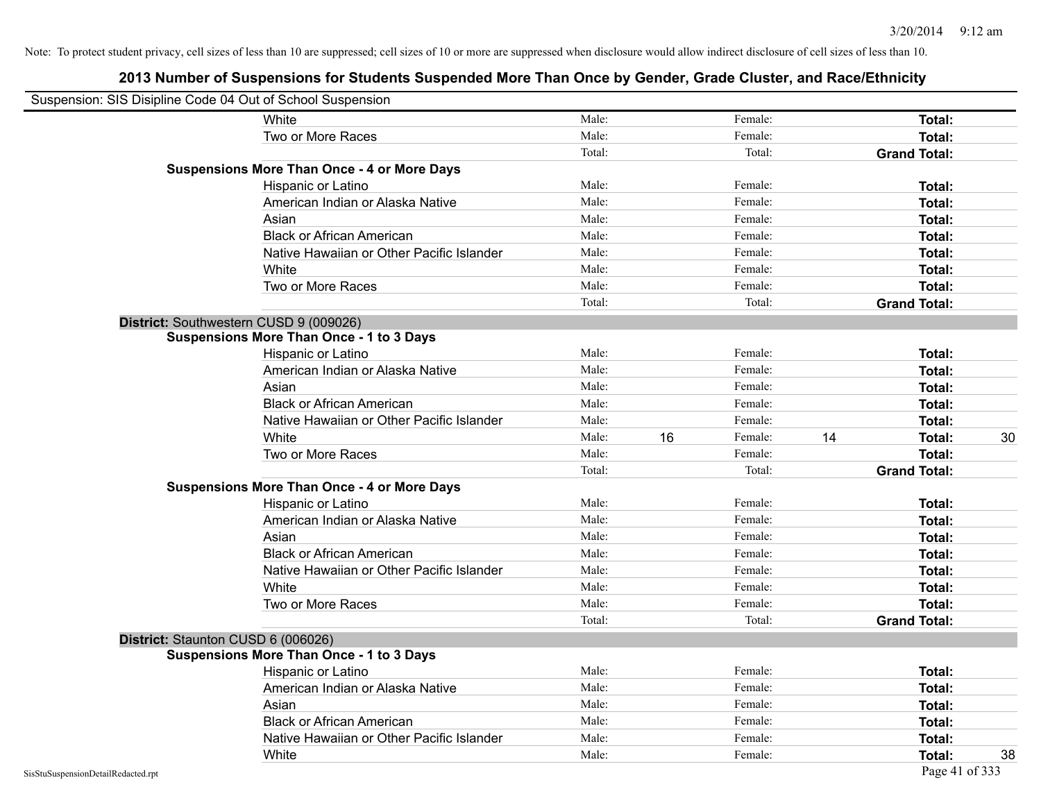Note: To protect student privacy, cell sizes of less than 10 are suppressed; cell sizes of 10 or more are suppressed when disclosure would allow indirect disclosure of cell sizes of less than 10.

## 2013 Number of Suspensions for Students Suspended More Than Once by Gender, Grade Cluster, and Race/Ethnicity

Suspension: SIS Disipline Code 04 Out of School Suspension

| | | | | | | |
|---|---|---|---|---|---|---|
| White | Male: | | Female: | | **Total:** | |
| Two or More Races | Male: | | Female: | | **Total:** | |
| | Total: | | Total: | | **Grand Total:** | |
| **Suspensions More Than Once - 4 or More Days** | | | | | | |
| Hispanic or Latino | Male: | | Female: | | **Total:** | |
| American Indian or Alaska Native | Male: | | Female: | | **Total:** | |
| Asian | Male: | | Female: | | **Total:** | |
| Black or African American | Male: | | Female: | | **Total:** | |
| Native Hawaiian or Other Pacific Islander | Male: | | Female: | | **Total:** | |
| White | Male: | | Female: | | **Total:** | |
| Two or More Races | Male: | | Female: | | **Total:** | |
| | Total: | | Total: | | **Grand Total:** | |

**District:** Southwestern CUSD 9 (009026)

| | | | | | | |
|---|---|---|---|---|---|---|
| **Suspensions More Than Once - 1 to 3 Days** | | | | | | |
| Hispanic or Latino | Male: | | Female: | | **Total:** | |
| American Indian or Alaska Native | Male: | | Female: | | **Total:** | |
| Asian | Male: | | Female: | | **Total:** | |
| Black or African American | Male: | | Female: | | **Total:** | |
| Native Hawaiian or Other Pacific Islander | Male: | | Female: | | **Total:** | |
| White | Male: | 16 | Female: | 14 | **Total:** | 30 |
| Two or More Races | Male: | | Female: | | **Total:** | |
| | Total: | | Total: | | **Grand Total:** | |
| **Suspensions More Than Once - 4 or More Days** | | | | | | |
| Hispanic or Latino | Male: | | Female: | | **Total:** | |
| American Indian or Alaska Native | Male: | | Female: | | **Total:** | |
| Asian | Male: | | Female: | | **Total:** | |
| Black or African American | Male: | | Female: | | **Total:** | |
| Native Hawaiian or Other Pacific Islander | Male: | | Female: | | **Total:** | |
| White | Male: | | Female: | | **Total:** | |
| Two or More Races | Male: | | Female: | | **Total:** | |
| | Total: | | Total: | | **Grand Total:** | |

**District:** Staunton CUSD 6 (006026)

| | | | | | | |
|---|---|---|---|---|---|---|
| **Suspensions More Than Once - 1 to 3 Days** | | | | | | |
| Hispanic or Latino | Male: | | Female: | | **Total:** | |
| American Indian or Alaska Native | Male: | | Female: | | **Total:** | |
| Asian | Male: | | Female: | | **Total:** | |
| Black or African American | Male: | | Female: | | **Total:** | |
| Native Hawaiian or Other Pacific Islander | Male: | | Female: | | **Total:** | |
| White | Male: | | Female: | | **Total:** | 38 |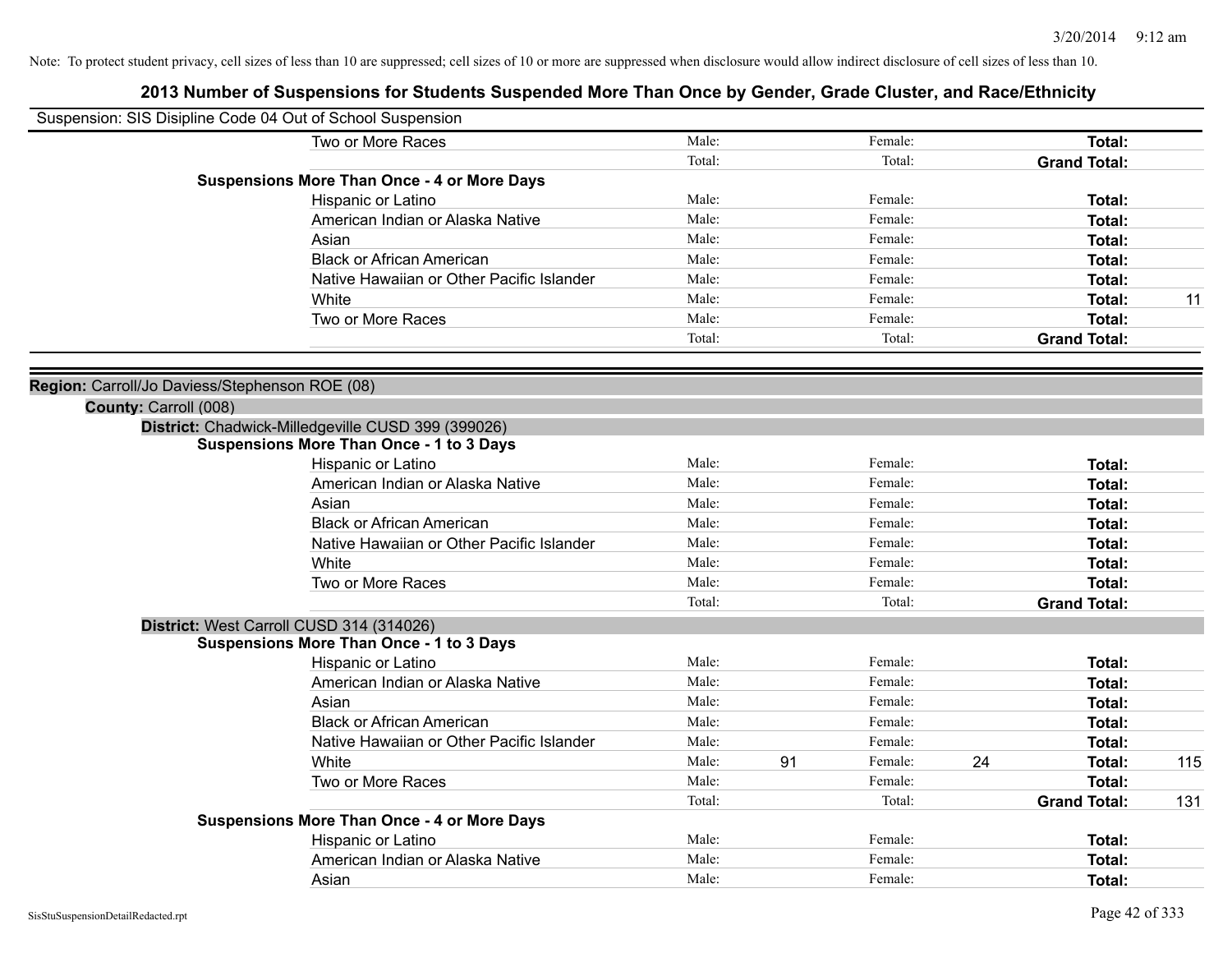Note: To protect student privacy, cell sizes of less than 10 are suppressed; cell sizes of 10 or more are suppressed when disclosure would allow indirect disclosure of cell sizes of less than 10.

# 2013 Number of Suspensions for Students Suspended More Than Once by Gender, Grade Cluster, and Race/Ethnicity

Suspension: SIS Disipline Code 04 Out of School Suspension

| | | | | | | |
|---|---|---|---|---|---|---|
| Two or More Races | Male: | | Female: | | **Total:** | |
| | Total: | | Total: | | **Grand Total:** | |

**Suspensions More Than Once - 4 or More Days**

| | | | | | | |
|---|---|---|---|---|---|---|
| Hispanic or Latino | Male: | | Female: | | **Total:** | |
| American Indian or Alaska Native | Male: | | Female: | | **Total:** | |
| Asian | Male: | | Female: | | **Total:** | |
| Black or African American | Male: | | Female: | | **Total:** | |
| Native Hawaiian or Other Pacific Islander | Male: | | Female: | | **Total:** | |
| White | Male: | | Female: | | **Total:** | 11 |
| Two or More Races | Male: | | Female: | | **Total:** | |
| | Total: | | Total: | | **Grand Total:** | |

**Region:** Carroll/Jo Daviess/Stephenson ROE (08)

**County:** Carroll (008)

**District:** Chadwick-Milledgeville CUSD 399 (399026)

**Suspensions More Than Once - 1 to 3 Days**

| | | | | | | |
|---|---|---|---|---|---|---|
| Hispanic or Latino | Male: | | Female: | | **Total:** | |
| American Indian or Alaska Native | Male: | | Female: | | **Total:** | |
| Asian | Male: | | Female: | | **Total:** | |
| Black or African American | Male: | | Female: | | **Total:** | |
| Native Hawaiian or Other Pacific Islander | Male: | | Female: | | **Total:** | |
| White | Male: | | Female: | | **Total:** | |
| Two or More Races | Male: | | Female: | | **Total:** | |
| | Total: | | Total: | | **Grand Total:** | |

**District:** West Carroll CUSD 314 (314026)

**Suspensions More Than Once - 1 to 3 Days**

| | | | | | | |
|---|---|---|---|---|---|---|
| Hispanic or Latino | Male: | | Female: | | **Total:** | |
| American Indian or Alaska Native | Male: | | Female: | | **Total:** | |
| Asian | Male: | | Female: | | **Total:** | |
| Black or African American | Male: | | Female: | | **Total:** | |
| Native Hawaiian or Other Pacific Islander | Male: | | Female: | | **Total:** | |
| White | Male: | 91 | Female: | 24 | **Total:** | 115 |
| Two or More Races | Male: | | Female: | | **Total:** | |
| | Total: | | Total: | | **Grand Total:** | 131 |

**Suspensions More Than Once - 4 or More Days**

| | | | | | | |
|---|---|---|---|---|---|---|
| Hispanic or Latino | Male: | | Female: | | **Total:** | |
| American Indian or Alaska Native | Male: | | Female: | | **Total:** | |
| Asian | Male: | | Female: | | **Total:** | |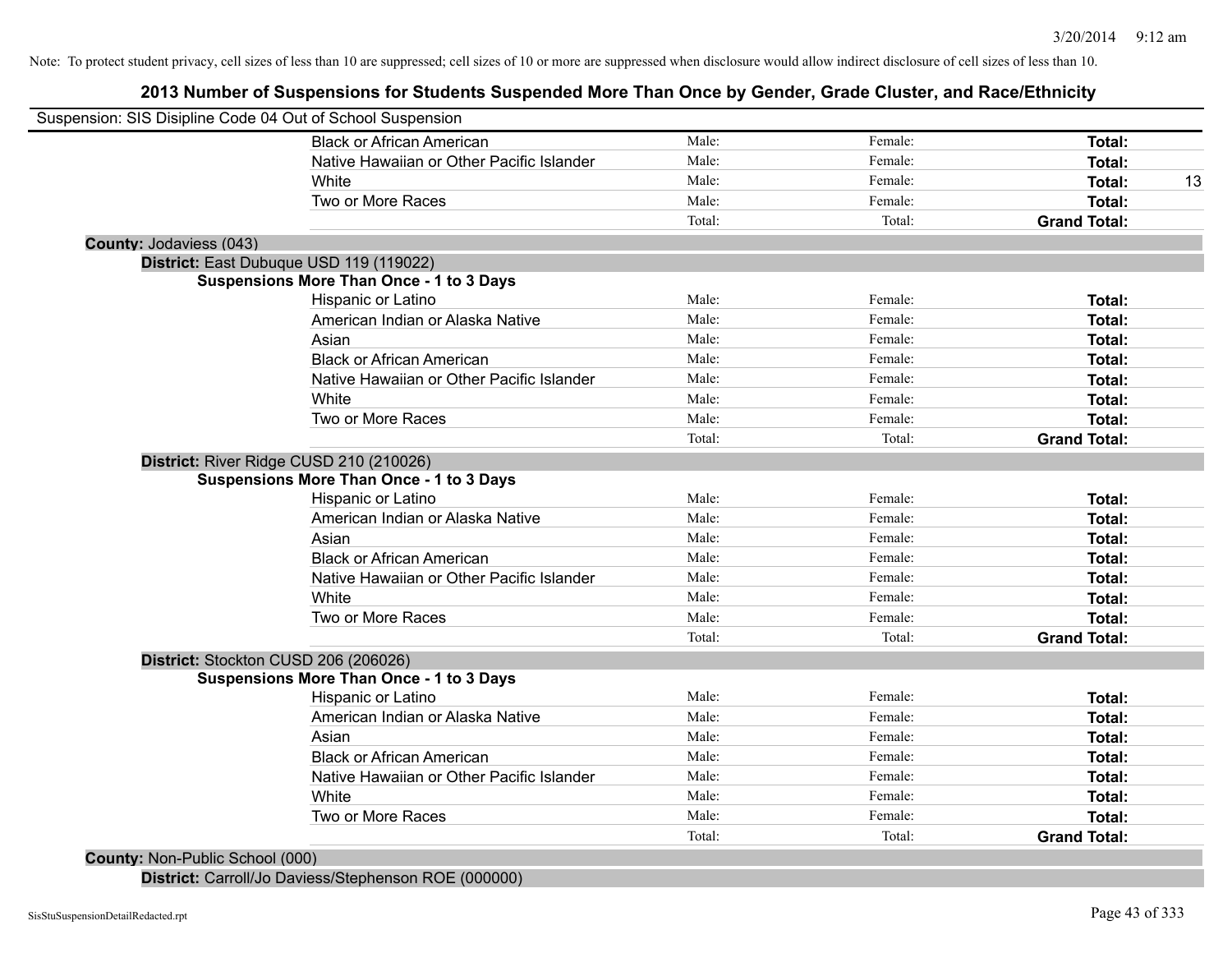Note: To protect student privacy, cell sizes of less than 10 are suppressed; cell sizes of 10 or more are suppressed when disclosure would allow indirect disclosure of cell sizes of less than 10.

## 2013 Number of Suspensions for Students Suspended More Than Once by Gender, Grade Cluster, and Race/Ethnicity

Suspension: SIS Disipline Code 04 Out of School Suspension

| | | | | |
|---|---|---|---|---|
| Black or African American | Male: | Female: | **Total:** | |
| Native Hawaiian or Other Pacific Islander | Male: | Female: | **Total:** | |
| White | Male: | Female: | **Total:** | 13 |
| Two or More Races | Male: | Female: | **Total:** | |
| | Total: | Total: | **Grand Total:** | |

**County:** Jodaviess (043)

**District:** East Dubuque USD 119 (119022)

**Suspensions More Than Once - 1 to 3 Days**

| | | | | |
|---|---|---|---|---|
| Hispanic or Latino | Male: | Female: | **Total:** | |
| American Indian or Alaska Native | Male: | Female: | **Total:** | |
| Asian | Male: | Female: | **Total:** | |
| Black or African American | Male: | Female: | **Total:** | |
| Native Hawaiian or Other Pacific Islander | Male: | Female: | **Total:** | |
| White | Male: | Female: | **Total:** | |
| Two or More Races | Male: | Female: | **Total:** | |
| | Total: | Total: | **Grand Total:** | |

**District:** River Ridge CUSD 210 (210026)

**Suspensions More Than Once - 1 to 3 Days**

| | | | | |
|---|---|---|---|---|
| Hispanic or Latino | Male: | Female: | **Total:** | |
| American Indian or Alaska Native | Male: | Female: | **Total:** | |
| Asian | Male: | Female: | **Total:** | |
| Black or African American | Male: | Female: | **Total:** | |
| Native Hawaiian or Other Pacific Islander | Male: | Female: | **Total:** | |
| White | Male: | Female: | **Total:** | |
| Two or More Races | Male: | Female: | **Total:** | |
| | Total: | Total: | **Grand Total:** | |

**District:** Stockton CUSD 206 (206026)

**Suspensions More Than Once - 1 to 3 Days**

| | | | | |
|---|---|---|---|---|
| Hispanic or Latino | Male: | Female: | **Total:** | |
| American Indian or Alaska Native | Male: | Female: | **Total:** | |
| Asian | Male: | Female: | **Total:** | |
| Black or African American | Male: | Female: | **Total:** | |
| Native Hawaiian or Other Pacific Islander | Male: | Female: | **Total:** | |
| White | Male: | Female: | **Total:** | |
| Two or More Races | Male: | Female: | **Total:** | |
| | Total: | Total: | **Grand Total:** | |

**County:** Non-Public School (000)

**District:** Carroll/Jo Daviess/Stephenson ROE (000000)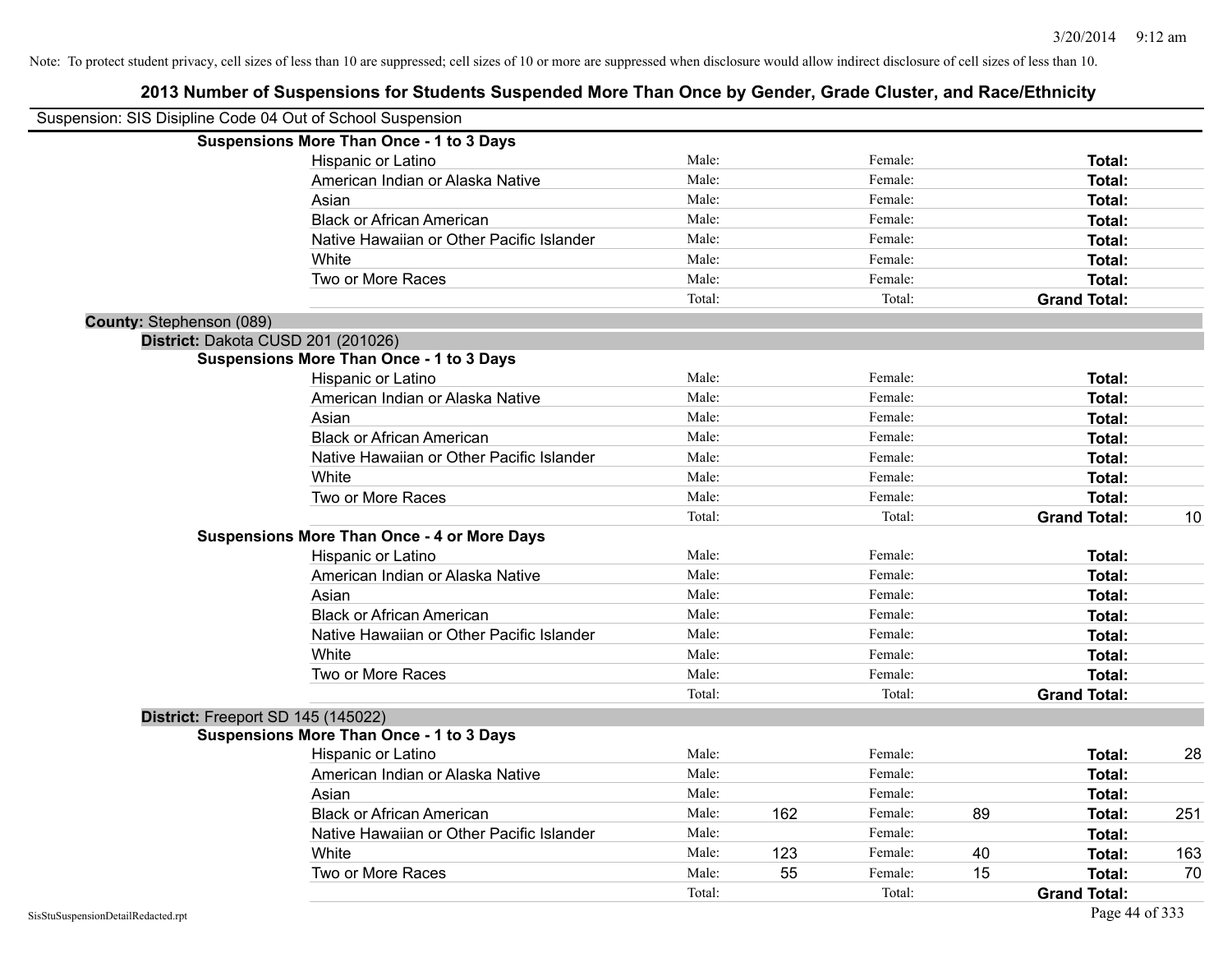Note: To protect student privacy, cell sizes of less than 10 are suppressed; cell sizes of 10 or more are suppressed when disclosure would allow indirect disclosure of cell sizes of less than 10.

# 2013 Number of Suspensions for Students Suspended More Than Once by Gender, Grade Cluster, and Race/Ethnicity

Suspension: SIS Disipline Code 04 Out of School Suspension

**Suspensions More Than Once - 1 to 3 Days**

| | Male: | | Female: | | | |
|---|---|---|---|---|---|---|
| Hispanic or Latino | Male: | | Female: | | **Total:** | |
| American Indian or Alaska Native | Male: | | Female: | | **Total:** | |
| Asian | Male: | | Female: | | **Total:** | |
| Black or African American | Male: | | Female: | | **Total:** | |
| Native Hawaiian or Other Pacific Islander | Male: | | Female: | | **Total:** | |
| White | Male: | | Female: | | **Total:** | |
| Two or More Races | Male: | | Female: | | **Total:** | |
| | Total: | | Total: | | **Grand Total:** | |

**County:** Stephenson (089)

**District:** Dakota CUSD 201 (201026)

**Suspensions More Than Once - 1 to 3 Days**

| | | | | | | |
|---|---|---|---|---|---|---|
| Hispanic or Latino | Male: | | Female: | | **Total:** | |
| American Indian or Alaska Native | Male: | | Female: | | **Total:** | |
| Asian | Male: | | Female: | | **Total:** | |
| Black or African American | Male: | | Female: | | **Total:** | |
| Native Hawaiian or Other Pacific Islander | Male: | | Female: | | **Total:** | |
| White | Male: | | Female: | | **Total:** | |
| Two or More Races | Male: | | Female: | | **Total:** | |
| | Total: | | Total: | | **Grand Total:** | 10 |

**Suspensions More Than Once - 4 or More Days**

| | | | | | | |
|---|---|---|---|---|---|---|
| Hispanic or Latino | Male: | | Female: | | **Total:** | |
| American Indian or Alaska Native | Male: | | Female: | | **Total:** | |
| Asian | Male: | | Female: | | **Total:** | |
| Black or African American | Male: | | Female: | | **Total:** | |
| Native Hawaiian or Other Pacific Islander | Male: | | Female: | | **Total:** | |
| White | Male: | | Female: | | **Total:** | |
| Two or More Races | Male: | | Female: | | **Total:** | |
| | Total: | | Total: | | **Grand Total:** | |

**District:** Freeport SD 145 (145022)

**Suspensions More Than Once - 1 to 3 Days**

| | | | | | | |
|---|---|---|---|---|---|---|
| Hispanic or Latino | Male: | | Female: | | **Total:** | 28 |
| American Indian or Alaska Native | Male: | | Female: | | **Total:** | |
| Asian | Male: | | Female: | | **Total:** | |
| Black or African American | Male: | 162 | Female: | 89 | **Total:** | 251 |
| Native Hawaiian or Other Pacific Islander | Male: | | Female: | | **Total:** | |
| White | Male: | 123 | Female: | 40 | **Total:** | 163 |
| Two or More Races | Male: | 55 | Female: | 15 | **Total:** | 70 |
| | Total: | | Total: | | **Grand Total:** | |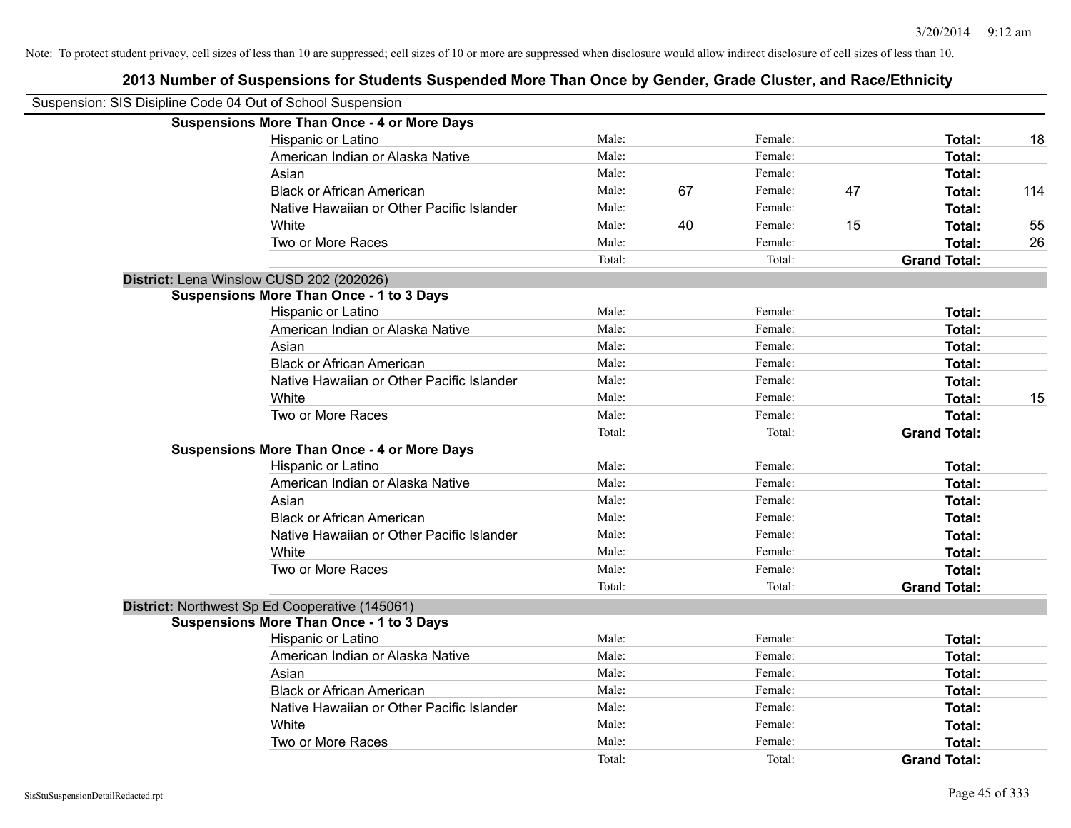Note: To protect student privacy, cell sizes of less than 10 are suppressed; cell sizes of 10 or more are suppressed when disclosure would allow indirect disclosure of cell sizes of less than 10.

## 2013 Number of Suspensions for Students Suspended More Than Once by Gender, Grade Cluster, and Race/Ethnicity

Suspension: SIS Disipline Code 04 Out of School Suspension

**Suspensions More Than Once - 4 or More Days**

| | | | | | | |
|---|---|---|---|---|---|---|
| Hispanic or Latino | Male: | | Female: | | **Total:** | 18 |
| American Indian or Alaska Native | Male: | | Female: | | **Total:** | |
| Asian | Male: | | Female: | | **Total:** | |
| Black or African American | Male: | 67 | Female: | 47 | **Total:** | 114 |
| Native Hawaiian or Other Pacific Islander | Male: | | Female: | | **Total:** | |
| White | Male: | 40 | Female: | 15 | **Total:** | 55 |
| Two or More Races | Male: | | Female: | | **Total:** | 26 |
| | Total: | | Total: | | **Grand Total:** | |

**District:** Lena Winslow CUSD 202 (202026)

**Suspensions More Than Once - 1 to 3 Days**

| | | | | | | |
|---|---|---|---|---|---|---|
| Hispanic or Latino | Male: | | Female: | | **Total:** | |
| American Indian or Alaska Native | Male: | | Female: | | **Total:** | |
| Asian | Male: | | Female: | | **Total:** | |
| Black or African American | Male: | | Female: | | **Total:** | |
| Native Hawaiian or Other Pacific Islander | Male: | | Female: | | **Total:** | |
| White | Male: | | Female: | | **Total:** | 15 |
| Two or More Races | Male: | | Female: | | **Total:** | |
| | Total: | | Total: | | **Grand Total:** | |

**Suspensions More Than Once - 4 or More Days**

| | | | | | | |
|---|---|---|---|---|---|---|
| Hispanic or Latino | Male: | | Female: | | **Total:** | |
| American Indian or Alaska Native | Male: | | Female: | | **Total:** | |
| Asian | Male: | | Female: | | **Total:** | |
| Black or African American | Male: | | Female: | | **Total:** | |
| Native Hawaiian or Other Pacific Islander | Male: | | Female: | | **Total:** | |
| White | Male: | | Female: | | **Total:** | |
| Two or More Races | Male: | | Female: | | **Total:** | |
| | Total: | | Total: | | **Grand Total:** | |

**District:** Northwest Sp Ed Cooperative (145061)

**Suspensions More Than Once - 1 to 3 Days**

| | | | | | | |
|---|---|---|---|---|---|---|
| Hispanic or Latino | Male: | | Female: | | **Total:** | |
| American Indian or Alaska Native | Male: | | Female: | | **Total:** | |
| Asian | Male: | | Female: | | **Total:** | |
| Black or African American | Male: | | Female: | | **Total:** | |
| Native Hawaiian or Other Pacific Islander | Male: | | Female: | | **Total:** | |
| White | Male: | | Female: | | **Total:** | |
| Two or More Races | Male: | | Female: | | **Total:** | |
| | Total: | | Total: | | **Grand Total:** | |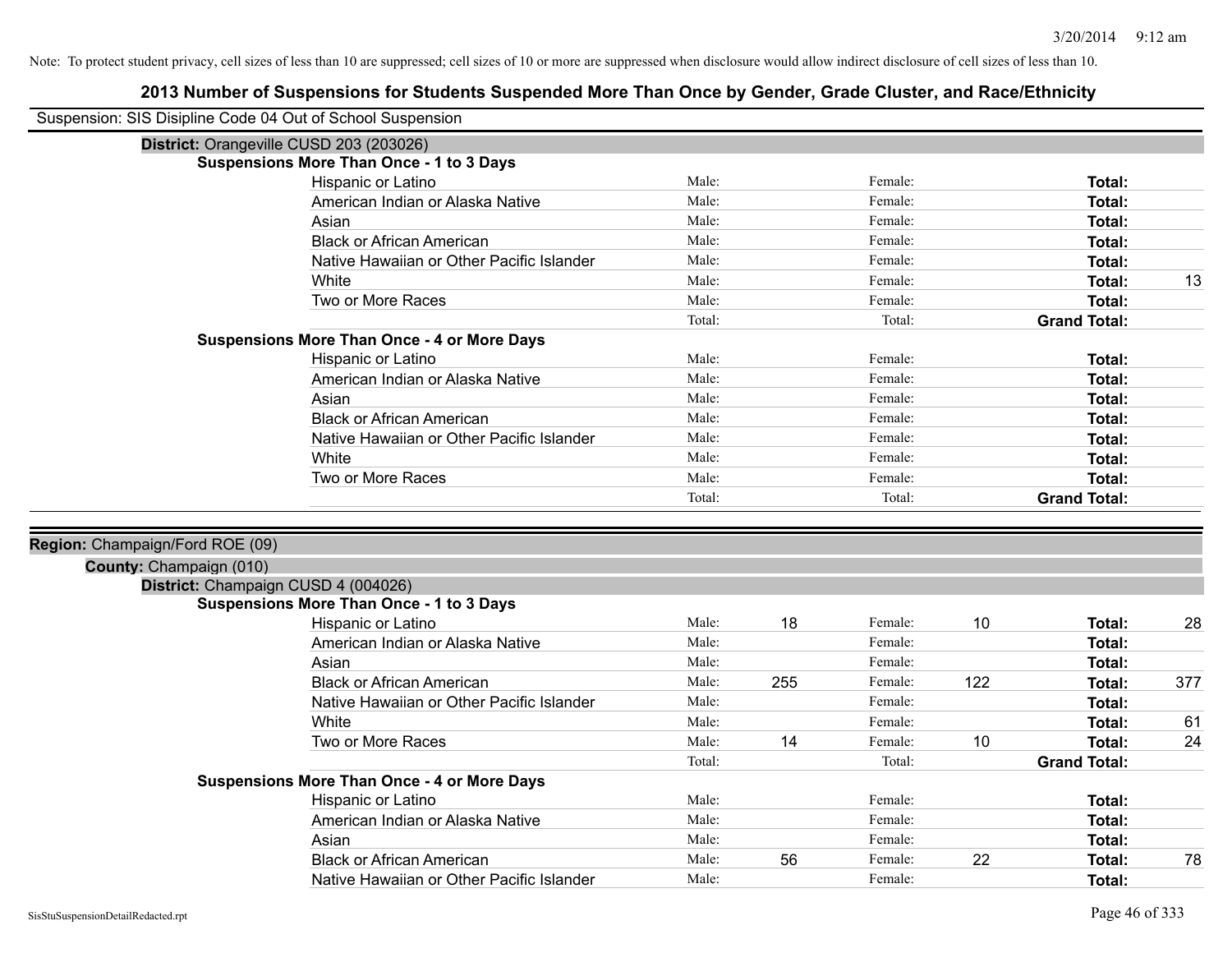Note: To protect student privacy, cell sizes of less than 10 are suppressed; cell sizes of 10 or more are suppressed when disclosure would allow indirect disclosure of cell sizes of less than 10.

## 2013 Number of Suspensions for Students Suspended More Than Once by Gender, Grade Cluster, and Race/Ethnicity

Suspension: SIS Disipline Code 04 Out of School Suspension

**District:** Orangeville CUSD 203 (203026)

**Suspensions More Than Once - 1 to 3 Days**

| Race/Ethnicity | Male: | | Female: | | Total: | |
|---|---|---|---|---|---|---|
| Hispanic or Latino | Male: | | Female: | | **Total:** | |
| American Indian or Alaska Native | Male: | | Female: | | **Total:** | |
| Asian | Male: | | Female: | | **Total:** | |
| Black or African American | Male: | | Female: | | **Total:** | |
| Native Hawaiian or Other Pacific Islander | Male: | | Female: | | **Total:** | |
| White | Male: | | Female: | | **Total:** | 13 |
| Two or More Races | Male: | | Female: | | **Total:** | |
| | Total: | | Total: | | **Grand Total:** | |

**Suspensions More Than Once - 4 or More Days**

| Race/Ethnicity | Male: | | Female: | | Total: | |
|---|---|---|---|---|---|---|
| Hispanic or Latino | Male: | | Female: | | **Total:** | |
| American Indian or Alaska Native | Male: | | Female: | | **Total:** | |
| Asian | Male: | | Female: | | **Total:** | |
| Black or African American | Male: | | Female: | | **Total:** | |
| Native Hawaiian or Other Pacific Islander | Male: | | Female: | | **Total:** | |
| White | Male: | | Female: | | **Total:** | |
| Two or More Races | Male: | | Female: | | **Total:** | |
| | Total: | | Total: | | **Grand Total:** | |

**Region:** Champaign/Ford ROE (09)

**County:** Champaign (010)

**District:** Champaign CUSD 4 (004026)

**Suspensions More Than Once - 1 to 3 Days**

| Race/Ethnicity | Male: | | Female: | | Total: | |
|---|---|---|---|---|---|---|
| Hispanic or Latino | Male: | 18 | Female: | 10 | **Total:** | 28 |
| American Indian or Alaska Native | Male: | | Female: | | **Total:** | |
| Asian | Male: | | Female: | | **Total:** | |
| Black or African American | Male: | 255 | Female: | 122 | **Total:** | 377 |
| Native Hawaiian or Other Pacific Islander | Male: | | Female: | | **Total:** | |
| White | Male: | | Female: | | **Total:** | 61 |
| Two or More Races | Male: | 14 | Female: | 10 | **Total:** | 24 |
| | Total: | | Total: | | **Grand Total:** | |

**Suspensions More Than Once - 4 or More Days**

| Race/Ethnicity | Male: | | Female: | | Total: | |
|---|---|---|---|---|---|---|
| Hispanic or Latino | Male: | | Female: | | **Total:** | |
| American Indian or Alaska Native | Male: | | Female: | | **Total:** | |
| Asian | Male: | | Female: | | **Total:** | |
| Black or African American | Male: | 56 | Female: | 22 | **Total:** | 78 |
| Native Hawaiian or Other Pacific Islander | Male: | | Female: | | **Total:** | |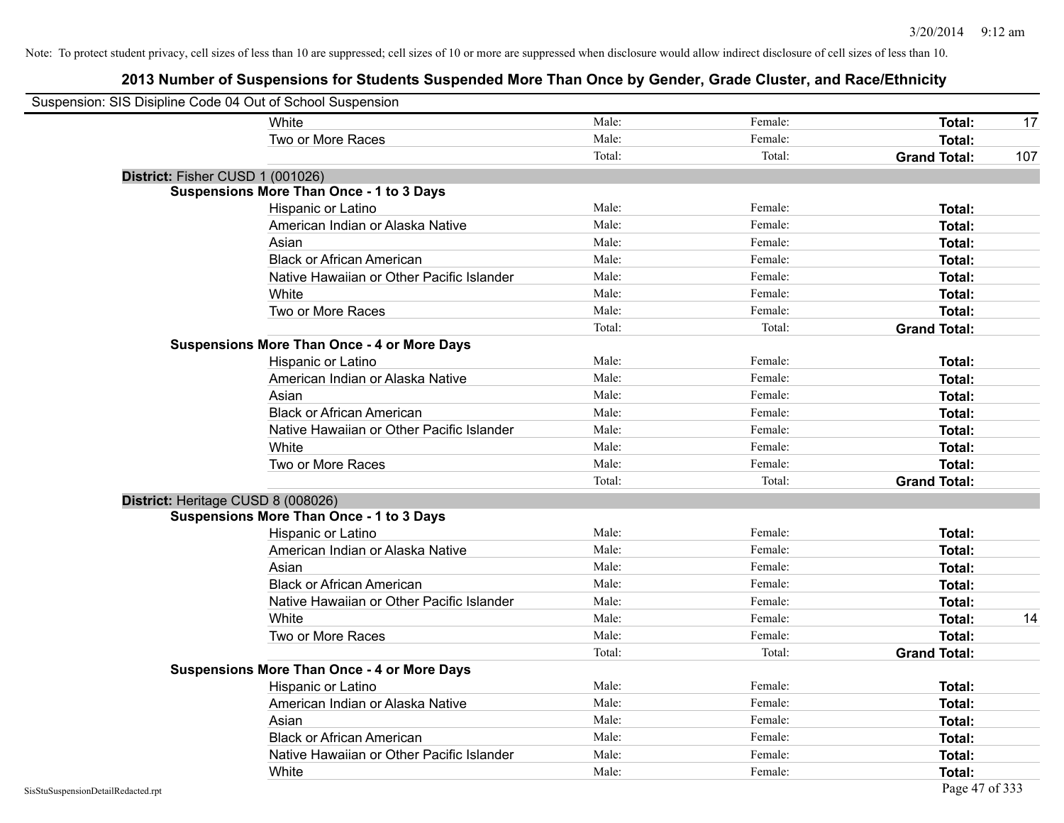Note: To protect student privacy, cell sizes of less than 10 are suppressed; cell sizes of 10 or more are suppressed when disclosure would allow indirect disclosure of cell sizes of less than 10.

# 2013 Number of Suspensions for Students Suspended More Than Once by Gender, Grade Cluster, and Race/Ethnicity

Suspension: SIS Disipline Code 04 Out of School Suspension

| | | | | | |
|---|---|---|---|---|---|
| | White | Male: | Female: | **Total:** | 17 |
| | Two or More Races | Male: | Female: | **Total:** | |
| | | Total: | Total: | **Grand Total:** | 107 |
| **District:** Fisher CUSD 1 (001026) | | | | | |
| **Suspensions More Than Once - 1 to 3 Days** | | | | | |
| | Hispanic or Latino | Male: | Female: | **Total:** | |
| | American Indian or Alaska Native | Male: | Female: | **Total:** | |
| | Asian | Male: | Female: | **Total:** | |
| | Black or African American | Male: | Female: | **Total:** | |
| | Native Hawaiian or Other Pacific Islander | Male: | Female: | **Total:** | |
| | White | Male: | Female: | **Total:** | |
| | Two or More Races | Male: | Female: | **Total:** | |
| | | Total: | Total: | **Grand Total:** | |
| **Suspensions More Than Once - 4 or More Days** | | | | | |
| | Hispanic or Latino | Male: | Female: | **Total:** | |
| | American Indian or Alaska Native | Male: | Female: | **Total:** | |
| | Asian | Male: | Female: | **Total:** | |
| | Black or African American | Male: | Female: | **Total:** | |
| | Native Hawaiian or Other Pacific Islander | Male: | Female: | **Total:** | |
| | White | Male: | Female: | **Total:** | |
| | Two or More Races | Male: | Female: | **Total:** | |
| | | Total: | Total: | **Grand Total:** | |
| **District:** Heritage CUSD 8 (008026) | | | | | |
| **Suspensions More Than Once - 1 to 3 Days** | | | | | |
| | Hispanic or Latino | Male: | Female: | **Total:** | |
| | American Indian or Alaska Native | Male: | Female: | **Total:** | |
| | Asian | Male: | Female: | **Total:** | |
| | Black or African American | Male: | Female: | **Total:** | |
| | Native Hawaiian or Other Pacific Islander | Male: | Female: | **Total:** | |
| | White | Male: | Female: | **Total:** | 14 |
| | Two or More Races | Male: | Female: | **Total:** | |
| | | Total: | Total: | **Grand Total:** | |
| **Suspensions More Than Once - 4 or More Days** | | | | | |
| | Hispanic or Latino | Male: | Female: | **Total:** | |
| | American Indian or Alaska Native | Male: | Female: | **Total:** | |
| | Asian | Male: | Female: | **Total:** | |
| | Black or African American | Male: | Female: | **Total:** | |
| | Native Hawaiian or Other Pacific Islander | Male: | Female: | **Total:** | |
| | White | Male: | Female: | **Total:** | |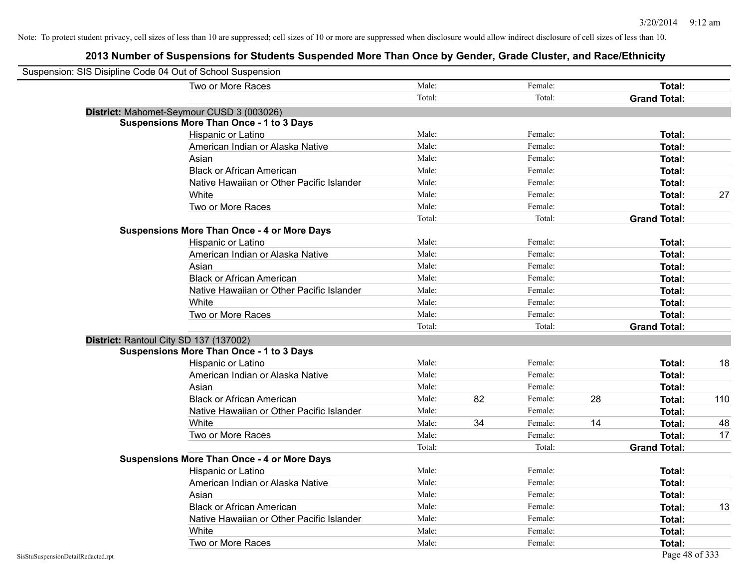Note: To protect student privacy, cell sizes of less than 10 are suppressed; cell sizes of 10 or more are suppressed when disclosure would allow indirect disclosure of cell sizes of less than 10.

# 2013 Number of Suspensions for Students Suspended More Than Once by Gender, Grade Cluster, and Race/Ethnicity

Suspension: SIS Disipline Code 04 Out of School Suspension

| | | | | | | | |
|---|---|---|---|---|---|---|---|
| Two or More Races | Male: | | Female: | | **Total:** | |
| | Total: | | Total: | | **Grand Total:** | |

**District:** Mahomet-Seymour CUSD 3 (003026)

**Suspensions More Than Once - 1 to 3 Days**

| | | | | | | |
|---|---|---|---|---|---|---|
| Hispanic or Latino | Male: | | Female: | | **Total:** | |
| American Indian or Alaska Native | Male: | | Female: | | **Total:** | |
| Asian | Male: | | Female: | | **Total:** | |
| Black or African American | Male: | | Female: | | **Total:** | |
| Native Hawaiian or Other Pacific Islander | Male: | | Female: | | **Total:** | |
| White | Male: | | Female: | | **Total:** | 27 |
| Two or More Races | Male: | | Female: | | **Total:** | |
| | Total: | | Total: | | **Grand Total:** | |

**Suspensions More Than Once - 4 or More Days**

| | | | | | | |
|---|---|---|---|---|---|---|
| Hispanic or Latino | Male: | | Female: | | **Total:** | |
| American Indian or Alaska Native | Male: | | Female: | | **Total:** | |
| Asian | Male: | | Female: | | **Total:** | |
| Black or African American | Male: | | Female: | | **Total:** | |
| Native Hawaiian or Other Pacific Islander | Male: | | Female: | | **Total:** | |
| White | Male: | | Female: | | **Total:** | |
| Two or More Races | Male: | | Female: | | **Total:** | |
| | Total: | | Total: | | **Grand Total:** | |

**District:** Rantoul City SD 137 (137002)

**Suspensions More Than Once - 1 to 3 Days**

| | | | | | | |
|---|---|---|---|---|---|---|
| Hispanic or Latino | Male: | | Female: | | **Total:** | 18 |
| American Indian or Alaska Native | Male: | | Female: | | **Total:** | |
| Asian | Male: | | Female: | | **Total:** | |
| Black or African American | Male: | 82 | Female: | 28 | **Total:** | 110 |
| Native Hawaiian or Other Pacific Islander | Male: | | Female: | | **Total:** | |
| White | Male: | 34 | Female: | 14 | **Total:** | 48 |
| Two or More Races | Male: | | Female: | | **Total:** | 17 |
| | Total: | | Total: | | **Grand Total:** | |

**Suspensions More Than Once - 4 or More Days**

| | | | | | | |
|---|---|---|---|---|---|---|
| Hispanic or Latino | Male: | | Female: | | **Total:** | |
| American Indian or Alaska Native | Male: | | Female: | | **Total:** | |
| Asian | Male: | | Female: | | **Total:** | |
| Black or African American | Male: | | Female: | | **Total:** | 13 |
| Native Hawaiian or Other Pacific Islander | Male: | | Female: | | **Total:** | |
| White | Male: | | Female: | | **Total:** | |
| Two or More Races | Male: | | Female: | | **Total:** | |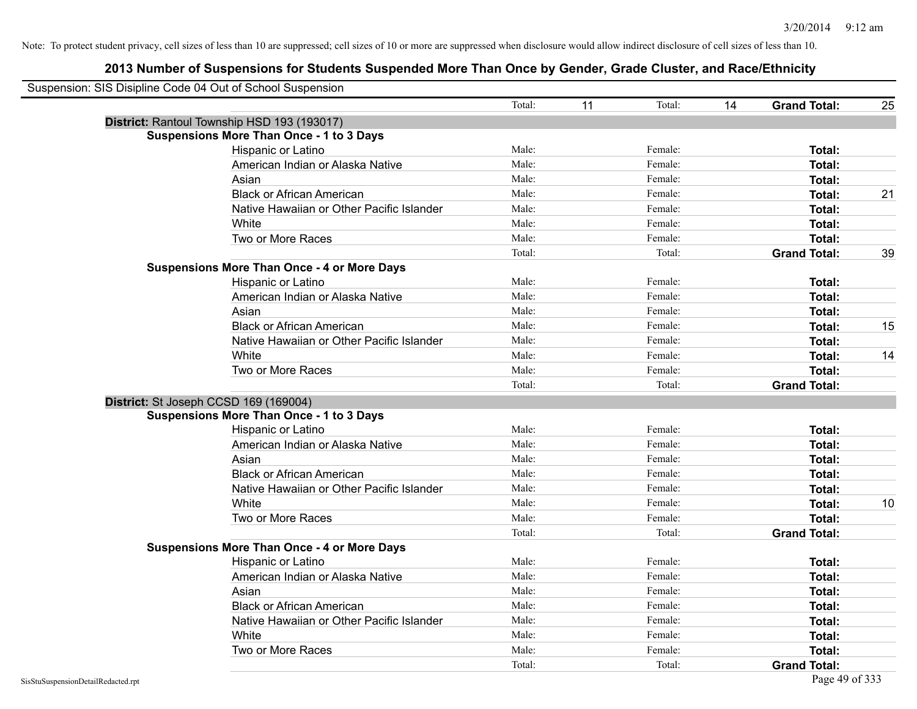Note: To protect student privacy, cell sizes of less than 10 are suppressed; cell sizes of 10 or more are suppressed when disclosure would allow indirect disclosure of cell sizes of less than 10.

## 2013 Number of Suspensions for Students Suspended More Than Once by Gender, Grade Cluster, and Race/Ethnicity

Suspension: SIS Disipline Code 04 Out of School Suspension

| | | | | | | |
|---|---|---|---|---|---|---|
| | Total: | 11 | Total: | 14 | **Grand Total:** | 25 |

**District:** Rantoul Township HSD 193 (193017)

**Suspensions More Than Once - 1 to 3 Days**

| Race/Ethnicity | | | | | | |
|---|---|---|---|---|---|---|
| Hispanic or Latino | Male: | | Female: | | **Total:** | |
| American Indian or Alaska Native | Male: | | Female: | | **Total:** | |
| Asian | Male: | | Female: | | **Total:** | |
| Black or African American | Male: | | Female: | | **Total:** | 21 |
| Native Hawaiian or Other Pacific Islander | Male: | | Female: | | **Total:** | |
| White | Male: | | Female: | | **Total:** | |
| Two or More Races | Male: | | Female: | | **Total:** | |
| | Total: | | Total: | | **Grand Total:** | 39 |

**Suspensions More Than Once - 4 or More Days**

| Race/Ethnicity | | | | | | |
|---|---|---|---|---|---|---|
| Hispanic or Latino | Male: | | Female: | | **Total:** | |
| American Indian or Alaska Native | Male: | | Female: | | **Total:** | |
| Asian | Male: | | Female: | | **Total:** | |
| Black or African American | Male: | | Female: | | **Total:** | 15 |
| Native Hawaiian or Other Pacific Islander | Male: | | Female: | | **Total:** | |
| White | Male: | | Female: | | **Total:** | 14 |
| Two or More Races | Male: | | Female: | | **Total:** | |
| | Total: | | Total: | | **Grand Total:** | |

**District:** St Joseph CCSD 169 (169004)

**Suspensions More Than Once - 1 to 3 Days**

| Race/Ethnicity | | | | | | |
|---|---|---|---|---|---|---|
| Hispanic or Latino | Male: | | Female: | | **Total:** | |
| American Indian or Alaska Native | Male: | | Female: | | **Total:** | |
| Asian | Male: | | Female: | | **Total:** | |
| Black or African American | Male: | | Female: | | **Total:** | |
| Native Hawaiian or Other Pacific Islander | Male: | | Female: | | **Total:** | |
| White | Male: | | Female: | | **Total:** | 10 |
| Two or More Races | Male: | | Female: | | **Total:** | |
| | Total: | | Total: | | **Grand Total:** | |

**Suspensions More Than Once - 4 or More Days**

| Race/Ethnicity | | | | | | |
|---|---|---|---|---|---|---|
| Hispanic or Latino | Male: | | Female: | | **Total:** | |
| American Indian or Alaska Native | Male: | | Female: | | **Total:** | |
| Asian | Male: | | Female: | | **Total:** | |
| Black or African American | Male: | | Female: | | **Total:** | |
| Native Hawaiian or Other Pacific Islander | Male: | | Female: | | **Total:** | |
| White | Male: | | Female: | | **Total:** | |
| Two or More Races | Male: | | Female: | | **Total:** | |
| | Total: | | Total: | | **Grand Total:** | |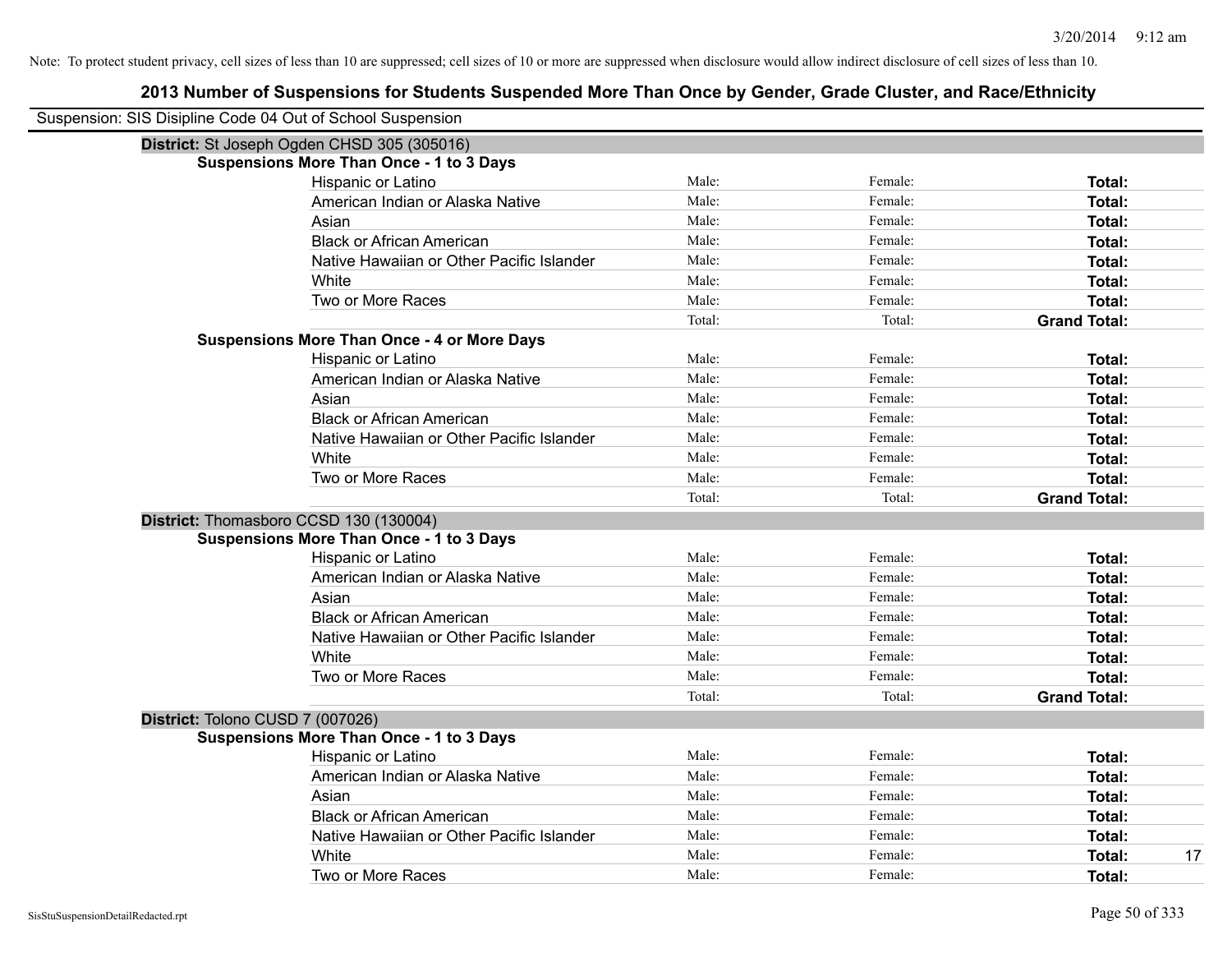Note: To protect student privacy, cell sizes of less than 10 are suppressed; cell sizes of 10 or more are suppressed when disclosure would allow indirect disclosure of cell sizes of less than 10.

## 2013 Number of Suspensions for Students Suspended More Than Once by Gender, Grade Cluster, and Race/Ethnicity

Suspension: SIS Disipline Code 04 Out of School Suspension

**District:** St Joseph Ogden CHSD 305 (305016)

**Suspensions More Than Once - 1 to 3 Days**

| Race/Ethnicity | Male | Female | Total |
|---|---|---|---|
| Hispanic or Latino | Male: | Female: | **Total:** |
| American Indian or Alaska Native | Male: | Female: | **Total:** |
| Asian | Male: | Female: | **Total:** |
| Black or African American | Male: | Female: | **Total:** |
| Native Hawaiian or Other Pacific Islander | Male: | Female: | **Total:** |
| White | Male: | Female: | **Total:** |
| Two or More Races | Male: | Female: | **Total:** |
| | Total: | Total: | **Grand Total:** |

**Suspensions More Than Once - 4 or More Days**

| Race/Ethnicity | Male | Female | Total |
|---|---|---|---|
| Hispanic or Latino | Male: | Female: | **Total:** |
| American Indian or Alaska Native | Male: | Female: | **Total:** |
| Asian | Male: | Female: | **Total:** |
| Black or African American | Male: | Female: | **Total:** |
| Native Hawaiian or Other Pacific Islander | Male: | Female: | **Total:** |
| White | Male: | Female: | **Total:** |
| Two or More Races | Male: | Female: | **Total:** |
| | Total: | Total: | **Grand Total:** |

**District:** Thomasboro CCSD 130 (130004)

**Suspensions More Than Once - 1 to 3 Days**

| Race/Ethnicity | Male | Female | Total |
|---|---|---|---|
| Hispanic or Latino | Male: | Female: | **Total:** |
| American Indian or Alaska Native | Male: | Female: | **Total:** |
| Asian | Male: | Female: | **Total:** |
| Black or African American | Male: | Female: | **Total:** |
| Native Hawaiian or Other Pacific Islander | Male: | Female: | **Total:** |
| White | Male: | Female: | **Total:** |
| Two or More Races | Male: | Female: | **Total:** |
| | Total: | Total: | **Grand Total:** |

**District:** Tolono CUSD 7 (007026)

**Suspensions More Than Once - 1 to 3 Days**

| Race/Ethnicity | Male | Female | Total |
|---|---|---|---|
| Hispanic or Latino | Male: | Female: | **Total:** |
| American Indian or Alaska Native | Male: | Female: | **Total:** |
| Asian | Male: | Female: | **Total:** |
| Black or African American | Male: | Female: | **Total:** |
| Native Hawaiian or Other Pacific Islander | Male: | Female: | **Total:** |
| White | Male: | Female: | **Total:** 17 |
| Two or More Races | Male: | Female: | **Total:** |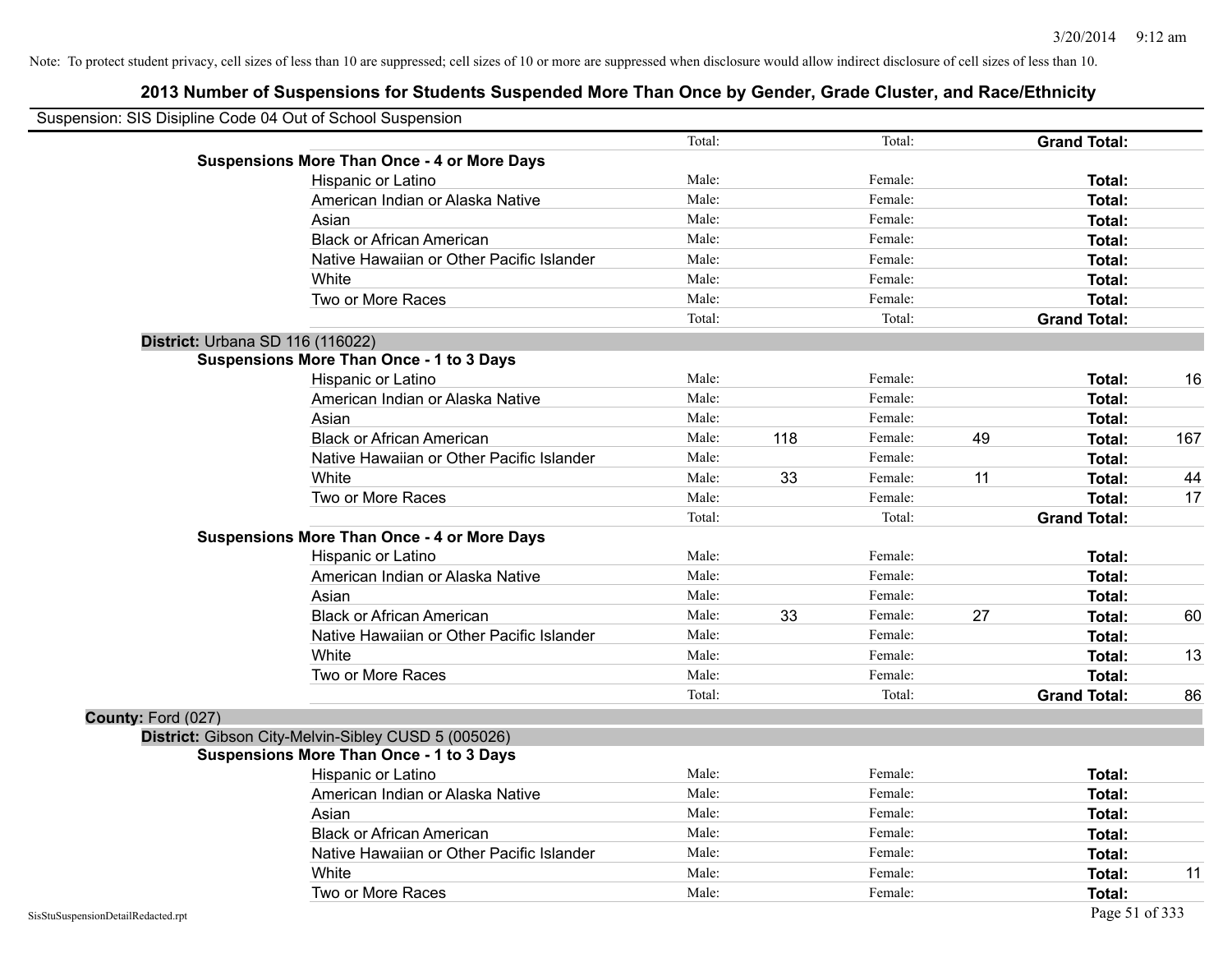Note: To protect student privacy, cell sizes of less than 10 are suppressed; cell sizes of 10 or more are suppressed when disclosure would allow indirect disclosure of cell sizes of less than 10.

## 2013 Number of Suspensions for Students Suspended More Than Once by Gender, Grade Cluster, and Race/Ethnicity

Suspension: SIS Disipline Code 04 Out of School Suspension

| | | | | | | |
|---|---|---|---|---|---|---|
| | Total: | | Total: | | **Grand Total:** | |
| **Suspensions More Than Once - 4 or More Days** | | | | | | |
| Hispanic or Latino | Male: | | Female: | | **Total:** | |
| American Indian or Alaska Native | Male: | | Female: | | **Total:** | |
| Asian | Male: | | Female: | | **Total:** | |
| Black or African American | Male: | | Female: | | **Total:** | |
| Native Hawaiian or Other Pacific Islander | Male: | | Female: | | **Total:** | |
| White | Male: | | Female: | | **Total:** | |
| Two or More Races | Male: | | Female: | | **Total:** | |
| | Total: | | Total: | | **Grand Total:** | |

**District:** Urbana SD 116 (116022)

| | | | | | | |
|---|---|---|---|---|---|---|
| **Suspensions More Than Once - 1 to 3 Days** | | | | | | |
| Hispanic or Latino | Male: | | Female: | | **Total:** | 16 |
| American Indian or Alaska Native | Male: | | Female: | | **Total:** | |
| Asian | Male: | | Female: | | **Total:** | |
| Black or African American | Male: | 118 | Female: | 49 | **Total:** | 167 |
| Native Hawaiian or Other Pacific Islander | Male: | | Female: | | **Total:** | |
| White | Male: | 33 | Female: | 11 | **Total:** | 44 |
| Two or More Races | Male: | | Female: | | **Total:** | 17 |
| | Total: | | Total: | | **Grand Total:** | |
| **Suspensions More Than Once - 4 or More Days** | | | | | | |
| Hispanic or Latino | Male: | | Female: | | **Total:** | |
| American Indian or Alaska Native | Male: | | Female: | | **Total:** | |
| Asian | Male: | | Female: | | **Total:** | |
| Black or African American | Male: | 33 | Female: | 27 | **Total:** | 60 |
| Native Hawaiian or Other Pacific Islander | Male: | | Female: | | **Total:** | |
| White | Male: | | Female: | | **Total:** | 13 |
| Two or More Races | Male: | | Female: | | **Total:** | |
| | Total: | | Total: | | **Grand Total:** | 86 |

**County:** Ford (027)

**District:** Gibson City-Melvin-Sibley CUSD 5 (005026)

| | | | | | | |
|---|---|---|---|---|---|---|
| **Suspensions More Than Once - 1 to 3 Days** | | | | | | |
| Hispanic or Latino | Male: | | Female: | | **Total:** | |
| American Indian or Alaska Native | Male: | | Female: | | **Total:** | |
| Asian | Male: | | Female: | | **Total:** | |
| Black or African American | Male: | | Female: | | **Total:** | |
| Native Hawaiian or Other Pacific Islander | Male: | | Female: | | **Total:** | |
| White | Male: | | Female: | | **Total:** | 11 |
| Two or More Races | Male: | | Female: | | **Total:** | |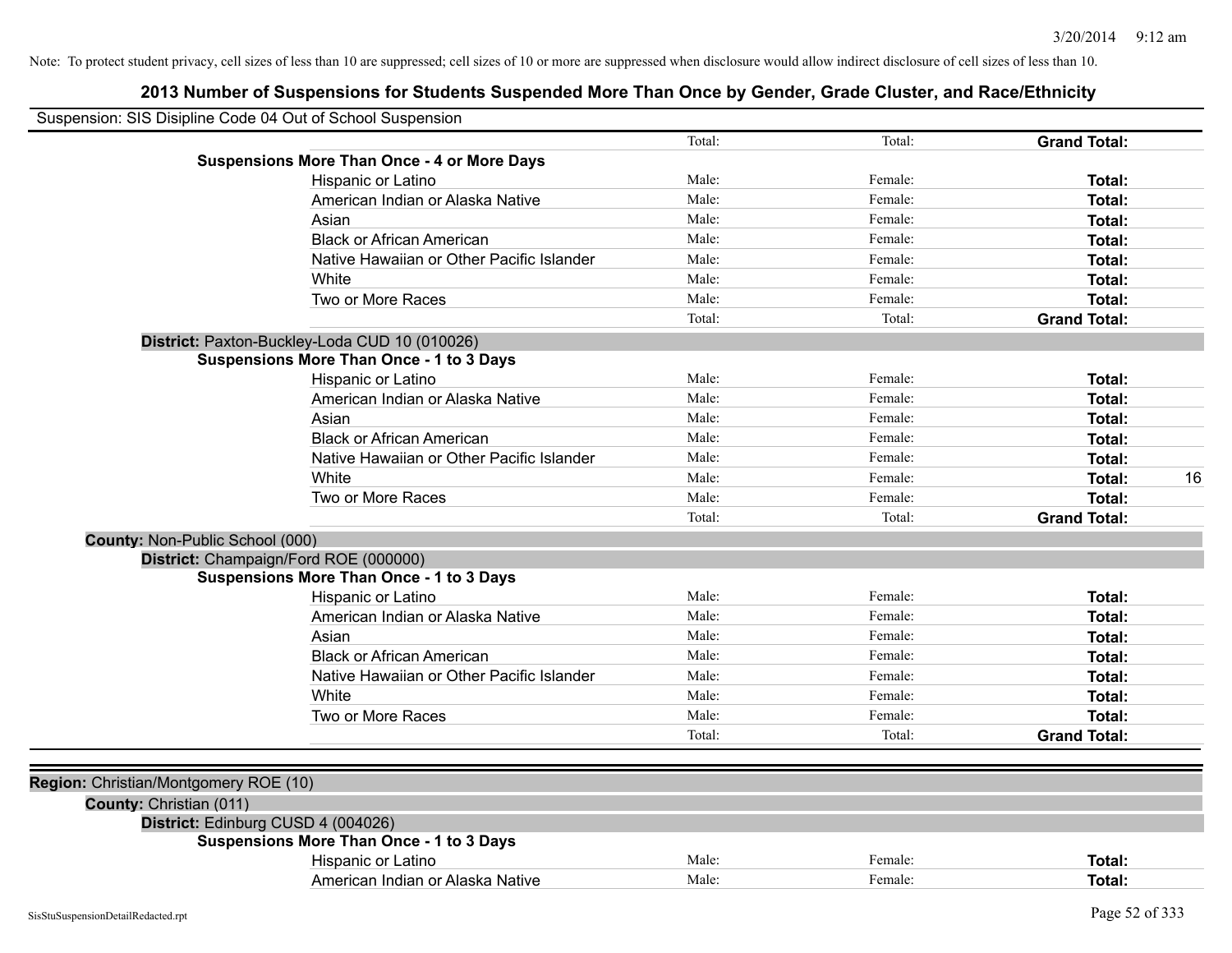Note: To protect student privacy, cell sizes of less than 10 are suppressed; cell sizes of 10 or more are suppressed when disclosure would allow indirect disclosure of cell sizes of less than 10.

# 2013 Number of Suspensions for Students Suspended More Than Once by Gender, Grade Cluster, and Race/Ethnicity

Suspension: SIS Disipline Code 04 Out of School Suspension

| | Male | Female | Total | |
|---|---|---|---|---|
| | Total: | Total: | **Grand Total:** | |
| **Suspensions More Than Once - 4 or More Days** | | | | |
| Hispanic or Latino | Male: | Female: | **Total:** | |
| American Indian or Alaska Native | Male: | Female: | **Total:** | |
| Asian | Male: | Female: | **Total:** | |
| Black or African American | Male: | Female: | **Total:** | |
| Native Hawaiian or Other Pacific Islander | Male: | Female: | **Total:** | |
| White | Male: | Female: | **Total:** | |
| Two or More Races | Male: | Female: | **Total:** | |
| | Total: | Total: | **Grand Total:** | |

**District:** Paxton-Buckley-Loda CUD 10 (010026)

| | Male | Female | Total | |
|---|---|---|---|---|
| **Suspensions More Than Once - 1 to 3 Days** | | | | |
| Hispanic or Latino | Male: | Female: | **Total:** | |
| American Indian or Alaska Native | Male: | Female: | **Total:** | |
| Asian | Male: | Female: | **Total:** | |
| Black or African American | Male: | Female: | **Total:** | |
| Native Hawaiian or Other Pacific Islander | Male: | Female: | **Total:** | |
| White | Male: | Female: | **Total:** | 16 |
| Two or More Races | Male: | Female: | **Total:** | |
| | Total: | Total: | **Grand Total:** | |

**County:** Non-Public School (000)

**District:** Champaign/Ford ROE (000000)

| | Male | Female | Total | |
|---|---|---|---|---|
| **Suspensions More Than Once - 1 to 3 Days** | | | | |
| Hispanic or Latino | Male: | Female: | **Total:** | |
| American Indian or Alaska Native | Male: | Female: | **Total:** | |
| Asian | Male: | Female: | **Total:** | |
| Black or African American | Male: | Female: | **Total:** | |
| Native Hawaiian or Other Pacific Islander | Male: | Female: | **Total:** | |
| White | Male: | Female: | **Total:** | |
| Two or More Races | Male: | Female: | **Total:** | |
| | Total: | Total: | **Grand Total:** | |

**Region:** Christian/Montgomery ROE (10)

**County:** Christian (011)

**District:** Edinburg CUSD 4 (004026)

| | Male | Female | Total | |
|---|---|---|---|---|
| **Suspensions More Than Once - 1 to 3 Days** | | | | |
| Hispanic or Latino | Male: | Female: | **Total:** | |
| American Indian or Alaska Native | Male: | Female: | **Total:** | |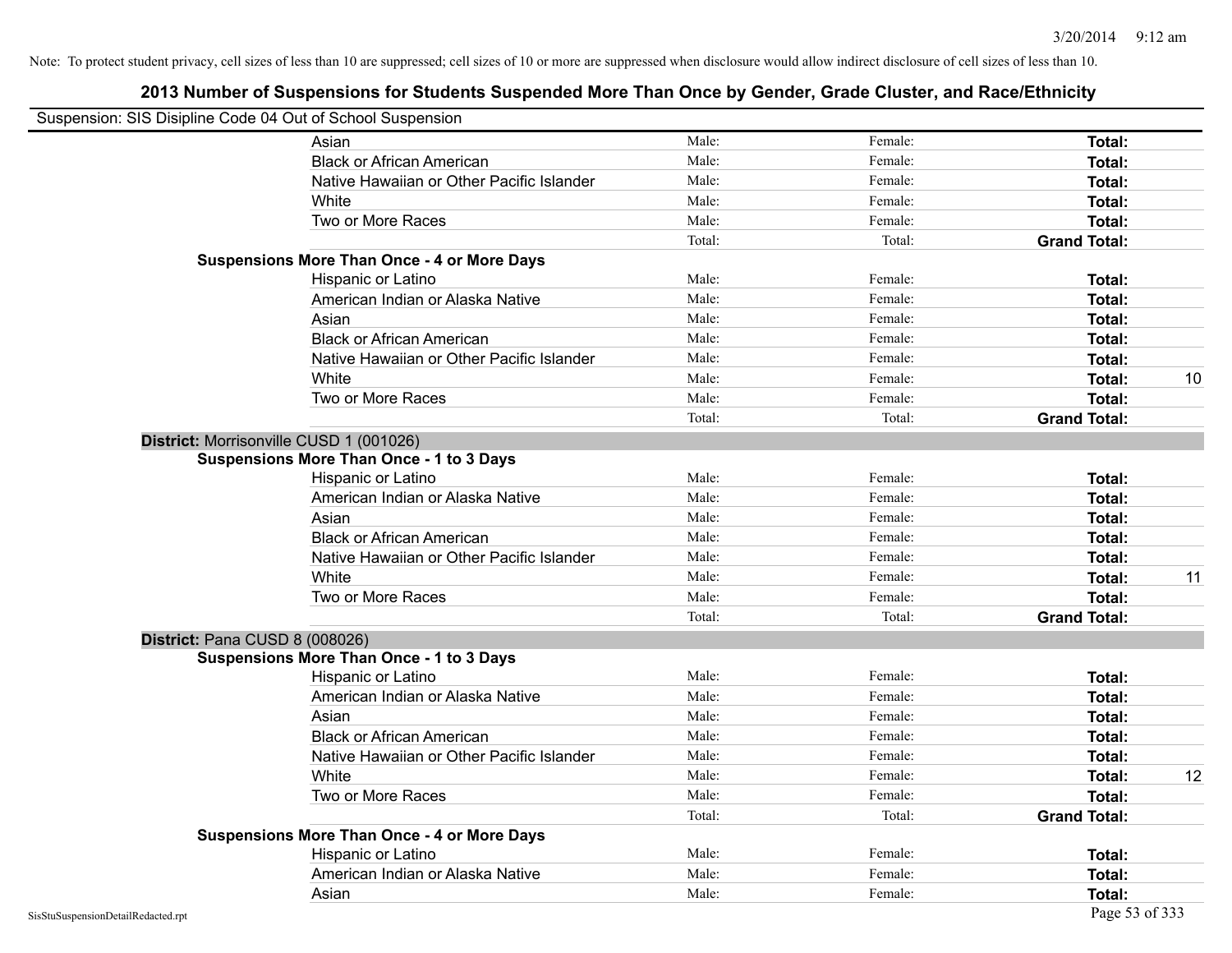Note: To protect student privacy, cell sizes of less than 10 are suppressed; cell sizes of 10 or more are suppressed when disclosure would allow indirect disclosure of cell sizes of less than 10.

## 2013 Number of Suspensions for Students Suspended More Than Once by Gender, Grade Cluster, and Race/Ethnicity

Suspension: SIS Disipline Code 04 Out of School Suspension

| | | | | | |
|---|---|---|---|---|---|
| | Asian | Male: | Female: | **Total:** | |
| | Black or African American | Male: | Female: | **Total:** | |
| | Native Hawaiian or Other Pacific Islander | Male: | Female: | **Total:** | |
| | White | Male: | Female: | **Total:** | |
| | Two or More Races | Male: | Female: | **Total:** | |
| | | Total: | Total: | **Grand Total:** | |
| **Suspensions More Than Once - 4 or More Days** | | | | | |
| | Hispanic or Latino | Male: | Female: | **Total:** | |
| | American Indian or Alaska Native | Male: | Female: | **Total:** | |
| | Asian | Male: | Female: | **Total:** | |
| | Black or African American | Male: | Female: | **Total:** | |
| | Native Hawaiian or Other Pacific Islander | Male: | Female: | **Total:** | |
| | White | Male: | Female: | **Total:** | 10 |
| | Two or More Races | Male: | Female: | **Total:** | |
| | | Total: | Total: | **Grand Total:** | |
| **District:** Morrisonville CUSD 1 (001026) | | | | | |
| **Suspensions More Than Once - 1 to 3 Days** | | | | | |
| | Hispanic or Latino | Male: | Female: | **Total:** | |
| | American Indian or Alaska Native | Male: | Female: | **Total:** | |
| | Asian | Male: | Female: | **Total:** | |
| | Black or African American | Male: | Female: | **Total:** | |
| | Native Hawaiian or Other Pacific Islander | Male: | Female: | **Total:** | |
| | White | Male: | Female: | **Total:** | 11 |
| | Two or More Races | Male: | Female: | **Total:** | |
| | | Total: | Total: | **Grand Total:** | |
| **District:** Pana CUSD 8 (008026) | | | | | |
| **Suspensions More Than Once - 1 to 3 Days** | | | | | |
| | Hispanic or Latino | Male: | Female: | **Total:** | |
| | American Indian or Alaska Native | Male: | Female: | **Total:** | |
| | Asian | Male: | Female: | **Total:** | |
| | Black or African American | Male: | Female: | **Total:** | |
| | Native Hawaiian or Other Pacific Islander | Male: | Female: | **Total:** | |
| | White | Male: | Female: | **Total:** | 12 |
| | Two or More Races | Male: | Female: | **Total:** | |
| | | Total: | Total: | **Grand Total:** | |
| **Suspensions More Than Once - 4 or More Days** | | | | | |
| | Hispanic or Latino | Male: | Female: | **Total:** | |
| | American Indian or Alaska Native | Male: | Female: | **Total:** | |
| | Asian | Male: | Female: | **Total:** | |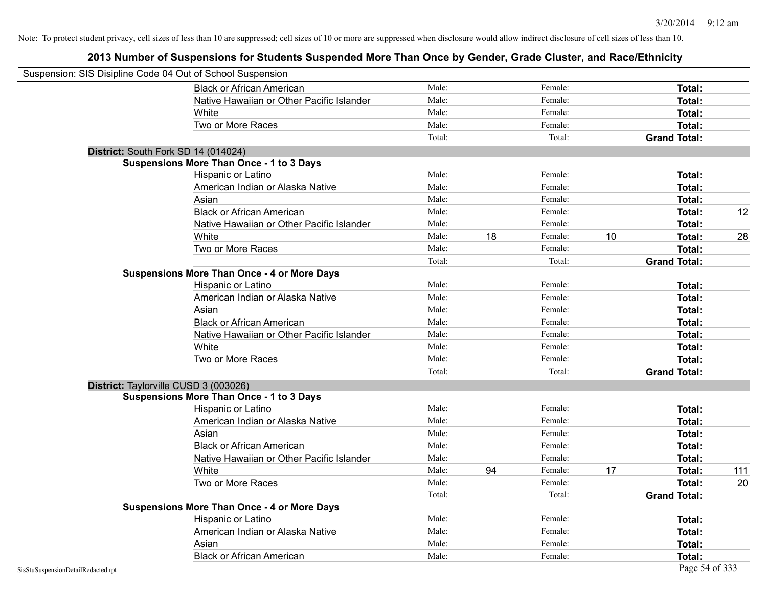Note: To protect student privacy, cell sizes of less than 10 are suppressed; cell sizes of 10 or more are suppressed when disclosure would allow indirect disclosure of cell sizes of less than 10.

# 2013 Number of Suspensions for Students Suspended More Than Once by Gender, Grade Cluster, and Race/Ethnicity

Suspension: SIS Disipline Code 04 Out of School Suspension

| | | | | | | |
|---|---|---|---|---|---|---|
| Black or African American | Male: | | Female: | | **Total:** | |
| Native Hawaiian or Other Pacific Islander | Male: | | Female: | | **Total:** | |
| White | Male: | | Female: | | **Total:** | |
| Two or More Races | Male: | | Female: | | **Total:** | |
| | Total: | | Total: | | **Grand Total:** | |

**District:** South Fork SD 14 (014024)

**Suspensions More Than Once - 1 to 3 Days**

| | | | | | | |
|---|---|---|---|---|---|---|
| Hispanic or Latino | Male: | | Female: | | **Total:** | |
| American Indian or Alaska Native | Male: | | Female: | | **Total:** | |
| Asian | Male: | | Female: | | **Total:** | |
| Black or African American | Male: | | Female: | | **Total:** | 12 |
| Native Hawaiian or Other Pacific Islander | Male: | | Female: | | **Total:** | |
| White | Male: | 18 | Female: | 10 | **Total:** | 28 |
| Two or More Races | Male: | | Female: | | **Total:** | |
| | Total: | | Total: | | **Grand Total:** | |

**Suspensions More Than Once - 4 or More Days**

| | | | | | | |
|---|---|---|---|---|---|---|
| Hispanic or Latino | Male: | | Female: | | **Total:** | |
| American Indian or Alaska Native | Male: | | Female: | | **Total:** | |
| Asian | Male: | | Female: | | **Total:** | |
| Black or African American | Male: | | Female: | | **Total:** | |
| Native Hawaiian or Other Pacific Islander | Male: | | Female: | | **Total:** | |
| White | Male: | | Female: | | **Total:** | |
| Two or More Races | Male: | | Female: | | **Total:** | |
| | Total: | | Total: | | **Grand Total:** | |

**District:** Taylorville CUSD 3 (003026)

**Suspensions More Than Once - 1 to 3 Days**

| | | | | | | |
|---|---|---|---|---|---|---|
| Hispanic or Latino | Male: | | Female: | | **Total:** | |
| American Indian or Alaska Native | Male: | | Female: | | **Total:** | |
| Asian | Male: | | Female: | | **Total:** | |
| Black or African American | Male: | | Female: | | **Total:** | |
| Native Hawaiian or Other Pacific Islander | Male: | | Female: | | **Total:** | |
| White | Male: | 94 | Female: | 17 | **Total:** | 111 |
| Two or More Races | Male: | | Female: | | **Total:** | 20 |
| | Total: | | Total: | | **Grand Total:** | |

**Suspensions More Than Once - 4 or More Days**

| | | | | | | |
|---|---|---|---|---|---|---|
| Hispanic or Latino | Male: | | Female: | | **Total:** | |
| American Indian or Alaska Native | Male: | | Female: | | **Total:** | |
| Asian | Male: | | Female: | | **Total:** | |
| Black or African American | Male: | | Female: | | **Total:** | |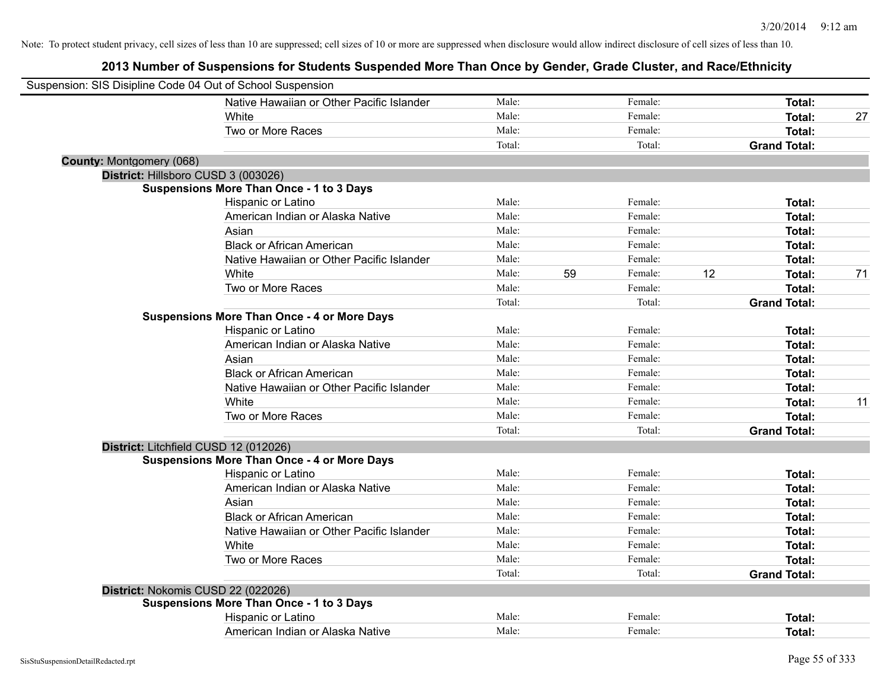Note: To protect student privacy, cell sizes of less than 10 are suppressed; cell sizes of 10 or more are suppressed when disclosure would allow indirect disclosure of cell sizes of less than 10.

## 2013 Number of Suspensions for Students Suspended More Than Once by Gender, Grade Cluster, and Race/Ethnicity

Suspension: SIS Disipline Code 04 Out of School Suspension

| | | | | | | | |
|---|---|---|---|---|---|---|---|
| Native Hawaiian or Other Pacific Islander | Male: | | Female: | | **Total:** | |
| White | Male: | | Female: | | **Total:** | 27 |
| Two or More Races | Male: | | Female: | | **Total:** | |
| | Total: | | Total: | | **Grand Total:** | |

**County:** Montgomery (068)

**District:** Hillsboro CUSD 3 (003026)

**Suspensions More Than Once - 1 to 3 Days**

| | | | | | | |
|---|---|---|---|---|---|---|
| Hispanic or Latino | Male: | | Female: | | **Total:** | |
| American Indian or Alaska Native | Male: | | Female: | | **Total:** | |
| Asian | Male: | | Female: | | **Total:** | |
| Black or African American | Male: | | Female: | | **Total:** | |
| Native Hawaiian or Other Pacific Islander | Male: | | Female: | | **Total:** | |
| White | Male: | 59 | Female: | 12 | **Total:** | 71 |
| Two or More Races | Male: | | Female: | | **Total:** | |
| | Total: | | Total: | | **Grand Total:** | |

**Suspensions More Than Once - 4 or More Days**

| | | | | | | |
|---|---|---|---|---|---|---|
| Hispanic or Latino | Male: | | Female: | | **Total:** | |
| American Indian or Alaska Native | Male: | | Female: | | **Total:** | |
| Asian | Male: | | Female: | | **Total:** | |
| Black or African American | Male: | | Female: | | **Total:** | |
| Native Hawaiian or Other Pacific Islander | Male: | | Female: | | **Total:** | |
| White | Male: | | Female: | | **Total:** | 11 |
| Two or More Races | Male: | | Female: | | **Total:** | |
| | Total: | | Total: | | **Grand Total:** | |

**District:** Litchfield CUSD 12 (012026)

**Suspensions More Than Once - 4 or More Days**

| | | | | | | |
|---|---|---|---|---|---|---|
| Hispanic or Latino | Male: | | Female: | | **Total:** | |
| American Indian or Alaska Native | Male: | | Female: | | **Total:** | |
| Asian | Male: | | Female: | | **Total:** | |
| Black or African American | Male: | | Female: | | **Total:** | |
| Native Hawaiian or Other Pacific Islander | Male: | | Female: | | **Total:** | |
| White | Male: | | Female: | | **Total:** | |
| Two or More Races | Male: | | Female: | | **Total:** | |
| | Total: | | Total: | | **Grand Total:** | |

**District:** Nokomis CUSD 22 (022026)

**Suspensions More Than Once - 1 to 3 Days**

| | | | | | | |
|---|---|---|---|---|---|---|
| Hispanic or Latino | Male: | | Female: | | **Total:** | |
| American Indian or Alaska Native | Male: | | Female: | | **Total:** | |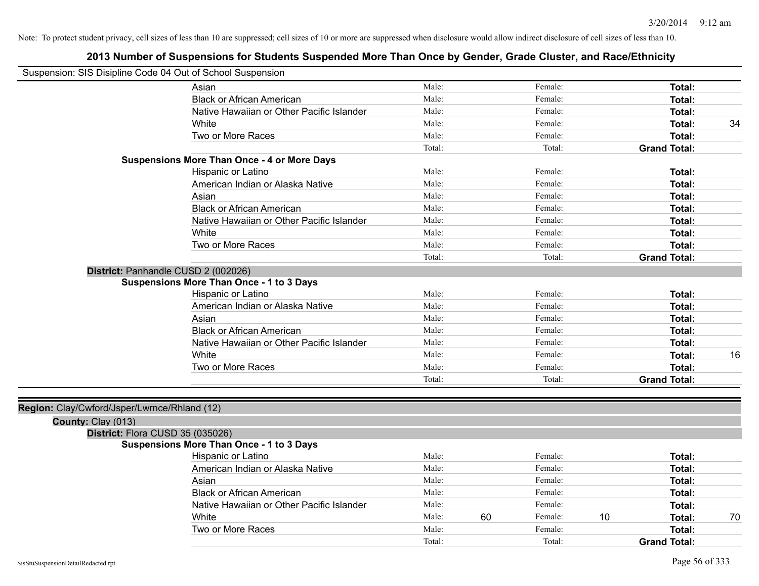Note: To protect student privacy, cell sizes of less than 10 are suppressed; cell sizes of 10 or more are suppressed when disclosure would allow indirect disclosure of cell sizes of less than 10.

## 2013 Number of Suspensions for Students Suspended More Than Once by Gender, Grade Cluster, and Race/Ethnicity

Suspension: SIS Disipline Code 04 Out of School Suspension

| | | | | | |
|---|---|---|---|---|---|
| Asian | Male: | | Female: | | **Total:** | |
| Black or African American | Male: | | Female: | | **Total:** | |
| Native Hawaiian or Other Pacific Islander | Male: | | Female: | | **Total:** | |
| White | Male: | | Female: | | **Total:** | 34 |
| Two or More Races | Male: | | Female: | | **Total:** | |
| | Total: | | Total: | | **Grand Total:** | |

**Suspensions More Than Once - 4 or More Days**

| | | | | | | |
|---|---|---|---|---|---|---|
| Hispanic or Latino | Male: | | Female: | | **Total:** | |
| American Indian or Alaska Native | Male: | | Female: | | **Total:** | |
| Asian | Male: | | Female: | | **Total:** | |
| Black or African American | Male: | | Female: | | **Total:** | |
| Native Hawaiian or Other Pacific Islander | Male: | | Female: | | **Total:** | |
| White | Male: | | Female: | | **Total:** | |
| Two or More Races | Male: | | Female: | | **Total:** | |
| | Total: | | Total: | | **Grand Total:** | |

**District:** Panhandle CUSD 2 (002026)

**Suspensions More Than Once - 1 to 3 Days**

| | | | | | | |
|---|---|---|---|---|---|---|
| Hispanic or Latino | Male: | | Female: | | **Total:** | |
| American Indian or Alaska Native | Male: | | Female: | | **Total:** | |
| Asian | Male: | | Female: | | **Total:** | |
| Black or African American | Male: | | Female: | | **Total:** | |
| Native Hawaiian or Other Pacific Islander | Male: | | Female: | | **Total:** | |
| White | Male: | | Female: | | **Total:** | 16 |
| Two or More Races | Male: | | Female: | | **Total:** | |
| | Total: | | Total: | | **Grand Total:** | |

**Region:** Clay/Cwford/Jsper/Lwrnce/Rhland (12)

**County:** Clay (013)

**District:** Flora CUSD 35 (035026)

**Suspensions More Than Once - 1 to 3 Days**

| | | | | | | |
|---|---|---|---|---|---|---|
| Hispanic or Latino | Male: | | Female: | | **Total:** | |
| American Indian or Alaska Native | Male: | | Female: | | **Total:** | |
| Asian | Male: | | Female: | | **Total:** | |
| Black or African American | Male: | | Female: | | **Total:** | |
| Native Hawaiian or Other Pacific Islander | Male: | | Female: | | **Total:** | |
| White | Male: | 60 | Female: | 10 | **Total:** | 70 |
| Two or More Races | Male: | | Female: | | **Total:** | |
| | Total: | | Total: | | **Grand Total:** | |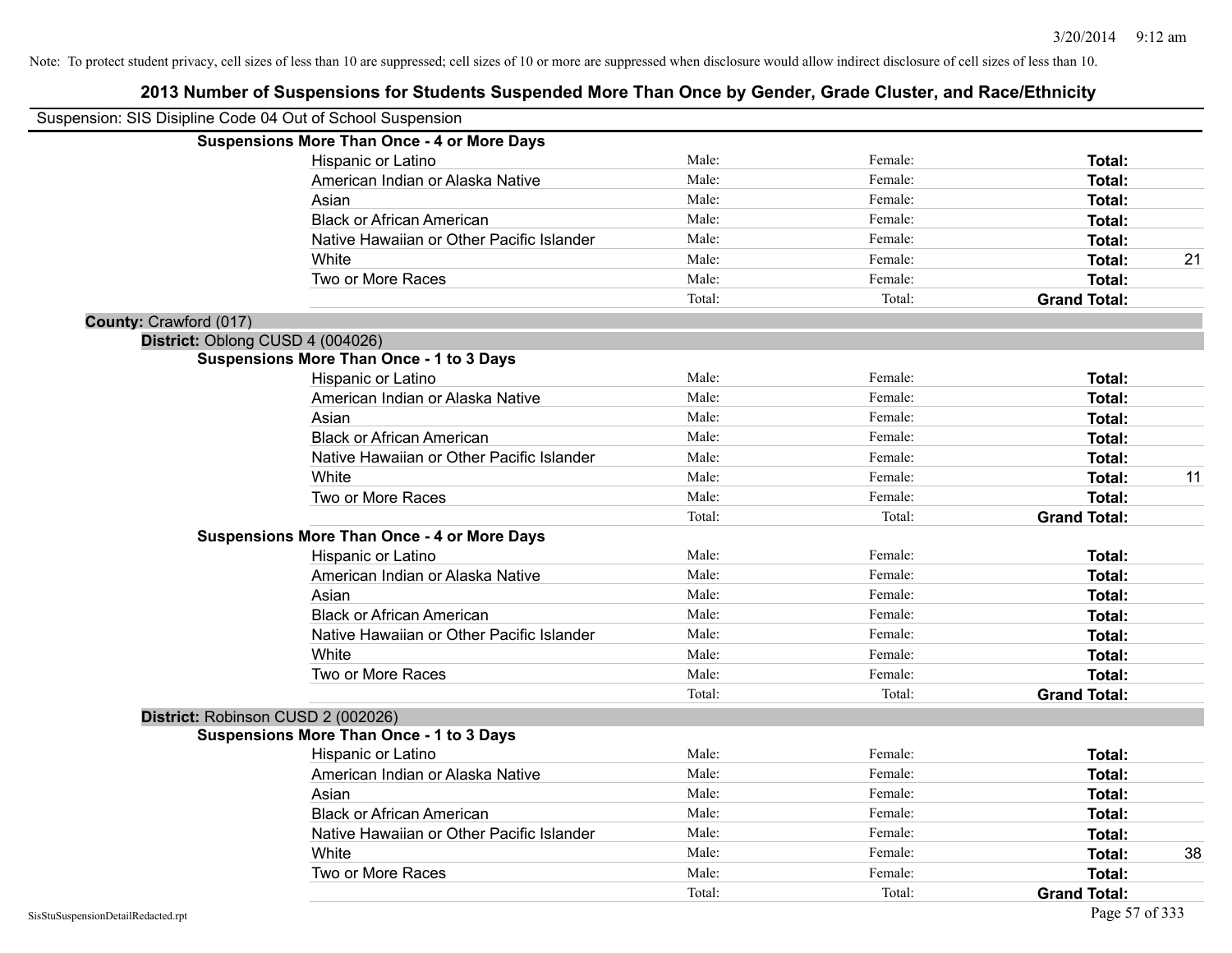Note: To protect student privacy, cell sizes of less than 10 are suppressed; cell sizes of 10 or more are suppressed when disclosure would allow indirect disclosure of cell sizes of less than 10.

## 2013 Number of Suspensions for Students Suspended More Than Once by Gender, Grade Cluster, and Race/Ethnicity

Suspension: SIS Disipline Code 04 Out of School Suspension

**Suspensions More Than Once - 4 or More Days**

| | | | | |
|---|---|---|---|---|
| Hispanic or Latino | Male: | Female: | **Total:** | |
| American Indian or Alaska Native | Male: | Female: | **Total:** | |
| Asian | Male: | Female: | **Total:** | |
| Black or African American | Male: | Female: | **Total:** | |
| Native Hawaiian or Other Pacific Islander | Male: | Female: | **Total:** | |
| White | Male: | Female: | **Total:** | 21 |
| Two or More Races | Male: | Female: | **Total:** | |
| | Total: | Total: | **Grand Total:** | |

**County:** Crawford (017)

**District:** Oblong CUSD 4 (004026)

**Suspensions More Than Once - 1 to 3 Days**

| | | | | |
|---|---|---|---|---|
| Hispanic or Latino | Male: | Female: | **Total:** | |
| American Indian or Alaska Native | Male: | Female: | **Total:** | |
| Asian | Male: | Female: | **Total:** | |
| Black or African American | Male: | Female: | **Total:** | |
| Native Hawaiian or Other Pacific Islander | Male: | Female: | **Total:** | |
| White | Male: | Female: | **Total:** | 11 |
| Two or More Races | Male: | Female: | **Total:** | |
| | Total: | Total: | **Grand Total:** | |

**Suspensions More Than Once - 4 or More Days**

| | | | | |
|---|---|---|---|---|
| Hispanic or Latino | Male: | Female: | **Total:** | |
| American Indian or Alaska Native | Male: | Female: | **Total:** | |
| Asian | Male: | Female: | **Total:** | |
| Black or African American | Male: | Female: | **Total:** | |
| Native Hawaiian or Other Pacific Islander | Male: | Female: | **Total:** | |
| White | Male: | Female: | **Total:** | |
| Two or More Races | Male: | Female: | **Total:** | |
| | Total: | Total: | **Grand Total:** | |

**District:** Robinson CUSD 2 (002026)

**Suspensions More Than Once - 1 to 3 Days**

| | | | | |
|---|---|---|---|---|
| Hispanic or Latino | Male: | Female: | **Total:** | |
| American Indian or Alaska Native | Male: | Female: | **Total:** | |
| Asian | Male: | Female: | **Total:** | |
| Black or African American | Male: | Female: | **Total:** | |
| Native Hawaiian or Other Pacific Islander | Male: | Female: | **Total:** | |
| White | Male: | Female: | **Total:** | 38 |
| Two or More Races | Male: | Female: | **Total:** | |
| | Total: | Total: | **Grand Total:** | |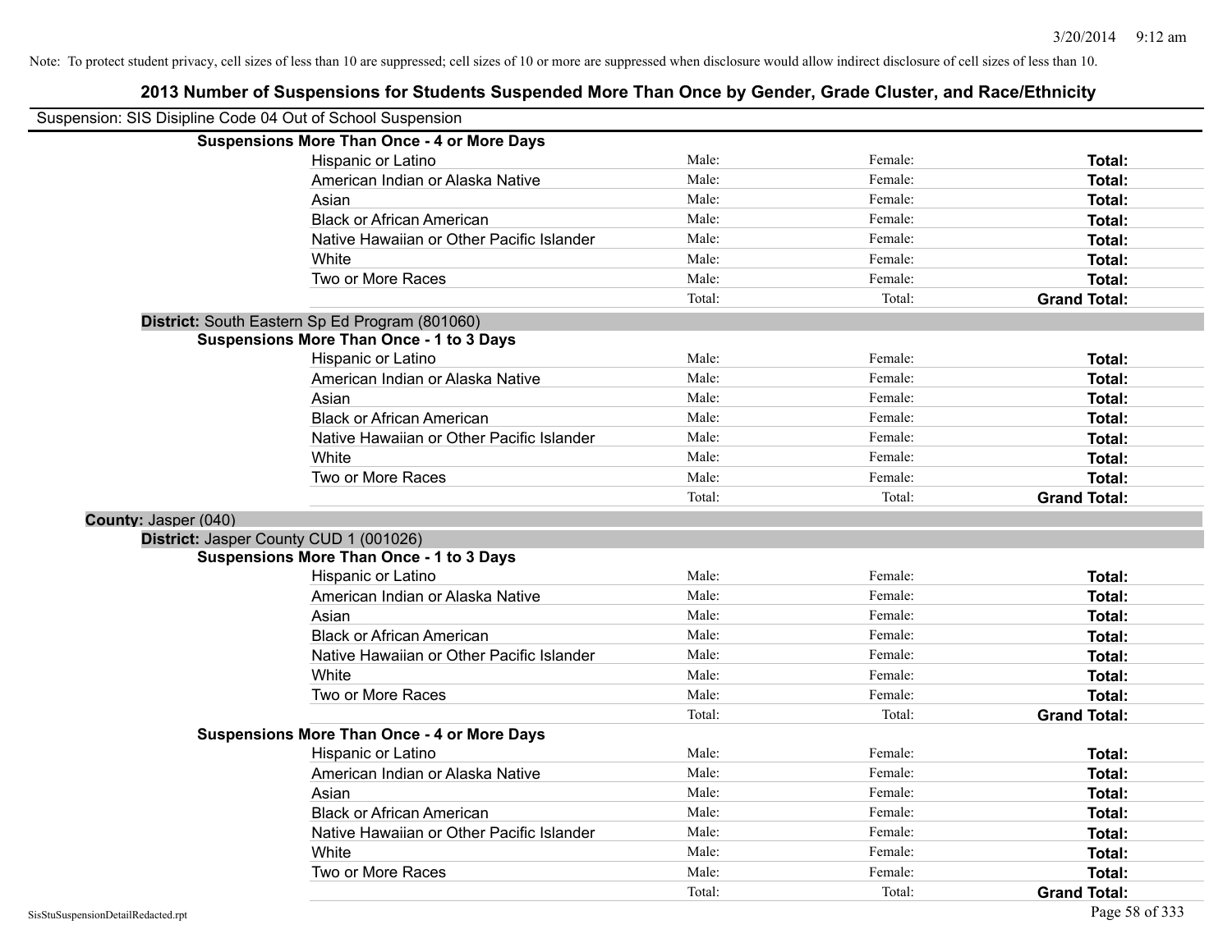Note: To protect student privacy, cell sizes of less than 10 are suppressed; cell sizes of 10 or more are suppressed when disclosure would allow indirect disclosure of cell sizes of less than 10.

## 2013 Number of Suspensions for Students Suspended More Than Once by Gender, Grade Cluster, and Race/Ethnicity

Suspension: SIS Disipline Code 04 Out of School Suspension

**Suspensions More Than Once - 4 or More Days**

| | | | |
|---|---|---|---|
| Hispanic or Latino | Male: | Female: | **Total:** |
| American Indian or Alaska Native | Male: | Female: | **Total:** |
| Asian | Male: | Female: | **Total:** |
| Black or African American | Male: | Female: | **Total:** |
| Native Hawaiian or Other Pacific Islander | Male: | Female: | **Total:** |
| White | Male: | Female: | **Total:** |
| Two or More Races | Male: | Female: | **Total:** |
| | Total: | Total: | **Grand Total:** |

**District:** South Eastern Sp Ed Program (801060)

**Suspensions More Than Once - 1 to 3 Days**

| | | | |
|---|---|---|---|
| Hispanic or Latino | Male: | Female: | **Total:** |
| American Indian or Alaska Native | Male: | Female: | **Total:** |
| Asian | Male: | Female: | **Total:** |
| Black or African American | Male: | Female: | **Total:** |
| Native Hawaiian or Other Pacific Islander | Male: | Female: | **Total:** |
| White | Male: | Female: | **Total:** |
| Two or More Races | Male: | Female: | **Total:** |
| | Total: | Total: | **Grand Total:** |

**County:** Jasper (040)

**District:** Jasper County CUD 1 (001026)

**Suspensions More Than Once - 1 to 3 Days**

| | | | |
|---|---|---|---|
| Hispanic or Latino | Male: | Female: | **Total:** |
| American Indian or Alaska Native | Male: | Female: | **Total:** |
| Asian | Male: | Female: | **Total:** |
| Black or African American | Male: | Female: | **Total:** |
| Native Hawaiian or Other Pacific Islander | Male: | Female: | **Total:** |
| White | Male: | Female: | **Total:** |
| Two or More Races | Male: | Female: | **Total:** |
| | Total: | Total: | **Grand Total:** |

**Suspensions More Than Once - 4 or More Days**

| | | | |
|---|---|---|---|
| Hispanic or Latino | Male: | Female: | **Total:** |
| American Indian or Alaska Native | Male: | Female: | **Total:** |
| Asian | Male: | Female: | **Total:** |
| Black or African American | Male: | Female: | **Total:** |
| Native Hawaiian or Other Pacific Islander | Male: | Female: | **Total:** |
| White | Male: | Female: | **Total:** |
| Two or More Races | Male: | Female: | **Total:** |
| | Total: | Total: | **Grand Total:** |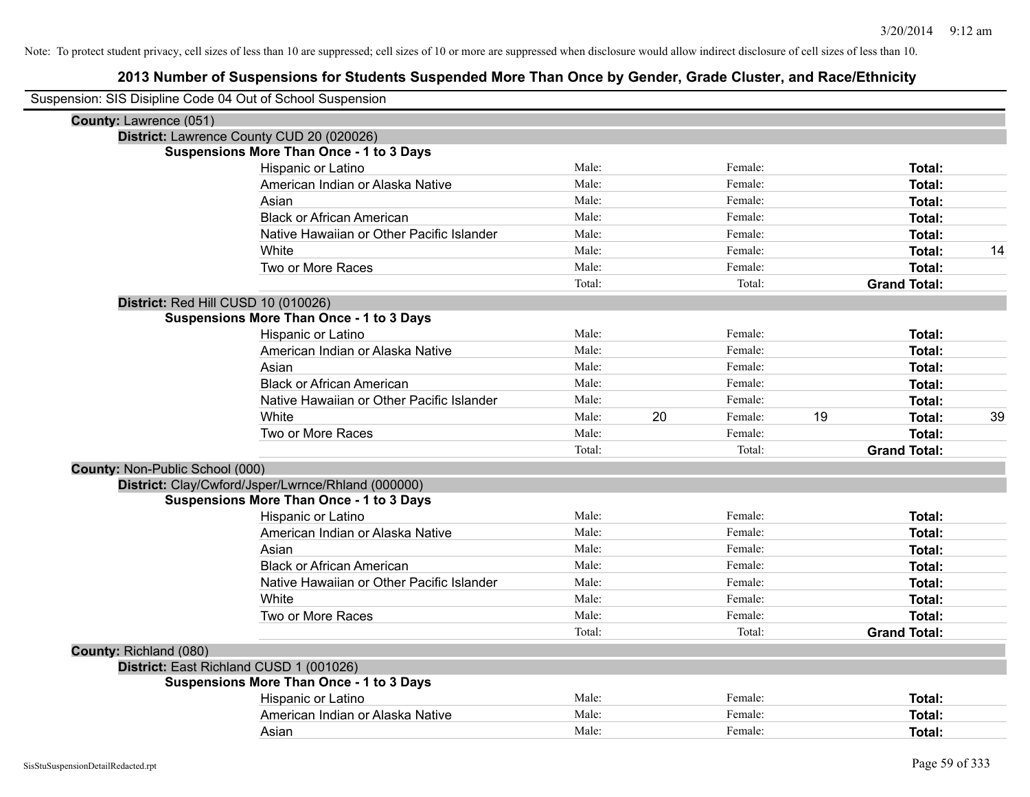Note: To protect student privacy, cell sizes of less than 10 are suppressed; cell sizes of 10 or more are suppressed when disclosure would allow indirect disclosure of cell sizes of less than 10.

# 2013 Number of Suspensions for Students Suspended More Than Once by Gender, Grade Cluster, and Race/Ethnicity

Suspension: SIS Disipline Code 04 Out of School Suspension

**County:** Lawrence (051)

**District:** Lawrence County CUD 20 (020026)

**Suspensions More Than Once - 1 to 3 Days**

| Race/Ethnicity | | | | | | |
|---|---|---|---|---|---|---|
| Hispanic or Latino | Male: | | Female: | | **Total:** | |
| American Indian or Alaska Native | Male: | | Female: | | **Total:** | |
| Asian | Male: | | Female: | | **Total:** | |
| Black or African American | Male: | | Female: | | **Total:** | |
| Native Hawaiian or Other Pacific Islander | Male: | | Female: | | **Total:** | |
| White | Male: | | Female: | | **Total:** | 14 |
| Two or More Races | Male: | | Female: | | **Total:** | |
| | Total: | | Total: | | **Grand Total:** | |

**District:** Red Hill CUSD 10 (010026)

**Suspensions More Than Once - 1 to 3 Days**

| Race/Ethnicity | | | | | | |
|---|---|---|---|---|---|---|
| Hispanic or Latino | Male: | | Female: | | **Total:** | |
| American Indian or Alaska Native | Male: | | Female: | | **Total:** | |
| Asian | Male: | | Female: | | **Total:** | |
| Black or African American | Male: | | Female: | | **Total:** | |
| Native Hawaiian or Other Pacific Islander | Male: | | Female: | | **Total:** | |
| White | Male: | 20 | Female: | 19 | **Total:** | 39 |
| Two or More Races | Male: | | Female: | | **Total:** | |
| | Total: | | Total: | | **Grand Total:** | |

**County:** Non-Public School (000)

**District:** Clay/Cwford/Jsper/Lwrnce/Rhland (000000)

**Suspensions More Than Once - 1 to 3 Days**

| Race/Ethnicity | | | | | | |
|---|---|---|---|---|---|---|
| Hispanic or Latino | Male: | | Female: | | **Total:** | |
| American Indian or Alaska Native | Male: | | Female: | | **Total:** | |
| Asian | Male: | | Female: | | **Total:** | |
| Black or African American | Male: | | Female: | | **Total:** | |
| Native Hawaiian or Other Pacific Islander | Male: | | Female: | | **Total:** | |
| White | Male: | | Female: | | **Total:** | |
| Two or More Races | Male: | | Female: | | **Total:** | |
| | Total: | | Total: | | **Grand Total:** | |

**County:** Richland (080)

**District:** East Richland CUSD 1 (001026)

**Suspensions More Than Once - 1 to 3 Days**

| Race/Ethnicity | | | | | | |
|---|---|---|---|---|---|---|
| Hispanic or Latino | Male: | | Female: | | **Total:** | |
| American Indian or Alaska Native | Male: | | Female: | | **Total:** | |
| Asian | Male: | | Female: | | **Total:** | |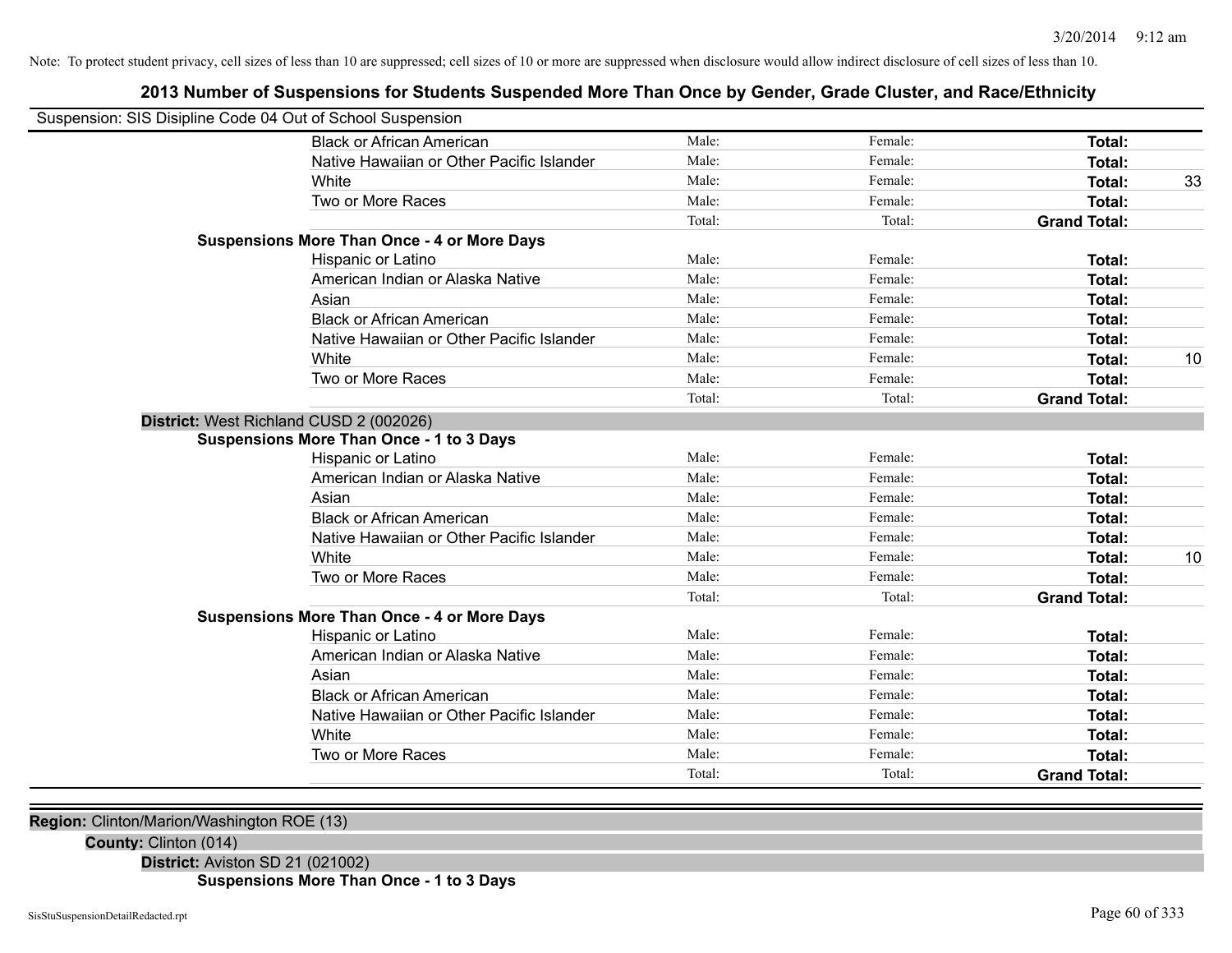Note: To protect student privacy, cell sizes of less than 10 are suppressed; cell sizes of 10 or more are suppressed when disclosure would allow indirect disclosure of cell sizes of less than 10.

# 2013 Number of Suspensions for Students Suspended More Than Once by Gender, Grade Cluster, and Race/Ethnicity

Suspension: SIS Disipline Code 04 Out of School Suspension

| | | | | |
|---|---|---|---|---|
| Black or African American | Male: | Female: | **Total:** | |
| Native Hawaiian or Other Pacific Islander | Male: | Female: | **Total:** | |
| White | Male: | Female: | **Total:** | 33 |
| Two or More Races | Male: | Female: | **Total:** | |
| | Total: | Total: | **Grand Total:** | |

**Suspensions More Than Once - 4 or More Days**

| | | | | |
|---|---|---|---|---|
| Hispanic or Latino | Male: | Female: | **Total:** | |
| American Indian or Alaska Native | Male: | Female: | **Total:** | |
| Asian | Male: | Female: | **Total:** | |
| Black or African American | Male: | Female: | **Total:** | |
| Native Hawaiian or Other Pacific Islander | Male: | Female: | **Total:** | |
| White | Male: | Female: | **Total:** | 10 |
| Two or More Races | Male: | Female: | **Total:** | |
| | Total: | Total: | **Grand Total:** | |

**District:** West Richland CUSD 2 (002026)

**Suspensions More Than Once - 1 to 3 Days**

| | | | | |
|---|---|---|---|---|
| Hispanic or Latino | Male: | Female: | **Total:** | |
| American Indian or Alaska Native | Male: | Female: | **Total:** | |
| Asian | Male: | Female: | **Total:** | |
| Black or African American | Male: | Female: | **Total:** | |
| Native Hawaiian or Other Pacific Islander | Male: | Female: | **Total:** | |
| White | Male: | Female: | **Total:** | 10 |
| Two or More Races | Male: | Female: | **Total:** | |
| | Total: | Total: | **Grand Total:** | |

**Suspensions More Than Once - 4 or More Days**

| | | | | |
|---|---|---|---|---|
| Hispanic or Latino | Male: | Female: | **Total:** | |
| American Indian or Alaska Native | Male: | Female: | **Total:** | |
| Asian | Male: | Female: | **Total:** | |
| Black or African American | Male: | Female: | **Total:** | |
| Native Hawaiian or Other Pacific Islander | Male: | Female: | **Total:** | |
| White | Male: | Female: | **Total:** | |
| Two or More Races | Male: | Female: | **Total:** | |
| | Total: | Total: | **Grand Total:** | |

**Region:** Clinton/Marion/Washington ROE (13)

**County:** Clinton (014)

**District:** Aviston SD 21 (021002)

**Suspensions More Than Once - 1 to 3 Days**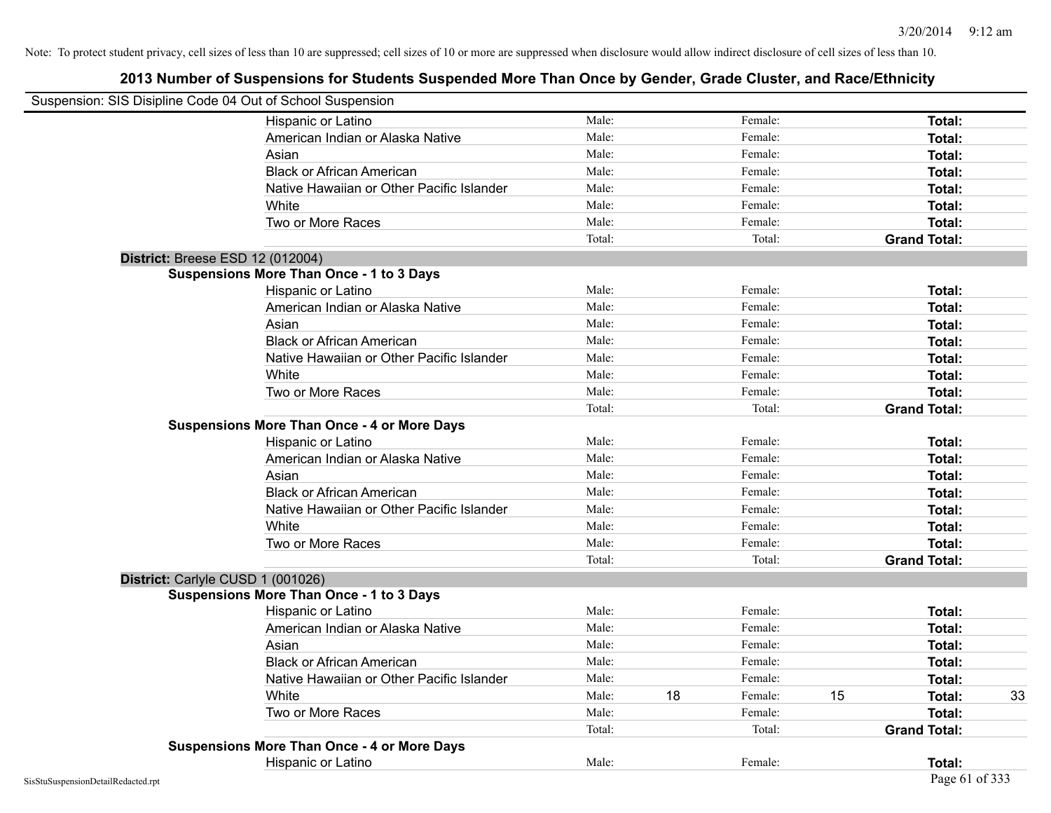Note: To protect student privacy, cell sizes of less than 10 are suppressed; cell sizes of 10 or more are suppressed when disclosure would allow indirect disclosure of cell sizes of less than 10.

## 2013 Number of Suspensions for Students Suspended More Than Once by Gender, Grade Cluster, and Race/Ethnicity

Suspension: SIS Disipline Code 04 Out of School Suspension

| | Male: | | Female: | | | |
|---|---|---|---|---|---|---|
| Hispanic or Latino | Male: | | Female: | | **Total:** | |
| American Indian or Alaska Native | Male: | | Female: | | **Total:** | |
| Asian | Male: | | Female: | | **Total:** | |
| Black or African American | Male: | | Female: | | **Total:** | |
| Native Hawaiian or Other Pacific Islander | Male: | | Female: | | **Total:** | |
| White | Male: | | Female: | | **Total:** | |
| Two or More Races | Male: | | Female: | | **Total:** | |
| | Total: | | Total: | | **Grand Total:** | |

**District:** Breese ESD 12 (012004)

**Suspensions More Than Once - 1 to 3 Days**

| | | | | | | |
|---|---|---|---|---|---|---|
| Hispanic or Latino | Male: | | Female: | | **Total:** | |
| American Indian or Alaska Native | Male: | | Female: | | **Total:** | |
| Asian | Male: | | Female: | | **Total:** | |
| Black or African American | Male: | | Female: | | **Total:** | |
| Native Hawaiian or Other Pacific Islander | Male: | | Female: | | **Total:** | |
| White | Male: | | Female: | | **Total:** | |
| Two or More Races | Male: | | Female: | | **Total:** | |
| | Total: | | Total: | | **Grand Total:** | |

**Suspensions More Than Once - 4 or More Days**

| | | | | | | |
|---|---|---|---|---|---|---|
| Hispanic or Latino | Male: | | Female: | | **Total:** | |
| American Indian or Alaska Native | Male: | | Female: | | **Total:** | |
| Asian | Male: | | Female: | | **Total:** | |
| Black or African American | Male: | | Female: | | **Total:** | |
| Native Hawaiian or Other Pacific Islander | Male: | | Female: | | **Total:** | |
| White | Male: | | Female: | | **Total:** | |
| Two or More Races | Male: | | Female: | | **Total:** | |
| | Total: | | Total: | | **Grand Total:** | |

**District:** Carlyle CUSD 1 (001026)

**Suspensions More Than Once - 1 to 3 Days**

| | | | | | | |
|---|---|---|---|---|---|---|
| Hispanic or Latino | Male: | | Female: | | **Total:** | |
| American Indian or Alaska Native | Male: | | Female: | | **Total:** | |
| Asian | Male: | | Female: | | **Total:** | |
| Black or African American | Male: | | Female: | | **Total:** | |
| Native Hawaiian or Other Pacific Islander | Male: | | Female: | | **Total:** | |
| White | Male: | 18 | Female: | 15 | **Total:** | 33 |
| Two or More Races | Male: | | Female: | | **Total:** | |
| | Total: | | Total: | | **Grand Total:** | |

**Suspensions More Than Once - 4 or More Days**

| | | | | | | |
|---|---|---|---|---|---|---|
| Hispanic or Latino | Male: | | Female: | | **Total:** | |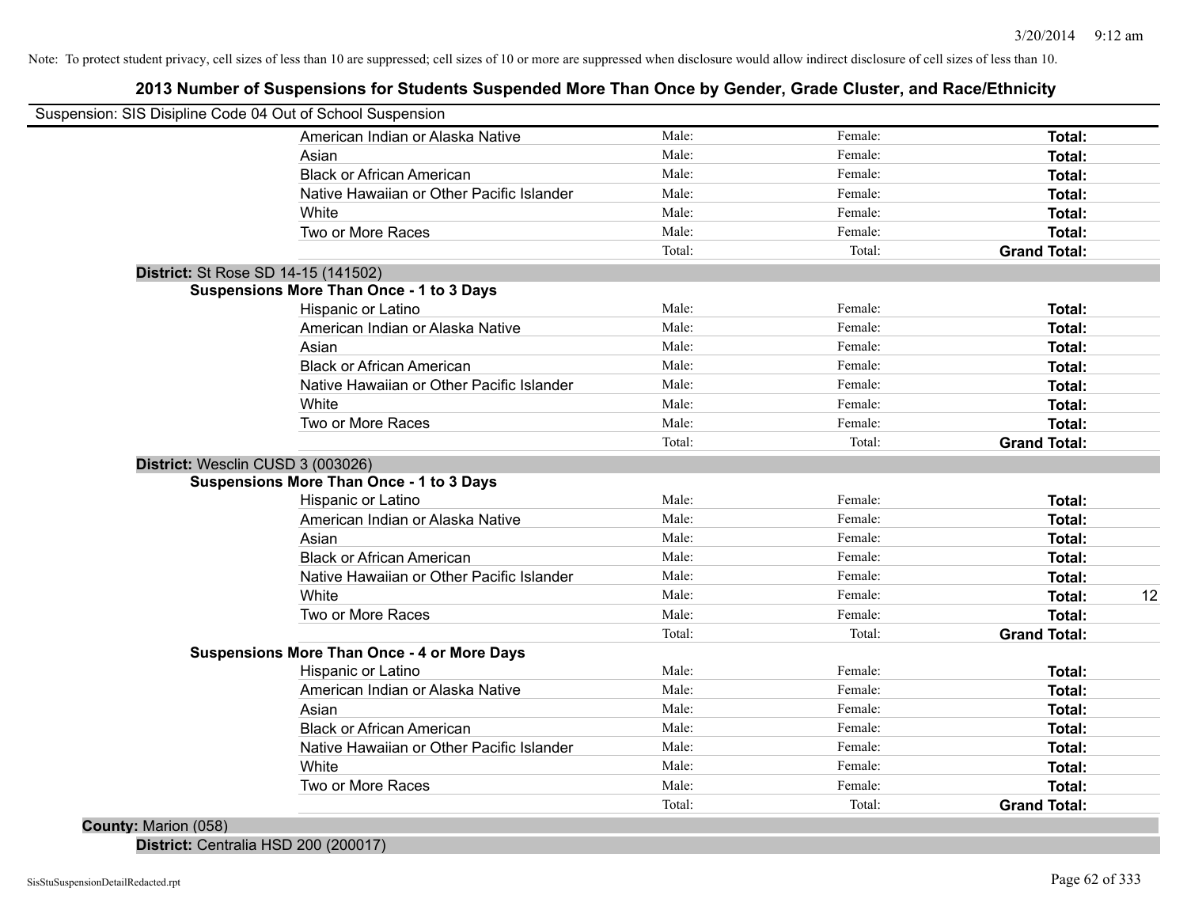Note: To protect student privacy, cell sizes of less than 10 are suppressed; cell sizes of 10 or more are suppressed when disclosure would allow indirect disclosure of cell sizes of less than 10.

## 2013 Number of Suspensions for Students Suspended More Than Once by Gender, Grade Cluster, and Race/Ethnicity

Suspension: SIS Disipline Code 04 Out of School Suspension

| | | | | |
|---|---|---|---|---|
| American Indian or Alaska Native | Male: | Female: | **Total:** | |
| Asian | Male: | Female: | **Total:** | |
| Black or African American | Male: | Female: | **Total:** | |
| Native Hawaiian or Other Pacific Islander | Male: | Female: | **Total:** | |
| White | Male: | Female: | **Total:** | |
| Two or More Races | Male: | Female: | **Total:** | |
| | Total: | Total: | **Grand Total:** | |

**District:** St Rose SD 14-15 (141502)

**Suspensions More Than Once - 1 to 3 Days**

| | | | | |
|---|---|---|---|---|
| Hispanic or Latino | Male: | Female: | **Total:** | |
| American Indian or Alaska Native | Male: | Female: | **Total:** | |
| Asian | Male: | Female: | **Total:** | |
| Black or African American | Male: | Female: | **Total:** | |
| Native Hawaiian or Other Pacific Islander | Male: | Female: | **Total:** | |
| White | Male: | Female: | **Total:** | |
| Two or More Races | Male: | Female: | **Total:** | |
| | Total: | Total: | **Grand Total:** | |

**District:** Wesclin CUSD 3 (003026)

**Suspensions More Than Once - 1 to 3 Days**

| | | | | |
|---|---|---|---|---|
| Hispanic or Latino | Male: | Female: | **Total:** | |
| American Indian or Alaska Native | Male: | Female: | **Total:** | |
| Asian | Male: | Female: | **Total:** | |
| Black or African American | Male: | Female: | **Total:** | |
| Native Hawaiian or Other Pacific Islander | Male: | Female: | **Total:** | |
| White | Male: | Female: | **Total:** | 12 |
| Two or More Races | Male: | Female: | **Total:** | |
| | Total: | Total: | **Grand Total:** | |

**Suspensions More Than Once - 4 or More Days**

| | | | | |
|---|---|---|---|---|
| Hispanic or Latino | Male: | Female: | **Total:** | |
| American Indian or Alaska Native | Male: | Female: | **Total:** | |
| Asian | Male: | Female: | **Total:** | |
| Black or African American | Male: | Female: | **Total:** | |
| Native Hawaiian or Other Pacific Islander | Male: | Female: | **Total:** | |
| White | Male: | Female: | **Total:** | |
| Two or More Races | Male: | Female: | **Total:** | |
| | Total: | Total: | **Grand Total:** | |

**County:** Marion (058)

**District:** Centralia HSD 200 (200017)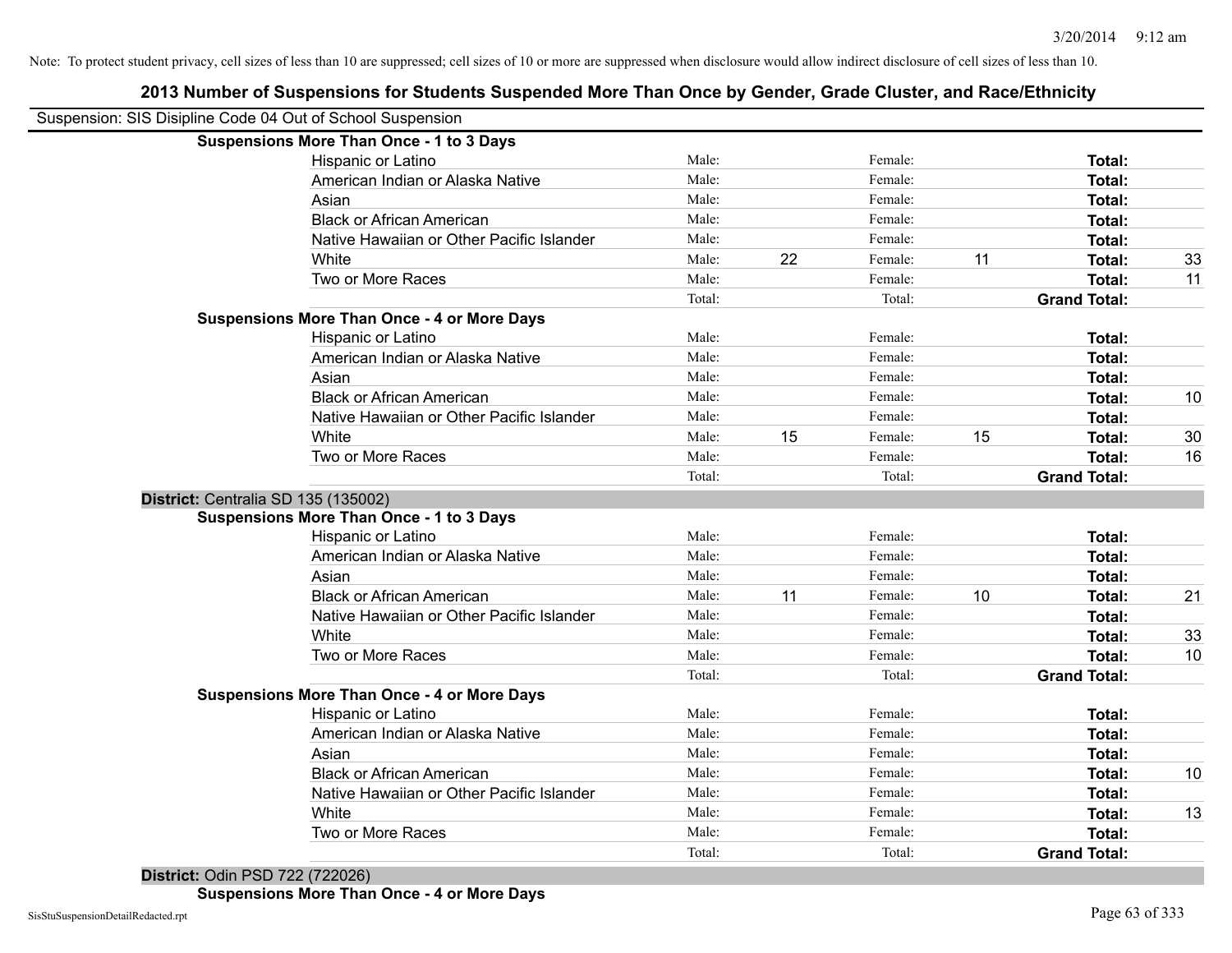Note: To protect student privacy, cell sizes of less than 10 are suppressed; cell sizes of 10 or more are suppressed when disclosure would allow indirect disclosure of cell sizes of less than 10.

# 2013 Number of Suspensions for Students Suspended More Than Once by Gender, Grade Cluster, and Race/Ethnicity

Suspension: SIS Disipline Code 04 Out of School Suspension

| | | | | | | | |
|---|---|---|---|---|---|---|---|
| **Suspensions More Than Once - 1 to 3 Days** | | | | | | | |
| Hispanic or Latino | Male: | | Female: | | **Total:** | |
| American Indian or Alaska Native | Male: | | Female: | | **Total:** | |
| Asian | Male: | | Female: | | **Total:** | |
| Black or African American | Male: | | Female: | | **Total:** | |
| Native Hawaiian or Other Pacific Islander | Male: | | Female: | | **Total:** | |
| White | Male: | 22 | Female: | 11 | **Total:** | 33 |
| Two or More Races | Male: | | Female: | | **Total:** | 11 |
| | Total: | | Total: | | **Grand Total:** | |
| **Suspensions More Than Once - 4 or More Days** | | | | | | |
| Hispanic or Latino | Male: | | Female: | | **Total:** | |
| American Indian or Alaska Native | Male: | | Female: | | **Total:** | |
| Asian | Male: | | Female: | | **Total:** | |
| Black or African American | Male: | | Female: | | **Total:** | 10 |
| Native Hawaiian or Other Pacific Islander | Male: | | Female: | | **Total:** | |
| White | Male: | 15 | Female: | 15 | **Total:** | 30 |
| Two or More Races | Male: | | Female: | | **Total:** | 16 |
| | Total: | | Total: | | **Grand Total:** | |

**District:** Centralia SD 135 (135002)

| | | | | | | |
|---|---|---|---|---|---|---|
| **Suspensions More Than Once - 1 to 3 Days** | | | | | | |
| Hispanic or Latino | Male: | | Female: | | **Total:** | |
| American Indian or Alaska Native | Male: | | Female: | | **Total:** | |
| Asian | Male: | | Female: | | **Total:** | |
| Black or African American | Male: | 11 | Female: | 10 | **Total:** | 21 |
| Native Hawaiian or Other Pacific Islander | Male: | | Female: | | **Total:** | |
| White | Male: | | Female: | | **Total:** | 33 |
| Two or More Races | Male: | | Female: | | **Total:** | 10 |
| | Total: | | Total: | | **Grand Total:** | |
| **Suspensions More Than Once - 4 or More Days** | | | | | | |
| Hispanic or Latino | Male: | | Female: | | **Total:** | |
| American Indian or Alaska Native | Male: | | Female: | | **Total:** | |
| Asian | Male: | | Female: | | **Total:** | |
| Black or African American | Male: | | Female: | | **Total:** | 10 |
| Native Hawaiian or Other Pacific Islander | Male: | | Female: | | **Total:** | |
| White | Male: | | Female: | | **Total:** | 13 |
| Two or More Races | Male: | | Female: | | **Total:** | |
| | Total: | | Total: | | **Grand Total:** | |

**District:** Odin PSD 722 (722026)

**Suspensions More Than Once - 4 or More Days**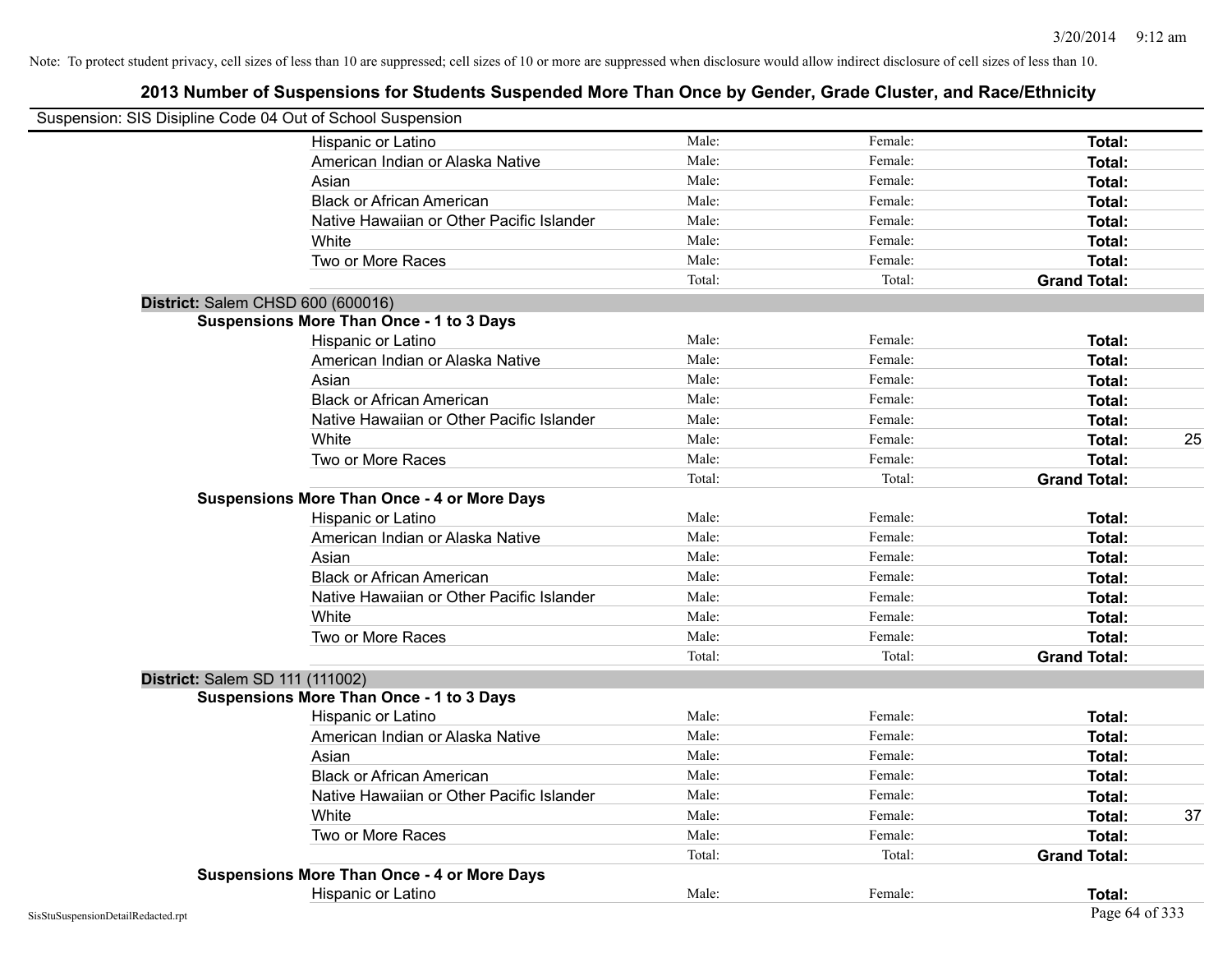Note: To protect student privacy, cell sizes of less than 10 are suppressed; cell sizes of 10 or more are suppressed when disclosure would allow indirect disclosure of cell sizes of less than 10.

## 2013 Number of Suspensions for Students Suspended More Than Once by Gender, Grade Cluster, and Race/Ethnicity

Suspension: SIS Disipline Code 04 Out of School Suspension

| | | | | |
|---|---|---|---|---|
| Hispanic or Latino | Male: | Female: | **Total:** | |
| American Indian or Alaska Native | Male: | Female: | **Total:** | |
| Asian | Male: | Female: | **Total:** | |
| Black or African American | Male: | Female: | **Total:** | |
| Native Hawaiian or Other Pacific Islander | Male: | Female: | **Total:** | |
| White | Male: | Female: | **Total:** | |
| Two or More Races | Male: | Female: | **Total:** | |
| | Total: | Total: | **Grand Total:** | |

**District:** Salem CHSD 600 (600016)

**Suspensions More Than Once - 1 to 3 Days**

| | | | | |
|---|---|---|---|---|
| Hispanic or Latino | Male: | Female: | **Total:** | |
| American Indian or Alaska Native | Male: | Female: | **Total:** | |
| Asian | Male: | Female: | **Total:** | |
| Black or African American | Male: | Female: | **Total:** | |
| Native Hawaiian or Other Pacific Islander | Male: | Female: | **Total:** | |
| White | Male: | Female: | **Total:** | 25 |
| Two or More Races | Male: | Female: | **Total:** | |
| | Total: | Total: | **Grand Total:** | |

**Suspensions More Than Once - 4 or More Days**

| | | | | |
|---|---|---|---|---|
| Hispanic or Latino | Male: | Female: | **Total:** | |
| American Indian or Alaska Native | Male: | Female: | **Total:** | |
| Asian | Male: | Female: | **Total:** | |
| Black or African American | Male: | Female: | **Total:** | |
| Native Hawaiian or Other Pacific Islander | Male: | Female: | **Total:** | |
| White | Male: | Female: | **Total:** | |
| Two or More Races | Male: | Female: | **Total:** | |
| | Total: | Total: | **Grand Total:** | |

**District:** Salem SD 111 (111002)

**Suspensions More Than Once - 1 to 3 Days**

| | | | | |
|---|---|---|---|---|
| Hispanic or Latino | Male: | Female: | **Total:** | |
| American Indian or Alaska Native | Male: | Female: | **Total:** | |
| Asian | Male: | Female: | **Total:** | |
| Black or African American | Male: | Female: | **Total:** | |
| Native Hawaiian or Other Pacific Islander | Male: | Female: | **Total:** | |
| White | Male: | Female: | **Total:** | 37 |
| Two or More Races | Male: | Female: | **Total:** | |
| | Total: | Total: | **Grand Total:** | |

**Suspensions More Than Once - 4 or More Days**

| | | | | |
|---|---|---|---|---|
| Hispanic or Latino | Male: | Female: | **Total:** | |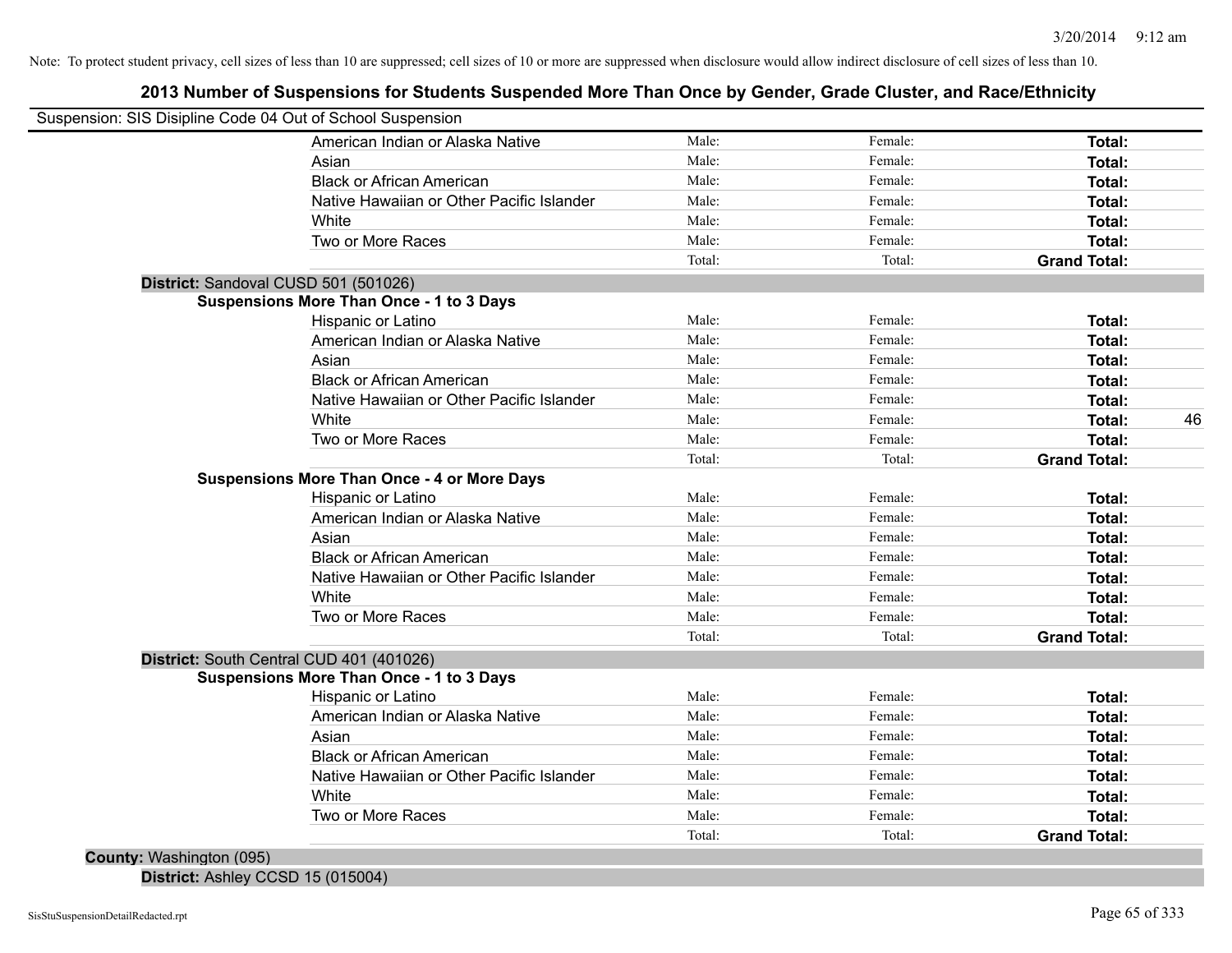Note: To protect student privacy, cell sizes of less than 10 are suppressed; cell sizes of 10 or more are suppressed when disclosure would allow indirect disclosure of cell sizes of less than 10.

# 2013 Number of Suspensions for Students Suspended More Than Once by Gender, Grade Cluster, and Race/Ethnicity

Suspension: SIS Disipline Code 04 Out of School Suspension

| | | | | |
|---|---|---|---|---|
| American Indian or Alaska Native | Male: | Female: | **Total:** | |
| Asian | Male: | Female: | **Total:** | |
| Black or African American | Male: | Female: | **Total:** | |
| Native Hawaiian or Other Pacific Islander | Male: | Female: | **Total:** | |
| White | Male: | Female: | **Total:** | |
| Two or More Races | Male: | Female: | **Total:** | |
| | Total: | Total: | **Grand Total:** | |

**District:** Sandoval CUSD 501 (501026)

**Suspensions More Than Once - 1 to 3 Days**

| | | | | |
|---|---|---|---|---|
| Hispanic or Latino | Male: | Female: | **Total:** | |
| American Indian or Alaska Native | Male: | Female: | **Total:** | |
| Asian | Male: | Female: | **Total:** | |
| Black or African American | Male: | Female: | **Total:** | |
| Native Hawaiian or Other Pacific Islander | Male: | Female: | **Total:** | |
| White | Male: | Female: | **Total:** | 46 |
| Two or More Races | Male: | Female: | **Total:** | |
| | Total: | Total: | **Grand Total:** | |

**Suspensions More Than Once - 4 or More Days**

| | | | | |
|---|---|---|---|---|
| Hispanic or Latino | Male: | Female: | **Total:** | |
| American Indian or Alaska Native | Male: | Female: | **Total:** | |
| Asian | Male: | Female: | **Total:** | |
| Black or African American | Male: | Female: | **Total:** | |
| Native Hawaiian or Other Pacific Islander | Male: | Female: | **Total:** | |
| White | Male: | Female: | **Total:** | |
| Two or More Races | Male: | Female: | **Total:** | |
| | Total: | Total: | **Grand Total:** | |

**District:** South Central CUD 401 (401026)

**Suspensions More Than Once - 1 to 3 Days**

| | | | | |
|---|---|---|---|---|
| Hispanic or Latino | Male: | Female: | **Total:** | |
| American Indian or Alaska Native | Male: | Female: | **Total:** | |
| Asian | Male: | Female: | **Total:** | |
| Black or African American | Male: | Female: | **Total:** | |
| Native Hawaiian or Other Pacific Islander | Male: | Female: | **Total:** | |
| White | Male: | Female: | **Total:** | |
| Two or More Races | Male: | Female: | **Total:** | |
| | Total: | Total: | **Grand Total:** | |

**County:** Washington (095)

**District:** Ashley CCSD 15 (015004)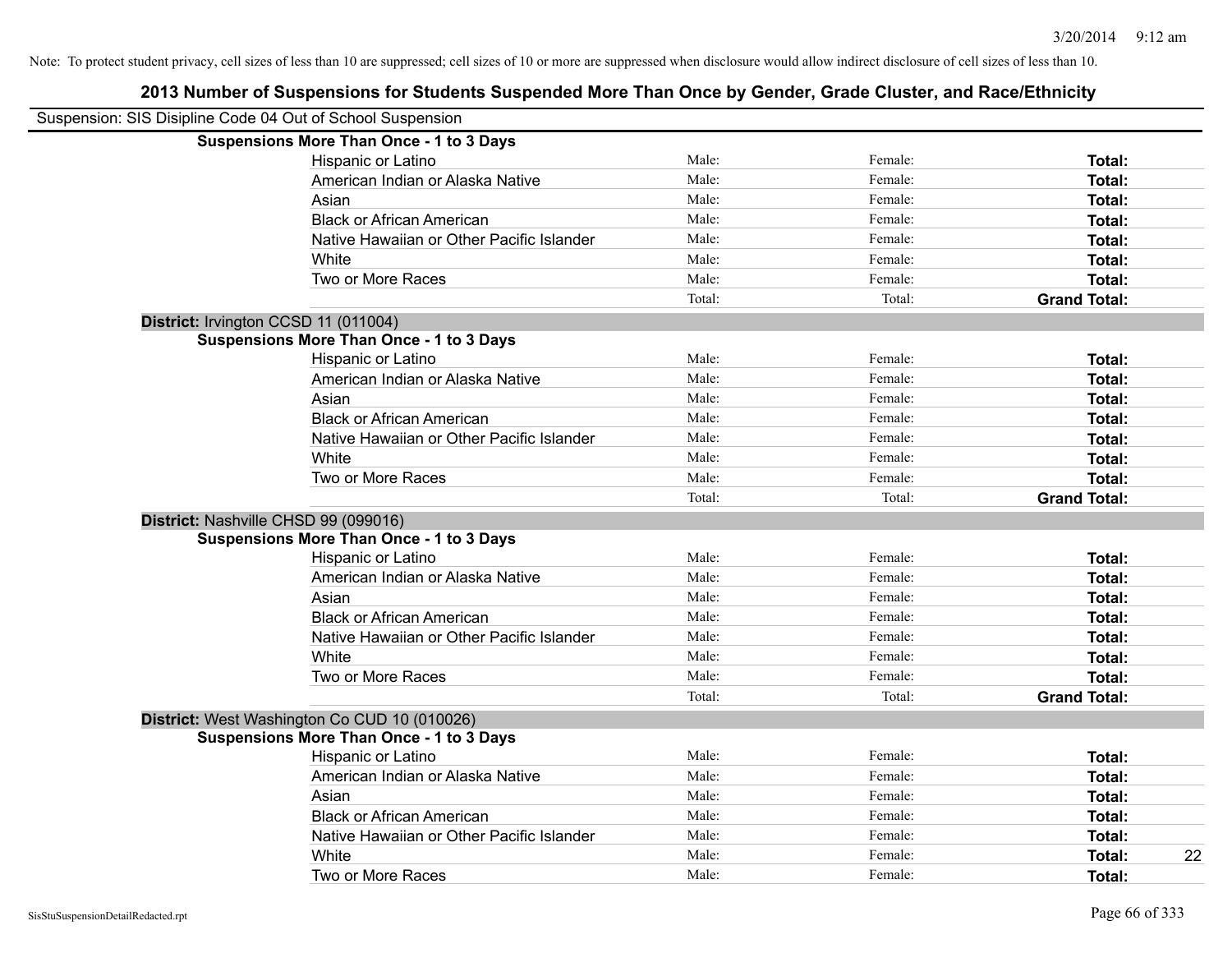Note: To protect student privacy, cell sizes of less than 10 are suppressed; cell sizes of 10 or more are suppressed when disclosure would allow indirect disclosure of cell sizes of less than 10.

## 2013 Number of Suspensions for Students Suspended More Than Once by Gender, Grade Cluster, and Race/Ethnicity

Suspension: SIS Disipline Code 04 Out of School Suspension

**Suspensions More Than Once - 1 to 3 Days**

| | | | | |
|---|---|---|---|---|
| Hispanic or Latino | Male: | Female: | **Total:** | |
| American Indian or Alaska Native | Male: | Female: | **Total:** | |
| Asian | Male: | Female: | **Total:** | |
| Black or African American | Male: | Female: | **Total:** | |
| Native Hawaiian or Other Pacific Islander | Male: | Female: | **Total:** | |
| White | Male: | Female: | **Total:** | |
| Two or More Races | Male: | Female: | **Total:** | |
| | Total: | Total: | **Grand Total:** | |

**District:** Irvington CCSD 11 (011004)

**Suspensions More Than Once - 1 to 3 Days**

| | | | | |
|---|---|---|---|---|
| Hispanic or Latino | Male: | Female: | **Total:** | |
| American Indian or Alaska Native | Male: | Female: | **Total:** | |
| Asian | Male: | Female: | **Total:** | |
| Black or African American | Male: | Female: | **Total:** | |
| Native Hawaiian or Other Pacific Islander | Male: | Female: | **Total:** | |
| White | Male: | Female: | **Total:** | |
| Two or More Races | Male: | Female: | **Total:** | |
| | Total: | Total: | **Grand Total:** | |

**District:** Nashville CHSD 99 (099016)

**Suspensions More Than Once - 1 to 3 Days**

| | | | | |
|---|---|---|---|---|
| Hispanic or Latino | Male: | Female: | **Total:** | |
| American Indian or Alaska Native | Male: | Female: | **Total:** | |
| Asian | Male: | Female: | **Total:** | |
| Black or African American | Male: | Female: | **Total:** | |
| Native Hawaiian or Other Pacific Islander | Male: | Female: | **Total:** | |
| White | Male: | Female: | **Total:** | |
| Two or More Races | Male: | Female: | **Total:** | |
| | Total: | Total: | **Grand Total:** | |

**District:** West Washington Co CUD 10 (010026)

**Suspensions More Than Once - 1 to 3 Days**

| | | | | |
|---|---|---|---|---|
| Hispanic or Latino | Male: | Female: | **Total:** | |
| American Indian or Alaska Native | Male: | Female: | **Total:** | |
| Asian | Male: | Female: | **Total:** | |
| Black or African American | Male: | Female: | **Total:** | |
| Native Hawaiian or Other Pacific Islander | Male: | Female: | **Total:** | |
| White | Male: | Female: | **Total:** | 22 |
| Two or More Races | Male: | Female: | **Total:** | |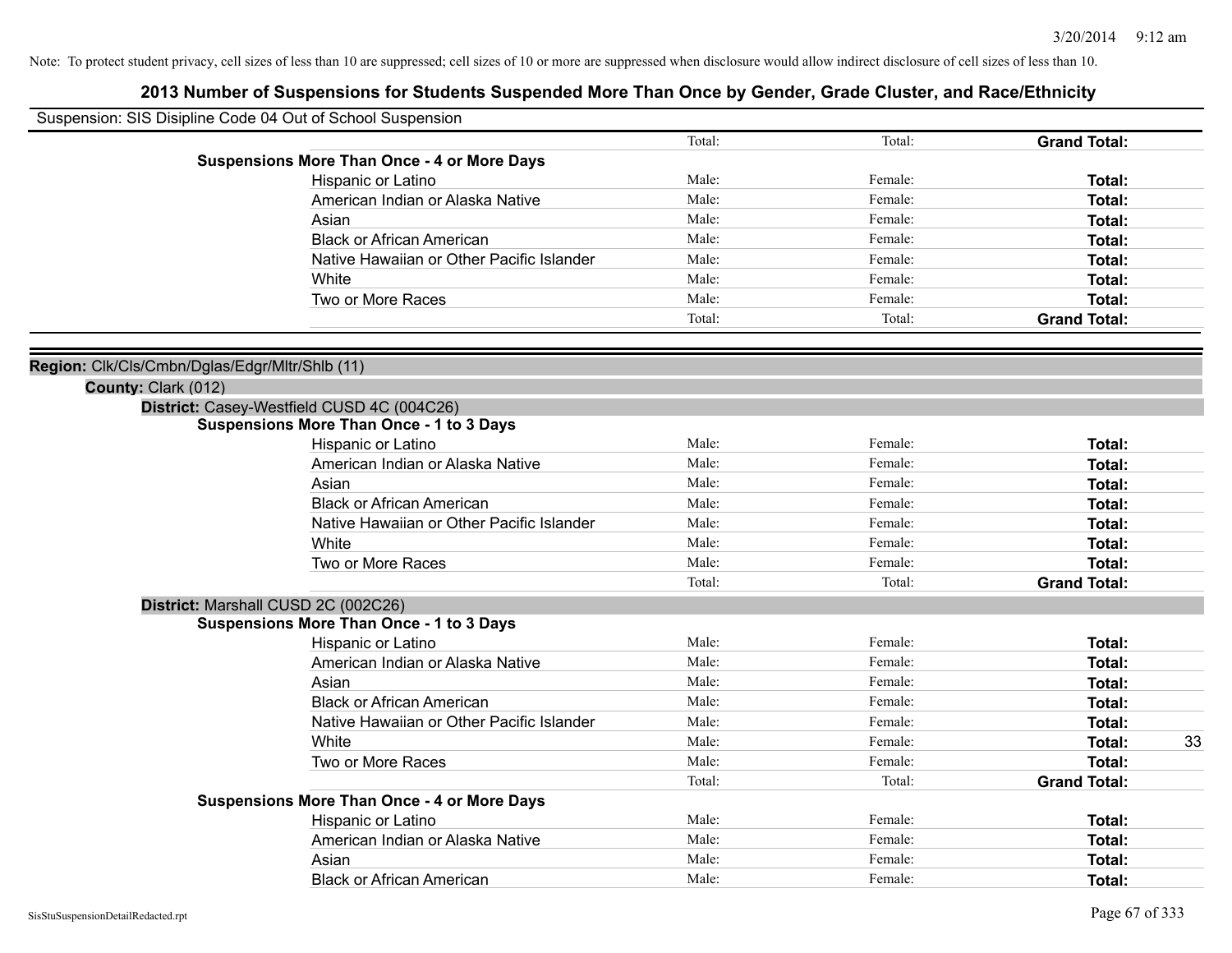Note: To protect student privacy, cell sizes of less than 10 are suppressed; cell sizes of 10 or more are suppressed when disclosure would allow indirect disclosure of cell sizes of less than 10.

# 2013 Number of Suspensions for Students Suspended More Than Once by Gender, Grade Cluster, and Race/Ethnicity

Suspension: SIS Disipline Code 04 Out of School Suspension

| | | | | |
|---|---|---|---|---|
| | Total: | Total: | **Grand Total:** | |
| **Suspensions More Than Once - 4 or More Days** | | | | |
| Hispanic or Latino | Male: | Female: | **Total:** | |
| American Indian or Alaska Native | Male: | Female: | **Total:** | |
| Asian | Male: | Female: | **Total:** | |
| Black or African American | Male: | Female: | **Total:** | |
| Native Hawaiian or Other Pacific Islander | Male: | Female: | **Total:** | |
| White | Male: | Female: | **Total:** | |
| Two or More Races | Male: | Female: | **Total:** | |
| | Total: | Total: | **Grand Total:** | |

**Region:** Clk/Cls/Cmbn/Dglas/Edgr/Mltr/Shlb (11)

**County:** Clark (012)

**District:** Casey-Westfield CUSD 4C (004C26)

| | | | | |
|---|---|---|---|---|
| **Suspensions More Than Once - 1 to 3 Days** | | | | |
| Hispanic or Latino | Male: | Female: | **Total:** | |
| American Indian or Alaska Native | Male: | Female: | **Total:** | |
| Asian | Male: | Female: | **Total:** | |
| Black or African American | Male: | Female: | **Total:** | |
| Native Hawaiian or Other Pacific Islander | Male: | Female: | **Total:** | |
| White | Male: | Female: | **Total:** | |
| Two or More Races | Male: | Female: | **Total:** | |
| | Total: | Total: | **Grand Total:** | |

**District:** Marshall CUSD 2C (002C26)

| | | | | |
|---|---|---|---|---|
| **Suspensions More Than Once - 1 to 3 Days** | | | | |
| Hispanic or Latino | Male: | Female: | **Total:** | |
| American Indian or Alaska Native | Male: | Female: | **Total:** | |
| Asian | Male: | Female: | **Total:** | |
| Black or African American | Male: | Female: | **Total:** | |
| Native Hawaiian or Other Pacific Islander | Male: | Female: | **Total:** | |
| White | Male: | Female: | **Total:** | 33 |
| Two or More Races | Male: | Female: | **Total:** | |
| | Total: | Total: | **Grand Total:** | |
| **Suspensions More Than Once - 4 or More Days** | | | | |
| Hispanic or Latino | Male: | Female: | **Total:** | |
| American Indian or Alaska Native | Male: | Female: | **Total:** | |
| Asian | Male: | Female: | **Total:** | |
| Black or African American | Male: | Female: | **Total:** | |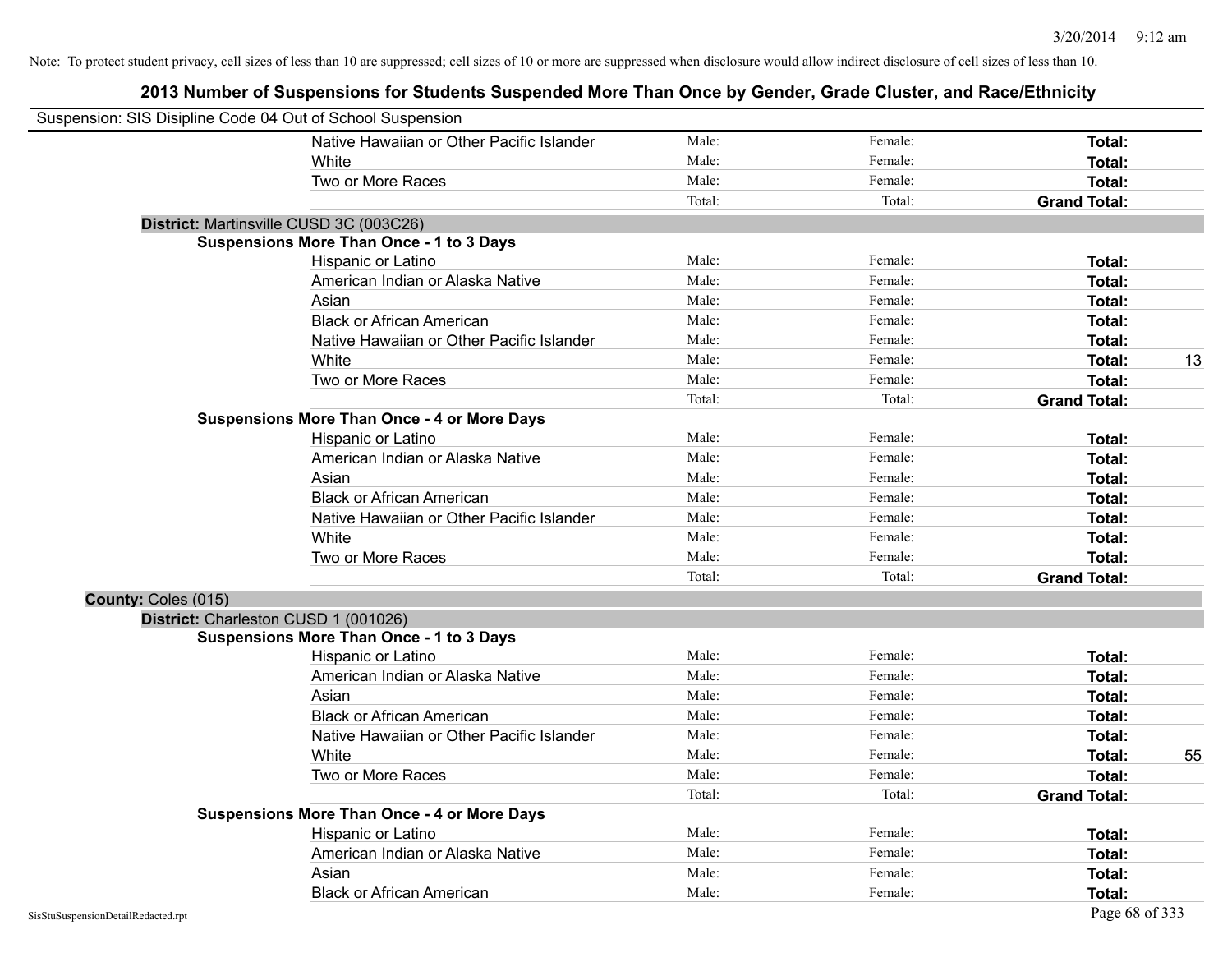Note: To protect student privacy, cell sizes of less than 10 are suppressed; cell sizes of 10 or more are suppressed when disclosure would allow indirect disclosure of cell sizes of less than 10.

## 2013 Number of Suspensions for Students Suspended More Than Once by Gender, Grade Cluster, and Race/Ethnicity

Suspension: SIS Disipline Code 04 Out of School Suspension

| | | | | | |
|---|---|---|---|---|---|
| | Native Hawaiian or Other Pacific Islander | Male: | Female: | **Total:** | |
| | White | Male: | Female: | **Total:** | |
| | Two or More Races | Male: | Female: | **Total:** | |
| | | Total: | Total: | **Grand Total:** | |
| **District:** Martinsville CUSD 3C (003C26) | | | | | |
| **Suspensions More Than Once - 1 to 3 Days** | | | | | |
| | Hispanic or Latino | Male: | Female: | **Total:** | |
| | American Indian or Alaska Native | Male: | Female: | **Total:** | |
| | Asian | Male: | Female: | **Total:** | |
| | Black or African American | Male: | Female: | **Total:** | |
| | Native Hawaiian or Other Pacific Islander | Male: | Female: | **Total:** | |
| | White | Male: | Female: | **Total:** | 13 |
| | Two or More Races | Male: | Female: | **Total:** | |
| | | Total: | Total: | **Grand Total:** | |
| **Suspensions More Than Once - 4 or More Days** | | | | | |
| | Hispanic or Latino | Male: | Female: | **Total:** | |
| | American Indian or Alaska Native | Male: | Female: | **Total:** | |
| | Asian | Male: | Female: | **Total:** | |
| | Black or African American | Male: | Female: | **Total:** | |
| | Native Hawaiian or Other Pacific Islander | Male: | Female: | **Total:** | |
| | White | Male: | Female: | **Total:** | |
| | Two or More Races | Male: | Female: | **Total:** | |
| | | Total: | Total: | **Grand Total:** | |
| **County:** Coles (015) | | | | | |
| **District:** Charleston CUSD 1 (001026) | | | | | |
| **Suspensions More Than Once - 1 to 3 Days** | | | | | |
| | Hispanic or Latino | Male: | Female: | **Total:** | |
| | American Indian or Alaska Native | Male: | Female: | **Total:** | |
| | Asian | Male: | Female: | **Total:** | |
| | Black or African American | Male: | Female: | **Total:** | |
| | Native Hawaiian or Other Pacific Islander | Male: | Female: | **Total:** | |
| | White | Male: | Female: | **Total:** | 55 |
| | Two or More Races | Male: | Female: | **Total:** | |
| | | Total: | Total: | **Grand Total:** | |
| **Suspensions More Than Once - 4 or More Days** | | | | | |
| | Hispanic or Latino | Male: | Female: | **Total:** | |
| | American Indian or Alaska Native | Male: | Female: | **Total:** | |
| | Asian | Male: | Female: | **Total:** | |
| | Black or African American | Male: | Female: | **Total:** | |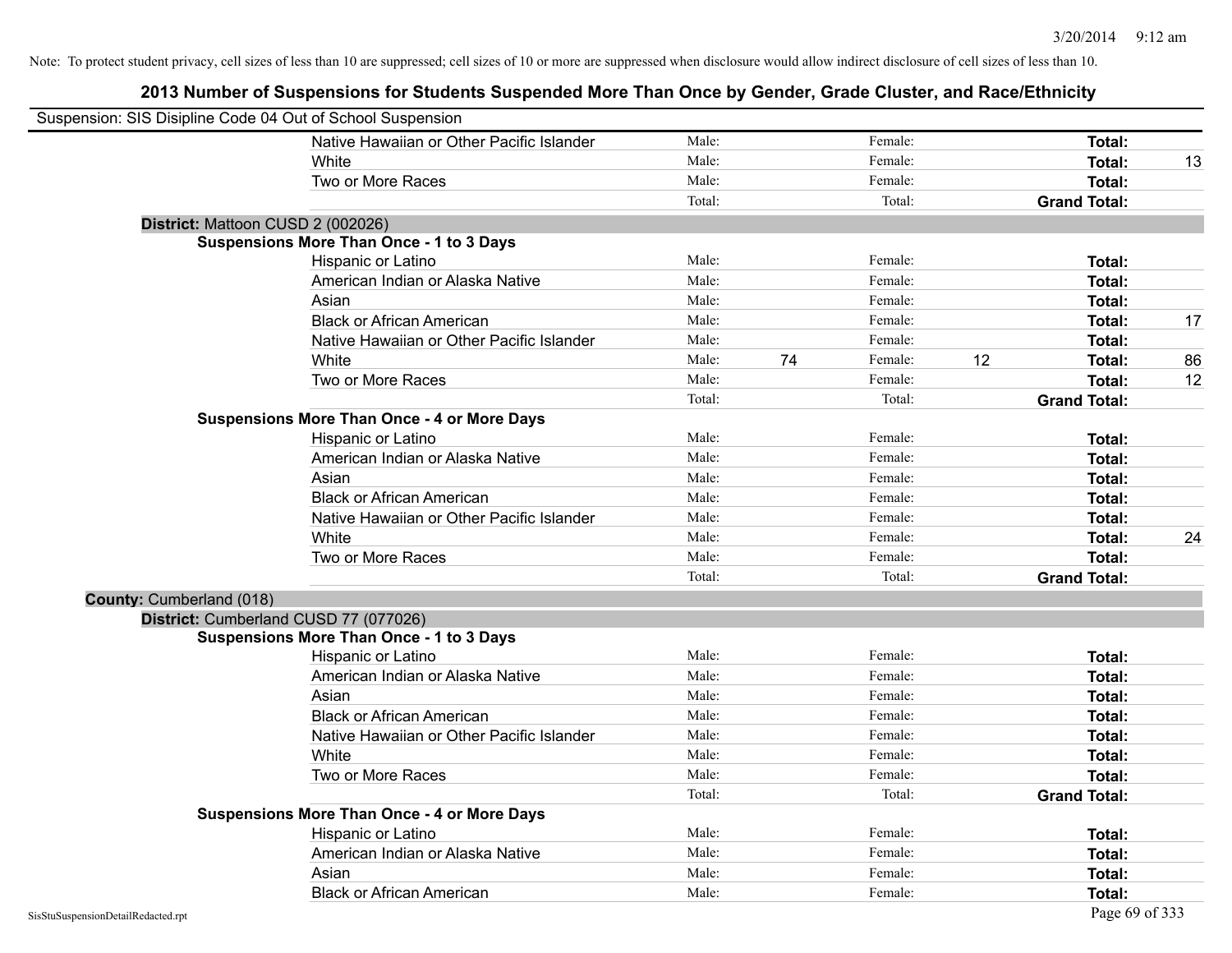Note: To protect student privacy, cell sizes of less than 10 are suppressed; cell sizes of 10 or more are suppressed when disclosure would allow indirect disclosure of cell sizes of less than 10.

## 2013 Number of Suspensions for Students Suspended More Than Once by Gender, Grade Cluster, and Race/Ethnicity

Suspension: SIS Disipline Code 04 Out of School Suspension

| | | | | | | |
|---|---|---|---|---|---|---|
| Native Hawaiian or Other Pacific Islander | Male: | | Female: | | **Total:** | |
| White | Male: | | Female: | | **Total:** | 13 |
| Two or More Races | Male: | | Female: | | **Total:** | |
| | Total: | | Total: | | **Grand Total:** | |

**District:** Mattoon CUSD 2 (002026)

**Suspensions More Than Once - 1 to 3 Days**

| | | | | | | |
|---|---|---|---|---|---|---|
| Hispanic or Latino | Male: | | Female: | | **Total:** | |
| American Indian or Alaska Native | Male: | | Female: | | **Total:** | |
| Asian | Male: | | Female: | | **Total:** | |
| Black or African American | Male: | | Female: | | **Total:** | 17 |
| Native Hawaiian or Other Pacific Islander | Male: | | Female: | | **Total:** | |
| White | Male: | 74 | Female: | 12 | **Total:** | 86 |
| Two or More Races | Male: | | Female: | | **Total:** | 12 |
| | Total: | | Total: | | **Grand Total:** | |

**Suspensions More Than Once - 4 or More Days**

| | | | | | | |
|---|---|---|---|---|---|---|
| Hispanic or Latino | Male: | | Female: | | **Total:** | |
| American Indian or Alaska Native | Male: | | Female: | | **Total:** | |
| Asian | Male: | | Female: | | **Total:** | |
| Black or African American | Male: | | Female: | | **Total:** | |
| Native Hawaiian or Other Pacific Islander | Male: | | Female: | | **Total:** | |
| White | Male: | | Female: | | **Total:** | 24 |
| Two or More Races | Male: | | Female: | | **Total:** | |
| | Total: | | Total: | | **Grand Total:** | |

**County:** Cumberland (018)

**District:** Cumberland CUSD 77 (077026)

**Suspensions More Than Once - 1 to 3 Days**

| | | | | | | |
|---|---|---|---|---|---|---|
| Hispanic or Latino | Male: | | Female: | | **Total:** | |
| American Indian or Alaska Native | Male: | | Female: | | **Total:** | |
| Asian | Male: | | Female: | | **Total:** | |
| Black or African American | Male: | | Female: | | **Total:** | |
| Native Hawaiian or Other Pacific Islander | Male: | | Female: | | **Total:** | |
| White | Male: | | Female: | | **Total:** | |
| Two or More Races | Male: | | Female: | | **Total:** | |
| | Total: | | Total: | | **Grand Total:** | |

**Suspensions More Than Once - 4 or More Days**

| | | | | | | |
|---|---|---|---|---|---|---|
| Hispanic or Latino | Male: | | Female: | | **Total:** | |
| American Indian or Alaska Native | Male: | | Female: | | **Total:** | |
| Asian | Male: | | Female: | | **Total:** | |
| Black or African American | Male: | | Female: | | **Total:** | |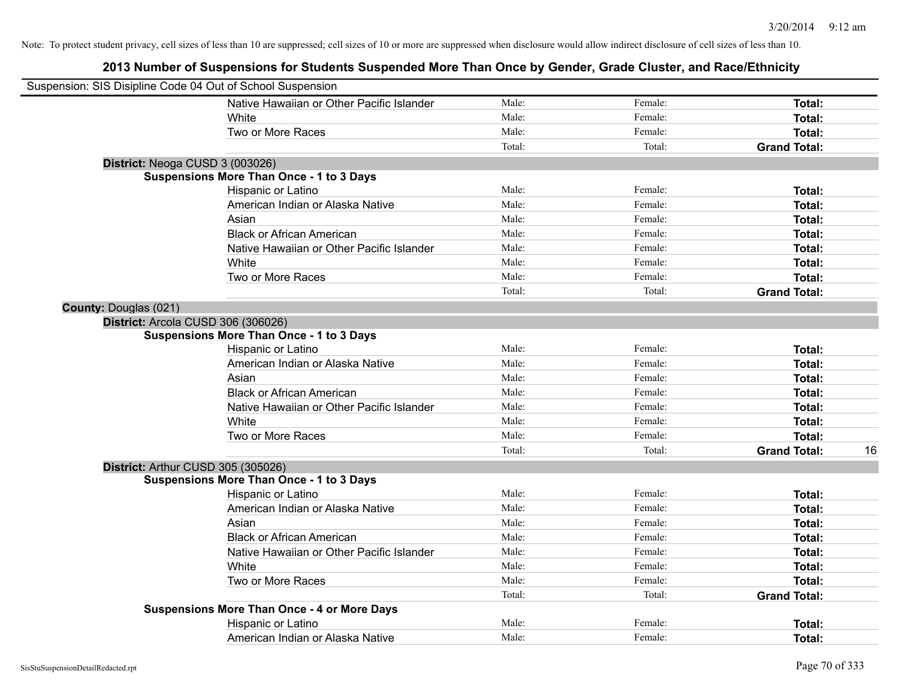Note: To protect student privacy, cell sizes of less than 10 are suppressed; cell sizes of 10 or more are suppressed when disclosure would allow indirect disclosure of cell sizes of less than 10.

## 2013 Number of Suspensions for Students Suspended More Than Once by Gender, Grade Cluster, and Race/Ethnicity

Suspension: SIS Disipline Code 04 Out of School Suspension

| | | | | |
|---|---|---|---|---|
| Native Hawaiian or Other Pacific Islander | Male: | Female: | **Total:** | |
| White | Male: | Female: | **Total:** | |
| Two or More Races | Male: | Female: | **Total:** | |
| | Total: | Total: | **Grand Total:** | |

**District:** Neoga CUSD 3 (003026)

**Suspensions More Than Once - 1 to 3 Days**

| | | | | |
|---|---|---|---|---|
| Hispanic or Latino | Male: | Female: | **Total:** | |
| American Indian or Alaska Native | Male: | Female: | **Total:** | |
| Asian | Male: | Female: | **Total:** | |
| Black or African American | Male: | Female: | **Total:** | |
| Native Hawaiian or Other Pacific Islander | Male: | Female: | **Total:** | |
| White | Male: | Female: | **Total:** | |
| Two or More Races | Male: | Female: | **Total:** | |
| | Total: | Total: | **Grand Total:** | |

**County:** Douglas (021)

**District:** Arcola CUSD 306 (306026)

**Suspensions More Than Once - 1 to 3 Days**

| | | | | |
|---|---|---|---|---|
| Hispanic or Latino | Male: | Female: | **Total:** | |
| American Indian or Alaska Native | Male: | Female: | **Total:** | |
| Asian | Male: | Female: | **Total:** | |
| Black or African American | Male: | Female: | **Total:** | |
| Native Hawaiian or Other Pacific Islander | Male: | Female: | **Total:** | |
| White | Male: | Female: | **Total:** | |
| Two or More Races | Male: | Female: | **Total:** | |
| | Total: | Total: | **Grand Total:** | 16 |

**District:** Arthur CUSD 305 (305026)

**Suspensions More Than Once - 1 to 3 Days**

| | | | | |
|---|---|---|---|---|
| Hispanic or Latino | Male: | Female: | **Total:** | |
| American Indian or Alaska Native | Male: | Female: | **Total:** | |
| Asian | Male: | Female: | **Total:** | |
| Black or African American | Male: | Female: | **Total:** | |
| Native Hawaiian or Other Pacific Islander | Male: | Female: | **Total:** | |
| White | Male: | Female: | **Total:** | |
| Two or More Races | Male: | Female: | **Total:** | |
| | Total: | Total: | **Grand Total:** | |

**Suspensions More Than Once - 4 or More Days**

| | | | | |
|---|---|---|---|---|
| Hispanic or Latino | Male: | Female: | **Total:** | |
| American Indian or Alaska Native | Male: | Female: | **Total:** | |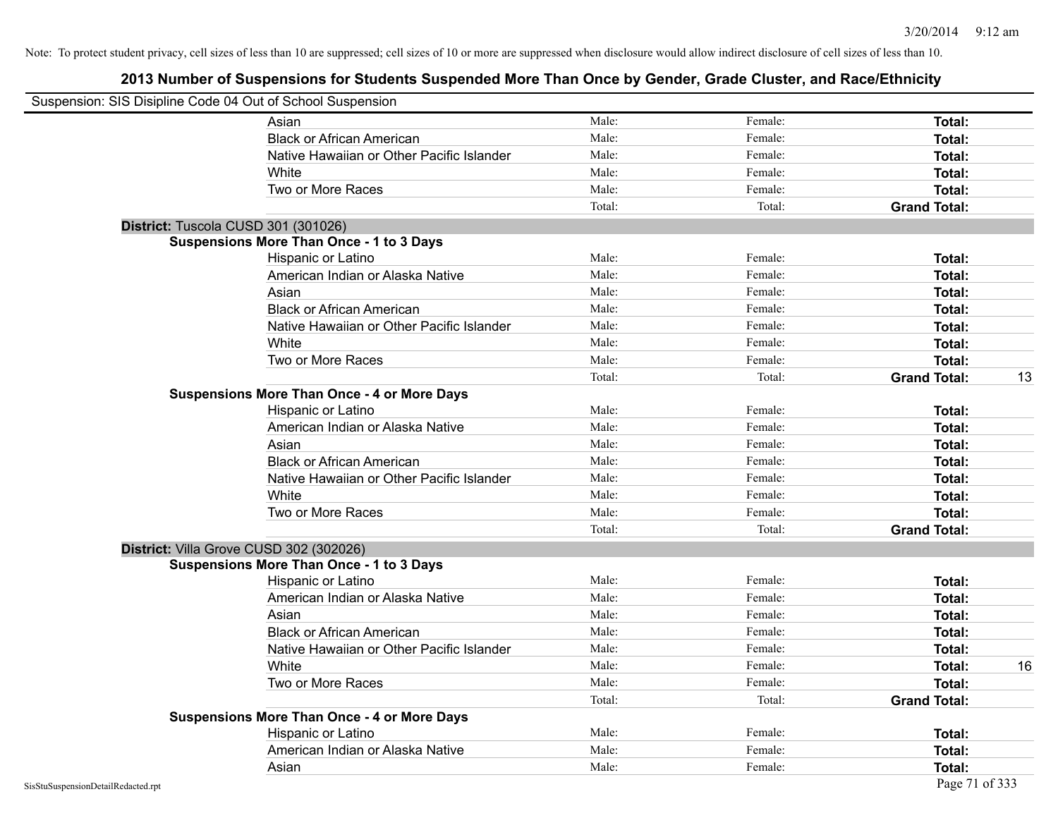Note: To protect student privacy, cell sizes of less than 10 are suppressed; cell sizes of 10 or more are suppressed when disclosure would allow indirect disclosure of cell sizes of less than 10.

# 2013 Number of Suspensions for Students Suspended More Than Once by Gender, Grade Cluster, and Race/Ethnicity

Suspension: SIS Disipline Code 04 Out of School Suspension

| | | | | | |
|---|---|---|---|---|---|
| | Asian | Male: | Female: | **Total:** | |
| | Black or African American | Male: | Female: | **Total:** | |
| | Native Hawaiian or Other Pacific Islander | Male: | Female: | **Total:** | |
| | White | Male: | Female: | **Total:** | |
| | Two or More Races | Male: | Female: | **Total:** | |
| | | Total: | Total: | **Grand Total:** | |

**District:** Tuscola CUSD 301 (301026)

**Suspensions More Than Once - 1 to 3 Days**

| | | | | |
|---|---|---|---|---|
| Hispanic or Latino | Male: | Female: | **Total:** | |
| American Indian or Alaska Native | Male: | Female: | **Total:** | |
| Asian | Male: | Female: | **Total:** | |
| Black or African American | Male: | Female: | **Total:** | |
| Native Hawaiian or Other Pacific Islander | Male: | Female: | **Total:** | |
| White | Male: | Female: | **Total:** | |
| Two or More Races | Male: | Female: | **Total:** | |
| | Total: | Total: | **Grand Total:** | 13 |

**Suspensions More Than Once - 4 or More Days**

| | | | | |
|---|---|---|---|---|
| Hispanic or Latino | Male: | Female: | **Total:** | |
| American Indian or Alaska Native | Male: | Female: | **Total:** | |
| Asian | Male: | Female: | **Total:** | |
| Black or African American | Male: | Female: | **Total:** | |
| Native Hawaiian or Other Pacific Islander | Male: | Female: | **Total:** | |
| White | Male: | Female: | **Total:** | |
| Two or More Races | Male: | Female: | **Total:** | |
| | Total: | Total: | **Grand Total:** | |

**District:** Villa Grove CUSD 302 (302026)

**Suspensions More Than Once - 1 to 3 Days**

| | | | | |
|---|---|---|---|---|
| Hispanic or Latino | Male: | Female: | **Total:** | |
| American Indian or Alaska Native | Male: | Female: | **Total:** | |
| Asian | Male: | Female: | **Total:** | |
| Black or African American | Male: | Female: | **Total:** | |
| Native Hawaiian or Other Pacific Islander | Male: | Female: | **Total:** | |
| White | Male: | Female: | **Total:** | 16 |
| Two or More Races | Male: | Female: | **Total:** | |
| | Total: | Total: | **Grand Total:** | |

**Suspensions More Than Once - 4 or More Days**

| | | | | |
|---|---|---|---|---|
| Hispanic or Latino | Male: | Female: | **Total:** | |
| American Indian or Alaska Native | Male: | Female: | **Total:** | |
| Asian | Male: | Female: | **Total:** | |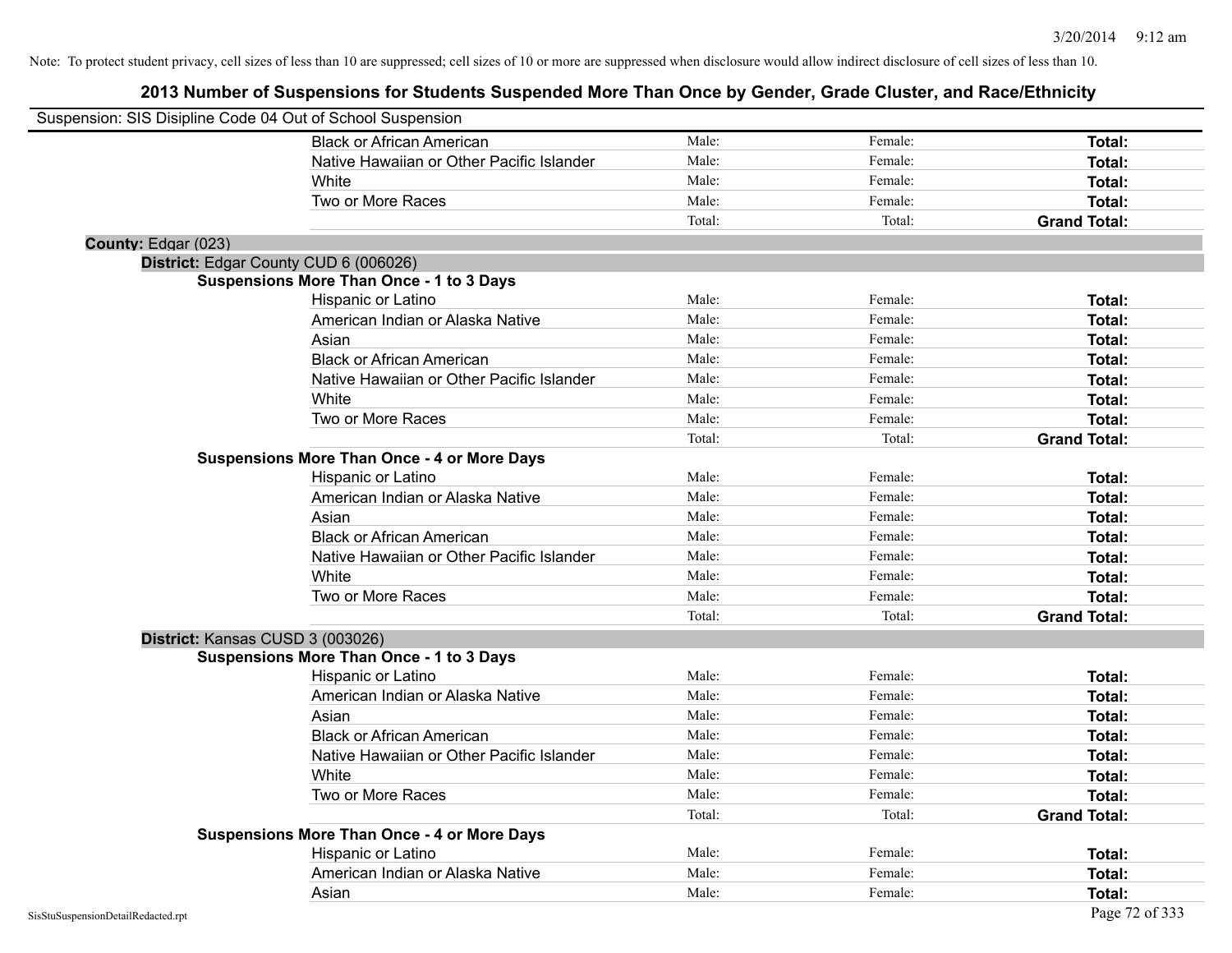Note: To protect student privacy, cell sizes of less than 10 are suppressed; cell sizes of 10 or more are suppressed when disclosure would allow indirect disclosure of cell sizes of less than 10.

# 2013 Number of Suspensions for Students Suspended More Than Once by Gender, Grade Cluster, and Race/Ethnicity

Suspension: SIS Disipline Code 04 Out of School Suspension

| | | | |
|---|---|---|---|
| Black or African American | Male: | Female: | **Total:** |
| Native Hawaiian or Other Pacific Islander | Male: | Female: | **Total:** |
| White | Male: | Female: | **Total:** |
| Two or More Races | Male: | Female: | **Total:** |
| | Total: | Total: | **Grand Total:** |

**County:** Edgar (023)

**District:** Edgar County CUD 6 (006026)

**Suspensions More Than Once - 1 to 3 Days**

| | | | |
|---|---|---|---|
| Hispanic or Latino | Male: | Female: | **Total:** |
| American Indian or Alaska Native | Male: | Female: | **Total:** |
| Asian | Male: | Female: | **Total:** |
| Black or African American | Male: | Female: | **Total:** |
| Native Hawaiian or Other Pacific Islander | Male: | Female: | **Total:** |
| White | Male: | Female: | **Total:** |
| Two or More Races | Male: | Female: | **Total:** |
| | Total: | Total: | **Grand Total:** |

**Suspensions More Than Once - 4 or More Days**

| | | | |
|---|---|---|---|
| Hispanic or Latino | Male: | Female: | **Total:** |
| American Indian or Alaska Native | Male: | Female: | **Total:** |
| Asian | Male: | Female: | **Total:** |
| Black or African American | Male: | Female: | **Total:** |
| Native Hawaiian or Other Pacific Islander | Male: | Female: | **Total:** |
| White | Male: | Female: | **Total:** |
| Two or More Races | Male: | Female: | **Total:** |
| | Total: | Total: | **Grand Total:** |

**District:** Kansas CUSD 3 (003026)

**Suspensions More Than Once - 1 to 3 Days**

| | | | |
|---|---|---|---|
| Hispanic or Latino | Male: | Female: | **Total:** |
| American Indian or Alaska Native | Male: | Female: | **Total:** |
| Asian | Male: | Female: | **Total:** |
| Black or African American | Male: | Female: | **Total:** |
| Native Hawaiian or Other Pacific Islander | Male: | Female: | **Total:** |
| White | Male: | Female: | **Total:** |
| Two or More Races | Male: | Female: | **Total:** |
| | Total: | Total: | **Grand Total:** |

**Suspensions More Than Once - 4 or More Days**

| | | | |
|---|---|---|---|
| Hispanic or Latino | Male: | Female: | **Total:** |
| American Indian or Alaska Native | Male: | Female: | **Total:** |
| Asian | Male: | Female: | **Total:** |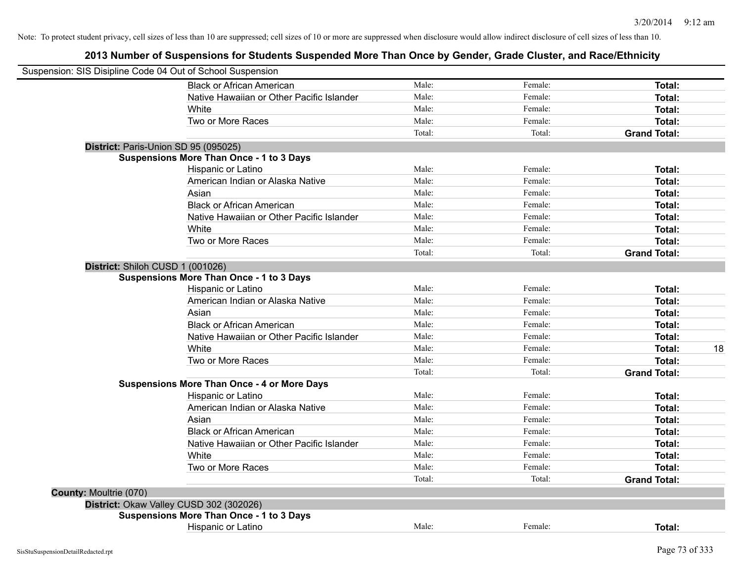Note: To protect student privacy, cell sizes of less than 10 are suppressed; cell sizes of 10 or more are suppressed when disclosure would allow indirect disclosure of cell sizes of less than 10.

# 2013 Number of Suspensions for Students Suspended More Than Once by Gender, Grade Cluster, and Race/Ethnicity

Suspension: SIS Disipline Code 04 Out of School Suspension

| | Male | Female | Total | |
|---|---|---|---|---|
| Black or African American | Male: | Female: | **Total:** | |
| Native Hawaiian or Other Pacific Islander | Male: | Female: | **Total:** | |
| White | Male: | Female: | **Total:** | |
| Two or More Races | Male: | Female: | **Total:** | |
| | Total: | Total: | **Grand Total:** | |

**District:** Paris-Union SD 95 (095025)

**Suspensions More Than Once - 1 to 3 Days**

| | Male | Female | Total | |
|---|---|---|---|---|
| Hispanic or Latino | Male: | Female: | **Total:** | |
| American Indian or Alaska Native | Male: | Female: | **Total:** | |
| Asian | Male: | Female: | **Total:** | |
| Black or African American | Male: | Female: | **Total:** | |
| Native Hawaiian or Other Pacific Islander | Male: | Female: | **Total:** | |
| White | Male: | Female: | **Total:** | |
| Two or More Races | Male: | Female: | **Total:** | |
| | Total: | Total: | **Grand Total:** | |

**District:** Shiloh CUSD 1 (001026)

**Suspensions More Than Once - 1 to 3 Days**

| | Male | Female | Total | |
|---|---|---|---|---|
| Hispanic or Latino | Male: | Female: | **Total:** | |
| American Indian or Alaska Native | Male: | Female: | **Total:** | |
| Asian | Male: | Female: | **Total:** | |
| Black or African American | Male: | Female: | **Total:** | |
| Native Hawaiian or Other Pacific Islander | Male: | Female: | **Total:** | |
| White | Male: | Female: | **Total:** | 18 |
| Two or More Races | Male: | Female: | **Total:** | |
| | Total: | Total: | **Grand Total:** | |

**Suspensions More Than Once - 4 or More Days**

| | Male | Female | Total | |
|---|---|---|---|---|
| Hispanic or Latino | Male: | Female: | **Total:** | |
| American Indian or Alaska Native | Male: | Female: | **Total:** | |
| Asian | Male: | Female: | **Total:** | |
| Black or African American | Male: | Female: | **Total:** | |
| Native Hawaiian or Other Pacific Islander | Male: | Female: | **Total:** | |
| White | Male: | Female: | **Total:** | |
| Two or More Races | Male: | Female: | **Total:** | |
| | Total: | Total: | **Grand Total:** | |

**County:** Moultrie (070)

**District:** Okaw Valley CUSD 302 (302026)

**Suspensions More Than Once - 1 to 3 Days**

| | Male | Female | Total | |
|---|---|---|---|---|
| Hispanic or Latino | Male: | Female: | **Total:** | |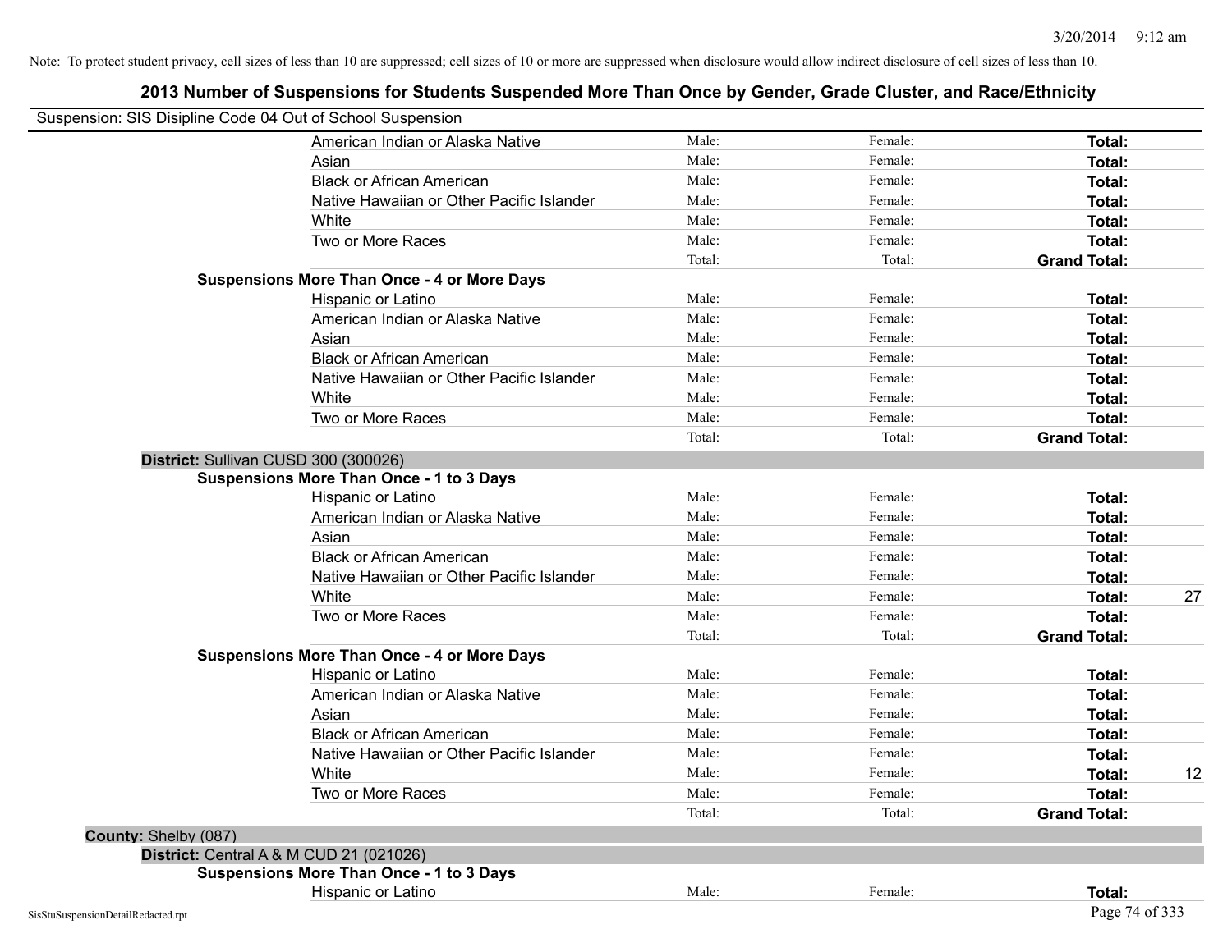Note: To protect student privacy, cell sizes of less than 10 are suppressed; cell sizes of 10 or more are suppressed when disclosure would allow indirect disclosure of cell sizes of less than 10.

# 2013 Number of Suspensions for Students Suspended More Than Once by Gender, Grade Cluster, and Race/Ethnicity

Suspension: SIS Disipline Code 04 Out of School Suspension

| | Male | Female | Total |
|---|---|---|---|
| American Indian or Alaska Native | Male: | Female: | **Total:** |
| Asian | Male: | Female: | **Total:** |
| Black or African American | Male: | Female: | **Total:** |
| Native Hawaiian or Other Pacific Islander | Male: | Female: | **Total:** |
| White | Male: | Female: | **Total:** |
| Two or More Races | Male: | Female: | **Total:** |
| | Total: | Total: | **Grand Total:** |
| **Suspensions More Than Once - 4 or More Days** | | | |
| Hispanic or Latino | Male: | Female: | **Total:** |
| American Indian or Alaska Native | Male: | Female: | **Total:** |
| Asian | Male: | Female: | **Total:** |
| Black or African American | Male: | Female: | **Total:** |
| Native Hawaiian or Other Pacific Islander | Male: | Female: | **Total:** |
| White | Male: | Female: | **Total:** |
| Two or More Races | Male: | Female: | **Total:** |
| | Total: | Total: | **Grand Total:** |

**District:** Sullivan CUSD 300 (300026)

| | Male | Female | Total |
|---|---|---|---|
| **Suspensions More Than Once - 1 to 3 Days** | | | |
| Hispanic or Latino | Male: | Female: | **Total:** |
| American Indian or Alaska Native | Male: | Female: | **Total:** |
| Asian | Male: | Female: | **Total:** |
| Black or African American | Male: | Female: | **Total:** |
| Native Hawaiian or Other Pacific Islander | Male: | Female: | **Total:** |
| White | Male: | Female: | **Total:** 27 |
| Two or More Races | Male: | Female: | **Total:** |
| | Total: | Total: | **Grand Total:** |
| **Suspensions More Than Once - 4 or More Days** | | | |
| Hispanic or Latino | Male: | Female: | **Total:** |
| American Indian or Alaska Native | Male: | Female: | **Total:** |
| Asian | Male: | Female: | **Total:** |
| Black or African American | Male: | Female: | **Total:** |
| Native Hawaiian or Other Pacific Islander | Male: | Female: | **Total:** |
| White | Male: | Female: | **Total:** 12 |
| Two or More Races | Male: | Female: | **Total:** |
| | Total: | Total: | **Grand Total:** |

**County:** Shelby (087)

**District:** Central A & M CUD 21 (021026)

| | Male | Female | Total |
|---|---|---|---|
| **Suspensions More Than Once - 1 to 3 Days** | | | |
| Hispanic or Latino | Male: | Female: | **Total:** |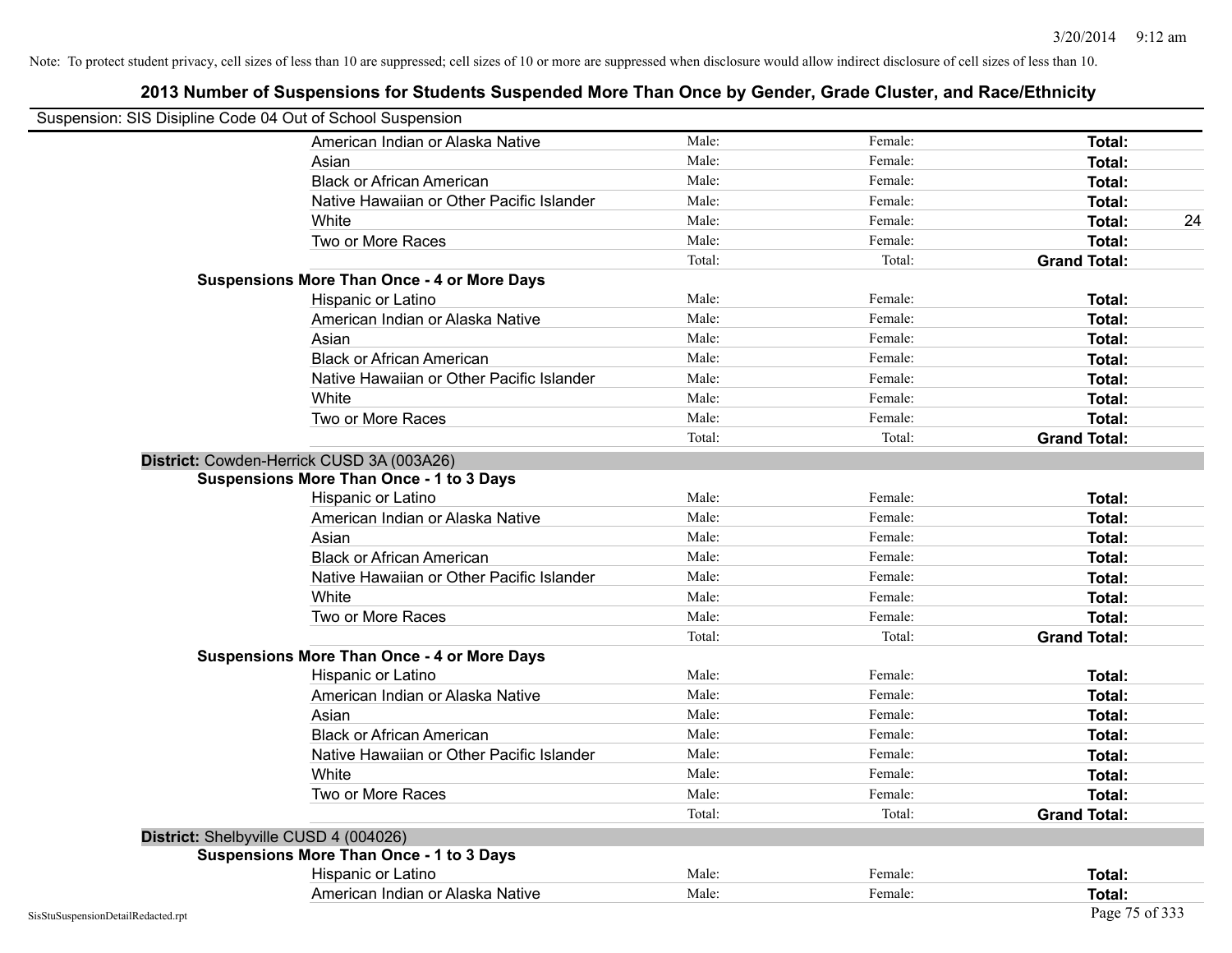Note: To protect student privacy, cell sizes of less than 10 are suppressed; cell sizes of 10 or more are suppressed when disclosure would allow indirect disclosure of cell sizes of less than 10.

# 2013 Number of Suspensions for Students Suspended More Than Once by Gender, Grade Cluster, and Race/Ethnicity

Suspension: SIS Disipline Code 04 Out of School Suspension

| | Male | Female | Total |
|---|---|---|---|
| American Indian or Alaska Native | Male: | Female: | **Total:** |
| Asian | Male: | Female: | **Total:** |
| Black or African American | Male: | Female: | **Total:** |
| Native Hawaiian or Other Pacific Islander | Male: | Female: | **Total:** |
| White | Male: | Female: | **Total:** 24 |
| Two or More Races | Male: | Female: | **Total:** |
| | Total: | Total: | **Grand Total:** |

**Suspensions More Than Once - 4 or More Days**

| | Male | Female | Total |
|---|---|---|---|
| Hispanic or Latino | Male: | Female: | **Total:** |
| American Indian or Alaska Native | Male: | Female: | **Total:** |
| Asian | Male: | Female: | **Total:** |
| Black or African American | Male: | Female: | **Total:** |
| Native Hawaiian or Other Pacific Islander | Male: | Female: | **Total:** |
| White | Male: | Female: | **Total:** |
| Two or More Races | Male: | Female: | **Total:** |
| | Total: | Total: | **Grand Total:** |

**District:** Cowden-Herrick CUSD 3A (003A26)

**Suspensions More Than Once - 1 to 3 Days**

| | Male | Female | Total |
|---|---|---|---|
| Hispanic or Latino | Male: | Female: | **Total:** |
| American Indian or Alaska Native | Male: | Female: | **Total:** |
| Asian | Male: | Female: | **Total:** |
| Black or African American | Male: | Female: | **Total:** |
| Native Hawaiian or Other Pacific Islander | Male: | Female: | **Total:** |
| White | Male: | Female: | **Total:** |
| Two or More Races | Male: | Female: | **Total:** |
| | Total: | Total: | **Grand Total:** |

**Suspensions More Than Once - 4 or More Days**

| | Male | Female | Total |
|---|---|---|---|
| Hispanic or Latino | Male: | Female: | **Total:** |
| American Indian or Alaska Native | Male: | Female: | **Total:** |
| Asian | Male: | Female: | **Total:** |
| Black or African American | Male: | Female: | **Total:** |
| Native Hawaiian or Other Pacific Islander | Male: | Female: | **Total:** |
| White | Male: | Female: | **Total:** |
| Two or More Races | Male: | Female: | **Total:** |
| | Total: | Total: | **Grand Total:** |

**District:** Shelbyville CUSD 4 (004026)

**Suspensions More Than Once - 1 to 3 Days**

| | Male | Female | Total |
|---|---|---|---|
| Hispanic or Latino | Male: | Female: | **Total:** |
| American Indian or Alaska Native | Male: | Female: | **Total:** |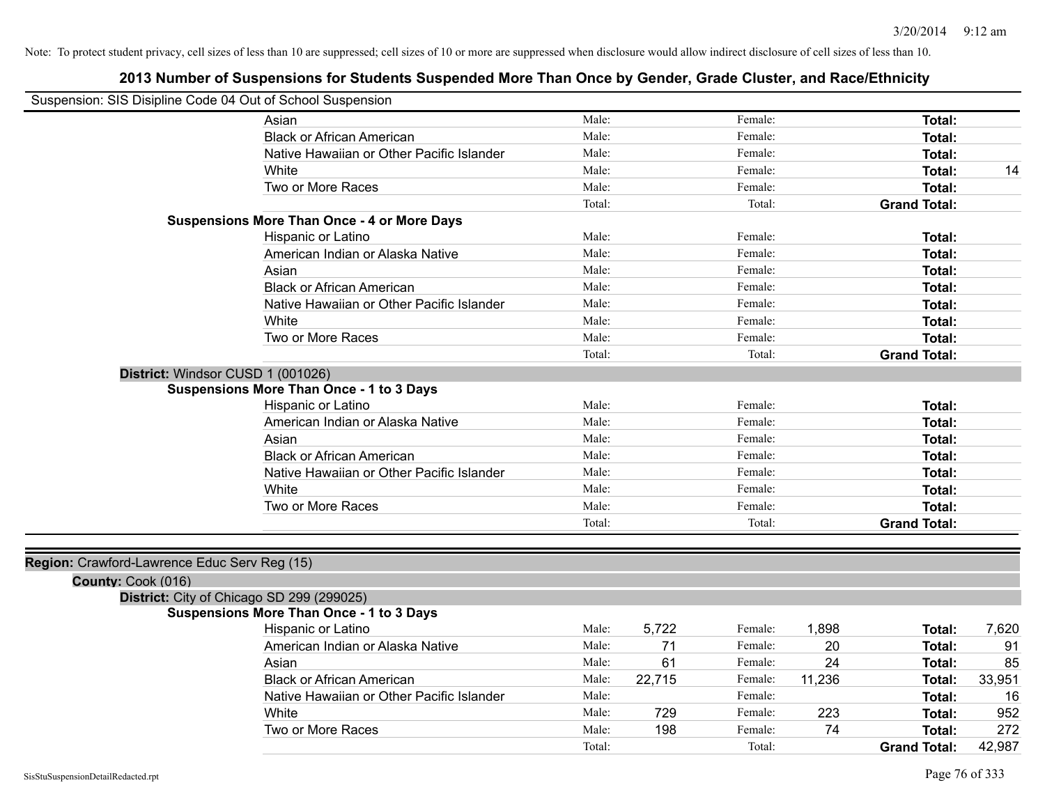Note: To protect student privacy, cell sizes of less than 10 are suppressed; cell sizes of 10 or more are suppressed when disclosure would allow indirect disclosure of cell sizes of less than 10.

# 2013 Number of Suspensions for Students Suspended More Than Once by Gender, Grade Cluster, and Race/Ethnicity

Suspension: SIS Disipline Code 04 Out of School Suspension

| | Male: | | Female: | | Total: | |
|---|---|---|---|---|---|---|
| Asian | Male: | | Female: | | **Total:** | |
| Black or African American | Male: | | Female: | | **Total:** | |
| Native Hawaiian or Other Pacific Islander | Male: | | Female: | | **Total:** | |
| White | Male: | | Female: | | **Total:** | 14 |
| Two or More Races | Male: | | Female: | | **Total:** | |
| | Total: | | Total: | | **Grand Total:** | |

**Suspensions More Than Once - 4 or More Days**

| | | | | | | |
|---|---|---|---|---|---|---|
| Hispanic or Latino | Male: | | Female: | | **Total:** | |
| American Indian or Alaska Native | Male: | | Female: | | **Total:** | |
| Asian | Male: | | Female: | | **Total:** | |
| Black or African American | Male: | | Female: | | **Total:** | |
| Native Hawaiian or Other Pacific Islander | Male: | | Female: | | **Total:** | |
| White | Male: | | Female: | | **Total:** | |
| Two or More Races | Male: | | Female: | | **Total:** | |
| | Total: | | Total: | | **Grand Total:** | |

**District:** Windsor CUSD 1 (001026)

**Suspensions More Than Once - 1 to 3 Days**

| | | | | | | |
|---|---|---|---|---|---|---|
| Hispanic or Latino | Male: | | Female: | | **Total:** | |
| American Indian or Alaska Native | Male: | | Female: | | **Total:** | |
| Asian | Male: | | Female: | | **Total:** | |
| Black or African American | Male: | | Female: | | **Total:** | |
| Native Hawaiian or Other Pacific Islander | Male: | | Female: | | **Total:** | |
| White | Male: | | Female: | | **Total:** | |
| Two or More Races | Male: | | Female: | | **Total:** | |
| | Total: | | Total: | | **Grand Total:** | |

**Region:** Crawford-Lawrence Educ Serv Reg (15)

**County:** Cook (016)

**District:** City of Chicago SD 299 (299025)

**Suspensions More Than Once - 1 to 3 Days**

| | | | | | | |
|---|---|---|---|---|---|---|
| Hispanic or Latino | Male: | 5,722 | Female: | 1,898 | **Total:** | 7,620 |
| American Indian or Alaska Native | Male: | 71 | Female: | 20 | **Total:** | 91 |
| Asian | Male: | 61 | Female: | 24 | **Total:** | 85 |
| Black or African American | Male: | 22,715 | Female: | 11,236 | **Total:** | 33,951 |
| Native Hawaiian or Other Pacific Islander | Male: | | Female: | | **Total:** | 16 |
| White | Male: | 729 | Female: | 223 | **Total:** | 952 |
| Two or More Races | Male: | 198 | Female: | 74 | **Total:** | 272 |
| | Total: | | Total: | | **Grand Total:** | 42,987 |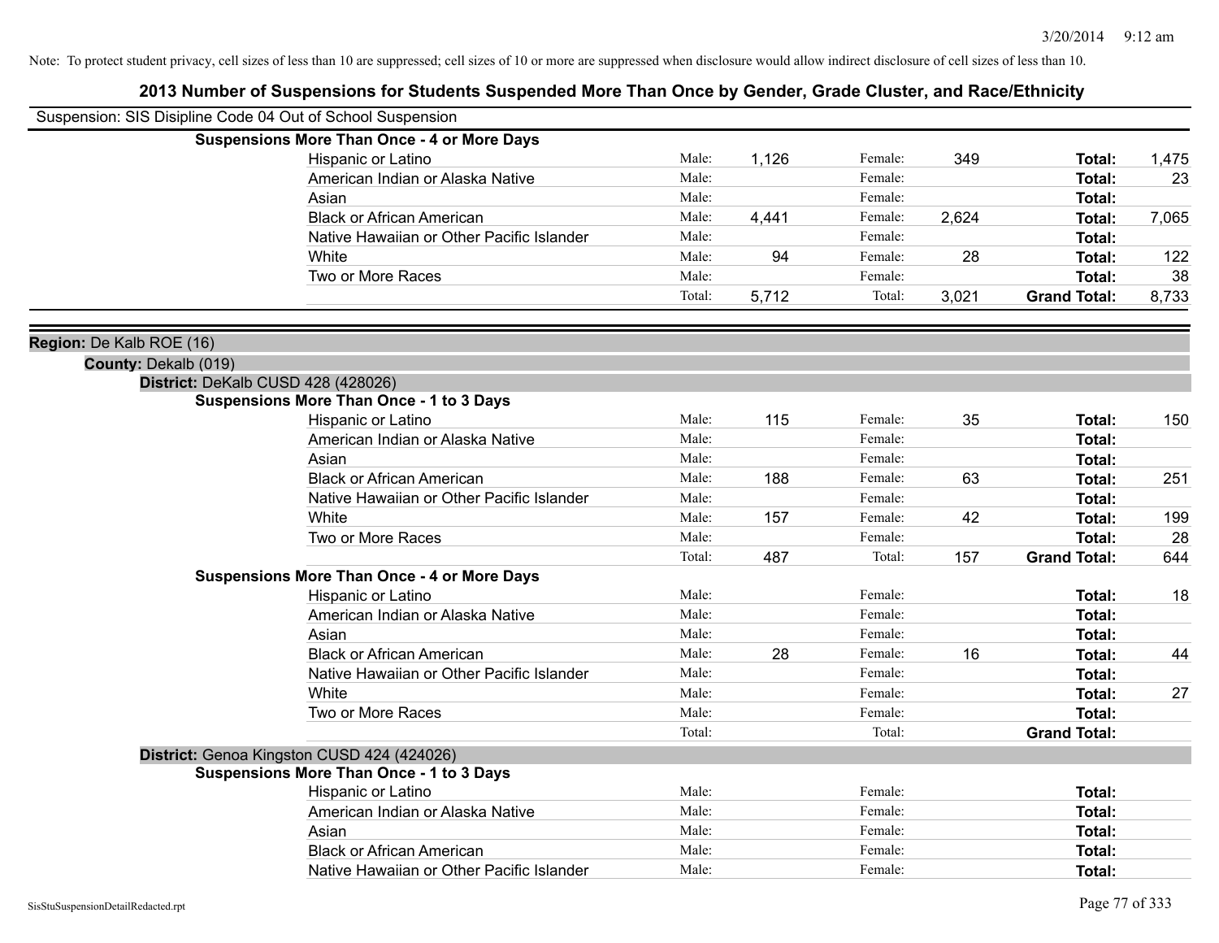Note: To protect student privacy, cell sizes of less than 10 are suppressed; cell sizes of 10 or more are suppressed when disclosure would allow indirect disclosure of cell sizes of less than 10.

## 2013 Number of Suspensions for Students Suspended More Than Once by Gender, Grade Cluster, and Race/Ethnicity

Suspension: SIS Disipline Code 04 Out of School Suspension

**Suspensions More Than Once - 4 or More Days**

| | | | | | | |
|---|---|---|---|---|---|---|
| Hispanic or Latino | Male: | 1,126 | Female: | 349 | **Total:** | 1,475 |
| American Indian or Alaska Native | Male: | | Female: | | **Total:** | 23 |
| Asian | Male: | | Female: | | **Total:** | |
| Black or African American | Male: | 4,441 | Female: | 2,624 | **Total:** | 7,065 |
| Native Hawaiian or Other Pacific Islander | Male: | | Female: | | **Total:** | |
| White | Male: | 94 | Female: | 28 | **Total:** | 122 |
| Two or More Races | Male: | | Female: | | **Total:** | 38 |
| | Total: | 5,712 | Total: | 3,021 | **Grand Total:** | 8,733 |

**Region:** De Kalb ROE (16)

**County:** Dekalb (019)

**District:** DeKalb CUSD 428 (428026)

**Suspensions More Than Once - 1 to 3 Days**

| | | | | | | |
|---|---|---|---|---|---|---|
| Hispanic or Latino | Male: | 115 | Female: | 35 | **Total:** | 150 |
| American Indian or Alaska Native | Male: | | Female: | | **Total:** | |
| Asian | Male: | | Female: | | **Total:** | |
| Black or African American | Male: | 188 | Female: | 63 | **Total:** | 251 |
| Native Hawaiian or Other Pacific Islander | Male: | | Female: | | **Total:** | |
| White | Male: | 157 | Female: | 42 | **Total:** | 199 |
| Two or More Races | Male: | | Female: | | **Total:** | 28 |
| | Total: | 487 | Total: | 157 | **Grand Total:** | 644 |

**Suspensions More Than Once - 4 or More Days**

| | | | | | | |
|---|---|---|---|---|---|---|
| Hispanic or Latino | Male: | | Female: | | **Total:** | 18 |
| American Indian or Alaska Native | Male: | | Female: | | **Total:** | |
| Asian | Male: | | Female: | | **Total:** | |
| Black or African American | Male: | 28 | Female: | 16 | **Total:** | 44 |
| Native Hawaiian or Other Pacific Islander | Male: | | Female: | | **Total:** | |
| White | Male: | | Female: | | **Total:** | 27 |
| Two or More Races | Male: | | Female: | | **Total:** | |
| | Total: | | Total: | | **Grand Total:** | |

**District:** Genoa Kingston CUSD 424 (424026)

**Suspensions More Than Once - 1 to 3 Days**

| | | | | | | |
|---|---|---|---|---|---|---|
| Hispanic or Latino | Male: | | Female: | | **Total:** | |
| American Indian or Alaska Native | Male: | | Female: | | **Total:** | |
| Asian | Male: | | Female: | | **Total:** | |
| Black or African American | Male: | | Female: | | **Total:** | |
| Native Hawaiian or Other Pacific Islander | Male: | | Female: | | **Total:** | |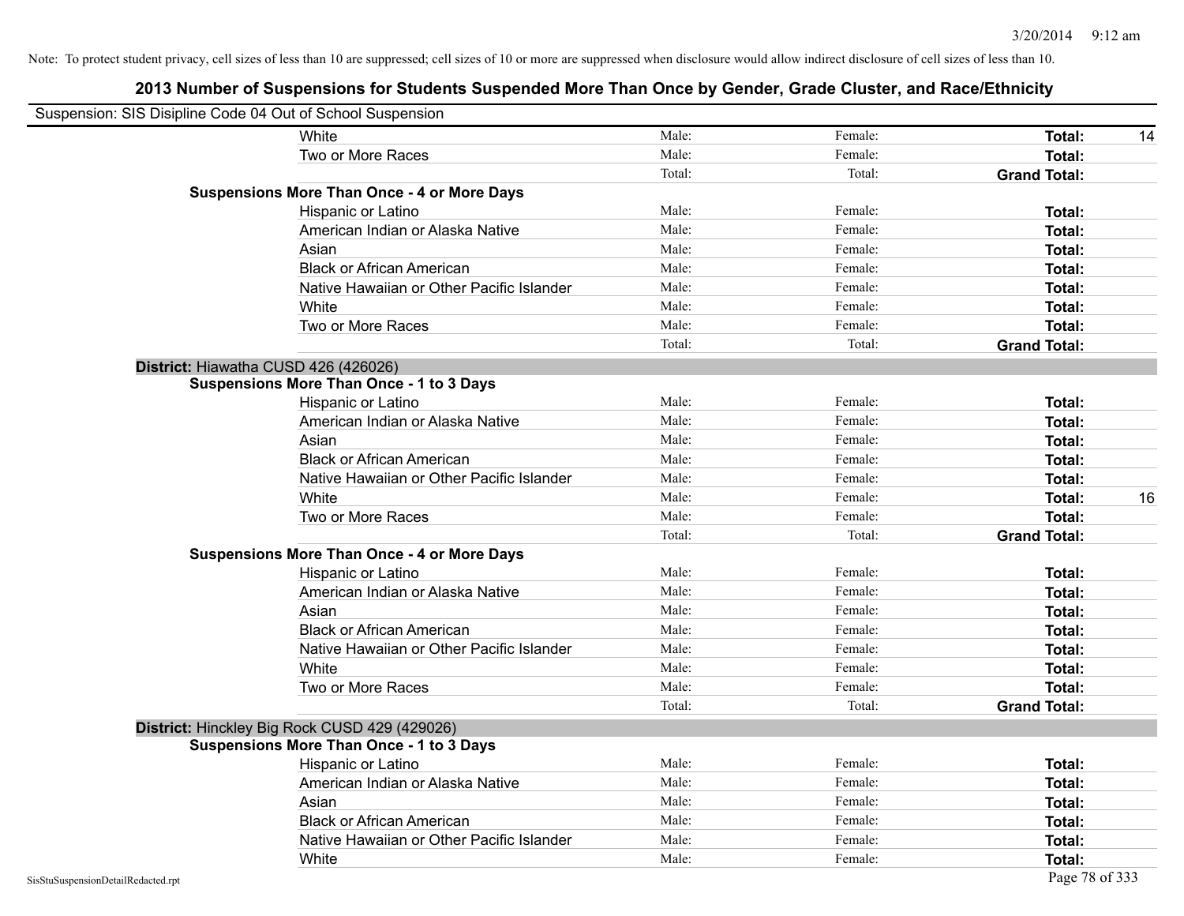Note: To protect student privacy, cell sizes of less than 10 are suppressed; cell sizes of 10 or more are suppressed when disclosure would allow indirect disclosure of cell sizes of less than 10.

# 2013 Number of Suspensions for Students Suspended More Than Once by Gender, Grade Cluster, and Race/Ethnicity

Suspension: SIS Disipline Code 04 Out of School Suspension

| | | | | |
|---|---|---|---|---|
| White | Male: | Female: | **Total:** | 14 |
| Two or More Races | Male: | Female: | **Total:** | |
| | Total: | Total: | **Grand Total:** | |

**Suspensions More Than Once - 4 or More Days**

| | | | | |
|---|---|---|---|---|
| Hispanic or Latino | Male: | Female: | **Total:** | |
| American Indian or Alaska Native | Male: | Female: | **Total:** | |
| Asian | Male: | Female: | **Total:** | |
| Black or African American | Male: | Female: | **Total:** | |
| Native Hawaiian or Other Pacific Islander | Male: | Female: | **Total:** | |
| White | Male: | Female: | **Total:** | |
| Two or More Races | Male: | Female: | **Total:** | |
| | Total: | Total: | **Grand Total:** | |

**District:** Hiawatha CUSD 426 (426026)

**Suspensions More Than Once - 1 to 3 Days**

| | | | | |
|---|---|---|---|---|
| Hispanic or Latino | Male: | Female: | **Total:** | |
| American Indian or Alaska Native | Male: | Female: | **Total:** | |
| Asian | Male: | Female: | **Total:** | |
| Black or African American | Male: | Female: | **Total:** | |
| Native Hawaiian or Other Pacific Islander | Male: | Female: | **Total:** | |
| White | Male: | Female: | **Total:** | 16 |
| Two or More Races | Male: | Female: | **Total:** | |
| | Total: | Total: | **Grand Total:** | |

**Suspensions More Than Once - 4 or More Days**

| | | | | |
|---|---|---|---|---|
| Hispanic or Latino | Male: | Female: | **Total:** | |
| American Indian or Alaska Native | Male: | Female: | **Total:** | |
| Asian | Male: | Female: | **Total:** | |
| Black or African American | Male: | Female: | **Total:** | |
| Native Hawaiian or Other Pacific Islander | Male: | Female: | **Total:** | |
| White | Male: | Female: | **Total:** | |
| Two or More Races | Male: | Female: | **Total:** | |
| | Total: | Total: | **Grand Total:** | |

**District:** Hinckley Big Rock CUSD 429 (429026)

**Suspensions More Than Once - 1 to 3 Days**

| | | | | |
|---|---|---|---|---|
| Hispanic or Latino | Male: | Female: | **Total:** | |
| American Indian or Alaska Native | Male: | Female: | **Total:** | |
| Asian | Male: | Female: | **Total:** | |
| Black or African American | Male: | Female: | **Total:** | |
| Native Hawaiian or Other Pacific Islander | Male: | Female: | **Total:** | |
| White | Male: | Female: | **Total:** | |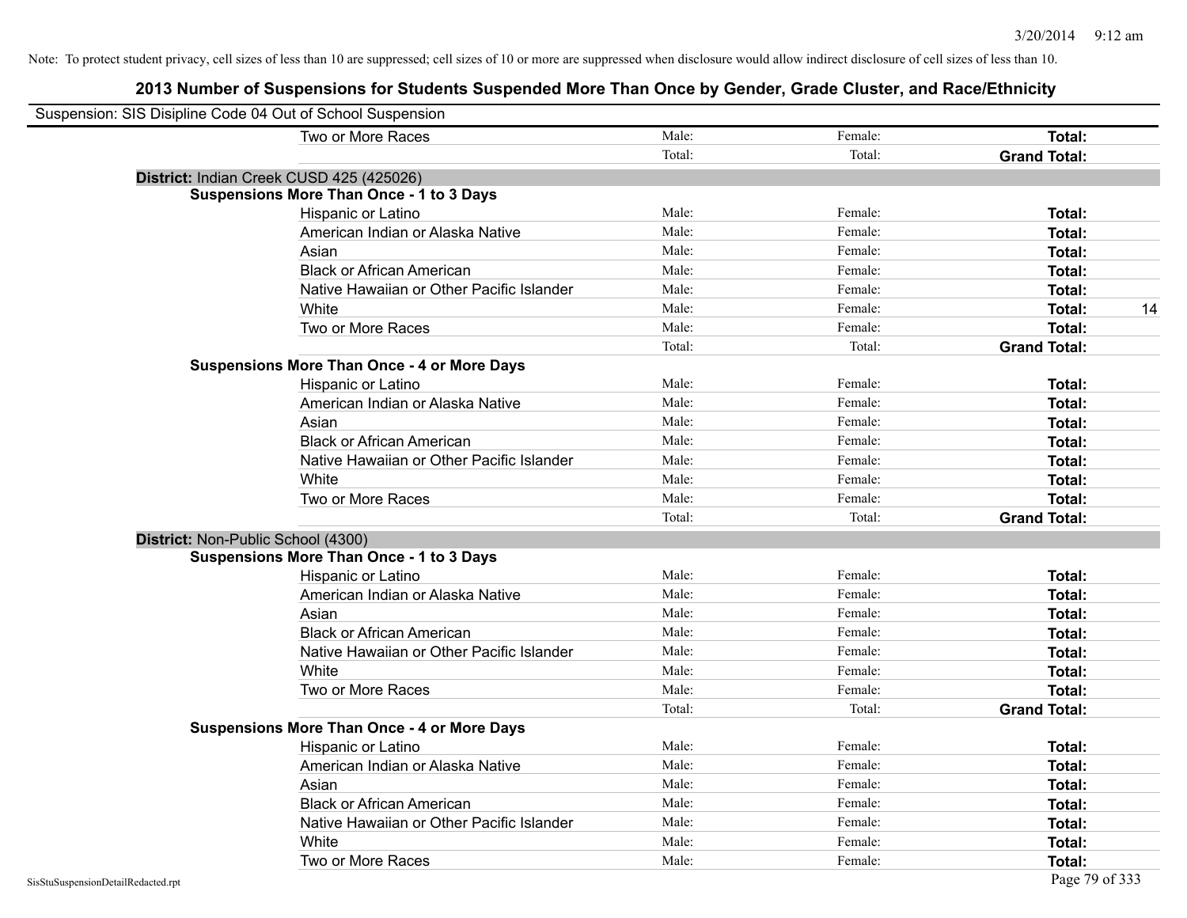Note: To protect student privacy, cell sizes of less than 10 are suppressed; cell sizes of 10 or more are suppressed when disclosure would allow indirect disclosure of cell sizes of less than 10.

# 2013 Number of Suspensions for Students Suspended More Than Once by Gender, Grade Cluster, and Race/Ethnicity

Suspension: SIS Disipline Code 04 Out of School Suspension

| | | | | |
|---|---|---|---|---|
| Two or More Races | Male: | Female: | **Total:** | |
| | Total: | Total: | **Grand Total:** | |

**District:** Indian Creek CUSD 425 (425026)

**Suspensions More Than Once - 1 to 3 Days**

| | | | | |
|---|---|---|---|---|
| Hispanic or Latino | Male: | Female: | **Total:** | |
| American Indian or Alaska Native | Male: | Female: | **Total:** | |
| Asian | Male: | Female: | **Total:** | |
| Black or African American | Male: | Female: | **Total:** | |
| Native Hawaiian or Other Pacific Islander | Male: | Female: | **Total:** | |
| White | Male: | Female: | **Total:** | 14 |
| Two or More Races | Male: | Female: | **Total:** | |
| | Total: | Total: | **Grand Total:** | |

**Suspensions More Than Once - 4 or More Days**

| | | | | |
|---|---|---|---|---|
| Hispanic or Latino | Male: | Female: | **Total:** | |
| American Indian or Alaska Native | Male: | Female: | **Total:** | |
| Asian | Male: | Female: | **Total:** | |
| Black or African American | Male: | Female: | **Total:** | |
| Native Hawaiian or Other Pacific Islander | Male: | Female: | **Total:** | |
| White | Male: | Female: | **Total:** | |
| Two or More Races | Male: | Female: | **Total:** | |
| | Total: | Total: | **Grand Total:** | |

**District:** Non-Public School (4300)

**Suspensions More Than Once - 1 to 3 Days**

| | | | | |
|---|---|---|---|---|
| Hispanic or Latino | Male: | Female: | **Total:** | |
| American Indian or Alaska Native | Male: | Female: | **Total:** | |
| Asian | Male: | Female: | **Total:** | |
| Black or African American | Male: | Female: | **Total:** | |
| Native Hawaiian or Other Pacific Islander | Male: | Female: | **Total:** | |
| White | Male: | Female: | **Total:** | |
| Two or More Races | Male: | Female: | **Total:** | |
| | Total: | Total: | **Grand Total:** | |

**Suspensions More Than Once - 4 or More Days**

| | | | | |
|---|---|---|---|---|
| Hispanic or Latino | Male: | Female: | **Total:** | |
| American Indian or Alaska Native | Male: | Female: | **Total:** | |
| Asian | Male: | Female: | **Total:** | |
| Black or African American | Male: | Female: | **Total:** | |
| Native Hawaiian or Other Pacific Islander | Male: | Female: | **Total:** | |
| White | Male: | Female: | **Total:** | |
| Two or More Races | Male: | Female: | **Total:** | |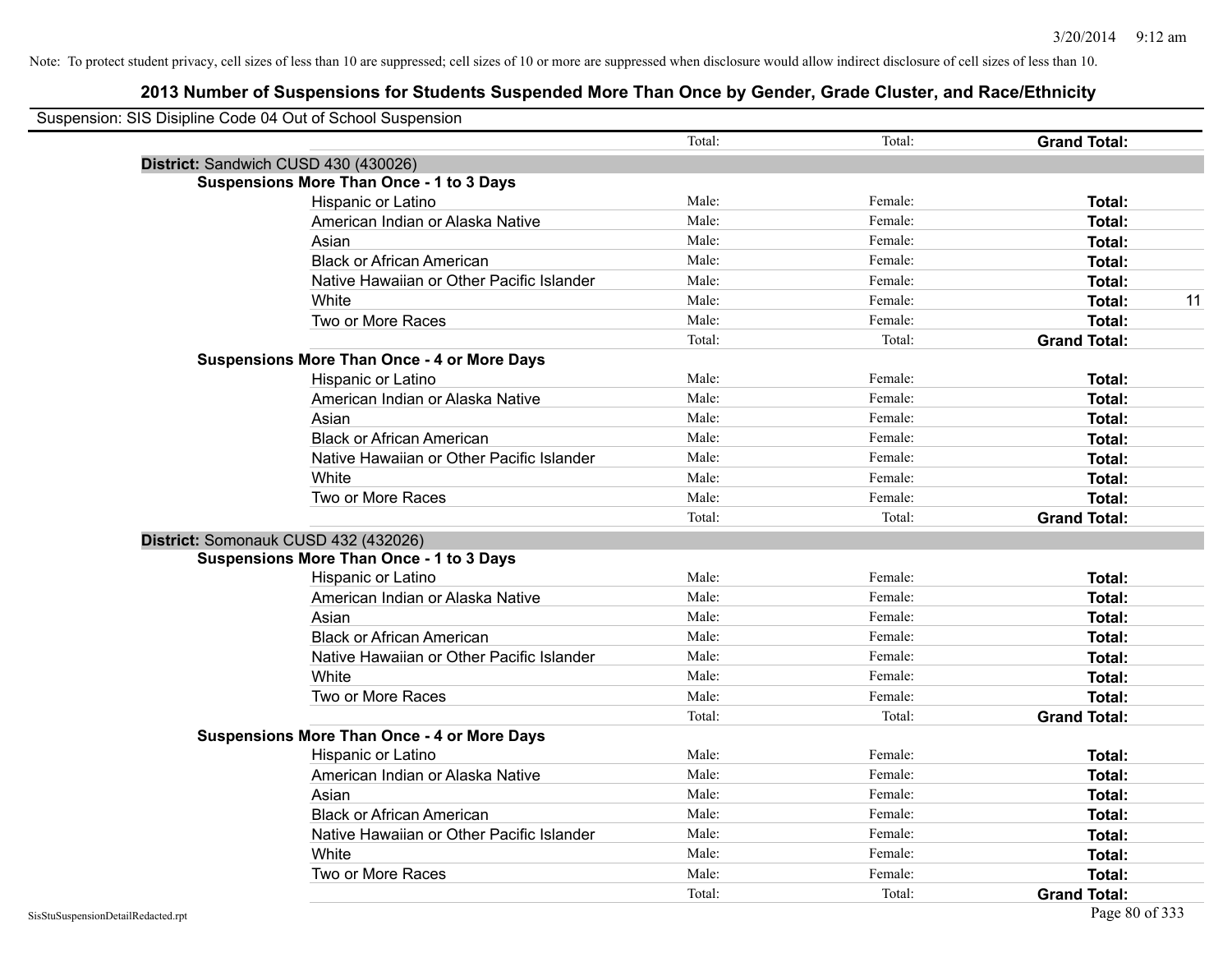Note: To protect student privacy, cell sizes of less than 10 are suppressed; cell sizes of 10 or more are suppressed when disclosure would allow indirect disclosure of cell sizes of less than 10.

# 2013 Number of Suspensions for Students Suspended More Than Once by Gender, Grade Cluster, and Race/Ethnicity

Suspension: SIS Disipline Code 04 Out of School Suspension

| | Total: | Total: | Grand Total: | |
|---|---|---|---|---|
| **District:** Sandwich CUSD 430 (430026) | | | | |
| **Suspensions More Than Once - 1 to 3 Days** | | | | |
| Hispanic or Latino | Male: | Female: | **Total:** | |
| American Indian or Alaska Native | Male: | Female: | **Total:** | |
| Asian | Male: | Female: | **Total:** | |
| Black or African American | Male: | Female: | **Total:** | |
| Native Hawaiian or Other Pacific Islander | Male: | Female: | **Total:** | |
| White | Male: | Female: | **Total:** | 11 |
| Two or More Races | Male: | Female: | **Total:** | |
| | Total: | Total: | **Grand Total:** | |
| **Suspensions More Than Once - 4 or More Days** | | | | |
| Hispanic or Latino | Male: | Female: | **Total:** | |
| American Indian or Alaska Native | Male: | Female: | **Total:** | |
| Asian | Male: | Female: | **Total:** | |
| Black or African American | Male: | Female: | **Total:** | |
| Native Hawaiian or Other Pacific Islander | Male: | Female: | **Total:** | |
| White | Male: | Female: | **Total:** | |
| Two or More Races | Male: | Female: | **Total:** | |
| | Total: | Total: | **Grand Total:** | |
| **District:** Somonauk CUSD 432 (432026) | | | | |
| **Suspensions More Than Once - 1 to 3 Days** | | | | |
| Hispanic or Latino | Male: | Female: | **Total:** | |
| American Indian or Alaska Native | Male: | Female: | **Total:** | |
| Asian | Male: | Female: | **Total:** | |
| Black or African American | Male: | Female: | **Total:** | |
| Native Hawaiian or Other Pacific Islander | Male: | Female: | **Total:** | |
| White | Male: | Female: | **Total:** | |
| Two or More Races | Male: | Female: | **Total:** | |
| | Total: | Total: | **Grand Total:** | |
| **Suspensions More Than Once - 4 or More Days** | | | | |
| Hispanic or Latino | Male: | Female: | **Total:** | |
| American Indian or Alaska Native | Male: | Female: | **Total:** | |
| Asian | Male: | Female: | **Total:** | |
| Black or African American | Male: | Female: | **Total:** | |
| Native Hawaiian or Other Pacific Islander | Male: | Female: | **Total:** | |
| White | Male: | Female: | **Total:** | |
| Two or More Races | Male: | Female: | **Total:** | |
| | Total: | Total: | **Grand Total:** | |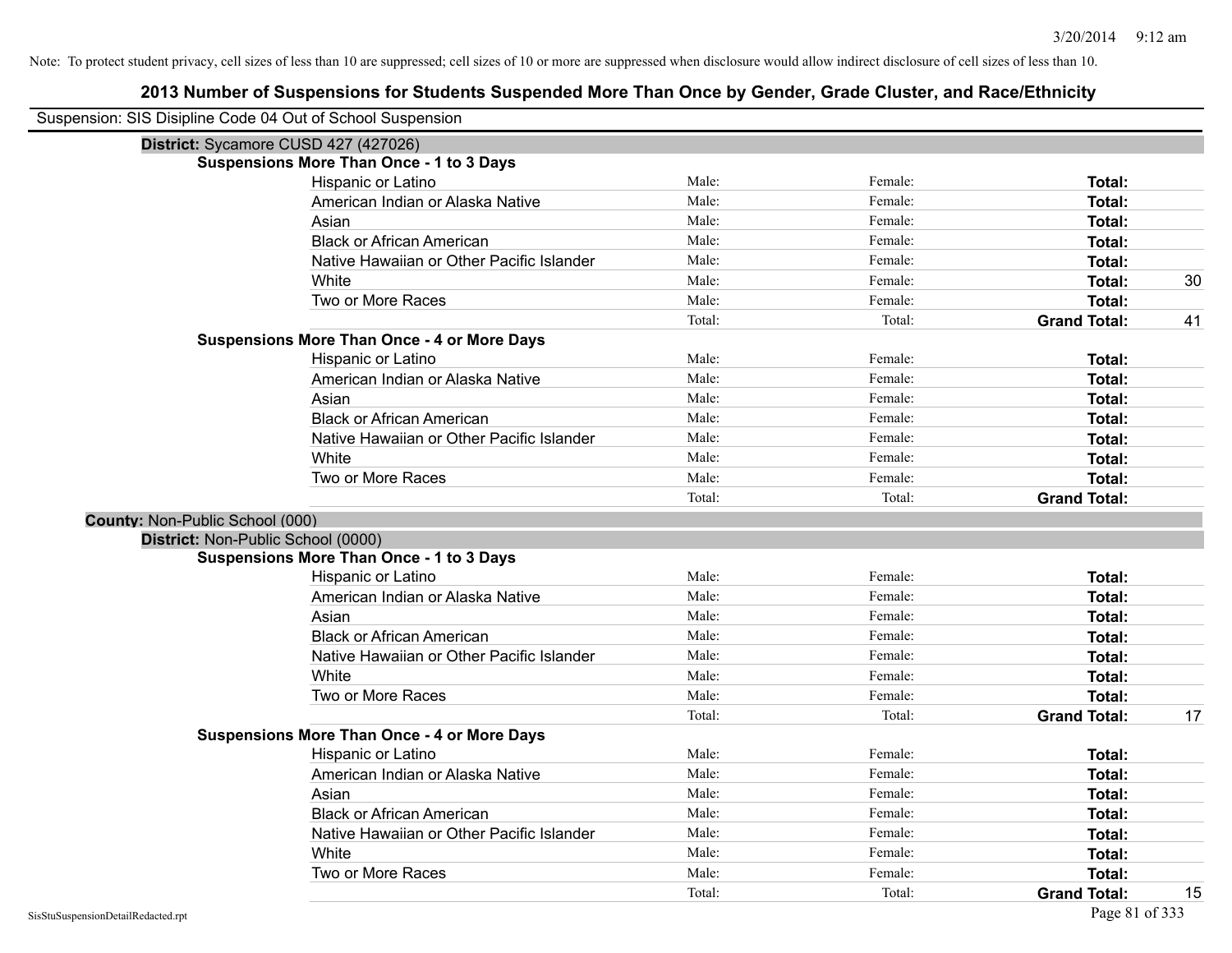Note: To protect student privacy, cell sizes of less than 10 are suppressed; cell sizes of 10 or more are suppressed when disclosure would allow indirect disclosure of cell sizes of less than 10.

# 2013 Number of Suspensions for Students Suspended More Than Once by Gender, Grade Cluster, and Race/Ethnicity

Suspension: SIS Disipline Code 04 Out of School Suspension

**District:** Sycamore CUSD 427 (427026)

**Suspensions More Than Once - 1 to 3 Days**

| | | | | |
|---|---|---|---|---|
| Hispanic or Latino | Male: | Female: | **Total:** | |
| American Indian or Alaska Native | Male: | Female: | **Total:** | |
| Asian | Male: | Female: | **Total:** | |
| Black or African American | Male: | Female: | **Total:** | |
| Native Hawaiian or Other Pacific Islander | Male: | Female: | **Total:** | |
| White | Male: | Female: | **Total:** | 30 |
| Two or More Races | Male: | Female: | **Total:** | |
| | Total: | Total: | **Grand Total:** | 41 |

**Suspensions More Than Once - 4 or More Days**

| | | | | |
|---|---|---|---|---|
| Hispanic or Latino | Male: | Female: | **Total:** | |
| American Indian or Alaska Native | Male: | Female: | **Total:** | |
| Asian | Male: | Female: | **Total:** | |
| Black or African American | Male: | Female: | **Total:** | |
| Native Hawaiian or Other Pacific Islander | Male: | Female: | **Total:** | |
| White | Male: | Female: | **Total:** | |
| Two or More Races | Male: | Female: | **Total:** | |
| | Total: | Total: | **Grand Total:** | |

**County:** Non-Public School (000)

**District:** Non-Public School (0000)

**Suspensions More Than Once - 1 to 3 Days**

| | | | | |
|---|---|---|---|---|
| Hispanic or Latino | Male: | Female: | **Total:** | |
| American Indian or Alaska Native | Male: | Female: | **Total:** | |
| Asian | Male: | Female: | **Total:** | |
| Black or African American | Male: | Female: | **Total:** | |
| Native Hawaiian or Other Pacific Islander | Male: | Female: | **Total:** | |
| White | Male: | Female: | **Total:** | |
| Two or More Races | Male: | Female: | **Total:** | |
| | Total: | Total: | **Grand Total:** | 17 |

**Suspensions More Than Once - 4 or More Days**

| | | | | |
|---|---|---|---|---|
| Hispanic or Latino | Male: | Female: | **Total:** | |
| American Indian or Alaska Native | Male: | Female: | **Total:** | |
| Asian | Male: | Female: | **Total:** | |
| Black or African American | Male: | Female: | **Total:** | |
| Native Hawaiian or Other Pacific Islander | Male: | Female: | **Total:** | |
| White | Male: | Female: | **Total:** | |
| Two or More Races | Male: | Female: | **Total:** | |
| | Total: | Total: | **Grand Total:** | 15 |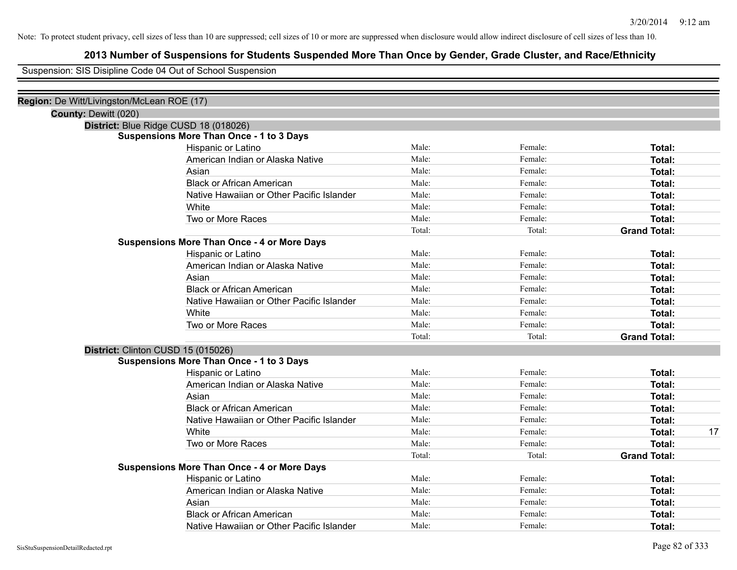Note: To protect student privacy, cell sizes of less than 10 are suppressed; cell sizes of 10 or more are suppressed when disclosure would allow indirect disclosure of cell sizes of less than 10.

# 2013 Number of Suspensions for Students Suspended More Than Once by Gender, Grade Cluster, and Race/Ethnicity

Suspension: SIS Disipline Code 04 Out of School Suspension

**Region:** De Witt/Livingston/McLean ROE (17)

**County:** Dewitt (020)

**District:** Blue Ridge CUSD 18 (018026)

**Suspensions More Than Once - 1 to 3 Days**

| | | | | |
|---|---|---|---|---|
| Hispanic or Latino | Male: | Female: | **Total:** | |
| American Indian or Alaska Native | Male: | Female: | **Total:** | |
| Asian | Male: | Female: | **Total:** | |
| Black or African American | Male: | Female: | **Total:** | |
| Native Hawaiian or Other Pacific Islander | Male: | Female: | **Total:** | |
| White | Male: | Female: | **Total:** | |
| Two or More Races | Male: | Female: | **Total:** | |
| | Total: | Total: | **Grand Total:** | |

**Suspensions More Than Once - 4 or More Days**

| | | | | |
|---|---|---|---|---|
| Hispanic or Latino | Male: | Female: | **Total:** | |
| American Indian or Alaska Native | Male: | Female: | **Total:** | |
| Asian | Male: | Female: | **Total:** | |
| Black or African American | Male: | Female: | **Total:** | |
| Native Hawaiian or Other Pacific Islander | Male: | Female: | **Total:** | |
| White | Male: | Female: | **Total:** | |
| Two or More Races | Male: | Female: | **Total:** | |
| | Total: | Total: | **Grand Total:** | |

**District:** Clinton CUSD 15 (015026)

**Suspensions More Than Once - 1 to 3 Days**

| | | | | |
|---|---|---|---|---|
| Hispanic or Latino | Male: | Female: | **Total:** | |
| American Indian or Alaska Native | Male: | Female: | **Total:** | |
| Asian | Male: | Female: | **Total:** | |
| Black or African American | Male: | Female: | **Total:** | |
| Native Hawaiian or Other Pacific Islander | Male: | Female: | **Total:** | |
| White | Male: | Female: | **Total:** | 17 |
| Two or More Races | Male: | Female: | **Total:** | |
| | Total: | Total: | **Grand Total:** | |

**Suspensions More Than Once - 4 or More Days**

| | | | | |
|---|---|---|---|---|
| Hispanic or Latino | Male: | Female: | **Total:** | |
| American Indian or Alaska Native | Male: | Female: | **Total:** | |
| Asian | Male: | Female: | **Total:** | |
| Black or African American | Male: | Female: | **Total:** | |
| Native Hawaiian or Other Pacific Islander | Male: | Female: | **Total:** | |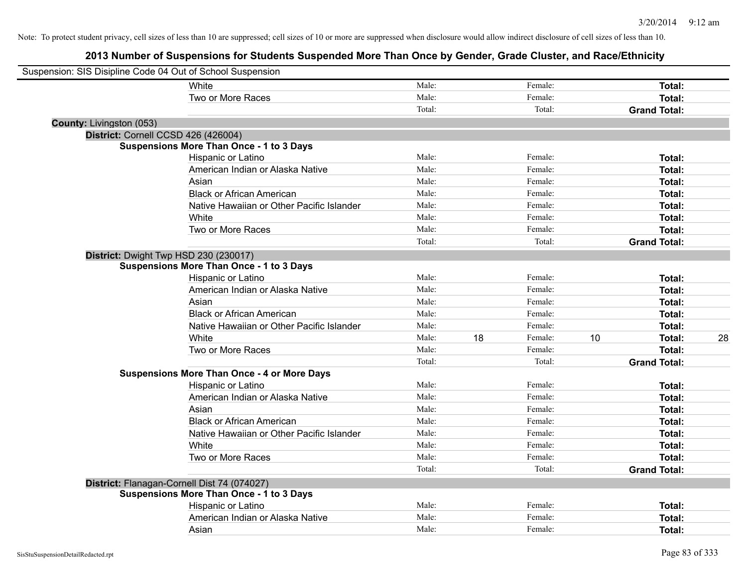Note: To protect student privacy, cell sizes of less than 10 are suppressed; cell sizes of 10 or more are suppressed when disclosure would allow indirect disclosure of cell sizes of less than 10.

# 2013 Number of Suspensions for Students Suspended More Than Once by Gender, Grade Cluster, and Race/Ethnicity

Suspension: SIS Disipline Code 04 Out of School Suspension

| | | | | | | |
|---|---|---|---|---|---|---|
| White | Male: | | Female: | | **Total:** | |
| Two or More Races | Male: | | Female: | | **Total:** | |
| | Total: | | Total: | | **Grand Total:** | |

**County:** Livingston (053)

**District:** Cornell CCSD 426 (426004)

**Suspensions More Than Once - 1 to 3 Days**

| | | | | | | |
|---|---|---|---|---|---|---|
| Hispanic or Latino | Male: | | Female: | | **Total:** | |
| American Indian or Alaska Native | Male: | | Female: | | **Total:** | |
| Asian | Male: | | Female: | | **Total:** | |
| Black or African American | Male: | | Female: | | **Total:** | |
| Native Hawaiian or Other Pacific Islander | Male: | | Female: | | **Total:** | |
| White | Male: | | Female: | | **Total:** | |
| Two or More Races | Male: | | Female: | | **Total:** | |
| | Total: | | Total: | | **Grand Total:** | |

**District:** Dwight Twp HSD 230 (230017)

**Suspensions More Than Once - 1 to 3 Days**

| | | | | | | |
|---|---|---|---|---|---|---|
| Hispanic or Latino | Male: | | Female: | | **Total:** | |
| American Indian or Alaska Native | Male: | | Female: | | **Total:** | |
| Asian | Male: | | Female: | | **Total:** | |
| Black or African American | Male: | | Female: | | **Total:** | |
| Native Hawaiian or Other Pacific Islander | Male: | | Female: | | **Total:** | |
| White | Male: | 18 | Female: | 10 | **Total:** | 28 |
| Two or More Races | Male: | | Female: | | **Total:** | |
| | Total: | | Total: | | **Grand Total:** | |

**Suspensions More Than Once - 4 or More Days**

| | | | | | | |
|---|---|---|---|---|---|---|
| Hispanic or Latino | Male: | | Female: | | **Total:** | |
| American Indian or Alaska Native | Male: | | Female: | | **Total:** | |
| Asian | Male: | | Female: | | **Total:** | |
| Black or African American | Male: | | Female: | | **Total:** | |
| Native Hawaiian or Other Pacific Islander | Male: | | Female: | | **Total:** | |
| White | Male: | | Female: | | **Total:** | |
| Two or More Races | Male: | | Female: | | **Total:** | |
| | Total: | | Total: | | **Grand Total:** | |

**District:** Flanagan-Cornell Dist 74 (074027)

**Suspensions More Than Once - 1 to 3 Days**

| | | | | | | |
|---|---|---|---|---|---|---|
| Hispanic or Latino | Male: | | Female: | | **Total:** | |
| American Indian or Alaska Native | Male: | | Female: | | **Total:** | |
| Asian | Male: | | Female: | | **Total:** | |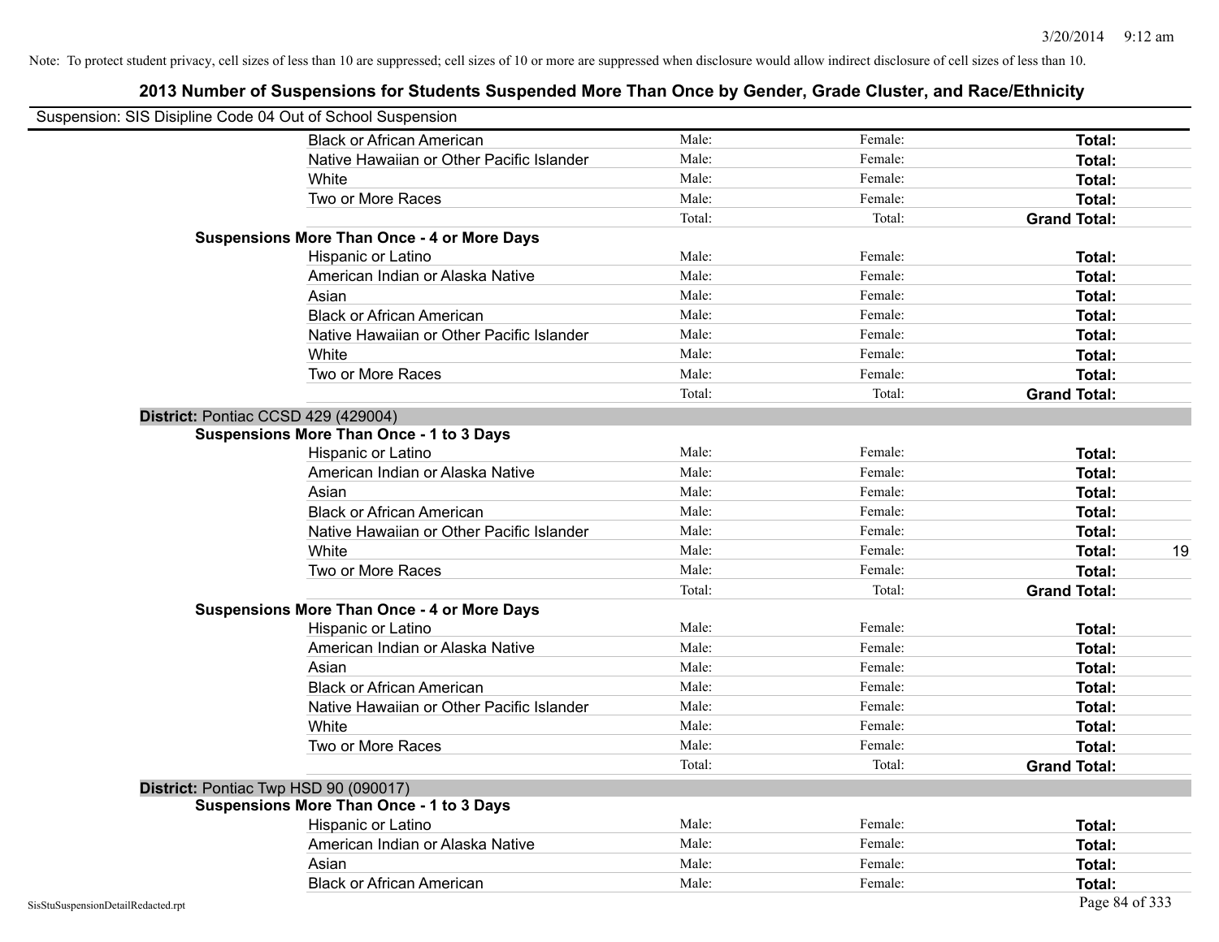Note: To protect student privacy, cell sizes of less than 10 are suppressed; cell sizes of 10 or more are suppressed when disclosure would allow indirect disclosure of cell sizes of less than 10.

# 2013 Number of Suspensions for Students Suspended More Than Once by Gender, Grade Cluster, and Race/Ethnicity

Suspension: SIS Disipline Code 04 Out of School Suspension

| | | | | |
|---|---|---|---|---|
| Black or African American | Male: | Female: | **Total:** | |
| Native Hawaiian or Other Pacific Islander | Male: | Female: | **Total:** | |
| White | Male: | Female: | **Total:** | |
| Two or More Races | Male: | Female: | **Total:** | |
| | Total: | Total: | **Grand Total:** | |

**Suspensions More Than Once - 4 or More Days**

| | | | | |
|---|---|---|---|---|
| Hispanic or Latino | Male: | Female: | **Total:** | |
| American Indian or Alaska Native | Male: | Female: | **Total:** | |
| Asian | Male: | Female: | **Total:** | |
| Black or African American | Male: | Female: | **Total:** | |
| Native Hawaiian or Other Pacific Islander | Male: | Female: | **Total:** | |
| White | Male: | Female: | **Total:** | |
| Two or More Races | Male: | Female: | **Total:** | |
| | Total: | Total: | **Grand Total:** | |

**District:** Pontiac CCSD 429 (429004)

**Suspensions More Than Once - 1 to 3 Days**

| | | | | |
|---|---|---|---|---|
| Hispanic or Latino | Male: | Female: | **Total:** | |
| American Indian or Alaska Native | Male: | Female: | **Total:** | |
| Asian | Male: | Female: | **Total:** | |
| Black or African American | Male: | Female: | **Total:** | |
| Native Hawaiian or Other Pacific Islander | Male: | Female: | **Total:** | |
| White | Male: | Female: | **Total:** | 19 |
| Two or More Races | Male: | Female: | **Total:** | |
| | Total: | Total: | **Grand Total:** | |

**Suspensions More Than Once - 4 or More Days**

| | | | | |
|---|---|---|---|---|
| Hispanic or Latino | Male: | Female: | **Total:** | |
| American Indian or Alaska Native | Male: | Female: | **Total:** | |
| Asian | Male: | Female: | **Total:** | |
| Black or African American | Male: | Female: | **Total:** | |
| Native Hawaiian or Other Pacific Islander | Male: | Female: | **Total:** | |
| White | Male: | Female: | **Total:** | |
| Two or More Races | Male: | Female: | **Total:** | |
| | Total: | Total: | **Grand Total:** | |

**District:** Pontiac Twp HSD 90 (090017)

**Suspensions More Than Once - 1 to 3 Days**

| | | | | |
|---|---|---|---|---|
| Hispanic or Latino | Male: | Female: | **Total:** | |
| American Indian or Alaska Native | Male: | Female: | **Total:** | |
| Asian | Male: | Female: | **Total:** | |
| Black or African American | Male: | Female: | **Total:** | |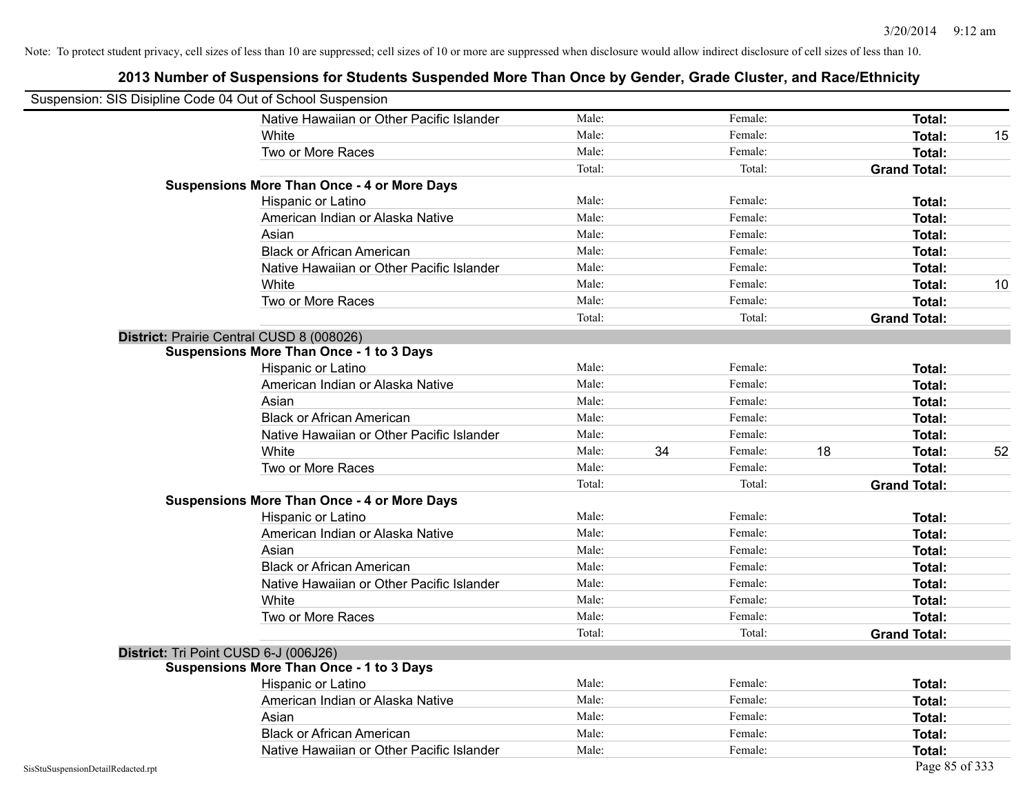Note: To protect student privacy, cell sizes of less than 10 are suppressed; cell sizes of 10 or more are suppressed when disclosure would allow indirect disclosure of cell sizes of less than 10.

## 2013 Number of Suspensions for Students Suspended More Than Once by Gender, Grade Cluster, and Race/Ethnicity

Suspension: SIS Disipline Code 04 Out of School Suspension

| | | | | | | | |
|---|---|---|---|---|---|---|---|
| Native Hawaiian or Other Pacific Islander | Male: | | Female: | | **Total:** | |
| White | Male: | | Female: | | **Total:** | 15 |
| Two or More Races | Male: | | Female: | | **Total:** | |
| | Total: | | Total: | | **Grand Total:** | |
| **Suspensions More Than Once - 4 or More Days** | | | | | | |
| Hispanic or Latino | Male: | | Female: | | **Total:** | |
| American Indian or Alaska Native | Male: | | Female: | | **Total:** | |
| Asian | Male: | | Female: | | **Total:** | |
| Black or African American | Male: | | Female: | | **Total:** | |
| Native Hawaiian or Other Pacific Islander | Male: | | Female: | | **Total:** | |
| White | Male: | | Female: | | **Total:** | 10 |
| Two or More Races | Male: | | Female: | | **Total:** | |
| | Total: | | Total: | | **Grand Total:** | |
| **District:** Prairie Central CUSD 8 (008026) | | | | | | |
| **Suspensions More Than Once - 1 to 3 Days** | | | | | | |
| Hispanic or Latino | Male: | | Female: | | **Total:** | |
| American Indian or Alaska Native | Male: | | Female: | | **Total:** | |
| Asian | Male: | | Female: | | **Total:** | |
| Black or African American | Male: | | Female: | | **Total:** | |
| Native Hawaiian or Other Pacific Islander | Male: | | Female: | | **Total:** | |
| White | Male: | 34 | Female: | 18 | **Total:** | 52 |
| Two or More Races | Male: | | Female: | | **Total:** | |
| | Total: | | Total: | | **Grand Total:** | |
| **Suspensions More Than Once - 4 or More Days** | | | | | | |
| Hispanic or Latino | Male: | | Female: | | **Total:** | |
| American Indian or Alaska Native | Male: | | Female: | | **Total:** | |
| Asian | Male: | | Female: | | **Total:** | |
| Black or African American | Male: | | Female: | | **Total:** | |
| Native Hawaiian or Other Pacific Islander | Male: | | Female: | | **Total:** | |
| White | Male: | | Female: | | **Total:** | |
| Two or More Races | Male: | | Female: | | **Total:** | |
| | Total: | | Total: | | **Grand Total:** | |
| **District:** Tri Point CUSD 6-J (006J26) | | | | | | |
| **Suspensions More Than Once - 1 to 3 Days** | | | | | | |
| Hispanic or Latino | Male: | | Female: | | **Total:** | |
| American Indian or Alaska Native | Male: | | Female: | | **Total:** | |
| Asian | Male: | | Female: | | **Total:** | |
| Black or African American | Male: | | Female: | | **Total:** | |
| Native Hawaiian or Other Pacific Islander | Male: | | Female: | | **Total:** | |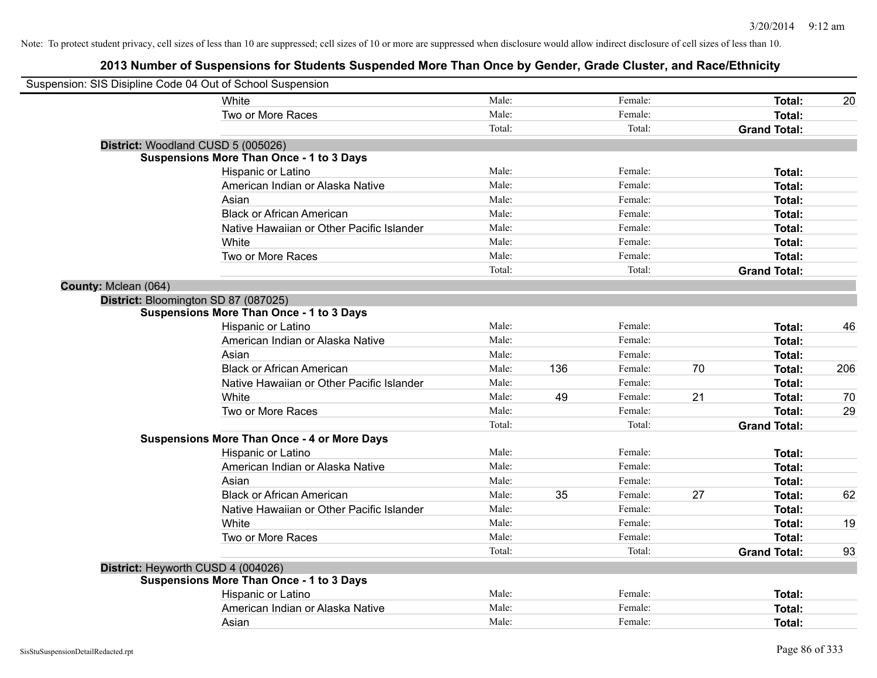Note: To protect student privacy, cell sizes of less than 10 are suppressed; cell sizes of 10 or more are suppressed when disclosure would allow indirect disclosure of cell sizes of less than 10.

## 2013 Number of Suspensions for Students Suspended More Than Once by Gender, Grade Cluster, and Race/Ethnicity

Suspension: SIS Disipline Code 04 Out of School Suspension

| | | | | | | |
|---|---|---|---|---|---|---|
| White | Male: | | Female: | | **Total:** | 20 |
| Two or More Races | Male: | | Female: | | **Total:** | |
| | Total: | | Total: | | **Grand Total:** | |

**District:** Woodland CUSD 5 (005026)

**Suspensions More Than Once - 1 to 3 Days**

| | | | | | | |
|---|---|---|---|---|---|---|
| Hispanic or Latino | Male: | | Female: | | **Total:** | |
| American Indian or Alaska Native | Male: | | Female: | | **Total:** | |
| Asian | Male: | | Female: | | **Total:** | |
| Black or African American | Male: | | Female: | | **Total:** | |
| Native Hawaiian or Other Pacific Islander | Male: | | Female: | | **Total:** | |
| White | Male: | | Female: | | **Total:** | |
| Two or More Races | Male: | | Female: | | **Total:** | |
| | Total: | | Total: | | **Grand Total:** | |

**County:** Mclean (064)

**District:** Bloomington SD 87 (087025)

**Suspensions More Than Once - 1 to 3 Days**

| | | | | | | |
|---|---|---|---|---|---|---|
| Hispanic or Latino | Male: | | Female: | | **Total:** | 46 |
| American Indian or Alaska Native | Male: | | Female: | | **Total:** | |
| Asian | Male: | | Female: | | **Total:** | |
| Black or African American | Male: | 136 | Female: | 70 | **Total:** | 206 |
| Native Hawaiian or Other Pacific Islander | Male: | | Female: | | **Total:** | |
| White | Male: | 49 | Female: | 21 | **Total:** | 70 |
| Two or More Races | Male: | | Female: | | **Total:** | 29 |
| | Total: | | Total: | | **Grand Total:** | |

**Suspensions More Than Once - 4 or More Days**

| | | | | | | |
|---|---|---|---|---|---|---|
| Hispanic or Latino | Male: | | Female: | | **Total:** | |
| American Indian or Alaska Native | Male: | | Female: | | **Total:** | |
| Asian | Male: | | Female: | | **Total:** | |
| Black or African American | Male: | 35 | Female: | 27 | **Total:** | 62 |
| Native Hawaiian or Other Pacific Islander | Male: | | Female: | | **Total:** | |
| White | Male: | | Female: | | **Total:** | 19 |
| Two or More Races | Male: | | Female: | | **Total:** | |
| | Total: | | Total: | | **Grand Total:** | 93 |

**District:** Heyworth CUSD 4 (004026)

**Suspensions More Than Once - 1 to 3 Days**

| | | | | | | |
|---|---|---|---|---|---|---|
| Hispanic or Latino | Male: | | Female: | | **Total:** | |
| American Indian or Alaska Native | Male: | | Female: | | **Total:** | |
| Asian | Male: | | Female: | | **Total:** | |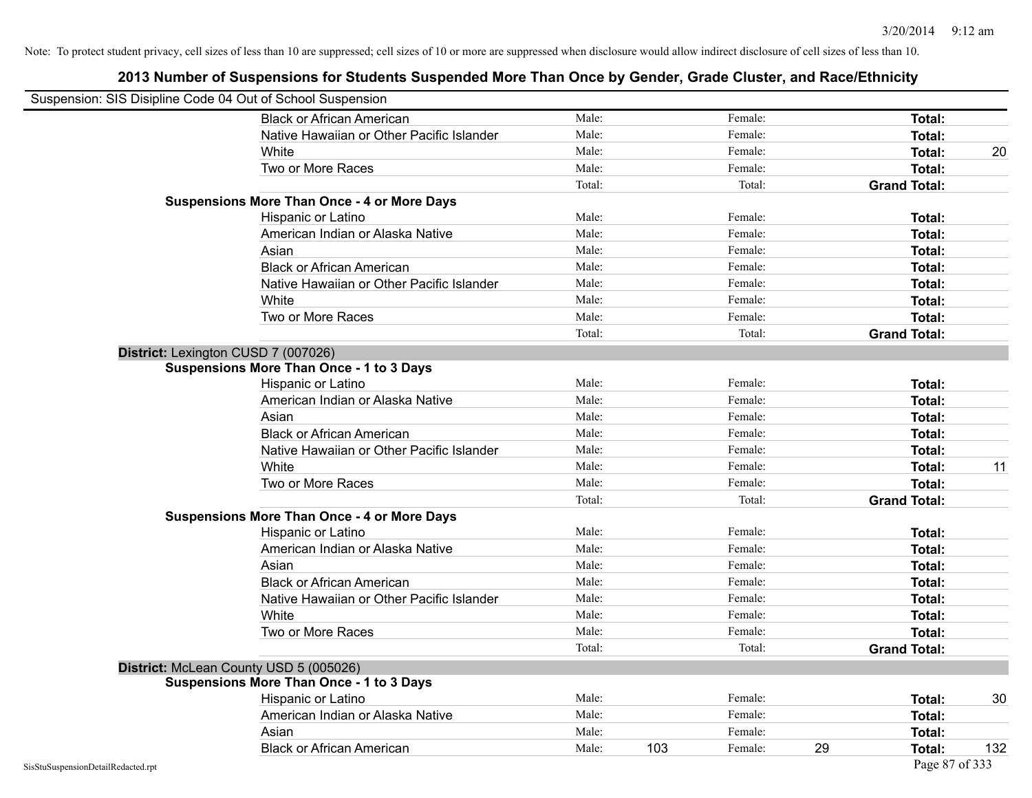Note: To protect student privacy, cell sizes of less than 10 are suppressed; cell sizes of 10 or more are suppressed when disclosure would allow indirect disclosure of cell sizes of less than 10.

## 2013 Number of Suspensions for Students Suspended More Than Once by Gender, Grade Cluster, and Race/Ethnicity

Suspension: SIS Disipline Code 04 Out of School Suspension

| | | | | | | | |
|---|---|---|---|---|---|---|---|
| Black or African American | Male: | | Female: | | **Total:** | |
| Native Hawaiian or Other Pacific Islander | Male: | | Female: | | **Total:** | |
| White | Male: | | Female: | | **Total:** | 20 |
| Two or More Races | Male: | | Female: | | **Total:** | |
| | Total: | | Total: | | **Grand Total:** | |

**Suspensions More Than Once - 4 or More Days**

| | | | | | | |
|---|---|---|---|---|---|---|
| Hispanic or Latino | Male: | | Female: | | **Total:** | |
| American Indian or Alaska Native | Male: | | Female: | | **Total:** | |
| Asian | Male: | | Female: | | **Total:** | |
| Black or African American | Male: | | Female: | | **Total:** | |
| Native Hawaiian or Other Pacific Islander | Male: | | Female: | | **Total:** | |
| White | Male: | | Female: | | **Total:** | |
| Two or More Races | Male: | | Female: | | **Total:** | |
| | Total: | | Total: | | **Grand Total:** | |

**District:** Lexington CUSD 7 (007026)

**Suspensions More Than Once - 1 to 3 Days**

| | | | | | | |
|---|---|---|---|---|---|---|
| Hispanic or Latino | Male: | | Female: | | **Total:** | |
| American Indian or Alaska Native | Male: | | Female: | | **Total:** | |
| Asian | Male: | | Female: | | **Total:** | |
| Black or African American | Male: | | Female: | | **Total:** | |
| Native Hawaiian or Other Pacific Islander | Male: | | Female: | | **Total:** | |
| White | Male: | | Female: | | **Total:** | 11 |
| Two or More Races | Male: | | Female: | | **Total:** | |
| | Total: | | Total: | | **Grand Total:** | |

**Suspensions More Than Once - 4 or More Days**

| | | | | | | |
|---|---|---|---|---|---|---|
| Hispanic or Latino | Male: | | Female: | | **Total:** | |
| American Indian or Alaska Native | Male: | | Female: | | **Total:** | |
| Asian | Male: | | Female: | | **Total:** | |
| Black or African American | Male: | | Female: | | **Total:** | |
| Native Hawaiian or Other Pacific Islander | Male: | | Female: | | **Total:** | |
| White | Male: | | Female: | | **Total:** | |
| Two or More Races | Male: | | Female: | | **Total:** | |
| | Total: | | Total: | | **Grand Total:** | |

**District:** McLean County USD 5 (005026)

**Suspensions More Than Once - 1 to 3 Days**

| | | | | | | |
|---|---|---|---|---|---|---|
| Hispanic or Latino | Male: | | Female: | | **Total:** | 30 |
| American Indian or Alaska Native | Male: | | Female: | | **Total:** | |
| Asian | Male: | | Female: | | **Total:** | |
| Black or African American | Male: | 103 | Female: | 29 | **Total:** | 132 |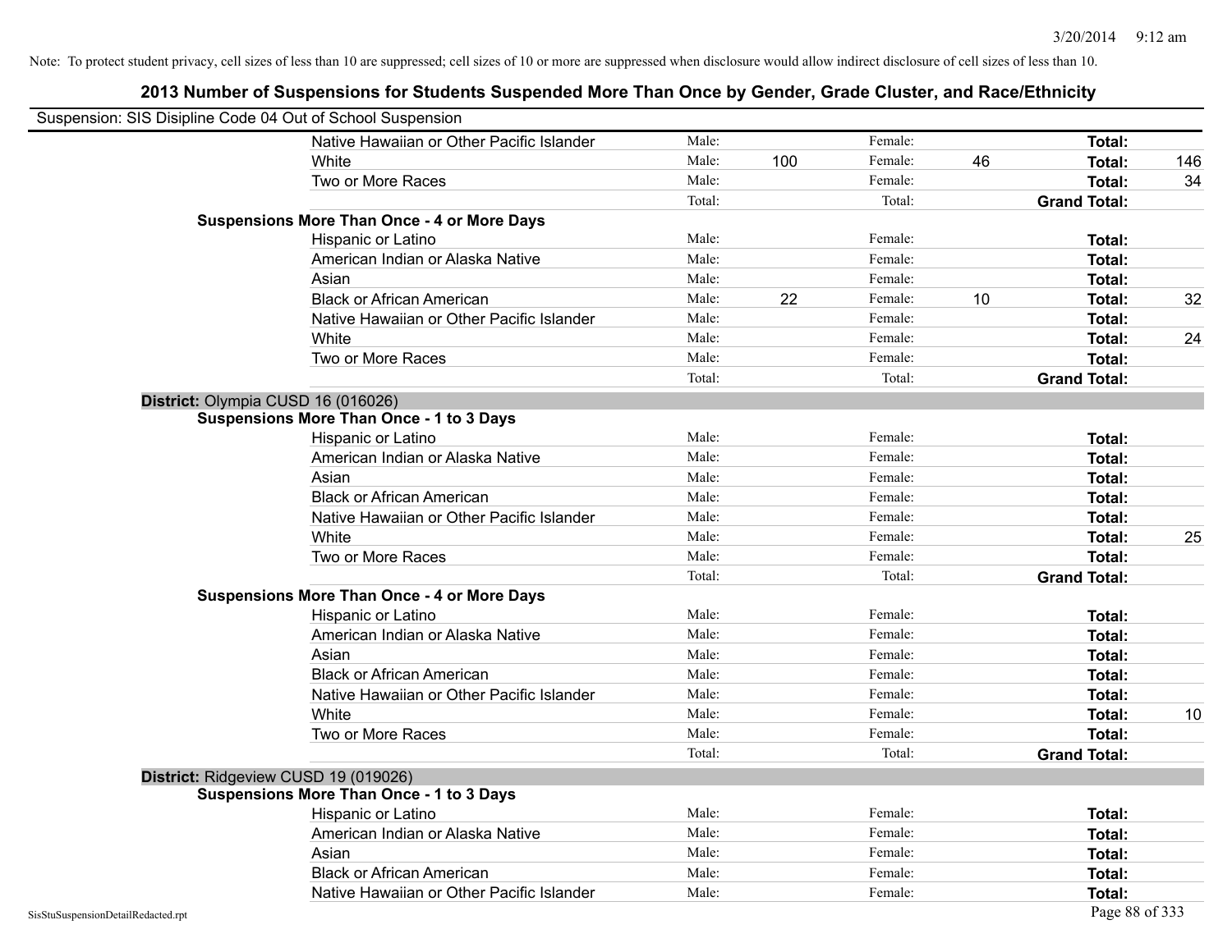Note: To protect student privacy, cell sizes of less than 10 are suppressed; cell sizes of 10 or more are suppressed when disclosure would allow indirect disclosure of cell sizes of less than 10.

# 2013 Number of Suspensions for Students Suspended More Than Once by Gender, Grade Cluster, and Race/Ethnicity

Suspension: SIS Disipline Code 04 Out of School Suspension

| | | | | | | | |
|---|---|---|---|---|---|---|---|
| Native Hawaiian or Other Pacific Islander | Male: | | Female: | | Total: | |
| White | Male: | 100 | Female: | 46 | Total: | 146 |
| Two or More Races | Male: | | Female: | | Total: | 34 |
| | Total: | | Total: | | Grand Total: | |

**Suspensions More Than Once - 4 or More Days**

| | | | | | | |
|---|---|---|---|---|---|---|
| Hispanic or Latino | Male: | | Female: | | Total: | |
| American Indian or Alaska Native | Male: | | Female: | | Total: | |
| Asian | Male: | | Female: | | Total: | |
| Black or African American | Male: | 22 | Female: | 10 | Total: | 32 |
| Native Hawaiian or Other Pacific Islander | Male: | | Female: | | Total: | |
| White | Male: | | Female: | | Total: | 24 |
| Two or More Races | Male: | | Female: | | Total: | |
| | Total: | | Total: | | Grand Total: | |

## District: Olympia CUSD 16 (016026)

**Suspensions More Than Once - 1 to 3 Days**

| | | | | | | |
|---|---|---|---|---|---|---|
| Hispanic or Latino | Male: | | Female: | | Total: | |
| American Indian or Alaska Native | Male: | | Female: | | Total: | |
| Asian | Male: | | Female: | | Total: | |
| Black or African American | Male: | | Female: | | Total: | |
| Native Hawaiian or Other Pacific Islander | Male: | | Female: | | Total: | |
| White | Male: | | Female: | | Total: | 25 |
| Two or More Races | Male: | | Female: | | Total: | |
| | Total: | | Total: | | Grand Total: | |

**Suspensions More Than Once - 4 or More Days**

| | | | | | | |
|---|---|---|---|---|---|---|
| Hispanic or Latino | Male: | | Female: | | Total: | |
| American Indian or Alaska Native | Male: | | Female: | | Total: | |
| Asian | Male: | | Female: | | Total: | |
| Black or African American | Male: | | Female: | | Total: | |
| Native Hawaiian or Other Pacific Islander | Male: | | Female: | | Total: | |
| White | Male: | | Female: | | Total: | 10 |
| Two or More Races | Male: | | Female: | | Total: | |
| | Total: | | Total: | | Grand Total: | |

## District: Ridgeview CUSD 19 (019026)

**Suspensions More Than Once - 1 to 3 Days**

| | | | | | | |
|---|---|---|---|---|---|---|
| Hispanic or Latino | Male: | | Female: | | Total: | |
| American Indian or Alaska Native | Male: | | Female: | | Total: | |
| Asian | Male: | | Female: | | Total: | |
| Black or African American | Male: | | Female: | | Total: | |
| Native Hawaiian or Other Pacific Islander | Male: | | Female: | | Total: | |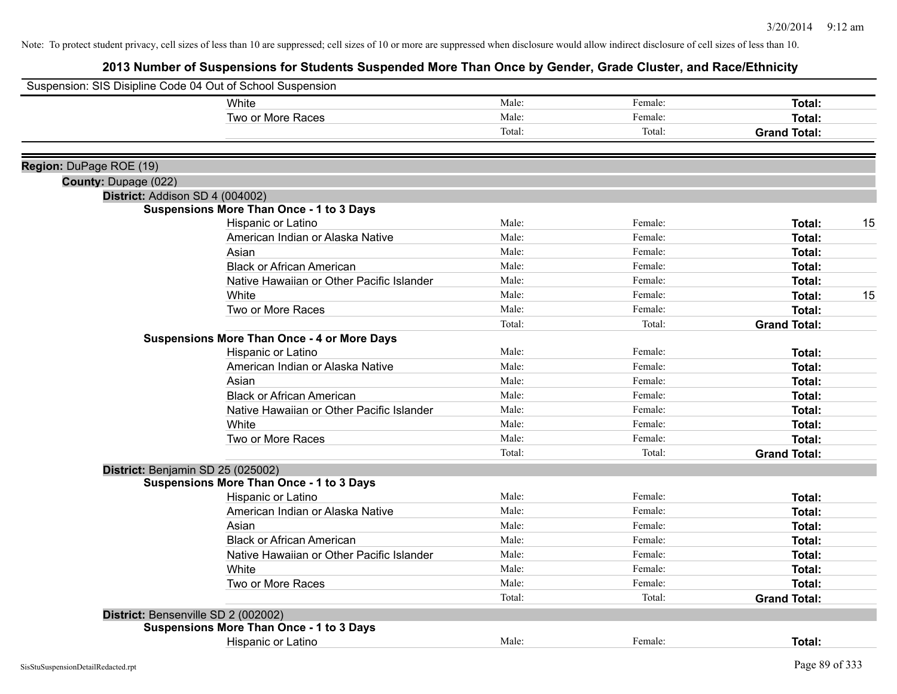Note: To protect student privacy, cell sizes of less than 10 are suppressed; cell sizes of 10 or more are suppressed when disclosure would allow indirect disclosure of cell sizes of less than 10.

## 2013 Number of Suspensions for Students Suspended More Than Once by Gender, Grade Cluster, and Race/Ethnicity

Suspension: SIS Disipline Code 04 Out of School Suspension

| | Male | Female | Total |
|---|---|---|---|
| White | Male: | Female: | Total: |
| Two or More Races | Male: | Female: | Total: |
| | Total: | Total: | Grand Total: |

**Region:** DuPage ROE (19)

**County:** Dupage (022)

**District:** Addison SD 4 (004002)

**Suspensions More Than Once - 1 to 3 Days**

| | Male | Female | Total |
|---|---|---|---|
| Hispanic or Latino | Male: | Female: | Total: 15 |
| American Indian or Alaska Native | Male: | Female: | Total: |
| Asian | Male: | Female: | Total: |
| Black or African American | Male: | Female: | Total: |
| Native Hawaiian or Other Pacific Islander | Male: | Female: | Total: |
| White | Male: | Female: | Total: 15 |
| Two or More Races | Male: | Female: | Total: |
| | Total: | Total: | Grand Total: |

**Suspensions More Than Once - 4 or More Days**

| | Male | Female | Total |
|---|---|---|---|
| Hispanic or Latino | Male: | Female: | Total: |
| American Indian or Alaska Native | Male: | Female: | Total: |
| Asian | Male: | Female: | Total: |
| Black or African American | Male: | Female: | Total: |
| Native Hawaiian or Other Pacific Islander | Male: | Female: | Total: |
| White | Male: | Female: | Total: |
| Two or More Races | Male: | Female: | Total: |
| | Total: | Total: | Grand Total: |

**District:** Benjamin SD 25 (025002)

**Suspensions More Than Once - 1 to 3 Days**

| | Male | Female | Total |
|---|---|---|---|
| Hispanic or Latino | Male: | Female: | Total: |
| American Indian or Alaska Native | Male: | Female: | Total: |
| Asian | Male: | Female: | Total: |
| Black or African American | Male: | Female: | Total: |
| Native Hawaiian or Other Pacific Islander | Male: | Female: | Total: |
| White | Male: | Female: | Total: |
| Two or More Races | Male: | Female: | Total: |
| | Total: | Total: | Grand Total: |

**District:** Bensenville SD 2 (002002)

**Suspensions More Than Once - 1 to 3 Days**

| | Male | Female | Total |
|---|---|---|---|
| Hispanic or Latino | Male: | Female: | Total: |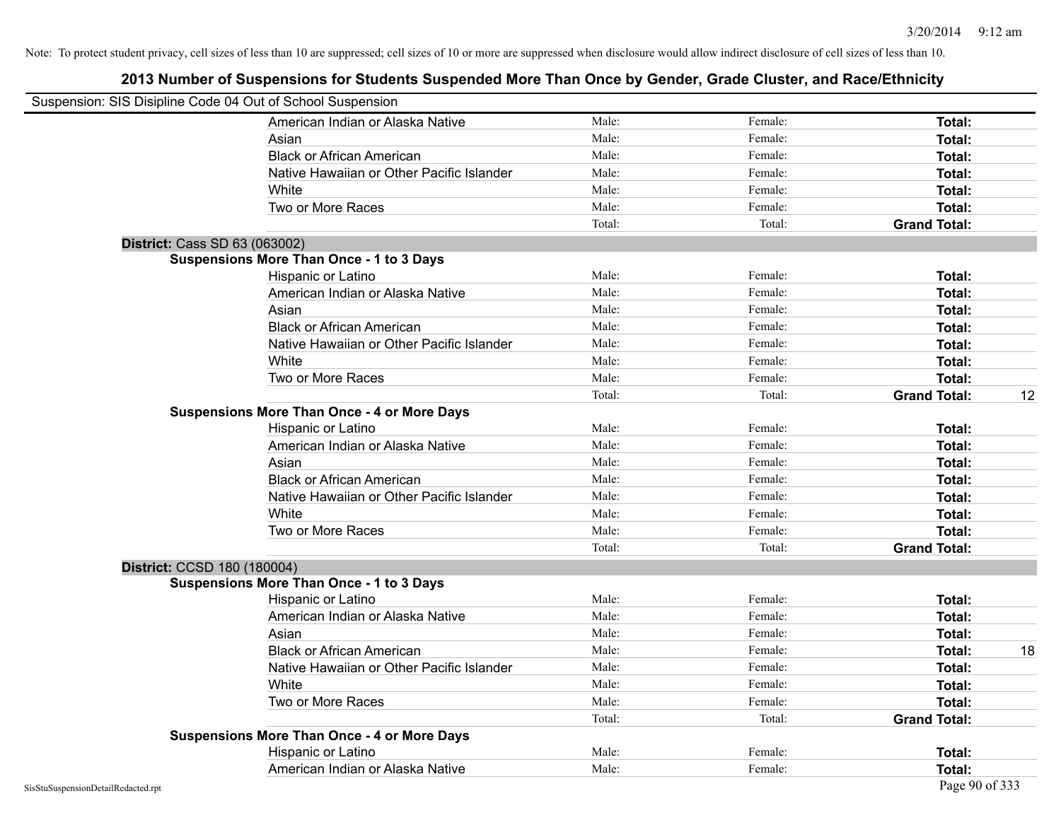Note: To protect student privacy, cell sizes of less than 10 are suppressed; cell sizes of 10 or more are suppressed when disclosure would allow indirect disclosure of cell sizes of less than 10.

# 2013 Number of Suspensions for Students Suspended More Than Once by Gender, Grade Cluster, and Race/Ethnicity

Suspension: SIS Disipline Code 04 Out of School Suspension

| | | | | |
|---|---|---|---|---|
| American Indian or Alaska Native | Male: | Female: | **Total:** | |
| Asian | Male: | Female: | **Total:** | |
| Black or African American | Male: | Female: | **Total:** | |
| Native Hawaiian or Other Pacific Islander | Male: | Female: | **Total:** | |
| White | Male: | Female: | **Total:** | |
| Two or More Races | Male: | Female: | **Total:** | |
| | Total: | Total: | **Grand Total:** | |

**District:** Cass SD 63 (063002)

**Suspensions More Than Once - 1 to 3 Days**

| | | | | |
|---|---|---|---|---|
| Hispanic or Latino | Male: | Female: | **Total:** | |
| American Indian or Alaska Native | Male: | Female: | **Total:** | |
| Asian | Male: | Female: | **Total:** | |
| Black or African American | Male: | Female: | **Total:** | |
| Native Hawaiian or Other Pacific Islander | Male: | Female: | **Total:** | |
| White | Male: | Female: | **Total:** | |
| Two or More Races | Male: | Female: | **Total:** | |
| | Total: | Total: | **Grand Total:** | 12 |

**Suspensions More Than Once - 4 or More Days**

| | | | | |
|---|---|---|---|---|
| Hispanic or Latino | Male: | Female: | **Total:** | |
| American Indian or Alaska Native | Male: | Female: | **Total:** | |
| Asian | Male: | Female: | **Total:** | |
| Black or African American | Male: | Female: | **Total:** | |
| Native Hawaiian or Other Pacific Islander | Male: | Female: | **Total:** | |
| White | Male: | Female: | **Total:** | |
| Two or More Races | Male: | Female: | **Total:** | |
| | Total: | Total: | **Grand Total:** | |

**District:** CCSD 180 (180004)

**Suspensions More Than Once - 1 to 3 Days**

| | | | | |
|---|---|---|---|---|
| Hispanic or Latino | Male: | Female: | **Total:** | |
| American Indian or Alaska Native | Male: | Female: | **Total:** | |
| Asian | Male: | Female: | **Total:** | |
| Black or African American | Male: | Female: | **Total:** | 18 |
| Native Hawaiian or Other Pacific Islander | Male: | Female: | **Total:** | |
| White | Male: | Female: | **Total:** | |
| Two or More Races | Male: | Female: | **Total:** | |
| | Total: | Total: | **Grand Total:** | |

**Suspensions More Than Once - 4 or More Days**

| | | | | |
|---|---|---|---|---|
| Hispanic or Latino | Male: | Female: | **Total:** | |
| American Indian or Alaska Native | Male: | Female: | **Total:** | |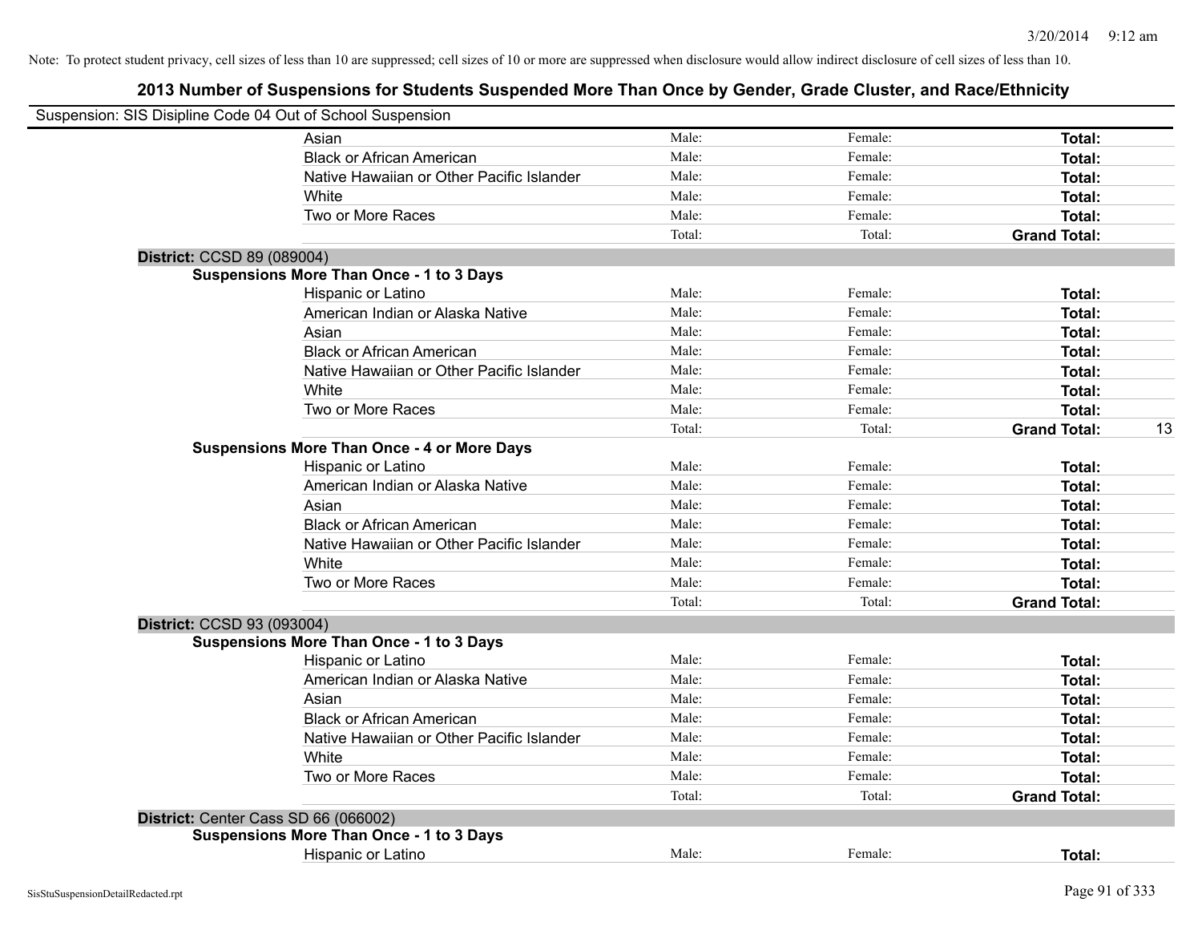Note: To protect student privacy, cell sizes of less than 10 are suppressed; cell sizes of 10 or more are suppressed when disclosure would allow indirect disclosure of cell sizes of less than 10.

## 2013 Number of Suspensions for Students Suspended More Than Once by Gender, Grade Cluster, and Race/Ethnicity

Suspension: SIS Disipline Code 04 Out of School Suspension

| | | | | |
|---|---|---|---|---|
| Asian | Male: | Female: | **Total:** | |
| Black or African American | Male: | Female: | **Total:** | |
| Native Hawaiian or Other Pacific Islander | Male: | Female: | **Total:** | |
| White | Male: | Female: | **Total:** | |
| Two or More Races | Male: | Female: | **Total:** | |
| | Total: | Total: | **Grand Total:** | |

**District:** CCSD 89 (089004)

**Suspensions More Than Once - 1 to 3 Days**

| | | | | |
|---|---|---|---|---|
| Hispanic or Latino | Male: | Female: | **Total:** | |
| American Indian or Alaska Native | Male: | Female: | **Total:** | |
| Asian | Male: | Female: | **Total:** | |
| Black or African American | Male: | Female: | **Total:** | |
| Native Hawaiian or Other Pacific Islander | Male: | Female: | **Total:** | |
| White | Male: | Female: | **Total:** | |
| Two or More Races | Male: | Female: | **Total:** | |
| | Total: | Total: | **Grand Total:** | 13 |

**Suspensions More Than Once - 4 or More Days**

| | | | | |
|---|---|---|---|---|
| Hispanic or Latino | Male: | Female: | **Total:** | |
| American Indian or Alaska Native | Male: | Female: | **Total:** | |
| Asian | Male: | Female: | **Total:** | |
| Black or African American | Male: | Female: | **Total:** | |
| Native Hawaiian or Other Pacific Islander | Male: | Female: | **Total:** | |
| White | Male: | Female: | **Total:** | |
| Two or More Races | Male: | Female: | **Total:** | |
| | Total: | Total: | **Grand Total:** | |

**District:** CCSD 93 (093004)

**Suspensions More Than Once - 1 to 3 Days**

| | | | | |
|---|---|---|---|---|
| Hispanic or Latino | Male: | Female: | **Total:** | |
| American Indian or Alaska Native | Male: | Female: | **Total:** | |
| Asian | Male: | Female: | **Total:** | |
| Black or African American | Male: | Female: | **Total:** | |
| Native Hawaiian or Other Pacific Islander | Male: | Female: | **Total:** | |
| White | Male: | Female: | **Total:** | |
| Two or More Races | Male: | Female: | **Total:** | |
| | Total: | Total: | **Grand Total:** | |

**District:** Center Cass SD 66 (066002)

**Suspensions More Than Once - 1 to 3 Days**

| | | | | |
|---|---|---|---|---|
| Hispanic or Latino | Male: | Female: | **Total:** | |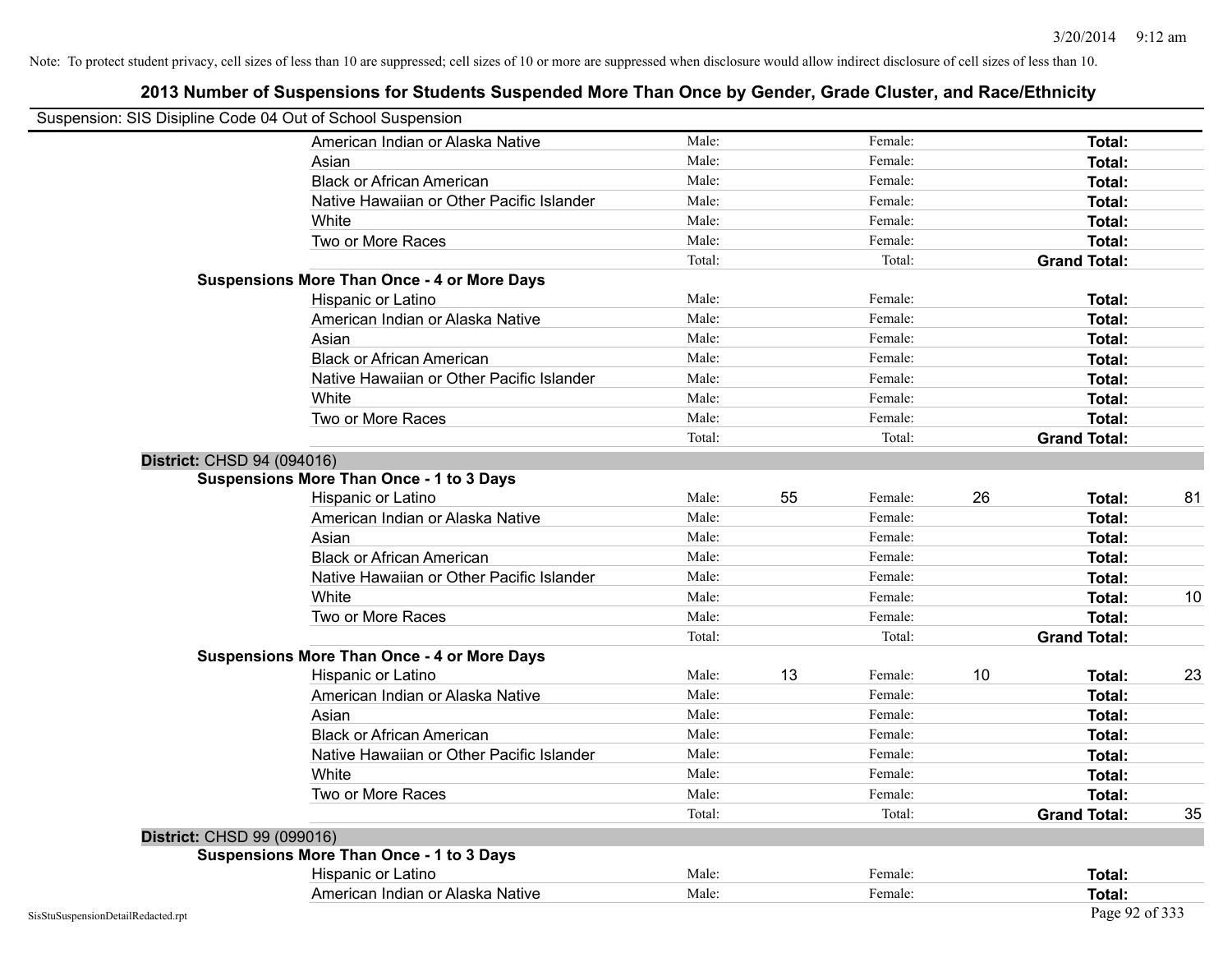Note: To protect student privacy, cell sizes of less than 10 are suppressed; cell sizes of 10 or more are suppressed when disclosure would allow indirect disclosure of cell sizes of less than 10.

## 2013 Number of Suspensions for Students Suspended More Than Once by Gender, Grade Cluster, and Race/Ethnicity

Suspension: SIS Disipline Code 04 Out of School Suspension

| | | | | | | |
|---|---|---|---|---|---|---|
| American Indian or Alaska Native | Male: | | Female: | | **Total:** | |
| Asian | Male: | | Female: | | **Total:** | |
| Black or African American | Male: | | Female: | | **Total:** | |
| Native Hawaiian or Other Pacific Islander | Male: | | Female: | | **Total:** | |
| White | Male: | | Female: | | **Total:** | |
| Two or More Races | Male: | | Female: | | **Total:** | |
| | Total: | | Total: | | **Grand Total:** | |
| **Suspensions More Than Once - 4 or More Days** | | | | | | |
| Hispanic or Latino | Male: | | Female: | | **Total:** | |
| American Indian or Alaska Native | Male: | | Female: | | **Total:** | |
| Asian | Male: | | Female: | | **Total:** | |
| Black or African American | Male: | | Female: | | **Total:** | |
| Native Hawaiian or Other Pacific Islander | Male: | | Female: | | **Total:** | |
| White | Male: | | Female: | | **Total:** | |
| Two or More Races | Male: | | Female: | | **Total:** | |
| | Total: | | Total: | | **Grand Total:** | |
| **District:** CHSD 94 (094016) | | | | | | |
| **Suspensions More Than Once - 1 to 3 Days** | | | | | | |
| Hispanic or Latino | Male: | 55 | Female: | 26 | **Total:** | 81 |
| American Indian or Alaska Native | Male: | | Female: | | **Total:** | |
| Asian | Male: | | Female: | | **Total:** | |
| Black or African American | Male: | | Female: | | **Total:** | |
| Native Hawaiian or Other Pacific Islander | Male: | | Female: | | **Total:** | |
| White | Male: | | Female: | | **Total:** | 10 |
| Two or More Races | Male: | | Female: | | **Total:** | |
| | Total: | | Total: | | **Grand Total:** | |
| **Suspensions More Than Once - 4 or More Days** | | | | | | |
| Hispanic or Latino | Male: | 13 | Female: | 10 | **Total:** | 23 |
| American Indian or Alaska Native | Male: | | Female: | | **Total:** | |
| Asian | Male: | | Female: | | **Total:** | |
| Black or African American | Male: | | Female: | | **Total:** | |
| Native Hawaiian or Other Pacific Islander | Male: | | Female: | | **Total:** | |
| White | Male: | | Female: | | **Total:** | |
| Two or More Races | Male: | | Female: | | **Total:** | |
| | Total: | | Total: | | **Grand Total:** | 35 |
| **District:** CHSD 99 (099016) | | | | | | |
| **Suspensions More Than Once - 1 to 3 Days** | | | | | | |
| Hispanic or Latino | Male: | | Female: | | **Total:** | |
| American Indian or Alaska Native | Male: | | Female: | | **Total:** | |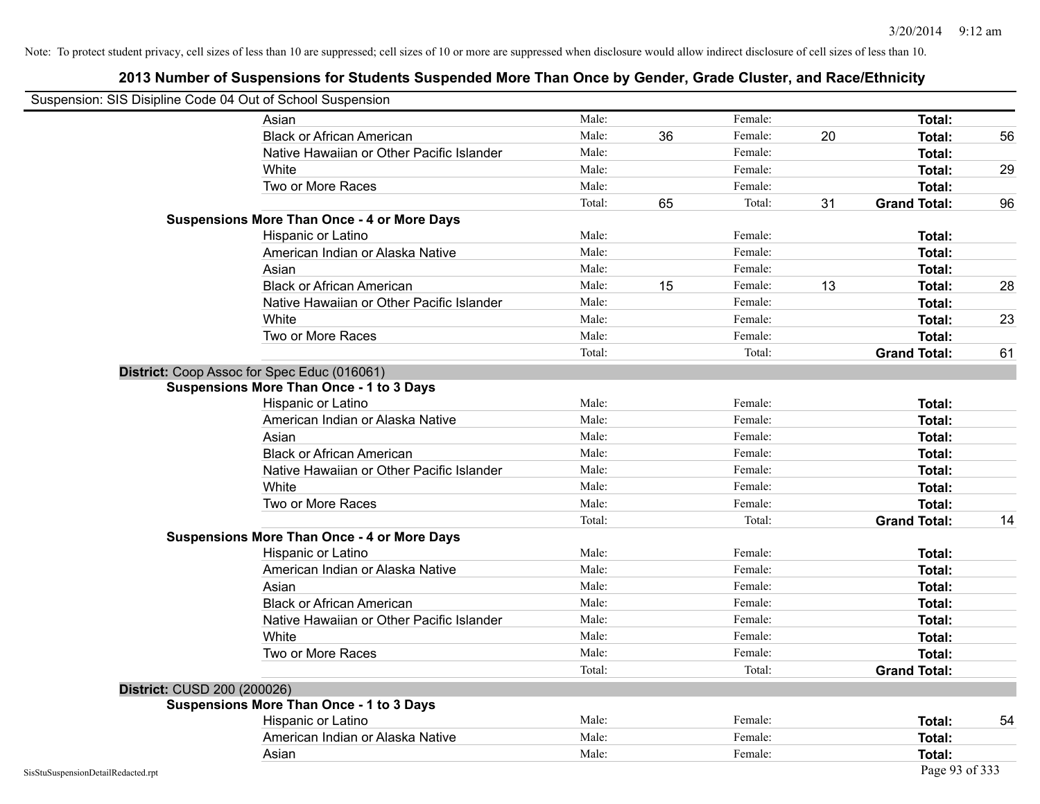Note: To protect student privacy, cell sizes of less than 10 are suppressed; cell sizes of 10 or more are suppressed when disclosure would allow indirect disclosure of cell sizes of less than 10.

## 2013 Number of Suspensions for Students Suspended More Than Once by Gender, Grade Cluster, and Race/Ethnicity

Suspension: SIS Disipline Code 04 Out of School Suspension

| | | | | | | |
|---|---|---|---|---|---|---|
| Asian | Male: | | Female: | | **Total:** | |
| Black or African American | Male: | 36 | Female: | 20 | **Total:** | 56 |
| Native Hawaiian or Other Pacific Islander | Male: | | Female: | | **Total:** | |
| White | Male: | | Female: | | **Total:** | 29 |
| Two or More Races | Male: | | Female: | | **Total:** | |
| | Total: | 65 | Total: | 31 | **Grand Total:** | 96 |

**Suspensions More Than Once - 4 or More Days**

| | | | | | | |
|---|---|---|---|---|---|---|
| Hispanic or Latino | Male: | | Female: | | **Total:** | |
| American Indian or Alaska Native | Male: | | Female: | | **Total:** | |
| Asian | Male: | | Female: | | **Total:** | |
| Black or African American | Male: | 15 | Female: | 13 | **Total:** | 28 |
| Native Hawaiian or Other Pacific Islander | Male: | | Female: | | **Total:** | |
| White | Male: | | Female: | | **Total:** | 23 |
| Two or More Races | Male: | | Female: | | **Total:** | |
| | Total: | | Total: | | **Grand Total:** | 61 |

**District:** Coop Assoc for Spec Educ (016061)

**Suspensions More Than Once - 1 to 3 Days**

| | | | | | | |
|---|---|---|---|---|---|---|
| Hispanic or Latino | Male: | | Female: | | **Total:** | |
| American Indian or Alaska Native | Male: | | Female: | | **Total:** | |
| Asian | Male: | | Female: | | **Total:** | |
| Black or African American | Male: | | Female: | | **Total:** | |
| Native Hawaiian or Other Pacific Islander | Male: | | Female: | | **Total:** | |
| White | Male: | | Female: | | **Total:** | |
| Two or More Races | Male: | | Female: | | **Total:** | |
| | Total: | | Total: | | **Grand Total:** | 14 |

**Suspensions More Than Once - 4 or More Days**

| | | | | | | |
|---|---|---|---|---|---|---|
| Hispanic or Latino | Male: | | Female: | | **Total:** | |
| American Indian or Alaska Native | Male: | | Female: | | **Total:** | |
| Asian | Male: | | Female: | | **Total:** | |
| Black or African American | Male: | | Female: | | **Total:** | |
| Native Hawaiian or Other Pacific Islander | Male: | | Female: | | **Total:** | |
| White | Male: | | Female: | | **Total:** | |
| Two or More Races | Male: | | Female: | | **Total:** | |
| | Total: | | Total: | | **Grand Total:** | |

**District:** CUSD 200 (200026)

**Suspensions More Than Once - 1 to 3 Days**

| | | | | | | |
|---|---|---|---|---|---|---|
| Hispanic or Latino | Male: | | Female: | | **Total:** | 54 |
| American Indian or Alaska Native | Male: | | Female: | | **Total:** | |
| Asian | Male: | | Female: | | **Total:** | |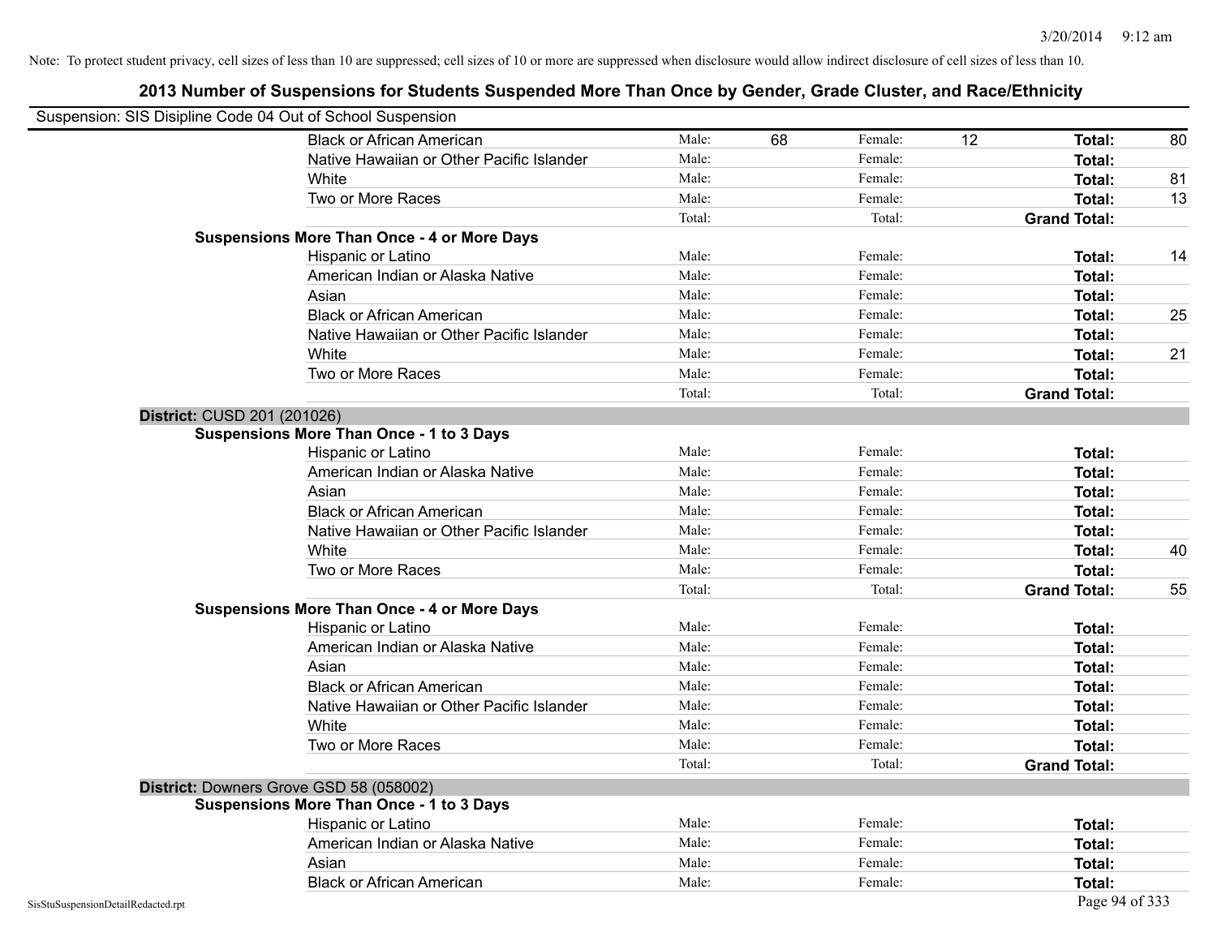Note: To protect student privacy, cell sizes of less than 10 are suppressed; cell sizes of 10 or more are suppressed when disclosure would allow indirect disclosure of cell sizes of less than 10.

# 2013 Number of Suspensions for Students Suspended More Than Once by Gender, Grade Cluster, and Race/Ethnicity

Suspension: SIS Disipline Code 04 Out of School Suspension

| | | | | | | |
|---|---|---|---|---|---|---|
| Black or African American | Male: | 68 | Female: | 12 | **Total:** | 80 |
| Native Hawaiian or Other Pacific Islander | Male: | | Female: | | **Total:** | |
| White | Male: | | Female: | | **Total:** | 81 |
| Two or More Races | Male: | | Female: | | **Total:** | 13 |
| | Total: | | Total: | | **Grand Total:** | |

**Suspensions More Than Once - 4 or More Days**

| | | | | | | |
|---|---|---|---|---|---|---|
| Hispanic or Latino | Male: | | Female: | | **Total:** | 14 |
| American Indian or Alaska Native | Male: | | Female: | | **Total:** | |
| Asian | Male: | | Female: | | **Total:** | |
| Black or African American | Male: | | Female: | | **Total:** | 25 |
| Native Hawaiian or Other Pacific Islander | Male: | | Female: | | **Total:** | |
| White | Male: | | Female: | | **Total:** | 21 |
| Two or More Races | Male: | | Female: | | **Total:** | |
| | Total: | | Total: | | **Grand Total:** | |

## District: CUSD 201 (201026)

**Suspensions More Than Once - 1 to 3 Days**

| | | | | | | |
|---|---|---|---|---|---|---|
| Hispanic or Latino | Male: | | Female: | | **Total:** | |
| American Indian or Alaska Native | Male: | | Female: | | **Total:** | |
| Asian | Male: | | Female: | | **Total:** | |
| Black or African American | Male: | | Female: | | **Total:** | |
| Native Hawaiian or Other Pacific Islander | Male: | | Female: | | **Total:** | |
| White | Male: | | Female: | | **Total:** | 40 |
| Two or More Races | Male: | | Female: | | **Total:** | |
| | Total: | | Total: | | **Grand Total:** | 55 |

**Suspensions More Than Once - 4 or More Days**

| | | | | | | |
|---|---|---|---|---|---|---|
| Hispanic or Latino | Male: | | Female: | | **Total:** | |
| American Indian or Alaska Native | Male: | | Female: | | **Total:** | |
| Asian | Male: | | Female: | | **Total:** | |
| Black or African American | Male: | | Female: | | **Total:** | |
| Native Hawaiian or Other Pacific Islander | Male: | | Female: | | **Total:** | |
| White | Male: | | Female: | | **Total:** | |
| Two or More Races | Male: | | Female: | | **Total:** | |
| | Total: | | Total: | | **Grand Total:** | |

## District: Downers Grove GSD 58 (058002)

**Suspensions More Than Once - 1 to 3 Days**

| | | | | | | |
|---|---|---|---|---|---|---|
| Hispanic or Latino | Male: | | Female: | | **Total:** | |
| American Indian or Alaska Native | Male: | | Female: | | **Total:** | |
| Asian | Male: | | Female: | | **Total:** | |
| Black or African American | Male: | | Female: | | **Total:** | |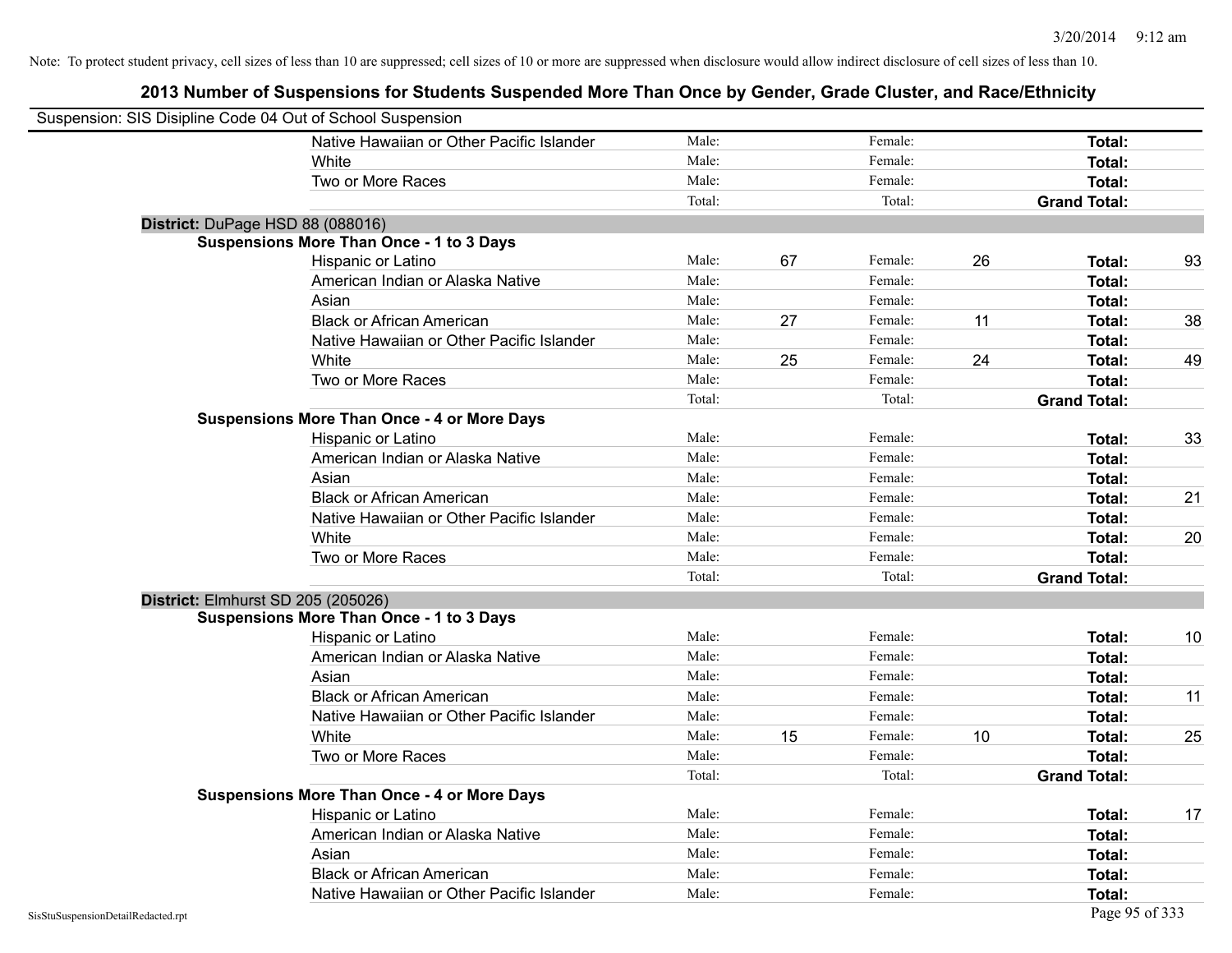Note: To protect student privacy, cell sizes of less than 10 are suppressed; cell sizes of 10 or more are suppressed when disclosure would allow indirect disclosure of cell sizes of less than 10.

## 2013 Number of Suspensions for Students Suspended More Than Once by Gender, Grade Cluster, and Race/Ethnicity

Suspension: SIS Disipline Code 04 Out of School Suspension

| | | | | | | |
|---|---|---|---|---|---|---|
| Native Hawaiian or Other Pacific Islander | Male: | | Female: | | **Total:** | |
| White | Male: | | Female: | | **Total:** | |
| Two or More Races | Male: | | Female: | | **Total:** | |
| | Total: | | Total: | | **Grand Total:** | |

**District:** DuPage HSD 88 (088016)

**Suspensions More Than Once - 1 to 3 Days**

| | | | | | | |
|---|---|---|---|---|---|---|
| Hispanic or Latino | Male: | 67 | Female: | 26 | **Total:** | 93 |
| American Indian or Alaska Native | Male: | | Female: | | **Total:** | |
| Asian | Male: | | Female: | | **Total:** | |
| Black or African American | Male: | 27 | Female: | 11 | **Total:** | 38 |
| Native Hawaiian or Other Pacific Islander | Male: | | Female: | | **Total:** | |
| White | Male: | 25 | Female: | 24 | **Total:** | 49 |
| Two or More Races | Male: | | Female: | | **Total:** | |
| | Total: | | Total: | | **Grand Total:** | |

**Suspensions More Than Once - 4 or More Days**

| | | | | | | |
|---|---|---|---|---|---|---|
| Hispanic or Latino | Male: | | Female: | | **Total:** | 33 |
| American Indian or Alaska Native | Male: | | Female: | | **Total:** | |
| Asian | Male: | | Female: | | **Total:** | |
| Black or African American | Male: | | Female: | | **Total:** | 21 |
| Native Hawaiian or Other Pacific Islander | Male: | | Female: | | **Total:** | |
| White | Male: | | Female: | | **Total:** | 20 |
| Two or More Races | Male: | | Female: | | **Total:** | |
| | Total: | | Total: | | **Grand Total:** | |

**District:** Elmhurst SD 205 (205026)

**Suspensions More Than Once - 1 to 3 Days**

| | | | | | | |
|---|---|---|---|---|---|---|
| Hispanic or Latino | Male: | | Female: | | **Total:** | 10 |
| American Indian or Alaska Native | Male: | | Female: | | **Total:** | |
| Asian | Male: | | Female: | | **Total:** | |
| Black or African American | Male: | | Female: | | **Total:** | 11 |
| Native Hawaiian or Other Pacific Islander | Male: | | Female: | | **Total:** | |
| White | Male: | 15 | Female: | 10 | **Total:** | 25 |
| Two or More Races | Male: | | Female: | | **Total:** | |
| | Total: | | Total: | | **Grand Total:** | |

**Suspensions More Than Once - 4 or More Days**

| | | | | | | |
|---|---|---|---|---|---|---|
| Hispanic or Latino | Male: | | Female: | | **Total:** | 17 |
| American Indian or Alaska Native | Male: | | Female: | | **Total:** | |
| Asian | Male: | | Female: | | **Total:** | |
| Black or African American | Male: | | Female: | | **Total:** | |
| Native Hawaiian or Other Pacific Islander | Male: | | Female: | | **Total:** | |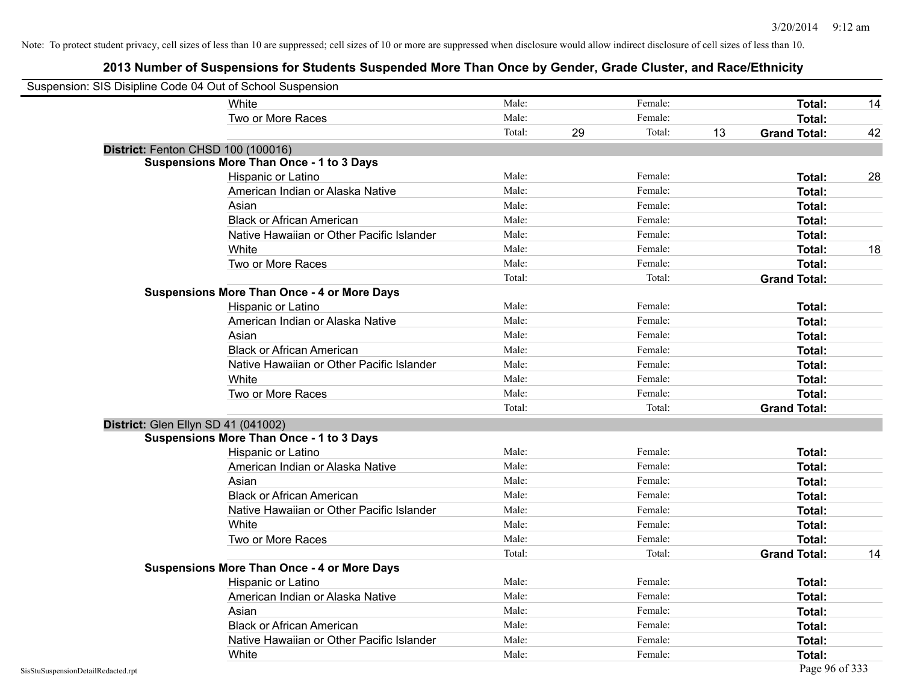Note: To protect student privacy, cell sizes of less than 10 are suppressed; cell sizes of 10 or more are suppressed when disclosure would allow indirect disclosure of cell sizes of less than 10.

## 2013 Number of Suspensions for Students Suspended More Than Once by Gender, Grade Cluster, and Race/Ethnicity

Suspension: SIS Disipline Code 04 Out of School Suspension

| | | | | | | |
|---|---|---|---|---|---|---|
| White | Male: | | Female: | | **Total:** | 14 |
| Two or More Races | Male: | | Female: | | **Total:** | |
| | Total: | 29 | Total: | 13 | **Grand Total:** | 42 |

**District:** Fenton CHSD 100 (100016)

**Suspensions More Than Once - 1 to 3 Days**

| | | | | | | |
|---|---|---|---|---|---|---|
| Hispanic or Latino | Male: | | Female: | | **Total:** | 28 |
| American Indian or Alaska Native | Male: | | Female: | | **Total:** | |
| Asian | Male: | | Female: | | **Total:** | |
| Black or African American | Male: | | Female: | | **Total:** | |
| Native Hawaiian or Other Pacific Islander | Male: | | Female: | | **Total:** | |
| White | Male: | | Female: | | **Total:** | 18 |
| Two or More Races | Male: | | Female: | | **Total:** | |
| | Total: | | Total: | | **Grand Total:** | |

**Suspensions More Than Once - 4 or More Days**

| | | | | | | |
|---|---|---|---|---|---|---|
| Hispanic or Latino | Male: | | Female: | | **Total:** | |
| American Indian or Alaska Native | Male: | | Female: | | **Total:** | |
| Asian | Male: | | Female: | | **Total:** | |
| Black or African American | Male: | | Female: | | **Total:** | |
| Native Hawaiian or Other Pacific Islander | Male: | | Female: | | **Total:** | |
| White | Male: | | Female: | | **Total:** | |
| Two or More Races | Male: | | Female: | | **Total:** | |
| | Total: | | Total: | | **Grand Total:** | |

**District:** Glen Ellyn SD 41 (041002)

**Suspensions More Than Once - 1 to 3 Days**

| | | | | | | |
|---|---|---|---|---|---|---|
| Hispanic or Latino | Male: | | Female: | | **Total:** | |
| American Indian or Alaska Native | Male: | | Female: | | **Total:** | |
| Asian | Male: | | Female: | | **Total:** | |
| Black or African American | Male: | | Female: | | **Total:** | |
| Native Hawaiian or Other Pacific Islander | Male: | | Female: | | **Total:** | |
| White | Male: | | Female: | | **Total:** | |
| Two or More Races | Male: | | Female: | | **Total:** | |
| | Total: | | Total: | | **Grand Total:** | 14 |

**Suspensions More Than Once - 4 or More Days**

| | | | | | | |
|---|---|---|---|---|---|---|
| Hispanic or Latino | Male: | | Female: | | **Total:** | |
| American Indian or Alaska Native | Male: | | Female: | | **Total:** | |
| Asian | Male: | | Female: | | **Total:** | |
| Black or African American | Male: | | Female: | | **Total:** | |
| Native Hawaiian or Other Pacific Islander | Male: | | Female: | | **Total:** | |
| White | Male: | | Female: | | **Total:** | |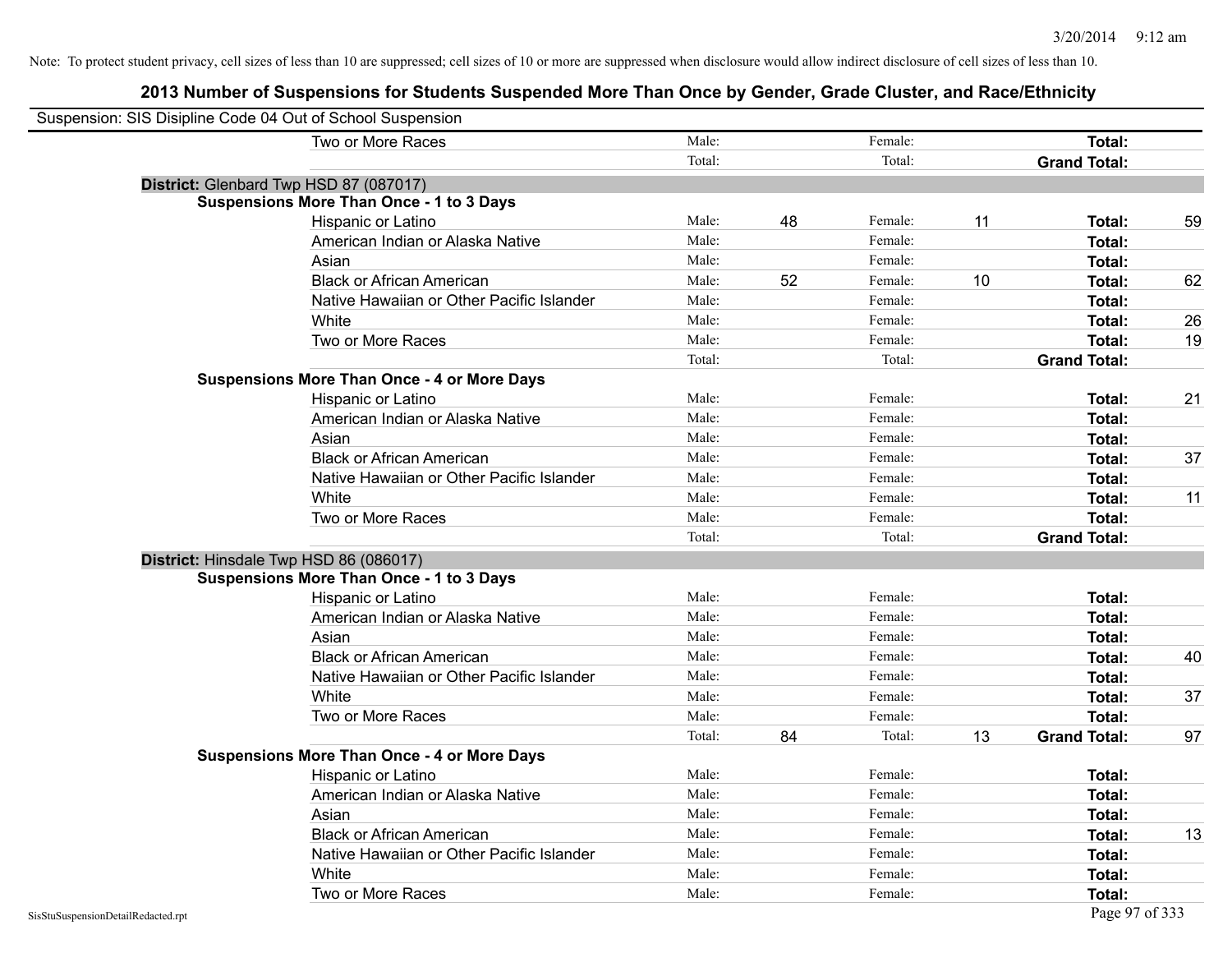Note: To protect student privacy, cell sizes of less than 10 are suppressed; cell sizes of 10 or more are suppressed when disclosure would allow indirect disclosure of cell sizes of less than 10.

## 2013 Number of Suspensions for Students Suspended More Than Once by Gender, Grade Cluster, and Race/Ethnicity

Suspension: SIS Disipline Code 04 Out of School Suspension

| | | | | | | | |
|---|---|---|---|---|---|---|---|
| Two or More Races | Male: | | Female: | | **Total:** | |
| | Total: | | Total: | | **Grand Total:** | |

**District:** Glenbard Twp HSD 87 (087017)

**Suspensions More Than Once - 1 to 3 Days**

| | | | | | | |
|---|---|---|---|---|---|---|
| Hispanic or Latino | Male: | 48 | Female: | 11 | **Total:** | 59 |
| American Indian or Alaska Native | Male: | | Female: | | **Total:** | |
| Asian | Male: | | Female: | | **Total:** | |
| Black or African American | Male: | 52 | Female: | 10 | **Total:** | 62 |
| Native Hawaiian or Other Pacific Islander | Male: | | Female: | | **Total:** | |
| White | Male: | | Female: | | **Total:** | 26 |
| Two or More Races | Male: | | Female: | | **Total:** | 19 |
| | Total: | | Total: | | **Grand Total:** | |

**Suspensions More Than Once - 4 or More Days**

| | | | | | | |
|---|---|---|---|---|---|---|
| Hispanic or Latino | Male: | | Female: | | **Total:** | 21 |
| American Indian or Alaska Native | Male: | | Female: | | **Total:** | |
| Asian | Male: | | Female: | | **Total:** | |
| Black or African American | Male: | | Female: | | **Total:** | 37 |
| Native Hawaiian or Other Pacific Islander | Male: | | Female: | | **Total:** | |
| White | Male: | | Female: | | **Total:** | 11 |
| Two or More Races | Male: | | Female: | | **Total:** | |
| | Total: | | Total: | | **Grand Total:** | |

**District:** Hinsdale Twp HSD 86 (086017)

**Suspensions More Than Once - 1 to 3 Days**

| | | | | | | |
|---|---|---|---|---|---|---|
| Hispanic or Latino | Male: | | Female: | | **Total:** | |
| American Indian or Alaska Native | Male: | | Female: | | **Total:** | |
| Asian | Male: | | Female: | | **Total:** | |
| Black or African American | Male: | | Female: | | **Total:** | 40 |
| Native Hawaiian or Other Pacific Islander | Male: | | Female: | | **Total:** | |
| White | Male: | | Female: | | **Total:** | 37 |
| Two or More Races | Male: | | Female: | | **Total:** | |
| | Total: | 84 | Total: | 13 | **Grand Total:** | 97 |

**Suspensions More Than Once - 4 or More Days**

| | | | | | | |
|---|---|---|---|---|---|---|
| Hispanic or Latino | Male: | | Female: | | **Total:** | |
| American Indian or Alaska Native | Male: | | Female: | | **Total:** | |
| Asian | Male: | | Female: | | **Total:** | |
| Black or African American | Male: | | Female: | | **Total:** | 13 |
| Native Hawaiian or Other Pacific Islander | Male: | | Female: | | **Total:** | |
| White | Male: | | Female: | | **Total:** | |
| Two or More Races | Male: | | Female: | | **Total:** | |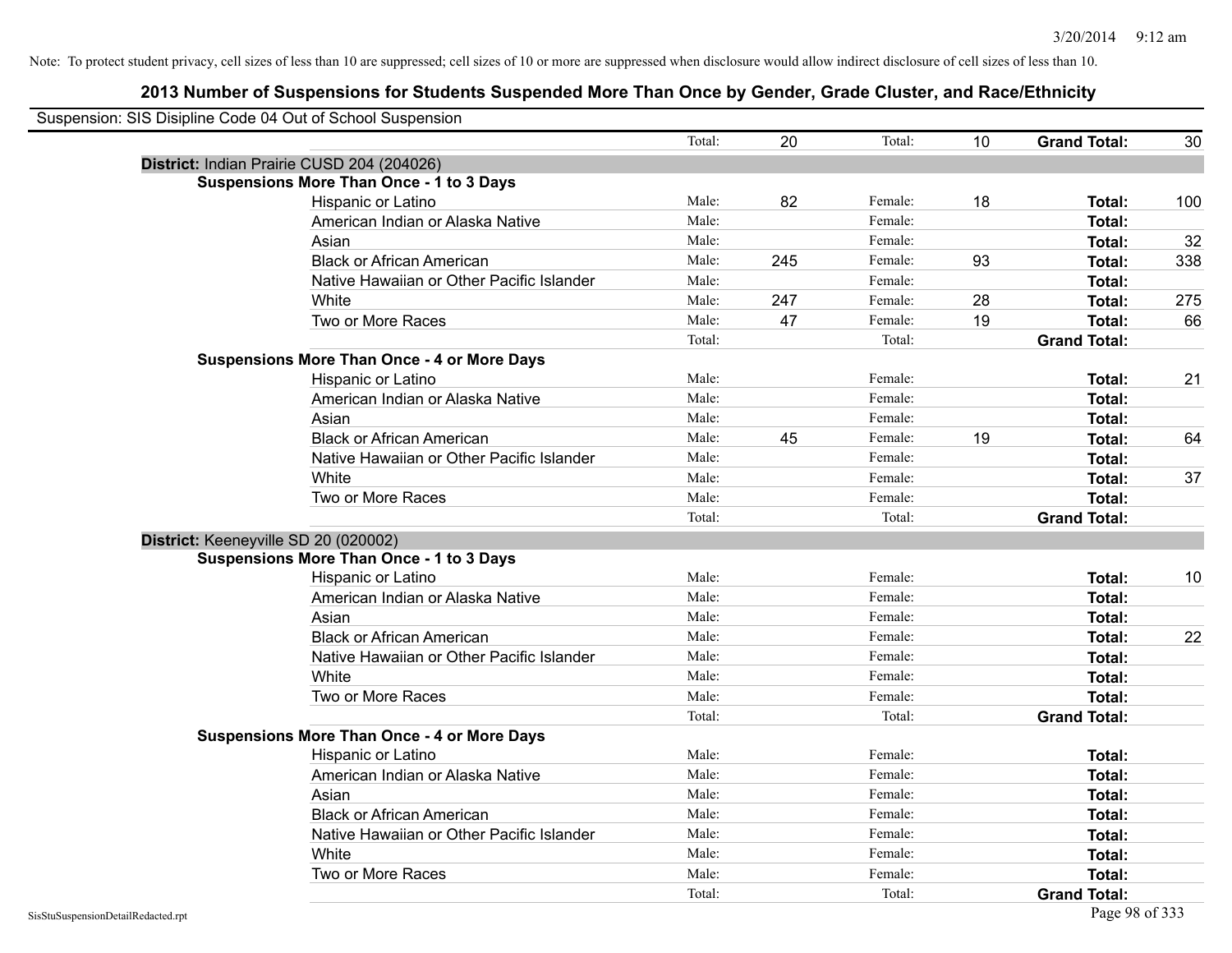Note: To protect student privacy, cell sizes of less than 10 are suppressed; cell sizes of 10 or more are suppressed when disclosure would allow indirect disclosure of cell sizes of less than 10.

## 2013 Number of Suspensions for Students Suspended More Than Once by Gender, Grade Cluster, and Race/Ethnicity

Suspension: SIS Disipline Code 04 Out of School Suspension

| | | | | | | |
|---|---|---|---|---|---|---|
| | Total: | 20 | Total: | 10 | **Grand Total:** | 30 |

**District:** Indian Prairie CUSD 204 (204026)

**Suspensions More Than Once - 1 to 3 Days**

| Race/Ethnicity | | Male | | Female | | Total |
|---|---|---|---|---|---|---|
| Hispanic or Latino | Male: | 82 | Female: | 18 | **Total:** | 100 |
| American Indian or Alaska Native | Male: | | Female: | | **Total:** | |
| Asian | Male: | | Female: | | **Total:** | 32 |
| Black or African American | Male: | 245 | Female: | 93 | **Total:** | 338 |
| Native Hawaiian or Other Pacific Islander | Male: | | Female: | | **Total:** | |
| White | Male: | 247 | Female: | 28 | **Total:** | 275 |
| Two or More Races | Male: | 47 | Female: | 19 | **Total:** | 66 |
| | Total: | | Total: | | **Grand Total:** | |

**Suspensions More Than Once - 4 or More Days**

| Race/Ethnicity | | Male | | Female | | Total |
|---|---|---|---|---|---|---|
| Hispanic or Latino | Male: | | Female: | | **Total:** | 21 |
| American Indian or Alaska Native | Male: | | Female: | | **Total:** | |
| Asian | Male: | | Female: | | **Total:** | |
| Black or African American | Male: | 45 | Female: | 19 | **Total:** | 64 |
| Native Hawaiian or Other Pacific Islander | Male: | | Female: | | **Total:** | |
| White | Male: | | Female: | | **Total:** | 37 |
| Two or More Races | Male: | | Female: | | **Total:** | |
| | Total: | | Total: | | **Grand Total:** | |

**District:** Keeneyville SD 20 (020002)

**Suspensions More Than Once - 1 to 3 Days**

| Race/Ethnicity | | Male | | Female | | Total |
|---|---|---|---|---|---|---|
| Hispanic or Latino | Male: | | Female: | | **Total:** | 10 |
| American Indian or Alaska Native | Male: | | Female: | | **Total:** | |
| Asian | Male: | | Female: | | **Total:** | |
| Black or African American | Male: | | Female: | | **Total:** | 22 |
| Native Hawaiian or Other Pacific Islander | Male: | | Female: | | **Total:** | |
| White | Male: | | Female: | | **Total:** | |
| Two or More Races | Male: | | Female: | | **Total:** | |
| | Total: | | Total: | | **Grand Total:** | |

**Suspensions More Than Once - 4 or More Days**

| Race/Ethnicity | | Male | | Female | | Total |
|---|---|---|---|---|---|---|
| Hispanic or Latino | Male: | | Female: | | **Total:** | |
| American Indian or Alaska Native | Male: | | Female: | | **Total:** | |
| Asian | Male: | | Female: | | **Total:** | |
| Black or African American | Male: | | Female: | | **Total:** | |
| Native Hawaiian or Other Pacific Islander | Male: | | Female: | | **Total:** | |
| White | Male: | | Female: | | **Total:** | |
| Two or More Races | Male: | | Female: | | **Total:** | |
| | Total: | | Total: | | **Grand Total:** | |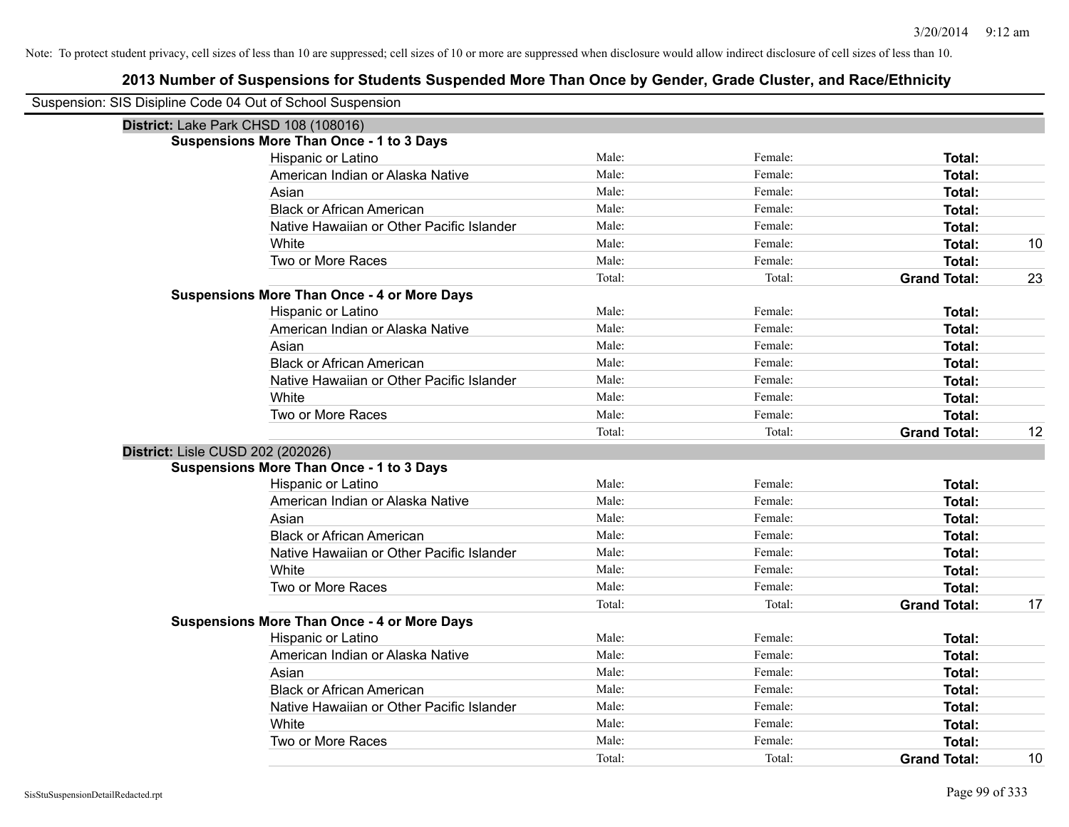Note: To protect student privacy, cell sizes of less than 10 are suppressed; cell sizes of 10 or more are suppressed when disclosure would allow indirect disclosure of cell sizes of less than 10.

## 2013 Number of Suspensions for Students Suspended More Than Once by Gender, Grade Cluster, and Race/Ethnicity

Suspension: SIS Disipline Code 04 Out of School Suspension

### District: Lake Park CHSD 108 (108016)

**Suspensions More Than Once - 1 to 3 Days**

| Race/Ethnicity | Male | Female | Total |
|---|---|---|---|
| Hispanic or Latino | Male: | Female: | Total: |
| American Indian or Alaska Native | Male: | Female: | Total: |
| Asian | Male: | Female: | Total: |
| Black or African American | Male: | Female: | Total: |
| Native Hawaiian or Other Pacific Islander | Male: | Female: | Total: |
| White | Male: | Female: | Total: 10 |
| Two or More Races | Male: | Female: | Total: |
| | Total: | Total: | Grand Total: 23 |

**Suspensions More Than Once - 4 or More Days**

| Race/Ethnicity | Male | Female | Total |
|---|---|---|---|
| Hispanic or Latino | Male: | Female: | Total: |
| American Indian or Alaska Native | Male: | Female: | Total: |
| Asian | Male: | Female: | Total: |
| Black or African American | Male: | Female: | Total: |
| Native Hawaiian or Other Pacific Islander | Male: | Female: | Total: |
| White | Male: | Female: | Total: |
| Two or More Races | Male: | Female: | Total: |
| | Total: | Total: | Grand Total: 12 |

### District: Lisle CUSD 202 (202026)

**Suspensions More Than Once - 1 to 3 Days**

| Race/Ethnicity | Male | Female | Total |
|---|---|---|---|
| Hispanic or Latino | Male: | Female: | Total: |
| American Indian or Alaska Native | Male: | Female: | Total: |
| Asian | Male: | Female: | Total: |
| Black or African American | Male: | Female: | Total: |
| Native Hawaiian or Other Pacific Islander | Male: | Female: | Total: |
| White | Male: | Female: | Total: |
| Two or More Races | Male: | Female: | Total: |
| | Total: | Total: | Grand Total: 17 |

**Suspensions More Than Once - 4 or More Days**

| Race/Ethnicity | Male | Female | Total |
|---|---|---|---|
| Hispanic or Latino | Male: | Female: | Total: |
| American Indian or Alaska Native | Male: | Female: | Total: |
| Asian | Male: | Female: | Total: |
| Black or African American | Male: | Female: | Total: |
| Native Hawaiian or Other Pacific Islander | Male: | Female: | Total: |
| White | Male: | Female: | Total: |
| Two or More Races | Male: | Female: | Total: |
| | Total: | Total: | Grand Total: 10 |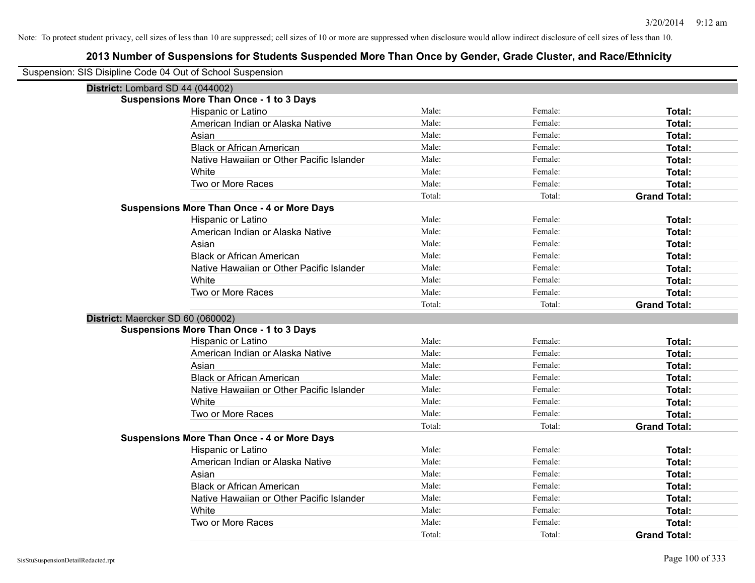Note: To protect student privacy, cell sizes of less than 10 are suppressed; cell sizes of 10 or more are suppressed when disclosure would allow indirect disclosure of cell sizes of less than 10.

# 2013 Number of Suspensions for Students Suspended More Than Once by Gender, Grade Cluster, and Race/Ethnicity

Suspension: SIS Disipline Code 04 Out of School Suspension

## District: Lombard SD 44 (044002)

### Suspensions More Than Once - 1 to 3 Days

| Race/Ethnicity | Male | Female | Total |
|---|---|---|---|
| Hispanic or Latino | Male: | Female: | **Total:** |
| American Indian or Alaska Native | Male: | Female: | **Total:** |
| Asian | Male: | Female: | **Total:** |
| Black or African American | Male: | Female: | **Total:** |
| Native Hawaiian or Other Pacific Islander | Male: | Female: | **Total:** |
| White | Male: | Female: | **Total:** |
| Two or More Races | Male: | Female: | **Total:** |
| | Total: | Total: | **Grand Total:** |

### Suspensions More Than Once - 4 or More Days

| Race/Ethnicity | Male | Female | Total |
|---|---|---|---|
| Hispanic or Latino | Male: | Female: | **Total:** |
| American Indian or Alaska Native | Male: | Female: | **Total:** |
| Asian | Male: | Female: | **Total:** |
| Black or African American | Male: | Female: | **Total:** |
| Native Hawaiian or Other Pacific Islander | Male: | Female: | **Total:** |
| White | Male: | Female: | **Total:** |
| Two or More Races | Male: | Female: | **Total:** |
| | Total: | Total: | **Grand Total:** |

## District: Maercker SD 60 (060002)

### Suspensions More Than Once - 1 to 3 Days

| Race/Ethnicity | Male | Female | Total |
|---|---|---|---|
| Hispanic or Latino | Male: | Female: | **Total:** |
| American Indian or Alaska Native | Male: | Female: | **Total:** |
| Asian | Male: | Female: | **Total:** |
| Black or African American | Male: | Female: | **Total:** |
| Native Hawaiian or Other Pacific Islander | Male: | Female: | **Total:** |
| White | Male: | Female: | **Total:** |
| Two or More Races | Male: | Female: | **Total:** |
| | Total: | Total: | **Grand Total:** |

### Suspensions More Than Once - 4 or More Days

| Race/Ethnicity | Male | Female | Total |
|---|---|---|---|
| Hispanic or Latino | Male: | Female: | **Total:** |
| American Indian or Alaska Native | Male: | Female: | **Total:** |
| Asian | Male: | Female: | **Total:** |
| Black or African American | Male: | Female: | **Total:** |
| Native Hawaiian or Other Pacific Islander | Male: | Female: | **Total:** |
| White | Male: | Female: | **Total:** |
| Two or More Races | Male: | Female: | **Total:** |
| | Total: | Total: | **Grand Total:** |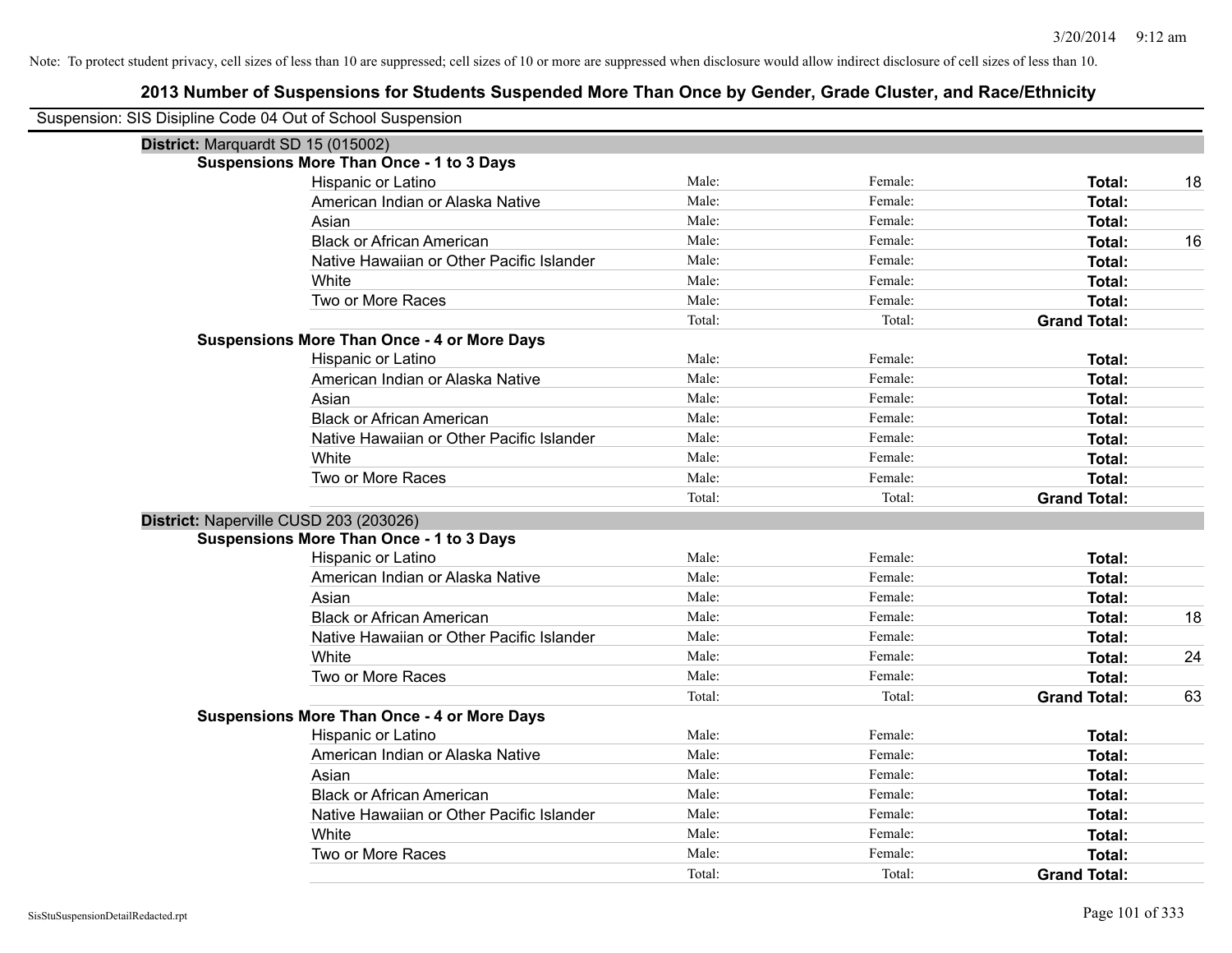Note: To protect student privacy, cell sizes of less than 10 are suppressed; cell sizes of 10 or more are suppressed when disclosure would allow indirect disclosure of cell sizes of less than 10.

## 2013 Number of Suspensions for Students Suspended More Than Once by Gender, Grade Cluster, and Race/Ethnicity

Suspension: SIS Disipline Code 04 Out of School Suspension

### District: Marquardt SD 15 (015002)

**Suspensions More Than Once - 1 to 3 Days**

| | | | | |
|---|---|---|---|---|
| Hispanic or Latino | Male: | Female: | **Total:** | 18 |
| American Indian or Alaska Native | Male: | Female: | **Total:** | |
| Asian | Male: | Female: | **Total:** | |
| Black or African American | Male: | Female: | **Total:** | 16 |
| Native Hawaiian or Other Pacific Islander | Male: | Female: | **Total:** | |
| White | Male: | Female: | **Total:** | |
| Two or More Races | Male: | Female: | **Total:** | |
| | Total: | Total: | **Grand Total:** | |

**Suspensions More Than Once - 4 or More Days**

| | | | | |
|---|---|---|---|---|
| Hispanic or Latino | Male: | Female: | **Total:** | |
| American Indian or Alaska Native | Male: | Female: | **Total:** | |
| Asian | Male: | Female: | **Total:** | |
| Black or African American | Male: | Female: | **Total:** | |
| Native Hawaiian or Other Pacific Islander | Male: | Female: | **Total:** | |
| White | Male: | Female: | **Total:** | |
| Two or More Races | Male: | Female: | **Total:** | |
| | Total: | Total: | **Grand Total:** | |

### District: Naperville CUSD 203 (203026)

**Suspensions More Than Once - 1 to 3 Days**

| | | | | |
|---|---|---|---|---|
| Hispanic or Latino | Male: | Female: | **Total:** | |
| American Indian or Alaska Native | Male: | Female: | **Total:** | |
| Asian | Male: | Female: | **Total:** | |
| Black or African American | Male: | Female: | **Total:** | 18 |
| Native Hawaiian or Other Pacific Islander | Male: | Female: | **Total:** | |
| White | Male: | Female: | **Total:** | 24 |
| Two or More Races | Male: | Female: | **Total:** | |
| | Total: | Total: | **Grand Total:** | 63 |

**Suspensions More Than Once - 4 or More Days**

| | | | | |
|---|---|---|---|---|
| Hispanic or Latino | Male: | Female: | **Total:** | |
| American Indian or Alaska Native | Male: | Female: | **Total:** | |
| Asian | Male: | Female: | **Total:** | |
| Black or African American | Male: | Female: | **Total:** | |
| Native Hawaiian or Other Pacific Islander | Male: | Female: | **Total:** | |
| White | Male: | Female: | **Total:** | |
| Two or More Races | Male: | Female: | **Total:** | |
| | Total: | Total: | **Grand Total:** | |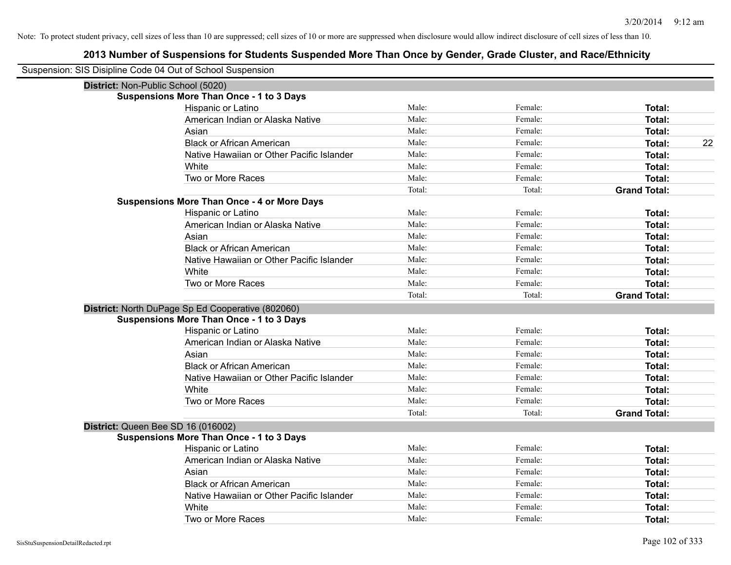Note: To protect student privacy, cell sizes of less than 10 are suppressed; cell sizes of 10 or more are suppressed when disclosure would allow indirect disclosure of cell sizes of less than 10.

## 2013 Number of Suspensions for Students Suspended More Than Once by Gender, Grade Cluster, and Race/Ethnicity

Suspension: SIS Disipline Code 04 Out of School Suspension

**District:** Non-Public School (5020)

**Suspensions More Than Once - 1 to 3 Days**

| Race/Ethnicity | Male: | Female: | Total: |
|---|---|---|---|
| Hispanic or Latino | | | |
| American Indian or Alaska Native | | | |
| Asian | | | |
| Black or African American | | | 22 |
| Native Hawaiian or Other Pacific Islander | | | |
| White | | | |
| Two or More Races | | | |
| | Total: | Total: | **Grand Total:** |

**Suspensions More Than Once - 4 or More Days**

| Race/Ethnicity | Male: | Female: | Total: |
|---|---|---|---|
| Hispanic or Latino | | | |
| American Indian or Alaska Native | | | |
| Asian | | | |
| Black or African American | | | |
| Native Hawaiian or Other Pacific Islander | | | |
| White | | | |
| Two or More Races | | | |
| | Total: | Total: | **Grand Total:** |

**District:** North DuPage Sp Ed Cooperative (802060)

**Suspensions More Than Once - 1 to 3 Days**

| Race/Ethnicity | Male: | Female: | Total: |
|---|---|---|---|
| Hispanic or Latino | | | |
| American Indian or Alaska Native | | | |
| Asian | | | |
| Black or African American | | | |
| Native Hawaiian or Other Pacific Islander | | | |
| White | | | |
| Two or More Races | | | |
| | Total: | Total: | **Grand Total:** |

**District:** Queen Bee SD 16 (016002)

**Suspensions More Than Once - 1 to 3 Days**

| Race/Ethnicity | Male: | Female: | Total: |
|---|---|---|---|
| Hispanic or Latino | | | |
| American Indian or Alaska Native | | | |
| Asian | | | |
| Black or African American | | | |
| Native Hawaiian or Other Pacific Islander | | | |
| White | | | |
| Two or More Races | | | |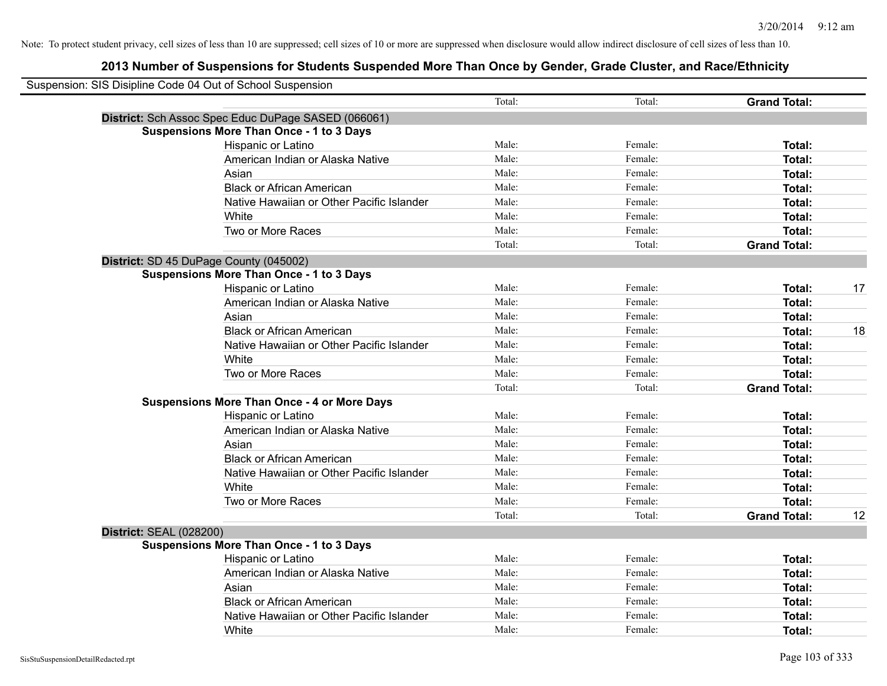Note: To protect student privacy, cell sizes of less than 10 are suppressed; cell sizes of 10 or more are suppressed when disclosure would allow indirect disclosure of cell sizes of less than 10.

## 2013 Number of Suspensions for Students Suspended More Than Once by Gender, Grade Cluster, and Race/Ethnicity

Suspension: SIS Disipline Code 04 Out of School Suspension

| | | Total: | Total: | **Grand Total:** | |
|---|---|---|---|---|---|
| **District:** Sch Assoc Spec Educ DuPage SASED (066061) | | | | | |
| **Suspensions More Than Once - 1 to 3 Days** | | | | | |
| | Hispanic or Latino | Male: | Female: | **Total:** | |
| | American Indian or Alaska Native | Male: | Female: | **Total:** | |
| | Asian | Male: | Female: | **Total:** | |
| | Black or African American | Male: | Female: | **Total:** | |
| | Native Hawaiian or Other Pacific Islander | Male: | Female: | **Total:** | |
| | White | Male: | Female: | **Total:** | |
| | Two or More Races | Male: | Female: | **Total:** | |
| | | Total: | Total: | **Grand Total:** | |
| **District:** SD 45 DuPage County (045002) | | | | | |
| **Suspensions More Than Once - 1 to 3 Days** | | | | | |
| | Hispanic or Latino | Male: | Female: | **Total:** | 17 |
| | American Indian or Alaska Native | Male: | Female: | **Total:** | |
| | Asian | Male: | Female: | **Total:** | |
| | Black or African American | Male: | Female: | **Total:** | 18 |
| | Native Hawaiian or Other Pacific Islander | Male: | Female: | **Total:** | |
| | White | Male: | Female: | **Total:** | |
| | Two or More Races | Male: | Female: | **Total:** | |
| | | Total: | Total: | **Grand Total:** | |
| **Suspensions More Than Once - 4 or More Days** | | | | | |
| | Hispanic or Latino | Male: | Female: | **Total:** | |
| | American Indian or Alaska Native | Male: | Female: | **Total:** | |
| | Asian | Male: | Female: | **Total:** | |
| | Black or African American | Male: | Female: | **Total:** | |
| | Native Hawaiian or Other Pacific Islander | Male: | Female: | **Total:** | |
| | White | Male: | Female: | **Total:** | |
| | Two or More Races | Male: | Female: | **Total:** | |
| | | Total: | Total: | **Grand Total:** | 12 |
| **District:** SEAL (028200) | | | | | |
| **Suspensions More Than Once - 1 to 3 Days** | | | | | |
| | Hispanic or Latino | Male: | Female: | **Total:** | |
| | American Indian or Alaska Native | Male: | Female: | **Total:** | |
| | Asian | Male: | Female: | **Total:** | |
| | Black or African American | Male: | Female: | **Total:** | |
| | Native Hawaiian or Other Pacific Islander | Male: | Female: | **Total:** | |
| | White | Male: | Female: | **Total:** | |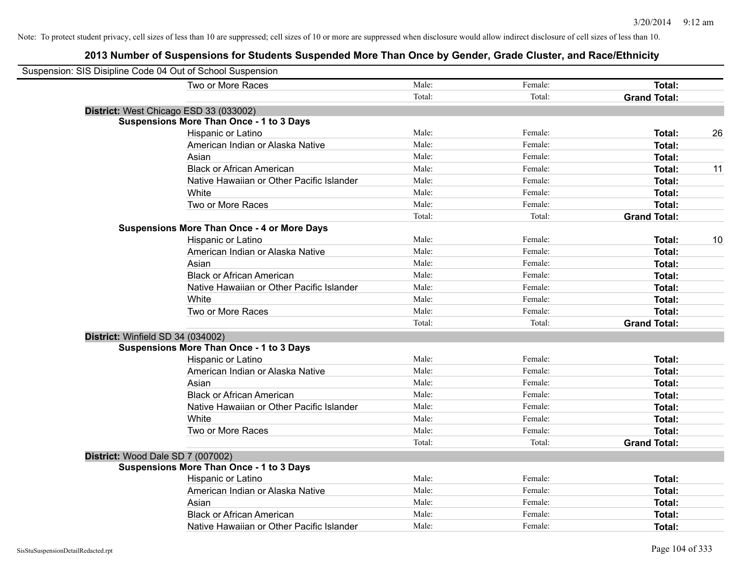Note: To protect student privacy, cell sizes of less than 10 are suppressed; cell sizes of 10 or more are suppressed when disclosure would allow indirect disclosure of cell sizes of less than 10.

# 2013 Number of Suspensions for Students Suspended More Than Once by Gender, Grade Cluster, and Race/Ethnicity

Suspension: SIS Disipline Code 04 Out of School Suspension

| | | | | |
|---|---|---|---|---|
| Two or More Races | Male: | Female: | **Total:** | |
| | Total: | Total: | **Grand Total:** | |

**District:** West Chicago ESD 33 (033002)

**Suspensions More Than Once - 1 to 3 Days**

| | | | | |
|---|---|---|---|---|
| Hispanic or Latino | Male: | Female: | **Total:** | 26 |
| American Indian or Alaska Native | Male: | Female: | **Total:** | |
| Asian | Male: | Female: | **Total:** | |
| Black or African American | Male: | Female: | **Total:** | 11 |
| Native Hawaiian or Other Pacific Islander | Male: | Female: | **Total:** | |
| White | Male: | Female: | **Total:** | |
| Two or More Races | Male: | Female: | **Total:** | |
| | Total: | Total: | **Grand Total:** | |

**Suspensions More Than Once - 4 or More Days**

| | | | | |
|---|---|---|---|---|
| Hispanic or Latino | Male: | Female: | **Total:** | 10 |
| American Indian or Alaska Native | Male: | Female: | **Total:** | |
| Asian | Male: | Female: | **Total:** | |
| Black or African American | Male: | Female: | **Total:** | |
| Native Hawaiian or Other Pacific Islander | Male: | Female: | **Total:** | |
| White | Male: | Female: | **Total:** | |
| Two or More Races | Male: | Female: | **Total:** | |
| | Total: | Total: | **Grand Total:** | |

**District:** Winfield SD 34 (034002)

**Suspensions More Than Once - 1 to 3 Days**

| | | | | |
|---|---|---|---|---|
| Hispanic or Latino | Male: | Female: | **Total:** | |
| American Indian or Alaska Native | Male: | Female: | **Total:** | |
| Asian | Male: | Female: | **Total:** | |
| Black or African American | Male: | Female: | **Total:** | |
| Native Hawaiian or Other Pacific Islander | Male: | Female: | **Total:** | |
| White | Male: | Female: | **Total:** | |
| Two or More Races | Male: | Female: | **Total:** | |
| | Total: | Total: | **Grand Total:** | |

**District:** Wood Dale SD 7 (007002)

**Suspensions More Than Once - 1 to 3 Days**

| | | | | |
|---|---|---|---|---|
| Hispanic or Latino | Male: | Female: | **Total:** | |
| American Indian or Alaska Native | Male: | Female: | **Total:** | |
| Asian | Male: | Female: | **Total:** | |
| Black or African American | Male: | Female: | **Total:** | |
| Native Hawaiian or Other Pacific Islander | Male: | Female: | **Total:** | |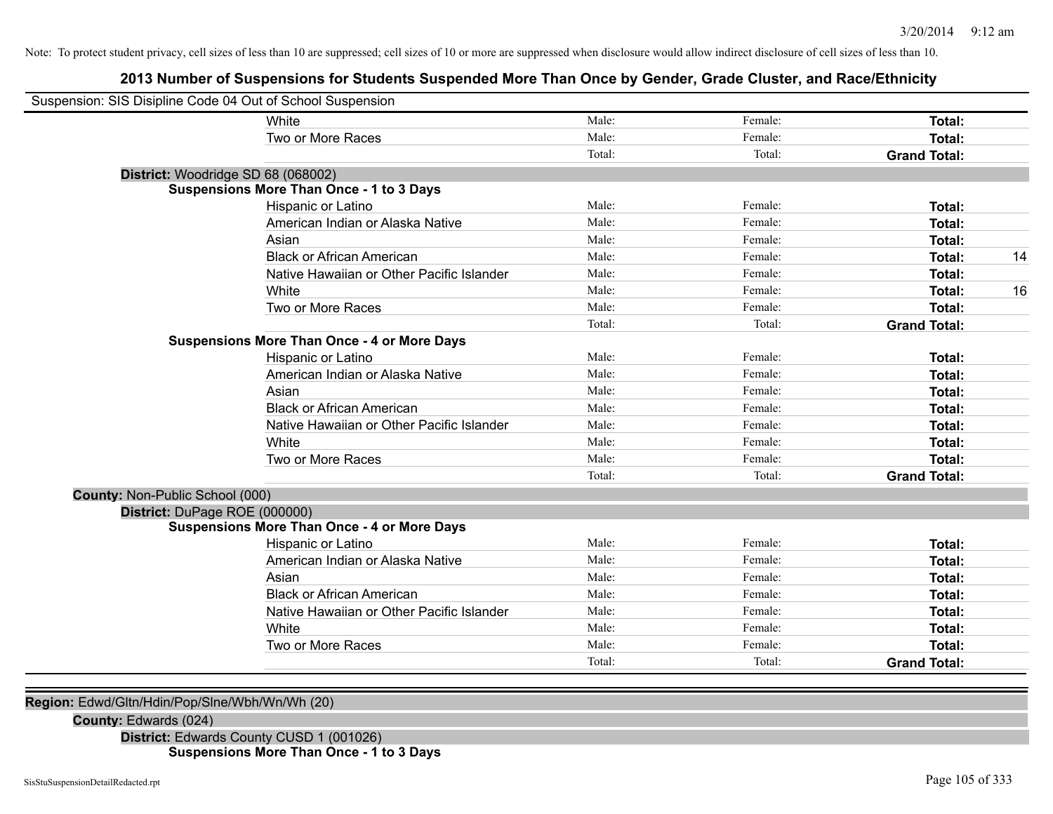3/20/2014 9:12 am

Note: To protect student privacy, cell sizes of less than 10 are suppressed; cell sizes of 10 or more are suppressed when disclosure would allow indirect disclosure of cell sizes of less than 10.

# 2013 Number of Suspensions for Students Suspended More Than Once by Gender, Grade Cluster, and Race/Ethnicity

Suspension: SIS Disipline Code 04 Out of School Suspension

| | | | | |
|---|---|---|---|---|
| White | Male: | Female: | **Total:** | |
| Two or More Races | Male: | Female: | **Total:** | |
| | Total: | Total: | **Grand Total:** | |

**District:** Woodridge SD 68 (068002)

**Suspensions More Than Once - 1 to 3 Days**

| | | | | |
|---|---|---|---|---|
| Hispanic or Latino | Male: | Female: | **Total:** | |
| American Indian or Alaska Native | Male: | Female: | **Total:** | |
| Asian | Male: | Female: | **Total:** | |
| Black or African American | Male: | Female: | **Total:** | 14 |
| Native Hawaiian or Other Pacific Islander | Male: | Female: | **Total:** | |
| White | Male: | Female: | **Total:** | 16 |
| Two or More Races | Male: | Female: | **Total:** | |
| | Total: | Total: | **Grand Total:** | |

**Suspensions More Than Once - 4 or More Days**

| | | | | |
|---|---|---|---|---|
| Hispanic or Latino | Male: | Female: | **Total:** | |
| American Indian or Alaska Native | Male: | Female: | **Total:** | |
| Asian | Male: | Female: | **Total:** | |
| Black or African American | Male: | Female: | **Total:** | |
| Native Hawaiian or Other Pacific Islander | Male: | Female: | **Total:** | |
| White | Male: | Female: | **Total:** | |
| Two or More Races | Male: | Female: | **Total:** | |
| | Total: | Total: | **Grand Total:** | |

**County:** Non-Public School (000)

**District:** DuPage ROE (000000)

**Suspensions More Than Once - 4 or More Days**

| | | | | |
|---|---|---|---|---|
| Hispanic or Latino | Male: | Female: | **Total:** | |
| American Indian or Alaska Native | Male: | Female: | **Total:** | |
| Asian | Male: | Female: | **Total:** | |
| Black or African American | Male: | Female: | **Total:** | |
| Native Hawaiian or Other Pacific Islander | Male: | Female: | **Total:** | |
| White | Male: | Female: | **Total:** | |
| Two or More Races | Male: | Female: | **Total:** | |
| | Total: | Total: | **Grand Total:** | |

**Region:** Edwd/Gltn/Hdin/Pop/Slne/Wbh/Wn/Wh (20)

**County:** Edwards (024)

**District:** Edwards County CUSD 1 (001026)

**Suspensions More Than Once - 1 to 3 Days**

SisStuSuspensionDetailRedacted.rpt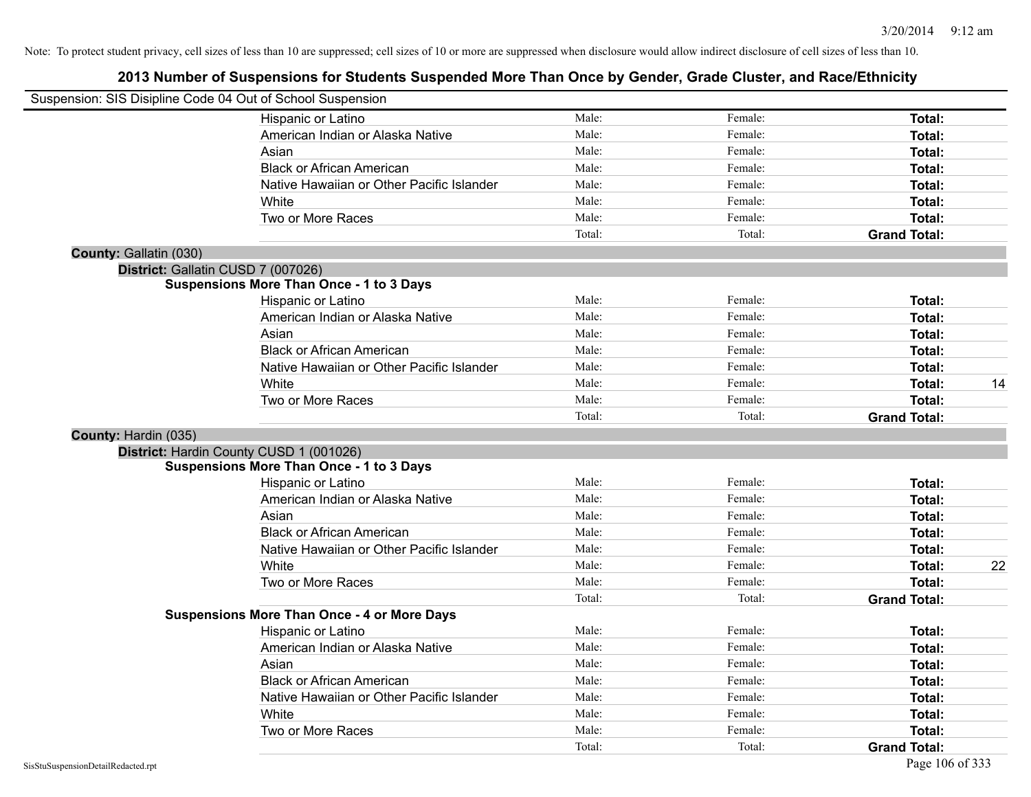Note: To protect student privacy, cell sizes of less than 10 are suppressed; cell sizes of 10 or more are suppressed when disclosure would allow indirect disclosure of cell sizes of less than 10.

# 2013 Number of Suspensions for Students Suspended More Than Once by Gender, Grade Cluster, and Race/Ethnicity

Suspension: SIS Disipline Code 04 Out of School Suspension

| | Male | Female | Total |
|---|---|---|---|
| Hispanic or Latino | Male: | Female: | **Total:** |
| American Indian or Alaska Native | Male: | Female: | **Total:** |
| Asian | Male: | Female: | **Total:** |
| Black or African American | Male: | Female: | **Total:** |
| Native Hawaiian or Other Pacific Islander | Male: | Female: | **Total:** |
| White | Male: | Female: | **Total:** |
| Two or More Races | Male: | Female: | **Total:** |
| | Total: | Total: | **Grand Total:** |

**County:** Gallatin (030)

**District:** Gallatin CUSD 7 (007026)

**Suspensions More Than Once - 1 to 3 Days**

| | Male | Female | Total |
|---|---|---|---|
| Hispanic or Latino | Male: | Female: | **Total:** |
| American Indian or Alaska Native | Male: | Female: | **Total:** |
| Asian | Male: | Female: | **Total:** |
| Black or African American | Male: | Female: | **Total:** |
| Native Hawaiian or Other Pacific Islander | Male: | Female: | **Total:** |
| White | Male: | Female: | **Total:** 14 |
| Two or More Races | Male: | Female: | **Total:** |
| | Total: | Total: | **Grand Total:** |

**County:** Hardin (035)

**District:** Hardin County CUSD 1 (001026)

**Suspensions More Than Once - 1 to 3 Days**

| | Male | Female | Total |
|---|---|---|---|
| Hispanic or Latino | Male: | Female: | **Total:** |
| American Indian or Alaska Native | Male: | Female: | **Total:** |
| Asian | Male: | Female: | **Total:** |
| Black or African American | Male: | Female: | **Total:** |
| Native Hawaiian or Other Pacific Islander | Male: | Female: | **Total:** |
| White | Male: | Female: | **Total:** 22 |
| Two or More Races | Male: | Female: | **Total:** |
| | Total: | Total: | **Grand Total:** |

**Suspensions More Than Once - 4 or More Days**

| | Male | Female | Total |
|---|---|---|---|
| Hispanic or Latino | Male: | Female: | **Total:** |
| American Indian or Alaska Native | Male: | Female: | **Total:** |
| Asian | Male: | Female: | **Total:** |
| Black or African American | Male: | Female: | **Total:** |
| Native Hawaiian or Other Pacific Islander | Male: | Female: | **Total:** |
| White | Male: | Female: | **Total:** |
| Two or More Races | Male: | Female: | **Total:** |
| | Total: | Total: | **Grand Total:** |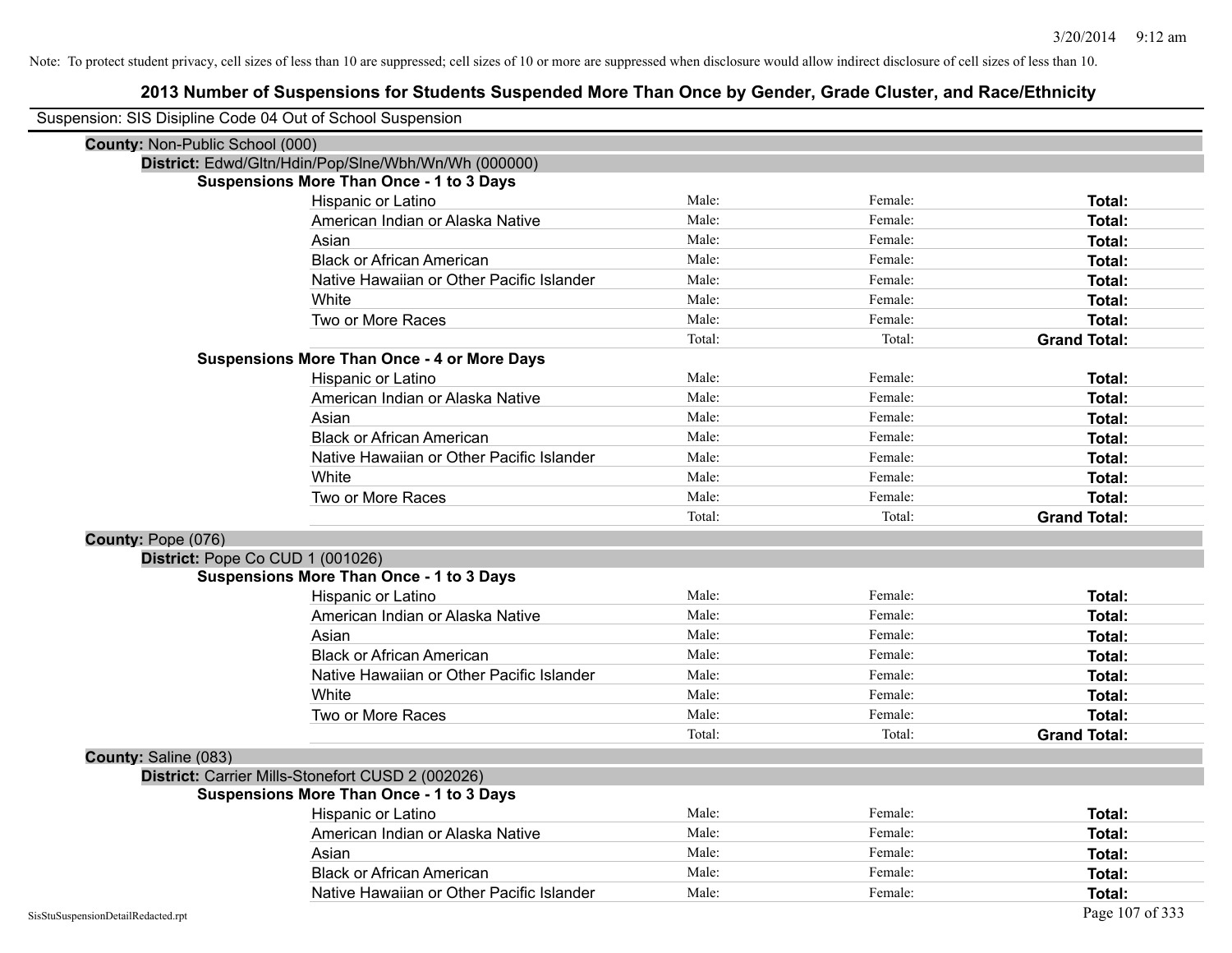Note: To protect student privacy, cell sizes of less than 10 are suppressed; cell sizes of 10 or more are suppressed when disclosure would allow indirect disclosure of cell sizes of less than 10.

# 2013 Number of Suspensions for Students Suspended More Than Once by Gender, Grade Cluster, and Race/Ethnicity

Suspension: SIS Disipline Code 04 Out of School Suspension

**County:** Non-Public School (000)

**District:** Edwd/Gltn/Hdin/Pop/Slne/Wbh/Wn/Wh (000000)

**Suspensions More Than Once - 1 to 3 Days**

| Race/Ethnicity | Male | Female | Total |
|---|---|---|---|
| Hispanic or Latino | Male: | Female: | **Total:** |
| American Indian or Alaska Native | Male: | Female: | **Total:** |
| Asian | Male: | Female: | **Total:** |
| Black or African American | Male: | Female: | **Total:** |
| Native Hawaiian or Other Pacific Islander | Male: | Female: | **Total:** |
| White | Male: | Female: | **Total:** |
| Two or More Races | Male: | Female: | **Total:** |
| | Total: | Total: | **Grand Total:** |

**Suspensions More Than Once - 4 or More Days**

| Race/Ethnicity | Male | Female | Total |
|---|---|---|---|
| Hispanic or Latino | Male: | Female: | **Total:** |
| American Indian or Alaska Native | Male: | Female: | **Total:** |
| Asian | Male: | Female: | **Total:** |
| Black or African American | Male: | Female: | **Total:** |
| Native Hawaiian or Other Pacific Islander | Male: | Female: | **Total:** |
| White | Male: | Female: | **Total:** |
| Two or More Races | Male: | Female: | **Total:** |
| | Total: | Total: | **Grand Total:** |

**County:** Pope (076)

**District:** Pope Co CUD 1 (001026)

**Suspensions More Than Once - 1 to 3 Days**

| Race/Ethnicity | Male | Female | Total |
|---|---|---|---|
| Hispanic or Latino | Male: | Female: | **Total:** |
| American Indian or Alaska Native | Male: | Female: | **Total:** |
| Asian | Male: | Female: | **Total:** |
| Black or African American | Male: | Female: | **Total:** |
| Native Hawaiian or Other Pacific Islander | Male: | Female: | **Total:** |
| White | Male: | Female: | **Total:** |
| Two or More Races | Male: | Female: | **Total:** |
| | Total: | Total: | **Grand Total:** |

**County:** Saline (083)

**District:** Carrier Mills-Stonefort CUSD 2 (002026)

**Suspensions More Than Once - 1 to 3 Days**

| Race/Ethnicity | Male | Female | Total |
|---|---|---|---|
| Hispanic or Latino | Male: | Female: | **Total:** |
| American Indian or Alaska Native | Male: | Female: | **Total:** |
| Asian | Male: | Female: | **Total:** |
| Black or African American | Male: | Female: | **Total:** |
| Native Hawaiian or Other Pacific Islander | Male: | Female: | **Total:** |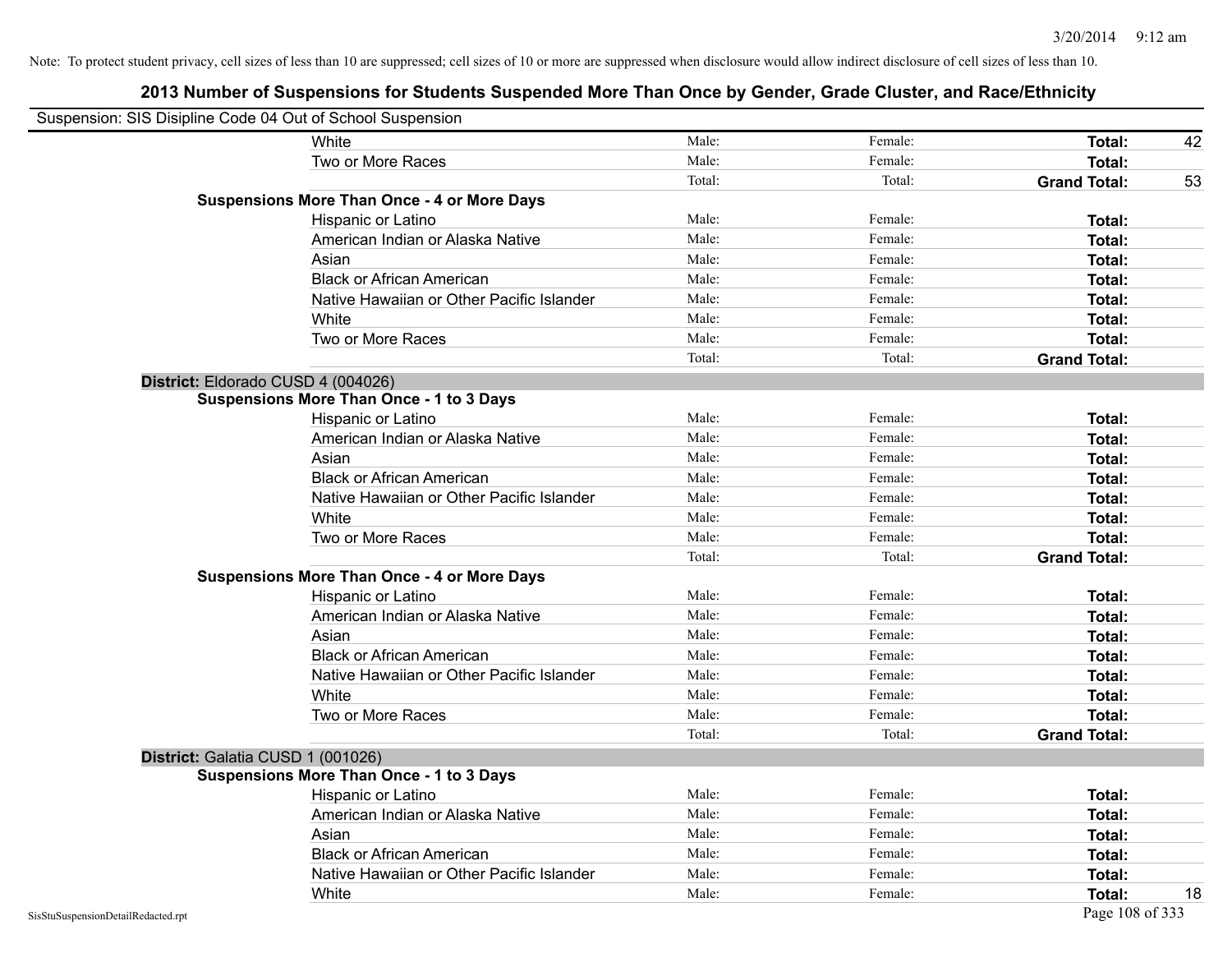Note: To protect student privacy, cell sizes of less than 10 are suppressed; cell sizes of 10 or more are suppressed when disclosure would allow indirect disclosure of cell sizes of less than 10.

## 2013 Number of Suspensions for Students Suspended More Than Once by Gender, Grade Cluster, and Race/Ethnicity

Suspension: SIS Disipline Code 04 Out of School Suspension

| | Male: | Female: | Total: | |
|---|---|---|---|---|
| White | Male: | Female: | **Total:** | 42 |
| Two or More Races | Male: | Female: | **Total:** | |
| | Total: | Total: | **Grand Total:** | 53 |

**Suspensions More Than Once - 4 or More Days**

| | Male: | Female: | Total: | |
|---|---|---|---|---|
| Hispanic or Latino | Male: | Female: | **Total:** | |
| American Indian or Alaska Native | Male: | Female: | **Total:** | |
| Asian | Male: | Female: | **Total:** | |
| Black or African American | Male: | Female: | **Total:** | |
| Native Hawaiian or Other Pacific Islander | Male: | Female: | **Total:** | |
| White | Male: | Female: | **Total:** | |
| Two or More Races | Male: | Female: | **Total:** | |
| | Total: | Total: | **Grand Total:** | |

### District: Eldorado CUSD 4 (004026)

**Suspensions More Than Once - 1 to 3 Days**

| | Male: | Female: | Total: | |
|---|---|---|---|---|
| Hispanic or Latino | Male: | Female: | **Total:** | |
| American Indian or Alaska Native | Male: | Female: | **Total:** | |
| Asian | Male: | Female: | **Total:** | |
| Black or African American | Male: | Female: | **Total:** | |
| Native Hawaiian or Other Pacific Islander | Male: | Female: | **Total:** | |
| White | Male: | Female: | **Total:** | |
| Two or More Races | Male: | Female: | **Total:** | |
| | Total: | Total: | **Grand Total:** | |

**Suspensions More Than Once - 4 or More Days**

| | Male: | Female: | Total: | |
|---|---|---|---|---|
| Hispanic or Latino | Male: | Female: | **Total:** | |
| American Indian or Alaska Native | Male: | Female: | **Total:** | |
| Asian | Male: | Female: | **Total:** | |
| Black or African American | Male: | Female: | **Total:** | |
| Native Hawaiian or Other Pacific Islander | Male: | Female: | **Total:** | |
| White | Male: | Female: | **Total:** | |
| Two or More Races | Male: | Female: | **Total:** | |
| | Total: | Total: | **Grand Total:** | |

### District: Galatia CUSD 1 (001026)

**Suspensions More Than Once - 1 to 3 Days**

| | Male: | Female: | Total: | |
|---|---|---|---|---|
| Hispanic or Latino | Male: | Female: | **Total:** | |
| American Indian or Alaska Native | Male: | Female: | **Total:** | |
| Asian | Male: | Female: | **Total:** | |
| Black or African American | Male: | Female: | **Total:** | |
| Native Hawaiian or Other Pacific Islander | Male: | Female: | **Total:** | |
| White | Male: | Female: | **Total:** | 18 |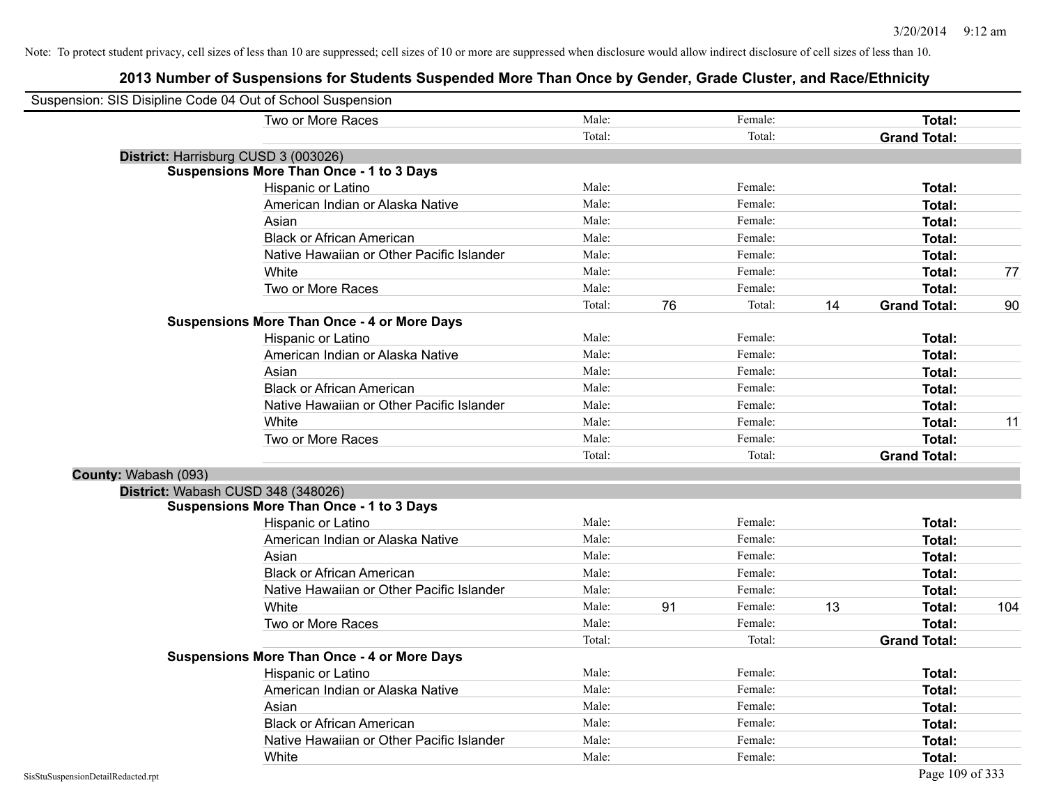Note: To protect student privacy, cell sizes of less than 10 are suppressed; cell sizes of 10 or more are suppressed when disclosure would allow indirect disclosure of cell sizes of less than 10.

# 2013 Number of Suspensions for Students Suspended More Than Once by Gender, Grade Cluster, and Race/Ethnicity

Suspension: SIS Disipline Code 04 Out of School Suspension

| | | | | | | | |
|---|---|---|---|---|---|---|---|
| Two or More Races | Male: | | Female: | | **Total:** | |
| | Total: | | Total: | | **Grand Total:** | |

**District:** Harrisburg CUSD 3 (003026)

**Suspensions More Than Once - 1 to 3 Days**

| | | | | | | |
|---|---|---|---|---|---|---|
| Hispanic or Latino | Male: | | Female: | | **Total:** | |
| American Indian or Alaska Native | Male: | | Female: | | **Total:** | |
| Asian | Male: | | Female: | | **Total:** | |
| Black or African American | Male: | | Female: | | **Total:** | |
| Native Hawaiian or Other Pacific Islander | Male: | | Female: | | **Total:** | |
| White | Male: | | Female: | | **Total:** | 77 |
| Two or More Races | Male: | | Female: | | **Total:** | |
| | Total: | 76 | Total: | 14 | **Grand Total:** | 90 |

**Suspensions More Than Once - 4 or More Days**

| | | | | | | |
|---|---|---|---|---|---|---|
| Hispanic or Latino | Male: | | Female: | | **Total:** | |
| American Indian or Alaska Native | Male: | | Female: | | **Total:** | |
| Asian | Male: | | Female: | | **Total:** | |
| Black or African American | Male: | | Female: | | **Total:** | |
| Native Hawaiian or Other Pacific Islander | Male: | | Female: | | **Total:** | |
| White | Male: | | Female: | | **Total:** | 11 |
| Two or More Races | Male: | | Female: | | **Total:** | |
| | Total: | | Total: | | **Grand Total:** | |

**County:** Wabash (093)

**District:** Wabash CUSD 348 (348026)

**Suspensions More Than Once - 1 to 3 Days**

| | | | | | | |
|---|---|---|---|---|---|---|
| Hispanic or Latino | Male: | | Female: | | **Total:** | |
| American Indian or Alaska Native | Male: | | Female: | | **Total:** | |
| Asian | Male: | | Female: | | **Total:** | |
| Black or African American | Male: | | Female: | | **Total:** | |
| Native Hawaiian or Other Pacific Islander | Male: | | Female: | | **Total:** | |
| White | Male: | 91 | Female: | 13 | **Total:** | 104 |
| Two or More Races | Male: | | Female: | | **Total:** | |
| | Total: | | Total: | | **Grand Total:** | |

**Suspensions More Than Once - 4 or More Days**

| | | | | | | |
|---|---|---|---|---|---|---|
| Hispanic or Latino | Male: | | Female: | | **Total:** | |
| American Indian or Alaska Native | Male: | | Female: | | **Total:** | |
| Asian | Male: | | Female: | | **Total:** | |
| Black or African American | Male: | | Female: | | **Total:** | |
| Native Hawaiian or Other Pacific Islander | Male: | | Female: | | **Total:** | |
| White | Male: | | Female: | | **Total:** | |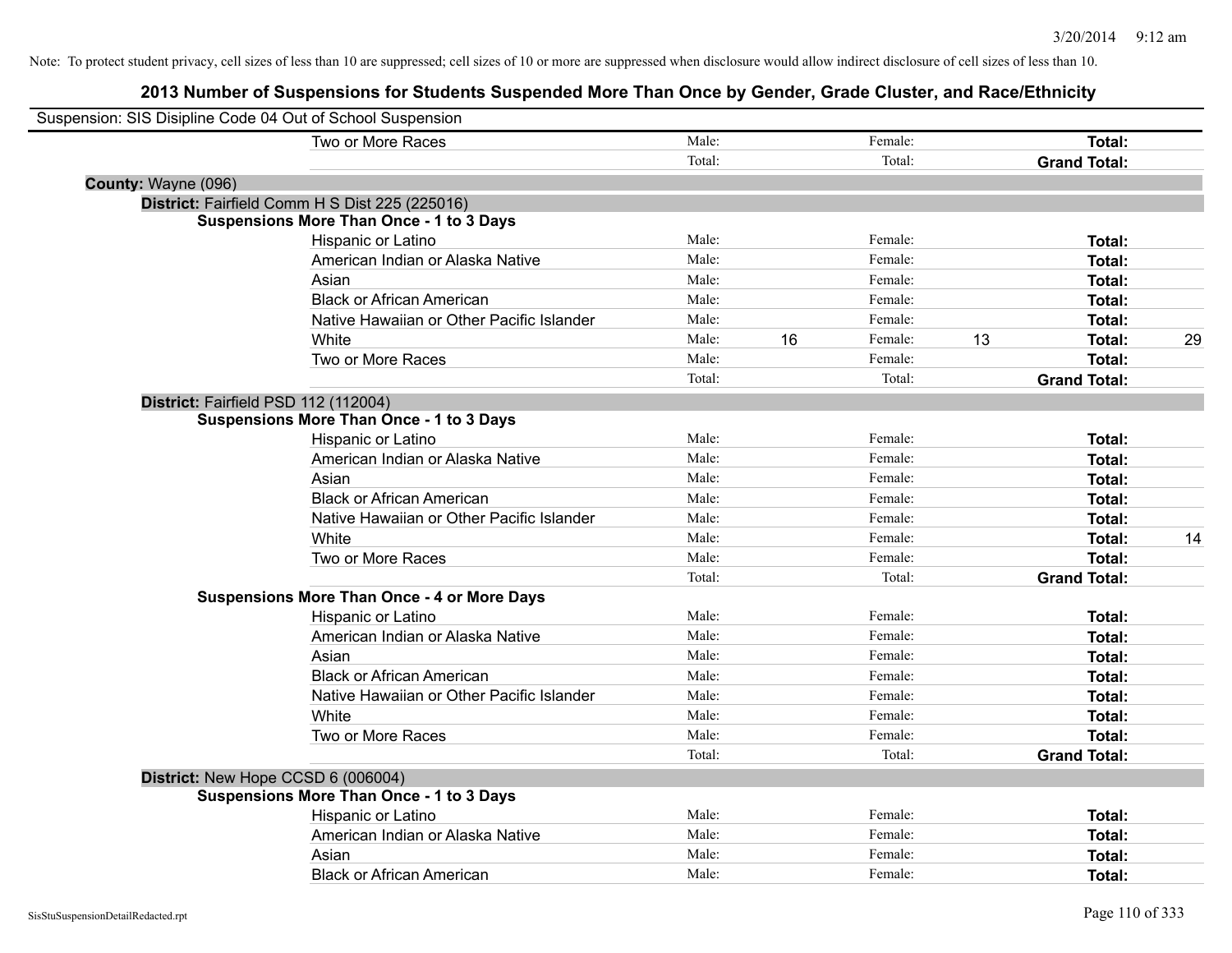Note: To protect student privacy, cell sizes of less than 10 are suppressed; cell sizes of 10 or more are suppressed when disclosure would allow indirect disclosure of cell sizes of less than 10.

# 2013 Number of Suspensions for Students Suspended More Than Once by Gender, Grade Cluster, and Race/Ethnicity

Suspension: SIS Disipline Code 04 Out of School Suspension

| | | | | | | | |
|---|---|---|---|---|---|---|---|
| Two or More Races | Male: | | Female: | | **Total:** | |
| | Total: | | Total: | | **Grand Total:** | |

**County:** Wayne (096)

**District:** Fairfield Comm H S Dist 225 (225016)

**Suspensions More Than Once - 1 to 3 Days**

| | | | | | | |
|---|---|---|---|---|---|---|
| Hispanic or Latino | Male: | | Female: | | **Total:** | |
| American Indian or Alaska Native | Male: | | Female: | | **Total:** | |
| Asian | Male: | | Female: | | **Total:** | |
| Black or African American | Male: | | Female: | | **Total:** | |
| Native Hawaiian or Other Pacific Islander | Male: | | Female: | | **Total:** | |
| White | Male: | 16 | Female: | 13 | **Total:** | 29 |
| Two or More Races | Male: | | Female: | | **Total:** | |
| | Total: | | Total: | | **Grand Total:** | |

**District:** Fairfield PSD 112 (112004)

**Suspensions More Than Once - 1 to 3 Days**

| | | | | | | |
|---|---|---|---|---|---|---|
| Hispanic or Latino | Male: | | Female: | | **Total:** | |
| American Indian or Alaska Native | Male: | | Female: | | **Total:** | |
| Asian | Male: | | Female: | | **Total:** | |
| Black or African American | Male: | | Female: | | **Total:** | |
| Native Hawaiian or Other Pacific Islander | Male: | | Female: | | **Total:** | |
| White | Male: | | Female: | | **Total:** | 14 |
| Two or More Races | Male: | | Female: | | **Total:** | |
| | Total: | | Total: | | **Grand Total:** | |

**Suspensions More Than Once - 4 or More Days**

| | | | | | | |
|---|---|---|---|---|---|---|
| Hispanic or Latino | Male: | | Female: | | **Total:** | |
| American Indian or Alaska Native | Male: | | Female: | | **Total:** | |
| Asian | Male: | | Female: | | **Total:** | |
| Black or African American | Male: | | Female: | | **Total:** | |
| Native Hawaiian or Other Pacific Islander | Male: | | Female: | | **Total:** | |
| White | Male: | | Female: | | **Total:** | |
| Two or More Races | Male: | | Female: | | **Total:** | |
| | Total: | | Total: | | **Grand Total:** | |

**District:** New Hope CCSD 6 (006004)

**Suspensions More Than Once - 1 to 3 Days**

| | | | | | | |
|---|---|---|---|---|---|---|
| Hispanic or Latino | Male: | | Female: | | **Total:** | |
| American Indian or Alaska Native | Male: | | Female: | | **Total:** | |
| Asian | Male: | | Female: | | **Total:** | |
| Black or African American | Male: | | Female: | | **Total:** | |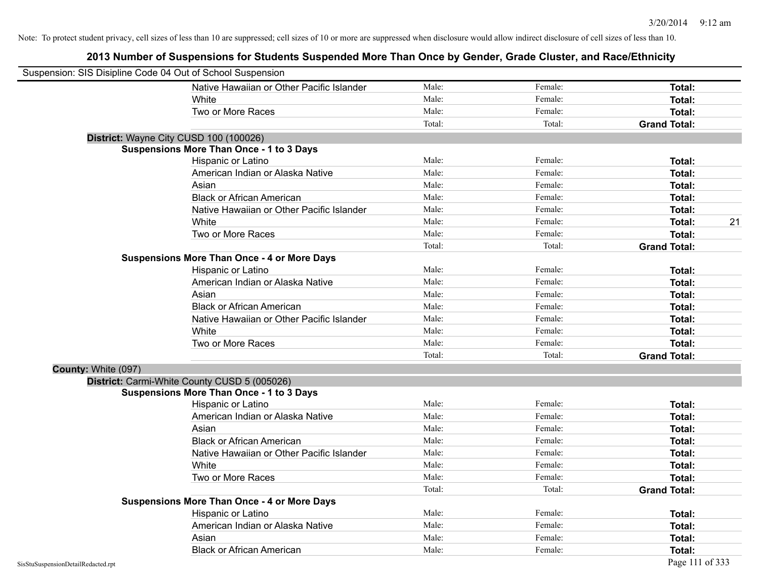Note: To protect student privacy, cell sizes of less than 10 are suppressed; cell sizes of 10 or more are suppressed when disclosure would allow indirect disclosure of cell sizes of less than 10.

# 2013 Number of Suspensions for Students Suspended More Than Once by Gender, Grade Cluster, and Race/Ethnicity

Suspension: SIS Disipline Code 04 Out of School Suspension

| | | | | |
|---|---|---|---|---|
| Native Hawaiian or Other Pacific Islander | Male: | Female: | **Total:** | |
| White | Male: | Female: | **Total:** | |
| Two or More Races | Male: | Female: | **Total:** | |
| | Total: | Total: | **Grand Total:** | |

**District:** Wayne City CUSD 100 (100026)

**Suspensions More Than Once - 1 to 3 Days**

| | | | | |
|---|---|---|---|---|
| Hispanic or Latino | Male: | Female: | **Total:** | |
| American Indian or Alaska Native | Male: | Female: | **Total:** | |
| Asian | Male: | Female: | **Total:** | |
| Black or African American | Male: | Female: | **Total:** | |
| Native Hawaiian or Other Pacific Islander | Male: | Female: | **Total:** | |
| White | Male: | Female: | **Total:** | 21 |
| Two or More Races | Male: | Female: | **Total:** | |
| | Total: | Total: | **Grand Total:** | |

**Suspensions More Than Once - 4 or More Days**

| | | | | |
|---|---|---|---|---|
| Hispanic or Latino | Male: | Female: | **Total:** | |
| American Indian or Alaska Native | Male: | Female: | **Total:** | |
| Asian | Male: | Female: | **Total:** | |
| Black or African American | Male: | Female: | **Total:** | |
| Native Hawaiian or Other Pacific Islander | Male: | Female: | **Total:** | |
| White | Male: | Female: | **Total:** | |
| Two or More Races | Male: | Female: | **Total:** | |
| | Total: | Total: | **Grand Total:** | |

**County:** White (097)

**District:** Carmi-White County CUSD 5 (005026)

**Suspensions More Than Once - 1 to 3 Days**

| | | | | |
|---|---|---|---|---|
| Hispanic or Latino | Male: | Female: | **Total:** | |
| American Indian or Alaska Native | Male: | Female: | **Total:** | |
| Asian | Male: | Female: | **Total:** | |
| Black or African American | Male: | Female: | **Total:** | |
| Native Hawaiian or Other Pacific Islander | Male: | Female: | **Total:** | |
| White | Male: | Female: | **Total:** | |
| Two or More Races | Male: | Female: | **Total:** | |
| | Total: | Total: | **Grand Total:** | |

**Suspensions More Than Once - 4 or More Days**

| | | | | |
|---|---|---|---|---|
| Hispanic or Latino | Male: | Female: | **Total:** | |
| American Indian or Alaska Native | Male: | Female: | **Total:** | |
| Asian | Male: | Female: | **Total:** | |
| Black or African American | Male: | Female: | **Total:** | |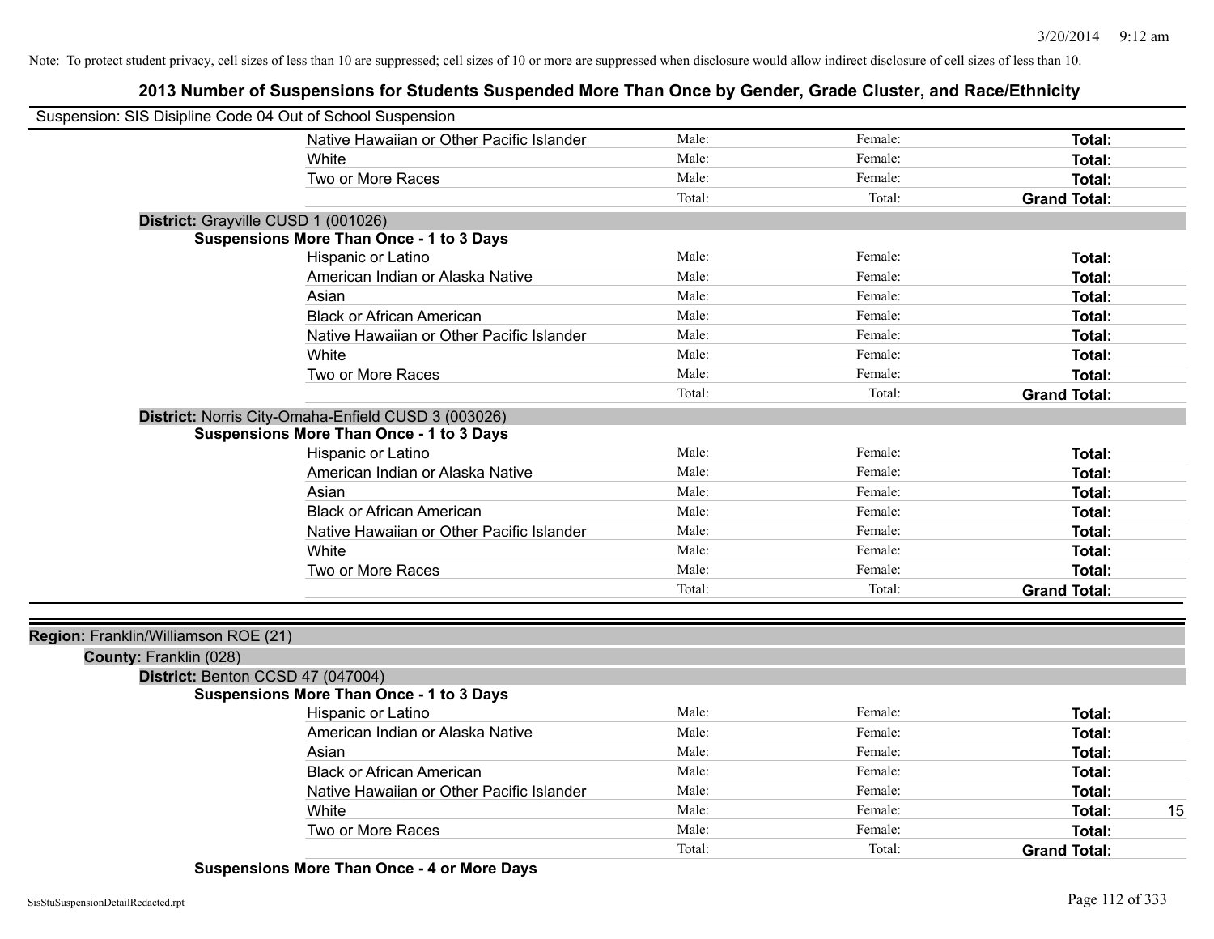Note: To protect student privacy, cell sizes of less than 10 are suppressed; cell sizes of 10 or more are suppressed when disclosure would allow indirect disclosure of cell sizes of less than 10.

# 2013 Number of Suspensions for Students Suspended More Than Once by Gender, Grade Cluster, and Race/Ethnicity

Suspension: SIS Disipline Code 04 Out of School Suspension

| | | | | |
|---|---|---|---|---|
| Native Hawaiian or Other Pacific Islander | Male: | Female: | **Total:** | |
| White | Male: | Female: | **Total:** | |
| Two or More Races | Male: | Female: | **Total:** | |
| | Total: | Total: | **Grand Total:** | |

**District:** Grayville CUSD 1 (001026)

**Suspensions More Than Once - 1 to 3 Days**

| | | | | |
|---|---|---|---|---|
| Hispanic or Latino | Male: | Female: | **Total:** | |
| American Indian or Alaska Native | Male: | Female: | **Total:** | |
| Asian | Male: | Female: | **Total:** | |
| Black or African American | Male: | Female: | **Total:** | |
| Native Hawaiian or Other Pacific Islander | Male: | Female: | **Total:** | |
| White | Male: | Female: | **Total:** | |
| Two or More Races | Male: | Female: | **Total:** | |
| | Total: | Total: | **Grand Total:** | |

**District:** Norris City-Omaha-Enfield CUSD 3 (003026)

**Suspensions More Than Once - 1 to 3 Days**

| | | | | |
|---|---|---|---|---|
| Hispanic or Latino | Male: | Female: | **Total:** | |
| American Indian or Alaska Native | Male: | Female: | **Total:** | |
| Asian | Male: | Female: | **Total:** | |
| Black or African American | Male: | Female: | **Total:** | |
| Native Hawaiian or Other Pacific Islander | Male: | Female: | **Total:** | |
| White | Male: | Female: | **Total:** | |
| Two or More Races | Male: | Female: | **Total:** | |
| | Total: | Total: | **Grand Total:** | |

**Region:** Franklin/Williamson ROE (21)

**County:** Franklin (028)

**District:** Benton CCSD 47 (047004)

**Suspensions More Than Once - 1 to 3 Days**

| | | | | |
|---|---|---|---|---|
| Hispanic or Latino | Male: | Female: | **Total:** | |
| American Indian or Alaska Native | Male: | Female: | **Total:** | |
| Asian | Male: | Female: | **Total:** | |
| Black or African American | Male: | Female: | **Total:** | |
| Native Hawaiian or Other Pacific Islander | Male: | Female: | **Total:** | |
| White | Male: | Female: | **Total:** | 15 |
| Two or More Races | Male: | Female: | **Total:** | |
| | Total: | Total: | **Grand Total:** | |

**Suspensions More Than Once - 4 or More Days**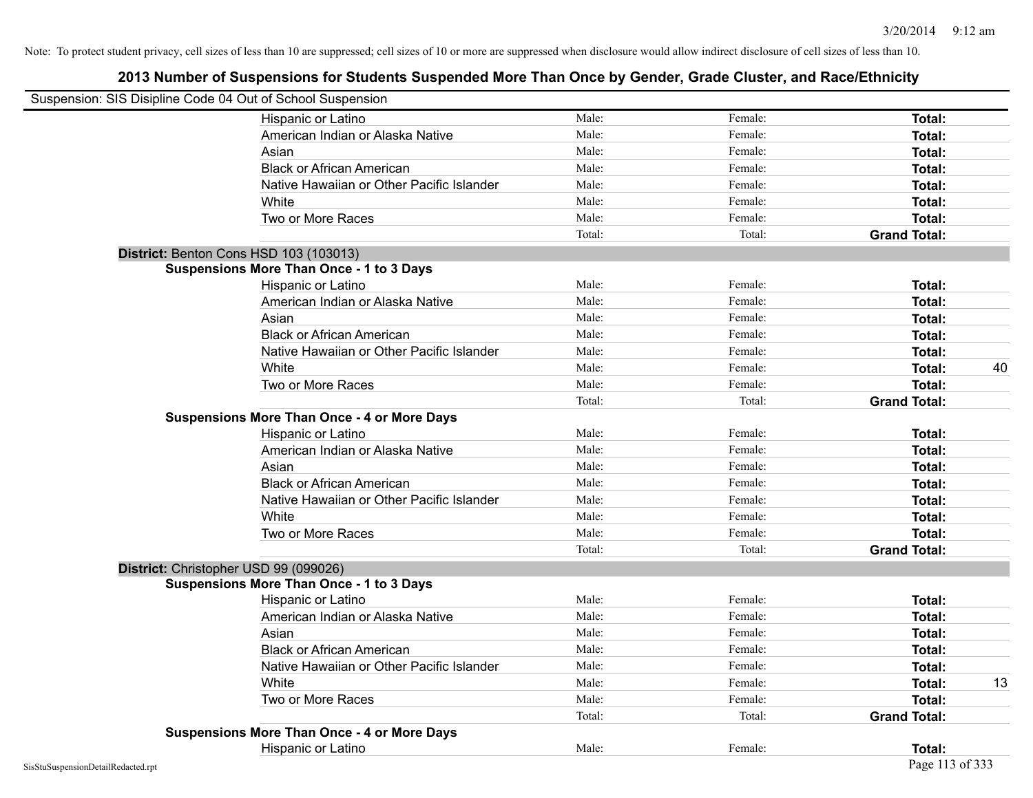Note: To protect student privacy, cell sizes of less than 10 are suppressed; cell sizes of 10 or more are suppressed when disclosure would allow indirect disclosure of cell sizes of less than 10.

## 2013 Number of Suspensions for Students Suspended More Than Once by Gender, Grade Cluster, and Race/Ethnicity

Suspension: SIS Disipline Code 04 Out of School Suspension

| | | | | | |
|---|---|---|---|---|---|
| | Hispanic or Latino | Male: | Female: | **Total:** | |
| | American Indian or Alaska Native | Male: | Female: | **Total:** | |
| | Asian | Male: | Female: | **Total:** | |
| | Black or African American | Male: | Female: | **Total:** | |
| | Native Hawaiian or Other Pacific Islander | Male: | Female: | **Total:** | |
| | White | Male: | Female: | **Total:** | |
| | Two or More Races | Male: | Female: | **Total:** | |
| | | Total: | Total: | **Grand Total:** | |
| **District:** Benton Cons HSD 103 (103013) | | | | | |
| **Suspensions More Than Once - 1 to 3 Days** | | | | | |
| | Hispanic or Latino | Male: | Female: | **Total:** | |
| | American Indian or Alaska Native | Male: | Female: | **Total:** | |
| | Asian | Male: | Female: | **Total:** | |
| | Black or African American | Male: | Female: | **Total:** | |
| | Native Hawaiian or Other Pacific Islander | Male: | Female: | **Total:** | |
| | White | Male: | Female: | **Total:** | 40 |
| | Two or More Races | Male: | Female: | **Total:** | |
| | | Total: | Total: | **Grand Total:** | |
| **Suspensions More Than Once - 4 or More Days** | | | | | |
| | Hispanic or Latino | Male: | Female: | **Total:** | |
| | American Indian or Alaska Native | Male: | Female: | **Total:** | |
| | Asian | Male: | Female: | **Total:** | |
| | Black or African American | Male: | Female: | **Total:** | |
| | Native Hawaiian or Other Pacific Islander | Male: | Female: | **Total:** | |
| | White | Male: | Female: | **Total:** | |
| | Two or More Races | Male: | Female: | **Total:** | |
| | | Total: | Total: | **Grand Total:** | |
| **District:** Christopher USD 99 (099026) | | | | | |
| **Suspensions More Than Once - 1 to 3 Days** | | | | | |
| | Hispanic or Latino | Male: | Female: | **Total:** | |
| | American Indian or Alaska Native | Male: | Female: | **Total:** | |
| | Asian | Male: | Female: | **Total:** | |
| | Black or African American | Male: | Female: | **Total:** | |
| | Native Hawaiian or Other Pacific Islander | Male: | Female: | **Total:** | |
| | White | Male: | Female: | **Total:** | 13 |
| | Two or More Races | Male: | Female: | **Total:** | |
| | | Total: | Total: | **Grand Total:** | |
| **Suspensions More Than Once - 4 or More Days** | | | | | |
| | Hispanic or Latino | Male: | Female: | **Total:** | |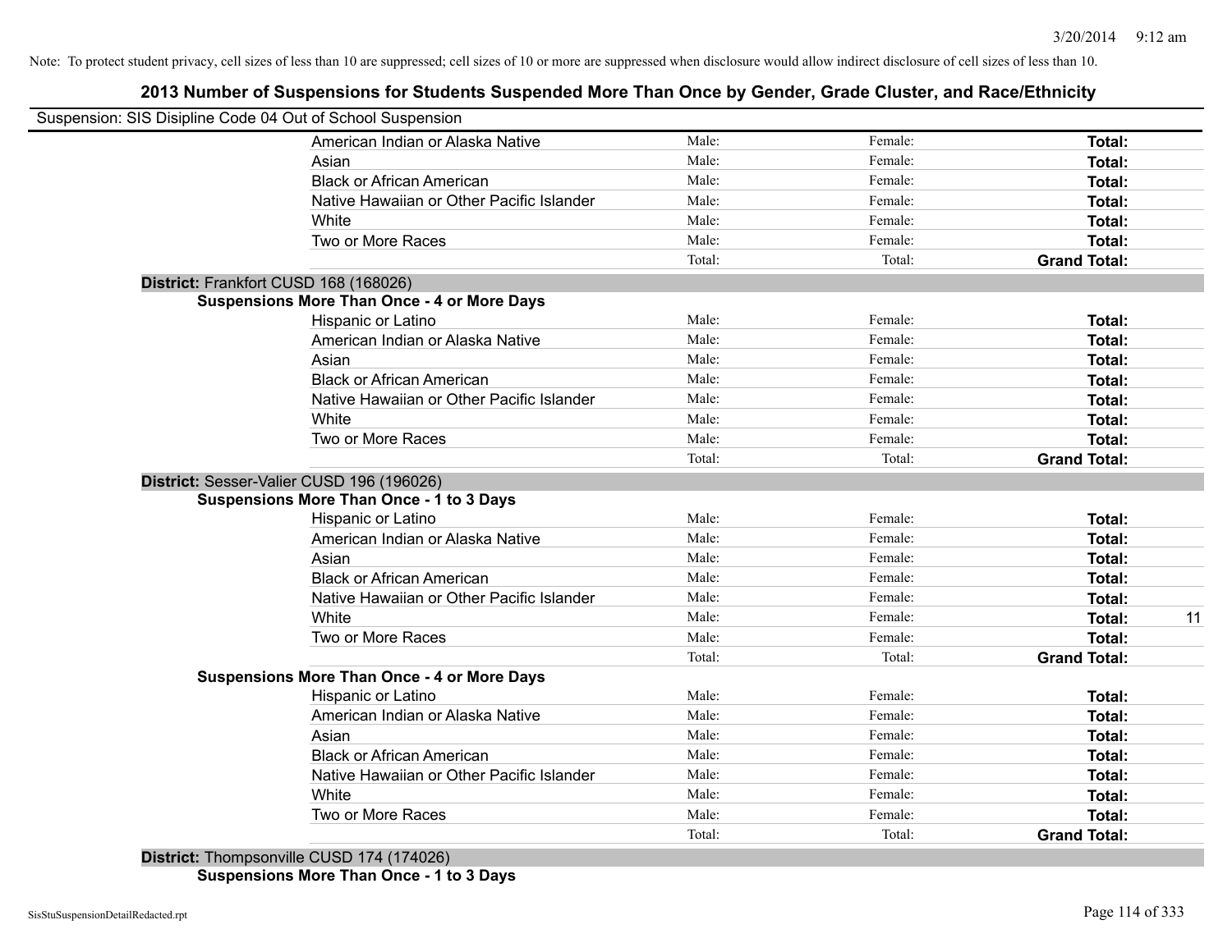Note: To protect student privacy, cell sizes of less than 10 are suppressed; cell sizes of 10 or more are suppressed when disclosure would allow indirect disclosure of cell sizes of less than 10.

## 2013 Number of Suspensions for Students Suspended More Than Once by Gender, Grade Cluster, and Race/Ethnicity

Suspension: SIS Disipline Code 04 Out of School Suspension

| | | | | |
|---|---|---|---|---|
| American Indian or Alaska Native | Male: | Female: | **Total:** | |
| Asian | Male: | Female: | **Total:** | |
| Black or African American | Male: | Female: | **Total:** | |
| Native Hawaiian or Other Pacific Islander | Male: | Female: | **Total:** | |
| White | Male: | Female: | **Total:** | |
| Two or More Races | Male: | Female: | **Total:** | |
| | Total: | Total: | **Grand Total:** | |

**District:** Frankfort CUSD 168 (168026)

**Suspensions More Than Once - 4 or More Days**

| | | | | |
|---|---|---|---|---|
| Hispanic or Latino | Male: | Female: | **Total:** | |
| American Indian or Alaska Native | Male: | Female: | **Total:** | |
| Asian | Male: | Female: | **Total:** | |
| Black or African American | Male: | Female: | **Total:** | |
| Native Hawaiian or Other Pacific Islander | Male: | Female: | **Total:** | |
| White | Male: | Female: | **Total:** | |
| Two or More Races | Male: | Female: | **Total:** | |
| | Total: | Total: | **Grand Total:** | |

**District:** Sesser-Valier CUSD 196 (196026)

**Suspensions More Than Once - 1 to 3 Days**

| | | | | |
|---|---|---|---|---|
| Hispanic or Latino | Male: | Female: | **Total:** | |
| American Indian or Alaska Native | Male: | Female: | **Total:** | |
| Asian | Male: | Female: | **Total:** | |
| Black or African American | Male: | Female: | **Total:** | |
| Native Hawaiian or Other Pacific Islander | Male: | Female: | **Total:** | |
| White | Male: | Female: | **Total:** | 11 |
| Two or More Races | Male: | Female: | **Total:** | |
| | Total: | Total: | **Grand Total:** | |

**Suspensions More Than Once - 4 or More Days**

| | | | | |
|---|---|---|---|---|
| Hispanic or Latino | Male: | Female: | **Total:** | |
| American Indian or Alaska Native | Male: | Female: | **Total:** | |
| Asian | Male: | Female: | **Total:** | |
| Black or African American | Male: | Female: | **Total:** | |
| Native Hawaiian or Other Pacific Islander | Male: | Female: | **Total:** | |
| White | Male: | Female: | **Total:** | |
| Two or More Races | Male: | Female: | **Total:** | |
| | Total: | Total: | **Grand Total:** | |

**District:** Thompsonville CUSD 174 (174026)

**Suspensions More Than Once - 1 to 3 Days**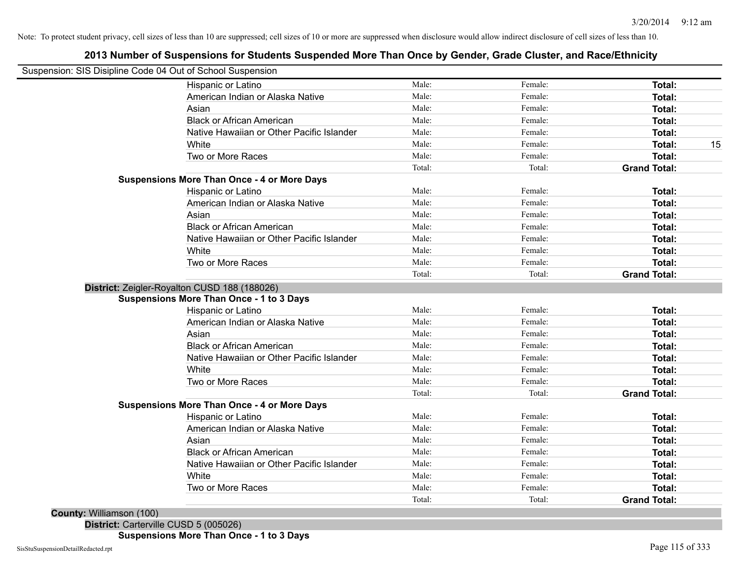Note: To protect student privacy, cell sizes of less than 10 are suppressed; cell sizes of 10 or more are suppressed when disclosure would allow indirect disclosure of cell sizes of less than 10.

## 2013 Number of Suspensions for Students Suspended More Than Once by Gender, Grade Cluster, and Race/Ethnicity

Suspension: SIS Disipline Code 04 Out of School Suspension

| | Male: | Female: | Total: | |
|---|---|---|---|---|
| Hispanic or Latino | Male: | Female: | **Total:** | |
| American Indian or Alaska Native | Male: | Female: | **Total:** | |
| Asian | Male: | Female: | **Total:** | |
| Black or African American | Male: | Female: | **Total:** | |
| Native Hawaiian or Other Pacific Islander | Male: | Female: | **Total:** | |
| White | Male: | Female: | **Total:** | 15 |
| Two or More Races | Male: | Female: | **Total:** | |
| | Total: | Total: | **Grand Total:** | |

**Suspensions More Than Once - 4 or More Days**

| | | | | |
|---|---|---|---|---|
| Hispanic or Latino | Male: | Female: | **Total:** | |
| American Indian or Alaska Native | Male: | Female: | **Total:** | |
| Asian | Male: | Female: | **Total:** | |
| Black or African American | Male: | Female: | **Total:** | |
| Native Hawaiian or Other Pacific Islander | Male: | Female: | **Total:** | |
| White | Male: | Female: | **Total:** | |
| Two or More Races | Male: | Female: | **Total:** | |
| | Total: | Total: | **Grand Total:** | |

**District:** Zeigler-Royalton CUSD 188 (188026)

**Suspensions More Than Once - 1 to 3 Days**

| | | | | |
|---|---|---|---|---|
| Hispanic or Latino | Male: | Female: | **Total:** | |
| American Indian or Alaska Native | Male: | Female: | **Total:** | |
| Asian | Male: | Female: | **Total:** | |
| Black or African American | Male: | Female: | **Total:** | |
| Native Hawaiian or Other Pacific Islander | Male: | Female: | **Total:** | |
| White | Male: | Female: | **Total:** | |
| Two or More Races | Male: | Female: | **Total:** | |
| | Total: | Total: | **Grand Total:** | |

**Suspensions More Than Once - 4 or More Days**

| | | | | |
|---|---|---|---|---|
| Hispanic or Latino | Male: | Female: | **Total:** | |
| American Indian or Alaska Native | Male: | Female: | **Total:** | |
| Asian | Male: | Female: | **Total:** | |
| Black or African American | Male: | Female: | **Total:** | |
| Native Hawaiian or Other Pacific Islander | Male: | Female: | **Total:** | |
| White | Male: | Female: | **Total:** | |
| Two or More Races | Male: | Female: | **Total:** | |
| | Total: | Total: | **Grand Total:** | |

**County:** Williamson (100)

**District:** Carterville CUSD 5 (005026)

**Suspensions More Than Once - 1 to 3 Days**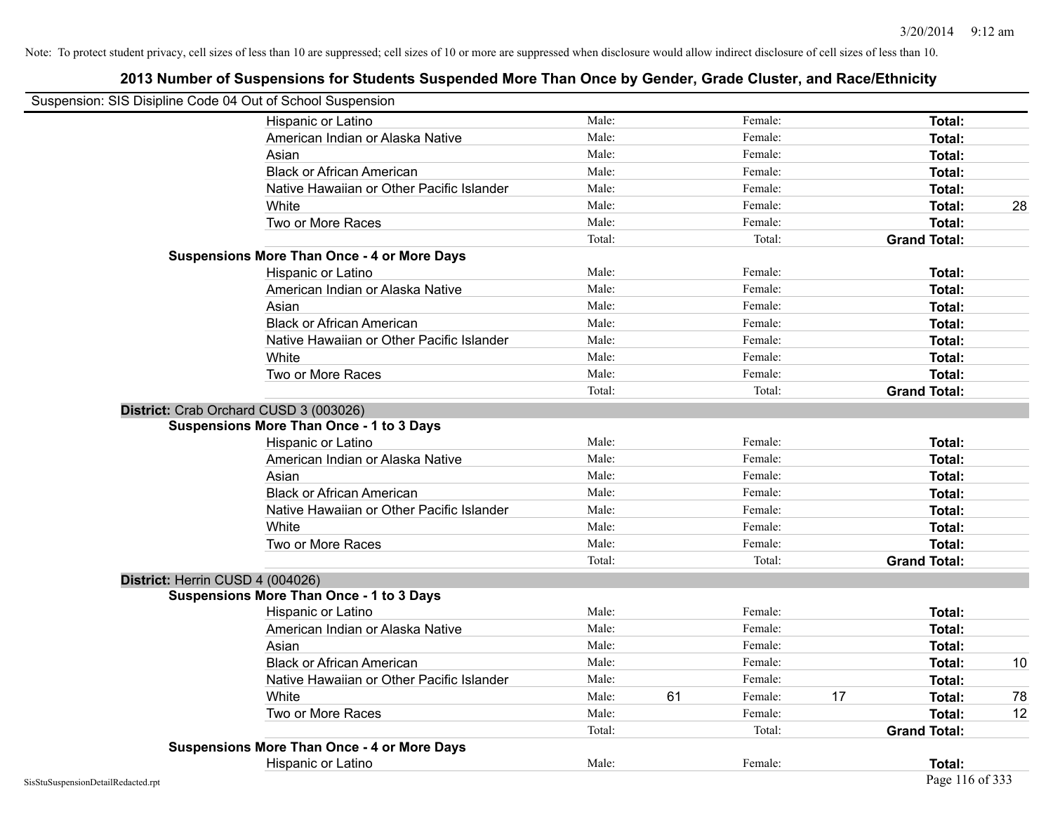Note: To protect student privacy, cell sizes of less than 10 are suppressed; cell sizes of 10 or more are suppressed when disclosure would allow indirect disclosure of cell sizes of less than 10.

## 2013 Number of Suspensions for Students Suspended More Than Once by Gender, Grade Cluster, and Race/Ethnicity

Suspension: SIS Disipline Code 04 Out of School Suspension

| | | | | | | |
|---|---|---|---|---|---|---|
| Hispanic or Latino | Male: | | Female: | | **Total:** | |
| American Indian or Alaska Native | Male: | | Female: | | **Total:** | |
| Asian | Male: | | Female: | | **Total:** | |
| Black or African American | Male: | | Female: | | **Total:** | |
| Native Hawaiian or Other Pacific Islander | Male: | | Female: | | **Total:** | |
| White | Male: | | Female: | | **Total:** | 28 |
| Two or More Races | Male: | | Female: | | **Total:** | |
| | Total: | | Total: | | **Grand Total:** | |

**Suspensions More Than Once - 4 or More Days**

| | | | | | | |
|---|---|---|---|---|---|---|
| Hispanic or Latino | Male: | | Female: | | **Total:** | |
| American Indian or Alaska Native | Male: | | Female: | | **Total:** | |
| Asian | Male: | | Female: | | **Total:** | |
| Black or African American | Male: | | Female: | | **Total:** | |
| Native Hawaiian or Other Pacific Islander | Male: | | Female: | | **Total:** | |
| White | Male: | | Female: | | **Total:** | |
| Two or More Races | Male: | | Female: | | **Total:** | |
| | Total: | | Total: | | **Grand Total:** | |

**District:** Crab Orchard CUSD 3 (003026)

**Suspensions More Than Once - 1 to 3 Days**

| | | | | | | |
|---|---|---|---|---|---|---|
| Hispanic or Latino | Male: | | Female: | | **Total:** | |
| American Indian or Alaska Native | Male: | | Female: | | **Total:** | |
| Asian | Male: | | Female: | | **Total:** | |
| Black or African American | Male: | | Female: | | **Total:** | |
| Native Hawaiian or Other Pacific Islander | Male: | | Female: | | **Total:** | |
| White | Male: | | Female: | | **Total:** | |
| Two or More Races | Male: | | Female: | | **Total:** | |
| | Total: | | Total: | | **Grand Total:** | |

**District:** Herrin CUSD 4 (004026)

**Suspensions More Than Once - 1 to 3 Days**

| | | | | | | |
|---|---|---|---|---|---|---|
| Hispanic or Latino | Male: | | Female: | | **Total:** | |
| American Indian or Alaska Native | Male: | | Female: | | **Total:** | |
| Asian | Male: | | Female: | | **Total:** | |
| Black or African American | Male: | | Female: | | **Total:** | 10 |
| Native Hawaiian or Other Pacific Islander | Male: | | Female: | | **Total:** | |
| White | Male: | 61 | Female: | 17 | **Total:** | 78 |
| Two or More Races | Male: | | Female: | | **Total:** | 12 |
| | Total: | | Total: | | **Grand Total:** | |

**Suspensions More Than Once - 4 or More Days**

| | | | | | | |
|---|---|---|---|---|---|---|
| Hispanic or Latino | Male: | | Female: | | **Total:** | |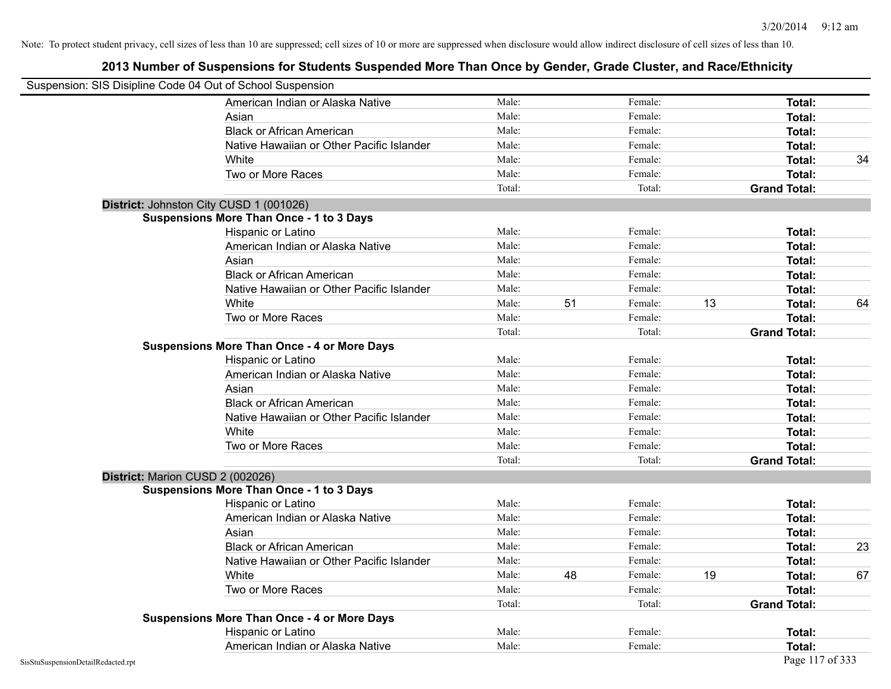Note: To protect student privacy, cell sizes of less than 10 are suppressed; cell sizes of 10 or more are suppressed when disclosure would allow indirect disclosure of cell sizes of less than 10.

## 2013 Number of Suspensions for Students Suspended More Than Once by Gender, Grade Cluster, and Race/Ethnicity

Suspension: SIS Disipline Code 04 Out of School Suspension

| | | | | | | |
|---|---|---|---|---|---|---|
| American Indian or Alaska Native | Male: | | Female: | | **Total:** | |
| Asian | Male: | | Female: | | **Total:** | |
| Black or African American | Male: | | Female: | | **Total:** | |
| Native Hawaiian or Other Pacific Islander | Male: | | Female: | | **Total:** | |
| White | Male: | | Female: | | **Total:** | 34 |
| Two or More Races | Male: | | Female: | | **Total:** | |
| | Total: | | Total: | | **Grand Total:** | |

**District:** Johnston City CUSD 1 (001026)

**Suspensions More Than Once - 1 to 3 Days**

| | | | | | | |
|---|---|---|---|---|---|---|
| Hispanic or Latino | Male: | | Female: | | **Total:** | |
| American Indian or Alaska Native | Male: | | Female: | | **Total:** | |
| Asian | Male: | | Female: | | **Total:** | |
| Black or African American | Male: | | Female: | | **Total:** | |
| Native Hawaiian or Other Pacific Islander | Male: | | Female: | | **Total:** | |
| White | Male: | 51 | Female: | 13 | **Total:** | 64 |
| Two or More Races | Male: | | Female: | | **Total:** | |
| | Total: | | Total: | | **Grand Total:** | |

**Suspensions More Than Once - 4 or More Days**

| | | | | | | |
|---|---|---|---|---|---|---|
| Hispanic or Latino | Male: | | Female: | | **Total:** | |
| American Indian or Alaska Native | Male: | | Female: | | **Total:** | |
| Asian | Male: | | Female: | | **Total:** | |
| Black or African American | Male: | | Female: | | **Total:** | |
| Native Hawaiian or Other Pacific Islander | Male: | | Female: | | **Total:** | |
| White | Male: | | Female: | | **Total:** | |
| Two or More Races | Male: | | Female: | | **Total:** | |
| | Total: | | Total: | | **Grand Total:** | |

**District:** Marion CUSD 2 (002026)

**Suspensions More Than Once - 1 to 3 Days**

| | | | | | | |
|---|---|---|---|---|---|---|
| Hispanic or Latino | Male: | | Female: | | **Total:** | |
| American Indian or Alaska Native | Male: | | Female: | | **Total:** | |
| Asian | Male: | | Female: | | **Total:** | |
| Black or African American | Male: | | Female: | | **Total:** | 23 |
| Native Hawaiian or Other Pacific Islander | Male: | | Female: | | **Total:** | |
| White | Male: | 48 | Female: | 19 | **Total:** | 67 |
| Two or More Races | Male: | | Female: | | **Total:** | |
| | Total: | | Total: | | **Grand Total:** | |

**Suspensions More Than Once - 4 or More Days**

| | | | | | | |
|---|---|---|---|---|---|---|
| Hispanic or Latino | Male: | | Female: | | **Total:** | |
| American Indian or Alaska Native | Male: | | Female: | | **Total:** | |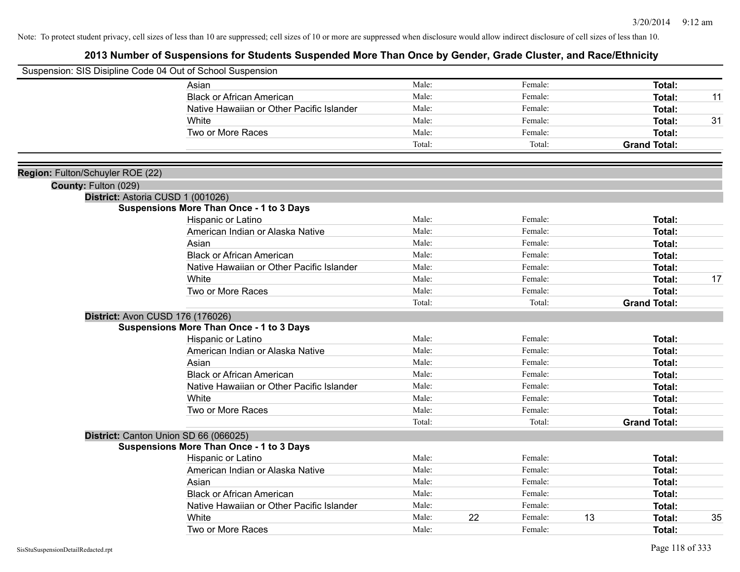Note: To protect student privacy, cell sizes of less than 10 are suppressed; cell sizes of 10 or more are suppressed when disclosure would allow indirect disclosure of cell sizes of less than 10.

# 2013 Number of Suspensions for Students Suspended More Than Once by Gender, Grade Cluster, and Race/Ethnicity

Suspension: SIS Disipline Code 04 Out of School Suspension

| | | | | | |
|---|---|---|---|---|---|
| Asian | Male: | | Female: | | **Total:** | |
| Black or African American | Male: | | Female: | | **Total:** | 11 |
| Native Hawaiian or Other Pacific Islander | Male: | | Female: | | **Total:** | |
| White | Male: | | Female: | | **Total:** | 31 |
| Two or More Races | Male: | | Female: | | **Total:** | |
| | Total: | | Total: | | **Grand Total:** | |

**Region:** Fulton/Schuyler ROE (22)

**County:** Fulton (029)

**District:** Astoria CUSD 1 (001026)

**Suspensions More Than Once - 1 to 3 Days**

| | | | | | | |
|---|---|---|---|---|---|---|
| Hispanic or Latino | Male: | | Female: | | **Total:** | |
| American Indian or Alaska Native | Male: | | Female: | | **Total:** | |
| Asian | Male: | | Female: | | **Total:** | |
| Black or African American | Male: | | Female: | | **Total:** | |
| Native Hawaiian or Other Pacific Islander | Male: | | Female: | | **Total:** | |
| White | Male: | | Female: | | **Total:** | 17 |
| Two or More Races | Male: | | Female: | | **Total:** | |
| | Total: | | Total: | | **Grand Total:** | |

**District:** Avon CUSD 176 (176026)

**Suspensions More Than Once - 1 to 3 Days**

| | | | | | | |
|---|---|---|---|---|---|---|
| Hispanic or Latino | Male: | | Female: | | **Total:** | |
| American Indian or Alaska Native | Male: | | Female: | | **Total:** | |
| Asian | Male: | | Female: | | **Total:** | |
| Black or African American | Male: | | Female: | | **Total:** | |
| Native Hawaiian or Other Pacific Islander | Male: | | Female: | | **Total:** | |
| White | Male: | | Female: | | **Total:** | |
| Two or More Races | Male: | | Female: | | **Total:** | |
| | Total: | | Total: | | **Grand Total:** | |

**District:** Canton Union SD 66 (066025)

**Suspensions More Than Once - 1 to 3 Days**

| | | | | | | |
|---|---|---|---|---|---|---|
| Hispanic or Latino | Male: | | Female: | | **Total:** | |
| American Indian or Alaska Native | Male: | | Female: | | **Total:** | |
| Asian | Male: | | Female: | | **Total:** | |
| Black or African American | Male: | | Female: | | **Total:** | |
| Native Hawaiian or Other Pacific Islander | Male: | | Female: | | **Total:** | |
| White | Male: | 22 | Female: | 13 | **Total:** | 35 |
| Two or More Races | Male: | | Female: | | **Total:** | |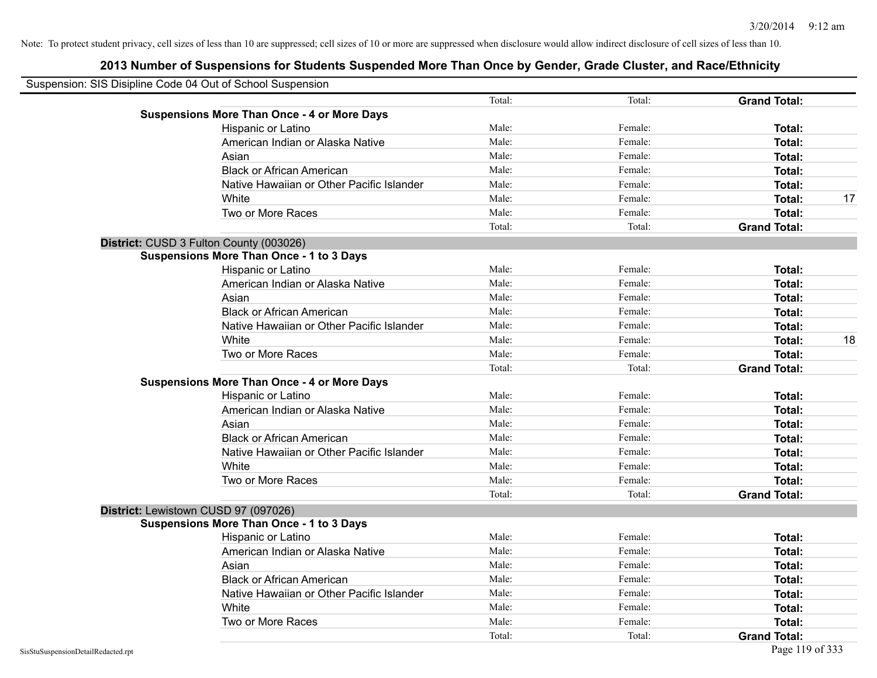Note: To protect student privacy, cell sizes of less than 10 are suppressed; cell sizes of 10 or more are suppressed when disclosure would allow indirect disclosure of cell sizes of less than 10.

# 2013 Number of Suspensions for Students Suspended More Than Once by Gender, Grade Cluster, and Race/Ethnicity

Suspension: SIS Disipline Code 04 Out of School Suspension

| | | | | |
|---|---|---|---|---|
| | Total: | Total: | **Grand Total:** | |
| **Suspensions More Than Once - 4 or More Days** | | | | |
| Hispanic or Latino | Male: | Female: | **Total:** | |
| American Indian or Alaska Native | Male: | Female: | **Total:** | |
| Asian | Male: | Female: | **Total:** | |
| Black or African American | Male: | Female: | **Total:** | |
| Native Hawaiian or Other Pacific Islander | Male: | Female: | **Total:** | |
| White | Male: | Female: | **Total:** | 17 |
| Two or More Races | Male: | Female: | **Total:** | |
| | Total: | Total: | **Grand Total:** | |

**District:** CUSD 3 Fulton County (003026)

| | | | | |
|---|---|---|---|---|
| **Suspensions More Than Once - 1 to 3 Days** | | | | |
| Hispanic or Latino | Male: | Female: | **Total:** | |
| American Indian or Alaska Native | Male: | Female: | **Total:** | |
| Asian | Male: | Female: | **Total:** | |
| Black or African American | Male: | Female: | **Total:** | |
| Native Hawaiian or Other Pacific Islander | Male: | Female: | **Total:** | |
| White | Male: | Female: | **Total:** | 18 |
| Two or More Races | Male: | Female: | **Total:** | |
| | Total: | Total: | **Grand Total:** | |
| **Suspensions More Than Once - 4 or More Days** | | | | |
| Hispanic or Latino | Male: | Female: | **Total:** | |
| American Indian or Alaska Native | Male: | Female: | **Total:** | |
| Asian | Male: | Female: | **Total:** | |
| Black or African American | Male: | Female: | **Total:** | |
| Native Hawaiian or Other Pacific Islander | Male: | Female: | **Total:** | |
| White | Male: | Female: | **Total:** | |
| Two or More Races | Male: | Female: | **Total:** | |
| | Total: | Total: | **Grand Total:** | |

**District:** Lewistown CUSD 97 (097026)

| | | | | |
|---|---|---|---|---|
| **Suspensions More Than Once - 1 to 3 Days** | | | | |
| Hispanic or Latino | Male: | Female: | **Total:** | |
| American Indian or Alaska Native | Male: | Female: | **Total:** | |
| Asian | Male: | Female: | **Total:** | |
| Black or African American | Male: | Female: | **Total:** | |
| Native Hawaiian or Other Pacific Islander | Male: | Female: | **Total:** | |
| White | Male: | Female: | **Total:** | |
| Two or More Races | Male: | Female: | **Total:** | |
| | Total: | Total: | **Grand Total:** | |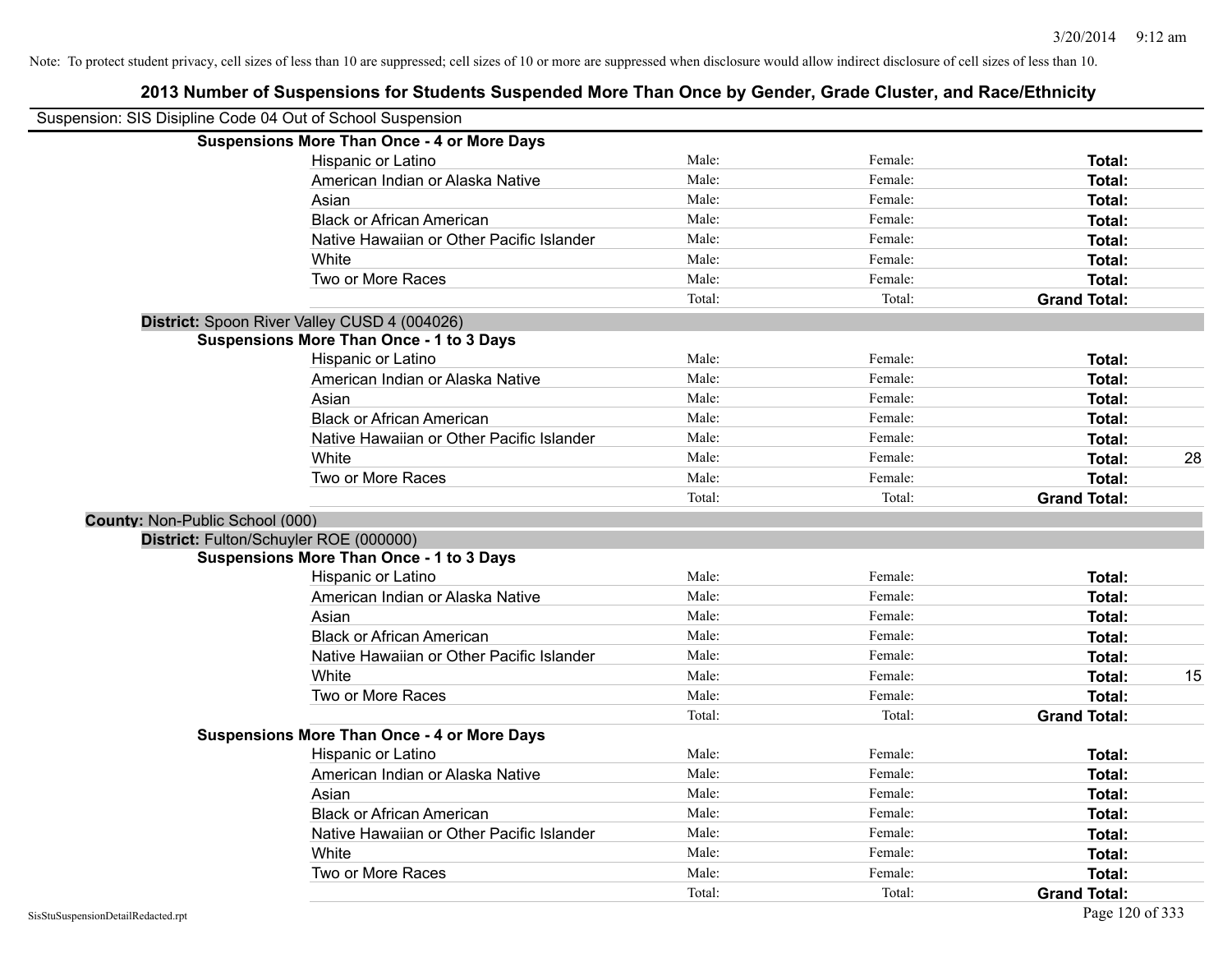Note: To protect student privacy, cell sizes of less than 10 are suppressed; cell sizes of 10 or more are suppressed when disclosure would allow indirect disclosure of cell sizes of less than 10.

# 2013 Number of Suspensions for Students Suspended More Than Once by Gender, Grade Cluster, and Race/Ethnicity

Suspension: SIS Disipline Code 04 Out of School Suspension

**Suspensions More Than Once - 4 or More Days**

| | | | | |
|---|---|---|---|---|
| Hispanic or Latino | Male: | Female: | **Total:** | |
| American Indian or Alaska Native | Male: | Female: | **Total:** | |
| Asian | Male: | Female: | **Total:** | |
| Black or African American | Male: | Female: | **Total:** | |
| Native Hawaiian or Other Pacific Islander | Male: | Female: | **Total:** | |
| White | Male: | Female: | **Total:** | |
| Two or More Races | Male: | Female: | **Total:** | |
| | Total: | Total: | **Grand Total:** | |

**District:** Spoon River Valley CUSD 4 (004026)

**Suspensions More Than Once - 1 to 3 Days**

| | | | | |
|---|---|---|---|---|
| Hispanic or Latino | Male: | Female: | **Total:** | |
| American Indian or Alaska Native | Male: | Female: | **Total:** | |
| Asian | Male: | Female: | **Total:** | |
| Black or African American | Male: | Female: | **Total:** | |
| Native Hawaiian or Other Pacific Islander | Male: | Female: | **Total:** | |
| White | Male: | Female: | **Total:** | 28 |
| Two or More Races | Male: | Female: | **Total:** | |
| | Total: | Total: | **Grand Total:** | |

**County:** Non-Public School (000)

**District:** Fulton/Schuyler ROE (000000)

**Suspensions More Than Once - 1 to 3 Days**

| | | | | |
|---|---|---|---|---|
| Hispanic or Latino | Male: | Female: | **Total:** | |
| American Indian or Alaska Native | Male: | Female: | **Total:** | |
| Asian | Male: | Female: | **Total:** | |
| Black or African American | Male: | Female: | **Total:** | |
| Native Hawaiian or Other Pacific Islander | Male: | Female: | **Total:** | |
| White | Male: | Female: | **Total:** | 15 |
| Two or More Races | Male: | Female: | **Total:** | |
| | Total: | Total: | **Grand Total:** | |

**Suspensions More Than Once - 4 or More Days**

| | | | | |
|---|---|---|---|---|
| Hispanic or Latino | Male: | Female: | **Total:** | |
| American Indian or Alaska Native | Male: | Female: | **Total:** | |
| Asian | Male: | Female: | **Total:** | |
| Black or African American | Male: | Female: | **Total:** | |
| Native Hawaiian or Other Pacific Islander | Male: | Female: | **Total:** | |
| White | Male: | Female: | **Total:** | |
| Two or More Races | Male: | Female: | **Total:** | |
| | Total: | Total: | **Grand Total:** | |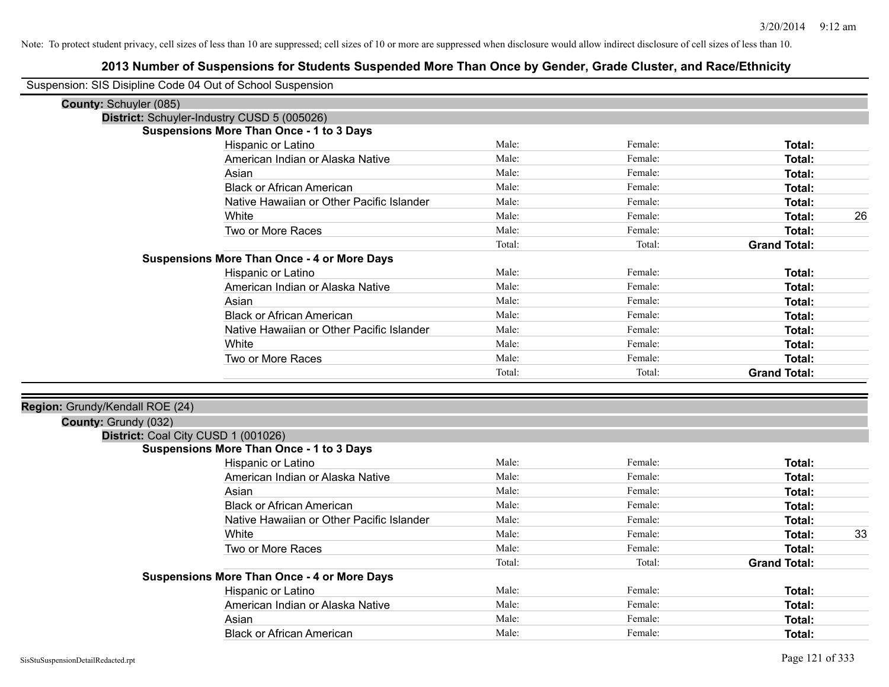Note: To protect student privacy, cell sizes of less than 10 are suppressed; cell sizes of 10 or more are suppressed when disclosure would allow indirect disclosure of cell sizes of less than 10.

# 2013 Number of Suspensions for Students Suspended More Than Once by Gender, Grade Cluster, and Race/Ethnicity

Suspension: SIS Disipline Code 04 Out of School Suspension

**County:** Schuyler (085)

**District:** Schuyler-Industry CUSD 5 (005026)

**Suspensions More Than Once - 1 to 3 Days**

| Race/Ethnicity | Male | Female | Total | |
|---|---|---|---|---|
| Hispanic or Latino | Male: | Female: | **Total:** | |
| American Indian or Alaska Native | Male: | Female: | **Total:** | |
| Asian | Male: | Female: | **Total:** | |
| Black or African American | Male: | Female: | **Total:** | |
| Native Hawaiian or Other Pacific Islander | Male: | Female: | **Total:** | |
| White | Male: | Female: | **Total:** | 26 |
| Two or More Races | Male: | Female: | **Total:** | |
| | Total: | Total: | **Grand Total:** | |

**Suspensions More Than Once - 4 or More Days**

| Race/Ethnicity | Male | Female | Total | |
|---|---|---|---|---|
| Hispanic or Latino | Male: | Female: | **Total:** | |
| American Indian or Alaska Native | Male: | Female: | **Total:** | |
| Asian | Male: | Female: | **Total:** | |
| Black or African American | Male: | Female: | **Total:** | |
| Native Hawaiian or Other Pacific Islander | Male: | Female: | **Total:** | |
| White | Male: | Female: | **Total:** | |
| Two or More Races | Male: | Female: | **Total:** | |
| | Total: | Total: | **Grand Total:** | |

**Region:** Grundy/Kendall ROE (24)

**County:** Grundy (032)

**District:** Coal City CUSD 1 (001026)

**Suspensions More Than Once - 1 to 3 Days**

| Race/Ethnicity | Male | Female | Total | |
|---|---|---|---|---|
| Hispanic or Latino | Male: | Female: | **Total:** | |
| American Indian or Alaska Native | Male: | Female: | **Total:** | |
| Asian | Male: | Female: | **Total:** | |
| Black or African American | Male: | Female: | **Total:** | |
| Native Hawaiian or Other Pacific Islander | Male: | Female: | **Total:** | |
| White | Male: | Female: | **Total:** | 33 |
| Two or More Races | Male: | Female: | **Total:** | |
| | Total: | Total: | **Grand Total:** | |

**Suspensions More Than Once - 4 or More Days**

| Race/Ethnicity | Male | Female | Total | |
|---|---|---|---|---|
| Hispanic or Latino | Male: | Female: | **Total:** | |
| American Indian or Alaska Native | Male: | Female: | **Total:** | |
| Asian | Male: | Female: | **Total:** | |
| Black or African American | Male: | Female: | **Total:** | |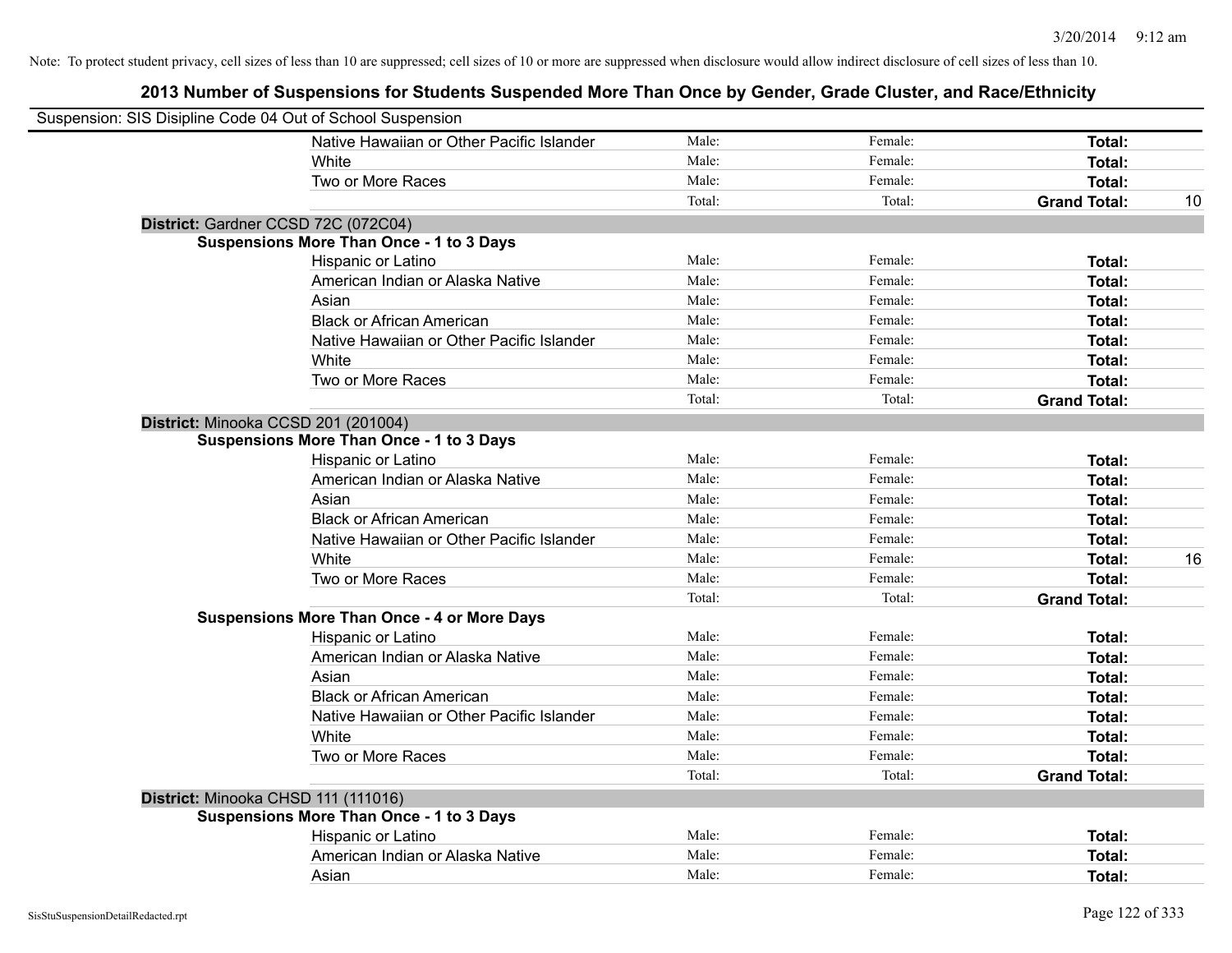Note: To protect student privacy, cell sizes of less than 10 are suppressed; cell sizes of 10 or more are suppressed when disclosure would allow indirect disclosure of cell sizes of less than 10.

## 2013 Number of Suspensions for Students Suspended More Than Once by Gender, Grade Cluster, and Race/Ethnicity

Suspension: SIS Disipline Code 04 Out of School Suspension

| | | | | |
|---|---|---|---|---|
| Native Hawaiian or Other Pacific Islander | Male: | Female: | **Total:** | |
| White | Male: | Female: | **Total:** | |
| Two or More Races | Male: | Female: | **Total:** | |
| | Total: | Total: | **Grand Total:** | 10 |

**District:** Gardner CCSD 72C (072C04)

**Suspensions More Than Once - 1 to 3 Days**

| | | | | |
|---|---|---|---|---|
| Hispanic or Latino | Male: | Female: | **Total:** | |
| American Indian or Alaska Native | Male: | Female: | **Total:** | |
| Asian | Male: | Female: | **Total:** | |
| Black or African American | Male: | Female: | **Total:** | |
| Native Hawaiian or Other Pacific Islander | Male: | Female: | **Total:** | |
| White | Male: | Female: | **Total:** | |
| Two or More Races | Male: | Female: | **Total:** | |
| | Total: | Total: | **Grand Total:** | |

**District:** Minooka CCSD 201 (201004)

**Suspensions More Than Once - 1 to 3 Days**

| | | | | |
|---|---|---|---|---|
| Hispanic or Latino | Male: | Female: | **Total:** | |
| American Indian or Alaska Native | Male: | Female: | **Total:** | |
| Asian | Male: | Female: | **Total:** | |
| Black or African American | Male: | Female: | **Total:** | |
| Native Hawaiian or Other Pacific Islander | Male: | Female: | **Total:** | |
| White | Male: | Female: | **Total:** | 16 |
| Two or More Races | Male: | Female: | **Total:** | |
| | Total: | Total: | **Grand Total:** | |

**Suspensions More Than Once - 4 or More Days**

| | | | | |
|---|---|---|---|---|
| Hispanic or Latino | Male: | Female: | **Total:** | |
| American Indian or Alaska Native | Male: | Female: | **Total:** | |
| Asian | Male: | Female: | **Total:** | |
| Black or African American | Male: | Female: | **Total:** | |
| Native Hawaiian or Other Pacific Islander | Male: | Female: | **Total:** | |
| White | Male: | Female: | **Total:** | |
| Two or More Races | Male: | Female: | **Total:** | |
| | Total: | Total: | **Grand Total:** | |

**District:** Minooka CHSD 111 (111016)

**Suspensions More Than Once - 1 to 3 Days**

| | | | | |
|---|---|---|---|---|
| Hispanic or Latino | Male: | Female: | **Total:** | |
| American Indian or Alaska Native | Male: | Female: | **Total:** | |
| Asian | Male: | Female: | **Total:** | |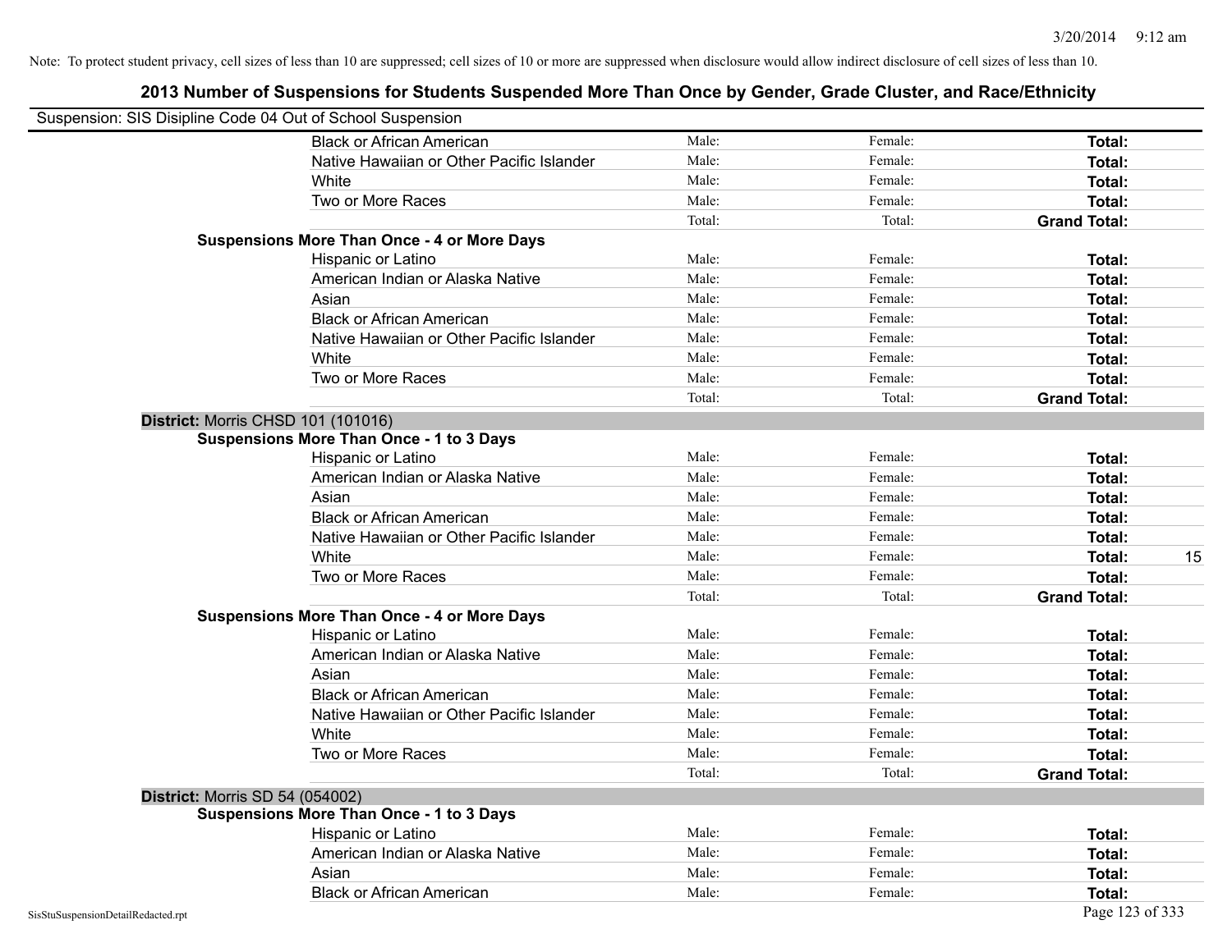Note: To protect student privacy, cell sizes of less than 10 are suppressed; cell sizes of 10 or more are suppressed when disclosure would allow indirect disclosure of cell sizes of less than 10.

# 2013 Number of Suspensions for Students Suspended More Than Once by Gender, Grade Cluster, and Race/Ethnicity

Suspension: SIS Disipline Code 04 Out of School Suspension

| | | | | | |
|---|---|---|---|---|---|
| | Black or African American | Male: | Female: | **Total:** | |
| | Native Hawaiian or Other Pacific Islander | Male: | Female: | **Total:** | |
| | White | Male: | Female: | **Total:** | |
| | Two or More Races | Male: | Female: | **Total:** | |
| | | Total: | Total: | **Grand Total:** | |
| **Suspensions More Than Once - 4 or More Days** | | | | | |
| | Hispanic or Latino | Male: | Female: | **Total:** | |
| | American Indian or Alaska Native | Male: | Female: | **Total:** | |
| | Asian | Male: | Female: | **Total:** | |
| | Black or African American | Male: | Female: | **Total:** | |
| | Native Hawaiian or Other Pacific Islander | Male: | Female: | **Total:** | |
| | White | Male: | Female: | **Total:** | |
| | Two or More Races | Male: | Female: | **Total:** | |
| | | Total: | Total: | **Grand Total:** | |
| **District:** Morris CHSD 101 (101016) | | | | | |
| **Suspensions More Than Once - 1 to 3 Days** | | | | | |
| | Hispanic or Latino | Male: | Female: | **Total:** | |
| | American Indian or Alaska Native | Male: | Female: | **Total:** | |
| | Asian | Male: | Female: | **Total:** | |
| | Black or African American | Male: | Female: | **Total:** | |
| | Native Hawaiian or Other Pacific Islander | Male: | Female: | **Total:** | |
| | White | Male: | Female: | **Total:** | 15 |
| | Two or More Races | Male: | Female: | **Total:** | |
| | | Total: | Total: | **Grand Total:** | |
| **Suspensions More Than Once - 4 or More Days** | | | | | |
| | Hispanic or Latino | Male: | Female: | **Total:** | |
| | American Indian or Alaska Native | Male: | Female: | **Total:** | |
| | Asian | Male: | Female: | **Total:** | |
| | Black or African American | Male: | Female: | **Total:** | |
| | Native Hawaiian or Other Pacific Islander | Male: | Female: | **Total:** | |
| | White | Male: | Female: | **Total:** | |
| | Two or More Races | Male: | Female: | **Total:** | |
| | | Total: | Total: | **Grand Total:** | |
| **District:** Morris SD 54 (054002) | | | | | |
| **Suspensions More Than Once - 1 to 3 Days** | | | | | |
| | Hispanic or Latino | Male: | Female: | **Total:** | |
| | American Indian or Alaska Native | Male: | Female: | **Total:** | |
| | Asian | Male: | Female: | **Total:** | |
| | Black or African American | Male: | Female: | **Total:** | |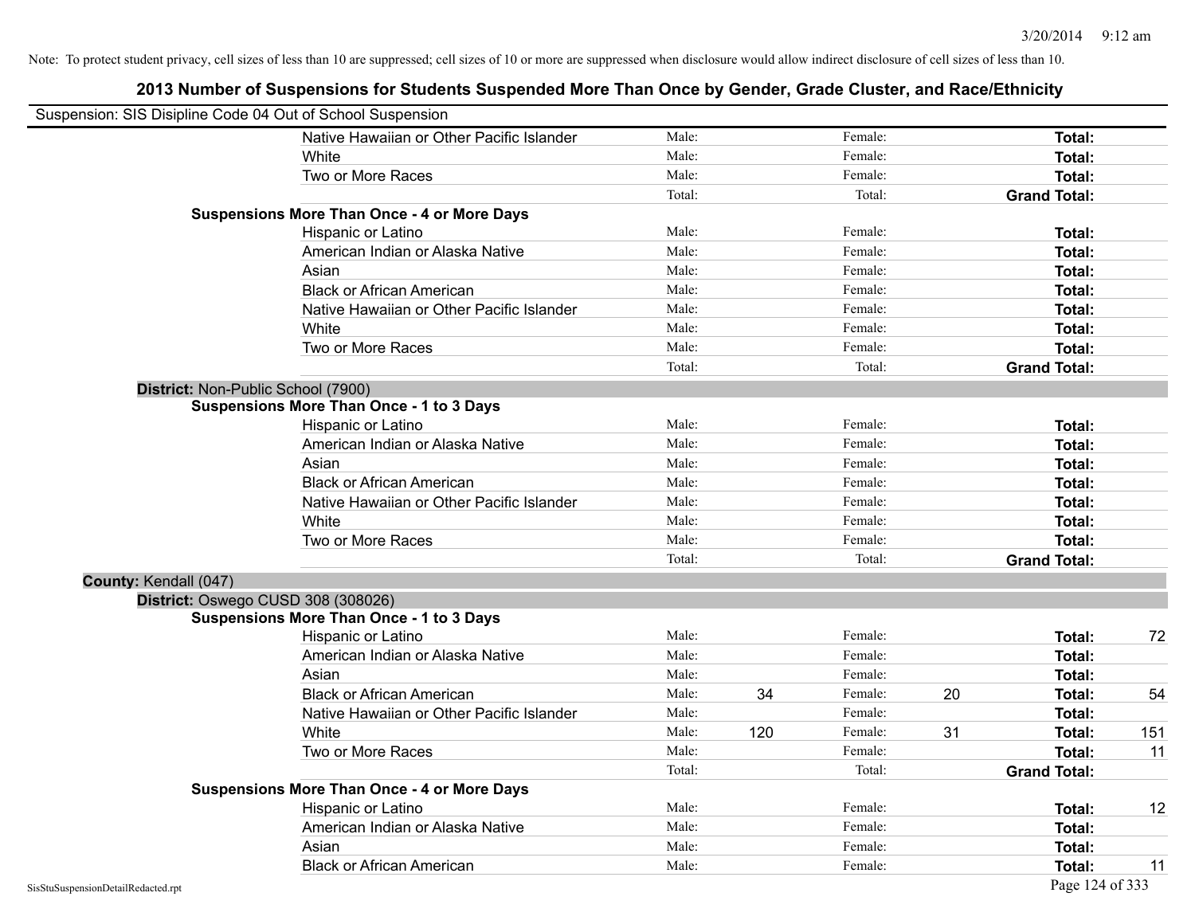Note: To protect student privacy, cell sizes of less than 10 are suppressed; cell sizes of 10 or more are suppressed when disclosure would allow indirect disclosure of cell sizes of less than 10.

## 2013 Number of Suspensions for Students Suspended More Than Once by Gender, Grade Cluster, and Race/Ethnicity

Suspension: SIS Disipline Code 04 Out of School Suspension

| | | | | | | |
|---|---|---|---|---|---|---|
| Native Hawaiian or Other Pacific Islander | Male: | | Female: | | **Total:** | |
| White | Male: | | Female: | | **Total:** | |
| Two or More Races | Male: | | Female: | | **Total:** | |
| | Total: | | Total: | | **Grand Total:** | |
| **Suspensions More Than Once - 4 or More Days** | | | | | | |
| Hispanic or Latino | Male: | | Female: | | **Total:** | |
| American Indian or Alaska Native | Male: | | Female: | | **Total:** | |
| Asian | Male: | | Female: | | **Total:** | |
| Black or African American | Male: | | Female: | | **Total:** | |
| Native Hawaiian or Other Pacific Islander | Male: | | Female: | | **Total:** | |
| White | Male: | | Female: | | **Total:** | |
| Two or More Races | Male: | | Female: | | **Total:** | |
| | Total: | | Total: | | **Grand Total:** | |

**District:** Non-Public School (7900)

| | | | | | | |
|---|---|---|---|---|---|---|
| **Suspensions More Than Once - 1 to 3 Days** | | | | | | |
| Hispanic or Latino | Male: | | Female: | | **Total:** | |
| American Indian or Alaska Native | Male: | | Female: | | **Total:** | |
| Asian | Male: | | Female: | | **Total:** | |
| Black or African American | Male: | | Female: | | **Total:** | |
| Native Hawaiian or Other Pacific Islander | Male: | | Female: | | **Total:** | |
| White | Male: | | Female: | | **Total:** | |
| Two or More Races | Male: | | Female: | | **Total:** | |
| | Total: | | Total: | | **Grand Total:** | |

**County:** Kendall (047)

**District:** Oswego CUSD 308 (308026)

| | | | | | | |
|---|---|---|---|---|---|---|
| **Suspensions More Than Once - 1 to 3 Days** | | | | | | |
| Hispanic or Latino | Male: | | Female: | | **Total:** | 72 |
| American Indian or Alaska Native | Male: | | Female: | | **Total:** | |
| Asian | Male: | | Female: | | **Total:** | |
| Black or African American | Male: | 34 | Female: | 20 | **Total:** | 54 |
| Native Hawaiian or Other Pacific Islander | Male: | | Female: | | **Total:** | |
| White | Male: | 120 | Female: | 31 | **Total:** | 151 |
| Two or More Races | Male: | | Female: | | **Total:** | 11 |
| | Total: | | Total: | | **Grand Total:** | |
| **Suspensions More Than Once - 4 or More Days** | | | | | | |
| Hispanic or Latino | Male: | | Female: | | **Total:** | 12 |
| American Indian or Alaska Native | Male: | | Female: | | **Total:** | |
| Asian | Male: | | Female: | | **Total:** | |
| Black or African American | Male: | | Female: | | **Total:** | 11 |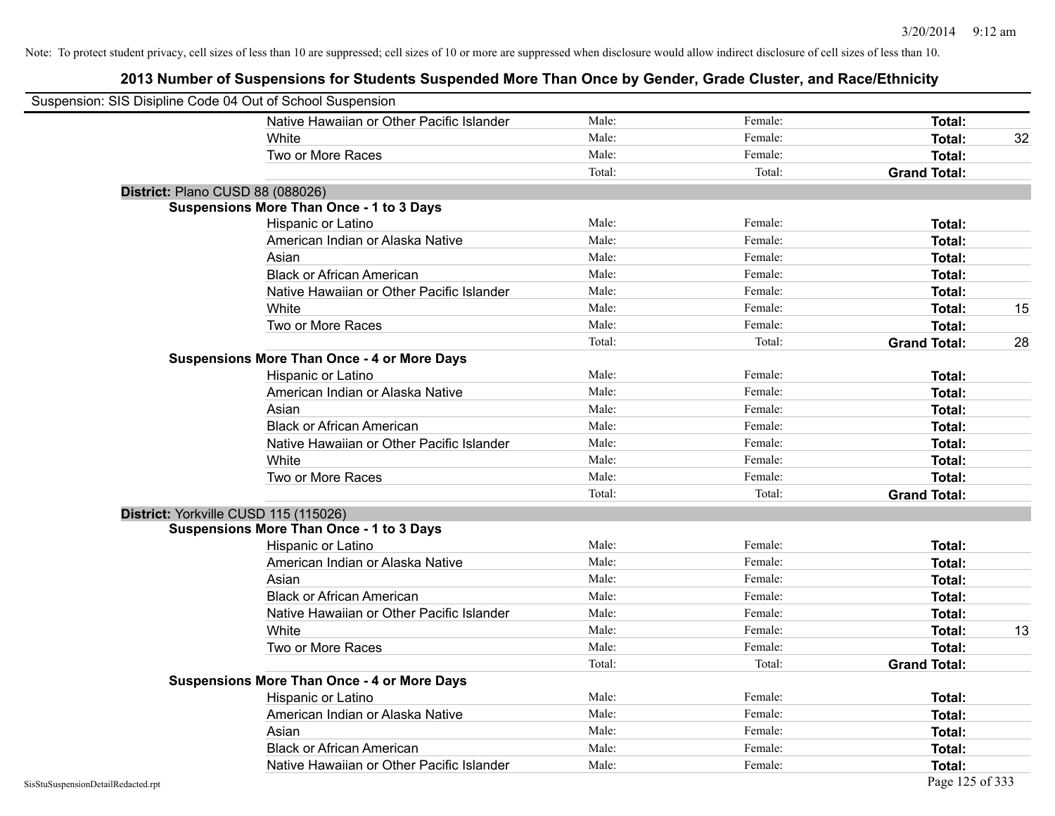Note: To protect student privacy, cell sizes of less than 10 are suppressed; cell sizes of 10 or more are suppressed when disclosure would allow indirect disclosure of cell sizes of less than 10.

## 2013 Number of Suspensions for Students Suspended More Than Once by Gender, Grade Cluster, and Race/Ethnicity

Suspension: SIS Disipline Code 04 Out of School Suspension

| | | | | |
|---|---|---|---|---|
| Native Hawaiian or Other Pacific Islander | Male: | Female: | **Total:** | |
| White | Male: | Female: | **Total:** | 32 |
| Two or More Races | Male: | Female: | **Total:** | |
| | Total: | Total: | **Grand Total:** | |

**District:** Plano CUSD 88 (088026)

**Suspensions More Than Once - 1 to 3 Days**

| | | | | |
|---|---|---|---|---|
| Hispanic or Latino | Male: | Female: | **Total:** | |
| American Indian or Alaska Native | Male: | Female: | **Total:** | |
| Asian | Male: | Female: | **Total:** | |
| Black or African American | Male: | Female: | **Total:** | |
| Native Hawaiian or Other Pacific Islander | Male: | Female: | **Total:** | |
| White | Male: | Female: | **Total:** | 15 |
| Two or More Races | Male: | Female: | **Total:** | |
| | Total: | Total: | **Grand Total:** | 28 |

**Suspensions More Than Once - 4 or More Days**

| | | | | |
|---|---|---|---|---|
| Hispanic or Latino | Male: | Female: | **Total:** | |
| American Indian or Alaska Native | Male: | Female: | **Total:** | |
| Asian | Male: | Female: | **Total:** | |
| Black or African American | Male: | Female: | **Total:** | |
| Native Hawaiian or Other Pacific Islander | Male: | Female: | **Total:** | |
| White | Male: | Female: | **Total:** | |
| Two or More Races | Male: | Female: | **Total:** | |
| | Total: | Total: | **Grand Total:** | |

**District:** Yorkville CUSD 115 (115026)

**Suspensions More Than Once - 1 to 3 Days**

| | | | | |
|---|---|---|---|---|
| Hispanic or Latino | Male: | Female: | **Total:** | |
| American Indian or Alaska Native | Male: | Female: | **Total:** | |
| Asian | Male: | Female: | **Total:** | |
| Black or African American | Male: | Female: | **Total:** | |
| Native Hawaiian or Other Pacific Islander | Male: | Female: | **Total:** | |
| White | Male: | Female: | **Total:** | 13 |
| Two or More Races | Male: | Female: | **Total:** | |
| | Total: | Total: | **Grand Total:** | |

**Suspensions More Than Once - 4 or More Days**

| | | | | |
|---|---|---|---|---|
| Hispanic or Latino | Male: | Female: | **Total:** | |
| American Indian or Alaska Native | Male: | Female: | **Total:** | |
| Asian | Male: | Female: | **Total:** | |
| Black or African American | Male: | Female: | **Total:** | |
| Native Hawaiian or Other Pacific Islander | Male: | Female: | **Total:** | |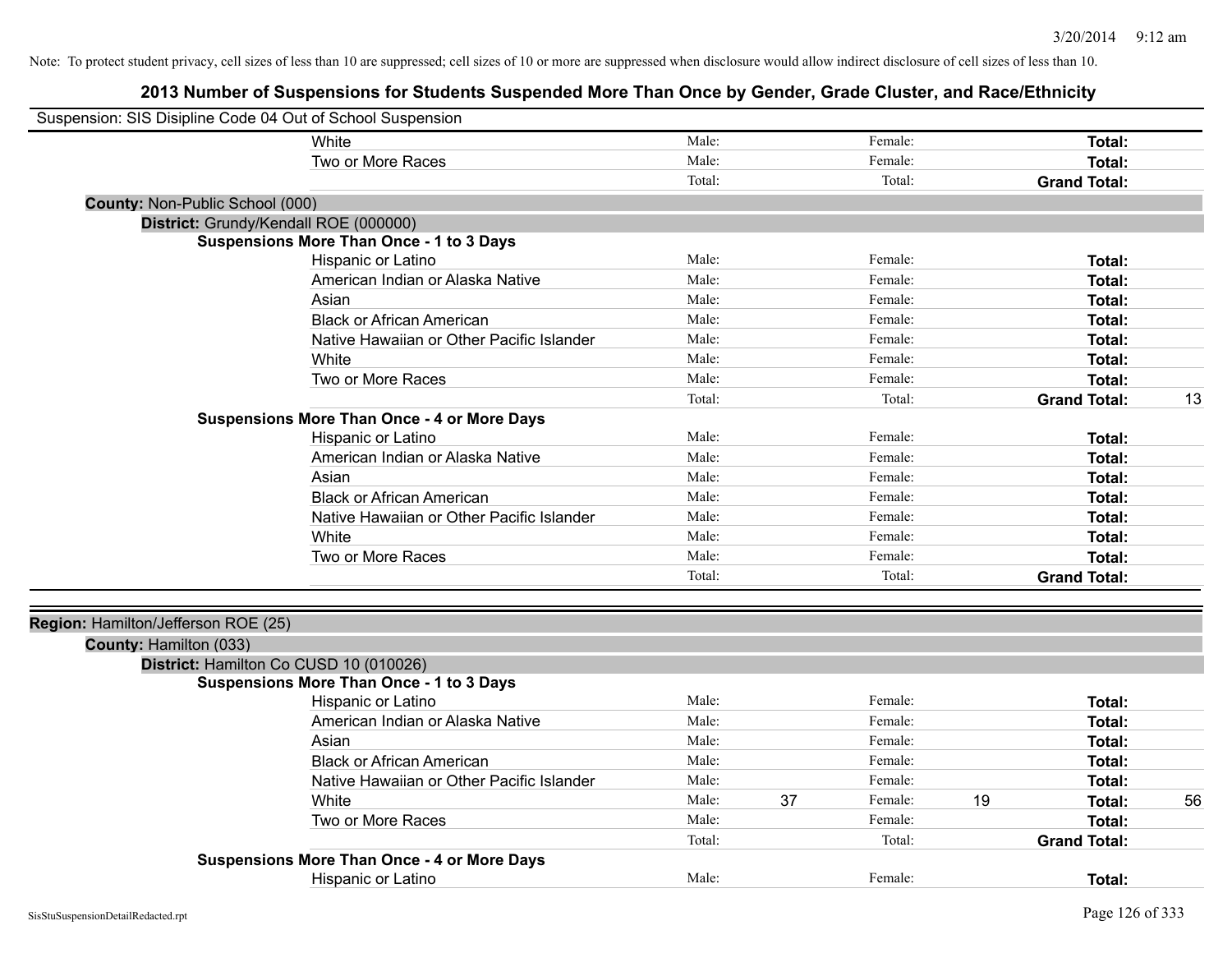Note: To protect student privacy, cell sizes of less than 10 are suppressed; cell sizes of 10 or more are suppressed when disclosure would allow indirect disclosure of cell sizes of less than 10.

# 2013 Number of Suspensions for Students Suspended More Than Once by Gender, Grade Cluster, and Race/Ethnicity

Suspension: SIS Disipline Code 04 Out of School Suspension

| | | | | | |
|---|---|---|---|---|---|
| White | Male: | | Female: | | **Total:** | |
| Two or More Races | Male: | | Female: | | **Total:** | |
| | Total: | | Total: | | **Grand Total:** | |

**County:** Non-Public School (000)

**District:** Grundy/Kendall ROE (000000)

**Suspensions More Than Once - 1 to 3 Days**

| | | | | | | |
|---|---|---|---|---|---|---|
| Hispanic or Latino | Male: | | Female: | | **Total:** | |
| American Indian or Alaska Native | Male: | | Female: | | **Total:** | |
| Asian | Male: | | Female: | | **Total:** | |
| Black or African American | Male: | | Female: | | **Total:** | |
| Native Hawaiian or Other Pacific Islander | Male: | | Female: | | **Total:** | |
| White | Male: | | Female: | | **Total:** | |
| Two or More Races | Male: | | Female: | | **Total:** | |
| | Total: | | Total: | | **Grand Total:** | 13 |

**Suspensions More Than Once - 4 or More Days**

| | | | | | | |
|---|---|---|---|---|---|---|
| Hispanic or Latino | Male: | | Female: | | **Total:** | |
| American Indian or Alaska Native | Male: | | Female: | | **Total:** | |
| Asian | Male: | | Female: | | **Total:** | |
| Black or African American | Male: | | Female: | | **Total:** | |
| Native Hawaiian or Other Pacific Islander | Male: | | Female: | | **Total:** | |
| White | Male: | | Female: | | **Total:** | |
| Two or More Races | Male: | | Female: | | **Total:** | |
| | Total: | | Total: | | **Grand Total:** | |

**Region:** Hamilton/Jefferson ROE (25)

**County:** Hamilton (033)

**District:** Hamilton Co CUSD 10 (010026)

**Suspensions More Than Once - 1 to 3 Days**

| | | | | | | |
|---|---|---|---|---|---|---|
| Hispanic or Latino | Male: | | Female: | | **Total:** | |
| American Indian or Alaska Native | Male: | | Female: | | **Total:** | |
| Asian | Male: | | Female: | | **Total:** | |
| Black or African American | Male: | | Female: | | **Total:** | |
| Native Hawaiian or Other Pacific Islander | Male: | | Female: | | **Total:** | |
| White | Male: | 37 | Female: | 19 | **Total:** | 56 |
| Two or More Races | Male: | | Female: | | **Total:** | |
| | Total: | | Total: | | **Grand Total:** | |

**Suspensions More Than Once - 4 or More Days**

| | | | | | | |
|---|---|---|---|---|---|---|
| Hispanic or Latino | Male: | | Female: | | **Total:** | |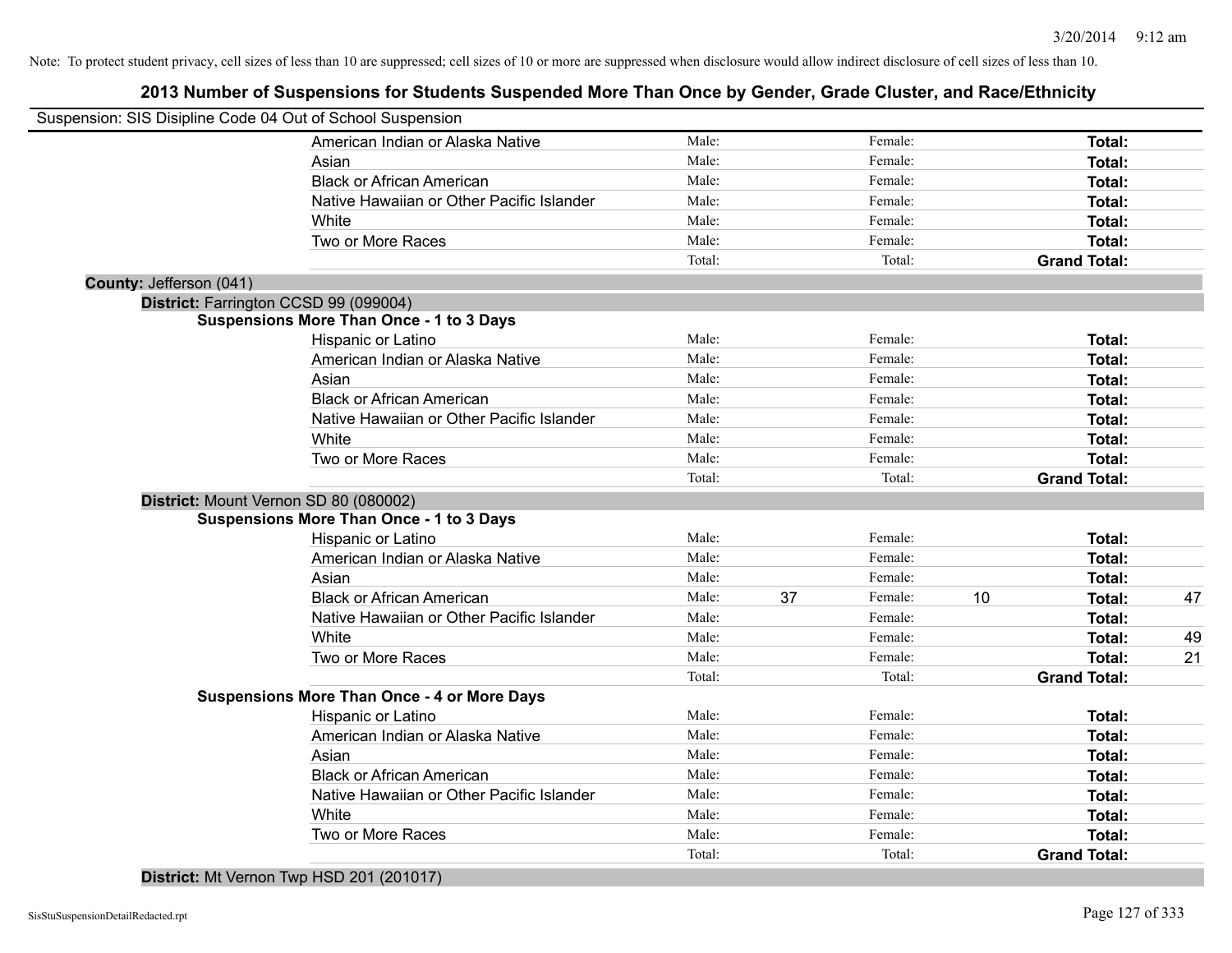Note: To protect student privacy, cell sizes of less than 10 are suppressed; cell sizes of 10 or more are suppressed when disclosure would allow indirect disclosure of cell sizes of less than 10.

## 2013 Number of Suspensions for Students Suspended More Than Once by Gender, Grade Cluster, and Race/Ethnicity

Suspension: SIS Disipline Code 04 Out of School Suspension

| | | | | | |
|---|---|---|---|---|---|
| American Indian or Alaska Native | Male: | | Female: | | **Total:** | |
| Asian | Male: | | Female: | | **Total:** | |
| Black or African American | Male: | | Female: | | **Total:** | |
| Native Hawaiian or Other Pacific Islander | Male: | | Female: | | **Total:** | |
| White | Male: | | Female: | | **Total:** | |
| Two or More Races | Male: | | Female: | | **Total:** | |
| | Total: | | Total: | | **Grand Total:** | |

**County:** Jefferson (041)

**District:** Farrington CCSD 99 (099004)

**Suspensions More Than Once - 1 to 3 Days**

| | | | | | | |
|---|---|---|---|---|---|---|
| Hispanic or Latino | Male: | | Female: | | **Total:** | |
| American Indian or Alaska Native | Male: | | Female: | | **Total:** | |
| Asian | Male: | | Female: | | **Total:** | |
| Black or African American | Male: | | Female: | | **Total:** | |
| Native Hawaiian or Other Pacific Islander | Male: | | Female: | | **Total:** | |
| White | Male: | | Female: | | **Total:** | |
| Two or More Races | Male: | | Female: | | **Total:** | |
| | Total: | | Total: | | **Grand Total:** | |

**District:** Mount Vernon SD 80 (080002)

**Suspensions More Than Once - 1 to 3 Days**

| | | | | | | |
|---|---|---|---|---|---|---|
| Hispanic or Latino | Male: | | Female: | | **Total:** | |
| American Indian or Alaska Native | Male: | | Female: | | **Total:** | |
| Asian | Male: | | Female: | | **Total:** | |
| Black or African American | Male: | 37 | Female: | 10 | **Total:** | 47 |
| Native Hawaiian or Other Pacific Islander | Male: | | Female: | | **Total:** | |
| White | Male: | | Female: | | **Total:** | 49 |
| Two or More Races | Male: | | Female: | | **Total:** | 21 |
| | Total: | | Total: | | **Grand Total:** | |

**Suspensions More Than Once - 4 or More Days**

| | | | | | | |
|---|---|---|---|---|---|---|
| Hispanic or Latino | Male: | | Female: | | **Total:** | |
| American Indian or Alaska Native | Male: | | Female: | | **Total:** | |
| Asian | Male: | | Female: | | **Total:** | |
| Black or African American | Male: | | Female: | | **Total:** | |
| Native Hawaiian or Other Pacific Islander | Male: | | Female: | | **Total:** | |
| White | Male: | | Female: | | **Total:** | |
| Two or More Races | Male: | | Female: | | **Total:** | |
| | Total: | | Total: | | **Grand Total:** | |

**District:** Mt Vernon Twp HSD 201 (201017)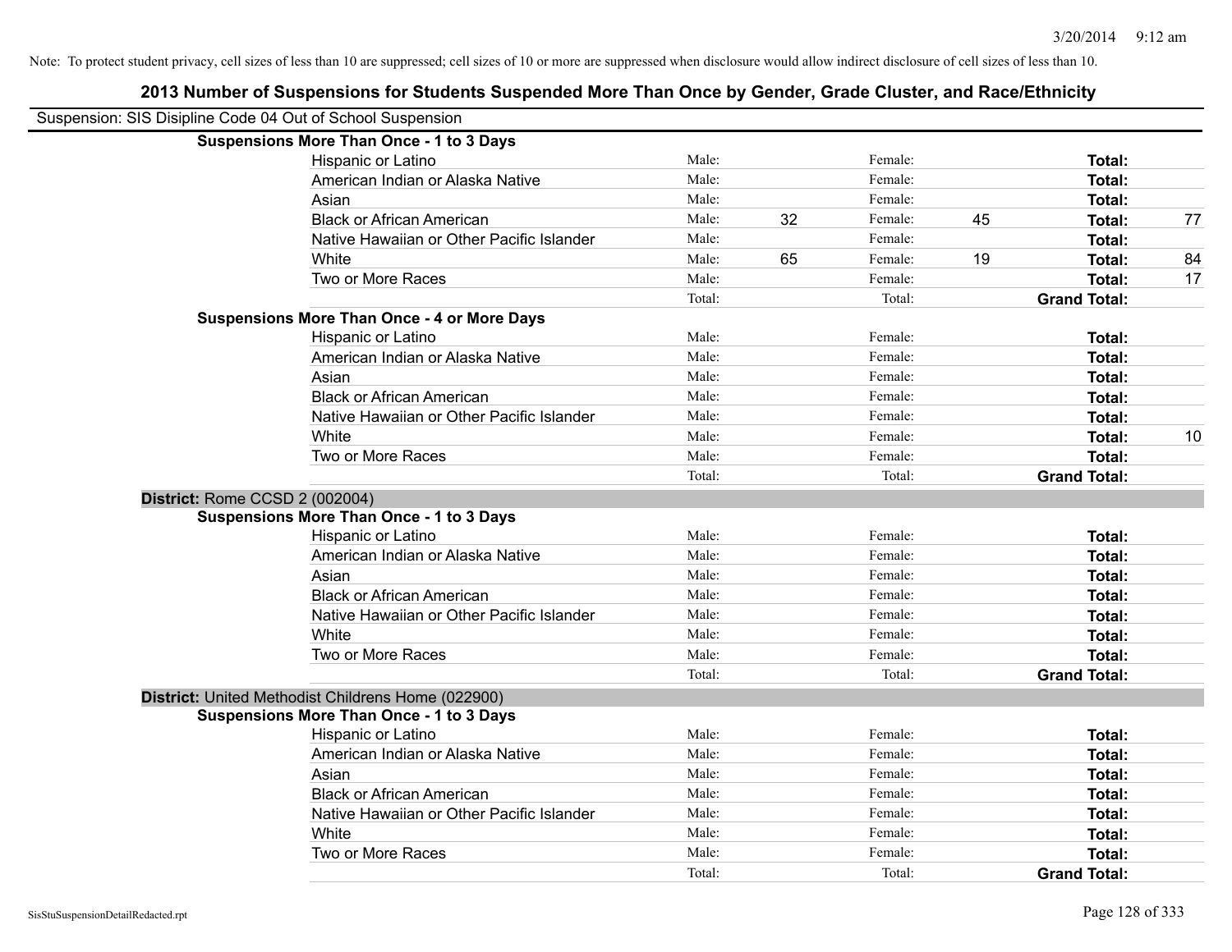Note: To protect student privacy, cell sizes of less than 10 are suppressed; cell sizes of 10 or more are suppressed when disclosure would allow indirect disclosure of cell sizes of less than 10.

## 2013 Number of Suspensions for Students Suspended More Than Once by Gender, Grade Cluster, and Race/Ethnicity

Suspension: SIS Disipline Code 04 Out of School Suspension

**Suspensions More Than Once - 1 to 3 Days**

| | | | | | | |
|---|---|---|---|---|---|---|
| Hispanic or Latino | Male: | | Female: | | **Total:** | |
| American Indian or Alaska Native | Male: | | Female: | | **Total:** | |
| Asian | Male: | | Female: | | **Total:** | |
| Black or African American | Male: | 32 | Female: | 45 | **Total:** | 77 |
| Native Hawaiian or Other Pacific Islander | Male: | | Female: | | **Total:** | |
| White | Male: | 65 | Female: | 19 | **Total:** | 84 |
| Two or More Races | Male: | | Female: | | **Total:** | 17 |
| | Total: | | Total: | | **Grand Total:** | |

**Suspensions More Than Once - 4 or More Days**

| | | | | | | |
|---|---|---|---|---|---|---|
| Hispanic or Latino | Male: | | Female: | | **Total:** | |
| American Indian or Alaska Native | Male: | | Female: | | **Total:** | |
| Asian | Male: | | Female: | | **Total:** | |
| Black or African American | Male: | | Female: | | **Total:** | |
| Native Hawaiian or Other Pacific Islander | Male: | | Female: | | **Total:** | |
| White | Male: | | Female: | | **Total:** | 10 |
| Two or More Races | Male: | | Female: | | **Total:** | |
| | Total: | | Total: | | **Grand Total:** | |

**District:** Rome CCSD 2 (002004)

**Suspensions More Than Once - 1 to 3 Days**

| | | | | | | |
|---|---|---|---|---|---|---|
| Hispanic or Latino | Male: | | Female: | | **Total:** | |
| American Indian or Alaska Native | Male: | | Female: | | **Total:** | |
| Asian | Male: | | Female: | | **Total:** | |
| Black or African American | Male: | | Female: | | **Total:** | |
| Native Hawaiian or Other Pacific Islander | Male: | | Female: | | **Total:** | |
| White | Male: | | Female: | | **Total:** | |
| Two or More Races | Male: | | Female: | | **Total:** | |
| | Total: | | Total: | | **Grand Total:** | |

**District:** United Methodist Childrens Home (022900)

**Suspensions More Than Once - 1 to 3 Days**

| | | | | | | |
|---|---|---|---|---|---|---|
| Hispanic or Latino | Male: | | Female: | | **Total:** | |
| American Indian or Alaska Native | Male: | | Female: | | **Total:** | |
| Asian | Male: | | Female: | | **Total:** | |
| Black or African American | Male: | | Female: | | **Total:** | |
| Native Hawaiian or Other Pacific Islander | Male: | | Female: | | **Total:** | |
| White | Male: | | Female: | | **Total:** | |
| Two or More Races | Male: | | Female: | | **Total:** | |
| | Total: | | Total: | | **Grand Total:** | |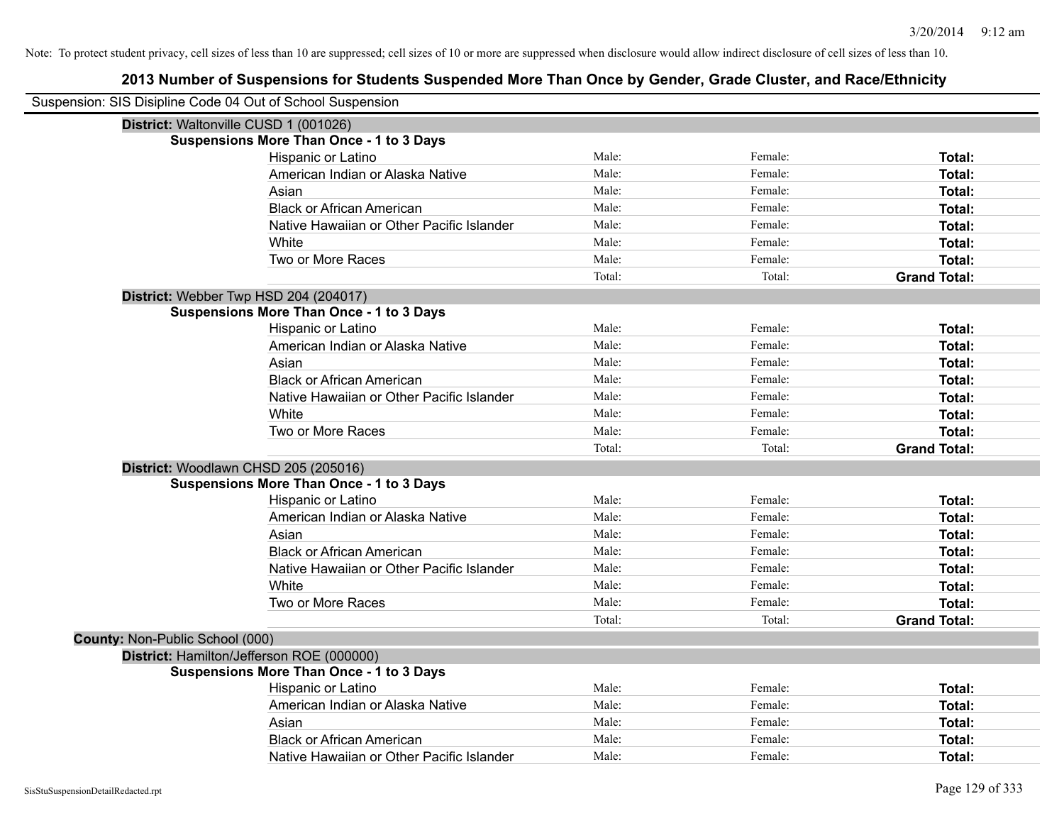Note: To protect student privacy, cell sizes of less than 10 are suppressed; cell sizes of 10 or more are suppressed when disclosure would allow indirect disclosure of cell sizes of less than 10.

## 2013 Number of Suspensions for Students Suspended More Than Once by Gender, Grade Cluster, and Race/Ethnicity

Suspension: SIS Disipline Code 04 Out of School Suspension

**District:** Waltonville CUSD 1 (001026)

**Suspensions More Than Once - 1 to 3 Days**

| | | | |
|---|---|---|---|
| Hispanic or Latino | Male: | Female: | **Total:** |
| American Indian or Alaska Native | Male: | Female: | **Total:** |
| Asian | Male: | Female: | **Total:** |
| Black or African American | Male: | Female: | **Total:** |
| Native Hawaiian or Other Pacific Islander | Male: | Female: | **Total:** |
| White | Male: | Female: | **Total:** |
| Two or More Races | Male: | Female: | **Total:** |
| | Total: | Total: | **Grand Total:** |

**District:** Webber Twp HSD 204 (204017)

**Suspensions More Than Once - 1 to 3 Days**

| | | | |
|---|---|---|---|
| Hispanic or Latino | Male: | Female: | **Total:** |
| American Indian or Alaska Native | Male: | Female: | **Total:** |
| Asian | Male: | Female: | **Total:** |
| Black or African American | Male: | Female: | **Total:** |
| Native Hawaiian or Other Pacific Islander | Male: | Female: | **Total:** |
| White | Male: | Female: | **Total:** |
| Two or More Races | Male: | Female: | **Total:** |
| | Total: | Total: | **Grand Total:** |

**District:** Woodlawn CHSD 205 (205016)

**Suspensions More Than Once - 1 to 3 Days**

| | | | |
|---|---|---|---|
| Hispanic or Latino | Male: | Female: | **Total:** |
| American Indian or Alaska Native | Male: | Female: | **Total:** |
| Asian | Male: | Female: | **Total:** |
| Black or African American | Male: | Female: | **Total:** |
| Native Hawaiian or Other Pacific Islander | Male: | Female: | **Total:** |
| White | Male: | Female: | **Total:** |
| Two or More Races | Male: | Female: | **Total:** |
| | Total: | Total: | **Grand Total:** |

**County:** Non-Public School (000)

**District:** Hamilton/Jefferson ROE (000000)

**Suspensions More Than Once - 1 to 3 Days**

| | | | |
|---|---|---|---|
| Hispanic or Latino | Male: | Female: | **Total:** |
| American Indian or Alaska Native | Male: | Female: | **Total:** |
| Asian | Male: | Female: | **Total:** |
| Black or African American | Male: | Female: | **Total:** |
| Native Hawaiian or Other Pacific Islander | Male: | Female: | **Total:** |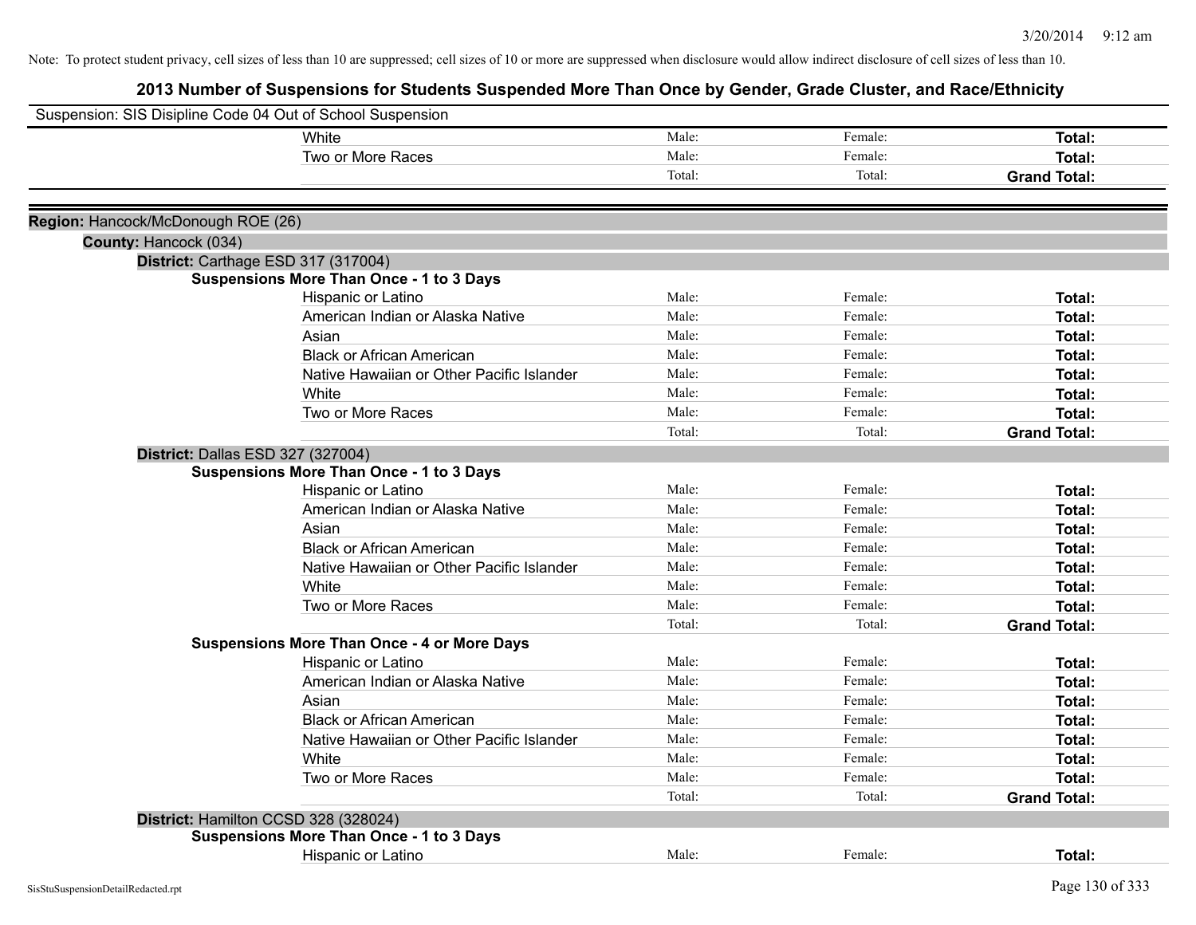Note: To protect student privacy, cell sizes of less than 10 are suppressed; cell sizes of 10 or more are suppressed when disclosure would allow indirect disclosure of cell sizes of less than 10.

# 2013 Number of Suspensions for Students Suspended More Than Once by Gender, Grade Cluster, and Race/Ethnicity

Suspension: SIS Disipline Code 04 Out of School Suspension

| | | | |
|---|---|---|---|
| White | Male: | Female: | **Total:** |
| Two or More Races | Male: | Female: | **Total:** |
| | Total: | Total: | **Grand Total:** |

**Region:** Hancock/McDonough ROE (26)

**County:** Hancock (034)

**District:** Carthage ESD 317 (317004)

**Suspensions More Than Once - 1 to 3 Days**

| | | | |
|---|---|---|---|
| Hispanic or Latino | Male: | Female: | **Total:** |
| American Indian or Alaska Native | Male: | Female: | **Total:** |
| Asian | Male: | Female: | **Total:** |
| Black or African American | Male: | Female: | **Total:** |
| Native Hawaiian or Other Pacific Islander | Male: | Female: | **Total:** |
| White | Male: | Female: | **Total:** |
| Two or More Races | Male: | Female: | **Total:** |
| | Total: | Total: | **Grand Total:** |

**District:** Dallas ESD 327 (327004)

**Suspensions More Than Once - 1 to 3 Days**

| | | | |
|---|---|---|---|
| Hispanic or Latino | Male: | Female: | **Total:** |
| American Indian or Alaska Native | Male: | Female: | **Total:** |
| Asian | Male: | Female: | **Total:** |
| Black or African American | Male: | Female: | **Total:** |
| Native Hawaiian or Other Pacific Islander | Male: | Female: | **Total:** |
| White | Male: | Female: | **Total:** |
| Two or More Races | Male: | Female: | **Total:** |
| | Total: | Total: | **Grand Total:** |

**Suspensions More Than Once - 4 or More Days**

| | | | |
|---|---|---|---|
| Hispanic or Latino | Male: | Female: | **Total:** |
| American Indian or Alaska Native | Male: | Female: | **Total:** |
| Asian | Male: | Female: | **Total:** |
| Black or African American | Male: | Female: | **Total:** |
| Native Hawaiian or Other Pacific Islander | Male: | Female: | **Total:** |
| White | Male: | Female: | **Total:** |
| Two or More Races | Male: | Female: | **Total:** |
| | Total: | Total: | **Grand Total:** |

**District:** Hamilton CCSD 328 (328024)

**Suspensions More Than Once - 1 to 3 Days**

| | | | |
|---|---|---|---|
| Hispanic or Latino | Male: | Female: | **Total:** |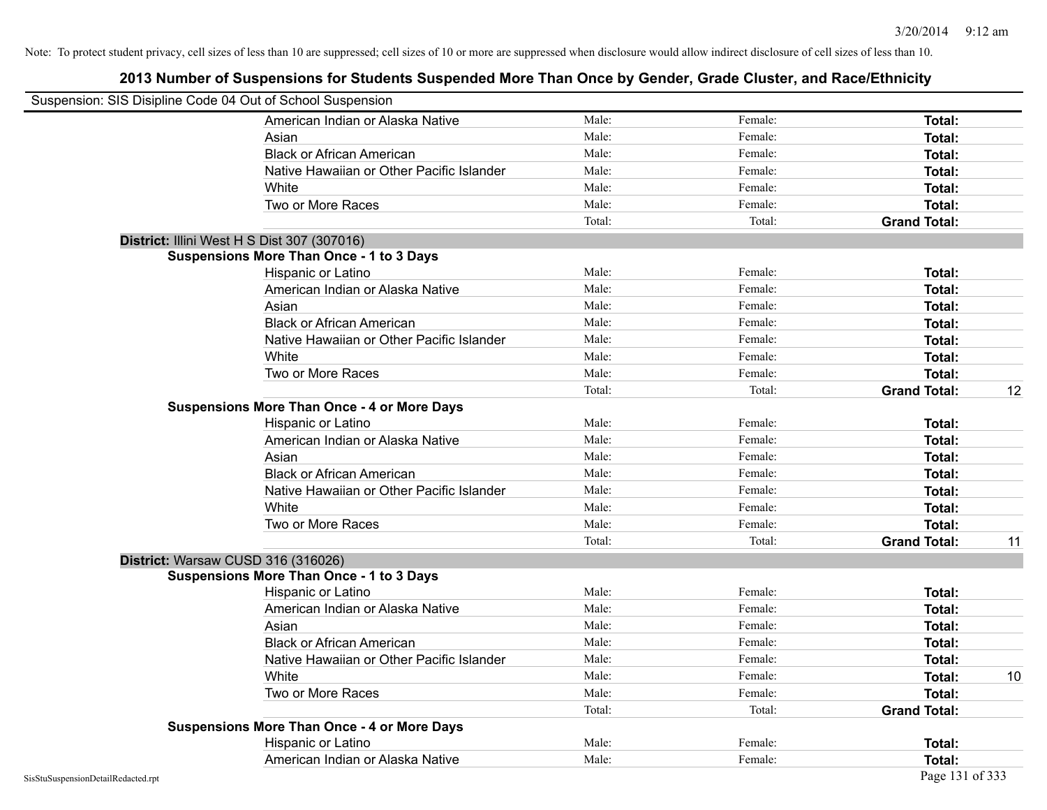Note: To protect student privacy, cell sizes of less than 10 are suppressed; cell sizes of 10 or more are suppressed when disclosure would allow indirect disclosure of cell sizes of less than 10.

# 2013 Number of Suspensions for Students Suspended More Than Once by Gender, Grade Cluster, and Race/Ethnicity

Suspension: SIS Disipline Code 04 Out of School Suspension

| | Male | Female | Total |
|---|---|---|---|
| American Indian or Alaska Native | Male: | Female: | **Total:** |
| Asian | Male: | Female: | **Total:** |
| Black or African American | Male: | Female: | **Total:** |
| Native Hawaiian or Other Pacific Islander | Male: | Female: | **Total:** |
| White | Male: | Female: | **Total:** |
| Two or More Races | Male: | Female: | **Total:** |
| | Total: | Total: | **Grand Total:** |

**District:** Illini West H S Dist 307 (307016)

**Suspensions More Than Once - 1 to 3 Days**

| | Male | Female | Total |
|---|---|---|---|
| Hispanic or Latino | Male: | Female: | **Total:** |
| American Indian or Alaska Native | Male: | Female: | **Total:** |
| Asian | Male: | Female: | **Total:** |
| Black or African American | Male: | Female: | **Total:** |
| Native Hawaiian or Other Pacific Islander | Male: | Female: | **Total:** |
| White | Male: | Female: | **Total:** |
| Two or More Races | Male: | Female: | **Total:** |
| | Total: | Total: | **Grand Total:** 12 |

**Suspensions More Than Once - 4 or More Days**

| | Male | Female | Total |
|---|---|---|---|
| Hispanic or Latino | Male: | Female: | **Total:** |
| American Indian or Alaska Native | Male: | Female: | **Total:** |
| Asian | Male: | Female: | **Total:** |
| Black or African American | Male: | Female: | **Total:** |
| Native Hawaiian or Other Pacific Islander | Male: | Female: | **Total:** |
| White | Male: | Female: | **Total:** |
| Two or More Races | Male: | Female: | **Total:** |
| | Total: | Total: | **Grand Total:** 11 |

**District:** Warsaw CUSD 316 (316026)

**Suspensions More Than Once - 1 to 3 Days**

| | Male | Female | Total |
|---|---|---|---|
| Hispanic or Latino | Male: | Female: | **Total:** |
| American Indian or Alaska Native | Male: | Female: | **Total:** |
| Asian | Male: | Female: | **Total:** |
| Black or African American | Male: | Female: | **Total:** |
| Native Hawaiian or Other Pacific Islander | Male: | Female: | **Total:** |
| White | Male: | Female: | **Total:** 10 |
| Two or More Races | Male: | Female: | **Total:** |
| | Total: | Total: | **Grand Total:** |

**Suspensions More Than Once - 4 or More Days**

| | Male | Female | Total |
|---|---|---|---|
| Hispanic or Latino | Male: | Female: | **Total:** |
| American Indian or Alaska Native | Male: | Female: | **Total:** |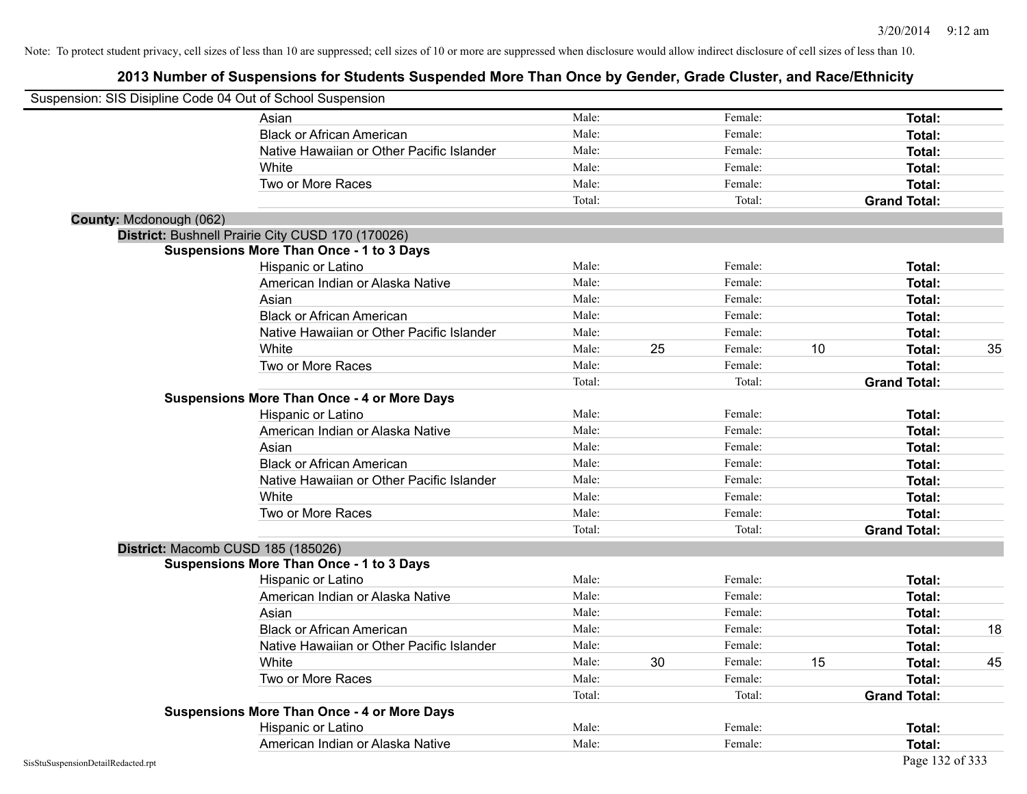Note: To protect student privacy, cell sizes of less than 10 are suppressed; cell sizes of 10 or more are suppressed when disclosure would allow indirect disclosure of cell sizes of less than 10.

# 2013 Number of Suspensions for Students Suspended More Than Once by Gender, Grade Cluster, and Race/Ethnicity

Suspension: SIS Disipline Code 04 Out of School Suspension

| | | | | | | |
|---|---|---|---|---|---|---|
| Asian | Male: | | Female: | | **Total:** | |
| Black or African American | Male: | | Female: | | **Total:** | |
| Native Hawaiian or Other Pacific Islander | Male: | | Female: | | **Total:** | |
| White | Male: | | Female: | | **Total:** | |
| Two or More Races | Male: | | Female: | | **Total:** | |
| | Total: | | Total: | | **Grand Total:** | |

**County:** Mcdonough (062)

**District:** Bushnell Prairie City CUSD 170 (170026)

**Suspensions More Than Once - 1 to 3 Days**

| | | | | | | |
|---|---|---|---|---|---|---|
| Hispanic or Latino | Male: | | Female: | | **Total:** | |
| American Indian or Alaska Native | Male: | | Female: | | **Total:** | |
| Asian | Male: | | Female: | | **Total:** | |
| Black or African American | Male: | | Female: | | **Total:** | |
| Native Hawaiian or Other Pacific Islander | Male: | | Female: | | **Total:** | |
| White | Male: | 25 | Female: | 10 | **Total:** | 35 |
| Two or More Races | Male: | | Female: | | **Total:** | |
| | Total: | | Total: | | **Grand Total:** | |

**Suspensions More Than Once - 4 or More Days**

| | | | | | | |
|---|---|---|---|---|---|---|
| Hispanic or Latino | Male: | | Female: | | **Total:** | |
| American Indian or Alaska Native | Male: | | Female: | | **Total:** | |
| Asian | Male: | | Female: | | **Total:** | |
| Black or African American | Male: | | Female: | | **Total:** | |
| Native Hawaiian or Other Pacific Islander | Male: | | Female: | | **Total:** | |
| White | Male: | | Female: | | **Total:** | |
| Two or More Races | Male: | | Female: | | **Total:** | |
| | Total: | | Total: | | **Grand Total:** | |

**District:** Macomb CUSD 185 (185026)

**Suspensions More Than Once - 1 to 3 Days**

| | | | | | | |
|---|---|---|---|---|---|---|
| Hispanic or Latino | Male: | | Female: | | **Total:** | |
| American Indian or Alaska Native | Male: | | Female: | | **Total:** | |
| Asian | Male: | | Female: | | **Total:** | |
| Black or African American | Male: | | Female: | | **Total:** | 18 |
| Native Hawaiian or Other Pacific Islander | Male: | | Female: | | **Total:** | |
| White | Male: | 30 | Female: | 15 | **Total:** | 45 |
| Two or More Races | Male: | | Female: | | **Total:** | |
| | Total: | | Total: | | **Grand Total:** | |

**Suspensions More Than Once - 4 or More Days**

| | | | | | | |
|---|---|---|---|---|---|---|
| Hispanic or Latino | Male: | | Female: | | **Total:** | |
| American Indian or Alaska Native | Male: | | Female: | | **Total:** | |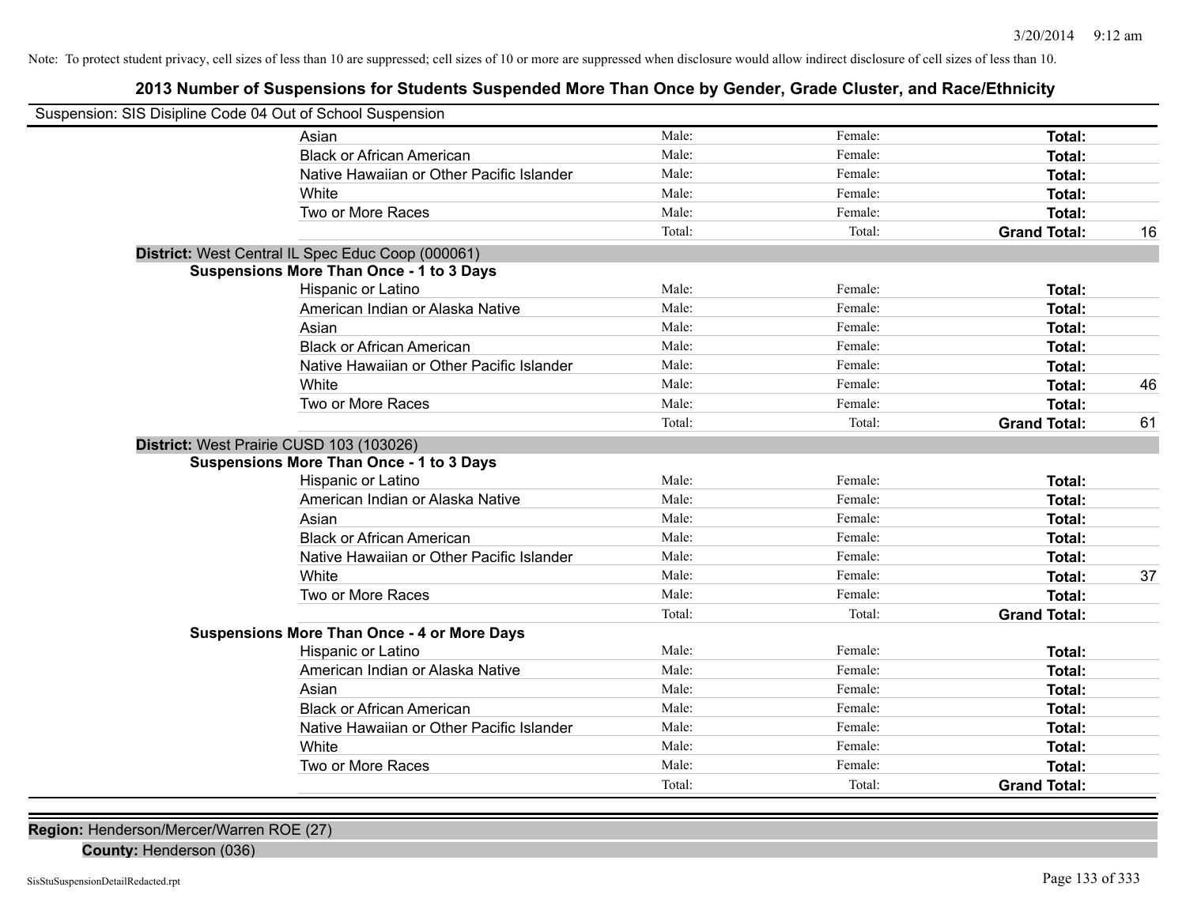Note: To protect student privacy, cell sizes of less than 10 are suppressed; cell sizes of 10 or more are suppressed when disclosure would allow indirect disclosure of cell sizes of less than 10.

## 2013 Number of Suspensions for Students Suspended More Than Once by Gender, Grade Cluster, and Race/Ethnicity

Suspension: SIS Disipline Code 04 Out of School Suspension

| | | | | |
|---|---|---|---|---|
| Asian | Male: | Female: | **Total:** | |
| Black or African American | Male: | Female: | **Total:** | |
| Native Hawaiian or Other Pacific Islander | Male: | Female: | **Total:** | |
| White | Male: | Female: | **Total:** | |
| Two or More Races | Male: | Female: | **Total:** | |
| | Total: | Total: | **Grand Total:** | 16 |

**District:** West Central IL Spec Educ Coop (000061)

**Suspensions More Than Once - 1 to 3 Days**

| | | | | |
|---|---|---|---|---|
| Hispanic or Latino | Male: | Female: | **Total:** | |
| American Indian or Alaska Native | Male: | Female: | **Total:** | |
| Asian | Male: | Female: | **Total:** | |
| Black or African American | Male: | Female: | **Total:** | |
| Native Hawaiian or Other Pacific Islander | Male: | Female: | **Total:** | |
| White | Male: | Female: | **Total:** | 46 |
| Two or More Races | Male: | Female: | **Total:** | |
| | Total: | Total: | **Grand Total:** | 61 |

**District:** West Prairie CUSD 103 (103026)

**Suspensions More Than Once - 1 to 3 Days**

| | | | | |
|---|---|---|---|---|
| Hispanic or Latino | Male: | Female: | **Total:** | |
| American Indian or Alaska Native | Male: | Female: | **Total:** | |
| Asian | Male: | Female: | **Total:** | |
| Black or African American | Male: | Female: | **Total:** | |
| Native Hawaiian or Other Pacific Islander | Male: | Female: | **Total:** | |
| White | Male: | Female: | **Total:** | 37 |
| Two or More Races | Male: | Female: | **Total:** | |
| | Total: | Total: | **Grand Total:** | |

**Suspensions More Than Once - 4 or More Days**

| | | | | |
|---|---|---|---|---|
| Hispanic or Latino | Male: | Female: | **Total:** | |
| American Indian or Alaska Native | Male: | Female: | **Total:** | |
| Asian | Male: | Female: | **Total:** | |
| Black or African American | Male: | Female: | **Total:** | |
| Native Hawaiian or Other Pacific Islander | Male: | Female: | **Total:** | |
| White | Male: | Female: | **Total:** | |
| Two or More Races | Male: | Female: | **Total:** | |
| | Total: | Total: | **Grand Total:** | |

**Region:** Henderson/Mercer/Warren ROE (27)

**County:** Henderson (036)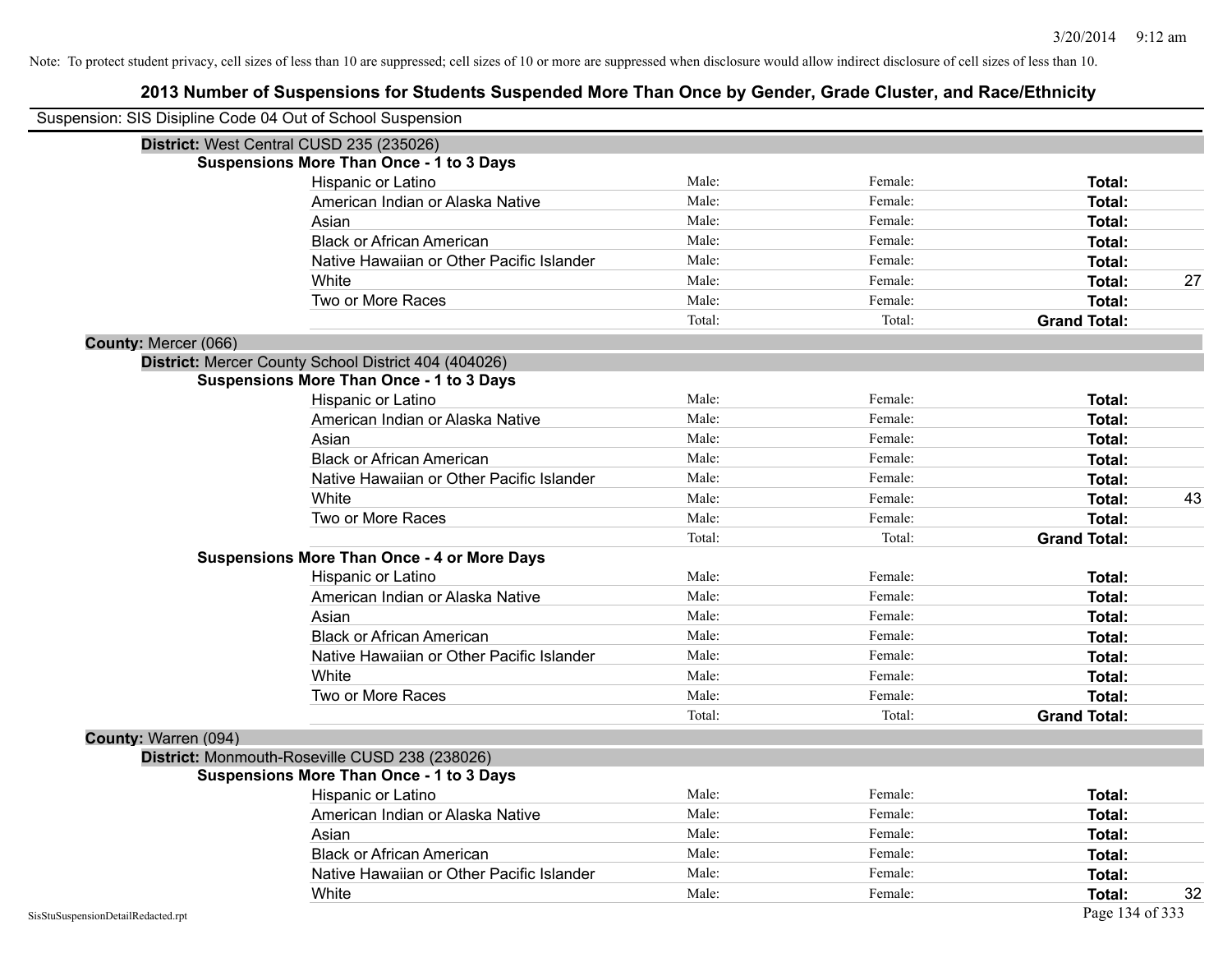Note: To protect student privacy, cell sizes of less than 10 are suppressed; cell sizes of 10 or more are suppressed when disclosure would allow indirect disclosure of cell sizes of less than 10.

# 2013 Number of Suspensions for Students Suspended More Than Once by Gender, Grade Cluster, and Race/Ethnicity

Suspension: SIS Disipline Code 04 Out of School Suspension

**District:** West Central CUSD 235 (235026)

**Suspensions More Than Once - 1 to 3 Days**

| Race/Ethnicity | Male | Female | Total |
|---|---|---|---|
| Hispanic or Latino | Male: | Female: | **Total:** |
| American Indian or Alaska Native | Male: | Female: | **Total:** |
| Asian | Male: | Female: | **Total:** |
| Black or African American | Male: | Female: | **Total:** |
| Native Hawaiian or Other Pacific Islander | Male: | Female: | **Total:** |
| White | Male: | Female: | **Total:** 27 |
| Two or More Races | Male: | Female: | **Total:** |
| | Total: | Total: | **Grand Total:** |

**County:** Mercer (066)

**District:** Mercer County School District 404 (404026)

**Suspensions More Than Once - 1 to 3 Days**

| Race/Ethnicity | Male | Female | Total |
|---|---|---|---|
| Hispanic or Latino | Male: | Female: | **Total:** |
| American Indian or Alaska Native | Male: | Female: | **Total:** |
| Asian | Male: | Female: | **Total:** |
| Black or African American | Male: | Female: | **Total:** |
| Native Hawaiian or Other Pacific Islander | Male: | Female: | **Total:** |
| White | Male: | Female: | **Total:** 43 |
| Two or More Races | Male: | Female: | **Total:** |
| | Total: | Total: | **Grand Total:** |

**Suspensions More Than Once - 4 or More Days**

| Race/Ethnicity | Male | Female | Total |
|---|---|---|---|
| Hispanic or Latino | Male: | Female: | **Total:** |
| American Indian or Alaska Native | Male: | Female: | **Total:** |
| Asian | Male: | Female: | **Total:** |
| Black or African American | Male: | Female: | **Total:** |
| Native Hawaiian or Other Pacific Islander | Male: | Female: | **Total:** |
| White | Male: | Female: | **Total:** |
| Two or More Races | Male: | Female: | **Total:** |
| | Total: | Total: | **Grand Total:** |

**County:** Warren (094)

**District:** Monmouth-Roseville CUSD 238 (238026)

**Suspensions More Than Once - 1 to 3 Days**

| Race/Ethnicity | Male | Female | Total |
|---|---|---|---|
| Hispanic or Latino | Male: | Female: | **Total:** |
| American Indian or Alaska Native | Male: | Female: | **Total:** |
| Asian | Male: | Female: | **Total:** |
| Black or African American | Male: | Female: | **Total:** |
| Native Hawaiian or Other Pacific Islander | Male: | Female: | **Total:** |
| White | Male: | Female: | **Total:** 32 |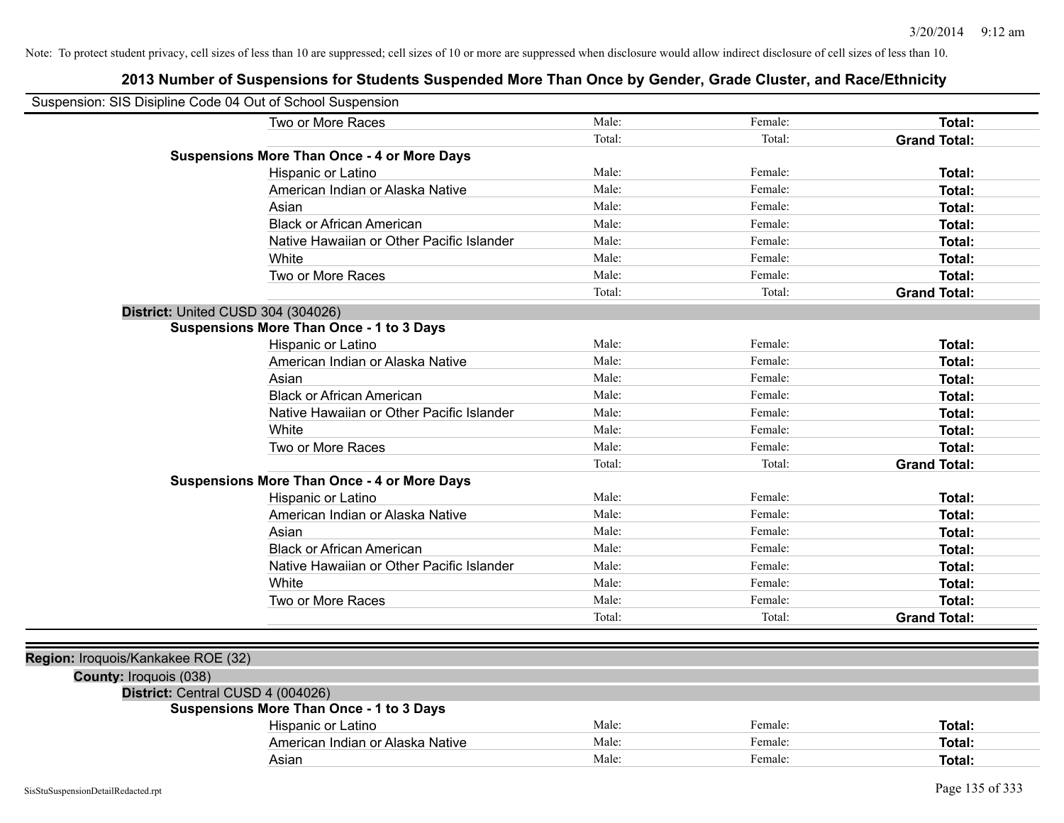Note: To protect student privacy, cell sizes of less than 10 are suppressed; cell sizes of 10 or more are suppressed when disclosure would allow indirect disclosure of cell sizes of less than 10.

# 2013 Number of Suspensions for Students Suspended More Than Once by Gender, Grade Cluster, and Race/Ethnicity

Suspension: SIS Disipline Code 04 Out of School Suspension

| | | | |
|---|---|---|---|
| Two or More Races | Male: | Female: | **Total:** |
| | Total: | Total: | **Grand Total:** |

**Suspensions More Than Once - 4 or More Days**

| | | | |
|---|---|---|---|
| Hispanic or Latino | Male: | Female: | **Total:** |
| American Indian or Alaska Native | Male: | Female: | **Total:** |
| Asian | Male: | Female: | **Total:** |
| Black or African American | Male: | Female: | **Total:** |
| Native Hawaiian or Other Pacific Islander | Male: | Female: | **Total:** |
| White | Male: | Female: | **Total:** |
| Two or More Races | Male: | Female: | **Total:** |
| | Total: | Total: | **Grand Total:** |

**District:** United CUSD 304 (304026)

**Suspensions More Than Once - 1 to 3 Days**

| | | | |
|---|---|---|---|
| Hispanic or Latino | Male: | Female: | **Total:** |
| American Indian or Alaska Native | Male: | Female: | **Total:** |
| Asian | Male: | Female: | **Total:** |
| Black or African American | Male: | Female: | **Total:** |
| Native Hawaiian or Other Pacific Islander | Male: | Female: | **Total:** |
| White | Male: | Female: | **Total:** |
| Two or More Races | Male: | Female: | **Total:** |
| | Total: | Total: | **Grand Total:** |

**Suspensions More Than Once - 4 or More Days**

| | | | |
|---|---|---|---|
| Hispanic or Latino | Male: | Female: | **Total:** |
| American Indian or Alaska Native | Male: | Female: | **Total:** |
| Asian | Male: | Female: | **Total:** |
| Black or African American | Male: | Female: | **Total:** |
| Native Hawaiian or Other Pacific Islander | Male: | Female: | **Total:** |
| White | Male: | Female: | **Total:** |
| Two or More Races | Male: | Female: | **Total:** |
| | Total: | Total: | **Grand Total:** |

**Region:** Iroquois/Kankakee ROE (32)

**County:** Iroquois (038)

**District:** Central CUSD 4 (004026)

**Suspensions More Than Once - 1 to 3 Days**

| | | | |
|---|---|---|---|
| Hispanic or Latino | Male: | Female: | **Total:** |
| American Indian or Alaska Native | Male: | Female: | **Total:** |
| Asian | Male: | Female: | **Total:** |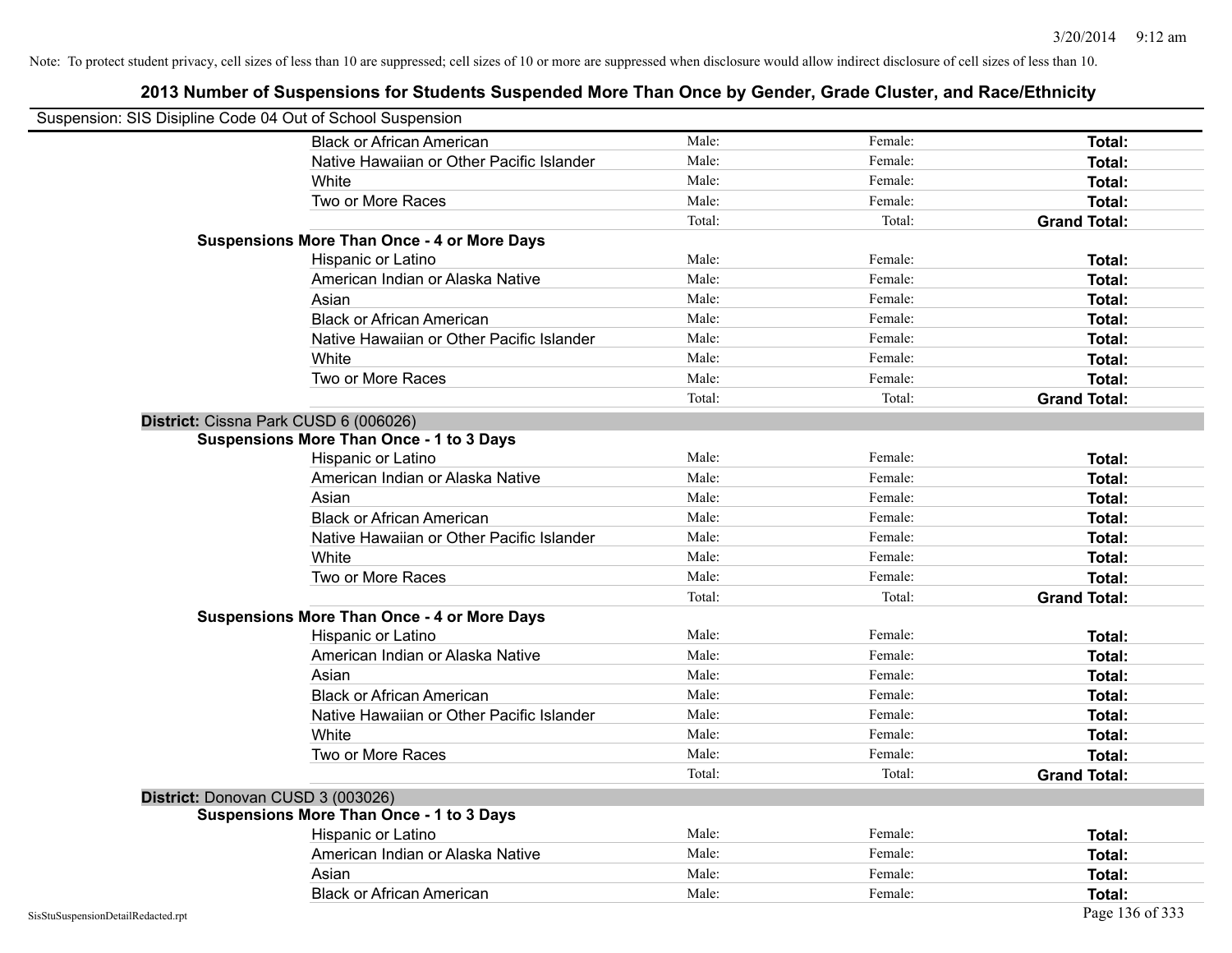Note: To protect student privacy, cell sizes of less than 10 are suppressed; cell sizes of 10 or more are suppressed when disclosure would allow indirect disclosure of cell sizes of less than 10.

## 2013 Number of Suspensions for Students Suspended More Than Once by Gender, Grade Cluster, and Race/Ethnicity

Suspension: SIS Disipline Code 04 Out of School Suspension

| | | | |
|---|---|---|---|
| Black or African American | Male: | Female: | **Total:** |
| Native Hawaiian or Other Pacific Islander | Male: | Female: | **Total:** |
| White | Male: | Female: | **Total:** |
| Two or More Races | Male: | Female: | **Total:** |
| | Total: | Total: | **Grand Total:** |

**Suspensions More Than Once - 4 or More Days**

| | | | |
|---|---|---|---|
| Hispanic or Latino | Male: | Female: | **Total:** |
| American Indian or Alaska Native | Male: | Female: | **Total:** |
| Asian | Male: | Female: | **Total:** |
| Black or African American | Male: | Female: | **Total:** |
| Native Hawaiian or Other Pacific Islander | Male: | Female: | **Total:** |
| White | Male: | Female: | **Total:** |
| Two or More Races | Male: | Female: | **Total:** |
| | Total: | Total: | **Grand Total:** |

**District:** Cissna Park CUSD 6 (006026)

**Suspensions More Than Once - 1 to 3 Days**

| | | | |
|---|---|---|---|
| Hispanic or Latino | Male: | Female: | **Total:** |
| American Indian or Alaska Native | Male: | Female: | **Total:** |
| Asian | Male: | Female: | **Total:** |
| Black or African American | Male: | Female: | **Total:** |
| Native Hawaiian or Other Pacific Islander | Male: | Female: | **Total:** |
| White | Male: | Female: | **Total:** |
| Two or More Races | Male: | Female: | **Total:** |
| | Total: | Total: | **Grand Total:** |

**Suspensions More Than Once - 4 or More Days**

| | | | |
|---|---|---|---|
| Hispanic or Latino | Male: | Female: | **Total:** |
| American Indian or Alaska Native | Male: | Female: | **Total:** |
| Asian | Male: | Female: | **Total:** |
| Black or African American | Male: | Female: | **Total:** |
| Native Hawaiian or Other Pacific Islander | Male: | Female: | **Total:** |
| White | Male: | Female: | **Total:** |
| Two or More Races | Male: | Female: | **Total:** |
| | Total: | Total: | **Grand Total:** |

**District:** Donovan CUSD 3 (003026)

**Suspensions More Than Once - 1 to 3 Days**

| | | | |
|---|---|---|---|
| Hispanic or Latino | Male: | Female: | **Total:** |
| American Indian or Alaska Native | Male: | Female: | **Total:** |
| Asian | Male: | Female: | **Total:** |
| Black or African American | Male: | Female: | **Total:** |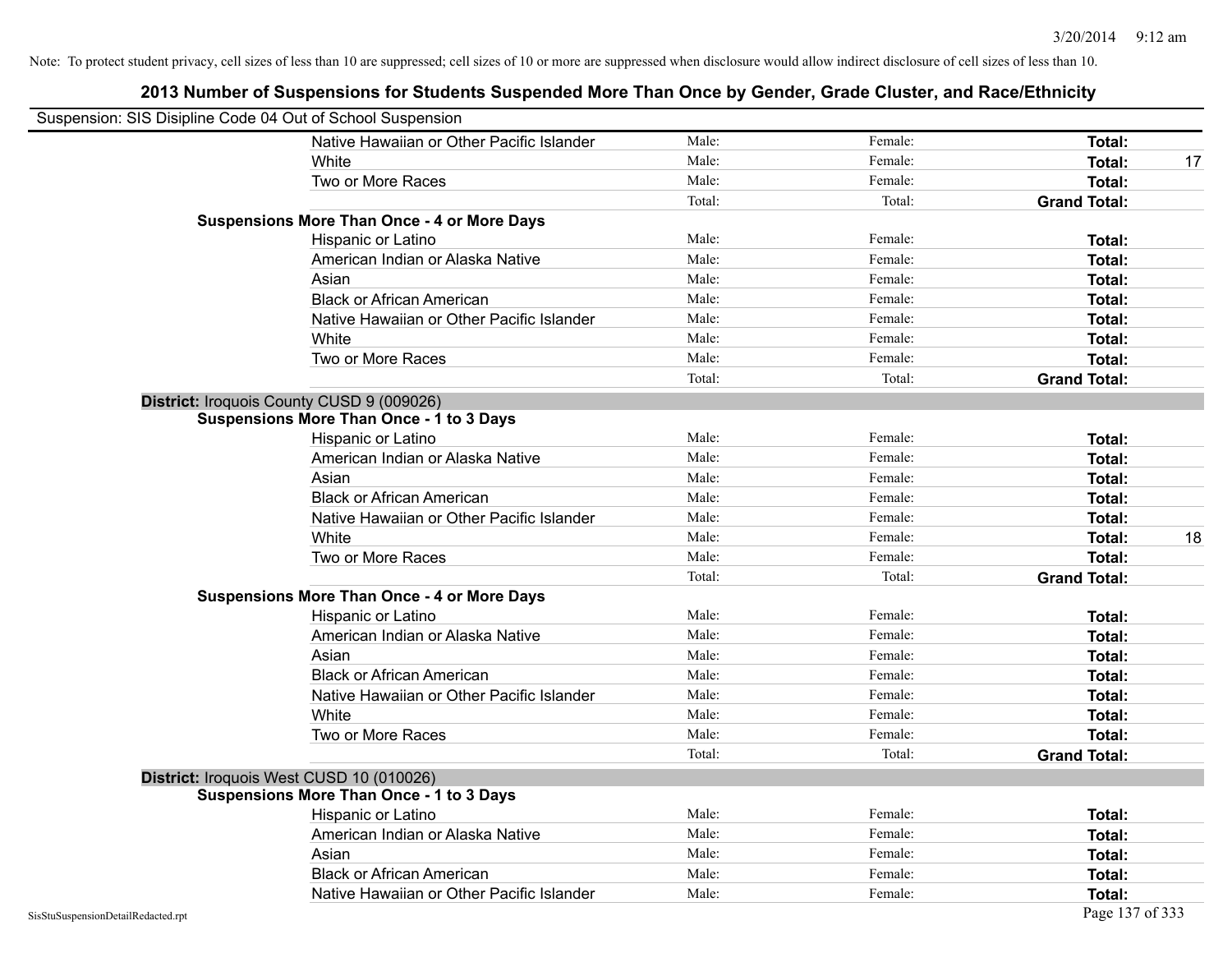Note: To protect student privacy, cell sizes of less than 10 are suppressed; cell sizes of 10 or more are suppressed when disclosure would allow indirect disclosure of cell sizes of less than 10.

# 2013 Number of Suspensions for Students Suspended More Than Once by Gender, Grade Cluster, and Race/Ethnicity

Suspension: SIS Disipline Code 04 Out of School Suspension

| | | | | | |
|---|---|---|---|---|---|
| | Native Hawaiian or Other Pacific Islander | Male: | Female: | **Total:** | |
| | White | Male: | Female: | **Total:** | 17 |
| | Two or More Races | Male: | Female: | **Total:** | |
| | | Total: | Total: | **Grand Total:** | |
| **Suspensions More Than Once - 4 or More Days** | | | | | |
| | Hispanic or Latino | Male: | Female: | **Total:** | |
| | American Indian or Alaska Native | Male: | Female: | **Total:** | |
| | Asian | Male: | Female: | **Total:** | |
| | Black or African American | Male: | Female: | **Total:** | |
| | Native Hawaiian or Other Pacific Islander | Male: | Female: | **Total:** | |
| | White | Male: | Female: | **Total:** | |
| | Two or More Races | Male: | Female: | **Total:** | |
| | | Total: | Total: | **Grand Total:** | |

**District:** Iroquois County CUSD 9 (009026)

| | | | | | |
|---|---|---|---|---|---|
| **Suspensions More Than Once - 1 to 3 Days** | | | | | |
| | Hispanic or Latino | Male: | Female: | **Total:** | |
| | American Indian or Alaska Native | Male: | Female: | **Total:** | |
| | Asian | Male: | Female: | **Total:** | |
| | Black or African American | Male: | Female: | **Total:** | |
| | Native Hawaiian or Other Pacific Islander | Male: | Female: | **Total:** | |
| | White | Male: | Female: | **Total:** | 18 |
| | Two or More Races | Male: | Female: | **Total:** | |
| | | Total: | Total: | **Grand Total:** | |
| **Suspensions More Than Once - 4 or More Days** | | | | | |
| | Hispanic or Latino | Male: | Female: | **Total:** | |
| | American Indian or Alaska Native | Male: | Female: | **Total:** | |
| | Asian | Male: | Female: | **Total:** | |
| | Black or African American | Male: | Female: | **Total:** | |
| | Native Hawaiian or Other Pacific Islander | Male: | Female: | **Total:** | |
| | White | Male: | Female: | **Total:** | |
| | Two or More Races | Male: | Female: | **Total:** | |
| | | Total: | Total: | **Grand Total:** | |

**District:** Iroquois West CUSD 10 (010026)

| | | | | | |
|---|---|---|---|---|---|
| **Suspensions More Than Once - 1 to 3 Days** | | | | | |
| | Hispanic or Latino | Male: | Female: | **Total:** | |
| | American Indian or Alaska Native | Male: | Female: | **Total:** | |
| | Asian | Male: | Female: | **Total:** | |
| | Black or African American | Male: | Female: | **Total:** | |
| | Native Hawaiian or Other Pacific Islander | Male: | Female: | **Total:** | |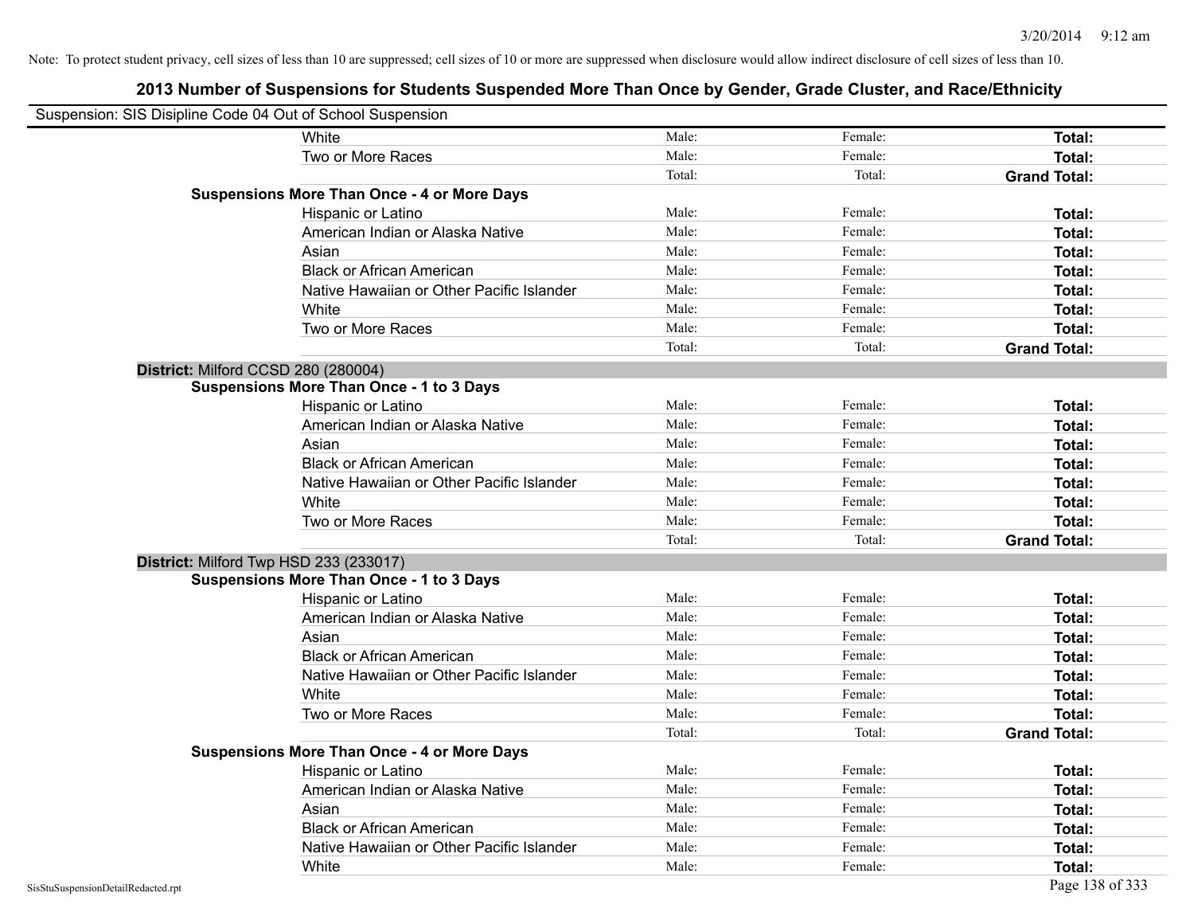Note: To protect student privacy, cell sizes of less than 10 are suppressed; cell sizes of 10 or more are suppressed when disclosure would allow indirect disclosure of cell sizes of less than 10.

# 2013 Number of Suspensions for Students Suspended More Than Once by Gender, Grade Cluster, and Race/Ethnicity

Suspension: SIS Disipline Code 04 Out of School Suspension

| | | | |
|---|---|---|---|
| White | Male: | Female: | **Total:** |
| Two or More Races | Male: | Female: | **Total:** |
| | Total: | Total: | **Grand Total:** |

**Suspensions More Than Once - 4 or More Days**

| | | | |
|---|---|---|---|
| Hispanic or Latino | Male: | Female: | **Total:** |
| American Indian or Alaska Native | Male: | Female: | **Total:** |
| Asian | Male: | Female: | **Total:** |
| Black or African American | Male: | Female: | **Total:** |
| Native Hawaiian or Other Pacific Islander | Male: | Female: | **Total:** |
| White | Male: | Female: | **Total:** |
| Two or More Races | Male: | Female: | **Total:** |
| | Total: | Total: | **Grand Total:** |

**District:** Milford CCSD 280 (280004)

**Suspensions More Than Once - 1 to 3 Days**

| | | | |
|---|---|---|---|
| Hispanic or Latino | Male: | Female: | **Total:** |
| American Indian or Alaska Native | Male: | Female: | **Total:** |
| Asian | Male: | Female: | **Total:** |
| Black or African American | Male: | Female: | **Total:** |
| Native Hawaiian or Other Pacific Islander | Male: | Female: | **Total:** |
| White | Male: | Female: | **Total:** |
| Two or More Races | Male: | Female: | **Total:** |
| | Total: | Total: | **Grand Total:** |

**District:** Milford Twp HSD 233 (233017)

**Suspensions More Than Once - 1 to 3 Days**

| | | | |
|---|---|---|---|
| Hispanic or Latino | Male: | Female: | **Total:** |
| American Indian or Alaska Native | Male: | Female: | **Total:** |
| Asian | Male: | Female: | **Total:** |
| Black or African American | Male: | Female: | **Total:** |
| Native Hawaiian or Other Pacific Islander | Male: | Female: | **Total:** |
| White | Male: | Female: | **Total:** |
| Two or More Races | Male: | Female: | **Total:** |
| | Total: | Total: | **Grand Total:** |

**Suspensions More Than Once - 4 or More Days**

| | | | |
|---|---|---|---|
| Hispanic or Latino | Male: | Female: | **Total:** |
| American Indian or Alaska Native | Male: | Female: | **Total:** |
| Asian | Male: | Female: | **Total:** |
| Black or African American | Male: | Female: | **Total:** |
| Native Hawaiian or Other Pacific Islander | Male: | Female: | **Total:** |
| White | Male: | Female: | **Total:** |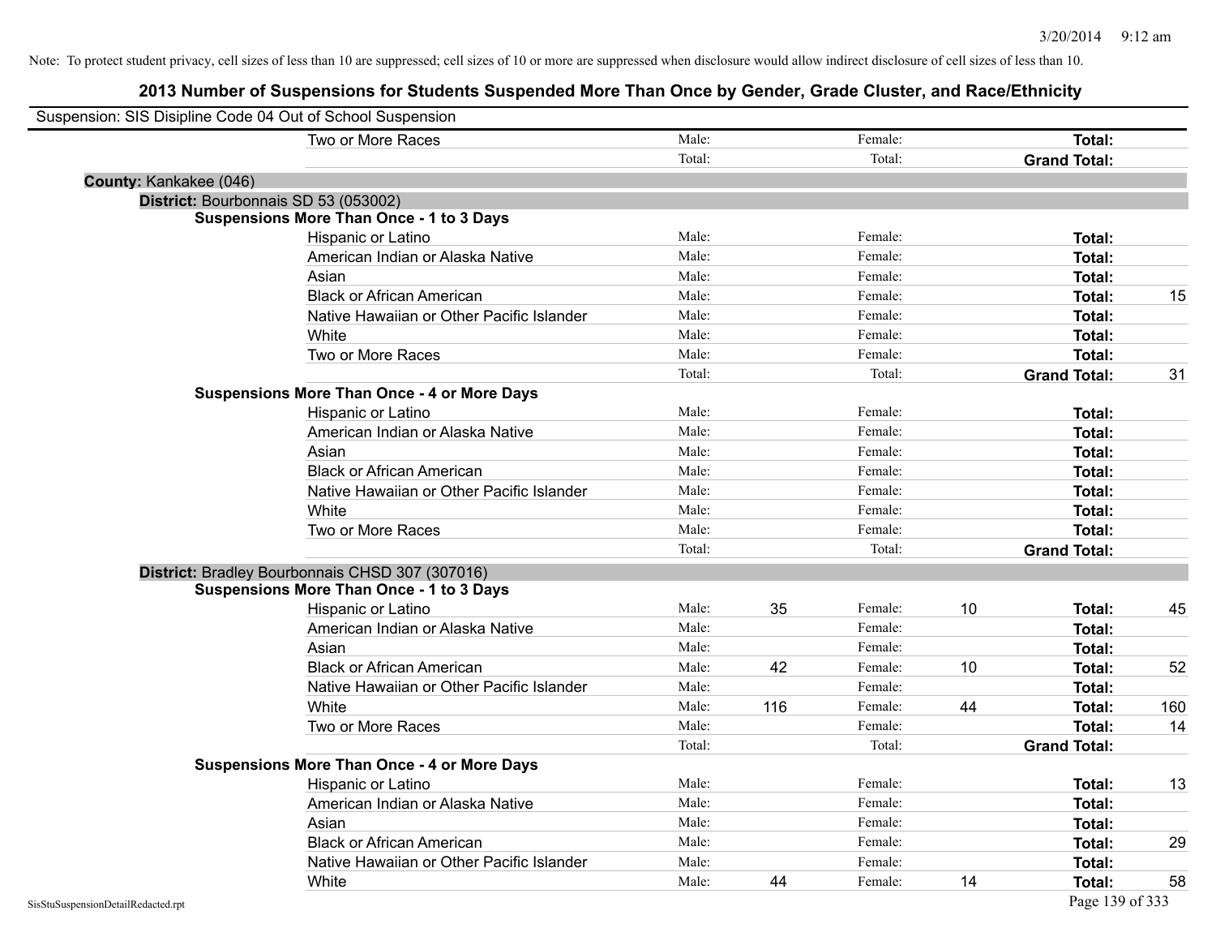Note: To protect student privacy, cell sizes of less than 10 are suppressed; cell sizes of 10 or more are suppressed when disclosure would allow indirect disclosure of cell sizes of less than 10.

# 2013 Number of Suspensions for Students Suspended More Than Once by Gender, Grade Cluster, and Race/Ethnicity

Suspension: SIS Disipline Code 04 Out of School Suspension

| | | | | | | |
|---|---|---|---|---|---|---|
| Two or More Races | Male: | | Female: | | **Total:** | |
| | Total: | | Total: | | **Grand Total:** | |

**County:** Kankakee (046)

**District:** Bourbonnais SD 53 (053002)

**Suspensions More Than Once - 1 to 3 Days**

| | | | | | | |
|---|---|---|---|---|---|---|
| Hispanic or Latino | Male: | | Female: | | **Total:** | |
| American Indian or Alaska Native | Male: | | Female: | | **Total:** | |
| Asian | Male: | | Female: | | **Total:** | |
| Black or African American | Male: | | Female: | | **Total:** | 15 |
| Native Hawaiian or Other Pacific Islander | Male: | | Female: | | **Total:** | |
| White | Male: | | Female: | | **Total:** | |
| Two or More Races | Male: | | Female: | | **Total:** | |
| | Total: | | Total: | | **Grand Total:** | 31 |

**Suspensions More Than Once - 4 or More Days**

| | | | | | | |
|---|---|---|---|---|---|---|
| Hispanic or Latino | Male: | | Female: | | **Total:** | |
| American Indian or Alaska Native | Male: | | Female: | | **Total:** | |
| Asian | Male: | | Female: | | **Total:** | |
| Black or African American | Male: | | Female: | | **Total:** | |
| Native Hawaiian or Other Pacific Islander | Male: | | Female: | | **Total:** | |
| White | Male: | | Female: | | **Total:** | |
| Two or More Races | Male: | | Female: | | **Total:** | |
| | Total: | | Total: | | **Grand Total:** | |

**District:** Bradley Bourbonnais CHSD 307 (307016)

**Suspensions More Than Once - 1 to 3 Days**

| | | | | | | |
|---|---|---|---|---|---|---|
| Hispanic or Latino | Male: | 35 | Female: | 10 | **Total:** | 45 |
| American Indian or Alaska Native | Male: | | Female: | | **Total:** | |
| Asian | Male: | | Female: | | **Total:** | |
| Black or African American | Male: | 42 | Female: | 10 | **Total:** | 52 |
| Native Hawaiian or Other Pacific Islander | Male: | | Female: | | **Total:** | |
| White | Male: | 116 | Female: | 44 | **Total:** | 160 |
| Two or More Races | Male: | | Female: | | **Total:** | 14 |
| | Total: | | Total: | | **Grand Total:** | |

**Suspensions More Than Once - 4 or More Days**

| | | | | | | |
|---|---|---|---|---|---|---|
| Hispanic or Latino | Male: | | Female: | | **Total:** | 13 |
| American Indian or Alaska Native | Male: | | Female: | | **Total:** | |
| Asian | Male: | | Female: | | **Total:** | |
| Black or African American | Male: | | Female: | | **Total:** | 29 |
| Native Hawaiian or Other Pacific Islander | Male: | | Female: | | **Total:** | |
| White | Male: | 44 | Female: | 14 | **Total:** | 58 |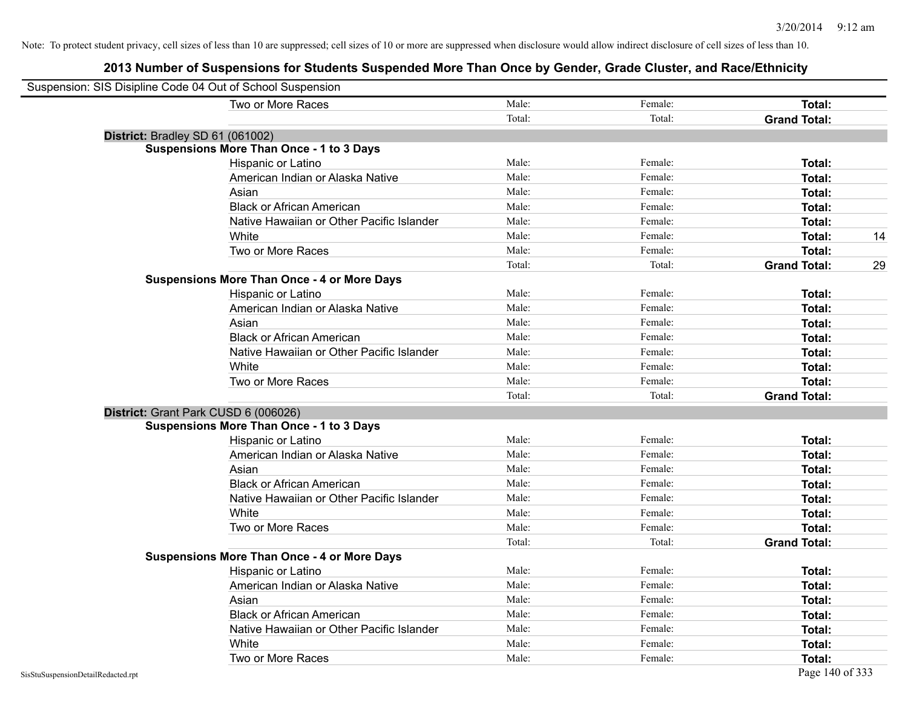Note: To protect student privacy, cell sizes of less than 10 are suppressed; cell sizes of 10 or more are suppressed when disclosure would allow indirect disclosure of cell sizes of less than 10.

## 2013 Number of Suspensions for Students Suspended More Than Once by Gender, Grade Cluster, and Race/Ethnicity

Suspension: SIS Disipline Code 04 Out of School Suspension

| | | | | |
|---|---|---|---|---|
| Two or More Races | Male: | Female: | **Total:** | |
| | Total: | Total: | **Grand Total:** | |

**District:** Bradley SD 61 (061002)

**Suspensions More Than Once - 1 to 3 Days**

| | | | | |
|---|---|---|---|---|
| Hispanic or Latino | Male: | Female: | **Total:** | |
| American Indian or Alaska Native | Male: | Female: | **Total:** | |
| Asian | Male: | Female: | **Total:** | |
| Black or African American | Male: | Female: | **Total:** | |
| Native Hawaiian or Other Pacific Islander | Male: | Female: | **Total:** | |
| White | Male: | Female: | **Total:** | 14 |
| Two or More Races | Male: | Female: | **Total:** | |
| | Total: | Total: | **Grand Total:** | 29 |

**Suspensions More Than Once - 4 or More Days**

| | | | | |
|---|---|---|---|---|
| Hispanic or Latino | Male: | Female: | **Total:** | |
| American Indian or Alaska Native | Male: | Female: | **Total:** | |
| Asian | Male: | Female: | **Total:** | |
| Black or African American | Male: | Female: | **Total:** | |
| Native Hawaiian or Other Pacific Islander | Male: | Female: | **Total:** | |
| White | Male: | Female: | **Total:** | |
| Two or More Races | Male: | Female: | **Total:** | |
| | Total: | Total: | **Grand Total:** | |

**District:** Grant Park CUSD 6 (006026)

**Suspensions More Than Once - 1 to 3 Days**

| | | | | |
|---|---|---|---|---|
| Hispanic or Latino | Male: | Female: | **Total:** | |
| American Indian or Alaska Native | Male: | Female: | **Total:** | |
| Asian | Male: | Female: | **Total:** | |
| Black or African American | Male: | Female: | **Total:** | |
| Native Hawaiian or Other Pacific Islander | Male: | Female: | **Total:** | |
| White | Male: | Female: | **Total:** | |
| Two or More Races | Male: | Female: | **Total:** | |
| | Total: | Total: | **Grand Total:** | |

**Suspensions More Than Once - 4 or More Days**

| | | | | |
|---|---|---|---|---|
| Hispanic or Latino | Male: | Female: | **Total:** | |
| American Indian or Alaska Native | Male: | Female: | **Total:** | |
| Asian | Male: | Female: | **Total:** | |
| Black or African American | Male: | Female: | **Total:** | |
| Native Hawaiian or Other Pacific Islander | Male: | Female: | **Total:** | |
| White | Male: | Female: | **Total:** | |
| Two or More Races | Male: | Female: | **Total:** | |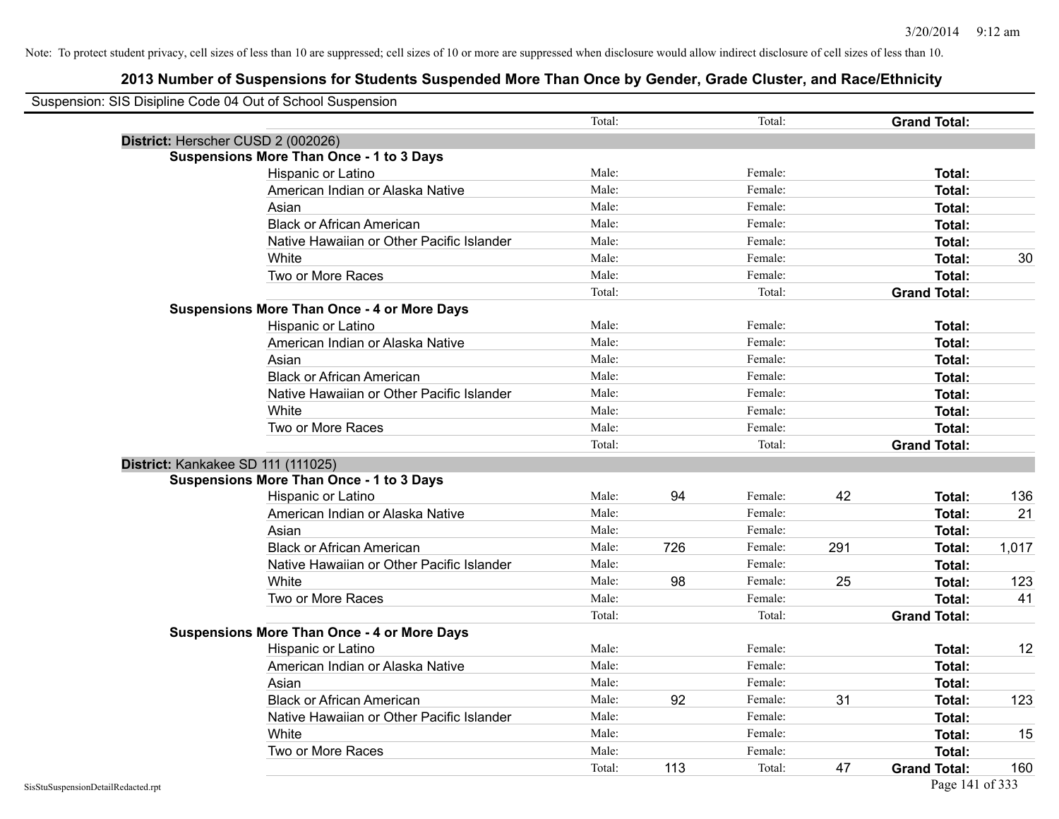Note: To protect student privacy, cell sizes of less than 10 are suppressed; cell sizes of 10 or more are suppressed when disclosure would allow indirect disclosure of cell sizes of less than 10.

# 2013 Number of Suspensions for Students Suspended More Than Once by Gender, Grade Cluster, and Race/Ethnicity

Suspension: SIS Disipline Code 04 Out of School Suspension

| | | | | | | |
|---|---|---|---|---|---|---|
| | Total: | | Total: | | **Grand Total:** | |
| **District:** Herscher CUSD 2 (002026) | | | | | | |
| **Suspensions More Than Once - 1 to 3 Days** | | | | | | |
| Hispanic or Latino | Male: | | Female: | | **Total:** | |
| American Indian or Alaska Native | Male: | | Female: | | **Total:** | |
| Asian | Male: | | Female: | | **Total:** | |
| Black or African American | Male: | | Female: | | **Total:** | |
| Native Hawaiian or Other Pacific Islander | Male: | | Female: | | **Total:** | |
| White | Male: | | Female: | | **Total:** | 30 |
| Two or More Races | Male: | | Female: | | **Total:** | |
| | Total: | | Total: | | **Grand Total:** | |
| **Suspensions More Than Once - 4 or More Days** | | | | | | |
| Hispanic or Latino | Male: | | Female: | | **Total:** | |
| American Indian or Alaska Native | Male: | | Female: | | **Total:** | |
| Asian | Male: | | Female: | | **Total:** | |
| Black or African American | Male: | | Female: | | **Total:** | |
| Native Hawaiian or Other Pacific Islander | Male: | | Female: | | **Total:** | |
| White | Male: | | Female: | | **Total:** | |
| Two or More Races | Male: | | Female: | | **Total:** | |
| | Total: | | Total: | | **Grand Total:** | |
| **District:** Kankakee SD 111 (111025) | | | | | | |
| **Suspensions More Than Once - 1 to 3 Days** | | | | | | |
| Hispanic or Latino | Male: | 94 | Female: | 42 | **Total:** | 136 |
| American Indian or Alaska Native | Male: | | Female: | | **Total:** | 21 |
| Asian | Male: | | Female: | | **Total:** | |
| Black or African American | Male: | 726 | Female: | 291 | **Total:** | 1,017 |
| Native Hawaiian or Other Pacific Islander | Male: | | Female: | | **Total:** | |
| White | Male: | 98 | Female: | 25 | **Total:** | 123 |
| Two or More Races | Male: | | Female: | | **Total:** | 41 |
| | Total: | | Total: | | **Grand Total:** | |
| **Suspensions More Than Once - 4 or More Days** | | | | | | |
| Hispanic or Latino | Male: | | Female: | | **Total:** | 12 |
| American Indian or Alaska Native | Male: | | Female: | | **Total:** | |
| Asian | Male: | | Female: | | **Total:** | |
| Black or African American | Male: | 92 | Female: | 31 | **Total:** | 123 |
| Native Hawaiian or Other Pacific Islander | Male: | | Female: | | **Total:** | |
| White | Male: | | Female: | | **Total:** | 15 |
| Two or More Races | Male: | | Female: | | **Total:** | |
| | Total: | 113 | Total: | 47 | **Grand Total:** | 160 |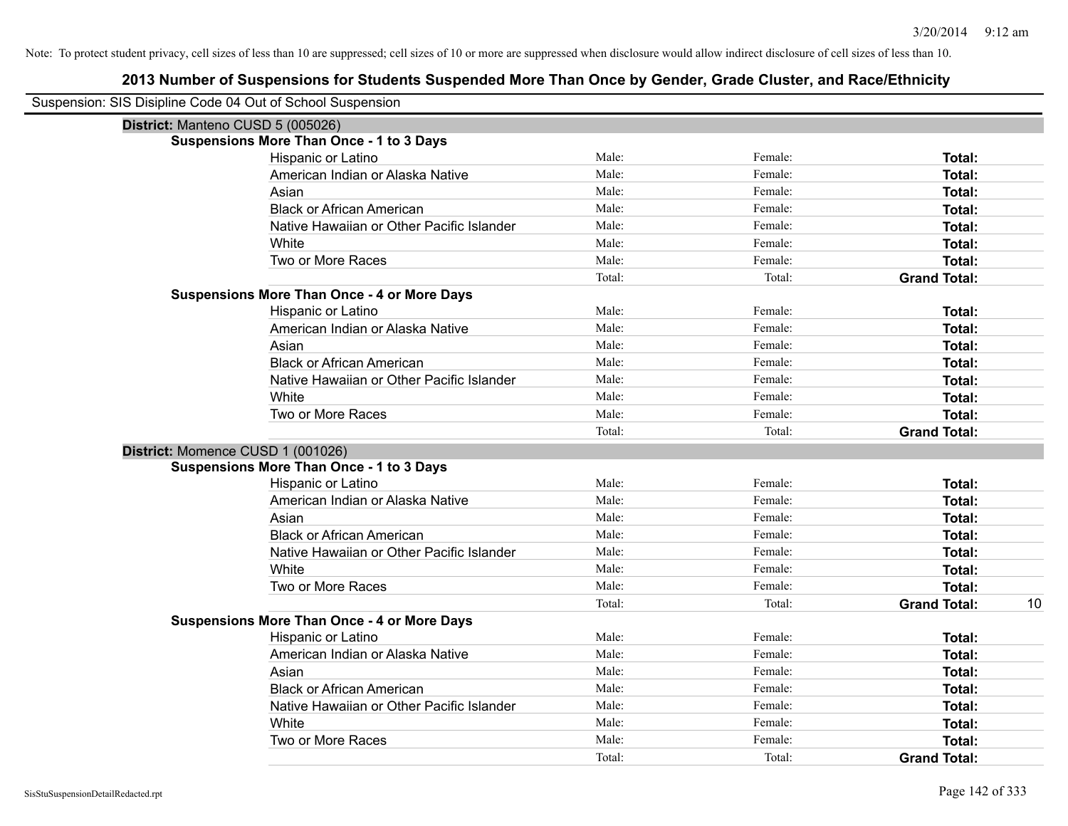Note: To protect student privacy, cell sizes of less than 10 are suppressed; cell sizes of 10 or more are suppressed when disclosure would allow indirect disclosure of cell sizes of less than 10.

# 2013 Number of Suspensions for Students Suspended More Than Once by Gender, Grade Cluster, and Race/Ethnicity

Suspension: SIS Disipline Code 04 Out of School Suspension

## District: Manteno CUSD 5 (005026)

### Suspensions More Than Once - 1 to 3 Days

| Race/Ethnicity | Male | Female | Total | |
|---|---|---|---|---|
| Hispanic or Latino | Male: | Female: | **Total:** | |
| American Indian or Alaska Native | Male: | Female: | **Total:** | |
| Asian | Male: | Female: | **Total:** | |
| Black or African American | Male: | Female: | **Total:** | |
| Native Hawaiian or Other Pacific Islander | Male: | Female: | **Total:** | |
| White | Male: | Female: | **Total:** | |
| Two or More Races | Male: | Female: | **Total:** | |
| | Total: | Total: | **Grand Total:** | |

### Suspensions More Than Once - 4 or More Days

| Race/Ethnicity | Male | Female | Total | |
|---|---|---|---|---|
| Hispanic or Latino | Male: | Female: | **Total:** | |
| American Indian or Alaska Native | Male: | Female: | **Total:** | |
| Asian | Male: | Female: | **Total:** | |
| Black or African American | Male: | Female: | **Total:** | |
| Native Hawaiian or Other Pacific Islander | Male: | Female: | **Total:** | |
| White | Male: | Female: | **Total:** | |
| Two or More Races | Male: | Female: | **Total:** | |
| | Total: | Total: | **Grand Total:** | |

## District: Momence CUSD 1 (001026)

### Suspensions More Than Once - 1 to 3 Days

| Race/Ethnicity | Male | Female | Total | |
|---|---|---|---|---|
| Hispanic or Latino | Male: | Female: | **Total:** | |
| American Indian or Alaska Native | Male: | Female: | **Total:** | |
| Asian | Male: | Female: | **Total:** | |
| Black or African American | Male: | Female: | **Total:** | |
| Native Hawaiian or Other Pacific Islander | Male: | Female: | **Total:** | |
| White | Male: | Female: | **Total:** | |
| Two or More Races | Male: | Female: | **Total:** | |
| | Total: | Total: | **Grand Total:** | 10 |

### Suspensions More Than Once - 4 or More Days

| Race/Ethnicity | Male | Female | Total | |
|---|---|---|---|---|
| Hispanic or Latino | Male: | Female: | **Total:** | |
| American Indian or Alaska Native | Male: | Female: | **Total:** | |
| Asian | Male: | Female: | **Total:** | |
| Black or African American | Male: | Female: | **Total:** | |
| Native Hawaiian or Other Pacific Islander | Male: | Female: | **Total:** | |
| White | Male: | Female: | **Total:** | |
| Two or More Races | Male: | Female: | **Total:** | |
| | Total: | Total: | **Grand Total:** | |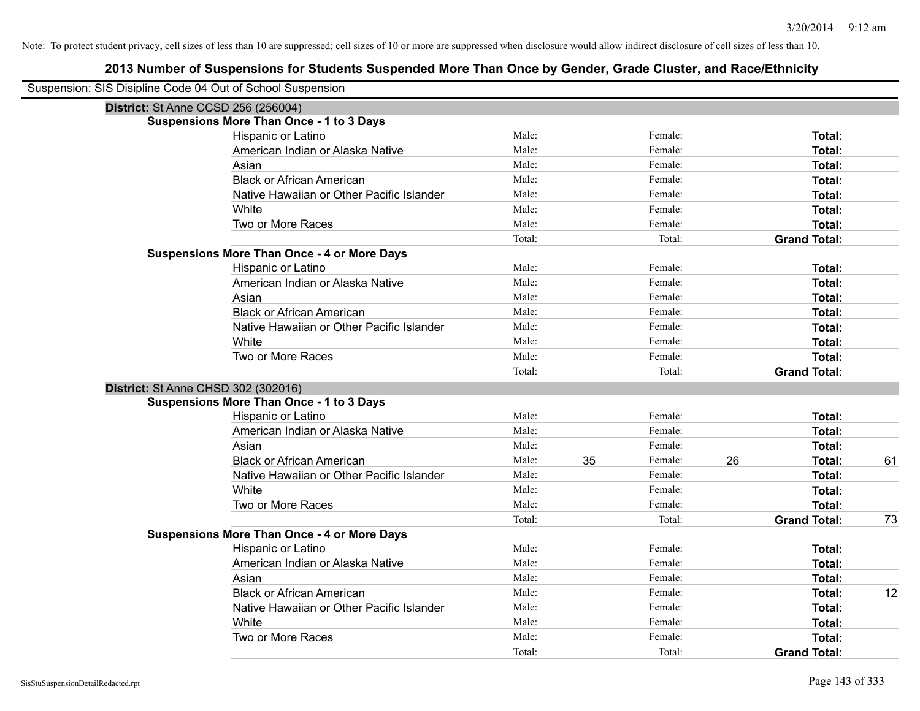Note: To protect student privacy, cell sizes of less than 10 are suppressed; cell sizes of 10 or more are suppressed when disclosure would allow indirect disclosure of cell sizes of less than 10.

# 2013 Number of Suspensions for Students Suspended More Than Once by Gender, Grade Cluster, and Race/Ethnicity

Suspension: SIS Disipline Code 04 Out of School Suspension

## District: St Anne CCSD 256 (256004)

### Suspensions More Than Once - 1 to 3 Days

| Race/Ethnicity | Male: | | Female: | | Total: | |
|---|---|---|---|---|---|---|
| Hispanic or Latino | Male: | | Female: | | Total: | |
| American Indian or Alaska Native | Male: | | Female: | | Total: | |
| Asian | Male: | | Female: | | Total: | |
| Black or African American | Male: | | Female: | | Total: | |
| Native Hawaiian or Other Pacific Islander | Male: | | Female: | | Total: | |
| White | Male: | | Female: | | Total: | |
| Two or More Races | Male: | | Female: | | Total: | |
| | Total: | | Total: | | **Grand Total:** | |

### Suspensions More Than Once - 4 or More Days

| Race/Ethnicity | Male: | | Female: | | Total: | |
|---|---|---|---|---|---|---|
| Hispanic or Latino | Male: | | Female: | | Total: | |
| American Indian or Alaska Native | Male: | | Female: | | Total: | |
| Asian | Male: | | Female: | | Total: | |
| Black or African American | Male: | | Female: | | Total: | |
| Native Hawaiian or Other Pacific Islander | Male: | | Female: | | Total: | |
| White | Male: | | Female: | | Total: | |
| Two or More Races | Male: | | Female: | | Total: | |
| | Total: | | Total: | | **Grand Total:** | |

## District: St Anne CHSD 302 (302016)

### Suspensions More Than Once - 1 to 3 Days

| Race/Ethnicity | Male: | | Female: | | Total: | |
|---|---|---|---|---|---|---|
| Hispanic or Latino | Male: | | Female: | | Total: | |
| American Indian or Alaska Native | Male: | | Female: | | Total: | |
| Asian | Male: | | Female: | | Total: | |
| Black or African American | Male: | 35 | Female: | 26 | Total: | 61 |
| Native Hawaiian or Other Pacific Islander | Male: | | Female: | | Total: | |
| White | Male: | | Female: | | Total: | |
| Two or More Races | Male: | | Female: | | Total: | |
| | Total: | | Total: | | **Grand Total:** | 73 |

### Suspensions More Than Once - 4 or More Days

| Race/Ethnicity | Male: | | Female: | | Total: | |
|---|---|---|---|---|---|---|
| Hispanic or Latino | Male: | | Female: | | Total: | |
| American Indian or Alaska Native | Male: | | Female: | | Total: | |
| Asian | Male: | | Female: | | Total: | |
| Black or African American | Male: | | Female: | | Total: | 12 |
| Native Hawaiian or Other Pacific Islander | Male: | | Female: | | Total: | |
| White | Male: | | Female: | | Total: | |
| Two or More Races | Male: | | Female: | | Total: | |
| | Total: | | Total: | | **Grand Total:** | |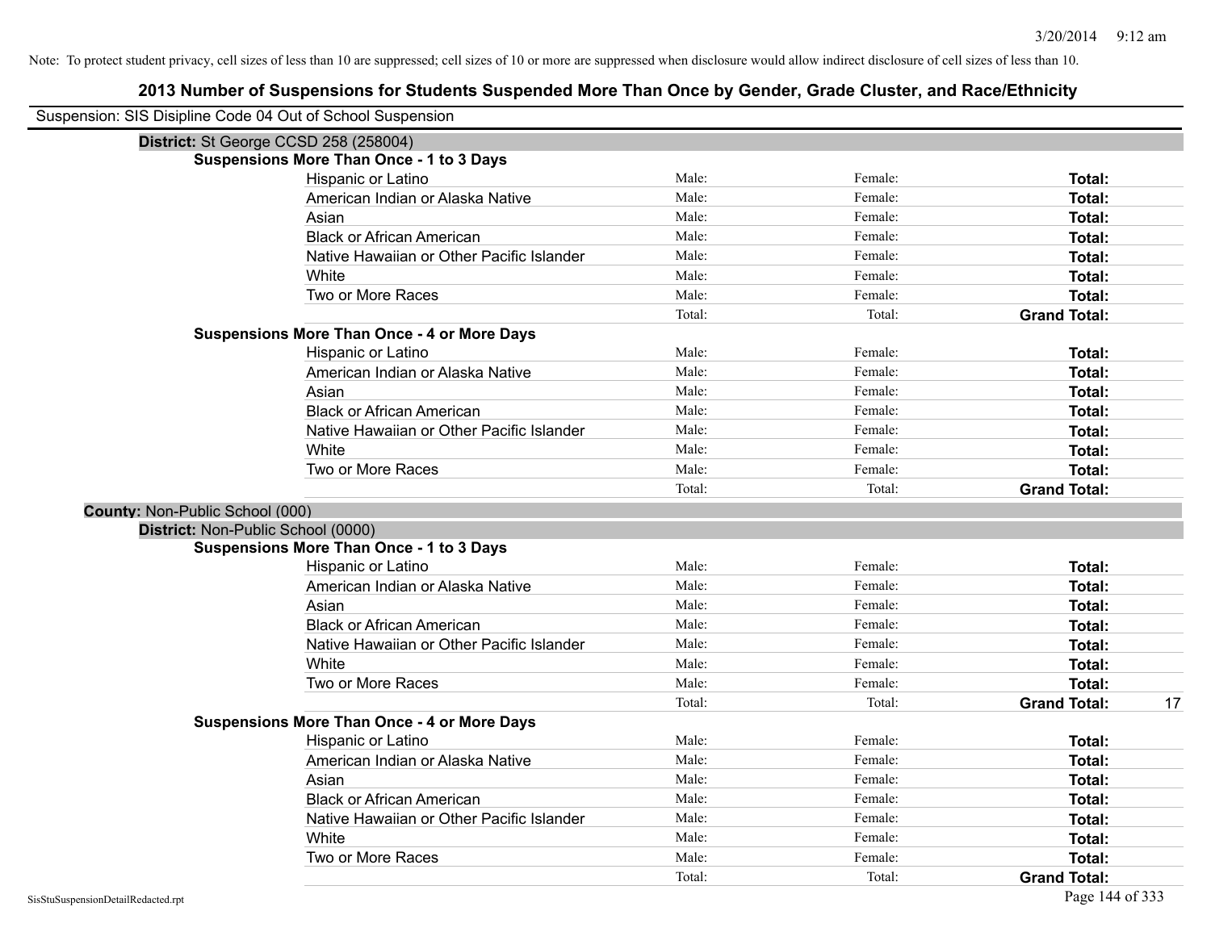Note: To protect student privacy, cell sizes of less than 10 are suppressed; cell sizes of 10 or more are suppressed when disclosure would allow indirect disclosure of cell sizes of less than 10.

# 2013 Number of Suspensions for Students Suspended More Than Once by Gender, Grade Cluster, and Race/Ethnicity

Suspension: SIS Disipline Code 04 Out of School Suspension

**District:** St George CCSD 258 (258004)

**Suspensions More Than Once - 1 to 3 Days**

| | | | | |
|---|---|---|---|---|
| Hispanic or Latino | Male: | Female: | **Total:** | |
| American Indian or Alaska Native | Male: | Female: | **Total:** | |
| Asian | Male: | Female: | **Total:** | |
| Black or African American | Male: | Female: | **Total:** | |
| Native Hawaiian or Other Pacific Islander | Male: | Female: | **Total:** | |
| White | Male: | Female: | **Total:** | |
| Two or More Races | Male: | Female: | **Total:** | |
| | Total: | Total: | **Grand Total:** | |

**Suspensions More Than Once - 4 or More Days**

| | | | | |
|---|---|---|---|---|
| Hispanic or Latino | Male: | Female: | **Total:** | |
| American Indian or Alaska Native | Male: | Female: | **Total:** | |
| Asian | Male: | Female: | **Total:** | |
| Black or African American | Male: | Female: | **Total:** | |
| Native Hawaiian or Other Pacific Islander | Male: | Female: | **Total:** | |
| White | Male: | Female: | **Total:** | |
| Two or More Races | Male: | Female: | **Total:** | |
| | Total: | Total: | **Grand Total:** | |

**County:** Non-Public School (000)

**District:** Non-Public School (0000)

**Suspensions More Than Once - 1 to 3 Days**

| | | | | |
|---|---|---|---|---|
| Hispanic or Latino | Male: | Female: | **Total:** | |
| American Indian or Alaska Native | Male: | Female: | **Total:** | |
| Asian | Male: | Female: | **Total:** | |
| Black or African American | Male: | Female: | **Total:** | |
| Native Hawaiian or Other Pacific Islander | Male: | Female: | **Total:** | |
| White | Male: | Female: | **Total:** | |
| Two or More Races | Male: | Female: | **Total:** | |
| | Total: | Total: | **Grand Total:** | 17 |

**Suspensions More Than Once - 4 or More Days**

| | | | | |
|---|---|---|---|---|
| Hispanic or Latino | Male: | Female: | **Total:** | |
| American Indian or Alaska Native | Male: | Female: | **Total:** | |
| Asian | Male: | Female: | **Total:** | |
| Black or African American | Male: | Female: | **Total:** | |
| Native Hawaiian or Other Pacific Islander | Male: | Female: | **Total:** | |
| White | Male: | Female: | **Total:** | |
| Two or More Races | Male: | Female: | **Total:** | |
| | Total: | Total: | **Grand Total:** | |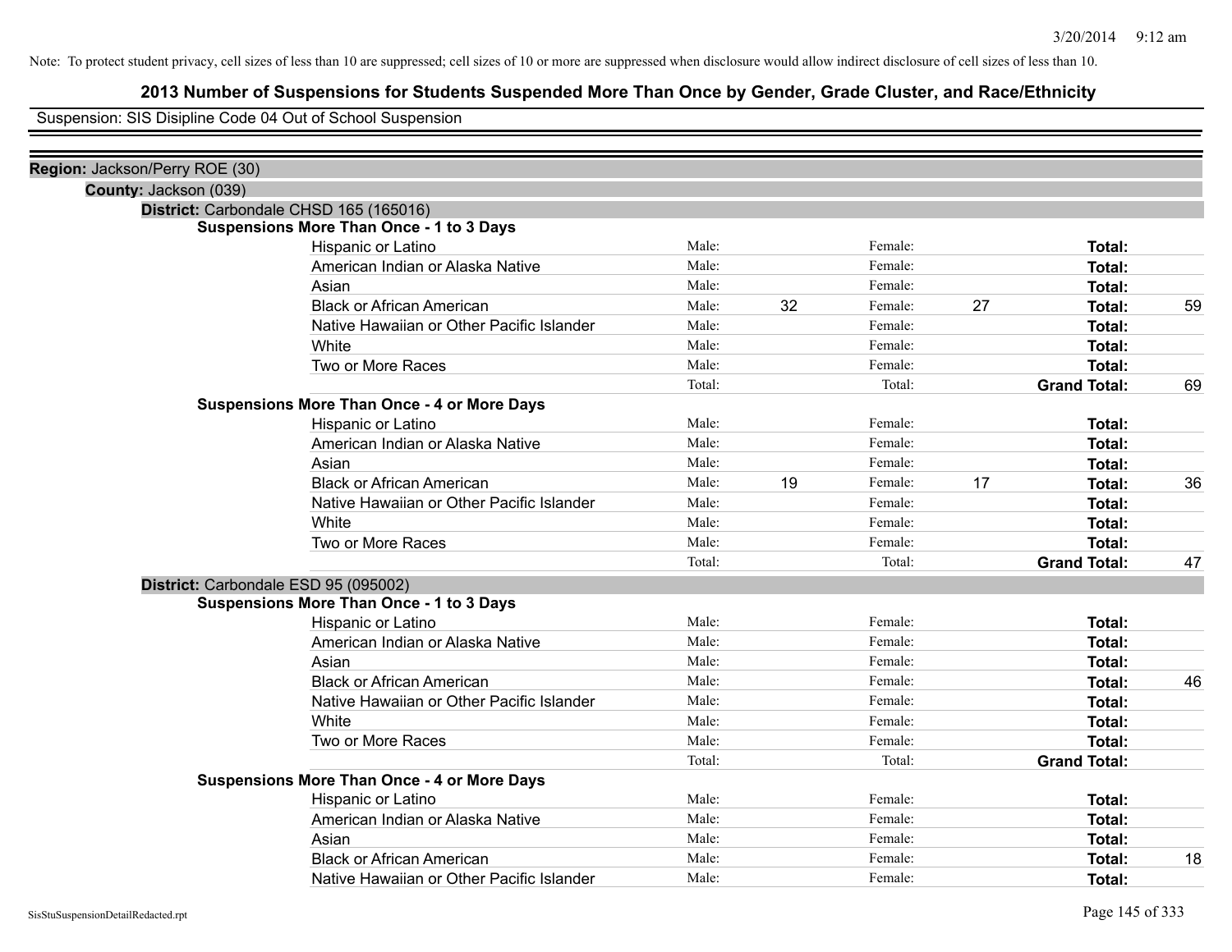Note: To protect student privacy, cell sizes of less than 10 are suppressed; cell sizes of 10 or more are suppressed when disclosure would allow indirect disclosure of cell sizes of less than 10.

# 2013 Number of Suspensions for Students Suspended More Than Once by Gender, Grade Cluster, and Race/Ethnicity

Suspension: SIS Disipline Code 04 Out of School Suspension

**Region:** Jackson/Perry ROE (30)

**County:** Jackson (039)

**District:** Carbondale CHSD 165 (165016)

**Suspensions More Than Once - 1 to 3 Days**

| Race/Ethnicity | | Male | | Female | | Total |
|---|---|---|---|---|---|---|
| Hispanic or Latino | Male: | | Female: | | **Total:** | |
| American Indian or Alaska Native | Male: | | Female: | | **Total:** | |
| Asian | Male: | | Female: | | **Total:** | |
| Black or African American | Male: | 32 | Female: | 27 | **Total:** | 59 |
| Native Hawaiian or Other Pacific Islander | Male: | | Female: | | **Total:** | |
| White | Male: | | Female: | | **Total:** | |
| Two or More Races | Male: | | Female: | | **Total:** | |
| | Total: | | Total: | | **Grand Total:** | 69 |

**Suspensions More Than Once - 4 or More Days**

| Race/Ethnicity | | Male | | Female | | Total |
|---|---|---|---|---|---|---|
| Hispanic or Latino | Male: | | Female: | | **Total:** | |
| American Indian or Alaska Native | Male: | | Female: | | **Total:** | |
| Asian | Male: | | Female: | | **Total:** | |
| Black or African American | Male: | 19 | Female: | 17 | **Total:** | 36 |
| Native Hawaiian or Other Pacific Islander | Male: | | Female: | | **Total:** | |
| White | Male: | | Female: | | **Total:** | |
| Two or More Races | Male: | | Female: | | **Total:** | |
| | Total: | | Total: | | **Grand Total:** | 47 |

**District:** Carbondale ESD 95 (095002)

**Suspensions More Than Once - 1 to 3 Days**

| Race/Ethnicity | | Male | | Female | | Total |
|---|---|---|---|---|---|---|
| Hispanic or Latino | Male: | | Female: | | **Total:** | |
| American Indian or Alaska Native | Male: | | Female: | | **Total:** | |
| Asian | Male: | | Female: | | **Total:** | |
| Black or African American | Male: | | Female: | | **Total:** | 46 |
| Native Hawaiian or Other Pacific Islander | Male: | | Female: | | **Total:** | |
| White | Male: | | Female: | | **Total:** | |
| Two or More Races | Male: | | Female: | | **Total:** | |
| | Total: | | Total: | | **Grand Total:** | |

**Suspensions More Than Once - 4 or More Days**

| Race/Ethnicity | | Male | | Female | | Total |
|---|---|---|---|---|---|---|
| Hispanic or Latino | Male: | | Female: | | **Total:** | |
| American Indian or Alaska Native | Male: | | Female: | | **Total:** | |
| Asian | Male: | | Female: | | **Total:** | |
| Black or African American | Male: | | Female: | | **Total:** | 18 |
| Native Hawaiian or Other Pacific Islander | Male: | | Female: | | **Total:** | |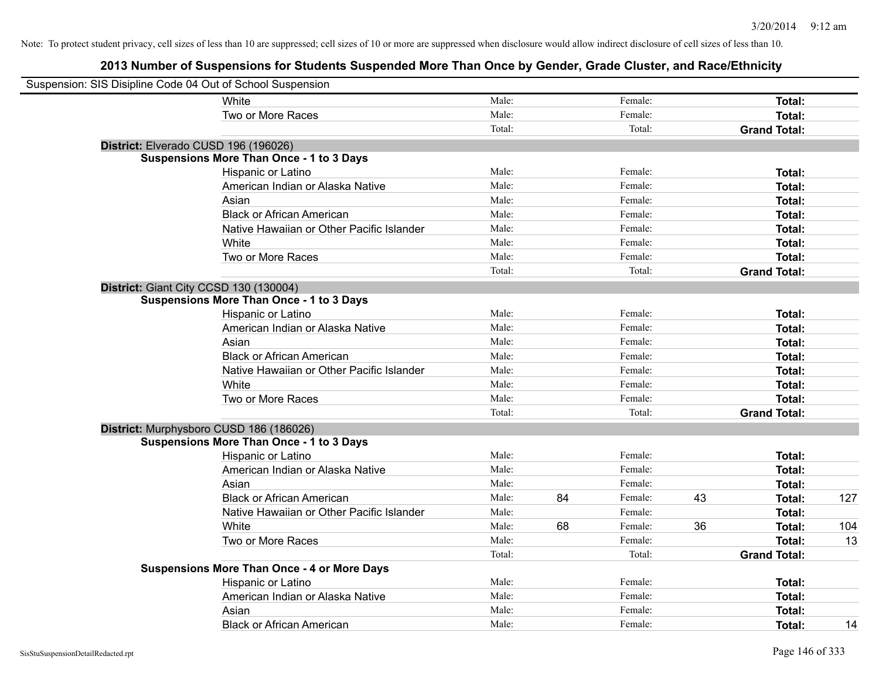Note: To protect student privacy, cell sizes of less than 10 are suppressed; cell sizes of 10 or more are suppressed when disclosure would allow indirect disclosure of cell sizes of less than 10.

## 2013 Number of Suspensions for Students Suspended More Than Once by Gender, Grade Cluster, and Race/Ethnicity

Suspension: SIS Disipline Code 04 Out of School Suspension

| | | | | | | |
|---|---|---|---|---|---|---|
| White | Male: | | Female: | | **Total:** | |
| Two or More Races | Male: | | Female: | | **Total:** | |
| | Total: | | Total: | | **Grand Total:** | |

**District:** Elverado CUSD 196 (196026)

**Suspensions More Than Once - 1 to 3 Days**

| | | | | | | |
|---|---|---|---|---|---|---|
| Hispanic or Latino | Male: | | Female: | | **Total:** | |
| American Indian or Alaska Native | Male: | | Female: | | **Total:** | |
| Asian | Male: | | Female: | | **Total:** | |
| Black or African American | Male: | | Female: | | **Total:** | |
| Native Hawaiian or Other Pacific Islander | Male: | | Female: | | **Total:** | |
| White | Male: | | Female: | | **Total:** | |
| Two or More Races | Male: | | Female: | | **Total:** | |
| | Total: | | Total: | | **Grand Total:** | |

**District:** Giant City CCSD 130 (130004)

**Suspensions More Than Once - 1 to 3 Days**

| | | | | | | |
|---|---|---|---|---|---|---|
| Hispanic or Latino | Male: | | Female: | | **Total:** | |
| American Indian or Alaska Native | Male: | | Female: | | **Total:** | |
| Asian | Male: | | Female: | | **Total:** | |
| Black or African American | Male: | | Female: | | **Total:** | |
| Native Hawaiian or Other Pacific Islander | Male: | | Female: | | **Total:** | |
| White | Male: | | Female: | | **Total:** | |
| Two or More Races | Male: | | Female: | | **Total:** | |
| | Total: | | Total: | | **Grand Total:** | |

**District:** Murphysboro CUSD 186 (186026)

**Suspensions More Than Once - 1 to 3 Days**

| | | | | | | |
|---|---|---|---|---|---|---|
| Hispanic or Latino | Male: | | Female: | | **Total:** | |
| American Indian or Alaska Native | Male: | | Female: | | **Total:** | |
| Asian | Male: | | Female: | | **Total:** | |
| Black or African American | Male: | 84 | Female: | 43 | **Total:** | 127 |
| Native Hawaiian or Other Pacific Islander | Male: | | Female: | | **Total:** | |
| White | Male: | 68 | Female: | 36 | **Total:** | 104 |
| Two or More Races | Male: | | Female: | | **Total:** | 13 |
| | Total: | | Total: | | **Grand Total:** | |

**Suspensions More Than Once - 4 or More Days**

| | | | | | | |
|---|---|---|---|---|---|---|
| Hispanic or Latino | Male: | | Female: | | **Total:** | |
| American Indian or Alaska Native | Male: | | Female: | | **Total:** | |
| Asian | Male: | | Female: | | **Total:** | |
| Black or African American | Male: | | Female: | | **Total:** | 14 |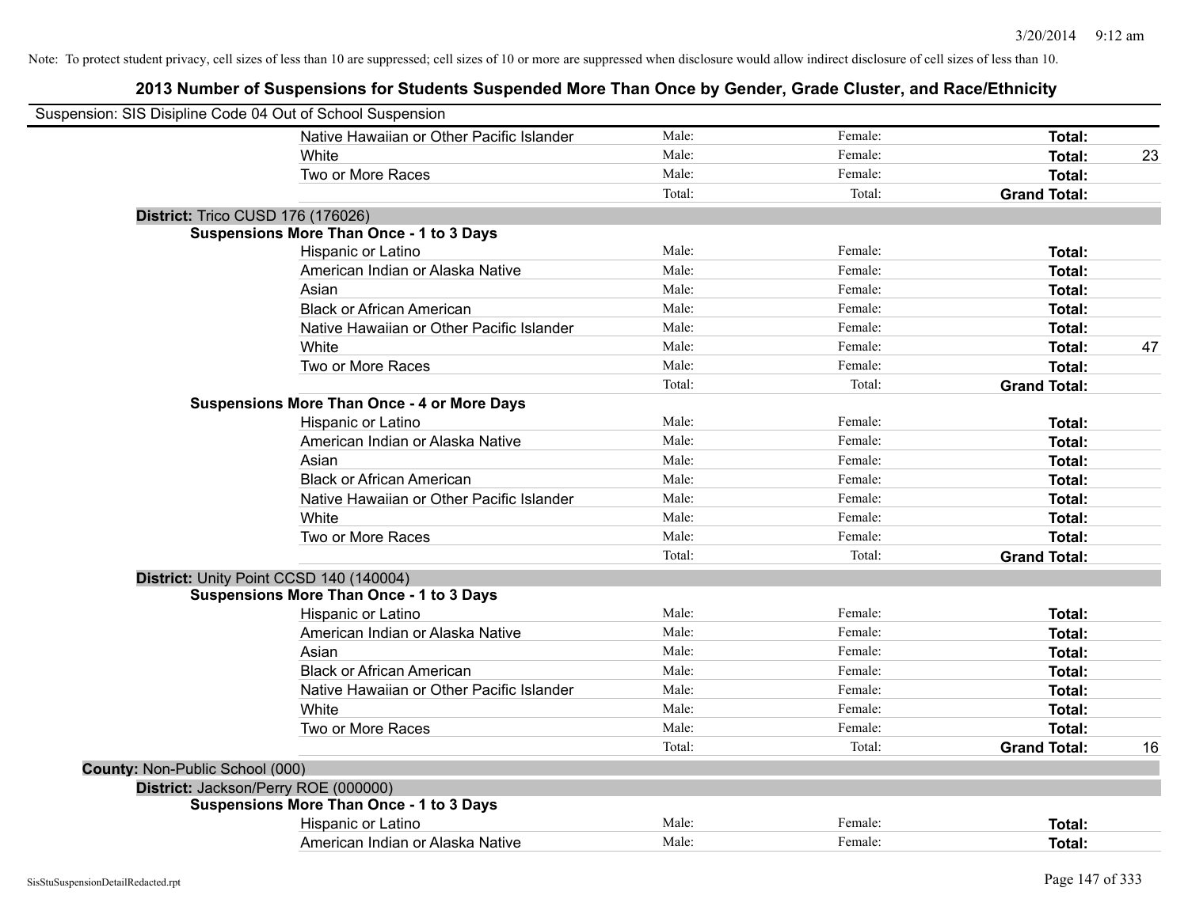Note: To protect student privacy, cell sizes of less than 10 are suppressed; cell sizes of 10 or more are suppressed when disclosure would allow indirect disclosure of cell sizes of less than 10.

# 2013 Number of Suspensions for Students Suspended More Than Once by Gender, Grade Cluster, and Race/Ethnicity

Suspension: SIS Disipline Code 04 Out of School Suspension

| | | | | |
|---|---|---|---|---|
| Native Hawaiian or Other Pacific Islander | Male: | Female: | **Total:** | |
| White | Male: | Female: | **Total:** | 23 |
| Two or More Races | Male: | Female: | **Total:** | |
| | Total: | Total: | **Grand Total:** | |

**District:** Trico CUSD 176 (176026)

**Suspensions More Than Once - 1 to 3 Days**

| | | | | |
|---|---|---|---|---|
| Hispanic or Latino | Male: | Female: | **Total:** | |
| American Indian or Alaska Native | Male: | Female: | **Total:** | |
| Asian | Male: | Female: | **Total:** | |
| Black or African American | Male: | Female: | **Total:** | |
| Native Hawaiian or Other Pacific Islander | Male: | Female: | **Total:** | |
| White | Male: | Female: | **Total:** | 47 |
| Two or More Races | Male: | Female: | **Total:** | |
| | Total: | Total: | **Grand Total:** | |

**Suspensions More Than Once - 4 or More Days**

| | | | | |
|---|---|---|---|---|
| Hispanic or Latino | Male: | Female: | **Total:** | |
| American Indian or Alaska Native | Male: | Female: | **Total:** | |
| Asian | Male: | Female: | **Total:** | |
| Black or African American | Male: | Female: | **Total:** | |
| Native Hawaiian or Other Pacific Islander | Male: | Female: | **Total:** | |
| White | Male: | Female: | **Total:** | |
| Two or More Races | Male: | Female: | **Total:** | |
| | Total: | Total: | **Grand Total:** | |

**District:** Unity Point CCSD 140 (140004)

**Suspensions More Than Once - 1 to 3 Days**

| | | | | |
|---|---|---|---|---|
| Hispanic or Latino | Male: | Female: | **Total:** | |
| American Indian or Alaska Native | Male: | Female: | **Total:** | |
| Asian | Male: | Female: | **Total:** | |
| Black or African American | Male: | Female: | **Total:** | |
| Native Hawaiian or Other Pacific Islander | Male: | Female: | **Total:** | |
| White | Male: | Female: | **Total:** | |
| Two or More Races | Male: | Female: | **Total:** | |
| | Total: | Total: | **Grand Total:** | 16 |

**County:** Non-Public School (000)

**District:** Jackson/Perry ROE (000000)

**Suspensions More Than Once - 1 to 3 Days**

| | | | | |
|---|---|---|---|---|
| Hispanic or Latino | Male: | Female: | **Total:** | |
| American Indian or Alaska Native | Male: | Female: | **Total:** | |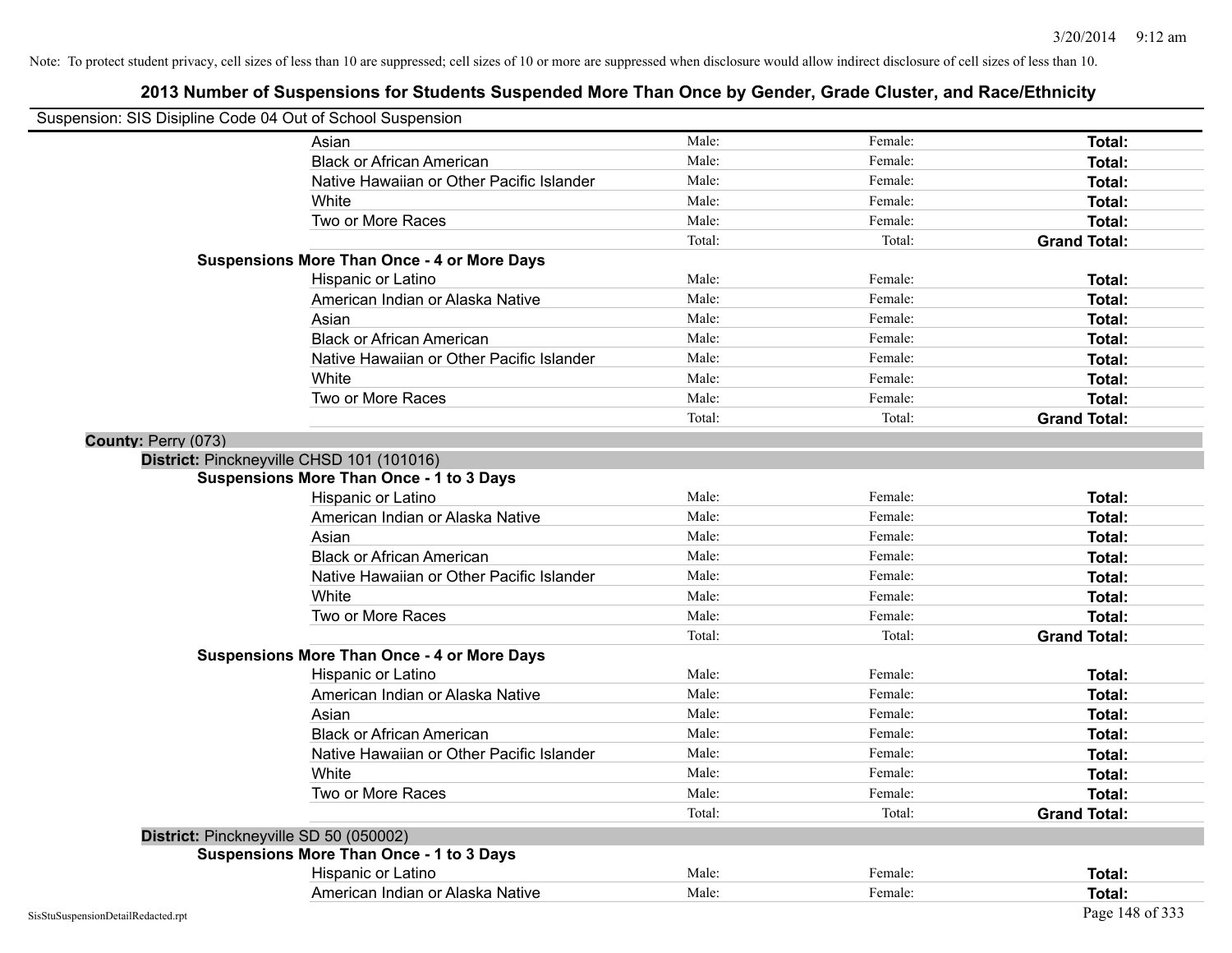Note: To protect student privacy, cell sizes of less than 10 are suppressed; cell sizes of 10 or more are suppressed when disclosure would allow indirect disclosure of cell sizes of less than 10.

## 2013 Number of Suspensions for Students Suspended More Than Once by Gender, Grade Cluster, and Race/Ethnicity

Suspension: SIS Disipline Code 04 Out of School Suspension

| | | | |
|---|---|---|---|
| Asian | Male: | Female: | **Total:** |
| Black or African American | Male: | Female: | **Total:** |
| Native Hawaiian or Other Pacific Islander | Male: | Female: | **Total:** |
| White | Male: | Female: | **Total:** |
| Two or More Races | Male: | Female: | **Total:** |
| | Total: | Total: | **Grand Total:** |

**Suspensions More Than Once - 4 or More Days**

| | | | |
|---|---|---|---|
| Hispanic or Latino | Male: | Female: | **Total:** |
| American Indian or Alaska Native | Male: | Female: | **Total:** |
| Asian | Male: | Female: | **Total:** |
| Black or African American | Male: | Female: | **Total:** |
| Native Hawaiian or Other Pacific Islander | Male: | Female: | **Total:** |
| White | Male: | Female: | **Total:** |
| Two or More Races | Male: | Female: | **Total:** |
| | Total: | Total: | **Grand Total:** |

**County:** Perry (073)

**District:** Pinckneyville CHSD 101 (101016)

**Suspensions More Than Once - 1 to 3 Days**

| | | | |
|---|---|---|---|
| Hispanic or Latino | Male: | Female: | **Total:** |
| American Indian or Alaska Native | Male: | Female: | **Total:** |
| Asian | Male: | Female: | **Total:** |
| Black or African American | Male: | Female: | **Total:** |
| Native Hawaiian or Other Pacific Islander | Male: | Female: | **Total:** |
| White | Male: | Female: | **Total:** |
| Two or More Races | Male: | Female: | **Total:** |
| | Total: | Total: | **Grand Total:** |

**Suspensions More Than Once - 4 or More Days**

| | | | |
|---|---|---|---|
| Hispanic or Latino | Male: | Female: | **Total:** |
| American Indian or Alaska Native | Male: | Female: | **Total:** |
| Asian | Male: | Female: | **Total:** |
| Black or African American | Male: | Female: | **Total:** |
| Native Hawaiian or Other Pacific Islander | Male: | Female: | **Total:** |
| White | Male: | Female: | **Total:** |
| Two or More Races | Male: | Female: | **Total:** |
| | Total: | Total: | **Grand Total:** |

**District:** Pinckneyville SD 50 (050002)

**Suspensions More Than Once - 1 to 3 Days**

| | | | |
|---|---|---|---|
| Hispanic or Latino | Male: | Female: | **Total:** |
| American Indian or Alaska Native | Male: | Female: | **Total:** |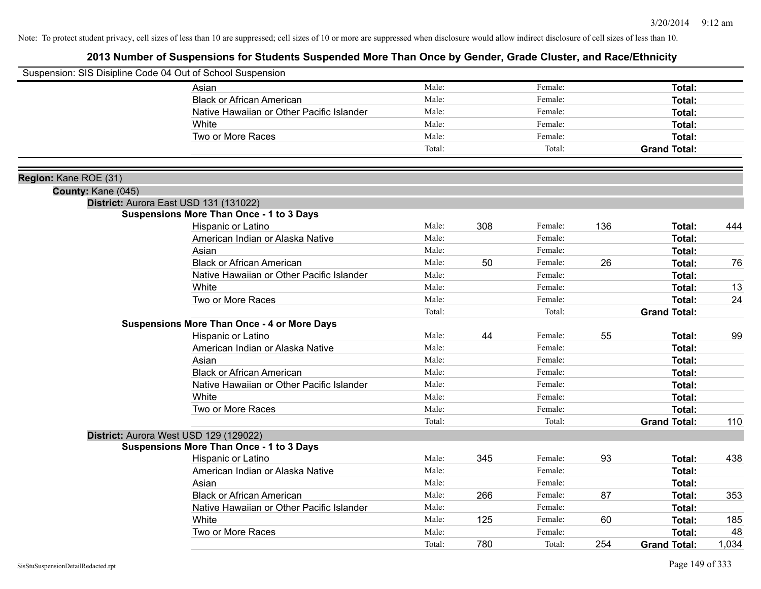Note: To protect student privacy, cell sizes of less than 10 are suppressed; cell sizes of 10 or more are suppressed when disclosure would allow indirect disclosure of cell sizes of less than 10.

## 2013 Number of Suspensions for Students Suspended More Than Once by Gender, Grade Cluster, and Race/Ethnicity

Suspension: SIS Disipline Code 04 Out of School Suspension

| | | | | | | |
|---|---|---|---|---|---|---|
| Asian | Male: | | Female: | | **Total:** | |
| Black or African American | Male: | | Female: | | **Total:** | |
| Native Hawaiian or Other Pacific Islander | Male: | | Female: | | **Total:** | |
| White | Male: | | Female: | | **Total:** | |
| Two or More Races | Male: | | Female: | | **Total:** | |
| | Total: | | Total: | | **Grand Total:** | |

**Region:** Kane ROE (31)

**County:** Kane (045)

**District:** Aurora East USD 131 (131022)

**Suspensions More Than Once - 1 to 3 Days**

| | | | | | | |
|---|---|---|---|---|---|---|
| Hispanic or Latino | Male: | 308 | Female: | 136 | **Total:** | 444 |
| American Indian or Alaska Native | Male: | | Female: | | **Total:** | |
| Asian | Male: | | Female: | | **Total:** | |
| Black or African American | Male: | 50 | Female: | 26 | **Total:** | 76 |
| Native Hawaiian or Other Pacific Islander | Male: | | Female: | | **Total:** | |
| White | Male: | | Female: | | **Total:** | 13 |
| Two or More Races | Male: | | Female: | | **Total:** | 24 |
| | Total: | | Total: | | **Grand Total:** | |

**Suspensions More Than Once - 4 or More Days**

| | | | | | | |
|---|---|---|---|---|---|---|
| Hispanic or Latino | Male: | 44 | Female: | 55 | **Total:** | 99 |
| American Indian or Alaska Native | Male: | | Female: | | **Total:** | |
| Asian | Male: | | Female: | | **Total:** | |
| Black or African American | Male: | | Female: | | **Total:** | |
| Native Hawaiian or Other Pacific Islander | Male: | | Female: | | **Total:** | |
| White | Male: | | Female: | | **Total:** | |
| Two or More Races | Male: | | Female: | | **Total:** | |
| | Total: | | Total: | | **Grand Total:** | 110 |

**District:** Aurora West USD 129 (129022)

**Suspensions More Than Once - 1 to 3 Days**

| | | | | | | |
|---|---|---|---|---|---|---|
| Hispanic or Latino | Male: | 345 | Female: | 93 | **Total:** | 438 |
| American Indian or Alaska Native | Male: | | Female: | | **Total:** | |
| Asian | Male: | | Female: | | **Total:** | |
| Black or African American | Male: | 266 | Female: | 87 | **Total:** | 353 |
| Native Hawaiian or Other Pacific Islander | Male: | | Female: | | **Total:** | |
| White | Male: | 125 | Female: | 60 | **Total:** | 185 |
| Two or More Races | Male: | | Female: | | **Total:** | 48 |
| | Total: | 780 | Total: | 254 | **Grand Total:** | 1,034 |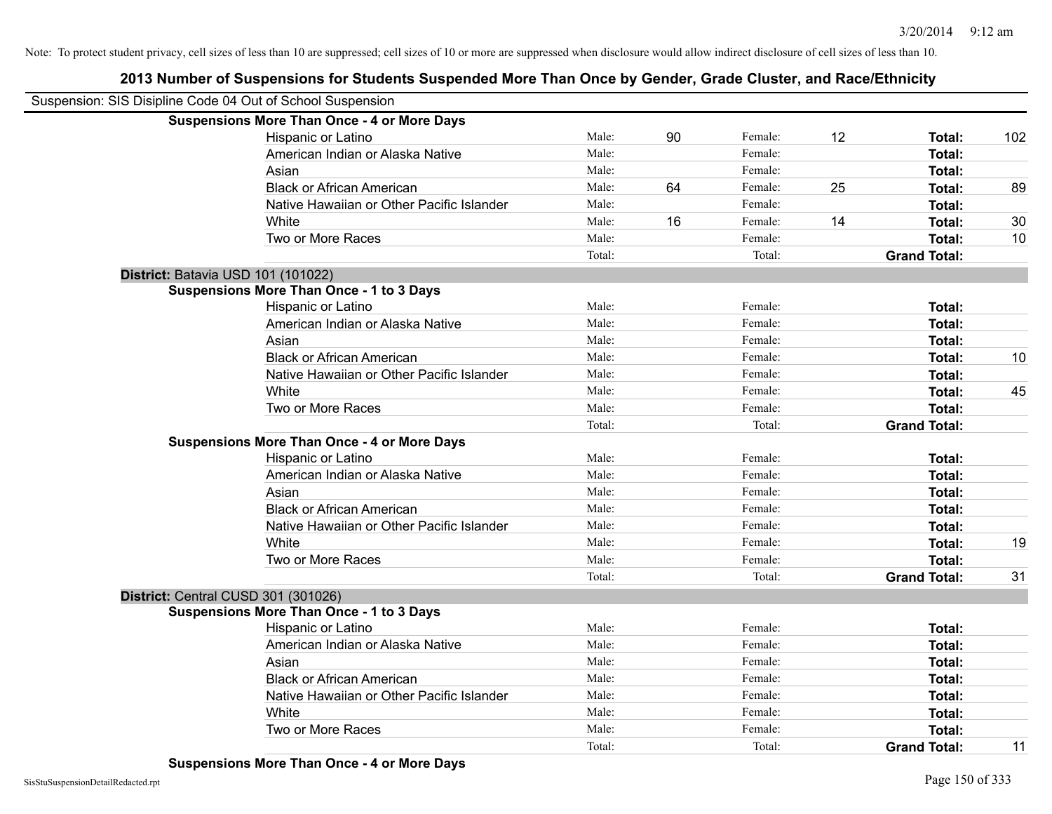Note: To protect student privacy, cell sizes of less than 10 are suppressed; cell sizes of 10 or more are suppressed when disclosure would allow indirect disclosure of cell sizes of less than 10.

# 2013 Number of Suspensions for Students Suspended More Than Once by Gender, Grade Cluster, and Race/Ethnicity

Suspension: SIS Disipline Code 04 Out of School Suspension

**Suspensions More Than Once - 4 or More Days**

| | | | | | | |
|---|---|---|---|---|---|---|
| Hispanic or Latino | Male: | 90 | Female: | 12 | **Total:** | 102 |
| American Indian or Alaska Native | Male: | | Female: | | **Total:** | |
| Asian | Male: | | Female: | | **Total:** | |
| Black or African American | Male: | 64 | Female: | 25 | **Total:** | 89 |
| Native Hawaiian or Other Pacific Islander | Male: | | Female: | | **Total:** | |
| White | Male: | 16 | Female: | 14 | **Total:** | 30 |
| Two or More Races | Male: | | Female: | | **Total:** | 10 |
| | Total: | | Total: | | **Grand Total:** | |

**District:** Batavia USD 101 (101022)

**Suspensions More Than Once - 1 to 3 Days**

| | | | | | | |
|---|---|---|---|---|---|---|
| Hispanic or Latino | Male: | | Female: | | **Total:** | |
| American Indian or Alaska Native | Male: | | Female: | | **Total:** | |
| Asian | Male: | | Female: | | **Total:** | |
| Black or African American | Male: | | Female: | | **Total:** | 10 |
| Native Hawaiian or Other Pacific Islander | Male: | | Female: | | **Total:** | |
| White | Male: | | Female: | | **Total:** | 45 |
| Two or More Races | Male: | | Female: | | **Total:** | |
| | Total: | | Total: | | **Grand Total:** | |

**Suspensions More Than Once - 4 or More Days**

| | | | | | | |
|---|---|---|---|---|---|---|
| Hispanic or Latino | Male: | | Female: | | **Total:** | |
| American Indian or Alaska Native | Male: | | Female: | | **Total:** | |
| Asian | Male: | | Female: | | **Total:** | |
| Black or African American | Male: | | Female: | | **Total:** | |
| Native Hawaiian or Other Pacific Islander | Male: | | Female: | | **Total:** | |
| White | Male: | | Female: | | **Total:** | 19 |
| Two or More Races | Male: | | Female: | | **Total:** | |
| | Total: | | Total: | | **Grand Total:** | 31 |

**District:** Central CUSD 301 (301026)

**Suspensions More Than Once - 1 to 3 Days**

| | | | | | | |
|---|---|---|---|---|---|---|
| Hispanic or Latino | Male: | | Female: | | **Total:** | |
| American Indian or Alaska Native | Male: | | Female: | | **Total:** | |
| Asian | Male: | | Female: | | **Total:** | |
| Black or African American | Male: | | Female: | | **Total:** | |
| Native Hawaiian or Other Pacific Islander | Male: | | Female: | | **Total:** | |
| White | Male: | | Female: | | **Total:** | |
| Two or More Races | Male: | | Female: | | **Total:** | |
| | Total: | | Total: | | **Grand Total:** | 11 |

**Suspensions More Than Once - 4 or More Days**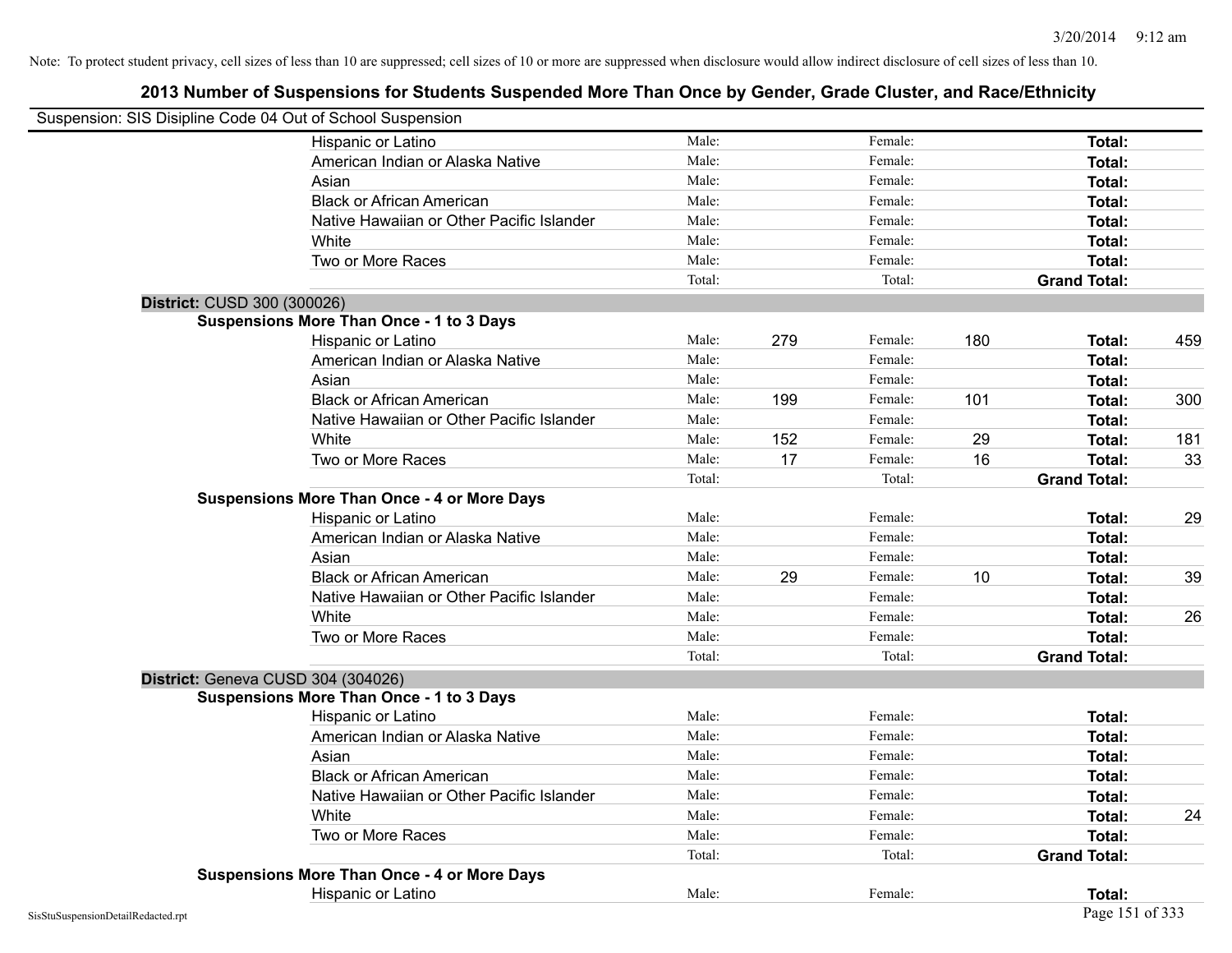Note: To protect student privacy, cell sizes of less than 10 are suppressed; cell sizes of 10 or more are suppressed when disclosure would allow indirect disclosure of cell sizes of less than 10.

## 2013 Number of Suspensions for Students Suspended More Than Once by Gender, Grade Cluster, and Race/Ethnicity

Suspension: SIS Disipline Code 04 Out of School Suspension

| | | | | | | |
|---|---|---|---|---|---|---|
| Hispanic or Latino | Male: | | Female: | | **Total:** | |
| American Indian or Alaska Native | Male: | | Female: | | **Total:** | |
| Asian | Male: | | Female: | | **Total:** | |
| Black or African American | Male: | | Female: | | **Total:** | |
| Native Hawaiian or Other Pacific Islander | Male: | | Female: | | **Total:** | |
| White | Male: | | Female: | | **Total:** | |
| Two or More Races | Male: | | Female: | | **Total:** | |
| | Total: | | Total: | | **Grand Total:** | |

**District:** CUSD 300 (300026)

**Suspensions More Than Once - 1 to 3 Days**

| | | | | | | |
|---|---|---|---|---|---|---|
| Hispanic or Latino | Male: | 279 | Female: | 180 | **Total:** | 459 |
| American Indian or Alaska Native | Male: | | Female: | | **Total:** | |
| Asian | Male: | | Female: | | **Total:** | |
| Black or African American | Male: | 199 | Female: | 101 | **Total:** | 300 |
| Native Hawaiian or Other Pacific Islander | Male: | | Female: | | **Total:** | |
| White | Male: | 152 | Female: | 29 | **Total:** | 181 |
| Two or More Races | Male: | 17 | Female: | 16 | **Total:** | 33 |
| | Total: | | Total: | | **Grand Total:** | |

**Suspensions More Than Once - 4 or More Days**

| | | | | | | |
|---|---|---|---|---|---|---|
| Hispanic or Latino | Male: | | Female: | | **Total:** | 29 |
| American Indian or Alaska Native | Male: | | Female: | | **Total:** | |
| Asian | Male: | | Female: | | **Total:** | |
| Black or African American | Male: | 29 | Female: | 10 | **Total:** | 39 |
| Native Hawaiian or Other Pacific Islander | Male: | | Female: | | **Total:** | |
| White | Male: | | Female: | | **Total:** | 26 |
| Two or More Races | Male: | | Female: | | **Total:** | |
| | Total: | | Total: | | **Grand Total:** | |

**District:** Geneva CUSD 304 (304026)

**Suspensions More Than Once - 1 to 3 Days**

| | | | | | | |
|---|---|---|---|---|---|---|
| Hispanic or Latino | Male: | | Female: | | **Total:** | |
| American Indian or Alaska Native | Male: | | Female: | | **Total:** | |
| Asian | Male: | | Female: | | **Total:** | |
| Black or African American | Male: | | Female: | | **Total:** | |
| Native Hawaiian or Other Pacific Islander | Male: | | Female: | | **Total:** | |
| White | Male: | | Female: | | **Total:** | 24 |
| Two or More Races | Male: | | Female: | | **Total:** | |
| | Total: | | Total: | | **Grand Total:** | |

**Suspensions More Than Once - 4 or More Days**

| | | | | | | |
|---|---|---|---|---|---|---|
| Hispanic or Latino | Male: | | Female: | | **Total:** | |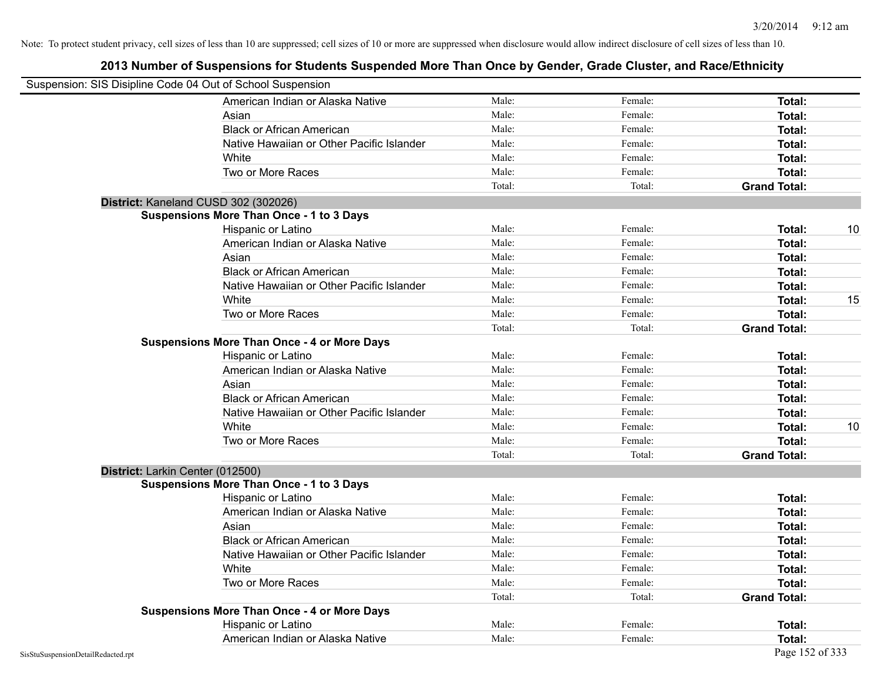Note: To protect student privacy, cell sizes of less than 10 are suppressed; cell sizes of 10 or more are suppressed when disclosure would allow indirect disclosure of cell sizes of less than 10.

## 2013 Number of Suspensions for Students Suspended More Than Once by Gender, Grade Cluster, and Race/Ethnicity

Suspension: SIS Disipline Code 04 Out of School Suspension

| | | | | | |
|---|---|---|---|---|---|
| | American Indian or Alaska Native | Male: | Female: | **Total:** | |
| | Asian | Male: | Female: | **Total:** | |
| | Black or African American | Male: | Female: | **Total:** | |
| | Native Hawaiian or Other Pacific Islander | Male: | Female: | **Total:** | |
| | White | Male: | Female: | **Total:** | |
| | Two or More Races | Male: | Female: | **Total:** | |
| | | Total: | Total: | **Grand Total:** | |
| **District:** Kaneland CUSD 302 (302026) | | | | | |
| **Suspensions More Than Once - 1 to 3 Days** | | | | | |
| | Hispanic or Latino | Male: | Female: | **Total:** | 10 |
| | American Indian or Alaska Native | Male: | Female: | **Total:** | |
| | Asian | Male: | Female: | **Total:** | |
| | Black or African American | Male: | Female: | **Total:** | |
| | Native Hawaiian or Other Pacific Islander | Male: | Female: | **Total:** | |
| | White | Male: | Female: | **Total:** | 15 |
| | Two or More Races | Male: | Female: | **Total:** | |
| | | Total: | Total: | **Grand Total:** | |
| **Suspensions More Than Once - 4 or More Days** | | | | | |
| | Hispanic or Latino | Male: | Female: | **Total:** | |
| | American Indian or Alaska Native | Male: | Female: | **Total:** | |
| | Asian | Male: | Female: | **Total:** | |
| | Black or African American | Male: | Female: | **Total:** | |
| | Native Hawaiian or Other Pacific Islander | Male: | Female: | **Total:** | |
| | White | Male: | Female: | **Total:** | 10 |
| | Two or More Races | Male: | Female: | **Total:** | |
| | | Total: | Total: | **Grand Total:** | |
| **District:** Larkin Center (012500) | | | | | |
| **Suspensions More Than Once - 1 to 3 Days** | | | | | |
| | Hispanic or Latino | Male: | Female: | **Total:** | |
| | American Indian or Alaska Native | Male: | Female: | **Total:** | |
| | Asian | Male: | Female: | **Total:** | |
| | Black or African American | Male: | Female: | **Total:** | |
| | Native Hawaiian or Other Pacific Islander | Male: | Female: | **Total:** | |
| | White | Male: | Female: | **Total:** | |
| | Two or More Races | Male: | Female: | **Total:** | |
| | | Total: | Total: | **Grand Total:** | |
| **Suspensions More Than Once - 4 or More Days** | | | | | |
| | Hispanic or Latino | Male: | Female: | **Total:** | |
| | American Indian or Alaska Native | Male: | Female: | **Total:** | |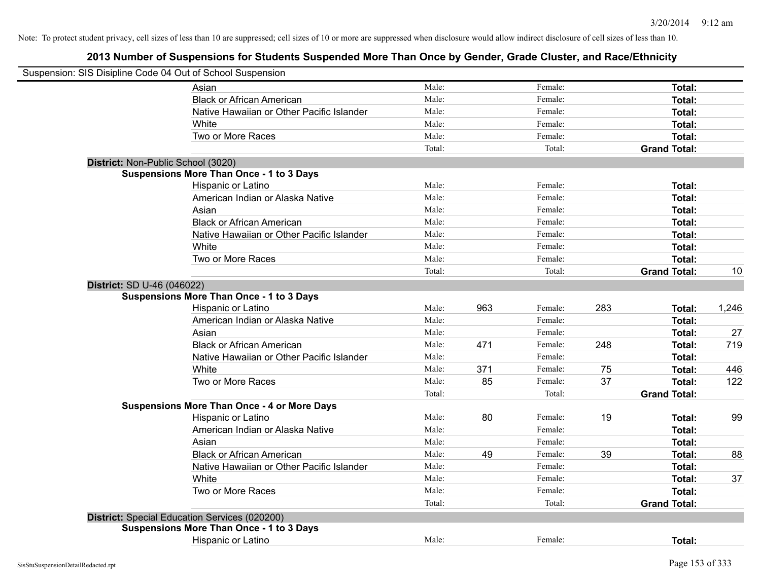Note: To protect student privacy, cell sizes of less than 10 are suppressed; cell sizes of 10 or more are suppressed when disclosure would allow indirect disclosure of cell sizes of less than 10.

## 2013 Number of Suspensions for Students Suspended More Than Once by Gender, Grade Cluster, and Race/Ethnicity

Suspension: SIS Disipline Code 04 Out of School Suspension

| | | | | | | |
|---|---|---|---|---|---|---|
| Asian | Male: | | Female: | | **Total:** | |
| Black or African American | Male: | | Female: | | **Total:** | |
| Native Hawaiian or Other Pacific Islander | Male: | | Female: | | **Total:** | |
| White | Male: | | Female: | | **Total:** | |
| Two or More Races | Male: | | Female: | | **Total:** | |
| | Total: | | Total: | | **Grand Total:** | |

**District:** Non-Public School (3020)

**Suspensions More Than Once - 1 to 3 Days**

| | | | | | | |
|---|---|---|---|---|---|---|
| Hispanic or Latino | Male: | | Female: | | **Total:** | |
| American Indian or Alaska Native | Male: | | Female: | | **Total:** | |
| Asian | Male: | | Female: | | **Total:** | |
| Black or African American | Male: | | Female: | | **Total:** | |
| Native Hawaiian or Other Pacific Islander | Male: | | Female: | | **Total:** | |
| White | Male: | | Female: | | **Total:** | |
| Two or More Races | Male: | | Female: | | **Total:** | |
| | Total: | | Total: | | **Grand Total:** | 10 |

**District:** SD U-46 (046022)

**Suspensions More Than Once - 1 to 3 Days**

| | | | | | | |
|---|---|---|---|---|---|---|
| Hispanic or Latino | Male: | 963 | Female: | 283 | **Total:** | 1,246 |
| American Indian or Alaska Native | Male: | | Female: | | **Total:** | |
| Asian | Male: | | Female: | | **Total:** | 27 |
| Black or African American | Male: | 471 | Female: | 248 | **Total:** | 719 |
| Native Hawaiian or Other Pacific Islander | Male: | | Female: | | **Total:** | |
| White | Male: | 371 | Female: | 75 | **Total:** | 446 |
| Two or More Races | Male: | 85 | Female: | 37 | **Total:** | 122 |
| | Total: | | Total: | | **Grand Total:** | |

**Suspensions More Than Once - 4 or More Days**

| | | | | | | |
|---|---|---|---|---|---|---|
| Hispanic or Latino | Male: | 80 | Female: | 19 | **Total:** | 99 |
| American Indian or Alaska Native | Male: | | Female: | | **Total:** | |
| Asian | Male: | | Female: | | **Total:** | |
| Black or African American | Male: | 49 | Female: | 39 | **Total:** | 88 |
| Native Hawaiian or Other Pacific Islander | Male: | | Female: | | **Total:** | |
| White | Male: | | Female: | | **Total:** | 37 |
| Two or More Races | Male: | | Female: | | **Total:** | |
| | Total: | | Total: | | **Grand Total:** | |

**District:** Special Education Services (020200)

**Suspensions More Than Once - 1 to 3 Days**

| | | | | | | |
|---|---|---|---|---|---|---|
| Hispanic or Latino | Male: | | Female: | | **Total:** | |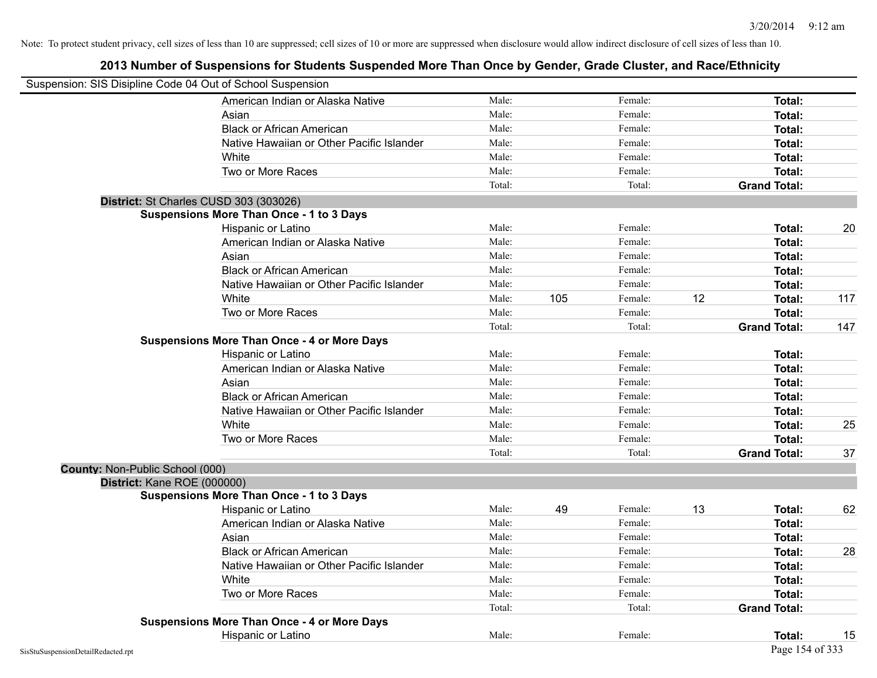Note: To protect student privacy, cell sizes of less than 10 are suppressed; cell sizes of 10 or more are suppressed when disclosure would allow indirect disclosure of cell sizes of less than 10.

## 2013 Number of Suspensions for Students Suspended More Than Once by Gender, Grade Cluster, and Race/Ethnicity

Suspension: SIS Disipline Code 04 Out of School Suspension

| | | | | | | |
|---|---|---|---|---|---|---|
| American Indian or Alaska Native | Male: | | Female: | | **Total:** | |
| Asian | Male: | | Female: | | **Total:** | |
| Black or African American | Male: | | Female: | | **Total:** | |
| Native Hawaiian or Other Pacific Islander | Male: | | Female: | | **Total:** | |
| White | Male: | | Female: | | **Total:** | |
| Two or More Races | Male: | | Female: | | **Total:** | |
| | Total: | | Total: | | **Grand Total:** | |

**District:** St Charles CUSD 303 (303026)

**Suspensions More Than Once - 1 to 3 Days**

| | | | | | | |
|---|---|---|---|---|---|---|
| Hispanic or Latino | Male: | | Female: | | **Total:** | 20 |
| American Indian or Alaska Native | Male: | | Female: | | **Total:** | |
| Asian | Male: | | Female: | | **Total:** | |
| Black or African American | Male: | | Female: | | **Total:** | |
| Native Hawaiian or Other Pacific Islander | Male: | | Female: | | **Total:** | |
| White | Male: | 105 | Female: | 12 | **Total:** | 117 |
| Two or More Races | Male: | | Female: | | **Total:** | |
| | Total: | | Total: | | **Grand Total:** | 147 |

**Suspensions More Than Once - 4 or More Days**

| | | | | | | |
|---|---|---|---|---|---|---|
| Hispanic or Latino | Male: | | Female: | | **Total:** | |
| American Indian or Alaska Native | Male: | | Female: | | **Total:** | |
| Asian | Male: | | Female: | | **Total:** | |
| Black or African American | Male: | | Female: | | **Total:** | |
| Native Hawaiian or Other Pacific Islander | Male: | | Female: | | **Total:** | |
| White | Male: | | Female: | | **Total:** | 25 |
| Two or More Races | Male: | | Female: | | **Total:** | |
| | Total: | | Total: | | **Grand Total:** | 37 |

**County:** Non-Public School (000)

**District:** Kane ROE (000000)

**Suspensions More Than Once - 1 to 3 Days**

| | | | | | | |
|---|---|---|---|---|---|---|
| Hispanic or Latino | Male: | 49 | Female: | 13 | **Total:** | 62 |
| American Indian or Alaska Native | Male: | | Female: | | **Total:** | |
| Asian | Male: | | Female: | | **Total:** | |
| Black or African American | Male: | | Female: | | **Total:** | 28 |
| Native Hawaiian or Other Pacific Islander | Male: | | Female: | | **Total:** | |
| White | Male: | | Female: | | **Total:** | |
| Two or More Races | Male: | | Female: | | **Total:** | |
| | Total: | | Total: | | **Grand Total:** | |

**Suspensions More Than Once - 4 or More Days**

| | | | | | | |
|---|---|---|---|---|---|---|
| Hispanic or Latino | Male: | | Female: | | **Total:** | 15 |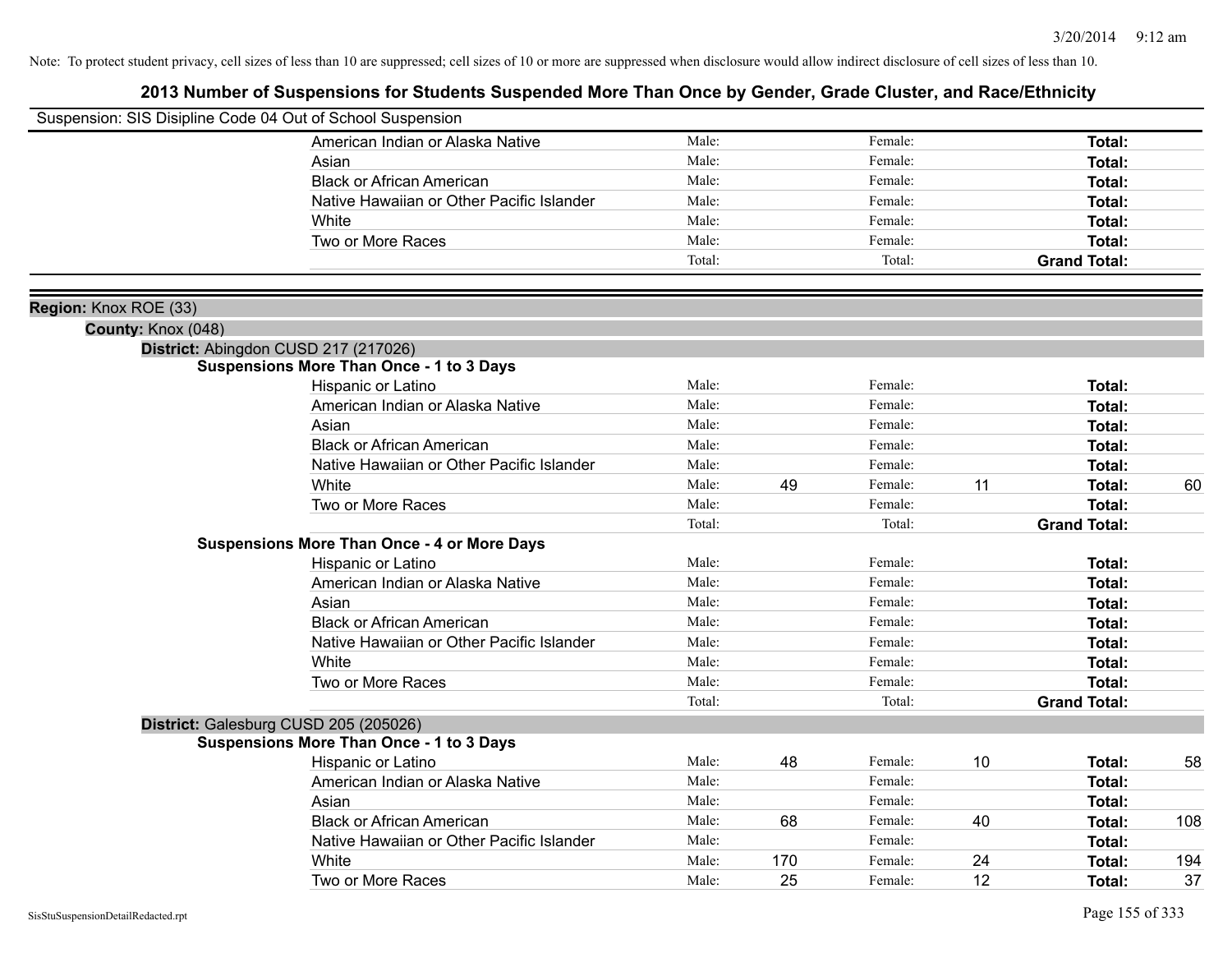Note: To protect student privacy, cell sizes of less than 10 are suppressed; cell sizes of 10 or more are suppressed when disclosure would allow indirect disclosure of cell sizes of less than 10.

# 2013 Number of Suspensions for Students Suspended More Than Once by Gender, Grade Cluster, and Race/Ethnicity

Suspension: SIS Disipline Code 04 Out of School Suspension

| | | | | | | |
|---|---|---|---|---|---|---|
| American Indian or Alaska Native | Male: | | Female: | | **Total:** | |
| Asian | Male: | | Female: | | **Total:** | |
| Black or African American | Male: | | Female: | | **Total:** | |
| Native Hawaiian or Other Pacific Islander | Male: | | Female: | | **Total:** | |
| White | Male: | | Female: | | **Total:** | |
| Two or More Races | Male: | | Female: | | **Total:** | |
| | Total: | | Total: | | **Grand Total:** | |

**Region:** Knox ROE (33)

**County:** Knox (048)

**District:** Abingdon CUSD 217 (217026)

**Suspensions More Than Once - 1 to 3 Days**

| | | | | | | |
|---|---|---|---|---|---|---|
| Hispanic or Latino | Male: | | Female: | | **Total:** | |
| American Indian or Alaska Native | Male: | | Female: | | **Total:** | |
| Asian | Male: | | Female: | | **Total:** | |
| Black or African American | Male: | | Female: | | **Total:** | |
| Native Hawaiian or Other Pacific Islander | Male: | | Female: | | **Total:** | |
| White | Male: | 49 | Female: | 11 | **Total:** | 60 |
| Two or More Races | Male: | | Female: | | **Total:** | |
| | Total: | | Total: | | **Grand Total:** | |

**Suspensions More Than Once - 4 or More Days**

| | | | | | | |
|---|---|---|---|---|---|---|
| Hispanic or Latino | Male: | | Female: | | **Total:** | |
| American Indian or Alaska Native | Male: | | Female: | | **Total:** | |
| Asian | Male: | | Female: | | **Total:** | |
| Black or African American | Male: | | Female: | | **Total:** | |
| Native Hawaiian or Other Pacific Islander | Male: | | Female: | | **Total:** | |
| White | Male: | | Female: | | **Total:** | |
| Two or More Races | Male: | | Female: | | **Total:** | |
| | Total: | | Total: | | **Grand Total:** | |

**District:** Galesburg CUSD 205 (205026)

**Suspensions More Than Once - 1 to 3 Days**

| | | | | | | |
|---|---|---|---|---|---|---|
| Hispanic or Latino | Male: | 48 | Female: | 10 | **Total:** | 58 |
| American Indian or Alaska Native | Male: | | Female: | | **Total:** | |
| Asian | Male: | | Female: | | **Total:** | |
| Black or African American | Male: | 68 | Female: | 40 | **Total:** | 108 |
| Native Hawaiian or Other Pacific Islander | Male: | | Female: | | **Total:** | |
| White | Male: | 170 | Female: | 24 | **Total:** | 194 |
| Two or More Races | Male: | 25 | Female: | 12 | **Total:** | 37 |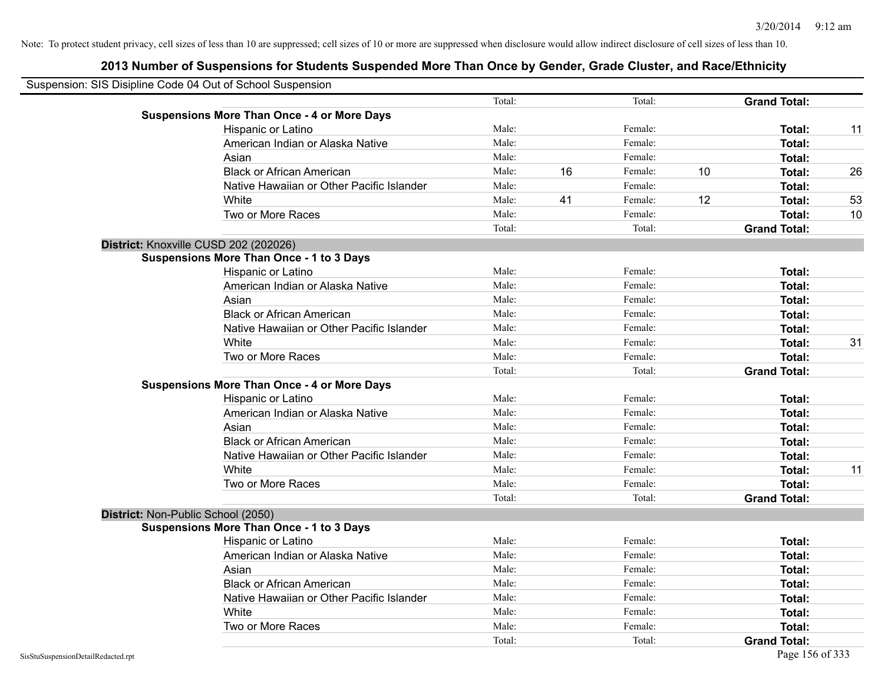Note: To protect student privacy, cell sizes of less than 10 are suppressed; cell sizes of 10 or more are suppressed when disclosure would allow indirect disclosure of cell sizes of less than 10.

## 2013 Number of Suspensions for Students Suspended More Than Once by Gender, Grade Cluster, and Race/Ethnicity

Suspension: SIS Disipline Code 04 Out of School Suspension

| | | | | | | |
|---|---|---|---|---|---|---|
| | Total: | | Total: | | **Grand Total:** | |
| **Suspensions More Than Once - 4 or More Days** | | | | | | |
| Hispanic or Latino | Male: | | Female: | | **Total:** | 11 |
| American Indian or Alaska Native | Male: | | Female: | | **Total:** | |
| Asian | Male: | | Female: | | **Total:** | |
| Black or African American | Male: | 16 | Female: | 10 | **Total:** | 26 |
| Native Hawaiian or Other Pacific Islander | Male: | | Female: | | **Total:** | |
| White | Male: | 41 | Female: | 12 | **Total:** | 53 |
| Two or More Races | Male: | | Female: | | **Total:** | 10 |
| | Total: | | Total: | | **Grand Total:** | |

**District:** Knoxville CUSD 202 (202026)

| | | | | | | |
|---|---|---|---|---|---|---|
| **Suspensions More Than Once - 1 to 3 Days** | | | | | | |
| Hispanic or Latino | Male: | | Female: | | **Total:** | |
| American Indian or Alaska Native | Male: | | Female: | | **Total:** | |
| Asian | Male: | | Female: | | **Total:** | |
| Black or African American | Male: | | Female: | | **Total:** | |
| Native Hawaiian or Other Pacific Islander | Male: | | Female: | | **Total:** | |
| White | Male: | | Female: | | **Total:** | 31 |
| Two or More Races | Male: | | Female: | | **Total:** | |
| | Total: | | Total: | | **Grand Total:** | |
| **Suspensions More Than Once - 4 or More Days** | | | | | | |
| Hispanic or Latino | Male: | | Female: | | **Total:** | |
| American Indian or Alaska Native | Male: | | Female: | | **Total:** | |
| Asian | Male: | | Female: | | **Total:** | |
| Black or African American | Male: | | Female: | | **Total:** | |
| Native Hawaiian or Other Pacific Islander | Male: | | Female: | | **Total:** | |
| White | Male: | | Female: | | **Total:** | 11 |
| Two or More Races | Male: | | Female: | | **Total:** | |
| | Total: | | Total: | | **Grand Total:** | |

**District:** Non-Public School (2050)

| | | | | | | |
|---|---|---|---|---|---|---|
| **Suspensions More Than Once - 1 to 3 Days** | | | | | | |
| Hispanic or Latino | Male: | | Female: | | **Total:** | |
| American Indian or Alaska Native | Male: | | Female: | | **Total:** | |
| Asian | Male: | | Female: | | **Total:** | |
| Black or African American | Male: | | Female: | | **Total:** | |
| Native Hawaiian or Other Pacific Islander | Male: | | Female: | | **Total:** | |
| White | Male: | | Female: | | **Total:** | |
| Two or More Races | Male: | | Female: | | **Total:** | |
| | Total: | | Total: | | **Grand Total:** | |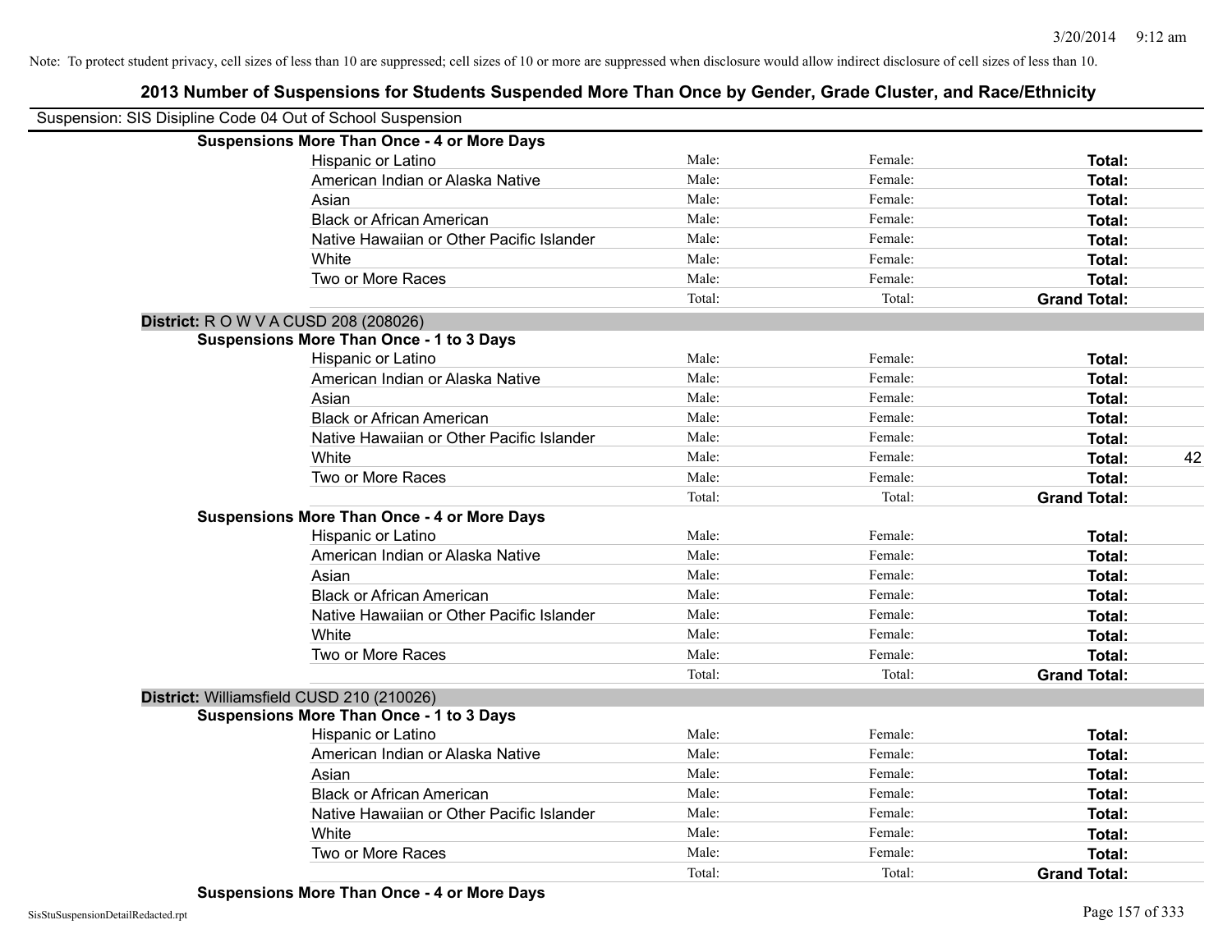Note: To protect student privacy, cell sizes of less than 10 are suppressed; cell sizes of 10 or more are suppressed when disclosure would allow indirect disclosure of cell sizes of less than 10.

# 2013 Number of Suspensions for Students Suspended More Than Once by Gender, Grade Cluster, and Race/Ethnicity

Suspension: SIS Disipline Code 04 Out of School Suspension

**Suspensions More Than Once - 4 or More Days**

| | | | | |
|---|---|---|---|---|
| Hispanic or Latino | Male: | Female: | **Total:** | |
| American Indian or Alaska Native | Male: | Female: | **Total:** | |
| Asian | Male: | Female: | **Total:** | |
| Black or African American | Male: | Female: | **Total:** | |
| Native Hawaiian or Other Pacific Islander | Male: | Female: | **Total:** | |
| White | Male: | Female: | **Total:** | |
| Two or More Races | Male: | Female: | **Total:** | |
| | Total: | Total: | **Grand Total:** | |

**District:** R O W V A CUSD 208 (208026)

**Suspensions More Than Once - 1 to 3 Days**

| | | | | |
|---|---|---|---|---|
| Hispanic or Latino | Male: | Female: | **Total:** | |
| American Indian or Alaska Native | Male: | Female: | **Total:** | |
| Asian | Male: | Female: | **Total:** | |
| Black or African American | Male: | Female: | **Total:** | |
| Native Hawaiian or Other Pacific Islander | Male: | Female: | **Total:** | |
| White | Male: | Female: | **Total:** | 42 |
| Two or More Races | Male: | Female: | **Total:** | |
| | Total: | Total: | **Grand Total:** | |

**Suspensions More Than Once - 4 or More Days**

| | | | | |
|---|---|---|---|---|
| Hispanic or Latino | Male: | Female: | **Total:** | |
| American Indian or Alaska Native | Male: | Female: | **Total:** | |
| Asian | Male: | Female: | **Total:** | |
| Black or African American | Male: | Female: | **Total:** | |
| Native Hawaiian or Other Pacific Islander | Male: | Female: | **Total:** | |
| White | Male: | Female: | **Total:** | |
| Two or More Races | Male: | Female: | **Total:** | |
| | Total: | Total: | **Grand Total:** | |

**District:** Williamsfield CUSD 210 (210026)

**Suspensions More Than Once - 1 to 3 Days**

| | | | | |
|---|---|---|---|---|
| Hispanic or Latino | Male: | Female: | **Total:** | |
| American Indian or Alaska Native | Male: | Female: | **Total:** | |
| Asian | Male: | Female: | **Total:** | |
| Black or African American | Male: | Female: | **Total:** | |
| Native Hawaiian or Other Pacific Islander | Male: | Female: | **Total:** | |
| White | Male: | Female: | **Total:** | |
| Two or More Races | Male: | Female: | **Total:** | |
| | Total: | Total: | **Grand Total:** | |

**Suspensions More Than Once - 4 or More Days**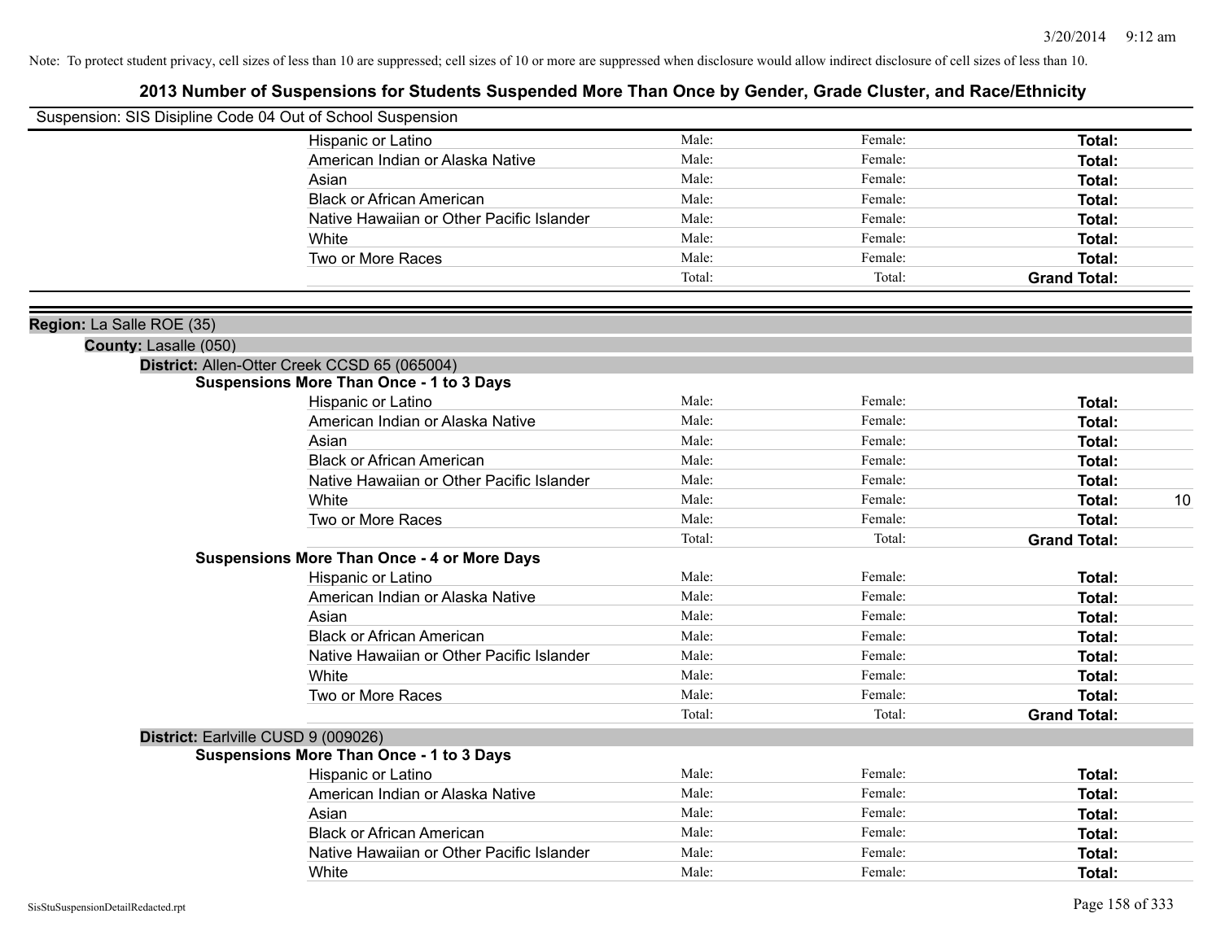Note: To protect student privacy, cell sizes of less than 10 are suppressed; cell sizes of 10 or more are suppressed when disclosure would allow indirect disclosure of cell sizes of less than 10.

# 2013 Number of Suspensions for Students Suspended More Than Once by Gender, Grade Cluster, and Race/Ethnicity

Suspension: SIS Disipline Code 04 Out of School Suspension

| | Male | Female | Total |
|---|---|---|---|
| Hispanic or Latino | Male: | Female: | Total: |
| American Indian or Alaska Native | Male: | Female: | Total: |
| Asian | Male: | Female: | Total: |
| Black or African American | Male: | Female: | Total: |
| Native Hawaiian or Other Pacific Islander | Male: | Female: | Total: |
| White | Male: | Female: | Total: |
| Two or More Races | Male: | Female: | Total: |
| | Total: | Total: | Grand Total: |

**Region:** La Salle ROE (35)

**County:** Lasalle (050)

**District:** Allen-Otter Creek CCSD 65 (065004)

**Suspensions More Than Once - 1 to 3 Days**

| | Male | Female | Total |
|---|---|---|---|
| Hispanic or Latino | Male: | Female: | Total: |
| American Indian or Alaska Native | Male: | Female: | Total: |
| Asian | Male: | Female: | Total: |
| Black or African American | Male: | Female: | Total: |
| Native Hawaiian or Other Pacific Islander | Male: | Female: | Total: |
| White | Male: | Female: | Total: 10 |
| Two or More Races | Male: | Female: | Total: |
| | Total: | Total: | Grand Total: |

**Suspensions More Than Once - 4 or More Days**

| | Male | Female | Total |
|---|---|---|---|
| Hispanic or Latino | Male: | Female: | Total: |
| American Indian or Alaska Native | Male: | Female: | Total: |
| Asian | Male: | Female: | Total: |
| Black or African American | Male: | Female: | Total: |
| Native Hawaiian or Other Pacific Islander | Male: | Female: | Total: |
| White | Male: | Female: | Total: |
| Two or More Races | Male: | Female: | Total: |
| | Total: | Total: | Grand Total: |

**District:** Earlville CUSD 9 (009026)

**Suspensions More Than Once - 1 to 3 Days**

| | Male | Female | Total |
|---|---|---|---|
| Hispanic or Latino | Male: | Female: | Total: |
| American Indian or Alaska Native | Male: | Female: | Total: |
| Asian | Male: | Female: | Total: |
| Black or African American | Male: | Female: | Total: |
| Native Hawaiian or Other Pacific Islander | Male: | Female: | Total: |
| White | Male: | Female: | Total: |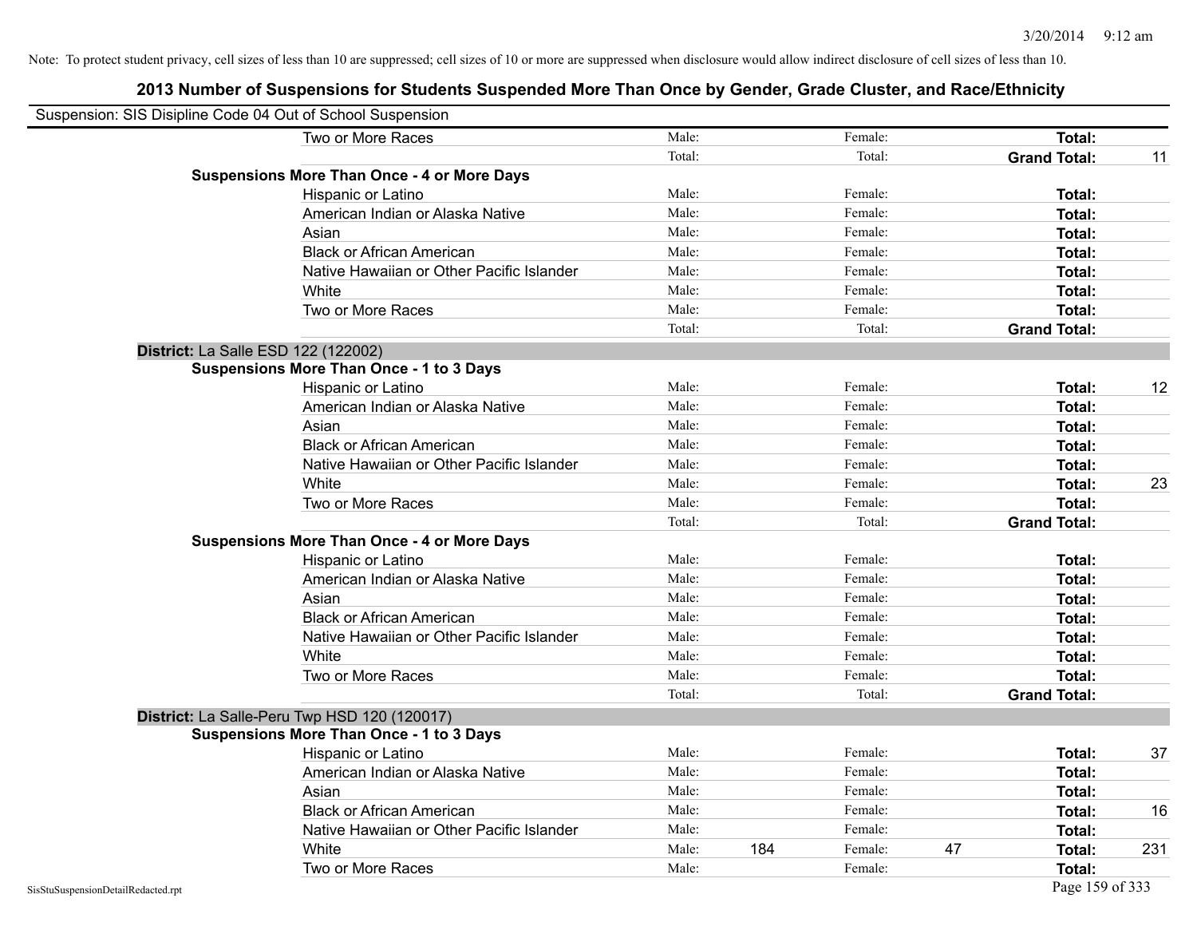Note: To protect student privacy, cell sizes of less than 10 are suppressed; cell sizes of 10 or more are suppressed when disclosure would allow indirect disclosure of cell sizes of less than 10.

## 2013 Number of Suspensions for Students Suspended More Than Once by Gender, Grade Cluster, and Race/Ethnicity

Suspension: SIS Disipline Code 04 Out of School Suspension

| | | | | | | |
|---|---|---|---|---|---|---|
| Two or More Races | Male: | | Female: | | **Total:** | |
| | Total: | | Total: | | **Grand Total:** | 11 |
| **Suspensions More Than Once - 4 or More Days** | | | | | | |
| Hispanic or Latino | Male: | | Female: | | **Total:** | |
| American Indian or Alaska Native | Male: | | Female: | | **Total:** | |
| Asian | Male: | | Female: | | **Total:** | |
| Black or African American | Male: | | Female: | | **Total:** | |
| Native Hawaiian or Other Pacific Islander | Male: | | Female: | | **Total:** | |
| White | Male: | | Female: | | **Total:** | |
| Two or More Races | Male: | | Female: | | **Total:** | |
| | Total: | | Total: | | **Grand Total:** | |

**District:** La Salle ESD 122 (122002)

| | | | | | | |
|---|---|---|---|---|---|---|
| **Suspensions More Than Once - 1 to 3 Days** | | | | | | |
| Hispanic or Latino | Male: | | Female: | | **Total:** | 12 |
| American Indian or Alaska Native | Male: | | Female: | | **Total:** | |
| Asian | Male: | | Female: | | **Total:** | |
| Black or African American | Male: | | Female: | | **Total:** | |
| Native Hawaiian or Other Pacific Islander | Male: | | Female: | | **Total:** | |
| White | Male: | | Female: | | **Total:** | 23 |
| Two or More Races | Male: | | Female: | | **Total:** | |
| | Total: | | Total: | | **Grand Total:** | |
| **Suspensions More Than Once - 4 or More Days** | | | | | | |
| Hispanic or Latino | Male: | | Female: | | **Total:** | |
| American Indian or Alaska Native | Male: | | Female: | | **Total:** | |
| Asian | Male: | | Female: | | **Total:** | |
| Black or African American | Male: | | Female: | | **Total:** | |
| Native Hawaiian or Other Pacific Islander | Male: | | Female: | | **Total:** | |
| White | Male: | | Female: | | **Total:** | |
| Two or More Races | Male: | | Female: | | **Total:** | |
| | Total: | | Total: | | **Grand Total:** | |

**District:** La Salle-Peru Twp HSD 120 (120017)

| | | | | | | |
|---|---|---|---|---|---|---|
| **Suspensions More Than Once - 1 to 3 Days** | | | | | | |
| Hispanic or Latino | Male: | | Female: | | **Total:** | 37 |
| American Indian or Alaska Native | Male: | | Female: | | **Total:** | |
| Asian | Male: | | Female: | | **Total:** | |
| Black or African American | Male: | | Female: | | **Total:** | 16 |
| Native Hawaiian or Other Pacific Islander | Male: | | Female: | | **Total:** | |
| White | Male: | 184 | Female: | 47 | **Total:** | 231 |
| Two or More Races | Male: | | Female: | | **Total:** | |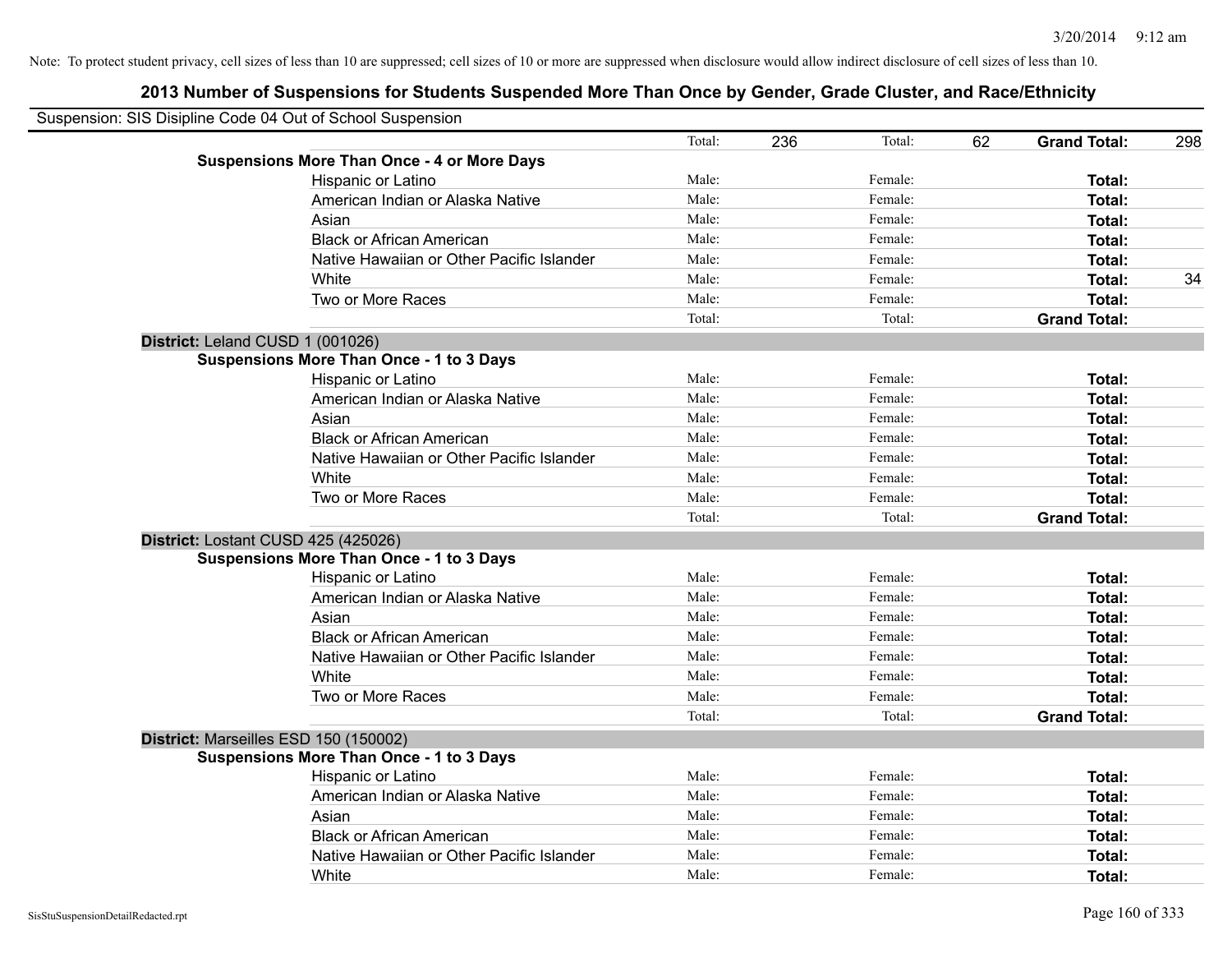Note: To protect student privacy, cell sizes of less than 10 are suppressed; cell sizes of 10 or more are suppressed when disclosure would allow indirect disclosure of cell sizes of less than 10.

# 2013 Number of Suspensions for Students Suspended More Than Once by Gender, Grade Cluster, and Race/Ethnicity

Suspension: SIS Disipline Code 04 Out of School Suspension

| | | | | | | |
|---|---|---|---|---|---|---|
| | Total: | 236 | Total: | 62 | **Grand Total:** | 298 |
| **Suspensions More Than Once - 4 or More Days** | | | | | | |
| Hispanic or Latino | Male: | | Female: | | **Total:** | |
| American Indian or Alaska Native | Male: | | Female: | | **Total:** | |
| Asian | Male: | | Female: | | **Total:** | |
| Black or African American | Male: | | Female: | | **Total:** | |
| Native Hawaiian or Other Pacific Islander | Male: | | Female: | | **Total:** | |
| White | Male: | | Female: | | **Total:** | 34 |
| Two or More Races | Male: | | Female: | | **Total:** | |
| | Total: | | Total: | | **Grand Total:** | |

**District:** Leland CUSD 1 (001026)

| | | | | | | |
|---|---|---|---|---|---|---|
| **Suspensions More Than Once - 1 to 3 Days** | | | | | | |
| Hispanic or Latino | Male: | | Female: | | **Total:** | |
| American Indian or Alaska Native | Male: | | Female: | | **Total:** | |
| Asian | Male: | | Female: | | **Total:** | |
| Black or African American | Male: | | Female: | | **Total:** | |
| Native Hawaiian or Other Pacific Islander | Male: | | Female: | | **Total:** | |
| White | Male: | | Female: | | **Total:** | |
| Two or More Races | Male: | | Female: | | **Total:** | |
| | Total: | | Total: | | **Grand Total:** | |

**District:** Lostant CUSD 425 (425026)

| | | | | | | |
|---|---|---|---|---|---|---|
| **Suspensions More Than Once - 1 to 3 Days** | | | | | | |
| Hispanic or Latino | Male: | | Female: | | **Total:** | |
| American Indian or Alaska Native | Male: | | Female: | | **Total:** | |
| Asian | Male: | | Female: | | **Total:** | |
| Black or African American | Male: | | Female: | | **Total:** | |
| Native Hawaiian or Other Pacific Islander | Male: | | Female: | | **Total:** | |
| White | Male: | | Female: | | **Total:** | |
| Two or More Races | Male: | | Female: | | **Total:** | |
| | Total: | | Total: | | **Grand Total:** | |

**District:** Marseilles ESD 150 (150002)

| | | | | | | |
|---|---|---|---|---|---|---|
| **Suspensions More Than Once - 1 to 3 Days** | | | | | | |
| Hispanic or Latino | Male: | | Female: | | **Total:** | |
| American Indian or Alaska Native | Male: | | Female: | | **Total:** | |
| Asian | Male: | | Female: | | **Total:** | |
| Black or African American | Male: | | Female: | | **Total:** | |
| Native Hawaiian or Other Pacific Islander | Male: | | Female: | | **Total:** | |
| White | Male: | | Female: | | **Total:** | |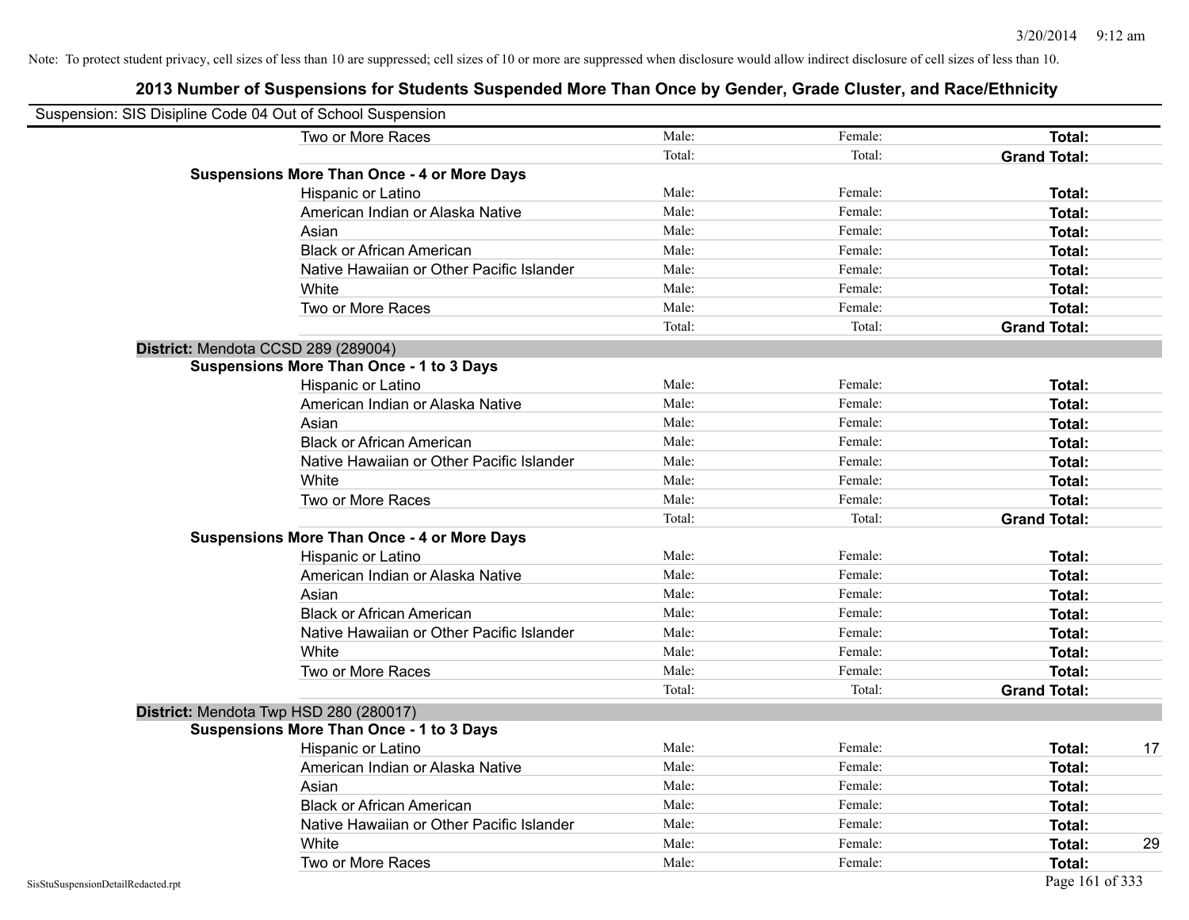Note: To protect student privacy, cell sizes of less than 10 are suppressed; cell sizes of 10 or more are suppressed when disclosure would allow indirect disclosure of cell sizes of less than 10.

## 2013 Number of Suspensions for Students Suspended More Than Once by Gender, Grade Cluster, and Race/Ethnicity

Suspension: SIS Disipline Code 04 Out of School Suspension

| | | | | |
|---|---|---|---|---|
| Two or More Races | Male: | Female: | **Total:** | |
| | Total: | Total: | **Grand Total:** | |
| **Suspensions More Than Once - 4 or More Days** | | | | |
| Hispanic or Latino | Male: | Female: | **Total:** | |
| American Indian or Alaska Native | Male: | Female: | **Total:** | |
| Asian | Male: | Female: | **Total:** | |
| Black or African American | Male: | Female: | **Total:** | |
| Native Hawaiian or Other Pacific Islander | Male: | Female: | **Total:** | |
| White | Male: | Female: | **Total:** | |
| Two or More Races | Male: | Female: | **Total:** | |
| | Total: | Total: | **Grand Total:** | |
| **District:** Mendota CCSD 289 (289004) | | | | |
| **Suspensions More Than Once - 1 to 3 Days** | | | | |
| Hispanic or Latino | Male: | Female: | **Total:** | |
| American Indian or Alaska Native | Male: | Female: | **Total:** | |
| Asian | Male: | Female: | **Total:** | |
| Black or African American | Male: | Female: | **Total:** | |
| Native Hawaiian or Other Pacific Islander | Male: | Female: | **Total:** | |
| White | Male: | Female: | **Total:** | |
| Two or More Races | Male: | Female: | **Total:** | |
| | Total: | Total: | **Grand Total:** | |
| **Suspensions More Than Once - 4 or More Days** | | | | |
| Hispanic or Latino | Male: | Female: | **Total:** | |
| American Indian or Alaska Native | Male: | Female: | **Total:** | |
| Asian | Male: | Female: | **Total:** | |
| Black or African American | Male: | Female: | **Total:** | |
| Native Hawaiian or Other Pacific Islander | Male: | Female: | **Total:** | |
| White | Male: | Female: | **Total:** | |
| Two or More Races | Male: | Female: | **Total:** | |
| | Total: | Total: | **Grand Total:** | |
| **District:** Mendota Twp HSD 280 (280017) | | | | |
| **Suspensions More Than Once - 1 to 3 Days** | | | | |
| Hispanic or Latino | Male: | Female: | **Total:** | 17 |
| American Indian or Alaska Native | Male: | Female: | **Total:** | |
| Asian | Male: | Female: | **Total:** | |
| Black or African American | Male: | Female: | **Total:** | |
| Native Hawaiian or Other Pacific Islander | Male: | Female: | **Total:** | |
| White | Male: | Female: | **Total:** | 29 |
| Two or More Races | Male: | Female: | **Total:** | |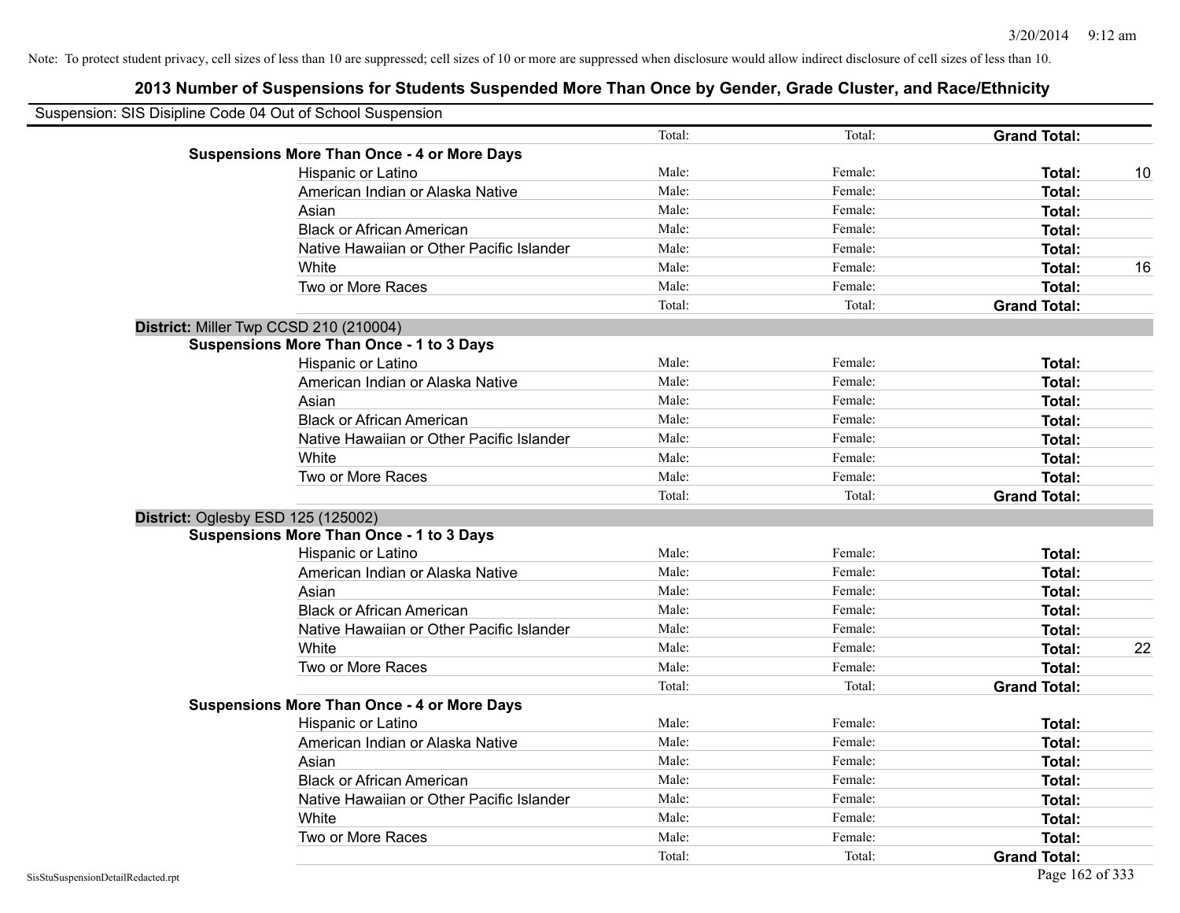Note: To protect student privacy, cell sizes of less than 10 are suppressed; cell sizes of 10 or more are suppressed when disclosure would allow indirect disclosure of cell sizes of less than 10.

## 2013 Number of Suspensions for Students Suspended More Than Once by Gender, Grade Cluster, and Race/Ethnicity

Suspension: SIS Disipline Code 04 Out of School Suspension

| | Male | Female | Total |
|---|---|---|---|
| | Total: | Total: | **Grand Total:** |
| **Suspensions More Than Once - 4 or More Days** | | | |
| Hispanic or Latino | Male: | Female: | **Total:** 10 |
| American Indian or Alaska Native | Male: | Female: | **Total:** |
| Asian | Male: | Female: | **Total:** |
| Black or African American | Male: | Female: | **Total:** |
| Native Hawaiian or Other Pacific Islander | Male: | Female: | **Total:** |
| White | Male: | Female: | **Total:** 16 |
| Two or More Races | Male: | Female: | **Total:** |
| | Total: | Total: | **Grand Total:** |

**District:** Miller Twp CCSD 210 (210004)

| | Male | Female | Total |
|---|---|---|---|
| **Suspensions More Than Once - 1 to 3 Days** | | | |
| Hispanic or Latino | Male: | Female: | **Total:** |
| American Indian or Alaska Native | Male: | Female: | **Total:** |
| Asian | Male: | Female: | **Total:** |
| Black or African American | Male: | Female: | **Total:** |
| Native Hawaiian or Other Pacific Islander | Male: | Female: | **Total:** |
| White | Male: | Female: | **Total:** |
| Two or More Races | Male: | Female: | **Total:** |
| | Total: | Total: | **Grand Total:** |

**District:** Oglesby ESD 125 (125002)

| | Male | Female | Total |
|---|---|---|---|
| **Suspensions More Than Once - 1 to 3 Days** | | | |
| Hispanic or Latino | Male: | Female: | **Total:** |
| American Indian or Alaska Native | Male: | Female: | **Total:** |
| Asian | Male: | Female: | **Total:** |
| Black or African American | Male: | Female: | **Total:** |
| Native Hawaiian or Other Pacific Islander | Male: | Female: | **Total:** |
| White | Male: | Female: | **Total:** 22 |
| Two or More Races | Male: | Female: | **Total:** |
| | Total: | Total: | **Grand Total:** |
| **Suspensions More Than Once - 4 or More Days** | | | |
| Hispanic or Latino | Male: | Female: | **Total:** |
| American Indian or Alaska Native | Male: | Female: | **Total:** |
| Asian | Male: | Female: | **Total:** |
| Black or African American | Male: | Female: | **Total:** |
| Native Hawaiian or Other Pacific Islander | Male: | Female: | **Total:** |
| White | Male: | Female: | **Total:** |
| Two or More Races | Male: | Female: | **Total:** |
| | Total: | Total: | **Grand Total:** |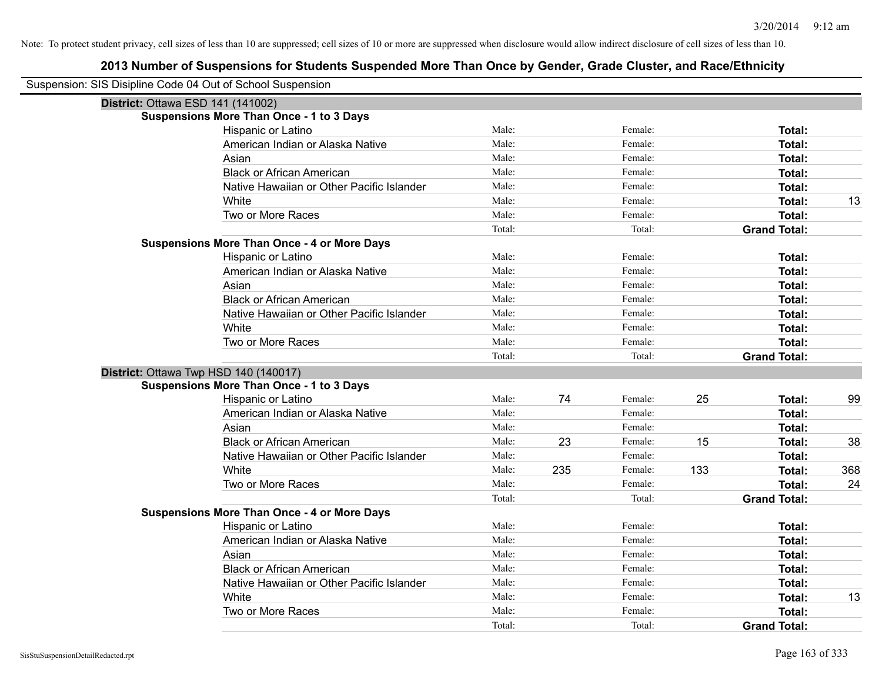Note: To protect student privacy, cell sizes of less than 10 are suppressed; cell sizes of 10 or more are suppressed when disclosure would allow indirect disclosure of cell sizes of less than 10.

## 2013 Number of Suspensions for Students Suspended More Than Once by Gender, Grade Cluster, and Race/Ethnicity

Suspension: SIS Disipline Code 04 Out of School Suspension

### District: Ottawa ESD 141 (141002)

**Suspensions More Than Once - 1 to 3 Days**

| Race/Ethnicity | Male: | | Female: | | | Total: |
|---|---|---|---|---|---|---|
| Hispanic or Latino | Male: | | Female: | | **Total:** | |
| American Indian or Alaska Native | Male: | | Female: | | **Total:** | |
| Asian | Male: | | Female: | | **Total:** | |
| Black or African American | Male: | | Female: | | **Total:** | |
| Native Hawaiian or Other Pacific Islander | Male: | | Female: | | **Total:** | |
| White | Male: | | Female: | | **Total:** | 13 |
| Two or More Races | Male: | | Female: | | **Total:** | |
| | Total: | | Total: | | **Grand Total:** | |

**Suspensions More Than Once - 4 or More Days**

| Race/Ethnicity | Male: | | Female: | | | Total: |
|---|---|---|---|---|---|---|
| Hispanic or Latino | Male: | | Female: | | **Total:** | |
| American Indian or Alaska Native | Male: | | Female: | | **Total:** | |
| Asian | Male: | | Female: | | **Total:** | |
| Black or African American | Male: | | Female: | | **Total:** | |
| Native Hawaiian or Other Pacific Islander | Male: | | Female: | | **Total:** | |
| White | Male: | | Female: | | **Total:** | |
| Two or More Races | Male: | | Female: | | **Total:** | |
| | Total: | | Total: | | **Grand Total:** | |

### District: Ottawa Twp HSD 140 (140017)

**Suspensions More Than Once - 1 to 3 Days**

| Race/Ethnicity | Male: | | Female: | | | Total: |
|---|---|---|---|---|---|---|
| Hispanic or Latino | Male: | 74 | Female: | 25 | **Total:** | 99 |
| American Indian or Alaska Native | Male: | | Female: | | **Total:** | |
| Asian | Male: | | Female: | | **Total:** | |
| Black or African American | Male: | 23 | Female: | 15 | **Total:** | 38 |
| Native Hawaiian or Other Pacific Islander | Male: | | Female: | | **Total:** | |
| White | Male: | 235 | Female: | 133 | **Total:** | 368 |
| Two or More Races | Male: | | Female: | | **Total:** | 24 |
| | Total: | | Total: | | **Grand Total:** | |

**Suspensions More Than Once - 4 or More Days**

| Race/Ethnicity | Male: | | Female: | | | Total: |
|---|---|---|---|---|---|---|
| Hispanic or Latino | Male: | | Female: | | **Total:** | |
| American Indian or Alaska Native | Male: | | Female: | | **Total:** | |
| Asian | Male: | | Female: | | **Total:** | |
| Black or African American | Male: | | Female: | | **Total:** | |
| Native Hawaiian or Other Pacific Islander | Male: | | Female: | | **Total:** | |
| White | Male: | | Female: | | **Total:** | 13 |
| Two or More Races | Male: | | Female: | | **Total:** | |
| | Total: | | Total: | | **Grand Total:** | |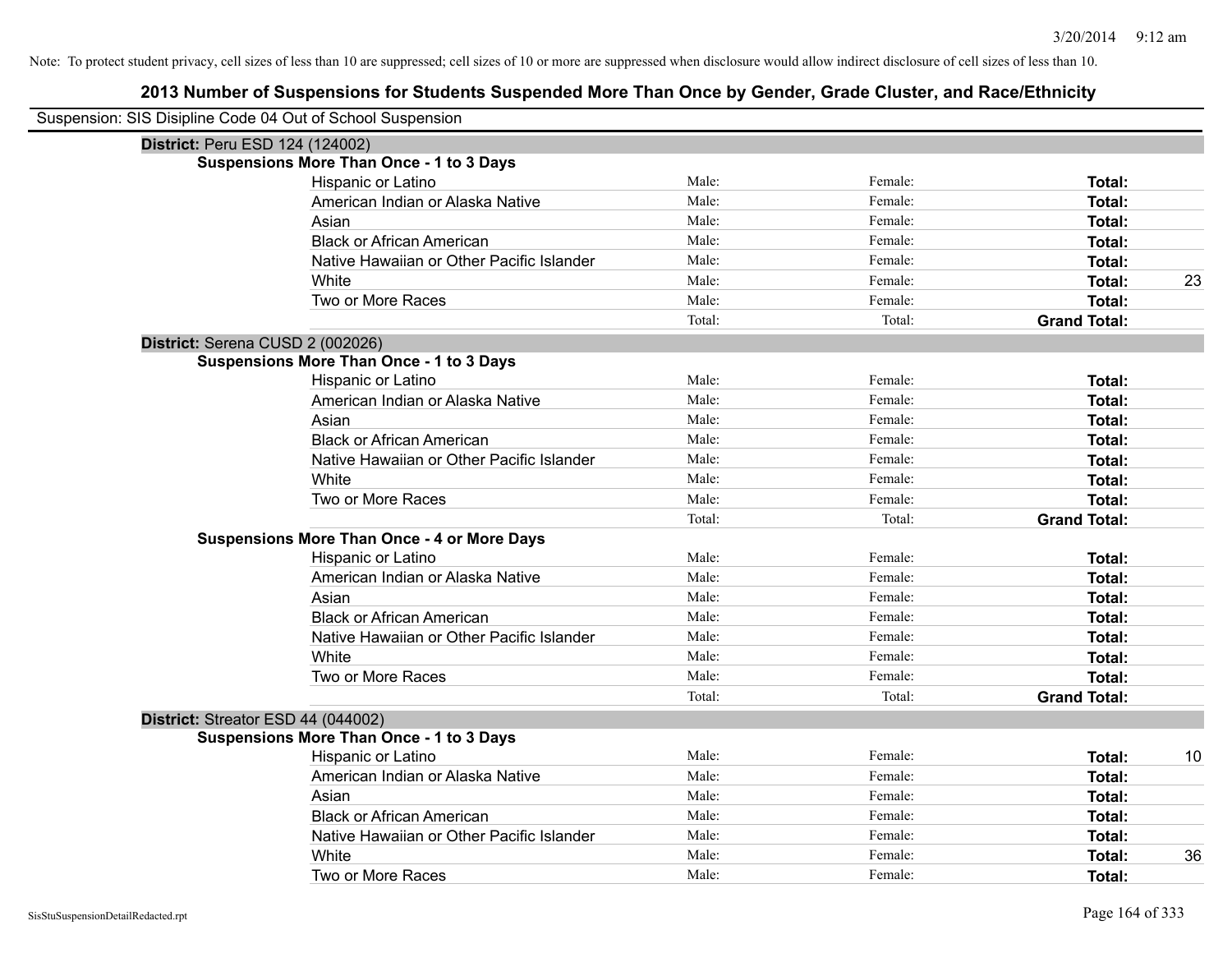Note: To protect student privacy, cell sizes of less than 10 are suppressed; cell sizes of 10 or more are suppressed when disclosure would allow indirect disclosure of cell sizes of less than 10.

## 2013 Number of Suspensions for Students Suspended More Than Once by Gender, Grade Cluster, and Race/Ethnicity

Suspension: SIS Disipline Code 04 Out of School Suspension

### District: Peru ESD 124 (124002)

**Suspensions More Than Once - 1 to 3 Days**

| Race/Ethnicity | Male | Female | Total |
|---|---|---|---|
| Hispanic or Latino | Male: | Female: | **Total:** |
| American Indian or Alaska Native | Male: | Female: | **Total:** |
| Asian | Male: | Female: | **Total:** |
| Black or African American | Male: | Female: | **Total:** |
| Native Hawaiian or Other Pacific Islander | Male: | Female: | **Total:** |
| White | Male: | Female: | **Total:** 23 |
| Two or More Races | Male: | Female: | **Total:** |
| | Total: | Total: | **Grand Total:** |

### District: Serena CUSD 2 (002026)

**Suspensions More Than Once - 1 to 3 Days**

| Race/Ethnicity | Male | Female | Total |
|---|---|---|---|
| Hispanic or Latino | Male: | Female: | **Total:** |
| American Indian or Alaska Native | Male: | Female: | **Total:** |
| Asian | Male: | Female: | **Total:** |
| Black or African American | Male: | Female: | **Total:** |
| Native Hawaiian or Other Pacific Islander | Male: | Female: | **Total:** |
| White | Male: | Female: | **Total:** |
| Two or More Races | Male: | Female: | **Total:** |
| | Total: | Total: | **Grand Total:** |

**Suspensions More Than Once - 4 or More Days**

| Race/Ethnicity | Male | Female | Total |
|---|---|---|---|
| Hispanic or Latino | Male: | Female: | **Total:** |
| American Indian or Alaska Native | Male: | Female: | **Total:** |
| Asian | Male: | Female: | **Total:** |
| Black or African American | Male: | Female: | **Total:** |
| Native Hawaiian or Other Pacific Islander | Male: | Female: | **Total:** |
| White | Male: | Female: | **Total:** |
| Two or More Races | Male: | Female: | **Total:** |
| | Total: | Total: | **Grand Total:** |

### District: Streator ESD 44 (044002)

**Suspensions More Than Once - 1 to 3 Days**

| Race/Ethnicity | Male | Female | Total |
|---|---|---|---|
| Hispanic or Latino | Male: | Female: | **Total:** 10 |
| American Indian or Alaska Native | Male: | Female: | **Total:** |
| Asian | Male: | Female: | **Total:** |
| Black or African American | Male: | Female: | **Total:** |
| Native Hawaiian or Other Pacific Islander | Male: | Female: | **Total:** |
| White | Male: | Female: | **Total:** 36 |
| Two or More Races | Male: | Female: | **Total:** |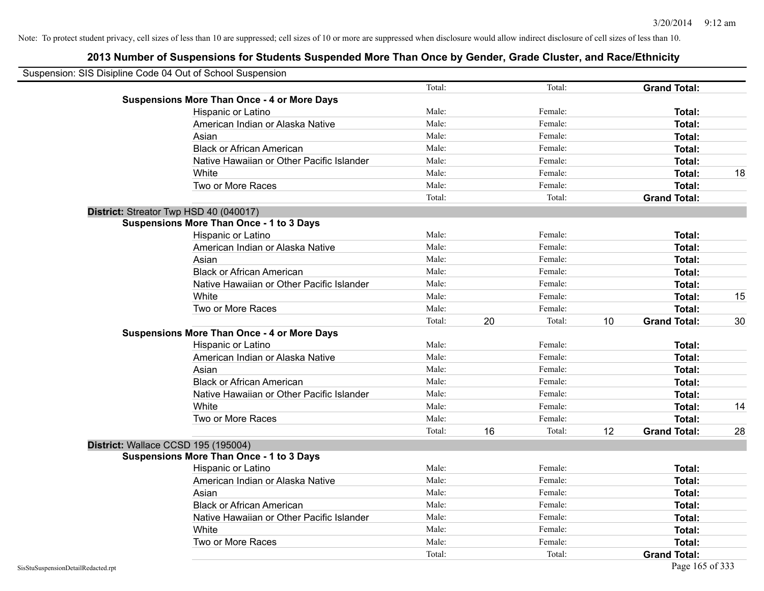Note: To protect student privacy, cell sizes of less than 10 are suppressed; cell sizes of 10 or more are suppressed when disclosure would allow indirect disclosure of cell sizes of less than 10.

# 2013 Number of Suspensions for Students Suspended More Than Once by Gender, Grade Cluster, and Race/Ethnicity

Suspension: SIS Disipline Code 04 Out of School Suspension

| | | | | | | | |
|---|---|---|---|---|---|---|---|
| | Total: | | Total: | | **Grand Total:** | |
| **Suspensions More Than Once - 4 or More Days** | | | | | | |
| Hispanic or Latino | Male: | | Female: | | **Total:** | |
| American Indian or Alaska Native | Male: | | Female: | | **Total:** | |
| Asian | Male: | | Female: | | **Total:** | |
| Black or African American | Male: | | Female: | | **Total:** | |
| Native Hawaiian or Other Pacific Islander | Male: | | Female: | | **Total:** | |
| White | Male: | | Female: | | **Total:** | 18 |
| Two or More Races | Male: | | Female: | | **Total:** | |
| | Total: | | Total: | | **Grand Total:** | |

**District:** Streator Twp HSD 40 (040017)

| | | | | | | |
|---|---|---|---|---|---|---|
| **Suspensions More Than Once - 1 to 3 Days** | | | | | | |
| Hispanic or Latino | Male: | | Female: | | **Total:** | |
| American Indian or Alaska Native | Male: | | Female: | | **Total:** | |
| Asian | Male: | | Female: | | **Total:** | |
| Black or African American | Male: | | Female: | | **Total:** | |
| Native Hawaiian or Other Pacific Islander | Male: | | Female: | | **Total:** | |
| White | Male: | | Female: | | **Total:** | 15 |
| Two or More Races | Male: | | Female: | | **Total:** | |
| | Total: | 20 | Total: | 10 | **Grand Total:** | 30 |
| **Suspensions More Than Once - 4 or More Days** | | | | | | |
| Hispanic or Latino | Male: | | Female: | | **Total:** | |
| American Indian or Alaska Native | Male: | | Female: | | **Total:** | |
| Asian | Male: | | Female: | | **Total:** | |
| Black or African American | Male: | | Female: | | **Total:** | |
| Native Hawaiian or Other Pacific Islander | Male: | | Female: | | **Total:** | |
| White | Male: | | Female: | | **Total:** | 14 |
| Two or More Races | Male: | | Female: | | **Total:** | |
| | Total: | 16 | Total: | 12 | **Grand Total:** | 28 |

**District:** Wallace CCSD 195 (195004)

| | | | | | | |
|---|---|---|---|---|---|---|
| **Suspensions More Than Once - 1 to 3 Days** | | | | | | |
| Hispanic or Latino | Male: | | Female: | | **Total:** | |
| American Indian or Alaska Native | Male: | | Female: | | **Total:** | |
| Asian | Male: | | Female: | | **Total:** | |
| Black or African American | Male: | | Female: | | **Total:** | |
| Native Hawaiian or Other Pacific Islander | Male: | | Female: | | **Total:** | |
| White | Male: | | Female: | | **Total:** | |
| Two or More Races | Male: | | Female: | | **Total:** | |
| | Total: | | Total: | | **Grand Total:** | |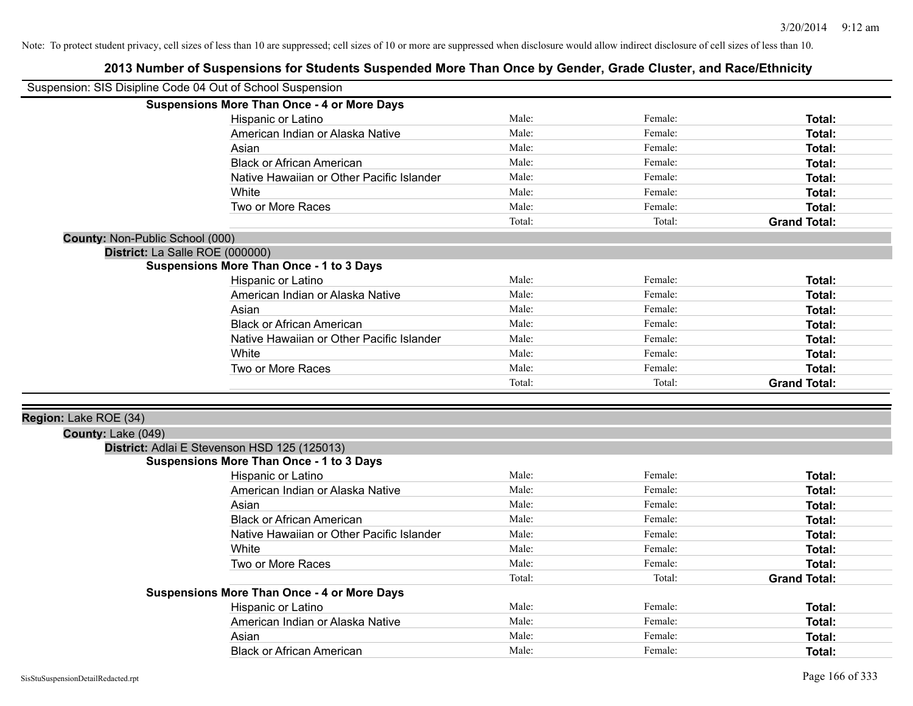Note: To protect student privacy, cell sizes of less than 10 are suppressed; cell sizes of 10 or more are suppressed when disclosure would allow indirect disclosure of cell sizes of less than 10.

# 2013 Number of Suspensions for Students Suspended More Than Once by Gender, Grade Cluster, and Race/Ethnicity

Suspension: SIS Disipline Code 04 Out of School Suspension

**Suspensions More Than Once - 4 or More Days**

| | | | |
|---|---|---|---|
| Hispanic or Latino | Male: | Female: | **Total:** |
| American Indian or Alaska Native | Male: | Female: | **Total:** |
| Asian | Male: | Female: | **Total:** |
| Black or African American | Male: | Female: | **Total:** |
| Native Hawaiian or Other Pacific Islander | Male: | Female: | **Total:** |
| White | Male: | Female: | **Total:** |
| Two or More Races | Male: | Female: | **Total:** |
| | Total: | Total: | **Grand Total:** |

**County:** Non-Public School (000)

**District:** La Salle ROE (000000)

**Suspensions More Than Once - 1 to 3 Days**

| | | | |
|---|---|---|---|
| Hispanic or Latino | Male: | Female: | **Total:** |
| American Indian or Alaska Native | Male: | Female: | **Total:** |
| Asian | Male: | Female: | **Total:** |
| Black or African American | Male: | Female: | **Total:** |
| Native Hawaiian or Other Pacific Islander | Male: | Female: | **Total:** |
| White | Male: | Female: | **Total:** |
| Two or More Races | Male: | Female: | **Total:** |
| | Total: | Total: | **Grand Total:** |

**Region:** Lake ROE (34)

**County:** Lake (049)

**District:** Adlai E Stevenson HSD 125 (125013)

**Suspensions More Than Once - 1 to 3 Days**

| | | | |
|---|---|---|---|
| Hispanic or Latino | Male: | Female: | **Total:** |
| American Indian or Alaska Native | Male: | Female: | **Total:** |
| Asian | Male: | Female: | **Total:** |
| Black or African American | Male: | Female: | **Total:** |
| Native Hawaiian or Other Pacific Islander | Male: | Female: | **Total:** |
| White | Male: | Female: | **Total:** |
| Two or More Races | Male: | Female: | **Total:** |
| | Total: | Total: | **Grand Total:** |

**Suspensions More Than Once - 4 or More Days**

| | | | |
|---|---|---|---|
| Hispanic or Latino | Male: | Female: | **Total:** |
| American Indian or Alaska Native | Male: | Female: | **Total:** |
| Asian | Male: | Female: | **Total:** |
| Black or African American | Male: | Female: | **Total:** |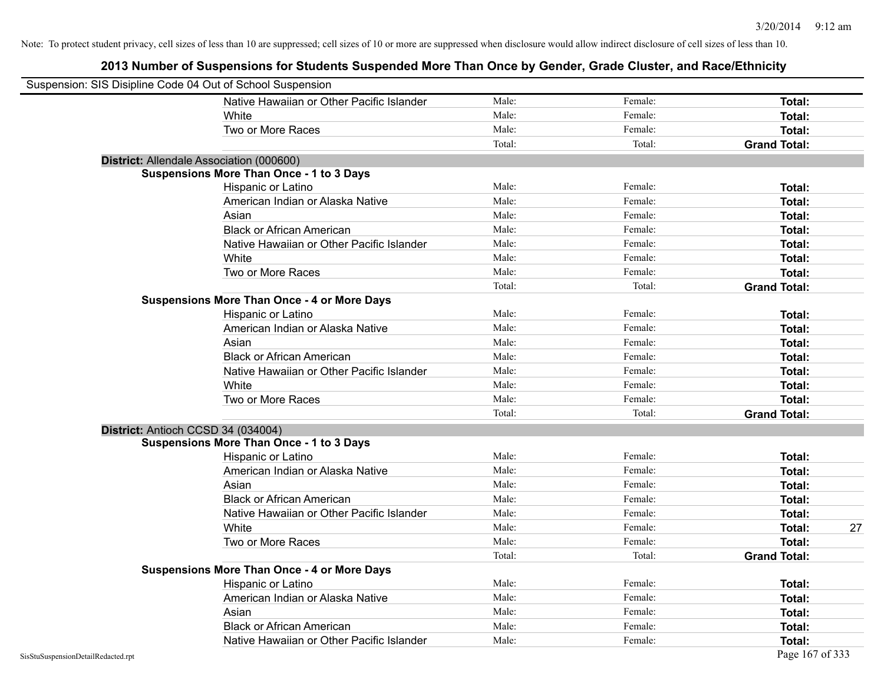Note: To protect student privacy, cell sizes of less than 10 are suppressed; cell sizes of 10 or more are suppressed when disclosure would allow indirect disclosure of cell sizes of less than 10.

## 2013 Number of Suspensions for Students Suspended More Than Once by Gender, Grade Cluster, and Race/Ethnicity

Suspension: SIS Disipline Code 04 Out of School Suspension

| | Male | Female | Total |
|---|---|---|---|
| Native Hawaiian or Other Pacific Islander | Male: | Female: | **Total:** |
| White | Male: | Female: | **Total:** |
| Two or More Races | Male: | Female: | **Total:** |
| | Total: | Total: | **Grand Total:** |

**District:** Allendale Association (000600)

**Suspensions More Than Once - 1 to 3 Days**

| | Male | Female | Total |
|---|---|---|---|
| Hispanic or Latino | Male: | Female: | **Total:** |
| American Indian or Alaska Native | Male: | Female: | **Total:** |
| Asian | Male: | Female: | **Total:** |
| Black or African American | Male: | Female: | **Total:** |
| Native Hawaiian or Other Pacific Islander | Male: | Female: | **Total:** |
| White | Male: | Female: | **Total:** |
| Two or More Races | Male: | Female: | **Total:** |
| | Total: | Total: | **Grand Total:** |

**Suspensions More Than Once - 4 or More Days**

| | Male | Female | Total |
|---|---|---|---|
| Hispanic or Latino | Male: | Female: | **Total:** |
| American Indian or Alaska Native | Male: | Female: | **Total:** |
| Asian | Male: | Female: | **Total:** |
| Black or African American | Male: | Female: | **Total:** |
| Native Hawaiian or Other Pacific Islander | Male: | Female: | **Total:** |
| White | Male: | Female: | **Total:** |
| Two or More Races | Male: | Female: | **Total:** |
| | Total: | Total: | **Grand Total:** |

**District:** Antioch CCSD 34 (034004)

**Suspensions More Than Once - 1 to 3 Days**

| | Male | Female | Total |
|---|---|---|---|
| Hispanic or Latino | Male: | Female: | **Total:** |
| American Indian or Alaska Native | Male: | Female: | **Total:** |
| Asian | Male: | Female: | **Total:** |
| Black or African American | Male: | Female: | **Total:** |
| Native Hawaiian or Other Pacific Islander | Male: | Female: | **Total:** |
| White | Male: | Female: | **Total:** 27 |
| Two or More Races | Male: | Female: | **Total:** |
| | Total: | Total: | **Grand Total:** |

**Suspensions More Than Once - 4 or More Days**

| | Male | Female | Total |
|---|---|---|---|
| Hispanic or Latino | Male: | Female: | **Total:** |
| American Indian or Alaska Native | Male: | Female: | **Total:** |
| Asian | Male: | Female: | **Total:** |
| Black or African American | Male: | Female: | **Total:** |
| Native Hawaiian or Other Pacific Islander | Male: | Female: | **Total:** |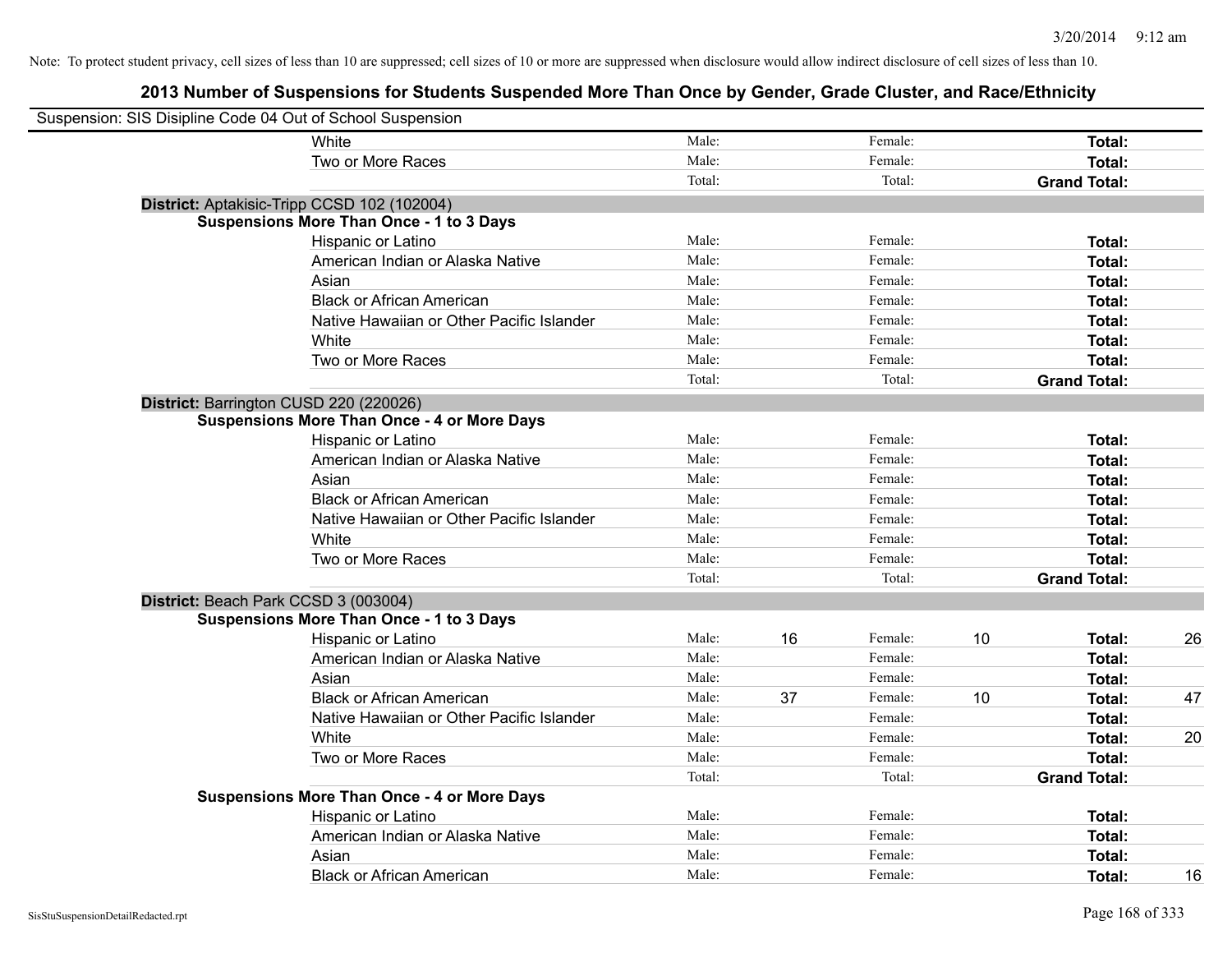Note: To protect student privacy, cell sizes of less than 10 are suppressed; cell sizes of 10 or more are suppressed when disclosure would allow indirect disclosure of cell sizes of less than 10.

## 2013 Number of Suspensions for Students Suspended More Than Once by Gender, Grade Cluster, and Race/Ethnicity

Suspension: SIS Disipline Code 04 Out of School Suspension

| | | | | | | |
|---|---|---|---|---|---|---|
| White | Male: | | Female: | | **Total:** | |
| Two or More Races | Male: | | Female: | | **Total:** | |
| | Total: | | Total: | | **Grand Total:** | |

**District:** Aptakisic-Tripp CCSD 102 (102004)

**Suspensions More Than Once - 1 to 3 Days**

| | | | | | | |
|---|---|---|---|---|---|---|
| Hispanic or Latino | Male: | | Female: | | **Total:** | |
| American Indian or Alaska Native | Male: | | Female: | | **Total:** | |
| Asian | Male: | | Female: | | **Total:** | |
| Black or African American | Male: | | Female: | | **Total:** | |
| Native Hawaiian or Other Pacific Islander | Male: | | Female: | | **Total:** | |
| White | Male: | | Female: | | **Total:** | |
| Two or More Races | Male: | | Female: | | **Total:** | |
| | Total: | | Total: | | **Grand Total:** | |

**District:** Barrington CUSD 220 (220026)

**Suspensions More Than Once - 4 or More Days**

| | | | | | | |
|---|---|---|---|---|---|---|
| Hispanic or Latino | Male: | | Female: | | **Total:** | |
| American Indian or Alaska Native | Male: | | Female: | | **Total:** | |
| Asian | Male: | | Female: | | **Total:** | |
| Black or African American | Male: | | Female: | | **Total:** | |
| Native Hawaiian or Other Pacific Islander | Male: | | Female: | | **Total:** | |
| White | Male: | | Female: | | **Total:** | |
| Two or More Races | Male: | | Female: | | **Total:** | |
| | Total: | | Total: | | **Grand Total:** | |

**District:** Beach Park CCSD 3 (003004)

**Suspensions More Than Once - 1 to 3 Days**

| | | | | | | |
|---|---|---|---|---|---|---|
| Hispanic or Latino | Male: | 16 | Female: | 10 | **Total:** | 26 |
| American Indian or Alaska Native | Male: | | Female: | | **Total:** | |
| Asian | Male: | | Female: | | **Total:** | |
| Black or African American | Male: | 37 | Female: | 10 | **Total:** | 47 |
| Native Hawaiian or Other Pacific Islander | Male: | | Female: | | **Total:** | |
| White | Male: | | Female: | | **Total:** | 20 |
| Two or More Races | Male: | | Female: | | **Total:** | |
| | Total: | | Total: | | **Grand Total:** | |

**Suspensions More Than Once - 4 or More Days**

| | | | | | | |
|---|---|---|---|---|---|---|
| Hispanic or Latino | Male: | | Female: | | **Total:** | |
| American Indian or Alaska Native | Male: | | Female: | | **Total:** | |
| Asian | Male: | | Female: | | **Total:** | |
| Black or African American | Male: | | Female: | | **Total:** | 16 |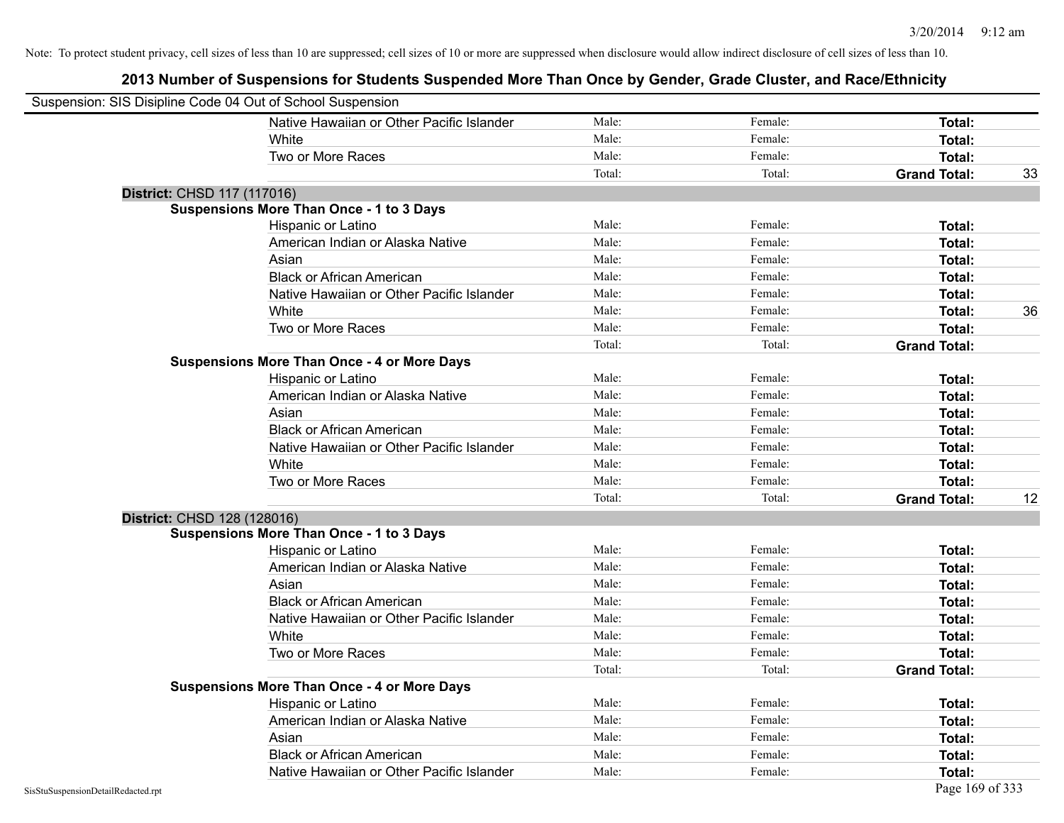Note: To protect student privacy, cell sizes of less than 10 are suppressed; cell sizes of 10 or more are suppressed when disclosure would allow indirect disclosure of cell sizes of less than 10.

## 2013 Number of Suspensions for Students Suspended More Than Once by Gender, Grade Cluster, and Race/Ethnicity

Suspension: SIS Disipline Code 04 Out of School Suspension

| | | | | |
|---|---|---|---|---|
| Native Hawaiian or Other Pacific Islander | Male: | Female: | **Total:** | |
| White | Male: | Female: | **Total:** | |
| Two or More Races | Male: | Female: | **Total:** | |
| | Total: | Total: | **Grand Total:** | 33 |

**District:** CHSD 117 (117016)

**Suspensions More Than Once - 1 to 3 Days**

| | | | | |
|---|---|---|---|---|
| Hispanic or Latino | Male: | Female: | **Total:** | |
| American Indian or Alaska Native | Male: | Female: | **Total:** | |
| Asian | Male: | Female: | **Total:** | |
| Black or African American | Male: | Female: | **Total:** | |
| Native Hawaiian or Other Pacific Islander | Male: | Female: | **Total:** | |
| White | Male: | Female: | **Total:** | 36 |
| Two or More Races | Male: | Female: | **Total:** | |
| | Total: | Total: | **Grand Total:** | |

**Suspensions More Than Once - 4 or More Days**

| | | | | |
|---|---|---|---|---|
| Hispanic or Latino | Male: | Female: | **Total:** | |
| American Indian or Alaska Native | Male: | Female: | **Total:** | |
| Asian | Male: | Female: | **Total:** | |
| Black or African American | Male: | Female: | **Total:** | |
| Native Hawaiian or Other Pacific Islander | Male: | Female: | **Total:** | |
| White | Male: | Female: | **Total:** | |
| Two or More Races | Male: | Female: | **Total:** | |
| | Total: | Total: | **Grand Total:** | 12 |

**District:** CHSD 128 (128016)

**Suspensions More Than Once - 1 to 3 Days**

| | | | | |
|---|---|---|---|---|
| Hispanic or Latino | Male: | Female: | **Total:** | |
| American Indian or Alaska Native | Male: | Female: | **Total:** | |
| Asian | Male: | Female: | **Total:** | |
| Black or African American | Male: | Female: | **Total:** | |
| Native Hawaiian or Other Pacific Islander | Male: | Female: | **Total:** | |
| White | Male: | Female: | **Total:** | |
| Two or More Races | Male: | Female: | **Total:** | |
| | Total: | Total: | **Grand Total:** | |

**Suspensions More Than Once - 4 or More Days**

| | | | | |
|---|---|---|---|---|
| Hispanic or Latino | Male: | Female: | **Total:** | |
| American Indian or Alaska Native | Male: | Female: | **Total:** | |
| Asian | Male: | Female: | **Total:** | |
| Black or African American | Male: | Female: | **Total:** | |
| Native Hawaiian or Other Pacific Islander | Male: | Female: | **Total:** | |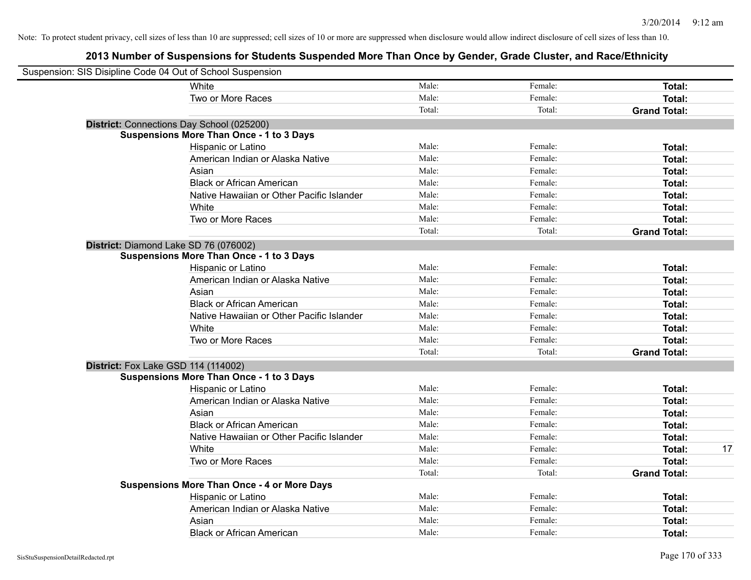Note: To protect student privacy, cell sizes of less than 10 are suppressed; cell sizes of 10 or more are suppressed when disclosure would allow indirect disclosure of cell sizes of less than 10.

## 2013 Number of Suspensions for Students Suspended More Than Once by Gender, Grade Cluster, and Race/Ethnicity

Suspension: SIS Disipline Code 04 Out of School Suspension

| | | | | |
|---|---|---|---|---|
| White | Male: | Female: | **Total:** | |
| Two or More Races | Male: | Female: | **Total:** | |
| | Total: | Total: | **Grand Total:** | |

**District:** Connections Day School (025200)

**Suspensions More Than Once - 1 to 3 Days**

| | | | | |
|---|---|---|---|---|
| Hispanic or Latino | Male: | Female: | **Total:** | |
| American Indian or Alaska Native | Male: | Female: | **Total:** | |
| Asian | Male: | Female: | **Total:** | |
| Black or African American | Male: | Female: | **Total:** | |
| Native Hawaiian or Other Pacific Islander | Male: | Female: | **Total:** | |
| White | Male: | Female: | **Total:** | |
| Two or More Races | Male: | Female: | **Total:** | |
| | Total: | Total: | **Grand Total:** | |

**District:** Diamond Lake SD 76 (076002)

**Suspensions More Than Once - 1 to 3 Days**

| | | | | |
|---|---|---|---|---|
| Hispanic or Latino | Male: | Female: | **Total:** | |
| American Indian or Alaska Native | Male: | Female: | **Total:** | |
| Asian | Male: | Female: | **Total:** | |
| Black or African American | Male: | Female: | **Total:** | |
| Native Hawaiian or Other Pacific Islander | Male: | Female: | **Total:** | |
| White | Male: | Female: | **Total:** | |
| Two or More Races | Male: | Female: | **Total:** | |
| | Total: | Total: | **Grand Total:** | |

**District:** Fox Lake GSD 114 (114002)

**Suspensions More Than Once - 1 to 3 Days**

| | | | | |
|---|---|---|---|---|
| Hispanic or Latino | Male: | Female: | **Total:** | |
| American Indian or Alaska Native | Male: | Female: | **Total:** | |
| Asian | Male: | Female: | **Total:** | |
| Black or African American | Male: | Female: | **Total:** | |
| Native Hawaiian or Other Pacific Islander | Male: | Female: | **Total:** | |
| White | Male: | Female: | **Total:** | 17 |
| Two or More Races | Male: | Female: | **Total:** | |
| | Total: | Total: | **Grand Total:** | |

**Suspensions More Than Once - 4 or More Days**

| | | | | |
|---|---|---|---|---|
| Hispanic or Latino | Male: | Female: | **Total:** | |
| American Indian or Alaska Native | Male: | Female: | **Total:** | |
| Asian | Male: | Female: | **Total:** | |
| Black or African American | Male: | Female: | **Total:** | |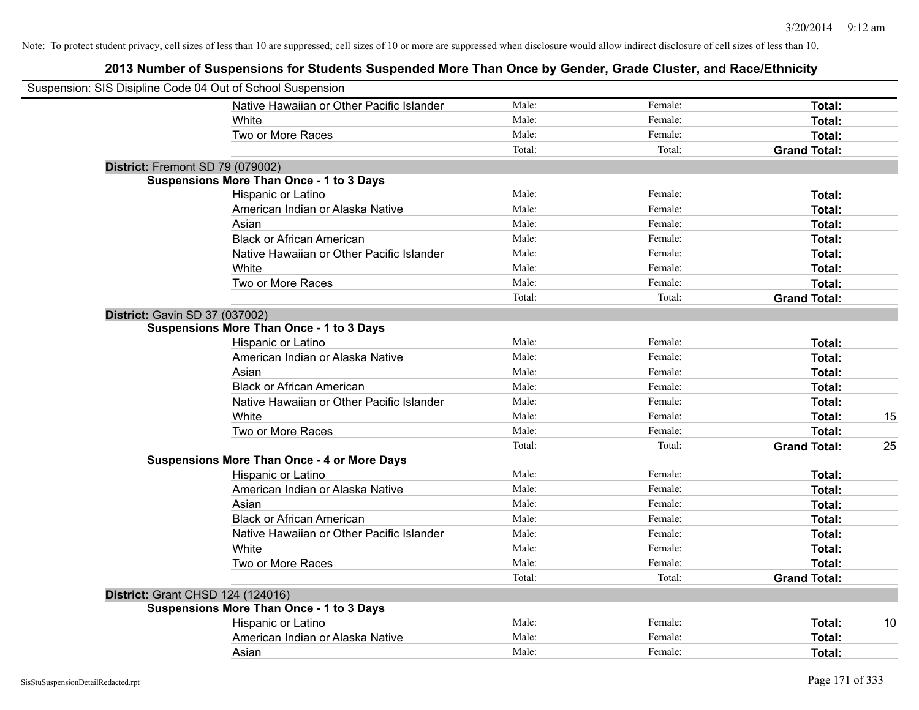Note: To protect student privacy, cell sizes of less than 10 are suppressed; cell sizes of 10 or more are suppressed when disclosure would allow indirect disclosure of cell sizes of less than 10.

## 2013 Number of Suspensions for Students Suspended More Than Once by Gender, Grade Cluster, and Race/Ethnicity

Suspension: SIS Disipline Code 04 Out of School Suspension

| | | | | | |
|---|---|---|---|---|---|
| | Native Hawaiian or Other Pacific Islander | Male: | Female: | **Total:** | |
| | White | Male: | Female: | **Total:** | |
| | Two or More Races | Male: | Female: | **Total:** | |
| | | Total: | Total: | **Grand Total:** | |
| **District:** Fremont SD 79 (079002) | | | | | |
| **Suspensions More Than Once - 1 to 3 Days** | | | | | |
| | Hispanic or Latino | Male: | Female: | **Total:** | |
| | American Indian or Alaska Native | Male: | Female: | **Total:** | |
| | Asian | Male: | Female: | **Total:** | |
| | Black or African American | Male: | Female: | **Total:** | |
| | Native Hawaiian or Other Pacific Islander | Male: | Female: | **Total:** | |
| | White | Male: | Female: | **Total:** | |
| | Two or More Races | Male: | Female: | **Total:** | |
| | | Total: | Total: | **Grand Total:** | |
| **District:** Gavin SD 37 (037002) | | | | | |
| **Suspensions More Than Once - 1 to 3 Days** | | | | | |
| | Hispanic or Latino | Male: | Female: | **Total:** | |
| | American Indian or Alaska Native | Male: | Female: | **Total:** | |
| | Asian | Male: | Female: | **Total:** | |
| | Black or African American | Male: | Female: | **Total:** | |
| | Native Hawaiian or Other Pacific Islander | Male: | Female: | **Total:** | |
| | White | Male: | Female: | **Total:** | 15 |
| | Two or More Races | Male: | Female: | **Total:** | |
| | | Total: | Total: | **Grand Total:** | 25 |
| **Suspensions More Than Once - 4 or More Days** | | | | | |
| | Hispanic or Latino | Male: | Female: | **Total:** | |
| | American Indian or Alaska Native | Male: | Female: | **Total:** | |
| | Asian | Male: | Female: | **Total:** | |
| | Black or African American | Male: | Female: | **Total:** | |
| | Native Hawaiian or Other Pacific Islander | Male: | Female: | **Total:** | |
| | White | Male: | Female: | **Total:** | |
| | Two or More Races | Male: | Female: | **Total:** | |
| | | Total: | Total: | **Grand Total:** | |
| **District:** Grant CHSD 124 (124016) | | | | | |
| **Suspensions More Than Once - 1 to 3 Days** | | | | | |
| | Hispanic or Latino | Male: | Female: | **Total:** | 10 |
| | American Indian or Alaska Native | Male: | Female: | **Total:** | |
| | Asian | Male: | Female: | **Total:** | |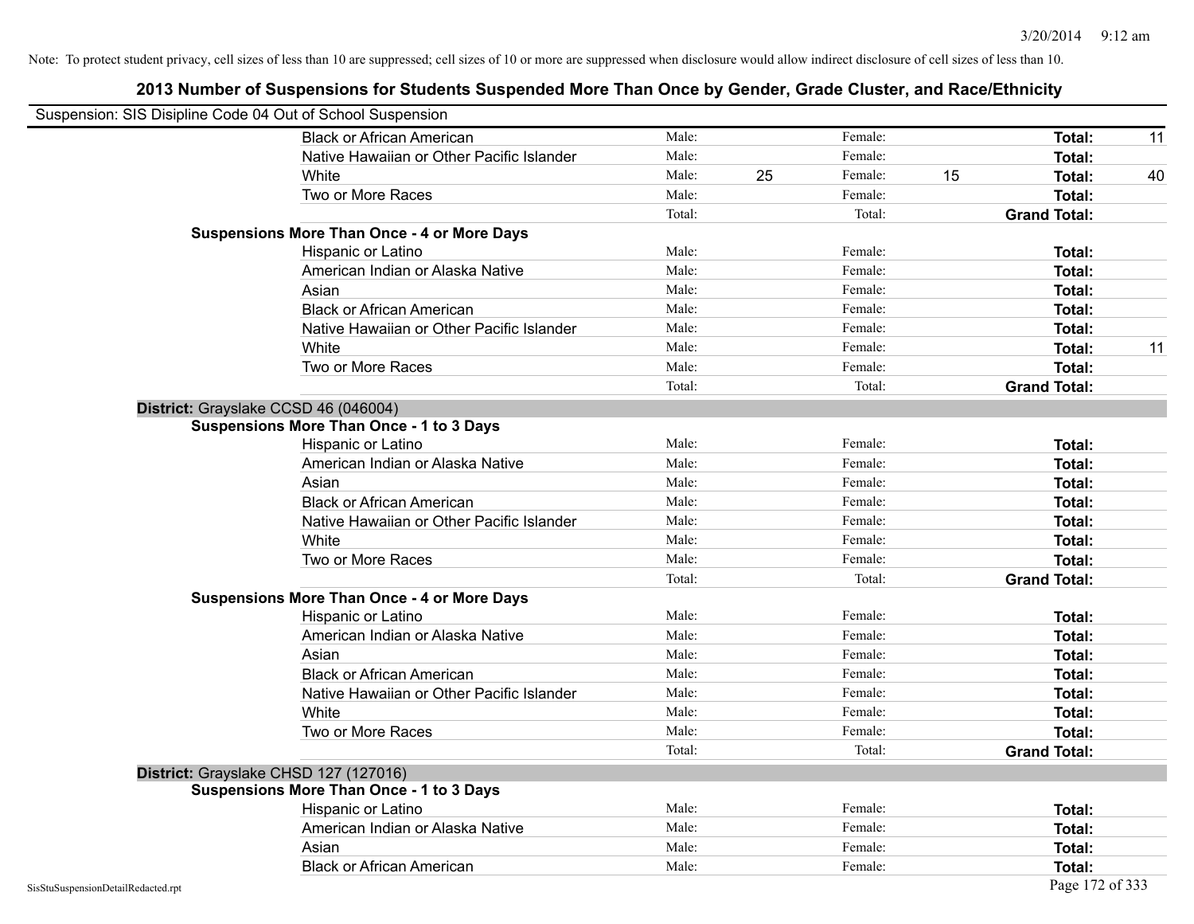Note: To protect student privacy, cell sizes of less than 10 are suppressed; cell sizes of 10 or more are suppressed when disclosure would allow indirect disclosure of cell sizes of less than 10.

## 2013 Number of Suspensions for Students Suspended More Than Once by Gender, Grade Cluster, and Race/Ethnicity

Suspension: SIS Disipline Code 04 Out of School Suspension

| | | | | | | |
|---|---|---|---|---|---|---|
| Black or African American | Male: | | Female: | | **Total:** | 11 |
| Native Hawaiian or Other Pacific Islander | Male: | | Female: | | **Total:** | |
| White | Male: | 25 | Female: | 15 | **Total:** | 40 |
| Two or More Races | Male: | | Female: | | **Total:** | |
| | Total: | | Total: | | **Grand Total:** | |

**Suspensions More Than Once - 4 or More Days**

| | | | | | | |
|---|---|---|---|---|---|---|
| Hispanic or Latino | Male: | | Female: | | **Total:** | |
| American Indian or Alaska Native | Male: | | Female: | | **Total:** | |
| Asian | Male: | | Female: | | **Total:** | |
| Black or African American | Male: | | Female: | | **Total:** | |
| Native Hawaiian or Other Pacific Islander | Male: | | Female: | | **Total:** | |
| White | Male: | | Female: | | **Total:** | 11 |
| Two or More Races | Male: | | Female: | | **Total:** | |
| | Total: | | Total: | | **Grand Total:** | |

**District:** Grayslake CCSD 46 (046004)

**Suspensions More Than Once - 1 to 3 Days**

| | | | | | | |
|---|---|---|---|---|---|---|
| Hispanic or Latino | Male: | | Female: | | **Total:** | |
| American Indian or Alaska Native | Male: | | Female: | | **Total:** | |
| Asian | Male: | | Female: | | **Total:** | |
| Black or African American | Male: | | Female: | | **Total:** | |
| Native Hawaiian or Other Pacific Islander | Male: | | Female: | | **Total:** | |
| White | Male: | | Female: | | **Total:** | |
| Two or More Races | Male: | | Female: | | **Total:** | |
| | Total: | | Total: | | **Grand Total:** | |

**Suspensions More Than Once - 4 or More Days**

| | | | | | | |
|---|---|---|---|---|---|---|
| Hispanic or Latino | Male: | | Female: | | **Total:** | |
| American Indian or Alaska Native | Male: | | Female: | | **Total:** | |
| Asian | Male: | | Female: | | **Total:** | |
| Black or African American | Male: | | Female: | | **Total:** | |
| Native Hawaiian or Other Pacific Islander | Male: | | Female: | | **Total:** | |
| White | Male: | | Female: | | **Total:** | |
| Two or More Races | Male: | | Female: | | **Total:** | |
| | Total: | | Total: | | **Grand Total:** | |

**District:** Grayslake CHSD 127 (127016)

**Suspensions More Than Once - 1 to 3 Days**

| | | | | | | |
|---|---|---|---|---|---|---|
| Hispanic or Latino | Male: | | Female: | | **Total:** | |
| American Indian or Alaska Native | Male: | | Female: | | **Total:** | |
| Asian | Male: | | Female: | | **Total:** | |
| Black or African American | Male: | | Female: | | **Total:** | |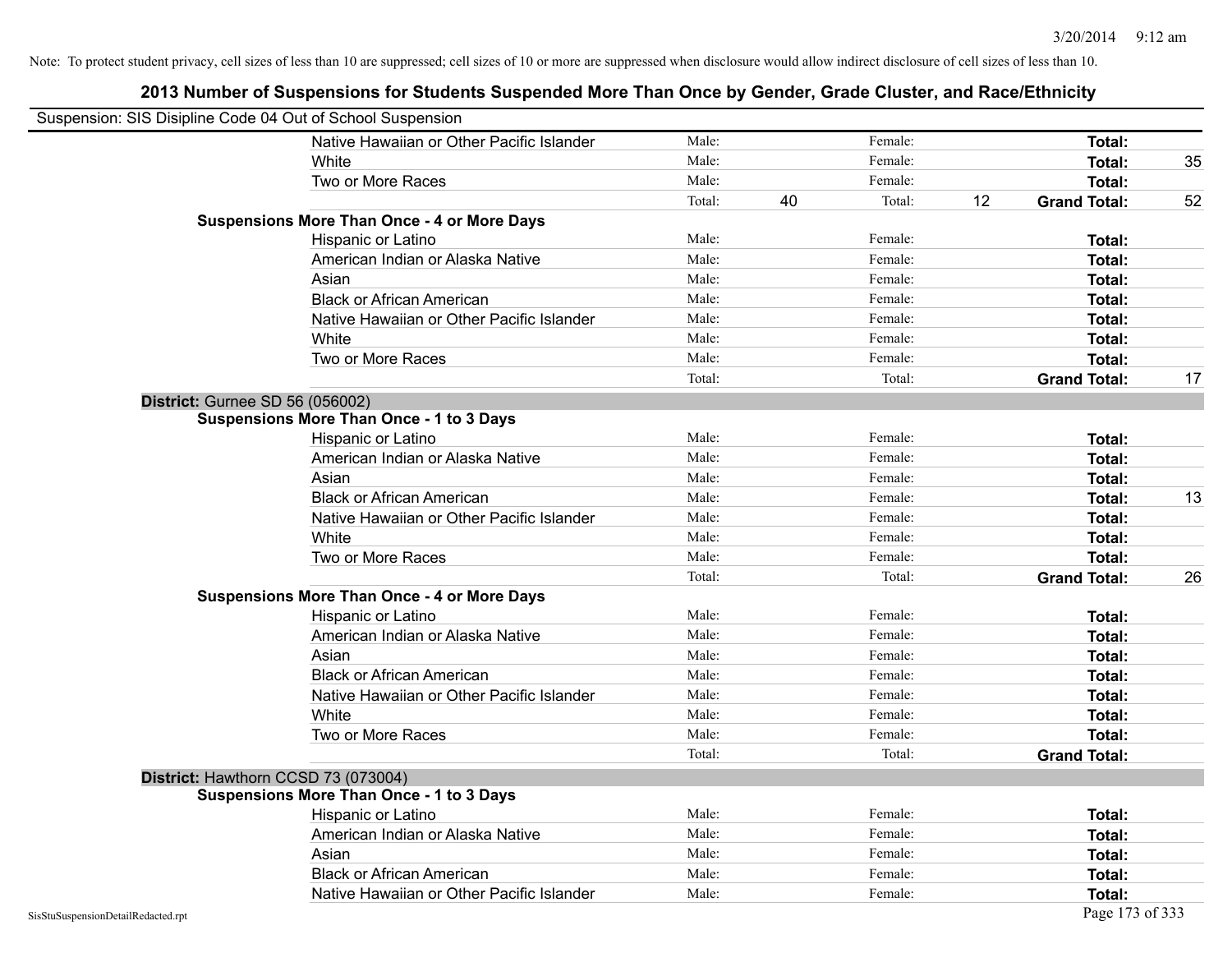Note: To protect student privacy, cell sizes of less than 10 are suppressed; cell sizes of 10 or more are suppressed when disclosure would allow indirect disclosure of cell sizes of less than 10.

## 2013 Number of Suspensions for Students Suspended More Than Once by Gender, Grade Cluster, and Race/Ethnicity

Suspension: SIS Disipline Code 04 Out of School Suspension

| | | | | | | |
|---|---|---|---|---|---|---|
| Native Hawaiian or Other Pacific Islander | Male: | | Female: | | **Total:** | |
| White | Male: | | Female: | | **Total:** | 35 |
| Two or More Races | Male: | | Female: | | **Total:** | |
| | Total: | 40 | Total: | 12 | **Grand Total:** | 52 |

**Suspensions More Than Once - 4 or More Days**

| | | | | | | |
|---|---|---|---|---|---|---|
| Hispanic or Latino | Male: | | Female: | | **Total:** | |
| American Indian or Alaska Native | Male: | | Female: | | **Total:** | |
| Asian | Male: | | Female: | | **Total:** | |
| Black or African American | Male: | | Female: | | **Total:** | |
| Native Hawaiian or Other Pacific Islander | Male: | | Female: | | **Total:** | |
| White | Male: | | Female: | | **Total:** | |
| Two or More Races | Male: | | Female: | | **Total:** | |
| | Total: | | Total: | | **Grand Total:** | 17 |

### District: Gurnee SD 56 (056002)

**Suspensions More Than Once - 1 to 3 Days**

| | | | | | | |
|---|---|---|---|---|---|---|
| Hispanic or Latino | Male: | | Female: | | **Total:** | |
| American Indian or Alaska Native | Male: | | Female: | | **Total:** | |
| Asian | Male: | | Female: | | **Total:** | |
| Black or African American | Male: | | Female: | | **Total:** | 13 |
| Native Hawaiian or Other Pacific Islander | Male: | | Female: | | **Total:** | |
| White | Male: | | Female: | | **Total:** | |
| Two or More Races | Male: | | Female: | | **Total:** | |
| | Total: | | Total: | | **Grand Total:** | 26 |

**Suspensions More Than Once - 4 or More Days**

| | | | | | | |
|---|---|---|---|---|---|---|
| Hispanic or Latino | Male: | | Female: | | **Total:** | |
| American Indian or Alaska Native | Male: | | Female: | | **Total:** | |
| Asian | Male: | | Female: | | **Total:** | |
| Black or African American | Male: | | Female: | | **Total:** | |
| Native Hawaiian or Other Pacific Islander | Male: | | Female: | | **Total:** | |
| White | Male: | | Female: | | **Total:** | |
| Two or More Races | Male: | | Female: | | **Total:** | |
| | Total: | | Total: | | **Grand Total:** | |

### District: Hawthorn CCSD 73 (073004)

**Suspensions More Than Once - 1 to 3 Days**

| | | | | | | |
|---|---|---|---|---|---|---|
| Hispanic or Latino | Male: | | Female: | | **Total:** | |
| American Indian or Alaska Native | Male: | | Female: | | **Total:** | |
| Asian | Male: | | Female: | | **Total:** | |
| Black or African American | Male: | | Female: | | **Total:** | |
| Native Hawaiian or Other Pacific Islander | Male: | | Female: | | **Total:** | |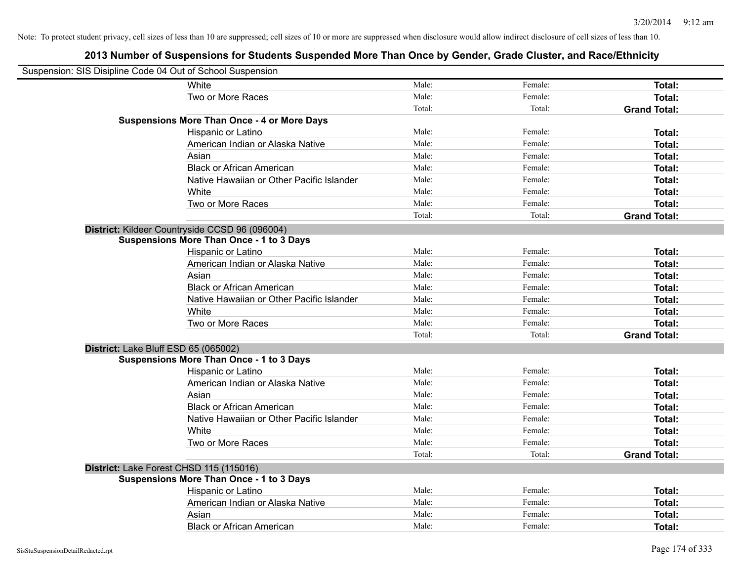Note: To protect student privacy, cell sizes of less than 10 are suppressed; cell sizes of 10 or more are suppressed when disclosure would allow indirect disclosure of cell sizes of less than 10.

## 2013 Number of Suspensions for Students Suspended More Than Once by Gender, Grade Cluster, and Race/Ethnicity

Suspension: SIS Disipline Code 04 Out of School Suspension

| | | | |
|---|---|---|---|
| White | Male: | Female: | **Total:** |
| Two or More Races | Male: | Female: | **Total:** |
| | Total: | Total: | **Grand Total:** |
| **Suspensions More Than Once - 4 or More Days** | | | |
| Hispanic or Latino | Male: | Female: | **Total:** |
| American Indian or Alaska Native | Male: | Female: | **Total:** |
| Asian | Male: | Female: | **Total:** |
| Black or African American | Male: | Female: | **Total:** |
| Native Hawaiian or Other Pacific Islander | Male: | Female: | **Total:** |
| White | Male: | Female: | **Total:** |
| Two or More Races | Male: | Female: | **Total:** |
| | Total: | Total: | **Grand Total:** |
| **District:** Kildeer Countryside CCSD 96 (096004) | | | |
| **Suspensions More Than Once - 1 to 3 Days** | | | |
| Hispanic or Latino | Male: | Female: | **Total:** |
| American Indian or Alaska Native | Male: | Female: | **Total:** |
| Asian | Male: | Female: | **Total:** |
| Black or African American | Male: | Female: | **Total:** |
| Native Hawaiian or Other Pacific Islander | Male: | Female: | **Total:** |
| White | Male: | Female: | **Total:** |
| Two or More Races | Male: | Female: | **Total:** |
| | Total: | Total: | **Grand Total:** |
| **District:** Lake Bluff ESD 65 (065002) | | | |
| **Suspensions More Than Once - 1 to 3 Days** | | | |
| Hispanic or Latino | Male: | Female: | **Total:** |
| American Indian or Alaska Native | Male: | Female: | **Total:** |
| Asian | Male: | Female: | **Total:** |
| Black or African American | Male: | Female: | **Total:** |
| Native Hawaiian or Other Pacific Islander | Male: | Female: | **Total:** |
| White | Male: | Female: | **Total:** |
| Two or More Races | Male: | Female: | **Total:** |
| | Total: | Total: | **Grand Total:** |
| **District:** Lake Forest CHSD 115 (115016) | | | |
| **Suspensions More Than Once - 1 to 3 Days** | | | |
| Hispanic or Latino | Male: | Female: | **Total:** |
| American Indian or Alaska Native | Male: | Female: | **Total:** |
| Asian | Male: | Female: | **Total:** |
| Black or African American | Male: | Female: | **Total:** |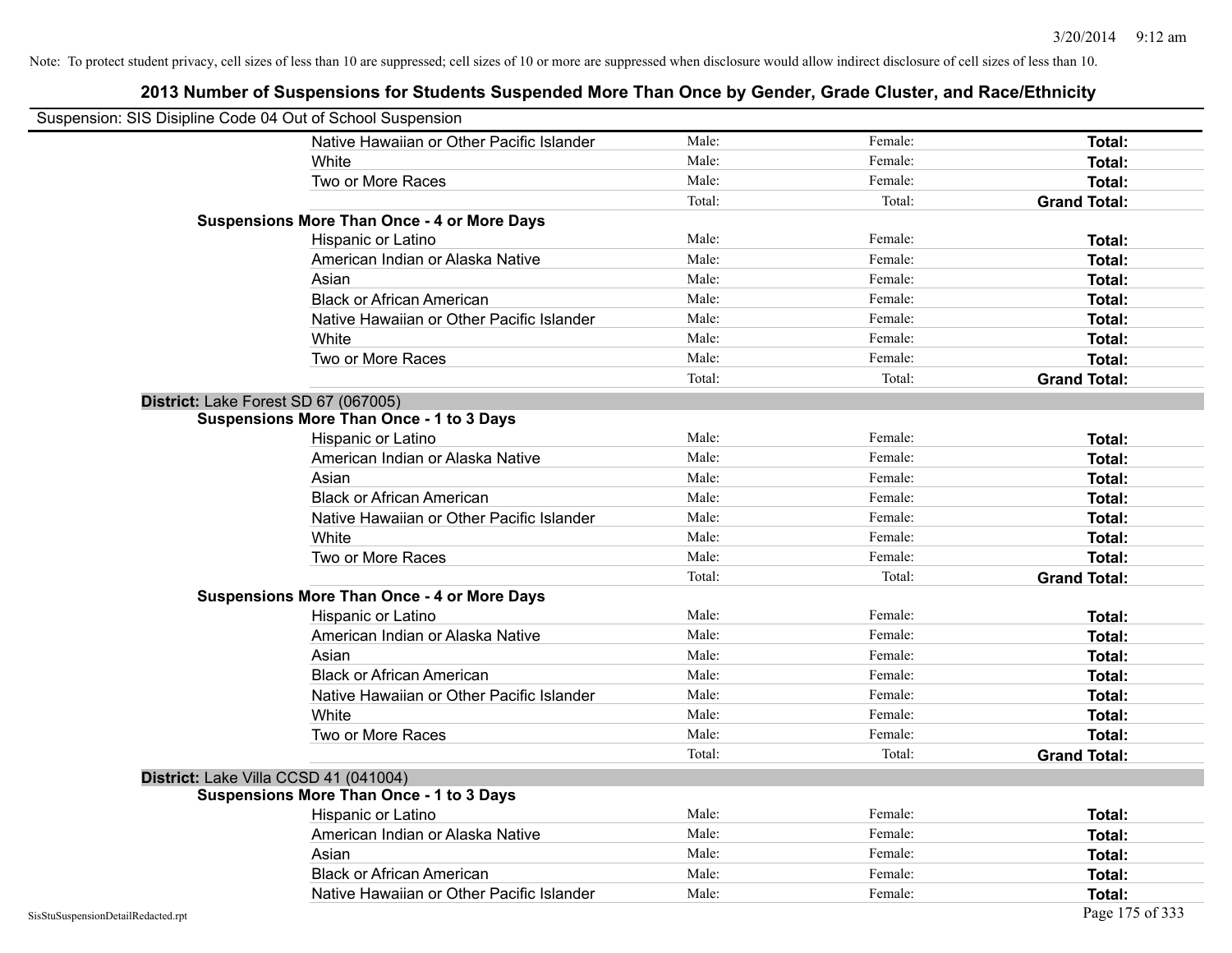Note: To protect student privacy, cell sizes of less than 10 are suppressed; cell sizes of 10 or more are suppressed when disclosure would allow indirect disclosure of cell sizes of less than 10.

## 2013 Number of Suspensions for Students Suspended More Than Once by Gender, Grade Cluster, and Race/Ethnicity

Suspension: SIS Disipline Code 04 Out of School Suspension

| | | | |
|---|---|---|---|
| Native Hawaiian or Other Pacific Islander | Male: | Female: | **Total:** |
| White | Male: | Female: | **Total:** |
| Two or More Races | Male: | Female: | **Total:** |
| | Total: | Total: | **Grand Total:** |

**Suspensions More Than Once - 4 or More Days**

| | | | |
|---|---|---|---|
| Hispanic or Latino | Male: | Female: | **Total:** |
| American Indian or Alaska Native | Male: | Female: | **Total:** |
| Asian | Male: | Female: | **Total:** |
| Black or African American | Male: | Female: | **Total:** |
| Native Hawaiian or Other Pacific Islander | Male: | Female: | **Total:** |
| White | Male: | Female: | **Total:** |
| Two or More Races | Male: | Female: | **Total:** |
| | Total: | Total: | **Grand Total:** |

**District:** Lake Forest SD 67 (067005)

**Suspensions More Than Once - 1 to 3 Days**

| | | | |
|---|---|---|---|
| Hispanic or Latino | Male: | Female: | **Total:** |
| American Indian or Alaska Native | Male: | Female: | **Total:** |
| Asian | Male: | Female: | **Total:** |
| Black or African American | Male: | Female: | **Total:** |
| Native Hawaiian or Other Pacific Islander | Male: | Female: | **Total:** |
| White | Male: | Female: | **Total:** |
| Two or More Races | Male: | Female: | **Total:** |
| | Total: | Total: | **Grand Total:** |

**Suspensions More Than Once - 4 or More Days**

| | | | |
|---|---|---|---|
| Hispanic or Latino | Male: | Female: | **Total:** |
| American Indian or Alaska Native | Male: | Female: | **Total:** |
| Asian | Male: | Female: | **Total:** |
| Black or African American | Male: | Female: | **Total:** |
| Native Hawaiian or Other Pacific Islander | Male: | Female: | **Total:** |
| White | Male: | Female: | **Total:** |
| Two or More Races | Male: | Female: | **Total:** |
| | Total: | Total: | **Grand Total:** |

**District:** Lake Villa CCSD 41 (041004)

**Suspensions More Than Once - 1 to 3 Days**

| | | | |
|---|---|---|---|
| Hispanic or Latino | Male: | Female: | **Total:** |
| American Indian or Alaska Native | Male: | Female: | **Total:** |
| Asian | Male: | Female: | **Total:** |
| Black or African American | Male: | Female: | **Total:** |
| Native Hawaiian or Other Pacific Islander | Male: | Female: | **Total:** |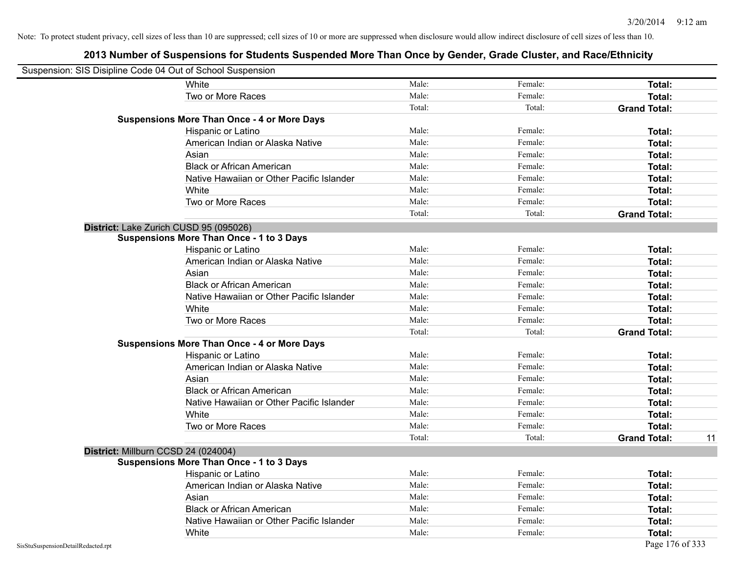Note: To protect student privacy, cell sizes of less than 10 are suppressed; cell sizes of 10 or more are suppressed when disclosure would allow indirect disclosure of cell sizes of less than 10.

## 2013 Number of Suspensions for Students Suspended More Than Once by Gender, Grade Cluster, and Race/Ethnicity

Suspension: SIS Disipline Code 04 Out of School Suspension

| | | | | |
|---|---|---|---|---|
| White | Male: | Female: | **Total:** | |
| Two or More Races | Male: | Female: | **Total:** | |
| | Total: | Total: | **Grand Total:** | |
| **Suspensions More Than Once - 4 or More Days** | | | | |
| Hispanic or Latino | Male: | Female: | **Total:** | |
| American Indian or Alaska Native | Male: | Female: | **Total:** | |
| Asian | Male: | Female: | **Total:** | |
| Black or African American | Male: | Female: | **Total:** | |
| Native Hawaiian or Other Pacific Islander | Male: | Female: | **Total:** | |
| White | Male: | Female: | **Total:** | |
| Two or More Races | Male: | Female: | **Total:** | |
| | Total: | Total: | **Grand Total:** | |
| **District:** Lake Zurich CUSD 95 (095026) | | | | |
| **Suspensions More Than Once - 1 to 3 Days** | | | | |
| Hispanic or Latino | Male: | Female: | **Total:** | |
| American Indian or Alaska Native | Male: | Female: | **Total:** | |
| Asian | Male: | Female: | **Total:** | |
| Black or African American | Male: | Female: | **Total:** | |
| Native Hawaiian or Other Pacific Islander | Male: | Female: | **Total:** | |
| White | Male: | Female: | **Total:** | |
| Two or More Races | Male: | Female: | **Total:** | |
| | Total: | Total: | **Grand Total:** | |
| **Suspensions More Than Once - 4 or More Days** | | | | |
| Hispanic or Latino | Male: | Female: | **Total:** | |
| American Indian or Alaska Native | Male: | Female: | **Total:** | |
| Asian | Male: | Female: | **Total:** | |
| Black or African American | Male: | Female: | **Total:** | |
| Native Hawaiian or Other Pacific Islander | Male: | Female: | **Total:** | |
| White | Male: | Female: | **Total:** | |
| Two or More Races | Male: | Female: | **Total:** | |
| | Total: | Total: | **Grand Total:** | 11 |
| **District:** Millburn CCSD 24 (024004) | | | | |
| **Suspensions More Than Once - 1 to 3 Days** | | | | |
| Hispanic or Latino | Male: | Female: | **Total:** | |
| American Indian or Alaska Native | Male: | Female: | **Total:** | |
| Asian | Male: | Female: | **Total:** | |
| Black or African American | Male: | Female: | **Total:** | |
| Native Hawaiian or Other Pacific Islander | Male: | Female: | **Total:** | |
| White | Male: | Female: | **Total:** | |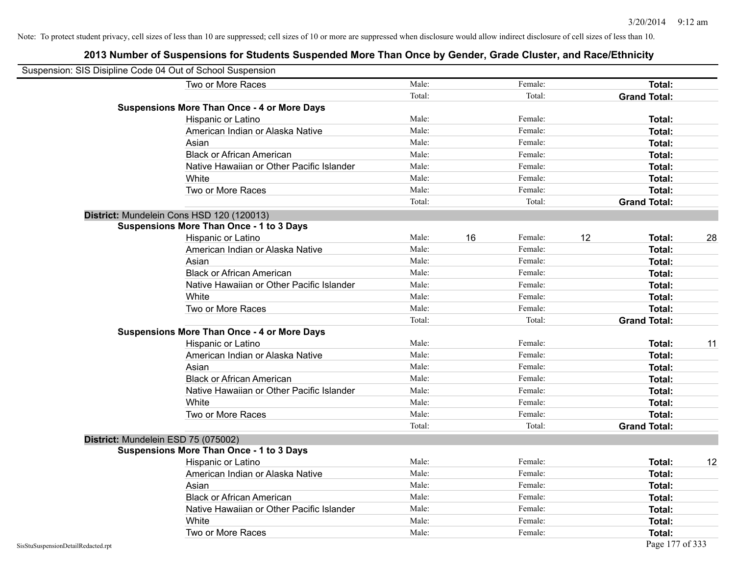Note: To protect student privacy, cell sizes of less than 10 are suppressed; cell sizes of 10 or more are suppressed when disclosure would allow indirect disclosure of cell sizes of less than 10.

## 2013 Number of Suspensions for Students Suspended More Than Once by Gender, Grade Cluster, and Race/Ethnicity

Suspension: SIS Disipline Code 04 Out of School Suspension

| | | | | | | | |
|---|---|---|---|---|---|---|---|
| | Two or More Races | Male: | | Female: | | **Total:** | |
| | | Total: | | Total: | | **Grand Total:** | |
| **Suspensions More Than Once - 4 or More Days** | | | | | | | |
| | Hispanic or Latino | Male: | | Female: | | **Total:** | |
| | American Indian or Alaska Native | Male: | | Female: | | **Total:** | |
| | Asian | Male: | | Female: | | **Total:** | |
| | Black or African American | Male: | | Female: | | **Total:** | |
| | Native Hawaiian or Other Pacific Islander | Male: | | Female: | | **Total:** | |
| | White | Male: | | Female: | | **Total:** | |
| | Two or More Races | Male: | | Female: | | **Total:** | |
| | | Total: | | Total: | | **Grand Total:** | |
| **District:** Mundelein Cons HSD 120 (120013) | | | | | | | |
| **Suspensions More Than Once - 1 to 3 Days** | | | | | | | |
| | Hispanic or Latino | Male: | 16 | Female: | 12 | **Total:** | 28 |
| | American Indian or Alaska Native | Male: | | Female: | | **Total:** | |
| | Asian | Male: | | Female: | | **Total:** | |
| | Black or African American | Male: | | Female: | | **Total:** | |
| | Native Hawaiian or Other Pacific Islander | Male: | | Female: | | **Total:** | |
| | White | Male: | | Female: | | **Total:** | |
| | Two or More Races | Male: | | Female: | | **Total:** | |
| | | Total: | | Total: | | **Grand Total:** | |
| **Suspensions More Than Once - 4 or More Days** | | | | | | | |
| | Hispanic or Latino | Male: | | Female: | | **Total:** | 11 |
| | American Indian or Alaska Native | Male: | | Female: | | **Total:** | |
| | Asian | Male: | | Female: | | **Total:** | |
| | Black or African American | Male: | | Female: | | **Total:** | |
| | Native Hawaiian or Other Pacific Islander | Male: | | Female: | | **Total:** | |
| | White | Male: | | Female: | | **Total:** | |
| | Two or More Races | Male: | | Female: | | **Total:** | |
| | | Total: | | Total: | | **Grand Total:** | |
| **District:** Mundelein ESD 75 (075002) | | | | | | | |
| **Suspensions More Than Once - 1 to 3 Days** | | | | | | | |
| | Hispanic or Latino | Male: | | Female: | | **Total:** | 12 |
| | American Indian or Alaska Native | Male: | | Female: | | **Total:** | |
| | Asian | Male: | | Female: | | **Total:** | |
| | Black or African American | Male: | | Female: | | **Total:** | |
| | Native Hawaiian or Other Pacific Islander | Male: | | Female: | | **Total:** | |
| | White | Male: | | Female: | | **Total:** | |
| | Two or More Races | Male: | | Female: | | **Total:** | |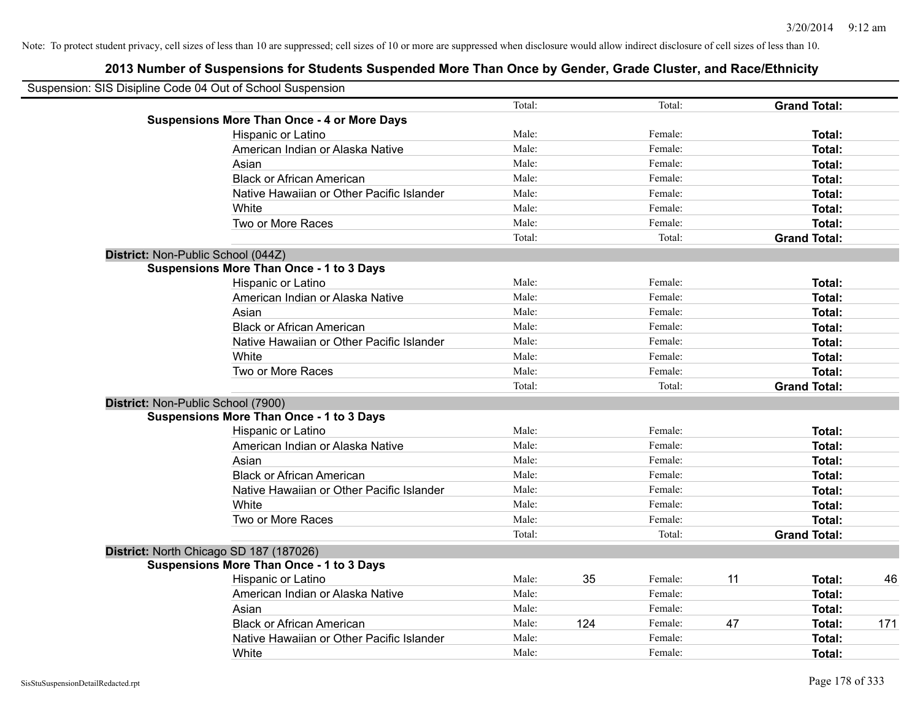Note: To protect student privacy, cell sizes of less than 10 are suppressed; cell sizes of 10 or more are suppressed when disclosure would allow indirect disclosure of cell sizes of less than 10.

## 2013 Number of Suspensions for Students Suspended More Than Once by Gender, Grade Cluster, and Race/Ethnicity

Suspension: SIS Disipline Code 04 Out of School Suspension

| | | | | | | |
|---|---|---|---|---|---|---|
| | Total: | | Total: | | **Grand Total:** | |
| **Suspensions More Than Once - 4 or More Days** | | | | | | |
| Hispanic or Latino | Male: | | Female: | | **Total:** | |
| American Indian or Alaska Native | Male: | | Female: | | **Total:** | |
| Asian | Male: | | Female: | | **Total:** | |
| Black or African American | Male: | | Female: | | **Total:** | |
| Native Hawaiian or Other Pacific Islander | Male: | | Female: | | **Total:** | |
| White | Male: | | Female: | | **Total:** | |
| Two or More Races | Male: | | Female: | | **Total:** | |
| | Total: | | Total: | | **Grand Total:** | |
| **District:** Non-Public School (044Z) | | | | | | |
| **Suspensions More Than Once - 1 to 3 Days** | | | | | | |
| Hispanic or Latino | Male: | | Female: | | **Total:** | |
| American Indian or Alaska Native | Male: | | Female: | | **Total:** | |
| Asian | Male: | | Female: | | **Total:** | |
| Black or African American | Male: | | Female: | | **Total:** | |
| Native Hawaiian or Other Pacific Islander | Male: | | Female: | | **Total:** | |
| White | Male: | | Female: | | **Total:** | |
| Two or More Races | Male: | | Female: | | **Total:** | |
| | Total: | | Total: | | **Grand Total:** | |
| **District:** Non-Public School (7900) | | | | | | |
| **Suspensions More Than Once - 1 to 3 Days** | | | | | | |
| Hispanic or Latino | Male: | | Female: | | **Total:** | |
| American Indian or Alaska Native | Male: | | Female: | | **Total:** | |
| Asian | Male: | | Female: | | **Total:** | |
| Black or African American | Male: | | Female: | | **Total:** | |
| Native Hawaiian or Other Pacific Islander | Male: | | Female: | | **Total:** | |
| White | Male: | | Female: | | **Total:** | |
| Two or More Races | Male: | | Female: | | **Total:** | |
| | Total: | | Total: | | **Grand Total:** | |
| **District:** North Chicago SD 187 (187026) | | | | | | |
| **Suspensions More Than Once - 1 to 3 Days** | | | | | | |
| Hispanic or Latino | Male: | 35 | Female: | 11 | **Total:** | 46 |
| American Indian or Alaska Native | Male: | | Female: | | **Total:** | |
| Asian | Male: | | Female: | | **Total:** | |
| Black or African American | Male: | 124 | Female: | 47 | **Total:** | 171 |
| Native Hawaiian or Other Pacific Islander | Male: | | Female: | | **Total:** | |
| White | Male: | | Female: | | **Total:** | |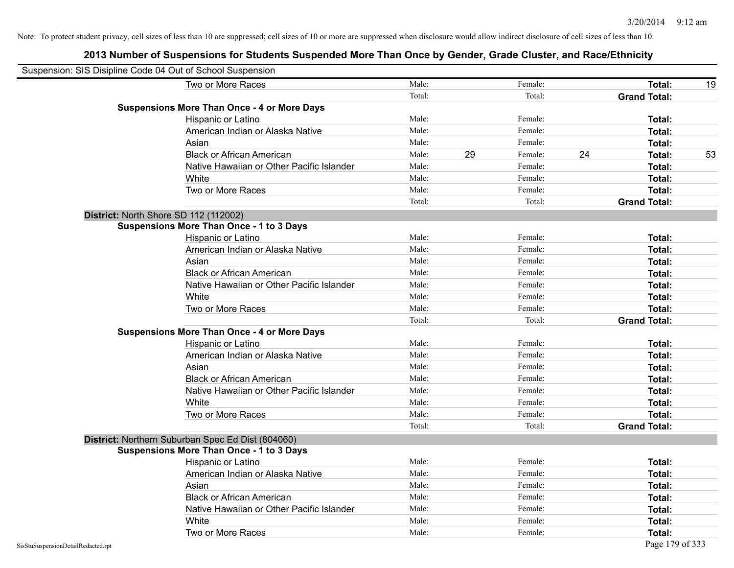Note: To protect student privacy, cell sizes of less than 10 are suppressed; cell sizes of 10 or more are suppressed when disclosure would allow indirect disclosure of cell sizes of less than 10.

## 2013 Number of Suspensions for Students Suspended More Than Once by Gender, Grade Cluster, and Race/Ethnicity

Suspension: SIS Disipline Code 04 Out of School Suspension

| | | | | | | | |
|---|---|---|---|---|---|---|---|
| Two or More Races | Male: | | Female: | | **Total:** | 19 |
| | Total: | | Total: | | **Grand Total:** | |
| **Suspensions More Than Once - 4 or More Days** | | | | | | |
| Hispanic or Latino | Male: | | Female: | | **Total:** | |
| American Indian or Alaska Native | Male: | | Female: | | **Total:** | |
| Asian | Male: | | Female: | | **Total:** | |
| Black or African American | Male: | 29 | Female: | 24 | **Total:** | 53 |
| Native Hawaiian or Other Pacific Islander | Male: | | Female: | | **Total:** | |
| White | Male: | | Female: | | **Total:** | |
| Two or More Races | Male: | | Female: | | **Total:** | |
| | Total: | | Total: | | **Grand Total:** | |

**District:** North Shore SD 112 (112002)

| | | | | | | |
|---|---|---|---|---|---|---|
| **Suspensions More Than Once - 1 to 3 Days** | | | | | | |
| Hispanic or Latino | Male: | | Female: | | **Total:** | |
| American Indian or Alaska Native | Male: | | Female: | | **Total:** | |
| Asian | Male: | | Female: | | **Total:** | |
| Black or African American | Male: | | Female: | | **Total:** | |
| Native Hawaiian or Other Pacific Islander | Male: | | Female: | | **Total:** | |
| White | Male: | | Female: | | **Total:** | |
| Two or More Races | Male: | | Female: | | **Total:** | |
| | Total: | | Total: | | **Grand Total:** | |
| **Suspensions More Than Once - 4 or More Days** | | | | | | |
| Hispanic or Latino | Male: | | Female: | | **Total:** | |
| American Indian or Alaska Native | Male: | | Female: | | **Total:** | |
| Asian | Male: | | Female: | | **Total:** | |
| Black or African American | Male: | | Female: | | **Total:** | |
| Native Hawaiian or Other Pacific Islander | Male: | | Female: | | **Total:** | |
| White | Male: | | Female: | | **Total:** | |
| Two or More Races | Male: | | Female: | | **Total:** | |
| | Total: | | Total: | | **Grand Total:** | |

**District:** Northern Suburban Spec Ed Dist (804060)

| | | | | | | |
|---|---|---|---|---|---|---|
| **Suspensions More Than Once - 1 to 3 Days** | | | | | | |
| Hispanic or Latino | Male: | | Female: | | **Total:** | |
| American Indian or Alaska Native | Male: | | Female: | | **Total:** | |
| Asian | Male: | | Female: | | **Total:** | |
| Black or African American | Male: | | Female: | | **Total:** | |
| Native Hawaiian or Other Pacific Islander | Male: | | Female: | | **Total:** | |
| White | Male: | | Female: | | **Total:** | |
| Two or More Races | Male: | | Female: | | **Total:** | |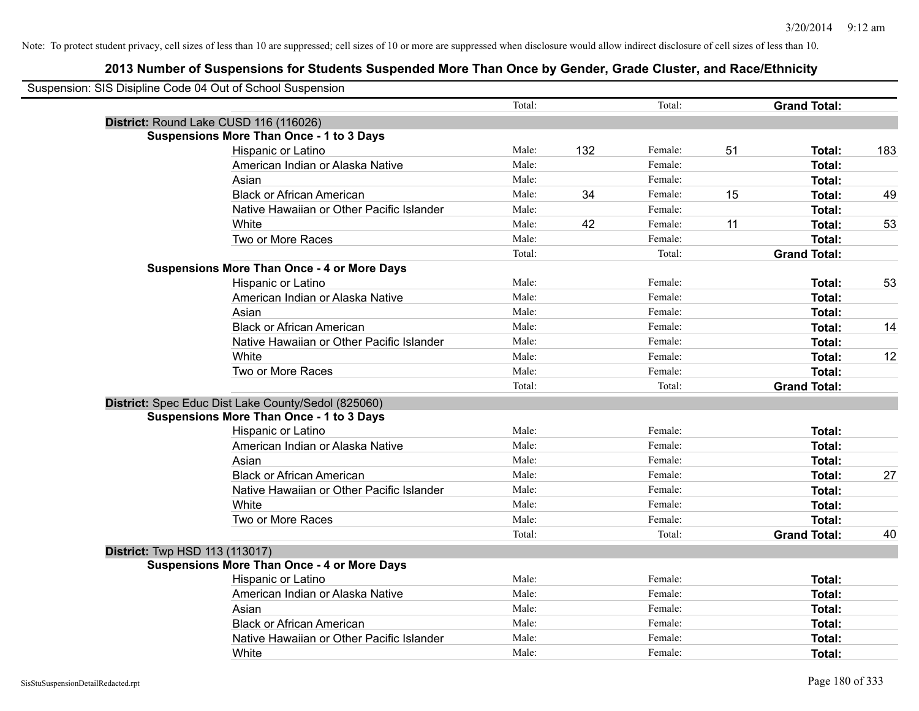Note: To protect student privacy, cell sizes of less than 10 are suppressed; cell sizes of 10 or more are suppressed when disclosure would allow indirect disclosure of cell sizes of less than 10.

## 2013 Number of Suspensions for Students Suspended More Than Once by Gender, Grade Cluster, and Race/Ethnicity

Suspension: SIS Disipline Code 04 Out of School Suspension

| | | | | | | |
|---|---|---|---|---|---|---|
| | Total: | | Total: | | **Grand Total:** | |
| **District:** Round Lake CUSD 116 (116026) | | | | | | |
| **Suspensions More Than Once - 1 to 3 Days** | | | | | | |
| Hispanic or Latino | Male: | 132 | Female: | 51 | **Total:** | 183 |
| American Indian or Alaska Native | Male: | | Female: | | **Total:** | |
| Asian | Male: | | Female: | | **Total:** | |
| Black or African American | Male: | 34 | Female: | 15 | **Total:** | 49 |
| Native Hawaiian or Other Pacific Islander | Male: | | Female: | | **Total:** | |
| White | Male: | 42 | Female: | 11 | **Total:** | 53 |
| Two or More Races | Male: | | Female: | | **Total:** | |
| | Total: | | Total: | | **Grand Total:** | |
| **Suspensions More Than Once - 4 or More Days** | | | | | | |
| Hispanic or Latino | Male: | | Female: | | **Total:** | 53 |
| American Indian or Alaska Native | Male: | | Female: | | **Total:** | |
| Asian | Male: | | Female: | | **Total:** | |
| Black or African American | Male: | | Female: | | **Total:** | 14 |
| Native Hawaiian or Other Pacific Islander | Male: | | Female: | | **Total:** | |
| White | Male: | | Female: | | **Total:** | 12 |
| Two or More Races | Male: | | Female: | | **Total:** | |
| | Total: | | Total: | | **Grand Total:** | |
| **District:** Spec Educ Dist Lake County/Sedol (825060) | | | | | | |
| **Suspensions More Than Once - 1 to 3 Days** | | | | | | |
| Hispanic or Latino | Male: | | Female: | | **Total:** | |
| American Indian or Alaska Native | Male: | | Female: | | **Total:** | |
| Asian | Male: | | Female: | | **Total:** | |
| Black or African American | Male: | | Female: | | **Total:** | 27 |
| Native Hawaiian or Other Pacific Islander | Male: | | Female: | | **Total:** | |
| White | Male: | | Female: | | **Total:** | |
| Two or More Races | Male: | | Female: | | **Total:** | |
| | Total: | | Total: | | **Grand Total:** | 40 |
| **District:** Twp HSD 113 (113017) | | | | | | |
| **Suspensions More Than Once - 4 or More Days** | | | | | | |
| Hispanic or Latino | Male: | | Female: | | **Total:** | |
| American Indian or Alaska Native | Male: | | Female: | | **Total:** | |
| Asian | Male: | | Female: | | **Total:** | |
| Black or African American | Male: | | Female: | | **Total:** | |
| Native Hawaiian or Other Pacific Islander | Male: | | Female: | | **Total:** | |
| White | Male: | | Female: | | **Total:** | |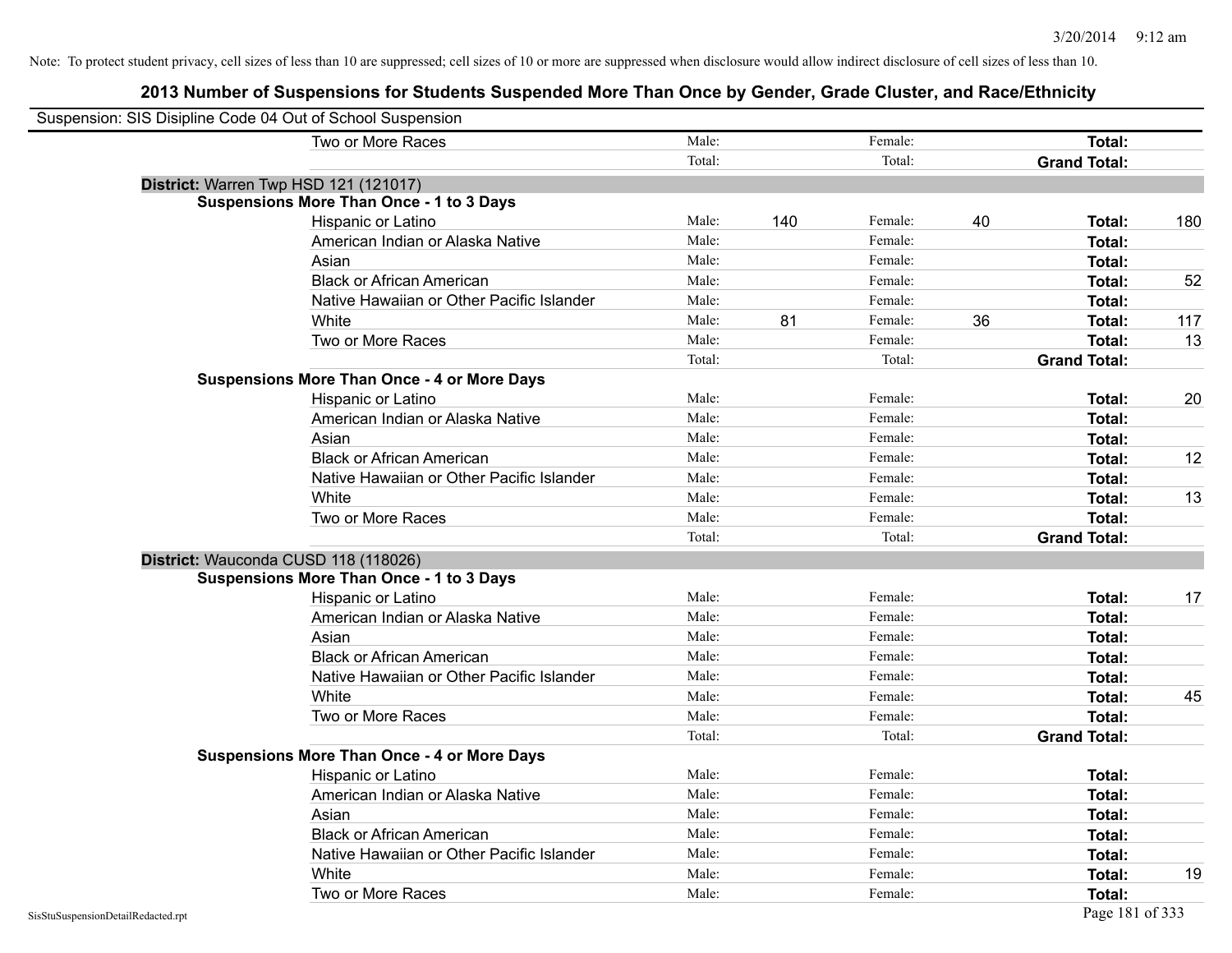Note: To protect student privacy, cell sizes of less than 10 are suppressed; cell sizes of 10 or more are suppressed when disclosure would allow indirect disclosure of cell sizes of less than 10.

## 2013 Number of Suspensions for Students Suspended More Than Once by Gender, Grade Cluster, and Race/Ethnicity

Suspension: SIS Disipline Code 04 Out of School Suspension

| | | | | | | |
|---|---|---|---|---|---|---|
| Two or More Races | Male: | | Female: | | **Total:** | |
| | Total: | | Total: | | **Grand Total:** | |

**District:** Warren Twp HSD 121 (121017)

**Suspensions More Than Once - 1 to 3 Days**

| | | | | | | |
|---|---|---|---|---|---|---|
| Hispanic or Latino | Male: | 140 | Female: | 40 | **Total:** | 180 |
| American Indian or Alaska Native | Male: | | Female: | | **Total:** | |
| Asian | Male: | | Female: | | **Total:** | |
| Black or African American | Male: | | Female: | | **Total:** | 52 |
| Native Hawaiian or Other Pacific Islander | Male: | | Female: | | **Total:** | |
| White | Male: | 81 | Female: | 36 | **Total:** | 117 |
| Two or More Races | Male: | | Female: | | **Total:** | 13 |
| | Total: | | Total: | | **Grand Total:** | |

**Suspensions More Than Once - 4 or More Days**

| | | | | | | |
|---|---|---|---|---|---|---|
| Hispanic or Latino | Male: | | Female: | | **Total:** | 20 |
| American Indian or Alaska Native | Male: | | Female: | | **Total:** | |
| Asian | Male: | | Female: | | **Total:** | |
| Black or African American | Male: | | Female: | | **Total:** | 12 |
| Native Hawaiian or Other Pacific Islander | Male: | | Female: | | **Total:** | |
| White | Male: | | Female: | | **Total:** | 13 |
| Two or More Races | Male: | | Female: | | **Total:** | |
| | Total: | | Total: | | **Grand Total:** | |

**District:** Wauconda CUSD 118 (118026)

**Suspensions More Than Once - 1 to 3 Days**

| | | | | | | |
|---|---|---|---|---|---|---|
| Hispanic or Latino | Male: | | Female: | | **Total:** | 17 |
| American Indian or Alaska Native | Male: | | Female: | | **Total:** | |
| Asian | Male: | | Female: | | **Total:** | |
| Black or African American | Male: | | Female: | | **Total:** | |
| Native Hawaiian or Other Pacific Islander | Male: | | Female: | | **Total:** | |
| White | Male: | | Female: | | **Total:** | 45 |
| Two or More Races | Male: | | Female: | | **Total:** | |
| | Total: | | Total: | | **Grand Total:** | |

**Suspensions More Than Once - 4 or More Days**

| | | | | | | |
|---|---|---|---|---|---|---|
| Hispanic or Latino | Male: | | Female: | | **Total:** | |
| American Indian or Alaska Native | Male: | | Female: | | **Total:** | |
| Asian | Male: | | Female: | | **Total:** | |
| Black or African American | Male: | | Female: | | **Total:** | |
| Native Hawaiian or Other Pacific Islander | Male: | | Female: | | **Total:** | |
| White | Male: | | Female: | | **Total:** | 19 |
| Two or More Races | Male: | | Female: | | **Total:** | |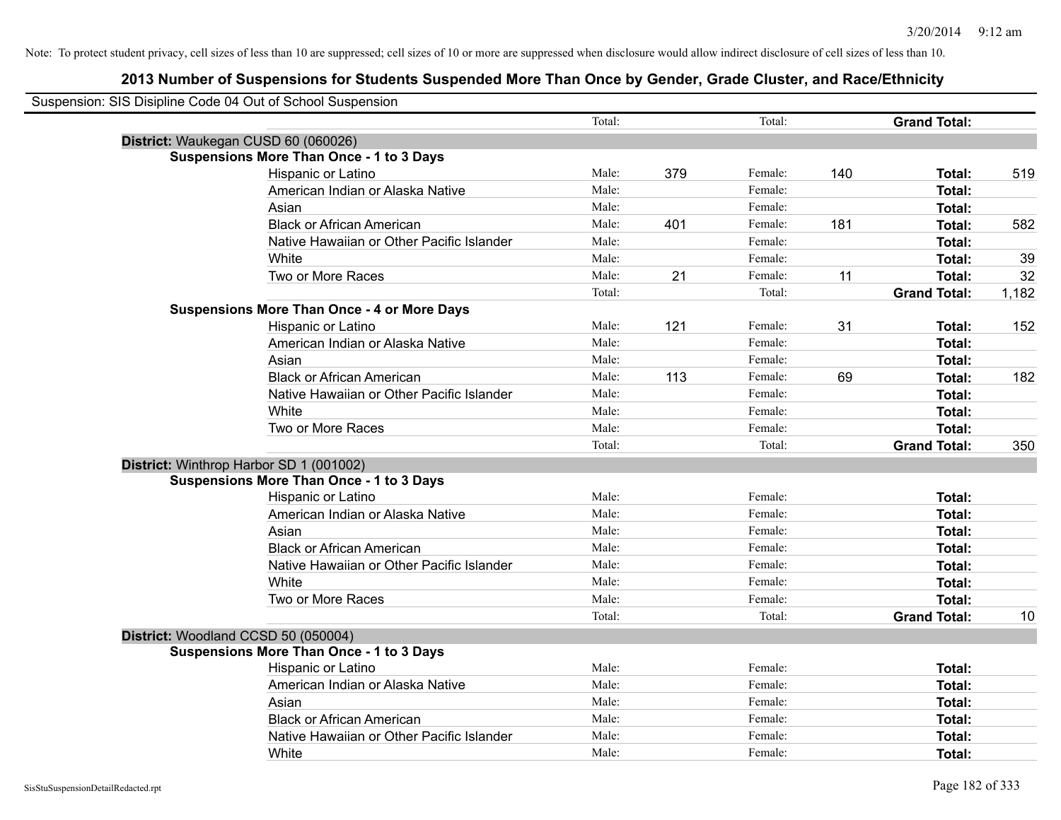Note: To protect student privacy, cell sizes of less than 10 are suppressed; cell sizes of 10 or more are suppressed when disclosure would allow indirect disclosure of cell sizes of less than 10.

## 2013 Number of Suspensions for Students Suspended More Than Once by Gender, Grade Cluster, and Race/Ethnicity

Suspension: SIS Disipline Code 04 Out of School Suspension

| | | | | | | |
|---|---|---|---|---|---|---|
| | Total: | | Total: | | **Grand Total:** | |
| **District:** Waukegan CUSD 60 (060026) | | | | | | |
| **Suspensions More Than Once - 1 to 3 Days** | | | | | | |
| Hispanic or Latino | Male: | 379 | Female: | 140 | **Total:** | 519 |
| American Indian or Alaska Native | Male: | | Female: | | **Total:** | |
| Asian | Male: | | Female: | | **Total:** | |
| Black or African American | Male: | 401 | Female: | 181 | **Total:** | 582 |
| Native Hawaiian or Other Pacific Islander | Male: | | Female: | | **Total:** | |
| White | Male: | | Female: | | **Total:** | 39 |
| Two or More Races | Male: | 21 | Female: | 11 | **Total:** | 32 |
| | Total: | | Total: | | **Grand Total:** | 1,182 |
| **Suspensions More Than Once - 4 or More Days** | | | | | | |
| Hispanic or Latino | Male: | 121 | Female: | 31 | **Total:** | 152 |
| American Indian or Alaska Native | Male: | | Female: | | **Total:** | |
| Asian | Male: | | Female: | | **Total:** | |
| Black or African American | Male: | 113 | Female: | 69 | **Total:** | 182 |
| Native Hawaiian or Other Pacific Islander | Male: | | Female: | | **Total:** | |
| White | Male: | | Female: | | **Total:** | |
| Two or More Races | Male: | | Female: | | **Total:** | |
| | Total: | | Total: | | **Grand Total:** | 350 |
| **District:** Winthrop Harbor SD 1 (001002) | | | | | | |
| **Suspensions More Than Once - 1 to 3 Days** | | | | | | |
| Hispanic or Latino | Male: | | Female: | | **Total:** | |
| American Indian or Alaska Native | Male: | | Female: | | **Total:** | |
| Asian | Male: | | Female: | | **Total:** | |
| Black or African American | Male: | | Female: | | **Total:** | |
| Native Hawaiian or Other Pacific Islander | Male: | | Female: | | **Total:** | |
| White | Male: | | Female: | | **Total:** | |
| Two or More Races | Male: | | Female: | | **Total:** | |
| | Total: | | Total: | | **Grand Total:** | 10 |
| **District:** Woodland CCSD 50 (050004) | | | | | | |
| **Suspensions More Than Once - 1 to 3 Days** | | | | | | |
| Hispanic or Latino | Male: | | Female: | | **Total:** | |
| American Indian or Alaska Native | Male: | | Female: | | **Total:** | |
| Asian | Male: | | Female: | | **Total:** | |
| Black or African American | Male: | | Female: | | **Total:** | |
| Native Hawaiian or Other Pacific Islander | Male: | | Female: | | **Total:** | |
| White | Male: | | Female: | | **Total:** | |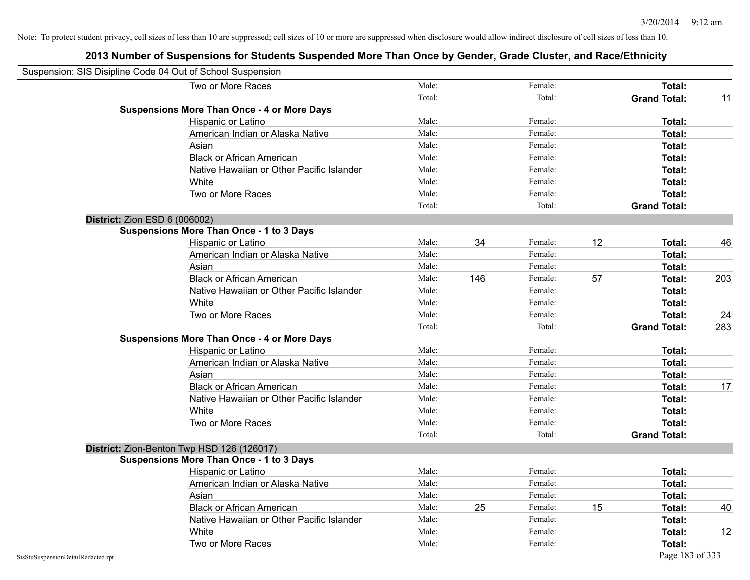Note: To protect student privacy, cell sizes of less than 10 are suppressed; cell sizes of 10 or more are suppressed when disclosure would allow indirect disclosure of cell sizes of less than 10.

## 2013 Number of Suspensions for Students Suspended More Than Once by Gender, Grade Cluster, and Race/Ethnicity

Suspension: SIS Disipline Code 04 Out of School Suspension

| | | | | | | |
|---|---|---|---|---|---|---|
| Two or More Races | Male: | | Female: | | **Total:** | |
| | Total: | | Total: | | **Grand Total:** | 11 |
| **Suspensions More Than Once - 4 or More Days** | | | | | | |
| Hispanic or Latino | Male: | | Female: | | **Total:** | |
| American Indian or Alaska Native | Male: | | Female: | | **Total:** | |
| Asian | Male: | | Female: | | **Total:** | |
| Black or African American | Male: | | Female: | | **Total:** | |
| Native Hawaiian or Other Pacific Islander | Male: | | Female: | | **Total:** | |
| White | Male: | | Female: | | **Total:** | |
| Two or More Races | Male: | | Female: | | **Total:** | |
| | Total: | | Total: | | **Grand Total:** | |

**District:** Zion ESD 6 (006002)

| | | | | | | |
|---|---|---|---|---|---|---|
| **Suspensions More Than Once - 1 to 3 Days** | | | | | | |
| Hispanic or Latino | Male: | 34 | Female: | 12 | **Total:** | 46 |
| American Indian or Alaska Native | Male: | | Female: | | **Total:** | |
| Asian | Male: | | Female: | | **Total:** | |
| Black or African American | Male: | 146 | Female: | 57 | **Total:** | 203 |
| Native Hawaiian or Other Pacific Islander | Male: | | Female: | | **Total:** | |
| White | Male: | | Female: | | **Total:** | |
| Two or More Races | Male: | | Female: | | **Total:** | 24 |
| | Total: | | Total: | | **Grand Total:** | 283 |
| **Suspensions More Than Once - 4 or More Days** | | | | | | |
| Hispanic or Latino | Male: | | Female: | | **Total:** | |
| American Indian or Alaska Native | Male: | | Female: | | **Total:** | |
| Asian | Male: | | Female: | | **Total:** | |
| Black or African American | Male: | | Female: | | **Total:** | 17 |
| Native Hawaiian or Other Pacific Islander | Male: | | Female: | | **Total:** | |
| White | Male: | | Female: | | **Total:** | |
| Two or More Races | Male: | | Female: | | **Total:** | |
| | Total: | | Total: | | **Grand Total:** | |

**District:** Zion-Benton Twp HSD 126 (126017)

| | | | | | | |
|---|---|---|---|---|---|---|
| **Suspensions More Than Once - 1 to 3 Days** | | | | | | |
| Hispanic or Latino | Male: | | Female: | | **Total:** | |
| American Indian or Alaska Native | Male: | | Female: | | **Total:** | |
| Asian | Male: | | Female: | | **Total:** | |
| Black or African American | Male: | 25 | Female: | 15 | **Total:** | 40 |
| Native Hawaiian or Other Pacific Islander | Male: | | Female: | | **Total:** | |
| White | Male: | | Female: | | **Total:** | 12 |
| Two or More Races | Male: | | Female: | | **Total:** | |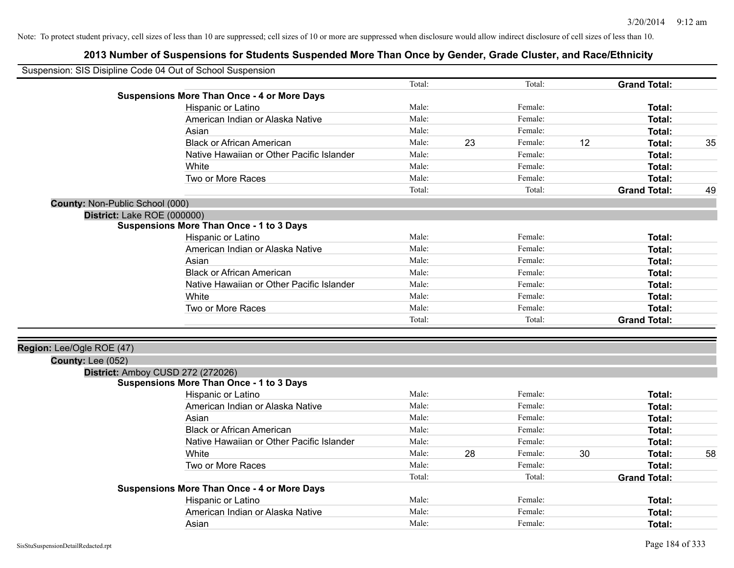Note: To protect student privacy, cell sizes of less than 10 are suppressed; cell sizes of 10 or more are suppressed when disclosure would allow indirect disclosure of cell sizes of less than 10.

## 2013 Number of Suspensions for Students Suspended More Than Once by Gender, Grade Cluster, and Race/Ethnicity

Suspension: SIS Disipline Code 04 Out of School Suspension

| | | | | | | |
|---|---|---|---|---|---|---|
| | Total: | | Total: | | **Grand Total:** | |
| **Suspensions More Than Once - 4 or More Days** | | | | | | |
| Hispanic or Latino | Male: | | Female: | | **Total:** | |
| American Indian or Alaska Native | Male: | | Female: | | **Total:** | |
| Asian | Male: | | Female: | | **Total:** | |
| Black or African American | Male: | 23 | Female: | 12 | **Total:** | 35 |
| Native Hawaiian or Other Pacific Islander | Male: | | Female: | | **Total:** | |
| White | Male: | | Female: | | **Total:** | |
| Two or More Races | Male: | | Female: | | **Total:** | |
| | Total: | | Total: | | **Grand Total:** | 49 |

**County:** Non-Public School (000)

**District:** Lake ROE (000000)

| | | | | | | |
|---|---|---|---|---|---|---|
| **Suspensions More Than Once - 1 to 3 Days** | | | | | | |
| Hispanic or Latino | Male: | | Female: | | **Total:** | |
| American Indian or Alaska Native | Male: | | Female: | | **Total:** | |
| Asian | Male: | | Female: | | **Total:** | |
| Black or African American | Male: | | Female: | | **Total:** | |
| Native Hawaiian or Other Pacific Islander | Male: | | Female: | | **Total:** | |
| White | Male: | | Female: | | **Total:** | |
| Two or More Races | Male: | | Female: | | **Total:** | |
| | Total: | | Total: | | **Grand Total:** | |

**Region:** Lee/Ogle ROE (47)

**County:** Lee (052)

**District:** Amboy CUSD 272 (272026)

| | | | | | | |
|---|---|---|---|---|---|---|
| **Suspensions More Than Once - 1 to 3 Days** | | | | | | |
| Hispanic or Latino | Male: | | Female: | | **Total:** | |
| American Indian or Alaska Native | Male: | | Female: | | **Total:** | |
| Asian | Male: | | Female: | | **Total:** | |
| Black or African American | Male: | | Female: | | **Total:** | |
| Native Hawaiian or Other Pacific Islander | Male: | | Female: | | **Total:** | |
| White | Male: | 28 | Female: | 30 | **Total:** | 58 |
| Two or More Races | Male: | | Female: | | **Total:** | |
| | Total: | | Total: | | **Grand Total:** | |
| **Suspensions More Than Once - 4 or More Days** | | | | | | |
| Hispanic or Latino | Male: | | Female: | | **Total:** | |
| American Indian or Alaska Native | Male: | | Female: | | **Total:** | |
| Asian | Male: | | Female: | | **Total:** | |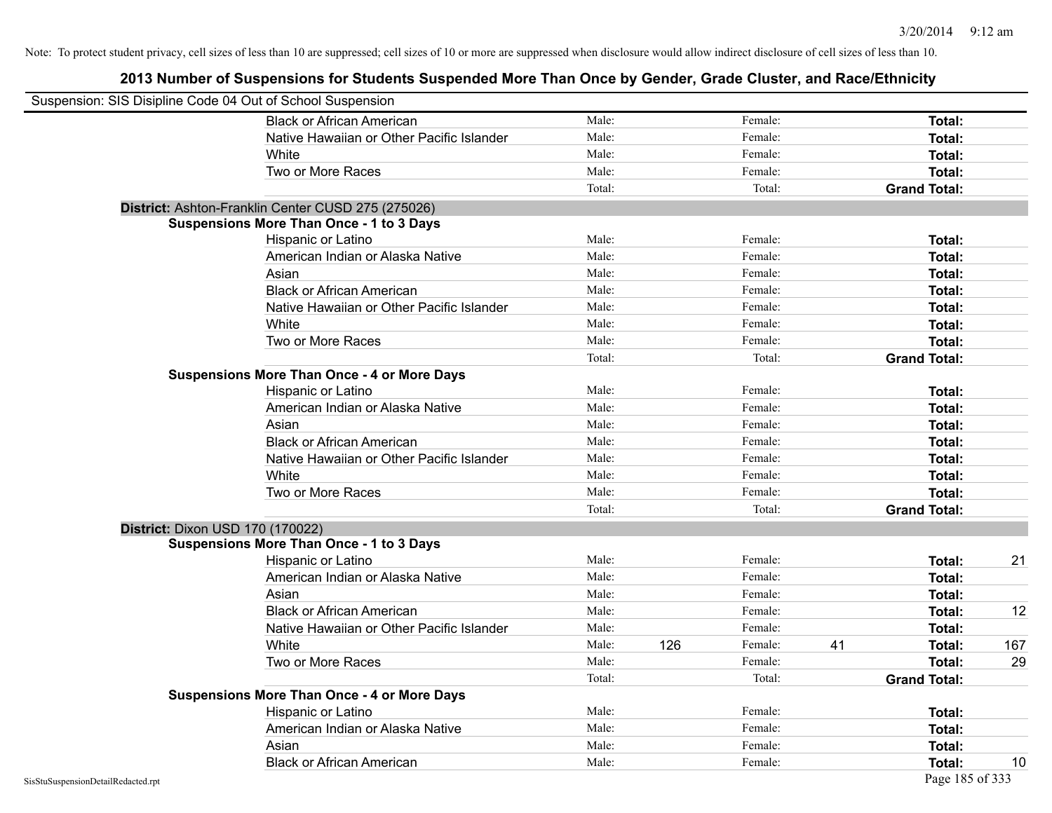Note: To protect student privacy, cell sizes of less than 10 are suppressed; cell sizes of 10 or more are suppressed when disclosure would allow indirect disclosure of cell sizes of less than 10.

# 2013 Number of Suspensions for Students Suspended More Than Once by Gender, Grade Cluster, and Race/Ethnicity

Suspension: SIS Disipline Code 04 Out of School Suspension

| | | | | | | |
|---|---|---|---|---|---|---|
| Black or African American | Male: | | Female: | | **Total:** | |
| Native Hawaiian or Other Pacific Islander | Male: | | Female: | | **Total:** | |
| White | Male: | | Female: | | **Total:** | |
| Two or More Races | Male: | | Female: | | **Total:** | |
| | Total: | | Total: | | **Grand Total:** | |

**District:** Ashton-Franklin Center CUSD 275 (275026)

**Suspensions More Than Once - 1 to 3 Days**

| | | | | | | |
|---|---|---|---|---|---|---|
| Hispanic or Latino | Male: | | Female: | | **Total:** | |
| American Indian or Alaska Native | Male: | | Female: | | **Total:** | |
| Asian | Male: | | Female: | | **Total:** | |
| Black or African American | Male: | | Female: | | **Total:** | |
| Native Hawaiian or Other Pacific Islander | Male: | | Female: | | **Total:** | |
| White | Male: | | Female: | | **Total:** | |
| Two or More Races | Male: | | Female: | | **Total:** | |
| | Total: | | Total: | | **Grand Total:** | |

**Suspensions More Than Once - 4 or More Days**

| | | | | | | |
|---|---|---|---|---|---|---|
| Hispanic or Latino | Male: | | Female: | | **Total:** | |
| American Indian or Alaska Native | Male: | | Female: | | **Total:** | |
| Asian | Male: | | Female: | | **Total:** | |
| Black or African American | Male: | | Female: | | **Total:** | |
| Native Hawaiian or Other Pacific Islander | Male: | | Female: | | **Total:** | |
| White | Male: | | Female: | | **Total:** | |
| Two or More Races | Male: | | Female: | | **Total:** | |
| | Total: | | Total: | | **Grand Total:** | |

**District:** Dixon USD 170 (170022)

**Suspensions More Than Once - 1 to 3 Days**

| | | | | | | |
|---|---|---|---|---|---|---|
| Hispanic or Latino | Male: | | Female: | | **Total:** | 21 |
| American Indian or Alaska Native | Male: | | Female: | | **Total:** | |
| Asian | Male: | | Female: | | **Total:** | |
| Black or African American | Male: | | Female: | | **Total:** | 12 |
| Native Hawaiian or Other Pacific Islander | Male: | | Female: | | **Total:** | |
| White | Male: | 126 | Female: | 41 | **Total:** | 167 |
| Two or More Races | Male: | | Female: | | **Total:** | 29 |
| | Total: | | Total: | | **Grand Total:** | |

**Suspensions More Than Once - 4 or More Days**

| | | | | | | |
|---|---|---|---|---|---|---|
| Hispanic or Latino | Male: | | Female: | | **Total:** | |
| American Indian or Alaska Native | Male: | | Female: | | **Total:** | |
| Asian | Male: | | Female: | | **Total:** | |
| Black or African American | Male: | | Female: | | **Total:** | 10 |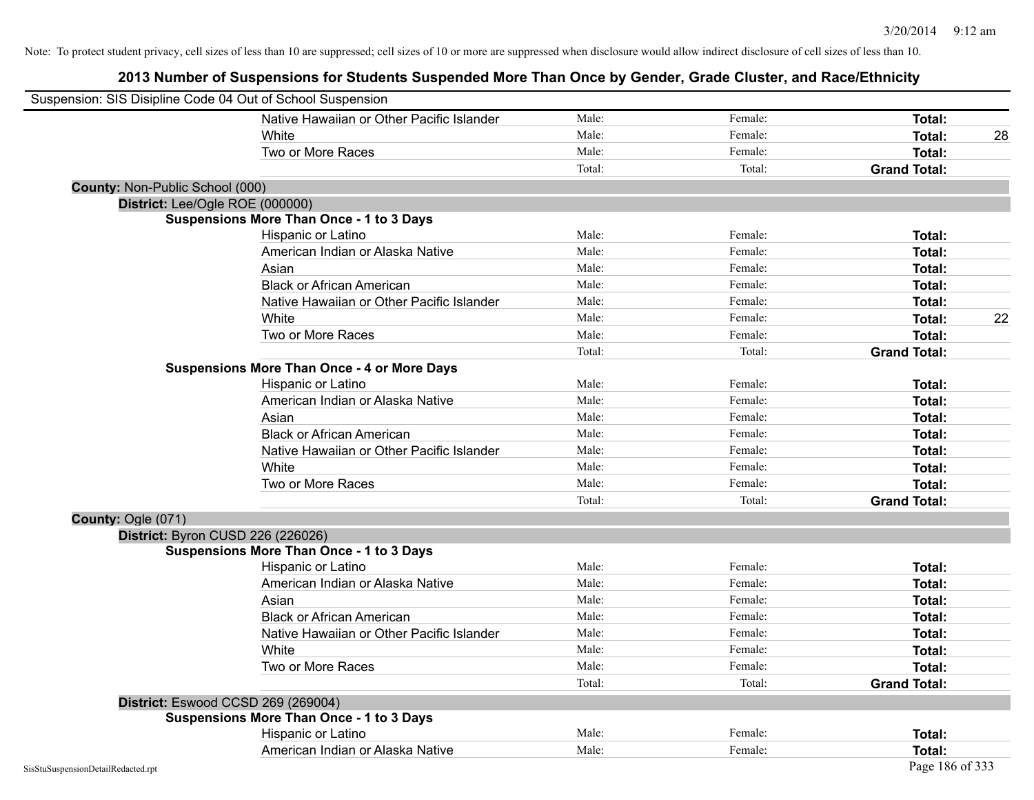Note: To protect student privacy, cell sizes of less than 10 are suppressed; cell sizes of 10 or more are suppressed when disclosure would allow indirect disclosure of cell sizes of less than 10.

# 2013 Number of Suspensions for Students Suspended More Than Once by Gender, Grade Cluster, and Race/Ethnicity

Suspension: SIS Disipline Code 04 Out of School Suspension

| | | | | |
|---|---|---|---|---|
| Native Hawaiian or Other Pacific Islander | Male: | Female: | **Total:** | |
| White | Male: | Female: | **Total:** | 28 |
| Two or More Races | Male: | Female: | **Total:** | |
| | Total: | Total: | **Grand Total:** | |

**County:** Non-Public School (000)

**District:** Lee/Ogle ROE (000000)

**Suspensions More Than Once - 1 to 3 Days**

| | | | | |
|---|---|---|---|---|
| Hispanic or Latino | Male: | Female: | **Total:** | |
| American Indian or Alaska Native | Male: | Female: | **Total:** | |
| Asian | Male: | Female: | **Total:** | |
| Black or African American | Male: | Female: | **Total:** | |
| Native Hawaiian or Other Pacific Islander | Male: | Female: | **Total:** | |
| White | Male: | Female: | **Total:** | 22 |
| Two or More Races | Male: | Female: | **Total:** | |
| | Total: | Total: | **Grand Total:** | |

**Suspensions More Than Once - 4 or More Days**

| | | | | |
|---|---|---|---|---|
| Hispanic or Latino | Male: | Female: | **Total:** | |
| American Indian or Alaska Native | Male: | Female: | **Total:** | |
| Asian | Male: | Female: | **Total:** | |
| Black or African American | Male: | Female: | **Total:** | |
| Native Hawaiian or Other Pacific Islander | Male: | Female: | **Total:** | |
| White | Male: | Female: | **Total:** | |
| Two or More Races | Male: | Female: | **Total:** | |
| | Total: | Total: | **Grand Total:** | |

**County:** Ogle (071)

**District:** Byron CUSD 226 (226026)

**Suspensions More Than Once - 1 to 3 Days**

| | | | | |
|---|---|---|---|---|
| Hispanic or Latino | Male: | Female: | **Total:** | |
| American Indian or Alaska Native | Male: | Female: | **Total:** | |
| Asian | Male: | Female: | **Total:** | |
| Black or African American | Male: | Female: | **Total:** | |
| Native Hawaiian or Other Pacific Islander | Male: | Female: | **Total:** | |
| White | Male: | Female: | **Total:** | |
| Two or More Races | Male: | Female: | **Total:** | |
| | Total: | Total: | **Grand Total:** | |

**District:** Eswood CCSD 269 (269004)

**Suspensions More Than Once - 1 to 3 Days**

| | | | | |
|---|---|---|---|---|
| Hispanic or Latino | Male: | Female: | **Total:** | |
| American Indian or Alaska Native | Male: | Female: | **Total:** | |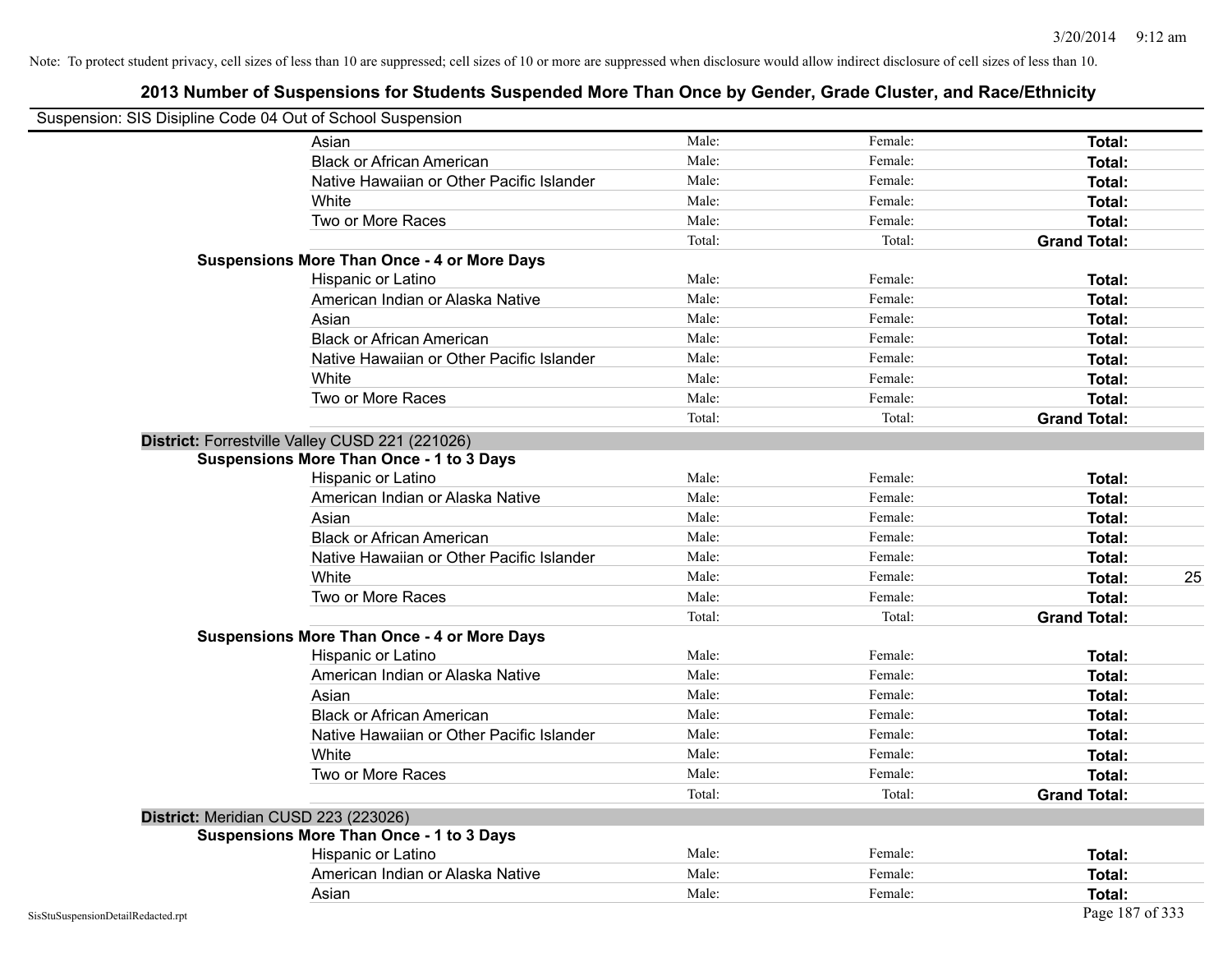Note: To protect student privacy, cell sizes of less than 10 are suppressed; cell sizes of 10 or more are suppressed when disclosure would allow indirect disclosure of cell sizes of less than 10.

## 2013 Number of Suspensions for Students Suspended More Than Once by Gender, Grade Cluster, and Race/Ethnicity

Suspension: SIS Disipline Code 04 Out of School Suspension

| | | | | |
|---|---|---|---|---|
| Asian | Male: | Female: | **Total:** | |
| Black or African American | Male: | Female: | **Total:** | |
| Native Hawaiian or Other Pacific Islander | Male: | Female: | **Total:** | |
| White | Male: | Female: | **Total:** | |
| Two or More Races | Male: | Female: | **Total:** | |
| | Total: | Total: | **Grand Total:** | |
| **Suspensions More Than Once - 4 or More Days** | | | | |
| Hispanic or Latino | Male: | Female: | **Total:** | |
| American Indian or Alaska Native | Male: | Female: | **Total:** | |
| Asian | Male: | Female: | **Total:** | |
| Black or African American | Male: | Female: | **Total:** | |
| Native Hawaiian or Other Pacific Islander | Male: | Female: | **Total:** | |
| White | Male: | Female: | **Total:** | |
| Two or More Races | Male: | Female: | **Total:** | |
| | Total: | Total: | **Grand Total:** | |
| **District:** Forrestville Valley CUSD 221 (221026) | | | | |
| **Suspensions More Than Once - 1 to 3 Days** | | | | |
| Hispanic or Latino | Male: | Female: | **Total:** | |
| American Indian or Alaska Native | Male: | Female: | **Total:** | |
| Asian | Male: | Female: | **Total:** | |
| Black or African American | Male: | Female: | **Total:** | |
| Native Hawaiian or Other Pacific Islander | Male: | Female: | **Total:** | |
| White | Male: | Female: | **Total:** | 25 |
| Two or More Races | Male: | Female: | **Total:** | |
| | Total: | Total: | **Grand Total:** | |
| **Suspensions More Than Once - 4 or More Days** | | | | |
| Hispanic or Latino | Male: | Female: | **Total:** | |
| American Indian or Alaska Native | Male: | Female: | **Total:** | |
| Asian | Male: | Female: | **Total:** | |
| Black or African American | Male: | Female: | **Total:** | |
| Native Hawaiian or Other Pacific Islander | Male: | Female: | **Total:** | |
| White | Male: | Female: | **Total:** | |
| Two or More Races | Male: | Female: | **Total:** | |
| | Total: | Total: | **Grand Total:** | |
| **District:** Meridian CUSD 223 (223026) | | | | |
| **Suspensions More Than Once - 1 to 3 Days** | | | | |
| Hispanic or Latino | Male: | Female: | **Total:** | |
| American Indian or Alaska Native | Male: | Female: | **Total:** | |
| Asian | Male: | Female: | **Total:** | |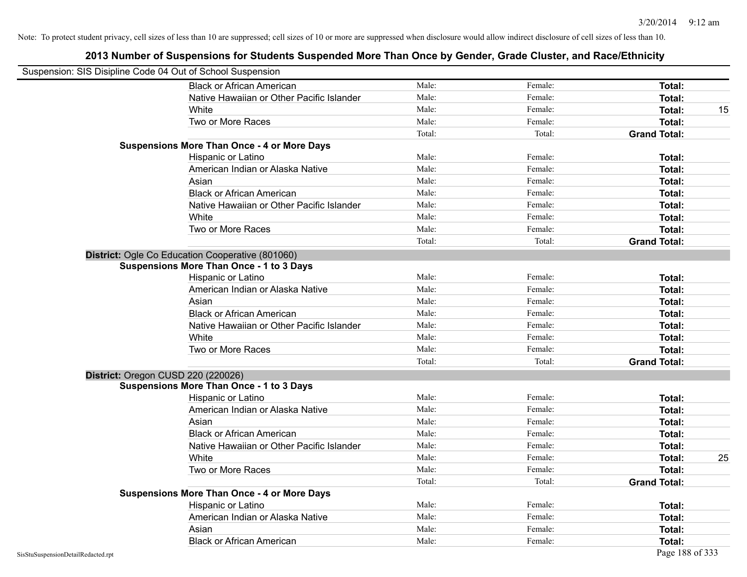Note: To protect student privacy, cell sizes of less than 10 are suppressed; cell sizes of 10 or more are suppressed when disclosure would allow indirect disclosure of cell sizes of less than 10.

## 2013 Number of Suspensions for Students Suspended More Than Once by Gender, Grade Cluster, and Race/Ethnicity

Suspension: SIS Disipline Code 04 Out of School Suspension

| | | | | |
|---|---|---|---|---|
| Black or African American | Male: | Female: | **Total:** | |
| Native Hawaiian or Other Pacific Islander | Male: | Female: | **Total:** | |
| White | Male: | Female: | **Total:** | 15 |
| Two or More Races | Male: | Female: | **Total:** | |
| | Total: | Total: | **Grand Total:** | |

**Suspensions More Than Once - 4 or More Days**

| | | | | |
|---|---|---|---|---|
| Hispanic or Latino | Male: | Female: | **Total:** | |
| American Indian or Alaska Native | Male: | Female: | **Total:** | |
| Asian | Male: | Female: | **Total:** | |
| Black or African American | Male: | Female: | **Total:** | |
| Native Hawaiian or Other Pacific Islander | Male: | Female: | **Total:** | |
| White | Male: | Female: | **Total:** | |
| Two or More Races | Male: | Female: | **Total:** | |
| | Total: | Total: | **Grand Total:** | |

**District:** Ogle Co Education Cooperative (801060)

**Suspensions More Than Once - 1 to 3 Days**

| | | | | |
|---|---|---|---|---|
| Hispanic or Latino | Male: | Female: | **Total:** | |
| American Indian or Alaska Native | Male: | Female: | **Total:** | |
| Asian | Male: | Female: | **Total:** | |
| Black or African American | Male: | Female: | **Total:** | |
| Native Hawaiian or Other Pacific Islander | Male: | Female: | **Total:** | |
| White | Male: | Female: | **Total:** | |
| Two or More Races | Male: | Female: | **Total:** | |
| | Total: | Total: | **Grand Total:** | |

**District:** Oregon CUSD 220 (220026)

**Suspensions More Than Once - 1 to 3 Days**

| | | | | |
|---|---|---|---|---|
| Hispanic or Latino | Male: | Female: | **Total:** | |
| American Indian or Alaska Native | Male: | Female: | **Total:** | |
| Asian | Male: | Female: | **Total:** | |
| Black or African American | Male: | Female: | **Total:** | |
| Native Hawaiian or Other Pacific Islander | Male: | Female: | **Total:** | |
| White | Male: | Female: | **Total:** | 25 |
| Two or More Races | Male: | Female: | **Total:** | |
| | Total: | Total: | **Grand Total:** | |

**Suspensions More Than Once - 4 or More Days**

| | | | | |
|---|---|---|---|---|
| Hispanic or Latino | Male: | Female: | **Total:** | |
| American Indian or Alaska Native | Male: | Female: | **Total:** | |
| Asian | Male: | Female: | **Total:** | |
| Black or African American | Male: | Female: | **Total:** | |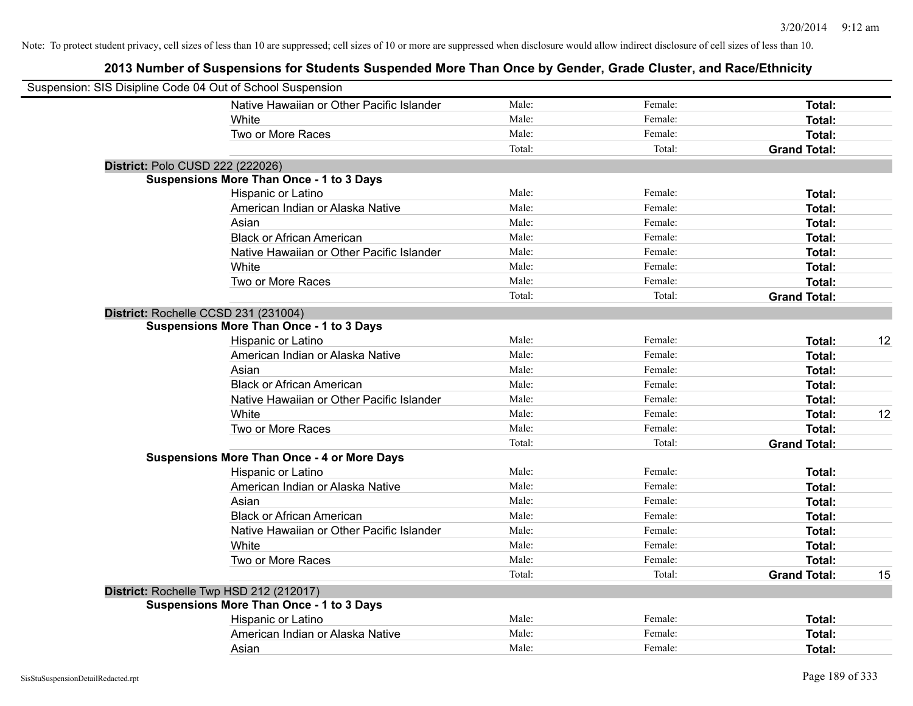Note: To protect student privacy, cell sizes of less than 10 are suppressed; cell sizes of 10 or more are suppressed when disclosure would allow indirect disclosure of cell sizes of less than 10.

## 2013 Number of Suspensions for Students Suspended More Than Once by Gender, Grade Cluster, and Race/Ethnicity

Suspension: SIS Disipline Code 04 Out of School Suspension

| | | | | |
|---|---|---|---|---|
| Native Hawaiian or Other Pacific Islander | Male: | Female: | **Total:** | |
| White | Male: | Female: | **Total:** | |
| Two or More Races | Male: | Female: | **Total:** | |
| | Total: | Total: | **Grand Total:** | |

**District:** Polo CUSD 222 (222026)

**Suspensions More Than Once - 1 to 3 Days**

| | | | | |
|---|---|---|---|---|
| Hispanic or Latino | Male: | Female: | **Total:** | |
| American Indian or Alaska Native | Male: | Female: | **Total:** | |
| Asian | Male: | Female: | **Total:** | |
| Black or African American | Male: | Female: | **Total:** | |
| Native Hawaiian or Other Pacific Islander | Male: | Female: | **Total:** | |
| White | Male: | Female: | **Total:** | |
| Two or More Races | Male: | Female: | **Total:** | |
| | Total: | Total: | **Grand Total:** | |

**District:** Rochelle CCSD 231 (231004)

**Suspensions More Than Once - 1 to 3 Days**

| | | | | |
|---|---|---|---|---|
| Hispanic or Latino | Male: | Female: | **Total:** | 12 |
| American Indian or Alaska Native | Male: | Female: | **Total:** | |
| Asian | Male: | Female: | **Total:** | |
| Black or African American | Male: | Female: | **Total:** | |
| Native Hawaiian or Other Pacific Islander | Male: | Female: | **Total:** | |
| White | Male: | Female: | **Total:** | 12 |
| Two or More Races | Male: | Female: | **Total:** | |
| | Total: | Total: | **Grand Total:** | |

**Suspensions More Than Once - 4 or More Days**

| | | | | |
|---|---|---|---|---|
| Hispanic or Latino | Male: | Female: | **Total:** | |
| American Indian or Alaska Native | Male: | Female: | **Total:** | |
| Asian | Male: | Female: | **Total:** | |
| Black or African American | Male: | Female: | **Total:** | |
| Native Hawaiian or Other Pacific Islander | Male: | Female: | **Total:** | |
| White | Male: | Female: | **Total:** | |
| Two or More Races | Male: | Female: | **Total:** | |
| | Total: | Total: | **Grand Total:** | 15 |

**District:** Rochelle Twp HSD 212 (212017)

**Suspensions More Than Once - 1 to 3 Days**

| | | | | |
|---|---|---|---|---|
| Hispanic or Latino | Male: | Female: | **Total:** | |
| American Indian or Alaska Native | Male: | Female: | **Total:** | |
| Asian | Male: | Female: | **Total:** | |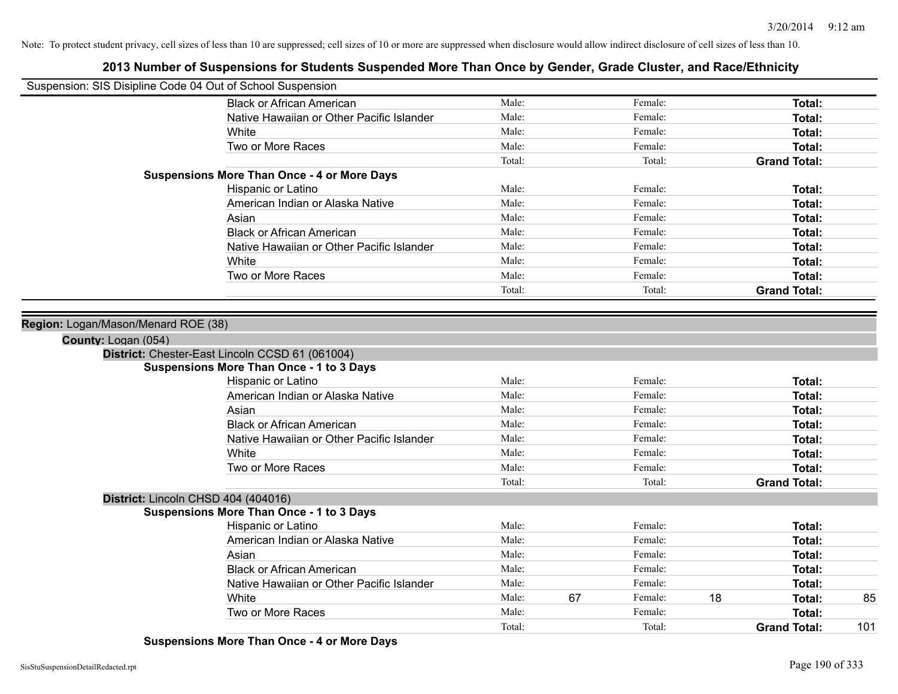Note: To protect student privacy, cell sizes of less than 10 are suppressed; cell sizes of 10 or more are suppressed when disclosure would allow indirect disclosure of cell sizes of less than 10.

## 2013 Number of Suspensions for Students Suspended More Than Once by Gender, Grade Cluster, and Race/Ethnicity

Suspension: SIS Disipline Code 04 Out of School Suspension

| | | | | | | |
|---|---|---|---|---|---|---|
| Black or African American | Male: | | Female: | | **Total:** | |
| Native Hawaiian or Other Pacific Islander | Male: | | Female: | | **Total:** | |
| White | Male: | | Female: | | **Total:** | |
| Two or More Races | Male: | | Female: | | **Total:** | |
| | Total: | | Total: | | **Grand Total:** | |

**Suspensions More Than Once - 4 or More Days**

| | | | | | | |
|---|---|---|---|---|---|---|
| Hispanic or Latino | Male: | | Female: | | **Total:** | |
| American Indian or Alaska Native | Male: | | Female: | | **Total:** | |
| Asian | Male: | | Female: | | **Total:** | |
| Black or African American | Male: | | Female: | | **Total:** | |
| Native Hawaiian or Other Pacific Islander | Male: | | Female: | | **Total:** | |
| White | Male: | | Female: | | **Total:** | |
| Two or More Races | Male: | | Female: | | **Total:** | |
| | Total: | | Total: | | **Grand Total:** | |

**Region:** Logan/Mason/Menard ROE (38)

**County:** Logan (054)

**District:** Chester-East Lincoln CCSD 61 (061004)

**Suspensions More Than Once - 1 to 3 Days**

| | | | | | | |
|---|---|---|---|---|---|---|
| Hispanic or Latino | Male: | | Female: | | **Total:** | |
| American Indian or Alaska Native | Male: | | Female: | | **Total:** | |
| Asian | Male: | | Female: | | **Total:** | |
| Black or African American | Male: | | Female: | | **Total:** | |
| Native Hawaiian or Other Pacific Islander | Male: | | Female: | | **Total:** | |
| White | Male: | | Female: | | **Total:** | |
| Two or More Races | Male: | | Female: | | **Total:** | |
| | Total: | | Total: | | **Grand Total:** | |

**District:** Lincoln CHSD 404 (404016)

**Suspensions More Than Once - 1 to 3 Days**

| | | | | | | |
|---|---|---|---|---|---|---|
| Hispanic or Latino | Male: | | Female: | | **Total:** | |
| American Indian or Alaska Native | Male: | | Female: | | **Total:** | |
| Asian | Male: | | Female: | | **Total:** | |
| Black or African American | Male: | | Female: | | **Total:** | |
| Native Hawaiian or Other Pacific Islander | Male: | | Female: | | **Total:** | |
| White | Male: | 67 | Female: | 18 | **Total:** | 85 |
| Two or More Races | Male: | | Female: | | **Total:** | |
| | Total: | | Total: | | **Grand Total:** | 101 |

**Suspensions More Than Once - 4 or More Days**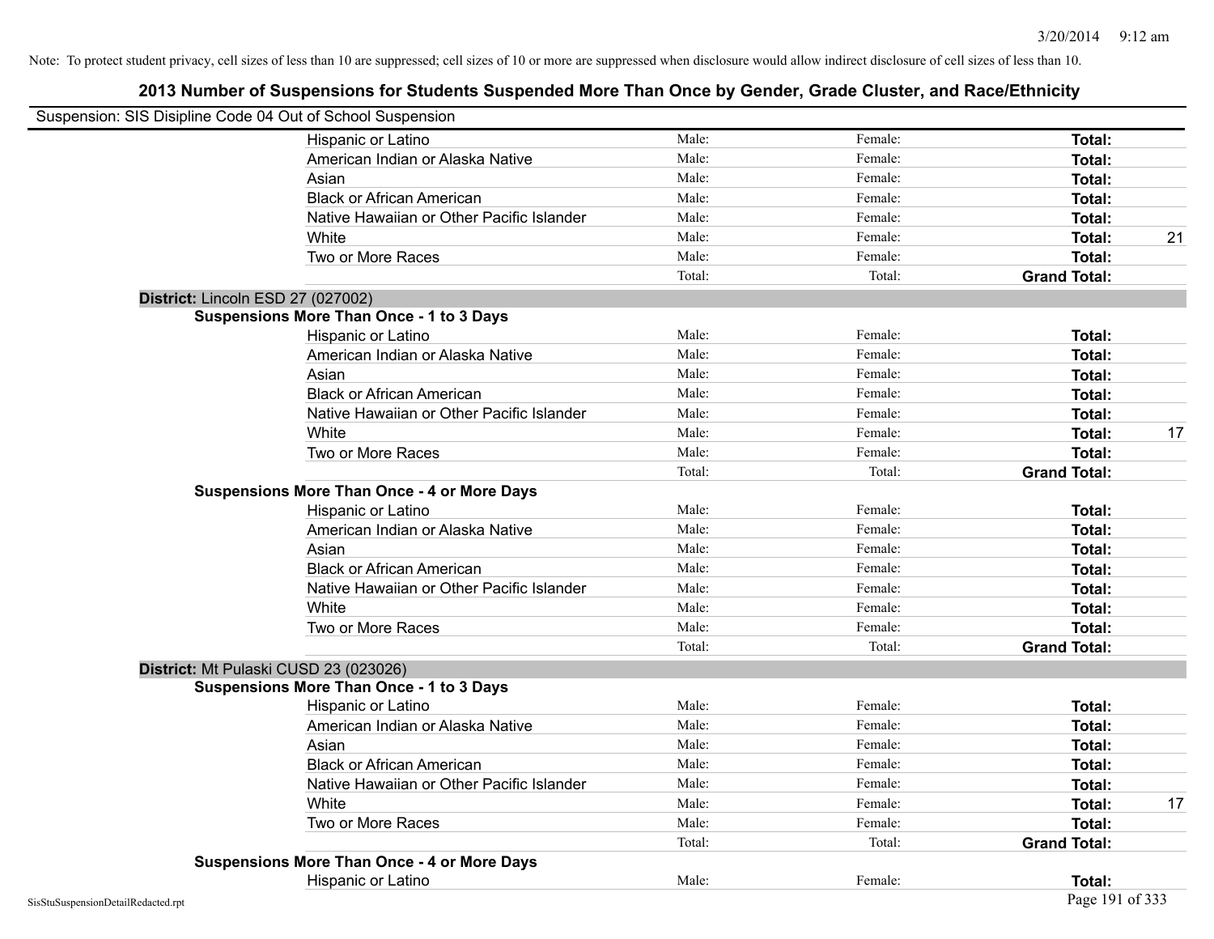Note: To protect student privacy, cell sizes of less than 10 are suppressed; cell sizes of 10 or more are suppressed when disclosure would allow indirect disclosure of cell sizes of less than 10.

# 2013 Number of Suspensions for Students Suspended More Than Once by Gender, Grade Cluster, and Race/Ethnicity

Suspension: SIS Disipline Code 04 Out of School Suspension

| | | | | |
|---|---|---|---|---|
| Hispanic or Latino | Male: | Female: | **Total:** | |
| American Indian or Alaska Native | Male: | Female: | **Total:** | |
| Asian | Male: | Female: | **Total:** | |
| Black or African American | Male: | Female: | **Total:** | |
| Native Hawaiian or Other Pacific Islander | Male: | Female: | **Total:** | |
| White | Male: | Female: | **Total:** | 21 |
| Two or More Races | Male: | Female: | **Total:** | |
| | Total: | Total: | **Grand Total:** | |

**District:** Lincoln ESD 27 (027002)

**Suspensions More Than Once - 1 to 3 Days**

| | | | | |
|---|---|---|---|---|
| Hispanic or Latino | Male: | Female: | **Total:** | |
| American Indian or Alaska Native | Male: | Female: | **Total:** | |
| Asian | Male: | Female: | **Total:** | |
| Black or African American | Male: | Female: | **Total:** | |
| Native Hawaiian or Other Pacific Islander | Male: | Female: | **Total:** | |
| White | Male: | Female: | **Total:** | 17 |
| Two or More Races | Male: | Female: | **Total:** | |
| | Total: | Total: | **Grand Total:** | |

**Suspensions More Than Once - 4 or More Days**

| | | | | |
|---|---|---|---|---|
| Hispanic or Latino | Male: | Female: | **Total:** | |
| American Indian or Alaska Native | Male: | Female: | **Total:** | |
| Asian | Male: | Female: | **Total:** | |
| Black or African American | Male: | Female: | **Total:** | |
| Native Hawaiian or Other Pacific Islander | Male: | Female: | **Total:** | |
| White | Male: | Female: | **Total:** | |
| Two or More Races | Male: | Female: | **Total:** | |
| | Total: | Total: | **Grand Total:** | |

**District:** Mt Pulaski CUSD 23 (023026)

**Suspensions More Than Once - 1 to 3 Days**

| | | | | |
|---|---|---|---|---|
| Hispanic or Latino | Male: | Female: | **Total:** | |
| American Indian or Alaska Native | Male: | Female: | **Total:** | |
| Asian | Male: | Female: | **Total:** | |
| Black or African American | Male: | Female: | **Total:** | |
| Native Hawaiian or Other Pacific Islander | Male: | Female: | **Total:** | |
| White | Male: | Female: | **Total:** | 17 |
| Two or More Races | Male: | Female: | **Total:** | |
| | Total: | Total: | **Grand Total:** | |

**Suspensions More Than Once - 4 or More Days**

| | | | | |
|---|---|---|---|---|
| Hispanic or Latino | Male: | Female: | **Total:** | |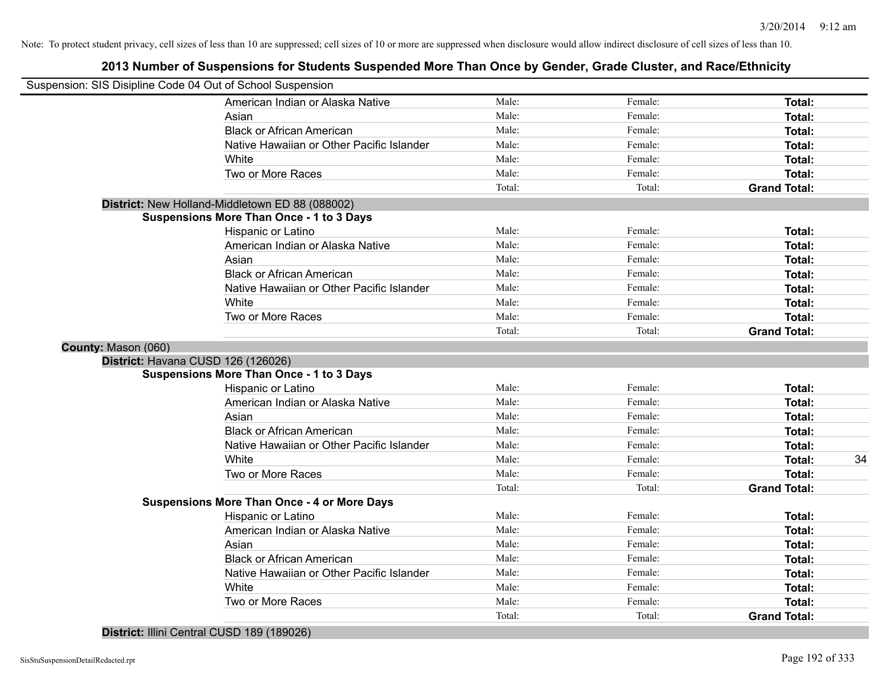Note: To protect student privacy, cell sizes of less than 10 are suppressed; cell sizes of 10 or more are suppressed when disclosure would allow indirect disclosure of cell sizes of less than 10.

# 2013 Number of Suspensions for Students Suspended More Than Once by Gender, Grade Cluster, and Race/Ethnicity

Suspension: SIS Disipline Code 04 Out of School Suspension

| | | | |
|---|---|---|---|
| American Indian or Alaska Native | Male: | Female: | **Total:** |
| Asian | Male: | Female: | **Total:** |
| Black or African American | Male: | Female: | **Total:** |
| Native Hawaiian or Other Pacific Islander | Male: | Female: | **Total:** |
| White | Male: | Female: | **Total:** |
| Two or More Races | Male: | Female: | **Total:** |
| | Total: | Total: | **Grand Total:** |

**District:** New Holland-Middletown ED 88 (088002)

**Suspensions More Than Once - 1 to 3 Days**

| | | | |
|---|---|---|---|
| Hispanic or Latino | Male: | Female: | **Total:** |
| American Indian or Alaska Native | Male: | Female: | **Total:** |
| Asian | Male: | Female: | **Total:** |
| Black or African American | Male: | Female: | **Total:** |
| Native Hawaiian or Other Pacific Islander | Male: | Female: | **Total:** |
| White | Male: | Female: | **Total:** |
| Two or More Races | Male: | Female: | **Total:** |
| | Total: | Total: | **Grand Total:** |

**County:** Mason (060)

**District:** Havana CUSD 126 (126026)

**Suspensions More Than Once - 1 to 3 Days**

| | | | | |
|---|---|---|---|---|
| Hispanic or Latino | Male: | Female: | **Total:** | |
| American Indian or Alaska Native | Male: | Female: | **Total:** | |
| Asian | Male: | Female: | **Total:** | |
| Black or African American | Male: | Female: | **Total:** | |
| Native Hawaiian or Other Pacific Islander | Male: | Female: | **Total:** | |
| White | Male: | Female: | **Total:** | 34 |
| Two or More Races | Male: | Female: | **Total:** | |
| | Total: | Total: | **Grand Total:** | |

**Suspensions More Than Once - 4 or More Days**

| | | | |
|---|---|---|---|
| Hispanic or Latino | Male: | Female: | **Total:** |
| American Indian or Alaska Native | Male: | Female: | **Total:** |
| Asian | Male: | Female: | **Total:** |
| Black or African American | Male: | Female: | **Total:** |
| Native Hawaiian or Other Pacific Islander | Male: | Female: | **Total:** |
| White | Male: | Female: | **Total:** |
| Two or More Races | Male: | Female: | **Total:** |
| | Total: | Total: | **Grand Total:** |

**District:** Illini Central CUSD 189 (189026)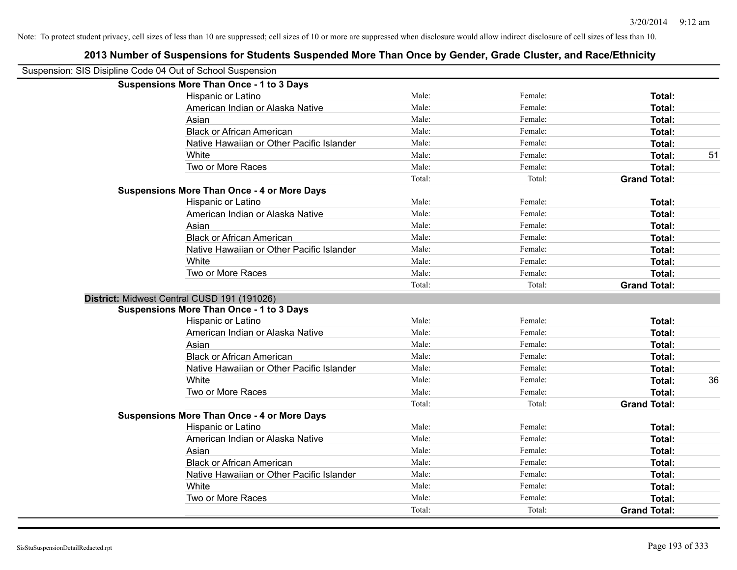Note: To protect student privacy, cell sizes of less than 10 are suppressed; cell sizes of 10 or more are suppressed when disclosure would allow indirect disclosure of cell sizes of less than 10.

## 2013 Number of Suspensions for Students Suspended More Than Once by Gender, Grade Cluster, and Race/Ethnicity

Suspension: SIS Disipline Code 04 Out of School Suspension

| | | | | |
|---|---|---|---|---|
| **Suspensions More Than Once - 1 to 3 Days** | | | | |
| Hispanic or Latino | Male: | Female: | **Total:** | |
| American Indian or Alaska Native | Male: | Female: | **Total:** | |
| Asian | Male: | Female: | **Total:** | |
| Black or African American | Male: | Female: | **Total:** | |
| Native Hawaiian or Other Pacific Islander | Male: | Female: | **Total:** | |
| White | Male: | Female: | **Total:** | 51 |
| Two or More Races | Male: | Female: | **Total:** | |
| | Total: | Total: | **Grand Total:** | |
| **Suspensions More Than Once - 4 or More Days** | | | | |
| Hispanic or Latino | Male: | Female: | **Total:** | |
| American Indian or Alaska Native | Male: | Female: | **Total:** | |
| Asian | Male: | Female: | **Total:** | |
| Black or African American | Male: | Female: | **Total:** | |
| Native Hawaiian or Other Pacific Islander | Male: | Female: | **Total:** | |
| White | Male: | Female: | **Total:** | |
| Two or More Races | Male: | Female: | **Total:** | |
| | Total: | Total: | **Grand Total:** | |

**District:** Midwest Central CUSD 191 (191026)

| | | | | |
|---|---|---|---|---|
| **Suspensions More Than Once - 1 to 3 Days** | | | | |
| Hispanic or Latino | Male: | Female: | **Total:** | |
| American Indian or Alaska Native | Male: | Female: | **Total:** | |
| Asian | Male: | Female: | **Total:** | |
| Black or African American | Male: | Female: | **Total:** | |
| Native Hawaiian or Other Pacific Islander | Male: | Female: | **Total:** | |
| White | Male: | Female: | **Total:** | 36 |
| Two or More Races | Male: | Female: | **Total:** | |
| | Total: | Total: | **Grand Total:** | |
| **Suspensions More Than Once - 4 or More Days** | | | | |
| Hispanic or Latino | Male: | Female: | **Total:** | |
| American Indian or Alaska Native | Male: | Female: | **Total:** | |
| Asian | Male: | Female: | **Total:** | |
| Black or African American | Male: | Female: | **Total:** | |
| Native Hawaiian or Other Pacific Islander | Male: | Female: | **Total:** | |
| White | Male: | Female: | **Total:** | |
| Two or More Races | Male: | Female: | **Total:** | |
| | Total: | Total: | **Grand Total:** | |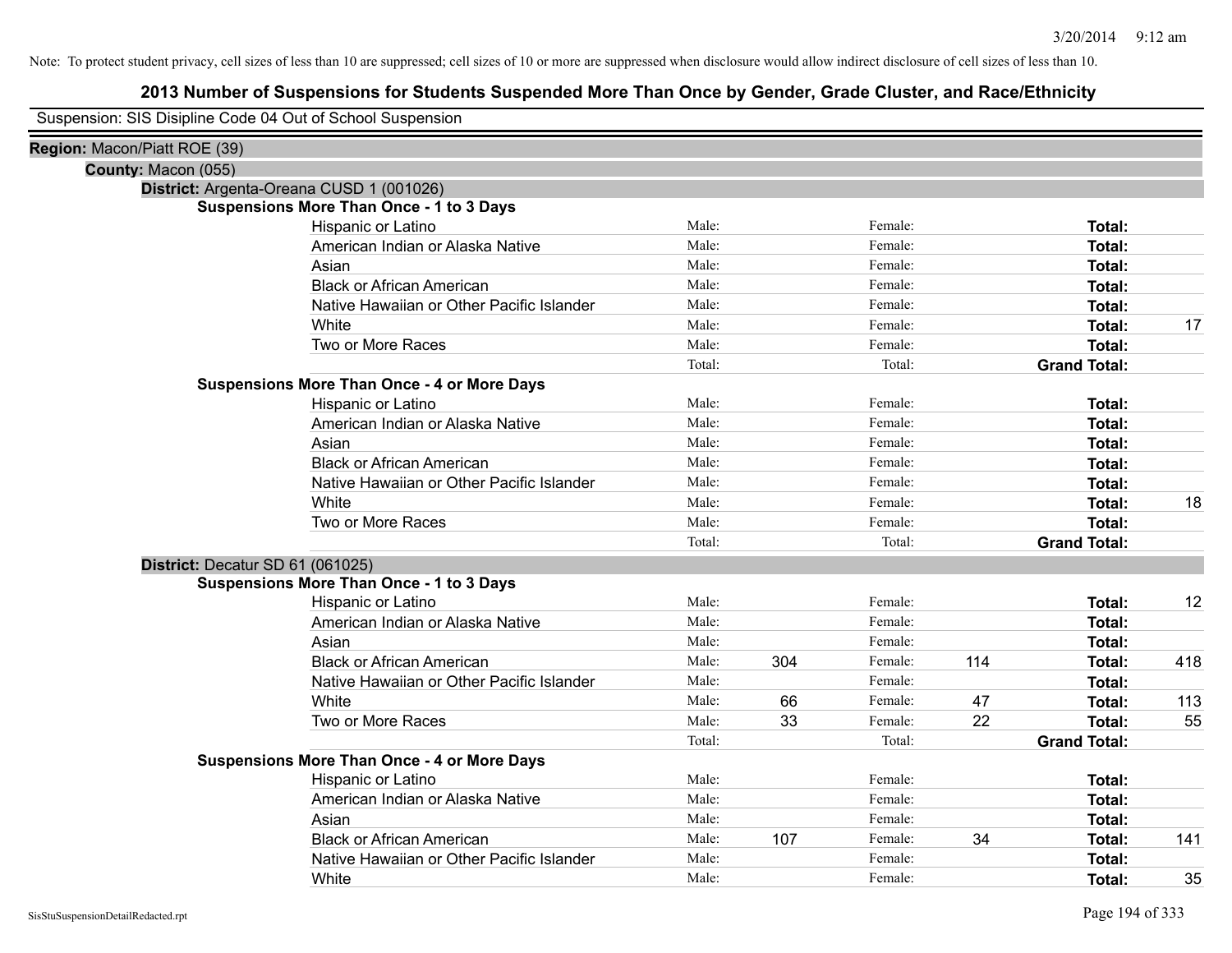Note: To protect student privacy, cell sizes of less than 10 are suppressed; cell sizes of 10 or more are suppressed when disclosure would allow indirect disclosure of cell sizes of less than 10.

# 2013 Number of Suspensions for Students Suspended More Than Once by Gender, Grade Cluster, and Race/Ethnicity

Suspension: SIS Disipline Code 04 Out of School Suspension

**Region:** Macon/Piatt ROE (39)

**County:** Macon (055)

**District:** Argenta-Oreana CUSD 1 (001026)

**Suspensions More Than Once - 1 to 3 Days**

| Race/Ethnicity | Male: | | Female: | | Total: | |
|---|---|---|---|---|---|---|
| Hispanic or Latino | Male: | | Female: | | **Total:** | |
| American Indian or Alaska Native | Male: | | Female: | | **Total:** | |
| Asian | Male: | | Female: | | **Total:** | |
| Black or African American | Male: | | Female: | | **Total:** | |
| Native Hawaiian or Other Pacific Islander | Male: | | Female: | | **Total:** | |
| White | Male: | | Female: | | **Total:** | 17 |
| Two or More Races | Male: | | Female: | | **Total:** | |
| | Total: | | Total: | | **Grand Total:** | |

**Suspensions More Than Once - 4 or More Days**

| Race/Ethnicity | Male: | | Female: | | Total: | |
|---|---|---|---|---|---|---|
| Hispanic or Latino | Male: | | Female: | | **Total:** | |
| American Indian or Alaska Native | Male: | | Female: | | **Total:** | |
| Asian | Male: | | Female: | | **Total:** | |
| Black or African American | Male: | | Female: | | **Total:** | |
| Native Hawaiian or Other Pacific Islander | Male: | | Female: | | **Total:** | |
| White | Male: | | Female: | | **Total:** | 18 |
| Two or More Races | Male: | | Female: | | **Total:** | |
| | Total: | | Total: | | **Grand Total:** | |

**District:** Decatur SD 61 (061025)

**Suspensions More Than Once - 1 to 3 Days**

| Race/Ethnicity | Male: | | Female: | | Total: | |
|---|---|---|---|---|---|---|
| Hispanic or Latino | Male: | | Female: | | **Total:** | 12 |
| American Indian or Alaska Native | Male: | | Female: | | **Total:** | |
| Asian | Male: | | Female: | | **Total:** | |
| Black or African American | Male: | 304 | Female: | 114 | **Total:** | 418 |
| Native Hawaiian or Other Pacific Islander | Male: | | Female: | | **Total:** | |
| White | Male: | 66 | Female: | 47 | **Total:** | 113 |
| Two or More Races | Male: | 33 | Female: | 22 | **Total:** | 55 |
| | Total: | | Total: | | **Grand Total:** | |

**Suspensions More Than Once - 4 or More Days**

| Race/Ethnicity | Male: | | Female: | | Total: | |
|---|---|---|---|---|---|---|
| Hispanic or Latino | Male: | | Female: | | **Total:** | |
| American Indian or Alaska Native | Male: | | Female: | | **Total:** | |
| Asian | Male: | | Female: | | **Total:** | |
| Black or African American | Male: | 107 | Female: | 34 | **Total:** | 141 |
| Native Hawaiian or Other Pacific Islander | Male: | | Female: | | **Total:** | |
| White | Male: | | Female: | | **Total:** | 35 |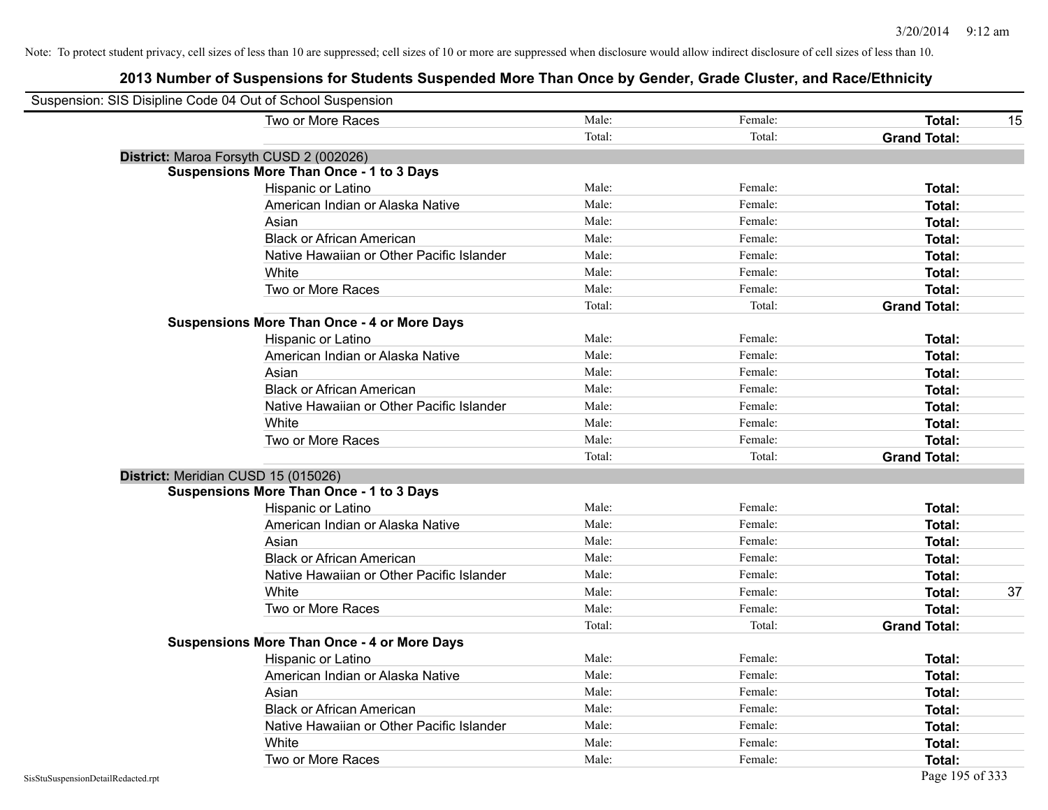Note: To protect student privacy, cell sizes of less than 10 are suppressed; cell sizes of 10 or more are suppressed when disclosure would allow indirect disclosure of cell sizes of less than 10.

## 2013 Number of Suspensions for Students Suspended More Than Once by Gender, Grade Cluster, and Race/Ethnicity

Suspension: SIS Disipline Code 04 Out of School Suspension

| | | | | |
|---|---|---|---|---|
| Two or More Races | Male: | Female: | **Total:** | 15 |
| | Total: | Total: | **Grand Total:** | |

**District:** Maroa Forsyth CUSD 2 (002026)

**Suspensions More Than Once - 1 to 3 Days**

| | | | | |
|---|---|---|---|---|
| Hispanic or Latino | Male: | Female: | **Total:** | |
| American Indian or Alaska Native | Male: | Female: | **Total:** | |
| Asian | Male: | Female: | **Total:** | |
| Black or African American | Male: | Female: | **Total:** | |
| Native Hawaiian or Other Pacific Islander | Male: | Female: | **Total:** | |
| White | Male: | Female: | **Total:** | |
| Two or More Races | Male: | Female: | **Total:** | |
| | Total: | Total: | **Grand Total:** | |

**Suspensions More Than Once - 4 or More Days**

| | | | | |
|---|---|---|---|---|
| Hispanic or Latino | Male: | Female: | **Total:** | |
| American Indian or Alaska Native | Male: | Female: | **Total:** | |
| Asian | Male: | Female: | **Total:** | |
| Black or African American | Male: | Female: | **Total:** | |
| Native Hawaiian or Other Pacific Islander | Male: | Female: | **Total:** | |
| White | Male: | Female: | **Total:** | |
| Two or More Races | Male: | Female: | **Total:** | |
| | Total: | Total: | **Grand Total:** | |

**District:** Meridian CUSD 15 (015026)

**Suspensions More Than Once - 1 to 3 Days**

| | | | | |
|---|---|---|---|---|
| Hispanic or Latino | Male: | Female: | **Total:** | |
| American Indian or Alaska Native | Male: | Female: | **Total:** | |
| Asian | Male: | Female: | **Total:** | |
| Black or African American | Male: | Female: | **Total:** | |
| Native Hawaiian or Other Pacific Islander | Male: | Female: | **Total:** | |
| White | Male: | Female: | **Total:** | 37 |
| Two or More Races | Male: | Female: | **Total:** | |
| | Total: | Total: | **Grand Total:** | |

**Suspensions More Than Once - 4 or More Days**

| | | | | |
|---|---|---|---|---|
| Hispanic or Latino | Male: | Female: | **Total:** | |
| American Indian or Alaska Native | Male: | Female: | **Total:** | |
| Asian | Male: | Female: | **Total:** | |
| Black or African American | Male: | Female: | **Total:** | |
| Native Hawaiian or Other Pacific Islander | Male: | Female: | **Total:** | |
| White | Male: | Female: | **Total:** | |
| Two or More Races | Male: | Female: | **Total:** | |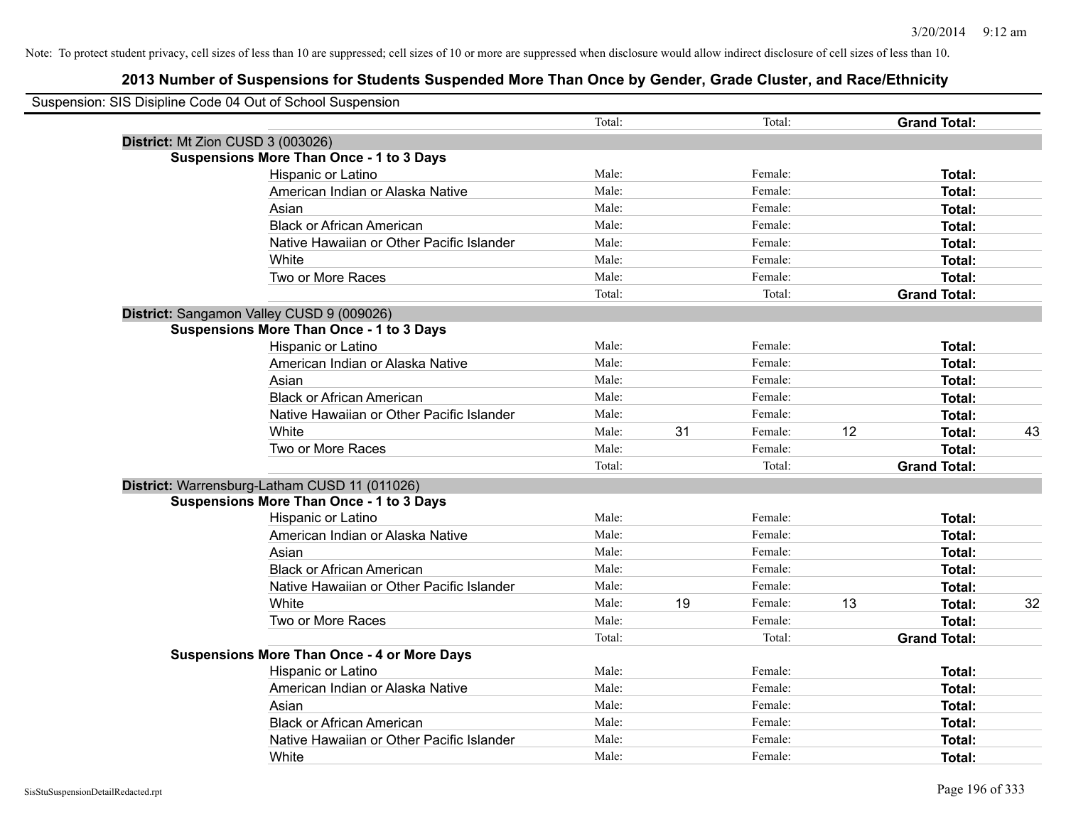Note: To protect student privacy, cell sizes of less than 10 are suppressed; cell sizes of 10 or more are suppressed when disclosure would allow indirect disclosure of cell sizes of less than 10.

## 2013 Number of Suspensions for Students Suspended More Than Once by Gender, Grade Cluster, and Race/Ethnicity

Suspension: SIS Disipline Code 04 Out of School Suspension

| | | | | | | |
|---|---|---|---|---|---|---|
| | Total: | | Total: | | **Grand Total:** | |
| **District:** Mt Zion CUSD 3 (003026) | | | | | | |
| **Suspensions More Than Once - 1 to 3 Days** | | | | | | |
| Hispanic or Latino | Male: | | Female: | | **Total:** | |
| American Indian or Alaska Native | Male: | | Female: | | **Total:** | |
| Asian | Male: | | Female: | | **Total:** | |
| Black or African American | Male: | | Female: | | **Total:** | |
| Native Hawaiian or Other Pacific Islander | Male: | | Female: | | **Total:** | |
| White | Male: | | Female: | | **Total:** | |
| Two or More Races | Male: | | Female: | | **Total:** | |
| | Total: | | Total: | | **Grand Total:** | |
| **District:** Sangamon Valley CUSD 9 (009026) | | | | | | |
| **Suspensions More Than Once - 1 to 3 Days** | | | | | | |
| Hispanic or Latino | Male: | | Female: | | **Total:** | |
| American Indian or Alaska Native | Male: | | Female: | | **Total:** | |
| Asian | Male: | | Female: | | **Total:** | |
| Black or African American | Male: | | Female: | | **Total:** | |
| Native Hawaiian or Other Pacific Islander | Male: | | Female: | | **Total:** | |
| White | Male: | 31 | Female: | 12 | **Total:** | 43 |
| Two or More Races | Male: | | Female: | | **Total:** | |
| | Total: | | Total: | | **Grand Total:** | |
| **District:** Warrensburg-Latham CUSD 11 (011026) | | | | | | |
| **Suspensions More Than Once - 1 to 3 Days** | | | | | | |
| Hispanic or Latino | Male: | | Female: | | **Total:** | |
| American Indian or Alaska Native | Male: | | Female: | | **Total:** | |
| Asian | Male: | | Female: | | **Total:** | |
| Black or African American | Male: | | Female: | | **Total:** | |
| Native Hawaiian or Other Pacific Islander | Male: | | Female: | | **Total:** | |
| White | Male: | 19 | Female: | 13 | **Total:** | 32 |
| Two or More Races | Male: | | Female: | | **Total:** | |
| | Total: | | Total: | | **Grand Total:** | |
| **Suspensions More Than Once - 4 or More Days** | | | | | | |
| Hispanic or Latino | Male: | | Female: | | **Total:** | |
| American Indian or Alaska Native | Male: | | Female: | | **Total:** | |
| Asian | Male: | | Female: | | **Total:** | |
| Black or African American | Male: | | Female: | | **Total:** | |
| Native Hawaiian or Other Pacific Islander | Male: | | Female: | | **Total:** | |
| White | Male: | | Female: | | **Total:** | |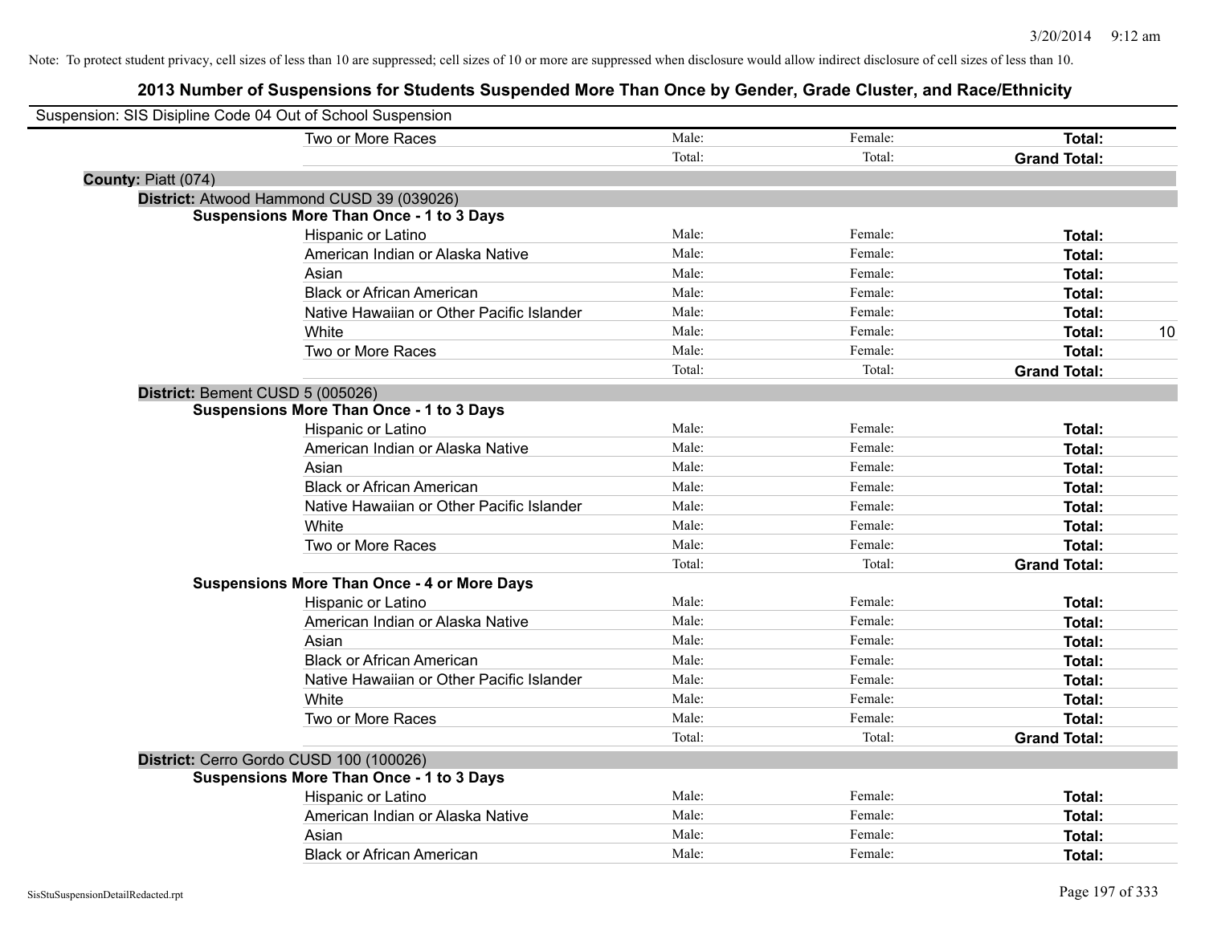Note: To protect student privacy, cell sizes of less than 10 are suppressed; cell sizes of 10 or more are suppressed when disclosure would allow indirect disclosure of cell sizes of less than 10.

# 2013 Number of Suspensions for Students Suspended More Than Once by Gender, Grade Cluster, and Race/Ethnicity

Suspension: SIS Disipline Code 04 Out of School Suspension

| | | | | |
|---|---|---|---|---|
| Two or More Races | Male: | Female: | **Total:** | |
| | Total: | Total: | **Grand Total:** | |

**County:** Piatt (074)

**District:** Atwood Hammond CUSD 39 (039026)

**Suspensions More Than Once - 1 to 3 Days**

| | | | | |
|---|---|---|---|---|
| Hispanic or Latino | Male: | Female: | **Total:** | |
| American Indian or Alaska Native | Male: | Female: | **Total:** | |
| Asian | Male: | Female: | **Total:** | |
| Black or African American | Male: | Female: | **Total:** | |
| Native Hawaiian or Other Pacific Islander | Male: | Female: | **Total:** | |
| White | Male: | Female: | **Total:** | 10 |
| Two or More Races | Male: | Female: | **Total:** | |
| | Total: | Total: | **Grand Total:** | |

**District:** Bement CUSD 5 (005026)

**Suspensions More Than Once - 1 to 3 Days**

| | | | | |
|---|---|---|---|---|
| Hispanic or Latino | Male: | Female: | **Total:** | |
| American Indian or Alaska Native | Male: | Female: | **Total:** | |
| Asian | Male: | Female: | **Total:** | |
| Black or African American | Male: | Female: | **Total:** | |
| Native Hawaiian or Other Pacific Islander | Male: | Female: | **Total:** | |
| White | Male: | Female: | **Total:** | |
| Two or More Races | Male: | Female: | **Total:** | |
| | Total: | Total: | **Grand Total:** | |

**Suspensions More Than Once - 4 or More Days**

| | | | | |
|---|---|---|---|---|
| Hispanic or Latino | Male: | Female: | **Total:** | |
| American Indian or Alaska Native | Male: | Female: | **Total:** | |
| Asian | Male: | Female: | **Total:** | |
| Black or African American | Male: | Female: | **Total:** | |
| Native Hawaiian or Other Pacific Islander | Male: | Female: | **Total:** | |
| White | Male: | Female: | **Total:** | |
| Two or More Races | Male: | Female: | **Total:** | |
| | Total: | Total: | **Grand Total:** | |

**District:** Cerro Gordo CUSD 100 (100026)

**Suspensions More Than Once - 1 to 3 Days**

| | | | | |
|---|---|---|---|---|
| Hispanic or Latino | Male: | Female: | **Total:** | |
| American Indian or Alaska Native | Male: | Female: | **Total:** | |
| Asian | Male: | Female: | **Total:** | |
| Black or African American | Male: | Female: | **Total:** | |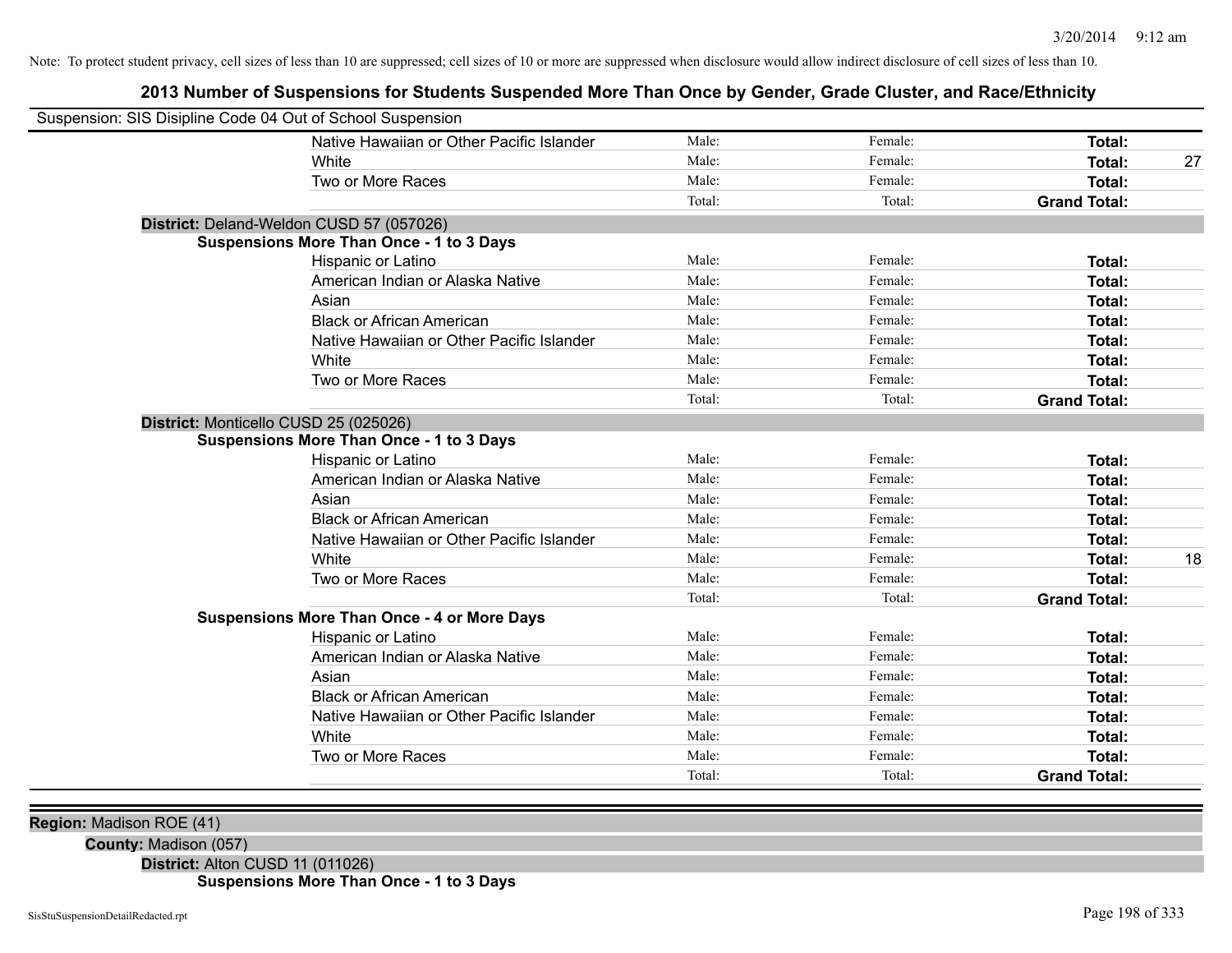Note: To protect student privacy, cell sizes of less than 10 are suppressed; cell sizes of 10 or more are suppressed when disclosure would allow indirect disclosure of cell sizes of less than 10.

## 2013 Number of Suspensions for Students Suspended More Than Once by Gender, Grade Cluster, and Race/Ethnicity

Suspension: SIS Disipline Code 04 Out of School Suspension

| | | | | |
|---|---|---|---|---|
| Native Hawaiian or Other Pacific Islander | Male: | Female: | **Total:** | |
| White | Male: | Female: | **Total:** | 27 |
| Two or More Races | Male: | Female: | **Total:** | |
| | Total: | Total: | **Grand Total:** | |

**District:** Deland-Weldon CUSD 57 (057026)

**Suspensions More Than Once - 1 to 3 Days**

| | | | | |
|---|---|---|---|---|
| Hispanic or Latino | Male: | Female: | **Total:** | |
| American Indian or Alaska Native | Male: | Female: | **Total:** | |
| Asian | Male: | Female: | **Total:** | |
| Black or African American | Male: | Female: | **Total:** | |
| Native Hawaiian or Other Pacific Islander | Male: | Female: | **Total:** | |
| White | Male: | Female: | **Total:** | |
| Two or More Races | Male: | Female: | **Total:** | |
| | Total: | Total: | **Grand Total:** | |

**District:** Monticello CUSD 25 (025026)

**Suspensions More Than Once - 1 to 3 Days**

| | | | | |
|---|---|---|---|---|
| Hispanic or Latino | Male: | Female: | **Total:** | |
| American Indian or Alaska Native | Male: | Female: | **Total:** | |
| Asian | Male: | Female: | **Total:** | |
| Black or African American | Male: | Female: | **Total:** | |
| Native Hawaiian or Other Pacific Islander | Male: | Female: | **Total:** | |
| White | Male: | Female: | **Total:** | 18 |
| Two or More Races | Male: | Female: | **Total:** | |
| | Total: | Total: | **Grand Total:** | |

**Suspensions More Than Once - 4 or More Days**

| | | | | |
|---|---|---|---|---|
| Hispanic or Latino | Male: | Female: | **Total:** | |
| American Indian or Alaska Native | Male: | Female: | **Total:** | |
| Asian | Male: | Female: | **Total:** | |
| Black or African American | Male: | Female: | **Total:** | |
| Native Hawaiian or Other Pacific Islander | Male: | Female: | **Total:** | |
| White | Male: | Female: | **Total:** | |
| Two or More Races | Male: | Female: | **Total:** | |
| | Total: | Total: | **Grand Total:** | |

**Region:** Madison ROE (41)

**County:** Madison (057)

**District:** Alton CUSD 11 (011026)

**Suspensions More Than Once - 1 to 3 Days**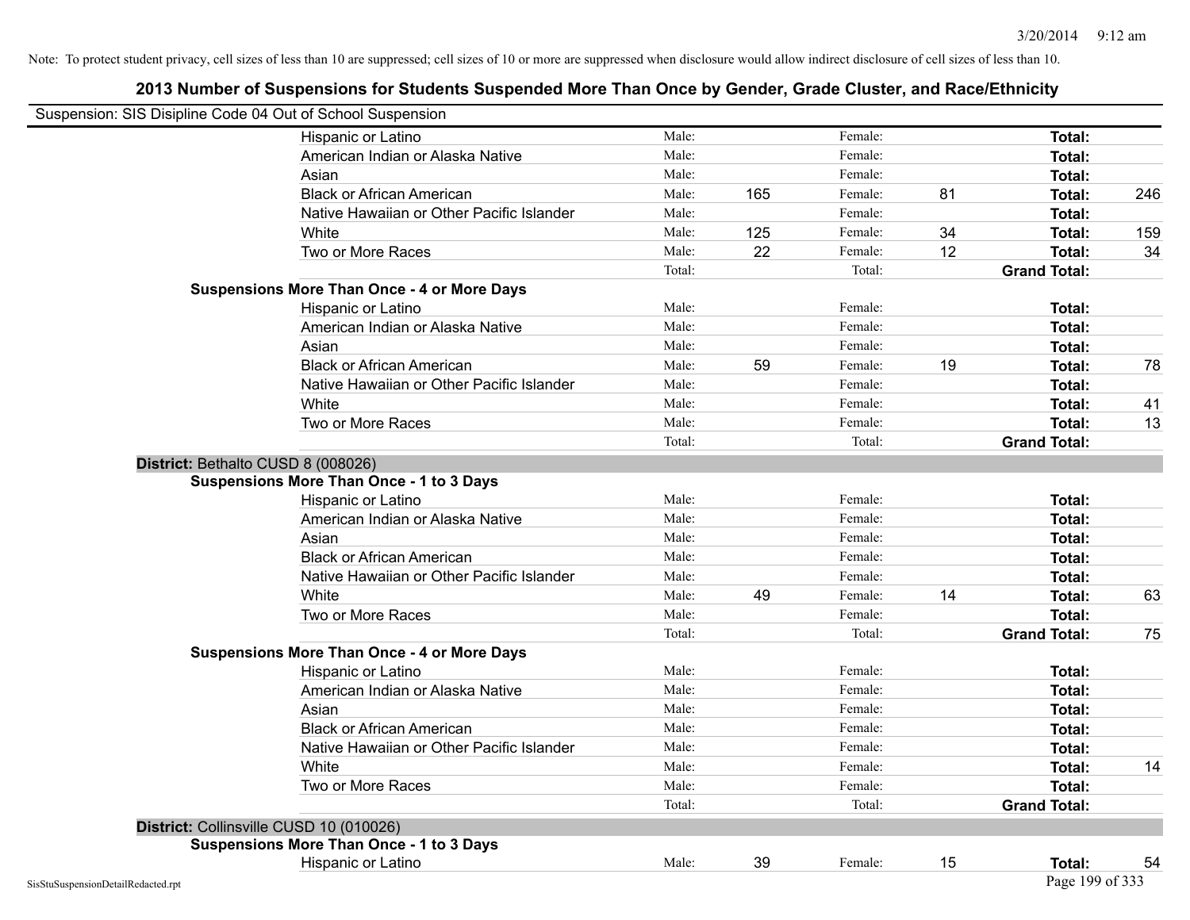Note: To protect student privacy, cell sizes of less than 10 are suppressed; cell sizes of 10 or more are suppressed when disclosure would allow indirect disclosure of cell sizes of less than 10.

# 2013 Number of Suspensions for Students Suspended More Than Once by Gender, Grade Cluster, and Race/Ethnicity

Suspension: SIS Disipline Code 04 Out of School Suspension

| | | | | | | |
|---|---|---|---|---|---|---|
| Hispanic or Latino | Male: | | Female: | | Total: | |
| American Indian or Alaska Native | Male: | | Female: | | Total: | |
| Asian | Male: | | Female: | | Total: | |
| Black or African American | Male: | 165 | Female: | 81 | Total: | 246 |
| Native Hawaiian or Other Pacific Islander | Male: | | Female: | | Total: | |
| White | Male: | 125 | Female: | 34 | Total: | 159 |
| Two or More Races | Male: | 22 | Female: | 12 | Total: | 34 |
| | Total: | | Total: | | Grand Total: | |

**Suspensions More Than Once - 4 or More Days**

| | | | | | | |
|---|---|---|---|---|---|---|
| Hispanic or Latino | Male: | | Female: | | Total: | |
| American Indian or Alaska Native | Male: | | Female: | | Total: | |
| Asian | Male: | | Female: | | Total: | |
| Black or African American | Male: | 59 | Female: | 19 | Total: | 78 |
| Native Hawaiian or Other Pacific Islander | Male: | | Female: | | Total: | |
| White | Male: | | Female: | | Total: | 41 |
| Two or More Races | Male: | | Female: | | Total: | 13 |
| | Total: | | Total: | | Grand Total: | |

## District: Bethalto CUSD 8 (008026)

**Suspensions More Than Once - 1 to 3 Days**

| | | | | | | |
|---|---|---|---|---|---|---|
| Hispanic or Latino | Male: | | Female: | | Total: | |
| American Indian or Alaska Native | Male: | | Female: | | Total: | |
| Asian | Male: | | Female: | | Total: | |
| Black or African American | Male: | | Female: | | Total: | |
| Native Hawaiian or Other Pacific Islander | Male: | | Female: | | Total: | |
| White | Male: | 49 | Female: | 14 | Total: | 63 |
| Two or More Races | Male: | | Female: | | Total: | |
| | Total: | | Total: | | Grand Total: | 75 |

**Suspensions More Than Once - 4 or More Days**

| | | | | | | |
|---|---|---|---|---|---|---|
| Hispanic or Latino | Male: | | Female: | | Total: | |
| American Indian or Alaska Native | Male: | | Female: | | Total: | |
| Asian | Male: | | Female: | | Total: | |
| Black or African American | Male: | | Female: | | Total: | |
| Native Hawaiian or Other Pacific Islander | Male: | | Female: | | Total: | |
| White | Male: | | Female: | | Total: | 14 |
| Two or More Races | Male: | | Female: | | Total: | |
| | Total: | | Total: | | Grand Total: | |

## District: Collinsville CUSD 10 (010026)

**Suspensions More Than Once - 1 to 3 Days**

| | | | | | | |
|---|---|---|---|---|---|---|
| Hispanic or Latino | Male: | 39 | Female: | 15 | Total: | 54 |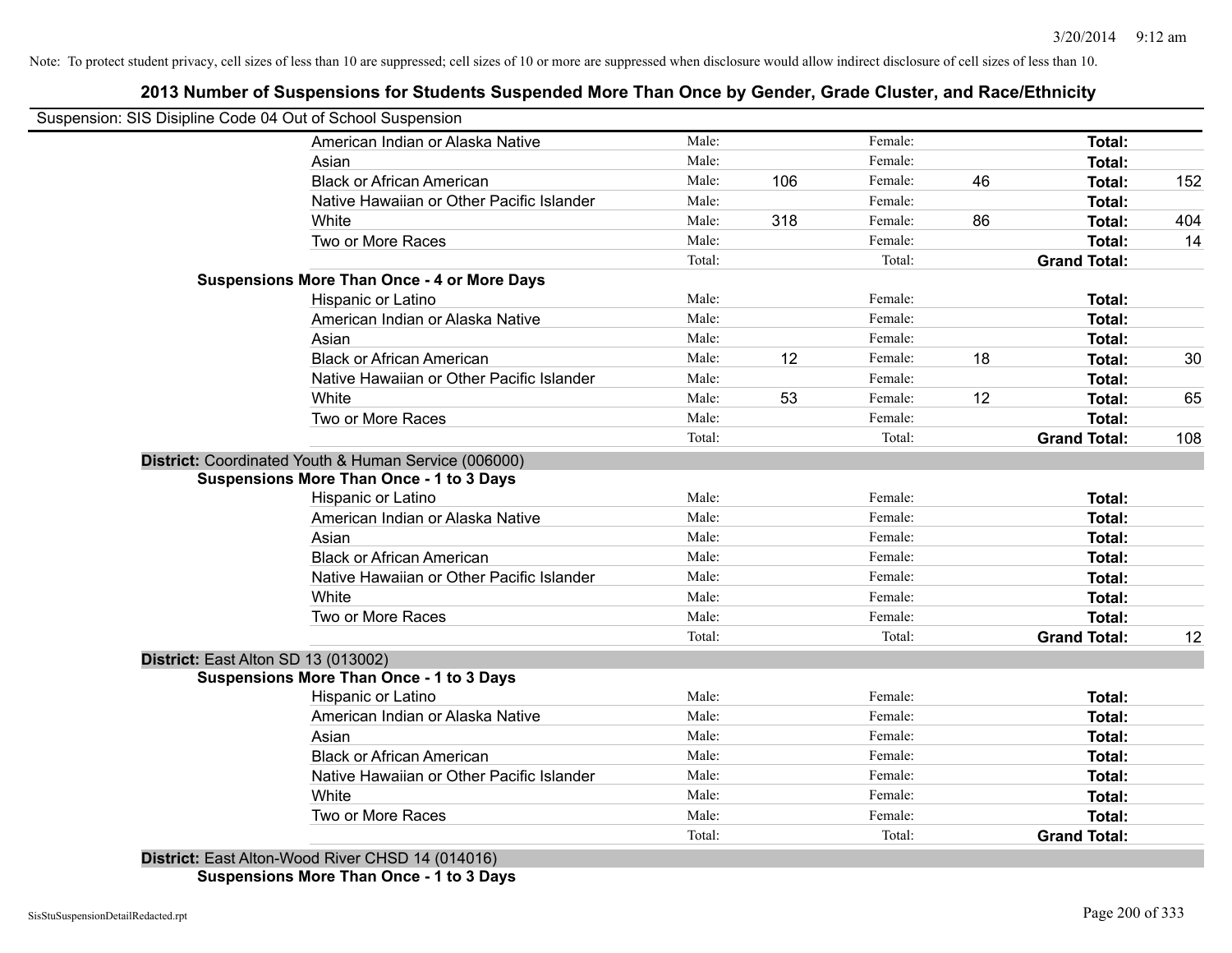Note: To protect student privacy, cell sizes of less than 10 are suppressed; cell sizes of 10 or more are suppressed when disclosure would allow indirect disclosure of cell sizes of less than 10.

# 2013 Number of Suspensions for Students Suspended More Than Once by Gender, Grade Cluster, and Race/Ethnicity

Suspension: SIS Disipline Code 04 Out of School Suspension

| | | | | | | |
|---|---|---|---|---|---|---|
| American Indian or Alaska Native | Male: | | Female: | | **Total:** | |
| Asian | Male: | | Female: | | **Total:** | |
| Black or African American | Male: | 106 | Female: | 46 | **Total:** | 152 |
| Native Hawaiian or Other Pacific Islander | Male: | | Female: | | **Total:** | |
| White | Male: | 318 | Female: | 86 | **Total:** | 404 |
| Two or More Races | Male: | | Female: | | **Total:** | 14 |
| | Total: | | Total: | | **Grand Total:** | |

**Suspensions More Than Once - 4 or More Days**

| | | | | | | |
|---|---|---|---|---|---|---|
| Hispanic or Latino | Male: | | Female: | | **Total:** | |
| American Indian or Alaska Native | Male: | | Female: | | **Total:** | |
| Asian | Male: | | Female: | | **Total:** | |
| Black or African American | Male: | 12 | Female: | 18 | **Total:** | 30 |
| Native Hawaiian or Other Pacific Islander | Male: | | Female: | | **Total:** | |
| White | Male: | 53 | Female: | 12 | **Total:** | 65 |
| Two or More Races | Male: | | Female: | | **Total:** | |
| | Total: | | Total: | | **Grand Total:** | 108 |

**District:** Coordinated Youth & Human Service (006000)

**Suspensions More Than Once - 1 to 3 Days**

| | | | | | | |
|---|---|---|---|---|---|---|
| Hispanic or Latino | Male: | | Female: | | **Total:** | |
| American Indian or Alaska Native | Male: | | Female: | | **Total:** | |
| Asian | Male: | | Female: | | **Total:** | |
| Black or African American | Male: | | Female: | | **Total:** | |
| Native Hawaiian or Other Pacific Islander | Male: | | Female: | | **Total:** | |
| White | Male: | | Female: | | **Total:** | |
| Two or More Races | Male: | | Female: | | **Total:** | |
| | Total: | | Total: | | **Grand Total:** | 12 |

**District:** East Alton SD 13 (013002)

**Suspensions More Than Once - 1 to 3 Days**

| | | | | | | |
|---|---|---|---|---|---|---|
| Hispanic or Latino | Male: | | Female: | | **Total:** | |
| American Indian or Alaska Native | Male: | | Female: | | **Total:** | |
| Asian | Male: | | Female: | | **Total:** | |
| Black or African American | Male: | | Female: | | **Total:** | |
| Native Hawaiian or Other Pacific Islander | Male: | | Female: | | **Total:** | |
| White | Male: | | Female: | | **Total:** | |
| Two or More Races | Male: | | Female: | | **Total:** | |
| | Total: | | Total: | | **Grand Total:** | |

**District:** East Alton-Wood River CHSD 14 (014016)

**Suspensions More Than Once - 1 to 3 Days**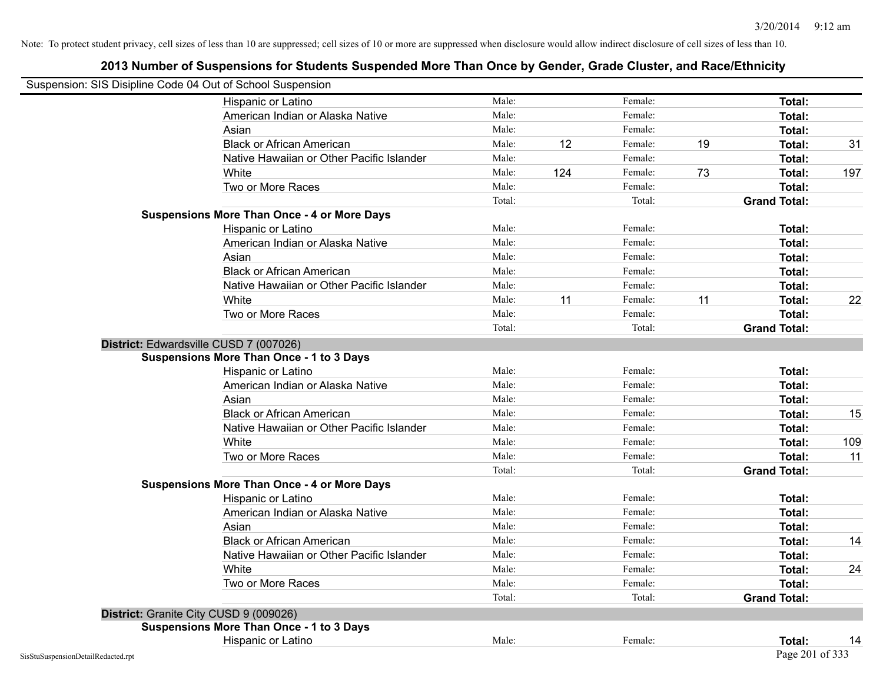Note: To protect student privacy, cell sizes of less than 10 are suppressed; cell sizes of 10 or more are suppressed when disclosure would allow indirect disclosure of cell sizes of less than 10.

## 2013 Number of Suspensions for Students Suspended More Than Once by Gender, Grade Cluster, and Race/Ethnicity

Suspension: SIS Disipline Code 04 Out of School Suspension

| | | | | | | |
|---|---|---|---|---|---|---|
| Hispanic or Latino | Male: | | Female: | | **Total:** | |
| American Indian or Alaska Native | Male: | | Female: | | **Total:** | |
| Asian | Male: | | Female: | | **Total:** | |
| Black or African American | Male: | 12 | Female: | 19 | **Total:** | 31 |
| Native Hawaiian or Other Pacific Islander | Male: | | Female: | | **Total:** | |
| White | Male: | 124 | Female: | 73 | **Total:** | 197 |
| Two or More Races | Male: | | Female: | | **Total:** | |
| | Total: | | Total: | | **Grand Total:** | |

**Suspensions More Than Once - 4 or More Days**

| | | | | | | |
|---|---|---|---|---|---|---|
| Hispanic or Latino | Male: | | Female: | | **Total:** | |
| American Indian or Alaska Native | Male: | | Female: | | **Total:** | |
| Asian | Male: | | Female: | | **Total:** | |
| Black or African American | Male: | | Female: | | **Total:** | |
| Native Hawaiian or Other Pacific Islander | Male: | | Female: | | **Total:** | |
| White | Male: | 11 | Female: | 11 | **Total:** | 22 |
| Two or More Races | Male: | | Female: | | **Total:** | |
| | Total: | | Total: | | **Grand Total:** | |

### District: Edwardsville CUSD 7 (007026)

**Suspensions More Than Once - 1 to 3 Days**

| | | | | | | |
|---|---|---|---|---|---|---|
| Hispanic or Latino | Male: | | Female: | | **Total:** | |
| American Indian or Alaska Native | Male: | | Female: | | **Total:** | |
| Asian | Male: | | Female: | | **Total:** | |
| Black or African American | Male: | | Female: | | **Total:** | 15 |
| Native Hawaiian or Other Pacific Islander | Male: | | Female: | | **Total:** | |
| White | Male: | | Female: | | **Total:** | 109 |
| Two or More Races | Male: | | Female: | | **Total:** | 11 |
| | Total: | | Total: | | **Grand Total:** | |

**Suspensions More Than Once - 4 or More Days**

| | | | | | | |
|---|---|---|---|---|---|---|
| Hispanic or Latino | Male: | | Female: | | **Total:** | |
| American Indian or Alaska Native | Male: | | Female: | | **Total:** | |
| Asian | Male: | | Female: | | **Total:** | |
| Black or African American | Male: | | Female: | | **Total:** | 14 |
| Native Hawaiian or Other Pacific Islander | Male: | | Female: | | **Total:** | |
| White | Male: | | Female: | | **Total:** | 24 |
| Two or More Races | Male: | | Female: | | **Total:** | |
| | Total: | | Total: | | **Grand Total:** | |

### District: Granite City CUSD 9 (009026)

**Suspensions More Than Once - 1 to 3 Days**

| | | | | | | |
|---|---|---|---|---|---|---|
| Hispanic or Latino | Male: | | Female: | | **Total:** | 14 |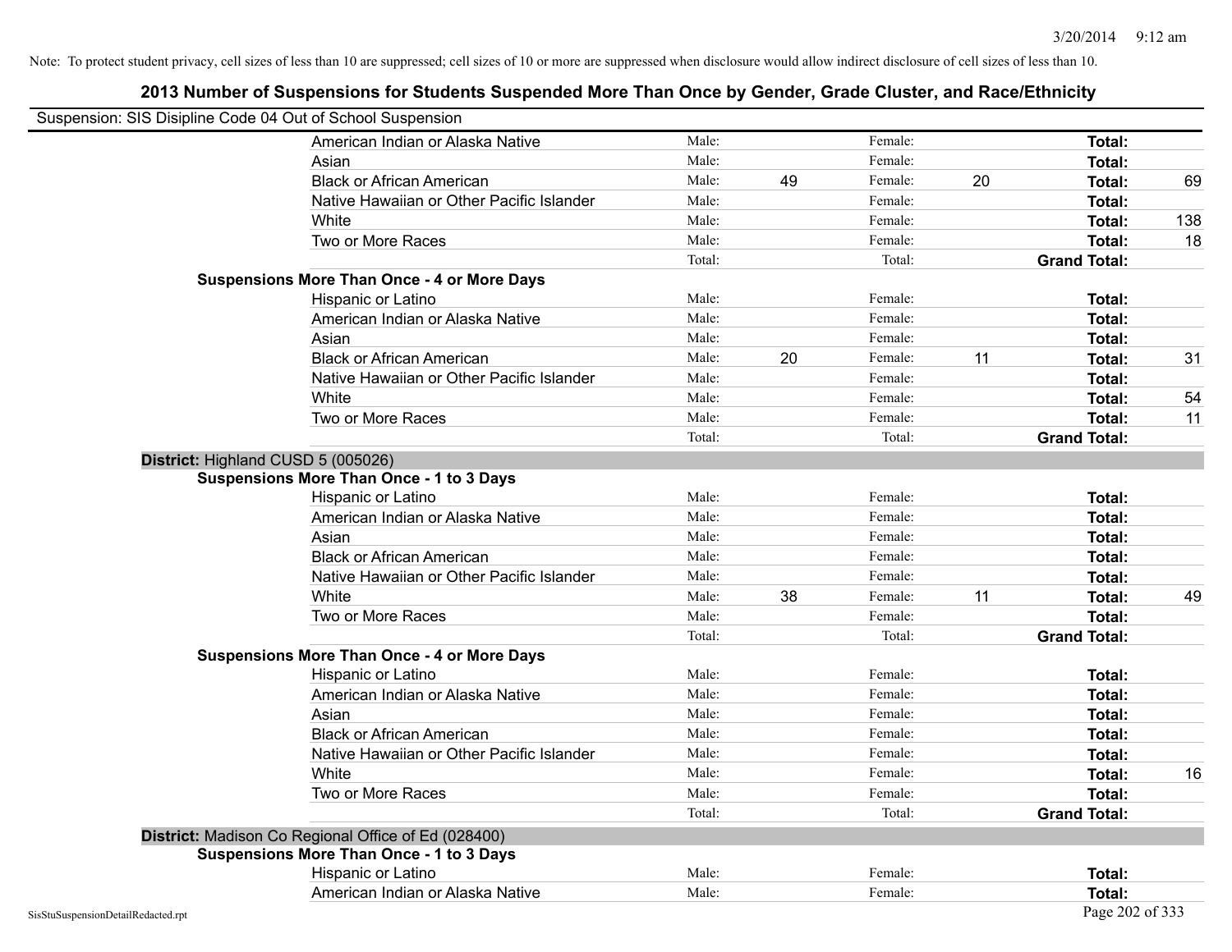Note: To protect student privacy, cell sizes of less than 10 are suppressed; cell sizes of 10 or more are suppressed when disclosure would allow indirect disclosure of cell sizes of less than 10.

## 2013 Number of Suspensions for Students Suspended More Than Once by Gender, Grade Cluster, and Race/Ethnicity

Suspension: SIS Disipline Code 04 Out of School Suspension

| | | | | | | |
|---|---|---|---|---|---|---|
| American Indian or Alaska Native | Male: | | Female: | | **Total:** | |
| Asian | Male: | | Female: | | **Total:** | |
| Black or African American | Male: | 49 | Female: | 20 | **Total:** | 69 |
| Native Hawaiian or Other Pacific Islander | Male: | | Female: | | **Total:** | |
| White | Male: | | Female: | | **Total:** | 138 |
| Two or More Races | Male: | | Female: | | **Total:** | 18 |
| | Total: | | Total: | | **Grand Total:** | |

**Suspensions More Than Once - 4 or More Days**

| | | | | | | |
|---|---|---|---|---|---|---|
| Hispanic or Latino | Male: | | Female: | | **Total:** | |
| American Indian or Alaska Native | Male: | | Female: | | **Total:** | |
| Asian | Male: | | Female: | | **Total:** | |
| Black or African American | Male: | 20 | Female: | 11 | **Total:** | 31 |
| Native Hawaiian or Other Pacific Islander | Male: | | Female: | | **Total:** | |
| White | Male: | | Female: | | **Total:** | 54 |
| Two or More Races | Male: | | Female: | | **Total:** | 11 |
| | Total: | | Total: | | **Grand Total:** | |

**District:** Highland CUSD 5 (005026)

**Suspensions More Than Once - 1 to 3 Days**

| | | | | | | |
|---|---|---|---|---|---|---|
| Hispanic or Latino | Male: | | Female: | | **Total:** | |
| American Indian or Alaska Native | Male: | | Female: | | **Total:** | |
| Asian | Male: | | Female: | | **Total:** | |
| Black or African American | Male: | | Female: | | **Total:** | |
| Native Hawaiian or Other Pacific Islander | Male: | | Female: | | **Total:** | |
| White | Male: | 38 | Female: | 11 | **Total:** | 49 |
| Two or More Races | Male: | | Female: | | **Total:** | |
| | Total: | | Total: | | **Grand Total:** | |

**Suspensions More Than Once - 4 or More Days**

| | | | | | | |
|---|---|---|---|---|---|---|
| Hispanic or Latino | Male: | | Female: | | **Total:** | |
| American Indian or Alaska Native | Male: | | Female: | | **Total:** | |
| Asian | Male: | | Female: | | **Total:** | |
| Black or African American | Male: | | Female: | | **Total:** | |
| Native Hawaiian or Other Pacific Islander | Male: | | Female: | | **Total:** | |
| White | Male: | | Female: | | **Total:** | 16 |
| Two or More Races | Male: | | Female: | | **Total:** | |
| | Total: | | Total: | | **Grand Total:** | |

**District:** Madison Co Regional Office of Ed (028400)

**Suspensions More Than Once - 1 to 3 Days**

| | | | | | | |
|---|---|---|---|---|---|---|
| Hispanic or Latino | Male: | | Female: | | **Total:** | |
| American Indian or Alaska Native | Male: | | Female: | | **Total:** | |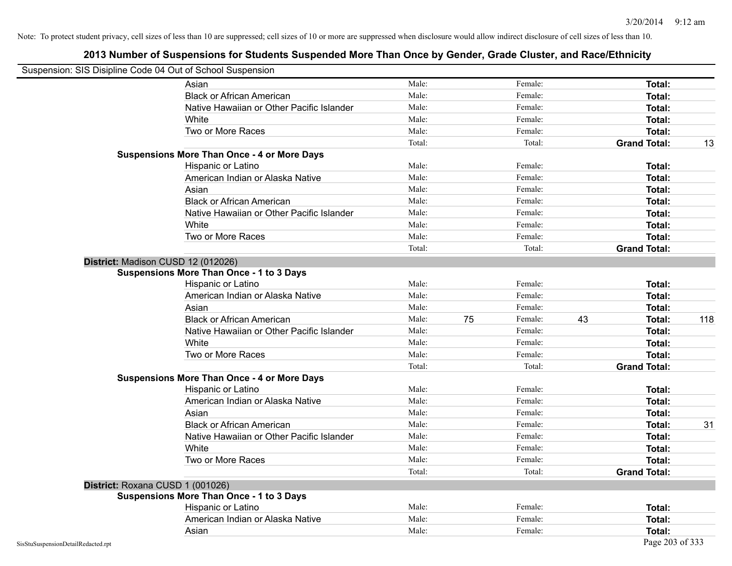Note: To protect student privacy, cell sizes of less than 10 are suppressed; cell sizes of 10 or more are suppressed when disclosure would allow indirect disclosure of cell sizes of less than 10.

## 2013 Number of Suspensions for Students Suspended More Than Once by Gender, Grade Cluster, and Race/Ethnicity

Suspension: SIS Disipline Code 04 Out of School Suspension

| | | | | | | |
|---|---|---|---|---|---|---|
| Asian | Male: | | Female: | | **Total:** | |
| Black or African American | Male: | | Female: | | **Total:** | |
| Native Hawaiian or Other Pacific Islander | Male: | | Female: | | **Total:** | |
| White | Male: | | Female: | | **Total:** | |
| Two or More Races | Male: | | Female: | | **Total:** | |
| | Total: | | Total: | | **Grand Total:** | 13 |

**Suspensions More Than Once - 4 or More Days**

| | | | | | | |
|---|---|---|---|---|---|---|
| Hispanic or Latino | Male: | | Female: | | **Total:** | |
| American Indian or Alaska Native | Male: | | Female: | | **Total:** | |
| Asian | Male: | | Female: | | **Total:** | |
| Black or African American | Male: | | Female: | | **Total:** | |
| Native Hawaiian or Other Pacific Islander | Male: | | Female: | | **Total:** | |
| White | Male: | | Female: | | **Total:** | |
| Two or More Races | Male: | | Female: | | **Total:** | |
| | Total: | | Total: | | **Grand Total:** | |

**District:** Madison CUSD 12 (012026)

**Suspensions More Than Once - 1 to 3 Days**

| | | | | | | |
|---|---|---|---|---|---|---|
| Hispanic or Latino | Male: | | Female: | | **Total:** | |
| American Indian or Alaska Native | Male: | | Female: | | **Total:** | |
| Asian | Male: | | Female: | | **Total:** | |
| Black or African American | Male: | 75 | Female: | 43 | **Total:** | 118 |
| Native Hawaiian or Other Pacific Islander | Male: | | Female: | | **Total:** | |
| White | Male: | | Female: | | **Total:** | |
| Two or More Races | Male: | | Female: | | **Total:** | |
| | Total: | | Total: | | **Grand Total:** | |

**Suspensions More Than Once - 4 or More Days**

| | | | | | | |
|---|---|---|---|---|---|---|
| Hispanic or Latino | Male: | | Female: | | **Total:** | |
| American Indian or Alaska Native | Male: | | Female: | | **Total:** | |
| Asian | Male: | | Female: | | **Total:** | |
| Black or African American | Male: | | Female: | | **Total:** | 31 |
| Native Hawaiian or Other Pacific Islander | Male: | | Female: | | **Total:** | |
| White | Male: | | Female: | | **Total:** | |
| Two or More Races | Male: | | Female: | | **Total:** | |
| | Total: | | Total: | | **Grand Total:** | |

**District:** Roxana CUSD 1 (001026)

**Suspensions More Than Once - 1 to 3 Days**

| | | | | | | |
|---|---|---|---|---|---|---|
| Hispanic or Latino | Male: | | Female: | | **Total:** | |
| American Indian or Alaska Native | Male: | | Female: | | **Total:** | |
| Asian | Male: | | Female: | | **Total:** | |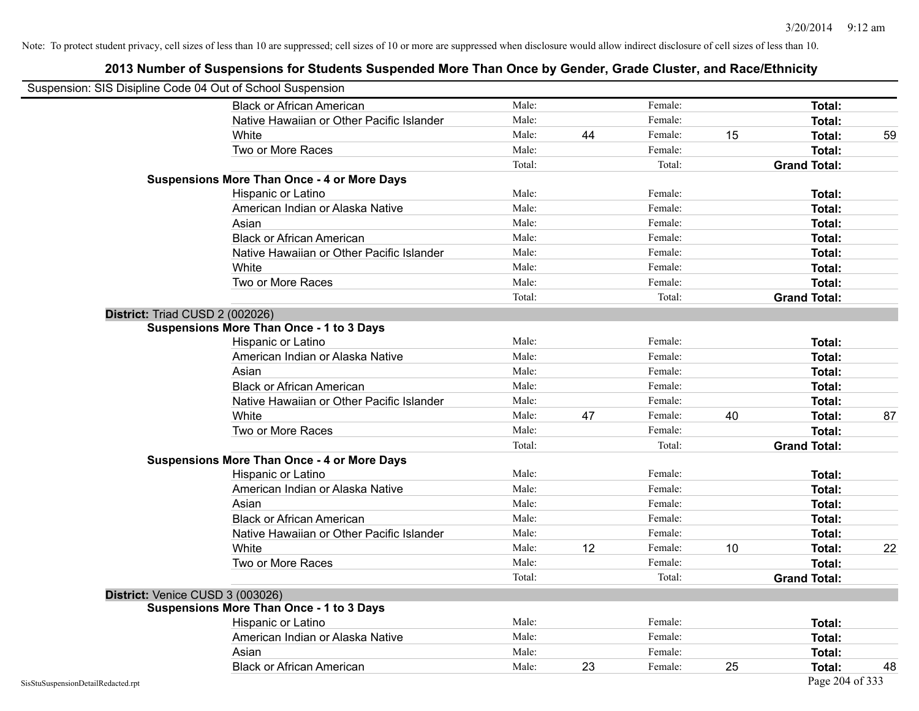Note: To protect student privacy, cell sizes of less than 10 are suppressed; cell sizes of 10 or more are suppressed when disclosure would allow indirect disclosure of cell sizes of less than 10.

## 2013 Number of Suspensions for Students Suspended More Than Once by Gender, Grade Cluster, and Race/Ethnicity

Suspension: SIS Disipline Code 04 Out of School Suspension

| | | | | | | |
|---|---|---|---|---|---|---|
| Black or African American | Male: | | Female: | | Total: | |
| Native Hawaiian or Other Pacific Islander | Male: | | Female: | | Total: | |
| White | Male: | 44 | Female: | 15 | Total: | 59 |
| Two or More Races | Male: | | Female: | | Total: | |
| | Total: | | Total: | | Grand Total: | |
| **Suspensions More Than Once - 4 or More Days** | | | | | | |
| Hispanic or Latino | Male: | | Female: | | Total: | |
| American Indian or Alaska Native | Male: | | Female: | | Total: | |
| Asian | Male: | | Female: | | Total: | |
| Black or African American | Male: | | Female: | | Total: | |
| Native Hawaiian or Other Pacific Islander | Male: | | Female: | | Total: | |
| White | Male: | | Female: | | Total: | |
| Two or More Races | Male: | | Female: | | Total: | |
| | Total: | | Total: | | Grand Total: | |

**District:** Triad CUSD 2 (002026)

| | | | | | | |
|---|---|---|---|---|---|---|
| **Suspensions More Than Once - 1 to 3 Days** | | | | | | |
| Hispanic or Latino | Male: | | Female: | | Total: | |
| American Indian or Alaska Native | Male: | | Female: | | Total: | |
| Asian | Male: | | Female: | | Total: | |
| Black or African American | Male: | | Female: | | Total: | |
| Native Hawaiian or Other Pacific Islander | Male: | | Female: | | Total: | |
| White | Male: | 47 | Female: | 40 | Total: | 87 |
| Two or More Races | Male: | | Female: | | Total: | |
| | Total: | | Total: | | Grand Total: | |
| **Suspensions More Than Once - 4 or More Days** | | | | | | |
| Hispanic or Latino | Male: | | Female: | | Total: | |
| American Indian or Alaska Native | Male: | | Female: | | Total: | |
| Asian | Male: | | Female: | | Total: | |
| Black or African American | Male: | | Female: | | Total: | |
| Native Hawaiian or Other Pacific Islander | Male: | | Female: | | Total: | |
| White | Male: | 12 | Female: | 10 | Total: | 22 |
| Two or More Races | Male: | | Female: | | Total: | |
| | Total: | | Total: | | Grand Total: | |

**District:** Venice CUSD 3 (003026)

| | | | | | | |
|---|---|---|---|---|---|---|
| **Suspensions More Than Once - 1 to 3 Days** | | | | | | |
| Hispanic or Latino | Male: | | Female: | | Total: | |
| American Indian or Alaska Native | Male: | | Female: | | Total: | |
| Asian | Male: | | Female: | | Total: | |
| Black or African American | Male: | 23 | Female: | 25 | Total: | 48 |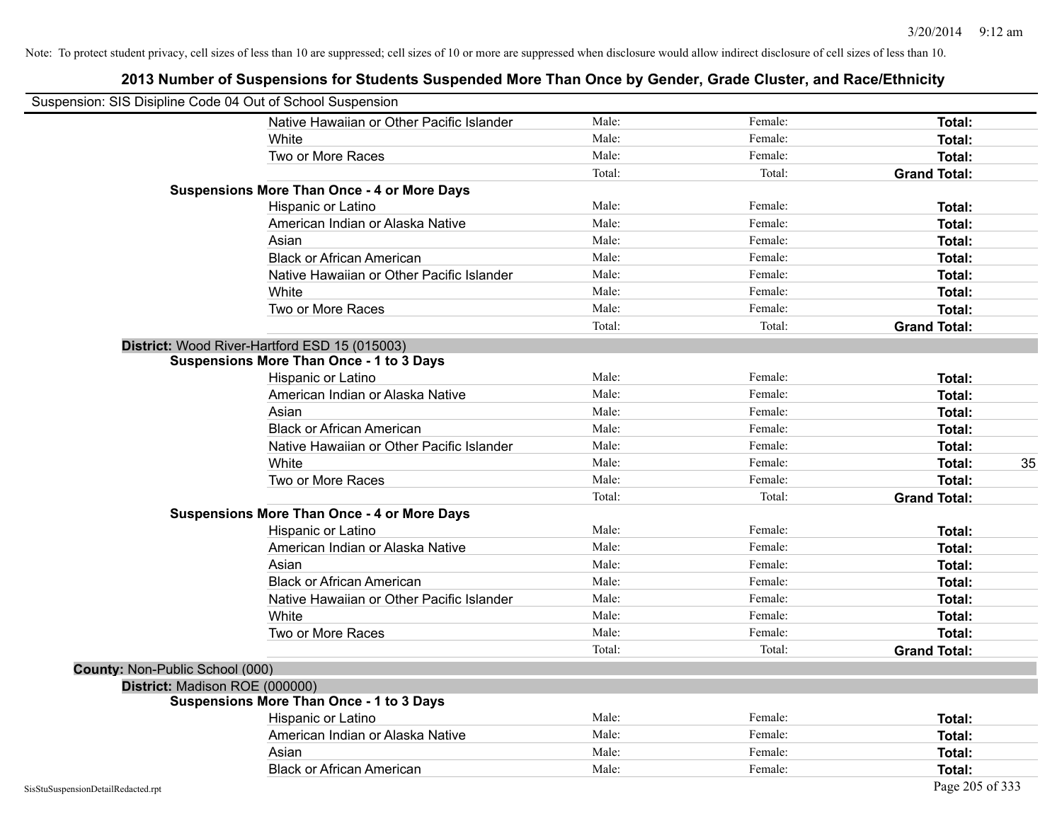Note: To protect student privacy, cell sizes of less than 10 are suppressed; cell sizes of 10 or more are suppressed when disclosure would allow indirect disclosure of cell sizes of less than 10.

## 2013 Number of Suspensions for Students Suspended More Than Once by Gender, Grade Cluster, and Race/Ethnicity

Suspension: SIS Disipline Code 04 Out of School Suspension

| | | | | |
|---|---|---|---|---|
| Native Hawaiian or Other Pacific Islander | Male: | Female: | **Total:** | |
| White | Male: | Female: | **Total:** | |
| Two or More Races | Male: | Female: | **Total:** | |
| | Total: | Total: | **Grand Total:** | |
| **Suspensions More Than Once - 4 or More Days** | | | | |
| Hispanic or Latino | Male: | Female: | **Total:** | |
| American Indian or Alaska Native | Male: | Female: | **Total:** | |
| Asian | Male: | Female: | **Total:** | |
| Black or African American | Male: | Female: | **Total:** | |
| Native Hawaiian or Other Pacific Islander | Male: | Female: | **Total:** | |
| White | Male: | Female: | **Total:** | |
| Two or More Races | Male: | Female: | **Total:** | |
| | Total: | Total: | **Grand Total:** | |
| **District:** Wood River-Hartford ESD 15 (015003) | | | | |
| **Suspensions More Than Once - 1 to 3 Days** | | | | |
| Hispanic or Latino | Male: | Female: | **Total:** | |
| American Indian or Alaska Native | Male: | Female: | **Total:** | |
| Asian | Male: | Female: | **Total:** | |
| Black or African American | Male: | Female: | **Total:** | |
| Native Hawaiian or Other Pacific Islander | Male: | Female: | **Total:** | |
| White | Male: | Female: | **Total:** | 35 |
| Two or More Races | Male: | Female: | **Total:** | |
| | Total: | Total: | **Grand Total:** | |
| **Suspensions More Than Once - 4 or More Days** | | | | |
| Hispanic or Latino | Male: | Female: | **Total:** | |
| American Indian or Alaska Native | Male: | Female: | **Total:** | |
| Asian | Male: | Female: | **Total:** | |
| Black or African American | Male: | Female: | **Total:** | |
| Native Hawaiian or Other Pacific Islander | Male: | Female: | **Total:** | |
| White | Male: | Female: | **Total:** | |
| Two or More Races | Male: | Female: | **Total:** | |
| | Total: | Total: | **Grand Total:** | |
| **County:** Non-Public School (000) | | | | |
| **District:** Madison ROE (000000) | | | | |
| **Suspensions More Than Once - 1 to 3 Days** | | | | |
| Hispanic or Latino | Male: | Female: | **Total:** | |
| American Indian or Alaska Native | Male: | Female: | **Total:** | |
| Asian | Male: | Female: | **Total:** | |
| Black or African American | Male: | Female: | **Total:** | |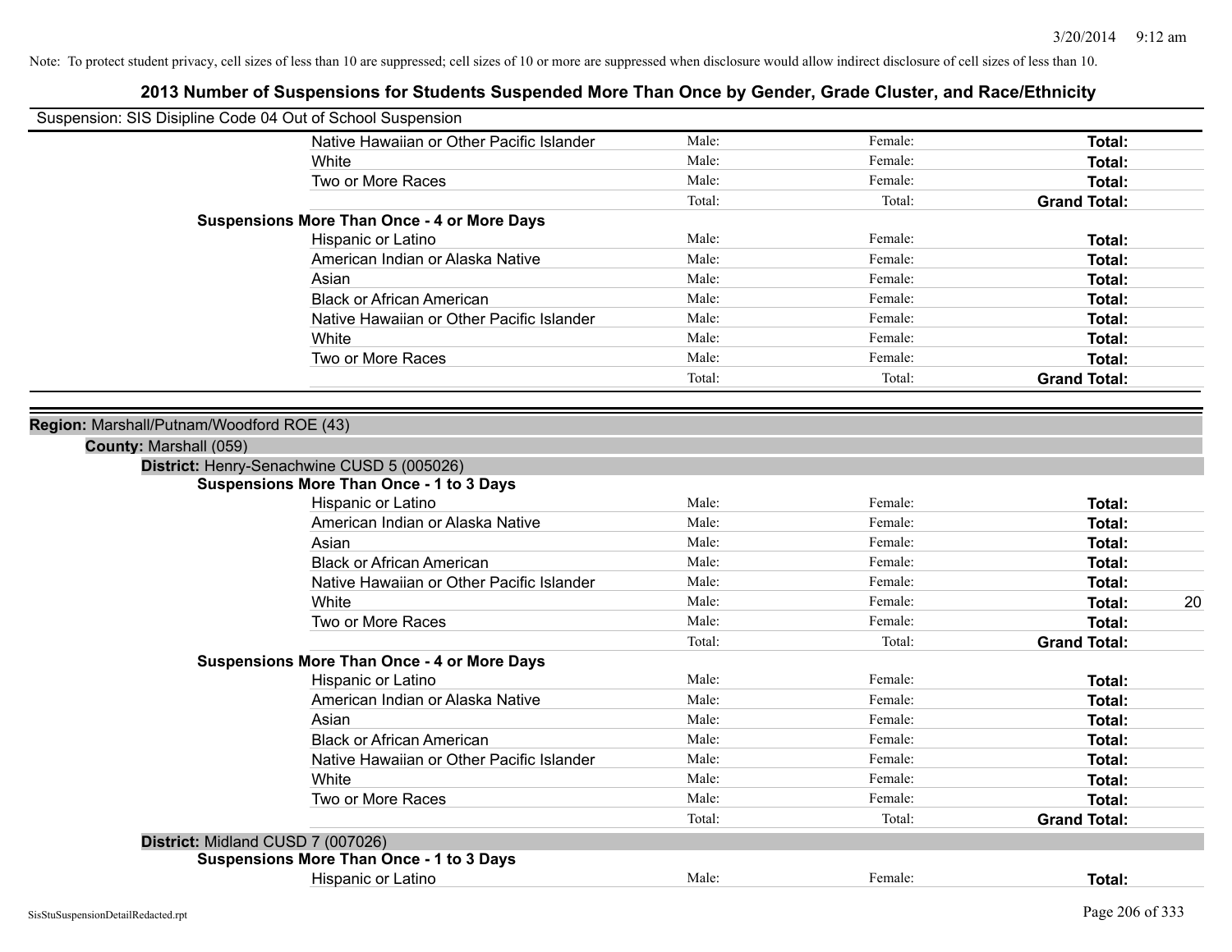Note: To protect student privacy, cell sizes of less than 10 are suppressed; cell sizes of 10 or more are suppressed when disclosure would allow indirect disclosure of cell sizes of less than 10.

# 2013 Number of Suspensions for Students Suspended More Than Once by Gender, Grade Cluster, and Race/Ethnicity

Suspension: SIS Disipline Code 04 Out of School Suspension

| | | | | |
|---|---|---|---|---|
| Native Hawaiian or Other Pacific Islander | Male: | Female: | **Total:** | |
| White | Male: | Female: | **Total:** | |
| Two or More Races | Male: | Female: | **Total:** | |
| | Total: | Total: | **Grand Total:** | |

**Suspensions More Than Once - 4 or More Days**

| | | | | |
|---|---|---|---|---|
| Hispanic or Latino | Male: | Female: | **Total:** | |
| American Indian or Alaska Native | Male: | Female: | **Total:** | |
| Asian | Male: | Female: | **Total:** | |
| Black or African American | Male: | Female: | **Total:** | |
| Native Hawaiian or Other Pacific Islander | Male: | Female: | **Total:** | |
| White | Male: | Female: | **Total:** | |
| Two or More Races | Male: | Female: | **Total:** | |
| | Total: | Total: | **Grand Total:** | |

**Region:** Marshall/Putnam/Woodford ROE (43)

**County:** Marshall (059)

**District:** Henry-Senachwine CUSD 5 (005026)

**Suspensions More Than Once - 1 to 3 Days**

| | | | | |
|---|---|---|---|---|
| Hispanic or Latino | Male: | Female: | **Total:** | |
| American Indian or Alaska Native | Male: | Female: | **Total:** | |
| Asian | Male: | Female: | **Total:** | |
| Black or African American | Male: | Female: | **Total:** | |
| Native Hawaiian or Other Pacific Islander | Male: | Female: | **Total:** | |
| White | Male: | Female: | **Total:** | 20 |
| Two or More Races | Male: | Female: | **Total:** | |
| | Total: | Total: | **Grand Total:** | |

**Suspensions More Than Once - 4 or More Days**

| | | | | |
|---|---|---|---|---|
| Hispanic or Latino | Male: | Female: | **Total:** | |
| American Indian or Alaska Native | Male: | Female: | **Total:** | |
| Asian | Male: | Female: | **Total:** | |
| Black or African American | Male: | Female: | **Total:** | |
| Native Hawaiian or Other Pacific Islander | Male: | Female: | **Total:** | |
| White | Male: | Female: | **Total:** | |
| Two or More Races | Male: | Female: | **Total:** | |
| | Total: | Total: | **Grand Total:** | |

**District:** Midland CUSD 7 (007026)

**Suspensions More Than Once - 1 to 3 Days**

| | | | | |
|---|---|---|---|---|
| Hispanic or Latino | Male: | Female: | **Total:** | |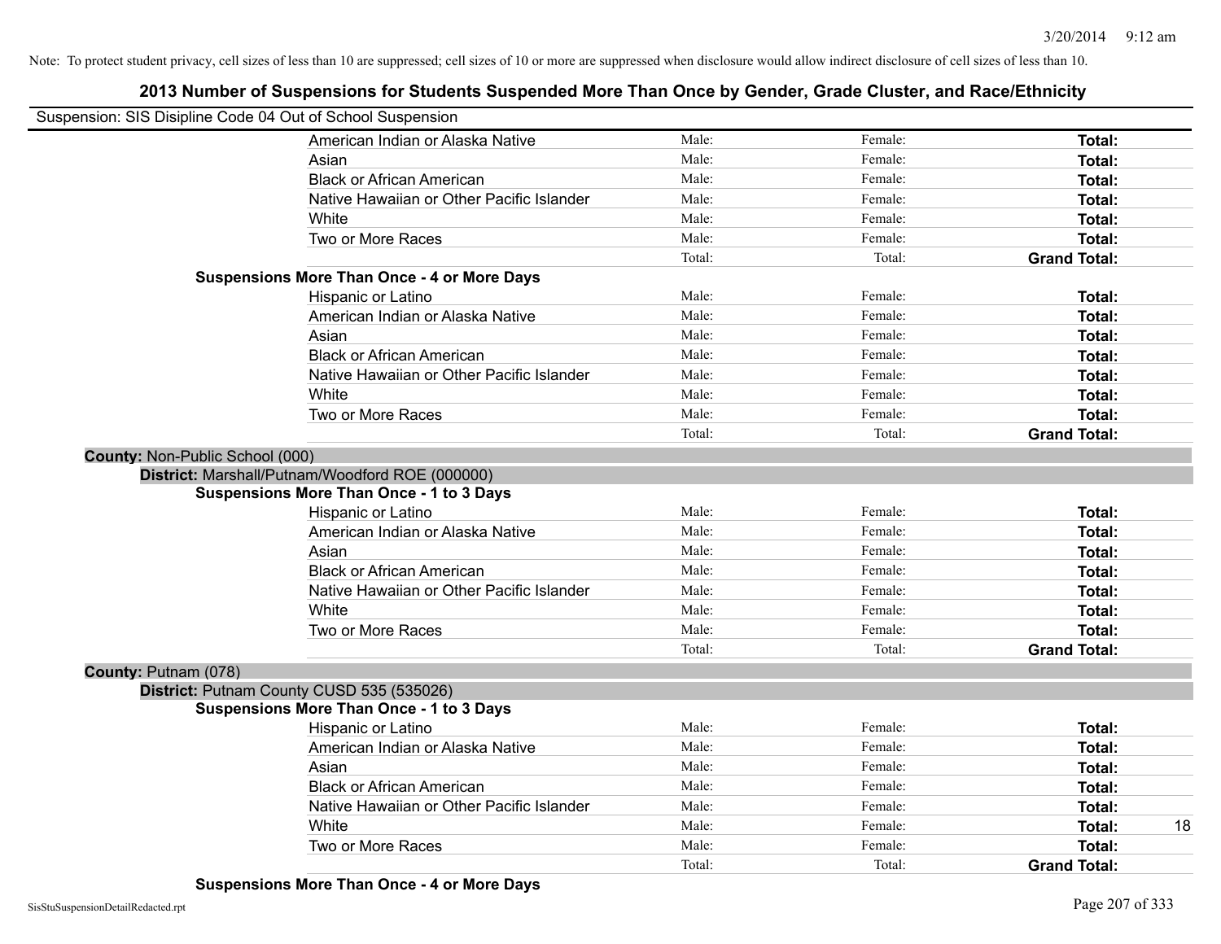Note: To protect student privacy, cell sizes of less than 10 are suppressed; cell sizes of 10 or more are suppressed when disclosure would allow indirect disclosure of cell sizes of less than 10.

## 2013 Number of Suspensions for Students Suspended More Than Once by Gender, Grade Cluster, and Race/Ethnicity

Suspension: SIS Disipline Code 04 Out of School Suspension

| | | | | |
|---|---|---|---|---|
| American Indian or Alaska Native | Male: | Female: | **Total:** | |
| Asian | Male: | Female: | **Total:** | |
| Black or African American | Male: | Female: | **Total:** | |
| Native Hawaiian or Other Pacific Islander | Male: | Female: | **Total:** | |
| White | Male: | Female: | **Total:** | |
| Two or More Races | Male: | Female: | **Total:** | |
| | Total: | Total: | **Grand Total:** | |

**Suspensions More Than Once - 4 or More Days**

| | | | | |
|---|---|---|---|---|
| Hispanic or Latino | Male: | Female: | **Total:** | |
| American Indian or Alaska Native | Male: | Female: | **Total:** | |
| Asian | Male: | Female: | **Total:** | |
| Black or African American | Male: | Female: | **Total:** | |
| Native Hawaiian or Other Pacific Islander | Male: | Female: | **Total:** | |
| White | Male: | Female: | **Total:** | |
| Two or More Races | Male: | Female: | **Total:** | |
| | Total: | Total: | **Grand Total:** | |

**County:** Non-Public School (000)

**District:** Marshall/Putnam/Woodford ROE (000000)

**Suspensions More Than Once - 1 to 3 Days**

| | | | | |
|---|---|---|---|---|
| Hispanic or Latino | Male: | Female: | **Total:** | |
| American Indian or Alaska Native | Male: | Female: | **Total:** | |
| Asian | Male: | Female: | **Total:** | |
| Black or African American | Male: | Female: | **Total:** | |
| Native Hawaiian or Other Pacific Islander | Male: | Female: | **Total:** | |
| White | Male: | Female: | **Total:** | |
| Two or More Races | Male: | Female: | **Total:** | |
| | Total: | Total: | **Grand Total:** | |

**County:** Putnam (078)

**District:** Putnam County CUSD 535 (535026)

**Suspensions More Than Once - 1 to 3 Days**

| | | | | |
|---|---|---|---|---|
| Hispanic or Latino | Male: | Female: | **Total:** | |
| American Indian or Alaska Native | Male: | Female: | **Total:** | |
| Asian | Male: | Female: | **Total:** | |
| Black or African American | Male: | Female: | **Total:** | |
| Native Hawaiian or Other Pacific Islander | Male: | Female: | **Total:** | |
| White | Male: | Female: | **Total:** | 18 |
| Two or More Races | Male: | Female: | **Total:** | |
| | Total: | Total: | **Grand Total:** | |

**Suspensions More Than Once - 4 or More Days**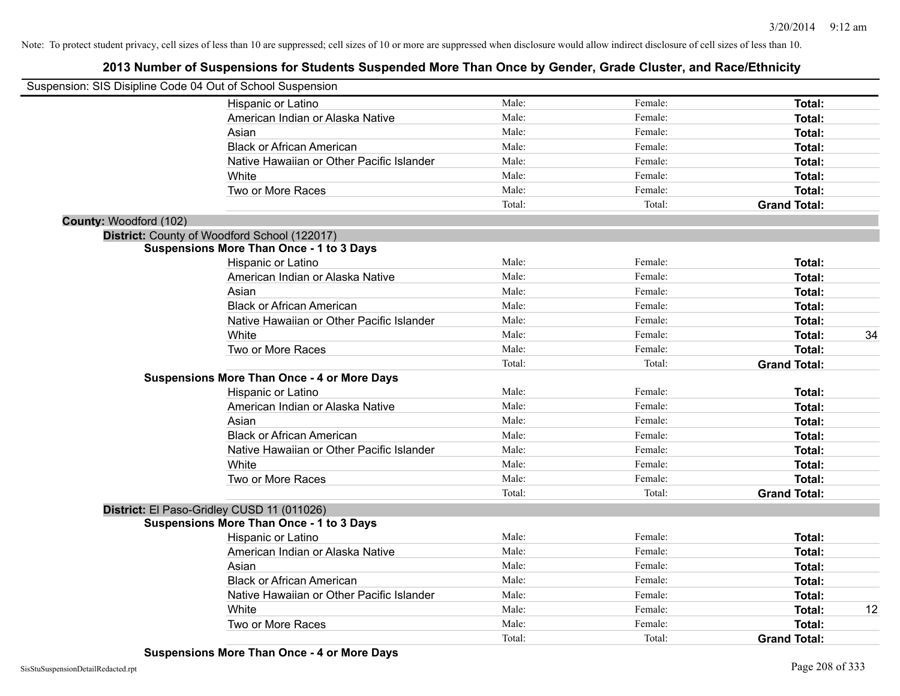Note: To protect student privacy, cell sizes of less than 10 are suppressed; cell sizes of 10 or more are suppressed when disclosure would allow indirect disclosure of cell sizes of less than 10.

## 2013 Number of Suspensions for Students Suspended More Than Once by Gender, Grade Cluster, and Race/Ethnicity

Suspension: SIS Disipline Code 04 Out of School Suspension

| | Male | Female | Total |
|---|---|---|---|
| Hispanic or Latino | Male: | Female: | Total: |
| American Indian or Alaska Native | Male: | Female: | Total: |
| Asian | Male: | Female: | Total: |
| Black or African American | Male: | Female: | Total: |
| Native Hawaiian or Other Pacific Islander | Male: | Female: | Total: |
| White | Male: | Female: | Total: |
| Two or More Races | Male: | Female: | Total: |
| | Total: | Total: | Grand Total: |

**County:** Woodford (102)

**District:** County of Woodford School (122017)

**Suspensions More Than Once - 1 to 3 Days**

| | Male | Female | Total |
|---|---|---|---|
| Hispanic or Latino | Male: | Female: | Total: |
| American Indian or Alaska Native | Male: | Female: | Total: |
| Asian | Male: | Female: | Total: |
| Black or African American | Male: | Female: | Total: |
| Native Hawaiian or Other Pacific Islander | Male: | Female: | Total: |
| White | Male: | Female: | Total: 34 |
| Two or More Races | Male: | Female: | Total: |
| | Total: | Total: | Grand Total: |

**Suspensions More Than Once - 4 or More Days**

| | Male | Female | Total |
|---|---|---|---|
| Hispanic or Latino | Male: | Female: | Total: |
| American Indian or Alaska Native | Male: | Female: | Total: |
| Asian | Male: | Female: | Total: |
| Black or African American | Male: | Female: | Total: |
| Native Hawaiian or Other Pacific Islander | Male: | Female: | Total: |
| White | Male: | Female: | Total: |
| Two or More Races | Male: | Female: | Total: |
| | Total: | Total: | Grand Total: |

**District:** El Paso-Gridley CUSD 11 (011026)

**Suspensions More Than Once - 1 to 3 Days**

| | Male | Female | Total |
|---|---|---|---|
| Hispanic or Latino | Male: | Female: | Total: |
| American Indian or Alaska Native | Male: | Female: | Total: |
| Asian | Male: | Female: | Total: |
| Black or African American | Male: | Female: | Total: |
| Native Hawaiian or Other Pacific Islander | Male: | Female: | Total: |
| White | Male: | Female: | Total: 12 |
| Two or More Races | Male: | Female: | Total: |
| | Total: | Total: | Grand Total: |

**Suspensions More Than Once - 4 or More Days**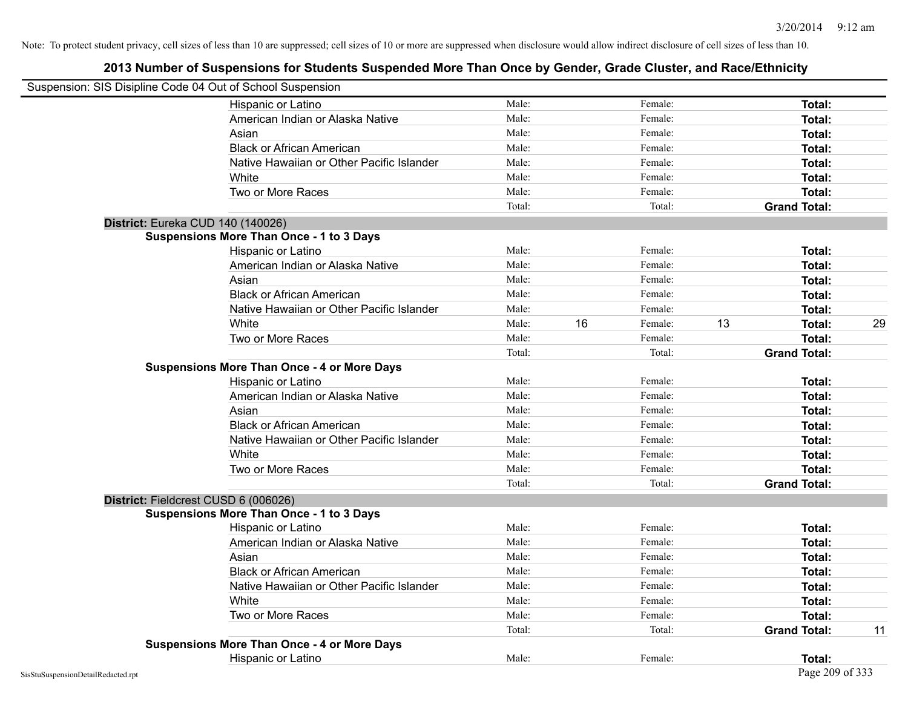Note: To protect student privacy, cell sizes of less than 10 are suppressed; cell sizes of 10 or more are suppressed when disclosure would allow indirect disclosure of cell sizes of less than 10.

## 2013 Number of Suspensions for Students Suspended More Than Once by Gender, Grade Cluster, and Race/Ethnicity

Suspension: SIS Disipline Code 04 Out of School Suspension

| | Male: | | Female: | | | |
|---|---|---|---|---|---|---|
| Hispanic or Latino | Male: | | Female: | | **Total:** | |
| American Indian or Alaska Native | Male: | | Female: | | **Total:** | |
| Asian | Male: | | Female: | | **Total:** | |
| Black or African American | Male: | | Female: | | **Total:** | |
| Native Hawaiian or Other Pacific Islander | Male: | | Female: | | **Total:** | |
| White | Male: | | Female: | | **Total:** | |
| Two or More Races | Male: | | Female: | | **Total:** | |
| | Total: | | Total: | | **Grand Total:** | |

**District:** Eureka CUD 140 (140026)

**Suspensions More Than Once - 1 to 3 Days**

| | | | | | | |
|---|---|---|---|---|---|---|
| Hispanic or Latino | Male: | | Female: | | **Total:** | |
| American Indian or Alaska Native | Male: | | Female: | | **Total:** | |
| Asian | Male: | | Female: | | **Total:** | |
| Black or African American | Male: | | Female: | | **Total:** | |
| Native Hawaiian or Other Pacific Islander | Male: | | Female: | | **Total:** | |
| White | Male: | 16 | Female: | 13 | **Total:** | 29 |
| Two or More Races | Male: | | Female: | | **Total:** | |
| | Total: | | Total: | | **Grand Total:** | |

**Suspensions More Than Once - 4 or More Days**

| | | | | | | |
|---|---|---|---|---|---|---|
| Hispanic or Latino | Male: | | Female: | | **Total:** | |
| American Indian or Alaska Native | Male: | | Female: | | **Total:** | |
| Asian | Male: | | Female: | | **Total:** | |
| Black or African American | Male: | | Female: | | **Total:** | |
| Native Hawaiian or Other Pacific Islander | Male: | | Female: | | **Total:** | |
| White | Male: | | Female: | | **Total:** | |
| Two or More Races | Male: | | Female: | | **Total:** | |
| | Total: | | Total: | | **Grand Total:** | |

**District:** Fieldcrest CUSD 6 (006026)

**Suspensions More Than Once - 1 to 3 Days**

| | | | | | | |
|---|---|---|---|---|---|---|
| Hispanic or Latino | Male: | | Female: | | **Total:** | |
| American Indian or Alaska Native | Male: | | Female: | | **Total:** | |
| Asian | Male: | | Female: | | **Total:** | |
| Black or African American | Male: | | Female: | | **Total:** | |
| Native Hawaiian or Other Pacific Islander | Male: | | Female: | | **Total:** | |
| White | Male: | | Female: | | **Total:** | |
| Two or More Races | Male: | | Female: | | **Total:** | |
| | Total: | | Total: | | **Grand Total:** | 11 |

**Suspensions More Than Once - 4 or More Days**

| | | | | | | |
|---|---|---|---|---|---|---|
| Hispanic or Latino | Male: | | Female: | | **Total:** | |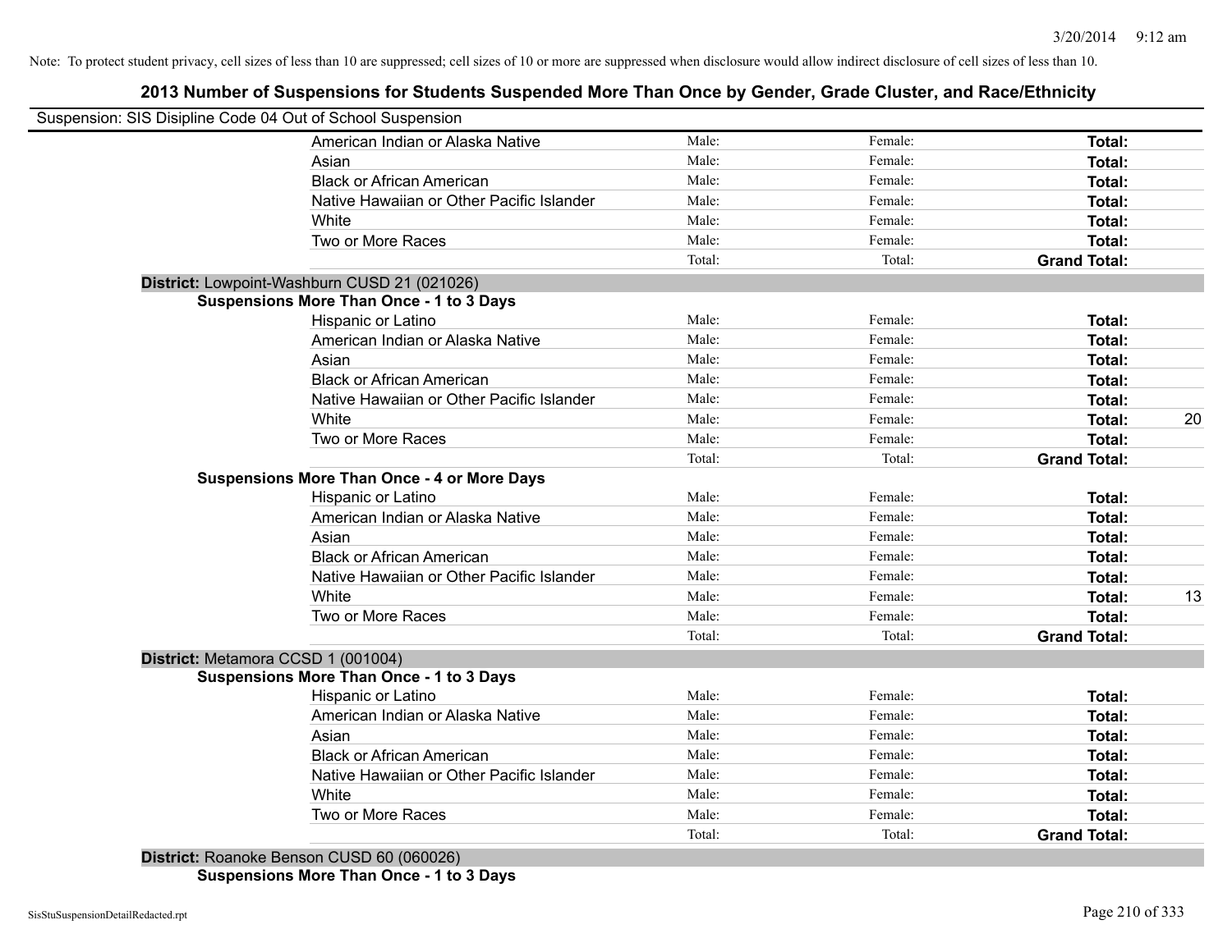Note: To protect student privacy, cell sizes of less than 10 are suppressed; cell sizes of 10 or more are suppressed when disclosure would allow indirect disclosure of cell sizes of less than 10.

## 2013 Number of Suspensions for Students Suspended More Than Once by Gender, Grade Cluster, and Race/Ethnicity

Suspension: SIS Disipline Code 04 Out of School Suspension

| | | | | |
|---|---|---|---|---|
| American Indian or Alaska Native | Male: | Female: | **Total:** | |
| Asian | Male: | Female: | **Total:** | |
| Black or African American | Male: | Female: | **Total:** | |
| Native Hawaiian or Other Pacific Islander | Male: | Female: | **Total:** | |
| White | Male: | Female: | **Total:** | |
| Two or More Races | Male: | Female: | **Total:** | |
| | Total: | Total: | **Grand Total:** | |

**District:** Lowpoint-Washburn CUSD 21 (021026)

**Suspensions More Than Once - 1 to 3 Days**

| | | | | |
|---|---|---|---|---|
| Hispanic or Latino | Male: | Female: | **Total:** | |
| American Indian or Alaska Native | Male: | Female: | **Total:** | |
| Asian | Male: | Female: | **Total:** | |
| Black or African American | Male: | Female: | **Total:** | |
| Native Hawaiian or Other Pacific Islander | Male: | Female: | **Total:** | |
| White | Male: | Female: | **Total:** | 20 |
| Two or More Races | Male: | Female: | **Total:** | |
| | Total: | Total: | **Grand Total:** | |

**Suspensions More Than Once - 4 or More Days**

| | | | | |
|---|---|---|---|---|
| Hispanic or Latino | Male: | Female: | **Total:** | |
| American Indian or Alaska Native | Male: | Female: | **Total:** | |
| Asian | Male: | Female: | **Total:** | |
| Black or African American | Male: | Female: | **Total:** | |
| Native Hawaiian or Other Pacific Islander | Male: | Female: | **Total:** | |
| White | Male: | Female: | **Total:** | 13 |
| Two or More Races | Male: | Female: | **Total:** | |
| | Total: | Total: | **Grand Total:** | |

**District:** Metamora CCSD 1 (001004)

**Suspensions More Than Once - 1 to 3 Days**

| | | | | |
|---|---|---|---|---|
| Hispanic or Latino | Male: | Female: | **Total:** | |
| American Indian or Alaska Native | Male: | Female: | **Total:** | |
| Asian | Male: | Female: | **Total:** | |
| Black or African American | Male: | Female: | **Total:** | |
| Native Hawaiian or Other Pacific Islander | Male: | Female: | **Total:** | |
| White | Male: | Female: | **Total:** | |
| Two or More Races | Male: | Female: | **Total:** | |
| | Total: | Total: | **Grand Total:** | |

**District:** Roanoke Benson CUSD 60 (060026)

**Suspensions More Than Once - 1 to 3 Days**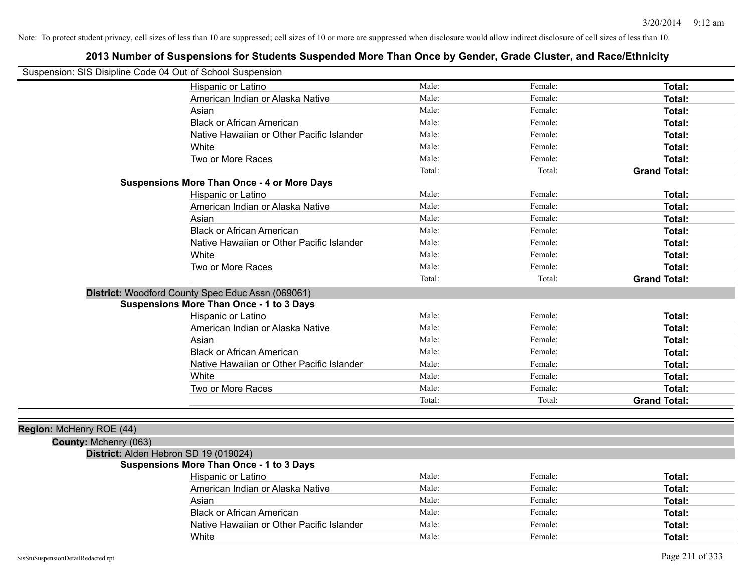Note: To protect student privacy, cell sizes of less than 10 are suppressed; cell sizes of 10 or more are suppressed when disclosure would allow indirect disclosure of cell sizes of less than 10.

## 2013 Number of Suspensions for Students Suspended More Than Once by Gender, Grade Cluster, and Race/Ethnicity

Suspension: SIS Disipline Code 04 Out of School Suspension

| | | | |
|---|---|---|---|
| Hispanic or Latino | Male: | Female: | **Total:** |
| American Indian or Alaska Native | Male: | Female: | **Total:** |
| Asian | Male: | Female: | **Total:** |
| Black or African American | Male: | Female: | **Total:** |
| Native Hawaiian or Other Pacific Islander | Male: | Female: | **Total:** |
| White | Male: | Female: | **Total:** |
| Two or More Races | Male: | Female: | **Total:** |
| | Total: | Total: | **Grand Total:** |

**Suspensions More Than Once - 4 or More Days**

| | | | |
|---|---|---|---|
| Hispanic or Latino | Male: | Female: | **Total:** |
| American Indian or Alaska Native | Male: | Female: | **Total:** |
| Asian | Male: | Female: | **Total:** |
| Black or African American | Male: | Female: | **Total:** |
| Native Hawaiian or Other Pacific Islander | Male: | Female: | **Total:** |
| White | Male: | Female: | **Total:** |
| Two or More Races | Male: | Female: | **Total:** |
| | Total: | Total: | **Grand Total:** |

**District:** Woodford County Spec Educ Assn (069061)

**Suspensions More Than Once - 1 to 3 Days**

| | | | |
|---|---|---|---|
| Hispanic or Latino | Male: | Female: | **Total:** |
| American Indian or Alaska Native | Male: | Female: | **Total:** |
| Asian | Male: | Female: | **Total:** |
| Black or African American | Male: | Female: | **Total:** |
| Native Hawaiian or Other Pacific Islander | Male: | Female: | **Total:** |
| White | Male: | Female: | **Total:** |
| Two or More Races | Male: | Female: | **Total:** |
| | Total: | Total: | **Grand Total:** |

**Region:** McHenry ROE (44)

**County:** Mchenry (063)

**District:** Alden Hebron SD 19 (019024)

**Suspensions More Than Once - 1 to 3 Days**

| | | | |
|---|---|---|---|
| Hispanic or Latino | Male: | Female: | **Total:** |
| American Indian or Alaska Native | Male: | Female: | **Total:** |
| Asian | Male: | Female: | **Total:** |
| Black or African American | Male: | Female: | **Total:** |
| Native Hawaiian or Other Pacific Islander | Male: | Female: | **Total:** |
| White | Male: | Female: | **Total:** |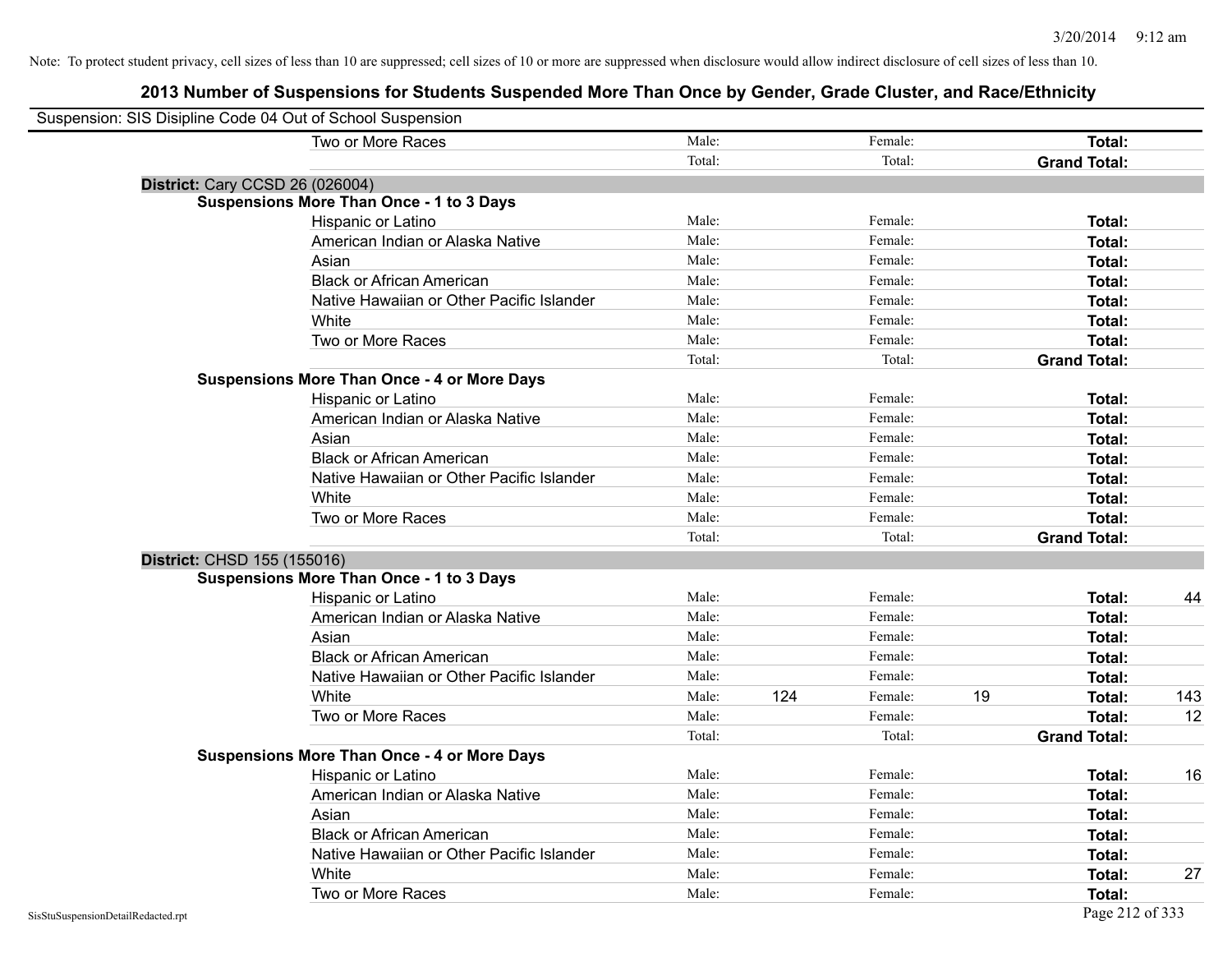Note: To protect student privacy, cell sizes of less than 10 are suppressed; cell sizes of 10 or more are suppressed when disclosure would allow indirect disclosure of cell sizes of less than 10.

## 2013 Number of Suspensions for Students Suspended More Than Once by Gender, Grade Cluster, and Race/Ethnicity

Suspension: SIS Disipline Code 04 Out of School Suspension

| | | | | | | |
|---|---|---|---|---|---|---|
| Two or More Races | Male: | | Female: | | **Total:** | |
| | Total: | | Total: | | **Grand Total:** | |

**District:** Cary CCSD 26 (026004)

**Suspensions More Than Once - 1 to 3 Days**

| | | | | | | |
|---|---|---|---|---|---|---|
| Hispanic or Latino | Male: | | Female: | | **Total:** | |
| American Indian or Alaska Native | Male: | | Female: | | **Total:** | |
| Asian | Male: | | Female: | | **Total:** | |
| Black or African American | Male: | | Female: | | **Total:** | |
| Native Hawaiian or Other Pacific Islander | Male: | | Female: | | **Total:** | |
| White | Male: | | Female: | | **Total:** | |
| Two or More Races | Male: | | Female: | | **Total:** | |
| | Total: | | Total: | | **Grand Total:** | |

**Suspensions More Than Once - 4 or More Days**

| | | | | | | |
|---|---|---|---|---|---|---|
| Hispanic or Latino | Male: | | Female: | | **Total:** | |
| American Indian or Alaska Native | Male: | | Female: | | **Total:** | |
| Asian | Male: | | Female: | | **Total:** | |
| Black or African American | Male: | | Female: | | **Total:** | |
| Native Hawaiian or Other Pacific Islander | Male: | | Female: | | **Total:** | |
| White | Male: | | Female: | | **Total:** | |
| Two or More Races | Male: | | Female: | | **Total:** | |
| | Total: | | Total: | | **Grand Total:** | |

**District:** CHSD 155 (155016)

**Suspensions More Than Once - 1 to 3 Days**

| | | | | | | |
|---|---|---|---|---|---|---|
| Hispanic or Latino | Male: | | Female: | | **Total:** | 44 |
| American Indian or Alaska Native | Male: | | Female: | | **Total:** | |
| Asian | Male: | | Female: | | **Total:** | |
| Black or African American | Male: | | Female: | | **Total:** | |
| Native Hawaiian or Other Pacific Islander | Male: | | Female: | | **Total:** | |
| White | Male: | 124 | Female: | 19 | **Total:** | 143 |
| Two or More Races | Male: | | Female: | | **Total:** | 12 |
| | Total: | | Total: | | **Grand Total:** | |

**Suspensions More Than Once - 4 or More Days**

| | | | | | | |
|---|---|---|---|---|---|---|
| Hispanic or Latino | Male: | | Female: | | **Total:** | 16 |
| American Indian or Alaska Native | Male: | | Female: | | **Total:** | |
| Asian | Male: | | Female: | | **Total:** | |
| Black or African American | Male: | | Female: | | **Total:** | |
| Native Hawaiian or Other Pacific Islander | Male: | | Female: | | **Total:** | |
| White | Male: | | Female: | | **Total:** | 27 |
| Two or More Races | Male: | | Female: | | **Total:** | |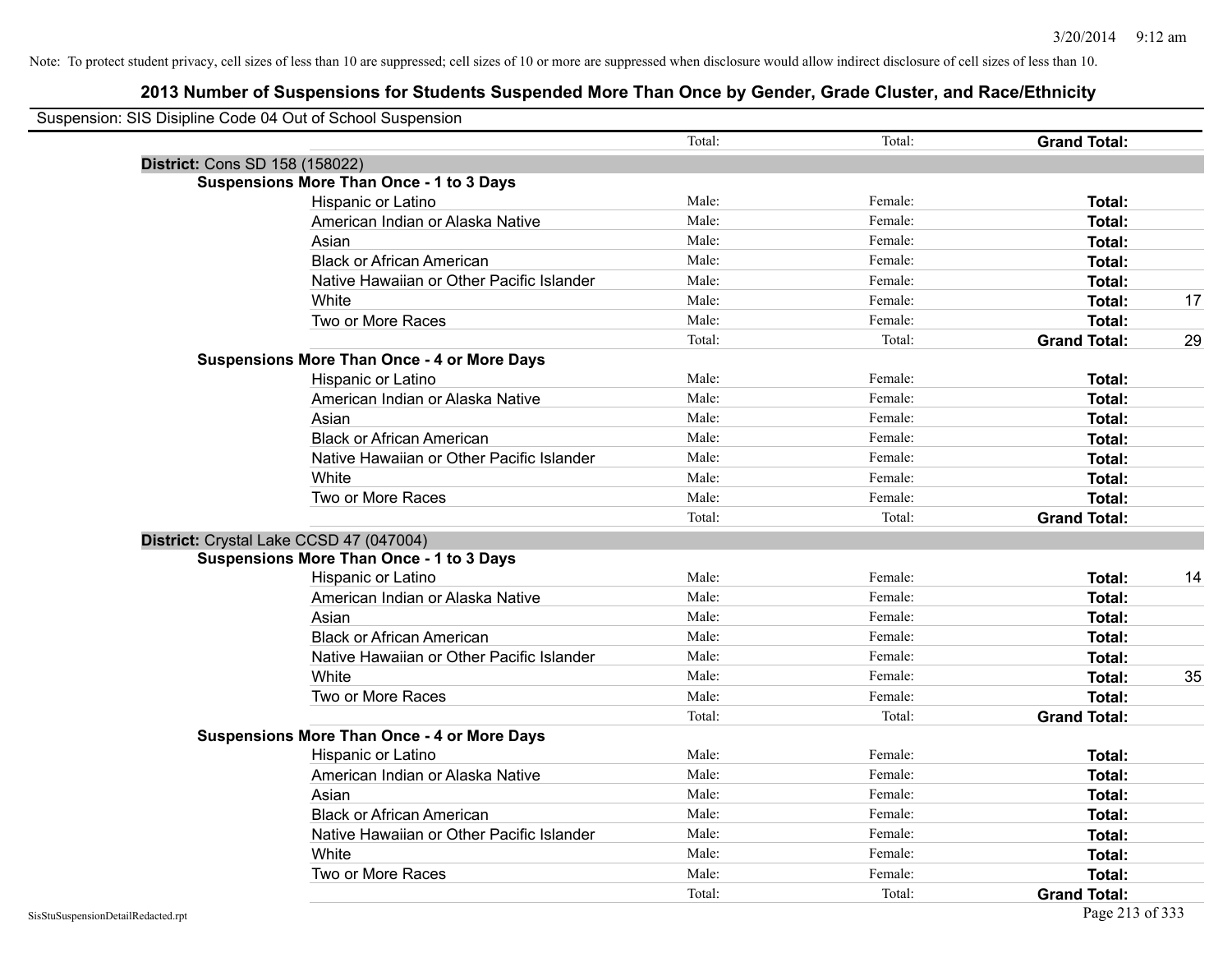Note: To protect student privacy, cell sizes of less than 10 are suppressed; cell sizes of 10 or more are suppressed when disclosure would allow indirect disclosure of cell sizes of less than 10.

## 2013 Number of Suspensions for Students Suspended More Than Once by Gender, Grade Cluster, and Race/Ethnicity

Suspension: SIS Disipline Code 04 Out of School Suspension

| | | | | |
|---|---|---|---|---|
| | Total: | Total: | **Grand Total:** | |
| **District:** Cons SD 158 (158022) | | | | |
| **Suspensions More Than Once - 1 to 3 Days** | | | | |
| Hispanic or Latino | Male: | Female: | **Total:** | |
| American Indian or Alaska Native | Male: | Female: | **Total:** | |
| Asian | Male: | Female: | **Total:** | |
| Black or African American | Male: | Female: | **Total:** | |
| Native Hawaiian or Other Pacific Islander | Male: | Female: | **Total:** | |
| White | Male: | Female: | **Total:** | 17 |
| Two or More Races | Male: | Female: | **Total:** | |
| | Total: | Total: | **Grand Total:** | 29 |
| **Suspensions More Than Once - 4 or More Days** | | | | |
| Hispanic or Latino | Male: | Female: | **Total:** | |
| American Indian or Alaska Native | Male: | Female: | **Total:** | |
| Asian | Male: | Female: | **Total:** | |
| Black or African American | Male: | Female: | **Total:** | |
| Native Hawaiian or Other Pacific Islander | Male: | Female: | **Total:** | |
| White | Male: | Female: | **Total:** | |
| Two or More Races | Male: | Female: | **Total:** | |
| | Total: | Total: | **Grand Total:** | |
| **District:** Crystal Lake CCSD 47 (047004) | | | | |
| **Suspensions More Than Once - 1 to 3 Days** | | | | |
| Hispanic or Latino | Male: | Female: | **Total:** | 14 |
| American Indian or Alaska Native | Male: | Female: | **Total:** | |
| Asian | Male: | Female: | **Total:** | |
| Black or African American | Male: | Female: | **Total:** | |
| Native Hawaiian or Other Pacific Islander | Male: | Female: | **Total:** | |
| White | Male: | Female: | **Total:** | 35 |
| Two or More Races | Male: | Female: | **Total:** | |
| | Total: | Total: | **Grand Total:** | |
| **Suspensions More Than Once - 4 or More Days** | | | | |
| Hispanic or Latino | Male: | Female: | **Total:** | |
| American Indian or Alaska Native | Male: | Female: | **Total:** | |
| Asian | Male: | Female: | **Total:** | |
| Black or African American | Male: | Female: | **Total:** | |
| Native Hawaiian or Other Pacific Islander | Male: | Female: | **Total:** | |
| White | Male: | Female: | **Total:** | |
| Two or More Races | Male: | Female: | **Total:** | |
| | Total: | Total: | **Grand Total:** | |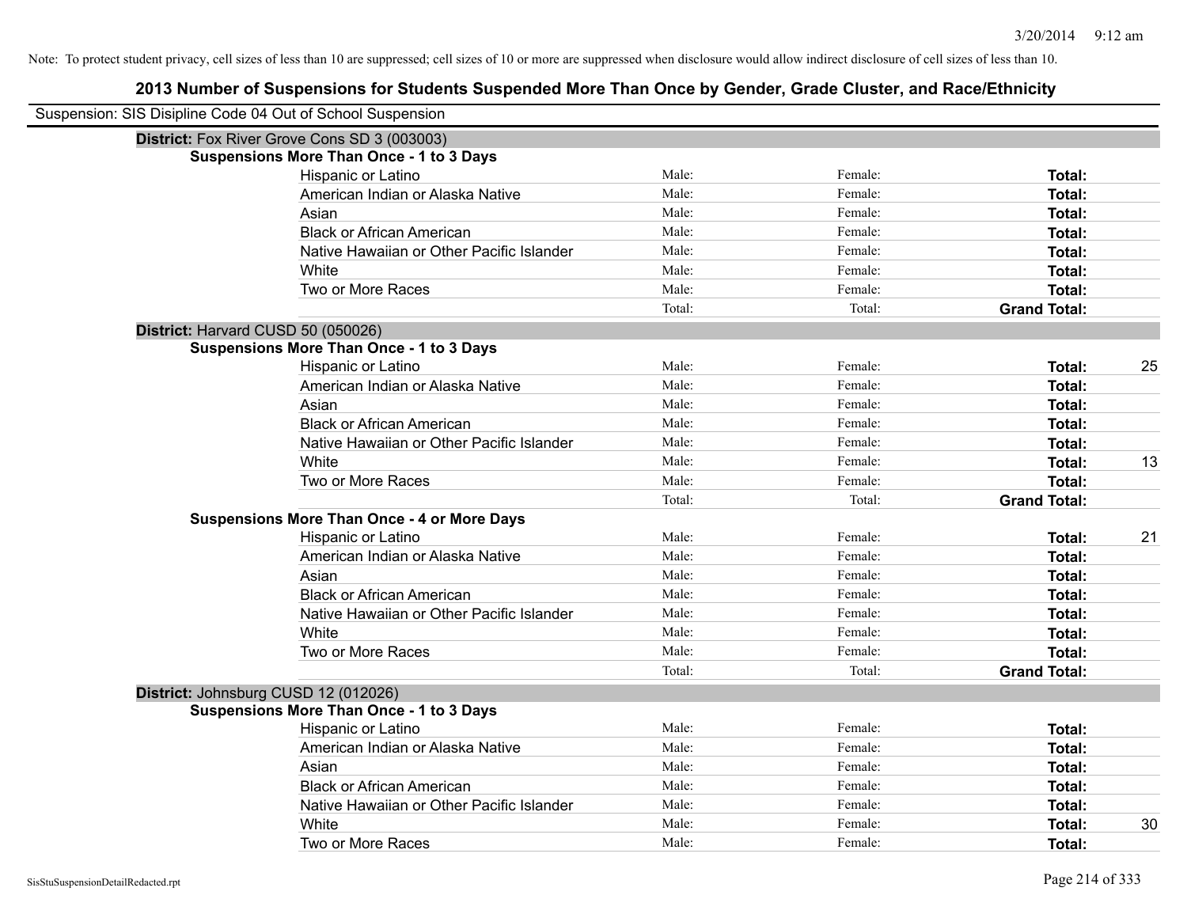Note: To protect student privacy, cell sizes of less than 10 are suppressed; cell sizes of 10 or more are suppressed when disclosure would allow indirect disclosure of cell sizes of less than 10.

## 2013 Number of Suspensions for Students Suspended More Than Once by Gender, Grade Cluster, and Race/Ethnicity

Suspension: SIS Disipline Code 04 Out of School Suspension

### District: Fox River Grove Cons SD 3 (003003)

**Suspensions More Than Once - 1 to 3 Days**

| Race/Ethnicity | Male: | Female: | Total: | |
|---|---|---|---|---|
| Hispanic or Latino | Male: | Female: | **Total:** | |
| American Indian or Alaska Native | Male: | Female: | **Total:** | |
| Asian | Male: | Female: | **Total:** | |
| Black or African American | Male: | Female: | **Total:** | |
| Native Hawaiian or Other Pacific Islander | Male: | Female: | **Total:** | |
| White | Male: | Female: | **Total:** | |
| Two or More Races | Male: | Female: | **Total:** | |
| | Total: | Total: | **Grand Total:** | |

### District: Harvard CUSD 50 (050026)

**Suspensions More Than Once - 1 to 3 Days**

| Race/Ethnicity | Male: | Female: | Total: | |
|---|---|---|---|---|
| Hispanic or Latino | Male: | Female: | **Total:** | 25 |
| American Indian or Alaska Native | Male: | Female: | **Total:** | |
| Asian | Male: | Female: | **Total:** | |
| Black or African American | Male: | Female: | **Total:** | |
| Native Hawaiian or Other Pacific Islander | Male: | Female: | **Total:** | |
| White | Male: | Female: | **Total:** | 13 |
| Two or More Races | Male: | Female: | **Total:** | |
| | Total: | Total: | **Grand Total:** | |

**Suspensions More Than Once - 4 or More Days**

| Race/Ethnicity | Male: | Female: | Total: | |
|---|---|---|---|---|
| Hispanic or Latino | Male: | Female: | **Total:** | 21 |
| American Indian or Alaska Native | Male: | Female: | **Total:** | |
| Asian | Male: | Female: | **Total:** | |
| Black or African American | Male: | Female: | **Total:** | |
| Native Hawaiian or Other Pacific Islander | Male: | Female: | **Total:** | |
| White | Male: | Female: | **Total:** | |
| Two or More Races | Male: | Female: | **Total:** | |
| | Total: | Total: | **Grand Total:** | |

### District: Johnsburg CUSD 12 (012026)

**Suspensions More Than Once - 1 to 3 Days**

| Race/Ethnicity | Male: | Female: | Total: | |
|---|---|---|---|---|
| Hispanic or Latino | Male: | Female: | **Total:** | |
| American Indian or Alaska Native | Male: | Female: | **Total:** | |
| Asian | Male: | Female: | **Total:** | |
| Black or African American | Male: | Female: | **Total:** | |
| Native Hawaiian or Other Pacific Islander | Male: | Female: | **Total:** | |
| White | Male: | Female: | **Total:** | 30 |
| Two or More Races | Male: | Female: | **Total:** | |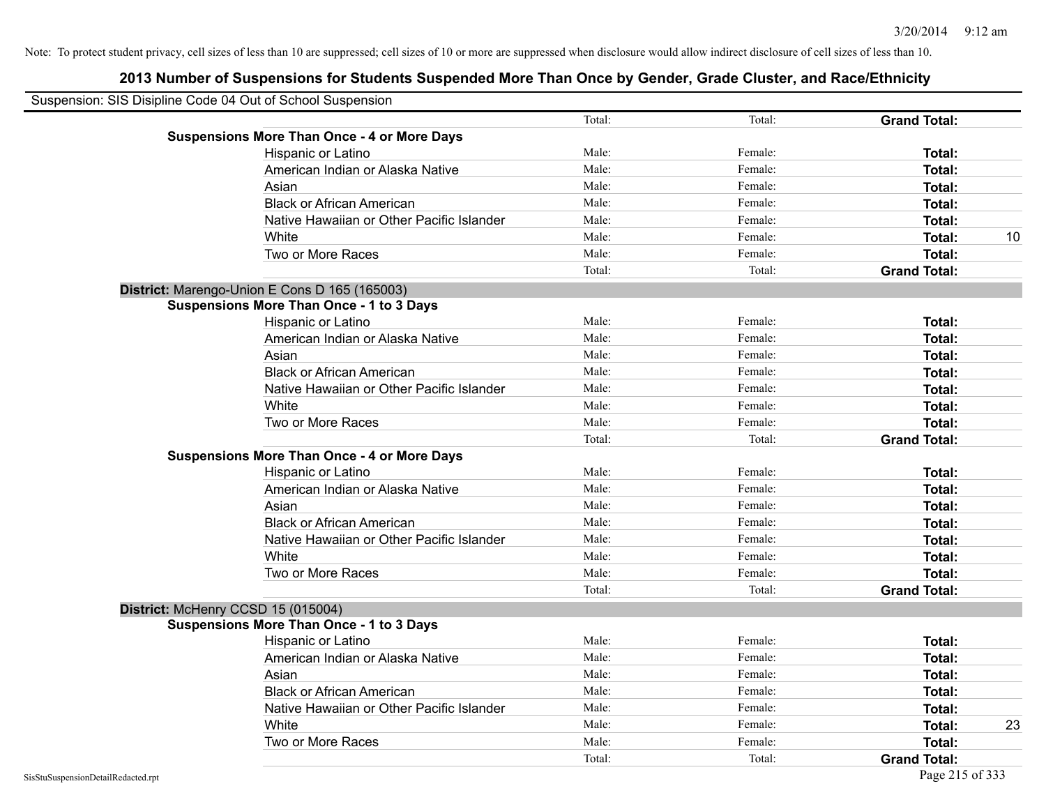Note: To protect student privacy, cell sizes of less than 10 are suppressed; cell sizes of 10 or more are suppressed when disclosure would allow indirect disclosure of cell sizes of less than 10.

## 2013 Number of Suspensions for Students Suspended More Than Once by Gender, Grade Cluster, and Race/Ethnicity

Suspension: SIS Disipline Code 04 Out of School Suspension

| | | | | |
|---|---|---|---|---|
| | Total: | Total: | **Grand Total:** | |
| **Suspensions More Than Once - 4 or More Days** | | | | |
| Hispanic or Latino | Male: | Female: | **Total:** | |
| American Indian or Alaska Native | Male: | Female: | **Total:** | |
| Asian | Male: | Female: | **Total:** | |
| Black or African American | Male: | Female: | **Total:** | |
| Native Hawaiian or Other Pacific Islander | Male: | Female: | **Total:** | |
| White | Male: | Female: | **Total:** | 10 |
| Two or More Races | Male: | Female: | **Total:** | |
| | Total: | Total: | **Grand Total:** | |

**District:** Marengo-Union E Cons D 165 (165003)

| | | | | |
|---|---|---|---|---|
| **Suspensions More Than Once - 1 to 3 Days** | | | | |
| Hispanic or Latino | Male: | Female: | **Total:** | |
| American Indian or Alaska Native | Male: | Female: | **Total:** | |
| Asian | Male: | Female: | **Total:** | |
| Black or African American | Male: | Female: | **Total:** | |
| Native Hawaiian or Other Pacific Islander | Male: | Female: | **Total:** | |
| White | Male: | Female: | **Total:** | |
| Two or More Races | Male: | Female: | **Total:** | |
| | Total: | Total: | **Grand Total:** | |
| **Suspensions More Than Once - 4 or More Days** | | | | |
| Hispanic or Latino | Male: | Female: | **Total:** | |
| American Indian or Alaska Native | Male: | Female: | **Total:** | |
| Asian | Male: | Female: | **Total:** | |
| Black or African American | Male: | Female: | **Total:** | |
| Native Hawaiian or Other Pacific Islander | Male: | Female: | **Total:** | |
| White | Male: | Female: | **Total:** | |
| Two or More Races | Male: | Female: | **Total:** | |
| | Total: | Total: | **Grand Total:** | |

**District:** McHenry CCSD 15 (015004)

| | | | | |
|---|---|---|---|---|
| **Suspensions More Than Once - 1 to 3 Days** | | | | |
| Hispanic or Latino | Male: | Female: | **Total:** | |
| American Indian or Alaska Native | Male: | Female: | **Total:** | |
| Asian | Male: | Female: | **Total:** | |
| Black or African American | Male: | Female: | **Total:** | |
| Native Hawaiian or Other Pacific Islander | Male: | Female: | **Total:** | |
| White | Male: | Female: | **Total:** | 23 |
| Two or More Races | Male: | Female: | **Total:** | |
| | Total: | Total: | **Grand Total:** | |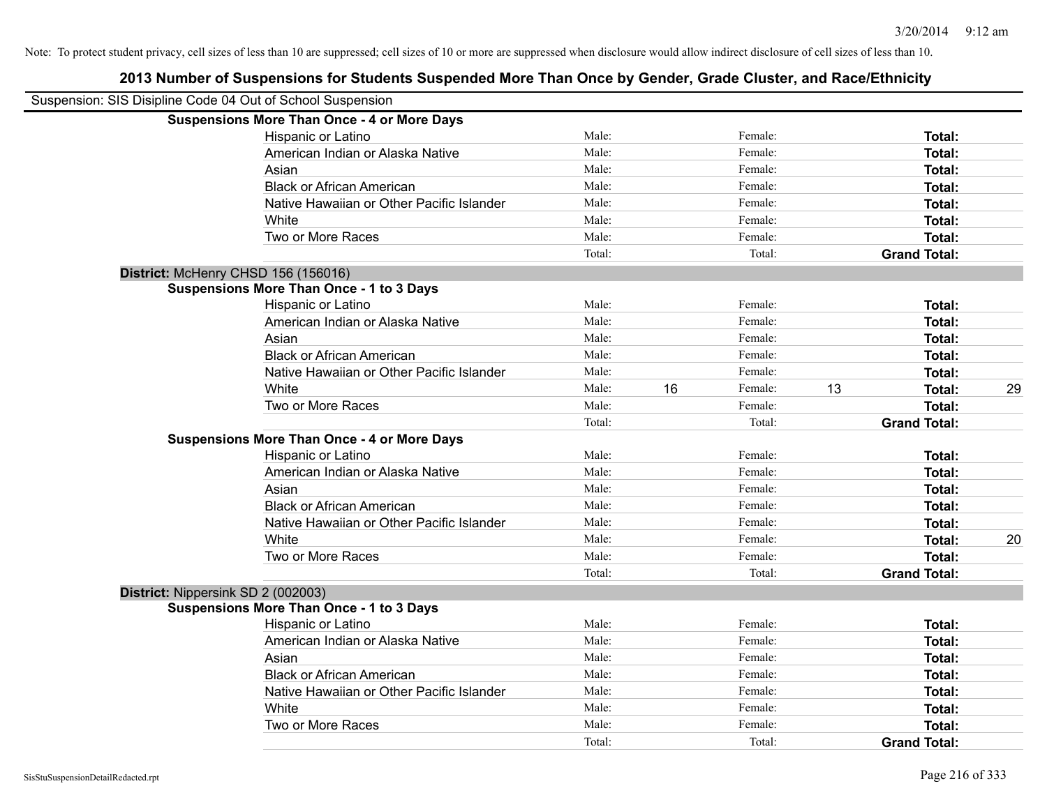Note: To protect student privacy, cell sizes of less than 10 are suppressed; cell sizes of 10 or more are suppressed when disclosure would allow indirect disclosure of cell sizes of less than 10.

## 2013 Number of Suspensions for Students Suspended More Than Once by Gender, Grade Cluster, and Race/Ethnicity

Suspension: SIS Disipline Code 04 Out of School Suspension

| | | | | | | |
|---|---|---|---|---|---|---|
| **Suspensions More Than Once - 4 or More Days** | | | | | | |
| Hispanic or Latino | Male: | | Female: | | **Total:** | |
| American Indian or Alaska Native | Male: | | Female: | | **Total:** | |
| Asian | Male: | | Female: | | **Total:** | |
| Black or African American | Male: | | Female: | | **Total:** | |
| Native Hawaiian or Other Pacific Islander | Male: | | Female: | | **Total:** | |
| White | Male: | | Female: | | **Total:** | |
| Two or More Races | Male: | | Female: | | **Total:** | |
| | Total: | | Total: | | **Grand Total:** | |

**District:** McHenry CHSD 156 (156016)

| | | | | | | |
|---|---|---|---|---|---|---|
| **Suspensions More Than Once - 1 to 3 Days** | | | | | | |
| Hispanic or Latino | Male: | | Female: | | **Total:** | |
| American Indian or Alaska Native | Male: | | Female: | | **Total:** | |
| Asian | Male: | | Female: | | **Total:** | |
| Black or African American | Male: | | Female: | | **Total:** | |
| Native Hawaiian or Other Pacific Islander | Male: | | Female: | | **Total:** | |
| White | Male: | 16 | Female: | 13 | **Total:** | 29 |
| Two or More Races | Male: | | Female: | | **Total:** | |
| | Total: | | Total: | | **Grand Total:** | |
| **Suspensions More Than Once - 4 or More Days** | | | | | | |
| Hispanic or Latino | Male: | | Female: | | **Total:** | |
| American Indian or Alaska Native | Male: | | Female: | | **Total:** | |
| Asian | Male: | | Female: | | **Total:** | |
| Black or African American | Male: | | Female: | | **Total:** | |
| Native Hawaiian or Other Pacific Islander | Male: | | Female: | | **Total:** | |
| White | Male: | | Female: | | **Total:** | 20 |
| Two or More Races | Male: | | Female: | | **Total:** | |
| | Total: | | Total: | | **Grand Total:** | |

**District:** Nippersink SD 2 (002003)

| | | | | | | |
|---|---|---|---|---|---|---|
| **Suspensions More Than Once - 1 to 3 Days** | | | | | | |
| Hispanic or Latino | Male: | | Female: | | **Total:** | |
| American Indian or Alaska Native | Male: | | Female: | | **Total:** | |
| Asian | Male: | | Female: | | **Total:** | |
| Black or African American | Male: | | Female: | | **Total:** | |
| Native Hawaiian or Other Pacific Islander | Male: | | Female: | | **Total:** | |
| White | Male: | | Female: | | **Total:** | |
| Two or More Races | Male: | | Female: | | **Total:** | |
| | Total: | | Total: | | **Grand Total:** | |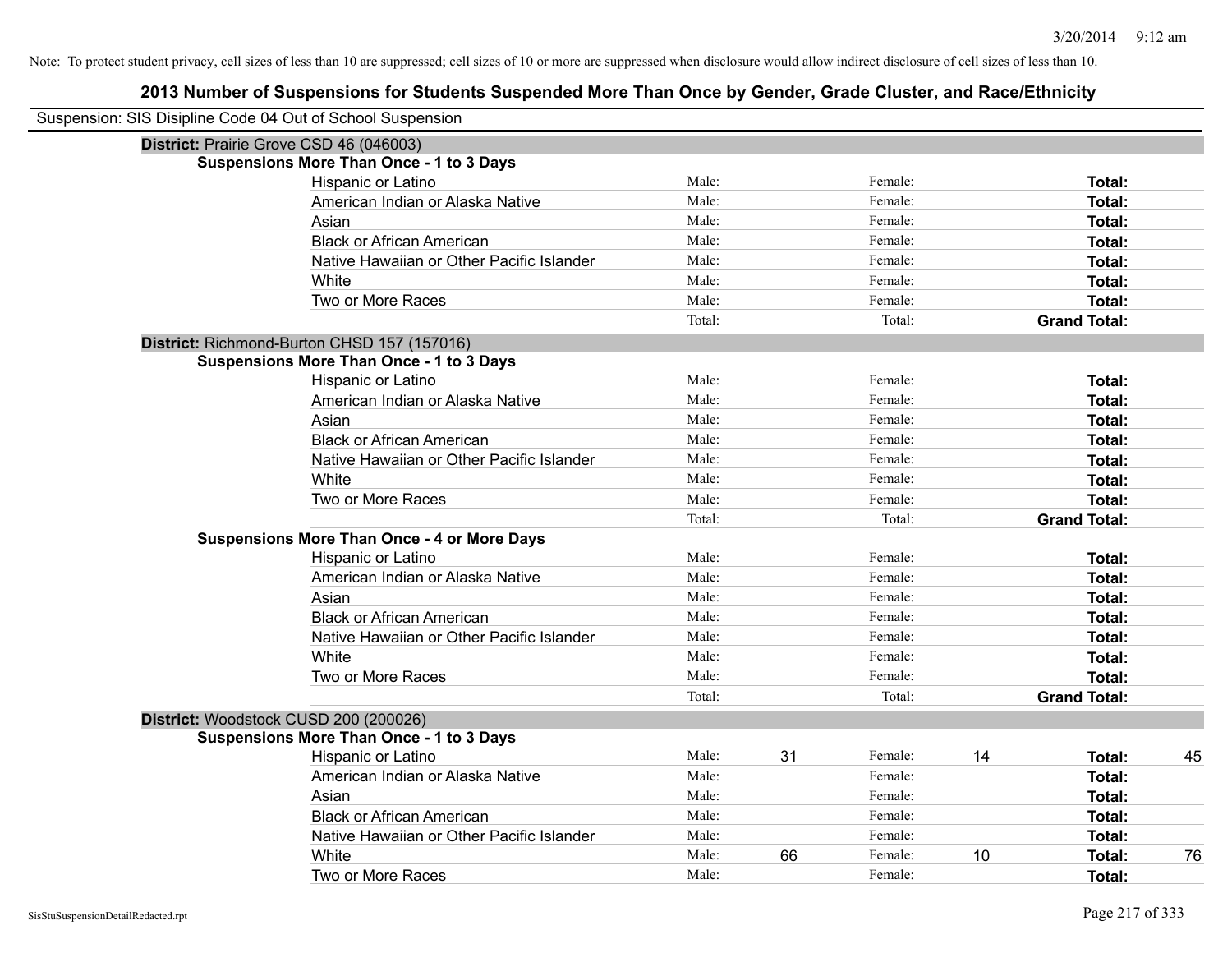Note: To protect student privacy, cell sizes of less than 10 are suppressed; cell sizes of 10 or more are suppressed when disclosure would allow indirect disclosure of cell sizes of less than 10.

## 2013 Number of Suspensions for Students Suspended More Than Once by Gender, Grade Cluster, and Race/Ethnicity

Suspension: SIS Disipline Code 04 Out of School Suspension

### District: Prairie Grove CSD 46 (046003)

**Suspensions More Than Once - 1 to 3 Days**

| Race/Ethnicity | | | | | | |
|---|---|---|---|---|---|---|
| Hispanic or Latino | Male: | | Female: | | **Total:** | |
| American Indian or Alaska Native | Male: | | Female: | | **Total:** | |
| Asian | Male: | | Female: | | **Total:** | |
| Black or African American | Male: | | Female: | | **Total:** | |
| Native Hawaiian or Other Pacific Islander | Male: | | Female: | | **Total:** | |
| White | Male: | | Female: | | **Total:** | |
| Two or More Races | Male: | | Female: | | **Total:** | |
| | Total: | | Total: | | **Grand Total:** | |

### District: Richmond-Burton CHSD 157 (157016)

**Suspensions More Than Once - 1 to 3 Days**

| Race/Ethnicity | | | | | | |
|---|---|---|---|---|---|---|
| Hispanic or Latino | Male: | | Female: | | **Total:** | |
| American Indian or Alaska Native | Male: | | Female: | | **Total:** | |
| Asian | Male: | | Female: | | **Total:** | |
| Black or African American | Male: | | Female: | | **Total:** | |
| Native Hawaiian or Other Pacific Islander | Male: | | Female: | | **Total:** | |
| White | Male: | | Female: | | **Total:** | |
| Two or More Races | Male: | | Female: | | **Total:** | |
| | Total: | | Total: | | **Grand Total:** | |

**Suspensions More Than Once - 4 or More Days**

| Race/Ethnicity | | | | | | |
|---|---|---|---|---|---|---|
| Hispanic or Latino | Male: | | Female: | | **Total:** | |
| American Indian or Alaska Native | Male: | | Female: | | **Total:** | |
| Asian | Male: | | Female: | | **Total:** | |
| Black or African American | Male: | | Female: | | **Total:** | |
| Native Hawaiian or Other Pacific Islander | Male: | | Female: | | **Total:** | |
| White | Male: | | Female: | | **Total:** | |
| Two or More Races | Male: | | Female: | | **Total:** | |
| | Total: | | Total: | | **Grand Total:** | |

### District: Woodstock CUSD 200 (200026)

**Suspensions More Than Once - 1 to 3 Days**

| Race/Ethnicity | | | | | | |
|---|---|---|---|---|---|---|
| Hispanic or Latino | Male: | 31 | Female: | 14 | **Total:** | 45 |
| American Indian or Alaska Native | Male: | | Female: | | **Total:** | |
| Asian | Male: | | Female: | | **Total:** | |
| Black or African American | Male: | | Female: | | **Total:** | |
| Native Hawaiian or Other Pacific Islander | Male: | | Female: | | **Total:** | |
| White | Male: | 66 | Female: | 10 | **Total:** | 76 |
| Two or More Races | Male: | | Female: | | **Total:** | |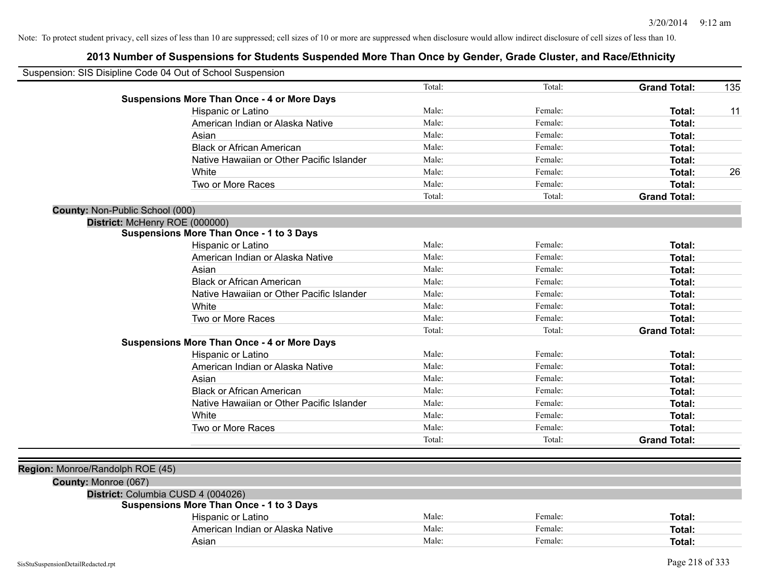Note: To protect student privacy, cell sizes of less than 10 are suppressed; cell sizes of 10 or more are suppressed when disclosure would allow indirect disclosure of cell sizes of less than 10.

## 2013 Number of Suspensions for Students Suspended More Than Once by Gender, Grade Cluster, and Race/Ethnicity

Suspension: SIS Disipline Code 04 Out of School Suspension

| | | | | |
|---|---|---|---|---|
| | Total: | Total: | **Grand Total:** | 135 |
| **Suspensions More Than Once - 4 or More Days** | | | | |
| Hispanic or Latino | Male: | Female: | **Total:** | 11 |
| American Indian or Alaska Native | Male: | Female: | **Total:** | |
| Asian | Male: | Female: | **Total:** | |
| Black or African American | Male: | Female: | **Total:** | |
| Native Hawaiian or Other Pacific Islander | Male: | Female: | **Total:** | |
| White | Male: | Female: | **Total:** | 26 |
| Two or More Races | Male: | Female: | **Total:** | |
| | Total: | Total: | **Grand Total:** | |

**County:** Non-Public School (000)

**District:** McHenry ROE (000000)

| | | | | |
|---|---|---|---|---|
| **Suspensions More Than Once - 1 to 3 Days** | | | | |
| Hispanic or Latino | Male: | Female: | **Total:** | |
| American Indian or Alaska Native | Male: | Female: | **Total:** | |
| Asian | Male: | Female: | **Total:** | |
| Black or African American | Male: | Female: | **Total:** | |
| Native Hawaiian or Other Pacific Islander | Male: | Female: | **Total:** | |
| White | Male: | Female: | **Total:** | |
| Two or More Races | Male: | Female: | **Total:** | |
| | Total: | Total: | **Grand Total:** | |
| **Suspensions More Than Once - 4 or More Days** | | | | |
| Hispanic or Latino | Male: | Female: | **Total:** | |
| American Indian or Alaska Native | Male: | Female: | **Total:** | |
| Asian | Male: | Female: | **Total:** | |
| Black or African American | Male: | Female: | **Total:** | |
| Native Hawaiian or Other Pacific Islander | Male: | Female: | **Total:** | |
| White | Male: | Female: | **Total:** | |
| Two or More Races | Male: | Female: | **Total:** | |
| | Total: | Total: | **Grand Total:** | |

**Region:** Monroe/Randolph ROE (45)

**County:** Monroe (067)

**District:** Columbia CUSD 4 (004026)

| | | | | |
|---|---|---|---|---|
| **Suspensions More Than Once - 1 to 3 Days** | | | | |
| Hispanic or Latino | Male: | Female: | **Total:** | |
| American Indian or Alaska Native | Male: | Female: | **Total:** | |
| Asian | Male: | Female: | **Total:** | |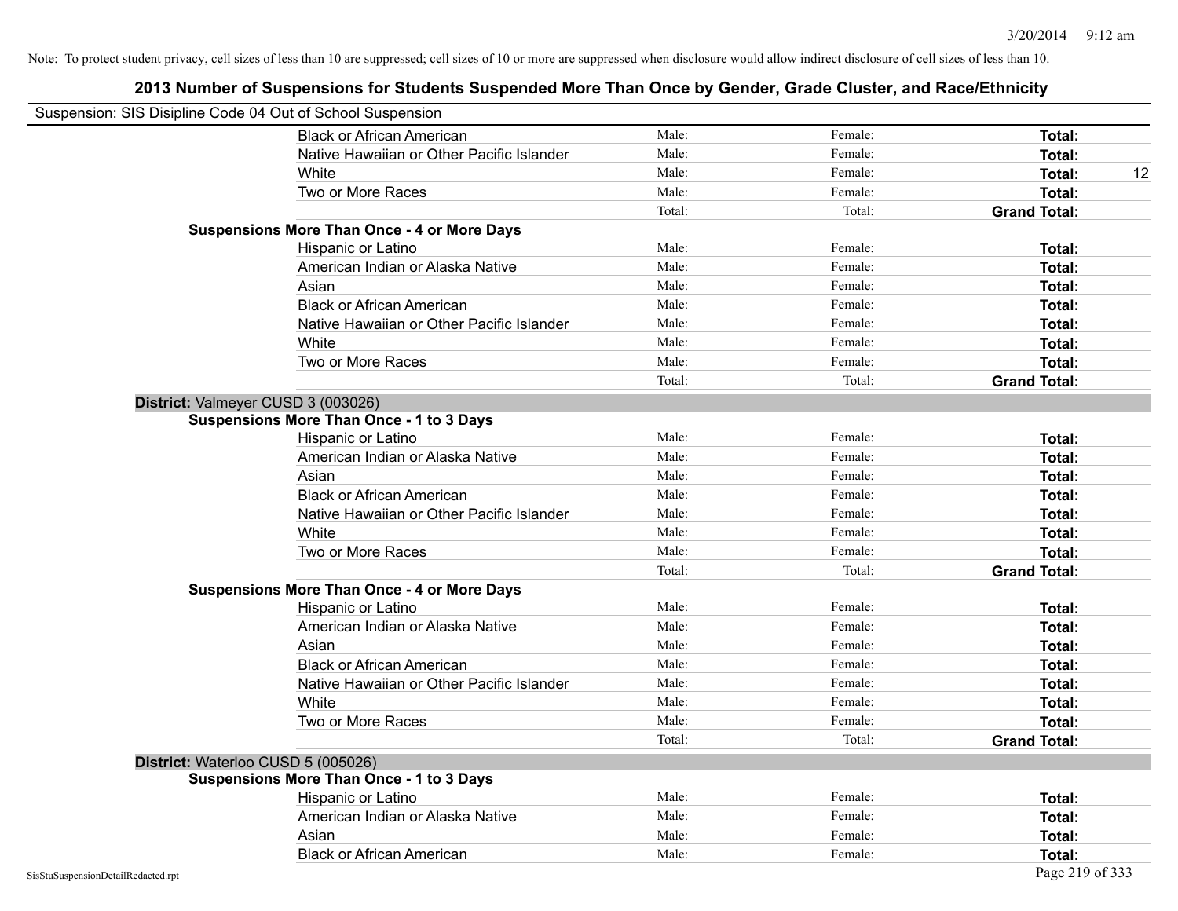Note: To protect student privacy, cell sizes of less than 10 are suppressed; cell sizes of 10 or more are suppressed when disclosure would allow indirect disclosure of cell sizes of less than 10.

## 2013 Number of Suspensions for Students Suspended More Than Once by Gender, Grade Cluster, and Race/Ethnicity

Suspension: SIS Disipline Code 04 Out of School Suspension

| | | | | |
|---|---|---|---|---|
| Black or African American | Male: | Female: | **Total:** | |
| Native Hawaiian or Other Pacific Islander | Male: | Female: | **Total:** | |
| White | Male: | Female: | **Total:** | 12 |
| Two or More Races | Male: | Female: | **Total:** | |
| | Total: | Total: | **Grand Total:** | |

**Suspensions More Than Once - 4 or More Days**

| | | | | |
|---|---|---|---|---|
| Hispanic or Latino | Male: | Female: | **Total:** | |
| American Indian or Alaska Native | Male: | Female: | **Total:** | |
| Asian | Male: | Female: | **Total:** | |
| Black or African American | Male: | Female: | **Total:** | |
| Native Hawaiian or Other Pacific Islander | Male: | Female: | **Total:** | |
| White | Male: | Female: | **Total:** | |
| Two or More Races | Male: | Female: | **Total:** | |
| | Total: | Total: | **Grand Total:** | |

**District:** Valmeyer CUSD 3 (003026)

**Suspensions More Than Once - 1 to 3 Days**

| | | | | |
|---|---|---|---|---|
| Hispanic or Latino | Male: | Female: | **Total:** | |
| American Indian or Alaska Native | Male: | Female: | **Total:** | |
| Asian | Male: | Female: | **Total:** | |
| Black or African American | Male: | Female: | **Total:** | |
| Native Hawaiian or Other Pacific Islander | Male: | Female: | **Total:** | |
| White | Male: | Female: | **Total:** | |
| Two or More Races | Male: | Female: | **Total:** | |
| | Total: | Total: | **Grand Total:** | |

**Suspensions More Than Once - 4 or More Days**

| | | | | |
|---|---|---|---|---|
| Hispanic or Latino | Male: | Female: | **Total:** | |
| American Indian or Alaska Native | Male: | Female: | **Total:** | |
| Asian | Male: | Female: | **Total:** | |
| Black or African American | Male: | Female: | **Total:** | |
| Native Hawaiian or Other Pacific Islander | Male: | Female: | **Total:** | |
| White | Male: | Female: | **Total:** | |
| Two or More Races | Male: | Female: | **Total:** | |
| | Total: | Total: | **Grand Total:** | |

**District:** Waterloo CUSD 5 (005026)

**Suspensions More Than Once - 1 to 3 Days**

| | | | | |
|---|---|---|---|---|
| Hispanic or Latino | Male: | Female: | **Total:** | |
| American Indian or Alaska Native | Male: | Female: | **Total:** | |
| Asian | Male: | Female: | **Total:** | |
| Black or African American | Male: | Female: | **Total:** | |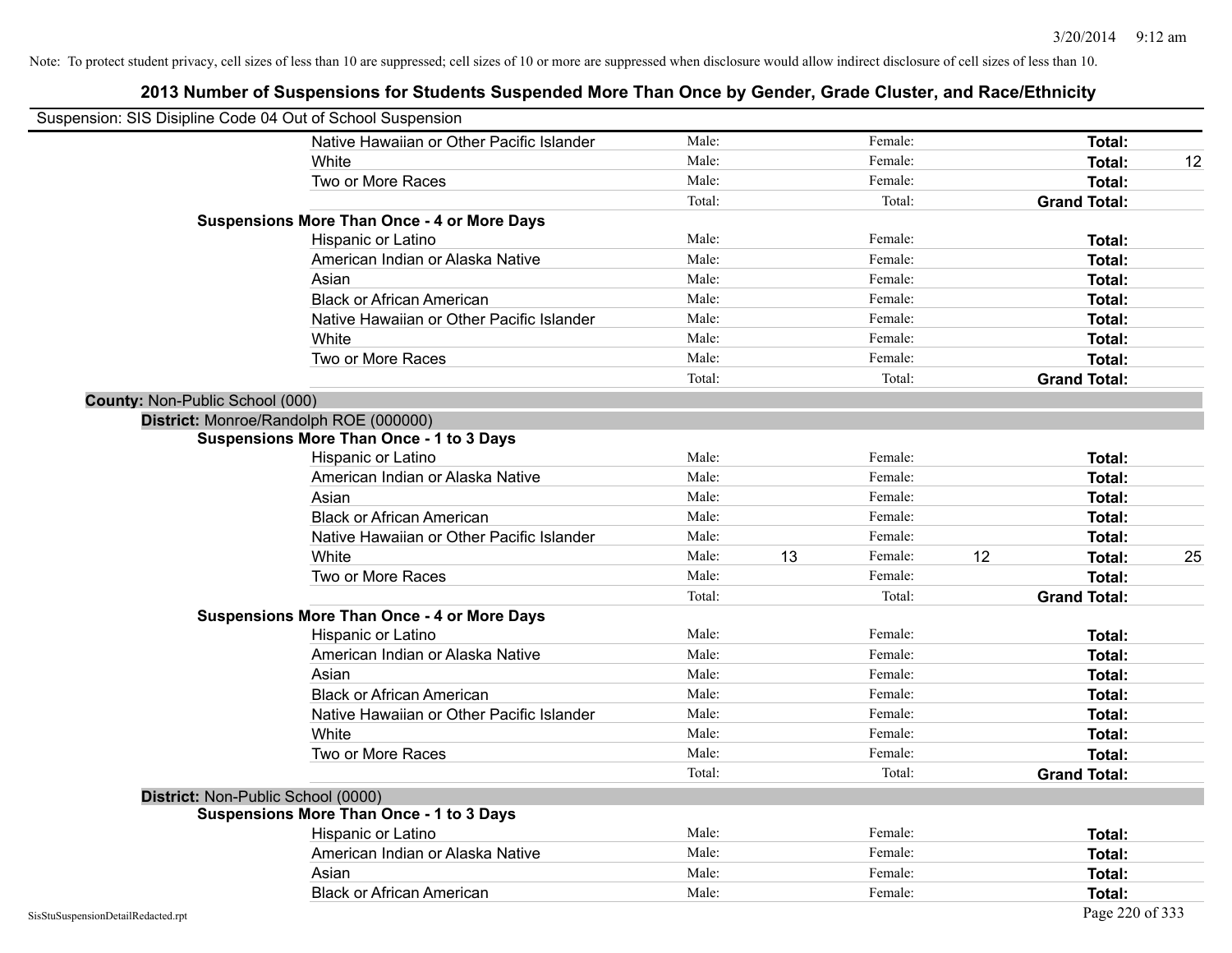Note: To protect student privacy, cell sizes of less than 10 are suppressed; cell sizes of 10 or more are suppressed when disclosure would allow indirect disclosure of cell sizes of less than 10.

## 2013 Number of Suspensions for Students Suspended More Than Once by Gender, Grade Cluster, and Race/Ethnicity

Suspension: SIS Disipline Code 04 Out of School Suspension

| | | | | | | |
|---|---|---|---|---|---|---|
| Native Hawaiian or Other Pacific Islander | Male: | | Female: | | **Total:** | |
| White | Male: | | Female: | | **Total:** | 12 |
| Two or More Races | Male: | | Female: | | **Total:** | |
| | Total: | | Total: | | **Grand Total:** | |
| **Suspensions More Than Once - 4 or More Days** | | | | | | |
| Hispanic or Latino | Male: | | Female: | | **Total:** | |
| American Indian or Alaska Native | Male: | | Female: | | **Total:** | |
| Asian | Male: | | Female: | | **Total:** | |
| Black or African American | Male: | | Female: | | **Total:** | |
| Native Hawaiian or Other Pacific Islander | Male: | | Female: | | **Total:** | |
| White | Male: | | Female: | | **Total:** | |
| Two or More Races | Male: | | Female: | | **Total:** | |
| | Total: | | Total: | | **Grand Total:** | |

**County:** Non-Public School (000)

**District:** Monroe/Randolph ROE (000000)

| | | | | | | |
|---|---|---|---|---|---|---|
| **Suspensions More Than Once - 1 to 3 Days** | | | | | | |
| Hispanic or Latino | Male: | | Female: | | **Total:** | |
| American Indian or Alaska Native | Male: | | Female: | | **Total:** | |
| Asian | Male: | | Female: | | **Total:** | |
| Black or African American | Male: | | Female: | | **Total:** | |
| Native Hawaiian or Other Pacific Islander | Male: | | Female: | | **Total:** | |
| White | Male: | 13 | Female: | 12 | **Total:** | 25 |
| Two or More Races | Male: | | Female: | | **Total:** | |
| | Total: | | Total: | | **Grand Total:** | |
| **Suspensions More Than Once - 4 or More Days** | | | | | | |
| Hispanic or Latino | Male: | | Female: | | **Total:** | |
| American Indian or Alaska Native | Male: | | Female: | | **Total:** | |
| Asian | Male: | | Female: | | **Total:** | |
| Black or African American | Male: | | Female: | | **Total:** | |
| Native Hawaiian or Other Pacific Islander | Male: | | Female: | | **Total:** | |
| White | Male: | | Female: | | **Total:** | |
| Two or More Races | Male: | | Female: | | **Total:** | |
| | Total: | | Total: | | **Grand Total:** | |

**District:** Non-Public School (0000)

| | | | | | | |
|---|---|---|---|---|---|---|
| **Suspensions More Than Once - 1 to 3 Days** | | | | | | |
| Hispanic or Latino | Male: | | Female: | | **Total:** | |
| American Indian or Alaska Native | Male: | | Female: | | **Total:** | |
| Asian | Male: | | Female: | | **Total:** | |
| Black or African American | Male: | | Female: | | **Total:** | |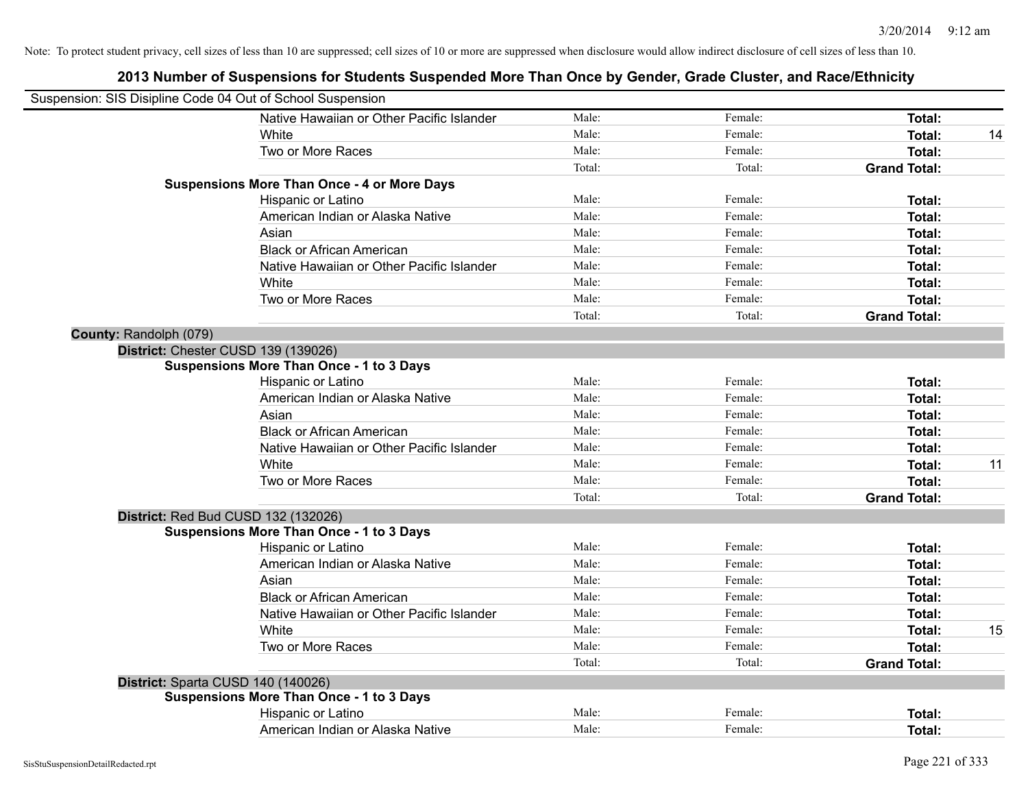Note: To protect student privacy, cell sizes of less than 10 are suppressed; cell sizes of 10 or more are suppressed when disclosure would allow indirect disclosure of cell sizes of less than 10.

## 2013 Number of Suspensions for Students Suspended More Than Once by Gender, Grade Cluster, and Race/Ethnicity

Suspension: SIS Disipline Code 04 Out of School Suspension

| | | | | |
|---|---|---|---|---|
| Native Hawaiian or Other Pacific Islander | Male: | Female: | **Total:** | |
| White | Male: | Female: | **Total:** | 14 |
| Two or More Races | Male: | Female: | **Total:** | |
| | Total: | Total: | **Grand Total:** | |

**Suspensions More Than Once - 4 or More Days**

| | | | | |
|---|---|---|---|---|
| Hispanic or Latino | Male: | Female: | **Total:** | |
| American Indian or Alaska Native | Male: | Female: | **Total:** | |
| Asian | Male: | Female: | **Total:** | |
| Black or African American | Male: | Female: | **Total:** | |
| Native Hawaiian or Other Pacific Islander | Male: | Female: | **Total:** | |
| White | Male: | Female: | **Total:** | |
| Two or More Races | Male: | Female: | **Total:** | |
| | Total: | Total: | **Grand Total:** | |

**County:** Randolph (079)

**District:** Chester CUSD 139 (139026)

**Suspensions More Than Once - 1 to 3 Days**

| | | | | |
|---|---|---|---|---|
| Hispanic or Latino | Male: | Female: | **Total:** | |
| American Indian or Alaska Native | Male: | Female: | **Total:** | |
| Asian | Male: | Female: | **Total:** | |
| Black or African American | Male: | Female: | **Total:** | |
| Native Hawaiian or Other Pacific Islander | Male: | Female: | **Total:** | |
| White | Male: | Female: | **Total:** | 11 |
| Two or More Races | Male: | Female: | **Total:** | |
| | Total: | Total: | **Grand Total:** | |

**District:** Red Bud CUSD 132 (132026)

**Suspensions More Than Once - 1 to 3 Days**

| | | | | |
|---|---|---|---|---|
| Hispanic or Latino | Male: | Female: | **Total:** | |
| American Indian or Alaska Native | Male: | Female: | **Total:** | |
| Asian | Male: | Female: | **Total:** | |
| Black or African American | Male: | Female: | **Total:** | |
| Native Hawaiian or Other Pacific Islander | Male: | Female: | **Total:** | |
| White | Male: | Female: | **Total:** | 15 |
| Two or More Races | Male: | Female: | **Total:** | |
| | Total: | Total: | **Grand Total:** | |

**District:** Sparta CUSD 140 (140026)

**Suspensions More Than Once - 1 to 3 Days**

| | | | | |
|---|---|---|---|---|
| Hispanic or Latino | Male: | Female: | **Total:** | |
| American Indian or Alaska Native | Male: | Female: | **Total:** | |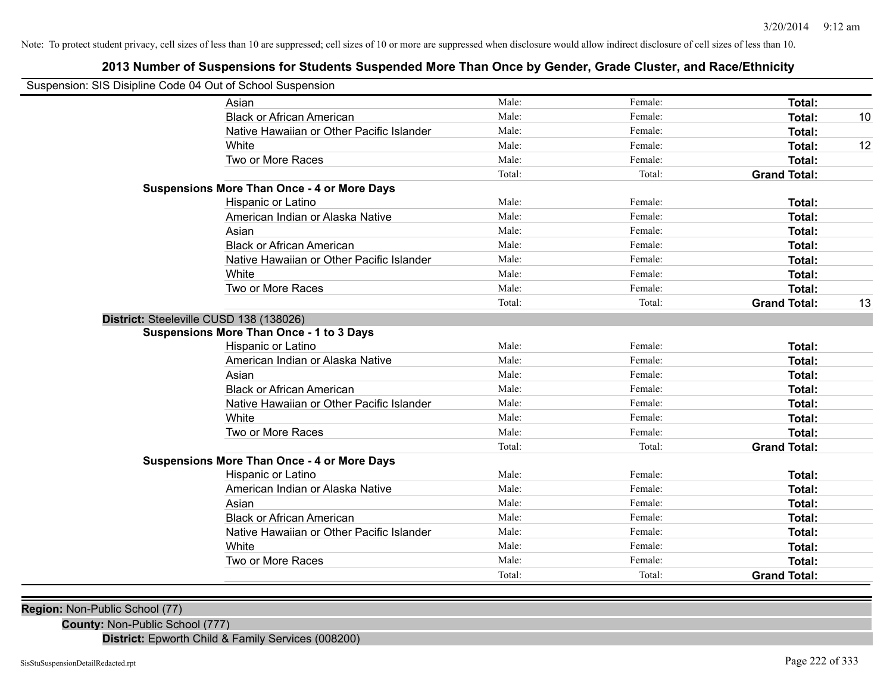Note: To protect student privacy, cell sizes of less than 10 are suppressed; cell sizes of 10 or more are suppressed when disclosure would allow indirect disclosure of cell sizes of less than 10.

# 2013 Number of Suspensions for Students Suspended More Than Once by Gender, Grade Cluster, and Race/Ethnicity

Suspension: SIS Disipline Code 04 Out of School Suspension

| | | | | |
|---|---|---|---|---|
| Asian | Male: | Female: | **Total:** | |
| Black or African American | Male: | Female: | **Total:** | 10 |
| Native Hawaiian or Other Pacific Islander | Male: | Female: | **Total:** | |
| White | Male: | Female: | **Total:** | 12 |
| Two or More Races | Male: | Female: | **Total:** | |
| | Total: | Total: | **Grand Total:** | |
| **Suspensions More Than Once - 4 or More Days** | | | | |
| Hispanic or Latino | Male: | Female: | **Total:** | |
| American Indian or Alaska Native | Male: | Female: | **Total:** | |
| Asian | Male: | Female: | **Total:** | |
| Black or African American | Male: | Female: | **Total:** | |
| Native Hawaiian or Other Pacific Islander | Male: | Female: | **Total:** | |
| White | Male: | Female: | **Total:** | |
| Two or More Races | Male: | Female: | **Total:** | |
| | Total: | Total: | **Grand Total:** | 13 |

**District:** Steeleville CUSD 138 (138026)

| | | | | |
|---|---|---|---|---|
| **Suspensions More Than Once - 1 to 3 Days** | | | | |
| Hispanic or Latino | Male: | Female: | **Total:** | |
| American Indian or Alaska Native | Male: | Female: | **Total:** | |
| Asian | Male: | Female: | **Total:** | |
| Black or African American | Male: | Female: | **Total:** | |
| Native Hawaiian or Other Pacific Islander | Male: | Female: | **Total:** | |
| White | Male: | Female: | **Total:** | |
| Two or More Races | Male: | Female: | **Total:** | |
| | Total: | Total: | **Grand Total:** | |
| **Suspensions More Than Once - 4 or More Days** | | | | |
| Hispanic or Latino | Male: | Female: | **Total:** | |
| American Indian or Alaska Native | Male: | Female: | **Total:** | |
| Asian | Male: | Female: | **Total:** | |
| Black or African American | Male: | Female: | **Total:** | |
| Native Hawaiian or Other Pacific Islander | Male: | Female: | **Total:** | |
| White | Male: | Female: | **Total:** | |
| Two or More Races | Male: | Female: | **Total:** | |
| | Total: | Total: | **Grand Total:** | |

**Region:** Non-Public School (77)

**County:** Non-Public School (777)

**District:** Epworth Child & Family Services (008200)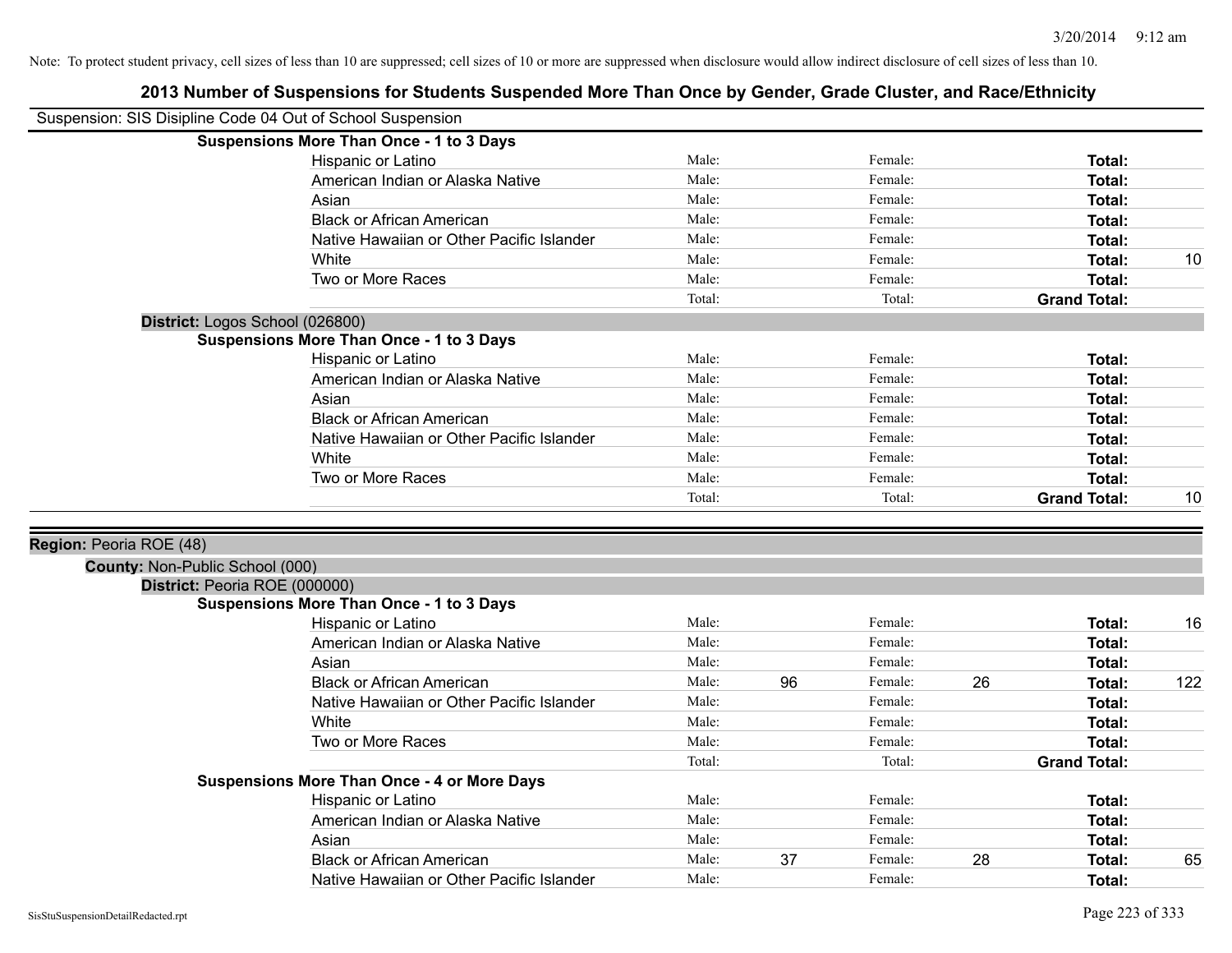Note: To protect student privacy, cell sizes of less than 10 are suppressed; cell sizes of 10 or more are suppressed when disclosure would allow indirect disclosure of cell sizes of less than 10.

# 2013 Number of Suspensions for Students Suspended More Than Once by Gender, Grade Cluster, and Race/Ethnicity

Suspension: SIS Disipline Code 04 Out of School Suspension

**Suspensions More Than Once - 1 to 3 Days**

| | | | | | | |
|---|---|---|---|---|---|---|
| Hispanic or Latino | Male: | | Female: | | **Total:** | |
| American Indian or Alaska Native | Male: | | Female: | | **Total:** | |
| Asian | Male: | | Female: | | **Total:** | |
| Black or African American | Male: | | Female: | | **Total:** | |
| Native Hawaiian or Other Pacific Islander | Male: | | Female: | | **Total:** | |
| White | Male: | | Female: | | **Total:** | 10 |
| Two or More Races | Male: | | Female: | | **Total:** | |
| | Total: | | Total: | | **Grand Total:** | |

**District:** Logos School (026800)

**Suspensions More Than Once - 1 to 3 Days**

| | | | | | | |
|---|---|---|---|---|---|---|
| Hispanic or Latino | Male: | | Female: | | **Total:** | |
| American Indian or Alaska Native | Male: | | Female: | | **Total:** | |
| Asian | Male: | | Female: | | **Total:** | |
| Black or African American | Male: | | Female: | | **Total:** | |
| Native Hawaiian or Other Pacific Islander | Male: | | Female: | | **Total:** | |
| White | Male: | | Female: | | **Total:** | |
| Two or More Races | Male: | | Female: | | **Total:** | |
| | Total: | | Total: | | **Grand Total:** | 10 |

**Region:** Peoria ROE (48)

**County:** Non-Public School (000)

**District:** Peoria ROE (000000)

**Suspensions More Than Once - 1 to 3 Days**

| | | | | | | |
|---|---|---|---|---|---|---|
| Hispanic or Latino | Male: | | Female: | | **Total:** | 16 |
| American Indian or Alaska Native | Male: | | Female: | | **Total:** | |
| Asian | Male: | | Female: | | **Total:** | |
| Black or African American | Male: | 96 | Female: | 26 | **Total:** | 122 |
| Native Hawaiian or Other Pacific Islander | Male: | | Female: | | **Total:** | |
| White | Male: | | Female: | | **Total:** | |
| Two or More Races | Male: | | Female: | | **Total:** | |
| | Total: | | Total: | | **Grand Total:** | |

**Suspensions More Than Once - 4 or More Days**

| | | | | | | |
|---|---|---|---|---|---|---|
| Hispanic or Latino | Male: | | Female: | | **Total:** | |
| American Indian or Alaska Native | Male: | | Female: | | **Total:** | |
| Asian | Male: | | Female: | | **Total:** | |
| Black or African American | Male: | 37 | Female: | 28 | **Total:** | 65 |
| Native Hawaiian or Other Pacific Islander | Male: | | Female: | | **Total:** | |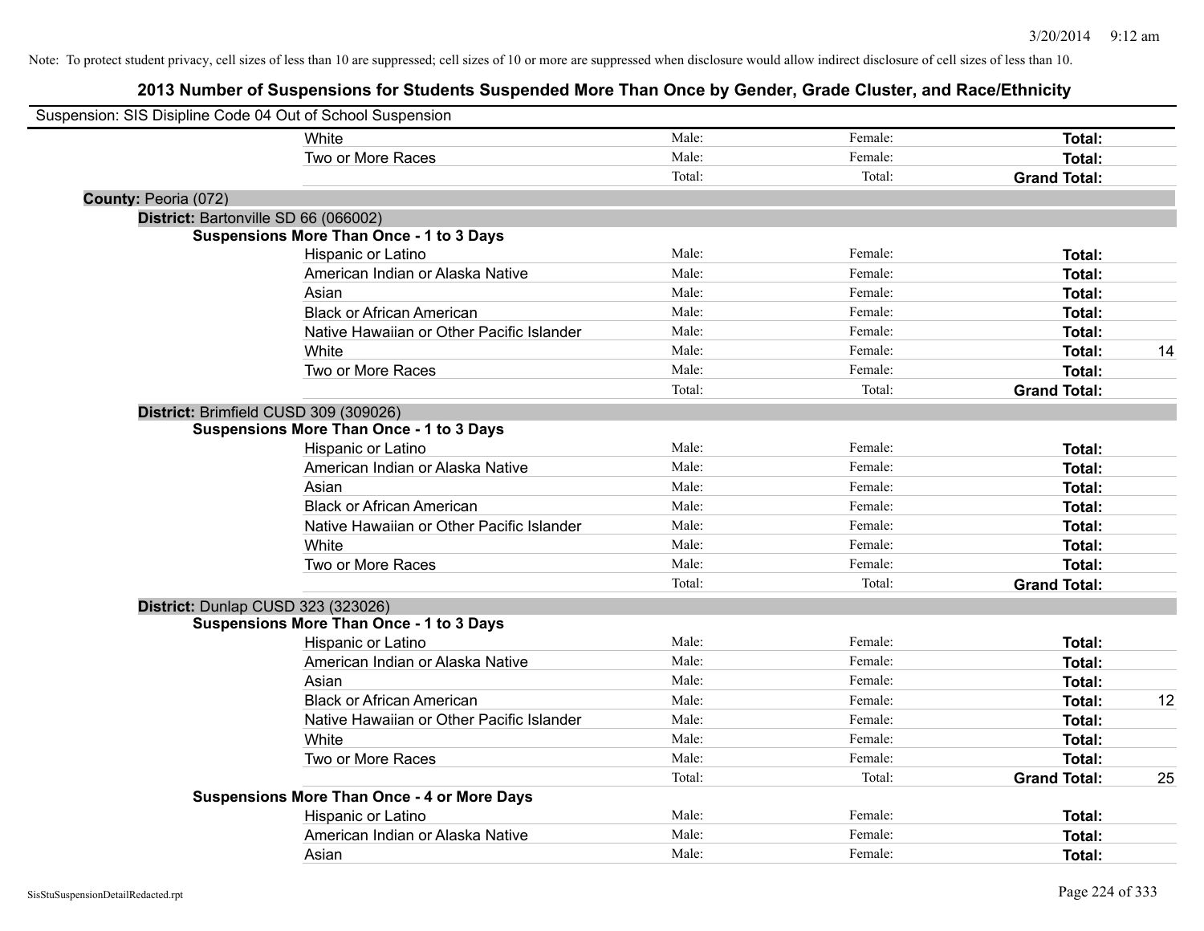Note: To protect student privacy, cell sizes of less than 10 are suppressed; cell sizes of 10 or more are suppressed when disclosure would allow indirect disclosure of cell sizes of less than 10.

## 2013 Number of Suspensions for Students Suspended More Than Once by Gender, Grade Cluster, and Race/Ethnicity

Suspension: SIS Disipline Code 04 Out of School Suspension

| | | | | |
|---|---|---|---|---|
| White | Male: | Female: | **Total:** | |
| Two or More Races | Male: | Female: | **Total:** | |
| | Total: | Total: | **Grand Total:** | |

**County:** Peoria (072)

**District:** Bartonville SD 66 (066002)

**Suspensions More Than Once - 1 to 3 Days**

| | | | | |
|---|---|---|---|---|
| Hispanic or Latino | Male: | Female: | **Total:** | |
| American Indian or Alaska Native | Male: | Female: | **Total:** | |
| Asian | Male: | Female: | **Total:** | |
| Black or African American | Male: | Female: | **Total:** | |
| Native Hawaiian or Other Pacific Islander | Male: | Female: | **Total:** | |
| White | Male: | Female: | **Total:** | 14 |
| Two or More Races | Male: | Female: | **Total:** | |
| | Total: | Total: | **Grand Total:** | |

**District:** Brimfield CUSD 309 (309026)

**Suspensions More Than Once - 1 to 3 Days**

| | | | | |
|---|---|---|---|---|
| Hispanic or Latino | Male: | Female: | **Total:** | |
| American Indian or Alaska Native | Male: | Female: | **Total:** | |
| Asian | Male: | Female: | **Total:** | |
| Black or African American | Male: | Female: | **Total:** | |
| Native Hawaiian or Other Pacific Islander | Male: | Female: | **Total:** | |
| White | Male: | Female: | **Total:** | |
| Two or More Races | Male: | Female: | **Total:** | |
| | Total: | Total: | **Grand Total:** | |

**District:** Dunlap CUSD 323 (323026)

**Suspensions More Than Once - 1 to 3 Days**

| | | | | |
|---|---|---|---|---|
| Hispanic or Latino | Male: | Female: | **Total:** | |
| American Indian or Alaska Native | Male: | Female: | **Total:** | |
| Asian | Male: | Female: | **Total:** | |
| Black or African American | Male: | Female: | **Total:** | 12 |
| Native Hawaiian or Other Pacific Islander | Male: | Female: | **Total:** | |
| White | Male: | Female: | **Total:** | |
| Two or More Races | Male: | Female: | **Total:** | |
| | Total: | Total: | **Grand Total:** | 25 |

**Suspensions More Than Once - 4 or More Days**

| | | | | |
|---|---|---|---|---|
| Hispanic or Latino | Male: | Female: | **Total:** | |
| American Indian or Alaska Native | Male: | Female: | **Total:** | |
| Asian | Male: | Female: | **Total:** | |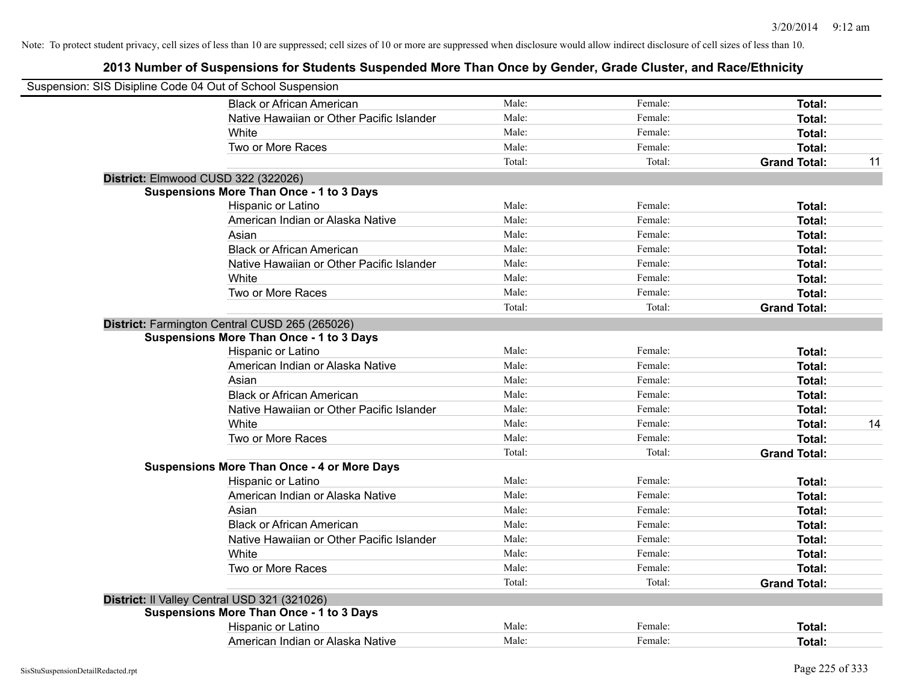Note: To protect student privacy, cell sizes of less than 10 are suppressed; cell sizes of 10 or more are suppressed when disclosure would allow indirect disclosure of cell sizes of less than 10.

## 2013 Number of Suspensions for Students Suspended More Than Once by Gender, Grade Cluster, and Race/Ethnicity

Suspension: SIS Disipline Code 04 Out of School Suspension

| | | | | | |
|---|---|---|---|---|---|
| | Black or African American | Male: | Female: | **Total:** | |
| | Native Hawaiian or Other Pacific Islander | Male: | Female: | **Total:** | |
| | White | Male: | Female: | **Total:** | |
| | Two or More Races | Male: | Female: | **Total:** | |
| | | Total: | Total: | **Grand Total:** | 11 |
| **District:** Elmwood CUSD 322 (322026) | | | | | |
| **Suspensions More Than Once - 1 to 3 Days** | | | | | |
| | Hispanic or Latino | Male: | Female: | **Total:** | |
| | American Indian or Alaska Native | Male: | Female: | **Total:** | |
| | Asian | Male: | Female: | **Total:** | |
| | Black or African American | Male: | Female: | **Total:** | |
| | Native Hawaiian or Other Pacific Islander | Male: | Female: | **Total:** | |
| | White | Male: | Female: | **Total:** | |
| | Two or More Races | Male: | Female: | **Total:** | |
| | | Total: | Total: | **Grand Total:** | |
| **District:** Farmington Central CUSD 265 (265026) | | | | | |
| **Suspensions More Than Once - 1 to 3 Days** | | | | | |
| | Hispanic or Latino | Male: | Female: | **Total:** | |
| | American Indian or Alaska Native | Male: | Female: | **Total:** | |
| | Asian | Male: | Female: | **Total:** | |
| | Black or African American | Male: | Female: | **Total:** | |
| | Native Hawaiian or Other Pacific Islander | Male: | Female: | **Total:** | |
| | White | Male: | Female: | **Total:** | 14 |
| | Two or More Races | Male: | Female: | **Total:** | |
| | | Total: | Total: | **Grand Total:** | |
| **Suspensions More Than Once - 4 or More Days** | | | | | |
| | Hispanic or Latino | Male: | Female: | **Total:** | |
| | American Indian or Alaska Native | Male: | Female: | **Total:** | |
| | Asian | Male: | Female: | **Total:** | |
| | Black or African American | Male: | Female: | **Total:** | |
| | Native Hawaiian or Other Pacific Islander | Male: | Female: | **Total:** | |
| | White | Male: | Female: | **Total:** | |
| | Two or More Races | Male: | Female: | **Total:** | |
| | | Total: | Total: | **Grand Total:** | |
| **District:** Il Valley Central USD 321 (321026) | | | | | |
| **Suspensions More Than Once - 1 to 3 Days** | | | | | |
| | Hispanic or Latino | Male: | Female: | **Total:** | |
| | American Indian or Alaska Native | Male: | Female: | **Total:** | |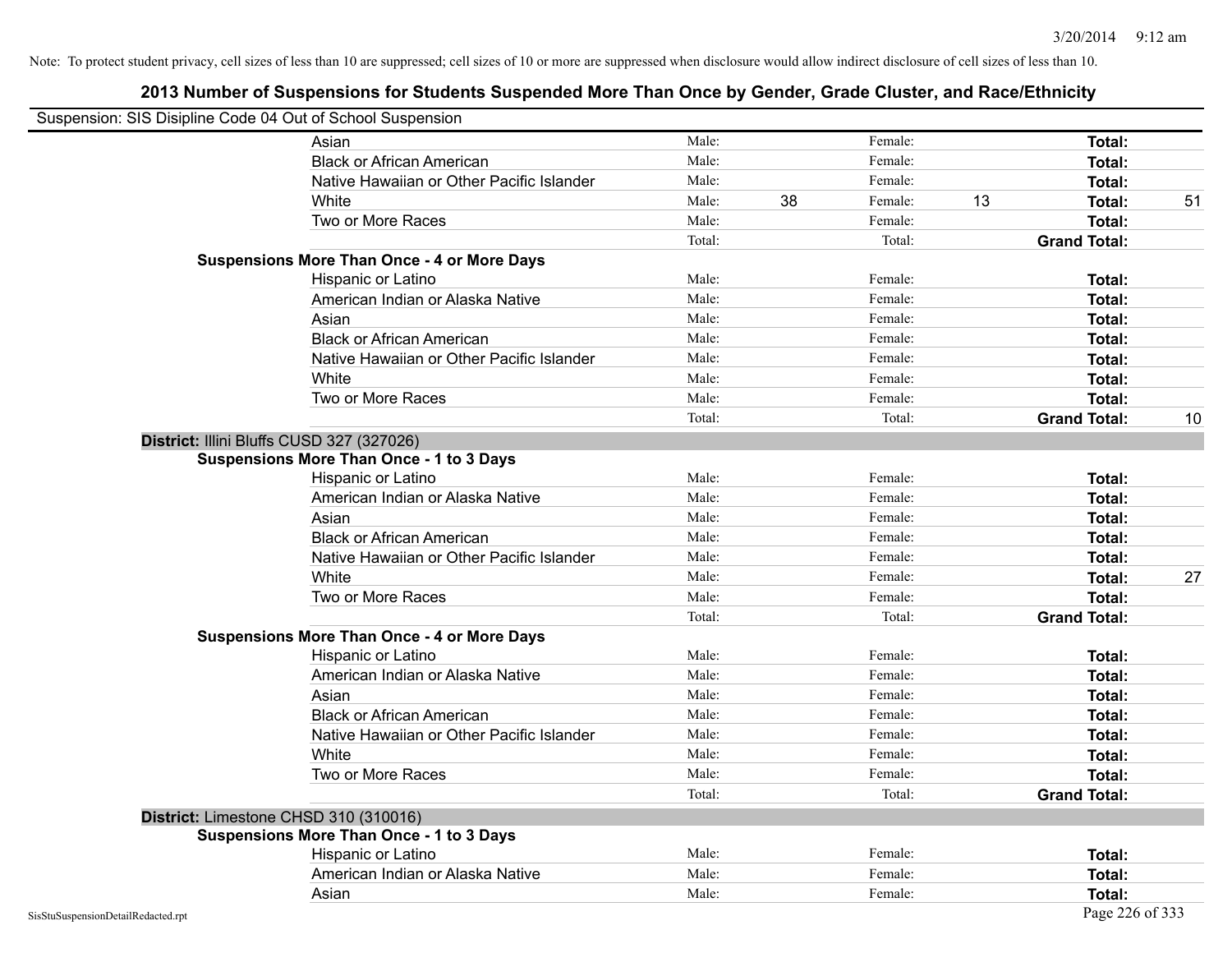Note: To protect student privacy, cell sizes of less than 10 are suppressed; cell sizes of 10 or more are suppressed when disclosure would allow indirect disclosure of cell sizes of less than 10.

# 2013 Number of Suspensions for Students Suspended More Than Once by Gender, Grade Cluster, and Race/Ethnicity

Suspension: SIS Disipline Code 04 Out of School Suspension

| | | | | | | | |
|---|---|---|---|---|---|---|---|
| | Asian | Male: | | Female: | | **Total:** | |
| | Black or African American | Male: | | Female: | | **Total:** | |
| | Native Hawaiian or Other Pacific Islander | Male: | | Female: | | **Total:** | |
| | White | Male: | 38 | Female: | 13 | **Total:** | 51 |
| | Two or More Races | Male: | | Female: | | **Total:** | |
| | | Total: | | Total: | | **Grand Total:** | |
| **Suspensions More Than Once - 4 or More Days** | | | | | | | |
| | Hispanic or Latino | Male: | | Female: | | **Total:** | |
| | American Indian or Alaska Native | Male: | | Female: | | **Total:** | |
| | Asian | Male: | | Female: | | **Total:** | |
| | Black or African American | Male: | | Female: | | **Total:** | |
| | Native Hawaiian or Other Pacific Islander | Male: | | Female: | | **Total:** | |
| | White | Male: | | Female: | | **Total:** | |
| | Two or More Races | Male: | | Female: | | **Total:** | |
| | | Total: | | Total: | | **Grand Total:** | 10 |
| **District:** Illini Bluffs CUSD 327 (327026) | | | | | | | |
| **Suspensions More Than Once - 1 to 3 Days** | | | | | | | |
| | Hispanic or Latino | Male: | | Female: | | **Total:** | |
| | American Indian or Alaska Native | Male: | | Female: | | **Total:** | |
| | Asian | Male: | | Female: | | **Total:** | |
| | Black or African American | Male: | | Female: | | **Total:** | |
| | Native Hawaiian or Other Pacific Islander | Male: | | Female: | | **Total:** | |
| | White | Male: | | Female: | | **Total:** | 27 |
| | Two or More Races | Male: | | Female: | | **Total:** | |
| | | Total: | | Total: | | **Grand Total:** | |
| **Suspensions More Than Once - 4 or More Days** | | | | | | | |
| | Hispanic or Latino | Male: | | Female: | | **Total:** | |
| | American Indian or Alaska Native | Male: | | Female: | | **Total:** | |
| | Asian | Male: | | Female: | | **Total:** | |
| | Black or African American | Male: | | Female: | | **Total:** | |
| | Native Hawaiian or Other Pacific Islander | Male: | | Female: | | **Total:** | |
| | White | Male: | | Female: | | **Total:** | |
| | Two or More Races | Male: | | Female: | | **Total:** | |
| | | Total: | | Total: | | **Grand Total:** | |
| **District:** Limestone CHSD 310 (310016) | | | | | | | |
| **Suspensions More Than Once - 1 to 3 Days** | | | | | | | |
| | Hispanic or Latino | Male: | | Female: | | **Total:** | |
| | American Indian or Alaska Native | Male: | | Female: | | **Total:** | |
| | Asian | Male: | | Female: | | **Total:** | |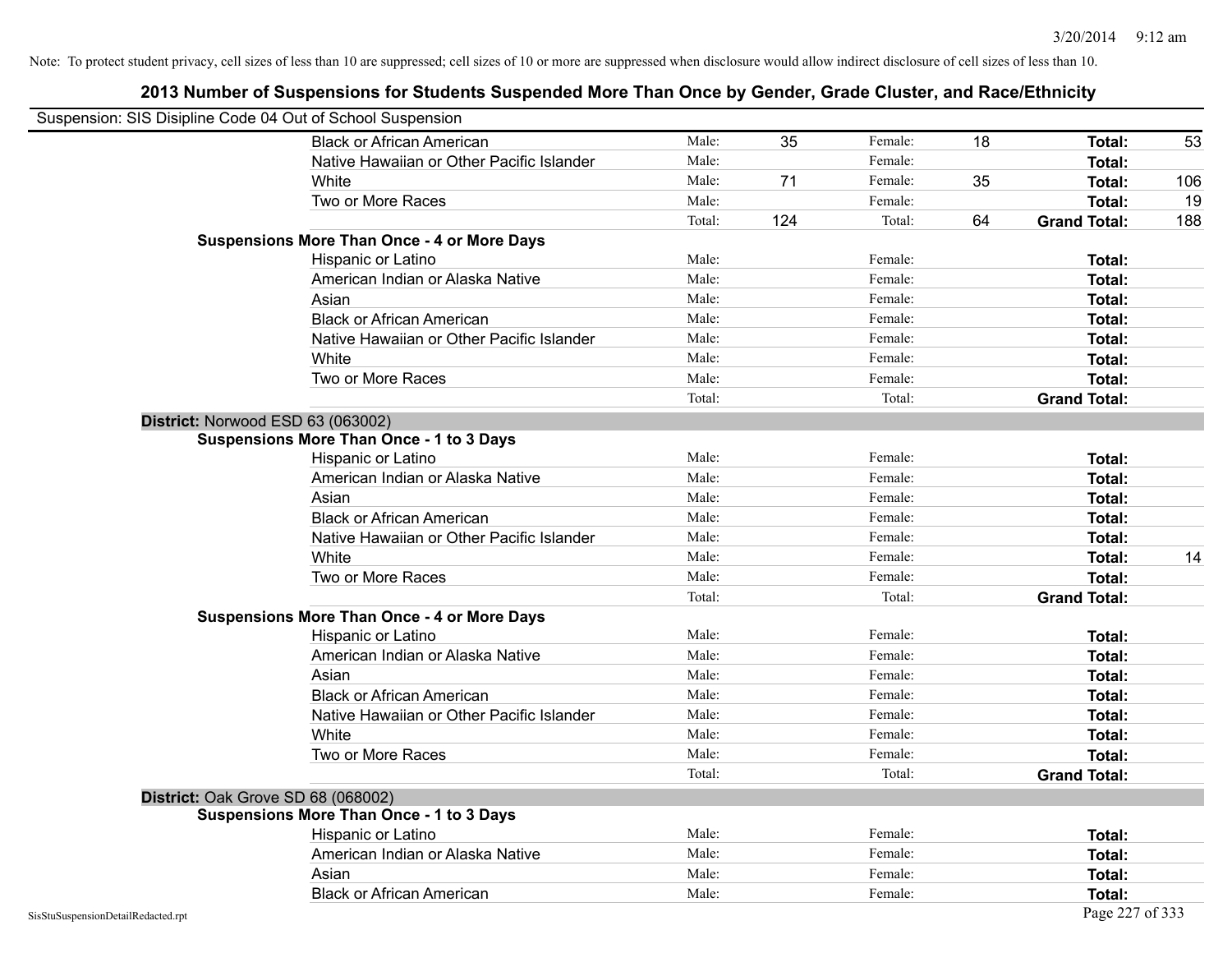Note: To protect student privacy, cell sizes of less than 10 are suppressed; cell sizes of 10 or more are suppressed when disclosure would allow indirect disclosure of cell sizes of less than 10.

## 2013 Number of Suspensions for Students Suspended More Than Once by Gender, Grade Cluster, and Race/Ethnicity

Suspension: SIS Disipline Code 04 Out of School Suspension

| | | | | | | |
|---|---|---|---|---|---|---|
| Black or African American | Male: | 35 | Female: | 18 | **Total:** | 53 |
| Native Hawaiian or Other Pacific Islander | Male: | | Female: | | **Total:** | |
| White | Male: | 71 | Female: | 35 | **Total:** | 106 |
| Two or More Races | Male: | | Female: | | **Total:** | 19 |
| | Total: | 124 | Total: | 64 | **Grand Total:** | 188 |

**Suspensions More Than Once - 4 or More Days**

| | | | | | | |
|---|---|---|---|---|---|---|
| Hispanic or Latino | Male: | | Female: | | **Total:** | |
| American Indian or Alaska Native | Male: | | Female: | | **Total:** | |
| Asian | Male: | | Female: | | **Total:** | |
| Black or African American | Male: | | Female: | | **Total:** | |
| Native Hawaiian or Other Pacific Islander | Male: | | Female: | | **Total:** | |
| White | Male: | | Female: | | **Total:** | |
| Two or More Races | Male: | | Female: | | **Total:** | |
| | Total: | | Total: | | **Grand Total:** | |

**District:** Norwood ESD 63 (063002)

**Suspensions More Than Once - 1 to 3 Days**

| | | | | | | |
|---|---|---|---|---|---|---|
| Hispanic or Latino | Male: | | Female: | | **Total:** | |
| American Indian or Alaska Native | Male: | | Female: | | **Total:** | |
| Asian | Male: | | Female: | | **Total:** | |
| Black or African American | Male: | | Female: | | **Total:** | |
| Native Hawaiian or Other Pacific Islander | Male: | | Female: | | **Total:** | |
| White | Male: | | Female: | | **Total:** | 14 |
| Two or More Races | Male: | | Female: | | **Total:** | |
| | Total: | | Total: | | **Grand Total:** | |

**Suspensions More Than Once - 4 or More Days**

| | | | | | | |
|---|---|---|---|---|---|---|
| Hispanic or Latino | Male: | | Female: | | **Total:** | |
| American Indian or Alaska Native | Male: | | Female: | | **Total:** | |
| Asian | Male: | | Female: | | **Total:** | |
| Black or African American | Male: | | Female: | | **Total:** | |
| Native Hawaiian or Other Pacific Islander | Male: | | Female: | | **Total:** | |
| White | Male: | | Female: | | **Total:** | |
| Two or More Races | Male: | | Female: | | **Total:** | |
| | Total: | | Total: | | **Grand Total:** | |

**District:** Oak Grove SD 68 (068002)

**Suspensions More Than Once - 1 to 3 Days**

| | | | | | | |
|---|---|---|---|---|---|---|
| Hispanic or Latino | Male: | | Female: | | **Total:** | |
| American Indian or Alaska Native | Male: | | Female: | | **Total:** | |
| Asian | Male: | | Female: | | **Total:** | |
| Black or African American | Male: | | Female: | | **Total:** | |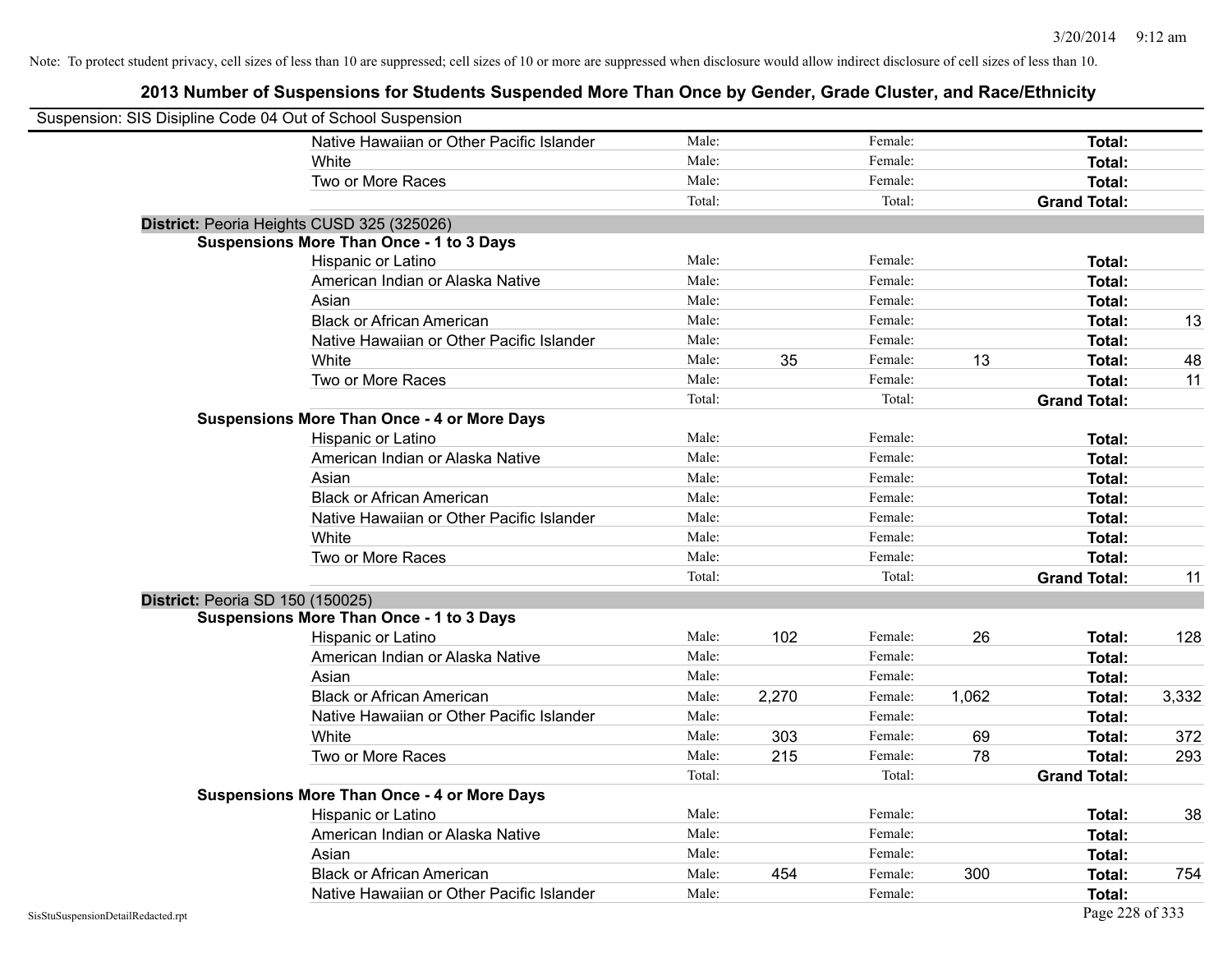Note: To protect student privacy, cell sizes of less than 10 are suppressed; cell sizes of 10 or more are suppressed when disclosure would allow indirect disclosure of cell sizes of less than 10.

## 2013 Number of Suspensions for Students Suspended More Than Once by Gender, Grade Cluster, and Race/Ethnicity

Suspension: SIS Disipline Code 04 Out of School Suspension

| | | | | | | |
|---|---|---|---|---|---|---|
| Native Hawaiian or Other Pacific Islander | Male: | | Female: | | **Total:** | |
| White | Male: | | Female: | | **Total:** | |
| Two or More Races | Male: | | Female: | | **Total:** | |
| | Total: | | Total: | | **Grand Total:** | |

**District:** Peoria Heights CUSD 325 (325026)

**Suspensions More Than Once - 1 to 3 Days**

| | | | | | | |
|---|---|---|---|---|---|---|
| Hispanic or Latino | Male: | | Female: | | **Total:** | |
| American Indian or Alaska Native | Male: | | Female: | | **Total:** | |
| Asian | Male: | | Female: | | **Total:** | |
| Black or African American | Male: | | Female: | | **Total:** | 13 |
| Native Hawaiian or Other Pacific Islander | Male: | | Female: | | **Total:** | |
| White | Male: | 35 | Female: | 13 | **Total:** | 48 |
| Two or More Races | Male: | | Female: | | **Total:** | 11 |
| | Total: | | Total: | | **Grand Total:** | |

**Suspensions More Than Once - 4 or More Days**

| | | | | | | |
|---|---|---|---|---|---|---|
| Hispanic or Latino | Male: | | Female: | | **Total:** | |
| American Indian or Alaska Native | Male: | | Female: | | **Total:** | |
| Asian | Male: | | Female: | | **Total:** | |
| Black or African American | Male: | | Female: | | **Total:** | |
| Native Hawaiian or Other Pacific Islander | Male: | | Female: | | **Total:** | |
| White | Male: | | Female: | | **Total:** | |
| Two or More Races | Male: | | Female: | | **Total:** | |
| | Total: | | Total: | | **Grand Total:** | 11 |

**District:** Peoria SD 150 (150025)

**Suspensions More Than Once - 1 to 3 Days**

| | | | | | | |
|---|---|---|---|---|---|---|
| Hispanic or Latino | Male: | 102 | Female: | 26 | **Total:** | 128 |
| American Indian or Alaska Native | Male: | | Female: | | **Total:** | |
| Asian | Male: | | Female: | | **Total:** | |
| Black or African American | Male: | 2,270 | Female: | 1,062 | **Total:** | 3,332 |
| Native Hawaiian or Other Pacific Islander | Male: | | Female: | | **Total:** | |
| White | Male: | 303 | Female: | 69 | **Total:** | 372 |
| Two or More Races | Male: | 215 | Female: | 78 | **Total:** | 293 |
| | Total: | | Total: | | **Grand Total:** | |

**Suspensions More Than Once - 4 or More Days**

| | | | | | | |
|---|---|---|---|---|---|---|
| Hispanic or Latino | Male: | | Female: | | **Total:** | 38 |
| American Indian or Alaska Native | Male: | | Female: | | **Total:** | |
| Asian | Male: | | Female: | | **Total:** | |
| Black or African American | Male: | 454 | Female: | 300 | **Total:** | 754 |
| Native Hawaiian or Other Pacific Islander | Male: | | Female: | | **Total:** | |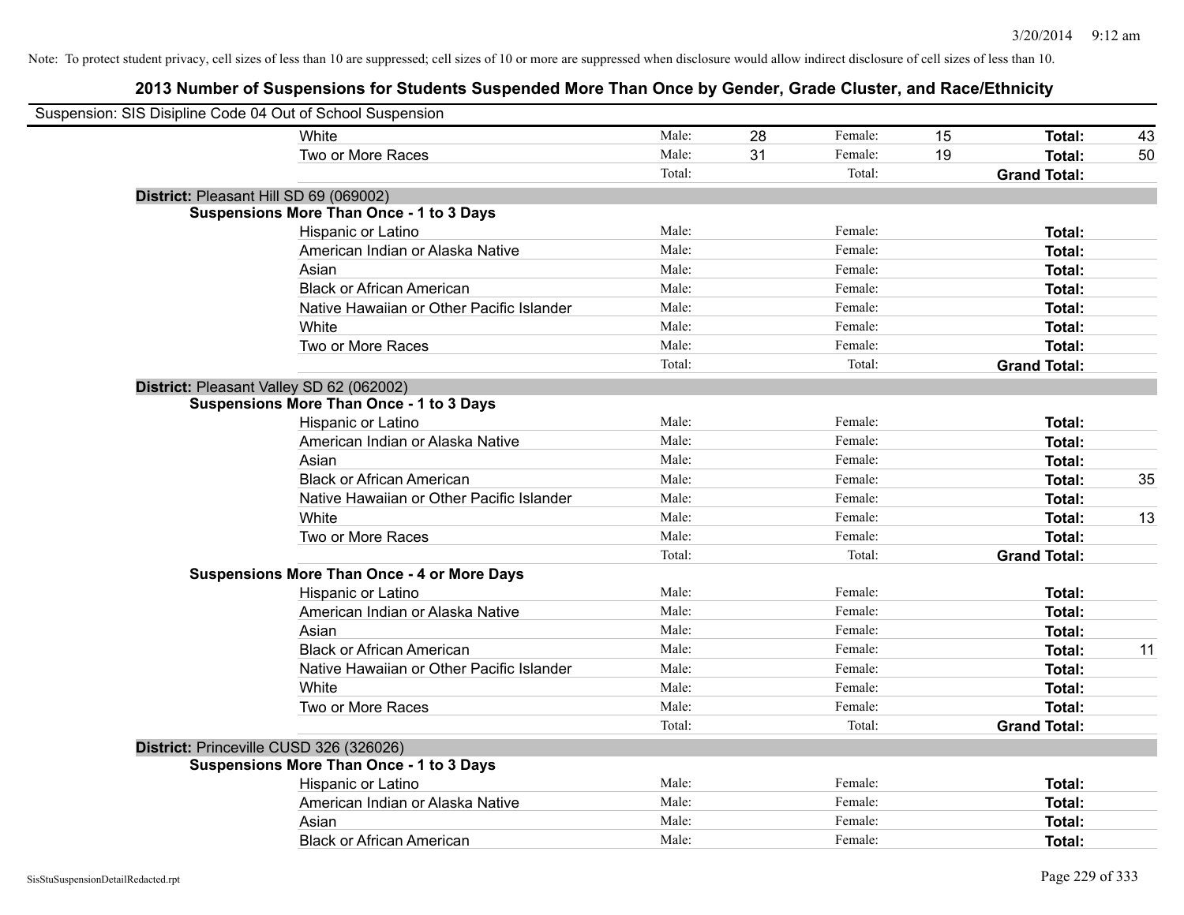Note: To protect student privacy, cell sizes of less than 10 are suppressed; cell sizes of 10 or more are suppressed when disclosure would allow indirect disclosure of cell sizes of less than 10.

## 2013 Number of Suspensions for Students Suspended More Than Once by Gender, Grade Cluster, and Race/Ethnicity

Suspension: SIS Disipline Code 04 Out of School Suspension

| | | | | | | |
|---|---|---|---|---|---|---|
| White | Male: | 28 | Female: | 15 | **Total:** | 43 |
| Two or More Races | Male: | 31 | Female: | 19 | **Total:** | 50 |
| | Total: | | Total: | | **Grand Total:** | |

**District:** Pleasant Hill SD 69 (069002)

**Suspensions More Than Once - 1 to 3 Days**

| | | | | | | |
|---|---|---|---|---|---|---|
| Hispanic or Latino | Male: | | Female: | | **Total:** | |
| American Indian or Alaska Native | Male: | | Female: | | **Total:** | |
| Asian | Male: | | Female: | | **Total:** | |
| Black or African American | Male: | | Female: | | **Total:** | |
| Native Hawaiian or Other Pacific Islander | Male: | | Female: | | **Total:** | |
| White | Male: | | Female: | | **Total:** | |
| Two or More Races | Male: | | Female: | | **Total:** | |
| | Total: | | Total: | | **Grand Total:** | |

**District:** Pleasant Valley SD 62 (062002)

**Suspensions More Than Once - 1 to 3 Days**

| | | | | | | |
|---|---|---|---|---|---|---|
| Hispanic or Latino | Male: | | Female: | | **Total:** | |
| American Indian or Alaska Native | Male: | | Female: | | **Total:** | |
| Asian | Male: | | Female: | | **Total:** | |
| Black or African American | Male: | | Female: | | **Total:** | 35 |
| Native Hawaiian or Other Pacific Islander | Male: | | Female: | | **Total:** | |
| White | Male: | | Female: | | **Total:** | 13 |
| Two or More Races | Male: | | Female: | | **Total:** | |
| | Total: | | Total: | | **Grand Total:** | |

**Suspensions More Than Once - 4 or More Days**

| | | | | | | |
|---|---|---|---|---|---|---|
| Hispanic or Latino | Male: | | Female: | | **Total:** | |
| American Indian or Alaska Native | Male: | | Female: | | **Total:** | |
| Asian | Male: | | Female: | | **Total:** | |
| Black or African American | Male: | | Female: | | **Total:** | 11 |
| Native Hawaiian or Other Pacific Islander | Male: | | Female: | | **Total:** | |
| White | Male: | | Female: | | **Total:** | |
| Two or More Races | Male: | | Female: | | **Total:** | |
| | Total: | | Total: | | **Grand Total:** | |

**District:** Princeville CUSD 326 (326026)

**Suspensions More Than Once - 1 to 3 Days**

| | | | | | | |
|---|---|---|---|---|---|---|
| Hispanic or Latino | Male: | | Female: | | **Total:** | |
| American Indian or Alaska Native | Male: | | Female: | | **Total:** | |
| Asian | Male: | | Female: | | **Total:** | |
| Black or African American | Male: | | Female: | | **Total:** | |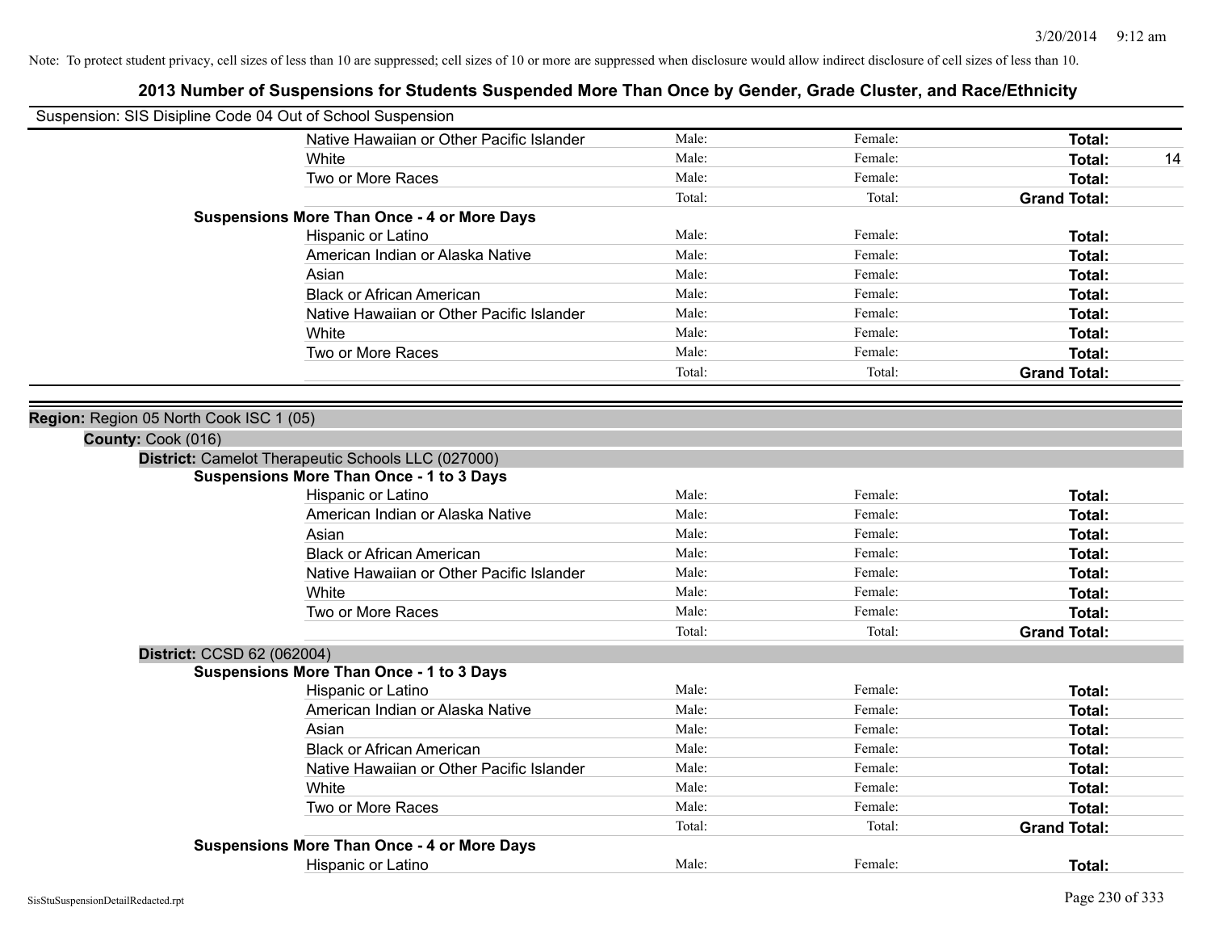Note: To protect student privacy, cell sizes of less than 10 are suppressed; cell sizes of 10 or more are suppressed when disclosure would allow indirect disclosure of cell sizes of less than 10.

# 2013 Number of Suspensions for Students Suspended More Than Once by Gender, Grade Cluster, and Race/Ethnicity

Suspension: SIS Disipline Code 04 Out of School Suspension

| | | | | |
|---|---|---|---|---|
| Native Hawaiian or Other Pacific Islander | Male: | Female: | **Total:** | |
| White | Male: | Female: | **Total:** | 14 |
| Two or More Races | Male: | Female: | **Total:** | |
| | Total: | Total: | **Grand Total:** | |

**Suspensions More Than Once - 4 or More Days**

| | | | | |
|---|---|---|---|---|
| Hispanic or Latino | Male: | Female: | **Total:** | |
| American Indian or Alaska Native | Male: | Female: | **Total:** | |
| Asian | Male: | Female: | **Total:** | |
| Black or African American | Male: | Female: | **Total:** | |
| Native Hawaiian or Other Pacific Islander | Male: | Female: | **Total:** | |
| White | Male: | Female: | **Total:** | |
| Two or More Races | Male: | Female: | **Total:** | |
| | Total: | Total: | **Grand Total:** | |

**Region:** Region 05 North Cook ISC 1 (05)

**County:** Cook (016)

**District:** Camelot Therapeutic Schools LLC (027000)

**Suspensions More Than Once - 1 to 3 Days**

| | | | | |
|---|---|---|---|---|
| Hispanic or Latino | Male: | Female: | **Total:** | |
| American Indian or Alaska Native | Male: | Female: | **Total:** | |
| Asian | Male: | Female: | **Total:** | |
| Black or African American | Male: | Female: | **Total:** | |
| Native Hawaiian or Other Pacific Islander | Male: | Female: | **Total:** | |
| White | Male: | Female: | **Total:** | |
| Two or More Races | Male: | Female: | **Total:** | |
| | Total: | Total: | **Grand Total:** | |

**District:** CCSD 62 (062004)

**Suspensions More Than Once - 1 to 3 Days**

| | | | | |
|---|---|---|---|---|
| Hispanic or Latino | Male: | Female: | **Total:** | |
| American Indian or Alaska Native | Male: | Female: | **Total:** | |
| Asian | Male: | Female: | **Total:** | |
| Black or African American | Male: | Female: | **Total:** | |
| Native Hawaiian or Other Pacific Islander | Male: | Female: | **Total:** | |
| White | Male: | Female: | **Total:** | |
| Two or More Races | Male: | Female: | **Total:** | |
| | Total: | Total: | **Grand Total:** | |

**Suspensions More Than Once - 4 or More Days**

| | | | | |
|---|---|---|---|---|
| Hispanic or Latino | Male: | Female: | **Total:** | |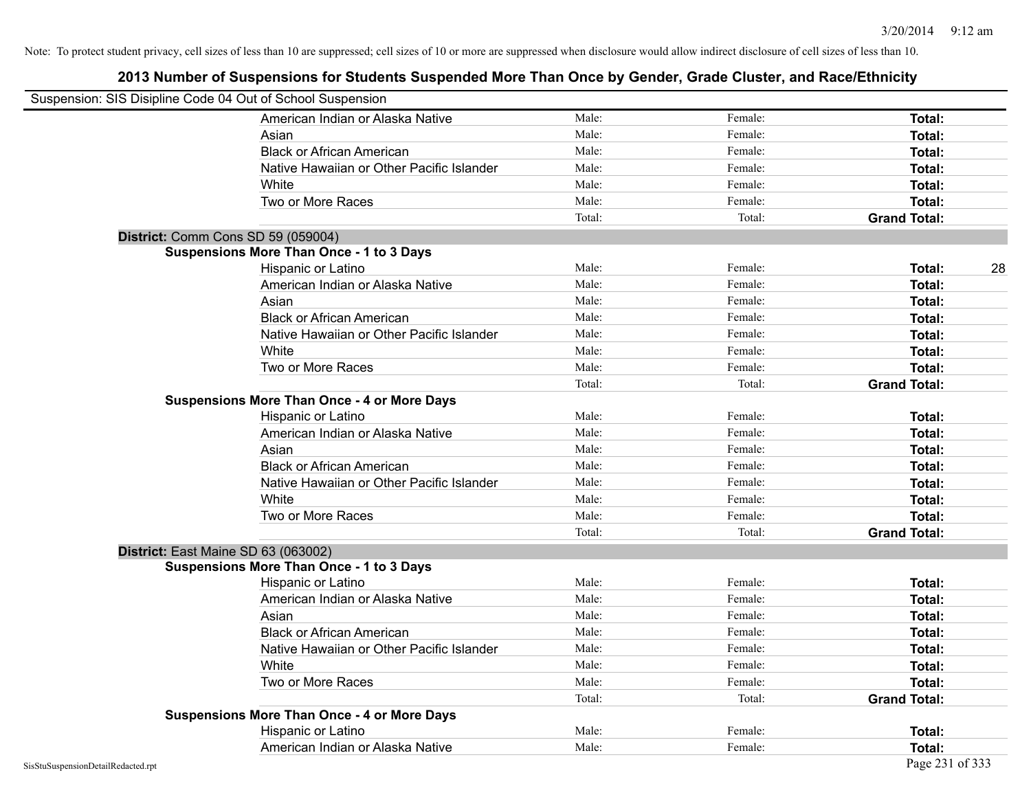Note: To protect student privacy, cell sizes of less than 10 are suppressed; cell sizes of 10 or more are suppressed when disclosure would allow indirect disclosure of cell sizes of less than 10.

# 2013 Number of Suspensions for Students Suspended More Than Once by Gender, Grade Cluster, and Race/Ethnicity

Suspension: SIS Disipline Code 04 Out of School Suspension

| | Male | Female | Total |
|---|---|---|---|
| American Indian or Alaska Native | Male: | Female: | **Total:** |
| Asian | Male: | Female: | **Total:** |
| Black or African American | Male: | Female: | **Total:** |
| Native Hawaiian or Other Pacific Islander | Male: | Female: | **Total:** |
| White | Male: | Female: | **Total:** |
| Two or More Races | Male: | Female: | **Total:** |
| | Total: | Total: | **Grand Total:** |

**District:** Comm Cons SD 59 (059004)

**Suspensions More Than Once - 1 to 3 Days**

| | Male | Female | Total |
|---|---|---|---|
| Hispanic or Latino | Male: | Female: | **Total:** 28 |
| American Indian or Alaska Native | Male: | Female: | **Total:** |
| Asian | Male: | Female: | **Total:** |
| Black or African American | Male: | Female: | **Total:** |
| Native Hawaiian or Other Pacific Islander | Male: | Female: | **Total:** |
| White | Male: | Female: | **Total:** |
| Two or More Races | Male: | Female: | **Total:** |
| | Total: | Total: | **Grand Total:** |

**Suspensions More Than Once - 4 or More Days**

| | Male | Female | Total |
|---|---|---|---|
| Hispanic or Latino | Male: | Female: | **Total:** |
| American Indian or Alaska Native | Male: | Female: | **Total:** |
| Asian | Male: | Female: | **Total:** |
| Black or African American | Male: | Female: | **Total:** |
| Native Hawaiian or Other Pacific Islander | Male: | Female: | **Total:** |
| White | Male: | Female: | **Total:** |
| Two or More Races | Male: | Female: | **Total:** |
| | Total: | Total: | **Grand Total:** |

**District:** East Maine SD 63 (063002)

**Suspensions More Than Once - 1 to 3 Days**

| | Male | Female | Total |
|---|---|---|---|
| Hispanic or Latino | Male: | Female: | **Total:** |
| American Indian or Alaska Native | Male: | Female: | **Total:** |
| Asian | Male: | Female: | **Total:** |
| Black or African American | Male: | Female: | **Total:** |
| Native Hawaiian or Other Pacific Islander | Male: | Female: | **Total:** |
| White | Male: | Female: | **Total:** |
| Two or More Races | Male: | Female: | **Total:** |
| | Total: | Total: | **Grand Total:** |

**Suspensions More Than Once - 4 or More Days**

| | Male | Female | Total |
|---|---|---|---|
| Hispanic or Latino | Male: | Female: | **Total:** |
| American Indian or Alaska Native | Male: | Female: | **Total:** |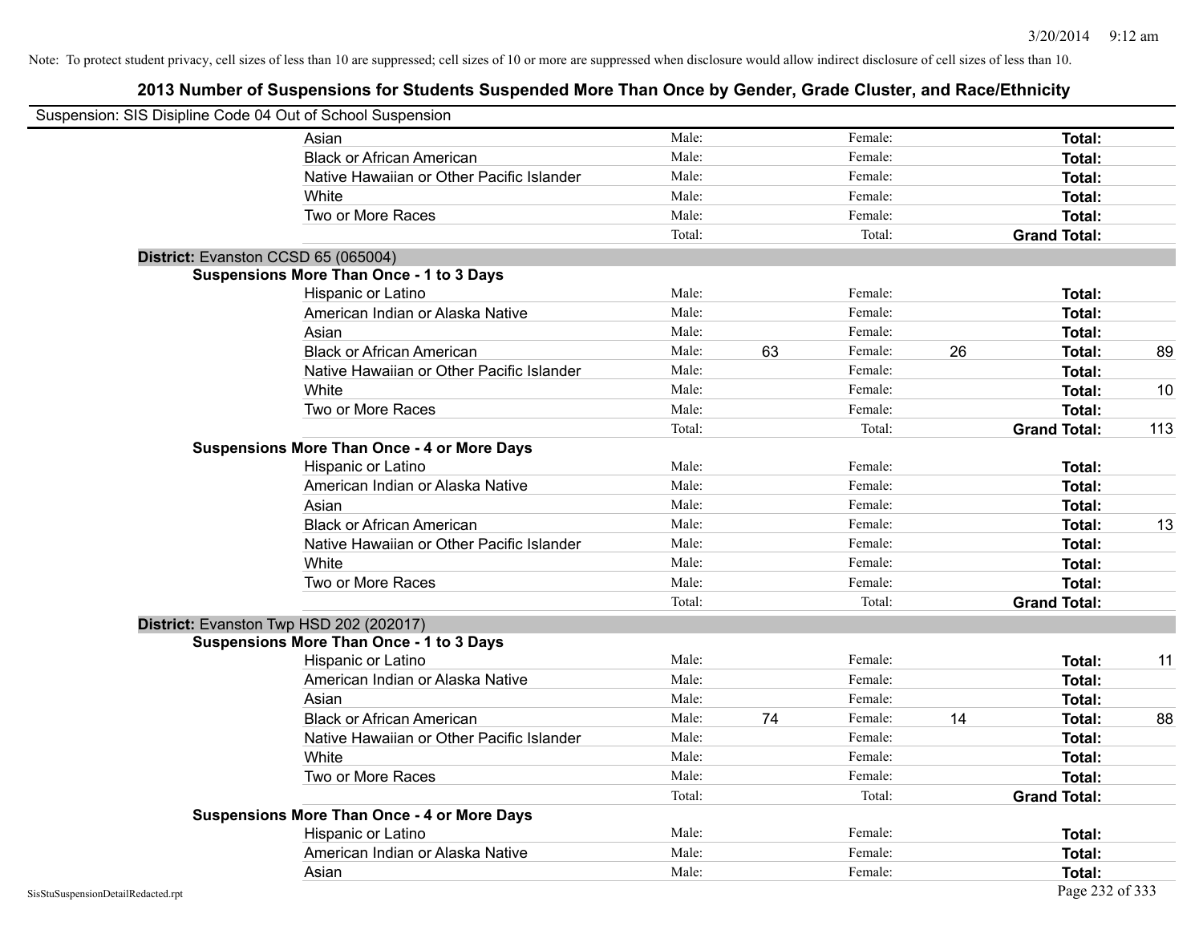Note: To protect student privacy, cell sizes of less than 10 are suppressed; cell sizes of 10 or more are suppressed when disclosure would allow indirect disclosure of cell sizes of less than 10.

# 2013 Number of Suspensions for Students Suspended More Than Once by Gender, Grade Cluster, and Race/Ethnicity

Suspension: SIS Disipline Code 04 Out of School Suspension

| | | | | | | |
|---|---|---|---|---|---|---|
| Asian | Male: | | Female: | | **Total:** | |
| Black or African American | Male: | | Female: | | **Total:** | |
| Native Hawaiian or Other Pacific Islander | Male: | | Female: | | **Total:** | |
| White | Male: | | Female: | | **Total:** | |
| Two or More Races | Male: | | Female: | | **Total:** | |
| | Total: | | Total: | | **Grand Total:** | |

**District:** Evanston CCSD 65 (065004)

**Suspensions More Than Once - 1 to 3 Days**

| | | | | | | |
|---|---|---|---|---|---|---|
| Hispanic or Latino | Male: | | Female: | | **Total:** | |
| American Indian or Alaska Native | Male: | | Female: | | **Total:** | |
| Asian | Male: | | Female: | | **Total:** | |
| Black or African American | Male: | 63 | Female: | 26 | **Total:** | 89 |
| Native Hawaiian or Other Pacific Islander | Male: | | Female: | | **Total:** | |
| White | Male: | | Female: | | **Total:** | 10 |
| Two or More Races | Male: | | Female: | | **Total:** | |
| | Total: | | Total: | | **Grand Total:** | 113 |

**Suspensions More Than Once - 4 or More Days**

| | | | | | | |
|---|---|---|---|---|---|---|
| Hispanic or Latino | Male: | | Female: | | **Total:** | |
| American Indian or Alaska Native | Male: | | Female: | | **Total:** | |
| Asian | Male: | | Female: | | **Total:** | |
| Black or African American | Male: | | Female: | | **Total:** | 13 |
| Native Hawaiian or Other Pacific Islander | Male: | | Female: | | **Total:** | |
| White | Male: | | Female: | | **Total:** | |
| Two or More Races | Male: | | Female: | | **Total:** | |
| | Total: | | Total: | | **Grand Total:** | |

**District:** Evanston Twp HSD 202 (202017)

**Suspensions More Than Once - 1 to 3 Days**

| | | | | | | |
|---|---|---|---|---|---|---|
| Hispanic or Latino | Male: | | Female: | | **Total:** | 11 |
| American Indian or Alaska Native | Male: | | Female: | | **Total:** | |
| Asian | Male: | | Female: | | **Total:** | |
| Black or African American | Male: | 74 | Female: | 14 | **Total:** | 88 |
| Native Hawaiian or Other Pacific Islander | Male: | | Female: | | **Total:** | |
| White | Male: | | Female: | | **Total:** | |
| Two or More Races | Male: | | Female: | | **Total:** | |
| | Total: | | Total: | | **Grand Total:** | |

**Suspensions More Than Once - 4 or More Days**

| | | | | | | |
|---|---|---|---|---|---|---|
| Hispanic or Latino | Male: | | Female: | | **Total:** | |
| American Indian or Alaska Native | Male: | | Female: | | **Total:** | |
| Asian | Male: | | Female: | | **Total:** | |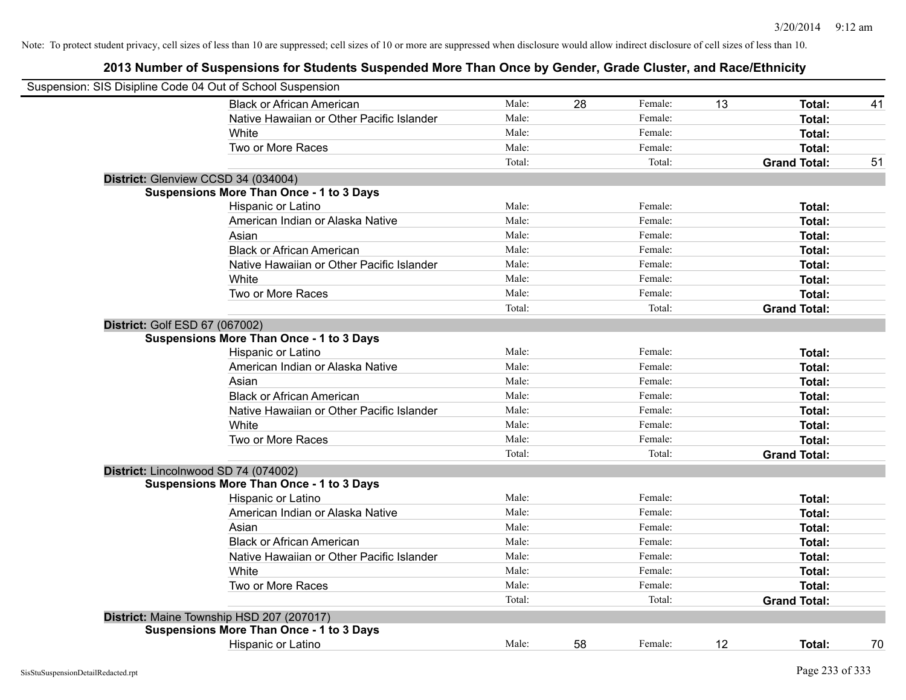Note: To protect student privacy, cell sizes of less than 10 are suppressed; cell sizes of 10 or more are suppressed when disclosure would allow indirect disclosure of cell sizes of less than 10.

## 2013 Number of Suspensions for Students Suspended More Than Once by Gender, Grade Cluster, and Race/Ethnicity

Suspension: SIS Disipline Code 04 Out of School Suspension

| | | | | | | |
|---|---|---|---|---|---|---|
| Black or African American | Male: | 28 | Female: | 13 | **Total:** | 41 |
| Native Hawaiian or Other Pacific Islander | Male: | | Female: | | **Total:** | |
| White | Male: | | Female: | | **Total:** | |
| Two or More Races | Male: | | Female: | | **Total:** | |
| | Total: | | Total: | | **Grand Total:** | 51 |

**District:** Glenview CCSD 34 (034004)

**Suspensions More Than Once - 1 to 3 Days**

| | | | | | | |
|---|---|---|---|---|---|---|
| Hispanic or Latino | Male: | | Female: | | **Total:** | |
| American Indian or Alaska Native | Male: | | Female: | | **Total:** | |
| Asian | Male: | | Female: | | **Total:** | |
| Black or African American | Male: | | Female: | | **Total:** | |
| Native Hawaiian or Other Pacific Islander | Male: | | Female: | | **Total:** | |
| White | Male: | | Female: | | **Total:** | |
| Two or More Races | Male: | | Female: | | **Total:** | |
| | Total: | | Total: | | **Grand Total:** | |

**District:** Golf ESD 67 (067002)

**Suspensions More Than Once - 1 to 3 Days**

| | | | | | | |
|---|---|---|---|---|---|---|
| Hispanic or Latino | Male: | | Female: | | **Total:** | |
| American Indian or Alaska Native | Male: | | Female: | | **Total:** | |
| Asian | Male: | | Female: | | **Total:** | |
| Black or African American | Male: | | Female: | | **Total:** | |
| Native Hawaiian or Other Pacific Islander | Male: | | Female: | | **Total:** | |
| White | Male: | | Female: | | **Total:** | |
| Two or More Races | Male: | | Female: | | **Total:** | |
| | Total: | | Total: | | **Grand Total:** | |

**District:** Lincolnwood SD 74 (074002)

**Suspensions More Than Once - 1 to 3 Days**

| | | | | | | |
|---|---|---|---|---|---|---|
| Hispanic or Latino | Male: | | Female: | | **Total:** | |
| American Indian or Alaska Native | Male: | | Female: | | **Total:** | |
| Asian | Male: | | Female: | | **Total:** | |
| Black or African American | Male: | | Female: | | **Total:** | |
| Native Hawaiian or Other Pacific Islander | Male: | | Female: | | **Total:** | |
| White | Male: | | Female: | | **Total:** | |
| Two or More Races | Male: | | Female: | | **Total:** | |
| | Total: | | Total: | | **Grand Total:** | |

**District:** Maine Township HSD 207 (207017)

**Suspensions More Than Once - 1 to 3 Days**

| | | | | | | |
|---|---|---|---|---|---|---|
| Hispanic or Latino | Male: | 58 | Female: | 12 | **Total:** | 70 |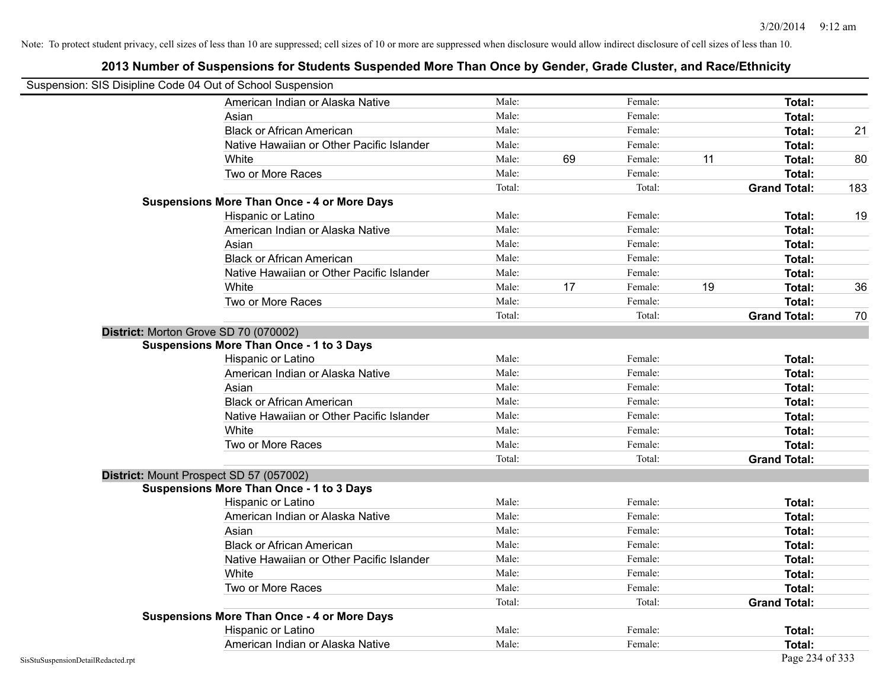Note: To protect student privacy, cell sizes of less than 10 are suppressed; cell sizes of 10 or more are suppressed when disclosure would allow indirect disclosure of cell sizes of less than 10.

## 2013 Number of Suspensions for Students Suspended More Than Once by Gender, Grade Cluster, and Race/Ethnicity

Suspension: SIS Disipline Code 04 Out of School Suspension

| | | | | | | |
|---|---|---|---|---|---|---|
| American Indian or Alaska Native | Male: | | Female: | | Total: | |
| Asian | Male: | | Female: | | Total: | |
| Black or African American | Male: | | Female: | | Total: | 21 |
| Native Hawaiian or Other Pacific Islander | Male: | | Female: | | Total: | |
| White | Male: | 69 | Female: | 11 | Total: | 80 |
| Two or More Races | Male: | | Female: | | Total: | |
| | Total: | | Total: | | **Grand Total:** | 183 |

**Suspensions More Than Once - 4 or More Days**

| | | | | | | |
|---|---|---|---|---|---|---|
| Hispanic or Latino | Male: | | Female: | | Total: | 19 |
| American Indian or Alaska Native | Male: | | Female: | | Total: | |
| Asian | Male: | | Female: | | Total: | |
| Black or African American | Male: | | Female: | | Total: | |
| Native Hawaiian or Other Pacific Islander | Male: | | Female: | | Total: | |
| White | Male: | 17 | Female: | 19 | Total: | 36 |
| Two or More Races | Male: | | Female: | | Total: | |
| | Total: | | Total: | | **Grand Total:** | 70 |

**District:** Morton Grove SD 70 (070002)

**Suspensions More Than Once - 1 to 3 Days**

| | | | | | | |
|---|---|---|---|---|---|---|
| Hispanic or Latino | Male: | | Female: | | Total: | |
| American Indian or Alaska Native | Male: | | Female: | | Total: | |
| Asian | Male: | | Female: | | Total: | |
| Black or African American | Male: | | Female: | | Total: | |
| Native Hawaiian or Other Pacific Islander | Male: | | Female: | | Total: | |
| White | Male: | | Female: | | Total: | |
| Two or More Races | Male: | | Female: | | Total: | |
| | Total: | | Total: | | **Grand Total:** | |

**District:** Mount Prospect SD 57 (057002)

**Suspensions More Than Once - 1 to 3 Days**

| | | | | | | |
|---|---|---|---|---|---|---|
| Hispanic or Latino | Male: | | Female: | | Total: | |
| American Indian or Alaska Native | Male: | | Female: | | Total: | |
| Asian | Male: | | Female: | | Total: | |
| Black or African American | Male: | | Female: | | Total: | |
| Native Hawaiian or Other Pacific Islander | Male: | | Female: | | Total: | |
| White | Male: | | Female: | | Total: | |
| Two or More Races | Male: | | Female: | | Total: | |
| | Total: | | Total: | | **Grand Total:** | |

**Suspensions More Than Once - 4 or More Days**

| | | | | | | |
|---|---|---|---|---|---|---|
| Hispanic or Latino | Male: | | Female: | | Total: | |
| American Indian or Alaska Native | Male: | | Female: | | Total: | |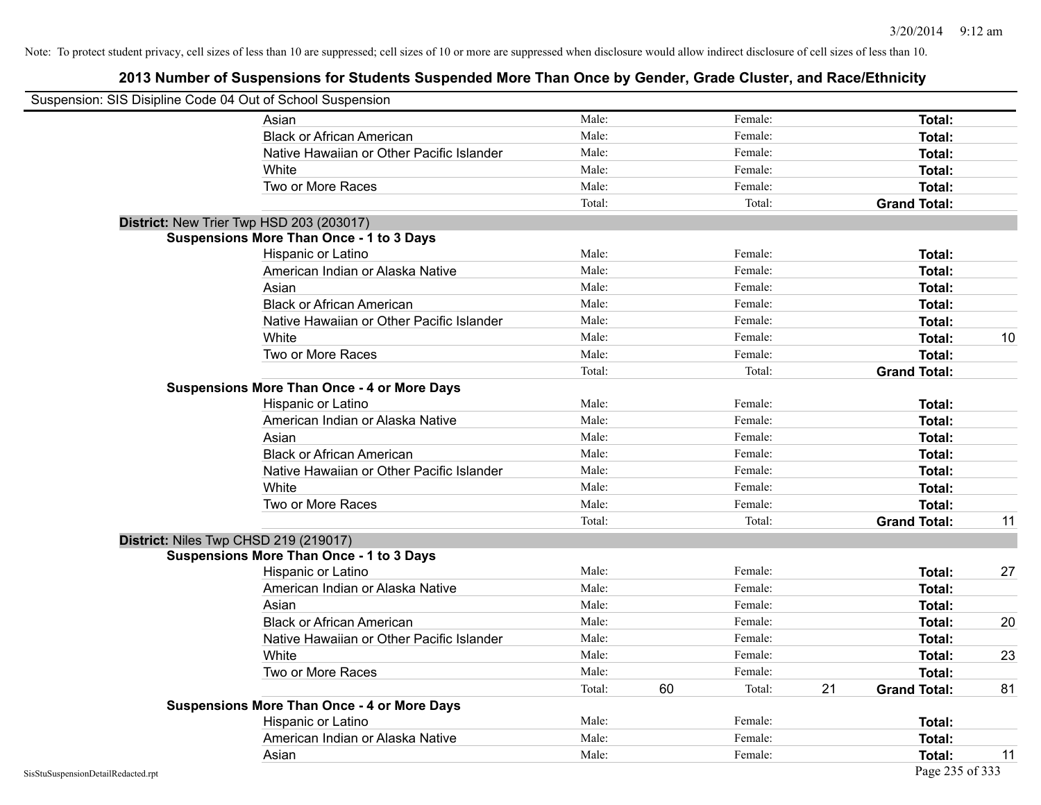Note: To protect student privacy, cell sizes of less than 10 are suppressed; cell sizes of 10 or more are suppressed when disclosure would allow indirect disclosure of cell sizes of less than 10.

# 2013 Number of Suspensions for Students Suspended More Than Once by Gender, Grade Cluster, and Race/Ethnicity

Suspension: SIS Disipline Code 04 Out of School Suspension

| | | | | | | |
|---|---|---|---|---|---|---|
| Asian | Male: | | Female: | | **Total:** | |
| Black or African American | Male: | | Female: | | **Total:** | |
| Native Hawaiian or Other Pacific Islander | Male: | | Female: | | **Total:** | |
| White | Male: | | Female: | | **Total:** | |
| Two or More Races | Male: | | Female: | | **Total:** | |
| | Total: | | Total: | | **Grand Total:** | |

**District:** New Trier Twp HSD 203 (203017)

**Suspensions More Than Once - 1 to 3 Days**

| | | | | | | |
|---|---|---|---|---|---|---|
| Hispanic or Latino | Male: | | Female: | | **Total:** | |
| American Indian or Alaska Native | Male: | | Female: | | **Total:** | |
| Asian | Male: | | Female: | | **Total:** | |
| Black or African American | Male: | | Female: | | **Total:** | |
| Native Hawaiian or Other Pacific Islander | Male: | | Female: | | **Total:** | |
| White | Male: | | Female: | | **Total:** | 10 |
| Two or More Races | Male: | | Female: | | **Total:** | |
| | Total: | | Total: | | **Grand Total:** | |

**Suspensions More Than Once - 4 or More Days**

| | | | | | | |
|---|---|---|---|---|---|---|
| Hispanic or Latino | Male: | | Female: | | **Total:** | |
| American Indian or Alaska Native | Male: | | Female: | | **Total:** | |
| Asian | Male: | | Female: | | **Total:** | |
| Black or African American | Male: | | Female: | | **Total:** | |
| Native Hawaiian or Other Pacific Islander | Male: | | Female: | | **Total:** | |
| White | Male: | | Female: | | **Total:** | |
| Two or More Races | Male: | | Female: | | **Total:** | |
| | Total: | | Total: | | **Grand Total:** | 11 |

**District:** Niles Twp CHSD 219 (219017)

**Suspensions More Than Once - 1 to 3 Days**

| | | | | | | |
|---|---|---|---|---|---|---|
| Hispanic or Latino | Male: | | Female: | | **Total:** | 27 |
| American Indian or Alaska Native | Male: | | Female: | | **Total:** | |
| Asian | Male: | | Female: | | **Total:** | |
| Black or African American | Male: | | Female: | | **Total:** | 20 |
| Native Hawaiian or Other Pacific Islander | Male: | | Female: | | **Total:** | |
| White | Male: | | Female: | | **Total:** | 23 |
| Two or More Races | Male: | | Female: | | **Total:** | |
| | Total: | 60 | Total: | 21 | **Grand Total:** | 81 |

**Suspensions More Than Once - 4 or More Days**

| | | | | | | |
|---|---|---|---|---|---|---|
| Hispanic or Latino | Male: | | Female: | | **Total:** | |
| American Indian or Alaska Native | Male: | | Female: | | **Total:** | |
| Asian | Male: | | Female: | | **Total:** | 11 |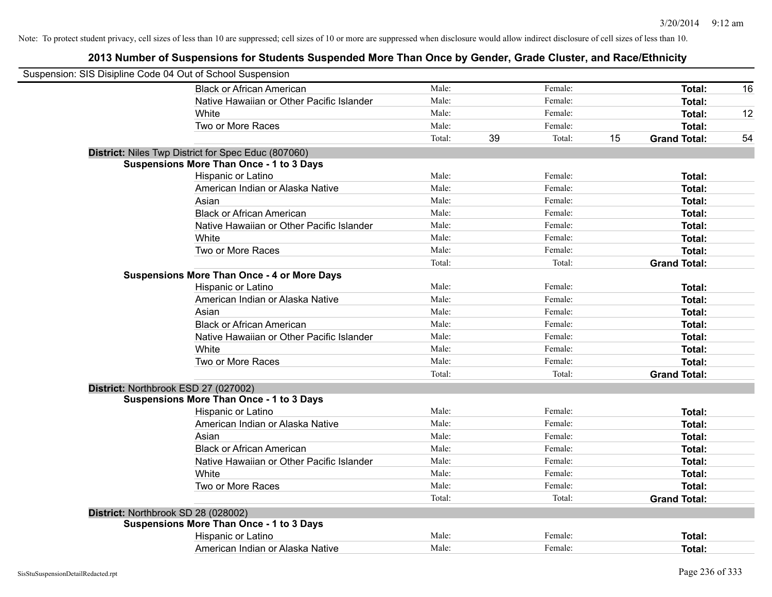Note: To protect student privacy, cell sizes of less than 10 are suppressed; cell sizes of 10 or more are suppressed when disclosure would allow indirect disclosure of cell sizes of less than 10.

# 2013 Number of Suspensions for Students Suspended More Than Once by Gender, Grade Cluster, and Race/Ethnicity

Suspension: SIS Disipline Code 04 Out of School Suspension

| | | | | | | | |
|---|---|---|---|---|---|---|---|
| Black or African American | Male: | | Female: | | **Total:** | 16 |
| Native Hawaiian or Other Pacific Islander | Male: | | Female: | | **Total:** | |
| White | Male: | | Female: | | **Total:** | 12 |
| Two or More Races | Male: | | Female: | | **Total:** | |
| | Total: | 39 | Total: | 15 | **Grand Total:** | 54 |

**District:** Niles Twp District for Spec Educ (807060)

**Suspensions More Than Once - 1 to 3 Days**

| | | | | | | |
|---|---|---|---|---|---|---|
| Hispanic or Latino | Male: | | Female: | | **Total:** | |
| American Indian or Alaska Native | Male: | | Female: | | **Total:** | |
| Asian | Male: | | Female: | | **Total:** | |
| Black or African American | Male: | | Female: | | **Total:** | |
| Native Hawaiian or Other Pacific Islander | Male: | | Female: | | **Total:** | |
| White | Male: | | Female: | | **Total:** | |
| Two or More Races | Male: | | Female: | | **Total:** | |
| | Total: | | Total: | | **Grand Total:** | |

**Suspensions More Than Once - 4 or More Days**

| | | | | | | |
|---|---|---|---|---|---|---|
| Hispanic or Latino | Male: | | Female: | | **Total:** | |
| American Indian or Alaska Native | Male: | | Female: | | **Total:** | |
| Asian | Male: | | Female: | | **Total:** | |
| Black or African American | Male: | | Female: | | **Total:** | |
| Native Hawaiian or Other Pacific Islander | Male: | | Female: | | **Total:** | |
| White | Male: | | Female: | | **Total:** | |
| Two or More Races | Male: | | Female: | | **Total:** | |
| | Total: | | Total: | | **Grand Total:** | |

**District:** Northbrook ESD 27 (027002)

**Suspensions More Than Once - 1 to 3 Days**

| | | | | | | |
|---|---|---|---|---|---|---|
| Hispanic or Latino | Male: | | Female: | | **Total:** | |
| American Indian or Alaska Native | Male: | | Female: | | **Total:** | |
| Asian | Male: | | Female: | | **Total:** | |
| Black or African American | Male: | | Female: | | **Total:** | |
| Native Hawaiian or Other Pacific Islander | Male: | | Female: | | **Total:** | |
| White | Male: | | Female: | | **Total:** | |
| Two or More Races | Male: | | Female: | | **Total:** | |
| | Total: | | Total: | | **Grand Total:** | |

**District:** Northbrook SD 28 (028002)

**Suspensions More Than Once - 1 to 3 Days**

| | | | | | | |
|---|---|---|---|---|---|---|
| Hispanic or Latino | Male: | | Female: | | **Total:** | |
| American Indian or Alaska Native | Male: | | Female: | | **Total:** | |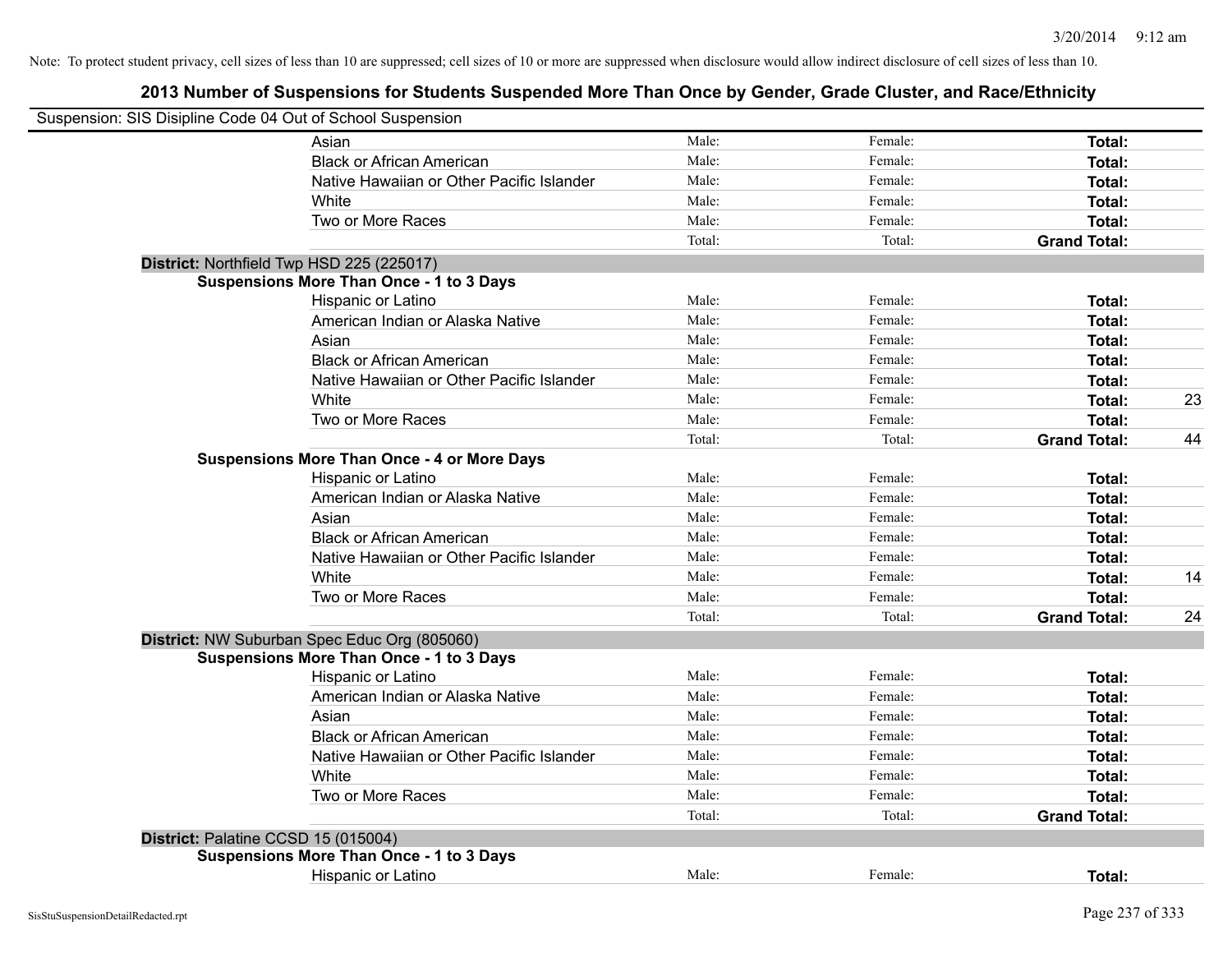Note: To protect student privacy, cell sizes of less than 10 are suppressed; cell sizes of 10 or more are suppressed when disclosure would allow indirect disclosure of cell sizes of less than 10.

# 2013 Number of Suspensions for Students Suspended More Than Once by Gender, Grade Cluster, and Race/Ethnicity

Suspension: SIS Disipline Code 04 Out of School Suspension

| | Male | Female | Total | |
|---|---|---|---|---|
| Asian | Male: | Female: | **Total:** | |
| Black or African American | Male: | Female: | **Total:** | |
| Native Hawaiian or Other Pacific Islander | Male: | Female: | **Total:** | |
| White | Male: | Female: | **Total:** | |
| Two or More Races | Male: | Female: | **Total:** | |
| | Total: | Total: | **Grand Total:** | |

**District:** Northfield Twp HSD 225 (225017)

**Suspensions More Than Once - 1 to 3 Days**

| | Male | Female | Total | |
|---|---|---|---|---|
| Hispanic or Latino | Male: | Female: | **Total:** | |
| American Indian or Alaska Native | Male: | Female: | **Total:** | |
| Asian | Male: | Female: | **Total:** | |
| Black or African American | Male: | Female: | **Total:** | |
| Native Hawaiian or Other Pacific Islander | Male: | Female: | **Total:** | |
| White | Male: | Female: | **Total:** | 23 |
| Two or More Races | Male: | Female: | **Total:** | |
| | Total: | Total: | **Grand Total:** | 44 |

**Suspensions More Than Once - 4 or More Days**

| | Male | Female | Total | |
|---|---|---|---|---|
| Hispanic or Latino | Male: | Female: | **Total:** | |
| American Indian or Alaska Native | Male: | Female: | **Total:** | |
| Asian | Male: | Female: | **Total:** | |
| Black or African American | Male: | Female: | **Total:** | |
| Native Hawaiian or Other Pacific Islander | Male: | Female: | **Total:** | |
| White | Male: | Female: | **Total:** | 14 |
| Two or More Races | Male: | Female: | **Total:** | |
| | Total: | Total: | **Grand Total:** | 24 |

**District:** NW Suburban Spec Educ Org (805060)

**Suspensions More Than Once - 1 to 3 Days**

| | Male | Female | Total | |
|---|---|---|---|---|
| Hispanic or Latino | Male: | Female: | **Total:** | |
| American Indian or Alaska Native | Male: | Female: | **Total:** | |
| Asian | Male: | Female: | **Total:** | |
| Black or African American | Male: | Female: | **Total:** | |
| Native Hawaiian or Other Pacific Islander | Male: | Female: | **Total:** | |
| White | Male: | Female: | **Total:** | |
| Two or More Races | Male: | Female: | **Total:** | |
| | Total: | Total: | **Grand Total:** | |

**District:** Palatine CCSD 15 (015004)

**Suspensions More Than Once - 1 to 3 Days**

| | Male | Female | Total | |
|---|---|---|---|---|
| Hispanic or Latino | Male: | Female: | **Total:** | |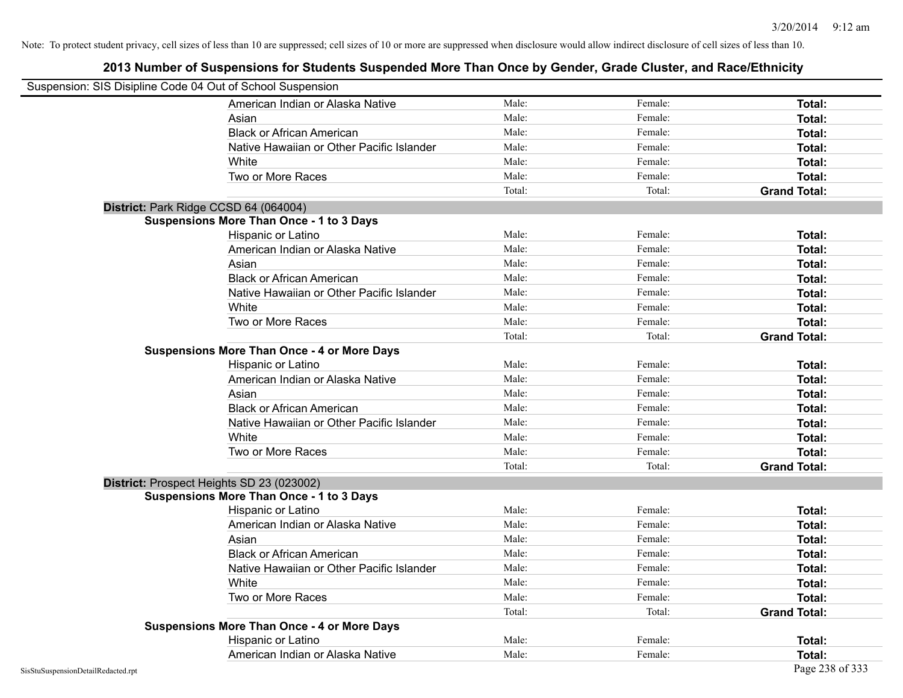Note: To protect student privacy, cell sizes of less than 10 are suppressed; cell sizes of 10 or more are suppressed when disclosure would allow indirect disclosure of cell sizes of less than 10.

## 2013 Number of Suspensions for Students Suspended More Than Once by Gender, Grade Cluster, and Race/Ethnicity

Suspension: SIS Disipline Code 04 Out of School Suspension

| | | | |
|---|---|---|---|
| American Indian or Alaska Native | Male: | Female: | **Total:** |
| Asian | Male: | Female: | **Total:** |
| Black or African American | Male: | Female: | **Total:** |
| Native Hawaiian or Other Pacific Islander | Male: | Female: | **Total:** |
| White | Male: | Female: | **Total:** |
| Two or More Races | Male: | Female: | **Total:** |
| | Total: | Total: | **Grand Total:** |

**District:** Park Ridge CCSD 64 (064004)

**Suspensions More Than Once - 1 to 3 Days**

| | | | |
|---|---|---|---|
| Hispanic or Latino | Male: | Female: | **Total:** |
| American Indian or Alaska Native | Male: | Female: | **Total:** |
| Asian | Male: | Female: | **Total:** |
| Black or African American | Male: | Female: | **Total:** |
| Native Hawaiian or Other Pacific Islander | Male: | Female: | **Total:** |
| White | Male: | Female: | **Total:** |
| Two or More Races | Male: | Female: | **Total:** |
| | Total: | Total: | **Grand Total:** |

**Suspensions More Than Once - 4 or More Days**

| | | | |
|---|---|---|---|
| Hispanic or Latino | Male: | Female: | **Total:** |
| American Indian or Alaska Native | Male: | Female: | **Total:** |
| Asian | Male: | Female: | **Total:** |
| Black or African American | Male: | Female: | **Total:** |
| Native Hawaiian or Other Pacific Islander | Male: | Female: | **Total:** |
| White | Male: | Female: | **Total:** |
| Two or More Races | Male: | Female: | **Total:** |
| | Total: | Total: | **Grand Total:** |

**District:** Prospect Heights SD 23 (023002)

**Suspensions More Than Once - 1 to 3 Days**

| | | | |
|---|---|---|---|
| Hispanic or Latino | Male: | Female: | **Total:** |
| American Indian or Alaska Native | Male: | Female: | **Total:** |
| Asian | Male: | Female: | **Total:** |
| Black or African American | Male: | Female: | **Total:** |
| Native Hawaiian or Other Pacific Islander | Male: | Female: | **Total:** |
| White | Male: | Female: | **Total:** |
| Two or More Races | Male: | Female: | **Total:** |
| | Total: | Total: | **Grand Total:** |

**Suspensions More Than Once - 4 or More Days**

| | | | |
|---|---|---|---|
| Hispanic or Latino | Male: | Female: | **Total:** |
| American Indian or Alaska Native | Male: | Female: | **Total:** |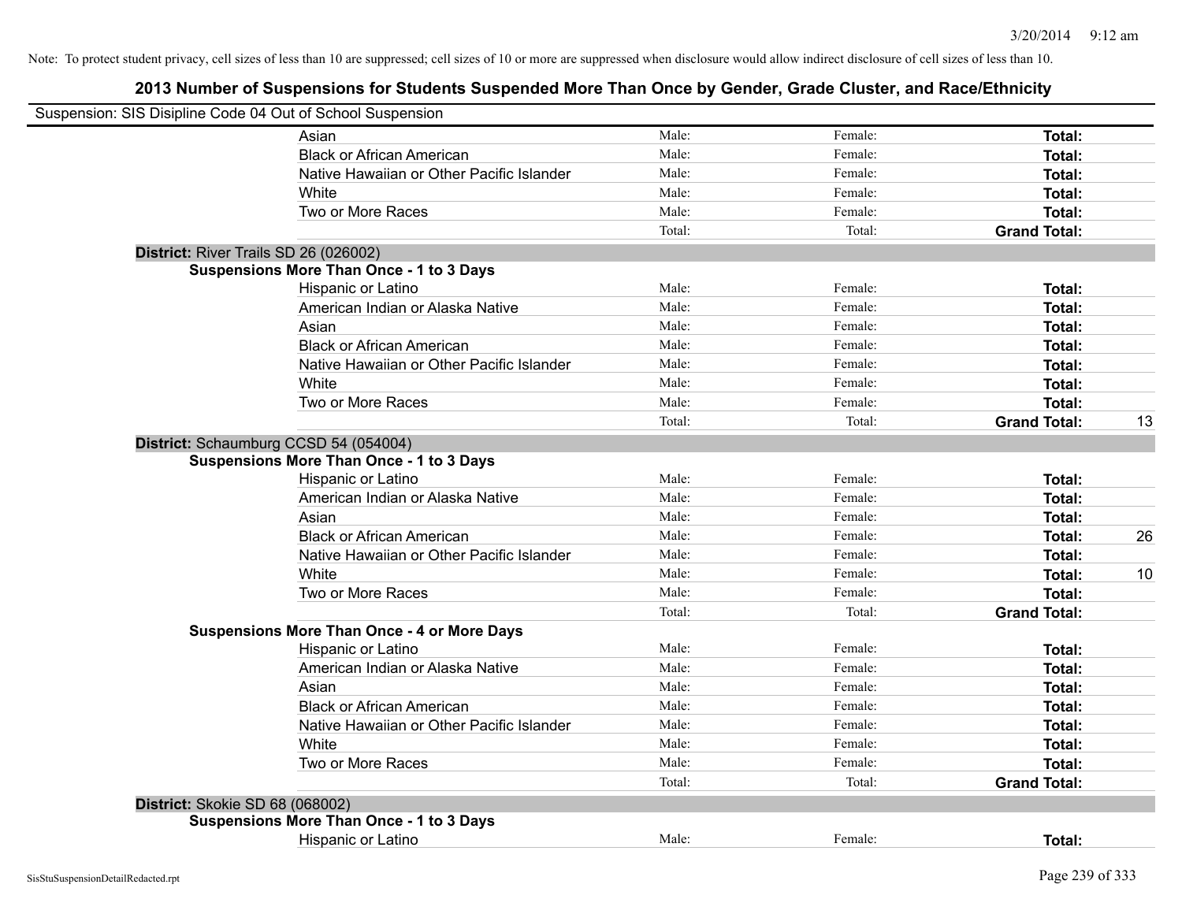Note: To protect student privacy, cell sizes of less than 10 are suppressed; cell sizes of 10 or more are suppressed when disclosure would allow indirect disclosure of cell sizes of less than 10.

## 2013 Number of Suspensions for Students Suspended More Than Once by Gender, Grade Cluster, and Race/Ethnicity

Suspension: SIS Disipline Code 04 Out of School Suspension

| | | | | |
|---|---|---|---|---|
| Asian | Male: | Female: | **Total:** | |
| Black or African American | Male: | Female: | **Total:** | |
| Native Hawaiian or Other Pacific Islander | Male: | Female: | **Total:** | |
| White | Male: | Female: | **Total:** | |
| Two or More Races | Male: | Female: | **Total:** | |
| | Total: | Total: | **Grand Total:** | |

**District:** River Trails SD 26 (026002)

**Suspensions More Than Once - 1 to 3 Days**

| | | | | |
|---|---|---|---|---|
| Hispanic or Latino | Male: | Female: | **Total:** | |
| American Indian or Alaska Native | Male: | Female: | **Total:** | |
| Asian | Male: | Female: | **Total:** | |
| Black or African American | Male: | Female: | **Total:** | |
| Native Hawaiian or Other Pacific Islander | Male: | Female: | **Total:** | |
| White | Male: | Female: | **Total:** | |
| Two or More Races | Male: | Female: | **Total:** | |
| | Total: | Total: | **Grand Total:** | 13 |

**District:** Schaumburg CCSD 54 (054004)

**Suspensions More Than Once - 1 to 3 Days**

| | | | | |
|---|---|---|---|---|
| Hispanic or Latino | Male: | Female: | **Total:** | |
| American Indian or Alaska Native | Male: | Female: | **Total:** | |
| Asian | Male: | Female: | **Total:** | |
| Black or African American | Male: | Female: | **Total:** | 26 |
| Native Hawaiian or Other Pacific Islander | Male: | Female: | **Total:** | |
| White | Male: | Female: | **Total:** | 10 |
| Two or More Races | Male: | Female: | **Total:** | |
| | Total: | Total: | **Grand Total:** | |

**Suspensions More Than Once - 4 or More Days**

| | | | | |
|---|---|---|---|---|
| Hispanic or Latino | Male: | Female: | **Total:** | |
| American Indian or Alaska Native | Male: | Female: | **Total:** | |
| Asian | Male: | Female: | **Total:** | |
| Black or African American | Male: | Female: | **Total:** | |
| Native Hawaiian or Other Pacific Islander | Male: | Female: | **Total:** | |
| White | Male: | Female: | **Total:** | |
| Two or More Races | Male: | Female: | **Total:** | |
| | Total: | Total: | **Grand Total:** | |

**District:** Skokie SD 68 (068002)

**Suspensions More Than Once - 1 to 3 Days**

| | | | | |
|---|---|---|---|---|
| Hispanic or Latino | Male: | Female: | **Total:** | |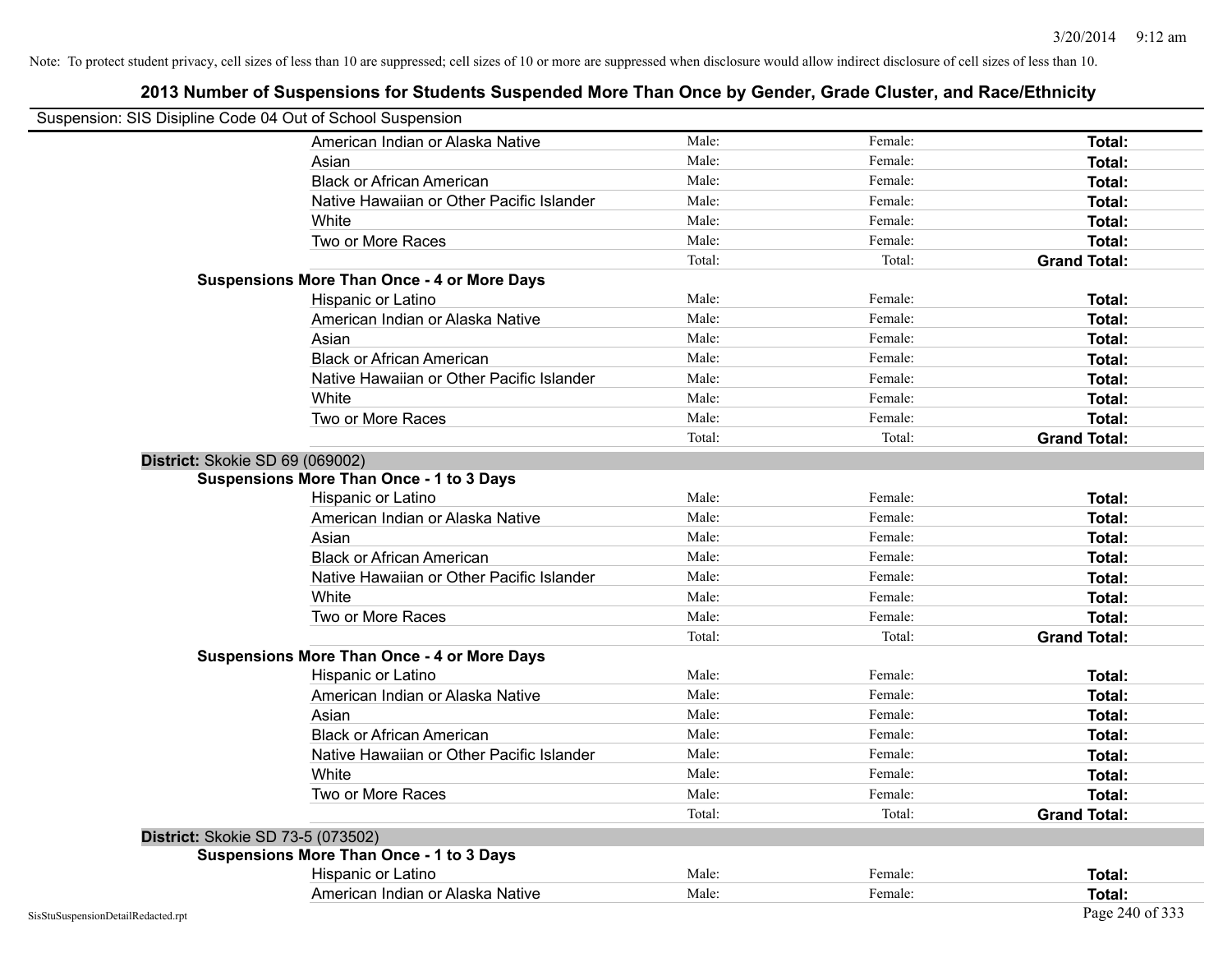Note: To protect student privacy, cell sizes of less than 10 are suppressed; cell sizes of 10 or more are suppressed when disclosure would allow indirect disclosure of cell sizes of less than 10.

# 2013 Number of Suspensions for Students Suspended More Than Once by Gender, Grade Cluster, and Race/Ethnicity

Suspension: SIS Disipline Code 04 Out of School Suspension

| | | | |
|---|---|---|---|
| American Indian or Alaska Native | Male: | Female: | **Total:** |
| Asian | Male: | Female: | **Total:** |
| Black or African American | Male: | Female: | **Total:** |
| Native Hawaiian or Other Pacific Islander | Male: | Female: | **Total:** |
| White | Male: | Female: | **Total:** |
| Two or More Races | Male: | Female: | **Total:** |
| | Total: | Total: | **Grand Total:** |

**Suspensions More Than Once - 4 or More Days**

| | | | |
|---|---|---|---|
| Hispanic or Latino | Male: | Female: | **Total:** |
| American Indian or Alaska Native | Male: | Female: | **Total:** |
| Asian | Male: | Female: | **Total:** |
| Black or African American | Male: | Female: | **Total:** |
| Native Hawaiian or Other Pacific Islander | Male: | Female: | **Total:** |
| White | Male: | Female: | **Total:** |
| Two or More Races | Male: | Female: | **Total:** |
| | Total: | Total: | **Grand Total:** |

**District:** Skokie SD 69 (069002)

**Suspensions More Than Once - 1 to 3 Days**

| | | | |
|---|---|---|---|
| Hispanic or Latino | Male: | Female: | **Total:** |
| American Indian or Alaska Native | Male: | Female: | **Total:** |
| Asian | Male: | Female: | **Total:** |
| Black or African American | Male: | Female: | **Total:** |
| Native Hawaiian or Other Pacific Islander | Male: | Female: | **Total:** |
| White | Male: | Female: | **Total:** |
| Two or More Races | Male: | Female: | **Total:** |
| | Total: | Total: | **Grand Total:** |

**Suspensions More Than Once - 4 or More Days**

| | | | |
|---|---|---|---|
| Hispanic or Latino | Male: | Female: | **Total:** |
| American Indian or Alaska Native | Male: | Female: | **Total:** |
| Asian | Male: | Female: | **Total:** |
| Black or African American | Male: | Female: | **Total:** |
| Native Hawaiian or Other Pacific Islander | Male: | Female: | **Total:** |
| White | Male: | Female: | **Total:** |
| Two or More Races | Male: | Female: | **Total:** |
| | Total: | Total: | **Grand Total:** |

**District:** Skokie SD 73-5 (073502)

**Suspensions More Than Once - 1 to 3 Days**

| | | | |
|---|---|---|---|
| Hispanic or Latino | Male: | Female: | **Total:** |
| American Indian or Alaska Native | Male: | Female: | **Total:** |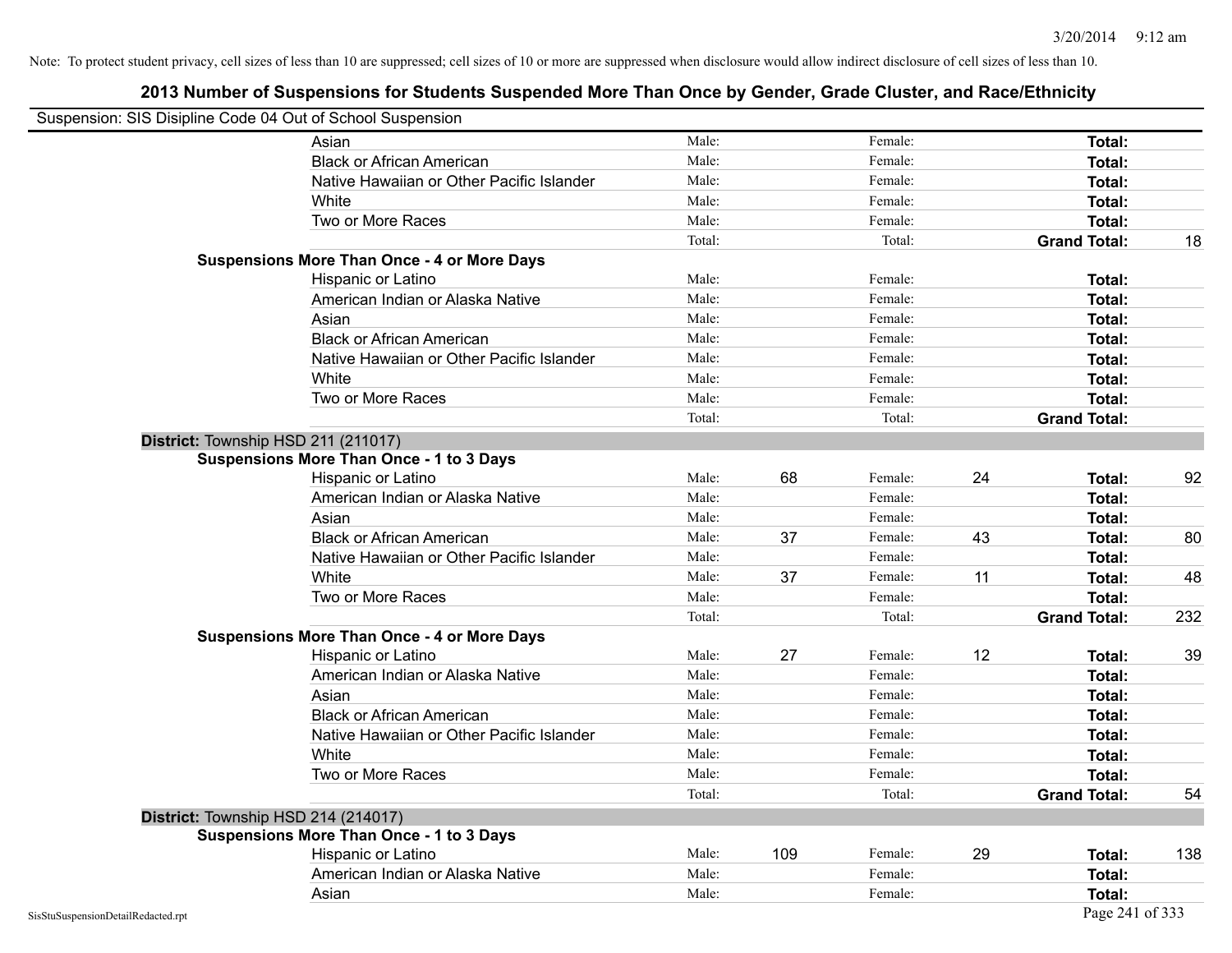Note: To protect student privacy, cell sizes of less than 10 are suppressed; cell sizes of 10 or more are suppressed when disclosure would allow indirect disclosure of cell sizes of less than 10.

# 2013 Number of Suspensions for Students Suspended More Than Once by Gender, Grade Cluster, and Race/Ethnicity

Suspension: SIS Disipline Code 04 Out of School Suspension

| | | | | | | |
|---|---|---|---|---|---|---|
| Asian | Male: | | Female: | | **Total:** | |
| Black or African American | Male: | | Female: | | **Total:** | |
| Native Hawaiian or Other Pacific Islander | Male: | | Female: | | **Total:** | |
| White | Male: | | Female: | | **Total:** | |
| Two or More Races | Male: | | Female: | | **Total:** | |
| | Total: | | Total: | | **Grand Total:** | 18 |
| **Suspensions More Than Once - 4 or More Days** | | | | | | |
| Hispanic or Latino | Male: | | Female: | | **Total:** | |
| American Indian or Alaska Native | Male: | | Female: | | **Total:** | |
| Asian | Male: | | Female: | | **Total:** | |
| Black or African American | Male: | | Female: | | **Total:** | |
| Native Hawaiian or Other Pacific Islander | Male: | | Female: | | **Total:** | |
| White | Male: | | Female: | | **Total:** | |
| Two or More Races | Male: | | Female: | | **Total:** | |
| | Total: | | Total: | | **Grand Total:** | |
| **District:** Township HSD 211 (211017) | | | | | | |
| **Suspensions More Than Once - 1 to 3 Days** | | | | | | |
| Hispanic or Latino | Male: | 68 | Female: | 24 | **Total:** | 92 |
| American Indian or Alaska Native | Male: | | Female: | | **Total:** | |
| Asian | Male: | | Female: | | **Total:** | |
| Black or African American | Male: | 37 | Female: | 43 | **Total:** | 80 |
| Native Hawaiian or Other Pacific Islander | Male: | | Female: | | **Total:** | |
| White | Male: | 37 | Female: | 11 | **Total:** | 48 |
| Two or More Races | Male: | | Female: | | **Total:** | |
| | Total: | | Total: | | **Grand Total:** | 232 |
| **Suspensions More Than Once - 4 or More Days** | | | | | | |
| Hispanic or Latino | Male: | 27 | Female: | 12 | **Total:** | 39 |
| American Indian or Alaska Native | Male: | | Female: | | **Total:** | |
| Asian | Male: | | Female: | | **Total:** | |
| Black or African American | Male: | | Female: | | **Total:** | |
| Native Hawaiian or Other Pacific Islander | Male: | | Female: | | **Total:** | |
| White | Male: | | Female: | | **Total:** | |
| Two or More Races | Male: | | Female: | | **Total:** | |
| | Total: | | Total: | | **Grand Total:** | 54 |
| **District:** Township HSD 214 (214017) | | | | | | |
| **Suspensions More Than Once - 1 to 3 Days** | | | | | | |
| Hispanic or Latino | Male: | 109 | Female: | 29 | **Total:** | 138 |
| American Indian or Alaska Native | Male: | | Female: | | **Total:** | |
| Asian | Male: | | Female: | | **Total:** | |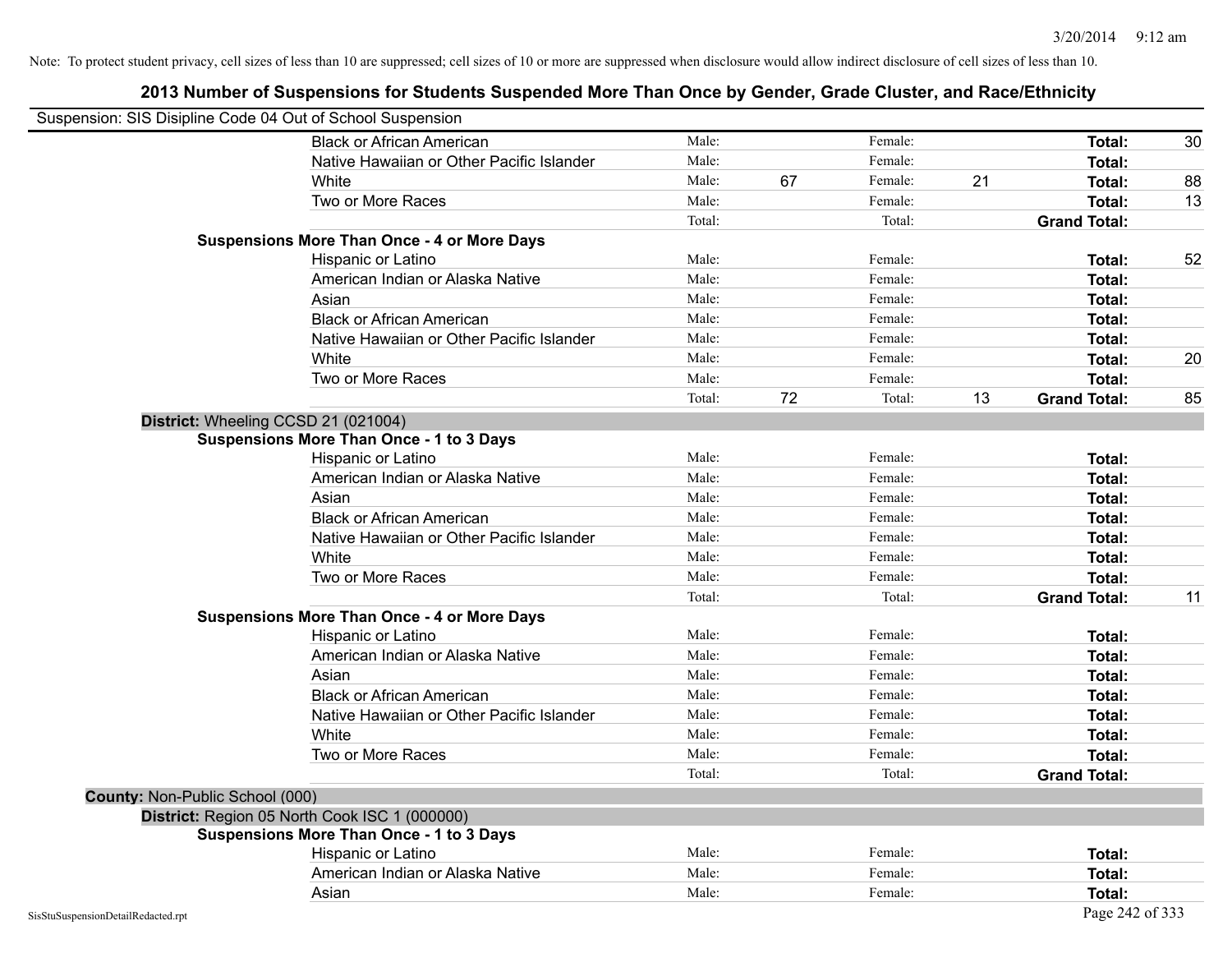Note: To protect student privacy, cell sizes of less than 10 are suppressed; cell sizes of 10 or more are suppressed when disclosure would allow indirect disclosure of cell sizes of less than 10.

## 2013 Number of Suspensions for Students Suspended More Than Once by Gender, Grade Cluster, and Race/Ethnicity

Suspension: SIS Disipline Code 04 Out of School Suspension

| | | | | | | |
|---|---|---|---|---|---|---|
| Black or African American | Male: | | Female: | | **Total:** | 30 |
| Native Hawaiian or Other Pacific Islander | Male: | | Female: | | **Total:** | |
| White | Male: | 67 | Female: | 21 | **Total:** | 88 |
| Two or More Races | Male: | | Female: | | **Total:** | 13 |
| | Total: | | Total: | | **Grand Total:** | |

**Suspensions More Than Once - 4 or More Days**

| | | | | | | |
|---|---|---|---|---|---|---|
| Hispanic or Latino | Male: | | Female: | | **Total:** | 52 |
| American Indian or Alaska Native | Male: | | Female: | | **Total:** | |
| Asian | Male: | | Female: | | **Total:** | |
| Black or African American | Male: | | Female: | | **Total:** | |
| Native Hawaiian or Other Pacific Islander | Male: | | Female: | | **Total:** | |
| White | Male: | | Female: | | **Total:** | 20 |
| Two or More Races | Male: | | Female: | | **Total:** | |
| | Total: | 72 | Total: | 13 | **Grand Total:** | 85 |

**District:** Wheeling CCSD 21 (021004)

**Suspensions More Than Once - 1 to 3 Days**

| | | | | | | |
|---|---|---|---|---|---|---|
| Hispanic or Latino | Male: | | Female: | | **Total:** | |
| American Indian or Alaska Native | Male: | | Female: | | **Total:** | |
| Asian | Male: | | Female: | | **Total:** | |
| Black or African American | Male: | | Female: | | **Total:** | |
| Native Hawaiian or Other Pacific Islander | Male: | | Female: | | **Total:** | |
| White | Male: | | Female: | | **Total:** | |
| Two or More Races | Male: | | Female: | | **Total:** | |
| | Total: | | Total: | | **Grand Total:** | 11 |

**Suspensions More Than Once - 4 or More Days**

| | | | | | | |
|---|---|---|---|---|---|---|
| Hispanic or Latino | Male: | | Female: | | **Total:** | |
| American Indian or Alaska Native | Male: | | Female: | | **Total:** | |
| Asian | Male: | | Female: | | **Total:** | |
| Black or African American | Male: | | Female: | | **Total:** | |
| Native Hawaiian or Other Pacific Islander | Male: | | Female: | | **Total:** | |
| White | Male: | | Female: | | **Total:** | |
| Two or More Races | Male: | | Female: | | **Total:** | |
| | Total: | | Total: | | **Grand Total:** | |

**County:** Non-Public School (000)

**District:** Region 05 North Cook ISC 1 (000000)

**Suspensions More Than Once - 1 to 3 Days**

| | | | | | | |
|---|---|---|---|---|---|---|
| Hispanic or Latino | Male: | | Female: | | **Total:** | |
| American Indian or Alaska Native | Male: | | Female: | | **Total:** | |
| Asian | Male: | | Female: | | **Total:** | |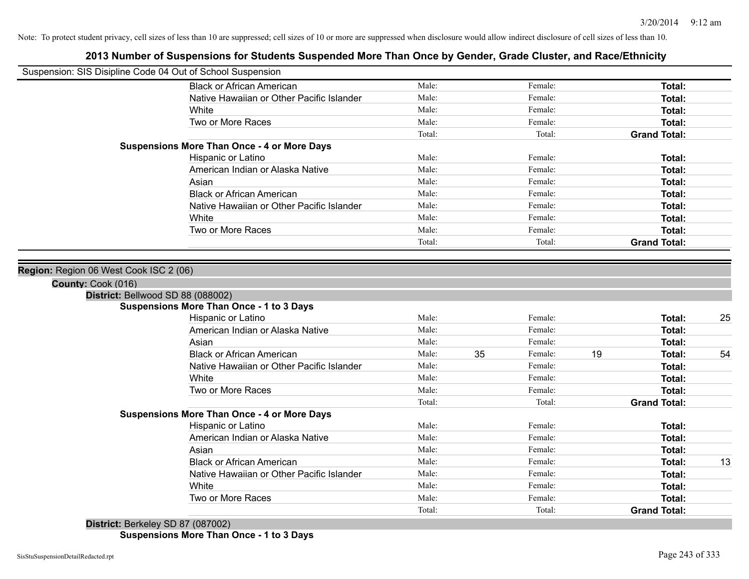Note: To protect student privacy, cell sizes of less than 10 are suppressed; cell sizes of 10 or more are suppressed when disclosure would allow indirect disclosure of cell sizes of less than 10.

# 2013 Number of Suspensions for Students Suspended More Than Once by Gender, Grade Cluster, and Race/Ethnicity

Suspension: SIS Disipline Code 04 Out of School Suspension

| | | | | | | |
|---|---|---|---|---|---|---|
| Black or African American | Male: | | Female: | | **Total:** | |
| Native Hawaiian or Other Pacific Islander | Male: | | Female: | | **Total:** | |
| White | Male: | | Female: | | **Total:** | |
| Two or More Races | Male: | | Female: | | **Total:** | |
| | Total: | | Total: | | **Grand Total:** | |

**Suspensions More Than Once - 4 or More Days**

| | | | | | | |
|---|---|---|---|---|---|---|
| Hispanic or Latino | Male: | | Female: | | **Total:** | |
| American Indian or Alaska Native | Male: | | Female: | | **Total:** | |
| Asian | Male: | | Female: | | **Total:** | |
| Black or African American | Male: | | Female: | | **Total:** | |
| Native Hawaiian or Other Pacific Islander | Male: | | Female: | | **Total:** | |
| White | Male: | | Female: | | **Total:** | |
| Two or More Races | Male: | | Female: | | **Total:** | |
| | Total: | | Total: | | **Grand Total:** | |

**Region:** Region 06 West Cook ISC 2 (06)

**County:** Cook (016)

**District:** Bellwood SD 88 (088002)

**Suspensions More Than Once - 1 to 3 Days**

| | | | | | | |
|---|---|---|---|---|---|---|
| Hispanic or Latino | Male: | | Female: | | **Total:** | 25 |
| American Indian or Alaska Native | Male: | | Female: | | **Total:** | |
| Asian | Male: | | Female: | | **Total:** | |
| Black or African American | Male: | 35 | Female: | 19 | **Total:** | 54 |
| Native Hawaiian or Other Pacific Islander | Male: | | Female: | | **Total:** | |
| White | Male: | | Female: | | **Total:** | |
| Two or More Races | Male: | | Female: | | **Total:** | |
| | Total: | | Total: | | **Grand Total:** | |

**Suspensions More Than Once - 4 or More Days**

| | | | | | | |
|---|---|---|---|---|---|---|
| Hispanic or Latino | Male: | | Female: | | **Total:** | |
| American Indian or Alaska Native | Male: | | Female: | | **Total:** | |
| Asian | Male: | | Female: | | **Total:** | |
| Black or African American | Male: | | Female: | | **Total:** | 13 |
| Native Hawaiian or Other Pacific Islander | Male: | | Female: | | **Total:** | |
| White | Male: | | Female: | | **Total:** | |
| Two or More Races | Male: | | Female: | | **Total:** | |
| | Total: | | Total: | | **Grand Total:** | |

**District:** Berkeley SD 87 (087002)

**Suspensions More Than Once - 1 to 3 Days**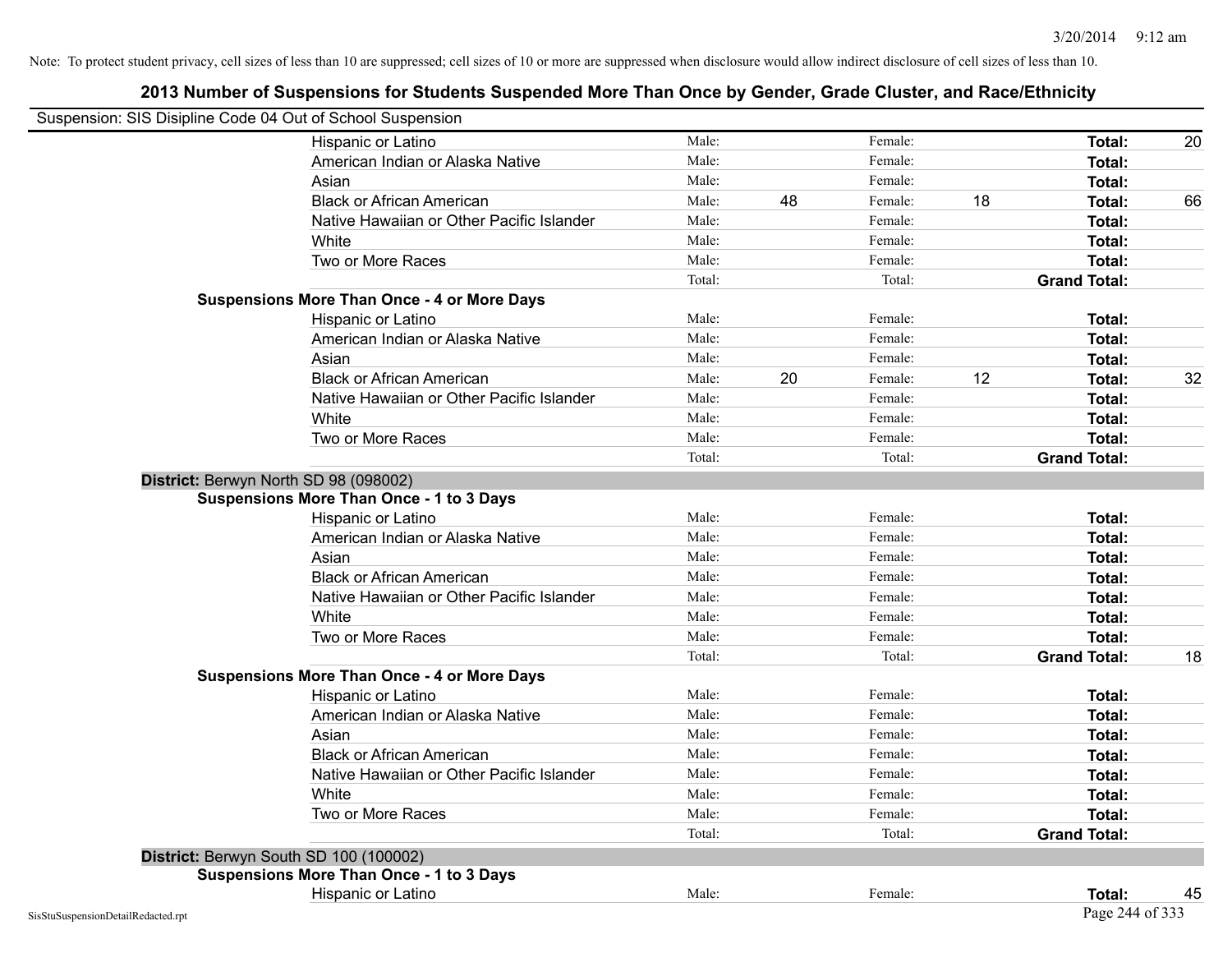Note: To protect student privacy, cell sizes of less than 10 are suppressed; cell sizes of 10 or more are suppressed when disclosure would allow indirect disclosure of cell sizes of less than 10.

## 2013 Number of Suspensions for Students Suspended More Than Once by Gender, Grade Cluster, and Race/Ethnicity

Suspension: SIS Disipline Code 04 Out of School Suspension

| | | | | | | |
|---|---|---|---|---|---|---|
| Hispanic or Latino | Male: | | Female: | | **Total:** | 20 |
| American Indian or Alaska Native | Male: | | Female: | | **Total:** | |
| Asian | Male: | | Female: | | **Total:** | |
| Black or African American | Male: | 48 | Female: | 18 | **Total:** | 66 |
| Native Hawaiian or Other Pacific Islander | Male: | | Female: | | **Total:** | |
| White | Male: | | Female: | | **Total:** | |
| Two or More Races | Male: | | Female: | | **Total:** | |
| | Total: | | Total: | | **Grand Total:** | |

**Suspensions More Than Once - 4 or More Days**

| | | | | | | |
|---|---|---|---|---|---|---|
| Hispanic or Latino | Male: | | Female: | | **Total:** | |
| American Indian or Alaska Native | Male: | | Female: | | **Total:** | |
| Asian | Male: | | Female: | | **Total:** | |
| Black or African American | Male: | 20 | Female: | 12 | **Total:** | 32 |
| Native Hawaiian or Other Pacific Islander | Male: | | Female: | | **Total:** | |
| White | Male: | | Female: | | **Total:** | |
| Two or More Races | Male: | | Female: | | **Total:** | |
| | Total: | | Total: | | **Grand Total:** | |

**District:** Berwyn North SD 98 (098002)

**Suspensions More Than Once - 1 to 3 Days**

| | | | | | | |
|---|---|---|---|---|---|---|
| Hispanic or Latino | Male: | | Female: | | **Total:** | |
| American Indian or Alaska Native | Male: | | Female: | | **Total:** | |
| Asian | Male: | | Female: | | **Total:** | |
| Black or African American | Male: | | Female: | | **Total:** | |
| Native Hawaiian or Other Pacific Islander | Male: | | Female: | | **Total:** | |
| White | Male: | | Female: | | **Total:** | |
| Two or More Races | Male: | | Female: | | **Total:** | |
| | Total: | | Total: | | **Grand Total:** | 18 |

**Suspensions More Than Once - 4 or More Days**

| | | | | | | |
|---|---|---|---|---|---|---|
| Hispanic or Latino | Male: | | Female: | | **Total:** | |
| American Indian or Alaska Native | Male: | | Female: | | **Total:** | |
| Asian | Male: | | Female: | | **Total:** | |
| Black or African American | Male: | | Female: | | **Total:** | |
| Native Hawaiian or Other Pacific Islander | Male: | | Female: | | **Total:** | |
| White | Male: | | Female: | | **Total:** | |
| Two or More Races | Male: | | Female: | | **Total:** | |
| | Total: | | Total: | | **Grand Total:** | |

**District:** Berwyn South SD 100 (100002)

**Suspensions More Than Once - 1 to 3 Days**

| | | | | | | |
|---|---|---|---|---|---|---|
| Hispanic or Latino | Male: | | Female: | | **Total:** | 45 |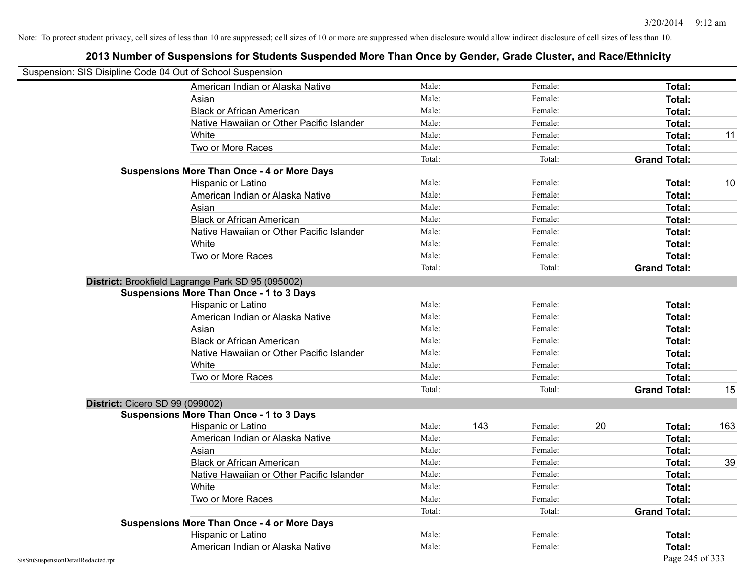Note: To protect student privacy, cell sizes of less than 10 are suppressed; cell sizes of 10 or more are suppressed when disclosure would allow indirect disclosure of cell sizes of less than 10.

## 2013 Number of Suspensions for Students Suspended More Than Once by Gender, Grade Cluster, and Race/Ethnicity

Suspension: SIS Disipline Code 04 Out of School Suspension

| | | | | | | |
|---|---|---|---|---|---|---|
| American Indian or Alaska Native | Male: | | Female: | | **Total:** | |
| Asian | Male: | | Female: | | **Total:** | |
| Black or African American | Male: | | Female: | | **Total:** | |
| Native Hawaiian or Other Pacific Islander | Male: | | Female: | | **Total:** | |
| White | Male: | | Female: | | **Total:** | 11 |
| Two or More Races | Male: | | Female: | | **Total:** | |
| | Total: | | Total: | | **Grand Total:** | |

**Suspensions More Than Once - 4 or More Days**

| | | | | | | |
|---|---|---|---|---|---|---|
| Hispanic or Latino | Male: | | Female: | | **Total:** | 10 |
| American Indian or Alaska Native | Male: | | Female: | | **Total:** | |
| Asian | Male: | | Female: | | **Total:** | |
| Black or African American | Male: | | Female: | | **Total:** | |
| Native Hawaiian or Other Pacific Islander | Male: | | Female: | | **Total:** | |
| White | Male: | | Female: | | **Total:** | |
| Two or More Races | Male: | | Female: | | **Total:** | |
| | Total: | | Total: | | **Grand Total:** | |

**District:** Brookfield Lagrange Park SD 95 (095002)

**Suspensions More Than Once - 1 to 3 Days**

| | | | | | | |
|---|---|---|---|---|---|---|
| Hispanic or Latino | Male: | | Female: | | **Total:** | |
| American Indian or Alaska Native | Male: | | Female: | | **Total:** | |
| Asian | Male: | | Female: | | **Total:** | |
| Black or African American | Male: | | Female: | | **Total:** | |
| Native Hawaiian or Other Pacific Islander | Male: | | Female: | | **Total:** | |
| White | Male: | | Female: | | **Total:** | |
| Two or More Races | Male: | | Female: | | **Total:** | |
| | Total: | | Total: | | **Grand Total:** | 15 |

**District:** Cicero SD 99 (099002)

**Suspensions More Than Once - 1 to 3 Days**

| | | | | | | |
|---|---|---|---|---|---|---|
| Hispanic or Latino | Male: | 143 | Female: | 20 | **Total:** | 163 |
| American Indian or Alaska Native | Male: | | Female: | | **Total:** | |
| Asian | Male: | | Female: | | **Total:** | |
| Black or African American | Male: | | Female: | | **Total:** | 39 |
| Native Hawaiian or Other Pacific Islander | Male: | | Female: | | **Total:** | |
| White | Male: | | Female: | | **Total:** | |
| Two or More Races | Male: | | Female: | | **Total:** | |
| | Total: | | Total: | | **Grand Total:** | |

**Suspensions More Than Once - 4 or More Days**

| | | | | | | |
|---|---|---|---|---|---|---|
| Hispanic or Latino | Male: | | Female: | | **Total:** | |
| American Indian or Alaska Native | Male: | | Female: | | **Total:** | |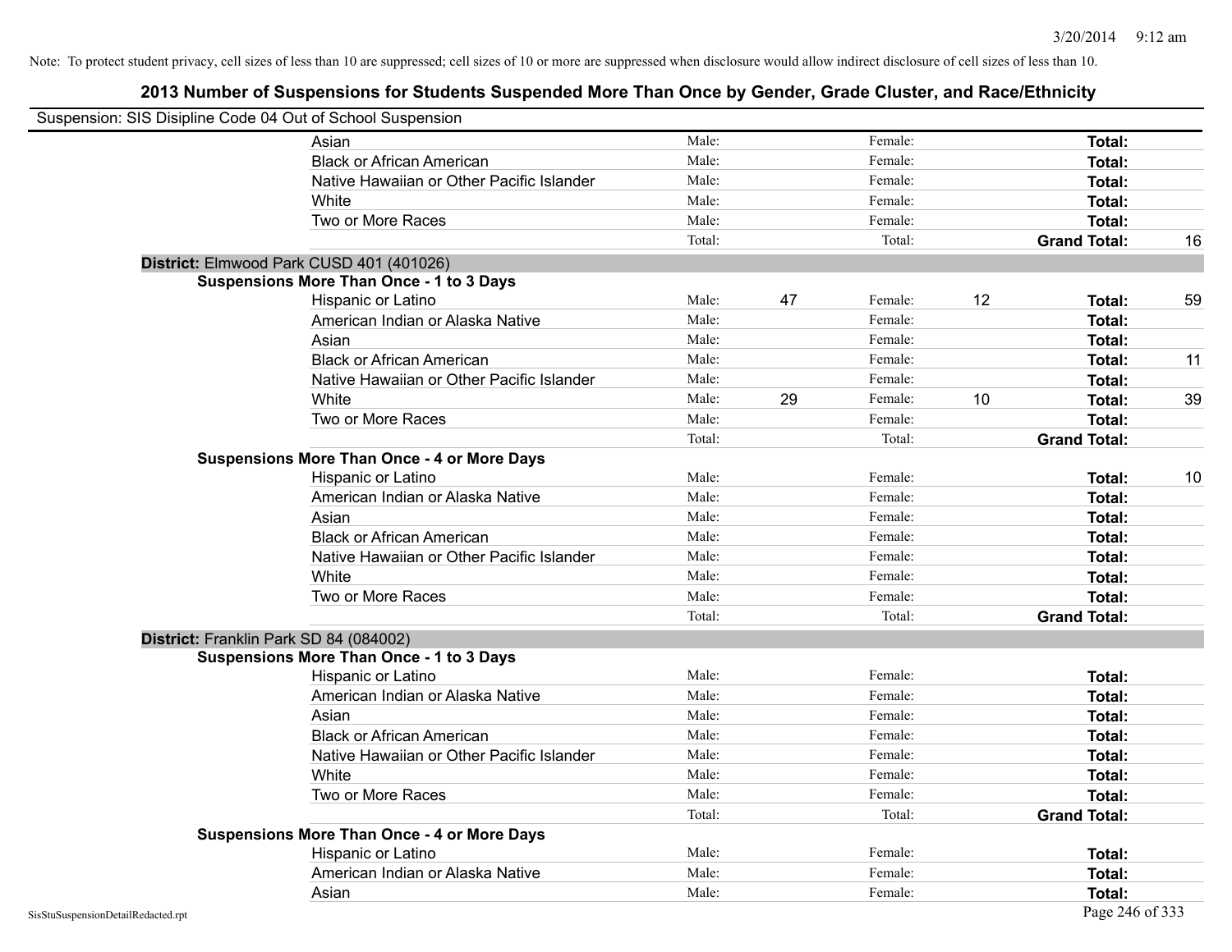Note: To protect student privacy, cell sizes of less than 10 are suppressed; cell sizes of 10 or more are suppressed when disclosure would allow indirect disclosure of cell sizes of less than 10.

## 2013 Number of Suspensions for Students Suspended More Than Once by Gender, Grade Cluster, and Race/Ethnicity

Suspension: SIS Disipline Code 04 Out of School Suspension

| | | | | | | |
|---|---|---|---|---|---|---|
| Asian | Male: | | Female: | | **Total:** | |
| Black or African American | Male: | | Female: | | **Total:** | |
| Native Hawaiian or Other Pacific Islander | Male: | | Female: | | **Total:** | |
| White | Male: | | Female: | | **Total:** | |
| Two or More Races | Male: | | Female: | | **Total:** | |
| | Total: | | Total: | | **Grand Total:** | 16 |

**District:** Elmwood Park CUSD 401 (401026)

**Suspensions More Than Once - 1 to 3 Days**

| | | | | | | |
|---|---|---|---|---|---|---|
| Hispanic or Latino | Male: | 47 | Female: | 12 | **Total:** | 59 |
| American Indian or Alaska Native | Male: | | Female: | | **Total:** | |
| Asian | Male: | | Female: | | **Total:** | |
| Black or African American | Male: | | Female: | | **Total:** | 11 |
| Native Hawaiian or Other Pacific Islander | Male: | | Female: | | **Total:** | |
| White | Male: | 29 | Female: | 10 | **Total:** | 39 |
| Two or More Races | Male: | | Female: | | **Total:** | |
| | Total: | | Total: | | **Grand Total:** | |

**Suspensions More Than Once - 4 or More Days**

| | | | | | | |
|---|---|---|---|---|---|---|
| Hispanic or Latino | Male: | | Female: | | **Total:** | 10 |
| American Indian or Alaska Native | Male: | | Female: | | **Total:** | |
| Asian | Male: | | Female: | | **Total:** | |
| Black or African American | Male: | | Female: | | **Total:** | |
| Native Hawaiian or Other Pacific Islander | Male: | | Female: | | **Total:** | |
| White | Male: | | Female: | | **Total:** | |
| Two or More Races | Male: | | Female: | | **Total:** | |
| | Total: | | Total: | | **Grand Total:** | |

**District:** Franklin Park SD 84 (084002)

**Suspensions More Than Once - 1 to 3 Days**

| | | | | | | |
|---|---|---|---|---|---|---|
| Hispanic or Latino | Male: | | Female: | | **Total:** | |
| American Indian or Alaska Native | Male: | | Female: | | **Total:** | |
| Asian | Male: | | Female: | | **Total:** | |
| Black or African American | Male: | | Female: | | **Total:** | |
| Native Hawaiian or Other Pacific Islander | Male: | | Female: | | **Total:** | |
| White | Male: | | Female: | | **Total:** | |
| Two or More Races | Male: | | Female: | | **Total:** | |
| | Total: | | Total: | | **Grand Total:** | |

**Suspensions More Than Once - 4 or More Days**

| | | | | | | |
|---|---|---|---|---|---|---|
| Hispanic or Latino | Male: | | Female: | | **Total:** | |
| American Indian or Alaska Native | Male: | | Female: | | **Total:** | |
| Asian | Male: | | Female: | | **Total:** | |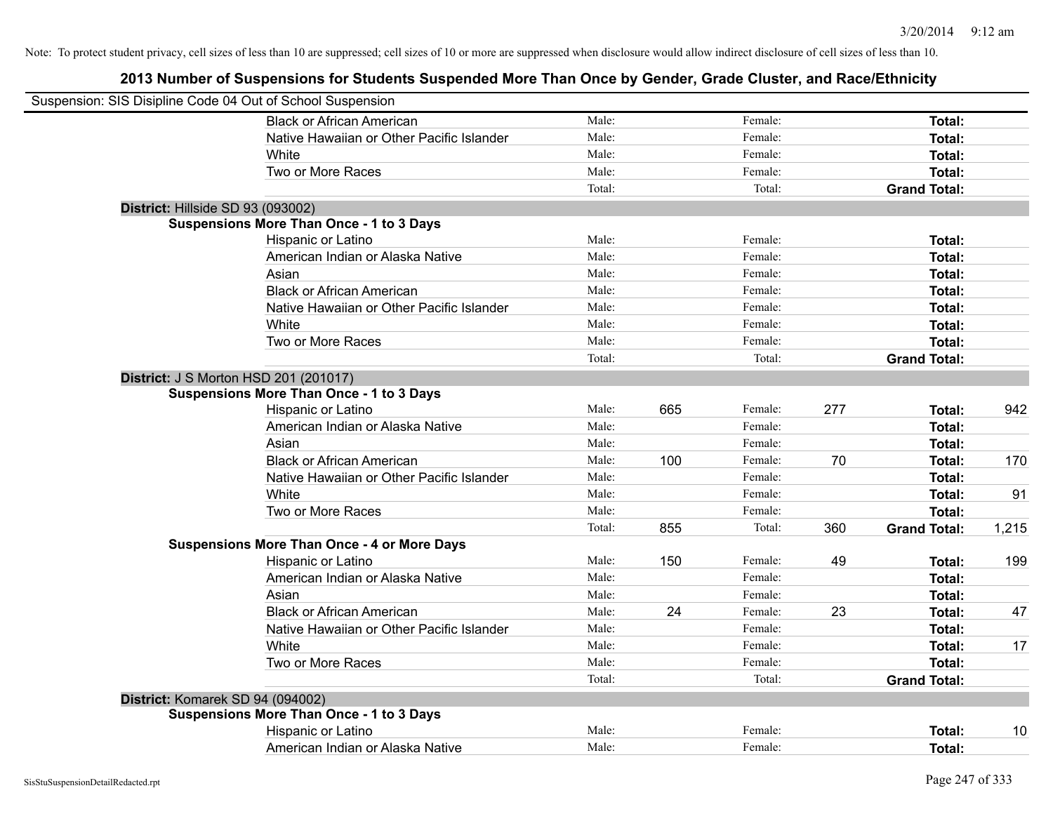Note: To protect student privacy, cell sizes of less than 10 are suppressed; cell sizes of 10 or more are suppressed when disclosure would allow indirect disclosure of cell sizes of less than 10.

# 2013 Number of Suspensions for Students Suspended More Than Once by Gender, Grade Cluster, and Race/Ethnicity

Suspension: SIS Disipline Code 04 Out of School Suspension

| | | | | | | |
|---|---|---|---|---|---|---|
| Black or African American | Male: | | Female: | | **Total:** | |
| Native Hawaiian or Other Pacific Islander | Male: | | Female: | | **Total:** | |
| White | Male: | | Female: | | **Total:** | |
| Two or More Races | Male: | | Female: | | **Total:** | |
| | Total: | | Total: | | **Grand Total:** | |

**District:** Hillside SD 93 (093002)

**Suspensions More Than Once - 1 to 3 Days**

| | | | | | | |
|---|---|---|---|---|---|---|
| Hispanic or Latino | Male: | | Female: | | **Total:** | |
| American Indian or Alaska Native | Male: | | Female: | | **Total:** | |
| Asian | Male: | | Female: | | **Total:** | |
| Black or African American | Male: | | Female: | | **Total:** | |
| Native Hawaiian or Other Pacific Islander | Male: | | Female: | | **Total:** | |
| White | Male: | | Female: | | **Total:** | |
| Two or More Races | Male: | | Female: | | **Total:** | |
| | Total: | | Total: | | **Grand Total:** | |

**District:** J S Morton HSD 201 (201017)

**Suspensions More Than Once - 1 to 3 Days**

| | | | | | | |
|---|---|---|---|---|---|---|
| Hispanic or Latino | Male: | 665 | Female: | 277 | **Total:** | 942 |
| American Indian or Alaska Native | Male: | | Female: | | **Total:** | |
| Asian | Male: | | Female: | | **Total:** | |
| Black or African American | Male: | 100 | Female: | 70 | **Total:** | 170 |
| Native Hawaiian or Other Pacific Islander | Male: | | Female: | | **Total:** | |
| White | Male: | | Female: | | **Total:** | 91 |
| Two or More Races | Male: | | Female: | | **Total:** | |
| | Total: | 855 | Total: | 360 | **Grand Total:** | 1,215 |

**Suspensions More Than Once - 4 or More Days**

| | | | | | | |
|---|---|---|---|---|---|---|
| Hispanic or Latino | Male: | 150 | Female: | 49 | **Total:** | 199 |
| American Indian or Alaska Native | Male: | | Female: | | **Total:** | |
| Asian | Male: | | Female: | | **Total:** | |
| Black or African American | Male: | 24 | Female: | 23 | **Total:** | 47 |
| Native Hawaiian or Other Pacific Islander | Male: | | Female: | | **Total:** | |
| White | Male: | | Female: | | **Total:** | 17 |
| Two or More Races | Male: | | Female: | | **Total:** | |
| | Total: | | Total: | | **Grand Total:** | |

**District:** Komarek SD 94 (094002)

**Suspensions More Than Once - 1 to 3 Days**

| | | | | | | |
|---|---|---|---|---|---|---|
| Hispanic or Latino | Male: | | Female: | | **Total:** | 10 |
| American Indian or Alaska Native | Male: | | Female: | | **Total:** | |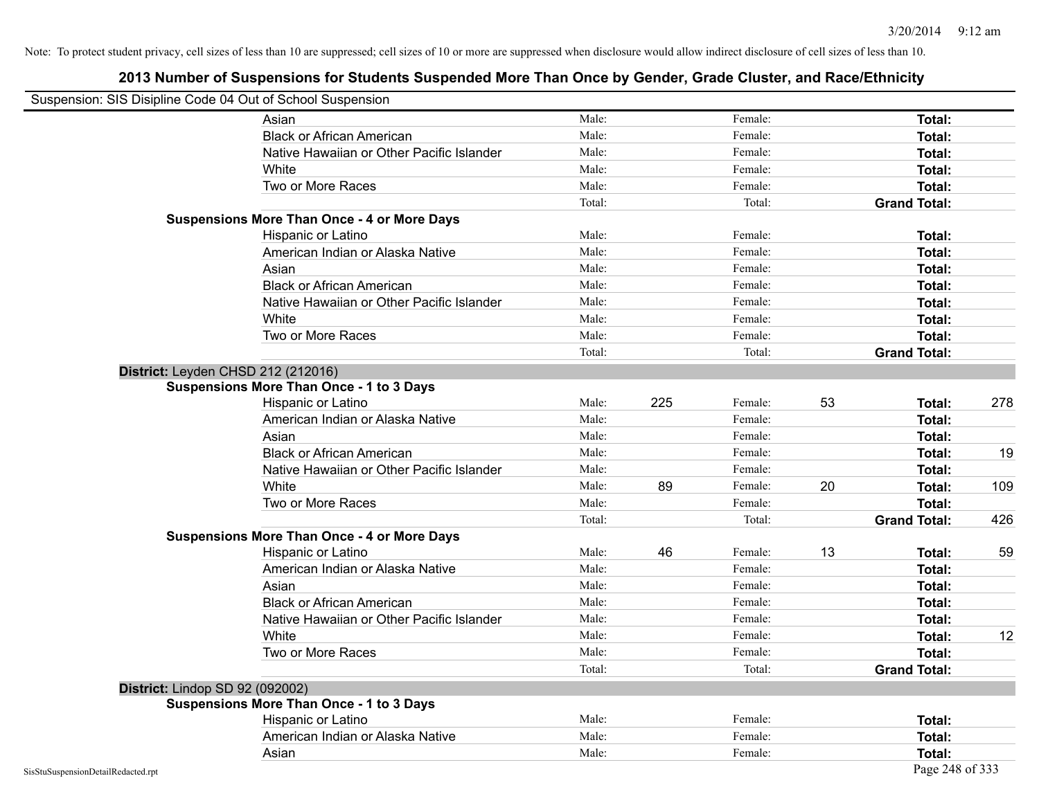Note: To protect student privacy, cell sizes of less than 10 are suppressed; cell sizes of 10 or more are suppressed when disclosure would allow indirect disclosure of cell sizes of less than 10.

## 2013 Number of Suspensions for Students Suspended More Than Once by Gender, Grade Cluster, and Race/Ethnicity

Suspension: SIS Disipline Code 04 Out of School Suspension

| | | | | | | |
|---|---|---|---|---|---|---|
| Asian | Male: | | Female: | | **Total:** | |
| Black or African American | Male: | | Female: | | **Total:** | |
| Native Hawaiian or Other Pacific Islander | Male: | | Female: | | **Total:** | |
| White | Male: | | Female: | | **Total:** | |
| Two or More Races | Male: | | Female: | | **Total:** | |
| | Total: | | Total: | | **Grand Total:** | |

**Suspensions More Than Once - 4 or More Days**

| | | | | | | |
|---|---|---|---|---|---|---|
| Hispanic or Latino | Male: | | Female: | | **Total:** | |
| American Indian or Alaska Native | Male: | | Female: | | **Total:** | |
| Asian | Male: | | Female: | | **Total:** | |
| Black or African American | Male: | | Female: | | **Total:** | |
| Native Hawaiian or Other Pacific Islander | Male: | | Female: | | **Total:** | |
| White | Male: | | Female: | | **Total:** | |
| Two or More Races | Male: | | Female: | | **Total:** | |
| | Total: | | Total: | | **Grand Total:** | |

**District:** Leyden CHSD 212 (212016)

**Suspensions More Than Once - 1 to 3 Days**

| | | | | | | |
|---|---|---|---|---|---|---|
| Hispanic or Latino | Male: | 225 | Female: | 53 | **Total:** | 278 |
| American Indian or Alaska Native | Male: | | Female: | | **Total:** | |
| Asian | Male: | | Female: | | **Total:** | |
| Black or African American | Male: | | Female: | | **Total:** | 19 |
| Native Hawaiian or Other Pacific Islander | Male: | | Female: | | **Total:** | |
| White | Male: | 89 | Female: | 20 | **Total:** | 109 |
| Two or More Races | Male: | | Female: | | **Total:** | |
| | Total: | | Total: | | **Grand Total:** | 426 |

**Suspensions More Than Once - 4 or More Days**

| | | | | | | |
|---|---|---|---|---|---|---|
| Hispanic or Latino | Male: | 46 | Female: | 13 | **Total:** | 59 |
| American Indian or Alaska Native | Male: | | Female: | | **Total:** | |
| Asian | Male: | | Female: | | **Total:** | |
| Black or African American | Male: | | Female: | | **Total:** | |
| Native Hawaiian or Other Pacific Islander | Male: | | Female: | | **Total:** | |
| White | Male: | | Female: | | **Total:** | 12 |
| Two or More Races | Male: | | Female: | | **Total:** | |
| | Total: | | Total: | | **Grand Total:** | |

**District:** Lindop SD 92 (092002)

**Suspensions More Than Once - 1 to 3 Days**

| | | | | | | |
|---|---|---|---|---|---|---|
| Hispanic or Latino | Male: | | Female: | | **Total:** | |
| American Indian or Alaska Native | Male: | | Female: | | **Total:** | |
| Asian | Male: | | Female: | | **Total:** | |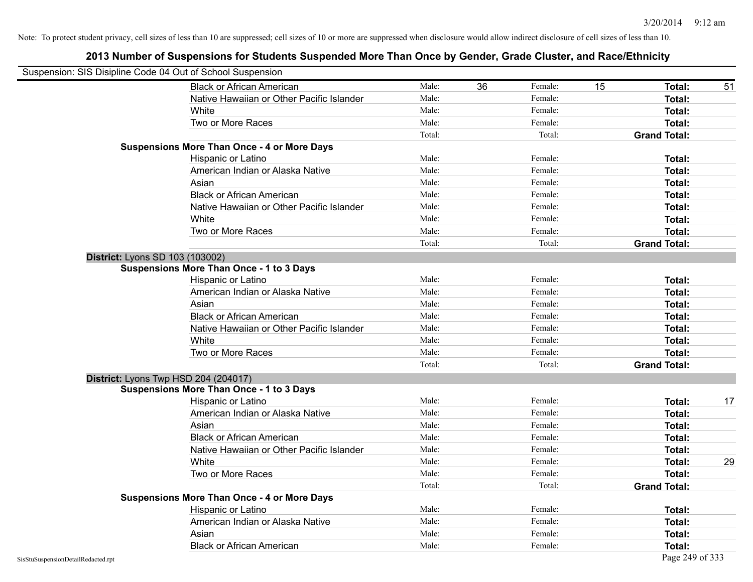Note: To protect student privacy, cell sizes of less than 10 are suppressed; cell sizes of 10 or more are suppressed when disclosure would allow indirect disclosure of cell sizes of less than 10.

## 2013 Number of Suspensions for Students Suspended More Than Once by Gender, Grade Cluster, and Race/Ethnicity

Suspension: SIS Disipline Code 04 Out of School Suspension

| | | | | | |
|---|---|---|---|---|---|
| Black or African American | Male: 36 | Female: 15 | Total: 51 |
| Native Hawaiian or Other Pacific Islander | Male: | Female: | Total: |
| White | Male: | Female: | Total: |
| Two or More Races | Male: | Female: | Total: |
| | Total: | Total: | Grand Total: |

**Suspensions More Than Once - 4 or More Days**

| | | | |
|---|---|---|---|
| Hispanic or Latino | Male: | Female: | Total: |
| American Indian or Alaska Native | Male: | Female: | Total: |
| Asian | Male: | Female: | Total: |
| Black or African American | Male: | Female: | Total: |
| Native Hawaiian or Other Pacific Islander | Male: | Female: | Total: |
| White | Male: | Female: | Total: |
| Two or More Races | Male: | Female: | Total: |
| | Total: | Total: | Grand Total: |

**District:** Lyons SD 103 (103002)

**Suspensions More Than Once - 1 to 3 Days**

| | | | |
|---|---|---|---|
| Hispanic or Latino | Male: | Female: | Total: |
| American Indian or Alaska Native | Male: | Female: | Total: |
| Asian | Male: | Female: | Total: |
| Black or African American | Male: | Female: | Total: |
| Native Hawaiian or Other Pacific Islander | Male: | Female: | Total: |
| White | Male: | Female: | Total: |
| Two or More Races | Male: | Female: | Total: |
| | Total: | Total: | Grand Total: |

**District:** Lyons Twp HSD 204 (204017)

**Suspensions More Than Once - 1 to 3 Days**

| | | | |
|---|---|---|---|
| Hispanic or Latino | Male: | Female: | Total: 17 |
| American Indian or Alaska Native | Male: | Female: | Total: |
| Asian | Male: | Female: | Total: |
| Black or African American | Male: | Female: | Total: |
| Native Hawaiian or Other Pacific Islander | Male: | Female: | Total: |
| White | Male: | Female: | Total: 29 |
| Two or More Races | Male: | Female: | Total: |
| | Total: | Total: | Grand Total: |

**Suspensions More Than Once - 4 or More Days**

| | | | |
|---|---|---|---|
| Hispanic or Latino | Male: | Female: | Total: |
| American Indian or Alaska Native | Male: | Female: | Total: |
| Asian | Male: | Female: | Total: |
| Black or African American | Male: | Female: | Total: |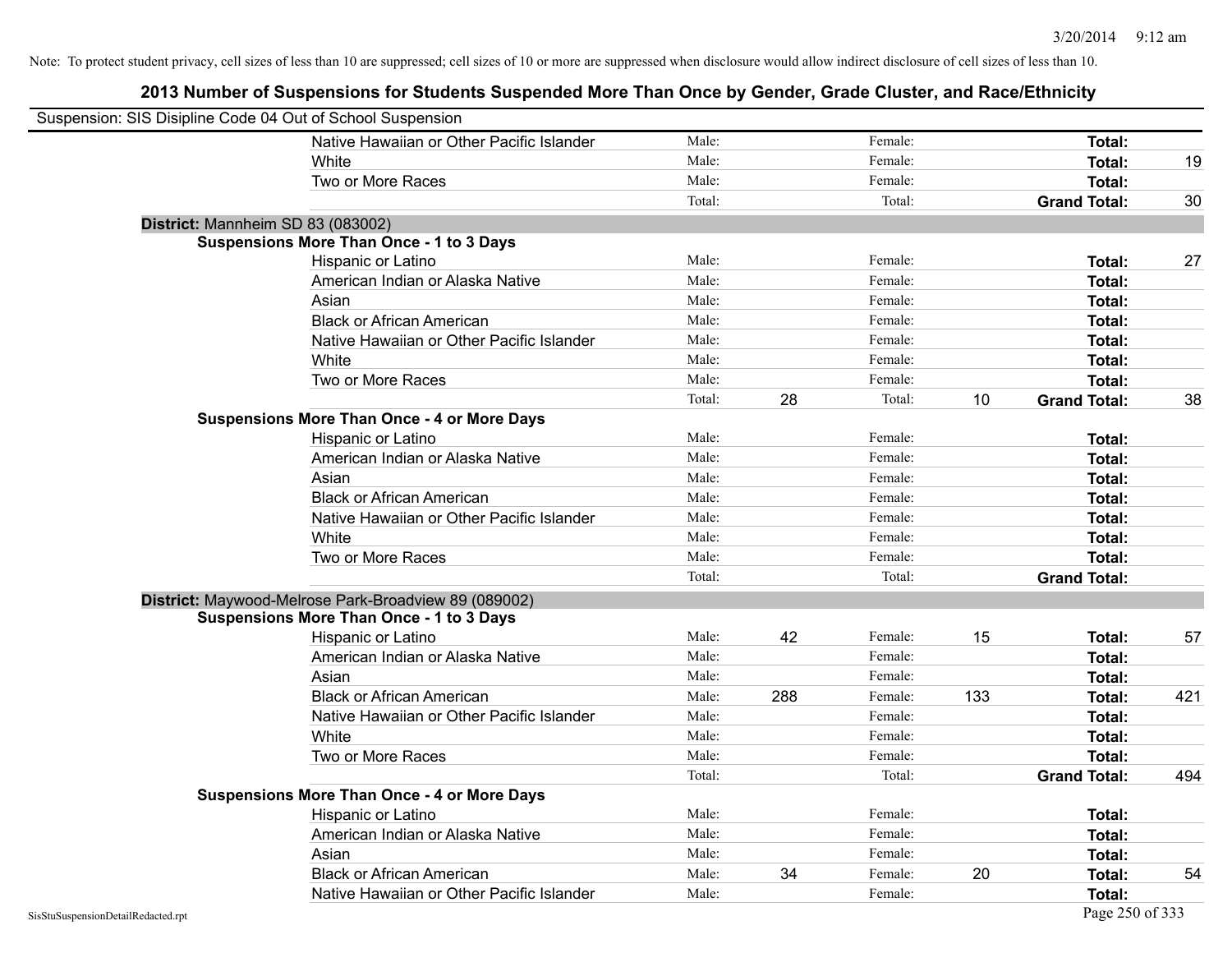Note: To protect student privacy, cell sizes of less than 10 are suppressed; cell sizes of 10 or more are suppressed when disclosure would allow indirect disclosure of cell sizes of less than 10.

## 2013 Number of Suspensions for Students Suspended More Than Once by Gender, Grade Cluster, and Race/Ethnicity

Suspension: SIS Disipline Code 04 Out of School Suspension

| | | | | | | |
|---|---|---|---|---|---|---|
| Native Hawaiian or Other Pacific Islander | Male: | | Female: | | **Total:** | |
| White | Male: | | Female: | | **Total:** | 19 |
| Two or More Races | Male: | | Female: | | **Total:** | |
| | Total: | | Total: | | **Grand Total:** | 30 |

**District:** Mannheim SD 83 (083002)

**Suspensions More Than Once - 1 to 3 Days**

| | | | | | | |
|---|---|---|---|---|---|---|
| Hispanic or Latino | Male: | | Female: | | **Total:** | 27 |
| American Indian or Alaska Native | Male: | | Female: | | **Total:** | |
| Asian | Male: | | Female: | | **Total:** | |
| Black or African American | Male: | | Female: | | **Total:** | |
| Native Hawaiian or Other Pacific Islander | Male: | | Female: | | **Total:** | |
| White | Male: | | Female: | | **Total:** | |
| Two or More Races | Male: | | Female: | | **Total:** | |
| | Total: | 28 | Total: | 10 | **Grand Total:** | 38 |

**Suspensions More Than Once - 4 or More Days**

| | | | | | | |
|---|---|---|---|---|---|---|
| Hispanic or Latino | Male: | | Female: | | **Total:** | |
| American Indian or Alaska Native | Male: | | Female: | | **Total:** | |
| Asian | Male: | | Female: | | **Total:** | |
| Black or African American | Male: | | Female: | | **Total:** | |
| Native Hawaiian or Other Pacific Islander | Male: | | Female: | | **Total:** | |
| White | Male: | | Female: | | **Total:** | |
| Two or More Races | Male: | | Female: | | **Total:** | |
| | Total: | | Total: | | **Grand Total:** | |

**District:** Maywood-Melrose Park-Broadview 89 (089002)

**Suspensions More Than Once - 1 to 3 Days**

| | | | | | | |
|---|---|---|---|---|---|---|
| Hispanic or Latino | Male: | 42 | Female: | 15 | **Total:** | 57 |
| American Indian or Alaska Native | Male: | | Female: | | **Total:** | |
| Asian | Male: | | Female: | | **Total:** | |
| Black or African American | Male: | 288 | Female: | 133 | **Total:** | 421 |
| Native Hawaiian or Other Pacific Islander | Male: | | Female: | | **Total:** | |
| White | Male: | | Female: | | **Total:** | |
| Two or More Races | Male: | | Female: | | **Total:** | |
| | Total: | | Total: | | **Grand Total:** | 494 |

**Suspensions More Than Once - 4 or More Days**

| | | | | | | |
|---|---|---|---|---|---|---|
| Hispanic or Latino | Male: | | Female: | | **Total:** | |
| American Indian or Alaska Native | Male: | | Female: | | **Total:** | |
| Asian | Male: | | Female: | | **Total:** | |
| Black or African American | Male: | 34 | Female: | 20 | **Total:** | 54 |
| Native Hawaiian or Other Pacific Islander | Male: | | Female: | | **Total:** | |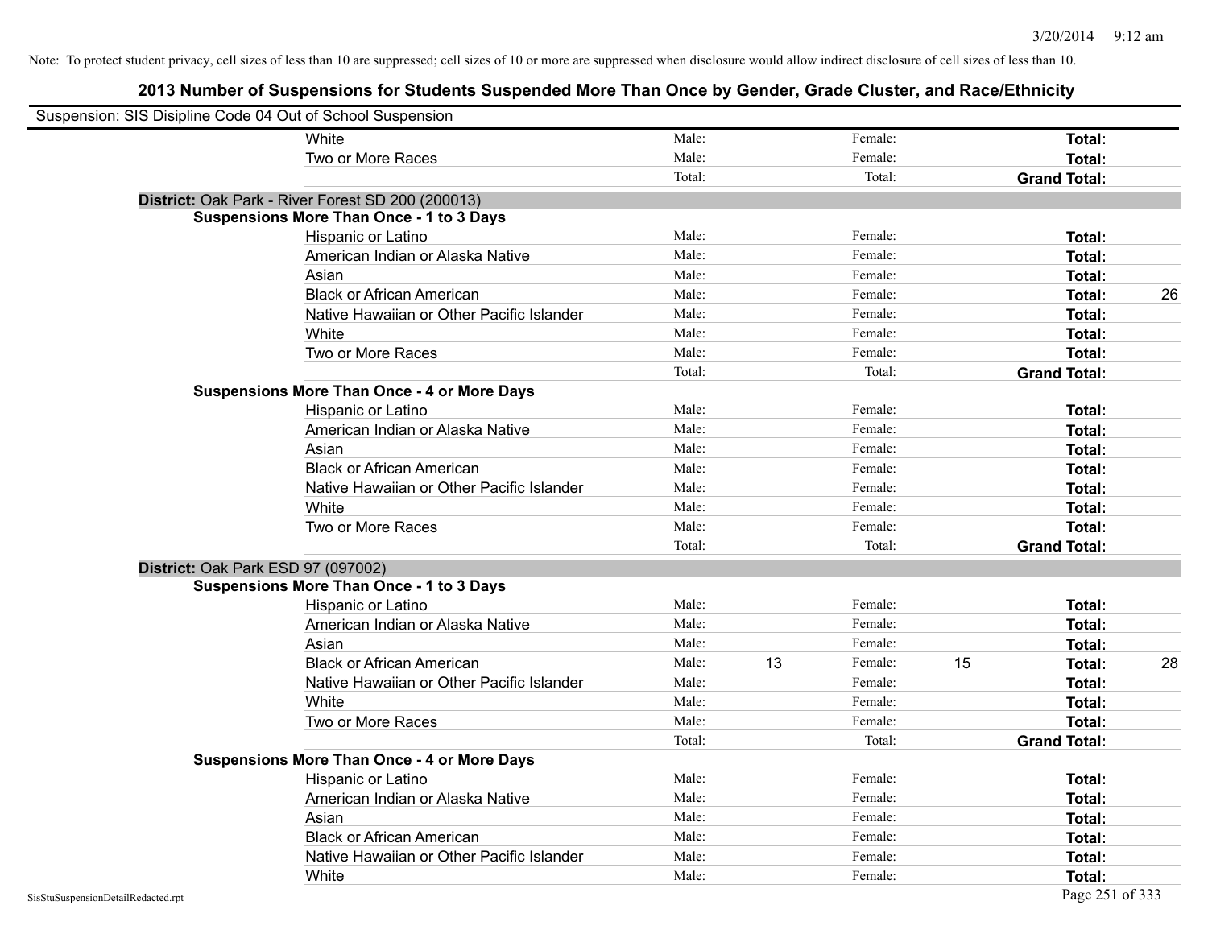Note: To protect student privacy, cell sizes of less than 10 are suppressed; cell sizes of 10 or more are suppressed when disclosure would allow indirect disclosure of cell sizes of less than 10.

## 2013 Number of Suspensions for Students Suspended More Than Once by Gender, Grade Cluster, and Race/Ethnicity

Suspension: SIS Disipline Code 04 Out of School Suspension

| | | | | | | | |
|---|---|---|---|---|---|---|---|
| | White | Male: | | Female: | | **Total:** | |
| | Two or More Races | Male: | | Female: | | **Total:** | |
| | | Total: | | Total: | | **Grand Total:** | |
| **District:** Oak Park - River Forest SD 200 (200013) | | | | | | | |
| **Suspensions More Than Once - 1 to 3 Days** | | | | | | | |
| | Hispanic or Latino | Male: | | Female: | | **Total:** | |
| | American Indian or Alaska Native | Male: | | Female: | | **Total:** | |
| | Asian | Male: | | Female: | | **Total:** | |
| | Black or African American | Male: | | Female: | | **Total:** | 26 |
| | Native Hawaiian or Other Pacific Islander | Male: | | Female: | | **Total:** | |
| | White | Male: | | Female: | | **Total:** | |
| | Two or More Races | Male: | | Female: | | **Total:** | |
| | | Total: | | Total: | | **Grand Total:** | |
| **Suspensions More Than Once - 4 or More Days** | | | | | | | |
| | Hispanic or Latino | Male: | | Female: | | **Total:** | |
| | American Indian or Alaska Native | Male: | | Female: | | **Total:** | |
| | Asian | Male: | | Female: | | **Total:** | |
| | Black or African American | Male: | | Female: | | **Total:** | |
| | Native Hawaiian or Other Pacific Islander | Male: | | Female: | | **Total:** | |
| | White | Male: | | Female: | | **Total:** | |
| | Two or More Races | Male: | | Female: | | **Total:** | |
| | | Total: | | Total: | | **Grand Total:** | |
| **District:** Oak Park ESD 97 (097002) | | | | | | | |
| **Suspensions More Than Once - 1 to 3 Days** | | | | | | | |
| | Hispanic or Latino | Male: | | Female: | | **Total:** | |
| | American Indian or Alaska Native | Male: | | Female: | | **Total:** | |
| | Asian | Male: | | Female: | | **Total:** | |
| | Black or African American | Male: | 13 | Female: | 15 | **Total:** | 28 |
| | Native Hawaiian or Other Pacific Islander | Male: | | Female: | | **Total:** | |
| | White | Male: | | Female: | | **Total:** | |
| | Two or More Races | Male: | | Female: | | **Total:** | |
| | | Total: | | Total: | | **Grand Total:** | |
| **Suspensions More Than Once - 4 or More Days** | | | | | | | |
| | Hispanic or Latino | Male: | | Female: | | **Total:** | |
| | American Indian or Alaska Native | Male: | | Female: | | **Total:** | |
| | Asian | Male: | | Female: | | **Total:** | |
| | Black or African American | Male: | | Female: | | **Total:** | |
| | Native Hawaiian or Other Pacific Islander | Male: | | Female: | | **Total:** | |
| | White | Male: | | Female: | | **Total:** | |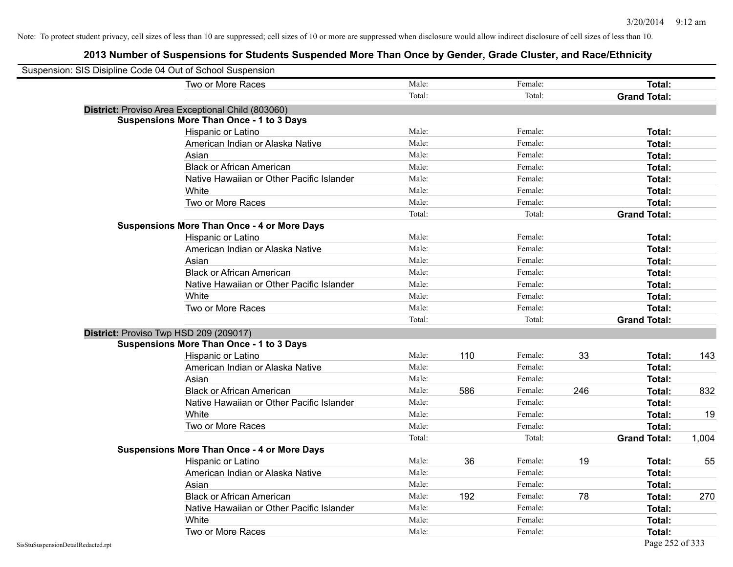Note: To protect student privacy, cell sizes of less than 10 are suppressed; cell sizes of 10 or more are suppressed when disclosure would allow indirect disclosure of cell sizes of less than 10.

## 2013 Number of Suspensions for Students Suspended More Than Once by Gender, Grade Cluster, and Race/Ethnicity

Suspension: SIS Disipline Code 04 Out of School Suspension

| | | | | | | |
|---|---|---|---|---|---|---|
| Two or More Races | Male: | | Female: | | **Total:** | |
| | Total: | | Total: | | **Grand Total:** | |

**District:** Proviso Area Exceptional Child (803060)

**Suspensions More Than Once - 1 to 3 Days**

| | | | | | | |
|---|---|---|---|---|---|---|
| Hispanic or Latino | Male: | | Female: | | **Total:** | |
| American Indian or Alaska Native | Male: | | Female: | | **Total:** | |
| Asian | Male: | | Female: | | **Total:** | |
| Black or African American | Male: | | Female: | | **Total:** | |
| Native Hawaiian or Other Pacific Islander | Male: | | Female: | | **Total:** | |
| White | Male: | | Female: | | **Total:** | |
| Two or More Races | Male: | | Female: | | **Total:** | |
| | Total: | | Total: | | **Grand Total:** | |

**Suspensions More Than Once - 4 or More Days**

| | | | | | | |
|---|---|---|---|---|---|---|
| Hispanic or Latino | Male: | | Female: | | **Total:** | |
| American Indian or Alaska Native | Male: | | Female: | | **Total:** | |
| Asian | Male: | | Female: | | **Total:** | |
| Black or African American | Male: | | Female: | | **Total:** | |
| Native Hawaiian or Other Pacific Islander | Male: | | Female: | | **Total:** | |
| White | Male: | | Female: | | **Total:** | |
| Two or More Races | Male: | | Female: | | **Total:** | |
| | Total: | | Total: | | **Grand Total:** | |

**District:** Proviso Twp HSD 209 (209017)

**Suspensions More Than Once - 1 to 3 Days**

| | | | | | | |
|---|---|---|---|---|---|---|
| Hispanic or Latino | Male: | 110 | Female: | 33 | **Total:** | 143 |
| American Indian or Alaska Native | Male: | | Female: | | **Total:** | |
| Asian | Male: | | Female: | | **Total:** | |
| Black or African American | Male: | 586 | Female: | 246 | **Total:** | 832 |
| Native Hawaiian or Other Pacific Islander | Male: | | Female: | | **Total:** | |
| White | Male: | | Female: | | **Total:** | 19 |
| Two or More Races | Male: | | Female: | | **Total:** | |
| | Total: | | Total: | | **Grand Total:** | 1,004 |

**Suspensions More Than Once - 4 or More Days**

| | | | | | | |
|---|---|---|---|---|---|---|
| Hispanic or Latino | Male: | 36 | Female: | 19 | **Total:** | 55 |
| American Indian or Alaska Native | Male: | | Female: | | **Total:** | |
| Asian | Male: | | Female: | | **Total:** | |
| Black or African American | Male: | 192 | Female: | 78 | **Total:** | 270 |
| Native Hawaiian or Other Pacific Islander | Male: | | Female: | | **Total:** | |
| White | Male: | | Female: | | **Total:** | |
| Two or More Races | Male: | | Female: | | **Total:** | |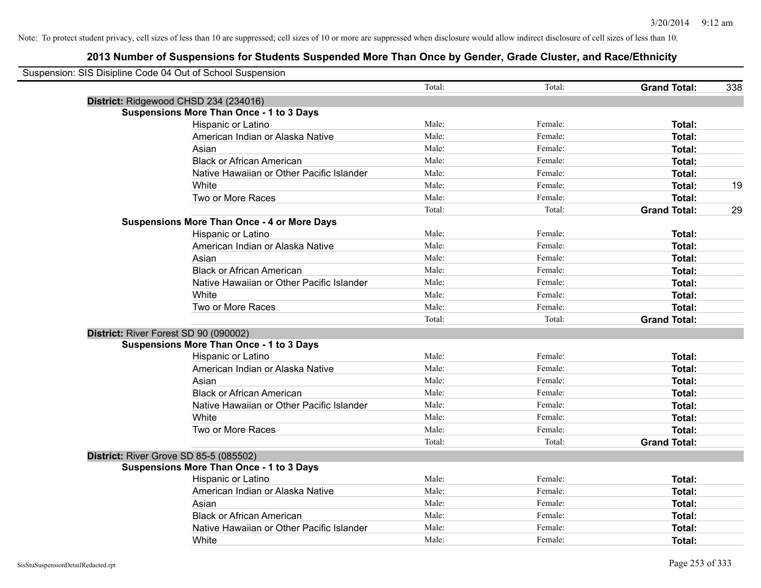Note: To protect student privacy, cell sizes of less than 10 are suppressed; cell sizes of 10 or more are suppressed when disclosure would allow indirect disclosure of cell sizes of less than 10.

## 2013 Number of Suspensions for Students Suspended More Than Once by Gender, Grade Cluster, and Race/Ethnicity

Suspension: SIS Disipline Code 04 Out of School Suspension

| | | | | |
|---|---|---|---|---|
| | Total: | Total: | **Grand Total:** | 338 |
| **District:** Ridgewood CHSD 234 (234016) | | | | |
| **Suspensions More Than Once - 1 to 3 Days** | | | | |
| Hispanic or Latino | Male: | Female: | **Total:** | |
| American Indian or Alaska Native | Male: | Female: | **Total:** | |
| Asian | Male: | Female: | **Total:** | |
| Black or African American | Male: | Female: | **Total:** | |
| Native Hawaiian or Other Pacific Islander | Male: | Female: | **Total:** | |
| White | Male: | Female: | **Total:** | 19 |
| Two or More Races | Male: | Female: | **Total:** | |
| | Total: | Total: | **Grand Total:** | 29 |
| **Suspensions More Than Once - 4 or More Days** | | | | |
| Hispanic or Latino | Male: | Female: | **Total:** | |
| American Indian or Alaska Native | Male: | Female: | **Total:** | |
| Asian | Male: | Female: | **Total:** | |
| Black or African American | Male: | Female: | **Total:** | |
| Native Hawaiian or Other Pacific Islander | Male: | Female: | **Total:** | |
| White | Male: | Female: | **Total:** | |
| Two or More Races | Male: | Female: | **Total:** | |
| | Total: | Total: | **Grand Total:** | |
| **District:** River Forest SD 90 (090002) | | | | |
| **Suspensions More Than Once - 1 to 3 Days** | | | | |
| Hispanic or Latino | Male: | Female: | **Total:** | |
| American Indian or Alaska Native | Male: | Female: | **Total:** | |
| Asian | Male: | Female: | **Total:** | |
| Black or African American | Male: | Female: | **Total:** | |
| Native Hawaiian or Other Pacific Islander | Male: | Female: | **Total:** | |
| White | Male: | Female: | **Total:** | |
| Two or More Races | Male: | Female: | **Total:** | |
| | Total: | Total: | **Grand Total:** | |
| **District:** River Grove SD 85-5 (085502) | | | | |
| **Suspensions More Than Once - 1 to 3 Days** | | | | |
| Hispanic or Latino | Male: | Female: | **Total:** | |
| American Indian or Alaska Native | Male: | Female: | **Total:** | |
| Asian | Male: | Female: | **Total:** | |
| Black or African American | Male: | Female: | **Total:** | |
| Native Hawaiian or Other Pacific Islander | Male: | Female: | **Total:** | |
| White | Male: | Female: | **Total:** | |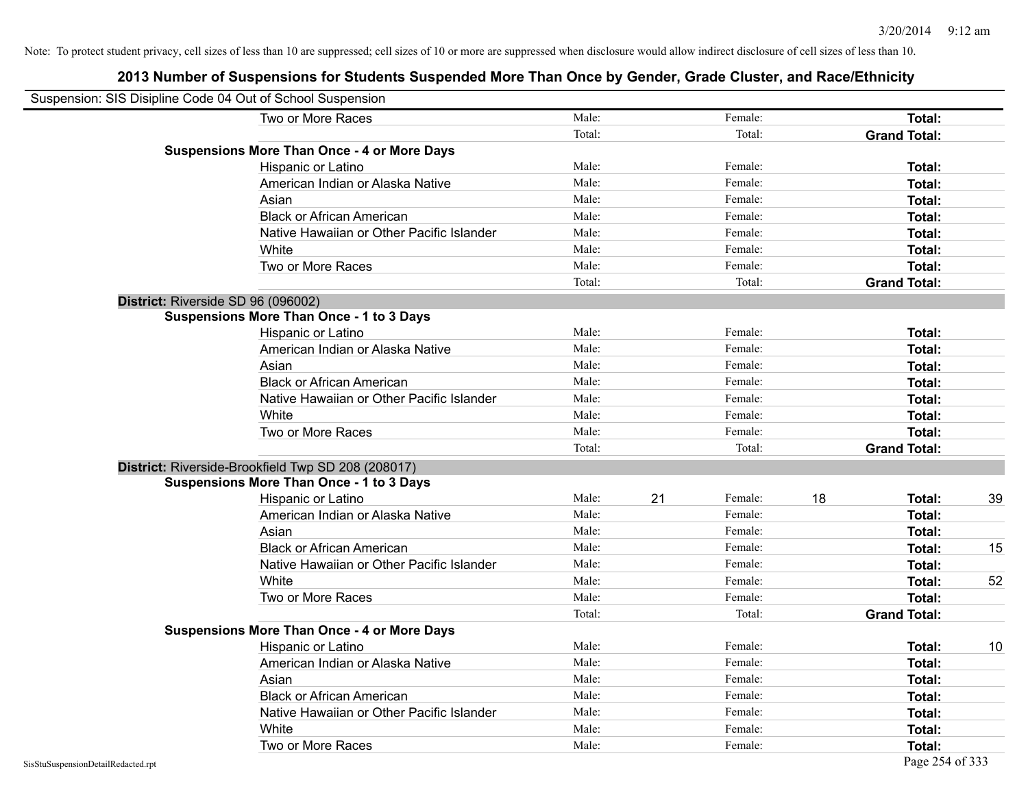Note: To protect student privacy, cell sizes of less than 10 are suppressed; cell sizes of 10 or more are suppressed when disclosure would allow indirect disclosure of cell sizes of less than 10.

## 2013 Number of Suspensions for Students Suspended More Than Once by Gender, Grade Cluster, and Race/Ethnicity

Suspension: SIS Disipline Code 04 Out of School Suspension

| | | | | | | |
|---|---|---|---|---|---|---|
| Two or More Races | Male: | | Female: | | **Total:** | |
| | Total: | | Total: | | **Grand Total:** | |
| **Suspensions More Than Once - 4 or More Days** | | | | | | |
| Hispanic or Latino | Male: | | Female: | | **Total:** | |
| American Indian or Alaska Native | Male: | | Female: | | **Total:** | |
| Asian | Male: | | Female: | | **Total:** | |
| Black or African American | Male: | | Female: | | **Total:** | |
| Native Hawaiian or Other Pacific Islander | Male: | | Female: | | **Total:** | |
| White | Male: | | Female: | | **Total:** | |
| Two or More Races | Male: | | Female: | | **Total:** | |
| | Total: | | Total: | | **Grand Total:** | |

**District:** Riverside SD 96 (096002)

| | | | | | | |
|---|---|---|---|---|---|---|
| **Suspensions More Than Once - 1 to 3 Days** | | | | | | |
| Hispanic or Latino | Male: | | Female: | | **Total:** | |
| American Indian or Alaska Native | Male: | | Female: | | **Total:** | |
| Asian | Male: | | Female: | | **Total:** | |
| Black or African American | Male: | | Female: | | **Total:** | |
| Native Hawaiian or Other Pacific Islander | Male: | | Female: | | **Total:** | |
| White | Male: | | Female: | | **Total:** | |
| Two or More Races | Male: | | Female: | | **Total:** | |
| | Total: | | Total: | | **Grand Total:** | |

**District:** Riverside-Brookfield Twp SD 208 (208017)

| | | | | | | |
|---|---|---|---|---|---|---|
| **Suspensions More Than Once - 1 to 3 Days** | | | | | | |
| Hispanic or Latino | Male: | 21 | Female: | 18 | **Total:** | 39 |
| American Indian or Alaska Native | Male: | | Female: | | **Total:** | |
| Asian | Male: | | Female: | | **Total:** | |
| Black or African American | Male: | | Female: | | **Total:** | 15 |
| Native Hawaiian or Other Pacific Islander | Male: | | Female: | | **Total:** | |
| White | Male: | | Female: | | **Total:** | 52 |
| Two or More Races | Male: | | Female: | | **Total:** | |
| | Total: | | Total: | | **Grand Total:** | |
| **Suspensions More Than Once - 4 or More Days** | | | | | | |
| Hispanic or Latino | Male: | | Female: | | **Total:** | 10 |
| American Indian or Alaska Native | Male: | | Female: | | **Total:** | |
| Asian | Male: | | Female: | | **Total:** | |
| Black or African American | Male: | | Female: | | **Total:** | |
| Native Hawaiian or Other Pacific Islander | Male: | | Female: | | **Total:** | |
| White | Male: | | Female: | | **Total:** | |
| Two or More Races | Male: | | Female: | | **Total:** | |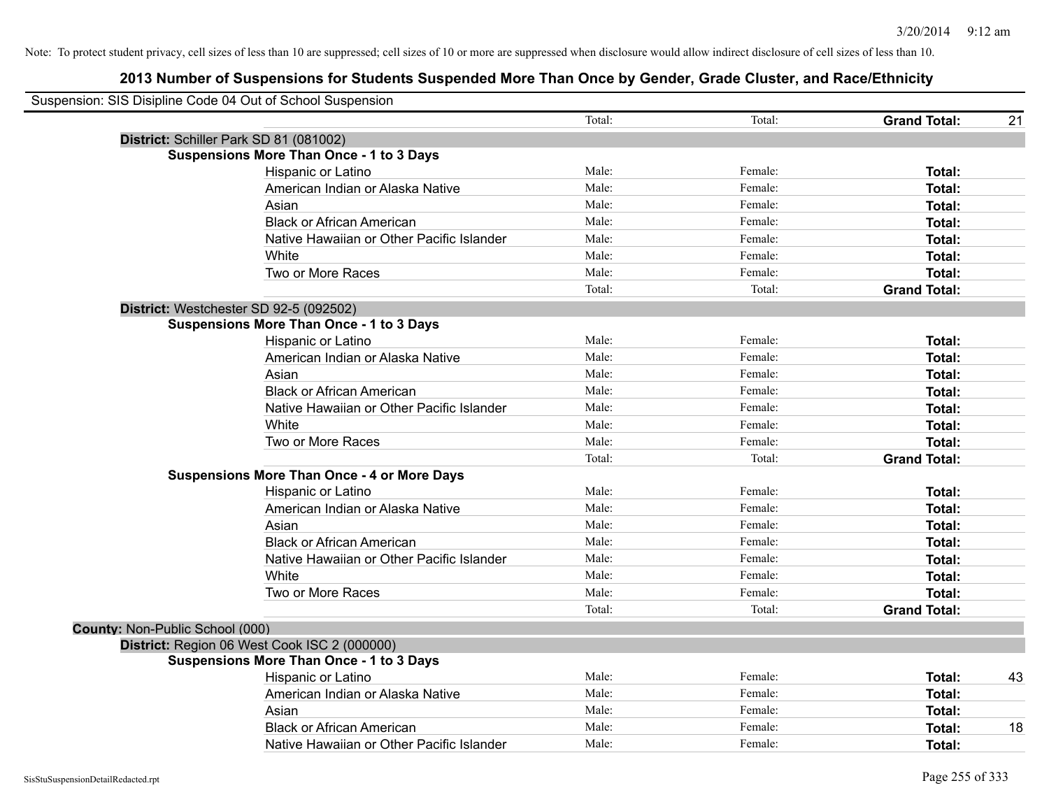Note: To protect student privacy, cell sizes of less than 10 are suppressed; cell sizes of 10 or more are suppressed when disclosure would allow indirect disclosure of cell sizes of less than 10.

## 2013 Number of Suspensions for Students Suspended More Than Once by Gender, Grade Cluster, and Race/Ethnicity

Suspension: SIS Disipline Code 04 Out of School Suspension

| | | | | | |
|---|---|---|---|---|---|
| | | Total: | Total: | **Grand Total:** | 21 |
| **District:** Schiller Park SD 81 (081002) | | | | | |
| **Suspensions More Than Once - 1 to 3 Days** | | | | | |
| | Hispanic or Latino | Male: | Female: | **Total:** | |
| | American Indian or Alaska Native | Male: | Female: | **Total:** | |
| | Asian | Male: | Female: | **Total:** | |
| | Black or African American | Male: | Female: | **Total:** | |
| | Native Hawaiian or Other Pacific Islander | Male: | Female: | **Total:** | |
| | White | Male: | Female: | **Total:** | |
| | Two or More Races | Male: | Female: | **Total:** | |
| | | Total: | Total: | **Grand Total:** | |
| **District:** Westchester SD 92-5 (092502) | | | | | |
| **Suspensions More Than Once - 1 to 3 Days** | | | | | |
| | Hispanic or Latino | Male: | Female: | **Total:** | |
| | American Indian or Alaska Native | Male: | Female: | **Total:** | |
| | Asian | Male: | Female: | **Total:** | |
| | Black or African American | Male: | Female: | **Total:** | |
| | Native Hawaiian or Other Pacific Islander | Male: | Female: | **Total:** | |
| | White | Male: | Female: | **Total:** | |
| | Two or More Races | Male: | Female: | **Total:** | |
| | | Total: | Total: | **Grand Total:** | |
| **Suspensions More Than Once - 4 or More Days** | | | | | |
| | Hispanic or Latino | Male: | Female: | **Total:** | |
| | American Indian or Alaska Native | Male: | Female: | **Total:** | |
| | Asian | Male: | Female: | **Total:** | |
| | Black or African American | Male: | Female: | **Total:** | |
| | Native Hawaiian or Other Pacific Islander | Male: | Female: | **Total:** | |
| | White | Male: | Female: | **Total:** | |
| | Two or More Races | Male: | Female: | **Total:** | |
| | | Total: | Total: | **Grand Total:** | |
| **County:** Non-Public School (000) | | | | | |
| **District:** Region 06 West Cook ISC 2 (000000) | | | | | |
| **Suspensions More Than Once - 1 to 3 Days** | | | | | |
| | Hispanic or Latino | Male: | Female: | **Total:** | 43 |
| | American Indian or Alaska Native | Male: | Female: | **Total:** | |
| | Asian | Male: | Female: | **Total:** | |
| | Black or African American | Male: | Female: | **Total:** | 18 |
| | Native Hawaiian or Other Pacific Islander | Male: | Female: | **Total:** | |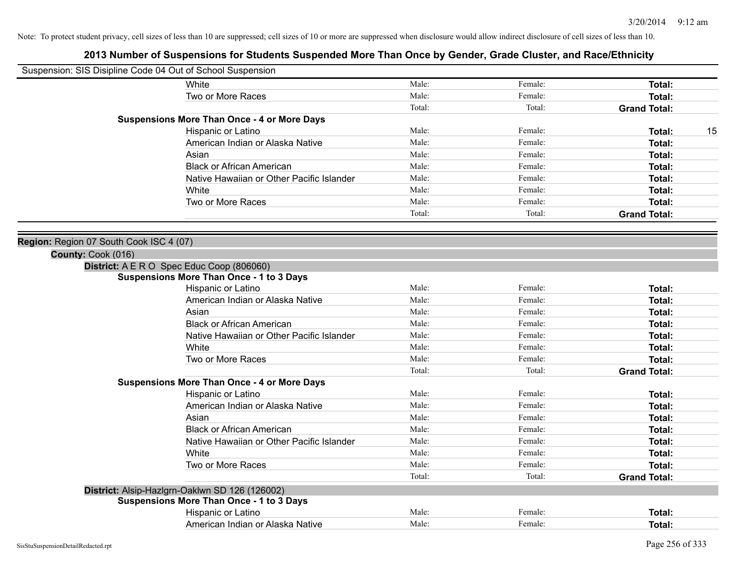Note: To protect student privacy, cell sizes of less than 10 are suppressed; cell sizes of 10 or more are suppressed when disclosure would allow indirect disclosure of cell sizes of less than 10.

# 2013 Number of Suspensions for Students Suspended More Than Once by Gender, Grade Cluster, and Race/Ethnicity

Suspension: SIS Disipline Code 04 Out of School Suspension

| | | | | |
|---|---|---|---|---|
| White | Male: | Female: | **Total:** | |
| Two or More Races | Male: | Female: | **Total:** | |
| | Total: | Total: | **Grand Total:** | |
| **Suspensions More Than Once - 4 or More Days** | | | | |
| Hispanic or Latino | Male: | Female: | **Total:** | 15 |
| American Indian or Alaska Native | Male: | Female: | **Total:** | |
| Asian | Male: | Female: | **Total:** | |
| Black or African American | Male: | Female: | **Total:** | |
| Native Hawaiian or Other Pacific Islander | Male: | Female: | **Total:** | |
| White | Male: | Female: | **Total:** | |
| Two or More Races | Male: | Female: | **Total:** | |
| | Total: | Total: | **Grand Total:** | |

**Region:** Region 07 South Cook ISC 4 (07)

**County:** Cook (016)

**District:** A E R O Spec Educ Coop (806060)

| | | | | |
|---|---|---|---|---|
| **Suspensions More Than Once - 1 to 3 Days** | | | | |
| Hispanic or Latino | Male: | Female: | **Total:** | |
| American Indian or Alaska Native | Male: | Female: | **Total:** | |
| Asian | Male: | Female: | **Total:** | |
| Black or African American | Male: | Female: | **Total:** | |
| Native Hawaiian or Other Pacific Islander | Male: | Female: | **Total:** | |
| White | Male: | Female: | **Total:** | |
| Two or More Races | Male: | Female: | **Total:** | |
| | Total: | Total: | **Grand Total:** | |
| **Suspensions More Than Once - 4 or More Days** | | | | |
| Hispanic or Latino | Male: | Female: | **Total:** | |
| American Indian or Alaska Native | Male: | Female: | **Total:** | |
| Asian | Male: | Female: | **Total:** | |
| Black or African American | Male: | Female: | **Total:** | |
| Native Hawaiian or Other Pacific Islander | Male: | Female: | **Total:** | |
| White | Male: | Female: | **Total:** | |
| Two or More Races | Male: | Female: | **Total:** | |
| | Total: | Total: | **Grand Total:** | |

**District:** Alsip-Hazlgrn-Oaklwn SD 126 (126002)

| | | | | |
|---|---|---|---|---|
| **Suspensions More Than Once - 1 to 3 Days** | | | | |
| Hispanic or Latino | Male: | Female: | **Total:** | |
| American Indian or Alaska Native | Male: | Female: | **Total:** | |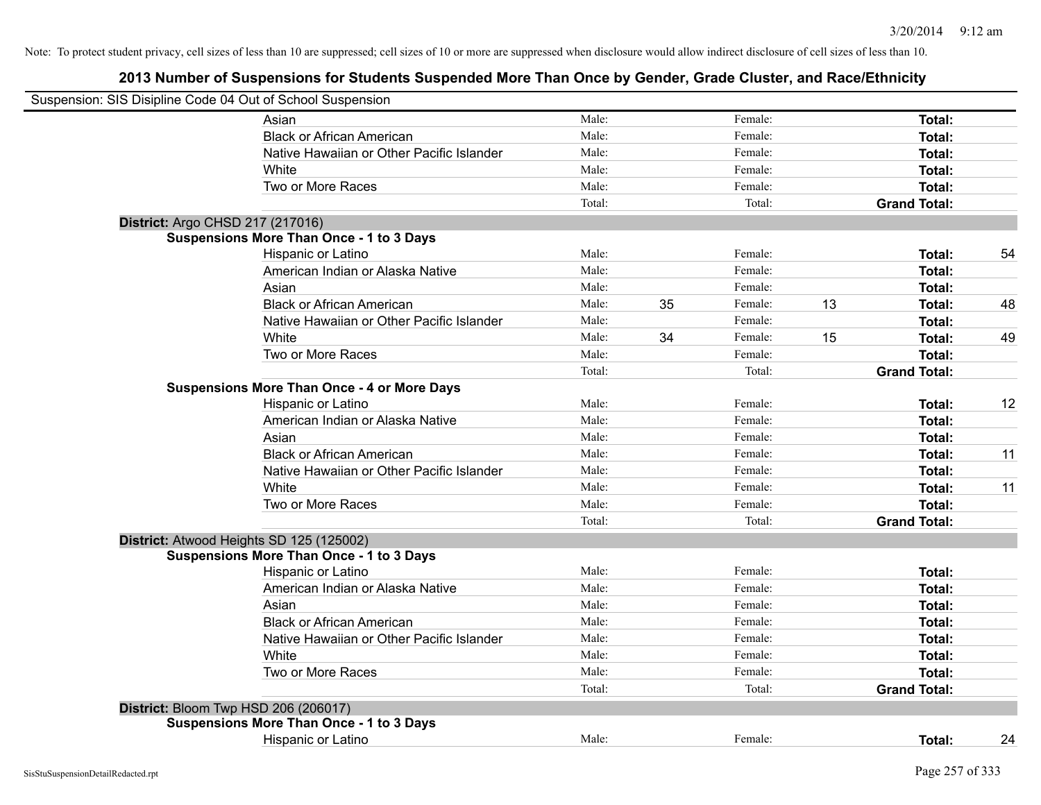Note: To protect student privacy, cell sizes of less than 10 are suppressed; cell sizes of 10 or more are suppressed when disclosure would allow indirect disclosure of cell sizes of less than 10.

## 2013 Number of Suspensions for Students Suspended More Than Once by Gender, Grade Cluster, and Race/Ethnicity

Suspension: SIS Disipline Code 04 Out of School Suspension

| | | | | | | | |
|---|---|---|---|---|---|---|---|
| Asian | Male: | | Female: | | **Total:** | |
| Black or African American | Male: | | Female: | | **Total:** | |
| Native Hawaiian or Other Pacific Islander | Male: | | Female: | | **Total:** | |
| White | Male: | | Female: | | **Total:** | |
| Two or More Races | Male: | | Female: | | **Total:** | |
| | Total: | | Total: | | **Grand Total:** | |

**District:** Argo CHSD 217 (217016)

**Suspensions More Than Once - 1 to 3 Days**

| | | | | | | |
|---|---|---|---|---|---|---|
| Hispanic or Latino | Male: | | Female: | | **Total:** | 54 |
| American Indian or Alaska Native | Male: | | Female: | | **Total:** | |
| Asian | Male: | | Female: | | **Total:** | |
| Black or African American | Male: | 35 | Female: | 13 | **Total:** | 48 |
| Native Hawaiian or Other Pacific Islander | Male: | | Female: | | **Total:** | |
| White | Male: | 34 | Female: | 15 | **Total:** | 49 |
| Two or More Races | Male: | | Female: | | **Total:** | |
| | Total: | | Total: | | **Grand Total:** | |

**Suspensions More Than Once - 4 or More Days**

| | | | | | | |
|---|---|---|---|---|---|---|
| Hispanic or Latino | Male: | | Female: | | **Total:** | 12 |
| American Indian or Alaska Native | Male: | | Female: | | **Total:** | |
| Asian | Male: | | Female: | | **Total:** | |
| Black or African American | Male: | | Female: | | **Total:** | 11 |
| Native Hawaiian or Other Pacific Islander | Male: | | Female: | | **Total:** | |
| White | Male: | | Female: | | **Total:** | 11 |
| Two or More Races | Male: | | Female: | | **Total:** | |
| | Total: | | Total: | | **Grand Total:** | |

**District:** Atwood Heights SD 125 (125002)

**Suspensions More Than Once - 1 to 3 Days**

| | | | | | | |
|---|---|---|---|---|---|---|
| Hispanic or Latino | Male: | | Female: | | **Total:** | |
| American Indian or Alaska Native | Male: | | Female: | | **Total:** | |
| Asian | Male: | | Female: | | **Total:** | |
| Black or African American | Male: | | Female: | | **Total:** | |
| Native Hawaiian or Other Pacific Islander | Male: | | Female: | | **Total:** | |
| White | Male: | | Female: | | **Total:** | |
| Two or More Races | Male: | | Female: | | **Total:** | |
| | Total: | | Total: | | **Grand Total:** | |

**District:** Bloom Twp HSD 206 (206017)

**Suspensions More Than Once - 1 to 3 Days**

| | | | | | | |
|---|---|---|---|---|---|---|
| Hispanic or Latino | Male: | | Female: | | **Total:** | 24 |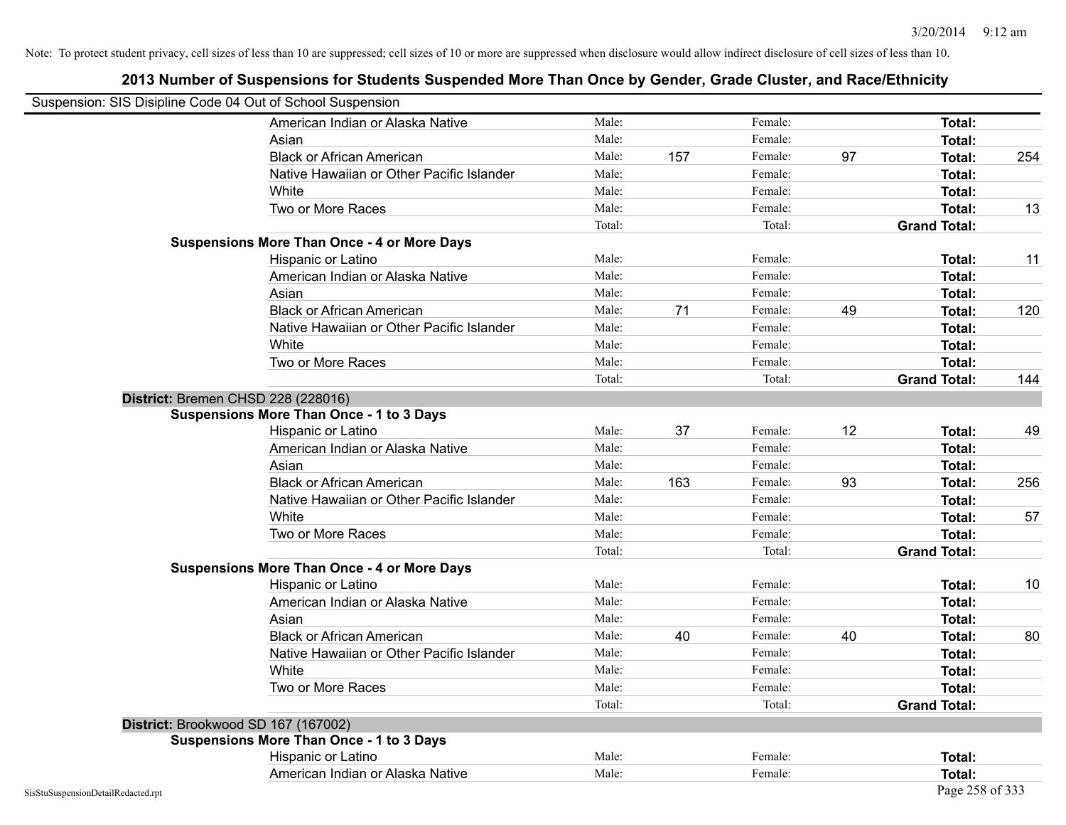Note: To protect student privacy, cell sizes of less than 10 are suppressed; cell sizes of 10 or more are suppressed when disclosure would allow indirect disclosure of cell sizes of less than 10.

## 2013 Number of Suspensions for Students Suspended More Than Once by Gender, Grade Cluster, and Race/Ethnicity

Suspension: SIS Disipline Code 04 Out of School Suspension

| | | | | | | |
|---|---|---|---|---|---|---|
| American Indian or Alaska Native | Male: | | Female: | | Total: | |
| Asian | Male: | | Female: | | Total: | |
| Black or African American | Male: | 157 | Female: | 97 | Total: | 254 |
| Native Hawaiian or Other Pacific Islander | Male: | | Female: | | Total: | |
| White | Male: | | Female: | | Total: | |
| Two or More Races | Male: | | Female: | | Total: | 13 |
| | Total: | | Total: | | Grand Total: | |

**Suspensions More Than Once - 4 or More Days**

| | | | | | | |
|---|---|---|---|---|---|---|
| Hispanic or Latino | Male: | | Female: | | Total: | 11 |
| American Indian or Alaska Native | Male: | | Female: | | Total: | |
| Asian | Male: | | Female: | | Total: | |
| Black or African American | Male: | 71 | Female: | 49 | Total: | 120 |
| Native Hawaiian or Other Pacific Islander | Male: | | Female: | | Total: | |
| White | Male: | | Female: | | Total: | |
| Two or More Races | Male: | | Female: | | Total: | |
| | Total: | | Total: | | Grand Total: | 144 |

### District: Bremen CHSD 228 (228016)

**Suspensions More Than Once - 1 to 3 Days**

| | | | | | | |
|---|---|---|---|---|---|---|
| Hispanic or Latino | Male: | 37 | Female: | 12 | Total: | 49 |
| American Indian or Alaska Native | Male: | | Female: | | Total: | |
| Asian | Male: | | Female: | | Total: | |
| Black or African American | Male: | 163 | Female: | 93 | Total: | 256 |
| Native Hawaiian or Other Pacific Islander | Male: | | Female: | | Total: | |
| White | Male: | | Female: | | Total: | 57 |
| Two or More Races | Male: | | Female: | | Total: | |
| | Total: | | Total: | | Grand Total: | |

**Suspensions More Than Once - 4 or More Days**

| | | | | | | |
|---|---|---|---|---|---|---|
| Hispanic or Latino | Male: | | Female: | | Total: | 10 |
| American Indian or Alaska Native | Male: | | Female: | | Total: | |
| Asian | Male: | | Female: | | Total: | |
| Black or African American | Male: | 40 | Female: | 40 | Total: | 80 |
| Native Hawaiian or Other Pacific Islander | Male: | | Female: | | Total: | |
| White | Male: | | Female: | | Total: | |
| Two or More Races | Male: | | Female: | | Total: | |
| | Total: | | Total: | | Grand Total: | |

### District: Brookwood SD 167 (167002)

**Suspensions More Than Once - 1 to 3 Days**

| | | | | | | |
|---|---|---|---|---|---|---|
| Hispanic or Latino | Male: | | Female: | | Total: | |
| American Indian or Alaska Native | Male: | | Female: | | Total: | |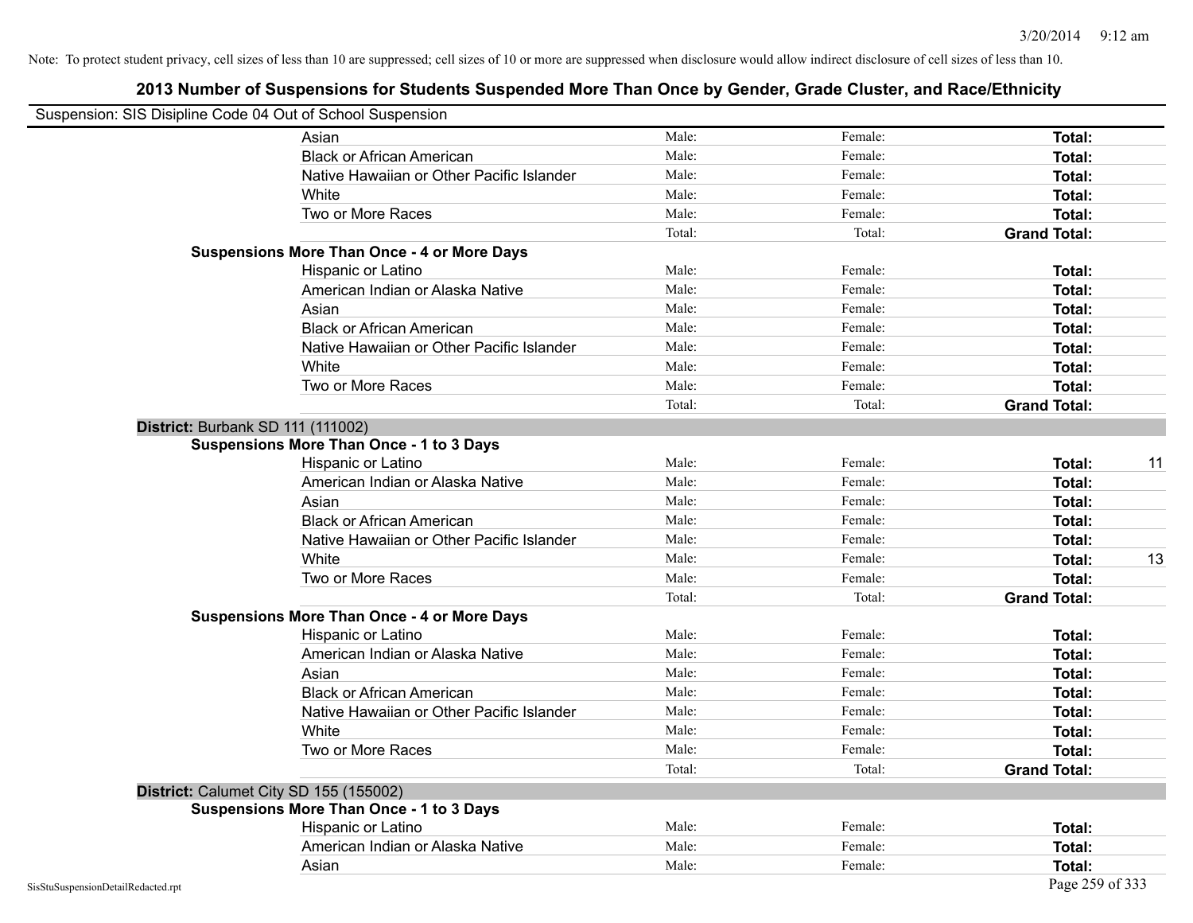Note: To protect student privacy, cell sizes of less than 10 are suppressed; cell sizes of 10 or more are suppressed when disclosure would allow indirect disclosure of cell sizes of less than 10.

## 2013 Number of Suspensions for Students Suspended More Than Once by Gender, Grade Cluster, and Race/Ethnicity

Suspension: SIS Disipline Code 04 Out of School Suspension

| | | | | |
|---|---|---|---|---|
| Asian | Male: | Female: | **Total:** | |
| Black or African American | Male: | Female: | **Total:** | |
| Native Hawaiian or Other Pacific Islander | Male: | Female: | **Total:** | |
| White | Male: | Female: | **Total:** | |
| Two or More Races | Male: | Female: | **Total:** | |
| | Total: | Total: | **Grand Total:** | |
| **Suspensions More Than Once - 4 or More Days** | | | | |
| Hispanic or Latino | Male: | Female: | **Total:** | |
| American Indian or Alaska Native | Male: | Female: | **Total:** | |
| Asian | Male: | Female: | **Total:** | |
| Black or African American | Male: | Female: | **Total:** | |
| Native Hawaiian or Other Pacific Islander | Male: | Female: | **Total:** | |
| White | Male: | Female: | **Total:** | |
| Two or More Races | Male: | Female: | **Total:** | |
| | Total: | Total: | **Grand Total:** | |
| **District:** Burbank SD 111 (111002) | | | | |
| **Suspensions More Than Once - 1 to 3 Days** | | | | |
| Hispanic or Latino | Male: | Female: | **Total:** | 11 |
| American Indian or Alaska Native | Male: | Female: | **Total:** | |
| Asian | Male: | Female: | **Total:** | |
| Black or African American | Male: | Female: | **Total:** | |
| Native Hawaiian or Other Pacific Islander | Male: | Female: | **Total:** | |
| White | Male: | Female: | **Total:** | 13 |
| Two or More Races | Male: | Female: | **Total:** | |
| | Total: | Total: | **Grand Total:** | |
| **Suspensions More Than Once - 4 or More Days** | | | | |
| Hispanic or Latino | Male: | Female: | **Total:** | |
| American Indian or Alaska Native | Male: | Female: | **Total:** | |
| Asian | Male: | Female: | **Total:** | |
| Black or African American | Male: | Female: | **Total:** | |
| Native Hawaiian or Other Pacific Islander | Male: | Female: | **Total:** | |
| White | Male: | Female: | **Total:** | |
| Two or More Races | Male: | Female: | **Total:** | |
| | Total: | Total: | **Grand Total:** | |
| **District:** Calumet City SD 155 (155002) | | | | |
| **Suspensions More Than Once - 1 to 3 Days** | | | | |
| Hispanic or Latino | Male: | Female: | **Total:** | |
| American Indian or Alaska Native | Male: | Female: | **Total:** | |
| Asian | Male: | Female: | **Total:** | |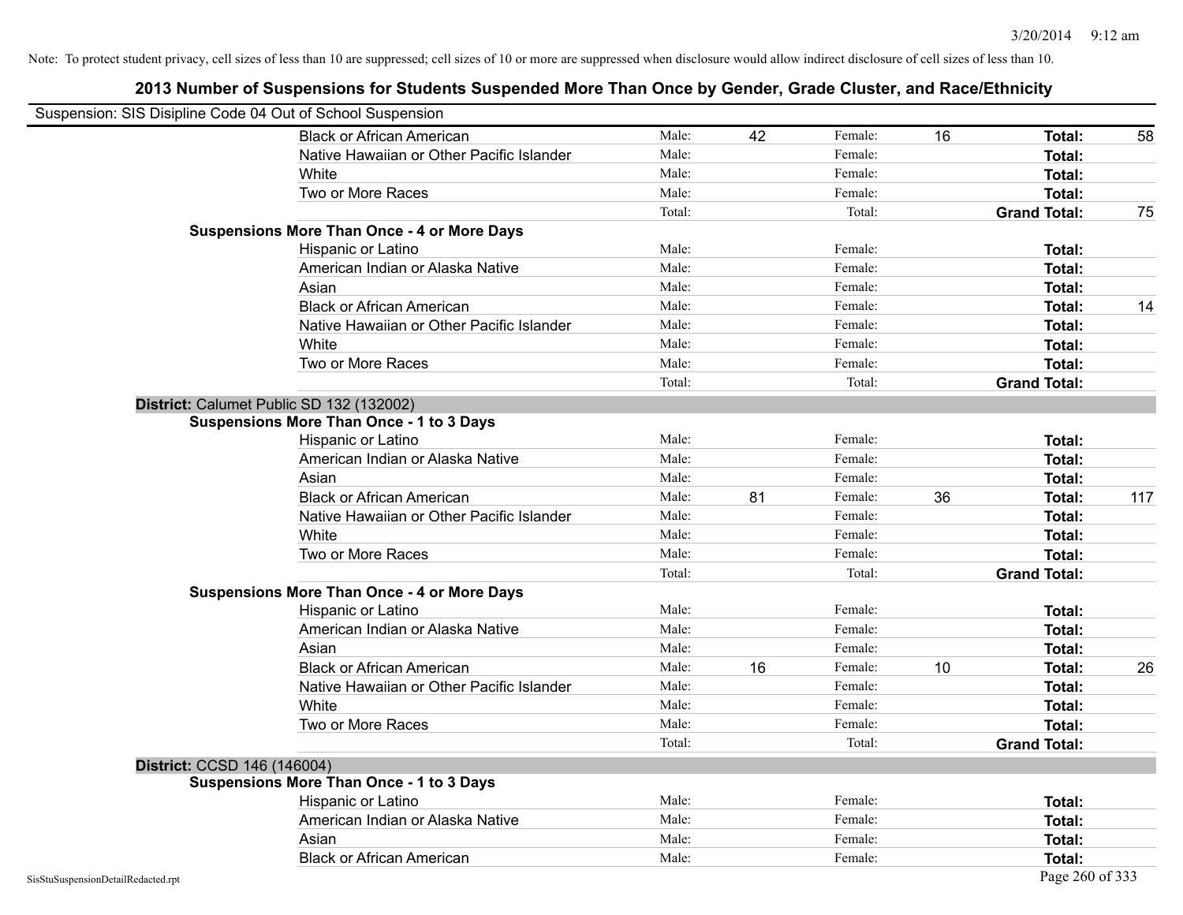Note: To protect student privacy, cell sizes of less than 10 are suppressed; cell sizes of 10 or more are suppressed when disclosure would allow indirect disclosure of cell sizes of less than 10.

## 2013 Number of Suspensions for Students Suspended More Than Once by Gender, Grade Cluster, and Race/Ethnicity

Suspension: SIS Disipline Code 04 Out of School Suspension

| | | | | | | |
|---|---|---|---|---|---|---|
| Black or African American | Male: | 42 | Female: | 16 | **Total:** | 58 |
| Native Hawaiian or Other Pacific Islander | Male: | | Female: | | **Total:** | |
| White | Male: | | Female: | | **Total:** | |
| Two or More Races | Male: | | Female: | | **Total:** | |
| | Total: | | Total: | | **Grand Total:** | 75 |
| **Suspensions More Than Once - 4 or More Days** | | | | | | |
| Hispanic or Latino | Male: | | Female: | | **Total:** | |
| American Indian or Alaska Native | Male: | | Female: | | **Total:** | |
| Asian | Male: | | Female: | | **Total:** | |
| Black or African American | Male: | | Female: | | **Total:** | 14 |
| Native Hawaiian or Other Pacific Islander | Male: | | Female: | | **Total:** | |
| White | Male: | | Female: | | **Total:** | |
| Two or More Races | Male: | | Female: | | **Total:** | |
| | Total: | | Total: | | **Grand Total:** | |

**District:** Calumet Public SD 132 (132002)

| | | | | | | |
|---|---|---|---|---|---|---|
| **Suspensions More Than Once - 1 to 3 Days** | | | | | | |
| Hispanic or Latino | Male: | | Female: | | **Total:** | |
| American Indian or Alaska Native | Male: | | Female: | | **Total:** | |
| Asian | Male: | | Female: | | **Total:** | |
| Black or African American | Male: | 81 | Female: | 36 | **Total:** | 117 |
| Native Hawaiian or Other Pacific Islander | Male: | | Female: | | **Total:** | |
| White | Male: | | Female: | | **Total:** | |
| Two or More Races | Male: | | Female: | | **Total:** | |
| | Total: | | Total: | | **Grand Total:** | |
| **Suspensions More Than Once - 4 or More Days** | | | | | | |
| Hispanic or Latino | Male: | | Female: | | **Total:** | |
| American Indian or Alaska Native | Male: | | Female: | | **Total:** | |
| Asian | Male: | | Female: | | **Total:** | |
| Black or African American | Male: | 16 | Female: | 10 | **Total:** | 26 |
| Native Hawaiian or Other Pacific Islander | Male: | | Female: | | **Total:** | |
| White | Male: | | Female: | | **Total:** | |
| Two or More Races | Male: | | Female: | | **Total:** | |
| | Total: | | Total: | | **Grand Total:** | |

**District:** CCSD 146 (146004)

| | | | | | | |
|---|---|---|---|---|---|---|
| **Suspensions More Than Once - 1 to 3 Days** | | | | | | |
| Hispanic or Latino | Male: | | Female: | | **Total:** | |
| American Indian or Alaska Native | Male: | | Female: | | **Total:** | |
| Asian | Male: | | Female: | | **Total:** | |
| Black or African American | Male: | | Female: | | **Total:** | |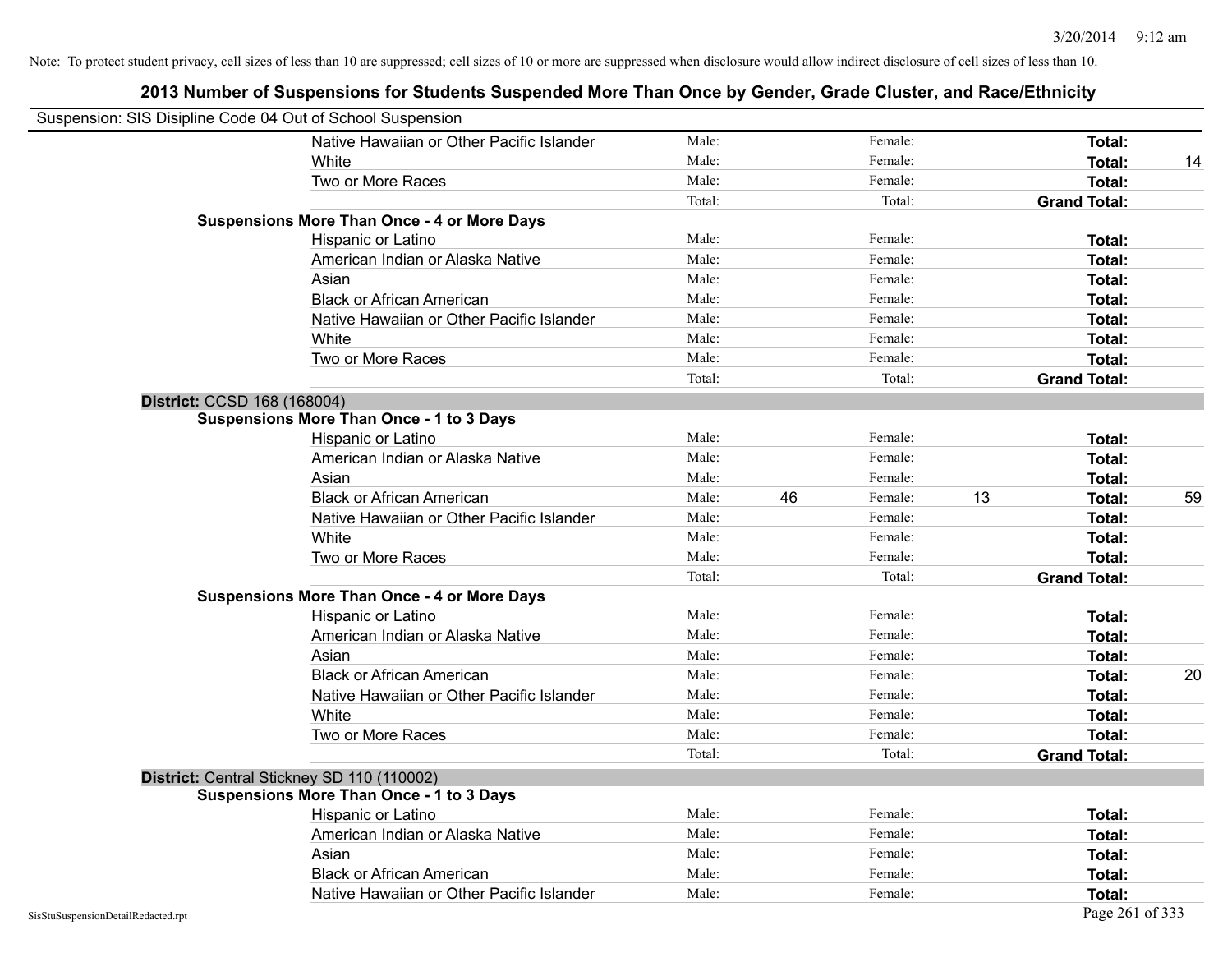Note: To protect student privacy, cell sizes of less than 10 are suppressed; cell sizes of 10 or more are suppressed when disclosure would allow indirect disclosure of cell sizes of less than 10.

## 2013 Number of Suspensions for Students Suspended More Than Once by Gender, Grade Cluster, and Race/Ethnicity

Suspension: SIS Disipline Code 04 Out of School Suspension

| | | | | | | |
|---|---|---|---|---|---|---|
| Native Hawaiian or Other Pacific Islander | Male: | | Female: | | **Total:** | |
| White | Male: | | Female: | | **Total:** | 14 |
| Two or More Races | Male: | | Female: | | **Total:** | |
| | Total: | | Total: | | **Grand Total:** | |

**Suspensions More Than Once - 4 or More Days**

| | | | | | | |
|---|---|---|---|---|---|---|
| Hispanic or Latino | Male: | | Female: | | **Total:** | |
| American Indian or Alaska Native | Male: | | Female: | | **Total:** | |
| Asian | Male: | | Female: | | **Total:** | |
| Black or African American | Male: | | Female: | | **Total:** | |
| Native Hawaiian or Other Pacific Islander | Male: | | Female: | | **Total:** | |
| White | Male: | | Female: | | **Total:** | |
| Two or More Races | Male: | | Female: | | **Total:** | |
| | Total: | | Total: | | **Grand Total:** | |

**District:** CCSD 168 (168004)

**Suspensions More Than Once - 1 to 3 Days**

| | | | | | | |
|---|---|---|---|---|---|---|
| Hispanic or Latino | Male: | | Female: | | **Total:** | |
| American Indian or Alaska Native | Male: | | Female: | | **Total:** | |
| Asian | Male: | | Female: | | **Total:** | |
| Black or African American | Male: | 46 | Female: | 13 | **Total:** | 59 |
| Native Hawaiian or Other Pacific Islander | Male: | | Female: | | **Total:** | |
| White | Male: | | Female: | | **Total:** | |
| Two or More Races | Male: | | Female: | | **Total:** | |
| | Total: | | Total: | | **Grand Total:** | |

**Suspensions More Than Once - 4 or More Days**

| | | | | | | |
|---|---|---|---|---|---|---|
| Hispanic or Latino | Male: | | Female: | | **Total:** | |
| American Indian or Alaska Native | Male: | | Female: | | **Total:** | |
| Asian | Male: | | Female: | | **Total:** | |
| Black or African American | Male: | | Female: | | **Total:** | 20 |
| Native Hawaiian or Other Pacific Islander | Male: | | Female: | | **Total:** | |
| White | Male: | | Female: | | **Total:** | |
| Two or More Races | Male: | | Female: | | **Total:** | |
| | Total: | | Total: | | **Grand Total:** | |

**District:** Central Stickney SD 110 (110002)

**Suspensions More Than Once - 1 to 3 Days**

| | | | | | | |
|---|---|---|---|---|---|---|
| Hispanic or Latino | Male: | | Female: | | **Total:** | |
| American Indian or Alaska Native | Male: | | Female: | | **Total:** | |
| Asian | Male: | | Female: | | **Total:** | |
| Black or African American | Male: | | Female: | | **Total:** | |
| Native Hawaiian or Other Pacific Islander | Male: | | Female: | | **Total:** | |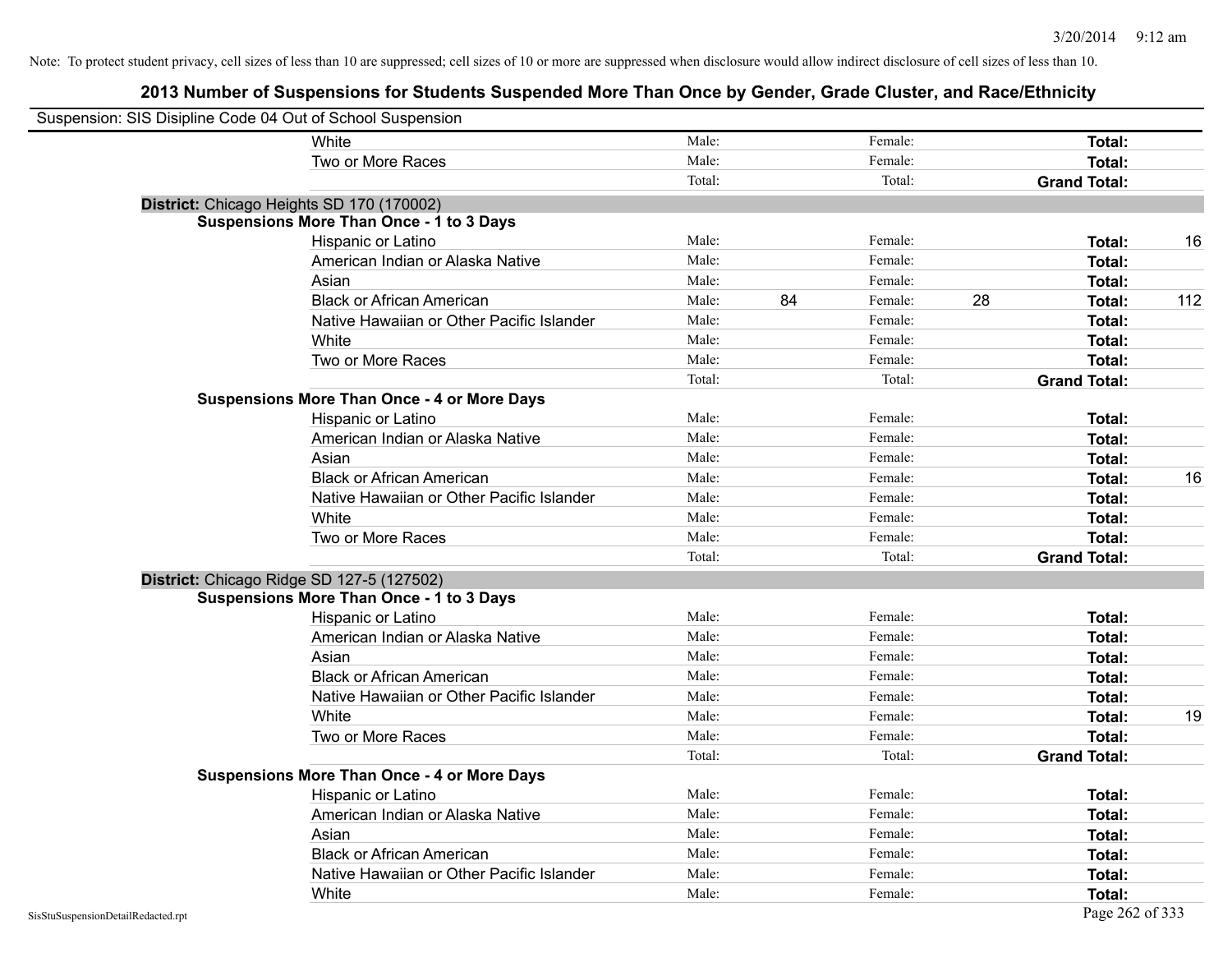Note: To protect student privacy, cell sizes of less than 10 are suppressed; cell sizes of 10 or more are suppressed when disclosure would allow indirect disclosure of cell sizes of less than 10.

# 2013 Number of Suspensions for Students Suspended More Than Once by Gender, Grade Cluster, and Race/Ethnicity

Suspension: SIS Disipline Code 04 Out of School Suspension

| | | | | | | |
|---|---|---|---|---|---|---|
| White | Male: | | Female: | | **Total:** | |
| Two or More Races | Male: | | Female: | | **Total:** | |
| | Total: | | Total: | | **Grand Total:** | |

**District:** Chicago Heights SD 170 (170002)

**Suspensions More Than Once - 1 to 3 Days**

| | | | | | | |
|---|---|---|---|---|---|---|
| Hispanic or Latino | Male: | | Female: | | **Total:** | 16 |
| American Indian or Alaska Native | Male: | | Female: | | **Total:** | |
| Asian | Male: | | Female: | | **Total:** | |
| Black or African American | Male: | 84 | Female: | 28 | **Total:** | 112 |
| Native Hawaiian or Other Pacific Islander | Male: | | Female: | | **Total:** | |
| White | Male: | | Female: | | **Total:** | |
| Two or More Races | Male: | | Female: | | **Total:** | |
| | Total: | | Total: | | **Grand Total:** | |

**Suspensions More Than Once - 4 or More Days**

| | | | | | | |
|---|---|---|---|---|---|---|
| Hispanic or Latino | Male: | | Female: | | **Total:** | |
| American Indian or Alaska Native | Male: | | Female: | | **Total:** | |
| Asian | Male: | | Female: | | **Total:** | |
| Black or African American | Male: | | Female: | | **Total:** | 16 |
| Native Hawaiian or Other Pacific Islander | Male: | | Female: | | **Total:** | |
| White | Male: | | Female: | | **Total:** | |
| Two or More Races | Male: | | Female: | | **Total:** | |
| | Total: | | Total: | | **Grand Total:** | |

**District:** Chicago Ridge SD 127-5 (127502)

**Suspensions More Than Once - 1 to 3 Days**

| | | | | | | |
|---|---|---|---|---|---|---|
| Hispanic or Latino | Male: | | Female: | | **Total:** | |
| American Indian or Alaska Native | Male: | | Female: | | **Total:** | |
| Asian | Male: | | Female: | | **Total:** | |
| Black or African American | Male: | | Female: | | **Total:** | |
| Native Hawaiian or Other Pacific Islander | Male: | | Female: | | **Total:** | |
| White | Male: | | Female: | | **Total:** | 19 |
| Two or More Races | Male: | | Female: | | **Total:** | |
| | Total: | | Total: | | **Grand Total:** | |

**Suspensions More Than Once - 4 or More Days**

| | | | | | | |
|---|---|---|---|---|---|---|
| Hispanic or Latino | Male: | | Female: | | **Total:** | |
| American Indian or Alaska Native | Male: | | Female: | | **Total:** | |
| Asian | Male: | | Female: | | **Total:** | |
| Black or African American | Male: | | Female: | | **Total:** | |
| Native Hawaiian or Other Pacific Islander | Male: | | Female: | | **Total:** | |
| White | Male: | | Female: | | **Total:** | |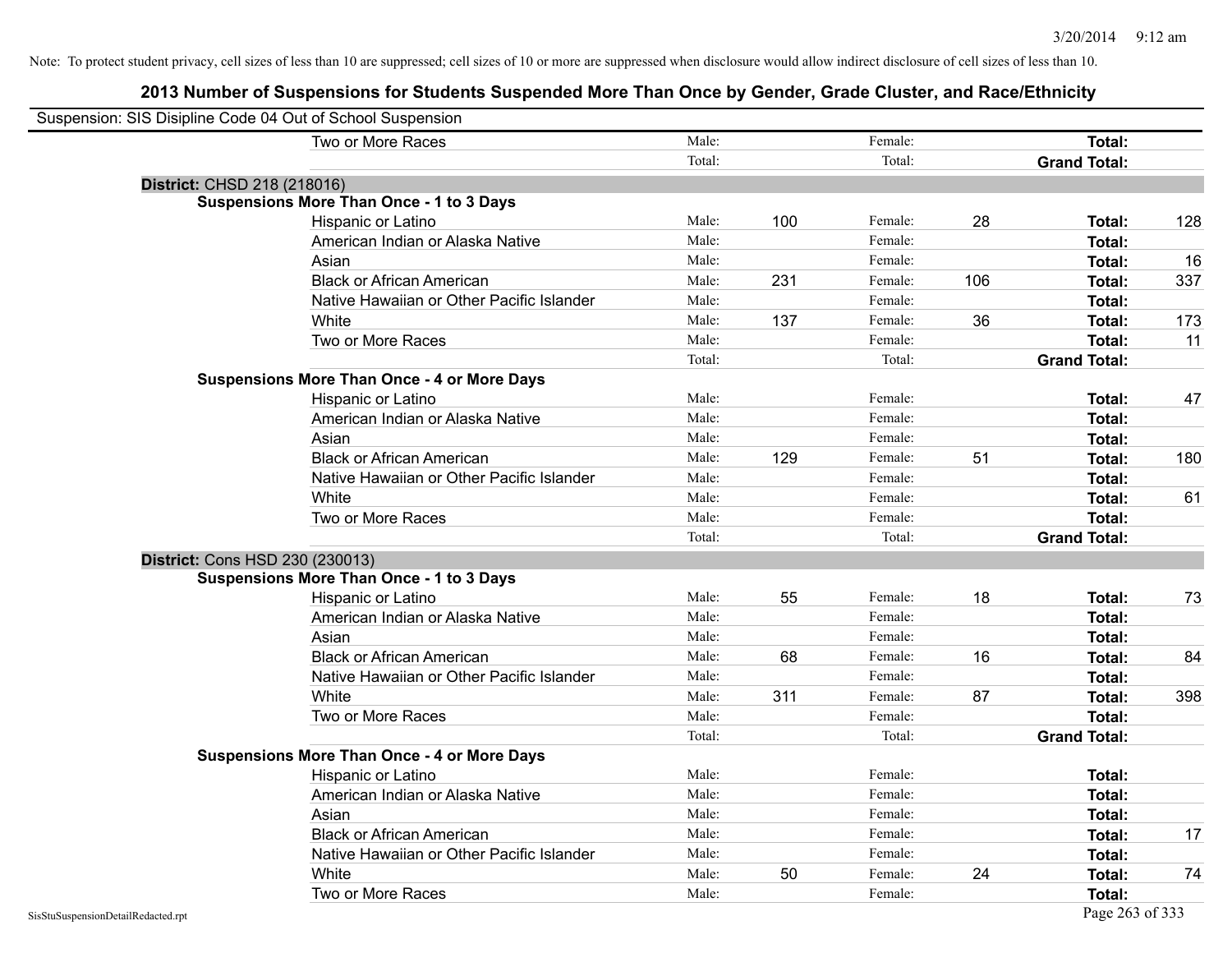Note: To protect student privacy, cell sizes of less than 10 are suppressed; cell sizes of 10 or more are suppressed when disclosure would allow indirect disclosure of cell sizes of less than 10.

## 2013 Number of Suspensions for Students Suspended More Than Once by Gender, Grade Cluster, and Race/Ethnicity

Suspension: SIS Disipline Code 04 Out of School Suspension

| | | | | | | |
|---|---|---|---|---|---|---|
| Two or More Races | Male: | | Female: | | **Total:** | |
| | Total: | | Total: | | **Grand Total:** | |

**District:** CHSD 218 (218016)

**Suspensions More Than Once - 1 to 3 Days**

| | | | | | | |
|---|---|---|---|---|---|---|
| Hispanic or Latino | Male: | 100 | Female: | 28 | **Total:** | 128 |
| American Indian or Alaska Native | Male: | | Female: | | **Total:** | |
| Asian | Male: | | Female: | | **Total:** | 16 |
| Black or African American | Male: | 231 | Female: | 106 | **Total:** | 337 |
| Native Hawaiian or Other Pacific Islander | Male: | | Female: | | **Total:** | |
| White | Male: | 137 | Female: | 36 | **Total:** | 173 |
| Two or More Races | Male: | | Female: | | **Total:** | 11 |
| | Total: | | Total: | | **Grand Total:** | |

**Suspensions More Than Once - 4 or More Days**

| | | | | | | |
|---|---|---|---|---|---|---|
| Hispanic or Latino | Male: | | Female: | | **Total:** | 47 |
| American Indian or Alaska Native | Male: | | Female: | | **Total:** | |
| Asian | Male: | | Female: | | **Total:** | |
| Black or African American | Male: | 129 | Female: | 51 | **Total:** | 180 |
| Native Hawaiian or Other Pacific Islander | Male: | | Female: | | **Total:** | |
| White | Male: | | Female: | | **Total:** | 61 |
| Two or More Races | Male: | | Female: | | **Total:** | |
| | Total: | | Total: | | **Grand Total:** | |

**District:** Cons HSD 230 (230013)

**Suspensions More Than Once - 1 to 3 Days**

| | | | | | | |
|---|---|---|---|---|---|---|
| Hispanic or Latino | Male: | 55 | Female: | 18 | **Total:** | 73 |
| American Indian or Alaska Native | Male: | | Female: | | **Total:** | |
| Asian | Male: | | Female: | | **Total:** | |
| Black or African American | Male: | 68 | Female: | 16 | **Total:** | 84 |
| Native Hawaiian or Other Pacific Islander | Male: | | Female: | | **Total:** | |
| White | Male: | 311 | Female: | 87 | **Total:** | 398 |
| Two or More Races | Male: | | Female: | | **Total:** | |
| | Total: | | Total: | | **Grand Total:** | |

**Suspensions More Than Once - 4 or More Days**

| | | | | | | |
|---|---|---|---|---|---|---|
| Hispanic or Latino | Male: | | Female: | | **Total:** | |
| American Indian or Alaska Native | Male: | | Female: | | **Total:** | |
| Asian | Male: | | Female: | | **Total:** | |
| Black or African American | Male: | | Female: | | **Total:** | 17 |
| Native Hawaiian or Other Pacific Islander | Male: | | Female: | | **Total:** | |
| White | Male: | 50 | Female: | 24 | **Total:** | 74 |
| Two or More Races | Male: | | Female: | | **Total:** | |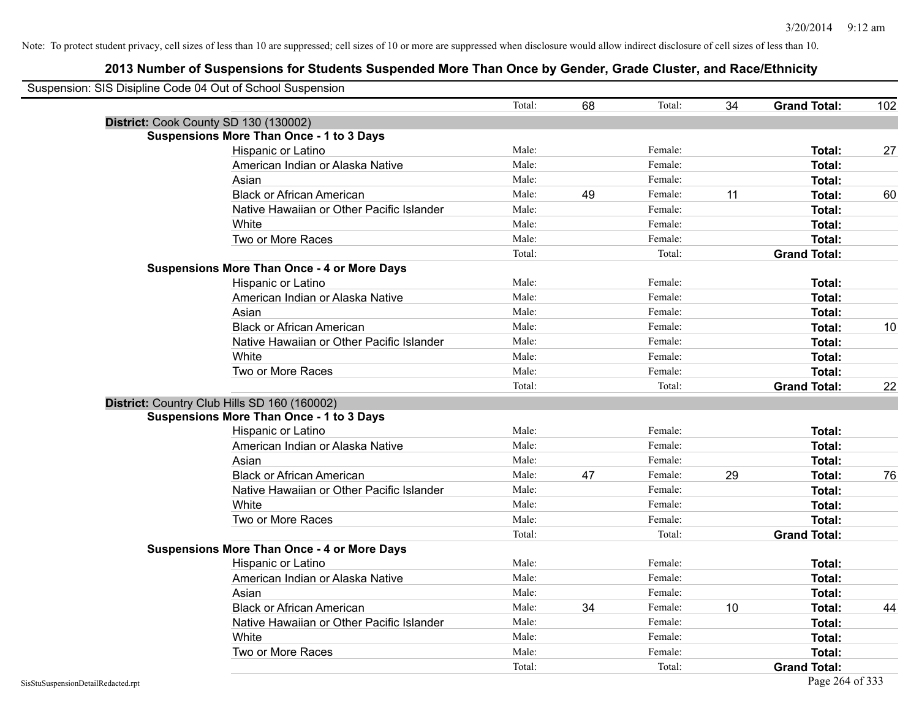Note: To protect student privacy, cell sizes of less than 10 are suppressed; cell sizes of 10 or more are suppressed when disclosure would allow indirect disclosure of cell sizes of less than 10.

# 2013 Number of Suspensions for Students Suspended More Than Once by Gender, Grade Cluster, and Race/Ethnicity

Suspension: SIS Disipline Code 04 Out of School Suspension

| | | | | | | |
|---|---|---|---|---|---|---|
| | Total: | 68 | Total: | 34 | **Grand Total:** | 102 |

**District:** Cook County SD 130 (130002)

**Suspensions More Than Once - 1 to 3 Days**

| | | | | | | |
|---|---|---|---|---|---|---|
| Hispanic or Latino | Male: | | Female: | | **Total:** | 27 |
| American Indian or Alaska Native | Male: | | Female: | | **Total:** | |
| Asian | Male: | | Female: | | **Total:** | |
| Black or African American | Male: | 49 | Female: | 11 | **Total:** | 60 |
| Native Hawaiian or Other Pacific Islander | Male: | | Female: | | **Total:** | |
| White | Male: | | Female: | | **Total:** | |
| Two or More Races | Male: | | Female: | | **Total:** | |
| | Total: | | Total: | | **Grand Total:** | |

**Suspensions More Than Once - 4 or More Days**

| | | | | | | |
|---|---|---|---|---|---|---|
| Hispanic or Latino | Male: | | Female: | | **Total:** | |
| American Indian or Alaska Native | Male: | | Female: | | **Total:** | |
| Asian | Male: | | Female: | | **Total:** | |
| Black or African American | Male: | | Female: | | **Total:** | 10 |
| Native Hawaiian or Other Pacific Islander | Male: | | Female: | | **Total:** | |
| White | Male: | | Female: | | **Total:** | |
| Two or More Races | Male: | | Female: | | **Total:** | |
| | Total: | | Total: | | **Grand Total:** | 22 |

**District:** Country Club Hills SD 160 (160002)

**Suspensions More Than Once - 1 to 3 Days**

| | | | | | | |
|---|---|---|---|---|---|---|
| Hispanic or Latino | Male: | | Female: | | **Total:** | |
| American Indian or Alaska Native | Male: | | Female: | | **Total:** | |
| Asian | Male: | | Female: | | **Total:** | |
| Black or African American | Male: | 47 | Female: | 29 | **Total:** | 76 |
| Native Hawaiian or Other Pacific Islander | Male: | | Female: | | **Total:** | |
| White | Male: | | Female: | | **Total:** | |
| Two or More Races | Male: | | Female: | | **Total:** | |
| | Total: | | Total: | | **Grand Total:** | |

**Suspensions More Than Once - 4 or More Days**

| | | | | | | |
|---|---|---|---|---|---|---|
| Hispanic or Latino | Male: | | Female: | | **Total:** | |
| American Indian or Alaska Native | Male: | | Female: | | **Total:** | |
| Asian | Male: | | Female: | | **Total:** | |
| Black or African American | Male: | 34 | Female: | 10 | **Total:** | 44 |
| Native Hawaiian or Other Pacific Islander | Male: | | Female: | | **Total:** | |
| White | Male: | | Female: | | **Total:** | |
| Two or More Races | Male: | | Female: | | **Total:** | |
| | Total: | | Total: | | **Grand Total:** | |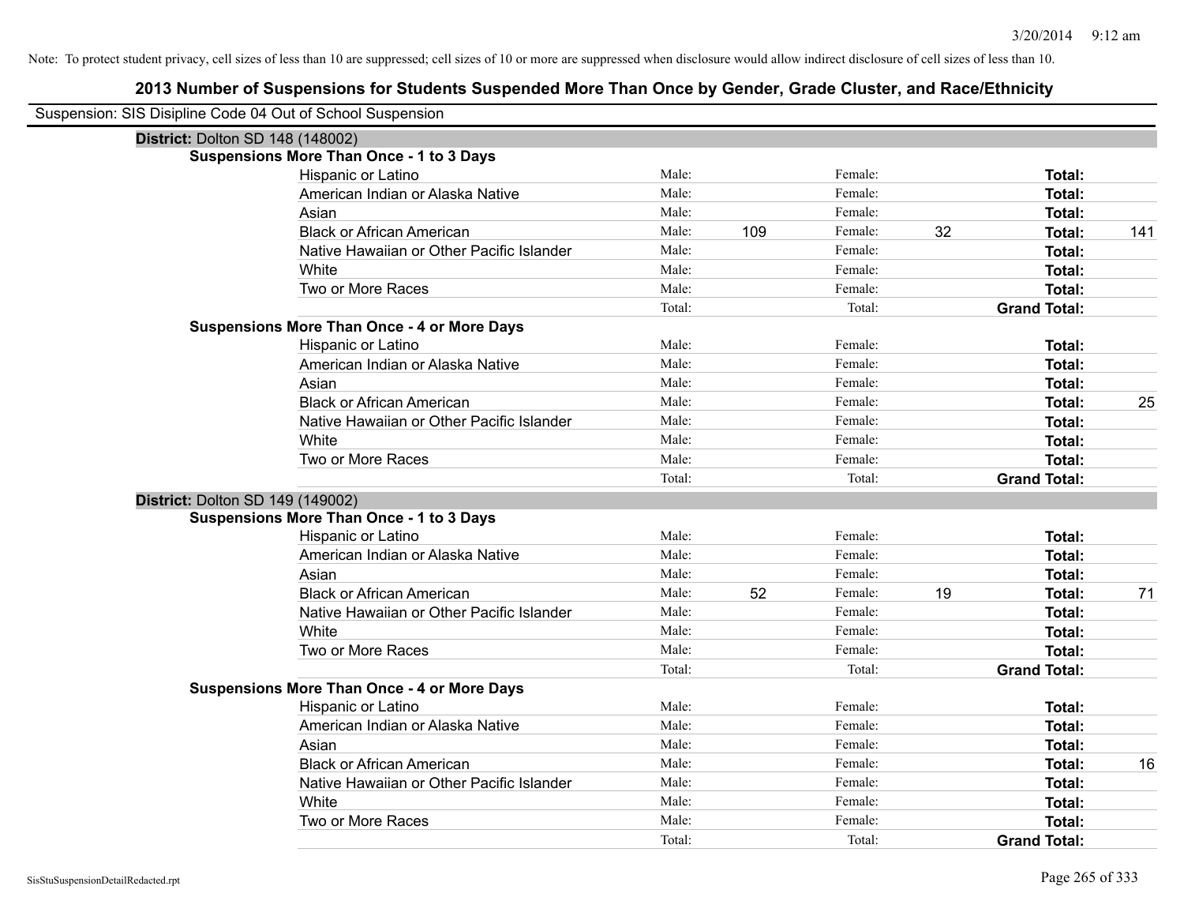Note: To protect student privacy, cell sizes of less than 10 are suppressed; cell sizes of 10 or more are suppressed when disclosure would allow indirect disclosure of cell sizes of less than 10.

## 2013 Number of Suspensions for Students Suspended More Than Once by Gender, Grade Cluster, and Race/Ethnicity

Suspension: SIS Disipline Code 04 Out of School Suspension

### District: Dolton SD 148 (148002)

**Suspensions More Than Once - 1 to 3 Days**

| Race/Ethnicity | | Male | | Female | | Total |
|---|---|---|---|---|---|---|
| Hispanic or Latino | Male: | | Female: | | **Total:** | |
| American Indian or Alaska Native | Male: | | Female: | | **Total:** | |
| Asian | Male: | | Female: | | **Total:** | |
| Black or African American | Male: | 109 | Female: | 32 | **Total:** | 141 |
| Native Hawaiian or Other Pacific Islander | Male: | | Female: | | **Total:** | |
| White | Male: | | Female: | | **Total:** | |
| Two or More Races | Male: | | Female: | | **Total:** | |
| | Total: | | Total: | | **Grand Total:** | |

**Suspensions More Than Once - 4 or More Days**

| Race/Ethnicity | | Male | | Female | | Total |
|---|---|---|---|---|---|---|
| Hispanic or Latino | Male: | | Female: | | **Total:** | |
| American Indian or Alaska Native | Male: | | Female: | | **Total:** | |
| Asian | Male: | | Female: | | **Total:** | |
| Black or African American | Male: | | Female: | | **Total:** | 25 |
| Native Hawaiian or Other Pacific Islander | Male: | | Female: | | **Total:** | |
| White | Male: | | Female: | | **Total:** | |
| Two or More Races | Male: | | Female: | | **Total:** | |
| | Total: | | Total: | | **Grand Total:** | |

### District: Dolton SD 149 (149002)

**Suspensions More Than Once - 1 to 3 Days**

| Race/Ethnicity | | Male | | Female | | Total |
|---|---|---|---|---|---|---|
| Hispanic or Latino | Male: | | Female: | | **Total:** | |
| American Indian or Alaska Native | Male: | | Female: | | **Total:** | |
| Asian | Male: | | Female: | | **Total:** | |
| Black or African American | Male: | 52 | Female: | 19 | **Total:** | 71 |
| Native Hawaiian or Other Pacific Islander | Male: | | Female: | | **Total:** | |
| White | Male: | | Female: | | **Total:** | |
| Two or More Races | Male: | | Female: | | **Total:** | |
| | Total: | | Total: | | **Grand Total:** | |

**Suspensions More Than Once - 4 or More Days**

| Race/Ethnicity | | Male | | Female | | Total |
|---|---|---|---|---|---|---|
| Hispanic or Latino | Male: | | Female: | | **Total:** | |
| American Indian or Alaska Native | Male: | | Female: | | **Total:** | |
| Asian | Male: | | Female: | | **Total:** | |
| Black or African American | Male: | | Female: | | **Total:** | 16 |
| Native Hawaiian or Other Pacific Islander | Male: | | Female: | | **Total:** | |
| White | Male: | | Female: | | **Total:** | |
| Two or More Races | Male: | | Female: | | **Total:** | |
| | Total: | | Total: | | **Grand Total:** | |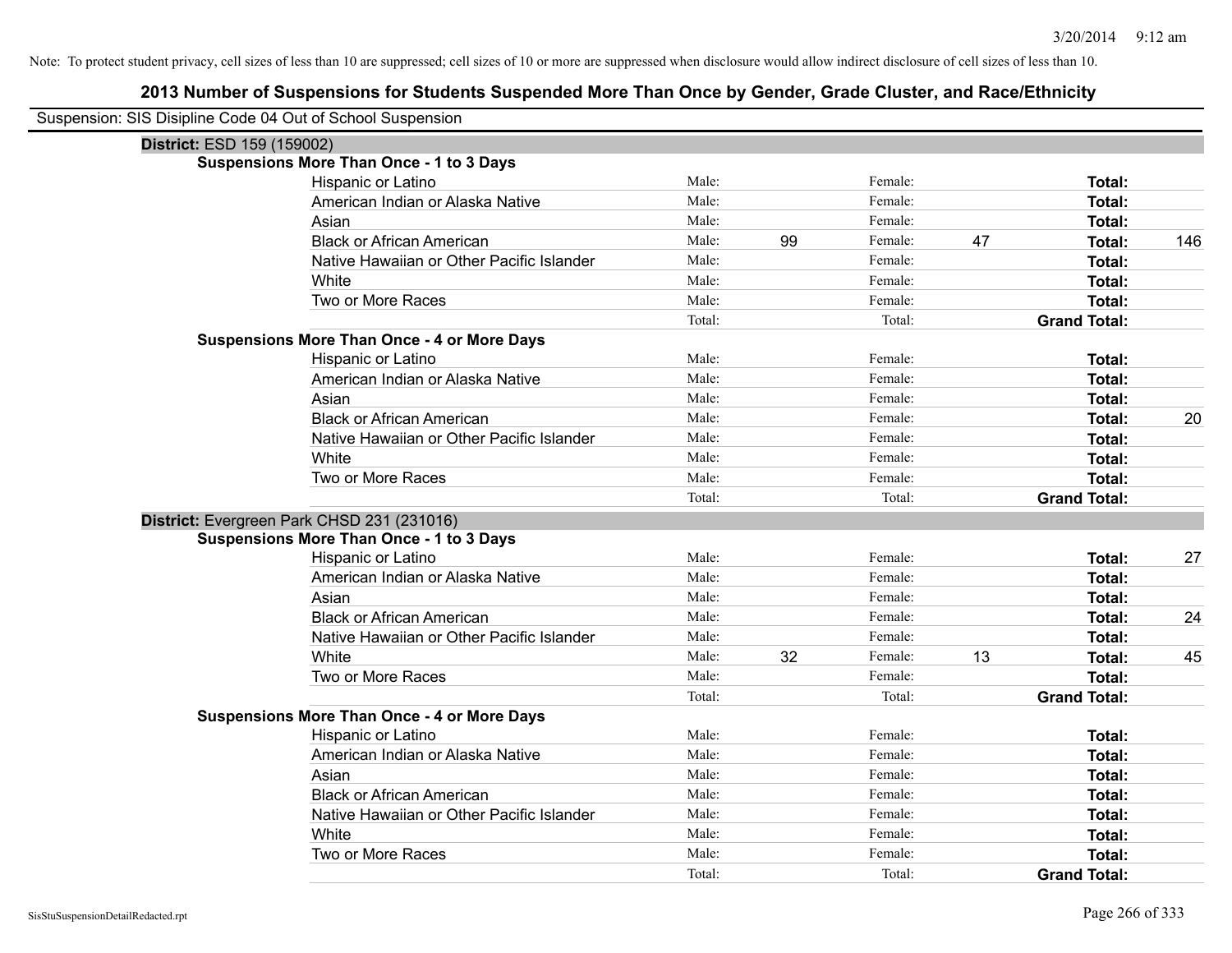Note: To protect student privacy, cell sizes of less than 10 are suppressed; cell sizes of 10 or more are suppressed when disclosure would allow indirect disclosure of cell sizes of less than 10.

## 2013 Number of Suspensions for Students Suspended More Than Once by Gender, Grade Cluster, and Race/Ethnicity

Suspension: SIS Disipline Code 04 Out of School Suspension

### District: ESD 159 (159002)

**Suspensions More Than Once - 1 to 3 Days**

| Race/Ethnicity | Male: | | Female: | | Total: | |
|---|---|---|---|---|---|---|
| Hispanic or Latino | Male: | | Female: | | **Total:** | |
| American Indian or Alaska Native | Male: | | Female: | | **Total:** | |
| Asian | Male: | | Female: | | **Total:** | |
| Black or African American | Male: | 99 | Female: | 47 | **Total:** | 146 |
| Native Hawaiian or Other Pacific Islander | Male: | | Female: | | **Total:** | |
| White | Male: | | Female: | | **Total:** | |
| Two or More Races | Male: | | Female: | | **Total:** | |
| | Total: | | Total: | | **Grand Total:** | |

**Suspensions More Than Once - 4 or More Days**

| Race/Ethnicity | Male: | | Female: | | Total: | |
|---|---|---|---|---|---|---|
| Hispanic or Latino | Male: | | Female: | | **Total:** | |
| American Indian or Alaska Native | Male: | | Female: | | **Total:** | |
| Asian | Male: | | Female: | | **Total:** | |
| Black or African American | Male: | | Female: | | **Total:** | 20 |
| Native Hawaiian or Other Pacific Islander | Male: | | Female: | | **Total:** | |
| White | Male: | | Female: | | **Total:** | |
| Two or More Races | Male: | | Female: | | **Total:** | |
| | Total: | | Total: | | **Grand Total:** | |

### District: Evergreen Park CHSD 231 (231016)

**Suspensions More Than Once - 1 to 3 Days**

| Race/Ethnicity | Male: | | Female: | | Total: | |
|---|---|---|---|---|---|---|
| Hispanic or Latino | Male: | | Female: | | **Total:** | 27 |
| American Indian or Alaska Native | Male: | | Female: | | **Total:** | |
| Asian | Male: | | Female: | | **Total:** | |
| Black or African American | Male: | | Female: | | **Total:** | 24 |
| Native Hawaiian or Other Pacific Islander | Male: | | Female: | | **Total:** | |
| White | Male: | 32 | Female: | 13 | **Total:** | 45 |
| Two or More Races | Male: | | Female: | | **Total:** | |
| | Total: | | Total: | | **Grand Total:** | |

**Suspensions More Than Once - 4 or More Days**

| Race/Ethnicity | Male: | | Female: | | Total: | |
|---|---|---|---|---|---|---|
| Hispanic or Latino | Male: | | Female: | | **Total:** | |
| American Indian or Alaska Native | Male: | | Female: | | **Total:** | |
| Asian | Male: | | Female: | | **Total:** | |
| Black or African American | Male: | | Female: | | **Total:** | |
| Native Hawaiian or Other Pacific Islander | Male: | | Female: | | **Total:** | |
| White | Male: | | Female: | | **Total:** | |
| Two or More Races | Male: | | Female: | | **Total:** | |
| | Total: | | Total: | | **Grand Total:** | |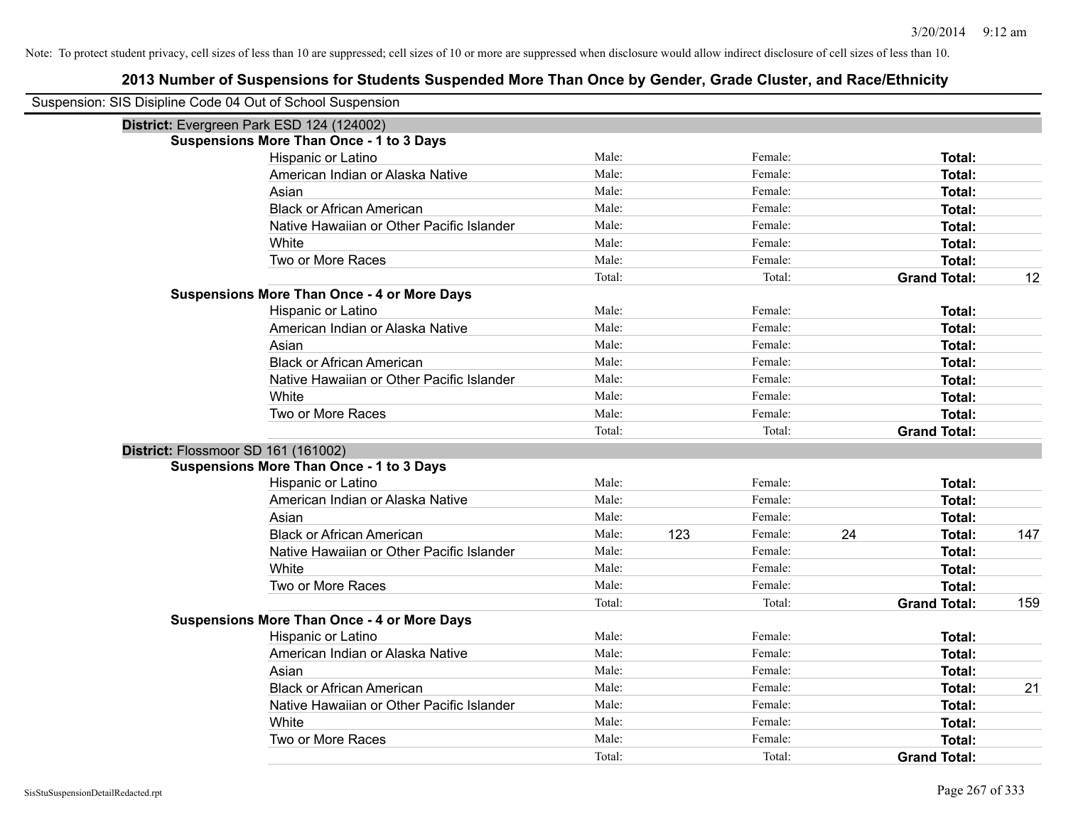Note: To protect student privacy, cell sizes of less than 10 are suppressed; cell sizes of 10 or more are suppressed when disclosure would allow indirect disclosure of cell sizes of less than 10.

# 2013 Number of Suspensions for Students Suspended More Than Once by Gender, Grade Cluster, and Race/Ethnicity

Suspension: SIS Disipline Code 04 Out of School Suspension

## District: Evergreen Park ESD 124 (124002)

### Suspensions More Than Once - 1 to 3 Days

| Race/Ethnicity | Male: | | Female: | | Total: | |
|---|---|---|---|---|---|---|
| Hispanic or Latino | Male: | | Female: | | Total: | |
| American Indian or Alaska Native | Male: | | Female: | | Total: | |
| Asian | Male: | | Female: | | Total: | |
| Black or African American | Male: | | Female: | | Total: | |
| Native Hawaiian or Other Pacific Islander | Male: | | Female: | | Total: | |
| White | Male: | | Female: | | Total: | |
| Two or More Races | Male: | | Female: | | Total: | |
| | Total: | | Total: | | Grand Total: | 12 |

### Suspensions More Than Once - 4 or More Days

| Race/Ethnicity | Male: | | Female: | | Total: | |
|---|---|---|---|---|---|---|
| Hispanic or Latino | Male: | | Female: | | Total: | |
| American Indian or Alaska Native | Male: | | Female: | | Total: | |
| Asian | Male: | | Female: | | Total: | |
| Black or African American | Male: | | Female: | | Total: | |
| Native Hawaiian or Other Pacific Islander | Male: | | Female: | | Total: | |
| White | Male: | | Female: | | Total: | |
| Two or More Races | Male: | | Female: | | Total: | |
| | Total: | | Total: | | Grand Total: | |

## District: Flossmoor SD 161 (161002)

### Suspensions More Than Once - 1 to 3 Days

| Race/Ethnicity | Male: | | Female: | | Total: | |
|---|---|---|---|---|---|---|
| Hispanic or Latino | Male: | | Female: | | Total: | |
| American Indian or Alaska Native | Male: | | Female: | | Total: | |
| Asian | Male: | | Female: | | Total: | |
| Black or African American | Male: | 123 | Female: | 24 | Total: | 147 |
| Native Hawaiian or Other Pacific Islander | Male: | | Female: | | Total: | |
| White | Male: | | Female: | | Total: | |
| Two or More Races | Male: | | Female: | | Total: | |
| | Total: | | Total: | | Grand Total: | 159 |

### Suspensions More Than Once - 4 or More Days

| Race/Ethnicity | Male: | | Female: | | Total: | |
|---|---|---|---|---|---|---|
| Hispanic or Latino | Male: | | Female: | | Total: | |
| American Indian or Alaska Native | Male: | | Female: | | Total: | |
| Asian | Male: | | Female: | | Total: | |
| Black or African American | Male: | | Female: | | Total: | 21 |
| Native Hawaiian or Other Pacific Islander | Male: | | Female: | | Total: | |
| White | Male: | | Female: | | Total: | |
| Two or More Races | Male: | | Female: | | Total: | |
| | Total: | | Total: | | Grand Total: | |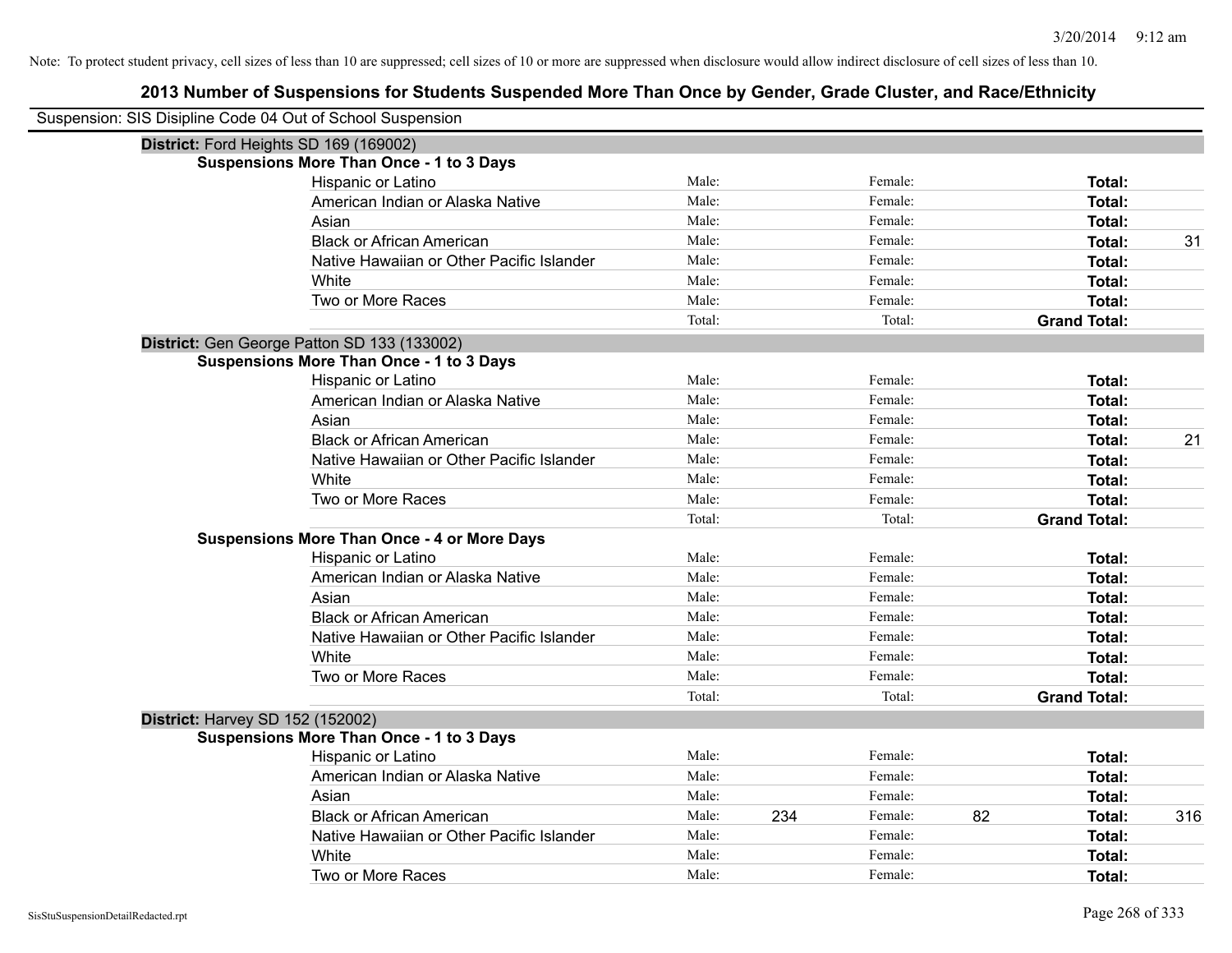Note: To protect student privacy, cell sizes of less than 10 are suppressed; cell sizes of 10 or more are suppressed when disclosure would allow indirect disclosure of cell sizes of less than 10.

## 2013 Number of Suspensions for Students Suspended More Than Once by Gender, Grade Cluster, and Race/Ethnicity

Suspension: SIS Disipline Code 04 Out of School Suspension

### District: Ford Heights SD 169 (169002)

**Suspensions More Than Once - 1 to 3 Days**

| Race/Ethnicity | Male: | | Female: | | Total: | |
|---|---|---|---|---|---|---|
| Hispanic or Latino | Male: | | Female: | | **Total:** | |
| American Indian or Alaska Native | Male: | | Female: | | **Total:** | |
| Asian | Male: | | Female: | | **Total:** | |
| Black or African American | Male: | | Female: | | **Total:** | 31 |
| Native Hawaiian or Other Pacific Islander | Male: | | Female: | | **Total:** | |
| White | Male: | | Female: | | **Total:** | |
| Two or More Races | Male: | | Female: | | **Total:** | |
| | Total: | | Total: | | **Grand Total:** | |

### District: Gen George Patton SD 133 (133002)

**Suspensions More Than Once - 1 to 3 Days**

| Race/Ethnicity | Male: | | Female: | | Total: | |
|---|---|---|---|---|---|---|
| Hispanic or Latino | Male: | | Female: | | **Total:** | |
| American Indian or Alaska Native | Male: | | Female: | | **Total:** | |
| Asian | Male: | | Female: | | **Total:** | |
| Black or African American | Male: | | Female: | | **Total:** | 21 |
| Native Hawaiian or Other Pacific Islander | Male: | | Female: | | **Total:** | |
| White | Male: | | Female: | | **Total:** | |
| Two or More Races | Male: | | Female: | | **Total:** | |
| | Total: | | Total: | | **Grand Total:** | |

**Suspensions More Than Once - 4 or More Days**

| Race/Ethnicity | Male: | | Female: | | Total: | |
|---|---|---|---|---|---|---|
| Hispanic or Latino | Male: | | Female: | | **Total:** | |
| American Indian or Alaska Native | Male: | | Female: | | **Total:** | |
| Asian | Male: | | Female: | | **Total:** | |
| Black or African American | Male: | | Female: | | **Total:** | |
| Native Hawaiian or Other Pacific Islander | Male: | | Female: | | **Total:** | |
| White | Male: | | Female: | | **Total:** | |
| Two or More Races | Male: | | Female: | | **Total:** | |
| | Total: | | Total: | | **Grand Total:** | |

### District: Harvey SD 152 (152002)

**Suspensions More Than Once - 1 to 3 Days**

| Race/Ethnicity | Male: | | Female: | | Total: | |
|---|---|---|---|---|---|---|
| Hispanic or Latino | Male: | | Female: | | **Total:** | |
| American Indian or Alaska Native | Male: | | Female: | | **Total:** | |
| Asian | Male: | | Female: | | **Total:** | |
| Black or African American | Male: | 234 | Female: | 82 | **Total:** | 316 |
| Native Hawaiian or Other Pacific Islander | Male: | | Female: | | **Total:** | |
| White | Male: | | Female: | | **Total:** | |
| Two or More Races | Male: | | Female: | | **Total:** | |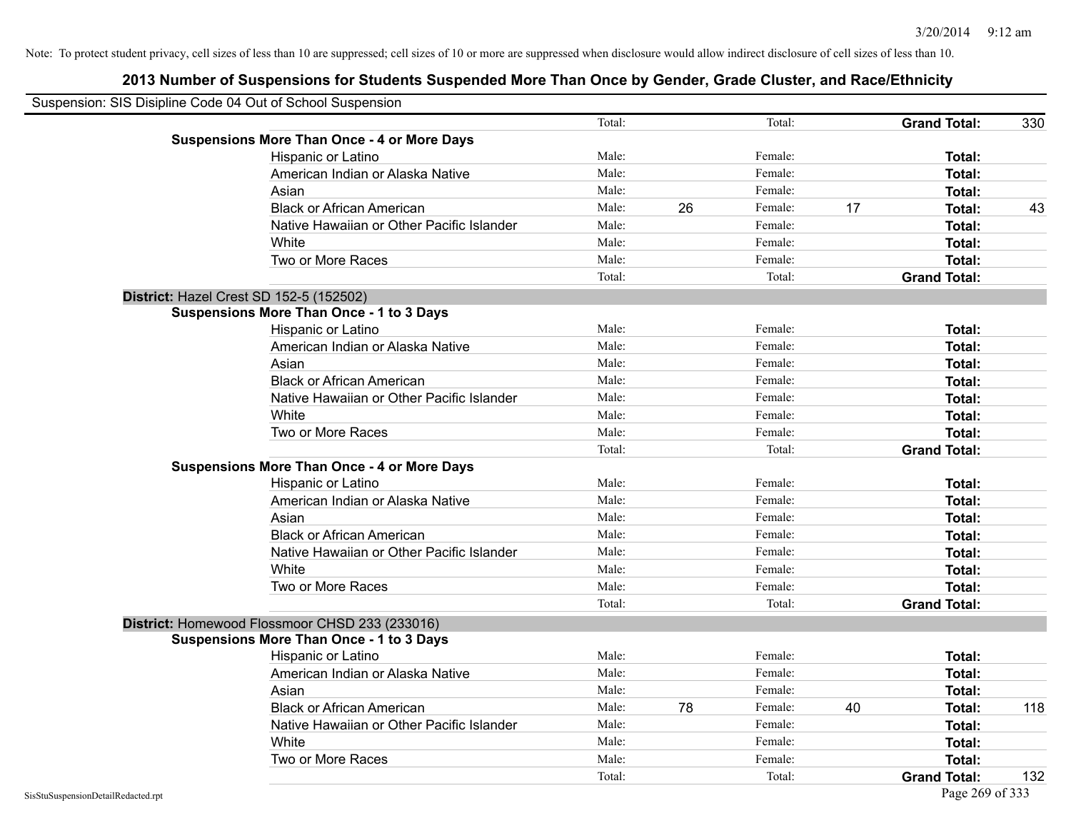Note: To protect student privacy, cell sizes of less than 10 are suppressed; cell sizes of 10 or more are suppressed when disclosure would allow indirect disclosure of cell sizes of less than 10.

## 2013 Number of Suspensions for Students Suspended More Than Once by Gender, Grade Cluster, and Race/Ethnicity

Suspension: SIS Disipline Code 04 Out of School Suspension

| | | | | | | |
|---|---|---|---|---|---|---|
| | Total: | | Total: | | **Grand Total:** | 330 |
| **Suspensions More Than Once - 4 or More Days** | | | | | | |
| Hispanic or Latino | Male: | | Female: | | **Total:** | |
| American Indian or Alaska Native | Male: | | Female: | | **Total:** | |
| Asian | Male: | | Female: | | **Total:** | |
| Black or African American | Male: | 26 | Female: | 17 | **Total:** | 43 |
| Native Hawaiian or Other Pacific Islander | Male: | | Female: | | **Total:** | |
| White | Male: | | Female: | | **Total:** | |
| Two or More Races | Male: | | Female: | | **Total:** | |
| | Total: | | Total: | | **Grand Total:** | |

**District:** Hazel Crest SD 152-5 (152502)

| | | | | | | |
|---|---|---|---|---|---|---|
| **Suspensions More Than Once - 1 to 3 Days** | | | | | | |
| Hispanic or Latino | Male: | | Female: | | **Total:** | |
| American Indian or Alaska Native | Male: | | Female: | | **Total:** | |
| Asian | Male: | | Female: | | **Total:** | |
| Black or African American | Male: | | Female: | | **Total:** | |
| Native Hawaiian or Other Pacific Islander | Male: | | Female: | | **Total:** | |
| White | Male: | | Female: | | **Total:** | |
| Two or More Races | Male: | | Female: | | **Total:** | |
| | Total: | | Total: | | **Grand Total:** | |
| **Suspensions More Than Once - 4 or More Days** | | | | | | |
| Hispanic or Latino | Male: | | Female: | | **Total:** | |
| American Indian or Alaska Native | Male: | | Female: | | **Total:** | |
| Asian | Male: | | Female: | | **Total:** | |
| Black or African American | Male: | | Female: | | **Total:** | |
| Native Hawaiian or Other Pacific Islander | Male: | | Female: | | **Total:** | |
| White | Male: | | Female: | | **Total:** | |
| Two or More Races | Male: | | Female: | | **Total:** | |
| | Total: | | Total: | | **Grand Total:** | |

**District:** Homewood Flossmoor CHSD 233 (233016)

| | | | | | | |
|---|---|---|---|---|---|---|
| **Suspensions More Than Once - 1 to 3 Days** | | | | | | |
| Hispanic or Latino | Male: | | Female: | | **Total:** | |
| American Indian or Alaska Native | Male: | | Female: | | **Total:** | |
| Asian | Male: | | Female: | | **Total:** | |
| Black or African American | Male: | 78 | Female: | 40 | **Total:** | 118 |
| Native Hawaiian or Other Pacific Islander | Male: | | Female: | | **Total:** | |
| White | Male: | | Female: | | **Total:** | |
| Two or More Races | Male: | | Female: | | **Total:** | |
| | Total: | | Total: | | **Grand Total:** | 132 |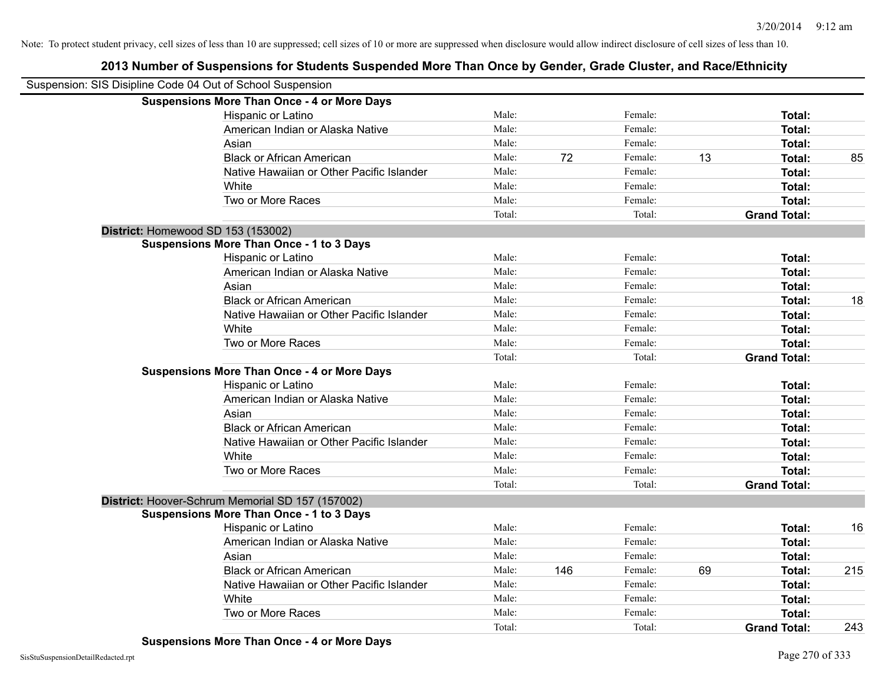Note: To protect student privacy, cell sizes of less than 10 are suppressed; cell sizes of 10 or more are suppressed when disclosure would allow indirect disclosure of cell sizes of less than 10.

# 2013 Number of Suspensions for Students Suspended More Than Once by Gender, Grade Cluster, and Race/Ethnicity

Suspension: SIS Disipline Code 04 Out of School Suspension

**Suspensions More Than Once - 4 or More Days**

| Race/Ethnicity | | Male | | Female | | Total |
|---|---|---|---|---|---|---|
| Hispanic or Latino | Male: | | Female: | | **Total:** | |
| American Indian or Alaska Native | Male: | | Female: | | **Total:** | |
| Asian | Male: | | Female: | | **Total:** | |
| Black or African American | Male: | 72 | Female: | 13 | **Total:** | 85 |
| Native Hawaiian or Other Pacific Islander | Male: | | Female: | | **Total:** | |
| White | Male: | | Female: | | **Total:** | |
| Two or More Races | Male: | | Female: | | **Total:** | |
| | Total: | | Total: | | **Grand Total:** | |

**District:** Homewood SD 153 (153002)

**Suspensions More Than Once - 1 to 3 Days**

| Race/Ethnicity | | Male | | Female | | Total |
|---|---|---|---|---|---|---|
| Hispanic or Latino | Male: | | Female: | | **Total:** | |
| American Indian or Alaska Native | Male: | | Female: | | **Total:** | |
| Asian | Male: | | Female: | | **Total:** | |
| Black or African American | Male: | | Female: | | **Total:** | 18 |
| Native Hawaiian or Other Pacific Islander | Male: | | Female: | | **Total:** | |
| White | Male: | | Female: | | **Total:** | |
| Two or More Races | Male: | | Female: | | **Total:** | |
| | Total: | | Total: | | **Grand Total:** | |

**Suspensions More Than Once - 4 or More Days**

| Race/Ethnicity | | Male | | Female | | Total |
|---|---|---|---|---|---|---|
| Hispanic or Latino | Male: | | Female: | | **Total:** | |
| American Indian or Alaska Native | Male: | | Female: | | **Total:** | |
| Asian | Male: | | Female: | | **Total:** | |
| Black or African American | Male: | | Female: | | **Total:** | |
| Native Hawaiian or Other Pacific Islander | Male: | | Female: | | **Total:** | |
| White | Male: | | Female: | | **Total:** | |
| Two or More Races | Male: | | Female: | | **Total:** | |
| | Total: | | Total: | | **Grand Total:** | |

**District:** Hoover-Schrum Memorial SD 157 (157002)

**Suspensions More Than Once - 1 to 3 Days**

| Race/Ethnicity | | Male | | Female | | Total |
|---|---|---|---|---|---|---|
| Hispanic or Latino | Male: | | Female: | | **Total:** | 16 |
| American Indian or Alaska Native | Male: | | Female: | | **Total:** | |
| Asian | Male: | | Female: | | **Total:** | |
| Black or African American | Male: | 146 | Female: | 69 | **Total:** | 215 |
| Native Hawaiian or Other Pacific Islander | Male: | | Female: | | **Total:** | |
| White | Male: | | Female: | | **Total:** | |
| Two or More Races | Male: | | Female: | | **Total:** | |
| | Total: | | Total: | | **Grand Total:** | 243 |

**Suspensions More Than Once - 4 or More Days**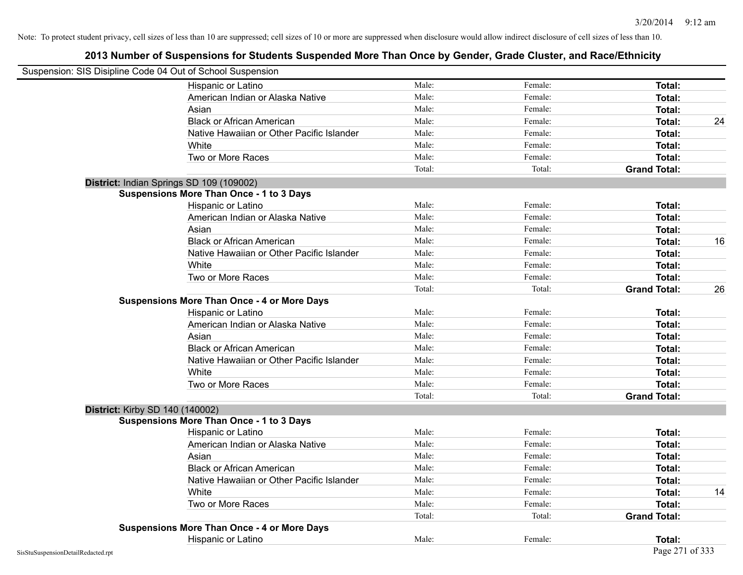Note: To protect student privacy, cell sizes of less than 10 are suppressed; cell sizes of 10 or more are suppressed when disclosure would allow indirect disclosure of cell sizes of less than 10.

# 2013 Number of Suspensions for Students Suspended More Than Once by Gender, Grade Cluster, and Race/Ethnicity

Suspension: SIS Disipline Code 04 Out of School Suspension

| | | | | |
|---|---|---|---|---|
| Hispanic or Latino | Male: | Female: | **Total:** | |
| American Indian or Alaska Native | Male: | Female: | **Total:** | |
| Asian | Male: | Female: | **Total:** | |
| Black or African American | Male: | Female: | **Total:** | 24 |
| Native Hawaiian or Other Pacific Islander | Male: | Female: | **Total:** | |
| White | Male: | Female: | **Total:** | |
| Two or More Races | Male: | Female: | **Total:** | |
| | Total: | Total: | **Grand Total:** | |

**District:** Indian Springs SD 109 (109002)

**Suspensions More Than Once - 1 to 3 Days**

| | | | | |
|---|---|---|---|---|
| Hispanic or Latino | Male: | Female: | **Total:** | |
| American Indian or Alaska Native | Male: | Female: | **Total:** | |
| Asian | Male: | Female: | **Total:** | |
| Black or African American | Male: | Female: | **Total:** | 16 |
| Native Hawaiian or Other Pacific Islander | Male: | Female: | **Total:** | |
| White | Male: | Female: | **Total:** | |
| Two or More Races | Male: | Female: | **Total:** | |
| | Total: | Total: | **Grand Total:** | 26 |

**Suspensions More Than Once - 4 or More Days**

| | | | | |
|---|---|---|---|---|
| Hispanic or Latino | Male: | Female: | **Total:** | |
| American Indian or Alaska Native | Male: | Female: | **Total:** | |
| Asian | Male: | Female: | **Total:** | |
| Black or African American | Male: | Female: | **Total:** | |
| Native Hawaiian or Other Pacific Islander | Male: | Female: | **Total:** | |
| White | Male: | Female: | **Total:** | |
| Two or More Races | Male: | Female: | **Total:** | |
| | Total: | Total: | **Grand Total:** | |

**District:** Kirby SD 140 (140002)

**Suspensions More Than Once - 1 to 3 Days**

| | | | | |
|---|---|---|---|---|
| Hispanic or Latino | Male: | Female: | **Total:** | |
| American Indian or Alaska Native | Male: | Female: | **Total:** | |
| Asian | Male: | Female: | **Total:** | |
| Black or African American | Male: | Female: | **Total:** | |
| Native Hawaiian or Other Pacific Islander | Male: | Female: | **Total:** | |
| White | Male: | Female: | **Total:** | 14 |
| Two or More Races | Male: | Female: | **Total:** | |
| | Total: | Total: | **Grand Total:** | |

**Suspensions More Than Once - 4 or More Days**

| | | | | |
|---|---|---|---|---|
| Hispanic or Latino | Male: | Female: | **Total:** | |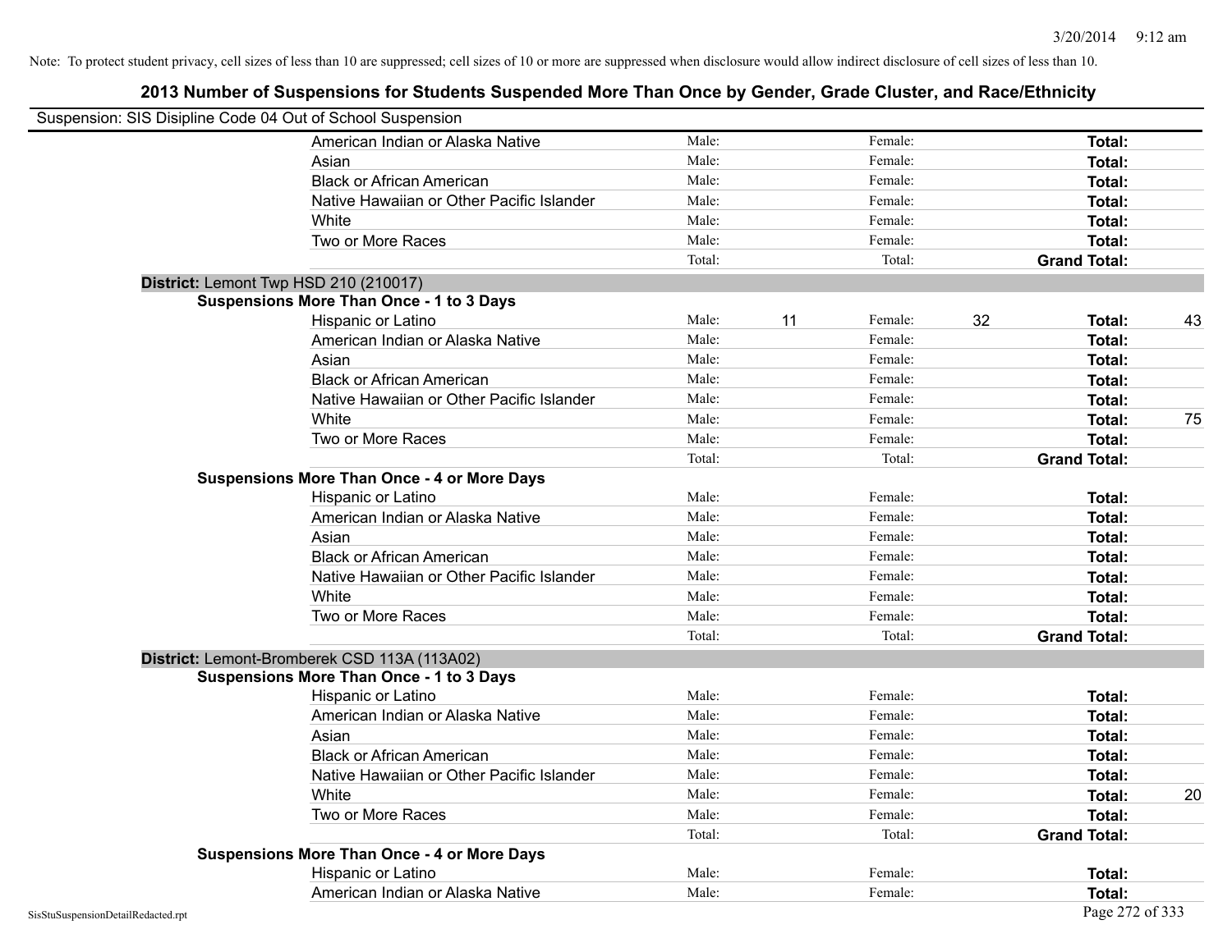Note: To protect student privacy, cell sizes of less than 10 are suppressed; cell sizes of 10 or more are suppressed when disclosure would allow indirect disclosure of cell sizes of less than 10.

## 2013 Number of Suspensions for Students Suspended More Than Once by Gender, Grade Cluster, and Race/Ethnicity

Suspension: SIS Disipline Code 04 Out of School Suspension

| | Male: | | Female: | | Total: | |
|---|---|---|---|---|---|---|
| American Indian or Alaska Native | Male: | | Female: | | **Total:** | |
| Asian | Male: | | Female: | | **Total:** | |
| Black or African American | Male: | | Female: | | **Total:** | |
| Native Hawaiian or Other Pacific Islander | Male: | | Female: | | **Total:** | |
| White | Male: | | Female: | | **Total:** | |
| Two or More Races | Male: | | Female: | | **Total:** | |
| | Total: | | Total: | | **Grand Total:** | |

**District:** Lemont Twp HSD 210 (210017)

**Suspensions More Than Once - 1 to 3 Days**

| | | | | | | |
|---|---|---|---|---|---|---|
| Hispanic or Latino | Male: | 11 | Female: | 32 | **Total:** | 43 |
| American Indian or Alaska Native | Male: | | Female: | | **Total:** | |
| Asian | Male: | | Female: | | **Total:** | |
| Black or African American | Male: | | Female: | | **Total:** | |
| Native Hawaiian or Other Pacific Islander | Male: | | Female: | | **Total:** | |
| White | Male: | | Female: | | **Total:** | 75 |
| Two or More Races | Male: | | Female: | | **Total:** | |
| | Total: | | Total: | | **Grand Total:** | |

**Suspensions More Than Once - 4 or More Days**

| | | | | | | |
|---|---|---|---|---|---|---|
| Hispanic or Latino | Male: | | Female: | | **Total:** | |
| American Indian or Alaska Native | Male: | | Female: | | **Total:** | |
| Asian | Male: | | Female: | | **Total:** | |
| Black or African American | Male: | | Female: | | **Total:** | |
| Native Hawaiian or Other Pacific Islander | Male: | | Female: | | **Total:** | |
| White | Male: | | Female: | | **Total:** | |
| Two or More Races | Male: | | Female: | | **Total:** | |
| | Total: | | Total: | | **Grand Total:** | |

**District:** Lemont-Bromberek CSD 113A (113A02)

**Suspensions More Than Once - 1 to 3 Days**

| | | | | | | |
|---|---|---|---|---|---|---|
| Hispanic or Latino | Male: | | Female: | | **Total:** | |
| American Indian or Alaska Native | Male: | | Female: | | **Total:** | |
| Asian | Male: | | Female: | | **Total:** | |
| Black or African American | Male: | | Female: | | **Total:** | |
| Native Hawaiian or Other Pacific Islander | Male: | | Female: | | **Total:** | |
| White | Male: | | Female: | | **Total:** | 20 |
| Two or More Races | Male: | | Female: | | **Total:** | |
| | Total: | | Total: | | **Grand Total:** | |

**Suspensions More Than Once - 4 or More Days**

| | | | | | | |
|---|---|---|---|---|---|---|
| Hispanic or Latino | Male: | | Female: | | **Total:** | |
| American Indian or Alaska Native | Male: | | Female: | | **Total:** | |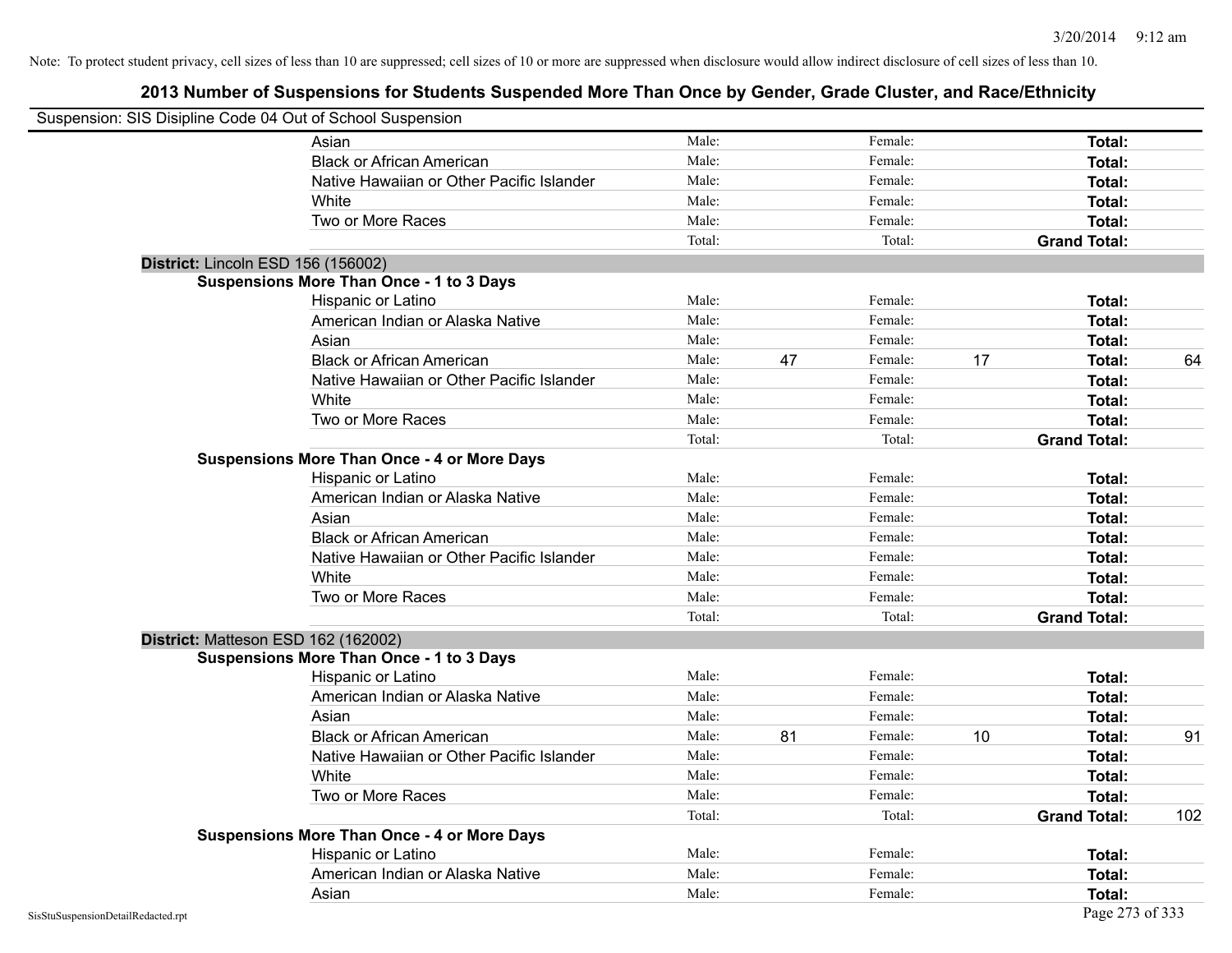Note: To protect student privacy, cell sizes of less than 10 are suppressed; cell sizes of 10 or more are suppressed when disclosure would allow indirect disclosure of cell sizes of less than 10.

## 2013 Number of Suspensions for Students Suspended More Than Once by Gender, Grade Cluster, and Race/Ethnicity

Suspension: SIS Disipline Code 04 Out of School Suspension

| | | | | | | |
|---|---|---|---|---|---|---|
| Asian | Male: | | Female: | | **Total:** | |
| Black or African American | Male: | | Female: | | **Total:** | |
| Native Hawaiian or Other Pacific Islander | Male: | | Female: | | **Total:** | |
| White | Male: | | Female: | | **Total:** | |
| Two or More Races | Male: | | Female: | | **Total:** | |
| | Total: | | Total: | | **Grand Total:** | |

**District:** Lincoln ESD 156 (156002)

**Suspensions More Than Once - 1 to 3 Days**

| | | | | | | |
|---|---|---|---|---|---|---|
| Hispanic or Latino | Male: | | Female: | | **Total:** | |
| American Indian or Alaska Native | Male: | | Female: | | **Total:** | |
| Asian | Male: | | Female: | | **Total:** | |
| Black or African American | Male: | 47 | Female: | 17 | **Total:** | 64 |
| Native Hawaiian or Other Pacific Islander | Male: | | Female: | | **Total:** | |
| White | Male: | | Female: | | **Total:** | |
| Two or More Races | Male: | | Female: | | **Total:** | |
| | Total: | | Total: | | **Grand Total:** | |

**Suspensions More Than Once - 4 or More Days**

| | | | | | | |
|---|---|---|---|---|---|---|
| Hispanic or Latino | Male: | | Female: | | **Total:** | |
| American Indian or Alaska Native | Male: | | Female: | | **Total:** | |
| Asian | Male: | | Female: | | **Total:** | |
| Black or African American | Male: | | Female: | | **Total:** | |
| Native Hawaiian or Other Pacific Islander | Male: | | Female: | | **Total:** | |
| White | Male: | | Female: | | **Total:** | |
| Two or More Races | Male: | | Female: | | **Total:** | |
| | Total: | | Total: | | **Grand Total:** | |

**District:** Matteson ESD 162 (162002)

**Suspensions More Than Once - 1 to 3 Days**

| | | | | | | |
|---|---|---|---|---|---|---|
| Hispanic or Latino | Male: | | Female: | | **Total:** | |
| American Indian or Alaska Native | Male: | | Female: | | **Total:** | |
| Asian | Male: | | Female: | | **Total:** | |
| Black or African American | Male: | 81 | Female: | 10 | **Total:** | 91 |
| Native Hawaiian or Other Pacific Islander | Male: | | Female: | | **Total:** | |
| White | Male: | | Female: | | **Total:** | |
| Two or More Races | Male: | | Female: | | **Total:** | |
| | Total: | | Total: | | **Grand Total:** | 102 |

**Suspensions More Than Once - 4 or More Days**

| | | | | | | |
|---|---|---|---|---|---|---|
| Hispanic or Latino | Male: | | Female: | | **Total:** | |
| American Indian or Alaska Native | Male: | | Female: | | **Total:** | |
| Asian | Male: | | Female: | | **Total:** | |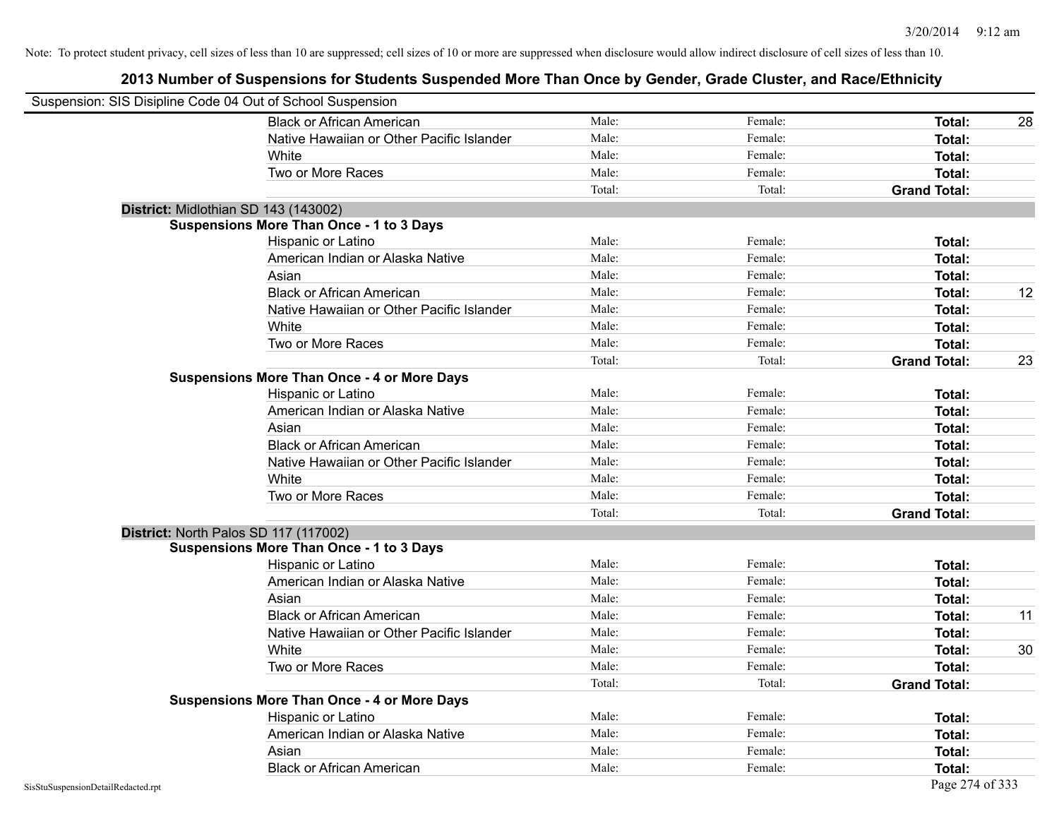Note: To protect student privacy, cell sizes of less than 10 are suppressed; cell sizes of 10 or more are suppressed when disclosure would allow indirect disclosure of cell sizes of less than 10.

## 2013 Number of Suspensions for Students Suspended More Than Once by Gender, Grade Cluster, and Race/Ethnicity

Suspension: SIS Disipline Code 04 Out of School Suspension

| | | | | |
|---|---|---|---|---|
| Black or African American | Male: | Female: | **Total:** | 28 |
| Native Hawaiian or Other Pacific Islander | Male: | Female: | **Total:** | |
| White | Male: | Female: | **Total:** | |
| Two or More Races | Male: | Female: | **Total:** | |
| | Total: | Total: | **Grand Total:** | |

**District:** Midlothian SD 143 (143002)

**Suspensions More Than Once - 1 to 3 Days**

| | | | | |
|---|---|---|---|---|
| Hispanic or Latino | Male: | Female: | **Total:** | |
| American Indian or Alaska Native | Male: | Female: | **Total:** | |
| Asian | Male: | Female: | **Total:** | |
| Black or African American | Male: | Female: | **Total:** | 12 |
| Native Hawaiian or Other Pacific Islander | Male: | Female: | **Total:** | |
| White | Male: | Female: | **Total:** | |
| Two or More Races | Male: | Female: | **Total:** | |
| | Total: | Total: | **Grand Total:** | 23 |

**Suspensions More Than Once - 4 or More Days**

| | | | | |
|---|---|---|---|---|
| Hispanic or Latino | Male: | Female: | **Total:** | |
| American Indian or Alaska Native | Male: | Female: | **Total:** | |
| Asian | Male: | Female: | **Total:** | |
| Black or African American | Male: | Female: | **Total:** | |
| Native Hawaiian or Other Pacific Islander | Male: | Female: | **Total:** | |
| White | Male: | Female: | **Total:** | |
| Two or More Races | Male: | Female: | **Total:** | |
| | Total: | Total: | **Grand Total:** | |

**District:** North Palos SD 117 (117002)

**Suspensions More Than Once - 1 to 3 Days**

| | | | | |
|---|---|---|---|---|
| Hispanic or Latino | Male: | Female: | **Total:** | |
| American Indian or Alaska Native | Male: | Female: | **Total:** | |
| Asian | Male: | Female: | **Total:** | |
| Black or African American | Male: | Female: | **Total:** | 11 |
| Native Hawaiian or Other Pacific Islander | Male: | Female: | **Total:** | |
| White | Male: | Female: | **Total:** | 30 |
| Two or More Races | Male: | Female: | **Total:** | |
| | Total: | Total: | **Grand Total:** | |

**Suspensions More Than Once - 4 or More Days**

| | | | | |
|---|---|---|---|---|
| Hispanic or Latino | Male: | Female: | **Total:** | |
| American Indian or Alaska Native | Male: | Female: | **Total:** | |
| Asian | Male: | Female: | **Total:** | |
| Black or African American | Male: | Female: | **Total:** | |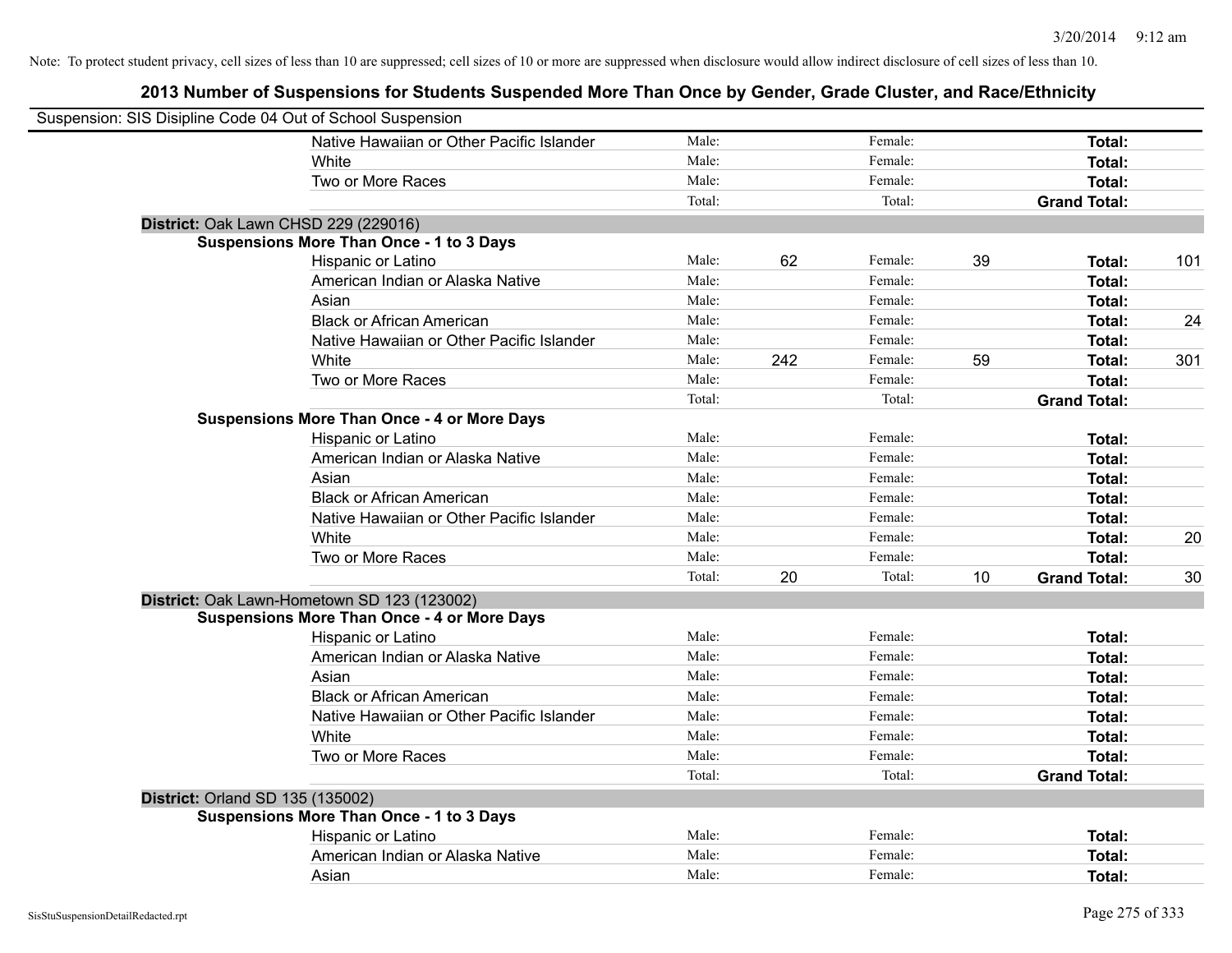Note: To protect student privacy, cell sizes of less than 10 are suppressed; cell sizes of 10 or more are suppressed when disclosure would allow indirect disclosure of cell sizes of less than 10.

## 2013 Number of Suspensions for Students Suspended More Than Once by Gender, Grade Cluster, and Race/Ethnicity

Suspension: SIS Disipline Code 04 Out of School Suspension

| | | | | | | | |
|---|---|---|---|---|---|---|---|
| Native Hawaiian or Other Pacific Islander | Male: | | Female: | | **Total:** | |
| White | Male: | | Female: | | **Total:** | |
| Two or More Races | Male: | | Female: | | **Total:** | |
| | Total: | | Total: | | **Grand Total:** | |

**District:** Oak Lawn CHSD 229 (229016)

**Suspensions More Than Once - 1 to 3 Days**

| | | | | | | |
|---|---|---|---|---|---|---|
| Hispanic or Latino | Male: | 62 | Female: | 39 | **Total:** | 101 |
| American Indian or Alaska Native | Male: | | Female: | | **Total:** | |
| Asian | Male: | | Female: | | **Total:** | |
| Black or African American | Male: | | Female: | | **Total:** | 24 |
| Native Hawaiian or Other Pacific Islander | Male: | | Female: | | **Total:** | |
| White | Male: | 242 | Female: | 59 | **Total:** | 301 |
| Two or More Races | Male: | | Female: | | **Total:** | |
| | Total: | | Total: | | **Grand Total:** | |

**Suspensions More Than Once - 4 or More Days**

| | | | | | | |
|---|---|---|---|---|---|---|
| Hispanic or Latino | Male: | | Female: | | **Total:** | |
| American Indian or Alaska Native | Male: | | Female: | | **Total:** | |
| Asian | Male: | | Female: | | **Total:** | |
| Black or African American | Male: | | Female: | | **Total:** | |
| Native Hawaiian or Other Pacific Islander | Male: | | Female: | | **Total:** | |
| White | Male: | | Female: | | **Total:** | 20 |
| Two or More Races | Male: | | Female: | | **Total:** | |
| | Total: | 20 | Total: | 10 | **Grand Total:** | 30 |

**District:** Oak Lawn-Hometown SD 123 (123002)

**Suspensions More Than Once - 4 or More Days**

| | | | | | | |
|---|---|---|---|---|---|---|
| Hispanic or Latino | Male: | | Female: | | **Total:** | |
| American Indian or Alaska Native | Male: | | Female: | | **Total:** | |
| Asian | Male: | | Female: | | **Total:** | |
| Black or African American | Male: | | Female: | | **Total:** | |
| Native Hawaiian or Other Pacific Islander | Male: | | Female: | | **Total:** | |
| White | Male: | | Female: | | **Total:** | |
| Two or More Races | Male: | | Female: | | **Total:** | |
| | Total: | | Total: | | **Grand Total:** | |

**District:** Orland SD 135 (135002)

**Suspensions More Than Once - 1 to 3 Days**

| | | | | | | |
|---|---|---|---|---|---|---|
| Hispanic or Latino | Male: | | Female: | | **Total:** | |
| American Indian or Alaska Native | Male: | | Female: | | **Total:** | |
| Asian | Male: | | Female: | | **Total:** | |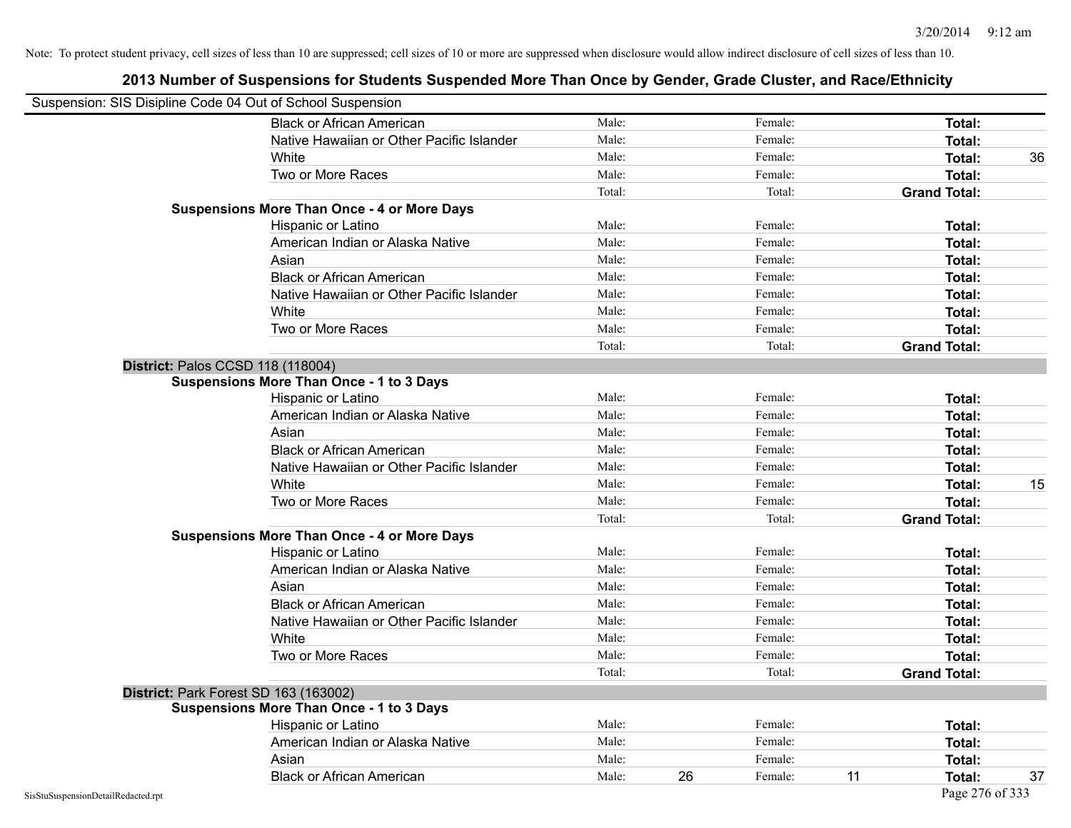Note: To protect student privacy, cell sizes of less than 10 are suppressed; cell sizes of 10 or more are suppressed when disclosure would allow indirect disclosure of cell sizes of less than 10.

## 2013 Number of Suspensions for Students Suspended More Than Once by Gender, Grade Cluster, and Race/Ethnicity

Suspension: SIS Disipline Code 04 Out of School Suspension

| | | | | | | | |
|---|---|---|---|---|---|---|---|
| Black or African American | Male: | | Female: | | **Total:** | |
| Native Hawaiian or Other Pacific Islander | Male: | | Female: | | **Total:** | |
| White | Male: | | Female: | | **Total:** | 36 |
| Two or More Races | Male: | | Female: | | **Total:** | |
| | Total: | | Total: | | **Grand Total:** | |

**Suspensions More Than Once - 4 or More Days**

| | | | | | | |
|---|---|---|---|---|---|---|
| Hispanic or Latino | Male: | | Female: | | **Total:** | |
| American Indian or Alaska Native | Male: | | Female: | | **Total:** | |
| Asian | Male: | | Female: | | **Total:** | |
| Black or African American | Male: | | Female: | | **Total:** | |
| Native Hawaiian or Other Pacific Islander | Male: | | Female: | | **Total:** | |
| White | Male: | | Female: | | **Total:** | |
| Two or More Races | Male: | | Female: | | **Total:** | |
| | Total: | | Total: | | **Grand Total:** | |

### District: Palos CCSD 118 (118004)

**Suspensions More Than Once - 1 to 3 Days**

| | | | | | | |
|---|---|---|---|---|---|---|
| Hispanic or Latino | Male: | | Female: | | **Total:** | |
| American Indian or Alaska Native | Male: | | Female: | | **Total:** | |
| Asian | Male: | | Female: | | **Total:** | |
| Black or African American | Male: | | Female: | | **Total:** | |
| Native Hawaiian or Other Pacific Islander | Male: | | Female: | | **Total:** | |
| White | Male: | | Female: | | **Total:** | 15 |
| Two or More Races | Male: | | Female: | | **Total:** | |
| | Total: | | Total: | | **Grand Total:** | |

**Suspensions More Than Once - 4 or More Days**

| | | | | | | |
|---|---|---|---|---|---|---|
| Hispanic or Latino | Male: | | Female: | | **Total:** | |
| American Indian or Alaska Native | Male: | | Female: | | **Total:** | |
| Asian | Male: | | Female: | | **Total:** | |
| Black or African American | Male: | | Female: | | **Total:** | |
| Native Hawaiian or Other Pacific Islander | Male: | | Female: | | **Total:** | |
| White | Male: | | Female: | | **Total:** | |
| Two or More Races | Male: | | Female: | | **Total:** | |
| | Total: | | Total: | | **Grand Total:** | |

### District: Park Forest SD 163 (163002)

**Suspensions More Than Once - 1 to 3 Days**

| | | | | | | |
|---|---|---|---|---|---|---|
| Hispanic or Latino | Male: | | Female: | | **Total:** | |
| American Indian or Alaska Native | Male: | | Female: | | **Total:** | |
| Asian | Male: | | Female: | | **Total:** | |
| Black or African American | Male: | 26 | Female: | 11 | **Total:** | 37 |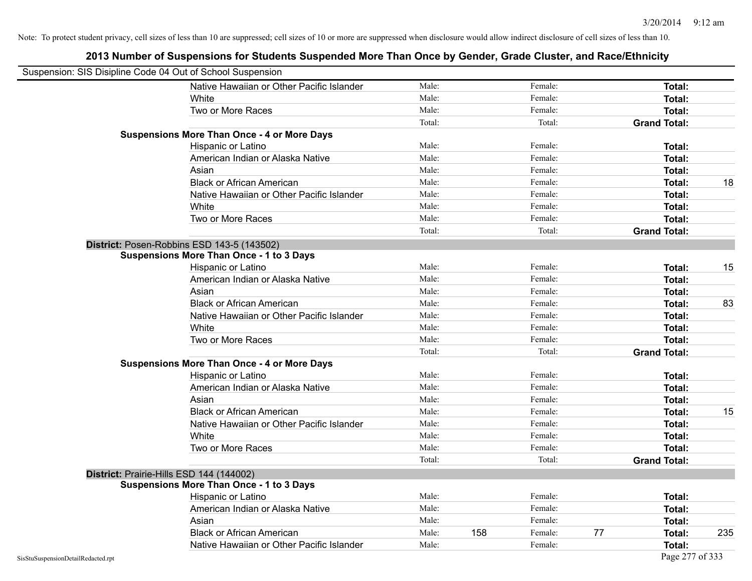Note: To protect student privacy, cell sizes of less than 10 are suppressed; cell sizes of 10 or more are suppressed when disclosure would allow indirect disclosure of cell sizes of less than 10.

## 2013 Number of Suspensions for Students Suspended More Than Once by Gender, Grade Cluster, and Race/Ethnicity

Suspension: SIS Disipline Code 04 Out of School Suspension

| | | | | | | | |
|---|---|---|---|---|---|---|---|
| Native Hawaiian or Other Pacific Islander | Male: | | Female: | | **Total:** | |
| White | Male: | | Female: | | **Total:** | |
| Two or More Races | Male: | | Female: | | **Total:** | |
| | Total: | | Total: | | **Grand Total:** | |
| **Suspensions More Than Once - 4 or More Days** | | | | | | |
| Hispanic or Latino | Male: | | Female: | | **Total:** | |
| American Indian or Alaska Native | Male: | | Female: | | **Total:** | |
| Asian | Male: | | Female: | | **Total:** | |
| Black or African American | Male: | | Female: | | **Total:** | 18 |
| Native Hawaiian or Other Pacific Islander | Male: | | Female: | | **Total:** | |
| White | Male: | | Female: | | **Total:** | |
| Two or More Races | Male: | | Female: | | **Total:** | |
| | Total: | | Total: | | **Grand Total:** | |
| **District:** Posen-Robbins ESD 143-5 (143502) | | | | | | |
| **Suspensions More Than Once - 1 to 3 Days** | | | | | | |
| Hispanic or Latino | Male: | | Female: | | **Total:** | 15 |
| American Indian or Alaska Native | Male: | | Female: | | **Total:** | |
| Asian | Male: | | Female: | | **Total:** | |
| Black or African American | Male: | | Female: | | **Total:** | 83 |
| Native Hawaiian or Other Pacific Islander | Male: | | Female: | | **Total:** | |
| White | Male: | | Female: | | **Total:** | |
| Two or More Races | Male: | | Female: | | **Total:** | |
| | Total: | | Total: | | **Grand Total:** | |
| **Suspensions More Than Once - 4 or More Days** | | | | | | |
| Hispanic or Latino | Male: | | Female: | | **Total:** | |
| American Indian or Alaska Native | Male: | | Female: | | **Total:** | |
| Asian | Male: | | Female: | | **Total:** | |
| Black or African American | Male: | | Female: | | **Total:** | 15 |
| Native Hawaiian or Other Pacific Islander | Male: | | Female: | | **Total:** | |
| White | Male: | | Female: | | **Total:** | |
| Two or More Races | Male: | | Female: | | **Total:** | |
| | Total: | | Total: | | **Grand Total:** | |
| **District:** Prairie-Hills ESD 144 (144002) | | | | | | |
| **Suspensions More Than Once - 1 to 3 Days** | | | | | | |
| Hispanic or Latino | Male: | | Female: | | **Total:** | |
| American Indian or Alaska Native | Male: | | Female: | | **Total:** | |
| Asian | Male: | | Female: | | **Total:** | |
| Black or African American | Male: | 158 | Female: | 77 | **Total:** | 235 |
| Native Hawaiian or Other Pacific Islander | Male: | | Female: | | **Total:** | |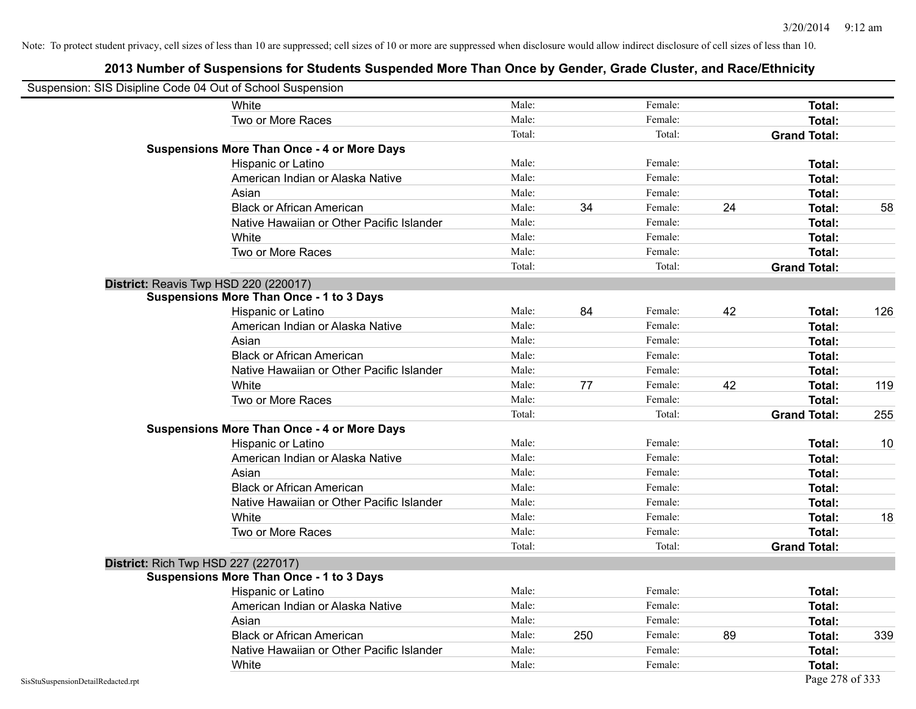Note: To protect student privacy, cell sizes of less than 10 are suppressed; cell sizes of 10 or more are suppressed when disclosure would allow indirect disclosure of cell sizes of less than 10.

## 2013 Number of Suspensions for Students Suspended More Than Once by Gender, Grade Cluster, and Race/Ethnicity

Suspension: SIS Disipline Code 04 Out of School Suspension

| | | | | | | |
|---|---|---|---|---|---|---|
| White | Male: | | Female: | | **Total:** | |
| Two or More Races | Male: | | Female: | | **Total:** | |
| | Total: | | Total: | | **Grand Total:** | |
| **Suspensions More Than Once - 4 or More Days** | | | | | | |
| Hispanic or Latino | Male: | | Female: | | **Total:** | |
| American Indian or Alaska Native | Male: | | Female: | | **Total:** | |
| Asian | Male: | | Female: | | **Total:** | |
| Black or African American | Male: | 34 | Female: | 24 | **Total:** | 58 |
| Native Hawaiian or Other Pacific Islander | Male: | | Female: | | **Total:** | |
| White | Male: | | Female: | | **Total:** | |
| Two or More Races | Male: | | Female: | | **Total:** | |
| | Total: | | Total: | | **Grand Total:** | |

**District:** Reavis Twp HSD 220 (220017)

| | | | | | | |
|---|---|---|---|---|---|---|
| **Suspensions More Than Once - 1 to 3 Days** | | | | | | |
| Hispanic or Latino | Male: | 84 | Female: | 42 | **Total:** | 126 |
| American Indian or Alaska Native | Male: | | Female: | | **Total:** | |
| Asian | Male: | | Female: | | **Total:** | |
| Black or African American | Male: | | Female: | | **Total:** | |
| Native Hawaiian or Other Pacific Islander | Male: | | Female: | | **Total:** | |
| White | Male: | 77 | Female: | 42 | **Total:** | 119 |
| Two or More Races | Male: | | Female: | | **Total:** | |
| | Total: | | Total: | | **Grand Total:** | 255 |
| **Suspensions More Than Once - 4 or More Days** | | | | | | |
| Hispanic or Latino | Male: | | Female: | | **Total:** | 10 |
| American Indian or Alaska Native | Male: | | Female: | | **Total:** | |
| Asian | Male: | | Female: | | **Total:** | |
| Black or African American | Male: | | Female: | | **Total:** | |
| Native Hawaiian or Other Pacific Islander | Male: | | Female: | | **Total:** | |
| White | Male: | | Female: | | **Total:** | 18 |
| Two or More Races | Male: | | Female: | | **Total:** | |
| | Total: | | Total: | | **Grand Total:** | |

**District:** Rich Twp HSD 227 (227017)

| | | | | | | |
|---|---|---|---|---|---|---|
| **Suspensions More Than Once - 1 to 3 Days** | | | | | | |
| Hispanic or Latino | Male: | | Female: | | **Total:** | |
| American Indian or Alaska Native | Male: | | Female: | | **Total:** | |
| Asian | Male: | | Female: | | **Total:** | |
| Black or African American | Male: | 250 | Female: | 89 | **Total:** | 339 |
| Native Hawaiian or Other Pacific Islander | Male: | | Female: | | **Total:** | |
| White | Male: | | Female: | | **Total:** | |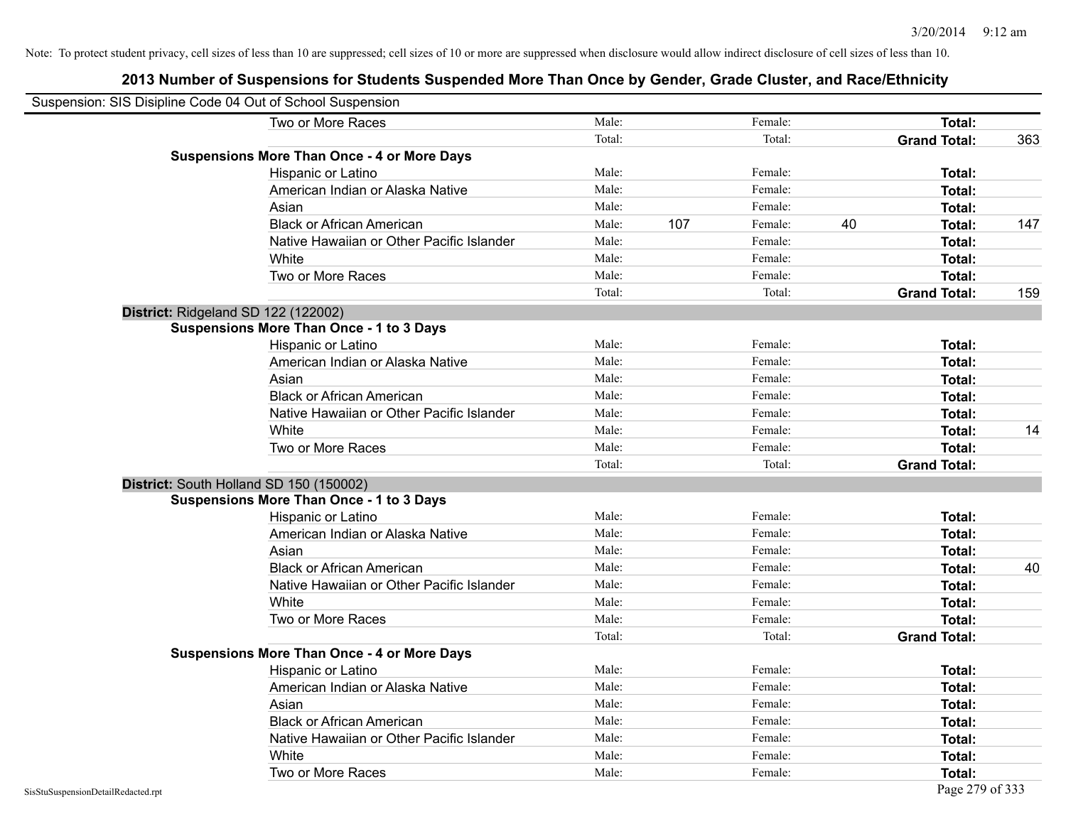Note: To protect student privacy, cell sizes of less than 10 are suppressed; cell sizes of 10 or more are suppressed when disclosure would allow indirect disclosure of cell sizes of less than 10.

# 2013 Number of Suspensions for Students Suspended More Than Once by Gender, Grade Cluster, and Race/Ethnicity

Suspension: SIS Disipline Code 04 Out of School Suspension

| | | | | | | |
|---|---|---|---|---|---|---|
| Two or More Races | Male: | | Female: | | **Total:** | |
| | Total: | | Total: | | **Grand Total:** | 363 |
| **Suspensions More Than Once - 4 or More Days** | | | | | | |
| Hispanic or Latino | Male: | | Female: | | **Total:** | |
| American Indian or Alaska Native | Male: | | Female: | | **Total:** | |
| Asian | Male: | | Female: | | **Total:** | |
| Black or African American | Male: | 107 | Female: | 40 | **Total:** | 147 |
| Native Hawaiian or Other Pacific Islander | Male: | | Female: | | **Total:** | |
| White | Male: | | Female: | | **Total:** | |
| Two or More Races | Male: | | Female: | | **Total:** | |
| | Total: | | Total: | | **Grand Total:** | 159 |
| **District:** Ridgeland SD 122 (122002) | | | | | | |
| **Suspensions More Than Once - 1 to 3 Days** | | | | | | |
| Hispanic or Latino | Male: | | Female: | | **Total:** | |
| American Indian or Alaska Native | Male: | | Female: | | **Total:** | |
| Asian | Male: | | Female: | | **Total:** | |
| Black or African American | Male: | | Female: | | **Total:** | |
| Native Hawaiian or Other Pacific Islander | Male: | | Female: | | **Total:** | |
| White | Male: | | Female: | | **Total:** | 14 |
| Two or More Races | Male: | | Female: | | **Total:** | |
| | Total: | | Total: | | **Grand Total:** | |
| **District:** South Holland SD 150 (150002) | | | | | | |
| **Suspensions More Than Once - 1 to 3 Days** | | | | | | |
| Hispanic or Latino | Male: | | Female: | | **Total:** | |
| American Indian or Alaska Native | Male: | | Female: | | **Total:** | |
| Asian | Male: | | Female: | | **Total:** | |
| Black or African American | Male: | | Female: | | **Total:** | 40 |
| Native Hawaiian or Other Pacific Islander | Male: | | Female: | | **Total:** | |
| White | Male: | | Female: | | **Total:** | |
| Two or More Races | Male: | | Female: | | **Total:** | |
| | Total: | | Total: | | **Grand Total:** | |
| **Suspensions More Than Once - 4 or More Days** | | | | | | |
| Hispanic or Latino | Male: | | Female: | | **Total:** | |
| American Indian or Alaska Native | Male: | | Female: | | **Total:** | |
| Asian | Male: | | Female: | | **Total:** | |
| Black or African American | Male: | | Female: | | **Total:** | |
| Native Hawaiian or Other Pacific Islander | Male: | | Female: | | **Total:** | |
| White | Male: | | Female: | | **Total:** | |
| Two or More Races | Male: | | Female: | | **Total:** | |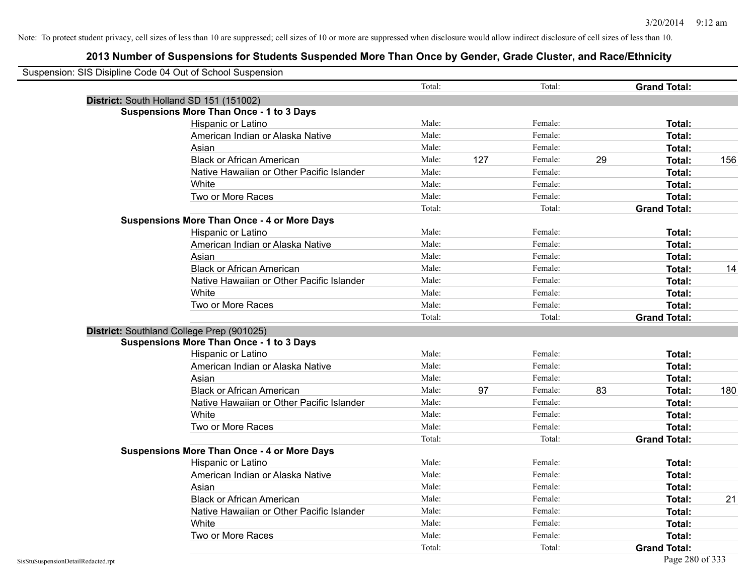Note: To protect student privacy, cell sizes of less than 10 are suppressed; cell sizes of 10 or more are suppressed when disclosure would allow indirect disclosure of cell sizes of less than 10.

## 2013 Number of Suspensions for Students Suspended More Than Once by Gender, Grade Cluster, and Race/Ethnicity

Suspension: SIS Disipline Code 04 Out of School Suspension

| | | | | | | | |
|---|---|---|---|---|---|---|---|
| | Total: | | Total: | | **Grand Total:** | |

**District:** South Holland SD 151 (151002)

**Suspensions More Than Once - 1 to 3 Days**

| Race/Ethnicity | | | | | | |
|---|---|---|---|---|---|---|
| Hispanic or Latino | Male: | | Female: | | **Total:** | |
| American Indian or Alaska Native | Male: | | Female: | | **Total:** | |
| Asian | Male: | | Female: | | **Total:** | |
| Black or African American | Male: | 127 | Female: | 29 | **Total:** | 156 |
| Native Hawaiian or Other Pacific Islander | Male: | | Female: | | **Total:** | |
| White | Male: | | Female: | | **Total:** | |
| Two or More Races | Male: | | Female: | | **Total:** | |
| | Total: | | Total: | | **Grand Total:** | |

**Suspensions More Than Once - 4 or More Days**

| Race/Ethnicity | | | | | | |
|---|---|---|---|---|---|---|
| Hispanic or Latino | Male: | | Female: | | **Total:** | |
| American Indian or Alaska Native | Male: | | Female: | | **Total:** | |
| Asian | Male: | | Female: | | **Total:** | |
| Black or African American | Male: | | Female: | | **Total:** | 14 |
| Native Hawaiian or Other Pacific Islander | Male: | | Female: | | **Total:** | |
| White | Male: | | Female: | | **Total:** | |
| Two or More Races | Male: | | Female: | | **Total:** | |
| | Total: | | Total: | | **Grand Total:** | |

**District:** Southland College Prep (901025)

**Suspensions More Than Once - 1 to 3 Days**

| Race/Ethnicity | | | | | | |
|---|---|---|---|---|---|---|
| Hispanic or Latino | Male: | | Female: | | **Total:** | |
| American Indian or Alaska Native | Male: | | Female: | | **Total:** | |
| Asian | Male: | | Female: | | **Total:** | |
| Black or African American | Male: | 97 | Female: | 83 | **Total:** | 180 |
| Native Hawaiian or Other Pacific Islander | Male: | | Female: | | **Total:** | |
| White | Male: | | Female: | | **Total:** | |
| Two or More Races | Male: | | Female: | | **Total:** | |
| | Total: | | Total: | | **Grand Total:** | |

**Suspensions More Than Once - 4 or More Days**

| Race/Ethnicity | | | | | | |
|---|---|---|---|---|---|---|
| Hispanic or Latino | Male: | | Female: | | **Total:** | |
| American Indian or Alaska Native | Male: | | Female: | | **Total:** | |
| Asian | Male: | | Female: | | **Total:** | |
| Black or African American | Male: | | Female: | | **Total:** | 21 |
| Native Hawaiian or Other Pacific Islander | Male: | | Female: | | **Total:** | |
| White | Male: | | Female: | | **Total:** | |
| Two or More Races | Male: | | Female: | | **Total:** | |
| | Total: | | Total: | | **Grand Total:** | |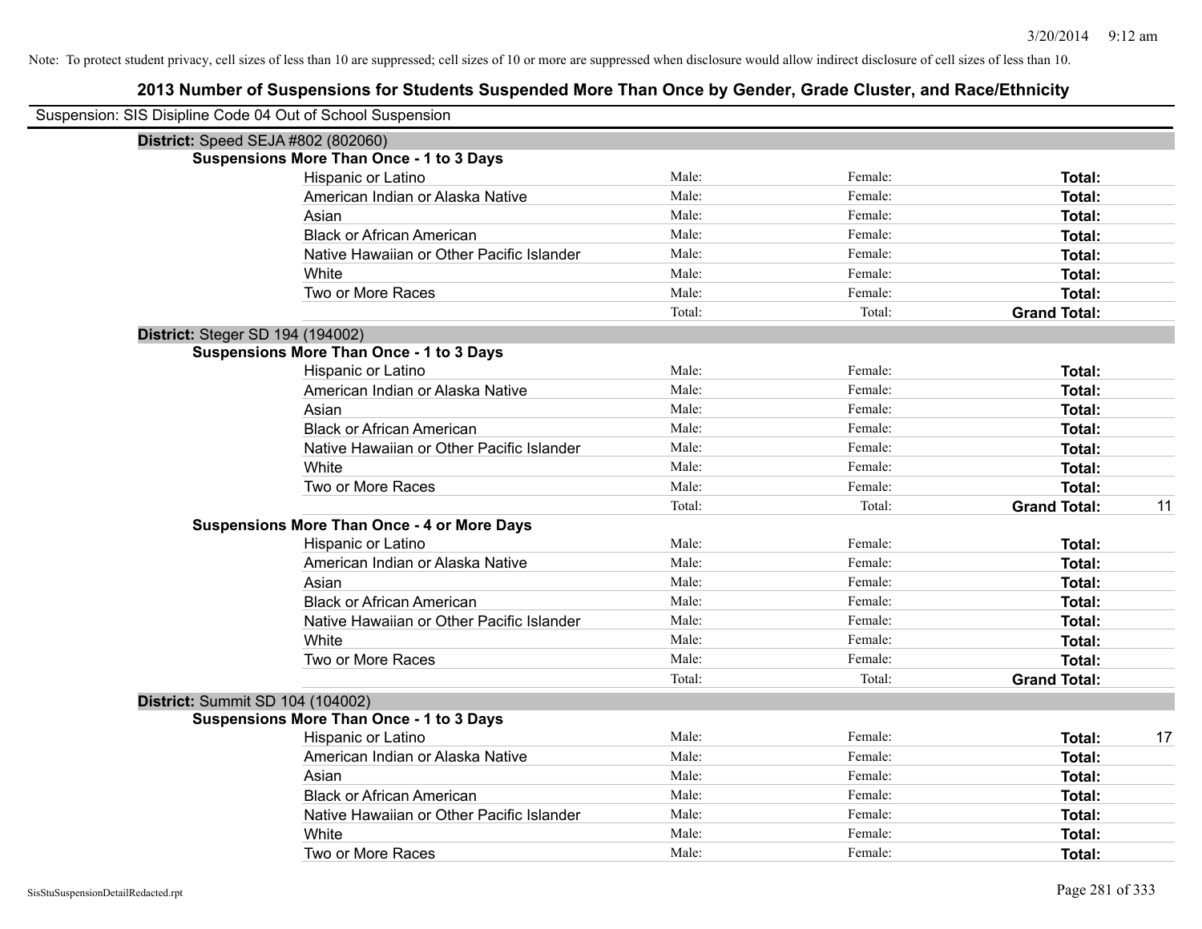Note: To protect student privacy, cell sizes of less than 10 are suppressed; cell sizes of 10 or more are suppressed when disclosure would allow indirect disclosure of cell sizes of less than 10.

## 2013 Number of Suspensions for Students Suspended More Than Once by Gender, Grade Cluster, and Race/Ethnicity

Suspension: SIS Disipline Code 04 Out of School Suspension

**District:** Speed SEJA #802 (802060)

**Suspensions More Than Once - 1 to 3 Days**

| | Male: | Female: | Total: |
|---|---|---|---|
| Hispanic or Latino | Male: | Female: | **Total:** |
| American Indian or Alaska Native | Male: | Female: | **Total:** |
| Asian | Male: | Female: | **Total:** |
| Black or African American | Male: | Female: | **Total:** |
| Native Hawaiian or Other Pacific Islander | Male: | Female: | **Total:** |
| White | Male: | Female: | **Total:** |
| Two or More Races | Male: | Female: | **Total:** |
| | Total: | Total: | **Grand Total:** |

**District:** Steger SD 194 (194002)

**Suspensions More Than Once - 1 to 3 Days**

| | Male: | Female: | Total: |
|---|---|---|---|
| Hispanic or Latino | Male: | Female: | **Total:** |
| American Indian or Alaska Native | Male: | Female: | **Total:** |
| Asian | Male: | Female: | **Total:** |
| Black or African American | Male: | Female: | **Total:** |
| Native Hawaiian or Other Pacific Islander | Male: | Female: | **Total:** |
| White | Male: | Female: | **Total:** |
| Two or More Races | Male: | Female: | **Total:** |
| | Total: | Total: | **Grand Total:** 11 |

**Suspensions More Than Once - 4 or More Days**

| | Male: | Female: | Total: |
|---|---|---|---|
| Hispanic or Latino | Male: | Female: | **Total:** |
| American Indian or Alaska Native | Male: | Female: | **Total:** |
| Asian | Male: | Female: | **Total:** |
| Black or African American | Male: | Female: | **Total:** |
| Native Hawaiian or Other Pacific Islander | Male: | Female: | **Total:** |
| White | Male: | Female: | **Total:** |
| Two or More Races | Male: | Female: | **Total:** |
| | Total: | Total: | **Grand Total:** |

**District:** Summit SD 104 (104002)

**Suspensions More Than Once - 1 to 3 Days**

| | Male: | Female: | Total: |
|---|---|---|---|
| Hispanic or Latino | Male: | Female: | **Total:** 17 |
| American Indian or Alaska Native | Male: | Female: | **Total:** |
| Asian | Male: | Female: | **Total:** |
| Black or African American | Male: | Female: | **Total:** |
| Native Hawaiian or Other Pacific Islander | Male: | Female: | **Total:** |
| White | Male: | Female: | **Total:** |
| Two or More Races | Male: | Female: | **Total:** |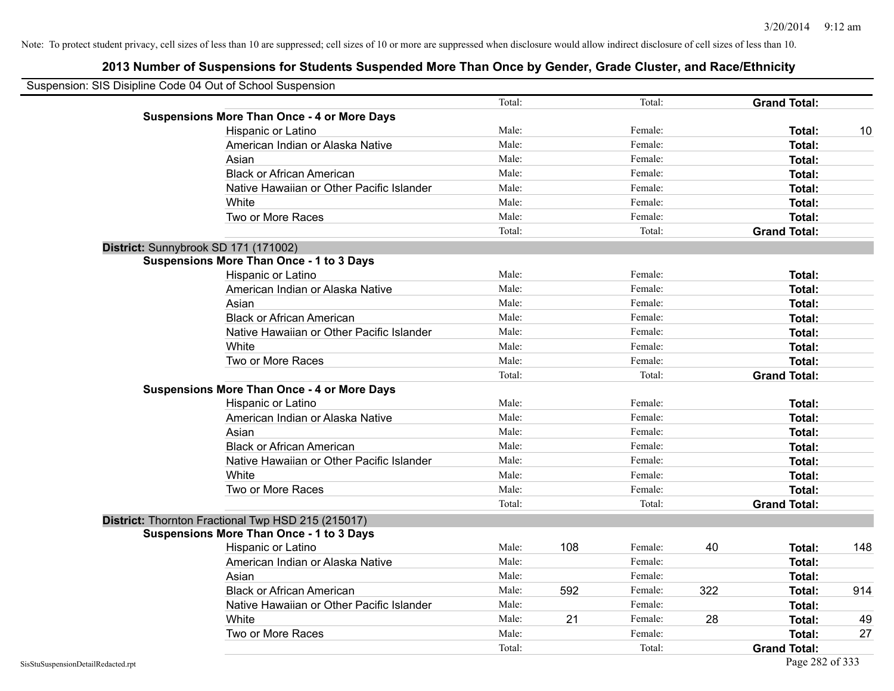Note: To protect student privacy, cell sizes of less than 10 are suppressed; cell sizes of 10 or more are suppressed when disclosure would allow indirect disclosure of cell sizes of less than 10.

# 2013 Number of Suspensions for Students Suspended More Than Once by Gender, Grade Cluster, and Race/Ethnicity

Suspension: SIS Disipline Code 04 Out of School Suspension

| | | | | | | | |
|---|---|---|---|---|---|---|---|
| | | Total: | | Total: | | **Grand Total:** | |
| **Suspensions More Than Once - 4 or More Days** | | | | | | | |
| | Hispanic or Latino | Male: | | Female: | | **Total:** | 10 |
| | American Indian or Alaska Native | Male: | | Female: | | **Total:** | |
| | Asian | Male: | | Female: | | **Total:** | |
| | Black or African American | Male: | | Female: | | **Total:** | |
| | Native Hawaiian or Other Pacific Islander | Male: | | Female: | | **Total:** | |
| | White | Male: | | Female: | | **Total:** | |
| | Two or More Races | Male: | | Female: | | **Total:** | |
| | | Total: | | Total: | | **Grand Total:** | |
| **District:** Sunnybrook SD 171 (171002) | | | | | | | |
| **Suspensions More Than Once - 1 to 3 Days** | | | | | | | |
| | Hispanic or Latino | Male: | | Female: | | **Total:** | |
| | American Indian or Alaska Native | Male: | | Female: | | **Total:** | |
| | Asian | Male: | | Female: | | **Total:** | |
| | Black or African American | Male: | | Female: | | **Total:** | |
| | Native Hawaiian or Other Pacific Islander | Male: | | Female: | | **Total:** | |
| | White | Male: | | Female: | | **Total:** | |
| | Two or More Races | Male: | | Female: | | **Total:** | |
| | | Total: | | Total: | | **Grand Total:** | |
| **Suspensions More Than Once - 4 or More Days** | | | | | | | |
| | Hispanic or Latino | Male: | | Female: | | **Total:** | |
| | American Indian or Alaska Native | Male: | | Female: | | **Total:** | |
| | Asian | Male: | | Female: | | **Total:** | |
| | Black or African American | Male: | | Female: | | **Total:** | |
| | Native Hawaiian or Other Pacific Islander | Male: | | Female: | | **Total:** | |
| | White | Male: | | Female: | | **Total:** | |
| | Two or More Races | Male: | | Female: | | **Total:** | |
| | | Total: | | Total: | | **Grand Total:** | |
| **District:** Thornton Fractional Twp HSD 215 (215017) | | | | | | | |
| **Suspensions More Than Once - 1 to 3 Days** | | | | | | | |
| | Hispanic or Latino | Male: | 108 | Female: | 40 | **Total:** | 148 |
| | American Indian or Alaska Native | Male: | | Female: | | **Total:** | |
| | Asian | Male: | | Female: | | **Total:** | |
| | Black or African American | Male: | 592 | Female: | 322 | **Total:** | 914 |
| | Native Hawaiian or Other Pacific Islander | Male: | | Female: | | **Total:** | |
| | White | Male: | 21 | Female: | 28 | **Total:** | 49 |
| | Two or More Races | Male: | | Female: | | **Total:** | 27 |
| | | Total: | | Total: | | **Grand Total:** | |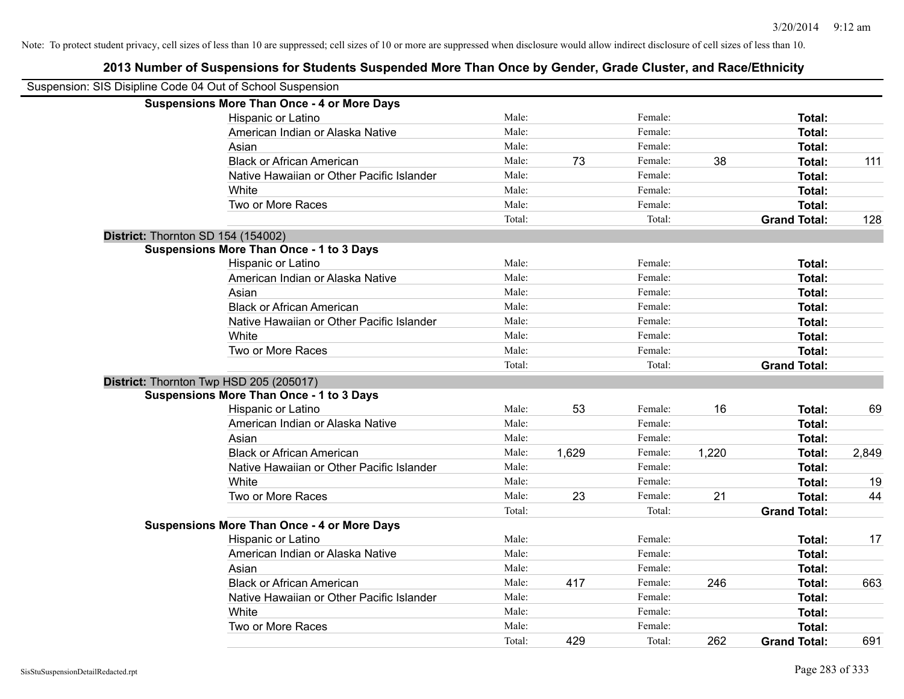Note: To protect student privacy, cell sizes of less than 10 are suppressed; cell sizes of 10 or more are suppressed when disclosure would allow indirect disclosure of cell sizes of less than 10.

## 2013 Number of Suspensions for Students Suspended More Than Once by Gender, Grade Cluster, and Race/Ethnicity

Suspension: SIS Disipline Code 04 Out of School Suspension

**Suspensions More Than Once - 4 or More Days**

| Race/Ethnicity | | Male | | Female | | Total |
|---|---|---|---|---|---|---|
| Hispanic or Latino | Male: | | Female: | | **Total:** | |
| American Indian or Alaska Native | Male: | | Female: | | **Total:** | |
| Asian | Male: | | Female: | | **Total:** | |
| Black or African American | Male: | 73 | Female: | 38 | **Total:** | 111 |
| Native Hawaiian or Other Pacific Islander | Male: | | Female: | | **Total:** | |
| White | Male: | | Female: | | **Total:** | |
| Two or More Races | Male: | | Female: | | **Total:** | |
| | Total: | | Total: | | **Grand Total:** | 128 |

**District:** Thornton SD 154 (154002)

**Suspensions More Than Once - 1 to 3 Days**

| Race/Ethnicity | | Male | | Female | | Total |
|---|---|---|---|---|---|---|
| Hispanic or Latino | Male: | | Female: | | **Total:** | |
| American Indian or Alaska Native | Male: | | Female: | | **Total:** | |
| Asian | Male: | | Female: | | **Total:** | |
| Black or African American | Male: | | Female: | | **Total:** | |
| Native Hawaiian or Other Pacific Islander | Male: | | Female: | | **Total:** | |
| White | Male: | | Female: | | **Total:** | |
| Two or More Races | Male: | | Female: | | **Total:** | |
| | Total: | | Total: | | **Grand Total:** | |

**District:** Thornton Twp HSD 205 (205017)

**Suspensions More Than Once - 1 to 3 Days**

| Race/Ethnicity | | Male | | Female | | Total |
|---|---|---|---|---|---|---|
| Hispanic or Latino | Male: | 53 | Female: | 16 | **Total:** | 69 |
| American Indian or Alaska Native | Male: | | Female: | | **Total:** | |
| Asian | Male: | | Female: | | **Total:** | |
| Black or African American | Male: | 1,629 | Female: | 1,220 | **Total:** | 2,849 |
| Native Hawaiian or Other Pacific Islander | Male: | | Female: | | **Total:** | |
| White | Male: | | Female: | | **Total:** | 19 |
| Two or More Races | Male: | 23 | Female: | 21 | **Total:** | 44 |
| | Total: | | Total: | | **Grand Total:** | |

**Suspensions More Than Once - 4 or More Days**

| Race/Ethnicity | | Male | | Female | | Total |
|---|---|---|---|---|---|---|
| Hispanic or Latino | Male: | | Female: | | **Total:** | 17 |
| American Indian or Alaska Native | Male: | | Female: | | **Total:** | |
| Asian | Male: | | Female: | | **Total:** | |
| Black or African American | Male: | 417 | Female: | 246 | **Total:** | 663 |
| Native Hawaiian or Other Pacific Islander | Male: | | Female: | | **Total:** | |
| White | Male: | | Female: | | **Total:** | |
| Two or More Races | Male: | | Female: | | **Total:** | |
| | Total: | 429 | Total: | 262 | **Grand Total:** | 691 |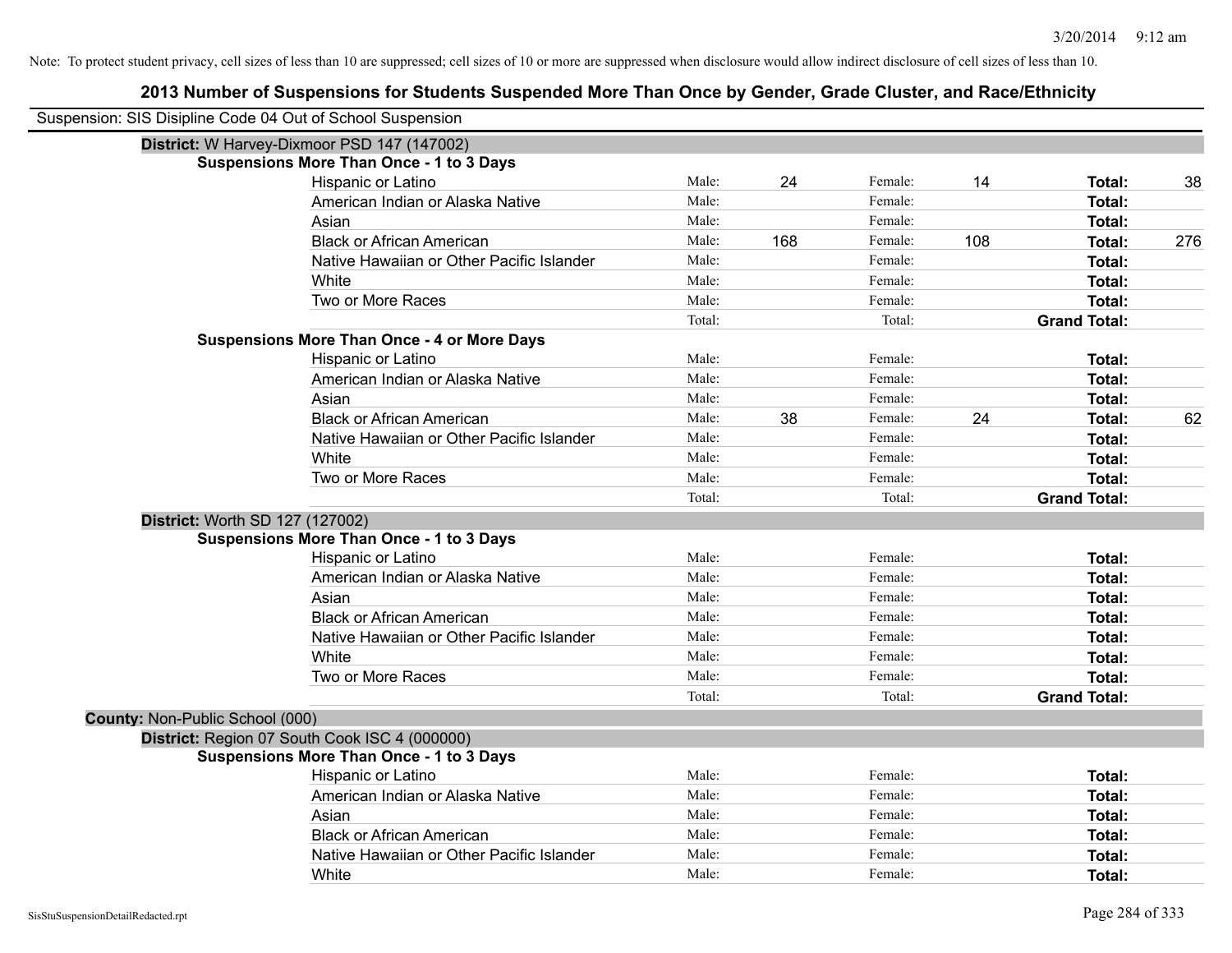Note: To protect student privacy, cell sizes of less than 10 are suppressed; cell sizes of 10 or more are suppressed when disclosure would allow indirect disclosure of cell sizes of less than 10.

# 2013 Number of Suspensions for Students Suspended More Than Once by Gender, Grade Cluster, and Race/Ethnicity

Suspension: SIS Disipline Code 04 Out of School Suspension

**District:** W Harvey-Dixmoor PSD 147 (147002)

**Suspensions More Than Once - 1 to 3 Days**

| Race/Ethnicity | | Male | | Female | | Total |
|---|---|---|---|---|---|---|
| Hispanic or Latino | Male: | 24 | Female: | 14 | **Total:** | 38 |
| American Indian or Alaska Native | Male: | | Female: | | **Total:** | |
| Asian | Male: | | Female: | | **Total:** | |
| Black or African American | Male: | 168 | Female: | 108 | **Total:** | 276 |
| Native Hawaiian or Other Pacific Islander | Male: | | Female: | | **Total:** | |
| White | Male: | | Female: | | **Total:** | |
| Two or More Races | Male: | | Female: | | **Total:** | |
| | Total: | | Total: | | **Grand Total:** | |

**Suspensions More Than Once - 4 or More Days**

| Race/Ethnicity | | Male | | Female | | Total |
|---|---|---|---|---|---|---|
| Hispanic or Latino | Male: | | Female: | | **Total:** | |
| American Indian or Alaska Native | Male: | | Female: | | **Total:** | |
| Asian | Male: | | Female: | | **Total:** | |
| Black or African American | Male: | 38 | Female: | 24 | **Total:** | 62 |
| Native Hawaiian or Other Pacific Islander | Male: | | Female: | | **Total:** | |
| White | Male: | | Female: | | **Total:** | |
| Two or More Races | Male: | | Female: | | **Total:** | |
| | Total: | | Total: | | **Grand Total:** | |

**District:** Worth SD 127 (127002)

**Suspensions More Than Once - 1 to 3 Days**

| Race/Ethnicity | | Male | | Female | | Total |
|---|---|---|---|---|---|---|
| Hispanic or Latino | Male: | | Female: | | **Total:** | |
| American Indian or Alaska Native | Male: | | Female: | | **Total:** | |
| Asian | Male: | | Female: | | **Total:** | |
| Black or African American | Male: | | Female: | | **Total:** | |
| Native Hawaiian or Other Pacific Islander | Male: | | Female: | | **Total:** | |
| White | Male: | | Female: | | **Total:** | |
| Two or More Races | Male: | | Female: | | **Total:** | |
| | Total: | | Total: | | **Grand Total:** | |

**County:** Non-Public School (000)

**District:** Region 07 South Cook ISC 4 (000000)

**Suspensions More Than Once - 1 to 3 Days**

| Race/Ethnicity | | Male | | Female | | Total |
|---|---|---|---|---|---|---|
| Hispanic or Latino | Male: | | Female: | | **Total:** | |
| American Indian or Alaska Native | Male: | | Female: | | **Total:** | |
| Asian | Male: | | Female: | | **Total:** | |
| Black or African American | Male: | | Female: | | **Total:** | |
| Native Hawaiian or Other Pacific Islander | Male: | | Female: | | **Total:** | |
| White | Male: | | Female: | | **Total:** | |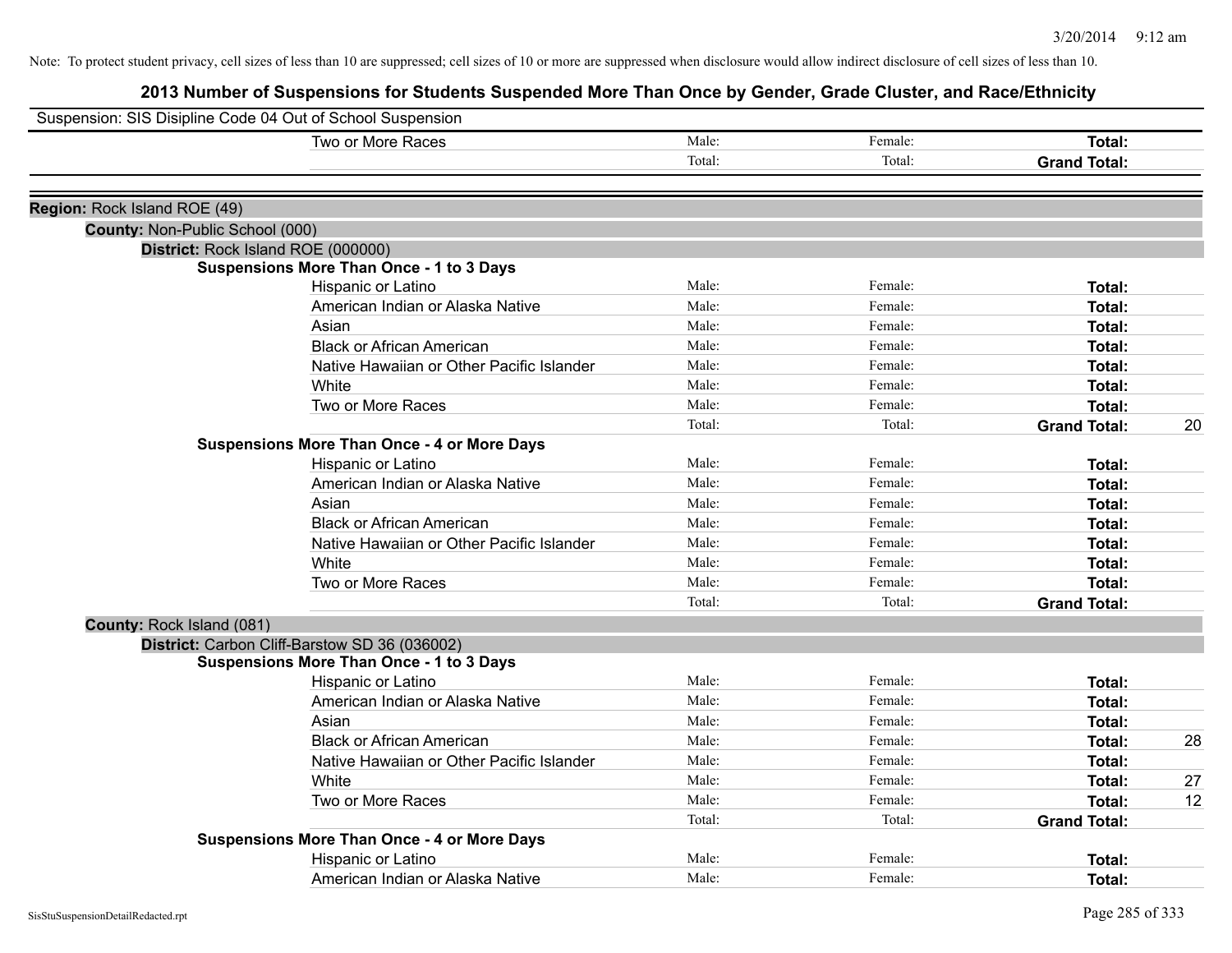Note: To protect student privacy, cell sizes of less than 10 are suppressed; cell sizes of 10 or more are suppressed when disclosure would allow indirect disclosure of cell sizes of less than 10.

# 2013 Number of Suspensions for Students Suspended More Than Once by Gender, Grade Cluster, and Race/Ethnicity

Suspension: SIS Disipline Code 04 Out of School Suspension

| | | | | |
|---|---|---|---|---|
| Two or More Races | Male: | Female: | **Total:** | |
| | Total: | Total: | **Grand Total:** | |

**Region:** Rock Island ROE (49)

**County:** Non-Public School (000)

**District:** Rock Island ROE (000000)

**Suspensions More Than Once - 1 to 3 Days**

| | | | | |
|---|---|---|---|---|
| Hispanic or Latino | Male: | Female: | **Total:** | |
| American Indian or Alaska Native | Male: | Female: | **Total:** | |
| Asian | Male: | Female: | **Total:** | |
| Black or African American | Male: | Female: | **Total:** | |
| Native Hawaiian or Other Pacific Islander | Male: | Female: | **Total:** | |
| White | Male: | Female: | **Total:** | |
| Two or More Races | Male: | Female: | **Total:** | |
| | Total: | Total: | **Grand Total:** | 20 |

**Suspensions More Than Once - 4 or More Days**

| | | | | |
|---|---|---|---|---|
| Hispanic or Latino | Male: | Female: | **Total:** | |
| American Indian or Alaska Native | Male: | Female: | **Total:** | |
| Asian | Male: | Female: | **Total:** | |
| Black or African American | Male: | Female: | **Total:** | |
| Native Hawaiian or Other Pacific Islander | Male: | Female: | **Total:** | |
| White | Male: | Female: | **Total:** | |
| Two or More Races | Male: | Female: | **Total:** | |
| | Total: | Total: | **Grand Total:** | |

**County:** Rock Island (081)

**District:** Carbon Cliff-Barstow SD 36 (036002)

**Suspensions More Than Once - 1 to 3 Days**

| | | | | |
|---|---|---|---|---|
| Hispanic or Latino | Male: | Female: | **Total:** | |
| American Indian or Alaska Native | Male: | Female: | **Total:** | |
| Asian | Male: | Female: | **Total:** | |
| Black or African American | Male: | Female: | **Total:** | 28 |
| Native Hawaiian or Other Pacific Islander | Male: | Female: | **Total:** | |
| White | Male: | Female: | **Total:** | 27 |
| Two or More Races | Male: | Female: | **Total:** | 12 |
| | Total: | Total: | **Grand Total:** | |

**Suspensions More Than Once - 4 or More Days**

| | | | | |
|---|---|---|---|---|
| Hispanic or Latino | Male: | Female: | **Total:** | |
| American Indian or Alaska Native | Male: | Female: | **Total:** | |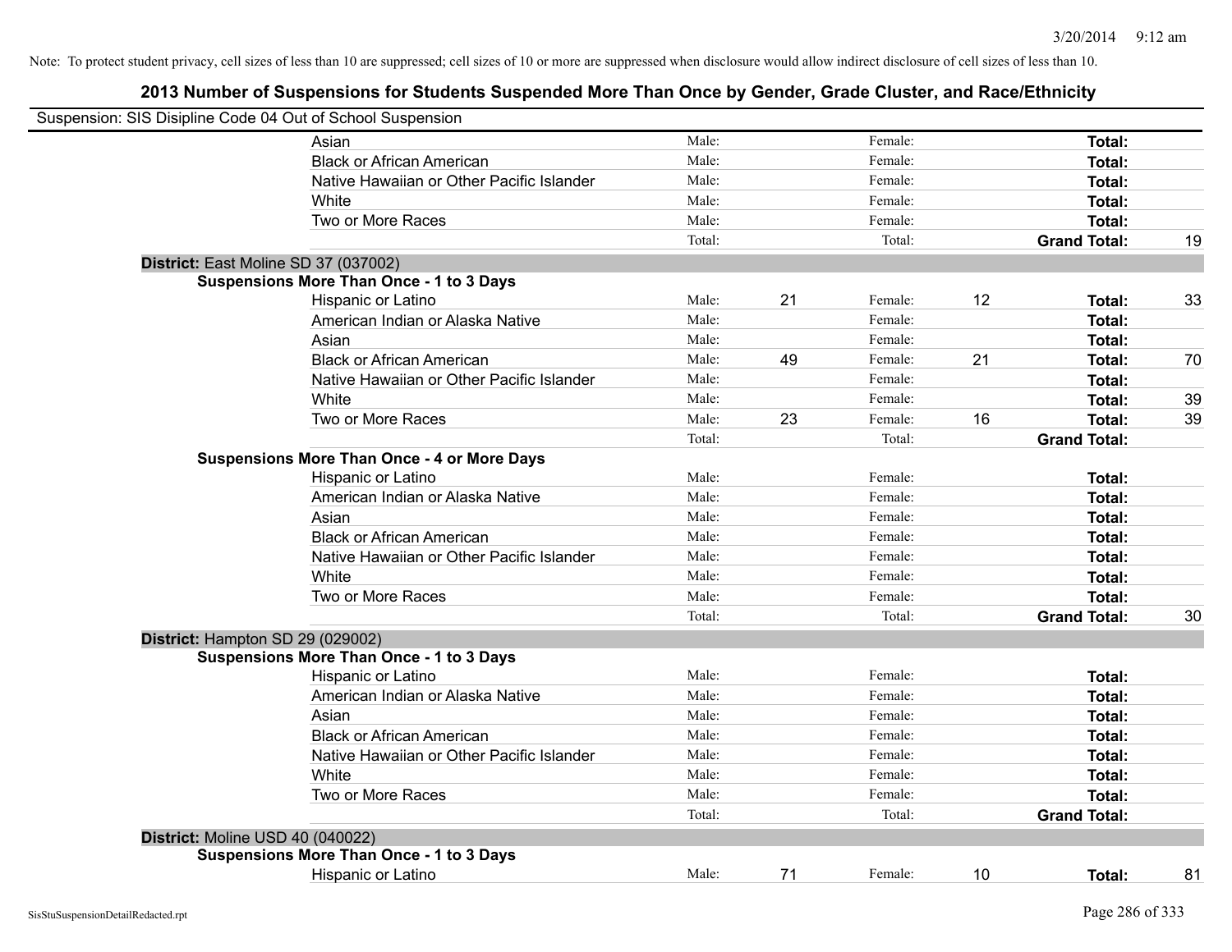Note: To protect student privacy, cell sizes of less than 10 are suppressed; cell sizes of 10 or more are suppressed when disclosure would allow indirect disclosure of cell sizes of less than 10.

## 2013 Number of Suspensions for Students Suspended More Than Once by Gender, Grade Cluster, and Race/Ethnicity

Suspension: SIS Disipline Code 04 Out of School Suspension

| | | | | | | | |
|---|---|---|---|---|---|---|---|
| Asian | Male: | | Female: | | **Total:** | |
| Black or African American | Male: | | Female: | | **Total:** | |
| Native Hawaiian or Other Pacific Islander | Male: | | Female: | | **Total:** | |
| White | Male: | | Female: | | **Total:** | |
| Two or More Races | Male: | | Female: | | **Total:** | |
| | Total: | | Total: | | **Grand Total:** | 19 |

**District:** East Moline SD 37 (037002)

**Suspensions More Than Once - 1 to 3 Days**

| | | | | | | |
|---|---|---|---|---|---|---|
| Hispanic or Latino | Male: | 21 | Female: | 12 | **Total:** | 33 |
| American Indian or Alaska Native | Male: | | Female: | | **Total:** | |
| Asian | Male: | | Female: | | **Total:** | |
| Black or African American | Male: | 49 | Female: | 21 | **Total:** | 70 |
| Native Hawaiian or Other Pacific Islander | Male: | | Female: | | **Total:** | |
| White | Male: | | Female: | | **Total:** | 39 |
| Two or More Races | Male: | 23 | Female: | 16 | **Total:** | 39 |
| | Total: | | Total: | | **Grand Total:** | |

**Suspensions More Than Once - 4 or More Days**

| | | | | | | |
|---|---|---|---|---|---|---|
| Hispanic or Latino | Male: | | Female: | | **Total:** | |
| American Indian or Alaska Native | Male: | | Female: | | **Total:** | |
| Asian | Male: | | Female: | | **Total:** | |
| Black or African American | Male: | | Female: | | **Total:** | |
| Native Hawaiian or Other Pacific Islander | Male: | | Female: | | **Total:** | |
| White | Male: | | Female: | | **Total:** | |
| Two or More Races | Male: | | Female: | | **Total:** | |
| | Total: | | Total: | | **Grand Total:** | 30 |

**District:** Hampton SD 29 (029002)

**Suspensions More Than Once - 1 to 3 Days**

| | | | | | | |
|---|---|---|---|---|---|---|
| Hispanic or Latino | Male: | | Female: | | **Total:** | |
| American Indian or Alaska Native | Male: | | Female: | | **Total:** | |
| Asian | Male: | | Female: | | **Total:** | |
| Black or African American | Male: | | Female: | | **Total:** | |
| Native Hawaiian or Other Pacific Islander | Male: | | Female: | | **Total:** | |
| White | Male: | | Female: | | **Total:** | |
| Two or More Races | Male: | | Female: | | **Total:** | |
| | Total: | | Total: | | **Grand Total:** | |

**District:** Moline USD 40 (040022)

**Suspensions More Than Once - 1 to 3 Days**

| | | | | | | |
|---|---|---|---|---|---|---|
| Hispanic or Latino | Male: | 71 | Female: | 10 | **Total:** | 81 |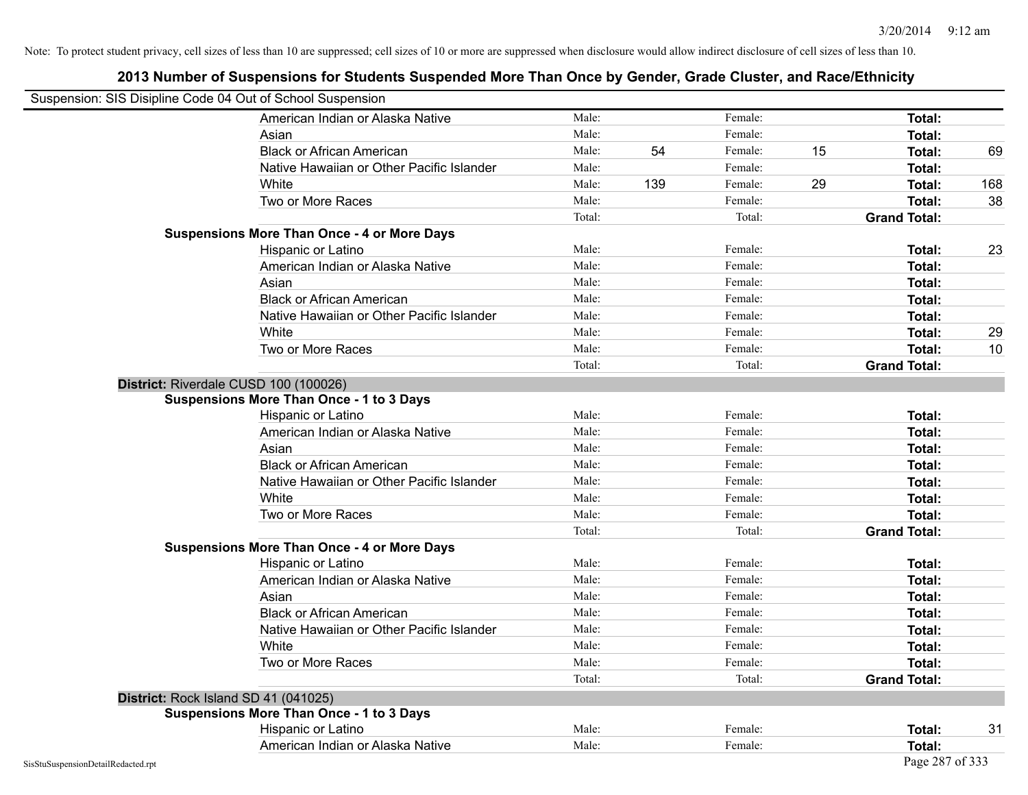Note: To protect student privacy, cell sizes of less than 10 are suppressed; cell sizes of 10 or more are suppressed when disclosure would allow indirect disclosure of cell sizes of less than 10.

# 2013 Number of Suspensions for Students Suspended More Than Once by Gender, Grade Cluster, and Race/Ethnicity

Suspension: SIS Disipline Code 04 Out of School Suspension

| | | | | | | |
|---|---|---|---|---|---|---|
| American Indian or Alaska Native | Male: | | Female: | | **Total:** | |
| Asian | Male: | | Female: | | **Total:** | |
| Black or African American | Male: | 54 | Female: | 15 | **Total:** | 69 |
| Native Hawaiian or Other Pacific Islander | Male: | | Female: | | **Total:** | |
| White | Male: | 139 | Female: | 29 | **Total:** | 168 |
| Two or More Races | Male: | | Female: | | **Total:** | 38 |
| | Total: | | Total: | | **Grand Total:** | |

**Suspensions More Than Once - 4 or More Days**

| | | | | | | |
|---|---|---|---|---|---|---|
| Hispanic or Latino | Male: | | Female: | | **Total:** | 23 |
| American Indian or Alaska Native | Male: | | Female: | | **Total:** | |
| Asian | Male: | | Female: | | **Total:** | |
| Black or African American | Male: | | Female: | | **Total:** | |
| Native Hawaiian or Other Pacific Islander | Male: | | Female: | | **Total:** | |
| White | Male: | | Female: | | **Total:** | 29 |
| Two or More Races | Male: | | Female: | | **Total:** | 10 |
| | Total: | | Total: | | **Grand Total:** | |

## District: Riverdale CUSD 100 (100026)

**Suspensions More Than Once - 1 to 3 Days**

| | | | | | | |
|---|---|---|---|---|---|---|
| Hispanic or Latino | Male: | | Female: | | **Total:** | |
| American Indian or Alaska Native | Male: | | Female: | | **Total:** | |
| Asian | Male: | | Female: | | **Total:** | |
| Black or African American | Male: | | Female: | | **Total:** | |
| Native Hawaiian or Other Pacific Islander | Male: | | Female: | | **Total:** | |
| White | Male: | | Female: | | **Total:** | |
| Two or More Races | Male: | | Female: | | **Total:** | |
| | Total: | | Total: | | **Grand Total:** | |

**Suspensions More Than Once - 4 or More Days**

| | | | | | | |
|---|---|---|---|---|---|---|
| Hispanic or Latino | Male: | | Female: | | **Total:** | |
| American Indian or Alaska Native | Male: | | Female: | | **Total:** | |
| Asian | Male: | | Female: | | **Total:** | |
| Black or African American | Male: | | Female: | | **Total:** | |
| Native Hawaiian or Other Pacific Islander | Male: | | Female: | | **Total:** | |
| White | Male: | | Female: | | **Total:** | |
| Two or More Races | Male: | | Female: | | **Total:** | |
| | Total: | | Total: | | **Grand Total:** | |

## District: Rock Island SD 41 (041025)

**Suspensions More Than Once - 1 to 3 Days**

| | | | | | | |
|---|---|---|---|---|---|---|
| Hispanic or Latino | Male: | | Female: | | **Total:** | 31 |
| American Indian or Alaska Native | Male: | | Female: | | **Total:** | |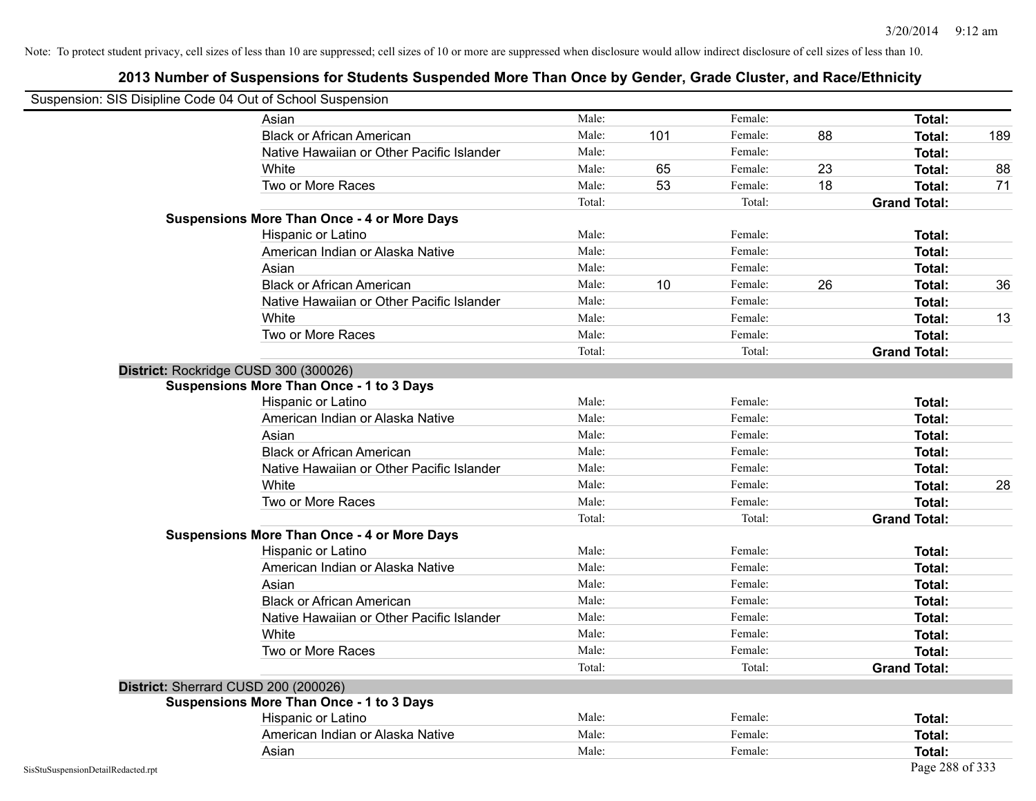Note: To protect student privacy, cell sizes of less than 10 are suppressed; cell sizes of 10 or more are suppressed when disclosure would allow indirect disclosure of cell sizes of less than 10.

## 2013 Number of Suspensions for Students Suspended More Than Once by Gender, Grade Cluster, and Race/Ethnicity

Suspension: SIS Disipline Code 04 Out of School Suspension

| | | | | | | |
|---|---|---|---|---|---|---|
| Asian | Male: | | Female: | | **Total:** | |
| Black or African American | Male: | 101 | Female: | 88 | **Total:** | 189 |
| Native Hawaiian or Other Pacific Islander | Male: | | Female: | | **Total:** | |
| White | Male: | 65 | Female: | 23 | **Total:** | 88 |
| Two or More Races | Male: | 53 | Female: | 18 | **Total:** | 71 |
| | Total: | | Total: | | **Grand Total:** | |
| **Suspensions More Than Once - 4 or More Days** | | | | | | |
| Hispanic or Latino | Male: | | Female: | | **Total:** | |
| American Indian or Alaska Native | Male: | | Female: | | **Total:** | |
| Asian | Male: | | Female: | | **Total:** | |
| Black or African American | Male: | 10 | Female: | 26 | **Total:** | 36 |
| Native Hawaiian or Other Pacific Islander | Male: | | Female: | | **Total:** | |
| White | Male: | | Female: | | **Total:** | 13 |
| Two or More Races | Male: | | Female: | | **Total:** | |
| | Total: | | Total: | | **Grand Total:** | |

**District:** Rockridge CUSD 300 (300026)

| | | | | | | |
|---|---|---|---|---|---|---|
| **Suspensions More Than Once - 1 to 3 Days** | | | | | | |
| Hispanic or Latino | Male: | | Female: | | **Total:** | |
| American Indian or Alaska Native | Male: | | Female: | | **Total:** | |
| Asian | Male: | | Female: | | **Total:** | |
| Black or African American | Male: | | Female: | | **Total:** | |
| Native Hawaiian or Other Pacific Islander | Male: | | Female: | | **Total:** | |
| White | Male: | | Female: | | **Total:** | 28 |
| Two or More Races | Male: | | Female: | | **Total:** | |
| | Total: | | Total: | | **Grand Total:** | |
| **Suspensions More Than Once - 4 or More Days** | | | | | | |
| Hispanic or Latino | Male: | | Female: | | **Total:** | |
| American Indian or Alaska Native | Male: | | Female: | | **Total:** | |
| Asian | Male: | | Female: | | **Total:** | |
| Black or African American | Male: | | Female: | | **Total:** | |
| Native Hawaiian or Other Pacific Islander | Male: | | Female: | | **Total:** | |
| White | Male: | | Female: | | **Total:** | |
| Two or More Races | Male: | | Female: | | **Total:** | |
| | Total: | | Total: | | **Grand Total:** | |

**District:** Sherrard CUSD 200 (200026)

| | | | | | | |
|---|---|---|---|---|---|---|
| **Suspensions More Than Once - 1 to 3 Days** | | | | | | |
| Hispanic or Latino | Male: | | Female: | | **Total:** | |
| American Indian or Alaska Native | Male: | | Female: | | **Total:** | |
| Asian | Male: | | Female: | | **Total:** | |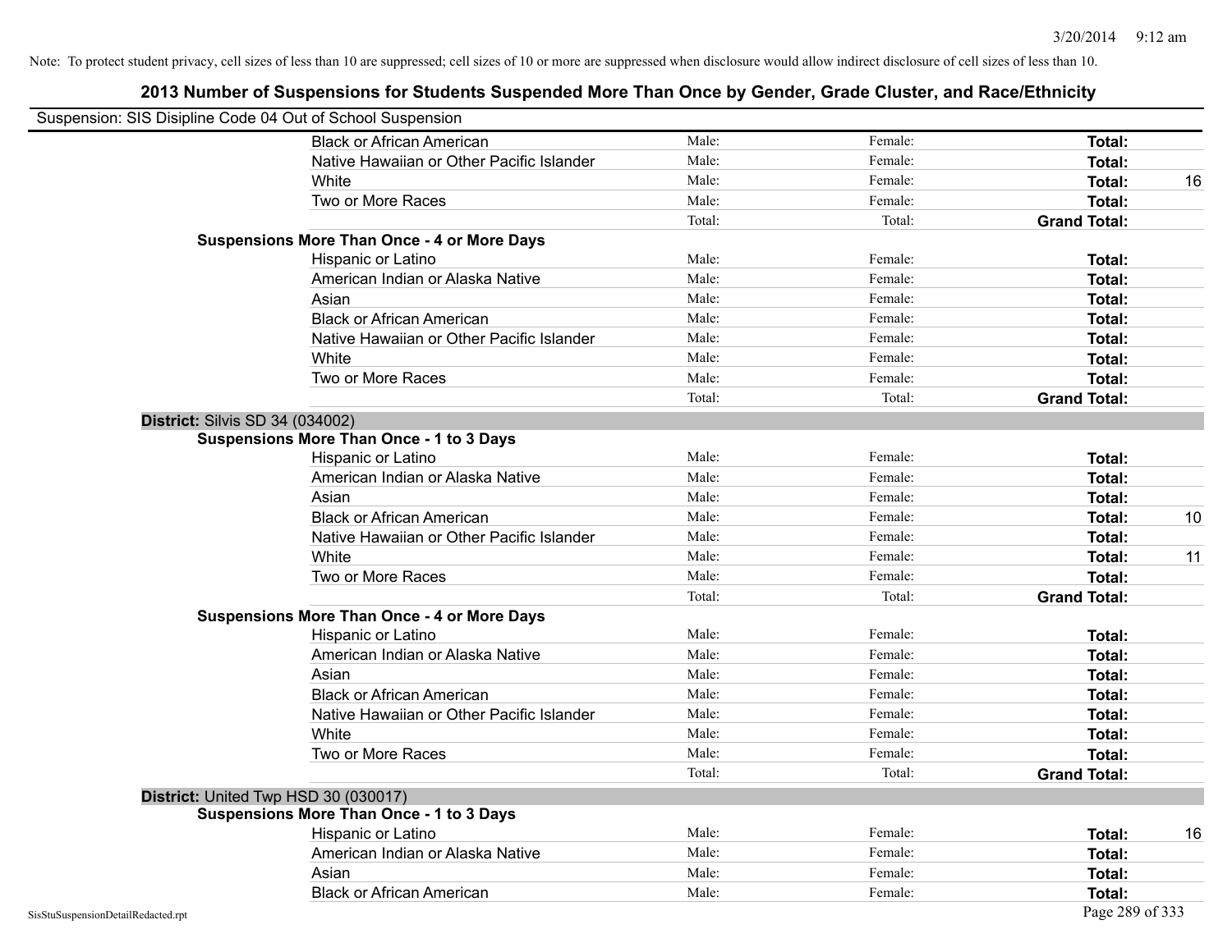Note: To protect student privacy, cell sizes of less than 10 are suppressed; cell sizes of 10 or more are suppressed when disclosure would allow indirect disclosure of cell sizes of less than 10.

## 2013 Number of Suspensions for Students Suspended More Than Once by Gender, Grade Cluster, and Race/Ethnicity

Suspension: SIS Disipline Code 04 Out of School Suspension

| | | | | |
|---|---|---|---|---|
| Black or African American | Male: | Female: | **Total:** | |
| Native Hawaiian or Other Pacific Islander | Male: | Female: | **Total:** | |
| White | Male: | Female: | **Total:** | 16 |
| Two or More Races | Male: | Female: | **Total:** | |
| | Total: | Total: | **Grand Total:** | |

**Suspensions More Than Once - 4 or More Days**

| | | | | |
|---|---|---|---|---|
| Hispanic or Latino | Male: | Female: | **Total:** | |
| American Indian or Alaska Native | Male: | Female: | **Total:** | |
| Asian | Male: | Female: | **Total:** | |
| Black or African American | Male: | Female: | **Total:** | |
| Native Hawaiian or Other Pacific Islander | Male: | Female: | **Total:** | |
| White | Male: | Female: | **Total:** | |
| Two or More Races | Male: | Female: | **Total:** | |
| | Total: | Total: | **Grand Total:** | |

**District:** Silvis SD 34 (034002)

**Suspensions More Than Once - 1 to 3 Days**

| | | | | |
|---|---|---|---|---|
| Hispanic or Latino | Male: | Female: | **Total:** | |
| American Indian or Alaska Native | Male: | Female: | **Total:** | |
| Asian | Male: | Female: | **Total:** | |
| Black or African American | Male: | Female: | **Total:** | 10 |
| Native Hawaiian or Other Pacific Islander | Male: | Female: | **Total:** | |
| White | Male: | Female: | **Total:** | 11 |
| Two or More Races | Male: | Female: | **Total:** | |
| | Total: | Total: | **Grand Total:** | |

**Suspensions More Than Once - 4 or More Days**

| | | | | |
|---|---|---|---|---|
| Hispanic or Latino | Male: | Female: | **Total:** | |
| American Indian or Alaska Native | Male: | Female: | **Total:** | |
| Asian | Male: | Female: | **Total:** | |
| Black or African American | Male: | Female: | **Total:** | |
| Native Hawaiian or Other Pacific Islander | Male: | Female: | **Total:** | |
| White | Male: | Female: | **Total:** | |
| Two or More Races | Male: | Female: | **Total:** | |
| | Total: | Total: | **Grand Total:** | |

**District:** United Twp HSD 30 (030017)

**Suspensions More Than Once - 1 to 3 Days**

| | | | | |
|---|---|---|---|---|
| Hispanic or Latino | Male: | Female: | **Total:** | 16 |
| American Indian or Alaska Native | Male: | Female: | **Total:** | |
| Asian | Male: | Female: | **Total:** | |
| Black or African American | Male: | Female: | **Total:** | |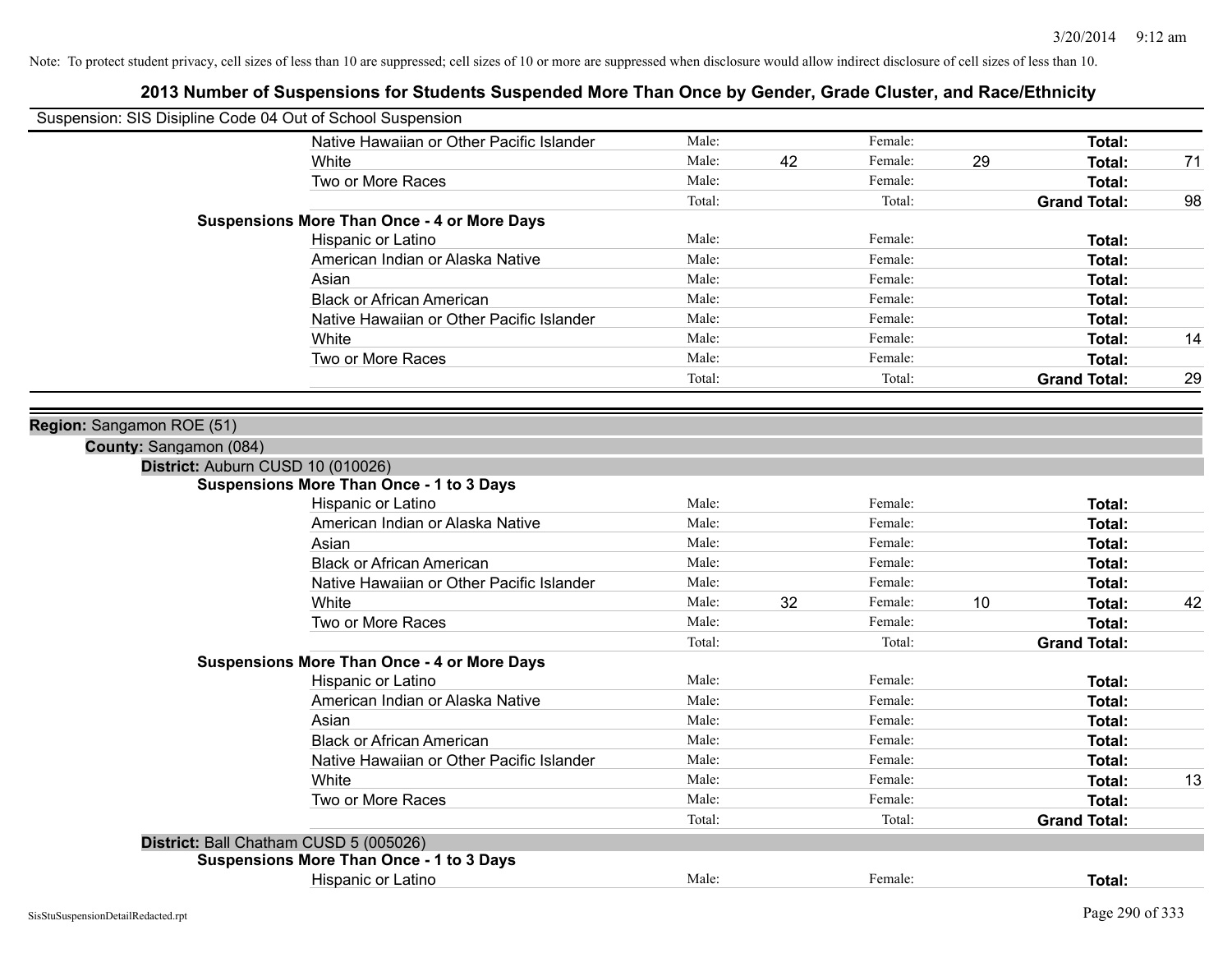Note: To protect student privacy, cell sizes of less than 10 are suppressed; cell sizes of 10 or more are suppressed when disclosure would allow indirect disclosure of cell sizes of less than 10.

## 2013 Number of Suspensions for Students Suspended More Than Once by Gender, Grade Cluster, and Race/Ethnicity

Suspension: SIS Disipline Code 04 Out of School Suspension

| | | | | | | |
|---|---|---|---|---|---|---|
| Native Hawaiian or Other Pacific Islander | Male: | | Female: | | Total: | |
| White | Male: | 42 | Female: | 29 | Total: | 71 |
| Two or More Races | Male: | | Female: | | Total: | |
| | Total: | | Total: | | Grand Total: | 98 |

**Suspensions More Than Once - 4 or More Days**

| | | | | | | |
|---|---|---|---|---|---|---|
| Hispanic or Latino | Male: | | Female: | | Total: | |
| American Indian or Alaska Native | Male: | | Female: | | Total: | |
| Asian | Male: | | Female: | | Total: | |
| Black or African American | Male: | | Female: | | Total: | |
| Native Hawaiian or Other Pacific Islander | Male: | | Female: | | Total: | |
| White | Male: | | Female: | | Total: | 14 |
| Two or More Races | Male: | | Female: | | Total: | |
| | Total: | | Total: | | Grand Total: | 29 |

**Region:** Sangamon ROE (51)

**County:** Sangamon (084)

**District:** Auburn CUSD 10 (010026)

**Suspensions More Than Once - 1 to 3 Days**

| | | | | | | |
|---|---|---|---|---|---|---|
| Hispanic or Latino | Male: | | Female: | | Total: | |
| American Indian or Alaska Native | Male: | | Female: | | Total: | |
| Asian | Male: | | Female: | | Total: | |
| Black or African American | Male: | | Female: | | Total: | |
| Native Hawaiian or Other Pacific Islander | Male: | | Female: | | Total: | |
| White | Male: | 32 | Female: | 10 | Total: | 42 |
| Two or More Races | Male: | | Female: | | Total: | |
| | Total: | | Total: | | Grand Total: | |

**Suspensions More Than Once - 4 or More Days**

| | | | | | | |
|---|---|---|---|---|---|---|
| Hispanic or Latino | Male: | | Female: | | Total: | |
| American Indian or Alaska Native | Male: | | Female: | | Total: | |
| Asian | Male: | | Female: | | Total: | |
| Black or African American | Male: | | Female: | | Total: | |
| Native Hawaiian or Other Pacific Islander | Male: | | Female: | | Total: | |
| White | Male: | | Female: | | Total: | 13 |
| Two or More Races | Male: | | Female: | | Total: | |
| | Total: | | Total: | | Grand Total: | |

**District:** Ball Chatham CUSD 5 (005026)

**Suspensions More Than Once - 1 to 3 Days**

| | | | | | | |
|---|---|---|---|---|---|---|
| Hispanic or Latino | Male: | | Female: | | Total: | |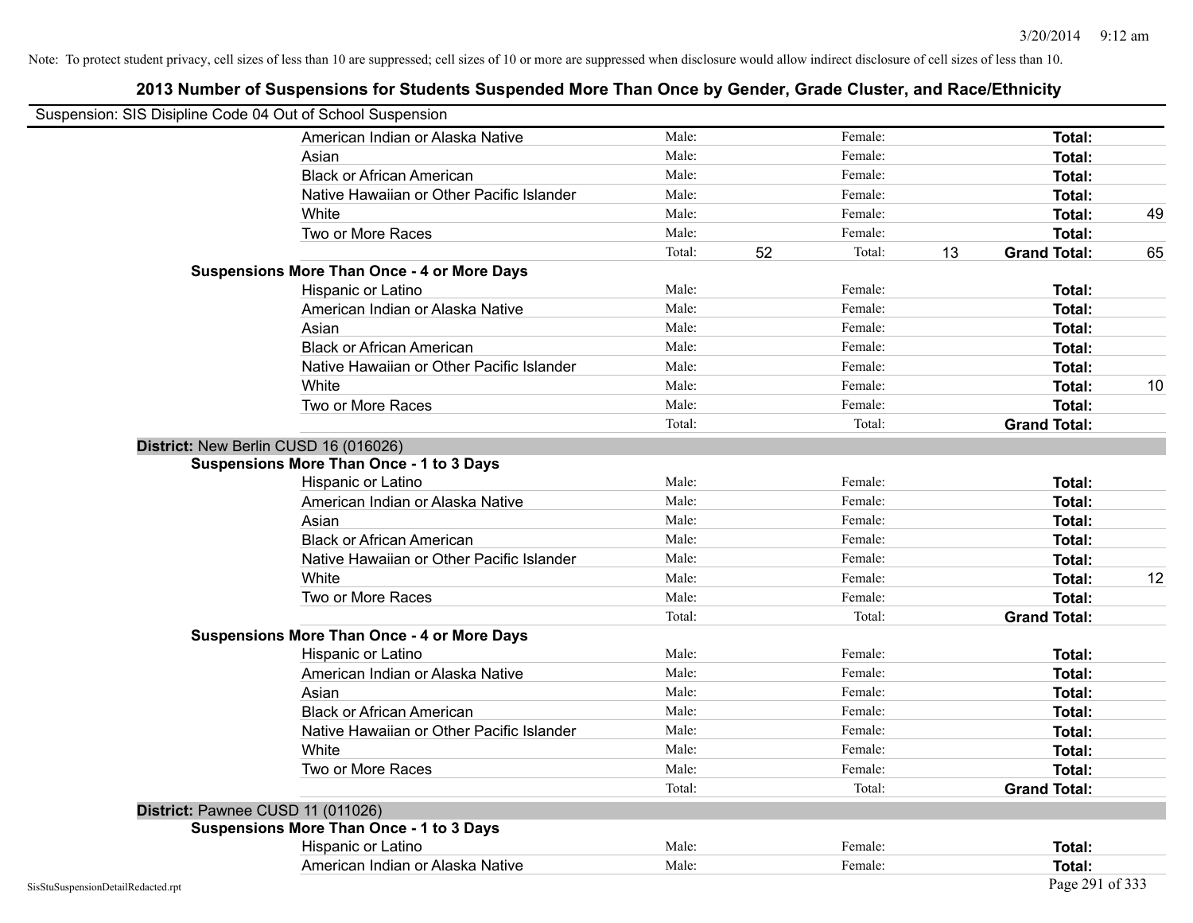Note: To protect student privacy, cell sizes of less than 10 are suppressed; cell sizes of 10 or more are suppressed when disclosure would allow indirect disclosure of cell sizes of less than 10.

# 2013 Number of Suspensions for Students Suspended More Than Once by Gender, Grade Cluster, and Race/Ethnicity

Suspension: SIS Disipline Code 04 Out of School Suspension

| | | | | | | | |
|---|---|---|---|---|---|---|---|
| American Indian or Alaska Native | Male: | | Female: | | **Total:** | |
| Asian | Male: | | Female: | | **Total:** | |
| Black or African American | Male: | | Female: | | **Total:** | |
| Native Hawaiian or Other Pacific Islander | Male: | | Female: | | **Total:** | |
| White | Male: | | Female: | | **Total:** | 49 |
| Two or More Races | Male: | | Female: | | **Total:** | |
| | Total: | 52 | Total: | 13 | **Grand Total:** | 65 |

**Suspensions More Than Once - 4 or More Days**

| | | | | | | |
|---|---|---|---|---|---|---|
| Hispanic or Latino | Male: | | Female: | | **Total:** | |
| American Indian or Alaska Native | Male: | | Female: | | **Total:** | |
| Asian | Male: | | Female: | | **Total:** | |
| Black or African American | Male: | | Female: | | **Total:** | |
| Native Hawaiian or Other Pacific Islander | Male: | | Female: | | **Total:** | |
| White | Male: | | Female: | | **Total:** | 10 |
| Two or More Races | Male: | | Female: | | **Total:** | |
| | Total: | | Total: | | **Grand Total:** | |

## District: New Berlin CUSD 16 (016026)

**Suspensions More Than Once - 1 to 3 Days**

| | | | | | | |
|---|---|---|---|---|---|---|
| Hispanic or Latino | Male: | | Female: | | **Total:** | |
| American Indian or Alaska Native | Male: | | Female: | | **Total:** | |
| Asian | Male: | | Female: | | **Total:** | |
| Black or African American | Male: | | Female: | | **Total:** | |
| Native Hawaiian or Other Pacific Islander | Male: | | Female: | | **Total:** | |
| White | Male: | | Female: | | **Total:** | 12 |
| Two or More Races | Male: | | Female: | | **Total:** | |
| | Total: | | Total: | | **Grand Total:** | |

**Suspensions More Than Once - 4 or More Days**

| | | | | | | |
|---|---|---|---|---|---|---|
| Hispanic or Latino | Male: | | Female: | | **Total:** | |
| American Indian or Alaska Native | Male: | | Female: | | **Total:** | |
| Asian | Male: | | Female: | | **Total:** | |
| Black or African American | Male: | | Female: | | **Total:** | |
| Native Hawaiian or Other Pacific Islander | Male: | | Female: | | **Total:** | |
| White | Male: | | Female: | | **Total:** | |
| Two or More Races | Male: | | Female: | | **Total:** | |
| | Total: | | Total: | | **Grand Total:** | |

## District: Pawnee CUSD 11 (011026)

**Suspensions More Than Once - 1 to 3 Days**

| | | | | | | |
|---|---|---|---|---|---|---|
| Hispanic or Latino | Male: | | Female: | | **Total:** | |
| American Indian or Alaska Native | Male: | | Female: | | **Total:** | |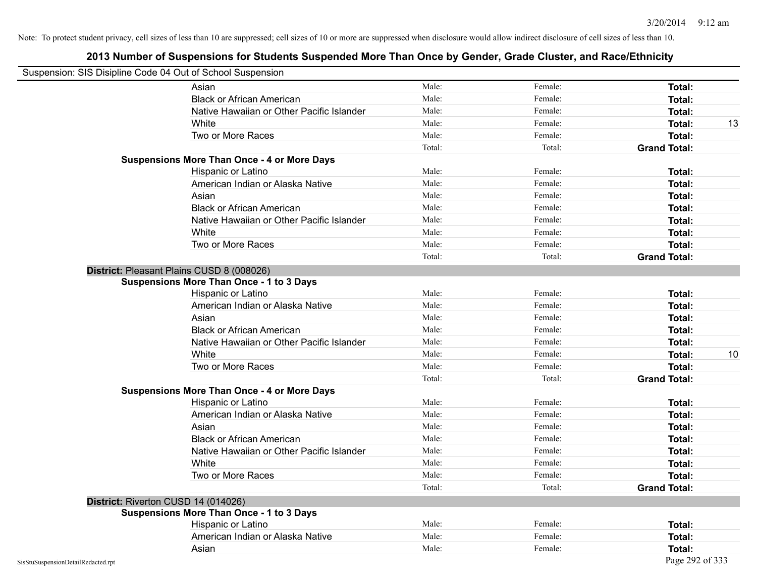Note: To protect student privacy, cell sizes of less than 10 are suppressed; cell sizes of 10 or more are suppressed when disclosure would allow indirect disclosure of cell sizes of less than 10.

## 2013 Number of Suspensions for Students Suspended More Than Once by Gender, Grade Cluster, and Race/Ethnicity

Suspension: SIS Disipline Code 04 Out of School Suspension

| | | | | |
|---|---|---|---|---|
| Asian | Male: | Female: | **Total:** | |
| Black or African American | Male: | Female: | **Total:** | |
| Native Hawaiian or Other Pacific Islander | Male: | Female: | **Total:** | |
| White | Male: | Female: | **Total:** | 13 |
| Two or More Races | Male: | Female: | **Total:** | |
| | Total: | Total: | **Grand Total:** | |
| **Suspensions More Than Once - 4 or More Days** | | | | |
| Hispanic or Latino | Male: | Female: | **Total:** | |
| American Indian or Alaska Native | Male: | Female: | **Total:** | |
| Asian | Male: | Female: | **Total:** | |
| Black or African American | Male: | Female: | **Total:** | |
| Native Hawaiian or Other Pacific Islander | Male: | Female: | **Total:** | |
| White | Male: | Female: | **Total:** | |
| Two or More Races | Male: | Female: | **Total:** | |
| | Total: | Total: | **Grand Total:** | |
| **District:** Pleasant Plains CUSD 8 (008026) | | | | |
| **Suspensions More Than Once - 1 to 3 Days** | | | | |
| Hispanic or Latino | Male: | Female: | **Total:** | |
| American Indian or Alaska Native | Male: | Female: | **Total:** | |
| Asian | Male: | Female: | **Total:** | |
| Black or African American | Male: | Female: | **Total:** | |
| Native Hawaiian or Other Pacific Islander | Male: | Female: | **Total:** | |
| White | Male: | Female: | **Total:** | 10 |
| Two or More Races | Male: | Female: | **Total:** | |
| | Total: | Total: | **Grand Total:** | |
| **Suspensions More Than Once - 4 or More Days** | | | | |
| Hispanic or Latino | Male: | Female: | **Total:** | |
| American Indian or Alaska Native | Male: | Female: | **Total:** | |
| Asian | Male: | Female: | **Total:** | |
| Black or African American | Male: | Female: | **Total:** | |
| Native Hawaiian or Other Pacific Islander | Male: | Female: | **Total:** | |
| White | Male: | Female: | **Total:** | |
| Two or More Races | Male: | Female: | **Total:** | |
| | Total: | Total: | **Grand Total:** | |
| **District:** Riverton CUSD 14 (014026) | | | | |
| **Suspensions More Than Once - 1 to 3 Days** | | | | |
| Hispanic or Latino | Male: | Female: | **Total:** | |
| American Indian or Alaska Native | Male: | Female: | **Total:** | |
| Asian | Male: | Female: | **Total:** | |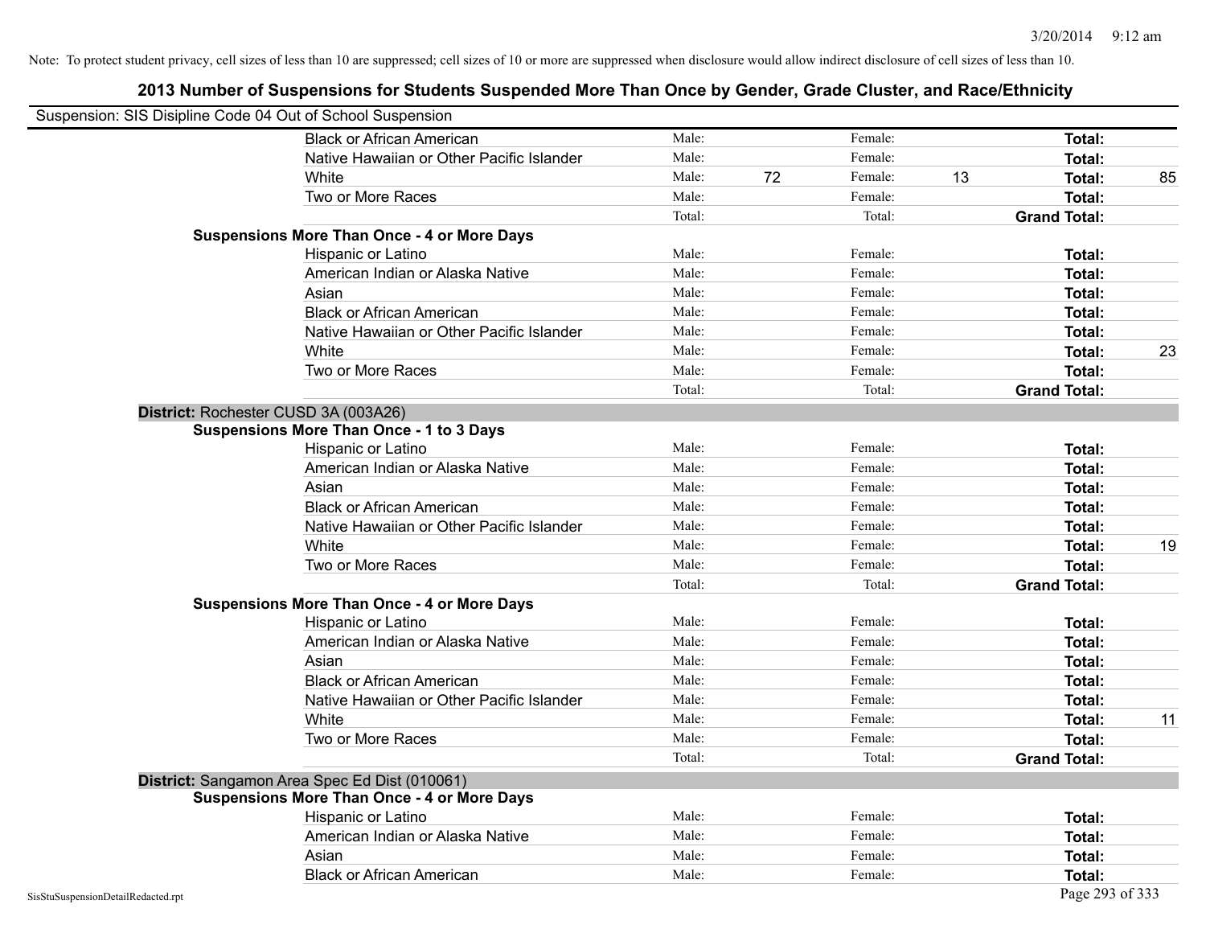Note: To protect student privacy, cell sizes of less than 10 are suppressed; cell sizes of 10 or more are suppressed when disclosure would allow indirect disclosure of cell sizes of less than 10.

## 2013 Number of Suspensions for Students Suspended More Than Once by Gender, Grade Cluster, and Race/Ethnicity

Suspension: SIS Disipline Code 04 Out of School Suspension

| | | | | | | |
|---|---|---|---|---|---|---|
| Black or African American | Male: | | Female: | | **Total:** | |
| Native Hawaiian or Other Pacific Islander | Male: | | Female: | | **Total:** | |
| White | Male: | 72 | Female: | 13 | **Total:** | 85 |
| Two or More Races | Male: | | Female: | | **Total:** | |
| | Total: | | Total: | | **Grand Total:** | |

**Suspensions More Than Once - 4 or More Days**

| | | | | | | |
|---|---|---|---|---|---|---|
| Hispanic or Latino | Male: | | Female: | | **Total:** | |
| American Indian or Alaska Native | Male: | | Female: | | **Total:** | |
| Asian | Male: | | Female: | | **Total:** | |
| Black or African American | Male: | | Female: | | **Total:** | |
| Native Hawaiian or Other Pacific Islander | Male: | | Female: | | **Total:** | |
| White | Male: | | Female: | | **Total:** | 23 |
| Two or More Races | Male: | | Female: | | **Total:** | |
| | Total: | | Total: | | **Grand Total:** | |

**District:** Rochester CUSD 3A (003A26)

**Suspensions More Than Once - 1 to 3 Days**

| | | | | | | |
|---|---|---|---|---|---|---|
| Hispanic or Latino | Male: | | Female: | | **Total:** | |
| American Indian or Alaska Native | Male: | | Female: | | **Total:** | |
| Asian | Male: | | Female: | | **Total:** | |
| Black or African American | Male: | | Female: | | **Total:** | |
| Native Hawaiian or Other Pacific Islander | Male: | | Female: | | **Total:** | |
| White | Male: | | Female: | | **Total:** | 19 |
| Two or More Races | Male: | | Female: | | **Total:** | |
| | Total: | | Total: | | **Grand Total:** | |

**Suspensions More Than Once - 4 or More Days**

| | | | | | | |
|---|---|---|---|---|---|---|
| Hispanic or Latino | Male: | | Female: | | **Total:** | |
| American Indian or Alaska Native | Male: | | Female: | | **Total:** | |
| Asian | Male: | | Female: | | **Total:** | |
| Black or African American | Male: | | Female: | | **Total:** | |
| Native Hawaiian or Other Pacific Islander | Male: | | Female: | | **Total:** | |
| White | Male: | | Female: | | **Total:** | 11 |
| Two or More Races | Male: | | Female: | | **Total:** | |
| | Total: | | Total: | | **Grand Total:** | |

**District:** Sangamon Area Spec Ed Dist (010061)

**Suspensions More Than Once - 4 or More Days**

| | | | | | | |
|---|---|---|---|---|---|---|
| Hispanic or Latino | Male: | | Female: | | **Total:** | |
| American Indian or Alaska Native | Male: | | Female: | | **Total:** | |
| Asian | Male: | | Female: | | **Total:** | |
| Black or African American | Male: | | Female: | | **Total:** | |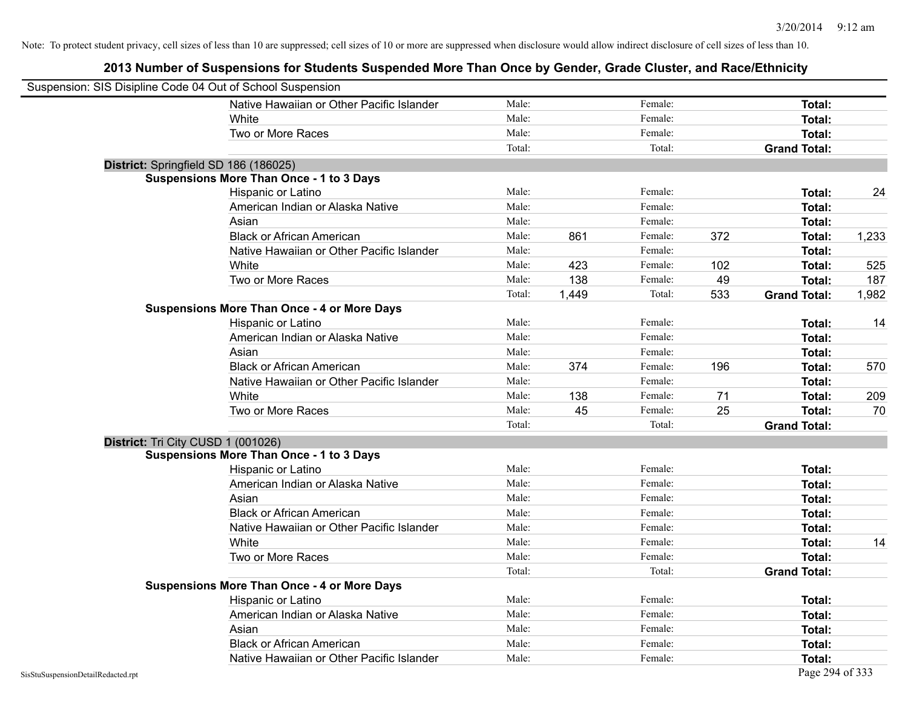Note: To protect student privacy, cell sizes of less than 10 are suppressed; cell sizes of 10 or more are suppressed when disclosure would allow indirect disclosure of cell sizes of less than 10.

# 2013 Number of Suspensions for Students Suspended More Than Once by Gender, Grade Cluster, and Race/Ethnicity

Suspension: SIS Disipline Code 04 Out of School Suspension

| | | | | | | | |
|---|---|---|---|---|---|---|---|
| Native Hawaiian or Other Pacific Islander | Male: | | Female: | | **Total:** | |
| White | Male: | | Female: | | **Total:** | |
| Two or More Races | Male: | | Female: | | **Total:** | |
| | Total: | | Total: | | **Grand Total:** | |

**District:** Springfield SD 186 (186025)

**Suspensions More Than Once - 1 to 3 Days**

| | | | | | | |
|---|---|---|---|---|---|---|
| Hispanic or Latino | Male: | | Female: | | **Total:** | 24 |
| American Indian or Alaska Native | Male: | | Female: | | **Total:** | |
| Asian | Male: | | Female: | | **Total:** | |
| Black or African American | Male: | 861 | Female: | 372 | **Total:** | 1,233 |
| Native Hawaiian or Other Pacific Islander | Male: | | Female: | | **Total:** | |
| White | Male: | 423 | Female: | 102 | **Total:** | 525 |
| Two or More Races | Male: | 138 | Female: | 49 | **Total:** | 187 |
| | Total: | 1,449 | Total: | 533 | **Grand Total:** | 1,982 |

**Suspensions More Than Once - 4 or More Days**

| | | | | | | |
|---|---|---|---|---|---|---|
| Hispanic or Latino | Male: | | Female: | | **Total:** | 14 |
| American Indian or Alaska Native | Male: | | Female: | | **Total:** | |
| Asian | Male: | | Female: | | **Total:** | |
| Black or African American | Male: | 374 | Female: | 196 | **Total:** | 570 |
| Native Hawaiian or Other Pacific Islander | Male: | | Female: | | **Total:** | |
| White | Male: | 138 | Female: | 71 | **Total:** | 209 |
| Two or More Races | Male: | 45 | Female: | 25 | **Total:** | 70 |
| | Total: | | Total: | | **Grand Total:** | |

**District:** Tri City CUSD 1 (001026)

**Suspensions More Than Once - 1 to 3 Days**

| | | | | | | |
|---|---|---|---|---|---|---|
| Hispanic or Latino | Male: | | Female: | | **Total:** | |
| American Indian or Alaska Native | Male: | | Female: | | **Total:** | |
| Asian | Male: | | Female: | | **Total:** | |
| Black or African American | Male: | | Female: | | **Total:** | |
| Native Hawaiian or Other Pacific Islander | Male: | | Female: | | **Total:** | |
| White | Male: | | Female: | | **Total:** | 14 |
| Two or More Races | Male: | | Female: | | **Total:** | |
| | Total: | | Total: | | **Grand Total:** | |

**Suspensions More Than Once - 4 or More Days**

| | | | | | | |
|---|---|---|---|---|---|---|
| Hispanic or Latino | Male: | | Female: | | **Total:** | |
| American Indian or Alaska Native | Male: | | Female: | | **Total:** | |
| Asian | Male: | | Female: | | **Total:** | |
| Black or African American | Male: | | Female: | | **Total:** | |
| Native Hawaiian or Other Pacific Islander | Male: | | Female: | | **Total:** | |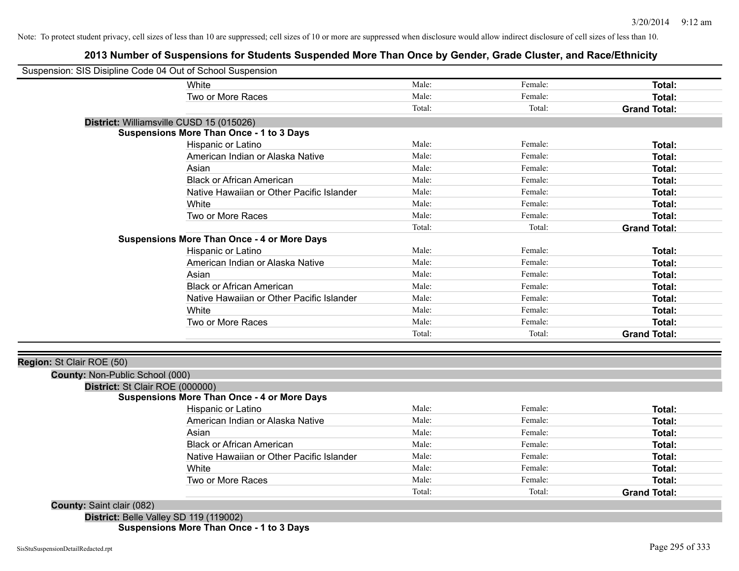Note: To protect student privacy, cell sizes of less than 10 are suppressed; cell sizes of 10 or more are suppressed when disclosure would allow indirect disclosure of cell sizes of less than 10.

## 2013 Number of Suspensions for Students Suspended More Than Once by Gender, Grade Cluster, and Race/Ethnicity

Suspension: SIS Disipline Code 04 Out of School Suspension

| | | | |
|---|---|---|---|
| White | Male: | Female: | **Total:** |
| Two or More Races | Male: | Female: | **Total:** |
| | Total: | Total: | **Grand Total:** |

**District:** Williamsville CUSD 15 (015026)

**Suspensions More Than Once - 1 to 3 Days**

| | | | |
|---|---|---|---|
| Hispanic or Latino | Male: | Female: | **Total:** |
| American Indian or Alaska Native | Male: | Female: | **Total:** |
| Asian | Male: | Female: | **Total:** |
| Black or African American | Male: | Female: | **Total:** |
| Native Hawaiian or Other Pacific Islander | Male: | Female: | **Total:** |
| White | Male: | Female: | **Total:** |
| Two or More Races | Male: | Female: | **Total:** |
| | Total: | Total: | **Grand Total:** |

**Suspensions More Than Once - 4 or More Days**

| | | | |
|---|---|---|---|
| Hispanic or Latino | Male: | Female: | **Total:** |
| American Indian or Alaska Native | Male: | Female: | **Total:** |
| Asian | Male: | Female: | **Total:** |
| Black or African American | Male: | Female: | **Total:** |
| Native Hawaiian or Other Pacific Islander | Male: | Female: | **Total:** |
| White | Male: | Female: | **Total:** |
| Two or More Races | Male: | Female: | **Total:** |
| | Total: | Total: | **Grand Total:** |

**Region:** St Clair ROE (50)

**County:** Non-Public School (000)

**District:** St Clair ROE (000000)

**Suspensions More Than Once - 4 or More Days**

| | | | |
|---|---|---|---|
| Hispanic or Latino | Male: | Female: | **Total:** |
| American Indian or Alaska Native | Male: | Female: | **Total:** |
| Asian | Male: | Female: | **Total:** |
| Black or African American | Male: | Female: | **Total:** |
| Native Hawaiian or Other Pacific Islander | Male: | Female: | **Total:** |
| White | Male: | Female: | **Total:** |
| Two or More Races | Male: | Female: | **Total:** |
| | Total: | Total: | **Grand Total:** |

**County:** Saint clair (082)

**District:** Belle Valley SD 119 (119002)

**Suspensions More Than Once - 1 to 3 Days**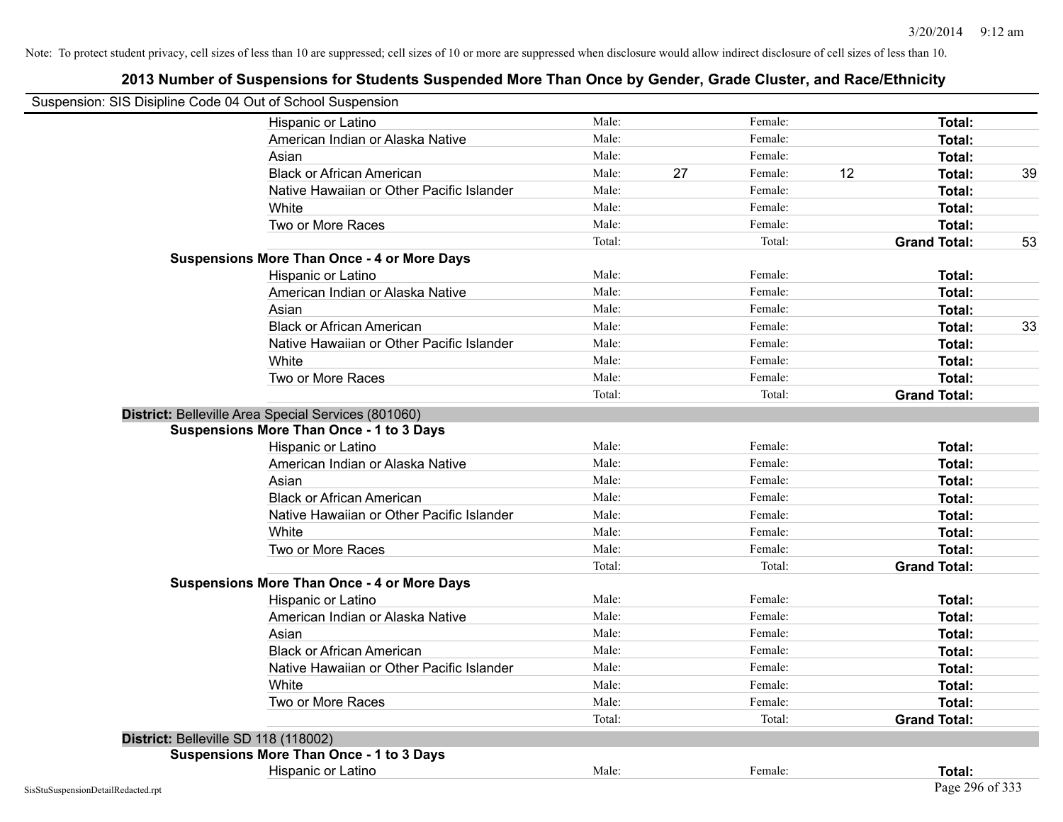Note: To protect student privacy, cell sizes of less than 10 are suppressed; cell sizes of 10 or more are suppressed when disclosure would allow indirect disclosure of cell sizes of less than 10.

# 2013 Number of Suspensions for Students Suspended More Than Once by Gender, Grade Cluster, and Race/Ethnicity

Suspension: SIS Disipline Code 04 Out of School Suspension

| | | | | | | |
|---|---|---|---|---|---|---|
| Hispanic or Latino | Male: | | Female: | | **Total:** | |
| American Indian or Alaska Native | Male: | | Female: | | **Total:** | |
| Asian | Male: | | Female: | | **Total:** | |
| Black or African American | Male: | 27 | Female: | 12 | **Total:** | 39 |
| Native Hawaiian or Other Pacific Islander | Male: | | Female: | | **Total:** | |
| White | Male: | | Female: | | **Total:** | |
| Two or More Races | Male: | | Female: | | **Total:** | |
| | Total: | | Total: | | **Grand Total:** | 53 |

**Suspensions More Than Once - 4 or More Days**

| | | | | | | |
|---|---|---|---|---|---|---|
| Hispanic or Latino | Male: | | Female: | | **Total:** | |
| American Indian or Alaska Native | Male: | | Female: | | **Total:** | |
| Asian | Male: | | Female: | | **Total:** | |
| Black or African American | Male: | | Female: | | **Total:** | 33 |
| Native Hawaiian or Other Pacific Islander | Male: | | Female: | | **Total:** | |
| White | Male: | | Female: | | **Total:** | |
| Two or More Races | Male: | | Female: | | **Total:** | |
| | Total: | | Total: | | **Grand Total:** | |

**District:** Belleville Area Special Services (801060)

**Suspensions More Than Once - 1 to 3 Days**

| | | | | | | |
|---|---|---|---|---|---|---|
| Hispanic or Latino | Male: | | Female: | | **Total:** | |
| American Indian or Alaska Native | Male: | | Female: | | **Total:** | |
| Asian | Male: | | Female: | | **Total:** | |
| Black or African American | Male: | | Female: | | **Total:** | |
| Native Hawaiian or Other Pacific Islander | Male: | | Female: | | **Total:** | |
| White | Male: | | Female: | | **Total:** | |
| Two or More Races | Male: | | Female: | | **Total:** | |
| | Total: | | Total: | | **Grand Total:** | |

**Suspensions More Than Once - 4 or More Days**

| | | | | | | |
|---|---|---|---|---|---|---|
| Hispanic or Latino | Male: | | Female: | | **Total:** | |
| American Indian or Alaska Native | Male: | | Female: | | **Total:** | |
| Asian | Male: | | Female: | | **Total:** | |
| Black or African American | Male: | | Female: | | **Total:** | |
| Native Hawaiian or Other Pacific Islander | Male: | | Female: | | **Total:** | |
| White | Male: | | Female: | | **Total:** | |
| Two or More Races | Male: | | Female: | | **Total:** | |
| | Total: | | Total: | | **Grand Total:** | |

**District:** Belleville SD 118 (118002)

**Suspensions More Than Once - 1 to 3 Days**

| | | | | | | |
|---|---|---|---|---|---|---|
| Hispanic or Latino | Male: | | Female: | | **Total:** | |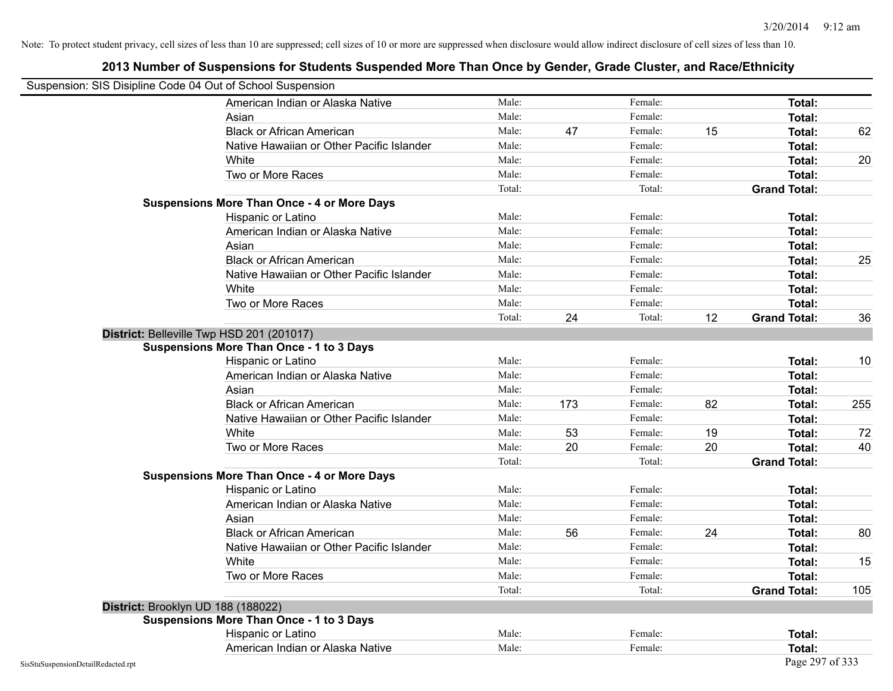Note: To protect student privacy, cell sizes of less than 10 are suppressed; cell sizes of 10 or more are suppressed when disclosure would allow indirect disclosure of cell sizes of less than 10.

# 2013 Number of Suspensions for Students Suspended More Than Once by Gender, Grade Cluster, and Race/Ethnicity

Suspension: SIS Disipline Code 04 Out of School Suspension

| | | | | | | |
|---|---|---|---|---|---|---|
| American Indian or Alaska Native | Male: | | Female: | | **Total:** | |
| Asian | Male: | | Female: | | **Total:** | |
| Black or African American | Male: | 47 | Female: | 15 | **Total:** | 62 |
| Native Hawaiian or Other Pacific Islander | Male: | | Female: | | **Total:** | |
| White | Male: | | Female: | | **Total:** | 20 |
| Two or More Races | Male: | | Female: | | **Total:** | |
| | Total: | | Total: | | **Grand Total:** | |
| **Suspensions More Than Once - 4 or More Days** | | | | | | |
| Hispanic or Latino | Male: | | Female: | | **Total:** | |
| American Indian or Alaska Native | Male: | | Female: | | **Total:** | |
| Asian | Male: | | Female: | | **Total:** | |
| Black or African American | Male: | | Female: | | **Total:** | 25 |
| Native Hawaiian or Other Pacific Islander | Male: | | Female: | | **Total:** | |
| White | Male: | | Female: | | **Total:** | |
| Two or More Races | Male: | | Female: | | **Total:** | |
| | Total: | 24 | Total: | 12 | **Grand Total:** | 36 |

**District:** Belleville Twp HSD 201 (201017)

| | | | | | | |
|---|---|---|---|---|---|---|
| **Suspensions More Than Once - 1 to 3 Days** | | | | | | |
| Hispanic or Latino | Male: | | Female: | | **Total:** | 10 |
| American Indian or Alaska Native | Male: | | Female: | | **Total:** | |
| Asian | Male: | | Female: | | **Total:** | |
| Black or African American | Male: | 173 | Female: | 82 | **Total:** | 255 |
| Native Hawaiian or Other Pacific Islander | Male: | | Female: | | **Total:** | |
| White | Male: | 53 | Female: | 19 | **Total:** | 72 |
| Two or More Races | Male: | 20 | Female: | 20 | **Total:** | 40 |
| | Total: | | Total: | | **Grand Total:** | |
| **Suspensions More Than Once - 4 or More Days** | | | | | | |
| Hispanic or Latino | Male: | | Female: | | **Total:** | |
| American Indian or Alaska Native | Male: | | Female: | | **Total:** | |
| Asian | Male: | | Female: | | **Total:** | |
| Black or African American | Male: | 56 | Female: | 24 | **Total:** | 80 |
| Native Hawaiian or Other Pacific Islander | Male: | | Female: | | **Total:** | |
| White | Male: | | Female: | | **Total:** | 15 |
| Two or More Races | Male: | | Female: | | **Total:** | |
| | Total: | | Total: | | **Grand Total:** | 105 |

**District:** Brooklyn UD 188 (188022)

| | | | | | | |
|---|---|---|---|---|---|---|
| **Suspensions More Than Once - 1 to 3 Days** | | | | | | |
| Hispanic or Latino | Male: | | Female: | | **Total:** | |
| American Indian or Alaska Native | Male: | | Female: | | **Total:** | |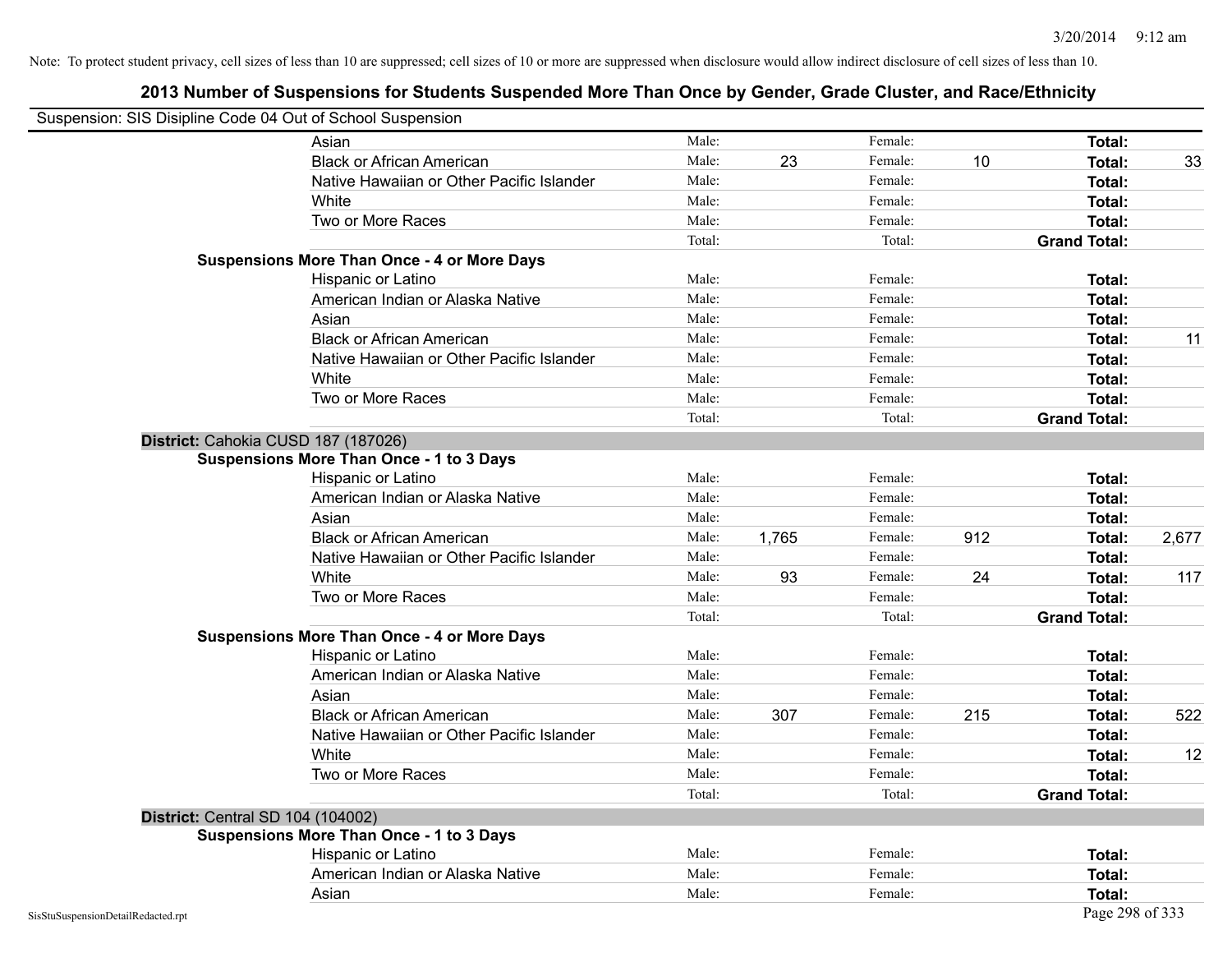Note: To protect student privacy, cell sizes of less than 10 are suppressed; cell sizes of 10 or more are suppressed when disclosure would allow indirect disclosure of cell sizes of less than 10.

## 2013 Number of Suspensions for Students Suspended More Than Once by Gender, Grade Cluster, and Race/Ethnicity

Suspension: SIS Disipline Code 04 Out of School Suspension

| | | | | | | |
|---|---|---|---|---|---|---|
| Asian | Male: | | Female: | | **Total:** | |
| Black or African American | Male: | 23 | Female: | 10 | **Total:** | 33 |
| Native Hawaiian or Other Pacific Islander | Male: | | Female: | | **Total:** | |
| White | Male: | | Female: | | **Total:** | |
| Two or More Races | Male: | | Female: | | **Total:** | |
| | Total: | | Total: | | **Grand Total:** | |

**Suspensions More Than Once - 4 or More Days**

| | | | | | | |
|---|---|---|---|---|---|---|
| Hispanic or Latino | Male: | | Female: | | **Total:** | |
| American Indian or Alaska Native | Male: | | Female: | | **Total:** | |
| Asian | Male: | | Female: | | **Total:** | |
| Black or African American | Male: | | Female: | | **Total:** | 11 |
| Native Hawaiian or Other Pacific Islander | Male: | | Female: | | **Total:** | |
| White | Male: | | Female: | | **Total:** | |
| Two or More Races | Male: | | Female: | | **Total:** | |
| | Total: | | Total: | | **Grand Total:** | |

**District:** Cahokia CUSD 187 (187026)

**Suspensions More Than Once - 1 to 3 Days**

| | | | | | | |
|---|---|---|---|---|---|---|
| Hispanic or Latino | Male: | | Female: | | **Total:** | |
| American Indian or Alaska Native | Male: | | Female: | | **Total:** | |
| Asian | Male: | | Female: | | **Total:** | |
| Black or African American | Male: | 1,765 | Female: | 912 | **Total:** | 2,677 |
| Native Hawaiian or Other Pacific Islander | Male: | | Female: | | **Total:** | |
| White | Male: | 93 | Female: | 24 | **Total:** | 117 |
| Two or More Races | Male: | | Female: | | **Total:** | |
| | Total: | | Total: | | **Grand Total:** | |

**Suspensions More Than Once - 4 or More Days**

| | | | | | | |
|---|---|---|---|---|---|---|
| Hispanic or Latino | Male: | | Female: | | **Total:** | |
| American Indian or Alaska Native | Male: | | Female: | | **Total:** | |
| Asian | Male: | | Female: | | **Total:** | |
| Black or African American | Male: | 307 | Female: | 215 | **Total:** | 522 |
| Native Hawaiian or Other Pacific Islander | Male: | | Female: | | **Total:** | |
| White | Male: | | Female: | | **Total:** | 12 |
| Two or More Races | Male: | | Female: | | **Total:** | |
| | Total: | | Total: | | **Grand Total:** | |

**District:** Central SD 104 (104002)

**Suspensions More Than Once - 1 to 3 Days**

| | | | | | | |
|---|---|---|---|---|---|---|
| Hispanic or Latino | Male: | | Female: | | **Total:** | |
| American Indian or Alaska Native | Male: | | Female: | | **Total:** | |
| Asian | Male: | | Female: | | **Total:** | |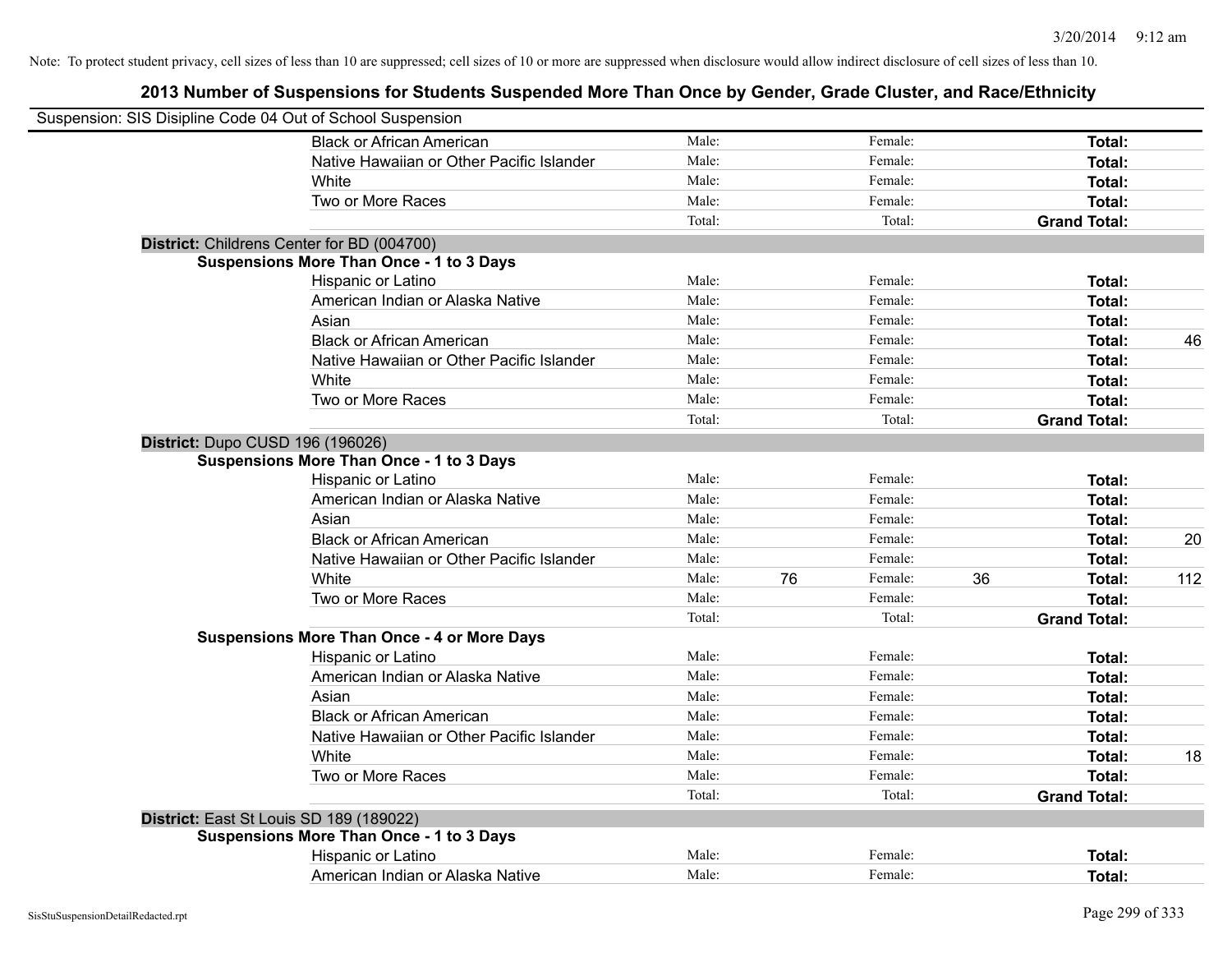Note: To protect student privacy, cell sizes of less than 10 are suppressed; cell sizes of 10 or more are suppressed when disclosure would allow indirect disclosure of cell sizes of less than 10.

# 2013 Number of Suspensions for Students Suspended More Than Once by Gender, Grade Cluster, and Race/Ethnicity

Suspension: SIS Disipline Code 04 Out of School Suspension

| | | | | | | |
|---|---|---|---|---|---|---|
| Black or African American | Male: | | Female: | | **Total:** | |
| Native Hawaiian or Other Pacific Islander | Male: | | Female: | | **Total:** | |
| White | Male: | | Female: | | **Total:** | |
| Two or More Races | Male: | | Female: | | **Total:** | |
| | Total: | | Total: | | **Grand Total:** | |

**District:** Childrens Center for BD (004700)

**Suspensions More Than Once - 1 to 3 Days**

| | | | | | | |
|---|---|---|---|---|---|---|
| Hispanic or Latino | Male: | | Female: | | **Total:** | |
| American Indian or Alaska Native | Male: | | Female: | | **Total:** | |
| Asian | Male: | | Female: | | **Total:** | |
| Black or African American | Male: | | Female: | | **Total:** | 46 |
| Native Hawaiian or Other Pacific Islander | Male: | | Female: | | **Total:** | |
| White | Male: | | Female: | | **Total:** | |
| Two or More Races | Male: | | Female: | | **Total:** | |
| | Total: | | Total: | | **Grand Total:** | |

**District:** Dupo CUSD 196 (196026)

**Suspensions More Than Once - 1 to 3 Days**

| | | | | | | |
|---|---|---|---|---|---|---|
| Hispanic or Latino | Male: | | Female: | | **Total:** | |
| American Indian or Alaska Native | Male: | | Female: | | **Total:** | |
| Asian | Male: | | Female: | | **Total:** | |
| Black or African American | Male: | | Female: | | **Total:** | 20 |
| Native Hawaiian or Other Pacific Islander | Male: | | Female: | | **Total:** | |
| White | Male: | 76 | Female: | 36 | **Total:** | 112 |
| Two or More Races | Male: | | Female: | | **Total:** | |
| | Total: | | Total: | | **Grand Total:** | |

**Suspensions More Than Once - 4 or More Days**

| | | | | | | |
|---|---|---|---|---|---|---|
| Hispanic or Latino | Male: | | Female: | | **Total:** | |
| American Indian or Alaska Native | Male: | | Female: | | **Total:** | |
| Asian | Male: | | Female: | | **Total:** | |
| Black or African American | Male: | | Female: | | **Total:** | |
| Native Hawaiian or Other Pacific Islander | Male: | | Female: | | **Total:** | |
| White | Male: | | Female: | | **Total:** | 18 |
| Two or More Races | Male: | | Female: | | **Total:** | |
| | Total: | | Total: | | **Grand Total:** | |

**District:** East St Louis SD 189 (189022)

**Suspensions More Than Once - 1 to 3 Days**

| | | | | | | |
|---|---|---|---|---|---|---|
| Hispanic or Latino | Male: | | Female: | | **Total:** | |
| American Indian or Alaska Native | Male: | | Female: | | **Total:** | |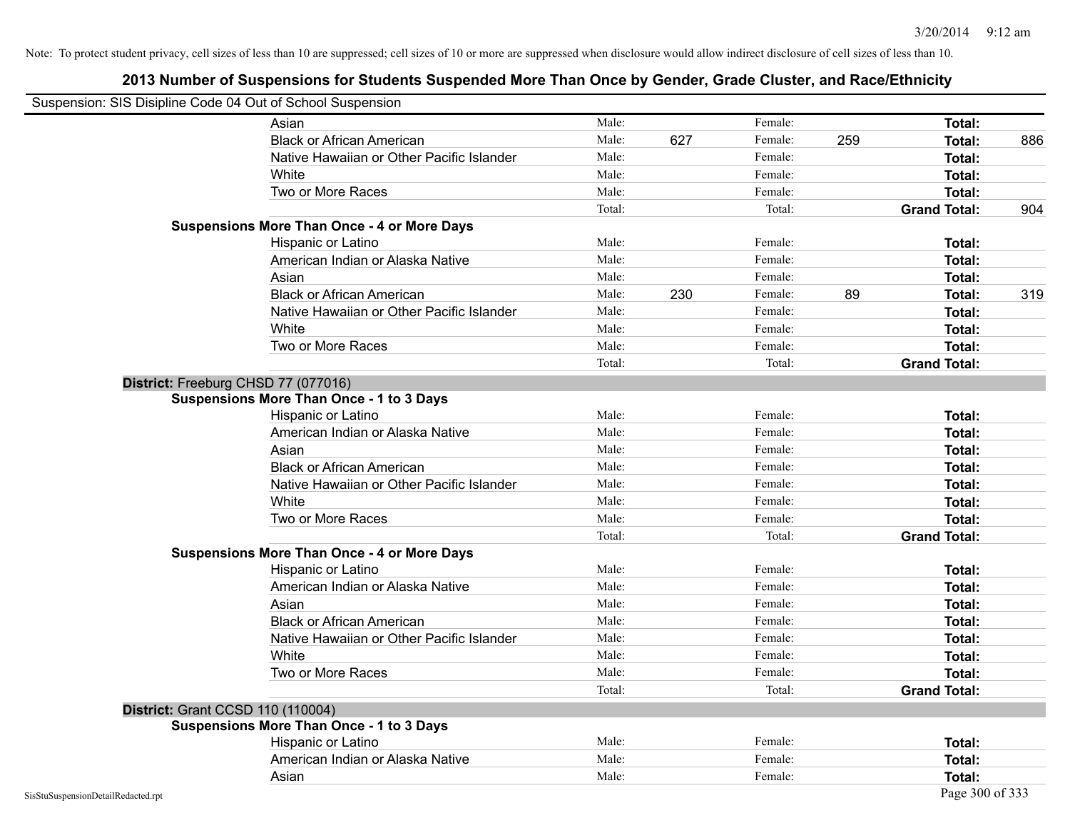Note: To protect student privacy, cell sizes of less than 10 are suppressed; cell sizes of 10 or more are suppressed when disclosure would allow indirect disclosure of cell sizes of less than 10.

## 2013 Number of Suspensions for Students Suspended More Than Once by Gender, Grade Cluster, and Race/Ethnicity

Suspension: SIS Disipline Code 04 Out of School Suspension

| | | | | | | |
|---|---|---|---|---|---|---|
| Asian | Male: | | Female: | | **Total:** | |
| Black or African American | Male: | 627 | Female: | 259 | **Total:** | 886 |
| Native Hawaiian or Other Pacific Islander | Male: | | Female: | | **Total:** | |
| White | Male: | | Female: | | **Total:** | |
| Two or More Races | Male: | | Female: | | **Total:** | |
| | Total: | | Total: | | **Grand Total:** | 904 |

**Suspensions More Than Once - 4 or More Days**

| | | | | | | |
|---|---|---|---|---|---|---|
| Hispanic or Latino | Male: | | Female: | | **Total:** | |
| American Indian or Alaska Native | Male: | | Female: | | **Total:** | |
| Asian | Male: | | Female: | | **Total:** | |
| Black or African American | Male: | 230 | Female: | 89 | **Total:** | 319 |
| Native Hawaiian or Other Pacific Islander | Male: | | Female: | | **Total:** | |
| White | Male: | | Female: | | **Total:** | |
| Two or More Races | Male: | | Female: | | **Total:** | |
| | Total: | | Total: | | **Grand Total:** | |

**District:** Freeburg CHSD 77 (077016)

**Suspensions More Than Once - 1 to 3 Days**

| | | | | | | |
|---|---|---|---|---|---|---|
| Hispanic or Latino | Male: | | Female: | | **Total:** | |
| American Indian or Alaska Native | Male: | | Female: | | **Total:** | |
| Asian | Male: | | Female: | | **Total:** | |
| Black or African American | Male: | | Female: | | **Total:** | |
| Native Hawaiian or Other Pacific Islander | Male: | | Female: | | **Total:** | |
| White | Male: | | Female: | | **Total:** | |
| Two or More Races | Male: | | Female: | | **Total:** | |
| | Total: | | Total: | | **Grand Total:** | |

**Suspensions More Than Once - 4 or More Days**

| | | | | | | |
|---|---|---|---|---|---|---|
| Hispanic or Latino | Male: | | Female: | | **Total:** | |
| American Indian or Alaska Native | Male: | | Female: | | **Total:** | |
| Asian | Male: | | Female: | | **Total:** | |
| Black or African American | Male: | | Female: | | **Total:** | |
| Native Hawaiian or Other Pacific Islander | Male: | | Female: | | **Total:** | |
| White | Male: | | Female: | | **Total:** | |
| Two or More Races | Male: | | Female: | | **Total:** | |
| | Total: | | Total: | | **Grand Total:** | |

**District:** Grant CCSD 110 (110004)

**Suspensions More Than Once - 1 to 3 Days**

| | | | | | | |
|---|---|---|---|---|---|---|
| Hispanic or Latino | Male: | | Female: | | **Total:** | |
| American Indian or Alaska Native | Male: | | Female: | | **Total:** | |
| Asian | Male: | | Female: | | **Total:** | |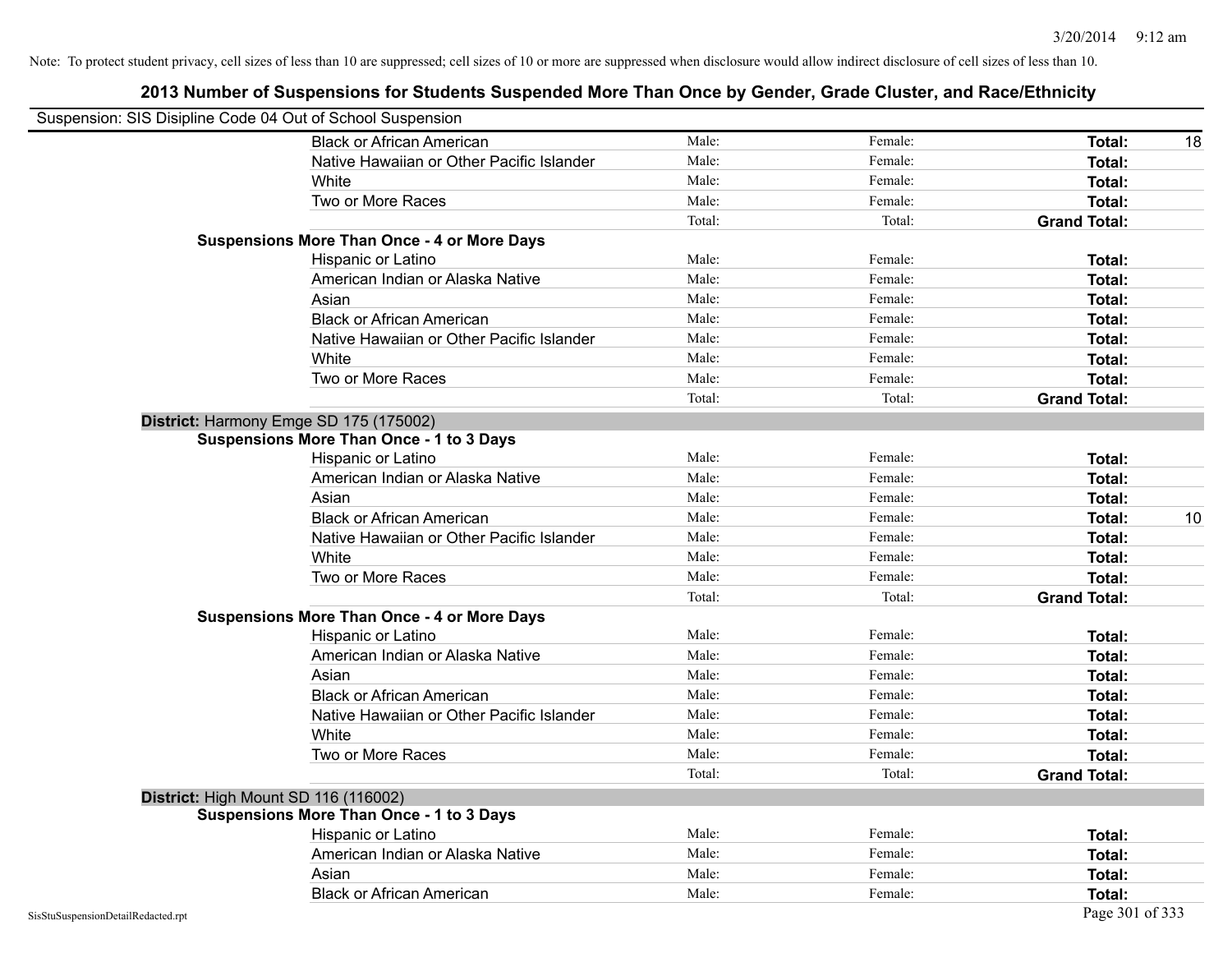Note: To protect student privacy, cell sizes of less than 10 are suppressed; cell sizes of 10 or more are suppressed when disclosure would allow indirect disclosure of cell sizes of less than 10.

## 2013 Number of Suspensions for Students Suspended More Than Once by Gender, Grade Cluster, and Race/Ethnicity

Suspension: SIS Disipline Code 04 Out of School Suspension

| | | | | |
|---|---|---|---|---|
| Black or African American | Male: | Female: | **Total:** | 18 |
| Native Hawaiian or Other Pacific Islander | Male: | Female: | **Total:** | |
| White | Male: | Female: | **Total:** | |
| Two or More Races | Male: | Female: | **Total:** | |
| | Total: | Total: | **Grand Total:** | |

**Suspensions More Than Once - 4 or More Days**

| | | | | |
|---|---|---|---|---|
| Hispanic or Latino | Male: | Female: | **Total:** | |
| American Indian or Alaska Native | Male: | Female: | **Total:** | |
| Asian | Male: | Female: | **Total:** | |
| Black or African American | Male: | Female: | **Total:** | |
| Native Hawaiian or Other Pacific Islander | Male: | Female: | **Total:** | |
| White | Male: | Female: | **Total:** | |
| Two or More Races | Male: | Female: | **Total:** | |
| | Total: | Total: | **Grand Total:** | |

**District:** Harmony Emge SD 175 (175002)

**Suspensions More Than Once - 1 to 3 Days**

| | | | | |
|---|---|---|---|---|
| Hispanic or Latino | Male: | Female: | **Total:** | |
| American Indian or Alaska Native | Male: | Female: | **Total:** | |
| Asian | Male: | Female: | **Total:** | |
| Black or African American | Male: | Female: | **Total:** | 10 |
| Native Hawaiian or Other Pacific Islander | Male: | Female: | **Total:** | |
| White | Male: | Female: | **Total:** | |
| Two or More Races | Male: | Female: | **Total:** | |
| | Total: | Total: | **Grand Total:** | |

**Suspensions More Than Once - 4 or More Days**

| | | | | |
|---|---|---|---|---|
| Hispanic or Latino | Male: | Female: | **Total:** | |
| American Indian or Alaska Native | Male: | Female: | **Total:** | |
| Asian | Male: | Female: | **Total:** | |
| Black or African American | Male: | Female: | **Total:** | |
| Native Hawaiian or Other Pacific Islander | Male: | Female: | **Total:** | |
| White | Male: | Female: | **Total:** | |
| Two or More Races | Male: | Female: | **Total:** | |
| | Total: | Total: | **Grand Total:** | |

**District:** High Mount SD 116 (116002)

**Suspensions More Than Once - 1 to 3 Days**

| | | | | |
|---|---|---|---|---|
| Hispanic or Latino | Male: | Female: | **Total:** | |
| American Indian or Alaska Native | Male: | Female: | **Total:** | |
| Asian | Male: | Female: | **Total:** | |
| Black or African American | Male: | Female: | **Total:** | |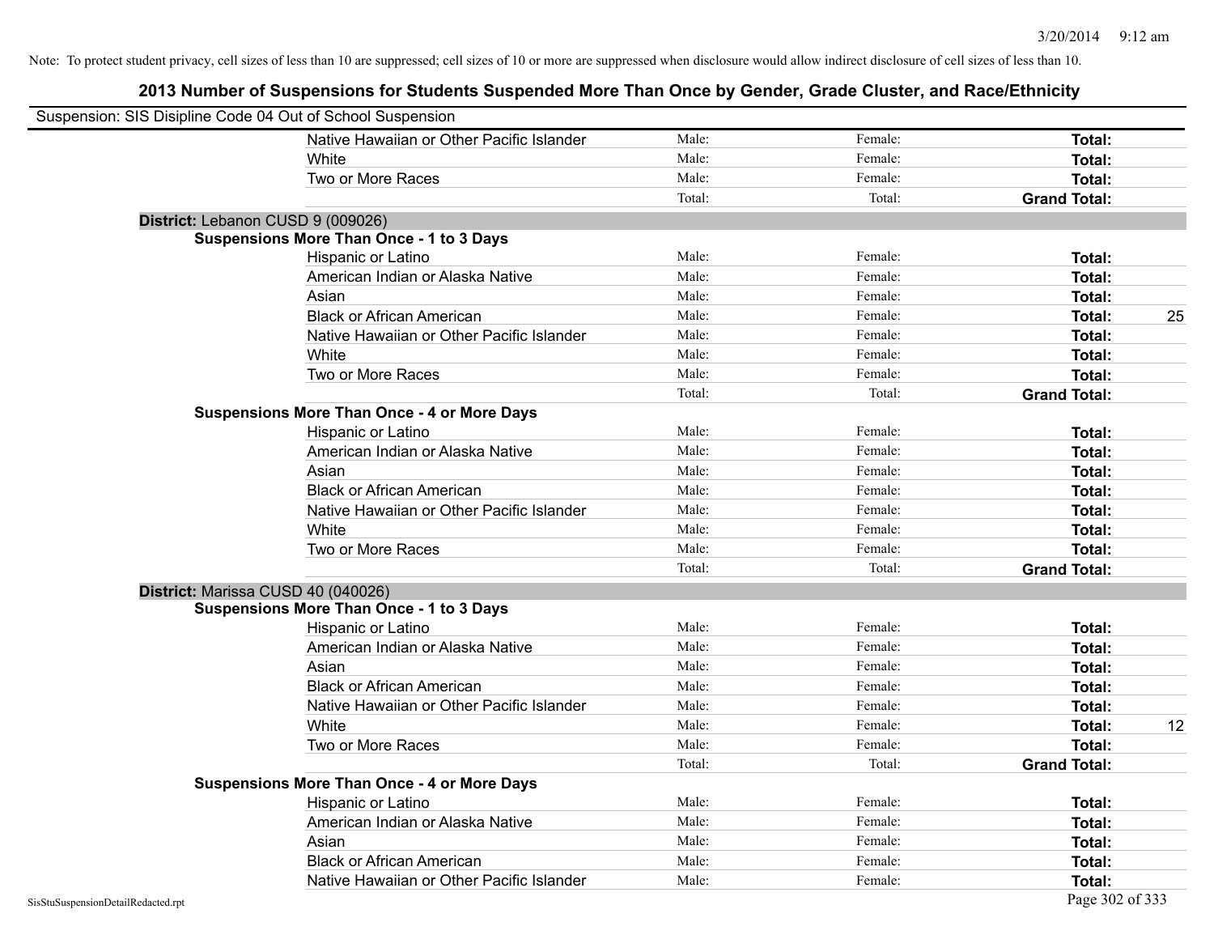Note: To protect student privacy, cell sizes of less than 10 are suppressed; cell sizes of 10 or more are suppressed when disclosure would allow indirect disclosure of cell sizes of less than 10.

## 2013 Number of Suspensions for Students Suspended More Than Once by Gender, Grade Cluster, and Race/Ethnicity

Suspension: SIS Disipline Code 04 Out of School Suspension

| | | | | |
|---|---|---|---|---|
| Native Hawaiian or Other Pacific Islander | Male: | Female: | **Total:** | |
| White | Male: | Female: | **Total:** | |
| Two or More Races | Male: | Female: | **Total:** | |
| | Total: | Total: | **Grand Total:** | |

**District:** Lebanon CUSD 9 (009026)

**Suspensions More Than Once - 1 to 3 Days**

| | | | | |
|---|---|---|---|---|
| Hispanic or Latino | Male: | Female: | **Total:** | |
| American Indian or Alaska Native | Male: | Female: | **Total:** | |
| Asian | Male: | Female: | **Total:** | |
| Black or African American | Male: | Female: | **Total:** | 25 |
| Native Hawaiian or Other Pacific Islander | Male: | Female: | **Total:** | |
| White | Male: | Female: | **Total:** | |
| Two or More Races | Male: | Female: | **Total:** | |
| | Total: | Total: | **Grand Total:** | |

**Suspensions More Than Once - 4 or More Days**

| | | | | |
|---|---|---|---|---|
| Hispanic or Latino | Male: | Female: | **Total:** | |
| American Indian or Alaska Native | Male: | Female: | **Total:** | |
| Asian | Male: | Female: | **Total:** | |
| Black or African American | Male: | Female: | **Total:** | |
| Native Hawaiian or Other Pacific Islander | Male: | Female: | **Total:** | |
| White | Male: | Female: | **Total:** | |
| Two or More Races | Male: | Female: | **Total:** | |
| | Total: | Total: | **Grand Total:** | |

**District:** Marissa CUSD 40 (040026)

**Suspensions More Than Once - 1 to 3 Days**

| | | | | |
|---|---|---|---|---|
| Hispanic or Latino | Male: | Female: | **Total:** | |
| American Indian or Alaska Native | Male: | Female: | **Total:** | |
| Asian | Male: | Female: | **Total:** | |
| Black or African American | Male: | Female: | **Total:** | |
| Native Hawaiian or Other Pacific Islander | Male: | Female: | **Total:** | |
| White | Male: | Female: | **Total:** | 12 |
| Two or More Races | Male: | Female: | **Total:** | |
| | Total: | Total: | **Grand Total:** | |

**Suspensions More Than Once - 4 or More Days**

| | | | | |
|---|---|---|---|---|
| Hispanic or Latino | Male: | Female: | **Total:** | |
| American Indian or Alaska Native | Male: | Female: | **Total:** | |
| Asian | Male: | Female: | **Total:** | |
| Black or African American | Male: | Female: | **Total:** | |
| Native Hawaiian or Other Pacific Islander | Male: | Female: | **Total:** | |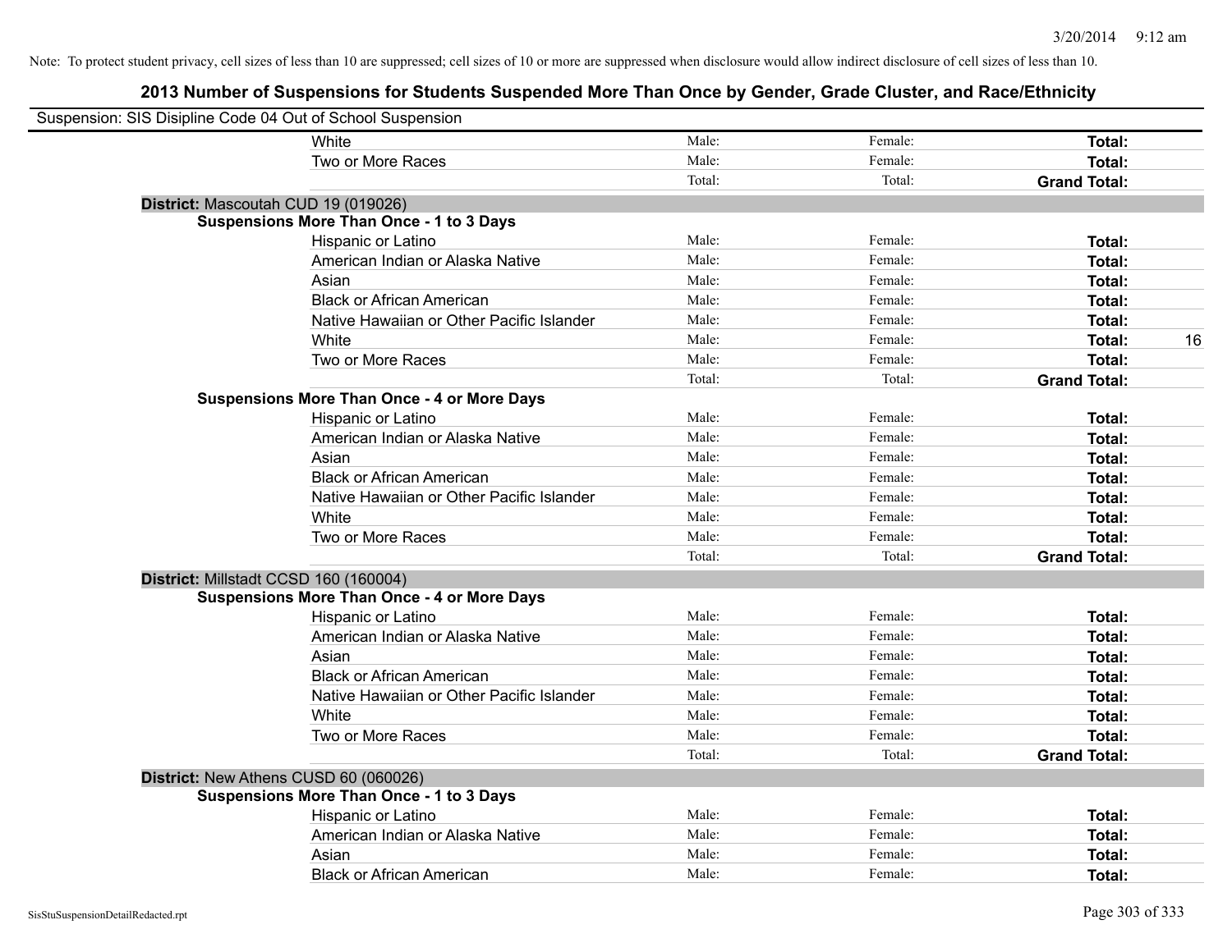Note: To protect student privacy, cell sizes of less than 10 are suppressed; cell sizes of 10 or more are suppressed when disclosure would allow indirect disclosure of cell sizes of less than 10.

## 2013 Number of Suspensions for Students Suspended More Than Once by Gender, Grade Cluster, and Race/Ethnicity

Suspension: SIS Disipline Code 04 Out of School Suspension

| | | | | | |
|---|---|---|---|---|---|
| | White | Male: | Female: | **Total:** | |
| | Two or More Races | Male: | Female: | **Total:** | |
| | | Total: | Total: | **Grand Total:** | |
| **District:** Mascoutah CUD 19 (019026) | | | | | |
| **Suspensions More Than Once - 1 to 3 Days** | | | | | |
| | Hispanic or Latino | Male: | Female: | **Total:** | |
| | American Indian or Alaska Native | Male: | Female: | **Total:** | |
| | Asian | Male: | Female: | **Total:** | |
| | Black or African American | Male: | Female: | **Total:** | |
| | Native Hawaiian or Other Pacific Islander | Male: | Female: | **Total:** | |
| | White | Male: | Female: | **Total:** | 16 |
| | Two or More Races | Male: | Female: | **Total:** | |
| | | Total: | Total: | **Grand Total:** | |
| **Suspensions More Than Once - 4 or More Days** | | | | | |
| | Hispanic or Latino | Male: | Female: | **Total:** | |
| | American Indian or Alaska Native | Male: | Female: | **Total:** | |
| | Asian | Male: | Female: | **Total:** | |
| | Black or African American | Male: | Female: | **Total:** | |
| | Native Hawaiian or Other Pacific Islander | Male: | Female: | **Total:** | |
| | White | Male: | Female: | **Total:** | |
| | Two or More Races | Male: | Female: | **Total:** | |
| | | Total: | Total: | **Grand Total:** | |
| **District:** Millstadt CCSD 160 (160004) | | | | | |
| **Suspensions More Than Once - 4 or More Days** | | | | | |
| | Hispanic or Latino | Male: | Female: | **Total:** | |
| | American Indian or Alaska Native | Male: | Female: | **Total:** | |
| | Asian | Male: | Female: | **Total:** | |
| | Black or African American | Male: | Female: | **Total:** | |
| | Native Hawaiian or Other Pacific Islander | Male: | Female: | **Total:** | |
| | White | Male: | Female: | **Total:** | |
| | Two or More Races | Male: | Female: | **Total:** | |
| | | Total: | Total: | **Grand Total:** | |
| **District:** New Athens CUSD 60 (060026) | | | | | |
| **Suspensions More Than Once - 1 to 3 Days** | | | | | |
| | Hispanic or Latino | Male: | Female: | **Total:** | |
| | American Indian or Alaska Native | Male: | Female: | **Total:** | |
| | Asian | Male: | Female: | **Total:** | |
| | Black or African American | Male: | Female: | **Total:** | |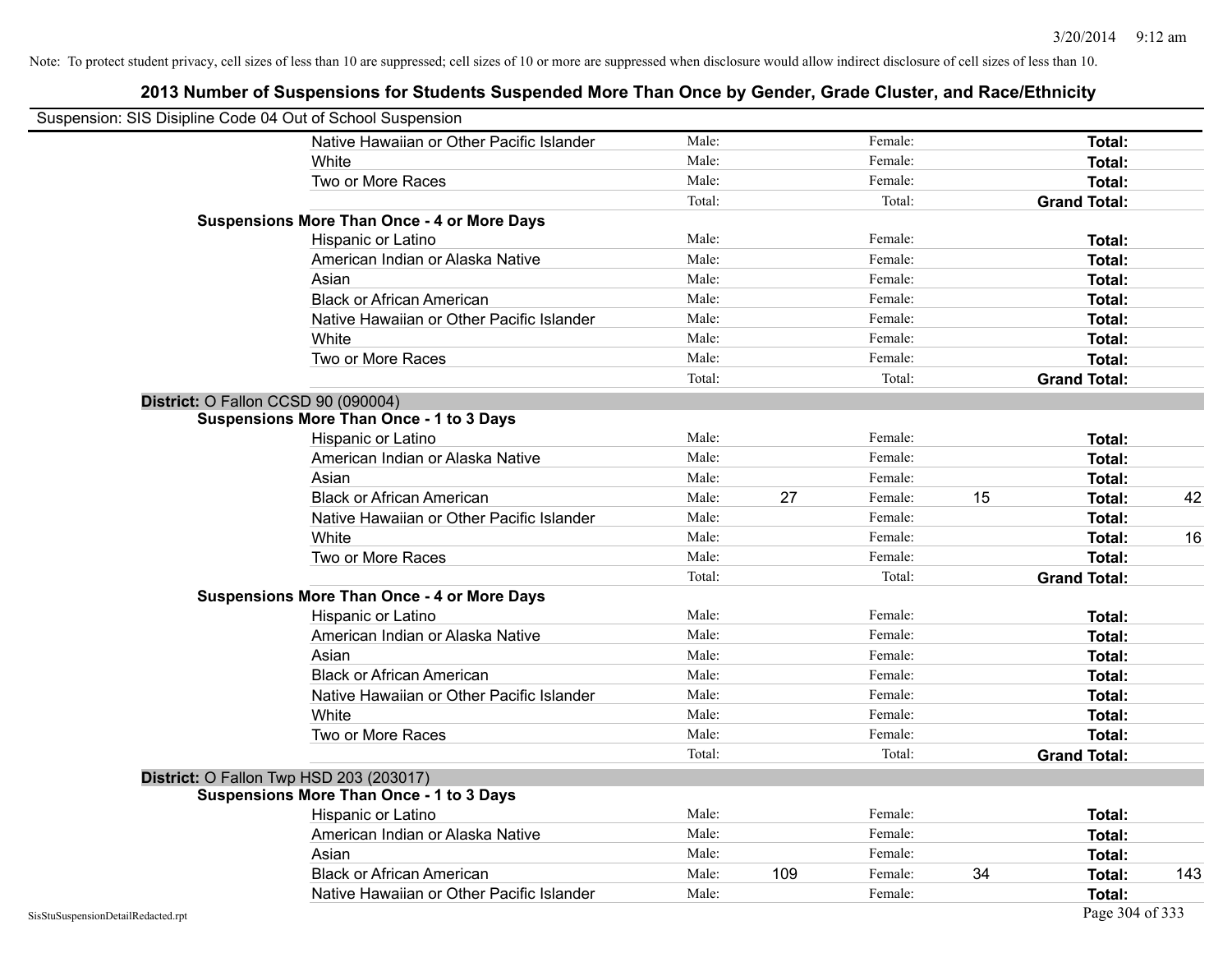Note: To protect student privacy, cell sizes of less than 10 are suppressed; cell sizes of 10 or more are suppressed when disclosure would allow indirect disclosure of cell sizes of less than 10.

## 2013 Number of Suspensions for Students Suspended More Than Once by Gender, Grade Cluster, and Race/Ethnicity

Suspension: SIS Disipline Code 04 Out of School Suspension

| | | | | | | | |
|---|---|---|---|---|---|---|---|
| | Native Hawaiian or Other Pacific Islander | Male: | | Female: | | **Total:** | |
| | White | Male: | | Female: | | **Total:** | |
| | Two or More Races | Male: | | Female: | | **Total:** | |
| | | Total: | | Total: | | **Grand Total:** | |
| **Suspensions More Than Once - 4 or More Days** | | | | | | | |
| | Hispanic or Latino | Male: | | Female: | | **Total:** | |
| | American Indian or Alaska Native | Male: | | Female: | | **Total:** | |
| | Asian | Male: | | Female: | | **Total:** | |
| | Black or African American | Male: | | Female: | | **Total:** | |
| | Native Hawaiian or Other Pacific Islander | Male: | | Female: | | **Total:** | |
| | White | Male: | | Female: | | **Total:** | |
| | Two or More Races | Male: | | Female: | | **Total:** | |
| | | Total: | | Total: | | **Grand Total:** | |
| **District:** O Fallon CCSD 90 (090004) | | | | | | | |
| **Suspensions More Than Once - 1 to 3 Days** | | | | | | | |
| | Hispanic or Latino | Male: | | Female: | | **Total:** | |
| | American Indian or Alaska Native | Male: | | Female: | | **Total:** | |
| | Asian | Male: | | Female: | | **Total:** | |
| | Black or African American | Male: | 27 | Female: | 15 | **Total:** | 42 |
| | Native Hawaiian or Other Pacific Islander | Male: | | Female: | | **Total:** | |
| | White | Male: | | Female: | | **Total:** | 16 |
| | Two or More Races | Male: | | Female: | | **Total:** | |
| | | Total: | | Total: | | **Grand Total:** | |
| **Suspensions More Than Once - 4 or More Days** | | | | | | | |
| | Hispanic or Latino | Male: | | Female: | | **Total:** | |
| | American Indian or Alaska Native | Male: | | Female: | | **Total:** | |
| | Asian | Male: | | Female: | | **Total:** | |
| | Black or African American | Male: | | Female: | | **Total:** | |
| | Native Hawaiian or Other Pacific Islander | Male: | | Female: | | **Total:** | |
| | White | Male: | | Female: | | **Total:** | |
| | Two or More Races | Male: | | Female: | | **Total:** | |
| | | Total: | | Total: | | **Grand Total:** | |
| **District:** O Fallon Twp HSD 203 (203017) | | | | | | | |
| **Suspensions More Than Once - 1 to 3 Days** | | | | | | | |
| | Hispanic or Latino | Male: | | Female: | | **Total:** | |
| | American Indian or Alaska Native | Male: | | Female: | | **Total:** | |
| | Asian | Male: | | Female: | | **Total:** | |
| | Black or African American | Male: | 109 | Female: | 34 | **Total:** | 143 |
| | Native Hawaiian or Other Pacific Islander | Male: | | Female: | | **Total:** | |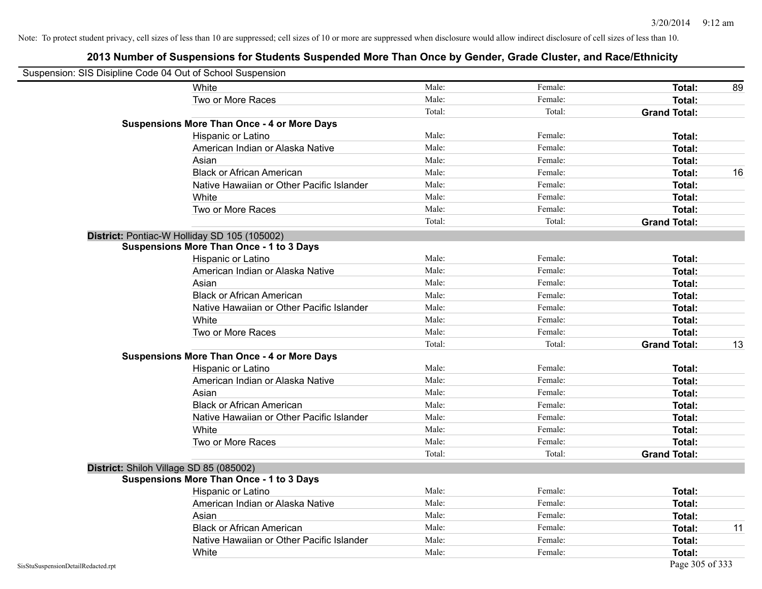Note: To protect student privacy, cell sizes of less than 10 are suppressed; cell sizes of 10 or more are suppressed when disclosure would allow indirect disclosure of cell sizes of less than 10.

## 2013 Number of Suspensions for Students Suspended More Than Once by Gender, Grade Cluster, and Race/Ethnicity

Suspension: SIS Disipline Code 04 Out of School Suspension

| | | | | |
|---|---|---|---|---|
| White | Male: | Female: | **Total:** | 89 |
| Two or More Races | Male: | Female: | **Total:** | |
| | Total: | Total: | **Grand Total:** | |
| **Suspensions More Than Once - 4 or More Days** | | | | |
| Hispanic or Latino | Male: | Female: | **Total:** | |
| American Indian or Alaska Native | Male: | Female: | **Total:** | |
| Asian | Male: | Female: | **Total:** | |
| Black or African American | Male: | Female: | **Total:** | 16 |
| Native Hawaiian or Other Pacific Islander | Male: | Female: | **Total:** | |
| White | Male: | Female: | **Total:** | |
| Two or More Races | Male: | Female: | **Total:** | |
| | Total: | Total: | **Grand Total:** | |

**District:** Pontiac-W Holliday SD 105 (105002)

| | | | | |
|---|---|---|---|---|
| **Suspensions More Than Once - 1 to 3 Days** | | | | |
| Hispanic or Latino | Male: | Female: | **Total:** | |
| American Indian or Alaska Native | Male: | Female: | **Total:** | |
| Asian | Male: | Female: | **Total:** | |
| Black or African American | Male: | Female: | **Total:** | |
| Native Hawaiian or Other Pacific Islander | Male: | Female: | **Total:** | |
| White | Male: | Female: | **Total:** | |
| Two or More Races | Male: | Female: | **Total:** | |
| | Total: | Total: | **Grand Total:** | 13 |
| **Suspensions More Than Once - 4 or More Days** | | | | |
| Hispanic or Latino | Male: | Female: | **Total:** | |
| American Indian or Alaska Native | Male: | Female: | **Total:** | |
| Asian | Male: | Female: | **Total:** | |
| Black or African American | Male: | Female: | **Total:** | |
| Native Hawaiian or Other Pacific Islander | Male: | Female: | **Total:** | |
| White | Male: | Female: | **Total:** | |
| Two or More Races | Male: | Female: | **Total:** | |
| | Total: | Total: | **Grand Total:** | |

**District:** Shiloh Village SD 85 (085002)

| | | | | |
|---|---|---|---|---|
| **Suspensions More Than Once - 1 to 3 Days** | | | | |
| Hispanic or Latino | Male: | Female: | **Total:** | |
| American Indian or Alaska Native | Male: | Female: | **Total:** | |
| Asian | Male: | Female: | **Total:** | |
| Black or African American | Male: | Female: | **Total:** | 11 |
| Native Hawaiian or Other Pacific Islander | Male: | Female: | **Total:** | |
| White | Male: | Female: | **Total:** | |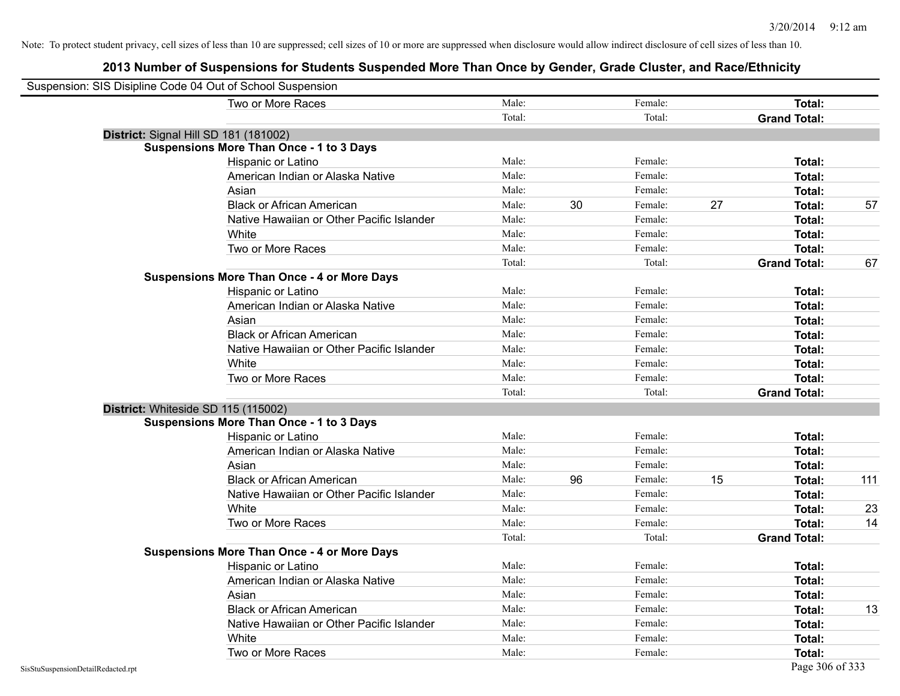Note: To protect student privacy, cell sizes of less than 10 are suppressed; cell sizes of 10 or more are suppressed when disclosure would allow indirect disclosure of cell sizes of less than 10.

## 2013 Number of Suspensions for Students Suspended More Than Once by Gender, Grade Cluster, and Race/Ethnicity

Suspension: SIS Disipline Code 04 Out of School Suspension

| | | | | | | | |
|---|---|---|---|---|---|---|---|
| Two or More Races | Male: | | Female: | | **Total:** | |
| | Total: | | Total: | | **Grand Total:** | |

**District:** Signal Hill SD 181 (181002)

**Suspensions More Than Once - 1 to 3 Days**

| | | | | | | |
|---|---|---|---|---|---|---|
| Hispanic or Latino | Male: | | Female: | | **Total:** | |
| American Indian or Alaska Native | Male: | | Female: | | **Total:** | |
| Asian | Male: | | Female: | | **Total:** | |
| Black or African American | Male: | 30 | Female: | 27 | **Total:** | 57 |
| Native Hawaiian or Other Pacific Islander | Male: | | Female: | | **Total:** | |
| White | Male: | | Female: | | **Total:** | |
| Two or More Races | Male: | | Female: | | **Total:** | |
| | Total: | | Total: | | **Grand Total:** | 67 |

**Suspensions More Than Once - 4 or More Days**

| | | | | | | |
|---|---|---|---|---|---|---|
| Hispanic or Latino | Male: | | Female: | | **Total:** | |
| American Indian or Alaska Native | Male: | | Female: | | **Total:** | |
| Asian | Male: | | Female: | | **Total:** | |
| Black or African American | Male: | | Female: | | **Total:** | |
| Native Hawaiian or Other Pacific Islander | Male: | | Female: | | **Total:** | |
| White | Male: | | Female: | | **Total:** | |
| Two or More Races | Male: | | Female: | | **Total:** | |
| | Total: | | Total: | | **Grand Total:** | |

**District:** Whiteside SD 115 (115002)

**Suspensions More Than Once - 1 to 3 Days**

| | | | | | | |
|---|---|---|---|---|---|---|
| Hispanic or Latino | Male: | | Female: | | **Total:** | |
| American Indian or Alaska Native | Male: | | Female: | | **Total:** | |
| Asian | Male: | | Female: | | **Total:** | |
| Black or African American | Male: | 96 | Female: | 15 | **Total:** | 111 |
| Native Hawaiian or Other Pacific Islander | Male: | | Female: | | **Total:** | |
| White | Male: | | Female: | | **Total:** | 23 |
| Two or More Races | Male: | | Female: | | **Total:** | 14 |
| | Total: | | Total: | | **Grand Total:** | |

**Suspensions More Than Once - 4 or More Days**

| | | | | | | |
|---|---|---|---|---|---|---|
| Hispanic or Latino | Male: | | Female: | | **Total:** | |
| American Indian or Alaska Native | Male: | | Female: | | **Total:** | |
| Asian | Male: | | Female: | | **Total:** | |
| Black or African American | Male: | | Female: | | **Total:** | 13 |
| Native Hawaiian or Other Pacific Islander | Male: | | Female: | | **Total:** | |
| White | Male: | | Female: | | **Total:** | |
| Two or More Races | Male: | | Female: | | **Total:** | |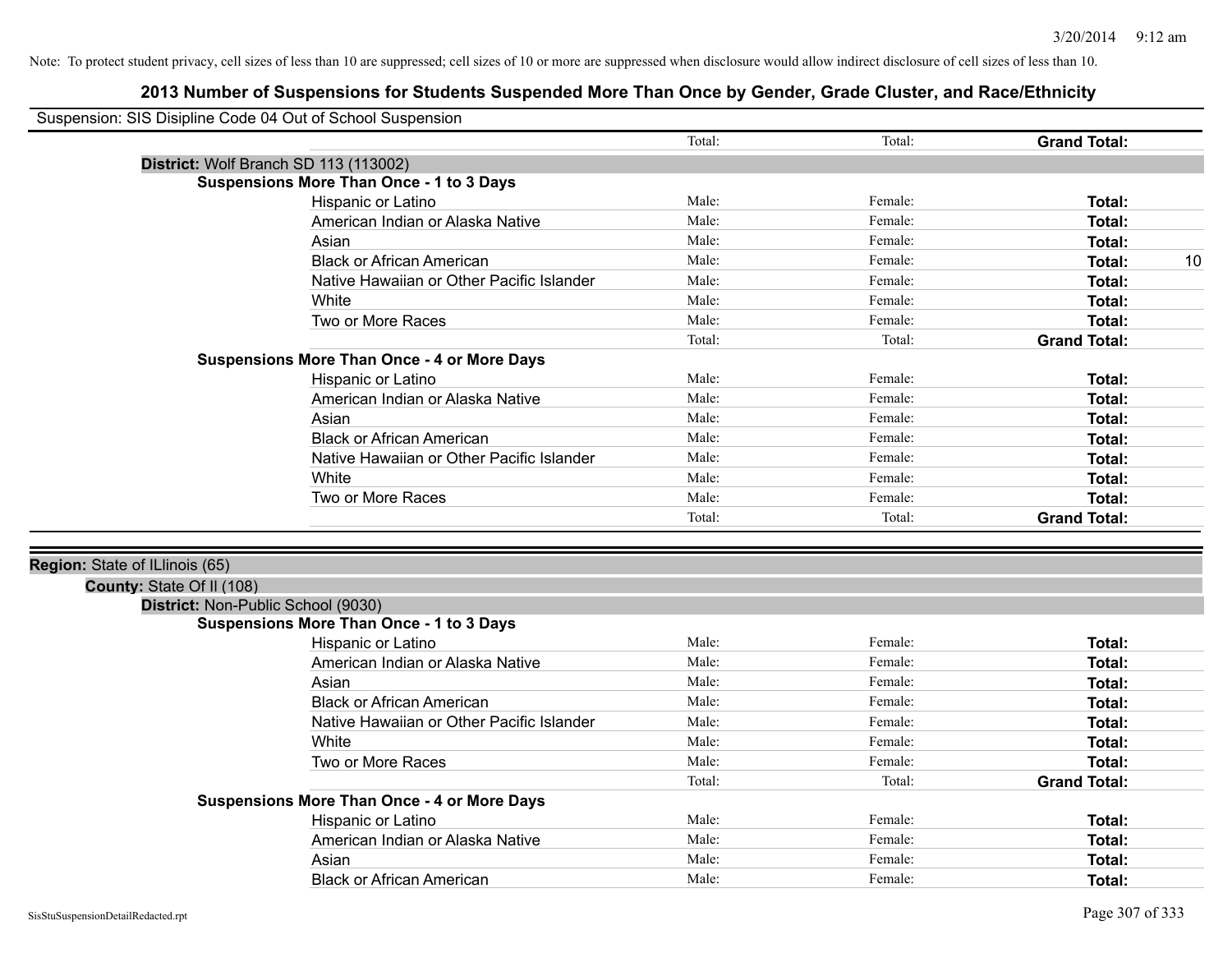Note: To protect student privacy, cell sizes of less than 10 are suppressed; cell sizes of 10 or more are suppressed when disclosure would allow indirect disclosure of cell sizes of less than 10.

# 2013 Number of Suspensions for Students Suspended More Than Once by Gender, Grade Cluster, and Race/Ethnicity

Suspension: SIS Disipline Code 04 Out of School Suspension

| | | | | |
|---|---|---|---|---|
| | Total: | Total: | **Grand Total:** | |

**District:** Wolf Branch SD 113 (113002)

**Suspensions More Than Once - 1 to 3 Days**

| | | | | |
|---|---|---|---|---|
| Hispanic or Latino | Male: | Female: | **Total:** | |
| American Indian or Alaska Native | Male: | Female: | **Total:** | |
| Asian | Male: | Female: | **Total:** | |
| Black or African American | Male: | Female: | **Total:** | 10 |
| Native Hawaiian or Other Pacific Islander | Male: | Female: | **Total:** | |
| White | Male: | Female: | **Total:** | |
| Two or More Races | Male: | Female: | **Total:** | |
| | Total: | Total: | **Grand Total:** | |

**Suspensions More Than Once - 4 or More Days**

| | | | | |
|---|---|---|---|---|
| Hispanic or Latino | Male: | Female: | **Total:** | |
| American Indian or Alaska Native | Male: | Female: | **Total:** | |
| Asian | Male: | Female: | **Total:** | |
| Black or African American | Male: | Female: | **Total:** | |
| Native Hawaiian or Other Pacific Islander | Male: | Female: | **Total:** | |
| White | Male: | Female: | **Total:** | |
| Two or More Races | Male: | Female: | **Total:** | |
| | Total: | Total: | **Grand Total:** | |

**Region:** State of ILlinois (65)

**County:** State Of Il (108)

**District:** Non-Public School (9030)

**Suspensions More Than Once - 1 to 3 Days**

| | | | | |
|---|---|---|---|---|
| Hispanic or Latino | Male: | Female: | **Total:** | |
| American Indian or Alaska Native | Male: | Female: | **Total:** | |
| Asian | Male: | Female: | **Total:** | |
| Black or African American | Male: | Female: | **Total:** | |
| Native Hawaiian or Other Pacific Islander | Male: | Female: | **Total:** | |
| White | Male: | Female: | **Total:** | |
| Two or More Races | Male: | Female: | **Total:** | |
| | Total: | Total: | **Grand Total:** | |

**Suspensions More Than Once - 4 or More Days**

| | | | | |
|---|---|---|---|---|
| Hispanic or Latino | Male: | Female: | **Total:** | |
| American Indian or Alaska Native | Male: | Female: | **Total:** | |
| Asian | Male: | Female: | **Total:** | |
| Black or African American | Male: | Female: | **Total:** | |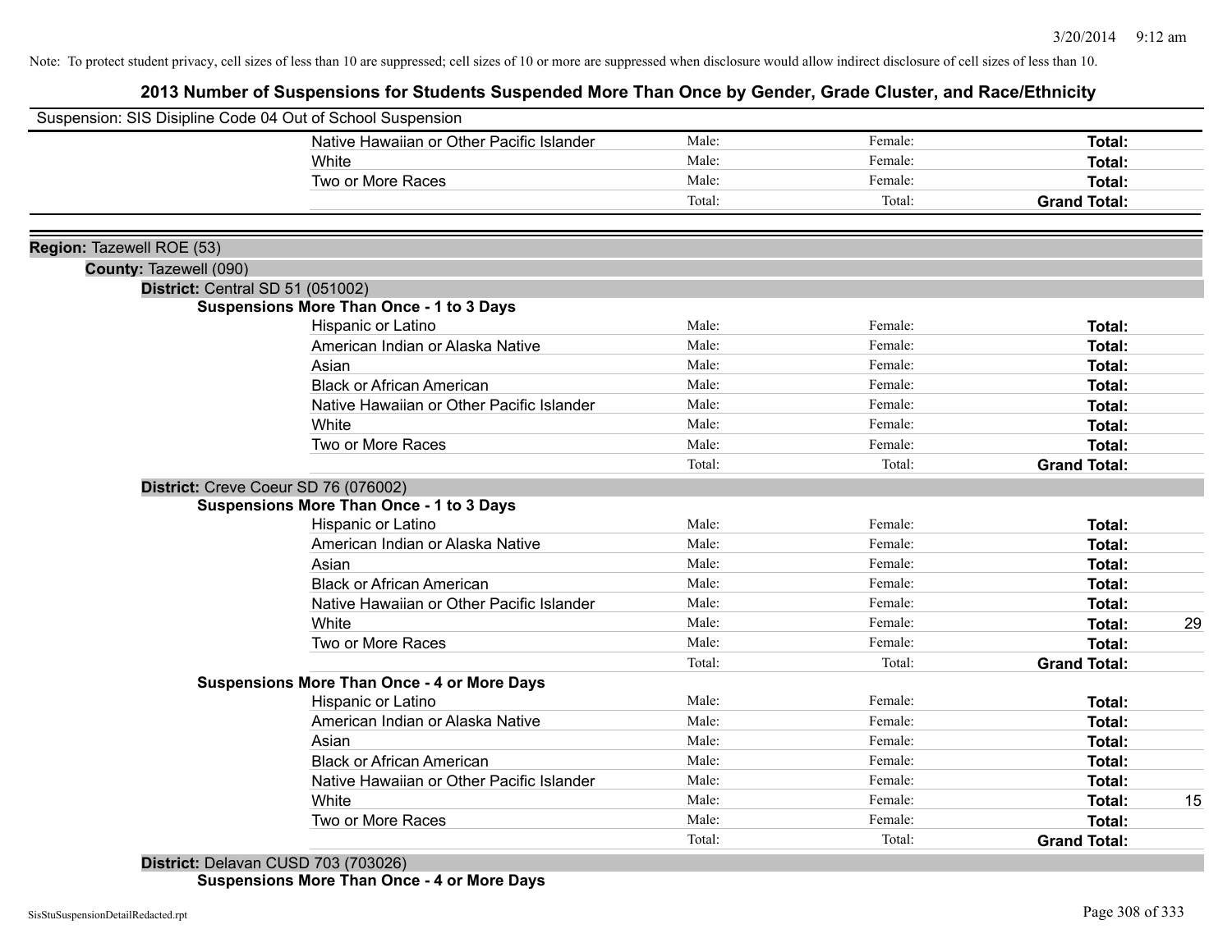Note: To protect student privacy, cell sizes of less than 10 are suppressed; cell sizes of 10 or more are suppressed when disclosure would allow indirect disclosure of cell sizes of less than 10.

# 2013 Number of Suspensions for Students Suspended More Than Once by Gender, Grade Cluster, and Race/Ethnicity

Suspension: SIS Disipline Code 04 Out of School Suspension

| | Male | Female | Total | |
|---|---|---|---|---|
| Native Hawaiian or Other Pacific Islander | Male: | Female: | **Total:** | |
| White | Male: | Female: | **Total:** | |
| Two or More Races | Male: | Female: | **Total:** | |
| | Total: | Total: | **Grand Total:** | |

**Region:** Tazewell ROE (53)

**County:** Tazewell (090)

**District:** Central SD 51 (051002)

**Suspensions More Than Once - 1 to 3 Days**

| | Male | Female | Total | |
|---|---|---|---|---|
| Hispanic or Latino | Male: | Female: | **Total:** | |
| American Indian or Alaska Native | Male: | Female: | **Total:** | |
| Asian | Male: | Female: | **Total:** | |
| Black or African American | Male: | Female: | **Total:** | |
| Native Hawaiian or Other Pacific Islander | Male: | Female: | **Total:** | |
| White | Male: | Female: | **Total:** | |
| Two or More Races | Male: | Female: | **Total:** | |
| | Total: | Total: | **Grand Total:** | |

**District:** Creve Coeur SD 76 (076002)

**Suspensions More Than Once - 1 to 3 Days**

| | Male | Female | Total | |
|---|---|---|---|---|
| Hispanic or Latino | Male: | Female: | **Total:** | |
| American Indian or Alaska Native | Male: | Female: | **Total:** | |
| Asian | Male: | Female: | **Total:** | |
| Black or African American | Male: | Female: | **Total:** | |
| Native Hawaiian or Other Pacific Islander | Male: | Female: | **Total:** | |
| White | Male: | Female: | **Total:** | 29 |
| Two or More Races | Male: | Female: | **Total:** | |
| | Total: | Total: | **Grand Total:** | |

**Suspensions More Than Once - 4 or More Days**

| | Male | Female | Total | |
|---|---|---|---|---|
| Hispanic or Latino | Male: | Female: | **Total:** | |
| American Indian or Alaska Native | Male: | Female: | **Total:** | |
| Asian | Male: | Female: | **Total:** | |
| Black or African American | Male: | Female: | **Total:** | |
| Native Hawaiian or Other Pacific Islander | Male: | Female: | **Total:** | |
| White | Male: | Female: | **Total:** | 15 |
| Two or More Races | Male: | Female: | **Total:** | |
| | Total: | Total: | **Grand Total:** | |

**District:** Delavan CUSD 703 (703026)

**Suspensions More Than Once - 4 or More Days**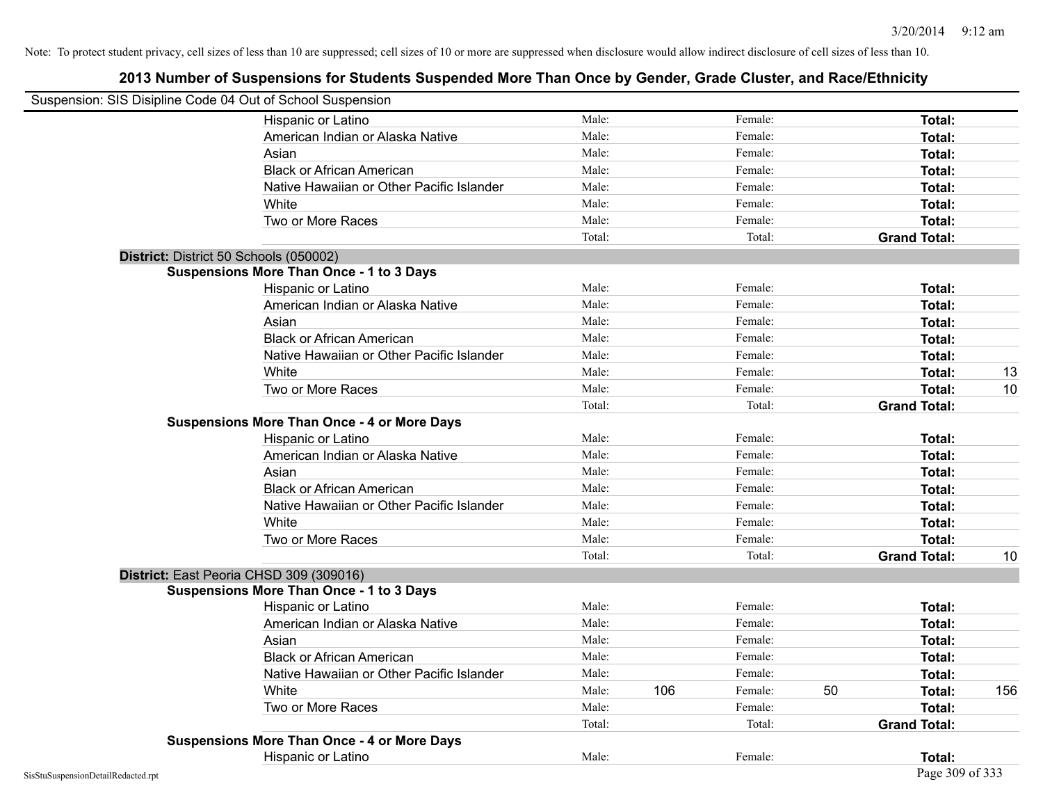Note: To protect student privacy, cell sizes of less than 10 are suppressed; cell sizes of 10 or more are suppressed when disclosure would allow indirect disclosure of cell sizes of less than 10.

## 2013 Number of Suspensions for Students Suspended More Than Once by Gender, Grade Cluster, and Race/Ethnicity

Suspension: SIS Disipline Code 04 Out of School Suspension

| | | | | | | |
|---|---|---|---|---|---|---|
| Hispanic or Latino | Male: | | Female: | | **Total:** | |
| American Indian or Alaska Native | Male: | | Female: | | **Total:** | |
| Asian | Male: | | Female: | | **Total:** | |
| Black or African American | Male: | | Female: | | **Total:** | |
| Native Hawaiian or Other Pacific Islander | Male: | | Female: | | **Total:** | |
| White | Male: | | Female: | | **Total:** | |
| Two or More Races | Male: | | Female: | | **Total:** | |
| | Total: | | Total: | | **Grand Total:** | |

**District:** District 50 Schools (050002)

**Suspensions More Than Once - 1 to 3 Days**

| | | | | | | |
|---|---|---|---|---|---|---|
| Hispanic or Latino | Male: | | Female: | | **Total:** | |
| American Indian or Alaska Native | Male: | | Female: | | **Total:** | |
| Asian | Male: | | Female: | | **Total:** | |
| Black or African American | Male: | | Female: | | **Total:** | |
| Native Hawaiian or Other Pacific Islander | Male: | | Female: | | **Total:** | |
| White | Male: | | Female: | | **Total:** | 13 |
| Two or More Races | Male: | | Female: | | **Total:** | 10 |
| | Total: | | Total: | | **Grand Total:** | |

**Suspensions More Than Once - 4 or More Days**

| | | | | | | |
|---|---|---|---|---|---|---|
| Hispanic or Latino | Male: | | Female: | | **Total:** | |
| American Indian or Alaska Native | Male: | | Female: | | **Total:** | |
| Asian | Male: | | Female: | | **Total:** | |
| Black or African American | Male: | | Female: | | **Total:** | |
| Native Hawaiian or Other Pacific Islander | Male: | | Female: | | **Total:** | |
| White | Male: | | Female: | | **Total:** | |
| Two or More Races | Male: | | Female: | | **Total:** | |
| | Total: | | Total: | | **Grand Total:** | 10 |

**District:** East Peoria CHSD 309 (309016)

**Suspensions More Than Once - 1 to 3 Days**

| | | | | | | |
|---|---|---|---|---|---|---|
| Hispanic or Latino | Male: | | Female: | | **Total:** | |
| American Indian or Alaska Native | Male: | | Female: | | **Total:** | |
| Asian | Male: | | Female: | | **Total:** | |
| Black or African American | Male: | | Female: | | **Total:** | |
| Native Hawaiian or Other Pacific Islander | Male: | | Female: | | **Total:** | |
| White | Male: | 106 | Female: | 50 | **Total:** | 156 |
| Two or More Races | Male: | | Female: | | **Total:** | |
| | Total: | | Total: | | **Grand Total:** | |

**Suspensions More Than Once - 4 or More Days**

| | | | | | | |
|---|---|---|---|---|---|---|
| Hispanic or Latino | Male: | | Female: | | **Total:** | |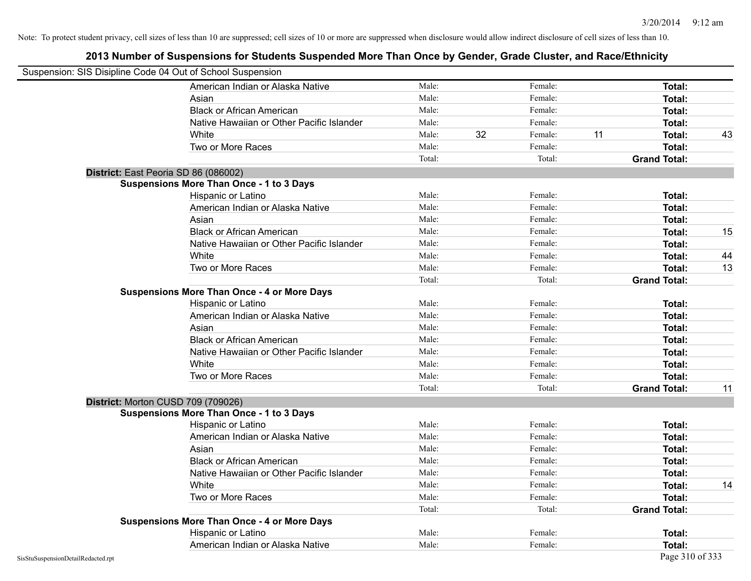Note: To protect student privacy, cell sizes of less than 10 are suppressed; cell sizes of 10 or more are suppressed when disclosure would allow indirect disclosure of cell sizes of less than 10.

# 2013 Number of Suspensions for Students Suspended More Than Once by Gender, Grade Cluster, and Race/Ethnicity

Suspension: SIS Disipline Code 04 Out of School Suspension

| | | | | | | |
|---|---|---|---|---|---|---|
| American Indian or Alaska Native | Male: | | Female: | | **Total:** | |
| Asian | Male: | | Female: | | **Total:** | |
| Black or African American | Male: | | Female: | | **Total:** | |
| Native Hawaiian or Other Pacific Islander | Male: | | Female: | | **Total:** | |
| White | Male: | 32 | Female: | 11 | **Total:** | 43 |
| Two or More Races | Male: | | Female: | | **Total:** | |
| | Total: | | Total: | | **Grand Total:** | |

**District:** East Peoria SD 86 (086002)

**Suspensions More Than Once - 1 to 3 Days**

| | | | | | | |
|---|---|---|---|---|---|---|
| Hispanic or Latino | Male: | | Female: | | **Total:** | |
| American Indian or Alaska Native | Male: | | Female: | | **Total:** | |
| Asian | Male: | | Female: | | **Total:** | |
| Black or African American | Male: | | Female: | | **Total:** | 15 |
| Native Hawaiian or Other Pacific Islander | Male: | | Female: | | **Total:** | |
| White | Male: | | Female: | | **Total:** | 44 |
| Two or More Races | Male: | | Female: | | **Total:** | 13 |
| | Total: | | Total: | | **Grand Total:** | |

**Suspensions More Than Once - 4 or More Days**

| | | | | | | |
|---|---|---|---|---|---|---|
| Hispanic or Latino | Male: | | Female: | | **Total:** | |
| American Indian or Alaska Native | Male: | | Female: | | **Total:** | |
| Asian | Male: | | Female: | | **Total:** | |
| Black or African American | Male: | | Female: | | **Total:** | |
| Native Hawaiian or Other Pacific Islander | Male: | | Female: | | **Total:** | |
| White | Male: | | Female: | | **Total:** | |
| Two or More Races | Male: | | Female: | | **Total:** | |
| | Total: | | Total: | | **Grand Total:** | 11 |

**District:** Morton CUSD 709 (709026)

**Suspensions More Than Once - 1 to 3 Days**

| | | | | | | |
|---|---|---|---|---|---|---|
| Hispanic or Latino | Male: | | Female: | | **Total:** | |
| American Indian or Alaska Native | Male: | | Female: | | **Total:** | |
| Asian | Male: | | Female: | | **Total:** | |
| Black or African American | Male: | | Female: | | **Total:** | |
| Native Hawaiian or Other Pacific Islander | Male: | | Female: | | **Total:** | |
| White | Male: | | Female: | | **Total:** | 14 |
| Two or More Races | Male: | | Female: | | **Total:** | |
| | Total: | | Total: | | **Grand Total:** | |

**Suspensions More Than Once - 4 or More Days**

| | | | | | | |
|---|---|---|---|---|---|---|
| Hispanic or Latino | Male: | | Female: | | **Total:** | |
| American Indian or Alaska Native | Male: | | Female: | | **Total:** | |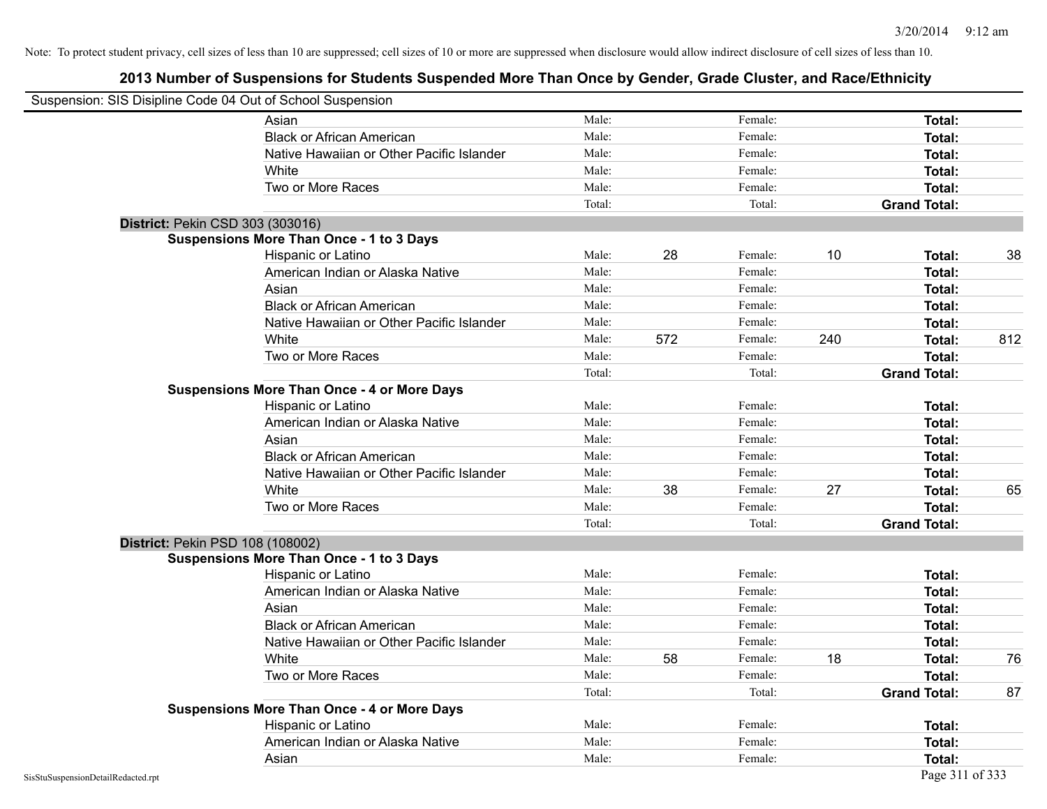Note: To protect student privacy, cell sizes of less than 10 are suppressed; cell sizes of 10 or more are suppressed when disclosure would allow indirect disclosure of cell sizes of less than 10.

# 2013 Number of Suspensions for Students Suspended More Than Once by Gender, Grade Cluster, and Race/Ethnicity

Suspension: SIS Disipline Code 04 Out of School Suspension

| | | | | | |
|---|---|---|---|---|---|
| Asian | Male: | | Female: | | **Total:** | |
| Black or African American | Male: | | Female: | | **Total:** | |
| Native Hawaiian or Other Pacific Islander | Male: | | Female: | | **Total:** | |
| White | Male: | | Female: | | **Total:** | |
| Two or More Races | Male: | | Female: | | **Total:** | |
| | Total: | | Total: | | **Grand Total:** | |

**District:** Pekin CSD 303 (303016)

**Suspensions More Than Once - 1 to 3 Days**

| | | | | | | |
|---|---|---|---|---|---|---|
| Hispanic or Latino | Male: | 28 | Female: | 10 | **Total:** | 38 |
| American Indian or Alaska Native | Male: | | Female: | | **Total:** | |
| Asian | Male: | | Female: | | **Total:** | |
| Black or African American | Male: | | Female: | | **Total:** | |
| Native Hawaiian or Other Pacific Islander | Male: | | Female: | | **Total:** | |
| White | Male: | 572 | Female: | 240 | **Total:** | 812 |
| Two or More Races | Male: | | Female: | | **Total:** | |
| | Total: | | Total: | | **Grand Total:** | |

**Suspensions More Than Once - 4 or More Days**

| | | | | | | |
|---|---|---|---|---|---|---|
| Hispanic or Latino | Male: | | Female: | | **Total:** | |
| American Indian or Alaska Native | Male: | | Female: | | **Total:** | |
| Asian | Male: | | Female: | | **Total:** | |
| Black or African American | Male: | | Female: | | **Total:** | |
| Native Hawaiian or Other Pacific Islander | Male: | | Female: | | **Total:** | |
| White | Male: | 38 | Female: | 27 | **Total:** | 65 |
| Two or More Races | Male: | | Female: | | **Total:** | |
| | Total: | | Total: | | **Grand Total:** | |

**District:** Pekin PSD 108 (108002)

**Suspensions More Than Once - 1 to 3 Days**

| | | | | | | |
|---|---|---|---|---|---|---|
| Hispanic or Latino | Male: | | Female: | | **Total:** | |
| American Indian or Alaska Native | Male: | | Female: | | **Total:** | |
| Asian | Male: | | Female: | | **Total:** | |
| Black or African American | Male: | | Female: | | **Total:** | |
| Native Hawaiian or Other Pacific Islander | Male: | | Female: | | **Total:** | |
| White | Male: | 58 | Female: | 18 | **Total:** | 76 |
| Two or More Races | Male: | | Female: | | **Total:** | |
| | Total: | | Total: | | **Grand Total:** | 87 |

**Suspensions More Than Once - 4 or More Days**

| | | | | | | |
|---|---|---|---|---|---|---|
| Hispanic or Latino | Male: | | Female: | | **Total:** | |
| American Indian or Alaska Native | Male: | | Female: | | **Total:** | |
| Asian | Male: | | Female: | | **Total:** | |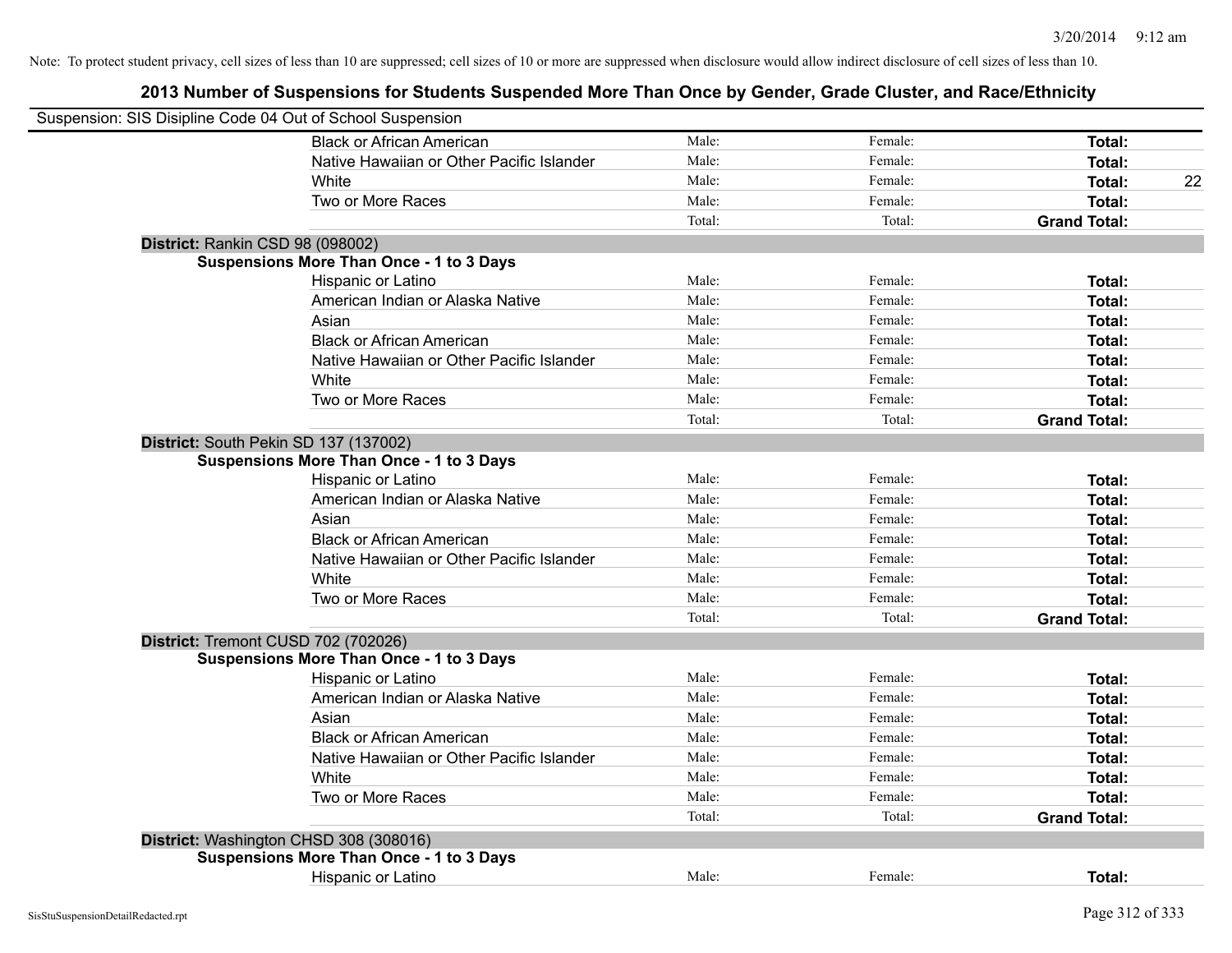Note: To protect student privacy, cell sizes of less than 10 are suppressed; cell sizes of 10 or more are suppressed when disclosure would allow indirect disclosure of cell sizes of less than 10.

# 2013 Number of Suspensions for Students Suspended More Than Once by Gender, Grade Cluster, and Race/Ethnicity

Suspension: SIS Disipline Code 04 Out of School Suspension

| | | | | |
|---|---|---|---|---|
| Black or African American | Male: | Female: | **Total:** | |
| Native Hawaiian or Other Pacific Islander | Male: | Female: | **Total:** | |
| White | Male: | Female: | **Total:** | 22 |
| Two or More Races | Male: | Female: | **Total:** | |
| | Total: | Total: | **Grand Total:** | |

**District:** Rankin CSD 98 (098002)

**Suspensions More Than Once - 1 to 3 Days**

| | | | | |
|---|---|---|---|---|
| Hispanic or Latino | Male: | Female: | **Total:** | |
| American Indian or Alaska Native | Male: | Female: | **Total:** | |
| Asian | Male: | Female: | **Total:** | |
| Black or African American | Male: | Female: | **Total:** | |
| Native Hawaiian or Other Pacific Islander | Male: | Female: | **Total:** | |
| White | Male: | Female: | **Total:** | |
| Two or More Races | Male: | Female: | **Total:** | |
| | Total: | Total: | **Grand Total:** | |

**District:** South Pekin SD 137 (137002)

**Suspensions More Than Once - 1 to 3 Days**

| | | | | |
|---|---|---|---|---|
| Hispanic or Latino | Male: | Female: | **Total:** | |
| American Indian or Alaska Native | Male: | Female: | **Total:** | |
| Asian | Male: | Female: | **Total:** | |
| Black or African American | Male: | Female: | **Total:** | |
| Native Hawaiian or Other Pacific Islander | Male: | Female: | **Total:** | |
| White | Male: | Female: | **Total:** | |
| Two or More Races | Male: | Female: | **Total:** | |
| | Total: | Total: | **Grand Total:** | |

**District:** Tremont CUSD 702 (702026)

**Suspensions More Than Once - 1 to 3 Days**

| | | | | |
|---|---|---|---|---|
| Hispanic or Latino | Male: | Female: | **Total:** | |
| American Indian or Alaska Native | Male: | Female: | **Total:** | |
| Asian | Male: | Female: | **Total:** | |
| Black or African American | Male: | Female: | **Total:** | |
| Native Hawaiian or Other Pacific Islander | Male: | Female: | **Total:** | |
| White | Male: | Female: | **Total:** | |
| Two or More Races | Male: | Female: | **Total:** | |
| | Total: | Total: | **Grand Total:** | |

**District:** Washington CHSD 308 (308016)

**Suspensions More Than Once - 1 to 3 Days**

| | | | | |
|---|---|---|---|---|
| Hispanic or Latino | Male: | Female: | **Total:** | |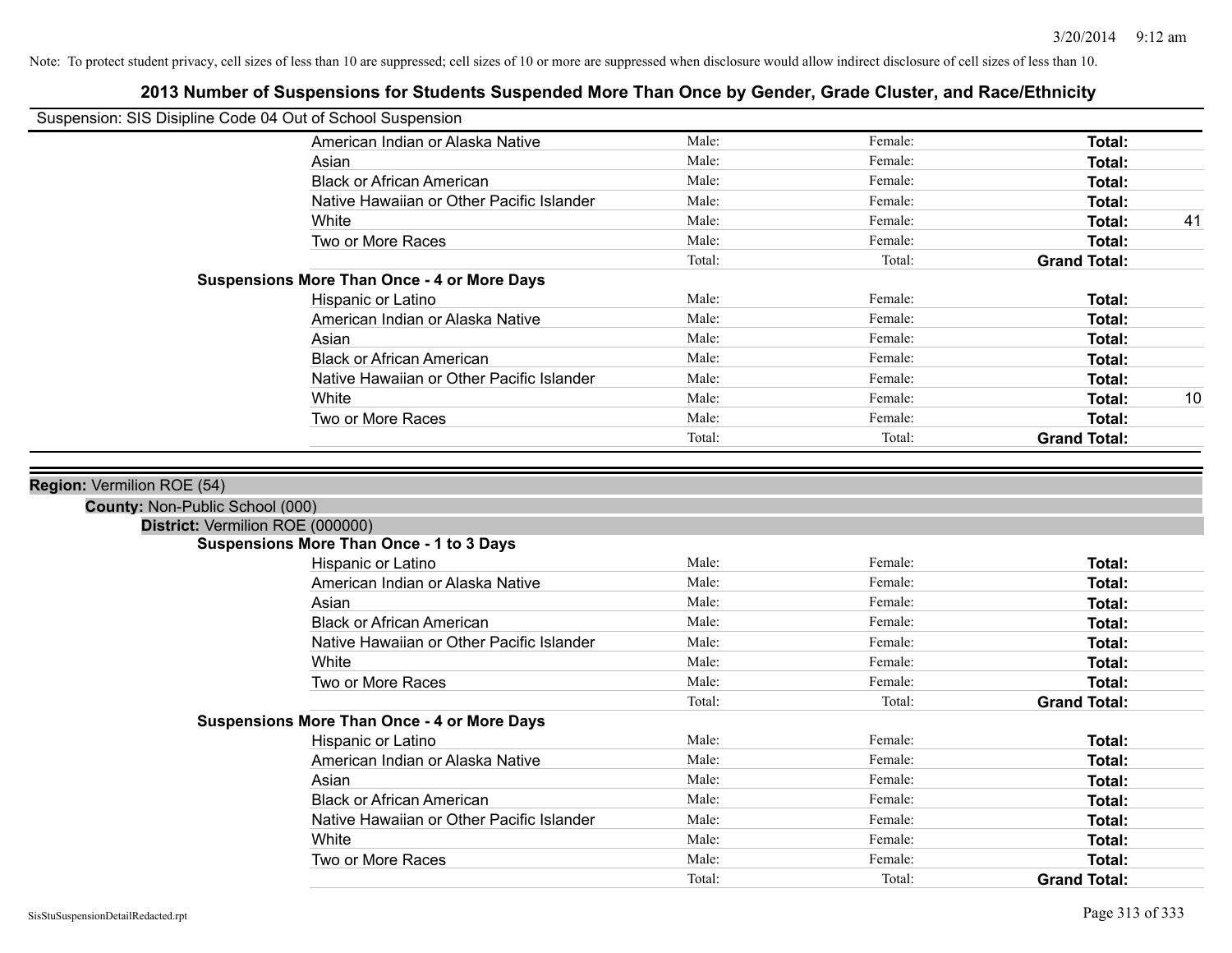Note: To protect student privacy, cell sizes of less than 10 are suppressed; cell sizes of 10 or more are suppressed when disclosure would allow indirect disclosure of cell sizes of less than 10.

## 2013 Number of Suspensions for Students Suspended More Than Once by Gender, Grade Cluster, and Race/Ethnicity

Suspension: SIS Disipline Code 04 Out of School Suspension

| | | | | |
|---|---|---|---|---|
| American Indian or Alaska Native | Male: | Female: | **Total:** | |
| Asian | Male: | Female: | **Total:** | |
| Black or African American | Male: | Female: | **Total:** | |
| Native Hawaiian or Other Pacific Islander | Male: | Female: | **Total:** | |
| White | Male: | Female: | **Total:** | 41 |
| Two or More Races | Male: | Female: | **Total:** | |
| | Total: | Total: | **Grand Total:** | |

**Suspensions More Than Once - 4 or More Days**

| | | | | |
|---|---|---|---|---|
| Hispanic or Latino | Male: | Female: | **Total:** | |
| American Indian or Alaska Native | Male: | Female: | **Total:** | |
| Asian | Male: | Female: | **Total:** | |
| Black or African American | Male: | Female: | **Total:** | |
| Native Hawaiian or Other Pacific Islander | Male: | Female: | **Total:** | |
| White | Male: | Female: | **Total:** | 10 |
| Two or More Races | Male: | Female: | **Total:** | |
| | Total: | Total: | **Grand Total:** | |

**Region:** Vermilion ROE (54)

**County:** Non-Public School (000)

**District:** Vermilion ROE (000000)

**Suspensions More Than Once - 1 to 3 Days**

| | | | | |
|---|---|---|---|---|
| Hispanic or Latino | Male: | Female: | **Total:** | |
| American Indian or Alaska Native | Male: | Female: | **Total:** | |
| Asian | Male: | Female: | **Total:** | |
| Black or African American | Male: | Female: | **Total:** | |
| Native Hawaiian or Other Pacific Islander | Male: | Female: | **Total:** | |
| White | Male: | Female: | **Total:** | |
| Two or More Races | Male: | Female: | **Total:** | |
| | Total: | Total: | **Grand Total:** | |

**Suspensions More Than Once - 4 or More Days**

| | | | | |
|---|---|---|---|---|
| Hispanic or Latino | Male: | Female: | **Total:** | |
| American Indian or Alaska Native | Male: | Female: | **Total:** | |
| Asian | Male: | Female: | **Total:** | |
| Black or African American | Male: | Female: | **Total:** | |
| Native Hawaiian or Other Pacific Islander | Male: | Female: | **Total:** | |
| White | Male: | Female: | **Total:** | |
| Two or More Races | Male: | Female: | **Total:** | |
| | Total: | Total: | **Grand Total:** | |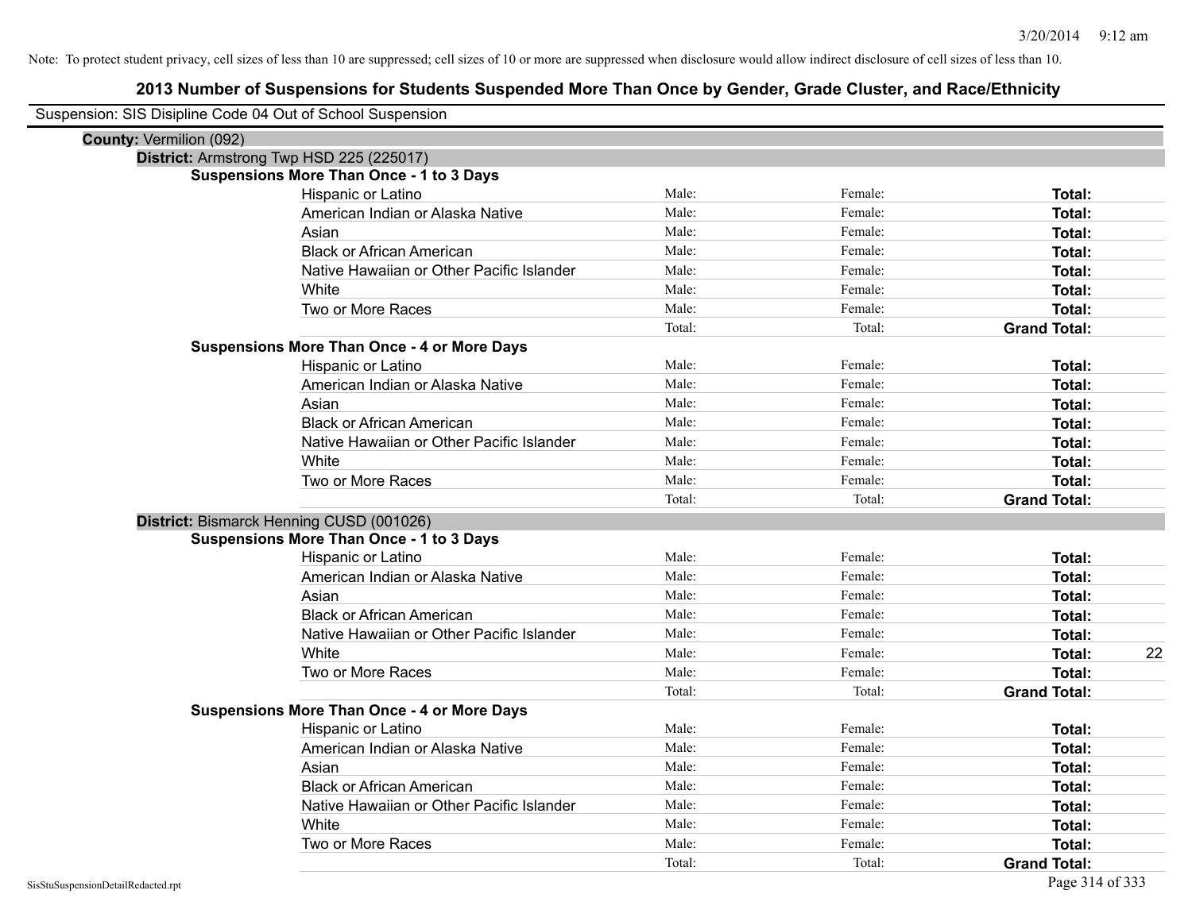Note: To protect student privacy, cell sizes of less than 10 are suppressed; cell sizes of 10 or more are suppressed when disclosure would allow indirect disclosure of cell sizes of less than 10.

# 2013 Number of Suspensions for Students Suspended More Than Once by Gender, Grade Cluster, and Race/Ethnicity

Suspension: SIS Disipline Code 04 Out of School Suspension

**County:** Vermilion (092)

**District:** Armstrong Twp HSD 225 (225017)

**Suspensions More Than Once - 1 to 3 Days**

| | | | | |
|---|---|---|---|---|
| Hispanic or Latino | Male: | Female: | **Total:** | |
| American Indian or Alaska Native | Male: | Female: | **Total:** | |
| Asian | Male: | Female: | **Total:** | |
| Black or African American | Male: | Female: | **Total:** | |
| Native Hawaiian or Other Pacific Islander | Male: | Female: | **Total:** | |
| White | Male: | Female: | **Total:** | |
| Two or More Races | Male: | Female: | **Total:** | |
| | Total: | Total: | **Grand Total:** | |

**Suspensions More Than Once - 4 or More Days**

| | | | | |
|---|---|---|---|---|
| Hispanic or Latino | Male: | Female: | **Total:** | |
| American Indian or Alaska Native | Male: | Female: | **Total:** | |
| Asian | Male: | Female: | **Total:** | |
| Black or African American | Male: | Female: | **Total:** | |
| Native Hawaiian or Other Pacific Islander | Male: | Female: | **Total:** | |
| White | Male: | Female: | **Total:** | |
| Two or More Races | Male: | Female: | **Total:** | |
| | Total: | Total: | **Grand Total:** | |

**District:** Bismarck Henning CUSD (001026)

**Suspensions More Than Once - 1 to 3 Days**

| | | | | |
|---|---|---|---|---|
| Hispanic or Latino | Male: | Female: | **Total:** | |
| American Indian or Alaska Native | Male: | Female: | **Total:** | |
| Asian | Male: | Female: | **Total:** | |
| Black or African American | Male: | Female: | **Total:** | |
| Native Hawaiian or Other Pacific Islander | Male: | Female: | **Total:** | |
| White | Male: | Female: | **Total:** | 22 |
| Two or More Races | Male: | Female: | **Total:** | |
| | Total: | Total: | **Grand Total:** | |

**Suspensions More Than Once - 4 or More Days**

| | | | | |
|---|---|---|---|---|
| Hispanic or Latino | Male: | Female: | **Total:** | |
| American Indian or Alaska Native | Male: | Female: | **Total:** | |
| Asian | Male: | Female: | **Total:** | |
| Black or African American | Male: | Female: | **Total:** | |
| Native Hawaiian or Other Pacific Islander | Male: | Female: | **Total:** | |
| White | Male: | Female: | **Total:** | |
| Two or More Races | Male: | Female: | **Total:** | |
| | Total: | Total: | **Grand Total:** | |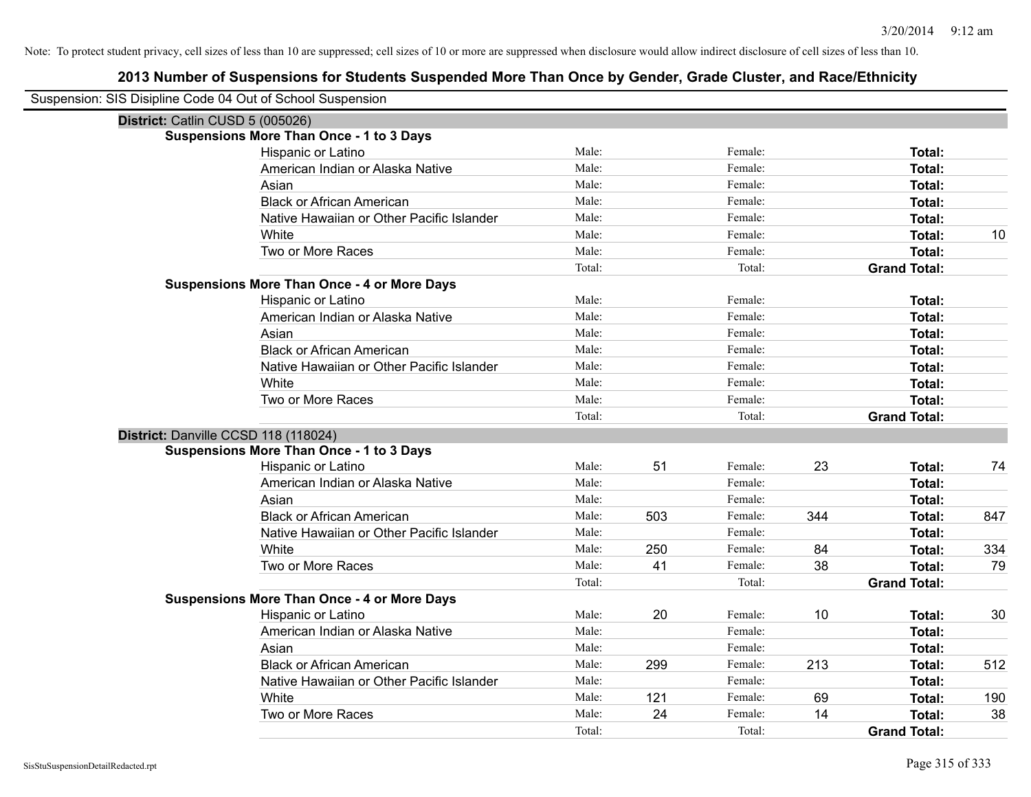Note: To protect student privacy, cell sizes of less than 10 are suppressed; cell sizes of 10 or more are suppressed when disclosure would allow indirect disclosure of cell sizes of less than 10.

## 2013 Number of Suspensions for Students Suspended More Than Once by Gender, Grade Cluster, and Race/Ethnicity

Suspension: SIS Disipline Code 04 Out of School Suspension

**District:** Catlin CUSD 5 (005026)

**Suspensions More Than Once - 1 to 3 Days**

| Race/Ethnicity | | | | | | |
|---|---|---|---|---|---|---|
| Hispanic or Latino | Male: | | Female: | | **Total:** | |
| American Indian or Alaska Native | Male: | | Female: | | **Total:** | |
| Asian | Male: | | Female: | | **Total:** | |
| Black or African American | Male: | | Female: | | **Total:** | |
| Native Hawaiian or Other Pacific Islander | Male: | | Female: | | **Total:** | |
| White | Male: | | Female: | | **Total:** | 10 |
| Two or More Races | Male: | | Female: | | **Total:** | |
| | Total: | | Total: | | **Grand Total:** | |

**Suspensions More Than Once - 4 or More Days**

| Race/Ethnicity | | | | | | |
|---|---|---|---|---|---|---|
| Hispanic or Latino | Male: | | Female: | | **Total:** | |
| American Indian or Alaska Native | Male: | | Female: | | **Total:** | |
| Asian | Male: | | Female: | | **Total:** | |
| Black or African American | Male: | | Female: | | **Total:** | |
| Native Hawaiian or Other Pacific Islander | Male: | | Female: | | **Total:** | |
| White | Male: | | Female: | | **Total:** | |
| Two or More Races | Male: | | Female: | | **Total:** | |
| | Total: | | Total: | | **Grand Total:** | |

**District:** Danville CCSD 118 (118024)

**Suspensions More Than Once - 1 to 3 Days**

| Race/Ethnicity | | | | | | |
|---|---|---|---|---|---|---|
| Hispanic or Latino | Male: | 51 | Female: | 23 | **Total:** | 74 |
| American Indian or Alaska Native | Male: | | Female: | | **Total:** | |
| Asian | Male: | | Female: | | **Total:** | |
| Black or African American | Male: | 503 | Female: | 344 | **Total:** | 847 |
| Native Hawaiian or Other Pacific Islander | Male: | | Female: | | **Total:** | |
| White | Male: | 250 | Female: | 84 | **Total:** | 334 |
| Two or More Races | Male: | 41 | Female: | 38 | **Total:** | 79 |
| | Total: | | Total: | | **Grand Total:** | |

**Suspensions More Than Once - 4 or More Days**

| Race/Ethnicity | | | | | | |
|---|---|---|---|---|---|---|
| Hispanic or Latino | Male: | 20 | Female: | 10 | **Total:** | 30 |
| American Indian or Alaska Native | Male: | | Female: | | **Total:** | |
| Asian | Male: | | Female: | | **Total:** | |
| Black or African American | Male: | 299 | Female: | 213 | **Total:** | 512 |
| Native Hawaiian or Other Pacific Islander | Male: | | Female: | | **Total:** | |
| White | Male: | 121 | Female: | 69 | **Total:** | 190 |
| Two or More Races | Male: | 24 | Female: | 14 | **Total:** | 38 |
| | Total: | | Total: | | **Grand Total:** | |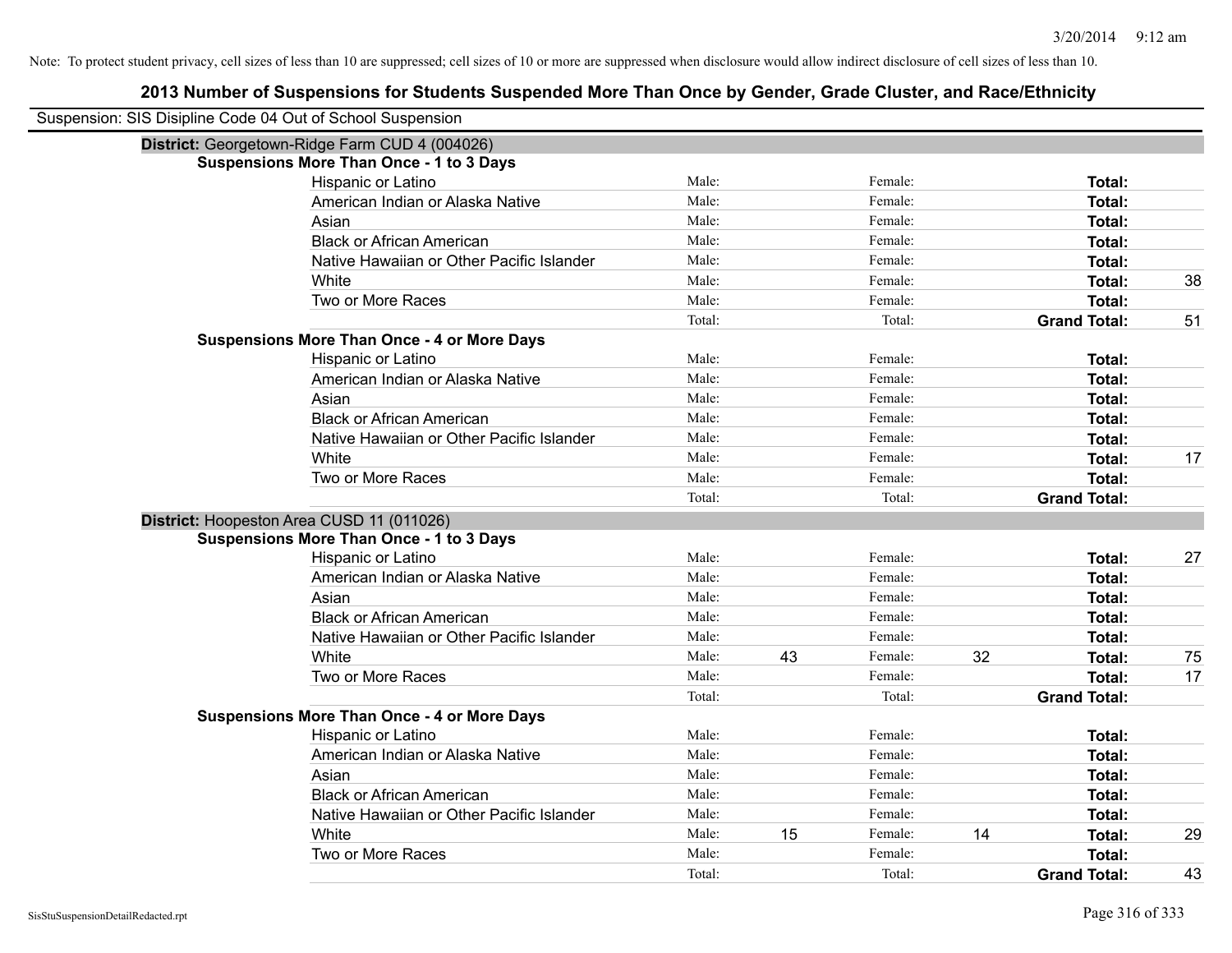Note: To protect student privacy, cell sizes of less than 10 are suppressed; cell sizes of 10 or more are suppressed when disclosure would allow indirect disclosure of cell sizes of less than 10.

# 2013 Number of Suspensions for Students Suspended More Than Once by Gender, Grade Cluster, and Race/Ethnicity

Suspension: SIS Disipline Code 04 Out of School Suspension

## District: Georgetown-Ridge Farm CUD 4 (004026)

### Suspensions More Than Once - 1 to 3 Days

| Race/Ethnicity | Male: | | Female: | | Total: | |
|---|---|---|---|---|---|---|
| Hispanic or Latino | Male: | | Female: | | **Total:** | |
| American Indian or Alaska Native | Male: | | Female: | | **Total:** | |
| Asian | Male: | | Female: | | **Total:** | |
| Black or African American | Male: | | Female: | | **Total:** | |
| Native Hawaiian or Other Pacific Islander | Male: | | Female: | | **Total:** | |
| White | Male: | | Female: | | **Total:** | 38 |
| Two or More Races | Male: | | Female: | | **Total:** | |
| | Total: | | Total: | | **Grand Total:** | 51 |

### Suspensions More Than Once - 4 or More Days

| Race/Ethnicity | Male: | | Female: | | Total: | |
|---|---|---|---|---|---|---|
| Hispanic or Latino | Male: | | Female: | | **Total:** | |
| American Indian or Alaska Native | Male: | | Female: | | **Total:** | |
| Asian | Male: | | Female: | | **Total:** | |
| Black or African American | Male: | | Female: | | **Total:** | |
| Native Hawaiian or Other Pacific Islander | Male: | | Female: | | **Total:** | |
| White | Male: | | Female: | | **Total:** | 17 |
| Two or More Races | Male: | | Female: | | **Total:** | |
| | Total: | | Total: | | **Grand Total:** | |

## District: Hoopeston Area CUSD 11 (011026)

### Suspensions More Than Once - 1 to 3 Days

| Race/Ethnicity | Male: | | Female: | | Total: | |
|---|---|---|---|---|---|---|
| Hispanic or Latino | Male: | | Female: | | **Total:** | 27 |
| American Indian or Alaska Native | Male: | | Female: | | **Total:** | |
| Asian | Male: | | Female: | | **Total:** | |
| Black or African American | Male: | | Female: | | **Total:** | |
| Native Hawaiian or Other Pacific Islander | Male: | | Female: | | **Total:** | |
| White | Male: | 43 | Female: | 32 | **Total:** | 75 |
| Two or More Races | Male: | | Female: | | **Total:** | 17 |
| | Total: | | Total: | | **Grand Total:** | |

### Suspensions More Than Once - 4 or More Days

| Race/Ethnicity | Male: | | Female: | | Total: | |
|---|---|---|---|---|---|---|
| Hispanic or Latino | Male: | | Female: | | **Total:** | |
| American Indian or Alaska Native | Male: | | Female: | | **Total:** | |
| Asian | Male: | | Female: | | **Total:** | |
| Black or African American | Male: | | Female: | | **Total:** | |
| Native Hawaiian or Other Pacific Islander | Male: | | Female: | | **Total:** | |
| White | Male: | 15 | Female: | 14 | **Total:** | 29 |
| Two or More Races | Male: | | Female: | | **Total:** | |
| | Total: | | Total: | | **Grand Total:** | 43 |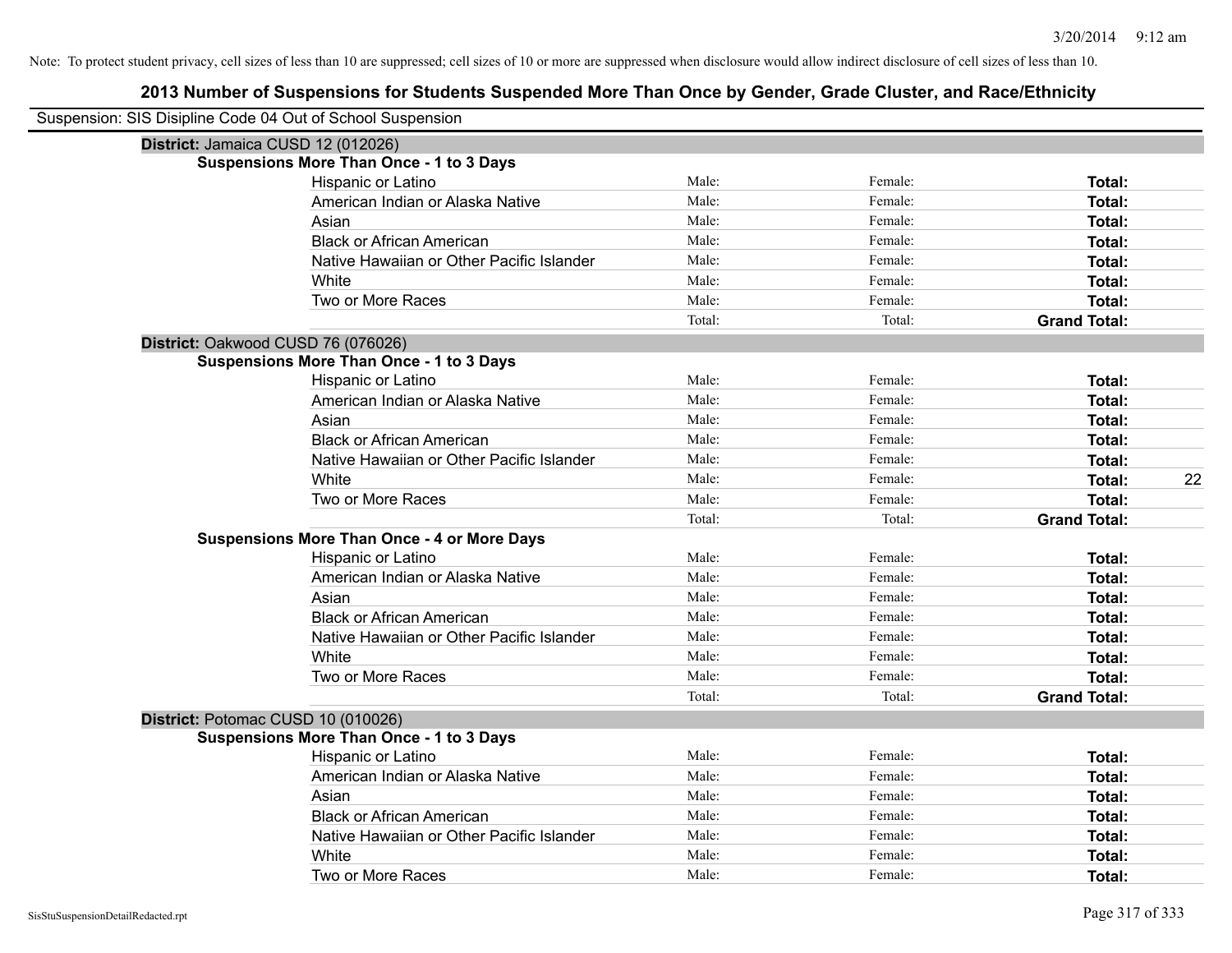Note: To protect student privacy, cell sizes of less than 10 are suppressed; cell sizes of 10 or more are suppressed when disclosure would allow indirect disclosure of cell sizes of less than 10.

## 2013 Number of Suspensions for Students Suspended More Than Once by Gender, Grade Cluster, and Race/Ethnicity

Suspension: SIS Disipline Code 04 Out of School Suspension

### District: Jamaica CUSD 12 (012026)

**Suspensions More Than Once - 1 to 3 Days**

| | | | | |
|---|---|---|---|---|
| Hispanic or Latino | Male: | Female: | **Total:** | |
| American Indian or Alaska Native | Male: | Female: | **Total:** | |
| Asian | Male: | Female: | **Total:** | |
| Black or African American | Male: | Female: | **Total:** | |
| Native Hawaiian or Other Pacific Islander | Male: | Female: | **Total:** | |
| White | Male: | Female: | **Total:** | |
| Two or More Races | Male: | Female: | **Total:** | |
| | Total: | Total: | **Grand Total:** | |

### District: Oakwood CUSD 76 (076026)

**Suspensions More Than Once - 1 to 3 Days**

| | | | | |
|---|---|---|---|---|
| Hispanic or Latino | Male: | Female: | **Total:** | |
| American Indian or Alaska Native | Male: | Female: | **Total:** | |
| Asian | Male: | Female: | **Total:** | |
| Black or African American | Male: | Female: | **Total:** | |
| Native Hawaiian or Other Pacific Islander | Male: | Female: | **Total:** | |
| White | Male: | Female: | **Total:** | 22 |
| Two or More Races | Male: | Female: | **Total:** | |
| | Total: | Total: | **Grand Total:** | |

**Suspensions More Than Once - 4 or More Days**

| | | | | |
|---|---|---|---|---|
| Hispanic or Latino | Male: | Female: | **Total:** | |
| American Indian or Alaska Native | Male: | Female: | **Total:** | |
| Asian | Male: | Female: | **Total:** | |
| Black or African American | Male: | Female: | **Total:** | |
| Native Hawaiian or Other Pacific Islander | Male: | Female: | **Total:** | |
| White | Male: | Female: | **Total:** | |
| Two or More Races | Male: | Female: | **Total:** | |
| | Total: | Total: | **Grand Total:** | |

### District: Potomac CUSD 10 (010026)

**Suspensions More Than Once - 1 to 3 Days**

| | | | | |
|---|---|---|---|---|
| Hispanic or Latino | Male: | Female: | **Total:** | |
| American Indian or Alaska Native | Male: | Female: | **Total:** | |
| Asian | Male: | Female: | **Total:** | |
| Black or African American | Male: | Female: | **Total:** | |
| Native Hawaiian or Other Pacific Islander | Male: | Female: | **Total:** | |
| White | Male: | Female: | **Total:** | |
| Two or More Races | Male: | Female: | **Total:** | |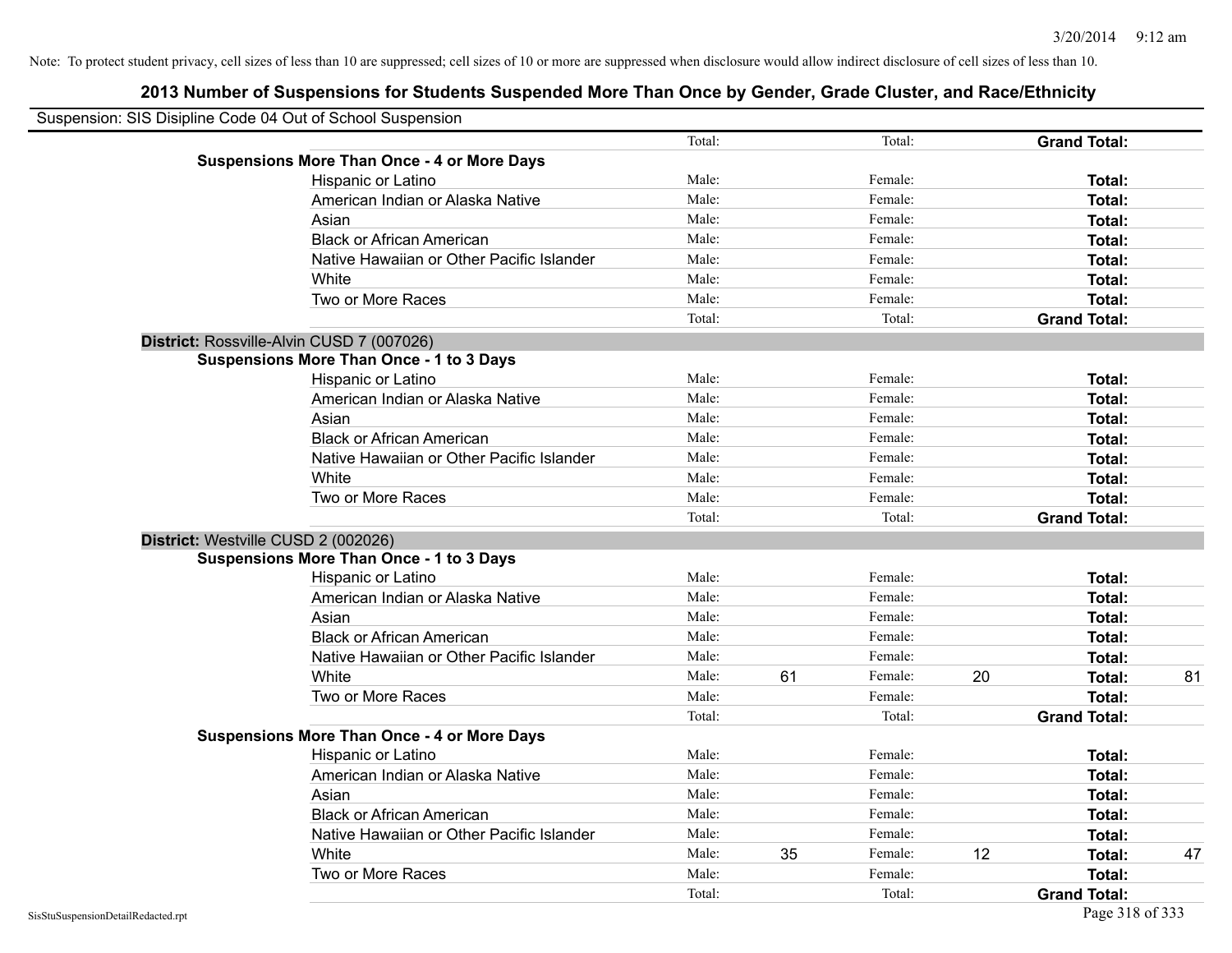Note: To protect student privacy, cell sizes of less than 10 are suppressed; cell sizes of 10 or more are suppressed when disclosure would allow indirect disclosure of cell sizes of less than 10.

## 2013 Number of Suspensions for Students Suspended More Than Once by Gender, Grade Cluster, and Race/Ethnicity

Suspension: SIS Disipline Code 04 Out of School Suspension

| | | | | | | | |
|---|---|---|---|---|---|---|---|
| | Total: | | Total: | | **Grand Total:** | |
| **Suspensions More Than Once - 4 or More Days** | | | | | | |
| Hispanic or Latino | Male: | | Female: | | **Total:** | |
| American Indian or Alaska Native | Male: | | Female: | | **Total:** | |
| Asian | Male: | | Female: | | **Total:** | |
| Black or African American | Male: | | Female: | | **Total:** | |
| Native Hawaiian or Other Pacific Islander | Male: | | Female: | | **Total:** | |
| White | Male: | | Female: | | **Total:** | |
| Two or More Races | Male: | | Female: | | **Total:** | |
| | Total: | | Total: | | **Grand Total:** | |

**District:** Rossville-Alvin CUSD 7 (007026)

| | | | | | | |
|---|---|---|---|---|---|---|
| **Suspensions More Than Once - 1 to 3 Days** | | | | | | |
| Hispanic or Latino | Male: | | Female: | | **Total:** | |
| American Indian or Alaska Native | Male: | | Female: | | **Total:** | |
| Asian | Male: | | Female: | | **Total:** | |
| Black or African American | Male: | | Female: | | **Total:** | |
| Native Hawaiian or Other Pacific Islander | Male: | | Female: | | **Total:** | |
| White | Male: | | Female: | | **Total:** | |
| Two or More Races | Male: | | Female: | | **Total:** | |
| | Total: | | Total: | | **Grand Total:** | |

**District:** Westville CUSD 2 (002026)

| | | | | | | |
|---|---|---|---|---|---|---|
| **Suspensions More Than Once - 1 to 3 Days** | | | | | | |
| Hispanic or Latino | Male: | | Female: | | **Total:** | |
| American Indian or Alaska Native | Male: | | Female: | | **Total:** | |
| Asian | Male: | | Female: | | **Total:** | |
| Black or African American | Male: | | Female: | | **Total:** | |
| Native Hawaiian or Other Pacific Islander | Male: | | Female: | | **Total:** | |
| White | Male: | 61 | Female: | 20 | **Total:** | 81 |
| Two or More Races | Male: | | Female: | | **Total:** | |
| | Total: | | Total: | | **Grand Total:** | |
| **Suspensions More Than Once - 4 or More Days** | | | | | | |
| Hispanic or Latino | Male: | | Female: | | **Total:** | |
| American Indian or Alaska Native | Male: | | Female: | | **Total:** | |
| Asian | Male: | | Female: | | **Total:** | |
| Black or African American | Male: | | Female: | | **Total:** | |
| Native Hawaiian or Other Pacific Islander | Male: | | Female: | | **Total:** | |
| White | Male: | 35 | Female: | 12 | **Total:** | 47 |
| Two or More Races | Male: | | Female: | | **Total:** | |
| | Total: | | Total: | | **Grand Total:** | |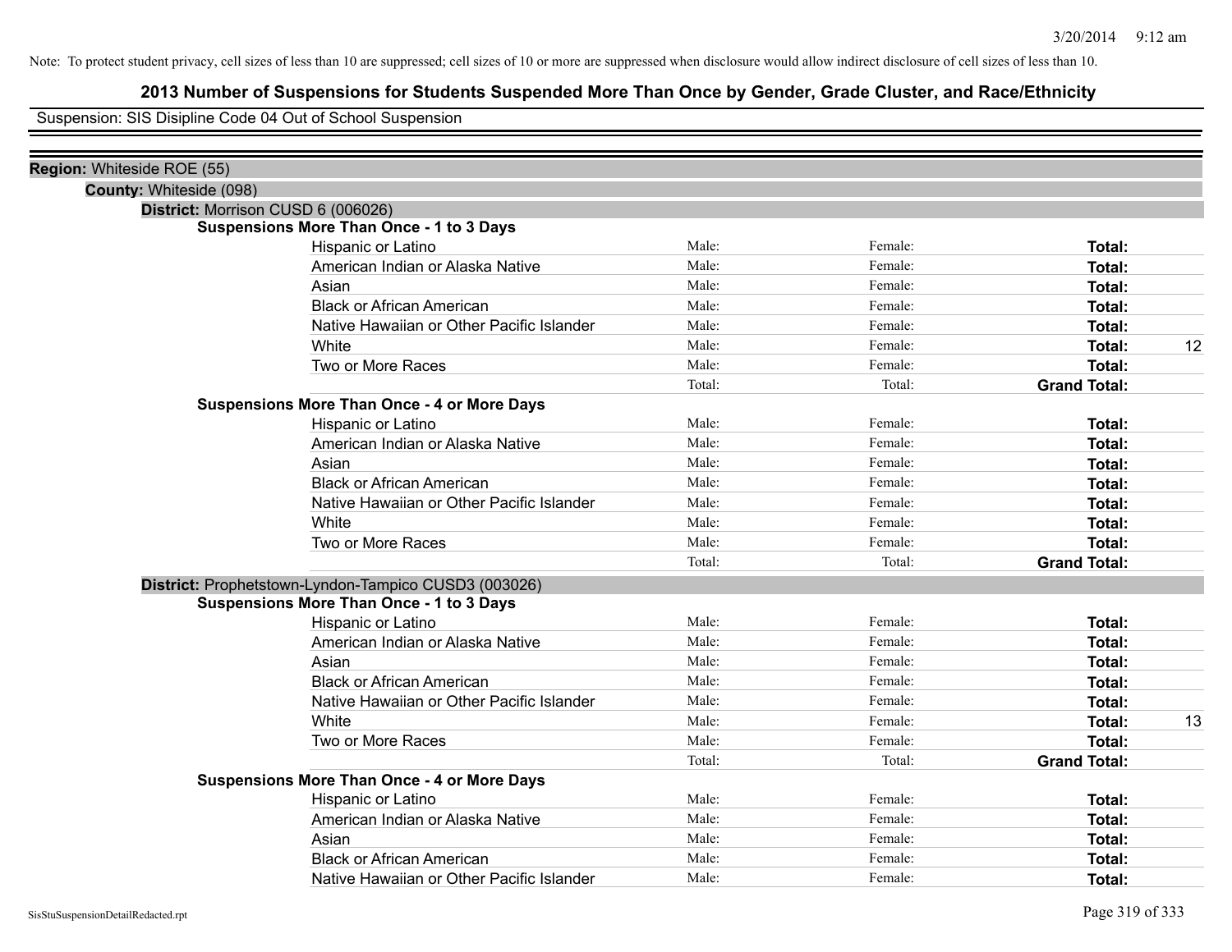Note: To protect student privacy, cell sizes of less than 10 are suppressed; cell sizes of 10 or more are suppressed when disclosure would allow indirect disclosure of cell sizes of less than 10.

# 2013 Number of Suspensions for Students Suspended More Than Once by Gender, Grade Cluster, and Race/Ethnicity

Suspension: SIS Disipline Code 04 Out of School Suspension

**Region:** Whiteside ROE (55)

**County:** Whiteside (098)

**District:** Morrison CUSD 6 (006026)

**Suspensions More Than Once - 1 to 3 Days**

| | Male: | Female: | Total: | |
|---|---|---|---|---|
| Hispanic or Latino | Male: | Female: | **Total:** | |
| American Indian or Alaska Native | Male: | Female: | **Total:** | |
| Asian | Male: | Female: | **Total:** | |
| Black or African American | Male: | Female: | **Total:** | |
| Native Hawaiian or Other Pacific Islander | Male: | Female: | **Total:** | |
| White | Male: | Female: | **Total:** | 12 |
| Two or More Races | Male: | Female: | **Total:** | |
| | Total: | Total: | **Grand Total:** | |

**Suspensions More Than Once - 4 or More Days**

| | Male: | Female: | Total: | |
|---|---|---|---|---|
| Hispanic or Latino | Male: | Female: | **Total:** | |
| American Indian or Alaska Native | Male: | Female: | **Total:** | |
| Asian | Male: | Female: | **Total:** | |
| Black or African American | Male: | Female: | **Total:** | |
| Native Hawaiian or Other Pacific Islander | Male: | Female: | **Total:** | |
| White | Male: | Female: | **Total:** | |
| Two or More Races | Male: | Female: | **Total:** | |
| | Total: | Total: | **Grand Total:** | |

**District:** Prophetstown-Lyndon-Tampico CUSD3 (003026)

**Suspensions More Than Once - 1 to 3 Days**

| | Male: | Female: | Total: | |
|---|---|---|---|---|
| Hispanic or Latino | Male: | Female: | **Total:** | |
| American Indian or Alaska Native | Male: | Female: | **Total:** | |
| Asian | Male: | Female: | **Total:** | |
| Black or African American | Male: | Female: | **Total:** | |
| Native Hawaiian or Other Pacific Islander | Male: | Female: | **Total:** | |
| White | Male: | Female: | **Total:** | 13 |
| Two or More Races | Male: | Female: | **Total:** | |
| | Total: | Total: | **Grand Total:** | |

**Suspensions More Than Once - 4 or More Days**

| | Male: | Female: | Total: | |
|---|---|---|---|---|
| Hispanic or Latino | Male: | Female: | **Total:** | |
| American Indian or Alaska Native | Male: | Female: | **Total:** | |
| Asian | Male: | Female: | **Total:** | |
| Black or African American | Male: | Female: | **Total:** | |
| Native Hawaiian or Other Pacific Islander | Male: | Female: | **Total:** | |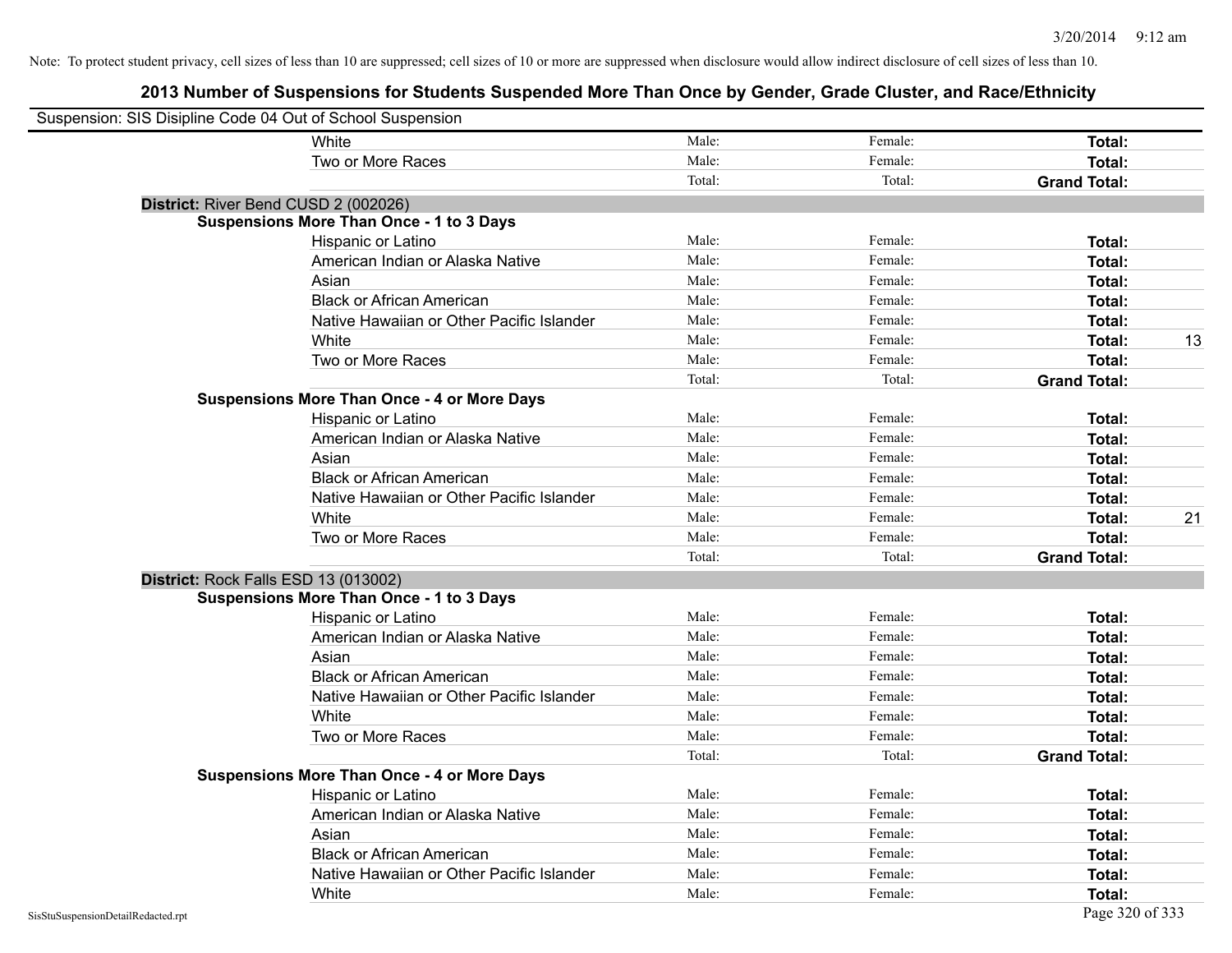Note: To protect student privacy, cell sizes of less than 10 are suppressed; cell sizes of 10 or more are suppressed when disclosure would allow indirect disclosure of cell sizes of less than 10.

## 2013 Number of Suspensions for Students Suspended More Than Once by Gender, Grade Cluster, and Race/Ethnicity

Suspension: SIS Disipline Code 04 Out of School Suspension

| | | | | | |
|---|---|---|---|---|---|
| | White | Male: | Female: | **Total:** | |
| | Two or More Races | Male: | Female: | **Total:** | |
| | | Total: | Total: | **Grand Total:** | |
| **District:** River Bend CUSD 2 (002026) | | | | | |
| **Suspensions More Than Once - 1 to 3 Days** | | | | | |
| | Hispanic or Latino | Male: | Female: | **Total:** | |
| | American Indian or Alaska Native | Male: | Female: | **Total:** | |
| | Asian | Male: | Female: | **Total:** | |
| | Black or African American | Male: | Female: | **Total:** | |
| | Native Hawaiian or Other Pacific Islander | Male: | Female: | **Total:** | |
| | White | Male: | Female: | **Total:** | 13 |
| | Two or More Races | Male: | Female: | **Total:** | |
| | | Total: | Total: | **Grand Total:** | |
| **Suspensions More Than Once - 4 or More Days** | | | | | |
| | Hispanic or Latino | Male: | Female: | **Total:** | |
| | American Indian or Alaska Native | Male: | Female: | **Total:** | |
| | Asian | Male: | Female: | **Total:** | |
| | Black or African American | Male: | Female: | **Total:** | |
| | Native Hawaiian or Other Pacific Islander | Male: | Female: | **Total:** | |
| | White | Male: | Female: | **Total:** | 21 |
| | Two or More Races | Male: | Female: | **Total:** | |
| | | Total: | Total: | **Grand Total:** | |
| **District:** Rock Falls ESD 13 (013002) | | | | | |
| **Suspensions More Than Once - 1 to 3 Days** | | | | | |
| | Hispanic or Latino | Male: | Female: | **Total:** | |
| | American Indian or Alaska Native | Male: | Female: | **Total:** | |
| | Asian | Male: | Female: | **Total:** | |
| | Black or African American | Male: | Female: | **Total:** | |
| | Native Hawaiian or Other Pacific Islander | Male: | Female: | **Total:** | |
| | White | Male: | Female: | **Total:** | |
| | Two or More Races | Male: | Female: | **Total:** | |
| | | Total: | Total: | **Grand Total:** | |
| **Suspensions More Than Once - 4 or More Days** | | | | | |
| | Hispanic or Latino | Male: | Female: | **Total:** | |
| | American Indian or Alaska Native | Male: | Female: | **Total:** | |
| | Asian | Male: | Female: | **Total:** | |
| | Black or African American | Male: | Female: | **Total:** | |
| | Native Hawaiian or Other Pacific Islander | Male: | Female: | **Total:** | |
| | White | Male: | Female: | **Total:** | |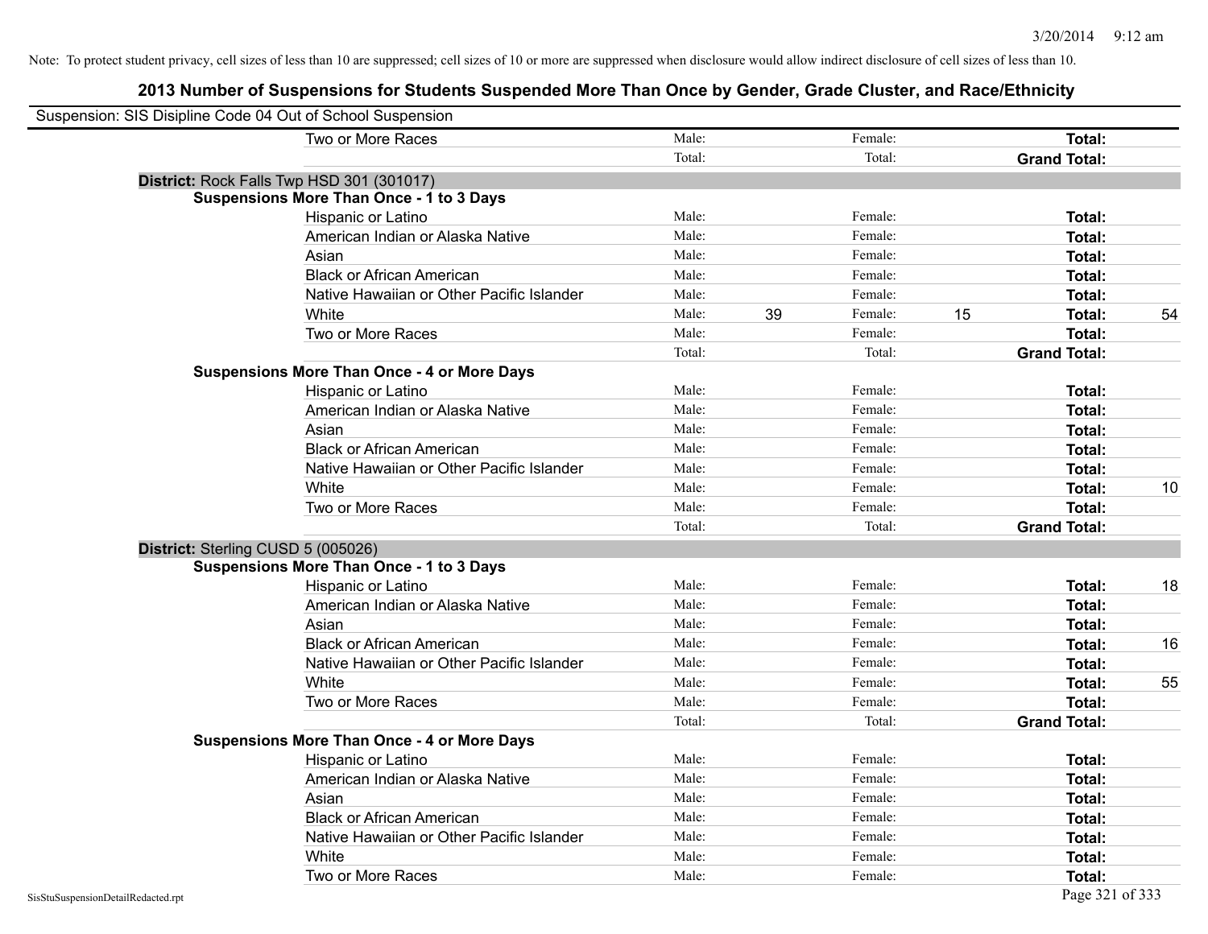Note: To protect student privacy, cell sizes of less than 10 are suppressed; cell sizes of 10 or more are suppressed when disclosure would allow indirect disclosure of cell sizes of less than 10.

# 2013 Number of Suspensions for Students Suspended More Than Once by Gender, Grade Cluster, and Race/Ethnicity

Suspension: SIS Disipline Code 04 Out of School Suspension

| | | | | | | | |
|---|---|---|---|---|---|---|---|
| Two or More Races | Male: | | Female: | | **Total:** | |
| | Total: | | Total: | | **Grand Total:** | |

**District:** Rock Falls Twp HSD 301 (301017)

**Suspensions More Than Once - 1 to 3 Days**

| | | | | | | |
|---|---|---|---|---|---|---|
| Hispanic or Latino | Male: | | Female: | | **Total:** | |
| American Indian or Alaska Native | Male: | | Female: | | **Total:** | |
| Asian | Male: | | Female: | | **Total:** | |
| Black or African American | Male: | | Female: | | **Total:** | |
| Native Hawaiian or Other Pacific Islander | Male: | | Female: | | **Total:** | |
| White | Male: | 39 | Female: | 15 | **Total:** | 54 |
| Two or More Races | Male: | | Female: | | **Total:** | |
| | Total: | | Total: | | **Grand Total:** | |

**Suspensions More Than Once - 4 or More Days**

| | | | | | | |
|---|---|---|---|---|---|---|
| Hispanic or Latino | Male: | | Female: | | **Total:** | |
| American Indian or Alaska Native | Male: | | Female: | | **Total:** | |
| Asian | Male: | | Female: | | **Total:** | |
| Black or African American | Male: | | Female: | | **Total:** | |
| Native Hawaiian or Other Pacific Islander | Male: | | Female: | | **Total:** | |
| White | Male: | | Female: | | **Total:** | 10 |
| Two or More Races | Male: | | Female: | | **Total:** | |
| | Total: | | Total: | | **Grand Total:** | |

**District:** Sterling CUSD 5 (005026)

**Suspensions More Than Once - 1 to 3 Days**

| | | | | | | |
|---|---|---|---|---|---|---|
| Hispanic or Latino | Male: | | Female: | | **Total:** | 18 |
| American Indian or Alaska Native | Male: | | Female: | | **Total:** | |
| Asian | Male: | | Female: | | **Total:** | |
| Black or African American | Male: | | Female: | | **Total:** | 16 |
| Native Hawaiian or Other Pacific Islander | Male: | | Female: | | **Total:** | |
| White | Male: | | Female: | | **Total:** | 55 |
| Two or More Races | Male: | | Female: | | **Total:** | |
| | Total: | | Total: | | **Grand Total:** | |

**Suspensions More Than Once - 4 or More Days**

| | | | | | | |
|---|---|---|---|---|---|---|
| Hispanic or Latino | Male: | | Female: | | **Total:** | |
| American Indian or Alaska Native | Male: | | Female: | | **Total:** | |
| Asian | Male: | | Female: | | **Total:** | |
| Black or African American | Male: | | Female: | | **Total:** | |
| Native Hawaiian or Other Pacific Islander | Male: | | Female: | | **Total:** | |
| White | Male: | | Female: | | **Total:** | |
| Two or More Races | Male: | | Female: | | **Total:** | |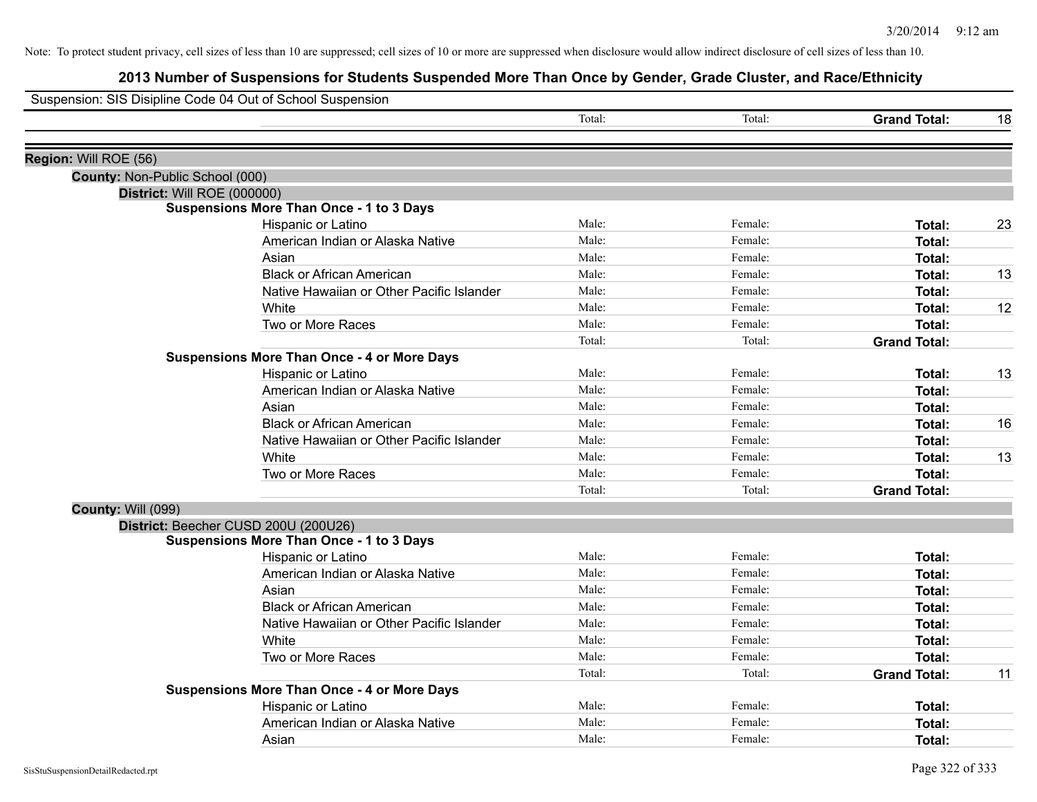Note: To protect student privacy, cell sizes of less than 10 are suppressed; cell sizes of 10 or more are suppressed when disclosure would allow indirect disclosure of cell sizes of less than 10.

# 2013 Number of Suspensions for Students Suspended More Than Once by Gender, Grade Cluster, and Race/Ethnicity

Suspension: SIS Disipline Code 04 Out of School Suspension

| | | | | |
|---|---|---|---|---|
| | Total: | Total: | **Grand Total:** | 18 |

**Region:** Will ROE (56)

**County:** Non-Public School (000)

**District:** Will ROE (000000)

**Suspensions More Than Once - 1 to 3 Days**

| | | | | |
|---|---|---|---|---|
| Hispanic or Latino | Male: | Female: | **Total:** | 23 |
| American Indian or Alaska Native | Male: | Female: | **Total:** | |
| Asian | Male: | Female: | **Total:** | |
| Black or African American | Male: | Female: | **Total:** | 13 |
| Native Hawaiian or Other Pacific Islander | Male: | Female: | **Total:** | |
| White | Male: | Female: | **Total:** | 12 |
| Two or More Races | Male: | Female: | **Total:** | |
| | Total: | Total: | **Grand Total:** | |

**Suspensions More Than Once - 4 or More Days**

| | | | | |
|---|---|---|---|---|
| Hispanic or Latino | Male: | Female: | **Total:** | 13 |
| American Indian or Alaska Native | Male: | Female: | **Total:** | |
| Asian | Male: | Female: | **Total:** | |
| Black or African American | Male: | Female: | **Total:** | 16 |
| Native Hawaiian or Other Pacific Islander | Male: | Female: | **Total:** | |
| White | Male: | Female: | **Total:** | 13 |
| Two or More Races | Male: | Female: | **Total:** | |
| | Total: | Total: | **Grand Total:** | |

**County:** Will (099)

**District:** Beecher CUSD 200U (200U26)

**Suspensions More Than Once - 1 to 3 Days**

| | | | | |
|---|---|---|---|---|
| Hispanic or Latino | Male: | Female: | **Total:** | |
| American Indian or Alaska Native | Male: | Female: | **Total:** | |
| Asian | Male: | Female: | **Total:** | |
| Black or African American | Male: | Female: | **Total:** | |
| Native Hawaiian or Other Pacific Islander | Male: | Female: | **Total:** | |
| White | Male: | Female: | **Total:** | |
| Two or More Races | Male: | Female: | **Total:** | |
| | Total: | Total: | **Grand Total:** | 11 |

**Suspensions More Than Once - 4 or More Days**

| | | | | |
|---|---|---|---|---|
| Hispanic or Latino | Male: | Female: | **Total:** | |
| American Indian or Alaska Native | Male: | Female: | **Total:** | |
| Asian | Male: | Female: | **Total:** | |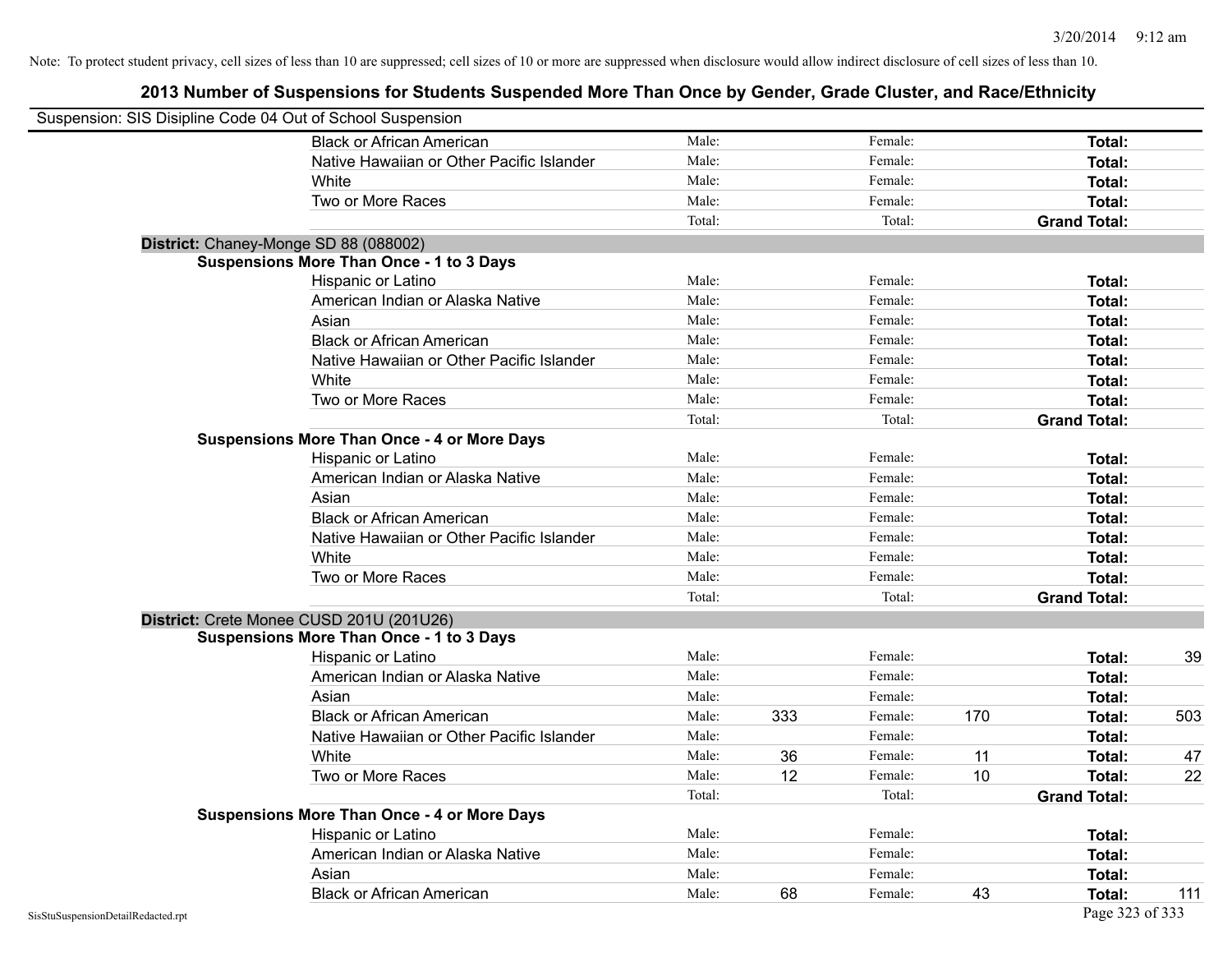Note: To protect student privacy, cell sizes of less than 10 are suppressed; cell sizes of 10 or more are suppressed when disclosure would allow indirect disclosure of cell sizes of less than 10.

## 2013 Number of Suspensions for Students Suspended More Than Once by Gender, Grade Cluster, and Race/Ethnicity

Suspension: SIS Disipline Code 04 Out of School Suspension

| | | | | | |
|---|---|---|---|---|---|
| Black or African American | Male: | | Female: | | **Total:** | |
| Native Hawaiian or Other Pacific Islander | Male: | | Female: | | **Total:** | |
| White | Male: | | Female: | | **Total:** | |
| Two or More Races | Male: | | Female: | | **Total:** | |
| | Total: | | Total: | | **Grand Total:** | |

**District:** Chaney-Monge SD 88 (088002)

**Suspensions More Than Once - 1 to 3 Days**

| | | | | | | |
|---|---|---|---|---|---|---|
| Hispanic or Latino | Male: | | Female: | | **Total:** | |
| American Indian or Alaska Native | Male: | | Female: | | **Total:** | |
| Asian | Male: | | Female: | | **Total:** | |
| Black or African American | Male: | | Female: | | **Total:** | |
| Native Hawaiian or Other Pacific Islander | Male: | | Female: | | **Total:** | |
| White | Male: | | Female: | | **Total:** | |
| Two or More Races | Male: | | Female: | | **Total:** | |
| | Total: | | Total: | | **Grand Total:** | |

**Suspensions More Than Once - 4 or More Days**

| | | | | | | |
|---|---|---|---|---|---|---|
| Hispanic or Latino | Male: | | Female: | | **Total:** | |
| American Indian or Alaska Native | Male: | | Female: | | **Total:** | |
| Asian | Male: | | Female: | | **Total:** | |
| Black or African American | Male: | | Female: | | **Total:** | |
| Native Hawaiian or Other Pacific Islander | Male: | | Female: | | **Total:** | |
| White | Male: | | Female: | | **Total:** | |
| Two or More Races | Male: | | Female: | | **Total:** | |
| | Total: | | Total: | | **Grand Total:** | |

**District:** Crete Monee CUSD 201U (201U26)

**Suspensions More Than Once - 1 to 3 Days**

| | | | | | | |
|---|---|---|---|---|---|---|
| Hispanic or Latino | Male: | | Female: | | **Total:** | 39 |
| American Indian or Alaska Native | Male: | | Female: | | **Total:** | |
| Asian | Male: | | Female: | | **Total:** | |
| Black or African American | Male: | 333 | Female: | 170 | **Total:** | 503 |
| Native Hawaiian or Other Pacific Islander | Male: | | Female: | | **Total:** | |
| White | Male: | 36 | Female: | 11 | **Total:** | 47 |
| Two or More Races | Male: | 12 | Female: | 10 | **Total:** | 22 |
| | Total: | | Total: | | **Grand Total:** | |

**Suspensions More Than Once - 4 or More Days**

| | | | | | | |
|---|---|---|---|---|---|---|
| Hispanic or Latino | Male: | | Female: | | **Total:** | |
| American Indian or Alaska Native | Male: | | Female: | | **Total:** | |
| Asian | Male: | | Female: | | **Total:** | |
| Black or African American | Male: | 68 | Female: | 43 | **Total:** | 111 |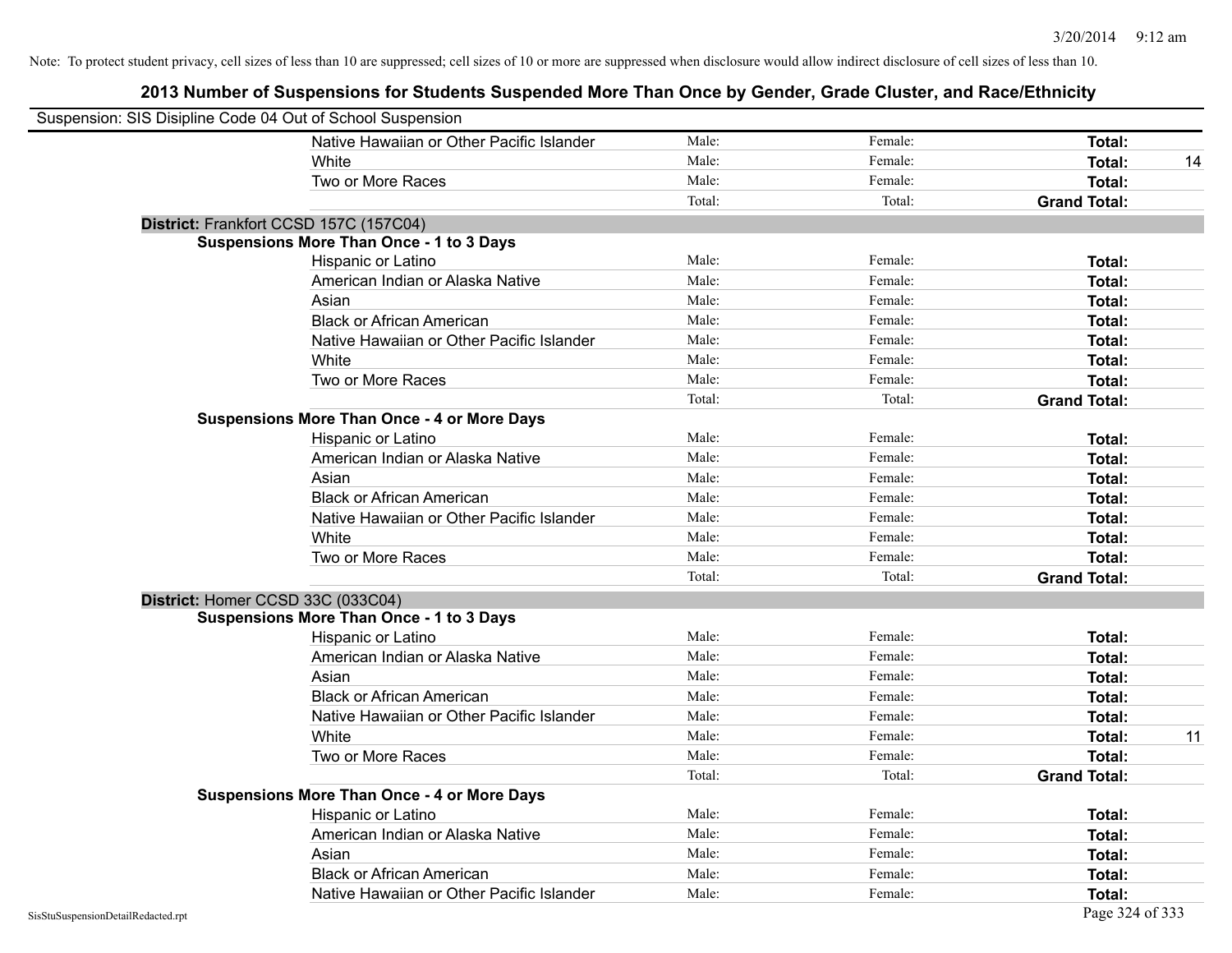Note: To protect student privacy, cell sizes of less than 10 are suppressed; cell sizes of 10 or more are suppressed when disclosure would allow indirect disclosure of cell sizes of less than 10.

# 2013 Number of Suspensions for Students Suspended More Than Once by Gender, Grade Cluster, and Race/Ethnicity

Suspension: SIS Disipline Code 04 Out of School Suspension

| | | | | |
|---|---|---|---|---|
| Native Hawaiian or Other Pacific Islander | Male: | Female: | **Total:** | |
| White | Male: | Female: | **Total:** | 14 |
| Two or More Races | Male: | Female: | **Total:** | |
| | Total: | Total: | **Grand Total:** | |

**District:** Frankfort CCSD 157C (157C04)

**Suspensions More Than Once - 1 to 3 Days**

| | | | | |
|---|---|---|---|---|
| Hispanic or Latino | Male: | Female: | **Total:** | |
| American Indian or Alaska Native | Male: | Female: | **Total:** | |
| Asian | Male: | Female: | **Total:** | |
| Black or African American | Male: | Female: | **Total:** | |
| Native Hawaiian or Other Pacific Islander | Male: | Female: | **Total:** | |
| White | Male: | Female: | **Total:** | |
| Two or More Races | Male: | Female: | **Total:** | |
| | Total: | Total: | **Grand Total:** | |

**Suspensions More Than Once - 4 or More Days**

| | | | | |
|---|---|---|---|---|
| Hispanic or Latino | Male: | Female: | **Total:** | |
| American Indian or Alaska Native | Male: | Female: | **Total:** | |
| Asian | Male: | Female: | **Total:** | |
| Black or African American | Male: | Female: | **Total:** | |
| Native Hawaiian or Other Pacific Islander | Male: | Female: | **Total:** | |
| White | Male: | Female: | **Total:** | |
| Two or More Races | Male: | Female: | **Total:** | |
| | Total: | Total: | **Grand Total:** | |

**District:** Homer CCSD 33C (033C04)

**Suspensions More Than Once - 1 to 3 Days**

| | | | | |
|---|---|---|---|---|
| Hispanic or Latino | Male: | Female: | **Total:** | |
| American Indian or Alaska Native | Male: | Female: | **Total:** | |
| Asian | Male: | Female: | **Total:** | |
| Black or African American | Male: | Female: | **Total:** | |
| Native Hawaiian or Other Pacific Islander | Male: | Female: | **Total:** | |
| White | Male: | Female: | **Total:** | 11 |
| Two or More Races | Male: | Female: | **Total:** | |
| | Total: | Total: | **Grand Total:** | |

**Suspensions More Than Once - 4 or More Days**

| | | | | |
|---|---|---|---|---|
| Hispanic or Latino | Male: | Female: | **Total:** | |
| American Indian or Alaska Native | Male: | Female: | **Total:** | |
| Asian | Male: | Female: | **Total:** | |
| Black or African American | Male: | Female: | **Total:** | |
| Native Hawaiian or Other Pacific Islander | Male: | Female: | **Total:** | |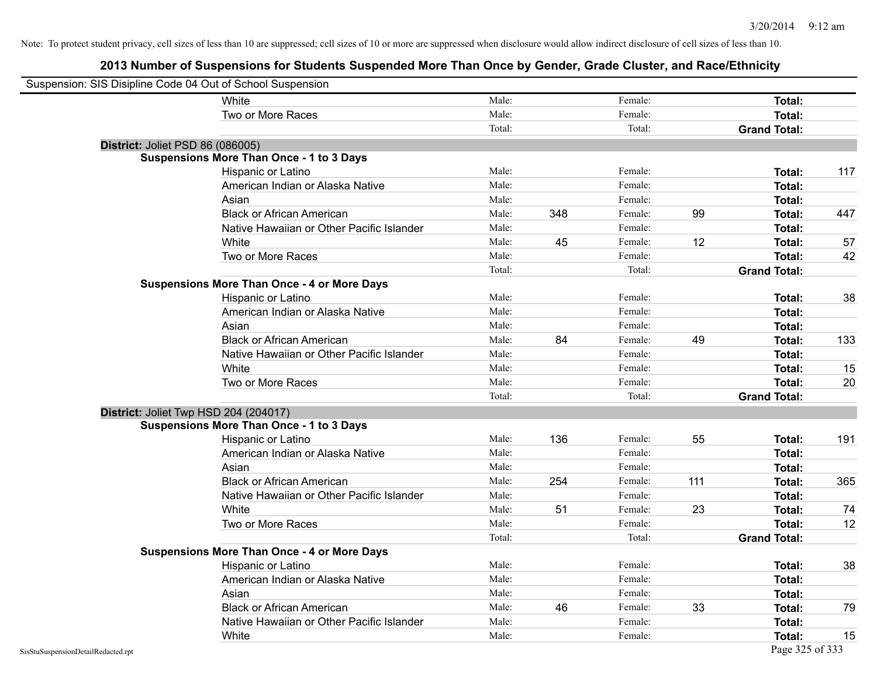Note: To protect student privacy, cell sizes of less than 10 are suppressed; cell sizes of 10 or more are suppressed when disclosure would allow indirect disclosure of cell sizes of less than 10.

## 2013 Number of Suspensions for Students Suspended More Than Once by Gender, Grade Cluster, and Race/Ethnicity

Suspension: SIS Disipline Code 04 Out of School Suspension

| | | | | | | |
|---|---|---|---|---|---|---|
| White | Male: | | Female: | | **Total:** | |
| Two or More Races | Male: | | Female: | | **Total:** | |
| | Total: | | Total: | | **Grand Total:** | |

**District:** Joliet PSD 86 (086005)

**Suspensions More Than Once - 1 to 3 Days**

| | | | | | | |
|---|---|---|---|---|---|---|
| Hispanic or Latino | Male: | | Female: | | **Total:** | 117 |
| American Indian or Alaska Native | Male: | | Female: | | **Total:** | |
| Asian | Male: | | Female: | | **Total:** | |
| Black or African American | Male: | 348 | Female: | 99 | **Total:** | 447 |
| Native Hawaiian or Other Pacific Islander | Male: | | Female: | | **Total:** | |
| White | Male: | 45 | Female: | 12 | **Total:** | 57 |
| Two or More Races | Male: | | Female: | | **Total:** | 42 |
| | Total: | | Total: | | **Grand Total:** | |

**Suspensions More Than Once - 4 or More Days**

| | | | | | | |
|---|---|---|---|---|---|---|
| Hispanic or Latino | Male: | | Female: | | **Total:** | 38 |
| American Indian or Alaska Native | Male: | | Female: | | **Total:** | |
| Asian | Male: | | Female: | | **Total:** | |
| Black or African American | Male: | 84 | Female: | 49 | **Total:** | 133 |
| Native Hawaiian or Other Pacific Islander | Male: | | Female: | | **Total:** | |
| White | Male: | | Female: | | **Total:** | 15 |
| Two or More Races | Male: | | Female: | | **Total:** | 20 |
| | Total: | | Total: | | **Grand Total:** | |

**District:** Joliet Twp HSD 204 (204017)

**Suspensions More Than Once - 1 to 3 Days**

| | | | | | | |
|---|---|---|---|---|---|---|
| Hispanic or Latino | Male: | 136 | Female: | 55 | **Total:** | 191 |
| American Indian or Alaska Native | Male: | | Female: | | **Total:** | |
| Asian | Male: | | Female: | | **Total:** | |
| Black or African American | Male: | 254 | Female: | 111 | **Total:** | 365 |
| Native Hawaiian or Other Pacific Islander | Male: | | Female: | | **Total:** | |
| White | Male: | 51 | Female: | 23 | **Total:** | 74 |
| Two or More Races | Male: | | Female: | | **Total:** | 12 |
| | Total: | | Total: | | **Grand Total:** | |

**Suspensions More Than Once - 4 or More Days**

| | | | | | | |
|---|---|---|---|---|---|---|
| Hispanic or Latino | Male: | | Female: | | **Total:** | 38 |
| American Indian or Alaska Native | Male: | | Female: | | **Total:** | |
| Asian | Male: | | Female: | | **Total:** | |
| Black or African American | Male: | 46 | Female: | 33 | **Total:** | 79 |
| Native Hawaiian or Other Pacific Islander | Male: | | Female: | | **Total:** | |
| White | Male: | | Female: | | **Total:** | 15 |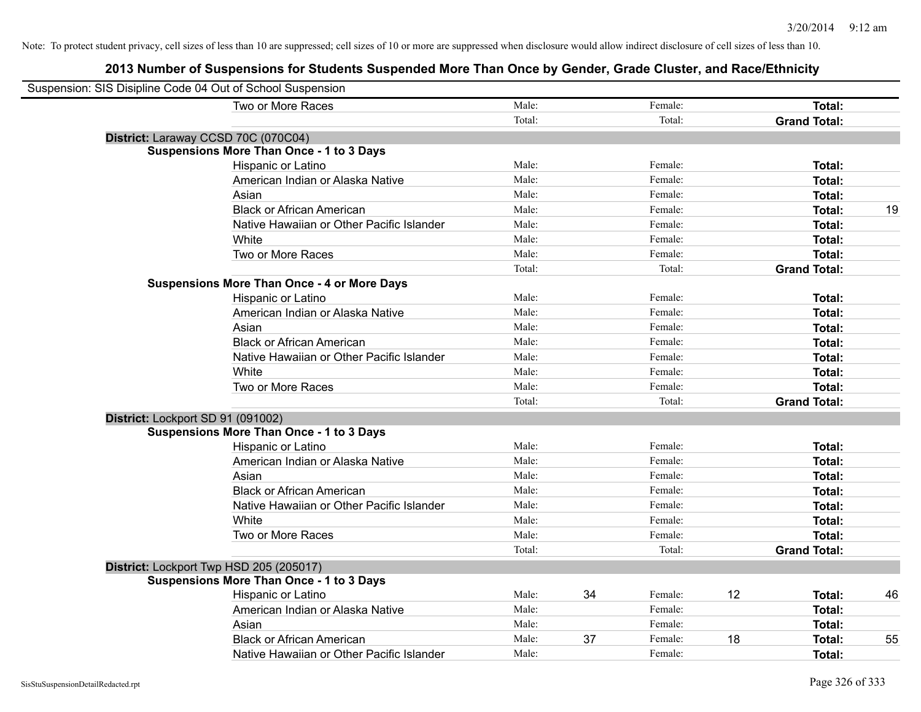Note: To protect student privacy, cell sizes of less than 10 are suppressed; cell sizes of 10 or more are suppressed when disclosure would allow indirect disclosure of cell sizes of less than 10.

## 2013 Number of Suspensions for Students Suspended More Than Once by Gender, Grade Cluster, and Race/Ethnicity

Suspension: SIS Disipline Code 04 Out of School Suspension

| | | | | | | | |
|---|---|---|---|---|---|---|---|
| Two or More Races | Male: | | Female: | | **Total:** | |
| | Total: | | Total: | | **Grand Total:** | |

**District:** Laraway CCSD 70C (070C04)

**Suspensions More Than Once - 1 to 3 Days**

| | | | | | | |
|---|---|---|---|---|---|---|
| Hispanic or Latino | Male: | | Female: | | **Total:** | |
| American Indian or Alaska Native | Male: | | Female: | | **Total:** | |
| Asian | Male: | | Female: | | **Total:** | |
| Black or African American | Male: | | Female: | | **Total:** | 19 |
| Native Hawaiian or Other Pacific Islander | Male: | | Female: | | **Total:** | |
| White | Male: | | Female: | | **Total:** | |
| Two or More Races | Male: | | Female: | | **Total:** | |
| | Total: | | Total: | | **Grand Total:** | |

**Suspensions More Than Once - 4 or More Days**

| | | | | | | |
|---|---|---|---|---|---|---|
| Hispanic or Latino | Male: | | Female: | | **Total:** | |
| American Indian or Alaska Native | Male: | | Female: | | **Total:** | |
| Asian | Male: | | Female: | | **Total:** | |
| Black or African American | Male: | | Female: | | **Total:** | |
| Native Hawaiian or Other Pacific Islander | Male: | | Female: | | **Total:** | |
| White | Male: | | Female: | | **Total:** | |
| Two or More Races | Male: | | Female: | | **Total:** | |
| | Total: | | Total: | | **Grand Total:** | |

**District:** Lockport SD 91 (091002)

**Suspensions More Than Once - 1 to 3 Days**

| | | | | | | |
|---|---|---|---|---|---|---|
| Hispanic or Latino | Male: | | Female: | | **Total:** | |
| American Indian or Alaska Native | Male: | | Female: | | **Total:** | |
| Asian | Male: | | Female: | | **Total:** | |
| Black or African American | Male: | | Female: | | **Total:** | |
| Native Hawaiian or Other Pacific Islander | Male: | | Female: | | **Total:** | |
| White | Male: | | Female: | | **Total:** | |
| Two or More Races | Male: | | Female: | | **Total:** | |
| | Total: | | Total: | | **Grand Total:** | |

**District:** Lockport Twp HSD 205 (205017)

**Suspensions More Than Once - 1 to 3 Days**

| | | | | | | |
|---|---|---|---|---|---|---|
| Hispanic or Latino | Male: | 34 | Female: | 12 | **Total:** | 46 |
| American Indian or Alaska Native | Male: | | Female: | | **Total:** | |
| Asian | Male: | | Female: | | **Total:** | |
| Black or African American | Male: | 37 | Female: | 18 | **Total:** | 55 |
| Native Hawaiian or Other Pacific Islander | Male: | | Female: | | **Total:** | |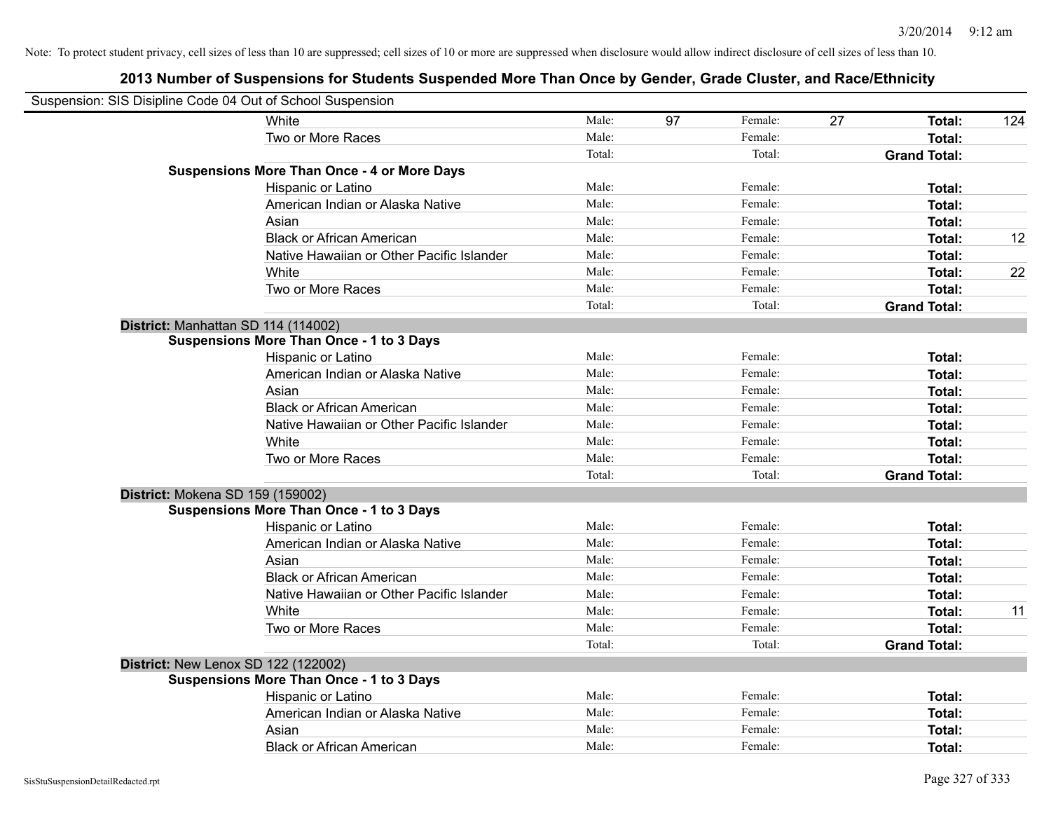Note: To protect student privacy, cell sizes of less than 10 are suppressed; cell sizes of 10 or more are suppressed when disclosure would allow indirect disclosure of cell sizes of less than 10.

# 2013 Number of Suspensions for Students Suspended More Than Once by Gender, Grade Cluster, and Race/Ethnicity

Suspension: SIS Disipline Code 04 Out of School Suspension

| | | | | | | |
|---|---|---|---|---|---|---|
| White | Male: | 97 | Female: | 27 | **Total:** | 124 |
| Two or More Races | Male: | | Female: | | **Total:** | |
| | Total: | | Total: | | **Grand Total:** | |
| **Suspensions More Than Once - 4 or More Days** | | | | | | |
| Hispanic or Latino | Male: | | Female: | | **Total:** | |
| American Indian or Alaska Native | Male: | | Female: | | **Total:** | |
| Asian | Male: | | Female: | | **Total:** | |
| Black or African American | Male: | | Female: | | **Total:** | 12 |
| Native Hawaiian or Other Pacific Islander | Male: | | Female: | | **Total:** | |
| White | Male: | | Female: | | **Total:** | 22 |
| Two or More Races | Male: | | Female: | | **Total:** | |
| | Total: | | Total: | | **Grand Total:** | |

**District:** Manhattan SD 114 (114002)

| | | | | | | |
|---|---|---|---|---|---|---|
| **Suspensions More Than Once - 1 to 3 Days** | | | | | | |
| Hispanic or Latino | Male: | | Female: | | **Total:** | |
| American Indian or Alaska Native | Male: | | Female: | | **Total:** | |
| Asian | Male: | | Female: | | **Total:** | |
| Black or African American | Male: | | Female: | | **Total:** | |
| Native Hawaiian or Other Pacific Islander | Male: | | Female: | | **Total:** | |
| White | Male: | | Female: | | **Total:** | |
| Two or More Races | Male: | | Female: | | **Total:** | |
| | Total: | | Total: | | **Grand Total:** | |

**District:** Mokena SD 159 (159002)

| | | | | | | |
|---|---|---|---|---|---|---|
| **Suspensions More Than Once - 1 to 3 Days** | | | | | | |
| Hispanic or Latino | Male: | | Female: | | **Total:** | |
| American Indian or Alaska Native | Male: | | Female: | | **Total:** | |
| Asian | Male: | | Female: | | **Total:** | |
| Black or African American | Male: | | Female: | | **Total:** | |
| Native Hawaiian or Other Pacific Islander | Male: | | Female: | | **Total:** | |
| White | Male: | | Female: | | **Total:** | 11 |
| Two or More Races | Male: | | Female: | | **Total:** | |
| | Total: | | Total: | | **Grand Total:** | |

**District:** New Lenox SD 122 (122002)

| | | | | | | |
|---|---|---|---|---|---|---|
| **Suspensions More Than Once - 1 to 3 Days** | | | | | | |
| Hispanic or Latino | Male: | | Female: | | **Total:** | |
| American Indian or Alaska Native | Male: | | Female: | | **Total:** | |
| Asian | Male: | | Female: | | **Total:** | |
| Black or African American | Male: | | Female: | | **Total:** | |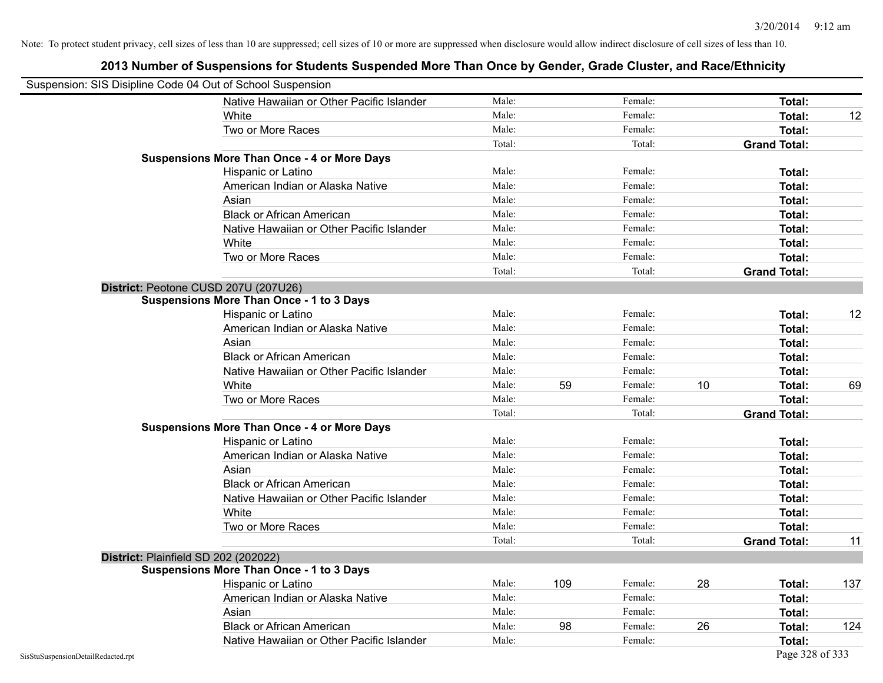Note: To protect student privacy, cell sizes of less than 10 are suppressed; cell sizes of 10 or more are suppressed when disclosure would allow indirect disclosure of cell sizes of less than 10.

## 2013 Number of Suspensions for Students Suspended More Than Once by Gender, Grade Cluster, and Race/Ethnicity

Suspension: SIS Disipline Code 04 Out of School Suspension

| | | | | | | | |
|---|---|---|---|---|---|---|---|
| Native Hawaiian or Other Pacific Islander | Male: | | Female: | | **Total:** | |
| White | Male: | | Female: | | **Total:** | 12 |
| Two or More Races | Male: | | Female: | | **Total:** | |
| | Total: | | Total: | | **Grand Total:** | |
| **Suspensions More Than Once - 4 or More Days** | | | | | | |
| Hispanic or Latino | Male: | | Female: | | **Total:** | |
| American Indian or Alaska Native | Male: | | Female: | | **Total:** | |
| Asian | Male: | | Female: | | **Total:** | |
| Black or African American | Male: | | Female: | | **Total:** | |
| Native Hawaiian or Other Pacific Islander | Male: | | Female: | | **Total:** | |
| White | Male: | | Female: | | **Total:** | |
| Two or More Races | Male: | | Female: | | **Total:** | |
| | Total: | | Total: | | **Grand Total:** | |
| **District:** Peotone CUSD 207U (207U26) | | | | | | |
| **Suspensions More Than Once - 1 to 3 Days** | | | | | | |
| Hispanic or Latino | Male: | | Female: | | **Total:** | 12 |
| American Indian or Alaska Native | Male: | | Female: | | **Total:** | |
| Asian | Male: | | Female: | | **Total:** | |
| Black or African American | Male: | | Female: | | **Total:** | |
| Native Hawaiian or Other Pacific Islander | Male: | | Female: | | **Total:** | |
| White | Male: | 59 | Female: | 10 | **Total:** | 69 |
| Two or More Races | Male: | | Female: | | **Total:** | |
| | Total: | | Total: | | **Grand Total:** | |
| **Suspensions More Than Once - 4 or More Days** | | | | | | |
| Hispanic or Latino | Male: | | Female: | | **Total:** | |
| American Indian or Alaska Native | Male: | | Female: | | **Total:** | |
| Asian | Male: | | Female: | | **Total:** | |
| Black or African American | Male: | | Female: | | **Total:** | |
| Native Hawaiian or Other Pacific Islander | Male: | | Female: | | **Total:** | |
| White | Male: | | Female: | | **Total:** | |
| Two or More Races | Male: | | Female: | | **Total:** | |
| | Total: | | Total: | | **Grand Total:** | 11 |
| **District:** Plainfield SD 202 (202022) | | | | | | |
| **Suspensions More Than Once - 1 to 3 Days** | | | | | | |
| Hispanic or Latino | Male: | 109 | Female: | 28 | **Total:** | 137 |
| American Indian or Alaska Native | Male: | | Female: | | **Total:** | |
| Asian | Male: | | Female: | | **Total:** | |
| Black or African American | Male: | 98 | Female: | 26 | **Total:** | 124 |
| Native Hawaiian or Other Pacific Islander | Male: | | Female: | | **Total:** | |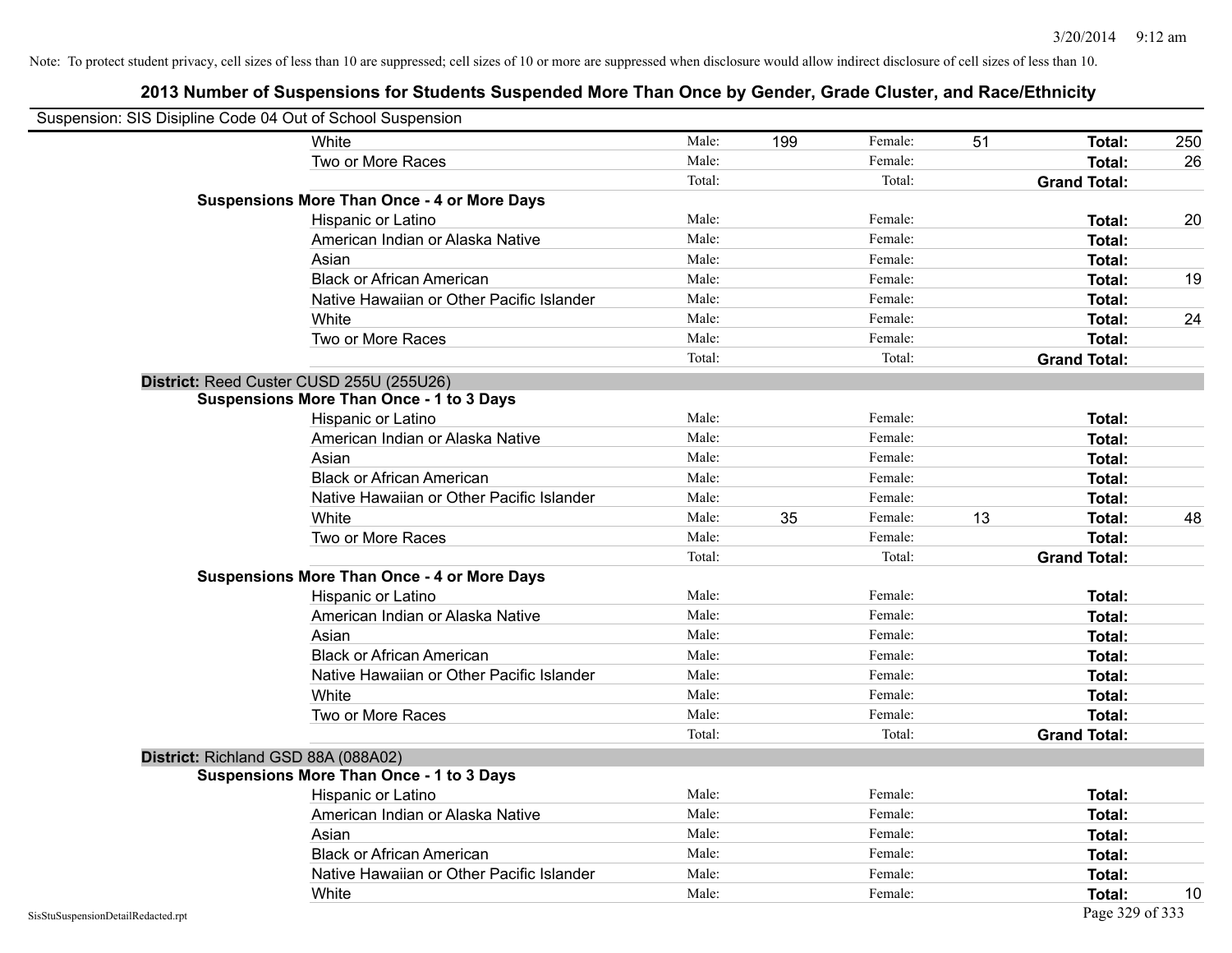Note: To protect student privacy, cell sizes of less than 10 are suppressed; cell sizes of 10 or more are suppressed when disclosure would allow indirect disclosure of cell sizes of less than 10.

## 2013 Number of Suspensions for Students Suspended More Than Once by Gender, Grade Cluster, and Race/Ethnicity

Suspension: SIS Disipline Code 04 Out of School Suspension

| | | | | | | |
|---|---|---|---|---|---|---|
| White | Male: | 199 | Female: | 51 | **Total:** | 250 |
| Two or More Races | Male: | | Female: | | **Total:** | 26 |
| | Total: | | Total: | | **Grand Total:** | |
| **Suspensions More Than Once - 4 or More Days** | | | | | | |
| Hispanic or Latino | Male: | | Female: | | **Total:** | 20 |
| American Indian or Alaska Native | Male: | | Female: | | **Total:** | |
| Asian | Male: | | Female: | | **Total:** | |
| Black or African American | Male: | | Female: | | **Total:** | 19 |
| Native Hawaiian or Other Pacific Islander | Male: | | Female: | | **Total:** | |
| White | Male: | | Female: | | **Total:** | 24 |
| Two or More Races | Male: | | Female: | | **Total:** | |
| | Total: | | Total: | | **Grand Total:** | |

**District:** Reed Custer CUSD 255U (255U26)

| | | | | | | |
|---|---|---|---|---|---|---|
| **Suspensions More Than Once - 1 to 3 Days** | | | | | | |
| Hispanic or Latino | Male: | | Female: | | **Total:** | |
| American Indian or Alaska Native | Male: | | Female: | | **Total:** | |
| Asian | Male: | | Female: | | **Total:** | |
| Black or African American | Male: | | Female: | | **Total:** | |
| Native Hawaiian or Other Pacific Islander | Male: | | Female: | | **Total:** | |
| White | Male: | 35 | Female: | 13 | **Total:** | 48 |
| Two or More Races | Male: | | Female: | | **Total:** | |
| | Total: | | Total: | | **Grand Total:** | |
| **Suspensions More Than Once - 4 or More Days** | | | | | | |
| Hispanic or Latino | Male: | | Female: | | **Total:** | |
| American Indian or Alaska Native | Male: | | Female: | | **Total:** | |
| Asian | Male: | | Female: | | **Total:** | |
| Black or African American | Male: | | Female: | | **Total:** | |
| Native Hawaiian or Other Pacific Islander | Male: | | Female: | | **Total:** | |
| White | Male: | | Female: | | **Total:** | |
| Two or More Races | Male: | | Female: | | **Total:** | |
| | Total: | | Total: | | **Grand Total:** | |

**District:** Richland GSD 88A (088A02)

| | | | | | | |
|---|---|---|---|---|---|---|
| **Suspensions More Than Once - 1 to 3 Days** | | | | | | |
| Hispanic or Latino | Male: | | Female: | | **Total:** | |
| American Indian or Alaska Native | Male: | | Female: | | **Total:** | |
| Asian | Male: | | Female: | | **Total:** | |
| Black or African American | Male: | | Female: | | **Total:** | |
| Native Hawaiian or Other Pacific Islander | Male: | | Female: | | **Total:** | |
| White | Male: | | Female: | | **Total:** | 10 |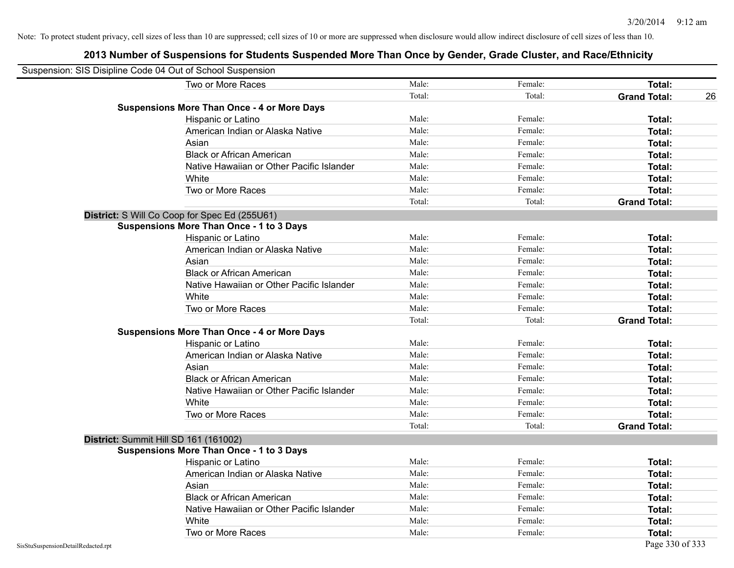Note: To protect student privacy, cell sizes of less than 10 are suppressed; cell sizes of 10 or more are suppressed when disclosure would allow indirect disclosure of cell sizes of less than 10.

## 2013 Number of Suspensions for Students Suspended More Than Once by Gender, Grade Cluster, and Race/Ethnicity

Suspension: SIS Disipline Code 04 Out of School Suspension

| | | | | |
|---|---|---|---|---|
| Two or More Races | Male: | Female: | **Total:** | |
| | Total: | Total: | **Grand Total:** | 26 |
| **Suspensions More Than Once - 4 or More Days** | | | | |
| Hispanic or Latino | Male: | Female: | **Total:** | |
| American Indian or Alaska Native | Male: | Female: | **Total:** | |
| Asian | Male: | Female: | **Total:** | |
| Black or African American | Male: | Female: | **Total:** | |
| Native Hawaiian or Other Pacific Islander | Male: | Female: | **Total:** | |
| White | Male: | Female: | **Total:** | |
| Two or More Races | Male: | Female: | **Total:** | |
| | Total: | Total: | **Grand Total:** | |

**District:** S Will Co Coop for Spec Ed (255U61)

| | | | | |
|---|---|---|---|---|
| **Suspensions More Than Once - 1 to 3 Days** | | | | |
| Hispanic or Latino | Male: | Female: | **Total:** | |
| American Indian or Alaska Native | Male: | Female: | **Total:** | |
| Asian | Male: | Female: | **Total:** | |
| Black or African American | Male: | Female: | **Total:** | |
| Native Hawaiian or Other Pacific Islander | Male: | Female: | **Total:** | |
| White | Male: | Female: | **Total:** | |
| Two or More Races | Male: | Female: | **Total:** | |
| | Total: | Total: | **Grand Total:** | |
| **Suspensions More Than Once - 4 or More Days** | | | | |
| Hispanic or Latino | Male: | Female: | **Total:** | |
| American Indian or Alaska Native | Male: | Female: | **Total:** | |
| Asian | Male: | Female: | **Total:** | |
| Black or African American | Male: | Female: | **Total:** | |
| Native Hawaiian or Other Pacific Islander | Male: | Female: | **Total:** | |
| White | Male: | Female: | **Total:** | |
| Two or More Races | Male: | Female: | **Total:** | |
| | Total: | Total: | **Grand Total:** | |

**District:** Summit Hill SD 161 (161002)

| | | | | |
|---|---|---|---|---|
| **Suspensions More Than Once - 1 to 3 Days** | | | | |
| Hispanic or Latino | Male: | Female: | **Total:** | |
| American Indian or Alaska Native | Male: | Female: | **Total:** | |
| Asian | Male: | Female: | **Total:** | |
| Black or African American | Male: | Female: | **Total:** | |
| Native Hawaiian or Other Pacific Islander | Male: | Female: | **Total:** | |
| White | Male: | Female: | **Total:** | |
| Two or More Races | Male: | Female: | **Total:** | |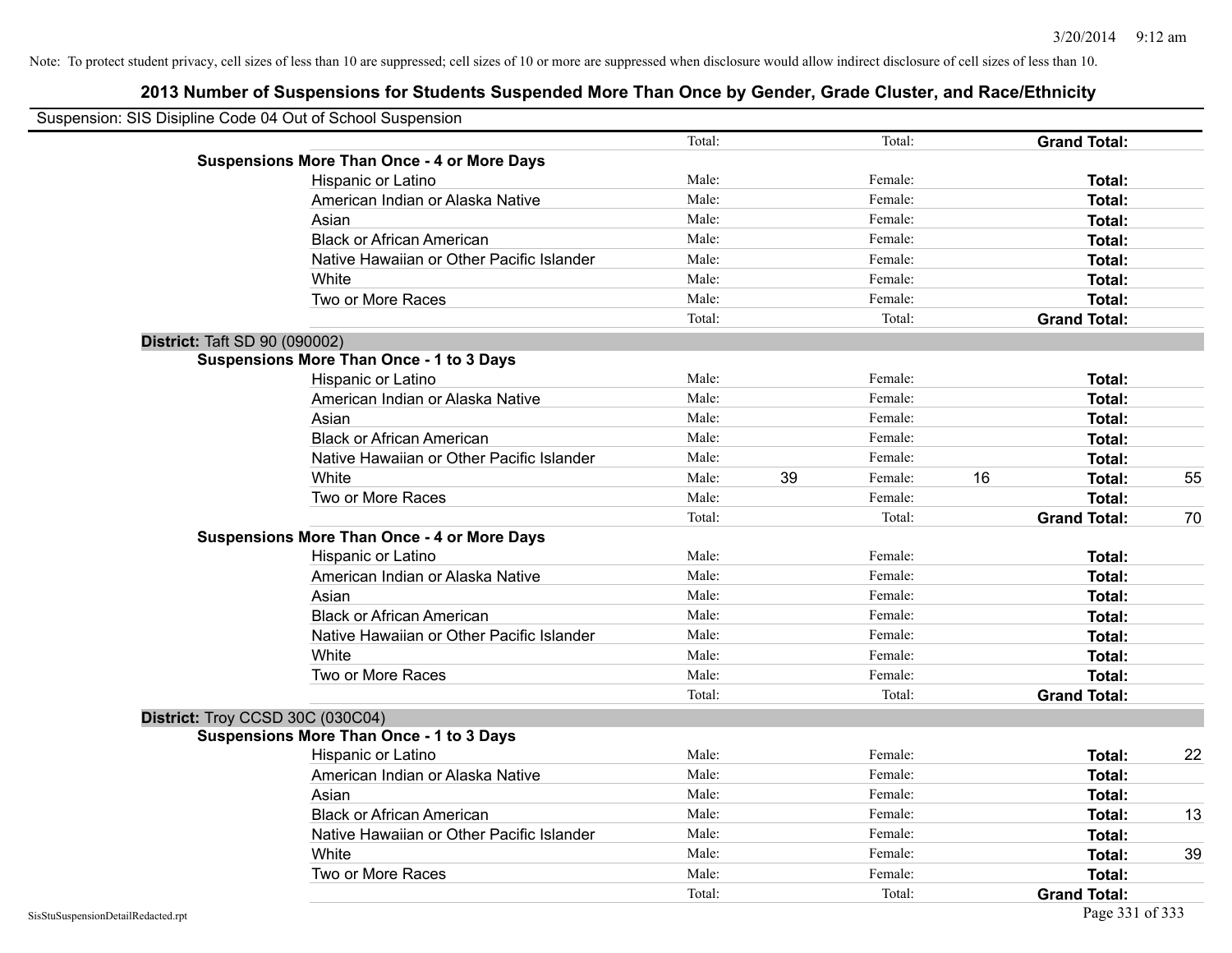Note: To protect student privacy, cell sizes of less than 10 are suppressed; cell sizes of 10 or more are suppressed when disclosure would allow indirect disclosure of cell sizes of less than 10.

## 2013 Number of Suspensions for Students Suspended More Than Once by Gender, Grade Cluster, and Race/Ethnicity

Suspension: SIS Disipline Code 04 Out of School Suspension

| | | | | | | |
|---|---|---|---|---|---|---|
| | Total: | | Total: | | **Grand Total:** | |
| **Suspensions More Than Once - 4 or More Days** | | | | | | |
| Hispanic or Latino | Male: | | Female: | | **Total:** | |
| American Indian or Alaska Native | Male: | | Female: | | **Total:** | |
| Asian | Male: | | Female: | | **Total:** | |
| Black or African American | Male: | | Female: | | **Total:** | |
| Native Hawaiian or Other Pacific Islander | Male: | | Female: | | **Total:** | |
| White | Male: | | Female: | | **Total:** | |
| Two or More Races | Male: | | Female: | | **Total:** | |
| | Total: | | Total: | | **Grand Total:** | |

**District:** Taft SD 90 (090002)

| | | | | | | |
|---|---|---|---|---|---|---|
| **Suspensions More Than Once - 1 to 3 Days** | | | | | | |
| Hispanic or Latino | Male: | | Female: | | **Total:** | |
| American Indian or Alaska Native | Male: | | Female: | | **Total:** | |
| Asian | Male: | | Female: | | **Total:** | |
| Black or African American | Male: | | Female: | | **Total:** | |
| Native Hawaiian or Other Pacific Islander | Male: | | Female: | | **Total:** | |
| White | Male: | 39 | Female: | 16 | **Total:** | 55 |
| Two or More Races | Male: | | Female: | | **Total:** | |
| | Total: | | Total: | | **Grand Total:** | 70 |
| **Suspensions More Than Once - 4 or More Days** | | | | | | |
| Hispanic or Latino | Male: | | Female: | | **Total:** | |
| American Indian or Alaska Native | Male: | | Female: | | **Total:** | |
| Asian | Male: | | Female: | | **Total:** | |
| Black or African American | Male: | | Female: | | **Total:** | |
| Native Hawaiian or Other Pacific Islander | Male: | | Female: | | **Total:** | |
| White | Male: | | Female: | | **Total:** | |
| Two or More Races | Male: | | Female: | | **Total:** | |
| | Total: | | Total: | | **Grand Total:** | |

**District:** Troy CCSD 30C (030C04)

| | | | | | | |
|---|---|---|---|---|---|---|
| **Suspensions More Than Once - 1 to 3 Days** | | | | | | |
| Hispanic or Latino | Male: | | Female: | | **Total:** | 22 |
| American Indian or Alaska Native | Male: | | Female: | | **Total:** | |
| Asian | Male: | | Female: | | **Total:** | |
| Black or African American | Male: | | Female: | | **Total:** | 13 |
| Native Hawaiian or Other Pacific Islander | Male: | | Female: | | **Total:** | |
| White | Male: | | Female: | | **Total:** | 39 |
| Two or More Races | Male: | | Female: | | **Total:** | |
| | Total: | | Total: | | **Grand Total:** | |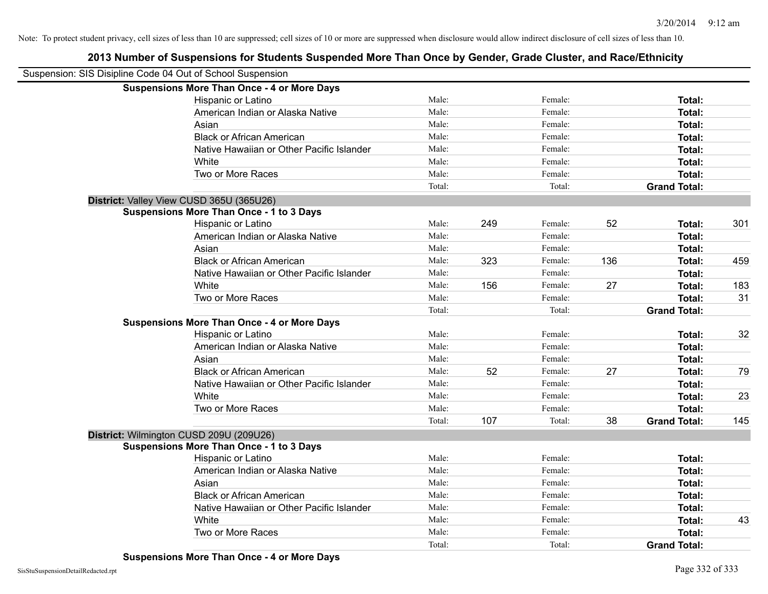Note: To protect student privacy, cell sizes of less than 10 are suppressed; cell sizes of 10 or more are suppressed when disclosure would allow indirect disclosure of cell sizes of less than 10.

## 2013 Number of Suspensions for Students Suspended More Than Once by Gender, Grade Cluster, and Race/Ethnicity

Suspension: SIS Disipline Code 04 Out of School Suspension

**Suspensions More Than Once - 4 or More Days**

| Race/Ethnicity | | Male | | Female | | Total |
|---|---|---|---|---|---|---|
| Hispanic or Latino | Male: | | Female: | | **Total:** | |
| American Indian or Alaska Native | Male: | | Female: | | **Total:** | |
| Asian | Male: | | Female: | | **Total:** | |
| Black or African American | Male: | | Female: | | **Total:** | |
| Native Hawaiian or Other Pacific Islander | Male: | | Female: | | **Total:** | |
| White | Male: | | Female: | | **Total:** | |
| Two or More Races | Male: | | Female: | | **Total:** | |
| | Total: | | Total: | | **Grand Total:** | |

**District:** Valley View CUSD 365U (365U26)

**Suspensions More Than Once - 1 to 3 Days**

| Race/Ethnicity | | Male | | Female | | Total |
|---|---|---|---|---|---|---|
| Hispanic or Latino | Male: | 249 | Female: | 52 | **Total:** | 301 |
| American Indian or Alaska Native | Male: | | Female: | | **Total:** | |
| Asian | Male: | | Female: | | **Total:** | |
| Black or African American | Male: | 323 | Female: | 136 | **Total:** | 459 |
| Native Hawaiian or Other Pacific Islander | Male: | | Female: | | **Total:** | |
| White | Male: | 156 | Female: | 27 | **Total:** | 183 |
| Two or More Races | Male: | | Female: | | **Total:** | 31 |
| | Total: | | Total: | | **Grand Total:** | |

**Suspensions More Than Once - 4 or More Days**

| Race/Ethnicity | | Male | | Female | | Total |
|---|---|---|---|---|---|---|
| Hispanic or Latino | Male: | | Female: | | **Total:** | 32 |
| American Indian or Alaska Native | Male: | | Female: | | **Total:** | |
| Asian | Male: | | Female: | | **Total:** | |
| Black or African American | Male: | 52 | Female: | 27 | **Total:** | 79 |
| Native Hawaiian or Other Pacific Islander | Male: | | Female: | | **Total:** | |
| White | Male: | | Female: | | **Total:** | 23 |
| Two or More Races | Male: | | Female: | | **Total:** | |
| | Total: | 107 | Total: | 38 | **Grand Total:** | 145 |

**District:** Wilmington CUSD 209U (209U26)

**Suspensions More Than Once - 1 to 3 Days**

| Race/Ethnicity | | Male | | Female | | Total |
|---|---|---|---|---|---|---|
| Hispanic or Latino | Male: | | Female: | | **Total:** | |
| American Indian or Alaska Native | Male: | | Female: | | **Total:** | |
| Asian | Male: | | Female: | | **Total:** | |
| Black or African American | Male: | | Female: | | **Total:** | |
| Native Hawaiian or Other Pacific Islander | Male: | | Female: | | **Total:** | |
| White | Male: | | Female: | | **Total:** | 43 |
| Two or More Races | Male: | | Female: | | **Total:** | |
| | Total: | | Total: | | **Grand Total:** | |

**Suspensions More Than Once - 4 or More Days**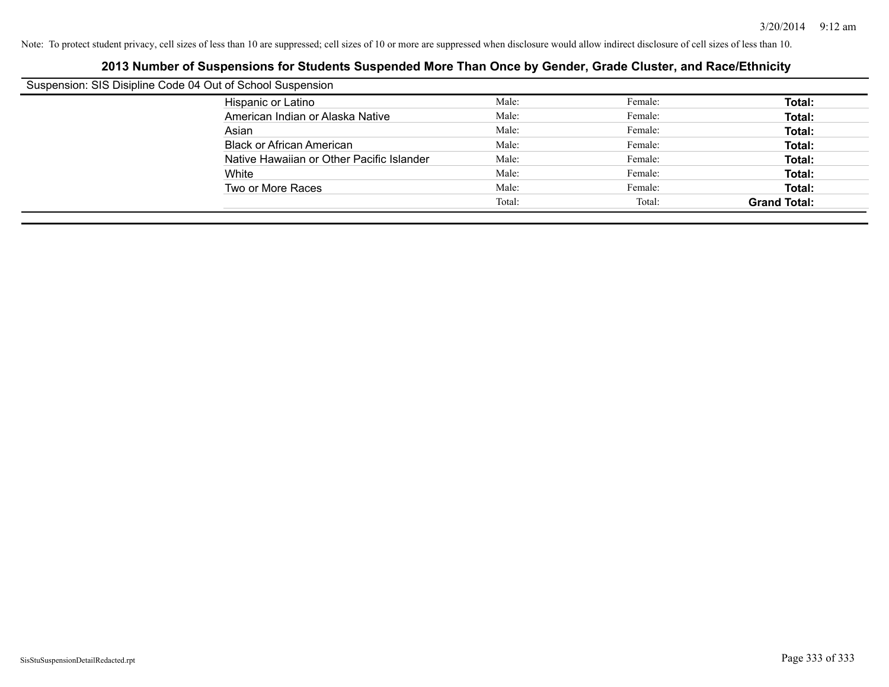Note: To protect student privacy, cell sizes of less than 10 are suppressed; cell sizes of 10 or more are suppressed when disclosure would allow indirect disclosure of cell sizes of less than 10.

## 2013 Number of Suspensions for Students Suspended More Than Once by Gender, Grade Cluster, and Race/Ethnicity

Suspension: SIS Disipline Code 04 Out of School Suspension

| | | | | |
|---|---|---|---|---|
| | Hispanic or Latino | Male: | Female: | **Total:** |
| | American Indian or Alaska Native | Male: | Female: | **Total:** |
| | Asian | Male: | Female: | **Total:** |
| | Black or African American | Male: | Female: | **Total:** |
| | Native Hawaiian or Other Pacific Islander | Male: | Female: | **Total:** |
| | White | Male: | Female: | **Total:** |
| | Two or More Races | Male: | Female: | **Total:** |
| | | Total: | Total: | **Grand Total:** |

SisStuSuspensionDetailRedacted.rpt